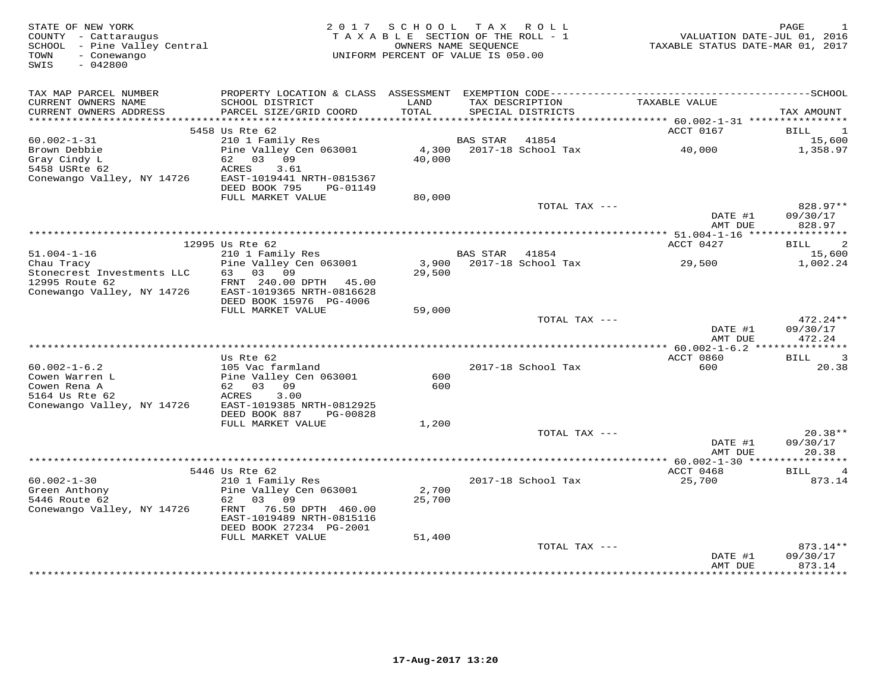STATE OF NEW YORK
COUNTY - Cattaraugus
SCHOOL - Pine Valley Central
TOWN - Conewango
SWIS - 042800

# 2017 SCHOOL TAX ROLL

TAXABLE SECTION OF THE ROLL - 1
OWNERS NAME SEQUENCE
UNIFORM PERCENT OF VALUE IS 050.00

VALUATION DATE-JUL 01, 2016
TAXABLE STATUS DATE-MAR 01, 2017

| TAX MAP PARCEL NUMBER / CURRENT OWNERS NAME / CURRENT OWNERS ADDRESS | PROPERTY LOCATION & CLASS / SCHOOL DISTRICT / PARCEL SIZE/GRID COORD | ASSESSMENT LAND / TOTAL | EXEMPTION CODE / TAX DESCRIPTION / SPECIAL DISTRICTS | TAXABLE VALUE | SCHOOL TAX AMOUNT |
|---|---|---|---|---|---|
| | 5458 Us Rte 62 | | | ACCT 0167 | BILL 1 |
| 60.002-1-31 | 210 1 Family Res | | BAS STAR 41854 | | 15,600 |
| Brown Debbie | Pine Valley Cen 063001 | 4,300 | 2017-18 School Tax | 40,000 | 1,358.97 |
| Gray Cindy L | 62 03 09 | 40,000 | | | |
| 5458 USRte 62 | ACRES 3.61 | | | | |
| Conewango Valley, NY 14726 | EAST-1019441 NRTH-0815367 | | | | |
| | DEED BOOK 795 PG-01149 | | | | |
| | FULL MARKET VALUE | 80,000 | | | |
| | | | TOTAL TAX --- | | 828.97** |
| | | | | DATE #1 | 09/30/17 |
| | | | | AMT DUE | 828.97 |
| | 12995 Us Rte 62 | | | ACCT 0427 | BILL 2 |
| 51.004-1-16 | 210 1 Family Res | | BAS STAR 41854 | | 15,600 |
| Chau Tracy | Pine Valley Cen 063001 | 3,900 | 2017-18 School Tax | 29,500 | 1,002.24 |
| Stonecrest Investments LLC | 63 03 09 | 29,500 | | | |
| 12995 Route 62 | FRNT 240.00 DPTH 45.00 | | | | |
| Conewango Valley, NY 14726 | EAST-1019365 NRTH-0816628 | | | | |
| | DEED BOOK 15976 PG-4006 | | | | |
| | FULL MARKET VALUE | 59,000 | | | |
| | | | TOTAL TAX --- | | 472.24** |
| | | | | DATE #1 | 09/30/17 |
| | | | | AMT DUE | 472.24 |
| | Us Rte 62 | | | ACCT 0860 | BILL 3 |
| 60.002-1-6.2 | 105 Vac farmland | | 2017-18 School Tax | 600 | 20.38 |
| Cowen Warren L | Pine Valley Cen 063001 | 600 | | | |
| Cowen Rena A | 62 03 09 | 600 | | | |
| 5164 Us Rte 62 | ACRES 3.00 | | | | |
| Conewango Valley, NY 14726 | EAST-1019385 NRTH-0812925 | | | | |
| | DEED BOOK 887 PG-00828 | | | | |
| | FULL MARKET VALUE | 1,200 | | | |
| | | | TOTAL TAX --- | | 20.38** |
| | | | | DATE #1 | 09/30/17 |
| | | | | AMT DUE | 20.38 |
| | 5446 Us Rte 62 | | | ACCT 0468 | BILL 4 |
| 60.002-1-30 | 210 1 Family Res | | 2017-18 School Tax | 25,700 | 873.14 |
| Green Anthony | Pine Valley Cen 063001 | 2,700 | | | |
| 5446 Route 62 | 62 03 09 | 25,700 | | | |
| Conewango Valley, NY 14726 | FRNT 76.50 DPTH 460.00 | | | | |
| | EAST-1019489 NRTH-0815116 | | | | |
| | DEED BOOK 27234 PG-2001 | | | | |
| | FULL MARKET VALUE | 51,400 | | | |
| | | | TOTAL TAX --- | | 873.14** |
| | | | | DATE #1 | 09/30/17 |
| | | | | AMT DUE | 873.14 |

17-Aug-2017 13:20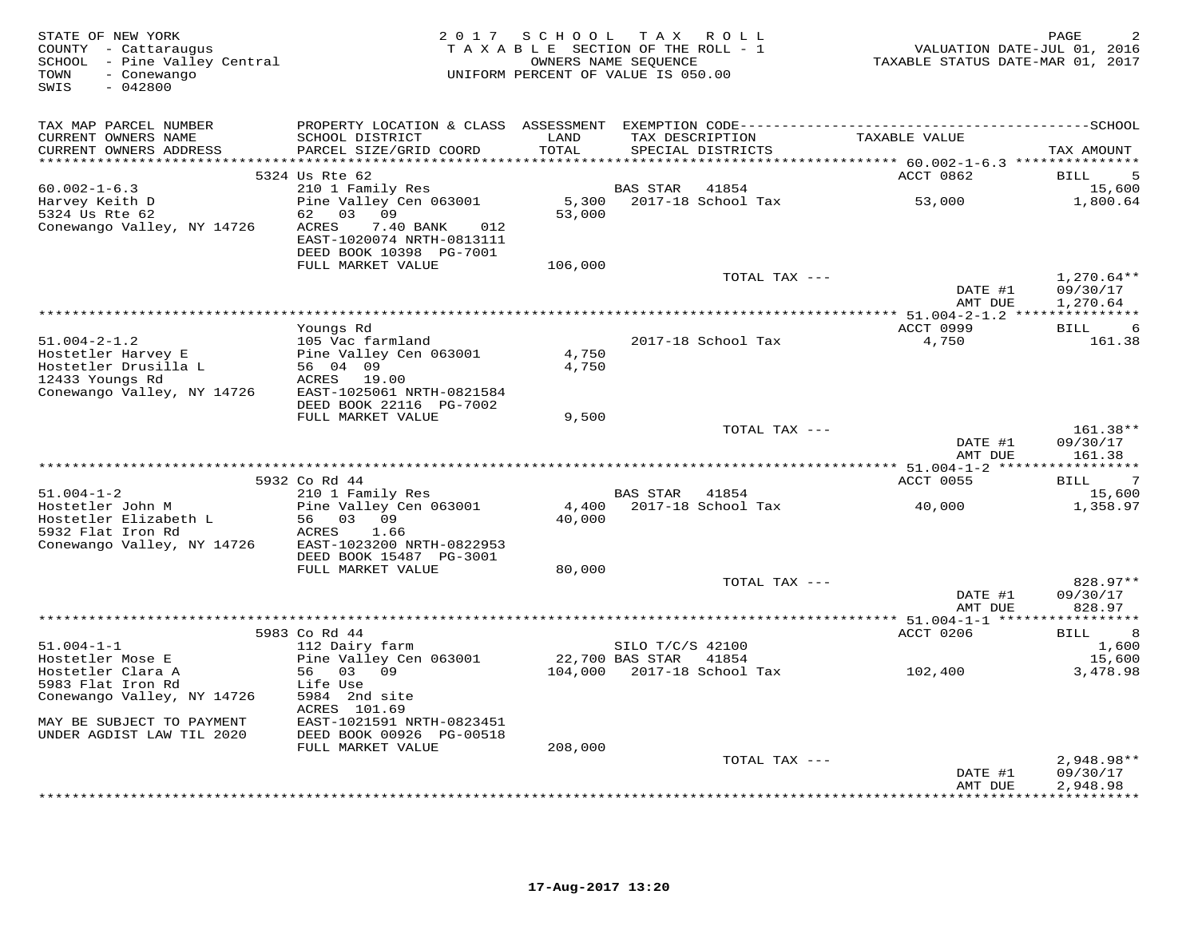STATE OF NEW YORK
COUNTY - Cattaraugus
SCHOOL - Pine Valley Central
TOWN - Conewango
SWIS - 042800

2017 SCHOOL TAX ROLL
TAXABLE SECTION OF THE ROLL - 1
OWNERS NAME SEQUENCE
UNIFORM PERCENT OF VALUE IS 050.00

VALUATION DATE-JUL 01, 2016
TAXABLE STATUS DATE-MAR 01, 2017

| TAX MAP PARCEL NUMBER / CURRENT OWNERS NAME / CURRENT OWNERS ADDRESS | PROPERTY LOCATION & CLASS / SCHOOL DISTRICT / PARCEL SIZE/GRID COORD | ASSESSMENT LAND / TOTAL | EXEMPTION CODE / TAX DESCRIPTION / SPECIAL DISTRICTS | TAXABLE VALUE | TAX AMOUNT |
|---|---|---|---|---|---|
| | 5324 Us Rte 62 | | | ACCT 0862 | BILL 5 |
| 60.002-1-6.3 | 210 1 Family Res | | BAS STAR 41854 | | 15,600 |
| Harvey Keith D | Pine Valley Cen 063001 | 5,300 | 2017-18 School Tax | 53,000 | 1,800.64 |
| 5324 Us Rte 62 | 62 03 09 | 53,000 | | | |
| Conewango Valley, NY 14726 | ACRES 7.40 BANK 012 | | | | |
| | EAST-1020074 NRTH-0813111 | | | | |
| | DEED BOOK 10398 PG-7001 | | | | |
| | FULL MARKET VALUE | 106,000 | | | |
| | | | TOTAL TAX --- | | 1,270.64** |
| | | | | DATE #1 | 09/30/17 |
| | | | | AMT DUE | 1,270.64 |
| | Youngs Rd | | | ACCT 0999 | BILL 6 |
| 51.004-2-1.2 | 105 Vac farmland | | 2017-18 School Tax | 4,750 | 161.38 |
| Hostetler Harvey E | Pine Valley Cen 063001 | 4,750 | | | |
| Hostetler Drusilla L | 56 04 09 | 4,750 | | | |
| 12433 Youngs Rd | ACRES 19.00 | | | | |
| Conewango Valley, NY 14726 | EAST-1025061 NRTH-0821584 | | | | |
| | DEED BOOK 22116 PG-7002 | | | | |
| | FULL MARKET VALUE | 9,500 | | | |
| | | | TOTAL TAX --- | | 161.38** |
| | | | | DATE #1 | 09/30/17 |
| | | | | AMT DUE | 161.38 |
| | 5932 Co Rd 44 | | | ACCT 0055 | BILL 7 |
| 51.004-1-2 | 210 1 Family Res | | BAS STAR 41854 | | 15,600 |
| Hostetler John M | Pine Valley Cen 063001 | 4,400 | 2017-18 School Tax | 40,000 | 1,358.97 |
| Hostetler Elizabeth L | 56 03 09 | 40,000 | | | |
| 5932 Flat Iron Rd | ACRES 1.66 | | | | |
| Conewango Valley, NY 14726 | EAST-1023200 NRTH-0822953 | | | | |
| | DEED BOOK 15487 PG-3001 | | | | |
| | FULL MARKET VALUE | 80,000 | | | |
| | | | TOTAL TAX --- | | 828.97** |
| | | | | DATE #1 | 09/30/17 |
| | | | | AMT DUE | 828.97 |
| | 5983 Co Rd 44 | | | ACCT 0206 | BILL 8 |
| 51.004-1-1 | 112 Dairy farm | | SILO T/C/S 42100 | | 1,600 |
| Hostetler Mose E | Pine Valley Cen 063001 | 22,700 | BAS STAR 41854 | | 15,600 |
| Hostetler Clara A | 56 03 09 | 104,000 | 2017-18 School Tax | 102,400 | 3,478.98 |
| 5983 Flat Iron Rd | Life Use | | | | |
| Conewango Valley, NY 14726 | 5984 2nd site | | | | |
| | ACRES 101.69 | | | | |
| MAY BE SUBJECT TO PAYMENT | EAST-1021591 NRTH-0823451 | | | | |
| UNDER AGDIST LAW TIL 2020 | DEED BOOK 00926 PG-00518 | | | | |
| | FULL MARKET VALUE | 208,000 | | | |
| | | | TOTAL TAX --- | | 2,948.98** |
| | | | | DATE #1 | 09/30/17 |
| | | | | AMT DUE | 2,948.98 |

17-Aug-2017 13:20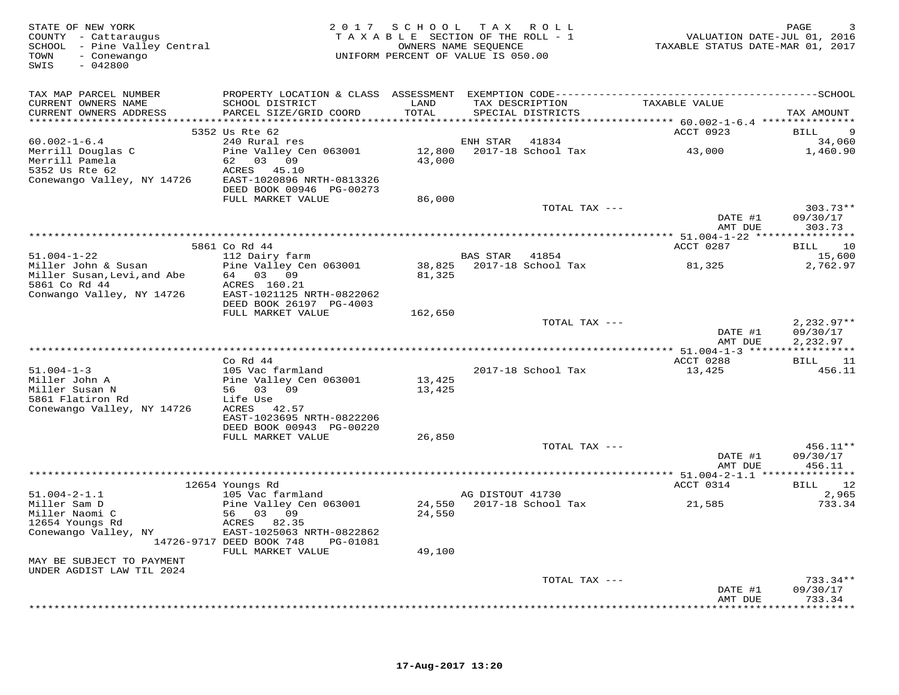STATE OF NEW YORK
COUNTY - Cattaraugus
SCHOOL - Pine Valley Central
TOWN - Conewango
SWIS - 042800

2 0 1 7 S C H O O L T A X R O L L
T A X A B L E SECTION OF THE ROLL - 1
OWNERS NAME SEQUENCE
UNIFORM PERCENT OF VALUE IS 050.00

VALUATION DATE-JUL 01, 2016
TAXABLE STATUS DATE-MAR 01, 2017

```
TAX MAP PARCEL NUMBER          PROPERTY LOCATION & CLASS  ASSESSMENT  EXEMPTION CODE-----------------------------------------------SCHOOL
CURRENT OWNERS NAME            SCHOOL DISTRICT               LAND      TAX DESCRIPTION                  TAXABLE VALUE
CURRENT OWNERS ADDRESS         PARCEL SIZE/GRID COORD        TOTAL     SPECIAL DISTRICTS                                          TAX AMOUNT
********************************************************************************************* 60.002-1-6.4 ***************
                          5352 Us Rte 62                                                             ACCT 0923          BILL     9
60.002-1-6.4                   240 Rural res                          ENH STAR   41834                                             34,060
Merrill Douglas C              Pine Valley Cen 063001       12,800    2017-18 School Tax              43,000                 1,460.90
Merrill Pamela                 62   03   09                 43,000
5352 Us Rte 62                 ACRES   45.10
Conewango Valley, NY 14726     EAST-1020896 NRTH-0813326
                               DEED BOOK 00946  PG-00273
                               FULL MARKET VALUE            86,000
                                                                              TOTAL TAX ---                                   303.73**
                                                                                                        DATE #1           09/30/17
                                                                                                        AMT DUE             303.73
********************************************************************************************* 51.004-1-22 ****************
                          5861 Co Rd 44                                                              ACCT 0287          BILL    10
51.004-1-22                    112 Dairy farm                         BAS STAR   41854                                             15,600
Miller John & Susan            Pine Valley Cen 063001       38,825    2017-18 School Tax              81,325                 2,762.97
Miller Susan,Levi,and Abe      64   03   09                 81,325
5861 Co Rd 44                  ACRES  160.21
Conwango Valley, NY 14726      EAST-1021125 NRTH-0822062
                               DEED BOOK 26197  PG-4003
                               FULL MARKET VALUE           162,650
                                                                              TOTAL TAX ---                                 2,232.97**
                                                                                                        DATE #1           09/30/17
                                                                                                        AMT DUE           2,232.97
********************************************************************************************* 51.004-1-3 *****************
                               Co Rd 44                                                              ACCT 0288          BILL    11
51.004-1-3                     105 Vac farmland                           2017-18 School Tax          13,425                   456.11
Miller John A                  Pine Valley Cen 063001       13,425
Miller Susan N                 56   03   09                 13,425
5861 Flatiron Rd               Life Use
Conewango Valley, NY 14726     ACRES   42.57
                               EAST-1023695 NRTH-0822206
                               DEED BOOK 00943  PG-00220
                               FULL MARKET VALUE            26,850
                                                                              TOTAL TAX ---                                   456.11**
                                                                                                        DATE #1           09/30/17
                                                                                                        AMT DUE             456.11
********************************************************************************************* 51.004-2-1.1 ***************
                         12654 Youngs Rd                                                             ACCT 0314          BILL    12
51.004-2-1.1                   105 Vac farmland                       AG DISTOUT 41730                                              2,965
Miller Sam D                   Pine Valley Cen 063001       24,550    2017-18 School Tax              21,585                   733.34
Miller Naomi C                 56   03   09                 24,550
12654 Youngs Rd                ACRES   82.35
Conewango Valley, NY           EAST-1025063 NRTH-0822862
                    14726-9717 DEED BOOK 748     PG-01081
                               FULL MARKET VALUE            49,100
MAY BE SUBJECT TO PAYMENT
UNDER AGDIST LAW TIL 2024
                                                                              TOTAL TAX ---                                   733.34**
                                                                                                        DATE #1           09/30/17
                                                                                                        AMT DUE             733.34
****************************************************************************************************************************
```

17-Aug-2017 13:20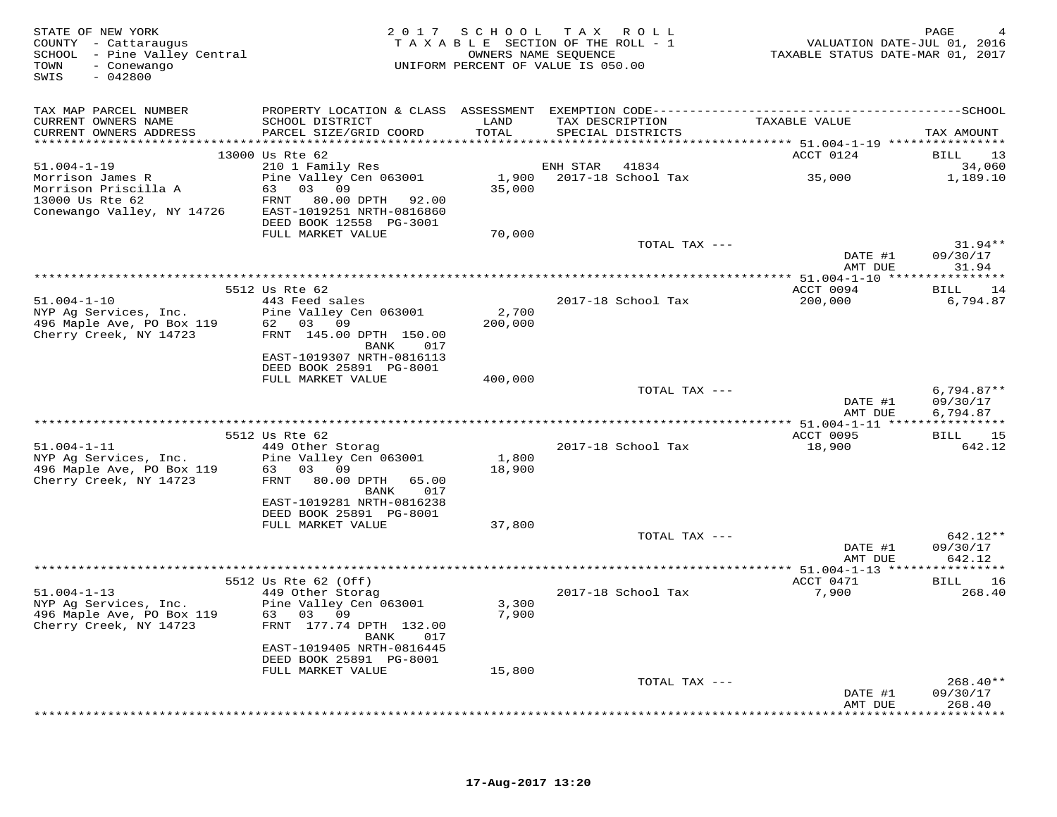STATE OF NEW YORK
COUNTY - Cattaraugus
SCHOOL - Pine Valley Central
TOWN - Conewango
SWIS - 042800

2017 SCHOOL TAX ROLL
TAXABLE SECTION OF THE ROLL - 1
OWNERS NAME SEQUENCE
UNIFORM PERCENT OF VALUE IS 050.00

VALUATION DATE-JUL 01, 2016
TAXABLE STATUS DATE-MAR 01, 2017

| TAX MAP PARCEL NUMBER / CURRENT OWNERS NAME / CURRENT OWNERS ADDRESS | PROPERTY LOCATION & CLASS / SCHOOL DISTRICT / PARCEL SIZE/GRID COORD | ASSESSMENT LAND / TOTAL | EXEMPTION CODE / TAX DESCRIPTION / SPECIAL DISTRICTS | TAXABLE VALUE | TAX AMOUNT |
|---|---|---|---|---|---|
| **51.004-1-19** | 13000 Us Rte 62 | | | ACCT 0124 | BILL 13 |
| 51.004-1-19 | 210 1 Family Res | | ENH STAR 41834 | | 34,060 |
| Morrison James R | Pine Valley Cen 063001 | 1,900 | 2017-18 School Tax | 35,000 | 1,189.10 |
| Morrison Priscilla A | 63 03 09 | 35,000 | | | |
| 13000 Us Rte 62 | FRNT 80.00 DPTH 92.00 | | | | |
| Conewango Valley, NY 14726 | EAST-1019251 NRTH-0816860 | | | | |
| | DEED BOOK 12558 PG-3001 | | | | |
| | FULL MARKET VALUE | 70,000 | | | |
| | | | TOTAL TAX --- | | 31.94** |
| | | | | DATE #1 | 09/30/17 |
| | | | | AMT DUE | 31.94 |
| **51.004-1-10** | 5512 Us Rte 62 | | | ACCT 0094 | BILL 14 |
| 51.004-1-10 | 443 Feed sales | | 2017-18 School Tax | 200,000 | 6,794.87 |
| NYP Ag Services, Inc. | Pine Valley Cen 063001 | 2,700 | | | |
| 496 Maple Ave, PO Box 119 | 62 03 09 | 200,000 | | | |
| Cherry Creek, NY 14723 | FRNT 145.00 DPTH 150.00 | | | | |
| | BANK 017 | | | | |
| | EAST-1019307 NRTH-0816113 | | | | |
| | DEED BOOK 25891 PG-8001 | | | | |
| | FULL MARKET VALUE | 400,000 | | | |
| | | | TOTAL TAX --- | | 6,794.87** |
| | | | | DATE #1 | 09/30/17 |
| | | | | AMT DUE | 6,794.87 |
| **51.004-1-11** | 5512 Us Rte 62 | | | ACCT 0095 | BILL 15 |
| 51.004-1-11 | 449 Other Storag | | 2017-18 School Tax | 18,900 | 642.12 |
| NYP Ag Services, Inc. | Pine Valley Cen 063001 | 1,800 | | | |
| 496 Maple Ave, PO Box 119 | 63 03 09 | 18,900 | | | |
| Cherry Creek, NY 14723 | FRNT 80.00 DPTH 65.00 | | | | |
| | BANK 017 | | | | |
| | EAST-1019281 NRTH-0816238 | | | | |
| | DEED BOOK 25891 PG-8001 | | | | |
| | FULL MARKET VALUE | 37,800 | | | |
| | | | TOTAL TAX --- | | 642.12** |
| | | | | DATE #1 | 09/30/17 |
| | | | | AMT DUE | 642.12 |
| **51.004-1-13** | 5512 Us Rte 62 (Off) | | | ACCT 0471 | BILL 16 |
| 51.004-1-13 | 449 Other Storag | | 2017-18 School Tax | 7,900 | 268.40 |
| NYP Ag Services, Inc. | Pine Valley Cen 063001 | 3,300 | | | |
| 496 Maple Ave, PO Box 119 | 63 03 09 | 7,900 | | | |
| Cherry Creek, NY 14723 | FRNT 177.74 DPTH 132.00 | | | | |
| | BANK 017 | | | | |
| | EAST-1019405 NRTH-0816445 | | | | |
| | DEED BOOK 25891 PG-8001 | | | | |
| | FULL MARKET VALUE | 15,800 | | | |
| | | | TOTAL TAX --- | | 268.40** |
| | | | | DATE #1 | 09/30/17 |
| | | | | AMT DUE | 268.40 |

17-Aug-2017 13:20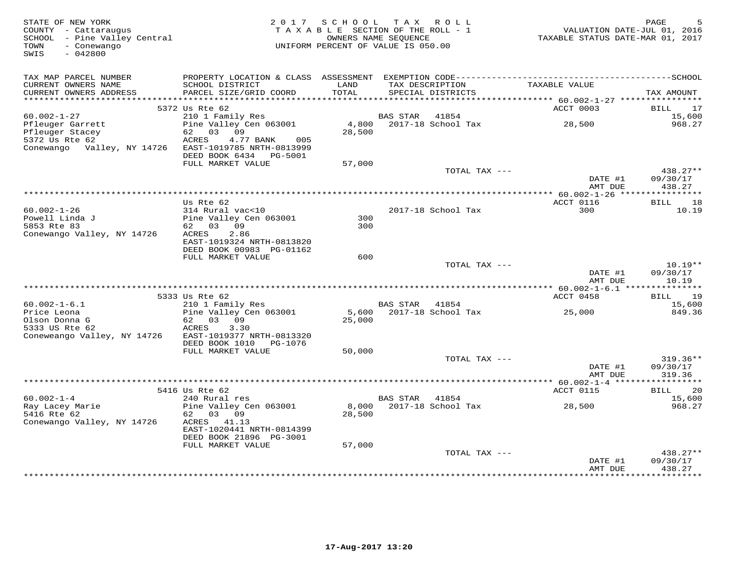STATE OF NEW YORK
COUNTY - Cattaraugus
SCHOOL - Pine Valley Central
TOWN - Conewango
SWIS - 042800

2017 SCHOOL TAX ROLL
TAXABLE SECTION OF THE ROLL - 1
OWNERS NAME SEQUENCE
UNIFORM PERCENT OF VALUE IS 050.00

VALUATION DATE-JUL 01, 2016
TAXABLE STATUS DATE-MAR 01, 2017

| TAX MAP PARCEL NUMBER / CURRENT OWNERS NAME / CURRENT OWNERS ADDRESS | PROPERTY LOCATION & CLASS / SCHOOL DISTRICT / PARCEL SIZE/GRID COORD | ASSESSMENT LAND / TOTAL | EXEMPTION CODE / TAX DESCRIPTION / SPECIAL DISTRICTS | TAXABLE VALUE | TAX AMOUNT |
|---|---|---|---|---|---|
| | 5372 Us Rte 62 | | | ACCT 0003 | BILL 17 |
| 60.002-1-27 | 210 1 Family Res | | BAS STAR 41854 | | 15,600 |
| Pfleuger Garrett | Pine Valley Cen 063001 | 4,800 | 2017-18 School Tax | 28,500 | 968.27 |
| Pfleuger Stacey | 62 03 09 | 28,500 | | | |
| 5372 Us Rte 62 | ACRES 4.77 BANK 005 | | | | |
| Conewango Valley, NY 14726 | EAST-1019785 NRTH-0813999 | | | | |
| | DEED BOOK 6434 PG-5001 | | | | |
| | FULL MARKET VALUE | 57,000 | | | |
| | | | TOTAL TAX --- | | 438.27** |
| | | | | DATE #1 | 09/30/17 |
| | | | | AMT DUE | 438.27 |
| | Us Rte 62 | | | ACCT 0116 | BILL 18 |
| 60.002-1-26 | 314 Rural vac<10 | | 2017-18 School Tax | 300 | 10.19 |
| Powell Linda J | Pine Valley Cen 063001 | 300 | | | |
| 5853 Rte 83 | 62 03 09 | 300 | | | |
| Conewango Valley, NY 14726 | ACRES 2.86 | | | | |
| | EAST-1019324 NRTH-0813820 | | | | |
| | DEED BOOK 00983 PG-01162 | | | | |
| | FULL MARKET VALUE | 600 | | | |
| | | | TOTAL TAX --- | | 10.19** |
| | | | | DATE #1 | 09/30/17 |
| | | | | AMT DUE | 10.19 |
| | 5333 Us Rte 62 | | | ACCT 0458 | BILL 19 |
| 60.002-1-6.1 | 210 1 Family Res | | BAS STAR 41854 | | 15,600 |
| Price Leona | Pine Valley Cen 063001 | 5,600 | 2017-18 School Tax | 25,000 | 849.36 |
| Olson Donna G | 62 03 09 | 25,000 | | | |
| 5333 US Rte 62 | ACRES 3.30 | | | | |
| Coneweango Valley, NY 14726 | EAST-1019377 NRTH-0813320 | | | | |
| | DEED BOOK 1010 PG-1076 | | | | |
| | FULL MARKET VALUE | 50,000 | | | |
| | | | TOTAL TAX --- | | 319.36** |
| | | | | DATE #1 | 09/30/17 |
| | | | | AMT DUE | 319.36 |
| | 5416 Us Rte 62 | | | ACCT 0115 | BILL 20 |
| 60.002-1-4 | 240 Rural res | | BAS STAR 41854 | | 15,600 |
| Ray Lacey Marie | Pine Valley Cen 063001 | 8,000 | 2017-18 School Tax | 28,500 | 968.27 |
| 5416 Rte 62 | 62 03 09 | 28,500 | | | |
| Conewango Valley, NY 14726 | ACRES 41.13 | | | | |
| | EAST-1020441 NRTH-0814399 | | | | |
| | DEED BOOK 21896 PG-3001 | | | | |
| | FULL MARKET VALUE | 57,000 | | | |
| | | | TOTAL TAX --- | | 438.27** |
| | | | | DATE #1 | 09/30/17 |
| | | | | AMT DUE | 438.27 |

17-Aug-2017 13:20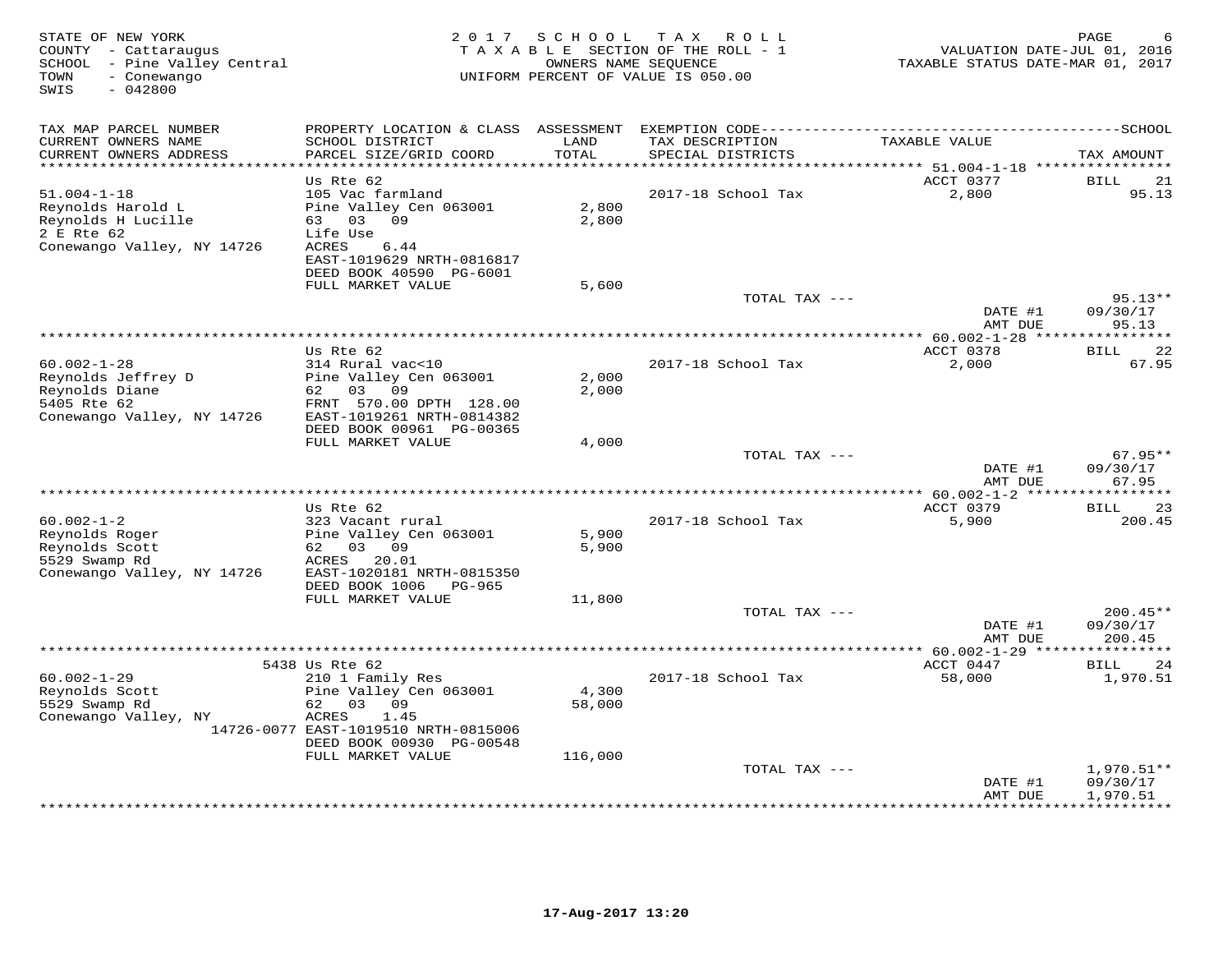STATE OF NEW YORK
COUNTY - Cattaraugus
SCHOOL - Pine Valley Central
TOWN - Conewango
SWIS - 042800

2 0 1 7 S C H O O L T A X R O L L
T A X A B L E SECTION OF THE ROLL - 1
OWNERS NAME SEQUENCE
UNIFORM PERCENT OF VALUE IS 050.00

VALUATION DATE-JUL 01, 2016
TAXABLE STATUS DATE-MAR 01, 2017

| TAX MAP PARCEL NUMBER / CURRENT OWNERS NAME / CURRENT OWNERS ADDRESS | PROPERTY LOCATION & CLASS / SCHOOL DISTRICT / PARCEL SIZE/GRID COORD | ASSESSMENT LAND / TOTAL | EXEMPTION CODE / TAX DESCRIPTION / SPECIAL DISTRICTS | TAXABLE VALUE | TAX AMOUNT |
|---|---|---|---|---|---|
| 51.004-1-18 | Us Rte 62 | | | ACCT 0377 | BILL 21 |
| Reynolds Harold L | 105 Vac farmland | | | | |
| Reynolds H Lucille | Pine Valley Cen 063001 | 2,800 | 2017-18 School Tax | 2,800 | 95.13 |
| 2 E Rte 62 | 63 03 09 | 2,800 | | | |
| Conewango Valley, NY 14726 | Life Use | | | | |
| | ACRES 6.44 | | | | |
| | EAST-1019629 NRTH-0816817 | | | | |
| | DEED BOOK 40590 PG-6001 | | | | |
| | FULL MARKET VALUE | 5,600 | | | |
| | | | TOTAL TAX --- | | 95.13** |
| | | | | DATE #1 | 09/30/17 |
| | | | | AMT DUE | 95.13 |
| 60.002-1-28 | Us Rte 62 | | | ACCT 0378 | BILL 22 |
| Reynolds Jeffrey D | 314 Rural vac<10 | | | | |
| Reynolds Diane | Pine Valley Cen 063001 | 2,000 | 2017-18 School Tax | 2,000 | 67.95 |
| 5405 Rte 62 | 62 03 09 | 2,000 | | | |
| Conewango Valley, NY 14726 | FRNT 570.00 DPTH 128.00 | | | | |
| | EAST-1019261 NRTH-0814382 | | | | |
| | DEED BOOK 00961 PG-00365 | | | | |
| | FULL MARKET VALUE | 4,000 | | | |
| | | | TOTAL TAX --- | | 67.95** |
| | | | | DATE #1 | 09/30/17 |
| | | | | AMT DUE | 67.95 |
| 60.002-1-2 | Us Rte 62 | | | ACCT 0379 | BILL 23 |
| Reynolds Roger | 323 Vacant rural | | | | |
| Reynolds Scott | Pine Valley Cen 063001 | 5,900 | 2017-18 School Tax | 5,900 | 200.45 |
| 5529 Swamp Rd | 62 03 09 | 5,900 | | | |
| Conewango Valley, NY 14726 | ACRES 20.01 | | | | |
| | EAST-1020181 NRTH-0815350 | | | | |
| | DEED BOOK 1006 PG-965 | | | | |
| | FULL MARKET VALUE | 11,800 | | | |
| | | | TOTAL TAX --- | | 200.45** |
| | | | | DATE #1 | 09/30/17 |
| | | | | AMT DUE | 200.45 |
| 60.002-1-29 | 5438 Us Rte 62 | | | ACCT 0447 | BILL 24 |
| Reynolds Scott | 210 1 Family Res | | | | |
| 5529 Swamp Rd | Pine Valley Cen 063001 | 4,300 | 2017-18 School Tax | 58,000 | 1,970.51 |
| Conewango Valley, NY | 62 03 09 | 58,000 | | | |
| 14726-0077 | ACRES 1.45 | | | | |
| | EAST-1019510 NRTH-0815006 | | | | |
| | DEED BOOK 00930 PG-00548 | | | | |
| | FULL MARKET VALUE | 116,000 | | | |
| | | | TOTAL TAX --- | | 1,970.51** |
| | | | | DATE #1 | 09/30/17 |
| | | | | AMT DUE | 1,970.51 |

17-Aug-2017 13:20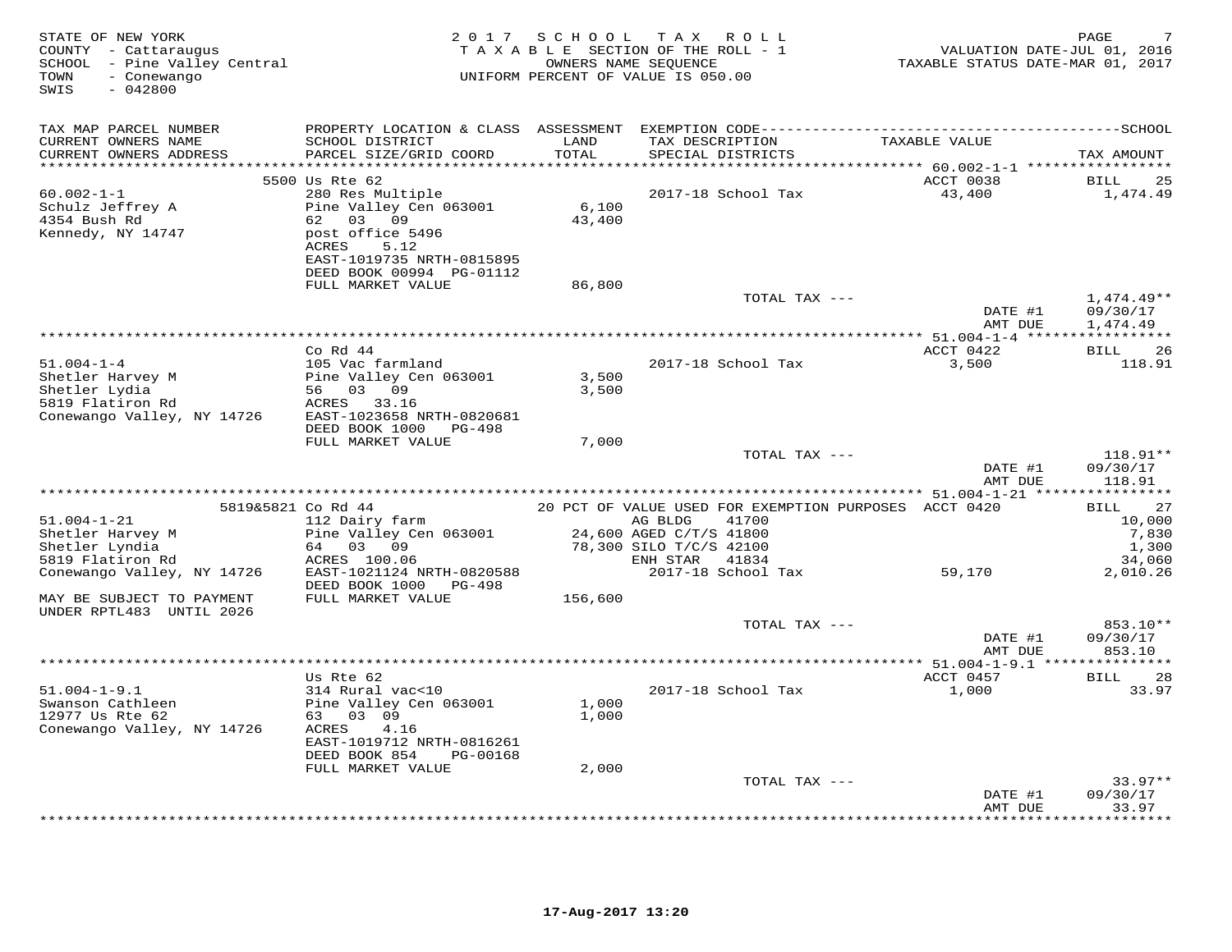STATE OF NEW YORK
COUNTY - Cattaraugus
SCHOOL - Pine Valley Central
TOWN - Conewango
SWIS - 042800

2017 SCHOOL TAX ROLL
TAXABLE SECTION OF THE ROLL - 1
OWNERS NAME SEQUENCE
UNIFORM PERCENT OF VALUE IS 050.00

VALUATION DATE-JUL 01, 2016
TAXABLE STATUS DATE-MAR 01, 2017

| TAX MAP PARCEL NUMBER / CURRENT OWNERS NAME / CURRENT OWNERS ADDRESS | PROPERTY LOCATION & CLASS / SCHOOL DISTRICT / PARCEL SIZE/GRID COORD | ASSESSMENT LAND / TOTAL | EXEMPTION CODE / TAX DESCRIPTION / SPECIAL DISTRICTS | TAXABLE VALUE | TAX AMOUNT |
|---|---|---|---|---|---|
| **60.002-1-1** | 5500 Us Rte 62 | | | ACCT 0038 | BILL 25 |
| Schulz Jeffrey A | 280 Res Multiple | | 2017-18 School Tax | 43,400 | 1,474.49 |
| 4354 Bush Rd | Pine Valley Cen 063001 | 6,100 | | | |
| Kennedy, NY 14747 | 62 03 09 | 43,400 | | | |
| | post office 5496 | | | | |
| | ACRES 5.12 | | | | |
| | EAST-1019735 NRTH-0815895 | | | | |
| | DEED BOOK 00994 PG-01112 | | | | |
| | FULL MARKET VALUE | 86,800 | | | |
| | | | TOTAL TAX --- | | 1,474.49** |
| | | | | DATE #1 | 09/30/17 |
| | | | | AMT DUE | 1,474.49 |
| **51.004-1-4** | Co Rd 44 | | | ACCT 0422 | BILL 26 |
| Shetler Harvey M | 105 Vac farmland | | 2017-18 School Tax | 3,500 | 118.91 |
| Shetler Lydia | Pine Valley Cen 063001 | 3,500 | | | |
| 5819 Flatiron Rd | 56 03 09 | 3,500 | | | |
| Conewango Valley, NY 14726 | ACRES 33.16 | | | | |
| | EAST-1023658 NRTH-0820681 | | | | |
| | DEED BOOK 1000 PG-498 | | | | |
| | FULL MARKET VALUE | 7,000 | | | |
| | | | TOTAL TAX --- | | 118.91** |
| | | | | DATE #1 | 09/30/17 |
| | | | | AMT DUE | 118.91 |
| **51.004-1-21** | 5819&5821 Co Rd 44 | | 20 PCT OF VALUE USED FOR EXEMPTION PURPOSES | ACCT 0420 | BILL 27 |
| Shetler Harvey M | 112 Dairy farm | | AG BLDG 41700 | | 10,000 |
| Shetler Lyndia | Pine Valley Cen 063001 | 24,600 | AGED C/T/S 41800 | | 7,830 |
| 5819 Flatiron Rd | 64 03 09 | 78,300 | SILO T/C/S 42100 | | 1,300 |
| Conewango Valley, NY 14726 | ACRES 100.06 | | ENH STAR 41834 | | 34,060 |
| | EAST-1021124 NRTH-0820588 | | 2017-18 School Tax | 59,170 | 2,010.26 |
| | DEED BOOK 1000 PG-498 | | | | |
| MAY BE SUBJECT TO PAYMENT UNDER RPTL483 UNTIL 2026 | FULL MARKET VALUE | 156,600 | | | |
| | | | TOTAL TAX --- | | 853.10** |
| | | | | DATE #1 | 09/30/17 |
| | | | | AMT DUE | 853.10 |
| **51.004-1-9.1** | Us Rte 62 | | | ACCT 0457 | BILL 28 |
| Swanson Cathleen | 314 Rural vac<10 | | 2017-18 School Tax | 1,000 | 33.97 |
| 12977 Us Rte 62 | Pine Valley Cen 063001 | 1,000 | | | |
| Conewango Valley, NY 14726 | 63 03 09 | 1,000 | | | |
| | ACRES 4.16 | | | | |
| | EAST-1019712 NRTH-0816261 | | | | |
| | DEED BOOK 854 PG-00168 | | | | |
| | FULL MARKET VALUE | 2,000 | | | |
| | | | TOTAL TAX --- | | 33.97** |
| | | | | DATE #1 | 09/30/17 |
| | | | | AMT DUE | 33.97 |

17-Aug-2017 13:20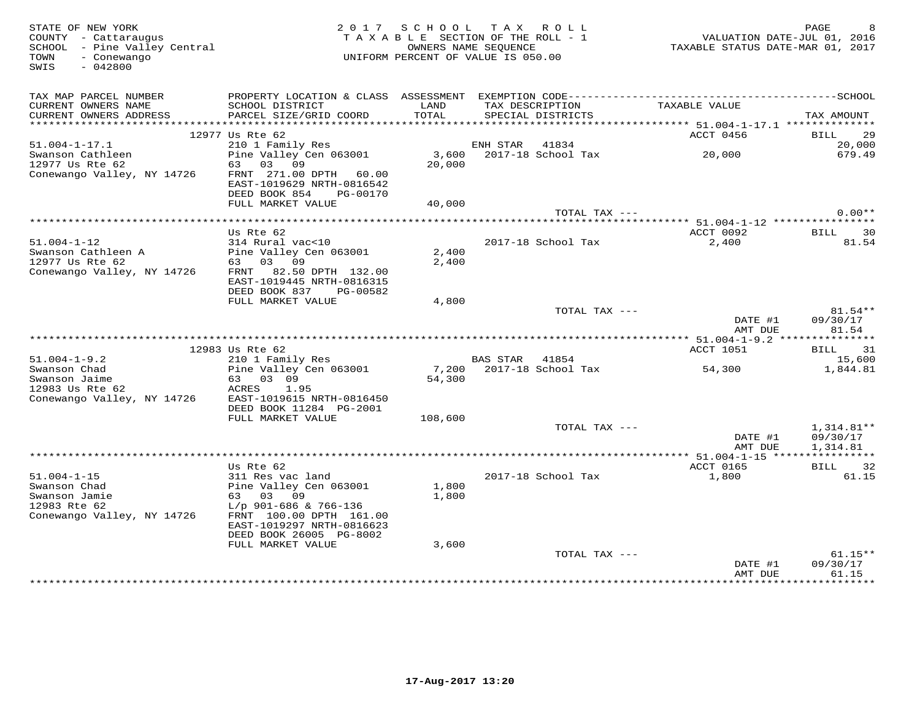STATE OF NEW YORK
COUNTY - Cattaraugus
SCHOOL - Pine Valley Central
TOWN - Conewango
SWIS - 042800

2 0 1 7 S C H O O L T A X R O L L
T A X A B L E SECTION OF THE ROLL - 1
OWNERS NAME SEQUENCE
UNIFORM PERCENT OF VALUE IS 050.00

VALUATION DATE-JUL 01, 2016
TAXABLE STATUS DATE-MAR 01, 2017

| TAX MAP PARCEL NUMBER / CURRENT OWNERS NAME / CURRENT OWNERS ADDRESS | PROPERTY LOCATION & CLASS / SCHOOL DISTRICT / PARCEL SIZE/GRID COORD | ASSESSMENT LAND / TOTAL | EXEMPTION CODE / TAX DESCRIPTION / SPECIAL DISTRICTS | TAXABLE VALUE | SCHOOL TAX AMOUNT |
|---|---|---|---|---|---|
| | 12977 Us Rte 62 | | | ACCT 0456 | BILL 29 |
| 51.004-1-17.1 | 210 1 Family Res | | ENH STAR 41834 | | 20,000 |
| Swanson Cathleen | Pine Valley Cen 063001 | 3,600 | 2017-18 School Tax | 20,000 | 679.49 |
| 12977 Us Rte 62 | 63 03 09 | 20,000 | | | |
| Conewango Valley, NY 14726 | FRNT 271.00 DPTH 60.00 | | | | |
| | EAST-1019629 NRTH-0816542 | | | | |
| | DEED BOOK 854 PG-00170 | | | | |
| | FULL MARKET VALUE | 40,000 | | | |
| | | | TOTAL TAX --- | | 0.00** |
| | Us Rte 62 | | | ACCT 0092 | BILL 30 |
| 51.004-1-12 | 314 Rural vac<10 | | 2017-18 School Tax | 2,400 | 81.54 |
| Swanson Cathleen A | Pine Valley Cen 063001 | 2,400 | | | |
| 12977 Us Rte 62 | 63 03 09 | 2,400 | | | |
| Conewango Valley, NY 14726 | FRNT 82.50 DPTH 132.00 | | | | |
| | EAST-1019445 NRTH-0816315 | | | | |
| | DEED BOOK 837 PG-00582 | | | | |
| | FULL MARKET VALUE | 4,800 | | | |
| | | | TOTAL TAX --- | | 81.54** |
| | | | | DATE #1 | 09/30/17 |
| | | | | AMT DUE | 81.54 |
| | 12983 Us Rte 62 | | | ACCT 1051 | BILL 31 |
| 51.004-1-9.2 | 210 1 Family Res | | BAS STAR 41854 | | 15,600 |
| Swanson Chad | Pine Valley Cen 063001 | 7,200 | 2017-18 School Tax | 54,300 | 1,844.81 |
| Swanson Jaime | 63 03 09 | 54,300 | | | |
| 12983 Us Rte 62 | ACRES 1.95 | | | | |
| Conewango Valley, NY 14726 | EAST-1019615 NRTH-0816450 | | | | |
| | DEED BOOK 11284 PG-2001 | | | | |
| | FULL MARKET VALUE | 108,600 | | | |
| | | | TOTAL TAX --- | | 1,314.81** |
| | | | | DATE #1 | 09/30/17 |
| | | | | AMT DUE | 1,314.81 |
| | Us Rte 62 | | | ACCT 0165 | BILL 32 |
| 51.004-1-15 | 311 Res vac land | | 2017-18 School Tax | 1,800 | 61.15 |
| Swanson Chad | Pine Valley Cen 063001 | 1,800 | | | |
| Swanson Jamie | 63 03 09 | 1,800 | | | |
| 12983 Rte 62 | L/p 901-686 & 766-136 | | | | |
| Conewango Valley, NY 14726 | FRNT 100.00 DPTH 161.00 | | | | |
| | EAST-1019297 NRTH-0816623 | | | | |
| | DEED BOOK 26005 PG-8002 | | | | |
| | FULL MARKET VALUE | 3,600 | | | |
| | | | TOTAL TAX --- | | 61.15** |
| | | | | DATE #1 | 09/30/17 |
| | | | | AMT DUE | 61.15 |

17-Aug-2017 13:20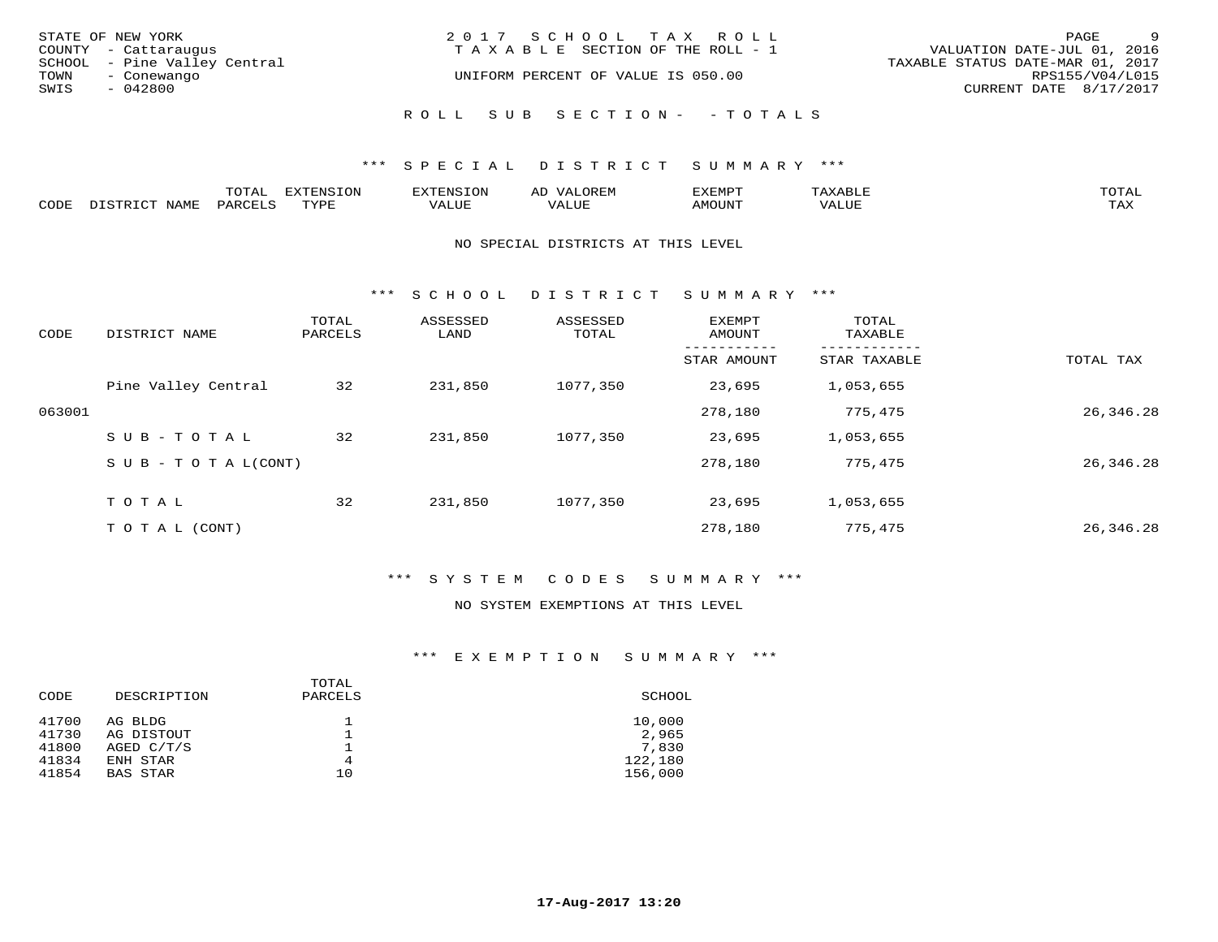STATE OF NEW YORK
COUNTY - Cattaraugus
SCHOOL - Pine Valley Central
TOWN - Conewango
SWIS - 042800

2017 SCHOOL TAX ROLL
TAXABLE SECTION OF THE ROLL - 1
UNIFORM PERCENT OF VALUE IS 050.00

VALUATION DATE-JUL 01, 2016
TAXABLE STATUS DATE-MAR 01, 2017
RPS155/V04/L015
CURRENT DATE 8/17/2017

ROLL SUB SECTION- - TOTALS

## *** SPECIAL DISTRICT SUMMARY ***

| CODE | DISTRICT NAME | TOTAL PARCELS | EXTENSION TYPE | EXTENSION VALUE | AD VALOREM VALUE | EXEMPT AMOUNT | TAXABLE VALUE | TOTAL TAX |
|---|---|---|---|---|---|---|---|---|

NO SPECIAL DISTRICTS AT THIS LEVEL

## *** SCHOOL DISTRICT SUMMARY ***

| CODE | DISTRICT NAME | TOTAL PARCELS | ASSESSED LAND | ASSESSED TOTAL | EXEMPT AMOUNT / STAR AMOUNT | TOTAL TAXABLE / STAR TAXABLE | TOTAL TAX |
|---|---|---|---|---|---|---|---|
| | Pine Valley Central | 32 | 231,850 | 1077,350 | 23,695 | 1,053,655 | |
| 063001 | | | | | 278,180 | 775,475 | 26,346.28 |
| | SUB-TOTAL | 32 | 231,850 | 1077,350 | 23,695 | 1,053,655 | |
| | SUB-TOTAL(CONT) | | | | 278,180 | 775,475 | 26,346.28 |
| | TOTAL | 32 | 231,850 | 1077,350 | 23,695 | 1,053,655 | |
| | TOTAL (CONT) | | | | 278,180 | 775,475 | 26,346.28 |

## *** SYSTEM CODES SUMMARY ***

NO SYSTEM EXEMPTIONS AT THIS LEVEL

## *** EXEMPTION SUMMARY ***

| CODE | DESCRIPTION | TOTAL PARCELS | SCHOOL |
|---|---|---|---|
| 41700 | AG BLDG | 1 | 10,000 |
| 41730 | AG DISTOUT | 1 | 2,965 |
| 41800 | AGED C/T/S | 1 | 7,830 |
| 41834 | ENH STAR | 4 | 122,180 |
| 41854 | BAS STAR | 10 | 156,000 |

17-Aug-2017 13:20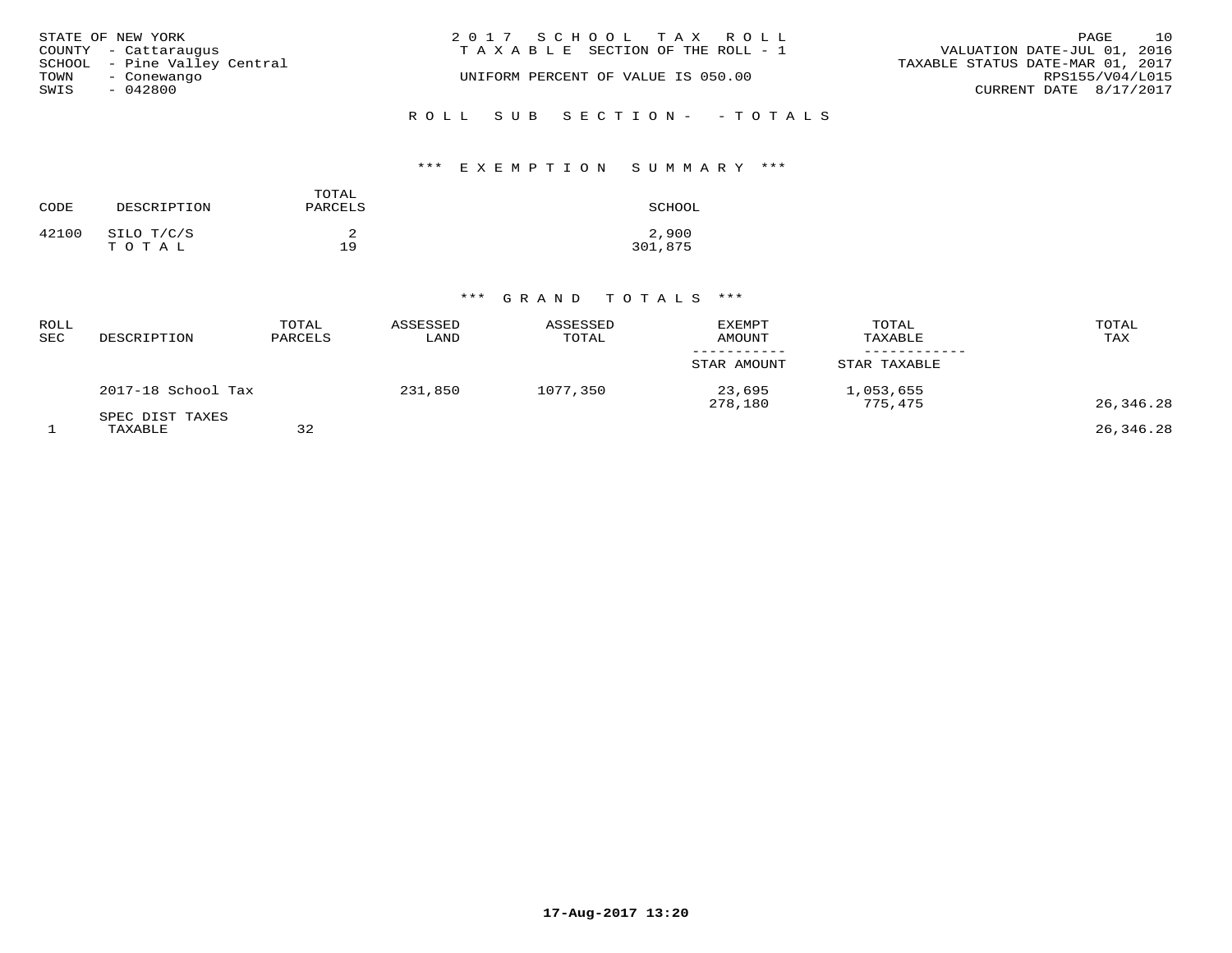STATE OF NEW YORK
COUNTY - Cattaraugus
SCHOOL - Pine Valley Central
TOWN - Conewango
SWIS - 042800

2017 SCHOOL TAX ROLL
TAXABLE SECTION OF THE ROLL - 1
UNIFORM PERCENT OF VALUE IS 050.00

VALUATION DATE-JUL 01, 2016
TAXABLE STATUS DATE-MAR 01, 2017
RPS155/V04/L015
CURRENT DATE 8/17/2017

ROLL SUB SECTION- - TOTALS

*** EXEMPTION SUMMARY ***

| CODE | DESCRIPTION | TOTAL PARCELS | SCHOOL |
|---|---|---|---|
| 42100 | SILO T/C/S | 2 | 2,900 |
| | TOTAL | 19 | 301,875 |

*** GRAND TOTALS ***

| ROLL SEC | DESCRIPTION | TOTAL PARCELS | ASSESSED LAND | ASSESSED TOTAL | EXEMPT AMOUNT / STAR AMOUNT | TOTAL TAXABLE / STAR TAXABLE | TOTAL TAX |
|---|---|---|---|---|---|---|---|
| | 2017-18 School Tax | | 231,850 | 1077,350 | 23,695 | 1,053,655 | |
| | | | | | 278,180 | 775,475 | 26,346.28 |
| | SPEC DIST TAXES | | | | | | |
| 1 | TAXABLE | 32 | | | | | 26,346.28 |

17-Aug-2017 13:20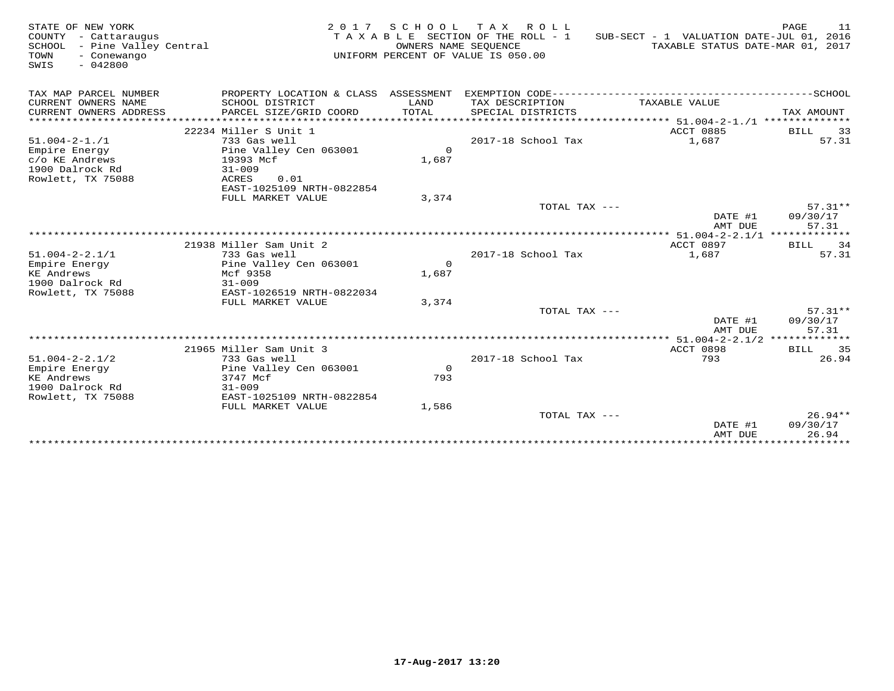STATE OF NEW YORK
COUNTY - Cattaraugus
SCHOOL - Pine Valley Central
TOWN - Conewango
SWIS - 042800

2 0 1 7 S C H O O L T A X R O L L
T A X A B L E SECTION OF THE ROLL - 1
OWNERS NAME SEQUENCE
UNIFORM PERCENT OF VALUE IS 050.00

SUB-SECT - 1 VALUATION DATE-JUL 01, 2016
TAXABLE STATUS DATE-MAR 01, 2017

| TAX MAP PARCEL NUMBER / CURRENT OWNERS NAME / CURRENT OWNERS ADDRESS | PROPERTY LOCATION & CLASS / SCHOOL DISTRICT / PARCEL SIZE/GRID COORD | ASSESSMENT LAND / TOTAL | EXEMPTION CODE / TAX DESCRIPTION / SPECIAL DISTRICTS | TAXABLE VALUE | TAX AMOUNT |
|---|---|---|---|---|---|
| 51.004-2-1./1 | 22234 Miller S Unit 1 | | | ACCT 0885 | BILL 33 |
| 51.004-2-1./1 | 733 Gas well | | 2017-18 School Tax | 1,687 | 57.31 |
| Empire Energy | Pine Valley Cen 063001 | 0 | | | |
| c/o KE Andrews | 19393 Mcf | 1,687 | | | |
| 1900 Dalrock Rd | 31-009 | | | | |
| Rowlett, TX 75088 | ACRES 0.01 | | | | |
| | EAST-1025109 NRTH-0822854 | | | | |
| | FULL MARKET VALUE | 3,374 | | | |
| | | | TOTAL TAX --- | | 57.31** |
| | | | | DATE #1 | 09/30/17 |
| | | | | AMT DUE | 57.31 |
| 51.004-2-2.1/1 | 21938 Miller Sam Unit 2 | | | ACCT 0897 | BILL 34 |
| 51.004-2-2.1/1 | 733 Gas well | | 2017-18 School Tax | 1,687 | 57.31 |
| Empire Energy | Pine Valley Cen 063001 | 0 | | | |
| KE Andrews | Mcf 9358 | 1,687 | | | |
| 1900 Dalrock Rd | 31-009 | | | | |
| Rowlett, TX 75088 | EAST-1026519 NRTH-0822034 | | | | |
| | FULL MARKET VALUE | 3,374 | | | |
| | | | TOTAL TAX --- | | 57.31** |
| | | | | DATE #1 | 09/30/17 |
| | | | | AMT DUE | 57.31 |
| 51.004-2-2.1/2 | 21965 Miller Sam Unit 3 | | | ACCT 0898 | BILL 35 |
| 51.004-2-2.1/2 | 733 Gas well | | 2017-18 School Tax | 793 | 26.94 |
| Empire Energy | Pine Valley Cen 063001 | 0 | | | |
| KE Andrews | 3747 Mcf | 793 | | | |
| 1900 Dalrock Rd | 31-009 | | | | |
| Rowlett, TX 75088 | EAST-1025109 NRTH-0822854 | | | | |
| | FULL MARKET VALUE | 1,586 | | | |
| | | | TOTAL TAX --- | | 26.94** |
| | | | | DATE #1 | 09/30/17 |
| | | | | AMT DUE | 26.94 |

17-Aug-2017 13:20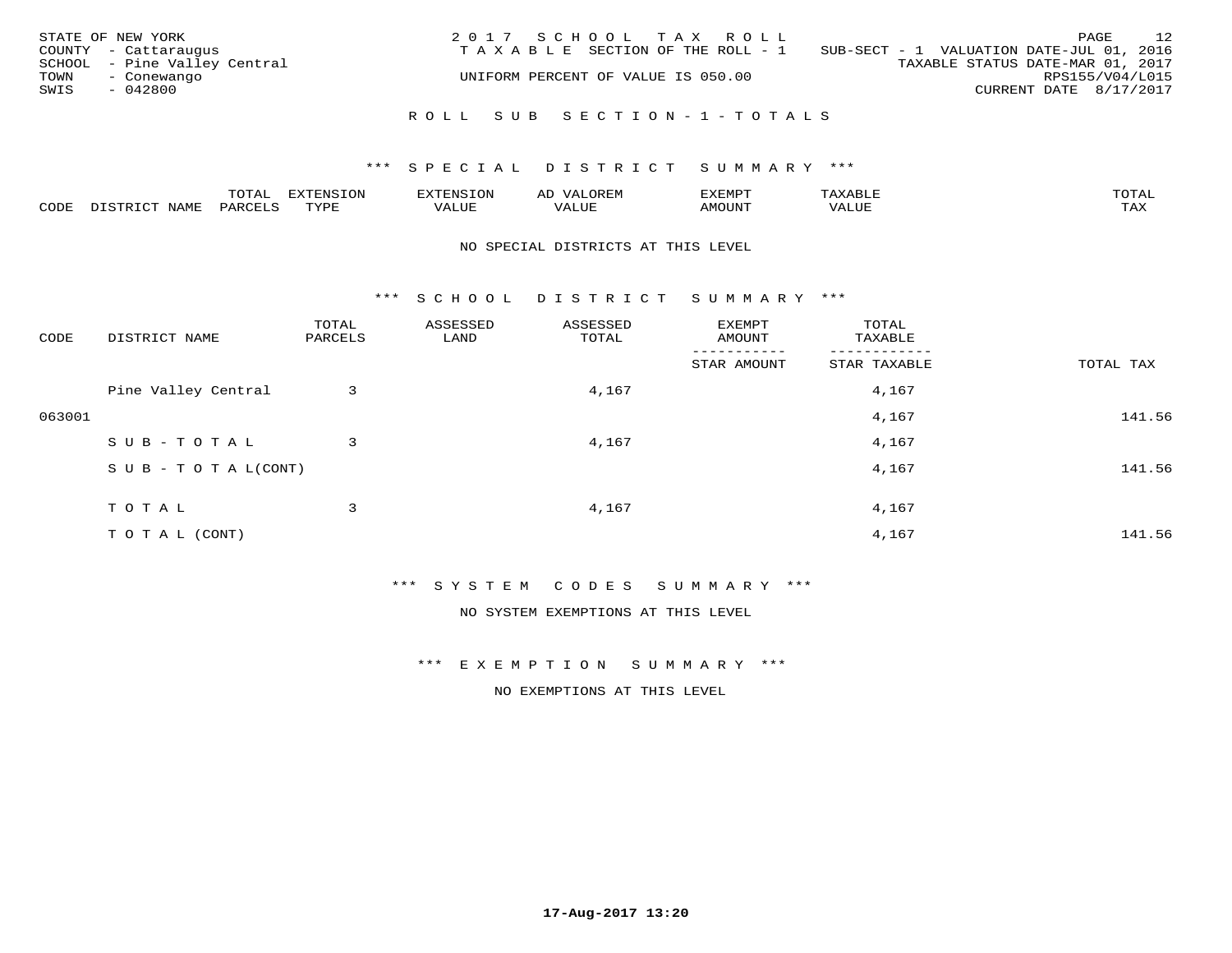STATE OF NEW YORK
COUNTY - Cattaraugus
SCHOOL - Pine Valley Central
TOWN - Conewango
SWIS - 042800

2 0 1 7 S C H O O L T A X R O L L
T A X A B L E SECTION OF THE ROLL - 1
UNIFORM PERCENT OF VALUE IS 050.00

SUB-SECT - 1 VALUATION DATE-JUL 01, 2016
TAXABLE STATUS DATE-MAR 01, 2017
RPS155/V04/L015
CURRENT DATE 8/17/2017

R O L L S U B S E C T I O N - 1 - T O T A L S

*** S P E C I A L D I S T R I C T S U M M A R Y ***

| CODE | DISTRICT NAME | TOTAL PARCELS | EXTENSION TYPE | EXTENSION VALUE | AD VALOREM VALUE | EXEMPT AMOUNT | TAXABLE VALUE | TOTAL TAX |
|---|---|---|---|---|---|---|---|---|

NO SPECIAL DISTRICTS AT THIS LEVEL

*** S C H O O L D I S T R I C T S U M M A R Y ***

| CODE | DISTRICT NAME | TOTAL PARCELS | ASSESSED LAND | ASSESSED TOTAL | EXEMPT AMOUNT / STAR AMOUNT | TOTAL TAXABLE / STAR TAXABLE | TOTAL TAX |
|---|---|---|---|---|---|---|---|
| | Pine Valley Central | 3 | | 4,167 | | 4,167 | |
| 063001 | | | | | | 4,167 | 141.56 |
| | S U B - T O T A L | 3 | | 4,167 | | 4,167 | |
| | S U B - T O T A L(CONT) | | | | | 4,167 | 141.56 |
| | T O T A L | 3 | | 4,167 | | 4,167 | |
| | T O T A L (CONT) | | | | | 4,167 | 141.56 |

*** S Y S T E M C O D E S S U M M A R Y ***

NO SYSTEM EXEMPTIONS AT THIS LEVEL

*** E X E M P T I O N S U M M A R Y ***

NO EXEMPTIONS AT THIS LEVEL

17-Aug-2017 13:20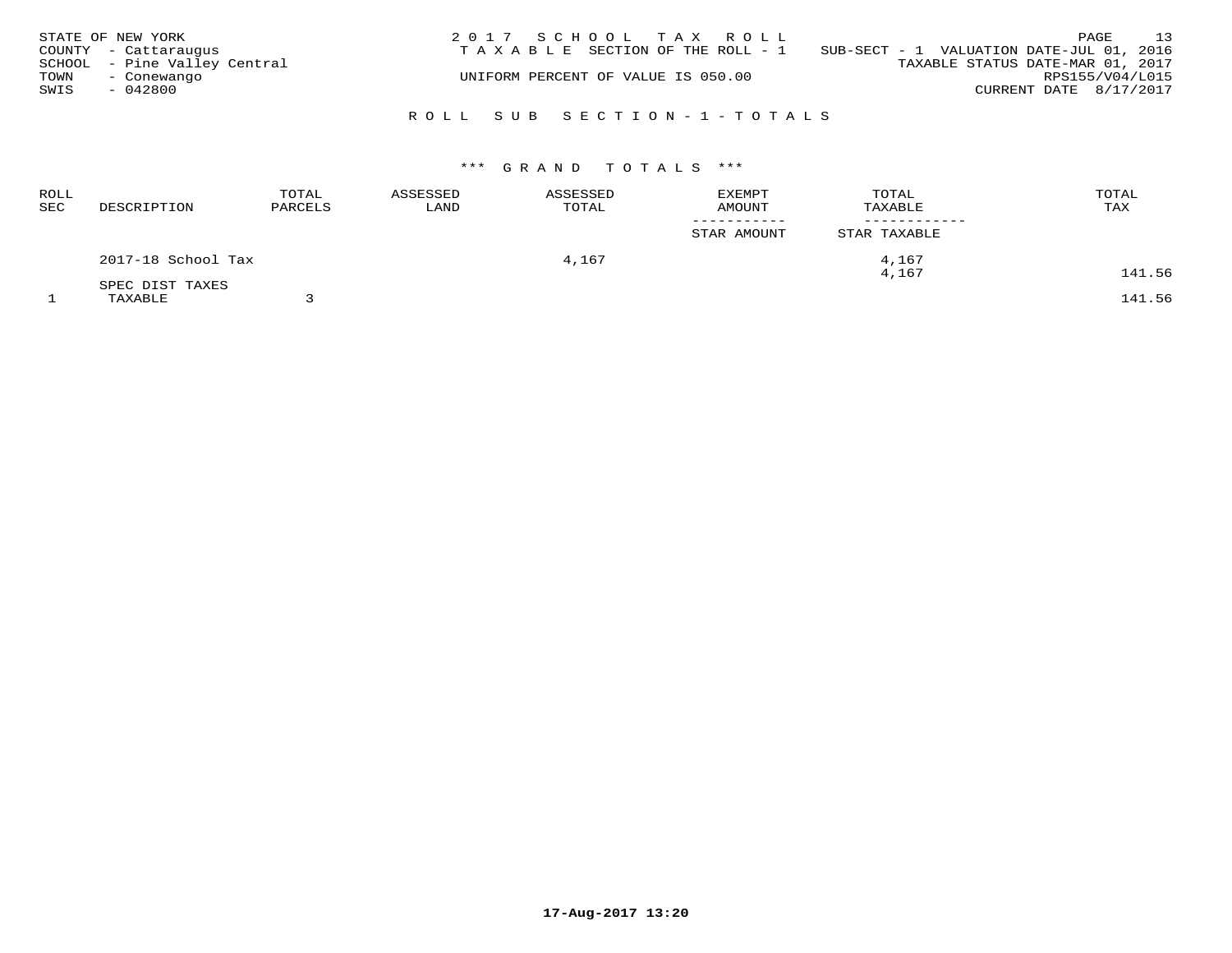STATE OF NEW YORK
COUNTY - Cattaraugus
SCHOOL - Pine Valley Central
TOWN - Conewango
SWIS - 042800

2017 SCHOOL TAX ROLL
TAXABLE SECTION OF THE ROLL - 1
UNIFORM PERCENT OF VALUE IS 050.00

SUB-SECT - 1 VALUATION DATE-JUL 01, 2016
TAXABLE STATUS DATE-MAR 01, 2017
RPS155/V04/L015
CURRENT DATE 8/17/2017

## ROLL SUB SECTION - 1 - TOTALS

### *** GRAND TOTALS ***

| ROLL SEC | DESCRIPTION | TOTAL PARCELS | ASSESSED LAND | ASSESSED TOTAL | EXEMPT AMOUNT / STAR AMOUNT | TOTAL TAXABLE / STAR TAXABLE | TOTAL TAX |
|---|---|---|---|---|---|---|---|
| | 2017-18 School Tax | | | 4,167 | | 4,167<br>4,167 | 141.56 |
| | SPEC DIST TAXES | | | | | | |
| 1 | TAXABLE | 3 | | | | | 141.56 |

17-Aug-2017 13:20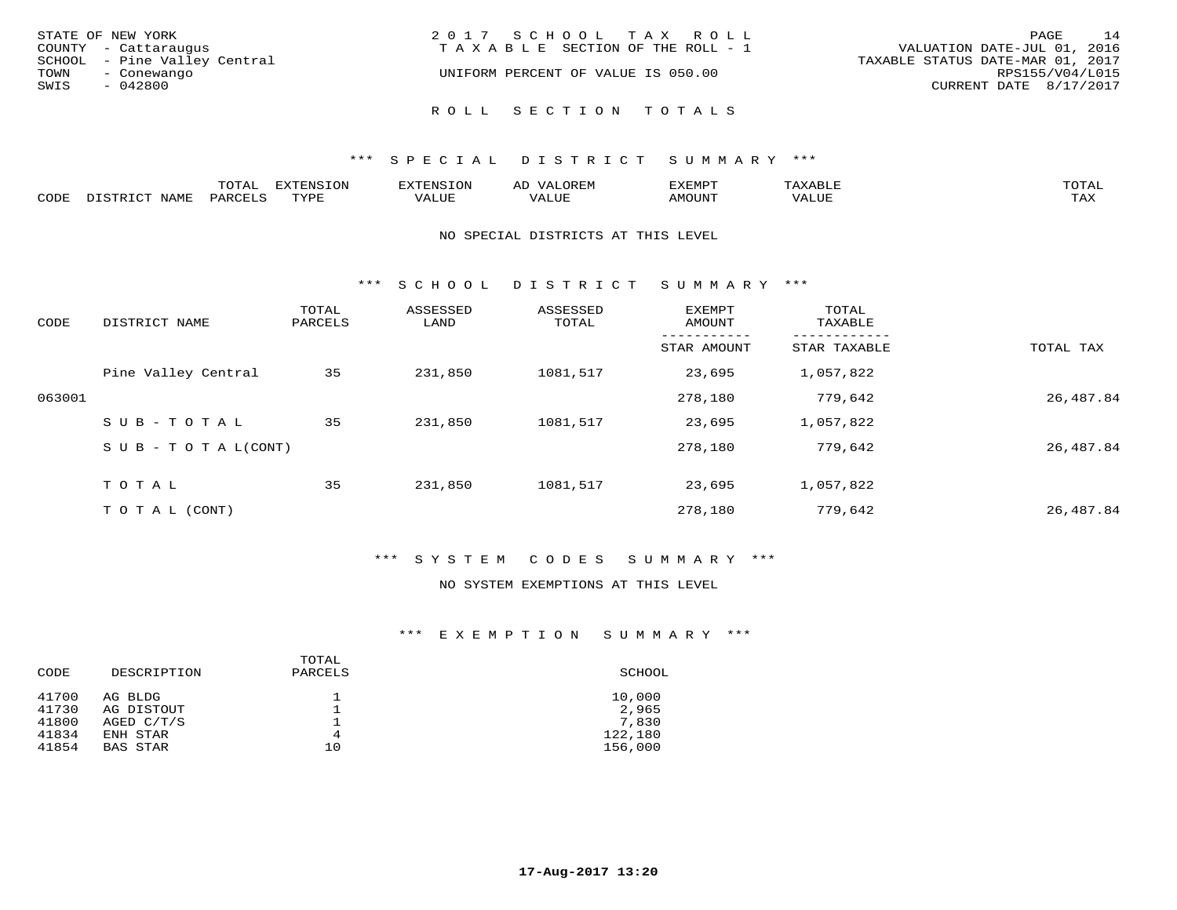STATE OF NEW YORK
COUNTY - Cattaraugus
SCHOOL - Pine Valley Central
TOWN - Conewango
SWIS - 042800

2017 SCHOOL TAX ROLL
TAXABLE SECTION OF THE ROLL - 1
UNIFORM PERCENT OF VALUE IS 050.00

VALUATION DATE-JUL 01, 2016
TAXABLE STATUS DATE-MAR 01, 2017
RPS155/V04/L015
CURRENT DATE 8/17/2017

## ROLL SECTION TOTALS

### *** SPECIAL DISTRICT SUMMARY ***

| CODE | DISTRICT NAME | TOTAL PARCELS | EXTENSION TYPE | EXTENSION VALUE | AD VALOREM VALUE | EXEMPT AMOUNT | TAXABLE VALUE | TOTAL TAX |
|---|---|---|---|---|---|---|---|---|

NO SPECIAL DISTRICTS AT THIS LEVEL

### *** SCHOOL DISTRICT SUMMARY ***

| CODE | DISTRICT NAME | TOTAL PARCELS | ASSESSED LAND | ASSESSED TOTAL | EXEMPT AMOUNT / STAR AMOUNT | TOTAL TAXABLE / STAR TAXABLE | TOTAL TAX |
|---|---|---|---|---|---|---|---|
| | Pine Valley Central | 35 | 231,850 | 1081,517 | 23,695 | 1,057,822 | |
| 063001 | | | | | 278,180 | 779,642 | 26,487.84 |
| | SUB-TOTAL | 35 | 231,850 | 1081,517 | 23,695 | 1,057,822 | |
| | SUB-TOTAL(CONT) | | | | 278,180 | 779,642 | 26,487.84 |
| | TOTAL | 35 | 231,850 | 1081,517 | 23,695 | 1,057,822 | |
| | TOTAL (CONT) | | | | 278,180 | 779,642 | 26,487.84 |

### *** SYSTEM CODES SUMMARY ***

NO SYSTEM EXEMPTIONS AT THIS LEVEL

### *** EXEMPTION SUMMARY ***

| CODE | DESCRIPTION | TOTAL PARCELS | SCHOOL |
|---|---|---|---|
| 41700 | AG BLDG | 1 | 10,000 |
| 41730 | AG DISTOUT | 1 | 2,965 |
| 41800 | AGED C/T/S | 1 | 7,830 |
| 41834 | ENH STAR | 4 | 122,180 |
| 41854 | BAS STAR | 10 | 156,000 |

17-Aug-2017 13:20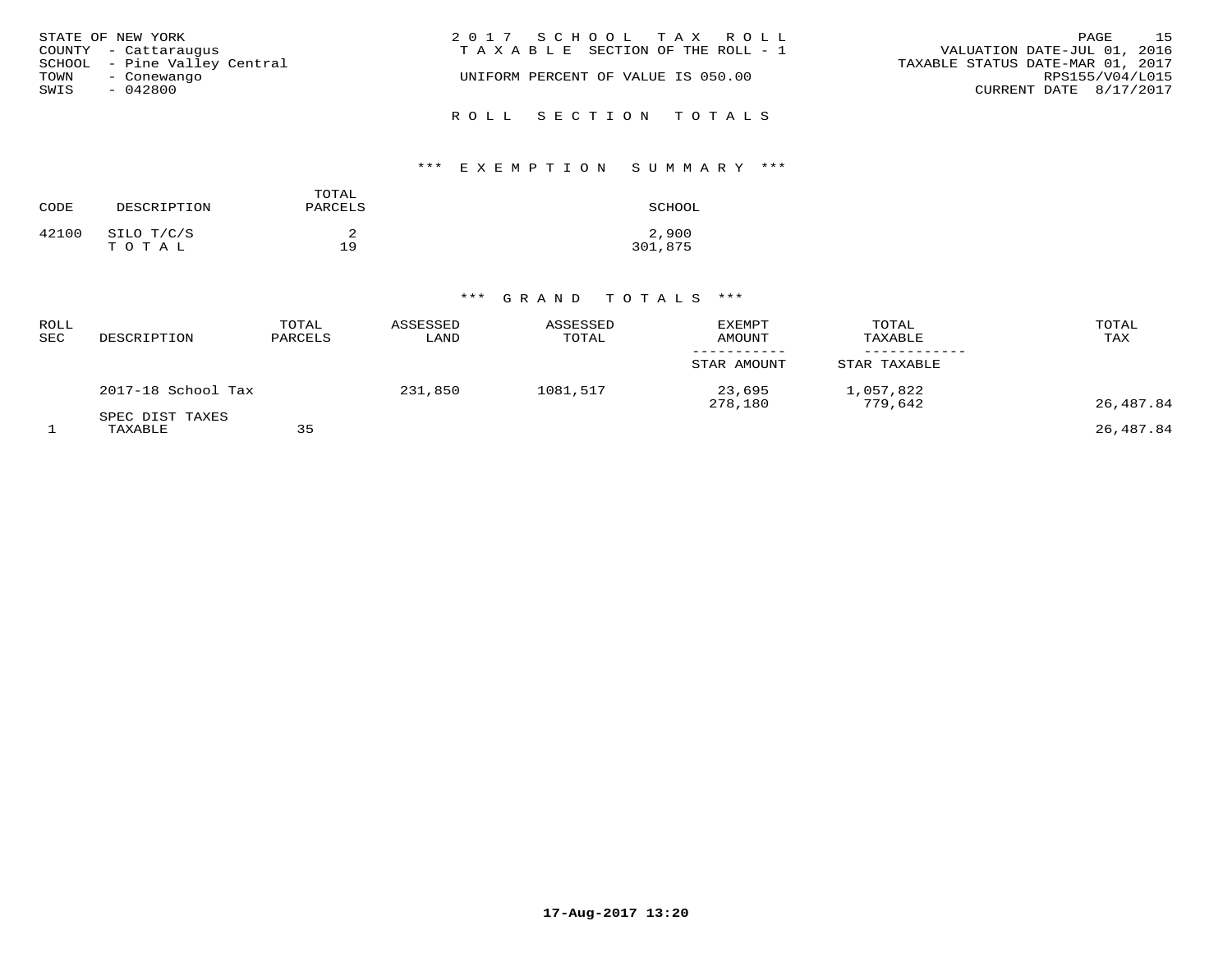STATE OF NEW YORK
COUNTY - Cattaraugus
SCHOOL - Pine Valley Central
TOWN - Conewango
SWIS - 042800

2017 SCHOOL TAX ROLL
TAXABLE SECTION OF THE ROLL - 1

UNIFORM PERCENT OF VALUE IS 050.00

VALUATION DATE-JUL 01, 2016
TAXABLE STATUS DATE-MAR 01, 2017
RPS155/V04/L015
CURRENT DATE 8/17/2017

## ROLL SECTION TOTALS

### *** EXEMPTION SUMMARY ***

| CODE | DESCRIPTION | TOTAL PARCELS | SCHOOL |
|---|---|---|---|
| 42100 | SILO T/C/S | 2 | 2,900 |
| | T O T A L | 19 | 301,875 |

### *** GRAND TOTALS ***

| ROLL SEC | DESCRIPTION | TOTAL PARCELS | ASSESSED LAND | ASSESSED TOTAL | EXEMPT AMOUNT / STAR AMOUNT | TOTAL TAXABLE / STAR TAXABLE | TOTAL TAX |
|---|---|---|---|---|---|---|---|
| | 2017-18 School Tax | | 231,850 | 1081,517 | 23,695 | 1,057,822 | |
| | | | | | 278,180 | 779,642 | 26,487.84 |
| | SPEC DIST TAXES | | | | | | |
| 1 | TAXABLE | 35 | | | | | 26,487.84 |

17-Aug-2017 13:20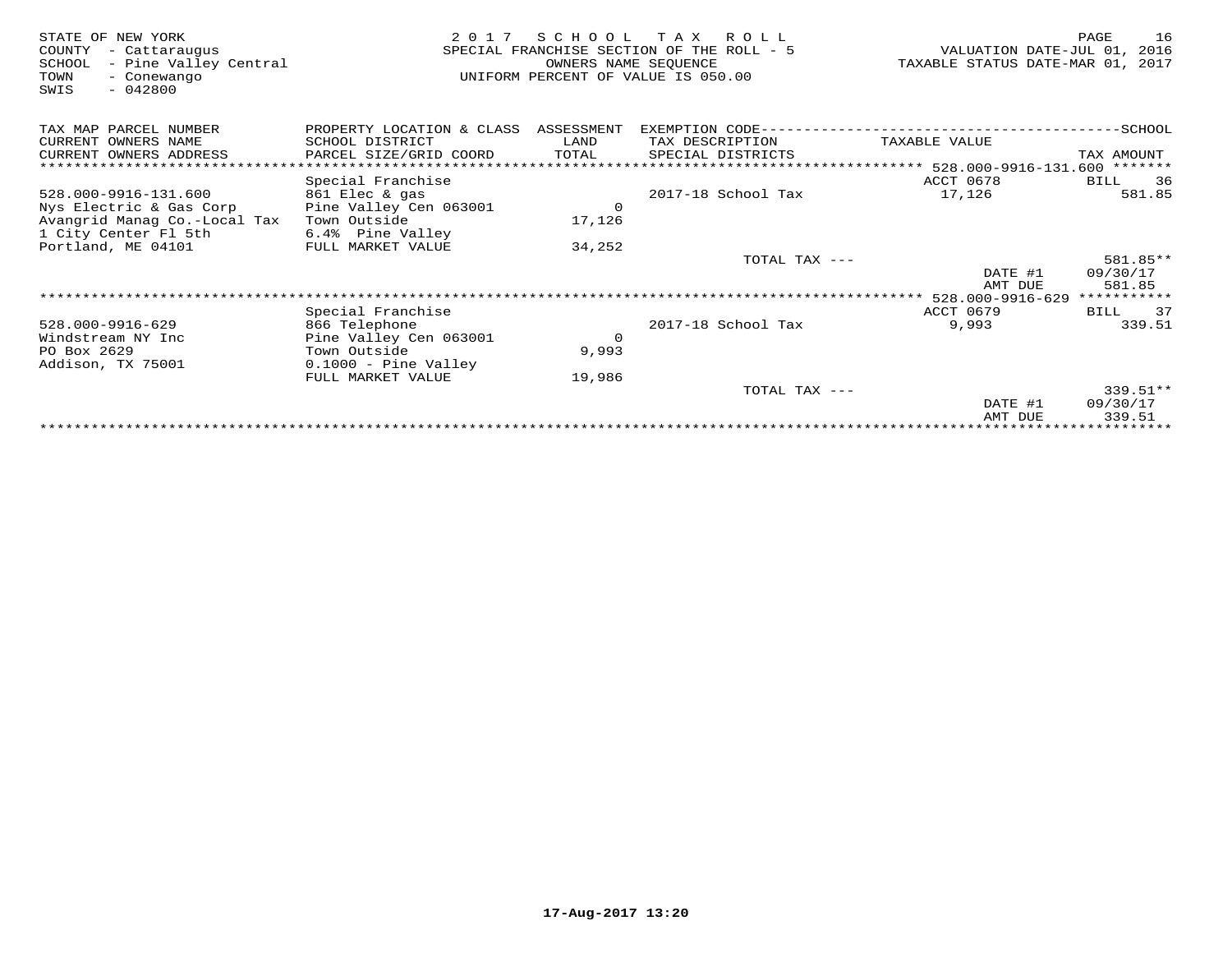STATE OF NEW YORK
COUNTY - Cattaraugus
SCHOOL - Pine Valley Central
TOWN - Conewango
SWIS - 042800

2 0 1 7 S C H O O L T A X R O L L
SPECIAL FRANCHISE SECTION OF THE ROLL - 5
OWNERS NAME SEQUENCE
UNIFORM PERCENT OF VALUE IS 050.00

VALUATION DATE-JUL 01, 2016
TAXABLE STATUS DATE-MAR 01, 2017

| TAX MAP PARCEL NUMBER / CURRENT OWNERS NAME / CURRENT OWNERS ADDRESS | PROPERTY LOCATION & CLASS / SCHOOL DISTRICT / PARCEL SIZE/GRID COORD | ASSESSMENT LAND / TOTAL | EXEMPTION CODE / TAX DESCRIPTION / SPECIAL DISTRICTS | TAXABLE VALUE | TAX AMOUNT |
|---|---|---|---|---|---|
| | Special Franchise | | | ACCT 0678 | BILL 36 |
| 528.000-9916-131.600 | 861 Elec & gas | | 2017-18 School Tax | 17,126 | 581.85 |
| Nys Electric & Gas Corp | Pine Valley Cen 063001 | 0 | | | |
| Avangrid Manag Co.-Local Tax | Town Outside | 17,126 | | | |
| 1 City Center Fl 5th | 6.4% Pine Valley | | | | |
| Portland, ME 04101 | FULL MARKET VALUE | 34,252 | | | |
| | | | TOTAL TAX --- | | 581.85** |
| | | | | DATE #1 | 09/30/17 |
| | | | | AMT DUE | 581.85 |
| | Special Franchise | | | ACCT 0679 | BILL 37 |
| 528.000-9916-629 | 866 Telephone | | 2017-18 School Tax | 9,993 | 339.51 |
| Windstream NY Inc | Pine Valley Cen 063001 | 0 | | | |
| PO Box 2629 | Town Outside | 9,993 | | | |
| Addison, TX 75001 | 0.1000 - Pine Valley | | | | |
| | FULL MARKET VALUE | 19,986 | | | |
| | | | TOTAL TAX --- | | 339.51** |
| | | | | DATE #1 | 09/30/17 |
| | | | | AMT DUE | 339.51 |

17-Aug-2017 13:20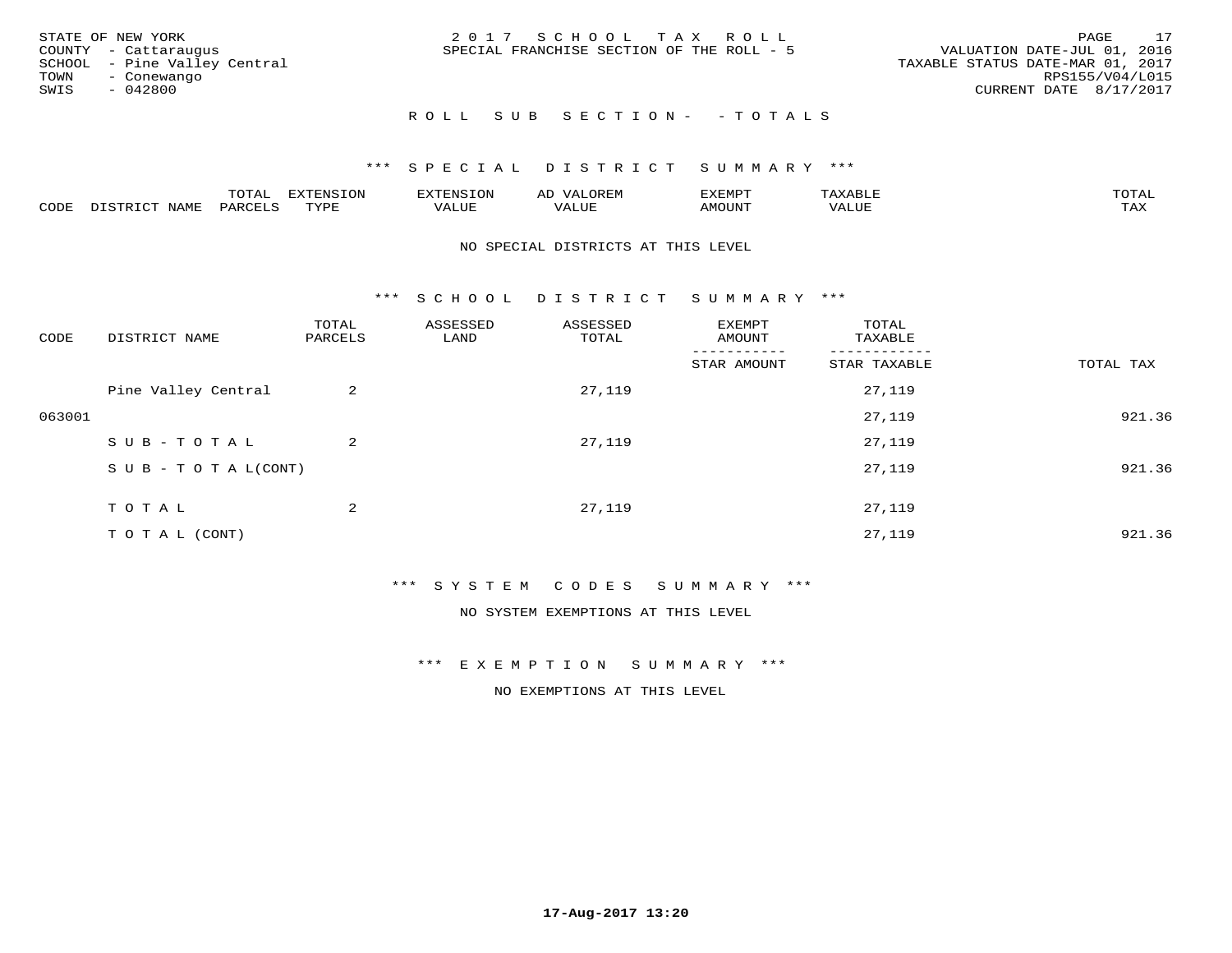STATE OF NEW YORK
COUNTY - Cattaraugus
SCHOOL - Pine Valley Central
TOWN - Conewango
SWIS - 042800

2 0 1 7 S C H O O L T A X R O L L
SPECIAL FRANCHISE SECTION OF THE ROLL - 5

VALUATION DATE-JUL 01, 2016
TAXABLE STATUS DATE-MAR 01, 2017
RPS155/V04/L015
CURRENT DATE 8/17/2017

R O L L S U B S E C T I O N - - T O T A L S

*** S P E C I A L D I S T R I C T S U M M A R Y ***

| CODE | DISTRICT NAME | TOTAL PARCELS | EXTENSION TYPE | EXTENSION VALUE | AD VALOREM VALUE | EXEMPT AMOUNT | TAXABLE VALUE | TOTAL TAX |
|---|---|---|---|---|---|---|---|---|

NO SPECIAL DISTRICTS AT THIS LEVEL

*** S C H O O L D I S T R I C T S U M M A R Y ***

| CODE | DISTRICT NAME | TOTAL PARCELS | ASSESSED LAND | ASSESSED TOTAL | EXEMPT AMOUNT / STAR AMOUNT | TOTAL TAXABLE / STAR TAXABLE | TOTAL TAX |
|---|---|---|---|---|---|---|---|
| | Pine Valley Central | 2 | | 27,119 | | 27,119 | |
| 063001 | | | | | | 27,119 | 921.36 |
| | S U B - T O T A L | 2 | | 27,119 | | 27,119 | |
| | S U B - T O T A L(CONT) | | | | | 27,119 | 921.36 |
| | T O T A L | 2 | | 27,119 | | 27,119 | |
| | T O T A L (CONT) | | | | | 27,119 | 921.36 |

*** S Y S T E M C O D E S S U M M A R Y ***

NO SYSTEM EXEMPTIONS AT THIS LEVEL

*** E X E M P T I O N S U M M A R Y ***

NO EXEMPTIONS AT THIS LEVEL

17-Aug-2017 13:20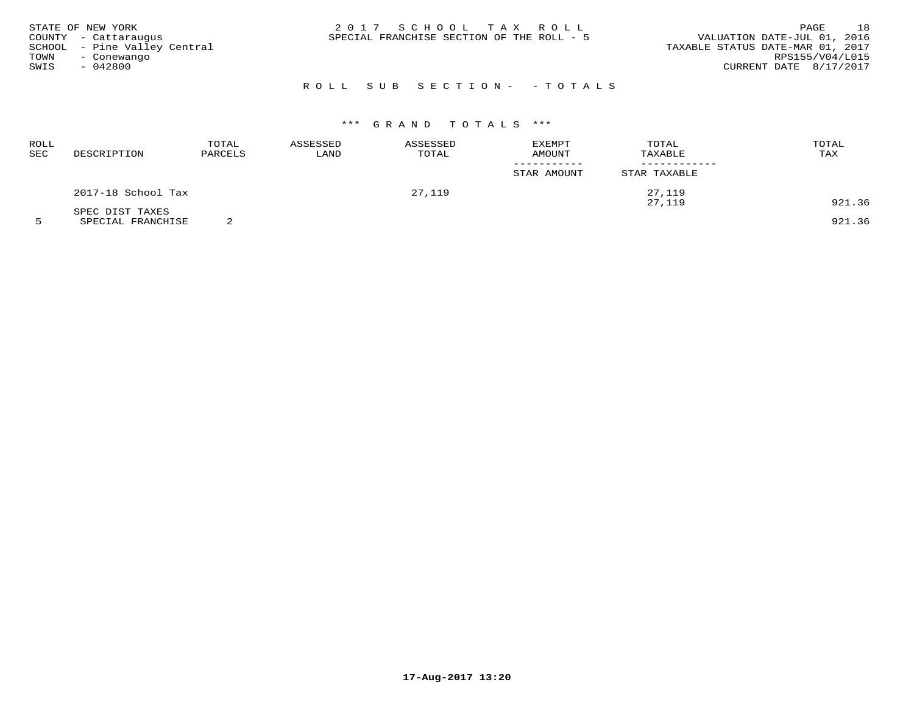STATE OF NEW YORK
COUNTY - Cattaraugus
SCHOOL - Pine Valley Central
TOWN - Conewango
SWIS - 042800

2 0 1 7 S C H O O L T A X R O L L
SPECIAL FRANCHISE SECTION OF THE ROLL - 5

VALUATION DATE-JUL 01, 2016
TAXABLE STATUS DATE-MAR 01, 2017
RPS155/V04/L015
CURRENT DATE 8/17/2017

R O L L S U B S E C T I O N - - T O T A L S

*** G R A N D T O T A L S ***

| ROLL SEC | DESCRIPTION | TOTAL PARCELS | ASSESSED LAND | ASSESSED TOTAL | EXEMPT AMOUNT / STAR AMOUNT | TOTAL TAXABLE / STAR TAXABLE | TOTAL TAX |
|---|---|---|---|---|---|---|---|
| | 2017-18 School Tax | | | 27,119 | | 27,119 | |
| | | | | | | 27,119 | 921.36 |
| | SPEC DIST TAXES | | | | | | |
| 5 | SPECIAL FRANCHISE | 2 | | | | | 921.36 |

17-Aug-2017 13:20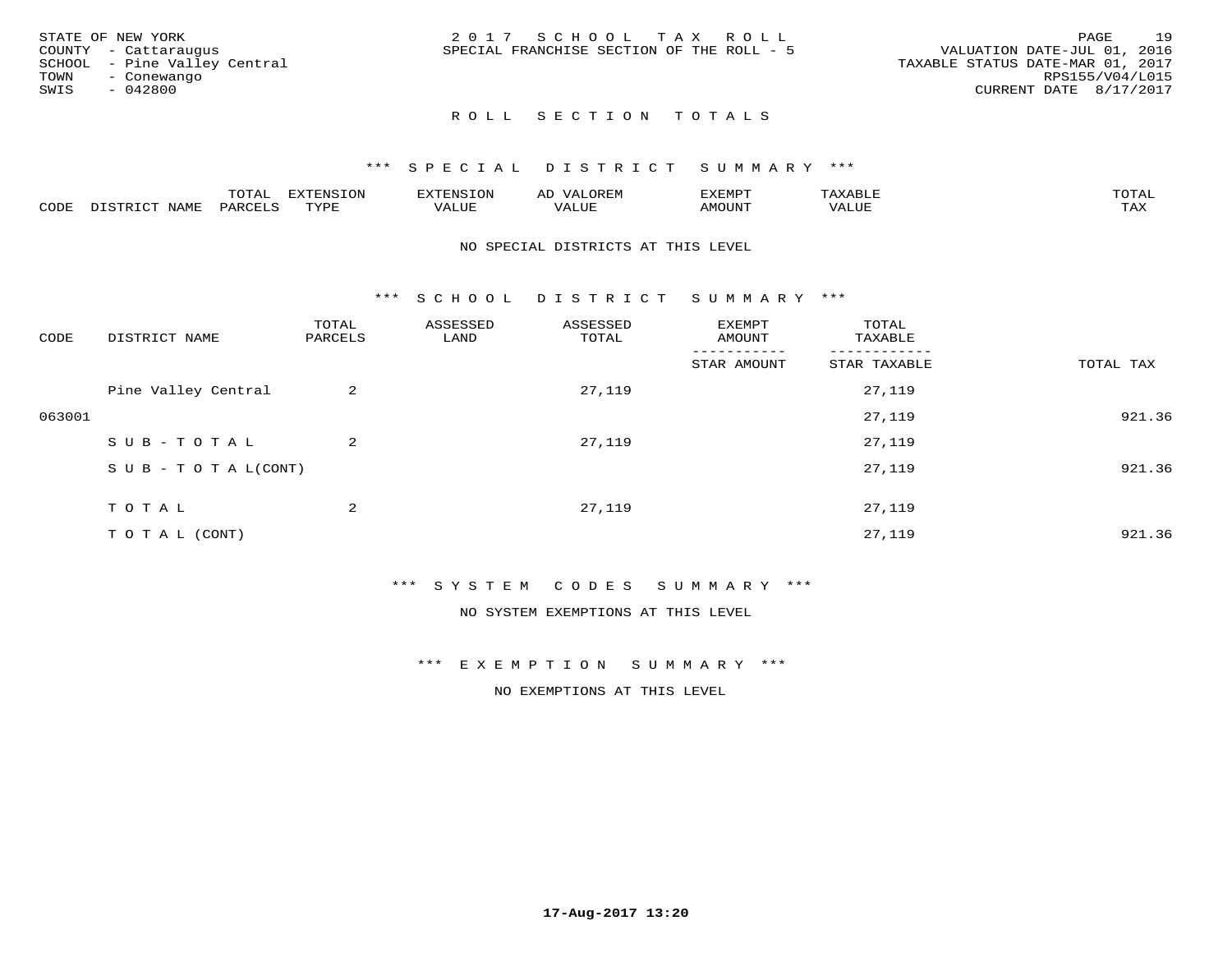STATE OF NEW YORK
COUNTY - Cattaraugus
SCHOOL - Pine Valley Central
TOWN - Conewango
SWIS - 042800

2 0 1 7 S C H O O L T A X R O L L
SPECIAL FRANCHISE SECTION OF THE ROLL - 5

VALUATION DATE-JUL 01, 2016
TAXABLE STATUS DATE-MAR 01, 2017
RPS155/V04/L015
CURRENT DATE 8/17/2017

## R O L L S E C T I O N T O T A L S

### *** S P E C I A L D I S T R I C T S U M M A R Y ***

| CODE | DISTRICT NAME | TOTAL PARCELS | EXTENSION TYPE | EXTENSION VALUE | AD VALOREM VALUE | EXEMPT AMOUNT | TAXABLE VALUE | TOTAL TAX |
|---|---|---|---|---|---|---|---|---|

NO SPECIAL DISTRICTS AT THIS LEVEL

### *** S C H O O L D I S T R I C T S U M M A R Y ***

| CODE | DISTRICT NAME | TOTAL PARCELS | ASSESSED LAND | ASSESSED TOTAL | EXEMPT AMOUNT / STAR AMOUNT | TOTAL TAXABLE / STAR TAXABLE | TOTAL TAX |
|---|---|---|---|---|---|---|---|
| | Pine Valley Central | 2 | | 27,119 | | 27,119 | |
| 063001 | | | | | | 27,119 | 921.36 |
| | S U B - T O T A L | 2 | | 27,119 | | 27,119 | |
| | S U B - T O T A L(CONT) | | | | | 27,119 | 921.36 |
| | T O T A L | 2 | | 27,119 | | 27,119 | |
| | T O T A L (CONT) | | | | | 27,119 | 921.36 |

### *** S Y S T E M C O D E S S U M M A R Y ***

NO SYSTEM EXEMPTIONS AT THIS LEVEL

### *** E X E M P T I O N S U M M A R Y ***

NO EXEMPTIONS AT THIS LEVEL

17-Aug-2017 13:20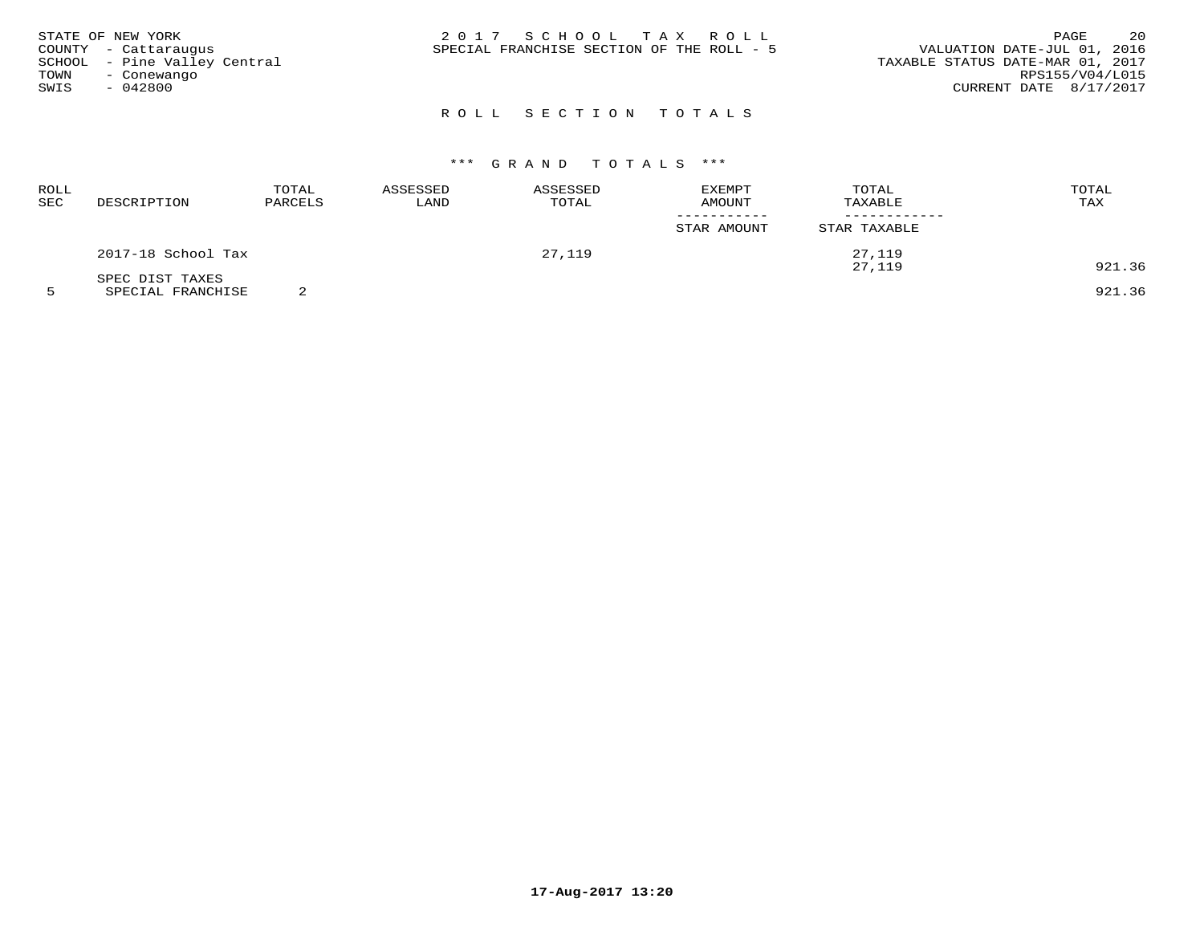STATE OF NEW YORK
COUNTY - Cattaraugus
SCHOOL - Pine Valley Central
TOWN - Conewango
SWIS - 042800

2 0 1 7 S C H O O L T A X R O L L
SPECIAL FRANCHISE SECTION OF THE ROLL - 5

VALUATION DATE-JUL 01, 2016
TAXABLE STATUS DATE-MAR 01, 2017
RPS155/V04/L015
CURRENT DATE 8/17/2017

## R O L L S E C T I O N T O T A L S

### \*\*\* G R A N D T O T A L S \*\*\*

| ROLL SEC | DESCRIPTION | TOTAL PARCELS | ASSESSED LAND | ASSESSED TOTAL | EXEMPT AMOUNT / STAR AMOUNT | TOTAL TAXABLE / STAR TAXABLE | TOTAL TAX |
|---|---|---|---|---|---|---|---|
| | 2017-18 School Tax | | | 27,119 | | 27,119 | |
| | | | | | | 27,119 | 921.36 |
| | SPEC DIST TAXES | | | | | | |
| 5 | SPECIAL FRANCHISE | 2 | | | | | 921.36 |

17-Aug-2017 13:20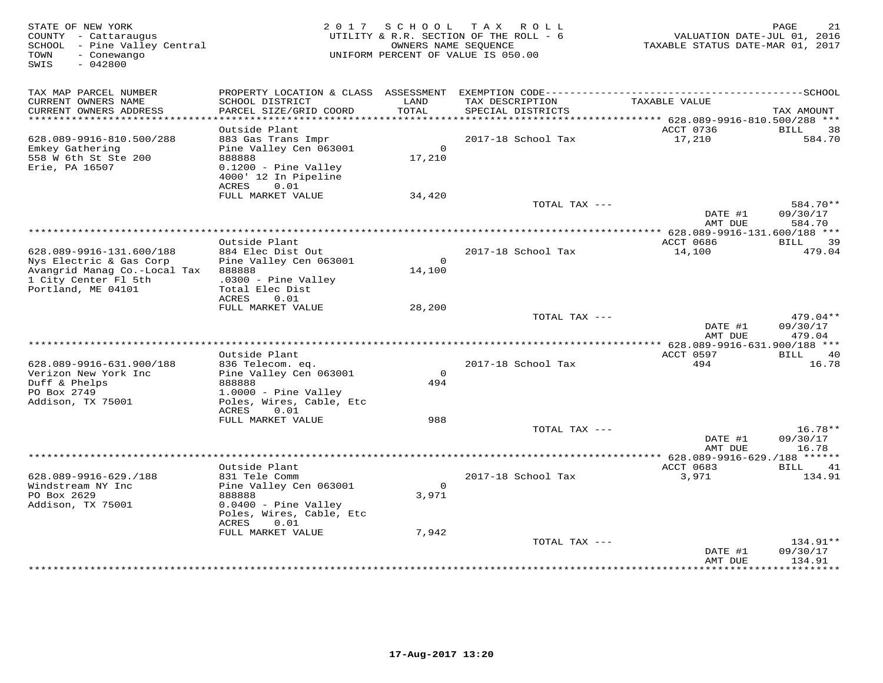STATE OF NEW YORK
COUNTY - Cattaraugus
SCHOOL - Pine Valley Central
TOWN - Conewango
SWIS - 042800

2017 SCHOOL TAX ROLL
UTILITY & R.R. SECTION OF THE ROLL - 6
OWNERS NAME SEQUENCE
UNIFORM PERCENT OF VALUE IS 050.00

VALUATION DATE-JUL 01, 2016
TAXABLE STATUS DATE-MAR 01, 2017

| TAX MAP PARCEL NUMBER / CURRENT OWNERS NAME / CURRENT OWNERS ADDRESS | PROPERTY LOCATION & CLASS / SCHOOL DISTRICT / PARCEL SIZE/GRID COORD | ASSESSMENT LAND / TOTAL | EXEMPTION CODE / TAX DESCRIPTION / SPECIAL DISTRICTS | TAXABLE VALUE | TAX AMOUNT |
|---|---|---|---|---|---|
| **628.089-9916-810.500/288** | | | | | |
| | Outside Plant | | | ACCT 0736 | BILL 38 |
| 628.089-9916-810.500/288 | 883 Gas Trans Impr | | 2017-18 School Tax | 17,210 | 584.70 |
| Emkey Gathering | Pine Valley Cen 063001 | 0 | | | |
| 558 W 6th St Ste 200 | 888888 | 17,210 | | | |
| Erie, PA 16507 | 0.1200 - Pine Valley | | | | |
| | 4000' 12 In Pipeline | | | | |
| | ACRES 0.01 | | | | |
| | FULL MARKET VALUE | 34,420 | | | |
| | | | TOTAL TAX --- | | 584.70** |
| | | | | DATE #1 | 09/30/17 |
| | | | | AMT DUE | 584.70 |
| **628.089-9916-131.600/188** | | | | | |
| | Outside Plant | | | ACCT 0686 | BILL 39 |
| 628.089-9916-131.600/188 | 884 Elec Dist Out | | 2017-18 School Tax | 14,100 | 479.04 |
| Nys Electric & Gas Corp | Pine Valley Cen 063001 | 0 | | | |
| Avangrid Manag Co.-Local Tax | 888888 | 14,100 | | | |
| 1 City Center Fl 5th | .0300 - Pine Valley | | | | |
| Portland, ME 04101 | Total Elec Dist | | | | |
| | ACRES 0.01 | | | | |
| | FULL MARKET VALUE | 28,200 | | | |
| | | | TOTAL TAX --- | | 479.04** |
| | | | | DATE #1 | 09/30/17 |
| | | | | AMT DUE | 479.04 |
| **628.089-9916-631.900/188** | | | | | |
| | Outside Plant | | | ACCT 0597 | BILL 40 |
| 628.089-9916-631.900/188 | 836 Telecom. eq. | | 2017-18 School Tax | 494 | 16.78 |
| Verizon New York Inc | Pine Valley Cen 063001 | 0 | | | |
| Duff & Phelps | 888888 | 494 | | | |
| PO Box 2749 | 1.0000 - Pine Valley | | | | |
| Addison, TX 75001 | Poles, Wires, Cable, Etc | | | | |
| | ACRES 0.01 | | | | |
| | FULL MARKET VALUE | 988 | | | |
| | | | TOTAL TAX --- | | 16.78** |
| | | | | DATE #1 | 09/30/17 |
| | | | | AMT DUE | 16.78 |
| **628.089-9916-629./188** | | | | | |
| | Outside Plant | | | ACCT 0683 | BILL 41 |
| 628.089-9916-629./188 | 831 Tele Comm | | 2017-18 School Tax | 3,971 | 134.91 |
| Windstream NY Inc | Pine Valley Cen 063001 | 0 | | | |
| PO Box 2629 | 888888 | 3,971 | | | |
| Addison, TX 75001 | 0.0400 - Pine Valley | | | | |
| | Poles, Wires, Cable, Etc | | | | |
| | ACRES 0.01 | | | | |
| | FULL MARKET VALUE | 7,942 | | | |
| | | | TOTAL TAX --- | | 134.91** |
| | | | | DATE #1 | 09/30/17 |
| | | | | AMT DUE | 134.91 |

17-Aug-2017 13:20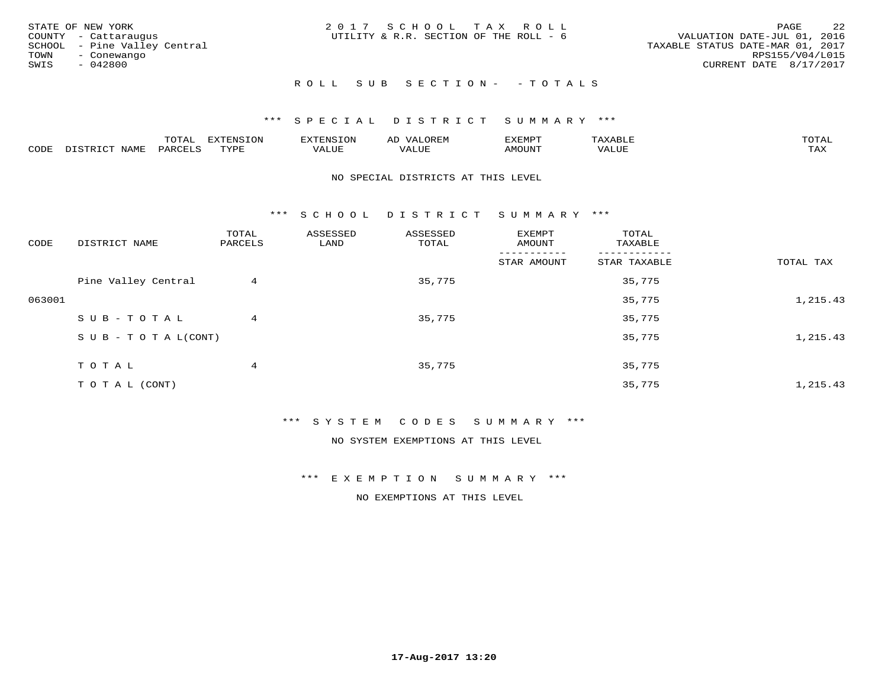STATE OF NEW YORK
COUNTY - Cattaraugus
SCHOOL - Pine Valley Central
TOWN - Conewango
SWIS - 042800

2017 SCHOOL TAX ROLL
UTILITY & R.R. SECTION OF THE ROLL - 6

VALUATION DATE-JUL 01, 2016
TAXABLE STATUS DATE-MAR 01, 2017
RPS155/V04/L015
CURRENT DATE 8/17/2017

ROLL SUB SECTION- - TOTALS

*** SPECIAL DISTRICT SUMMARY ***

| CODE | DISTRICT NAME | TOTAL PARCELS | EXTENSION TYPE | EXTENSION VALUE | AD VALOREM VALUE | EXEMPT AMOUNT | TAXABLE VALUE | TOTAL TAX |
|---|---|---|---|---|---|---|---|---|

NO SPECIAL DISTRICTS AT THIS LEVEL

*** SCHOOL DISTRICT SUMMARY ***

| CODE | DISTRICT NAME | TOTAL PARCELS | ASSESSED LAND | ASSESSED TOTAL | EXEMPT AMOUNT / STAR AMOUNT | TOTAL TAXABLE / STAR TAXABLE | TOTAL TAX |
|---|---|---|---|---|---|---|---|
| | Pine Valley Central | 4 | | 35,775 | | 35,775 | |
| 063001 | | | | | | 35,775 | 1,215.43 |
| | SUB-TOTAL | 4 | | 35,775 | | 35,775 | |
| | SUB-TOTAL(CONT) | | | | | 35,775 | 1,215.43 |
| | TOTAL | 4 | | 35,775 | | 35,775 | |
| | TOTAL (CONT) | | | | | 35,775 | 1,215.43 |

*** SYSTEM CODES SUMMARY ***

NO SYSTEM EXEMPTIONS AT THIS LEVEL

*** EXEMPTION SUMMARY ***

NO EXEMPTIONS AT THIS LEVEL

17-Aug-2017 13:20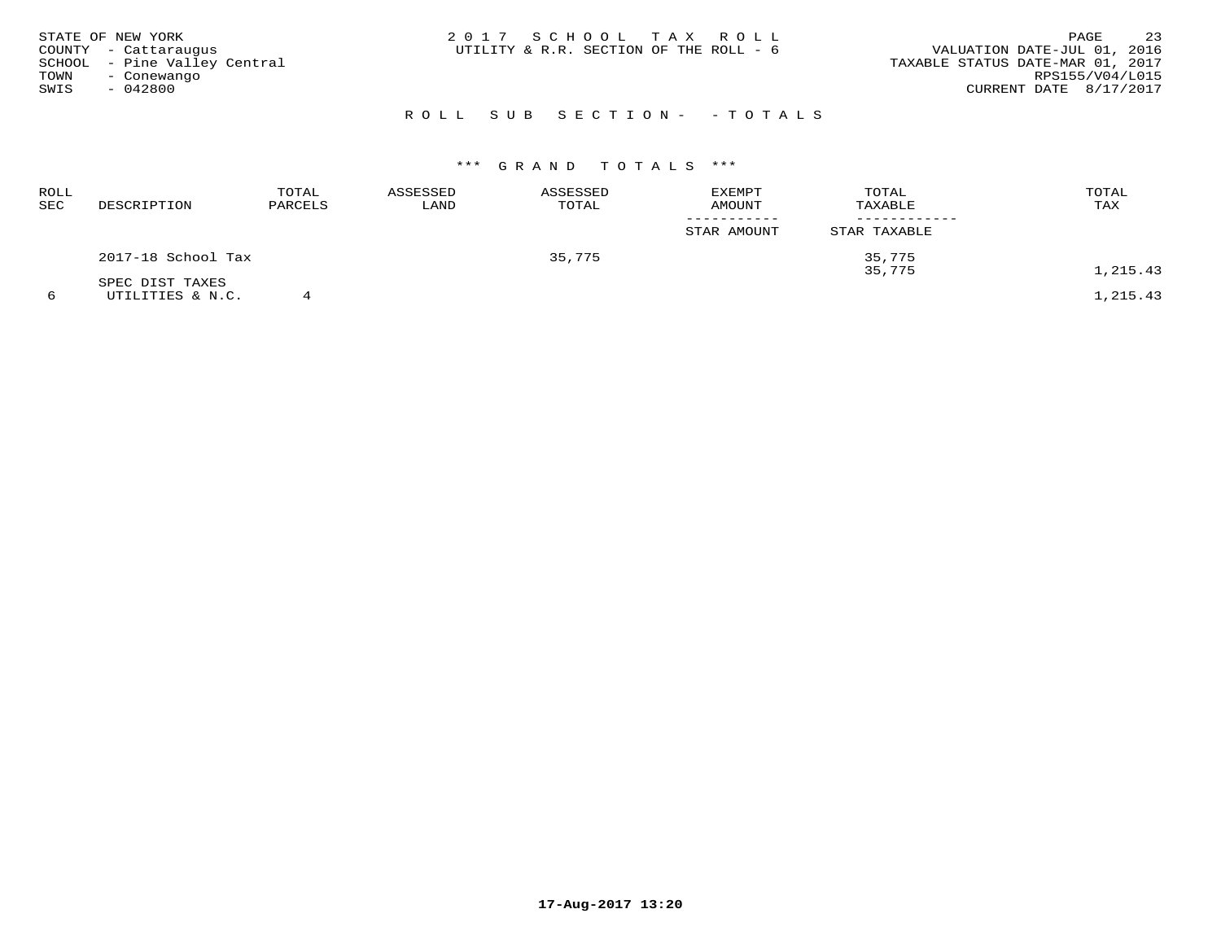STATE OF NEW YORK
COUNTY - Cattaraugus
SCHOOL - Pine Valley Central
TOWN - Conewango
SWIS - 042800

2 0 1 7 S C H O O L T A X R O L L
UTILITY & R.R. SECTION OF THE ROLL - 6

VALUATION DATE-JUL 01, 2016
TAXABLE STATUS DATE-MAR 01, 2017
RPS155/V04/L015
CURRENT DATE 8/17/2017

R O L L S U B S E C T I O N - - T O T A L S

*** G R A N D T O T A L S ***

| ROLL SEC | DESCRIPTION | TOTAL PARCELS | ASSESSED LAND | ASSESSED TOTAL | EXEMPT AMOUNT / STAR AMOUNT | TOTAL TAXABLE / STAR TAXABLE | TOTAL TAX |
|---|---|---|---|---|---|---|---|
| | 2017-18 School Tax | | | 35,775 | | 35,775 | |
| | | | | | | 35,775 | 1,215.43 |
| | SPEC DIST TAXES | | | | | | |
| 6 | UTILITIES & N.C. | 4 | | | | | 1,215.43 |

17-Aug-2017 13:20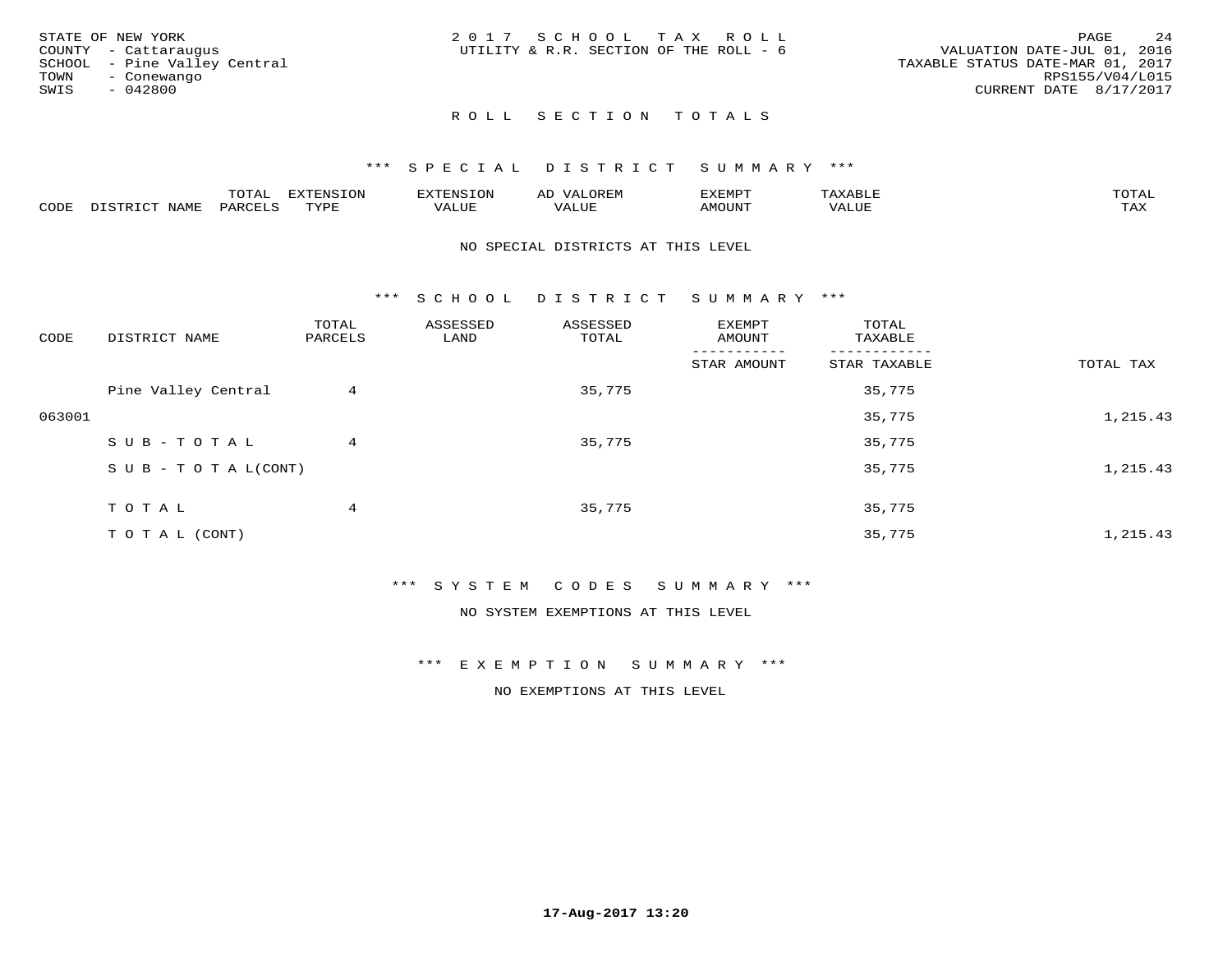STATE OF NEW YORK
COUNTY - Cattaraugus
SCHOOL - Pine Valley Central
TOWN - Conewango
SWIS - 042800

2 0 1 7 S C H O O L T A X R O L L
UTILITY & R.R. SECTION OF THE ROLL - 6

VALUATION DATE-JUL 01, 2016
TAXABLE STATUS DATE-MAR 01, 2017
RPS155/V04/L015
CURRENT DATE 8/17/2017

## R O L L S E C T I O N T O T A L S

### *** S P E C I A L D I S T R I C T S U M M A R Y ***

| CODE | DISTRICT NAME | TOTAL PARCELS | EXTENSION TYPE | EXTENSION VALUE | AD VALOREM VALUE | EXEMPT AMOUNT | TAXABLE VALUE | TOTAL TAX |
|---|---|---|---|---|---|---|---|---|

NO SPECIAL DISTRICTS AT THIS LEVEL

### *** S C H O O L D I S T R I C T S U M M A R Y ***

| CODE | DISTRICT NAME | TOTAL PARCELS | ASSESSED LAND | ASSESSED TOTAL | EXEMPT AMOUNT / STAR AMOUNT | TOTAL TAXABLE / STAR TAXABLE | TOTAL TAX |
|---|---|---|---|---|---|---|---|
| | Pine Valley Central | 4 | | 35,775 | | 35,775 | |
| 063001 | | | | | | 35,775 | 1,215.43 |
| | S U B - T O T A L | 4 | | 35,775 | | 35,775 | |
| | S U B - T O T A L(CONT) | | | | | 35,775 | 1,215.43 |
| | T O T A L | 4 | | 35,775 | | 35,775 | |
| | T O T A L (CONT) | | | | | 35,775 | 1,215.43 |

### *** S Y S T E M C O D E S S U M M A R Y ***

NO SYSTEM EXEMPTIONS AT THIS LEVEL

### *** E X E M P T I O N S U M M A R Y ***

NO EXEMPTIONS AT THIS LEVEL

17-Aug-2017 13:20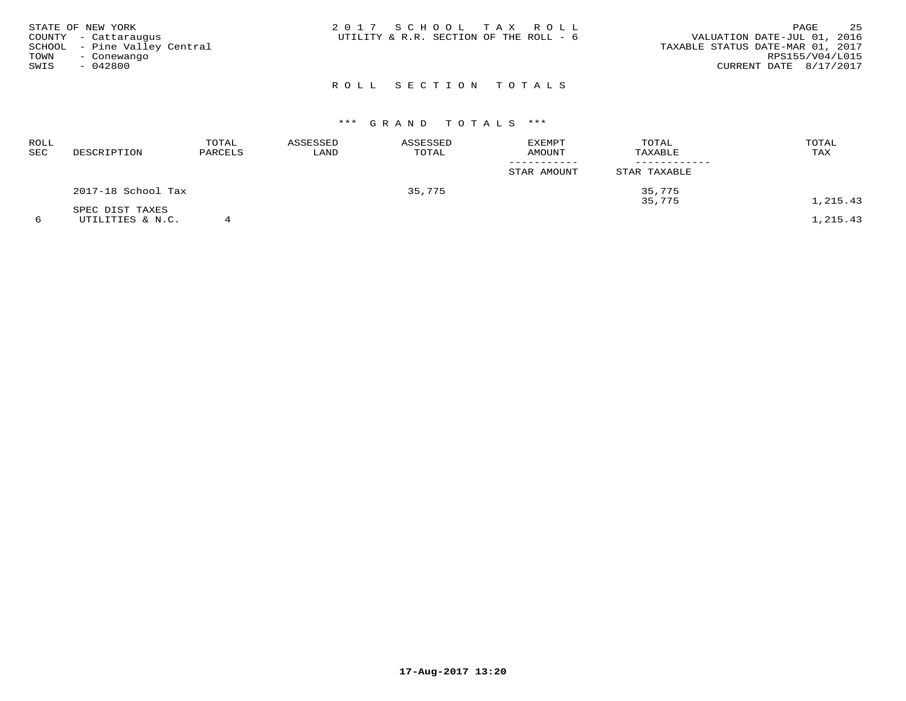STATE OF NEW YORK
COUNTY - Cattaraugus
SCHOOL - Pine Valley Central
TOWN - Conewango
SWIS - 042800

2 0 1 7 S C H O O L T A X R O L L
UTILITY & R.R. SECTION OF THE ROLL - 6

VALUATION DATE-JUL 01, 2016
TAXABLE STATUS DATE-MAR 01, 2017
RPS155/V04/L015
CURRENT DATE 8/17/2017

## R O L L S E C T I O N T O T A L S

### *** G R A N D T O T A L S ***

| ROLL SEC | DESCRIPTION | TOTAL PARCELS | ASSESSED LAND | ASSESSED TOTAL | EXEMPT AMOUNT / STAR AMOUNT | TOTAL TAXABLE / STAR TAXABLE | TOTAL TAX |
|---|---|---|---|---|---|---|---|
| | 2017-18 School Tax | | | 35,775 | | 35,775 | |
| | | | | | | 35,775 | 1,215.43 |
| | SPEC DIST TAXES | | | | | | |
| 6 | UTILITIES & N.C. | 4 | | | | | 1,215.43 |

17-Aug-2017 13:20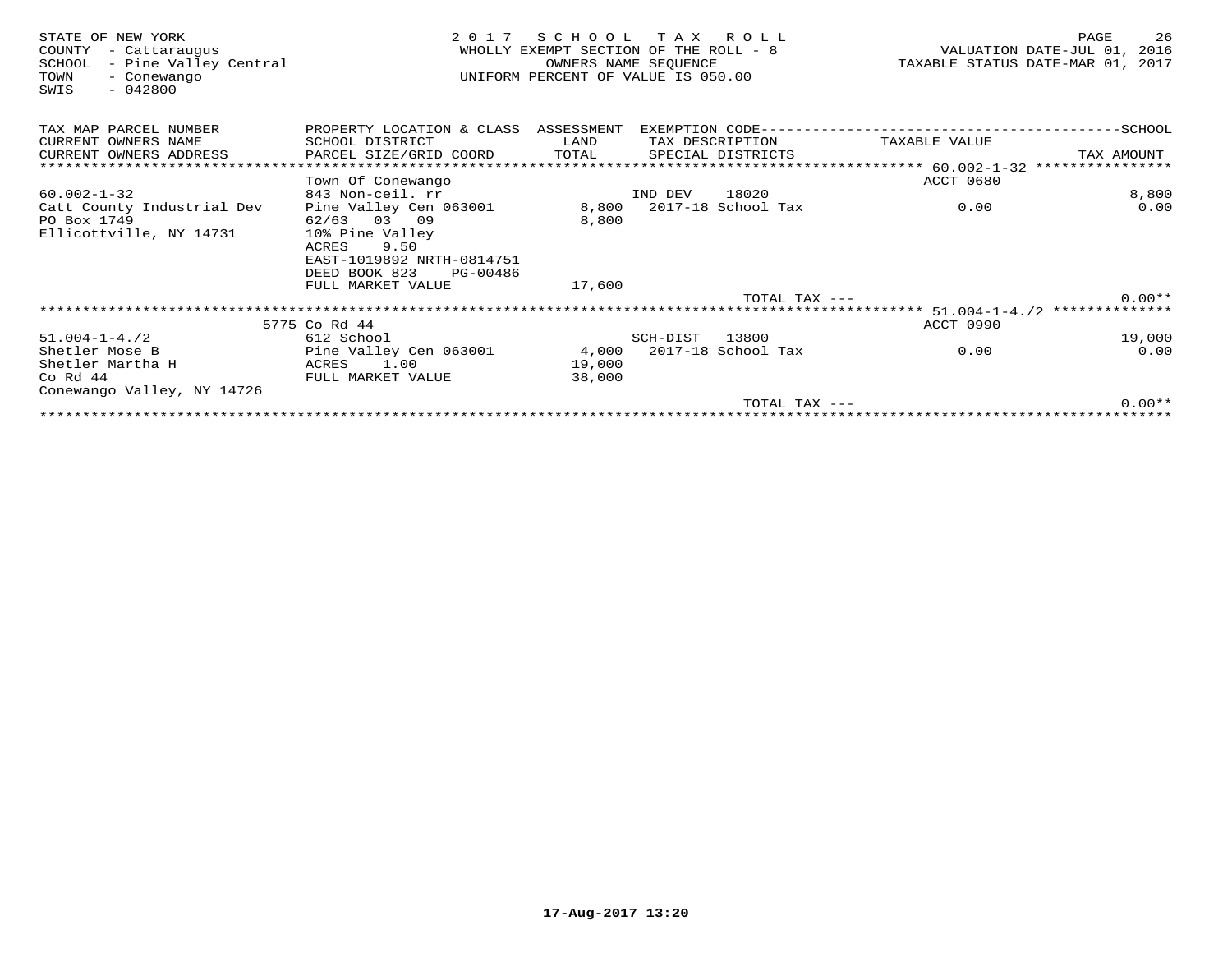STATE OF NEW YORK — 2017 SCHOOL TAX ROLL
COUNTY - Cattaraugus — WHOLLY EXEMPT SECTION OF THE ROLL - 8 — VALUATION DATE-JUL 01, 2016
SCHOOL - Pine Valley Central — OWNERS NAME SEQUENCE — TAXABLE STATUS DATE-MAR 01, 2017
TOWN - Conewango — UNIFORM PERCENT OF VALUE IS 050.00
SWIS - 042800

| TAX MAP PARCEL NUMBER / CURRENT OWNERS NAME / CURRENT OWNERS ADDRESS | PROPERTY LOCATION & CLASS / SCHOOL DISTRICT / PARCEL SIZE/GRID COORD | ASSESSMENT LAND / TOTAL | EXEMPTION CODE / TAX DESCRIPTION / SPECIAL DISTRICTS | TAXABLE VALUE | SCHOOL / TAX AMOUNT |
|---|---|---|---|---|---|
| **60.002-1-32** | Town Of Conewango | | | ACCT 0680 | |
| 60.002-1-32 | 843 Non-ceil. rr | | IND DEV 18020 | | 8,800 |
| Catt County Industrial Dev | Pine Valley Cen 063001 | 8,800 | 2017-18 School Tax | 0.00 | 0.00 |
| PO Box 1749 | 62/63 03 09 | 8,800 | | | |
| Ellicottville, NY 14731 | 10% Pine Valley | | | | |
| | ACRES 9.50 | | | | |
| | EAST-1019892 NRTH-0814751 | | | | |
| | DEED BOOK 823 PG-00486 | | | | |
| | FULL MARKET VALUE | 17,600 | | | |
| | | | TOTAL TAX --- | | 0.00** |
| **51.004-1-4./2** | 5775 Co Rd 44 | | | ACCT 0990 | |
| 51.004-1-4./2 | 612 School | | SCH-DIST 13800 | | 19,000 |
| Shetler Mose B | Pine Valley Cen 063001 | 4,000 | 2017-18 School Tax | 0.00 | 0.00 |
| Shetler Martha H | ACRES 1.00 | 19,000 | | | |
| Co Rd 44 | FULL MARKET VALUE | 38,000 | | | |
| Conewango Valley, NY 14726 | | | | | |
| | | | TOTAL TAX --- | | 0.00** |

17-Aug-2017 13:20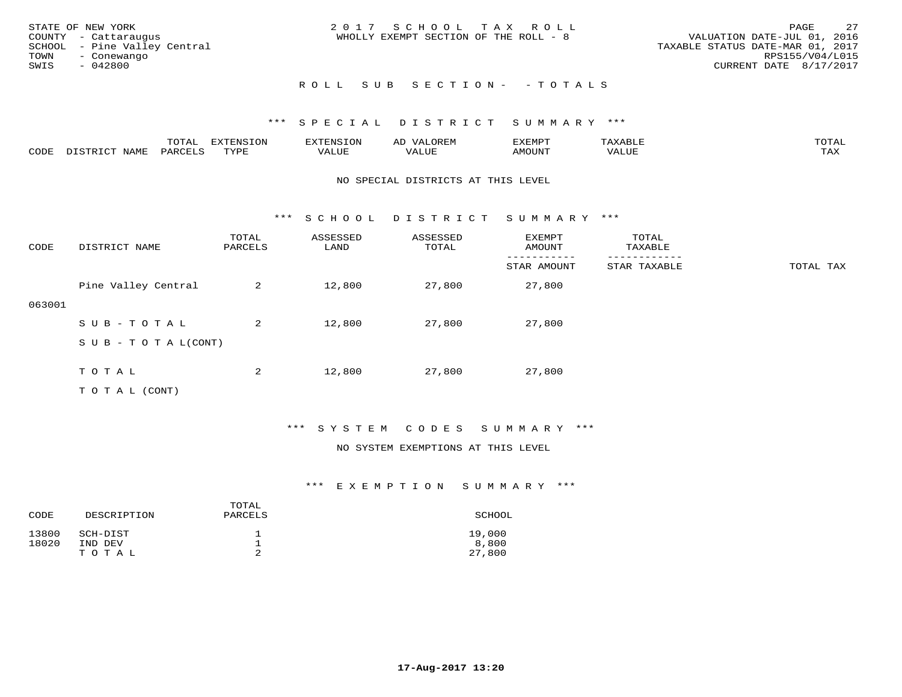STATE OF NEW YORK
COUNTY - Cattaraugus
SCHOOL - Pine Valley Central
TOWN - Conewango
SWIS - 042800

2 0 1 7 S C H O O L T A X R O L L
WHOLLY EXEMPT SECTION OF THE ROLL - 8

VALUATION DATE-JUL 01, 2016
TAXABLE STATUS DATE-MAR 01, 2017
RPS155/V04/L015
CURRENT DATE 8/17/2017

R O L L S U B S E C T I O N - - T O T A L S

*** S P E C I A L D I S T R I C T S U M M A R Y ***

| CODE | DISTRICT NAME | TOTAL PARCELS | EXTENSION TYPE | EXTENSION VALUE | AD VALOREM VALUE | EXEMPT AMOUNT | TAXABLE VALUE | TOTAL TAX |
|---|---|---|---|---|---|---|---|---|

NO SPECIAL DISTRICTS AT THIS LEVEL

*** S C H O O L D I S T R I C T S U M M A R Y ***

| CODE | DISTRICT NAME | TOTAL PARCELS | ASSESSED LAND | ASSESSED TOTAL | EXEMPT AMOUNT / STAR AMOUNT | TOTAL TAXABLE / STAR TAXABLE | TOTAL TAX |
|---|---|---|---|---|---|---|---|
| 063001 | Pine Valley Central | 2 | 12,800 | 27,800 | 27,800 | | |
| | S U B - T O T A L | 2 | 12,800 | 27,800 | 27,800 | | |
| | S U B - T O T A L(CONT) | | | | | | |
| | T O T A L | 2 | 12,800 | 27,800 | 27,800 | | |
| | T O T A L (CONT) | | | | | | |

*** S Y S T E M C O D E S S U M M A R Y ***

NO SYSTEM EXEMPTIONS AT THIS LEVEL

*** E X E M P T I O N S U M M A R Y ***

| CODE | DESCRIPTION | TOTAL PARCELS | SCHOOL |
|---|---|---|---|
| 13800 | SCH-DIST | 1 | 19,000 |
| 18020 | IND DEV | 1 | 8,800 |
| | T O T A L | 2 | 27,800 |

17-Aug-2017 13:20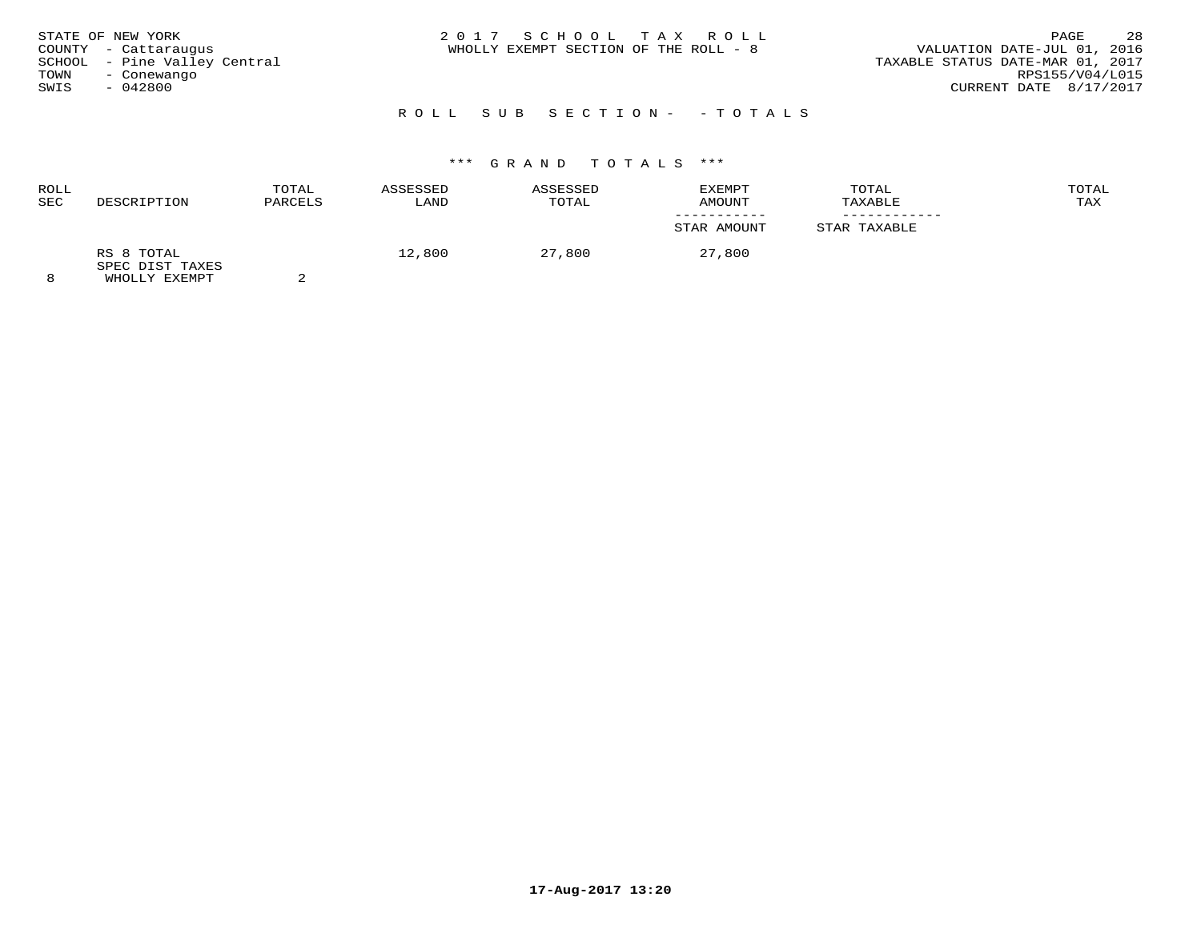STATE OF NEW YORK
COUNTY - Cattaraugus
SCHOOL - Pine Valley Central
TOWN - Conewango
SWIS - 042800

2 0 1 7 S C H O O L T A X R O L L
WHOLLY EXEMPT SECTION OF THE ROLL - 8

VALUATION DATE-JUL 01, 2016
TAXABLE STATUS DATE-MAR 01, 2017
RPS155/V04/L015
CURRENT DATE 8/17/2017

R O L L S U B S E C T I O N - - T O T A L S

*** G R A N D T O T A L S ***

| ROLL SEC | DESCRIPTION | TOTAL PARCELS | ASSESSED LAND | ASSESSED TOTAL | EXEMPT AMOUNT / STAR AMOUNT | TOTAL TAXABLE / STAR TAXABLE | TOTAL TAX |
|---|---|---|---|---|---|---|---|
| 8 | RS 8 TOTAL SPEC DIST TAXES WHOLLY EXEMPT | 2 | 12,800 | 27,800 | 27,800 | | |

17-Aug-2017 13:20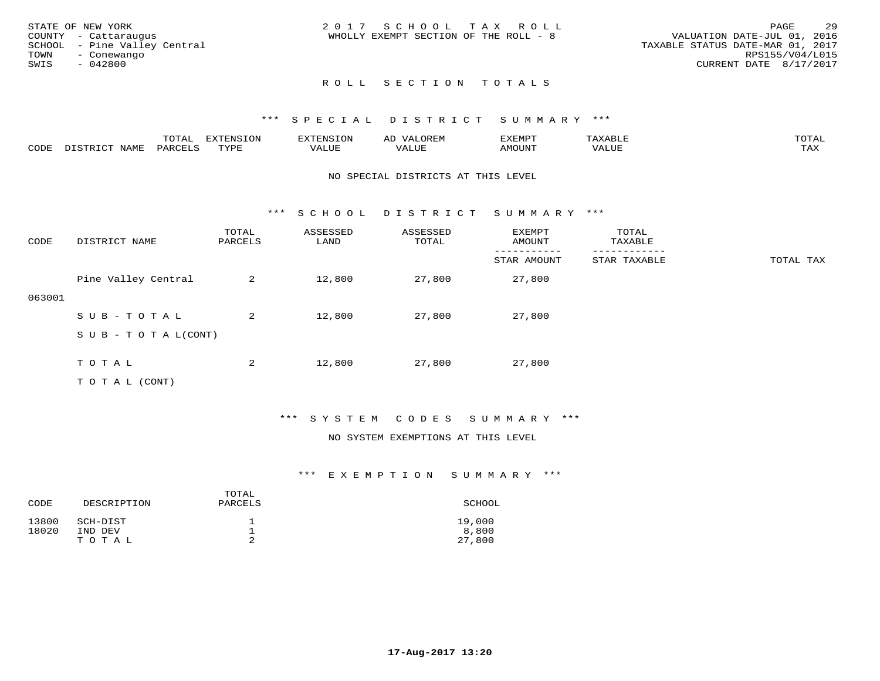STATE OF NEW YORK
COUNTY - Cattaraugus
SCHOOL - Pine Valley Central
TOWN - Conewango
SWIS - 042800

2 0 1 7 S C H O O L T A X R O L L
WHOLLY EXEMPT SECTION OF THE ROLL - 8

VALUATION DATE-JUL 01, 2016
TAXABLE STATUS DATE-MAR 01, 2017
RPS155/V04/L015
CURRENT DATE 8/17/2017

R O L L S E C T I O N T O T A L S

*** S P E C I A L D I S T R I C T S U M M A R Y ***

| CODE | DISTRICT NAME | TOTAL PARCELS | EXTENSION TYPE | EXTENSION VALUE | AD VALOREM VALUE | EXEMPT AMOUNT | TAXABLE VALUE | TOTAL TAX |
|---|---|---|---|---|---|---|---|---|

NO SPECIAL DISTRICTS AT THIS LEVEL

*** S C H O O L D I S T R I C T S U M M A R Y ***

| CODE | DISTRICT NAME | TOTAL PARCELS | ASSESSED LAND | ASSESSED TOTAL | EXEMPT AMOUNT / STAR AMOUNT | TOTAL TAXABLE / STAR TAXABLE | TOTAL TAX |
|---|---|---|---|---|---|---|---|
| 063001 | Pine Valley Central | 2 | 12,800 | 27,800 | 27,800 | | |
| | S U B - T O T A L | 2 | 12,800 | 27,800 | 27,800 | | |
| | S U B - T O T A L(CONT) | | | | | | |
| | T O T A L | 2 | 12,800 | 27,800 | 27,800 | | |
| | T O T A L (CONT) | | | | | | |

*** S Y S T E M C O D E S S U M M A R Y ***

NO SYSTEM EXEMPTIONS AT THIS LEVEL

*** E X E M P T I O N S U M M A R Y ***

| CODE | DESCRIPTION | TOTAL PARCELS | SCHOOL |
|---|---|---|---|
| 13800 | SCH-DIST | 1 | 19,000 |
| 18020 | IND DEV | 1 | 8,800 |
| | T O T A L | 2 | 27,800 |

17-Aug-2017 13:20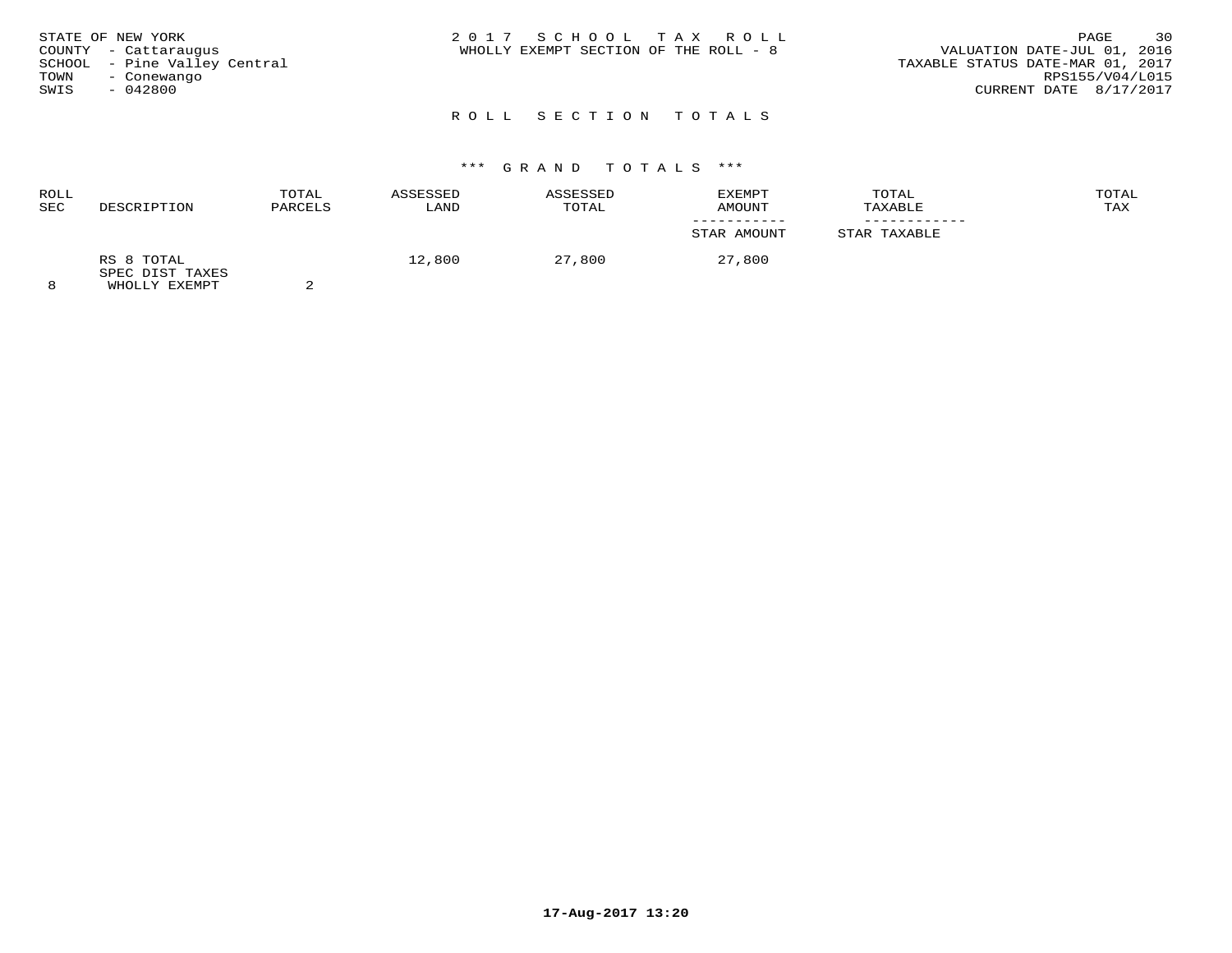STATE OF NEW YORK
COUNTY - Cattaraugus
SCHOOL - Pine Valley Central
TOWN - Conewango
SWIS - 042800

# 2017 SCHOOL TAX ROLL

WHOLLY EXEMPT SECTION OF THE ROLL - 8

VALUATION DATE-JUL 01, 2016
TAXABLE STATUS DATE-MAR 01, 2017
RPS155/V04/L015
CURRENT DATE 8/17/2017

## ROLL SECTION TOTALS

### *** GRAND TOTALS ***

| ROLL SEC | DESCRIPTION | TOTAL PARCELS | ASSESSED LAND | ASSESSED TOTAL | EXEMPT AMOUNT / STAR AMOUNT | TOTAL TAXABLE / STAR TAXABLE | TOTAL TAX |
|---|---|---|---|---|---|---|---|
| | RS 8 TOTAL | | 12,800 | 27,800 | 27,800 | | |
| | SPEC DIST TAXES | | | | | | |
| 8 | WHOLLY EXEMPT | 2 | | | | | |

17-Aug-2017 13:20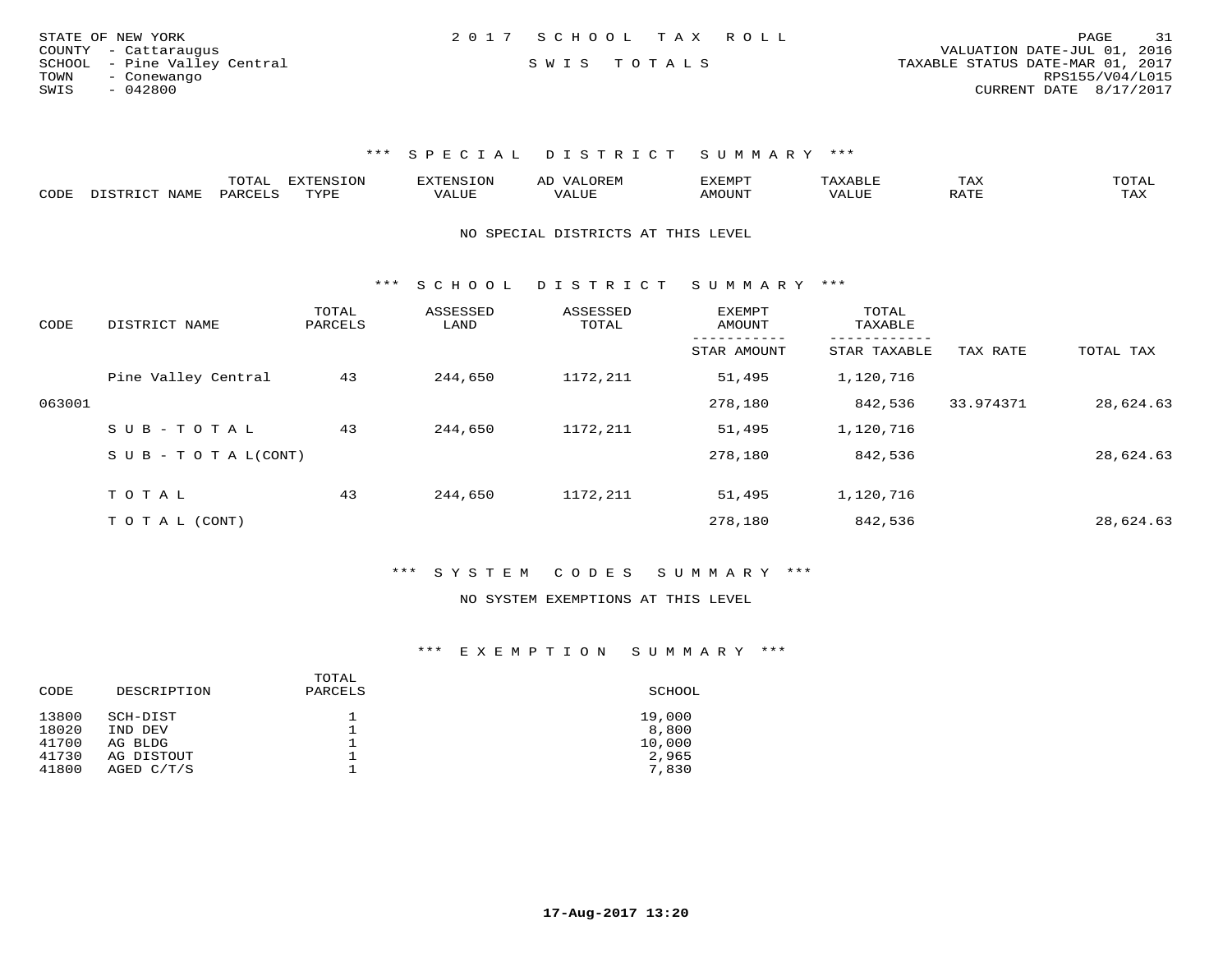STATE OF NEW YORK
COUNTY - Cattaraugus
SCHOOL - Pine Valley Central
TOWN - Conewango
SWIS - 042800

2017 SCHOOL TAX ROLL

SWIS TOTALS

VALUATION DATE-JUL 01, 2016
TAXABLE STATUS DATE-MAR 01, 2017
RPS155/V04/L015
CURRENT DATE 8/17/2017

### *** SPECIAL DISTRICT SUMMARY ***

| CODE | DISTRICT NAME | TOTAL PARCELS | EXTENSION TYPE | EXTENSION VALUE | AD VALOREM VALUE | EXEMPT AMOUNT | TAXABLE VALUE | TAX RATE | TOTAL TAX |
|---|---|---|---|---|---|---|---|---|---|

NO SPECIAL DISTRICTS AT THIS LEVEL

### *** SCHOOL DISTRICT SUMMARY ***

| CODE | DISTRICT NAME | TOTAL PARCELS | ASSESSED LAND | ASSESSED TOTAL | EXEMPT AMOUNT / STAR AMOUNT | TOTAL TAXABLE / STAR TAXABLE | TAX RATE | TOTAL TAX |
|---|---|---|---|---|---|---|---|---|
| | Pine Valley Central | 43 | 244,650 | 1172,211 | 51,495 | 1,120,716 | | |
| 063001 | | | | | 278,180 | 842,536 | 33.974371 | 28,624.63 |
| | SUB-TOTAL | 43 | 244,650 | 1172,211 | 51,495 | 1,120,716 | | |
| | SUB-TOTAL(CONT) | | | | 278,180 | 842,536 | | 28,624.63 |
| | TOTAL | 43 | 244,650 | 1172,211 | 51,495 | 1,120,716 | | |
| | TOTAL (CONT) | | | | 278,180 | 842,536 | | 28,624.63 |

### *** SYSTEM CODES SUMMARY ***

NO SYSTEM EXEMPTIONS AT THIS LEVEL

### *** EXEMPTION SUMMARY ***

| CODE | DESCRIPTION | TOTAL PARCELS | SCHOOL |
|---|---|---|---|
| 13800 | SCH-DIST | 1 | 19,000 |
| 18020 | IND DEV | 1 | 8,800 |
| 41700 | AG BLDG | 1 | 10,000 |
| 41730 | AG DISTOUT | 1 | 2,965 |
| 41800 | AGED C/T/S | 1 | 7,830 |

17-Aug-2017 13:20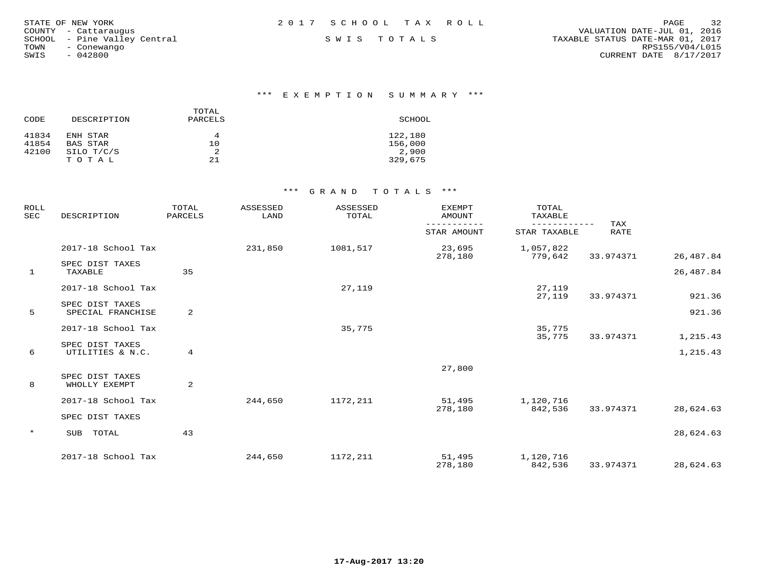STATE OF NEW YORK
COUNTY - Cattaraugus
SCHOOL - Pine Valley Central
TOWN - Conewango
SWIS - 042800

2017 SCHOOL TAX ROLL

SWIS TOTALS

VALUATION DATE-JUL 01, 2016
TAXABLE STATUS DATE-MAR 01, 2017
RPS155/V04/L015
CURRENT DATE 8/17/2017

### *** EXEMPTION SUMMARY ***

| CODE | DESCRIPTION | TOTAL PARCELS | SCHOOL |
|---|---|---|---|
| 41834 | ENH STAR | 4 | 122,180 |
| 41854 | BAS STAR | 10 | 156,000 |
| 42100 | SILO T/C/S | 2 | 2,900 |
| | T O T A L | 21 | 329,675 |

### *** GRAND TOTALS ***

| ROLL SEC | DESCRIPTION | TOTAL PARCELS | ASSESSED LAND | ASSESSED TOTAL | EXEMPT AMOUNT / STAR AMOUNT | TOTAL TAXABLE / STAR TAXABLE | TAX RATE | |
|---|---|---|---|---|---|---|---|---|
| | 2017-18 School Tax | | 231,850 | 1081,517 | 23,695 | 1,057,822 | | |
| | | | | | 278,180 | 779,642 | 33.974371 | 26,487.84 |
| | SPEC DIST TAXES | | | | | | | |
| 1 | TAXABLE | 35 | | | | | | 26,487.84 |
| | 2017-18 School Tax | | | 27,119 | | 27,119 | | |
| | | | | | | 27,119 | 33.974371 | 921.36 |
| | SPEC DIST TAXES | | | | | | | |
| 5 | SPECIAL FRANCHISE | 2 | | | | | | 921.36 |
| | 2017-18 School Tax | | | 35,775 | | 35,775 | | |
| | | | | | | 35,775 | 33.974371 | 1,215.43 |
| | SPEC DIST TAXES | | | | | | | |
| 6 | UTILITIES & N.C. | 4 | | | | | | 1,215.43 |
| | | | | | 27,800 | | | |
| | SPEC DIST TAXES | | | | | | | |
| 8 | WHOLLY EXEMPT | 2 | | | | | | |
| | 2017-18 School Tax | | 244,650 | 1172,211 | 51,495 | 1,120,716 | | |
| | | | | | 278,180 | 842,536 | 33.974371 | 28,624.63 |
| | SPEC DIST TAXES | | | | | | | |
| * | SUB TOTAL | 43 | | | | | | 28,624.63 |
| | 2017-18 School Tax | | 244,650 | 1172,211 | 51,495 | 1,120,716 | | |
| | | | | | 278,180 | 842,536 | 33.974371 | 28,624.63 |

17-Aug-2017 13:20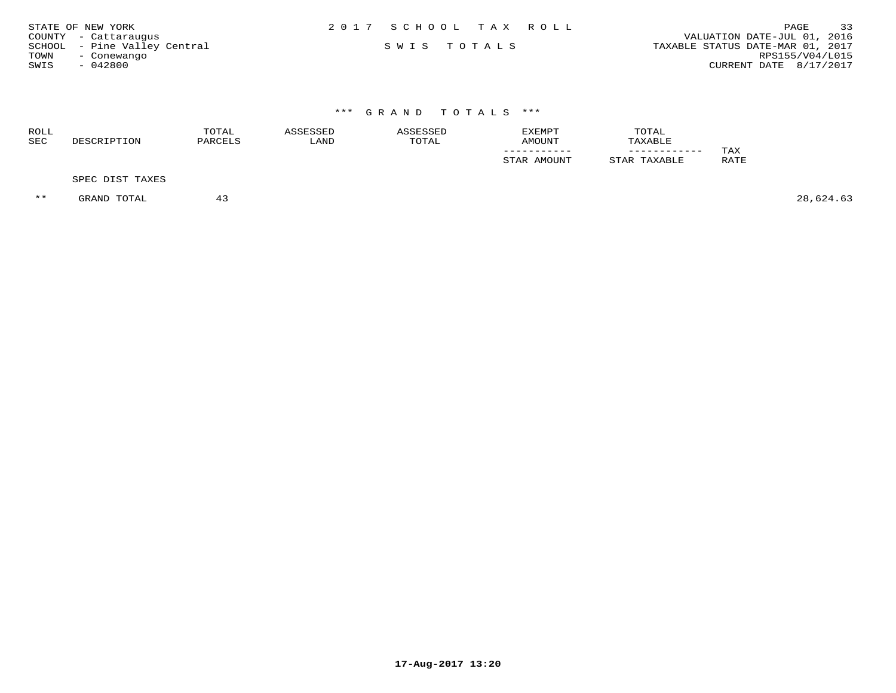STATE OF NEW YORK
COUNTY - Cattaraugus
SCHOOL - Pine Valley Central
TOWN - Conewango
SWIS - 042800

2 0 1 7 S C H O O L T A X R O L L

S W I S T O T A L S

VALUATION DATE-JUL 01, 2016
TAXABLE STATUS DATE-MAR 01, 2017
RPS155/V04/L015
CURRENT DATE 8/17/2017

### *** G R A N D T O T A L S ***

| ROLL SEC | DESCRIPTION | TOTAL PARCELS | ASSESSED LAND | ASSESSED TOTAL | EXEMPT AMOUNT / STAR AMOUNT | TOTAL TAXABLE / STAR TAXABLE | TAX RATE | |
|---|---|---|---|---|---|---|---|---|
| | SPEC DIST TAXES | | | | | | | |
| ** | GRAND TOTAL | 43 | | | | | | 28,624.63 |

17-Aug-2017 13:20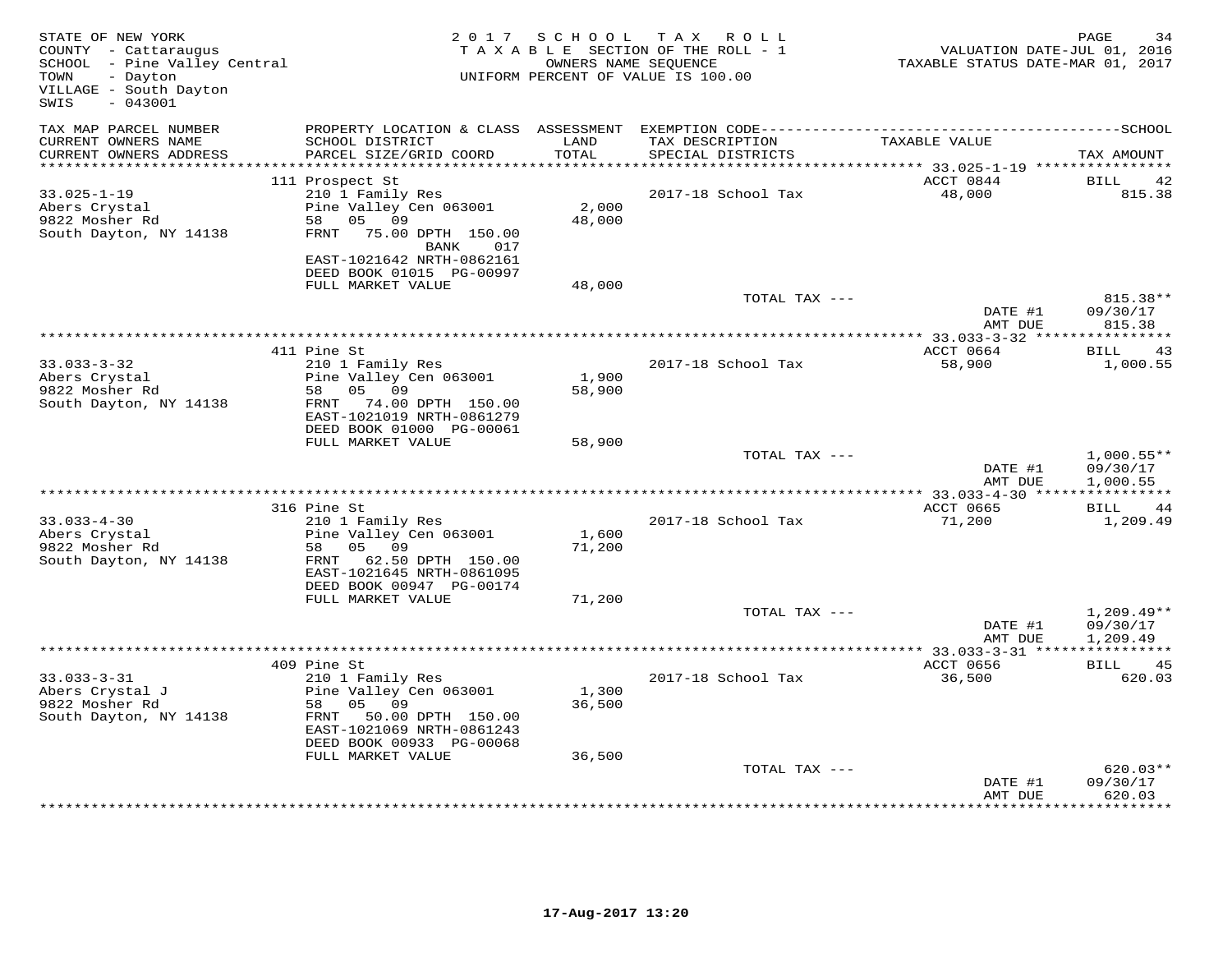STATE OF NEW YORK
COUNTY - Cattaraugus
SCHOOL - Pine Valley Central
TOWN - Dayton
VILLAGE - South Dayton
SWIS - 043001

2017 SCHOOL TAX ROLL
TAXABLE SECTION OF THE ROLL - 1
OWNERS NAME SEQUENCE
UNIFORM PERCENT OF VALUE IS 100.00

VALUATION DATE-JUL 01, 2016
TAXABLE STATUS DATE-MAR 01, 2017

| TAX MAP PARCEL NUMBER / CURRENT OWNERS NAME / CURRENT OWNERS ADDRESS | PROPERTY LOCATION & CLASS / SCHOOL DISTRICT / PARCEL SIZE/GRID COORD | ASSESSMENT LAND / TOTAL | EXEMPTION CODE / TAX DESCRIPTION / SPECIAL DISTRICTS | TAXABLE VALUE | TAX AMOUNT |
|---|---|---|---|---|---|
| 33.025-1-19 | 111 Prospect St | | | ACCT 0844 | BILL 42 |
| Abers Crystal | 210 1 Family Res | | 2017-18 School Tax | 48,000 | 815.38 |
| 9822 Mosher Rd | Pine Valley Cen 063001 | 2,000 | | | |
| South Dayton, NY 14138 | 58 05 09 | 48,000 | | | |
| | FRNT 75.00 DPTH 150.00 BANK 017 | | | | |
| | EAST-1021642 NRTH-0862161 | | | | |
| | DEED BOOK 01015 PG-00997 | | | | |
| | FULL MARKET VALUE | 48,000 | | | |
| | | | TOTAL TAX --- | | 815.38** |
| | | | | DATE #1 | 09/30/17 |
| | | | | AMT DUE | 815.38 |
| 33.033-3-32 | 411 Pine St | | | ACCT 0664 | BILL 43 |
| Abers Crystal | 210 1 Family Res | | 2017-18 School Tax | 58,900 | 1,000.55 |
| 9822 Mosher Rd | Pine Valley Cen 063001 | 1,900 | | | |
| South Dayton, NY 14138 | 58 05 09 | 58,900 | | | |
| | FRNT 74.00 DPTH 150.00 | | | | |
| | EAST-1021019 NRTH-0861279 | | | | |
| | DEED BOOK 01000 PG-00061 | | | | |
| | FULL MARKET VALUE | 58,900 | | | |
| | | | TOTAL TAX --- | | 1,000.55** |
| | | | | DATE #1 | 09/30/17 |
| | | | | AMT DUE | 1,000.55 |
| 33.033-4-30 | 316 Pine St | | | ACCT 0665 | BILL 44 |
| Abers Crystal | 210 1 Family Res | | 2017-18 School Tax | 71,200 | 1,209.49 |
| 9822 Mosher Rd | Pine Valley Cen 063001 | 1,600 | | | |
| South Dayton, NY 14138 | 58 05 09 | 71,200 | | | |
| | FRNT 62.50 DPTH 150.00 | | | | |
| | EAST-1021645 NRTH-0861095 | | | | |
| | DEED BOOK 00947 PG-00174 | | | | |
| | FULL MARKET VALUE | 71,200 | | | |
| | | | TOTAL TAX --- | | 1,209.49** |
| | | | | DATE #1 | 09/30/17 |
| | | | | AMT DUE | 1,209.49 |
| 33.033-3-31 | 409 Pine St | | | ACCT 0656 | BILL 45 |
| Abers Crystal J | 210 1 Family Res | | 2017-18 School Tax | 36,500 | 620.03 |
| 9822 Mosher Rd | Pine Valley Cen 063001 | 1,300 | | | |
| South Dayton, NY 14138 | 58 05 09 | 36,500 | | | |
| | FRNT 50.00 DPTH 150.00 | | | | |
| | EAST-1021069 NRTH-0861243 | | | | |
| | DEED BOOK 00933 PG-00068 | | | | |
| | FULL MARKET VALUE | 36,500 | | | |
| | | | TOTAL TAX --- | | 620.03** |
| | | | | DATE #1 | 09/30/17 |
| | | | | AMT DUE | 620.03 |

17-Aug-2017 13:20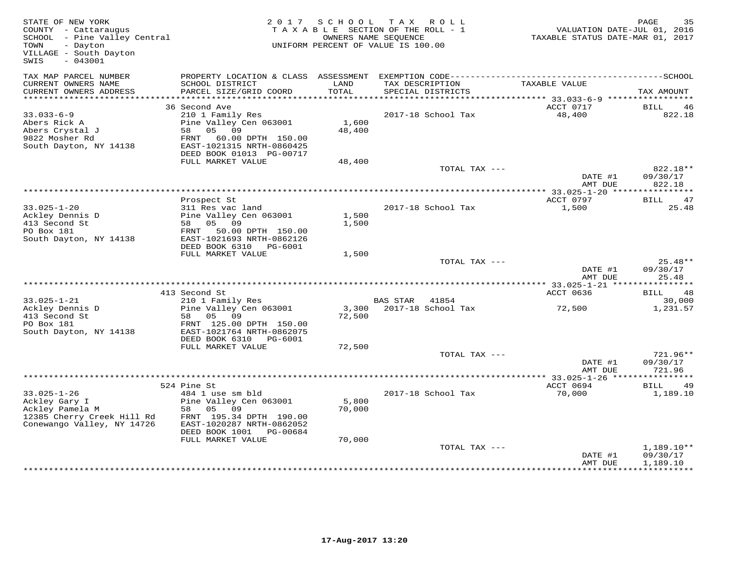STATE OF NEW YORK
COUNTY - Cattaraugus
SCHOOL - Pine Valley Central
TOWN - Dayton
VILLAGE - South Dayton
SWIS - 043001

2017 SCHOOL TAX ROLL
TAXABLE SECTION OF THE ROLL - 1
OWNERS NAME SEQUENCE
UNIFORM PERCENT OF VALUE IS 100.00

VALUATION DATE-JUL 01, 2016
TAXABLE STATUS DATE-MAR 01, 2017

| TAX MAP PARCEL NUMBER / CURRENT OWNERS NAME / CURRENT OWNERS ADDRESS | PROPERTY LOCATION & CLASS / SCHOOL DISTRICT / PARCEL SIZE/GRID COORD | ASSESSMENT LAND / TOTAL | EXEMPTION CODE / TAX DESCRIPTION / SPECIAL DISTRICTS | TAXABLE VALUE | TAX AMOUNT |
|---|---|---|---|---|---|
| | 36 Second Ave | | | ACCT 0717 | BILL 46 |
| 33.033-6-9 | 210 1 Family Res | | 2017-18 School Tax | 48,400 | 822.18 |
| Abers Rick A | Pine Valley Cen 063001 | 1,600 | | | |
| Abers Crystal J | 58 05 09 | 48,400 | | | |
| 9822 Mosher Rd | FRNT 60.00 DPTH 150.00 | | | | |
| South Dayton, NY 14138 | EAST-1021315 NRTH-0860425 | | | | |
| | DEED BOOK 01013 PG-00717 | | | | |
| | FULL MARKET VALUE | 48,400 | | | |
| | | | TOTAL TAX --- | | 822.18** |
| | | | | DATE #1 | 09/30/17 |
| | | | | AMT DUE | 822.18 |
| | Prospect St | | | ACCT 0797 | BILL 47 |
| 33.025-1-20 | 311 Res vac land | | 2017-18 School Tax | 1,500 | 25.48 |
| Ackley Dennis D | Pine Valley Cen 063001 | 1,500 | | | |
| 413 Second St | 58 05 09 | 1,500 | | | |
| PO Box 181 | FRNT 50.00 DPTH 150.00 | | | | |
| South Dayton, NY 14138 | EAST-1021693 NRTH-0862126 | | | | |
| | DEED BOOK 6310 PG-6001 | | | | |
| | FULL MARKET VALUE | 1,500 | | | |
| | | | TOTAL TAX --- | | 25.48** |
| | | | | DATE #1 | 09/30/17 |
| | | | | AMT DUE | 25.48 |
| | 413 Second St | | | ACCT 0636 | BILL 48 |
| 33.025-1-21 | 210 1 Family Res | | BAS STAR 41854 | | 30,000 |
| Ackley Dennis D | Pine Valley Cen 063001 | 3,300 | 2017-18 School Tax | 72,500 | 1,231.57 |
| 413 Second St | 58 05 09 | 72,500 | | | |
| PO Box 181 | FRNT 125.00 DPTH 150.00 | | | | |
| South Dayton, NY 14138 | EAST-1021764 NRTH-0862075 | | | | |
| | DEED BOOK 6310 PG-6001 | | | | |
| | FULL MARKET VALUE | 72,500 | | | |
| | | | TOTAL TAX --- | | 721.96** |
| | | | | DATE #1 | 09/30/17 |
| | | | | AMT DUE | 721.96 |
| | 524 Pine St | | | ACCT 0694 | BILL 49 |
| 33.025-1-26 | 484 1 use sm bld | | 2017-18 School Tax | 70,000 | 1,189.10 |
| Ackley Gary I | Pine Valley Cen 063001 | 5,800 | | | |
| Ackley Pamela M | 58 05 09 | 70,000 | | | |
| 12385 Cherry Creek Hill Rd | FRNT 195.34 DPTH 190.00 | | | | |
| Conewango Valley, NY 14726 | EAST-1020287 NRTH-0862052 | | | | |
| | DEED BOOK 1001 PG-00684 | | | | |
| | FULL MARKET VALUE | 70,000 | | | |
| | | | TOTAL TAX --- | | 1,189.10** |
| | | | | DATE #1 | 09/30/17 |
| | | | | AMT DUE | 1,189.10 |

17-Aug-2017 13:20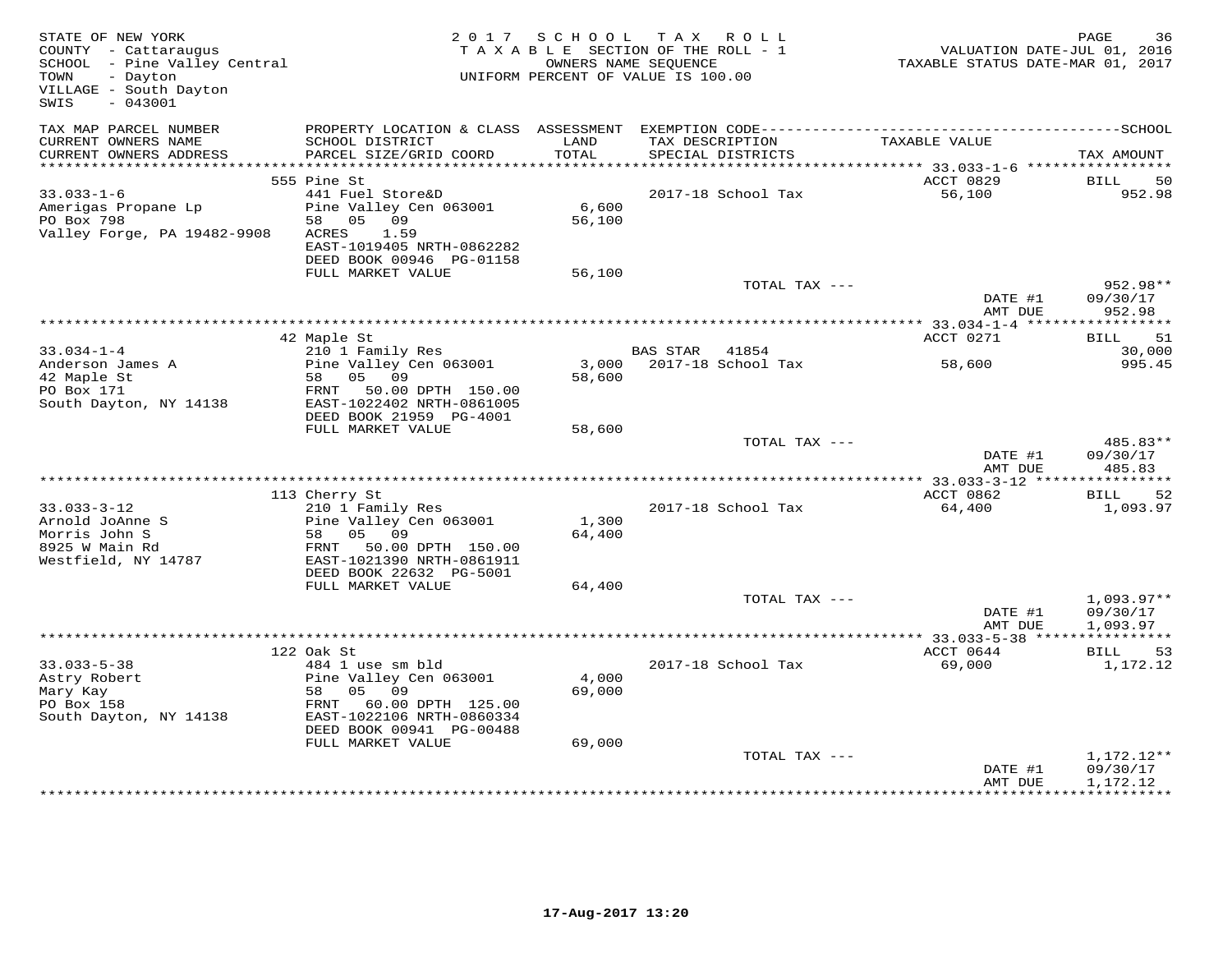STATE OF NEW YORK
COUNTY - Cattaraugus
SCHOOL - Pine Valley Central
TOWN - Dayton
VILLAGE - South Dayton
SWIS - 043001

2 0 1 7 S C H O O L T A X R O L L
T A X A B L E SECTION OF THE ROLL - 1
OWNERS NAME SEQUENCE
UNIFORM PERCENT OF VALUE IS 100.00

VALUATION DATE-JUL 01, 2016
TAXABLE STATUS DATE-MAR 01, 2017

| TAX MAP PARCEL NUMBER / CURRENT OWNERS NAME / CURRENT OWNERS ADDRESS | PROPERTY LOCATION & CLASS / SCHOOL DISTRICT / PARCEL SIZE/GRID COORD | ASSESSMENT LAND / TOTAL | EXEMPTION CODE / TAX DESCRIPTION / SPECIAL DISTRICTS | TAXABLE VALUE | SCHOOL TAX AMOUNT |
|---|---|---|---|---|---|
| | 555 Pine St | | | ACCT 0829 | BILL 50 |
| 33.033-1-6 | 441 Fuel Store&D | | 2017-18 School Tax | 56,100 | 952.98 |
| Amerigas Propane Lp | Pine Valley Cen 063001 | 6,600 | | | |
| PO Box 798 | 58 05 09 | 56,100 | | | |
| Valley Forge, PA 19482-9908 | ACRES 1.59 | | | | |
| | EAST-1019405 NRTH-0862282 | | | | |
| | DEED BOOK 00946 PG-01158 | | | | |
| | FULL MARKET VALUE | 56,100 | | | |
| | | | TOTAL TAX --- | | 952.98** |
| | | | | DATE #1 | 09/30/17 |
| | | | | AMT DUE | 952.98 |
| | 42 Maple St | | | ACCT 0271 | BILL 51 |
| 33.034-1-4 | 210 1 Family Res | | BAS STAR 41854 | | 30,000 |
| Anderson James A | Pine Valley Cen 063001 | 3,000 | 2017-18 School Tax | 58,600 | 995.45 |
| 42 Maple St | 58 05 09 | 58,600 | | | |
| PO Box 171 | FRNT 50.00 DPTH 150.00 | | | | |
| South Dayton, NY 14138 | EAST-1022402 NRTH-0861005 | | | | |
| | DEED BOOK 21959 PG-4001 | | | | |
| | FULL MARKET VALUE | 58,600 | | | |
| | | | TOTAL TAX --- | | 485.83** |
| | | | | DATE #1 | 09/30/17 |
| | | | | AMT DUE | 485.83 |
| | 113 Cherry St | | | ACCT 0862 | BILL 52 |
| 33.033-3-12 | 210 1 Family Res | | 2017-18 School Tax | 64,400 | 1,093.97 |
| Arnold JoAnne S | Pine Valley Cen 063001 | 1,300 | | | |
| Morris John S | 58 05 09 | 64,400 | | | |
| 8925 W Main Rd | FRNT 50.00 DPTH 150.00 | | | | |
| Westfield, NY 14787 | EAST-1021390 NRTH-0861911 | | | | |
| | DEED BOOK 22632 PG-5001 | | | | |
| | FULL MARKET VALUE | 64,400 | | | |
| | | | TOTAL TAX --- | | 1,093.97** |
| | | | | DATE #1 | 09/30/17 |
| | | | | AMT DUE | 1,093.97 |
| | 122 Oak St | | | ACCT 0644 | BILL 53 |
| 33.033-5-38 | 484 1 use sm bld | | 2017-18 School Tax | 69,000 | 1,172.12 |
| Astry Robert | Pine Valley Cen 063001 | 4,000 | | | |
| Mary Kay | 58 05 09 | 69,000 | | | |
| PO Box 158 | FRNT 60.00 DPTH 125.00 | | | | |
| South Dayton, NY 14138 | EAST-1022106 NRTH-0860334 | | | | |
| | DEED BOOK 00941 PG-00488 | | | | |
| | FULL MARKET VALUE | 69,000 | | | |
| | | | TOTAL TAX --- | | 1,172.12** |
| | | | | DATE #1 | 09/30/17 |
| | | | | AMT DUE | 1,172.12 |

17-Aug-2017 13:20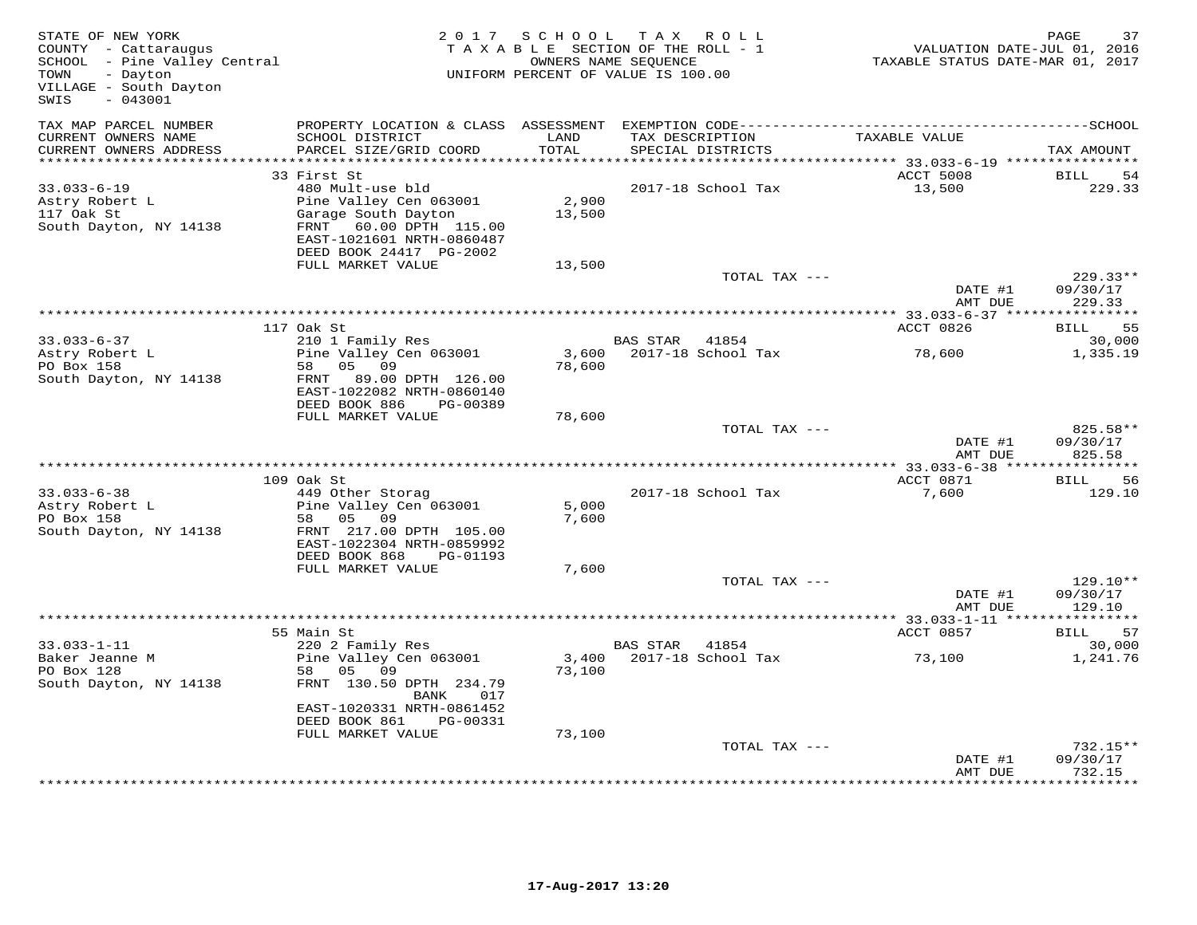STATE OF NEW YORK
COUNTY - Cattaraugus
SCHOOL - Pine Valley Central
TOWN - Dayton
VILLAGE - South Dayton
SWIS - 043001

2017 SCHOOL TAX ROLL
TAXABLE SECTION OF THE ROLL - 1
OWNERS NAME SEQUENCE
UNIFORM PERCENT OF VALUE IS 100.00

VALUATION DATE-JUL 01, 2016
TAXABLE STATUS DATE-MAR 01, 2017

| TAX MAP PARCEL NUMBER / CURRENT OWNERS NAME / CURRENT OWNERS ADDRESS | PROPERTY LOCATION & CLASS / SCHOOL DISTRICT / PARCEL SIZE/GRID COORD | ASSESSMENT LAND / TOTAL | EXEMPTION CODE / TAX DESCRIPTION / SPECIAL DISTRICTS | TAXABLE VALUE | SCHOOL TAX AMOUNT |
|---|---|---|---|---|---|
| 33.033-6-19 | 33 First St | | | ACCT 5008 | BILL 54 |
| Astry Robert L | 480 Mult-use bld | | 2017-18 School Tax | 13,500 | 229.33 |
| 117 Oak St | Pine Valley Cen 063001 | 2,900 | | | |
| South Dayton, NY 14138 | Garage South Dayton | 13,500 | | | |
| | FRNT 60.00 DPTH 115.00 | | | | |
| | EAST-1021601 NRTH-0860487 | | | | |
| | DEED BOOK 24417 PG-2002 | | | | |
| | FULL MARKET VALUE | 13,500 | | | |
| | | | TOTAL TAX --- | | 229.33** |
| | | | | DATE #1 | 09/30/17 |
| | | | | AMT DUE | 229.33 |
| 33.033-6-37 | 117 Oak St | | | ACCT 0826 | BILL 55 |
| Astry Robert L | 210 1 Family Res | | BAS STAR 41854 | | 30,000 |
| PO Box 158 | Pine Valley Cen 063001 | 3,600 | 2017-18 School Tax | 78,600 | 1,335.19 |
| South Dayton, NY 14138 | 58 05 09 | 78,600 | | | |
| | FRNT 89.00 DPTH 126.00 | | | | |
| | EAST-1022082 NRTH-0860140 | | | | |
| | DEED BOOK 886 PG-00389 | | | | |
| | FULL MARKET VALUE | 78,600 | | | |
| | | | TOTAL TAX --- | | 825.58** |
| | | | | DATE #1 | 09/30/17 |
| | | | | AMT DUE | 825.58 |
| 33.033-6-38 | 109 Oak St | | | ACCT 0871 | BILL 56 |
| Astry Robert L | 449 Other Storag | | 2017-18 School Tax | 7,600 | 129.10 |
| PO Box 158 | Pine Valley Cen 063001 | 5,000 | | | |
| South Dayton, NY 14138 | 58 05 09 | 7,600 | | | |
| | FRNT 217.00 DPTH 105.00 | | | | |
| | EAST-1022304 NRTH-0859992 | | | | |
| | DEED BOOK 868 PG-01193 | | | | |
| | FULL MARKET VALUE | 7,600 | | | |
| | | | TOTAL TAX --- | | 129.10** |
| | | | | DATE #1 | 09/30/17 |
| | | | | AMT DUE | 129.10 |
| 33.033-1-11 | 55 Main St | | | ACCT 0857 | BILL 57 |
| Baker Jeanne M | 220 2 Family Res | | BAS STAR 41854 | | 30,000 |
| PO Box 128 | Pine Valley Cen 063001 | 3,400 | 2017-18 School Tax | 73,100 | 1,241.76 |
| South Dayton, NY 14138 | 58 05 09 | 73,100 | | | |
| | FRNT 130.50 DPTH 234.79 | | | | |
| | BANK 017 | | | | |
| | EAST-1020331 NRTH-0861452 | | | | |
| | DEED BOOK 861 PG-00331 | | | | |
| | FULL MARKET VALUE | 73,100 | | | |
| | | | TOTAL TAX --- | | 732.15** |
| | | | | DATE #1 | 09/30/17 |
| | | | | AMT DUE | 732.15 |

17-Aug-2017 13:20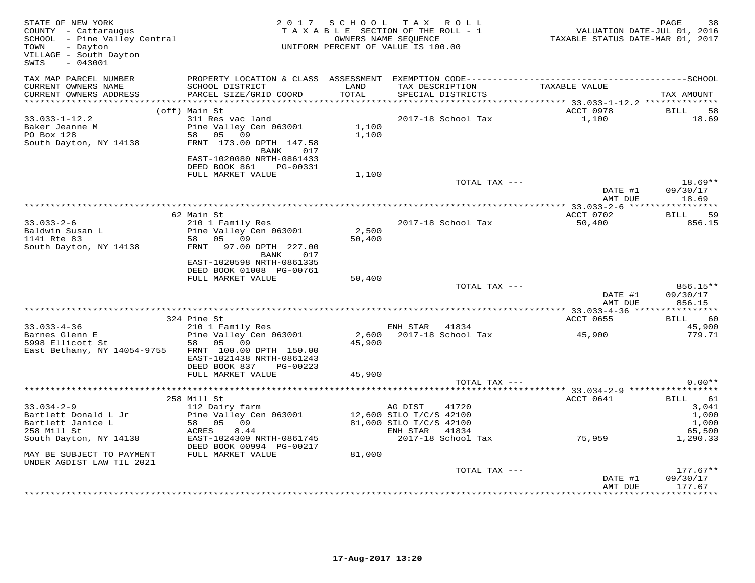STATE OF NEW YORK
COUNTY - Cattaraugus
SCHOOL - Pine Valley Central
TOWN - Dayton
VILLAGE - South Dayton
SWIS - 043001

2017 SCHOOL TAX ROLL
TAXABLE SECTION OF THE ROLL - 1
OWNERS NAME SEQUENCE
UNIFORM PERCENT OF VALUE IS 100.00

VALUATION DATE-JUL 01, 2016
TAXABLE STATUS DATE-MAR 01, 2017

| TAX MAP PARCEL NUMBER / CURRENT OWNERS NAME / CURRENT OWNERS ADDRESS | PROPERTY LOCATION & CLASS / SCHOOL DISTRICT / PARCEL SIZE/GRID COORD | ASSESSMENT LAND / TOTAL | EXEMPTION CODE / TAX DESCRIPTION / SPECIAL DISTRICTS | TAXABLE VALUE | SCHOOL TAX AMOUNT |
|---|---|---|---|---|---|
| **33.033-1-12.2** | (off) Main St | | | ACCT 0978 | BILL 58 |
| Baker Jeanne M | 311 Res vac land | | 2017-18 School Tax | 1,100 | 18.69 |
| PO Box 128 | Pine Valley Cen 063001 | 1,100 | | | |
| South Dayton, NY 14138 | 58 05 09 | 1,100 | | | |
| | FRNT 173.00 DPTH 147.58 BANK 017 | | | | |
| | EAST-1020080 NRTH-0861433 | | | | |
| | DEED BOOK 861 PG-00331 | | | | |
| | FULL MARKET VALUE | 1,100 | | | |
| | | | TOTAL TAX --- | | 18.69** |
| | | | | DATE #1 | 09/30/17 |
| | | | | AMT DUE | 18.69 |
| **33.033-2-6** | 62 Main St | | | ACCT 0702 | BILL 59 |
| Baldwin Susan L | 210 1 Family Res | | 2017-18 School Tax | 50,400 | 856.15 |
| 1141 Rte 83 | Pine Valley Cen 063001 | 2,500 | | | |
| South Dayton, NY 14138 | 58 05 09 | 50,400 | | | |
| | FRNT 97.00 DPTH 227.00 BANK 017 | | | | |
| | EAST-1020598 NRTH-0861335 | | | | |
| | DEED BOOK 01008 PG-00761 | | | | |
| | FULL MARKET VALUE | 50,400 | | | |
| | | | TOTAL TAX --- | | 856.15** |
| | | | | DATE #1 | 09/30/17 |
| | | | | AMT DUE | 856.15 |
| **33.033-4-36** | 324 Pine St | | | ACCT 0655 | BILL 60 |
| Barnes Glenn E | 210 1 Family Res | | ENH STAR 41834 | | 45,900 |
| 5998 Ellicott St | Pine Valley Cen 063001 | 2,600 | 2017-18 School Tax | 45,900 | 779.71 |
| East Bethany, NY 14054-9755 | 58 05 09 | 45,900 | | | |
| | FRNT 100.00 DPTH 150.00 | | | | |
| | EAST-1021438 NRTH-0861243 | | | | |
| | DEED BOOK 837 PG-00223 | | | | |
| | FULL MARKET VALUE | 45,900 | | | |
| | | | TOTAL TAX --- | | 0.00** |
| **33.034-2-9** | 258 Mill St | | | ACCT 0641 | BILL 61 |
| Bartlett Donald L Jr | 112 Dairy farm | | AG DIST 41720 | | 3,041 |
| Bartlett Janice L | Pine Valley Cen 063001 | 12,600 | SILO T/C/S 42100 | | 1,000 |
| 258 Mill St | 58 05 09 | 81,000 | SILO T/C/S 42100 | | 1,000 |
| South Dayton, NY 14138 | ACRES 8.44 | | ENH STAR 41834 | | 65,500 |
| | EAST-1024309 NRTH-0861745 | | 2017-18 School Tax | 75,959 | 1,290.33 |
| MAY BE SUBJECT TO PAYMENT | DEED BOOK 00994 PG-00217 | | | | |
| UNDER AGDIST LAW TIL 2021 | FULL MARKET VALUE | 81,000 | | | |
| | | | TOTAL TAX --- | | 177.67** |
| | | | | DATE #1 | 09/30/17 |
| | | | | AMT DUE | 177.67 |

17-Aug-2017 13:20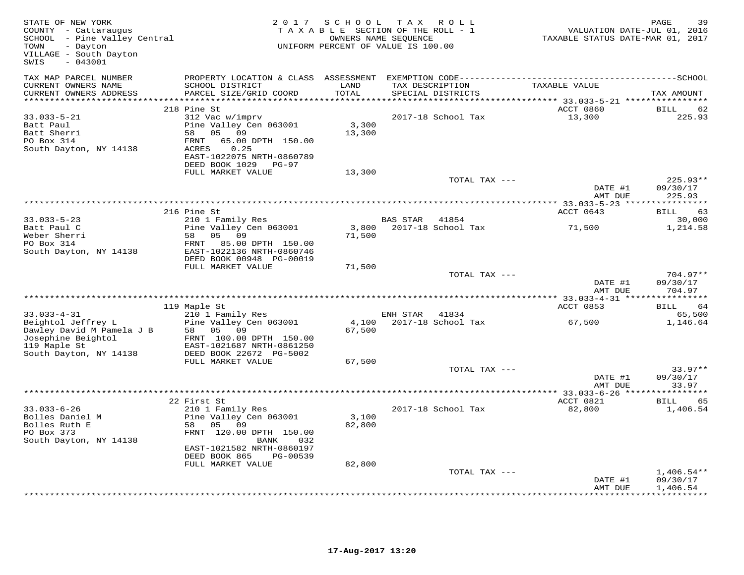STATE OF NEW YORK
COUNTY - Cattaraugus
SCHOOL - Pine Valley Central
TOWN - Dayton
VILLAGE - South Dayton
SWIS - 043001

2017 SCHOOL TAX ROLL
TAXABLE SECTION OF THE ROLL - 1
OWNERS NAME SEQUENCE
UNIFORM PERCENT OF VALUE IS 100.00

VALUATION DATE-JUL 01, 2016
TAXABLE STATUS DATE-MAR 01, 2017

| TAX MAP PARCEL NUMBER / CURRENT OWNERS NAME / CURRENT OWNERS ADDRESS | PROPERTY LOCATION & CLASS / SCHOOL DISTRICT / PARCEL SIZE/GRID COORD | ASSESSMENT LAND / TOTAL | EXEMPTION CODE / TAX DESCRIPTION / SPECIAL DISTRICTS | TAXABLE VALUE | TAX AMOUNT |
|---|---|---|---|---|---|
| **33.033-5-21** | 218 Pine St | | | ACCT 0860 | BILL 62 |
| 33.033-5-21 | 312 Vac w/imprv | | 2017-18 School Tax | 13,300 | 225.93 |
| Batt Paul | Pine Valley Cen 063001 | 3,300 | | | |
| Batt Sherri | 58 05 09 | 13,300 | | | |
| PO Box 314 | FRNT 65.00 DPTH 150.00 | | | | |
| South Dayton, NY 14138 | ACRES 0.25 | | | | |
| | EAST-1022075 NRTH-0860789 | | | | |
| | DEED BOOK 1029 PG-97 | | | | |
| | FULL MARKET VALUE | 13,300 | | | |
| | | | TOTAL TAX --- | | 225.93** |
| | | | | DATE #1 | 09/30/17 |
| | | | | AMT DUE | 225.93 |
| **33.033-5-23** | 216 Pine St | | | ACCT 0643 | BILL 63 |
| 33.033-5-23 | 210 1 Family Res | | BAS STAR 41854 | | 30,000 |
| Batt Paul C | Pine Valley Cen 063001 | 3,800 | 2017-18 School Tax | 71,500 | 1,214.58 |
| Weber Sherri | 58 05 09 | 71,500 | | | |
| PO Box 314 | FRNT 85.00 DPTH 150.00 | | | | |
| South Dayton, NY 14138 | EAST-1022136 NRTH-0860746 | | | | |
| | DEED BOOK 00948 PG-00019 | | | | |
| | FULL MARKET VALUE | 71,500 | | | |
| | | | TOTAL TAX --- | | 704.97** |
| | | | | DATE #1 | 09/30/17 |
| | | | | AMT DUE | 704.97 |
| **33.033-4-31** | 119 Maple St | | | ACCT 0853 | BILL 64 |
| 33.033-4-31 | 210 1 Family Res | | ENH STAR 41834 | | 65,500 |
| Beightol Jeffrey L | Pine Valley Cen 063001 | 4,100 | 2017-18 School Tax | 67,500 | 1,146.64 |
| Dawley David M Pamela J B | 58 05 09 | 67,500 | | | |
| Josephine Beightol | FRNT 100.00 DPTH 150.00 | | | | |
| 119 Maple St | EAST-1021687 NRTH-0861250 | | | | |
| South Dayton, NY 14138 | DEED BOOK 22672 PG-5002 | | | | |
| | FULL MARKET VALUE | 67,500 | | | |
| | | | TOTAL TAX --- | | 33.97** |
| | | | | DATE #1 | 09/30/17 |
| | | | | AMT DUE | 33.97 |
| **33.033-6-26** | 22 First St | | | ACCT 0821 | BILL 65 |
| 33.033-6-26 | 210 1 Family Res | | 2017-18 School Tax | 82,800 | 1,406.54 |
| Bolles Daniel M | Pine Valley Cen 063001 | 3,100 | | | |
| Bolles Ruth E | 58 05 09 | 82,800 | | | |
| PO Box 373 | FRNT 120.00 DPTH 150.00 | | | | |
| South Dayton, NY 14138 | BANK 032 | | | | |
| | EAST-1021582 NRTH-0860197 | | | | |
| | DEED BOOK 865 PG-00539 | | | | |
| | FULL MARKET VALUE | 82,800 | | | |
| | | | TOTAL TAX --- | | 1,406.54** |
| | | | | DATE #1 | 09/30/17 |
| | | | | AMT DUE | 1,406.54 |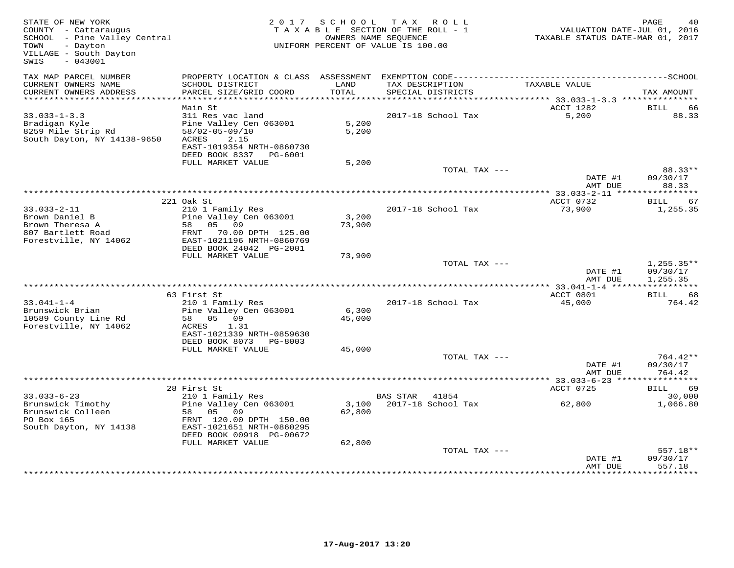STATE OF NEW YORK
COUNTY - Cattaraugus
SCHOOL - Pine Valley Central
TOWN - Dayton
VILLAGE - South Dayton
SWIS - 043001

2017 SCHOOL TAX ROLL
TAXABLE SECTION OF THE ROLL - 1
OWNERS NAME SEQUENCE
UNIFORM PERCENT OF VALUE IS 100.00

VALUATION DATE-JUL 01, 2016
TAXABLE STATUS DATE-MAR 01, 2017

| TAX MAP PARCEL NUMBER / CURRENT OWNERS NAME / CURRENT OWNERS ADDRESS | PROPERTY LOCATION & CLASS / SCHOOL DISTRICT / PARCEL SIZE/GRID COORD | ASSESSMENT LAND / TOTAL | EXEMPTION CODE / TAX DESCRIPTION / SPECIAL DISTRICTS | TAXABLE VALUE | TAX AMOUNT |
|---|---|---|---|---|---|
| **33.033-1-3.3** | Main St | | | ACCT 1282 | BILL 66 |
| 33.033-1-3.3 | 311 Res vac land | | 2017-18 School Tax | 5,200 | 88.33 |
| Bradigan Kyle | Pine Valley Cen 063001 | 5,200 | | | |
| 8259 Mile Strip Rd | 58/02-05-09/10 | 5,200 | | | |
| South Dayton, NY 14138-9650 | ACRES 2.15 | | | | |
| | EAST-1019354 NRTH-0860730 | | | | |
| | DEED BOOK 8337 PG-6001 | | | | |
| | FULL MARKET VALUE | 5,200 | | | |
| | | | TOTAL TAX --- | | 88.33** |
| | | | | DATE #1 | 09/30/17 |
| | | | | AMT DUE | 88.33 |
| **33.033-2-11** | 221 Oak St | | | ACCT 0732 | BILL 67 |
| 33.033-2-11 | 210 1 Family Res | | 2017-18 School Tax | 73,900 | 1,255.35 |
| Brown Daniel B | Pine Valley Cen 063001 | 3,200 | | | |
| Brown Theresa A | 58 05 09 | 73,900 | | | |
| 807 Bartlett Road | FRNT 70.00 DPTH 125.00 | | | | |
| Forestville, NY 14062 | EAST-1021196 NRTH-0860769 | | | | |
| | DEED BOOK 24042 PG-2001 | | | | |
| | FULL MARKET VALUE | 73,900 | | | |
| | | | TOTAL TAX --- | | 1,255.35** |
| | | | | DATE #1 | 09/30/17 |
| | | | | AMT DUE | 1,255.35 |
| **33.041-1-4** | 63 First St | | | ACCT 0801 | BILL 68 |
| 33.041-1-4 | 210 1 Family Res | | 2017-18 School Tax | 45,000 | 764.42 |
| Brunswick Brian | Pine Valley Cen 063001 | 6,300 | | | |
| 10589 County Line Rd | 58 05 09 | 45,000 | | | |
| Forestville, NY 14062 | ACRES 1.31 | | | | |
| | EAST-1021339 NRTH-0859630 | | | | |
| | DEED BOOK 8073 PG-8003 | | | | |
| | FULL MARKET VALUE | 45,000 | | | |
| | | | TOTAL TAX --- | | 764.42** |
| | | | | DATE #1 | 09/30/17 |
| | | | | AMT DUE | 764.42 |
| **33.033-6-23** | 28 First St | | | ACCT 0725 | BILL 69 |
| 33.033-6-23 | 210 1 Family Res | | BAS STAR 41854 | | 30,000 |
| Brunswick Timothy | Pine Valley Cen 063001 | 3,100 | 2017-18 School Tax | 62,800 | 1,066.80 |
| Brunswick Colleen | 58 05 09 | 62,800 | | | |
| PO Box 165 | FRNT 120.00 DPTH 150.00 | | | | |
| South Dayton, NY 14138 | EAST-1021651 NRTH-0860295 | | | | |
| | DEED BOOK 00918 PG-00672 | | | | |
| | FULL MARKET VALUE | 62,800 | | | |
| | | | TOTAL TAX --- | | 557.18** |
| | | | | DATE #1 | 09/30/17 |
| | | | | AMT DUE | 557.18 |

17-Aug-2017 13:20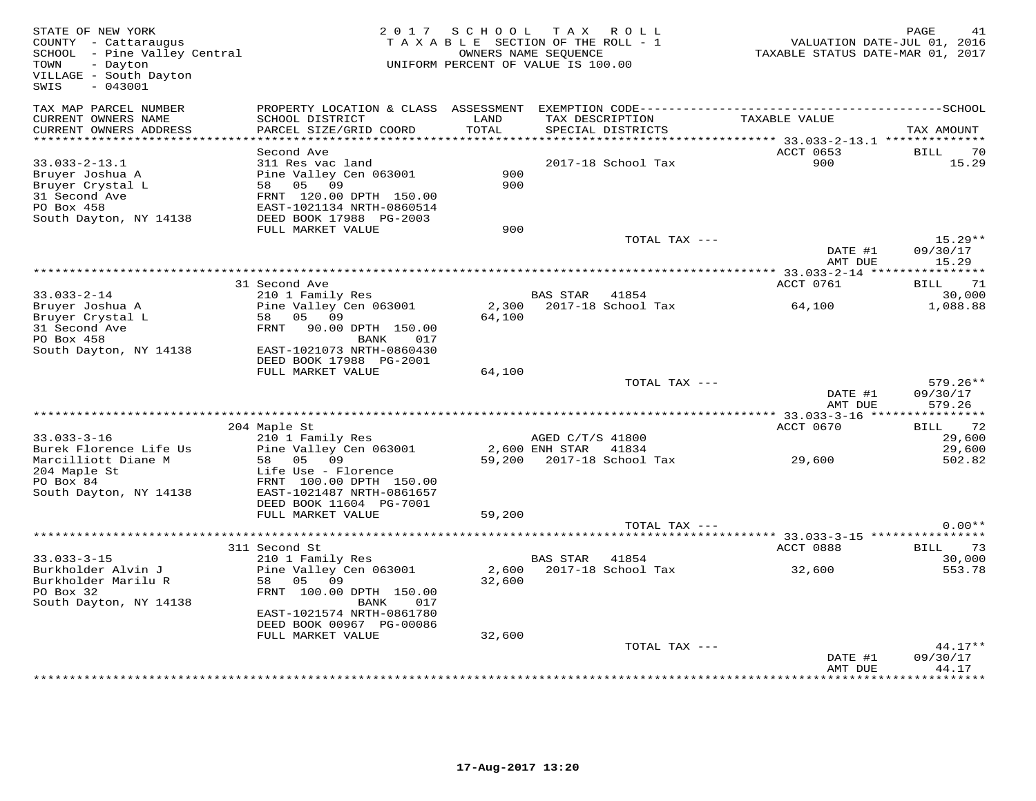STATE OF NEW YORK
COUNTY - Cattaraugus
SCHOOL - Pine Valley Central
TOWN - Dayton
VILLAGE - South Dayton
SWIS - 043001

2017 SCHOOL TAX ROLL
TAXABLE SECTION OF THE ROLL - 1
OWNERS NAME SEQUENCE
UNIFORM PERCENT OF VALUE IS 100.00

VALUATION DATE-JUL 01, 2016
TAXABLE STATUS DATE-MAR 01, 2017

| TAX MAP PARCEL NUMBER / CURRENT OWNERS NAME / CURRENT OWNERS ADDRESS | PROPERTY LOCATION & CLASS / SCHOOL DISTRICT / PARCEL SIZE/GRID COORD | ASSESSMENT LAND / TOTAL | EXEMPTION CODE / TAX DESCRIPTION / SPECIAL DISTRICTS | TAXABLE VALUE | TAX AMOUNT |
|---|---|---|---|---|---|
| 33.033-2-13.1 | Second Ave | | | ACCT 0653 | BILL 70 |
| Bruyer Joshua A | 311 Res vac land | | | | |
| Bruyer Crystal L | Pine Valley Cen 063001 | 900 | 2017-18 School Tax | 900 | 15.29 |
| 31 Second Ave | 58 05 09 | 900 | | | |
| PO Box 458 | FRNT 120.00 DPTH 150.00 | | | | |
| South Dayton, NY 14138 | EAST-1021134 NRTH-0860514 | | | | |
| | DEED BOOK 17988 PG-2003 | | | | |
| | FULL MARKET VALUE | 900 | | | |
| | | | TOTAL TAX --- | | 15.29** |
| | | | | DATE #1 | 09/30/17 |
| | | | | AMT DUE | 15.29 |
| 33.033-2-14 | 31 Second Ave | | | ACCT 0761 | BILL 71 |
| Bruyer Joshua A | 210 1 Family Res | | BAS STAR 41854 | | 30,000 |
| Bruyer Crystal L | Pine Valley Cen 063001 | 2,300 | 2017-18 School Tax | 64,100 | 1,088.88 |
| 31 Second Ave | 58 05 09 | 64,100 | | | |
| PO Box 458 | FRNT 90.00 DPTH 150.00 BANK 017 | | | | |
| South Dayton, NY 14138 | EAST-1021073 NRTH-0860430 | | | | |
| | DEED BOOK 17988 PG-2001 | | | | |
| | FULL MARKET VALUE | 64,100 | | | |
| | | | TOTAL TAX --- | | 579.26** |
| | | | | DATE #1 | 09/30/17 |
| | | | | AMT DUE | 579.26 |
| 33.033-3-16 | 204 Maple St | | | ACCT 0670 | BILL 72 |
| Burek Florence Life Us | 210 1 Family Res | | AGED C/T/S 41800 | | 29,600 |
| Marcilliott Diane M | Pine Valley Cen 063001 | 2,600 | ENH STAR 41834 | | 29,600 |
| 204 Maple St | 58 05 09 | 59,200 | 2017-18 School Tax | 29,600 | 502.82 |
| PO Box 84 | Life Use - Florence | | | | |
| South Dayton, NY 14138 | FRNT 100.00 DPTH 150.00 | | | | |
| | EAST-1021487 NRTH-0861657 | | | | |
| | DEED BOOK 11604 PG-7001 | | | | |
| | FULL MARKET VALUE | 59,200 | | | |
| | | | TOTAL TAX --- | | 0.00** |
| 33.033-3-15 | 311 Second St | | | ACCT 0888 | BILL 73 |
| Burkholder Alvin J | 210 1 Family Res | | BAS STAR 41854 | | 30,000 |
| Burkholder Marilu R | Pine Valley Cen 063001 | 2,600 | 2017-18 School Tax | 32,600 | 553.78 |
| PO Box 32 | 58 05 09 | 32,600 | | | |
| South Dayton, NY 14138 | FRNT 100.00 DPTH 150.00 BANK 017 | | | | |
| | EAST-1021574 NRTH-0861780 | | | | |
| | DEED BOOK 00967 PG-00086 | | | | |
| | FULL MARKET VALUE | 32,600 | | | |
| | | | TOTAL TAX --- | | 44.17** |
| | | | | DATE #1 | 09/30/17 |
| | | | | AMT DUE | 44.17 |

17-Aug-2017 13:20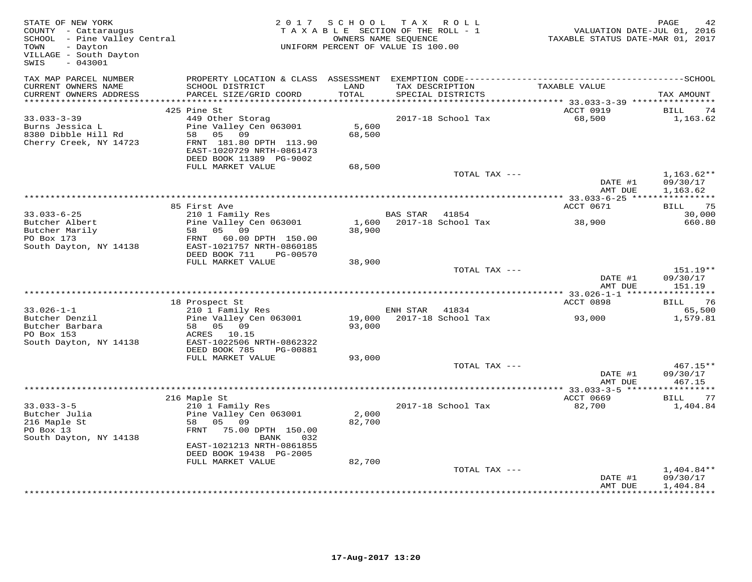STATE OF NEW YORK
COUNTY - Cattaraugus
SCHOOL - Pine Valley Central
TOWN - Dayton
VILLAGE - South Dayton
SWIS - 043001

2017 SCHOOL TAX ROLL
TAXABLE SECTION OF THE ROLL - 1
OWNERS NAME SEQUENCE
UNIFORM PERCENT OF VALUE IS 100.00

VALUATION DATE-JUL 01, 2016
TAXABLE STATUS DATE-MAR 01, 2017

| TAX MAP PARCEL NUMBER / CURRENT OWNERS NAME / CURRENT OWNERS ADDRESS | PROPERTY LOCATION & CLASS / SCHOOL DISTRICT / PARCEL SIZE/GRID COORD | ASSESSMENT LAND / TOTAL | EXEMPTION CODE / TAX DESCRIPTION / SPECIAL DISTRICTS | TAXABLE VALUE | SCHOOL TAX AMOUNT |
|---|---|---|---|---|---|
| **33.033-3-39** | 425 Pine St | | | ACCT 0919 | BILL 74 |
| Burns Jessica L | 449 Other Storag | | 2017-18 School Tax | 68,500 | 1,163.62 |
| 8380 Dibble Hill Rd | Pine Valley Cen 063001 | 5,600 | | | |
| Cherry Creek, NY 14723 | 58 05 09 | 68,500 | | | |
| | FRNT 181.80 DPTH 113.90 | | | | |
| | EAST-1020729 NRTH-0861473 | | | | |
| | DEED BOOK 11389 PG-9002 | | | | |
| | FULL MARKET VALUE | 68,500 | | | |
| | | | TOTAL TAX --- | | 1,163.62** |
| | | | | DATE #1 | 09/30/17 |
| | | | | AMT DUE | 1,163.62 |
| **33.033-6-25** | 85 First Ave | | | ACCT 0671 | BILL 75 |
| Butcher Albert | 210 1 Family Res | | BAS STAR 41854 | | 30,000 |
| Butcher Marily | Pine Valley Cen 063001 | 1,600 | 2017-18 School Tax | 38,900 | 660.80 |
| PO Box 173 | 58 05 09 | 38,900 | | | |
| South Dayton, NY 14138 | FRNT 60.00 DPTH 150.00 | | | | |
| | EAST-1021757 NRTH-0860185 | | | | |
| | DEED BOOK 711 PG-00570 | | | | |
| | FULL MARKET VALUE | 38,900 | | | |
| | | | TOTAL TAX --- | | 151.19** |
| | | | | DATE #1 | 09/30/17 |
| | | | | AMT DUE | 151.19 |
| **33.026-1-1** | 18 Prospect St | | | ACCT 0898 | BILL 76 |
| Butcher Denzil | 210 1 Family Res | | ENH STAR 41834 | | 65,500 |
| Butcher Barbara | Pine Valley Cen 063001 | 19,000 | 2017-18 School Tax | 93,000 | 1,579.81 |
| PO Box 153 | 58 05 09 | 93,000 | | | |
| South Dayton, NY 14138 | ACRES 10.15 | | | | |
| | EAST-1022506 NRTH-0862322 | | | | |
| | DEED BOOK 785 PG-00881 | | | | |
| | FULL MARKET VALUE | 93,000 | | | |
| | | | TOTAL TAX --- | | 467.15** |
| | | | | DATE #1 | 09/30/17 |
| | | | | AMT DUE | 467.15 |
| **33.033-3-5** | 216 Maple St | | | ACCT 0669 | BILL 77 |
| Butcher Julia | 210 1 Family Res | | 2017-18 School Tax | 82,700 | 1,404.84 |
| 216 Maple St | Pine Valley Cen 063001 | 2,000 | | | |
| PO Box 13 | 58 05 09 | 82,700 | | | |
| South Dayton, NY 14138 | FRNT 75.00 DPTH 150.00 | | | | |
| | BANK 032 | | | | |
| | EAST-1021213 NRTH-0861855 | | | | |
| | DEED BOOK 19438 PG-2005 | | | | |
| | FULL MARKET VALUE | 82,700 | | | |
| | | | TOTAL TAX --- | | 1,404.84** |
| | | | | DATE #1 | 09/30/17 |
| | | | | AMT DUE | 1,404.84 |

17-Aug-2017 13:20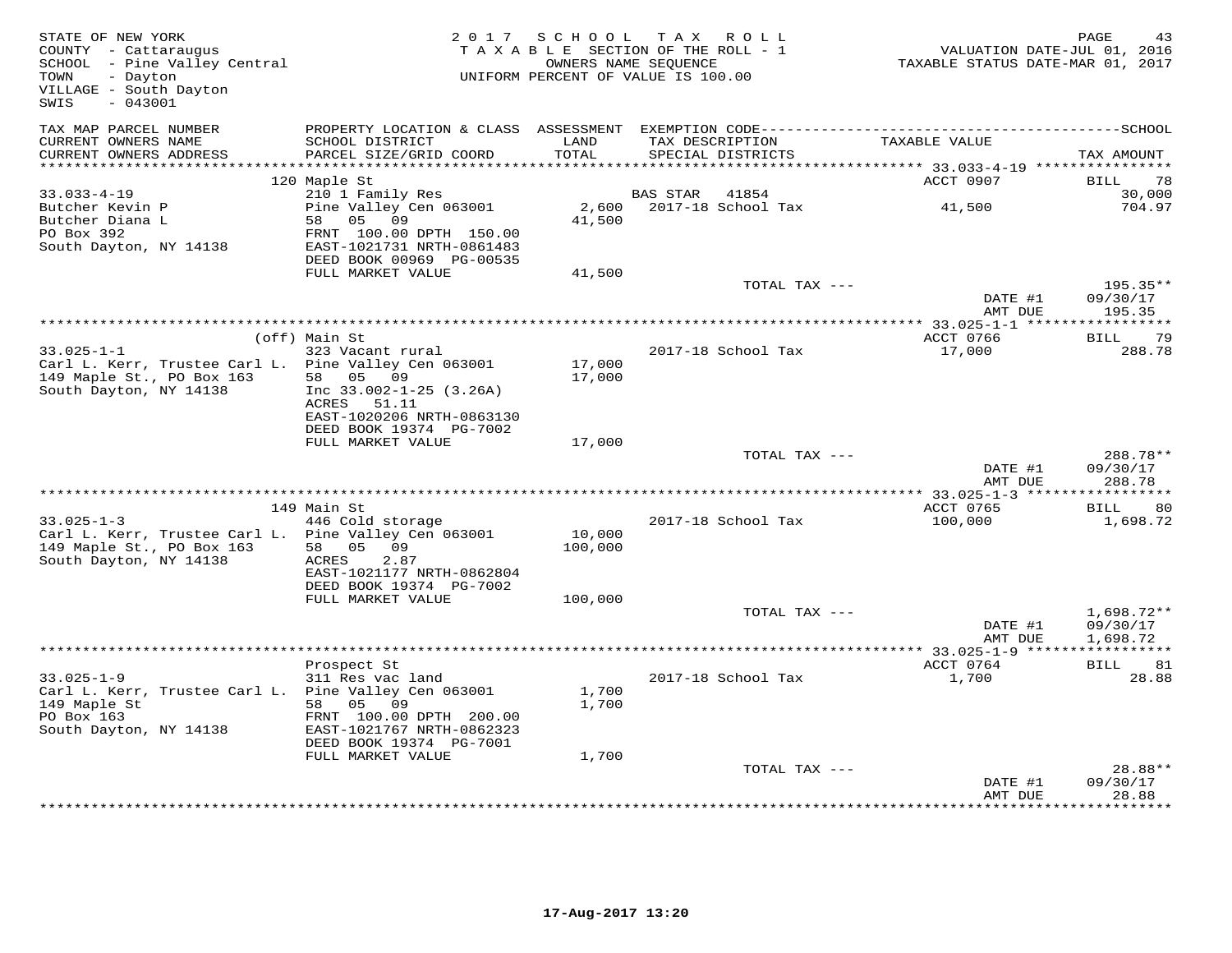STATE OF NEW YORK
COUNTY - Cattaraugus
SCHOOL - Pine Valley Central
TOWN - Dayton
VILLAGE - South Dayton
SWIS - 043001

2017 SCHOOL TAX ROLL
TAXABLE SECTION OF THE ROLL - 1
OWNERS NAME SEQUENCE
UNIFORM PERCENT OF VALUE IS 100.00

VALUATION DATE-JUL 01, 2016
TAXABLE STATUS DATE-MAR 01, 2017

| TAX MAP PARCEL NUMBER / CURRENT OWNERS NAME / CURRENT OWNERS ADDRESS | PROPERTY LOCATION & CLASS / SCHOOL DISTRICT / PARCEL SIZE/GRID COORD | ASSESSMENT LAND / TOTAL | EXEMPTION CODE / TAX DESCRIPTION / SPECIAL DISTRICTS | TAXABLE VALUE | TAX AMOUNT |
|---|---|---|---|---|---|
| 33.033-4-19 | 120 Maple St | | | ACCT 0907 | BILL 78 |
| Butcher Kevin P | 210 1 Family Res | | BAS STAR 41854 | | 30,000 |
| Butcher Diana L | Pine Valley Cen 063001 | 2,600 | 2017-18 School Tax | 41,500 | 704.97 |
| PO Box 392 | 58 05 09 | 41,500 | | | |
| South Dayton, NY 14138 | FRNT 100.00 DPTH 150.00 | | | | |
| | EAST-1021731 NRTH-0861483 | | | | |
| | DEED BOOK 00969 PG-00535 | | | | |
| | FULL MARKET VALUE | 41,500 | | | |
| | | | TOTAL TAX --- | | 195.35** |
| | | | | DATE #1 | 09/30/17 |
| | | | | AMT DUE | 195.35 |
| 33.025-1-1 | (off) Main St | | | ACCT 0766 | BILL 79 |
| Carl L. Kerr, Trustee Carl L. | 323 Vacant rural | | 2017-18 School Tax | 17,000 | 288.78 |
| 149 Maple St., PO Box 163 | Pine Valley Cen 063001 | 17,000 | | | |
| South Dayton, NY 14138 | 58 05 09 | 17,000 | | | |
| | Inc 33.002-1-25 (3.26A) | | | | |
| | ACRES 51.11 | | | | |
| | EAST-1020206 NRTH-0863130 | | | | |
| | DEED BOOK 19374 PG-7002 | | | | |
| | FULL MARKET VALUE | 17,000 | | | |
| | | | TOTAL TAX --- | | 288.78** |
| | | | | DATE #1 | 09/30/17 |
| | | | | AMT DUE | 288.78 |
| 33.025-1-3 | 149 Main St | | | ACCT 0765 | BILL 80 |
| Carl L. Kerr, Trustee Carl L. | 446 Cold storage | | 2017-18 School Tax | 100,000 | 1,698.72 |
| 149 Maple St., PO Box 163 | Pine Valley Cen 063001 | 10,000 | | | |
| South Dayton, NY 14138 | 58 05 09 | 100,000 | | | |
| | ACRES 2.87 | | | | |
| | EAST-1021177 NRTH-0862804 | | | | |
| | DEED BOOK 19374 PG-7002 | | | | |
| | FULL MARKET VALUE | 100,000 | | | |
| | | | TOTAL TAX --- | | 1,698.72** |
| | | | | DATE #1 | 09/30/17 |
| | | | | AMT DUE | 1,698.72 |
| 33.025-1-9 | Prospect St | | | ACCT 0764 | BILL 81 |
| Carl L. Kerr, Trustee Carl L. | 311 Res vac land | | 2017-18 School Tax | 1,700 | 28.88 |
| 149 Maple St | Pine Valley Cen 063001 | 1,700 | | | |
| PO Box 163 | 58 05 09 | 1,700 | | | |
| South Dayton, NY 14138 | FRNT 100.00 DPTH 200.00 | | | | |
| | EAST-1021767 NRTH-0862323 | | | | |
| | DEED BOOK 19374 PG-7001 | | | | |
| | FULL MARKET VALUE | 1,700 | | | |
| | | | TOTAL TAX --- | | 28.88** |
| | | | | DATE #1 | 09/30/17 |
| | | | | AMT DUE | 28.88 |

17-Aug-2017 13:20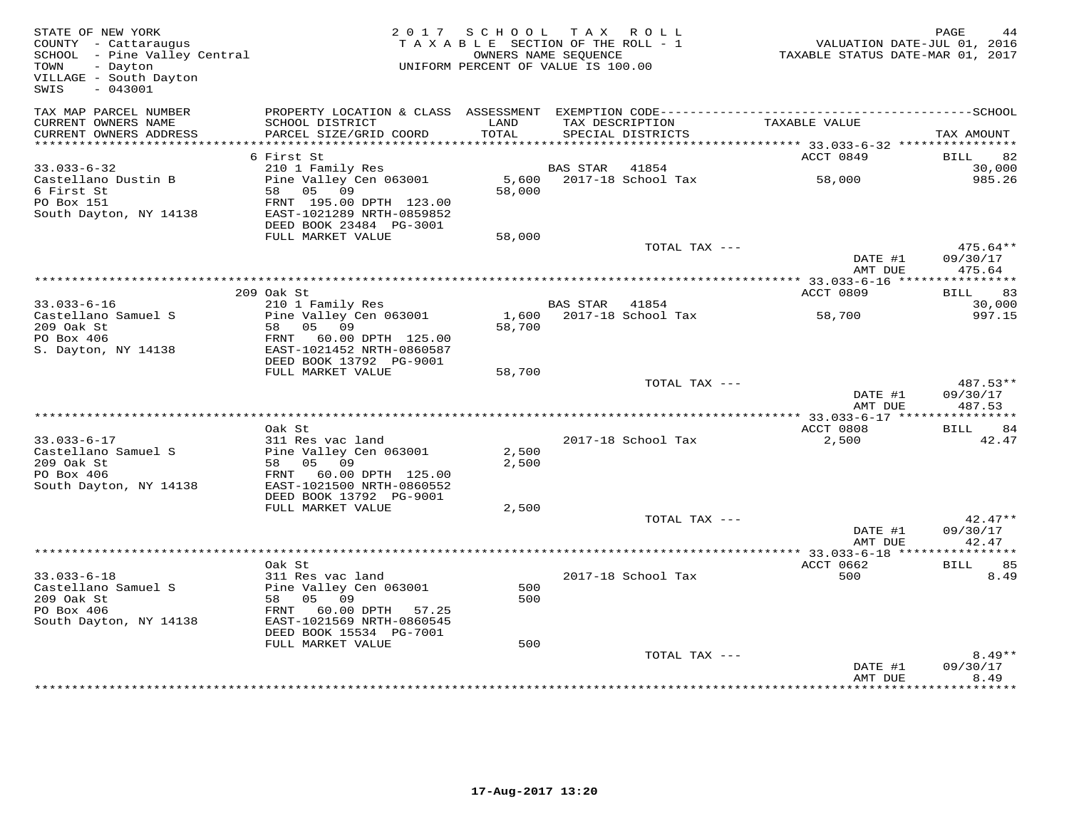STATE OF NEW YORK
COUNTY - Cattaraugus
SCHOOL - Pine Valley Central
TOWN - Dayton
VILLAGE - South Dayton
SWIS - 043001

2017 SCHOOL TAX ROLL
TAXABLE SECTION OF THE ROLL - 1
OWNERS NAME SEQUENCE
UNIFORM PERCENT OF VALUE IS 100.00

VALUATION DATE-JUL 01, 2016
TAXABLE STATUS DATE-MAR 01, 2017

| TAX MAP PARCEL NUMBER / CURRENT OWNERS NAME / CURRENT OWNERS ADDRESS | PROPERTY LOCATION & CLASS / SCHOOL DISTRICT / PARCEL SIZE/GRID COORD | ASSESSMENT LAND / TOTAL | EXEMPTION CODE / TAX DESCRIPTION / SPECIAL DISTRICTS | TAXABLE VALUE | TAX AMOUNT |
|---|---|---|---|---|---|
| **33.033-6-32** | 6 First St | | | ACCT 0849 | BILL 82 |
| 33.033-6-32 | 210 1 Family Res | | BAS STAR 41854 | | 30,000 |
| Castellano Dustin B | Pine Valley Cen 063001 | 5,600 | 2017-18 School Tax | 58,000 | 985.26 |
| 6 First St | 58 05 09 | 58,000 | | | |
| PO Box 151 | FRNT 195.00 DPTH 123.00 | | | | |
| South Dayton, NY 14138 | EAST-1021289 NRTH-0859852 | | | | |
| | DEED BOOK 23484 PG-3001 | | | | |
| | FULL MARKET VALUE | 58,000 | | | |
| | | | TOTAL TAX --- | | 475.64** |
| | | | | DATE #1 | 09/30/17 |
| | | | | AMT DUE | 475.64 |
| **33.033-6-16** | 209 Oak St | | | ACCT 0809 | BILL 83 |
| 33.033-6-16 | 210 1 Family Res | | BAS STAR 41854 | | 30,000 |
| Castellano Samuel S | Pine Valley Cen 063001 | 1,600 | 2017-18 School Tax | 58,700 | 997.15 |
| 209 Oak St | 58 05 09 | 58,700 | | | |
| PO Box 406 | FRNT 60.00 DPTH 125.00 | | | | |
| S. Dayton, NY 14138 | EAST-1021452 NRTH-0860587 | | | | |
| | DEED BOOK 13792 PG-9001 | | | | |
| | FULL MARKET VALUE | 58,700 | | | |
| | | | TOTAL TAX --- | | 487.53** |
| | | | | DATE #1 | 09/30/17 |
| | | | | AMT DUE | 487.53 |
| **33.033-6-17** | Oak St | | | ACCT 0808 | BILL 84 |
| 33.033-6-17 | 311 Res vac land | | 2017-18 School Tax | 2,500 | 42.47 |
| Castellano Samuel S | Pine Valley Cen 063001 | 2,500 | | | |
| 209 Oak St | 58 05 09 | 2,500 | | | |
| PO Box 406 | FRNT 60.00 DPTH 125.00 | | | | |
| South Dayton, NY 14138 | EAST-1021500 NRTH-0860552 | | | | |
| | DEED BOOK 13792 PG-9001 | | | | |
| | FULL MARKET VALUE | 2,500 | | | |
| | | | TOTAL TAX --- | | 42.47** |
| | | | | DATE #1 | 09/30/17 |
| | | | | AMT DUE | 42.47 |
| **33.033-6-18** | Oak St | | | ACCT 0662 | BILL 85 |
| 33.033-6-18 | 311 Res vac land | | 2017-18 School Tax | 500 | 8.49 |
| Castellano Samuel S | Pine Valley Cen 063001 | 500 | | | |
| 209 Oak St | 58 05 09 | 500 | | | |
| PO Box 406 | FRNT 60.00 DPTH 57.25 | | | | |
| South Dayton, NY 14138 | EAST-1021569 NRTH-0860545 | | | | |
| | DEED BOOK 15534 PG-7001 | | | | |
| | FULL MARKET VALUE | 500 | | | |
| | | | TOTAL TAX --- | | 8.49** |
| | | | | DATE #1 | 09/30/17 |
| | | | | AMT DUE | 8.49 |

17-Aug-2017 13:20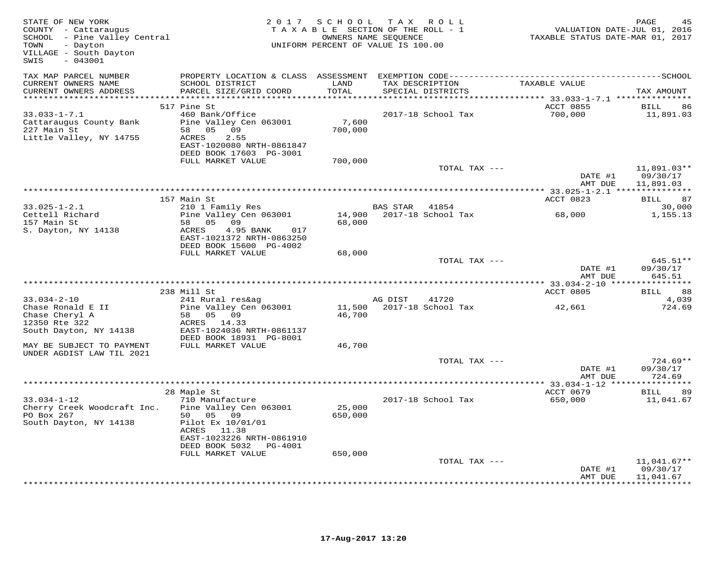STATE OF NEW YORK
COUNTY - Cattaraugus
SCHOOL - Pine Valley Central
TOWN - Dayton
VILLAGE - South Dayton
SWIS - 043001

2017 SCHOOL TAX ROLL
TAXABLE SECTION OF THE ROLL - 1
OWNERS NAME SEQUENCE
UNIFORM PERCENT OF VALUE IS 100.00

VALUATION DATE-JUL 01, 2016
TAXABLE STATUS DATE-MAR 01, 2017

| TAX MAP PARCEL NUMBER / CURRENT OWNERS NAME / CURRENT OWNERS ADDRESS | PROPERTY LOCATION & CLASS / SCHOOL DISTRICT / PARCEL SIZE/GRID COORD | ASSESSMENT LAND / TOTAL | EXEMPTION CODE / TAX DESCRIPTION / SPECIAL DISTRICTS | TAXABLE VALUE | TAX AMOUNT |
|---|---|---|---|---|---|
| 33.033-1-7.1 | 517 Pine St | | | ACCT 0855 | BILL 86 |
| Cattaraugus County Bank | 460 Bank/Office | | 2017-18 School Tax | 700,000 | 11,891.03 |
| 227 Main St | Pine Valley Cen 063001 | 7,600 | | | |
| Little Valley, NY 14755 | 58 05 09 | 700,000 | | | |
| | ACRES 2.55 | | | | |
| | EAST-1020080 NRTH-0861847 | | | | |
| | DEED BOOK 17603 PG-3001 | | | | |
| | FULL MARKET VALUE | 700,000 | | | |
| | | | TOTAL TAX --- | | 11,891.03** |
| | | | | DATE #1 | 09/30/17 |
| | | | | AMT DUE | 11,891.03 |
| 33.025-1-2.1 | 157 Main St | | | ACCT 0823 | BILL 87 |
| Cettell Richard | 210 1 Family Res | | BAS STAR 41854 | | 30,000 |
| 157 Main St | Pine Valley Cen 063001 | 14,900 | 2017-18 School Tax | 68,000 | 1,155.13 |
| S. Dayton, NY 14138 | 58 05 09 | 68,000 | | | |
| | ACRES 4.95 BANK 017 | | | | |
| | EAST-1021372 NRTH-0863250 | | | | |
| | DEED BOOK 15600 PG-4002 | | | | |
| | FULL MARKET VALUE | 68,000 | | | |
| | | | TOTAL TAX --- | | 645.51** |
| | | | | DATE #1 | 09/30/17 |
| | | | | AMT DUE | 645.51 |
| 33.034-2-10 | 238 Mill St | | | ACCT 0805 | BILL 88 |
| Chase Ronald E II | 241 Rural res&ag | | AG DIST 41720 | | 4,039 |
| Chase Cheryl A | Pine Valley Cen 063001 | 11,500 | 2017-18 School Tax | 42,661 | 724.69 |
| 12350 Rte 322 | 58 05 09 | 46,700 | | | |
| South Dayton, NY 14138 | ACRES 14.33 | | | | |
| | EAST-1024036 NRTH-0861137 | | | | |
| | DEED BOOK 18931 PG-8001 | | | | |
| MAY BE SUBJECT TO PAYMENT | FULL MARKET VALUE | 46,700 | | | |
| UNDER AGDIST LAW TIL 2021 | | | | | |
| | | | TOTAL TAX --- | | 724.69** |
| | | | | DATE #1 | 09/30/17 |
| | | | | AMT DUE | 724.69 |
| 33.034-1-12 | 28 Maple St | | | ACCT 0679 | BILL 89 |
| Cherry Creek Woodcraft Inc. | 710 Manufacture | | 2017-18 School Tax | 650,000 | 11,041.67 |
| PO Box 267 | Pine Valley Cen 063001 | 25,000 | | | |
| South Dayton, NY 14138 | 50 05 09 | 650,000 | | | |
| | Pilot Ex 10/01/01 | | | | |
| | ACRES 11.38 | | | | |
| | EAST-1023226 NRTH-0861910 | | | | |
| | DEED BOOK 5032 PG-4001 | | | | |
| | FULL MARKET VALUE | 650,000 | | | |
| | | | TOTAL TAX --- | | 11,041.67** |
| | | | | DATE #1 | 09/30/17 |
| | | | | AMT DUE | 11,041.67 |

17-Aug-2017 13:20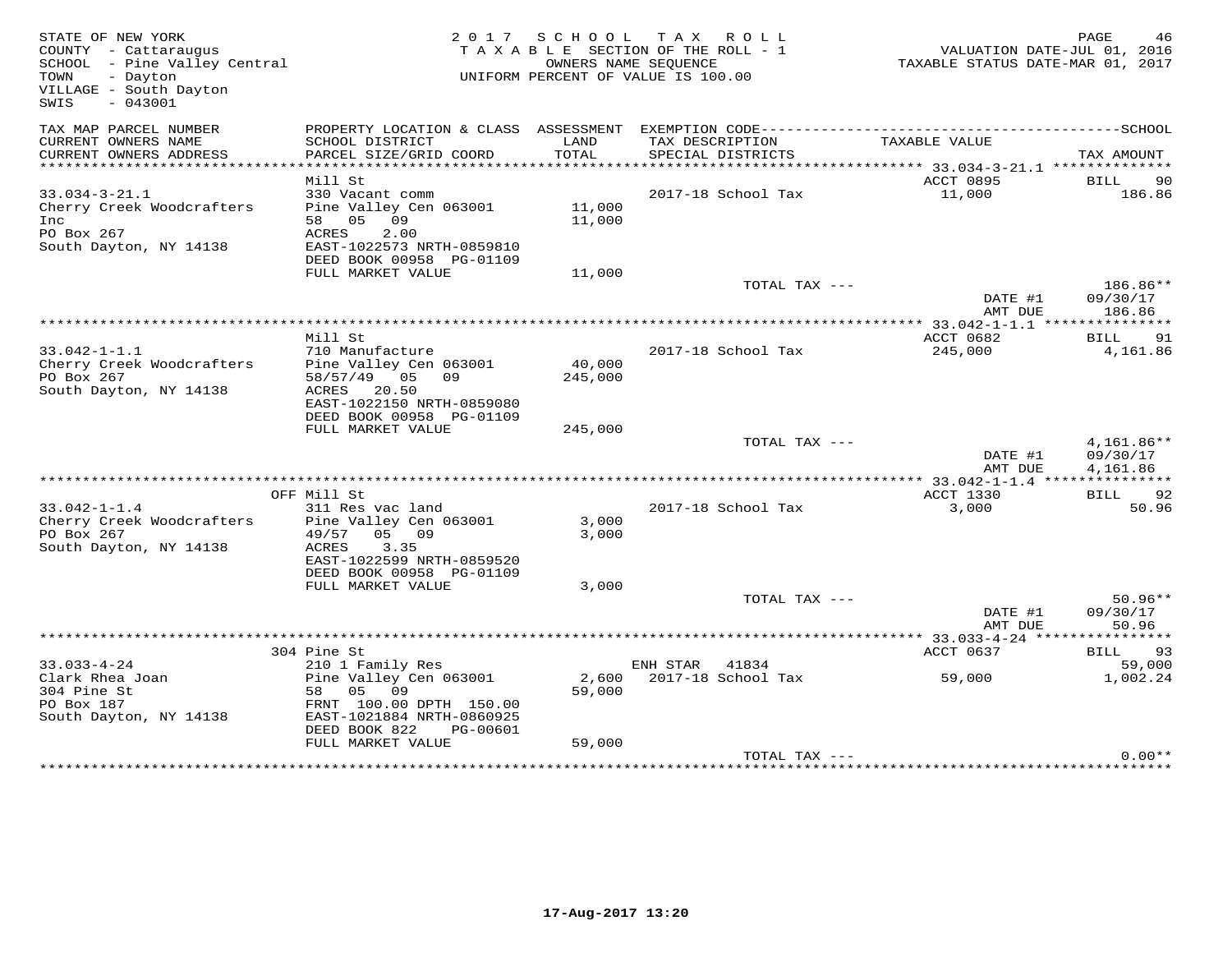STATE OF NEW YORK
COUNTY - Cattaraugus
SCHOOL - Pine Valley Central
TOWN - Dayton
VILLAGE - South Dayton
SWIS - 043001

2017 SCHOOL TAX ROLL
TAXABLE SECTION OF THE ROLL - 1
OWNERS NAME SEQUENCE
UNIFORM PERCENT OF VALUE IS 100.00

VALUATION DATE-JUL 01, 2016
TAXABLE STATUS DATE-MAR 01, 2017

| TAX MAP PARCEL NUMBER / CURRENT OWNERS NAME / CURRENT OWNERS ADDRESS | PROPERTY LOCATION & CLASS / SCHOOL DISTRICT / PARCEL SIZE/GRID COORD | ASSESSMENT LAND / TOTAL | EXEMPTION CODE / TAX DESCRIPTION / SPECIAL DISTRICTS | TAXABLE VALUE | TAX AMOUNT |
|---|---|---|---|---|---|
| 33.034-3-21.1 | Mill St | | | ACCT 0895 | BILL 90 |
| Cherry Creek Woodcrafters Inc | 330 Vacant comm | | 2017-18 School Tax | 11,000 | 186.86 |
| PO Box 267 | Pine Valley Cen 063001 | 11,000 | | | |
| South Dayton, NY 14138 | 58 05 09 | 11,000 | | | |
| | ACRES 2.00 | | | | |
| | EAST-1022573 NRTH-0859810 | | | | |
| | DEED BOOK 00958 PG-01109 | | | | |
| | FULL MARKET VALUE | 11,000 | | | |
| | | | TOTAL TAX --- | | 186.86** |
| | | | | DATE #1 | 09/30/17 |
| | | | | AMT DUE | 186.86 |
| 33.042-1-1.1 | Mill St | | | ACCT 0682 | BILL 91 |
| Cherry Creek Woodcrafters | 710 Manufacture | | 2017-18 School Tax | 245,000 | 4,161.86 |
| PO Box 267 | Pine Valley Cen 063001 | 40,000 | | | |
| South Dayton, NY 14138 | 58/57/49 05 09 | 245,000 | | | |
| | ACRES 20.50 | | | | |
| | EAST-1022150 NRTH-0859080 | | | | |
| | DEED BOOK 00958 PG-01109 | | | | |
| | FULL MARKET VALUE | 245,000 | | | |
| | | | TOTAL TAX --- | | 4,161.86** |
| | | | | DATE #1 | 09/30/17 |
| | | | | AMT DUE | 4,161.86 |
| 33.042-1-1.4 | OFF Mill St | | | ACCT 1330 | BILL 92 |
| Cherry Creek Woodcrafters | 311 Res vac land | | 2017-18 School Tax | 3,000 | 50.96 |
| PO Box 267 | Pine Valley Cen 063001 | 3,000 | | | |
| South Dayton, NY 14138 | 49/57 05 09 | 3,000 | | | |
| | ACRES 3.35 | | | | |
| | EAST-1022599 NRTH-0859520 | | | | |
| | DEED BOOK 00958 PG-01109 | | | | |
| | FULL MARKET VALUE | 3,000 | | | |
| | | | TOTAL TAX --- | | 50.96** |
| | | | | DATE #1 | 09/30/17 |
| | | | | AMT DUE | 50.96 |
| 33.033-4-24 | 304 Pine St | | | ACCT 0637 | BILL 93 |
| Clark Rhea Joan | 210 1 Family Res | | ENH STAR 41834 | | 59,000 |
| 304 Pine St | Pine Valley Cen 063001 | 2,600 | 2017-18 School Tax | 59,000 | 1,002.24 |
| PO Box 187 | 58 05 09 | 59,000 | | | |
| South Dayton, NY 14138 | FRNT 100.00 DPTH 150.00 | | | | |
| | EAST-1021884 NRTH-0860925 | | | | |
| | DEED BOOK 822 PG-00601 | | | | |
| | FULL MARKET VALUE | 59,000 | | | |
| | | | TOTAL TAX --- | | 0.00** |

17-Aug-2017 13:20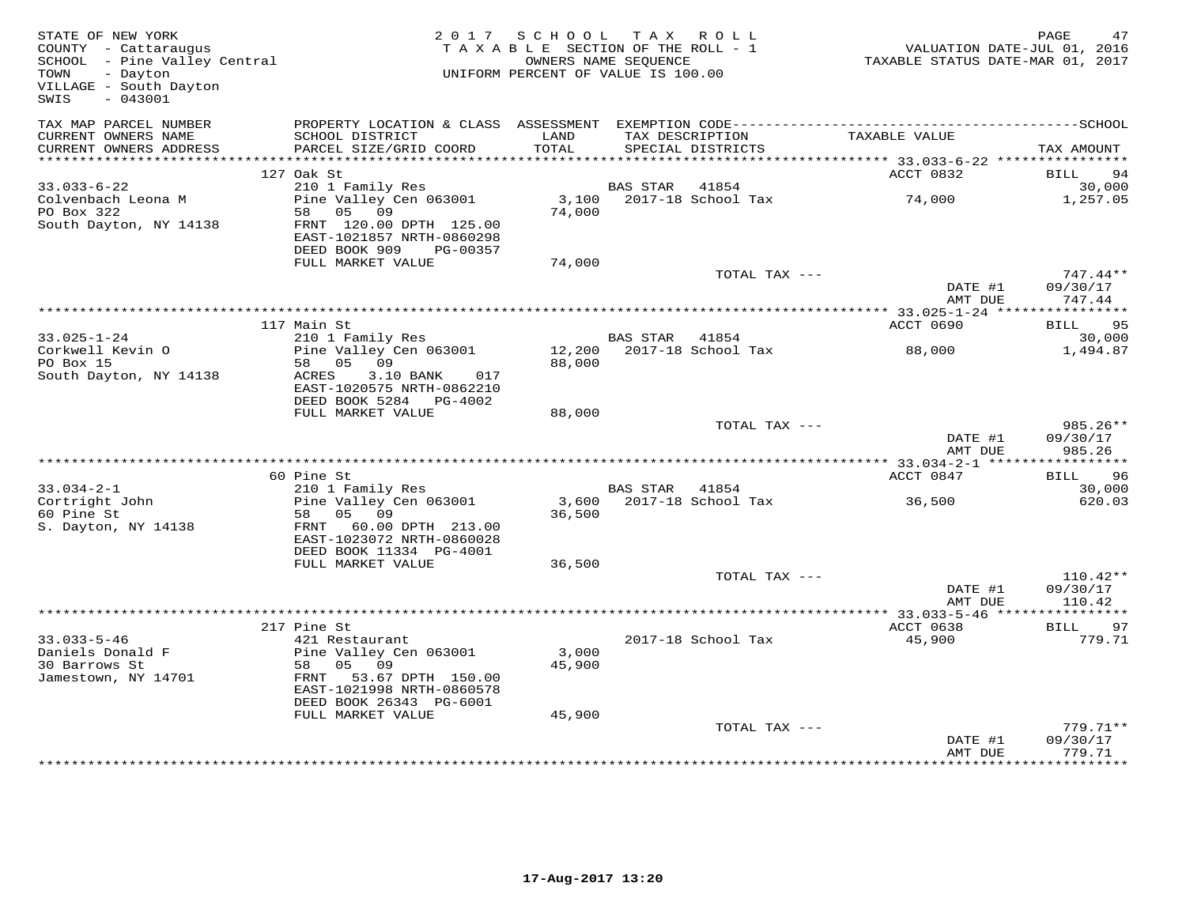STATE OF NEW YORK
COUNTY - Cattaraugus
SCHOOL - Pine Valley Central
TOWN - Dayton
VILLAGE - South Dayton
SWIS - 043001

2 0 1 7 S C H O O L T A X R O L L
T A X A B L E SECTION OF THE ROLL - 1
OWNERS NAME SEQUENCE
UNIFORM PERCENT OF VALUE IS 100.00

VALUATION DATE-JUL 01, 2016
TAXABLE STATUS DATE-MAR 01, 2017

| TAX MAP PARCEL NUMBER / CURRENT OWNERS NAME / CURRENT OWNERS ADDRESS | PROPERTY LOCATION & CLASS / SCHOOL DISTRICT / PARCEL SIZE/GRID COORD | ASSESSMENT LAND / TOTAL | EXEMPTION CODE / TAX DESCRIPTION / SPECIAL DISTRICTS | TAXABLE VALUE | TAX AMOUNT |
|---|---|---|---|---|---|
| 33.033-6-22 | 127 Oak St | | | ACCT 0832 | BILL 94 |
| | 210 1 Family Res | | BAS STAR 41854 | | 30,000 |
| Colvenbach Leona M | Pine Valley Cen 063001 | 3,100 | 2017-18 School Tax | 74,000 | 1,257.05 |
| PO Box 322 | 58 05 09 | 74,000 | | | |
| South Dayton, NY 14138 | FRNT 120.00 DPTH 125.00 | | | | |
| | EAST-1021857 NRTH-0860298 | | | | |
| | DEED BOOK 909 PG-00357 | | | | |
| | FULL MARKET VALUE | 74,000 | | | |
| | | | TOTAL TAX --- | | 747.44** |
| | | | | DATE #1 | 09/30/17 |
| | | | | AMT DUE | 747.44 |
| 33.025-1-24 | 117 Main St | | | ACCT 0690 | BILL 95 |
| | 210 1 Family Res | | BAS STAR 41854 | | 30,000 |
| Corkwell Kevin O | Pine Valley Cen 063001 | 12,200 | 2017-18 School Tax | 88,000 | 1,494.87 |
| PO Box 15 | 58 05 09 | 88,000 | | | |
| South Dayton, NY 14138 | ACRES 3.10 BANK 017 | | | | |
| | EAST-1020575 NRTH-0862210 | | | | |
| | DEED BOOK 5284 PG-4002 | | | | |
| | FULL MARKET VALUE | 88,000 | | | |
| | | | TOTAL TAX --- | | 985.26** |
| | | | | DATE #1 | 09/30/17 |
| | | | | AMT DUE | 985.26 |
| 33.034-2-1 | 60 Pine St | | | ACCT 0847 | BILL 96 |
| | 210 1 Family Res | | BAS STAR 41854 | | 30,000 |
| Cortright John | Pine Valley Cen 063001 | 3,600 | 2017-18 School Tax | 36,500 | 620.03 |
| 60 Pine St | 58 05 09 | 36,500 | | | |
| S. Dayton, NY 14138 | FRNT 60.00 DPTH 213.00 | | | | |
| | EAST-1023072 NRTH-0860028 | | | | |
| | DEED BOOK 11334 PG-4001 | | | | |
| | FULL MARKET VALUE | 36,500 | | | |
| | | | TOTAL TAX --- | | 110.42** |
| | | | | DATE #1 | 09/30/17 |
| | | | | AMT DUE | 110.42 |
| 33.033-5-46 | 217 Pine St | | | ACCT 0638 | BILL 97 |
| | 421 Restaurant | | 2017-18 School Tax | 45,900 | 779.71 |
| Daniels Donald F | Pine Valley Cen 063001 | 3,000 | | | |
| 30 Barrows St | 58 05 09 | 45,900 | | | |
| Jamestown, NY 14701 | FRNT 53.67 DPTH 150.00 | | | | |
| | EAST-1021998 NRTH-0860578 | | | | |
| | DEED BOOK 26343 PG-6001 | | | | |
| | FULL MARKET VALUE | 45,900 | | | |
| | | | TOTAL TAX --- | | 779.71** |
| | | | | DATE #1 | 09/30/17 |
| | | | | AMT DUE | 779.71 |

17-Aug-2017 13:20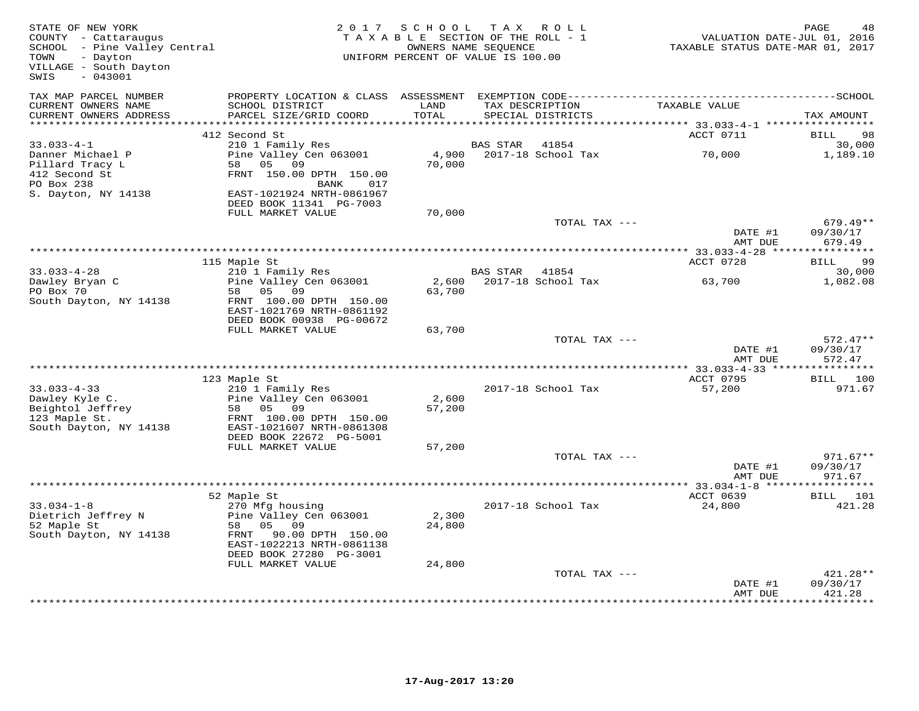STATE OF NEW YORK
COUNTY - Cattaraugus
SCHOOL - Pine Valley Central
TOWN - Dayton
VILLAGE - South Dayton
SWIS - 043001

2017 SCHOOL TAX ROLL
TAXABLE SECTION OF THE ROLL - 1
OWNERS NAME SEQUENCE
UNIFORM PERCENT OF VALUE IS 100.00

VALUATION DATE-JUL 01, 2016
TAXABLE STATUS DATE-MAR 01, 2017

| TAX MAP PARCEL NUMBER / CURRENT OWNERS NAME / CURRENT OWNERS ADDRESS | PROPERTY LOCATION & CLASS / SCHOOL DISTRICT / PARCEL SIZE/GRID COORD | ASSESSMENT LAND / TOTAL | EXEMPTION CODE / TAX DESCRIPTION / SPECIAL DISTRICTS | TAXABLE VALUE | TAX AMOUNT |
|---|---|---|---|---|---|
| | 412 Second St | | | ACCT 0711 | BILL 98 |
| 33.033-4-1 | 210 1 Family Res | | BAS STAR 41854 | | 30,000 |
| Danner Michael P | Pine Valley Cen 063001 | 4,900 | 2017-18 School Tax | 70,000 | 1,189.10 |
| Pillard Tracy L | 58 05 09 | 70,000 | | | |
| 412 Second St | FRNT 150.00 DPTH 150.00 | | | | |
| PO Box 238 | BANK 017 | | | | |
| S. Dayton, NY 14138 | EAST-1021924 NRTH-0861967 | | | | |
| | DEED BOOK 11341 PG-7003 | | | | |
| | FULL MARKET VALUE | 70,000 | | | |
| | | | TOTAL TAX --- | | 679.49** |
| | | | | DATE #1 | 09/30/17 |
| | | | | AMT DUE | 679.49 |
| | 115 Maple St | | | ACCT 0728 | BILL 99 |
| 33.033-4-28 | 210 1 Family Res | | BAS STAR 41854 | | 30,000 |
| Dawley Bryan C | Pine Valley Cen 063001 | 2,600 | 2017-18 School Tax | 63,700 | 1,082.08 |
| PO Box 70 | 58 05 09 | 63,700 | | | |
| South Dayton, NY 14138 | FRNT 100.00 DPTH 150.00 | | | | |
| | EAST-1021769 NRTH-0861192 | | | | |
| | DEED BOOK 00938 PG-00672 | | | | |
| | FULL MARKET VALUE | 63,700 | | | |
| | | | TOTAL TAX --- | | 572.47** |
| | | | | DATE #1 | 09/30/17 |
| | | | | AMT DUE | 572.47 |
| | 123 Maple St | | | ACCT 0795 | BILL 100 |
| 33.033-4-33 | 210 1 Family Res | | 2017-18 School Tax | 57,200 | 971.67 |
| Dawley Kyle C. | Pine Valley Cen 063001 | 2,600 | | | |
| Beightol Jeffrey | 58 05 09 | 57,200 | | | |
| 123 Maple St. | FRNT 100.00 DPTH 150.00 | | | | |
| South Dayton, NY 14138 | EAST-1021607 NRTH-0861308 | | | | |
| | DEED BOOK 22672 PG-5001 | | | | |
| | FULL MARKET VALUE | 57,200 | | | |
| | | | TOTAL TAX --- | | 971.67** |
| | | | | DATE #1 | 09/30/17 |
| | | | | AMT DUE | 971.67 |
| | 52 Maple St | | | ACCT 0639 | BILL 101 |
| 33.034-1-8 | 270 Mfg housing | | 2017-18 School Tax | 24,800 | 421.28 |
| Dietrich Jeffrey N | Pine Valley Cen 063001 | 2,300 | | | |
| 52 Maple St | 58 05 09 | 24,800 | | | |
| South Dayton, NY 14138 | FRNT 90.00 DPTH 150.00 | | | | |
| | EAST-1022213 NRTH-0861138 | | | | |
| | DEED BOOK 27280 PG-3001 | | | | |
| | FULL MARKET VALUE | 24,800 | | | |
| | | | TOTAL TAX --- | | 421.28** |
| | | | | DATE #1 | 09/30/17 |
| | | | | AMT DUE | 421.28 |

17-Aug-2017 13:20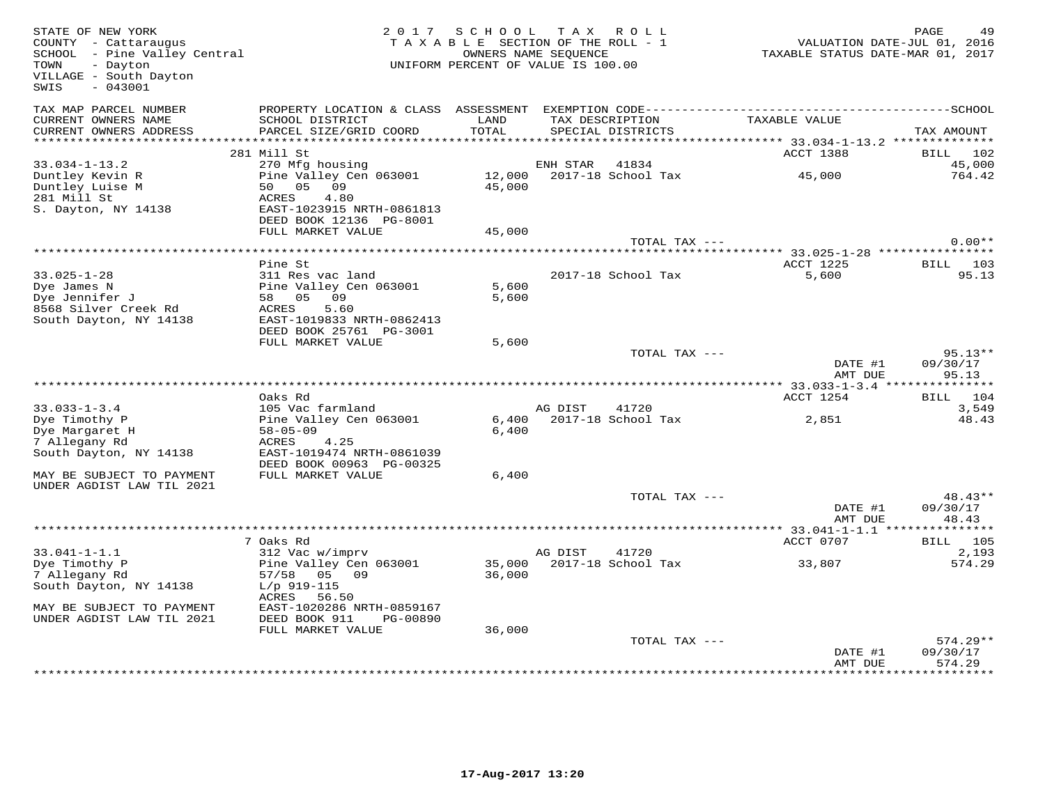STATE OF NEW YORK
COUNTY - Cattaraugus
SCHOOL - Pine Valley Central
TOWN - Dayton
VILLAGE - South Dayton
SWIS - 043001

2017 SCHOOL TAX ROLL
TAXABLE SECTION OF THE ROLL - 1
OWNERS NAME SEQUENCE
UNIFORM PERCENT OF VALUE IS 100.00

VALUATION DATE-JUL 01, 2016
TAXABLE STATUS DATE-MAR 01, 2017

| TAX MAP PARCEL NUMBER / CURRENT OWNERS NAME / CURRENT OWNERS ADDRESS | PROPERTY LOCATION & CLASS / SCHOOL DISTRICT / PARCEL SIZE/GRID COORD | ASSESSMENT LAND / TOTAL | EXEMPTION CODE / TAX DESCRIPTION / SPECIAL DISTRICTS | TAXABLE VALUE | TAX AMOUNT |
|---|---|---|---|---|---|
| | 281 Mill St | | | ACCT 1388 | BILL 102 |
| 33.034-1-13.2 | 270 Mfg housing | | ENH STAR 41834 | | 45,000 |
| Duntley Kevin R | Pine Valley Cen 063001 | 12,000 | 2017-18 School Tax | 45,000 | 764.42 |
| Duntley Luise M | 50 05 09 | 45,000 | | | |
| 281 Mill St | ACRES 4.80 | | | | |
| S. Dayton, NY 14138 | EAST-1023915 NRTH-0861813 | | | | |
| | DEED BOOK 12136 PG-8001 | | | | |
| | FULL MARKET VALUE | 45,000 | | | |
| | | | TOTAL TAX --- | | 0.00** |
| | Pine St | | | ACCT 1225 | BILL 103 |
| 33.025-1-28 | 311 Res vac land | | 2017-18 School Tax | 5,600 | 95.13 |
| Dye James N | Pine Valley Cen 063001 | 5,600 | | | |
| Dye Jennifer J | 58 05 09 | 5,600 | | | |
| 8568 Silver Creek Rd | ACRES 5.60 | | | | |
| South Dayton, NY 14138 | EAST-1019833 NRTH-0862413 | | | | |
| | DEED BOOK 25761 PG-3001 | | | | |
| | FULL MARKET VALUE | 5,600 | | | |
| | | | TOTAL TAX --- | | 95.13** |
| | | | | DATE #1 | 09/30/17 |
| | | | | AMT DUE | 95.13 |
| | Oaks Rd | | | ACCT 1254 | BILL 104 |
| 33.033-1-3.4 | 105 Vac farmland | | AG DIST 41720 | | 3,549 |
| Dye Timothy P | Pine Valley Cen 063001 | 6,400 | 2017-18 School Tax | 2,851 | 48.43 |
| Dye Margaret H | 58-05-09 | 6,400 | | | |
| 7 Allegany Rd | ACRES 4.25 | | | | |
| South Dayton, NY 14138 | EAST-1019474 NRTH-0861039 | | | | |
| | DEED BOOK 00963 PG-00325 | | | | |
| MAY BE SUBJECT TO PAYMENT UNDER AGDIST LAW TIL 2021 | FULL MARKET VALUE | 6,400 | | | |
| | | | TOTAL TAX --- | | 48.43** |
| | | | | DATE #1 | 09/30/17 |
| | | | | AMT DUE | 48.43 |
| | 7 Oaks Rd | | | ACCT 0707 | BILL 105 |
| 33.041-1-1.1 | 312 Vac w/imprv | | AG DIST 41720 | | 2,193 |
| Dye Timothy P | Pine Valley Cen 063001 | 35,000 | 2017-18 School Tax | 33,807 | 574.29 |
| 7 Allegany Rd | 57/58 05 09 | 36,000 | | | |
| South Dayton, NY 14138 | L/p 919-115 | | | | |
| | ACRES 56.50 | | | | |
| MAY BE SUBJECT TO PAYMENT | EAST-1020286 NRTH-0859167 | | | | |
| UNDER AGDIST LAW TIL 2021 | DEED BOOK 911 PG-00890 | | | | |
| | FULL MARKET VALUE | 36,000 | | | |
| | | | TOTAL TAX --- | | 574.29** |
| | | | | DATE #1 | 09/30/17 |
| | | | | AMT DUE | 574.29 |

17-Aug-2017 13:20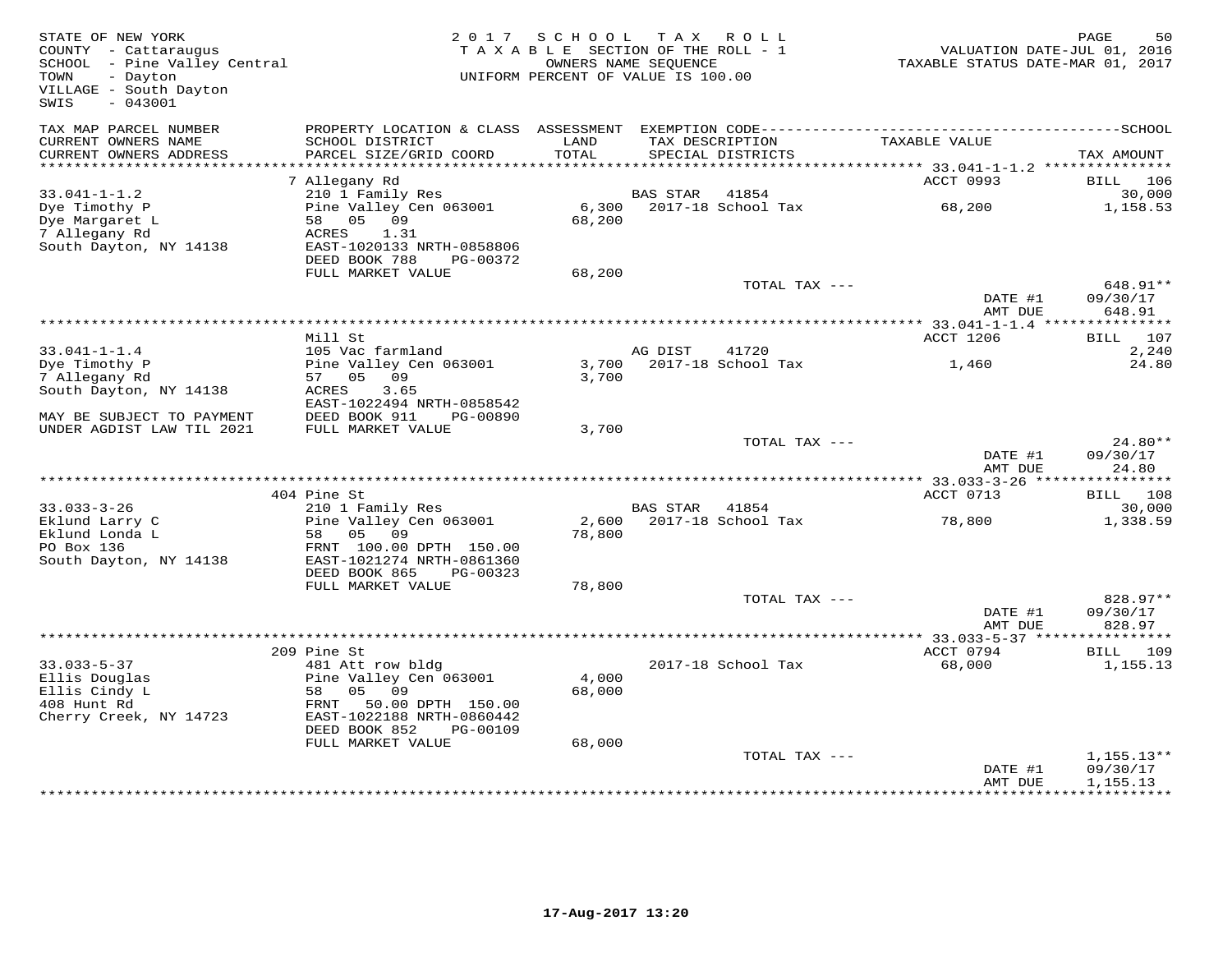STATE OF NEW YORK
COUNTY - Cattaraugus
SCHOOL - Pine Valley Central
TOWN - Dayton
VILLAGE - South Dayton
SWIS - 043001

2017 SCHOOL TAX ROLL
TAXABLE SECTION OF THE ROLL - 1
OWNERS NAME SEQUENCE
UNIFORM PERCENT OF VALUE IS 100.00

VALUATION DATE-JUL 01, 2016
TAXABLE STATUS DATE-MAR 01, 2017

| TAX MAP PARCEL NUMBER / CURRENT OWNERS NAME / CURRENT OWNERS ADDRESS | PROPERTY LOCATION & CLASS / SCHOOL DISTRICT / PARCEL SIZE/GRID COORD | ASSESSMENT LAND / TOTAL | EXEMPTION CODE / TAX DESCRIPTION / SPECIAL DISTRICTS | TAXABLE VALUE | SCHOOL TAX AMOUNT |
|---|---|---|---|---|---|
| 33.041-1-1.2 | 7 Allegany Rd | | | ACCT 0993 | BILL 106 |
| Dye Timothy P | 210 1 Family Res | | BAS STAR 41854 | | 30,000 |
| Dye Margaret L | Pine Valley Cen 063001 | 6,300 | 2017-18 School Tax | 68,200 | 1,158.53 |
| 7 Allegany Rd | 58 05 09 | 68,200 | | | |
| South Dayton, NY 14138 | ACRES 1.31 | | | | |
| | EAST-1020133 NRTH-0858806 | | | | |
| | DEED BOOK 788 PG-00372 | | | | |
| | FULL MARKET VALUE | 68,200 | | | |
| | | | TOTAL TAX --- | | 648.91** |
| | | | | DATE #1 | 09/30/17 |
| | | | | AMT DUE | 648.91 |
| 33.041-1-1.4 | Mill St | | | ACCT 1206 | BILL 107 |
| Dye Timothy P | 105 Vac farmland | | AG DIST 41720 | | 2,240 |
| 7 Allegany Rd | Pine Valley Cen 063001 | 3,700 | 2017-18 School Tax | 1,460 | 24.80 |
| South Dayton, NY 14138 | 57 05 09 | 3,700 | | | |
| | ACRES 3.65 | | | | |
| | EAST-1022494 NRTH-0858542 | | | | |
| MAY BE SUBJECT TO PAYMENT | DEED BOOK 911 PG-00890 | | | | |
| UNDER AGDIST LAW TIL 2021 | FULL MARKET VALUE | 3,700 | | | |
| | | | TOTAL TAX --- | | 24.80** |
| | | | | DATE #1 | 09/30/17 |
| | | | | AMT DUE | 24.80 |
| 33.033-3-26 | 404 Pine St | | | ACCT 0713 | BILL 108 |
| Eklund Larry C | 210 1 Family Res | | BAS STAR 41854 | | 30,000 |
| Eklund Londa L | Pine Valley Cen 063001 | 2,600 | 2017-18 School Tax | 78,800 | 1,338.59 |
| PO Box 136 | 58 05 09 | 78,800 | | | |
| South Dayton, NY 14138 | FRNT 100.00 DPTH 150.00 | | | | |
| | EAST-1021274 NRTH-0861360 | | | | |
| | DEED BOOK 865 PG-00323 | | | | |
| | FULL MARKET VALUE | 78,800 | | | |
| | | | TOTAL TAX --- | | 828.97** |
| | | | | DATE #1 | 09/30/17 |
| | | | | AMT DUE | 828.97 |
| 33.033-5-37 | 209 Pine St | | | ACCT 0794 | BILL 109 |
| Ellis Douglas | 481 Att row bldg | | 2017-18 School Tax | 68,000 | 1,155.13 |
| Ellis Cindy L | Pine Valley Cen 063001 | 4,000 | | | |
| 408 Hunt Rd | 58 05 09 | 68,000 | | | |
| Cherry Creek, NY 14723 | FRNT 50.00 DPTH 150.00 | | | | |
| | EAST-1022188 NRTH-0860442 | | | | |
| | DEED BOOK 852 PG-00109 | | | | |
| | FULL MARKET VALUE | 68,000 | | | |
| | | | TOTAL TAX --- | | 1,155.13** |
| | | | | DATE #1 | 09/30/17 |
| | | | | AMT DUE | 1,155.13 |

17-Aug-2017 13:20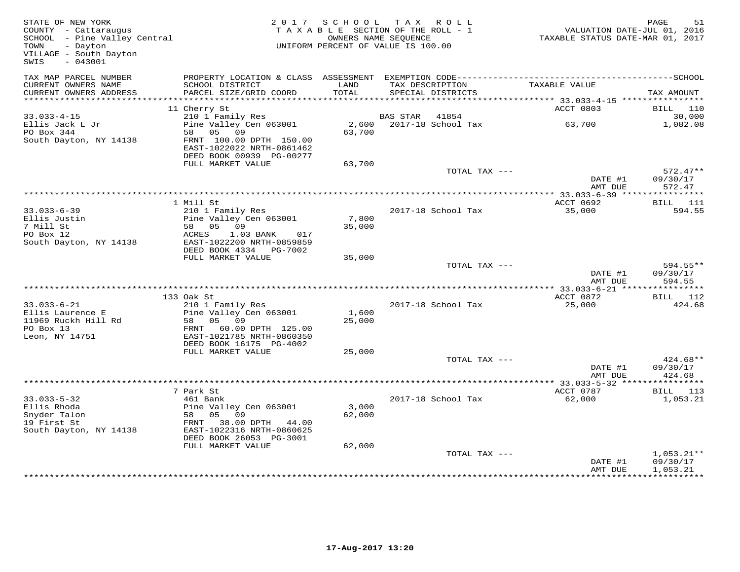STATE OF NEW YORK
COUNTY - Cattaraugus
SCHOOL - Pine Valley Central
TOWN - Dayton
VILLAGE - South Dayton
SWIS - 043001

2017 SCHOOL TAX ROLL
TAXABLE SECTION OF THE ROLL - 1
OWNERS NAME SEQUENCE
UNIFORM PERCENT OF VALUE IS 100.00

VALUATION DATE-JUL 01, 2016
TAXABLE STATUS DATE-MAR 01, 2017

| TAX MAP PARCEL NUMBER / CURRENT OWNERS NAME / CURRENT OWNERS ADDRESS | PROPERTY LOCATION & CLASS / SCHOOL DISTRICT / PARCEL SIZE/GRID COORD | ASSESSMENT LAND / TOTAL | EXEMPTION CODE / TAX DESCRIPTION / SPECIAL DISTRICTS | TAXABLE VALUE | TAX AMOUNT |
|---|---|---|---|---|---|
| | 11 Cherry St | | | ACCT 0803 | BILL 110 |
| 33.033-4-15 | 210 1 Family Res | | BAS STAR 41854 | | 30,000 |
| Ellis Jack L Jr | Pine Valley Cen 063001 | 2,600 | 2017-18 School Tax | 63,700 | 1,082.08 |
| PO Box 344 | 58 05 09 | 63,700 | | | |
| South Dayton, NY 14138 | FRNT 100.00 DPTH 150.00 | | | | |
| | EAST-1022022 NRTH-0861462 | | | | |
| | DEED BOOK 00939 PG-00277 | | | | |
| | FULL MARKET VALUE | 63,700 | | | |
| | | | TOTAL TAX --- | | 572.47** |
| | | | | DATE #1 | 09/30/17 |
| | | | | AMT DUE | 572.47 |
| | 1 Mill St | | | ACCT 0692 | BILL 111 |
| 33.033-6-39 | 210 1 Family Res | | 2017-18 School Tax | 35,000 | 594.55 |
| Ellis Justin | Pine Valley Cen 063001 | 7,800 | | | |
| 7 Mill St | 58 05 09 | 35,000 | | | |
| PO Box 12 | ACRES 1.03 BANK 017 | | | | |
| South Dayton, NY 14138 | EAST-1022200 NRTH-0859859 | | | | |
| | DEED BOOK 4334 PG-7002 | | | | |
| | FULL MARKET VALUE | 35,000 | | | |
| | | | TOTAL TAX --- | | 594.55** |
| | | | | DATE #1 | 09/30/17 |
| | | | | AMT DUE | 594.55 |
| | 133 Oak St | | | ACCT 0872 | BILL 112 |
| 33.033-6-21 | 210 1 Family Res | | 2017-18 School Tax | 25,000 | 424.68 |
| Ellis Laurence E | Pine Valley Cen 063001 | 1,600 | | | |
| 11969 Ruckh Hill Rd | 58 05 09 | 25,000 | | | |
| PO Box 13 | FRNT 60.00 DPTH 125.00 | | | | |
| Leon, NY 14751 | EAST-1021785 NRTH-0860350 | | | | |
| | DEED BOOK 16175 PG-4002 | | | | |
| | FULL MARKET VALUE | 25,000 | | | |
| | | | TOTAL TAX --- | | 424.68** |
| | | | | DATE #1 | 09/30/17 |
| | | | | AMT DUE | 424.68 |
| | 7 Park St | | | ACCT 0787 | BILL 113 |
| 33.033-5-32 | 461 Bank | | 2017-18 School Tax | 62,000 | 1,053.21 |
| Ellis Rhoda | Pine Valley Cen 063001 | 3,000 | | | |
| Snyder Talon | 58 05 09 | 62,000 | | | |
| 19 First St | FRNT 38.00 DPTH 44.00 | | | | |
| South Dayton, NY 14138 | EAST-1022316 NRTH-0860625 | | | | |
| | DEED BOOK 26053 PG-3001 | | | | |
| | FULL MARKET VALUE | 62,000 | | | |
| | | | TOTAL TAX --- | | 1,053.21** |
| | | | | DATE #1 | 09/30/17 |
| | | | | AMT DUE | 1,053.21 |

17-Aug-2017 13:20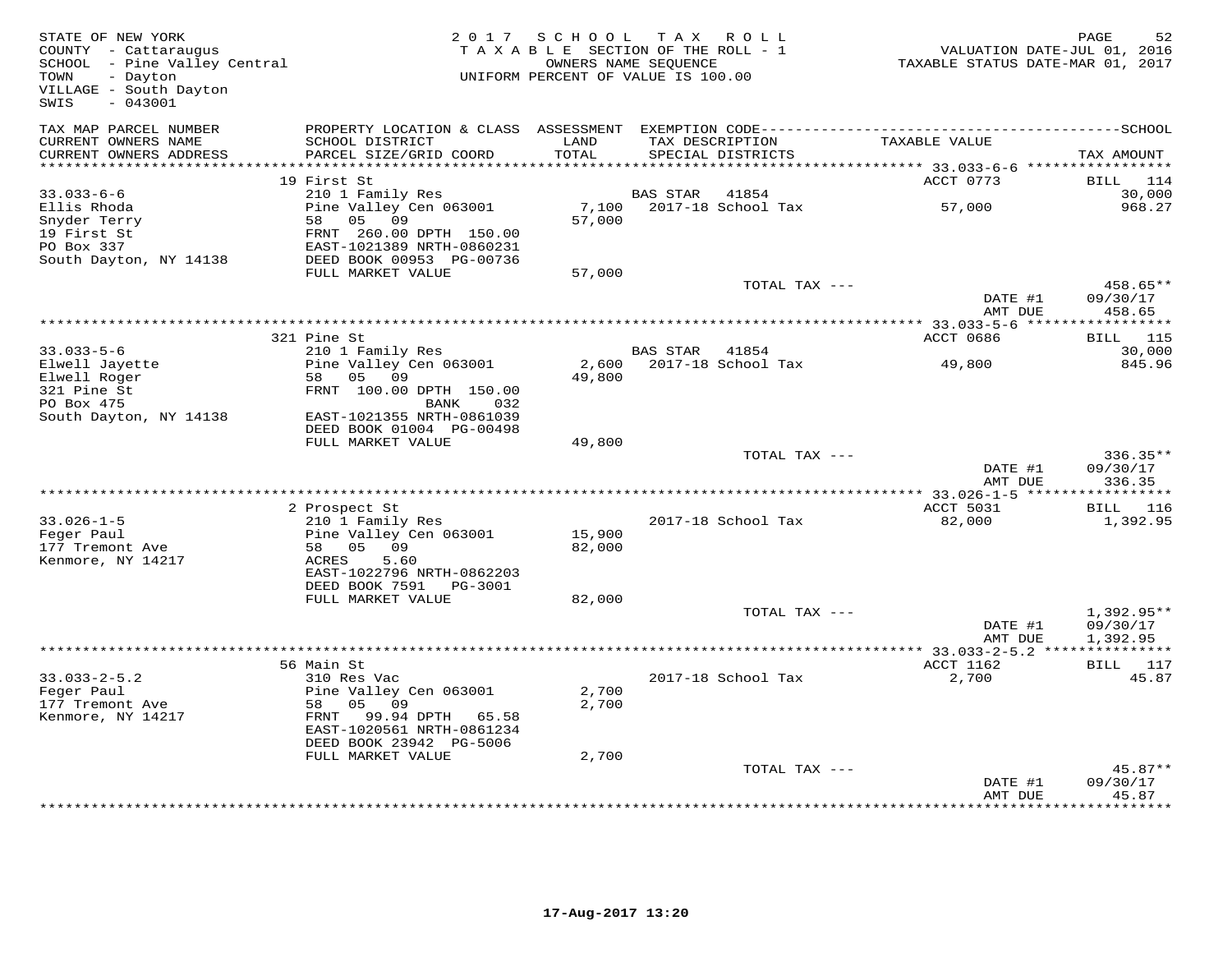STATE OF NEW YORK
COUNTY - Cattaraugus
SCHOOL - Pine Valley Central
TOWN - Dayton
VILLAGE - South Dayton
SWIS - 043001

2017 SCHOOL TAX ROLL
TAXABLE SECTION OF THE ROLL - 1
OWNERS NAME SEQUENCE
UNIFORM PERCENT OF VALUE IS 100.00

VALUATION DATE-JUL 01, 2016
TAXABLE STATUS DATE-MAR 01, 2017

| TAX MAP PARCEL NUMBER / CURRENT OWNERS NAME / CURRENT OWNERS ADDRESS | PROPERTY LOCATION & CLASS / SCHOOL DISTRICT / PARCEL SIZE/GRID COORD | ASSESSMENT LAND / TOTAL | EXEMPTION CODE / TAX DESCRIPTION / SPECIAL DISTRICTS | TAXABLE VALUE | TAX AMOUNT |
|---|---|---|---|---|---|
| 33.033-6-6 | 19 First St | | | ACCT 0773 | BILL 114 |
| Ellis Rhoda | 210 1 Family Res | | BAS STAR 41854 | | 30,000 |
| Snyder Terry | Pine Valley Cen 063001 | 7,100 | 2017-18 School Tax | 57,000 | 968.27 |
| 19 First St | 58 05 09 | 57,000 | | | |
| PO Box 337 | FRNT 260.00 DPTH 150.00 | | | | |
| South Dayton, NY 14138 | EAST-1021389 NRTH-0860231 | | | | |
| | DEED BOOK 00953 PG-00736 | | | | |
| | FULL MARKET VALUE | 57,000 | | | |
| | | | TOTAL TAX --- | | 458.65** |
| | | | | DATE #1 | 09/30/17 |
| | | | | AMT DUE | 458.65 |
| 33.033-5-6 | 321 Pine St | | | ACCT 0686 | BILL 115 |
| Elwell Jayette | 210 1 Family Res | | BAS STAR 41854 | | 30,000 |
| Elwell Roger | Pine Valley Cen 063001 | 2,600 | 2017-18 School Tax | 49,800 | 845.96 |
| 321 Pine St | 58 05 09 | 49,800 | | | |
| PO Box 475 | FRNT 100.00 DPTH 150.00 | | | | |
| South Dayton, NY 14138 | BANK 032 | | | | |
| | EAST-1021355 NRTH-0861039 | | | | |
| | DEED BOOK 01004 PG-00498 | | | | |
| | FULL MARKET VALUE | 49,800 | | | |
| | | | TOTAL TAX --- | | 336.35** |
| | | | | DATE #1 | 09/30/17 |
| | | | | AMT DUE | 336.35 |
| 33.026-1-5 | 2 Prospect St | | | ACCT 5031 | BILL 116 |
| Feger Paul | 210 1 Family Res | | 2017-18 School Tax | 82,000 | 1,392.95 |
| 177 Tremont Ave | Pine Valley Cen 063001 | 15,900 | | | |
| Kenmore, NY 14217 | 58 05 09 | 82,000 | | | |
| | ACRES 5.60 | | | | |
| | EAST-1022796 NRTH-0862203 | | | | |
| | DEED BOOK 7591 PG-3001 | | | | |
| | FULL MARKET VALUE | 82,000 | | | |
| | | | TOTAL TAX --- | | 1,392.95** |
| | | | | DATE #1 | 09/30/17 |
| | | | | AMT DUE | 1,392.95 |
| 33.033-2-5.2 | 56 Main St | | | ACCT 1162 | BILL 117 |
| Feger Paul | 310 Res Vac | | 2017-18 School Tax | 2,700 | 45.87 |
| 177 Tremont Ave | Pine Valley Cen 063001 | 2,700 | | | |
| Kenmore, NY 14217 | 58 05 09 | 2,700 | | | |
| | FRNT 99.94 DPTH 65.58 | | | | |
| | EAST-1020561 NRTH-0861234 | | | | |
| | DEED BOOK 23942 PG-5006 | | | | |
| | FULL MARKET VALUE | 2,700 | | | |
| | | | TOTAL TAX --- | | 45.87** |
| | | | | DATE #1 | 09/30/17 |
| | | | | AMT DUE | 45.87 |

17-Aug-2017 13:20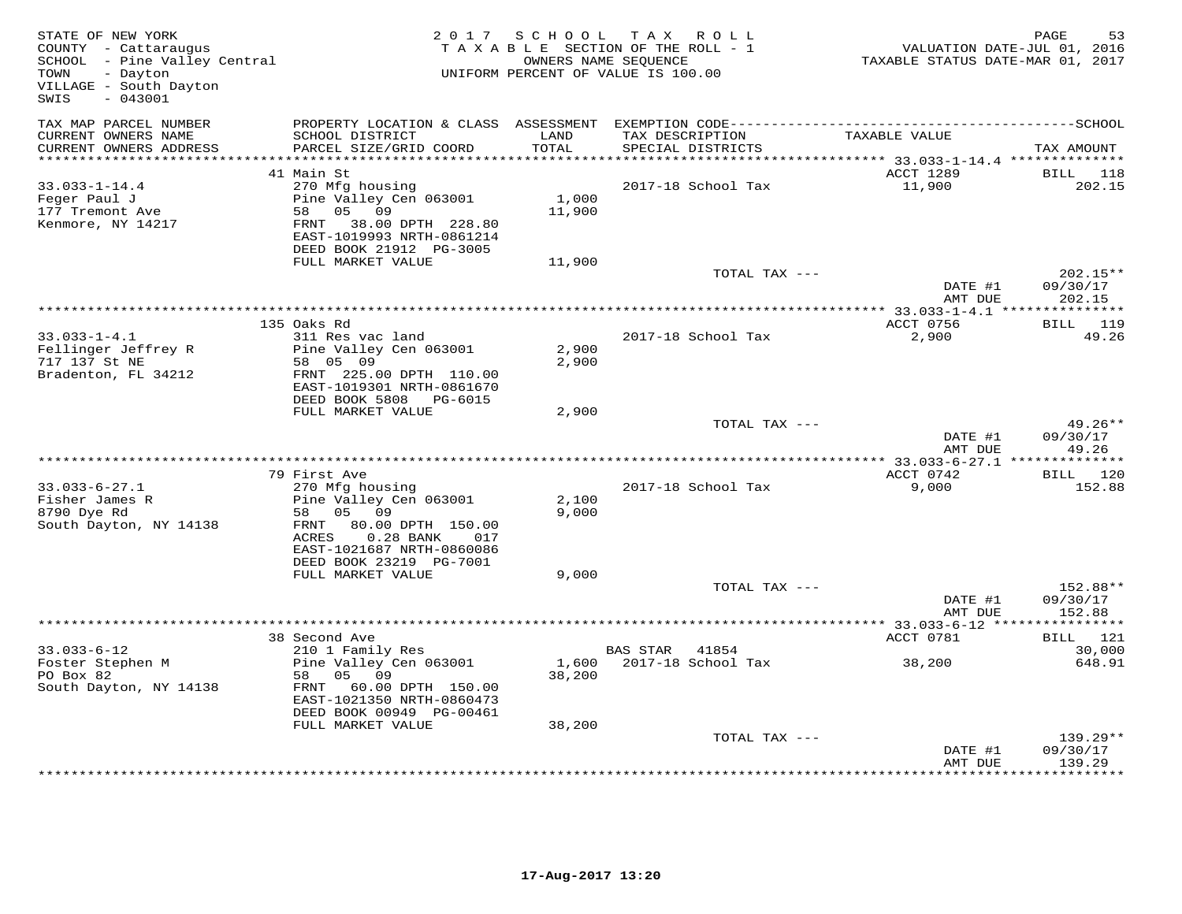STATE OF NEW YORK
COUNTY - Cattaraugus
SCHOOL - Pine Valley Central
TOWN - Dayton
VILLAGE - South Dayton
SWIS - 043001

2017 SCHOOL TAX ROLL
TAXABLE SECTION OF THE ROLL - 1
OWNERS NAME SEQUENCE
UNIFORM PERCENT OF VALUE IS 100.00

VALUATION DATE-JUL 01, 2016
TAXABLE STATUS DATE-MAR 01, 2017

| TAX MAP PARCEL NUMBER / CURRENT OWNERS NAME / CURRENT OWNERS ADDRESS | PROPERTY LOCATION & CLASS / SCHOOL DISTRICT / PARCEL SIZE/GRID COORD | ASSESSMENT LAND / TOTAL | EXEMPTION CODE / TAX DESCRIPTION / SPECIAL DISTRICTS | TAXABLE VALUE | TAX AMOUNT |
|---|---|---|---|---|---|
| 33.033-1-14.4 | 41 Main St | | | ACCT 1289 | BILL 118 |
| Feger Paul J | 270 Mfg housing | | 2017-18 School Tax | 11,900 | 202.15 |
| 177 Tremont Ave | Pine Valley Cen 063001 | 1,000 | | | |
| Kenmore, NY 14217 | 58 05 09 | 11,900 | | | |
| | FRNT 38.00 DPTH 228.80 | | | | |
| | EAST-1019993 NRTH-0861214 | | | | |
| | DEED BOOK 21912 PG-3005 | | | | |
| | FULL MARKET VALUE | 11,900 | | | |
| | | | TOTAL TAX --- | | 202.15** |
| | | | | DATE #1 | 09/30/17 |
| | | | | AMT DUE | 202.15 |
| 33.033-1-4.1 | 135 Oaks Rd | | | ACCT 0756 | BILL 119 |
| Fellinger Jeffrey R | 311 Res vac land | | 2017-18 School Tax | 2,900 | 49.26 |
| 717 137 St NE | Pine Valley Cen 063001 | 2,900 | | | |
| Bradenton, FL 34212 | 58 05 09 | 2,900 | | | |
| | FRNT 225.00 DPTH 110.00 | | | | |
| | EAST-1019301 NRTH-0861670 | | | | |
| | DEED BOOK 5808 PG-6015 | | | | |
| | FULL MARKET VALUE | 2,900 | | | |
| | | | TOTAL TAX --- | | 49.26** |
| | | | | DATE #1 | 09/30/17 |
| | | | | AMT DUE | 49.26 |
| 33.033-6-27.1 | 79 First Ave | | | ACCT 0742 | BILL 120 |
| Fisher James R | 270 Mfg housing | | 2017-18 School Tax | 9,000 | 152.88 |
| 8790 Dye Rd | Pine Valley Cen 063001 | 2,100 | | | |
| South Dayton, NY 14138 | 58 05 09 | 9,000 | | | |
| | FRNT 80.00 DPTH 150.00 | | | | |
| | ACRES 0.28 BANK 017 | | | | |
| | EAST-1021687 NRTH-0860086 | | | | |
| | DEED BOOK 23219 PG-7001 | | | | |
| | FULL MARKET VALUE | 9,000 | | | |
| | | | TOTAL TAX --- | | 152.88** |
| | | | | DATE #1 | 09/30/17 |
| | | | | AMT DUE | 152.88 |
| 33.033-6-12 | 38 Second Ave | | | ACCT 0781 | BILL 121 |
| Foster Stephen M | 210 1 Family Res | | BAS STAR 41854 | | 30,000 |
| PO Box 82 | Pine Valley Cen 063001 | 1,600 | 2017-18 School Tax | 38,200 | 648.91 |
| South Dayton, NY 14138 | 58 05 09 | 38,200 | | | |
| | FRNT 60.00 DPTH 150.00 | | | | |
| | EAST-1021350 NRTH-0860473 | | | | |
| | DEED BOOK 00949 PG-00461 | | | | |
| | FULL MARKET VALUE | 38,200 | | | |
| | | | TOTAL TAX --- | | 139.29** |
| | | | | DATE #1 | 09/30/17 |
| | | | | AMT DUE | 139.29 |

17-Aug-2017 13:20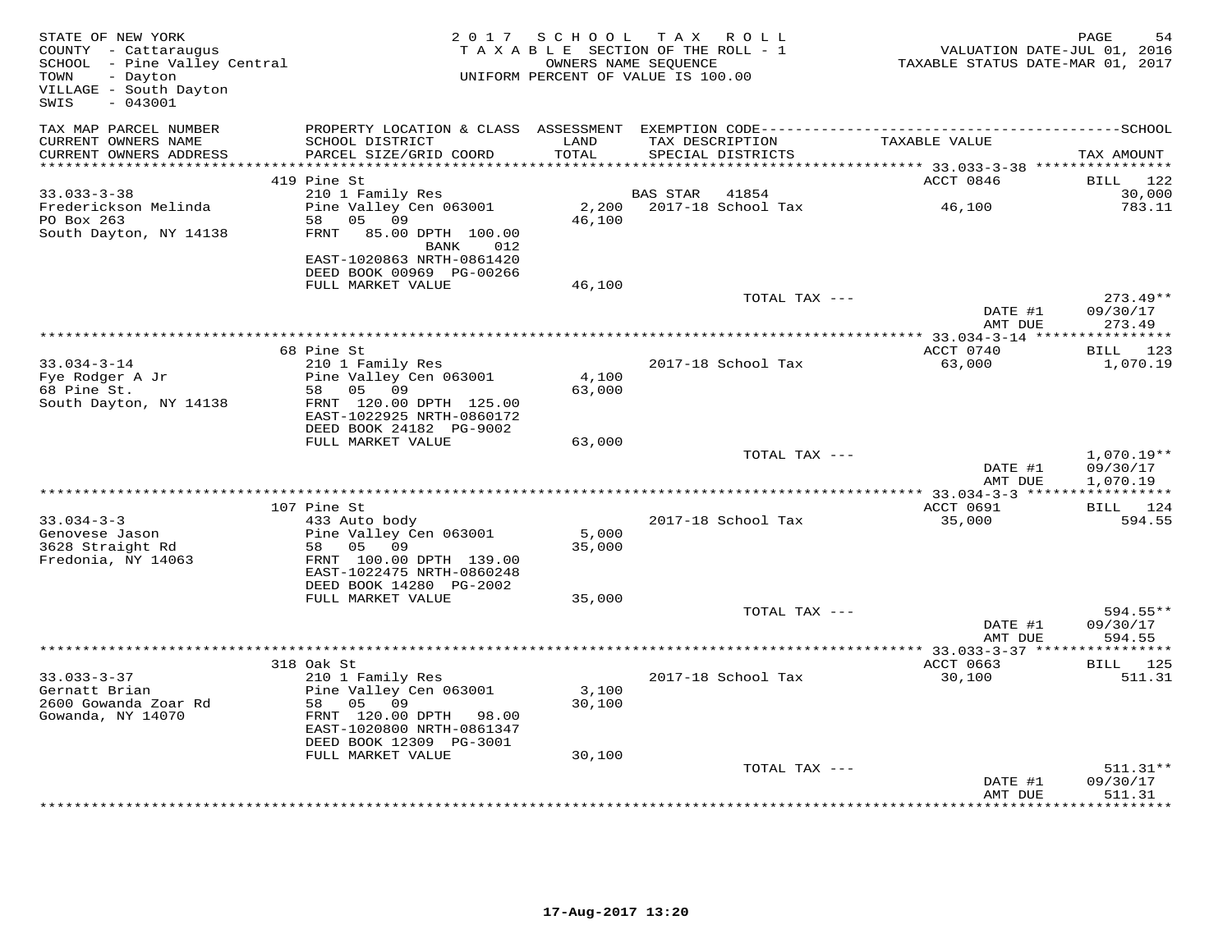STATE OF NEW YORK
COUNTY - Cattaraugus
SCHOOL - Pine Valley Central
TOWN - Dayton
VILLAGE - South Dayton
SWIS - 043001

2017 SCHOOL TAX ROLL
TAXABLE SECTION OF THE ROLL - 1
OWNERS NAME SEQUENCE
UNIFORM PERCENT OF VALUE IS 100.00

VALUATION DATE-JUL 01, 2016
TAXABLE STATUS DATE-MAR 01, 2017

| TAX MAP PARCEL NUMBER / CURRENT OWNERS NAME / CURRENT OWNERS ADDRESS | PROPERTY LOCATION & CLASS / SCHOOL DISTRICT / PARCEL SIZE/GRID COORD | ASSESSMENT LAND / TOTAL | EXEMPTION CODE / TAX DESCRIPTION / SPECIAL DISTRICTS | TAXABLE VALUE | TAX AMOUNT |
|---|---|---|---|---|---|
| | 419 Pine St | | | ACCT 0846 | BILL 122 |
| 33.033-3-38 | 210 1 Family Res | | BAS STAR 41854 | | 30,000 |
| Frederickson Melinda | Pine Valley Cen 063001 | 2,200 | 2017-18 School Tax | 46,100 | 783.11 |
| PO Box 263 | 58 05 09 | 46,100 | | | |
| South Dayton, NY 14138 | FRNT 85.00 DPTH 100.00 | | | | |
| | BANK 012 | | | | |
| | EAST-1020863 NRTH-0861420 | | | | |
| | DEED BOOK 00969 PG-00266 | | | | |
| | FULL MARKET VALUE | 46,100 | | | |
| | | | TOTAL TAX --- | | 273.49** |
| | | | | DATE #1 | 09/30/17 |
| | | | | AMT DUE | 273.49 |
| | 68 Pine St | | | ACCT 0740 | BILL 123 |
| 33.034-3-14 | 210 1 Family Res | | 2017-18 School Tax | 63,000 | 1,070.19 |
| Fye Rodger A Jr | Pine Valley Cen 063001 | 4,100 | | | |
| 68 Pine St. | 58 05 09 | 63,000 | | | |
| South Dayton, NY 14138 | FRNT 120.00 DPTH 125.00 | | | | |
| | EAST-1022925 NRTH-0860172 | | | | |
| | DEED BOOK 24182 PG-9002 | | | | |
| | FULL MARKET VALUE | 63,000 | | | |
| | | | TOTAL TAX --- | | 1,070.19** |
| | | | | DATE #1 | 09/30/17 |
| | | | | AMT DUE | 1,070.19 |
| | 107 Pine St | | | ACCT 0691 | BILL 124 |
| 33.034-3-3 | 433 Auto body | | 2017-18 School Tax | 35,000 | 594.55 |
| Genovese Jason | Pine Valley Cen 063001 | 5,000 | | | |
| 3628 Straight Rd | 58 05 09 | 35,000 | | | |
| Fredonia, NY 14063 | FRNT 100.00 DPTH 139.00 | | | | |
| | EAST-1022475 NRTH-0860248 | | | | |
| | DEED BOOK 14280 PG-2002 | | | | |
| | FULL MARKET VALUE | 35,000 | | | |
| | | | TOTAL TAX --- | | 594.55** |
| | | | | DATE #1 | 09/30/17 |
| | | | | AMT DUE | 594.55 |
| | 318 Oak St | | | ACCT 0663 | BILL 125 |
| 33.033-3-37 | 210 1 Family Res | | 2017-18 School Tax | 30,100 | 511.31 |
| Gernatt Brian | Pine Valley Cen 063001 | 3,100 | | | |
| 2600 Gowanda Zoar Rd | 58 05 09 | 30,100 | | | |
| Gowanda, NY 14070 | FRNT 120.00 DPTH 98.00 | | | | |
| | EAST-1020800 NRTH-0861347 | | | | |
| | DEED BOOK 12309 PG-3001 | | | | |
| | FULL MARKET VALUE | 30,100 | | | |
| | | | TOTAL TAX --- | | 511.31** |
| | | | | DATE #1 | 09/30/17 |
| | | | | AMT DUE | 511.31 |

17-Aug-2017 13:20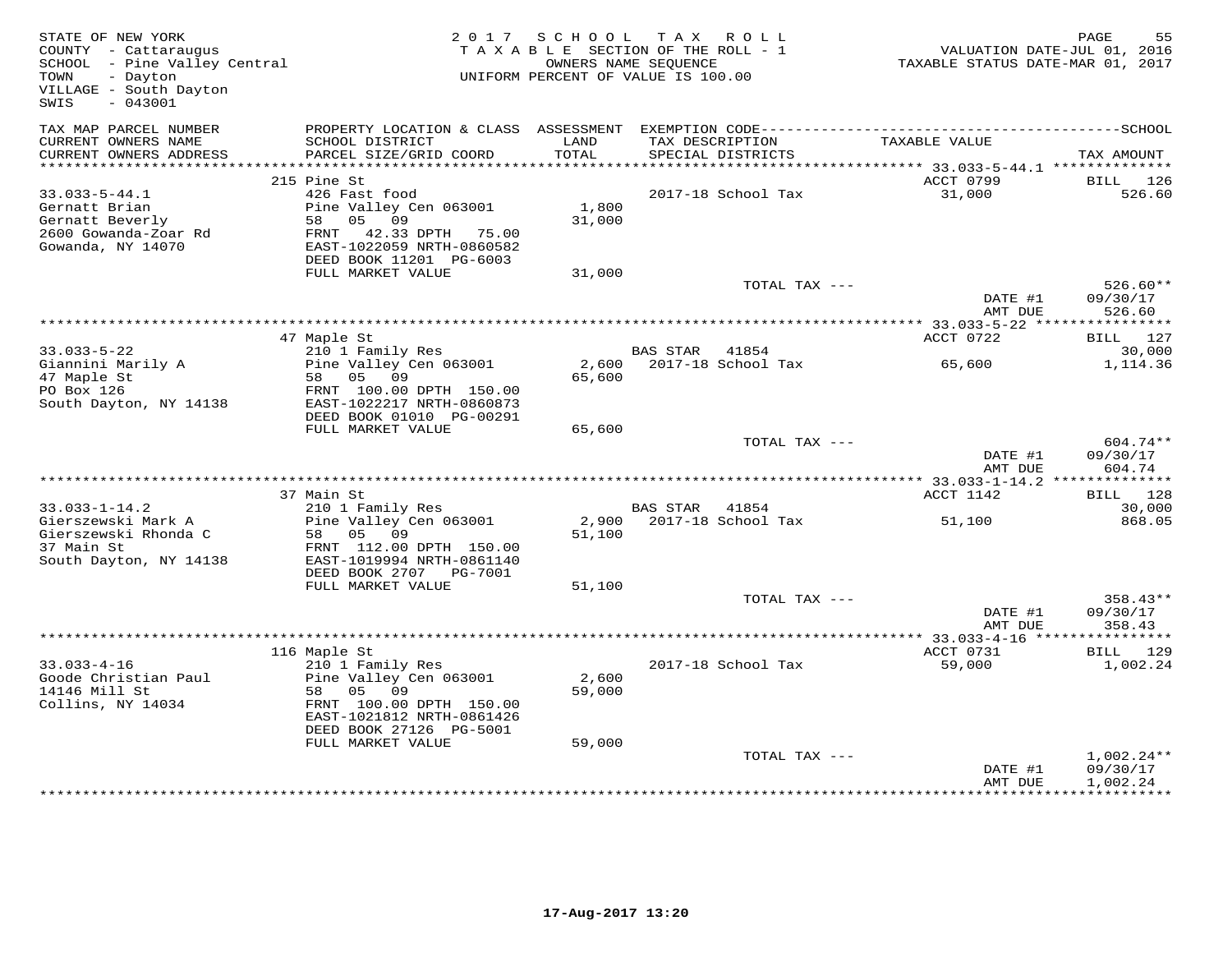STATE OF NEW YORK
COUNTY - Cattaraugus
SCHOOL - Pine Valley Central
TOWN - Dayton
VILLAGE - South Dayton
SWIS - 043001

2 0 1 7 S C H O O L T A X R O L L
T A X A B L E SECTION OF THE ROLL - 1
OWNERS NAME SEQUENCE
UNIFORM PERCENT OF VALUE IS 100.00

VALUATION DATE-JUL 01, 2016
TAXABLE STATUS DATE-MAR 01, 2017

| TAX MAP PARCEL NUMBER / CURRENT OWNERS NAME / CURRENT OWNERS ADDRESS | PROPERTY LOCATION & CLASS / SCHOOL DISTRICT / PARCEL SIZE/GRID COORD | ASSESSMENT LAND / TOTAL | EXEMPTION CODE / TAX DESCRIPTION / SPECIAL DISTRICTS | TAXABLE VALUE | TAX AMOUNT |
|---|---|---|---|---|---|
| | 215 Pine St | | | ACCT 0799 | BILL 126 |
| 33.033-5-44.1 | 426 Fast food | | 2017-18 School Tax | 31,000 | 526.60 |
| Gernatt Brian | Pine Valley Cen 063001 | 1,800 | | | |
| Gernatt Beverly | 58 05 09 | 31,000 | | | |
| 2600 Gowanda-Zoar Rd | FRNT 42.33 DPTH 75.00 | | | | |
| Gowanda, NY 14070 | EAST-1022059 NRTH-0860582 | | | | |
| | DEED BOOK 11201 PG-6003 | | | | |
| | FULL MARKET VALUE | 31,000 | | | |
| | | | TOTAL TAX --- | | 526.60** |
| | | | | DATE #1 | 09/30/17 |
| | | | | AMT DUE | 526.60 |
| | 47 Maple St | | | ACCT 0722 | BILL 127 |
| 33.033-5-22 | 210 1 Family Res | | BAS STAR 41854 | | 30,000 |
| Giannini Marily A | Pine Valley Cen 063001 | 2,600 | 2017-18 School Tax | 65,600 | 1,114.36 |
| 47 Maple St | 58 05 09 | 65,600 | | | |
| PO Box 126 | FRNT 100.00 DPTH 150.00 | | | | |
| South Dayton, NY 14138 | EAST-1022217 NRTH-0860873 | | | | |
| | DEED BOOK 01010 PG-00291 | | | | |
| | FULL MARKET VALUE | 65,600 | | | |
| | | | TOTAL TAX --- | | 604.74** |
| | | | | DATE #1 | 09/30/17 |
| | | | | AMT DUE | 604.74 |
| | 37 Main St | | | ACCT 1142 | BILL 128 |
| 33.033-1-14.2 | 210 1 Family Res | | BAS STAR 41854 | | 30,000 |
| Gierszewski Mark A | Pine Valley Cen 063001 | 2,900 | 2017-18 School Tax | 51,100 | 868.05 |
| Gierszewski Rhonda C | 58 05 09 | 51,100 | | | |
| 37 Main St | FRNT 112.00 DPTH 150.00 | | | | |
| South Dayton, NY 14138 | EAST-1019994 NRTH-0861140 | | | | |
| | DEED BOOK 2707 PG-7001 | | | | |
| | FULL MARKET VALUE | 51,100 | | | |
| | | | TOTAL TAX --- | | 358.43** |
| | | | | DATE #1 | 09/30/17 |
| | | | | AMT DUE | 358.43 |
| | 116 Maple St | | | ACCT 0731 | BILL 129 |
| 33.033-4-16 | 210 1 Family Res | | 2017-18 School Tax | 59,000 | 1,002.24 |
| Goode Christian Paul | Pine Valley Cen 063001 | 2,600 | | | |
| 14146 Mill St | 58 05 09 | 59,000 | | | |
| Collins, NY 14034 | FRNT 100.00 DPTH 150.00 | | | | |
| | EAST-1021812 NRTH-0861426 | | | | |
| | DEED BOOK 27126 PG-5001 | | | | |
| | FULL MARKET VALUE | 59,000 | | | |
| | | | TOTAL TAX --- | | 1,002.24** |
| | | | | DATE #1 | 09/30/17 |
| | | | | AMT DUE | 1,002.24 |

17-Aug-2017 13:20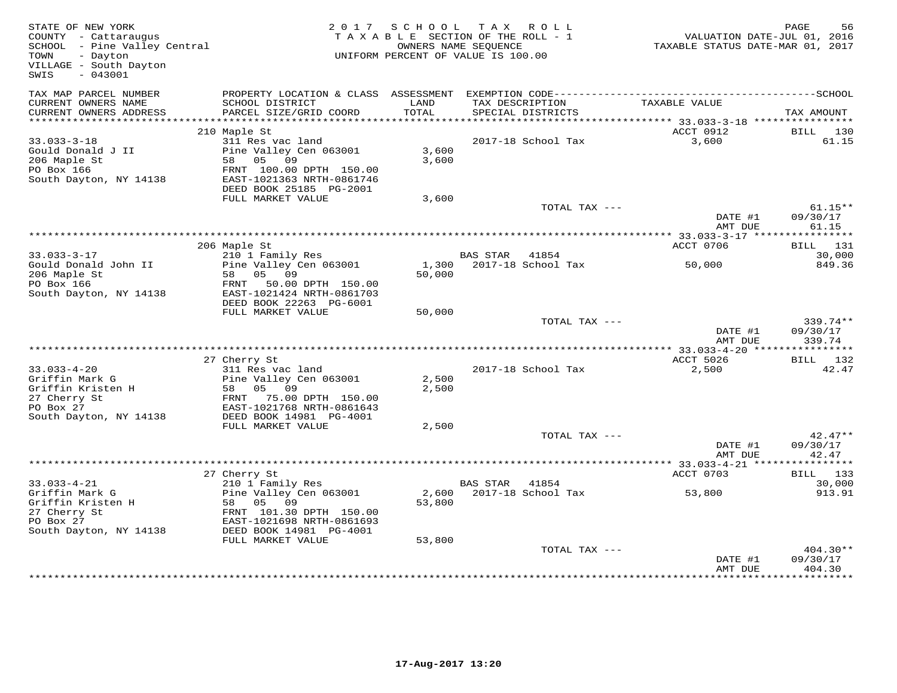STATE OF NEW YORK
COUNTY - Cattaraugus
SCHOOL - Pine Valley Central
TOWN - Dayton
VILLAGE - South Dayton
SWIS - 043001

2017 SCHOOL TAX ROLL
TAXABLE SECTION OF THE ROLL - 1
OWNERS NAME SEQUENCE
UNIFORM PERCENT OF VALUE IS 100.00

VALUATION DATE-JUL 01, 2016
TAXABLE STATUS DATE-MAR 01, 2017

| TAX MAP PARCEL NUMBER / CURRENT OWNERS NAME / CURRENT OWNERS ADDRESS | PROPERTY LOCATION & CLASS / SCHOOL DISTRICT / PARCEL SIZE/GRID COORD | ASSESSMENT LAND / TOTAL | EXEMPTION CODE / TAX DESCRIPTION / SPECIAL DISTRICTS | TAXABLE VALUE | TAX AMOUNT |
|---|---|---|---|---|---|
| 33.033-3-18 | 210 Maple St | | | ACCT 0912 | BILL 130 |
| 33.033-3-18 | 311 Res vac land | | 2017-18 School Tax | 3,600 | 61.15 |
| Gould Donald J II | Pine Valley Cen 063001 | 3,600 | | | |
| 206 Maple St | 58 05 09 | 3,600 | | | |
| PO Box 166 | FRNT 100.00 DPTH 150.00 | | | | |
| South Dayton, NY 14138 | EAST-1021363 NRTH-0861746 | | | | |
| | DEED BOOK 25185 PG-2001 | | | | |
| | FULL MARKET VALUE | 3,600 | | | |
| | | | TOTAL TAX --- | | 61.15** |
| | | | | DATE #1 | 09/30/17 |
| | | | | AMT DUE | 61.15 |
| 33.033-3-17 | 206 Maple St | | | ACCT 0706 | BILL 131 |
| 33.033-3-17 | 210 1 Family Res | | BAS STAR 41854 | | 30,000 |
| Gould Donald John II | Pine Valley Cen 063001 | 1,300 | 2017-18 School Tax | 50,000 | 849.36 |
| 206 Maple St | 58 05 09 | 50,000 | | | |
| PO Box 166 | FRNT 50.00 DPTH 150.00 | | | | |
| South Dayton, NY 14138 | EAST-1021424 NRTH-0861703 | | | | |
| | DEED BOOK 22263 PG-6001 | | | | |
| | FULL MARKET VALUE | 50,000 | | | |
| | | | TOTAL TAX --- | | 339.74** |
| | | | | DATE #1 | 09/30/17 |
| | | | | AMT DUE | 339.74 |
| 33.033-4-20 | 27 Cherry St | | | ACCT 5026 | BILL 132 |
| 33.033-4-20 | 311 Res vac land | | 2017-18 School Tax | 2,500 | 42.47 |
| Griffin Mark G | Pine Valley Cen 063001 | 2,500 | | | |
| Griffin Kristen H | 58 05 09 | 2,500 | | | |
| 27 Cherry St | FRNT 75.00 DPTH 150.00 | | | | |
| PO Box 27 | EAST-1021768 NRTH-0861643 | | | | |
| South Dayton, NY 14138 | DEED BOOK 14981 PG-4001 | | | | |
| | FULL MARKET VALUE | 2,500 | | | |
| | | | TOTAL TAX --- | | 42.47** |
| | | | | DATE #1 | 09/30/17 |
| | | | | AMT DUE | 42.47 |
| 33.033-4-21 | 27 Cherry St | | | ACCT 0703 | BILL 133 |
| 33.033-4-21 | 210 1 Family Res | | BAS STAR 41854 | | 30,000 |
| Griffin Mark G | Pine Valley Cen 063001 | 2,600 | 2017-18 School Tax | 53,800 | 913.91 |
| Griffin Kristen H | 58 05 09 | 53,800 | | | |
| 27 Cherry St | FRNT 101.30 DPTH 150.00 | | | | |
| PO Box 27 | EAST-1021698 NRTH-0861693 | | | | |
| South Dayton, NY 14138 | DEED BOOK 14981 PG-4001 | | | | |
| | FULL MARKET VALUE | 53,800 | | | |
| | | | TOTAL TAX --- | | 404.30** |
| | | | | DATE #1 | 09/30/17 |
| | | | | AMT DUE | 404.30 |

17-Aug-2017 13:20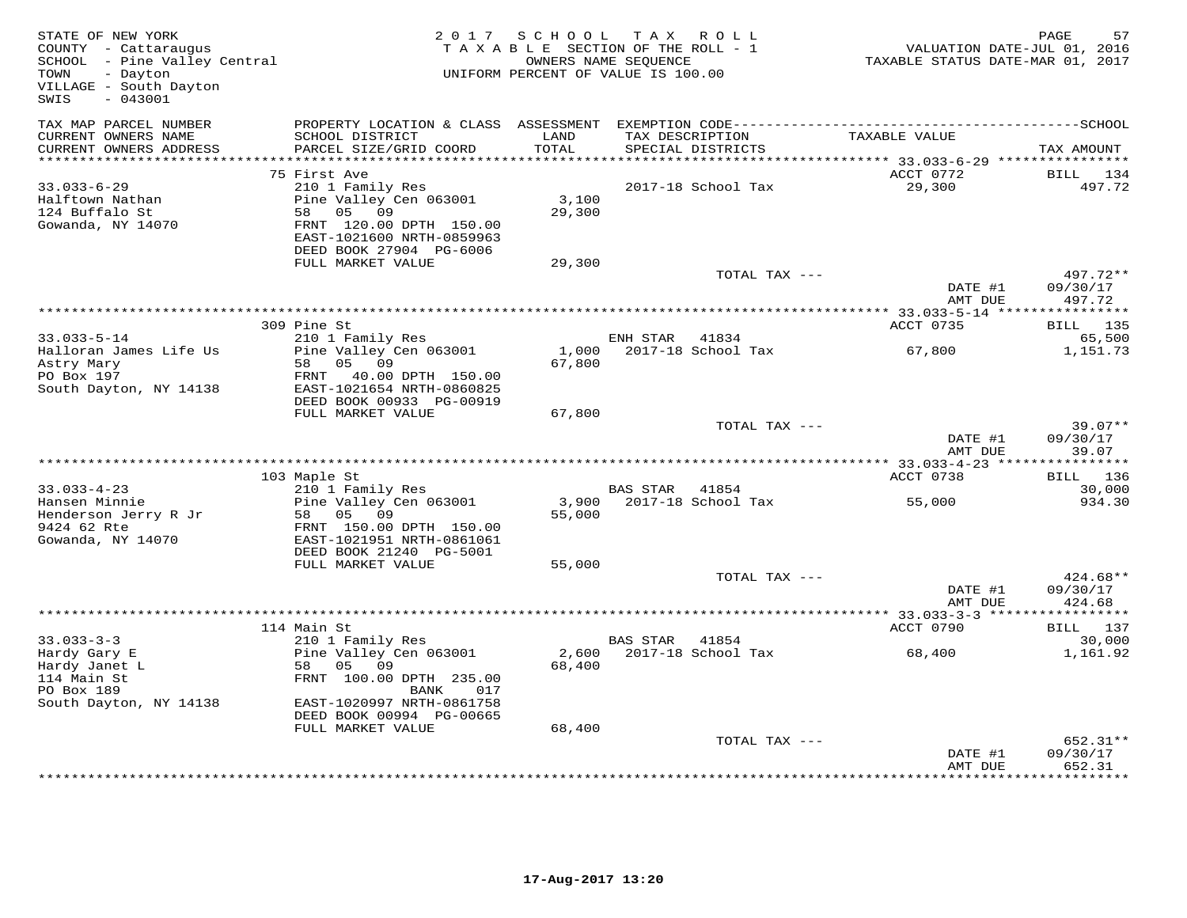STATE OF NEW YORK
COUNTY - Cattaraugus
SCHOOL - Pine Valley Central
TOWN - Dayton
VILLAGE - South Dayton
SWIS - 043001

2 0 1 7 S C H O O L T A X R O L L
T A X A B L E SECTION OF THE ROLL - 1
OWNERS NAME SEQUENCE
UNIFORM PERCENT OF VALUE IS 100.00

VALUATION DATE-JUL 01, 2016
TAXABLE STATUS DATE-MAR 01, 2017

| TAX MAP PARCEL NUMBER / CURRENT OWNERS NAME / CURRENT OWNERS ADDRESS | PROPERTY LOCATION & CLASS / SCHOOL DISTRICT / PARCEL SIZE/GRID COORD | ASSESSMENT LAND / TOTAL | EXEMPTION CODE / TAX DESCRIPTION / SPECIAL DISTRICTS | TAXABLE VALUE | TAX AMOUNT |
|---|---|---|---|---|---|
| | 75 First Ave | | | ACCT 0772 | BILL 134 |
| 33.033-6-29 | 210 1 Family Res | | 2017-18 School Tax | 29,300 | 497.72 |
| Halftown Nathan | Pine Valley Cen 063001 | 3,100 | | | |
| 124 Buffalo St | 58 05 09 | 29,300 | | | |
| Gowanda, NY 14070 | FRNT 120.00 DPTH 150.00 | | | | |
| | EAST-1021600 NRTH-0859963 | | | | |
| | DEED BOOK 27904 PG-6006 | | | | |
| | FULL MARKET VALUE | 29,300 | | | |
| | | | TOTAL TAX --- | | 497.72** |
| | | | | DATE #1 | 09/30/17 |
| | | | | AMT DUE | 497.72 |
| | 309 Pine St | | | ACCT 0735 | BILL 135 |
| 33.033-5-14 | 210 1 Family Res | | ENH STAR 41834 | | 65,500 |
| Halloran James Life Us | Pine Valley Cen 063001 | 1,000 | 2017-18 School Tax | 67,800 | 1,151.73 |
| Astry Mary | 58 05 09 | 67,800 | | | |
| PO Box 197 | FRNT 40.00 DPTH 150.00 | | | | |
| South Dayton, NY 14138 | EAST-1021654 NRTH-0860825 | | | | |
| | DEED BOOK 00933 PG-00919 | | | | |
| | FULL MARKET VALUE | 67,800 | | | |
| | | | TOTAL TAX --- | | 39.07** |
| | | | | DATE #1 | 09/30/17 |
| | | | | AMT DUE | 39.07 |
| | 103 Maple St | | | ACCT 0738 | BILL 136 |
| 33.033-4-23 | 210 1 Family Res | | BAS STAR 41854 | | 30,000 |
| Hansen Minnie | Pine Valley Cen 063001 | 3,900 | 2017-18 School Tax | 55,000 | 934.30 |
| Henderson Jerry R Jr | 58 05 09 | 55,000 | | | |
| 9424 62 Rte | FRNT 150.00 DPTH 150.00 | | | | |
| Gowanda, NY 14070 | EAST-1021951 NRTH-0861061 | | | | |
| | DEED BOOK 21240 PG-5001 | | | | |
| | FULL MARKET VALUE | 55,000 | | | |
| | | | TOTAL TAX --- | | 424.68** |
| | | | | DATE #1 | 09/30/17 |
| | | | | AMT DUE | 424.68 |
| | 114 Main St | | | ACCT 0790 | BILL 137 |
| 33.033-3-3 | 210 1 Family Res | | BAS STAR 41854 | | 30,000 |
| Hardy Gary E | Pine Valley Cen 063001 | 2,600 | 2017-18 School Tax | 68,400 | 1,161.92 |
| Hardy Janet L | 58 05 09 | 68,400 | | | |
| 114 Main St | FRNT 100.00 DPTH 235.00 | | | | |
| PO Box 189 | BANK 017 | | | | |
| South Dayton, NY 14138 | EAST-1020997 NRTH-0861758 | | | | |
| | DEED BOOK 00994 PG-00665 | | | | |
| | FULL MARKET VALUE | 68,400 | | | |
| | | | TOTAL TAX --- | | 652.31** |
| | | | | DATE #1 | 09/30/17 |
| | | | | AMT DUE | 652.31 |

17-Aug-2017 13:20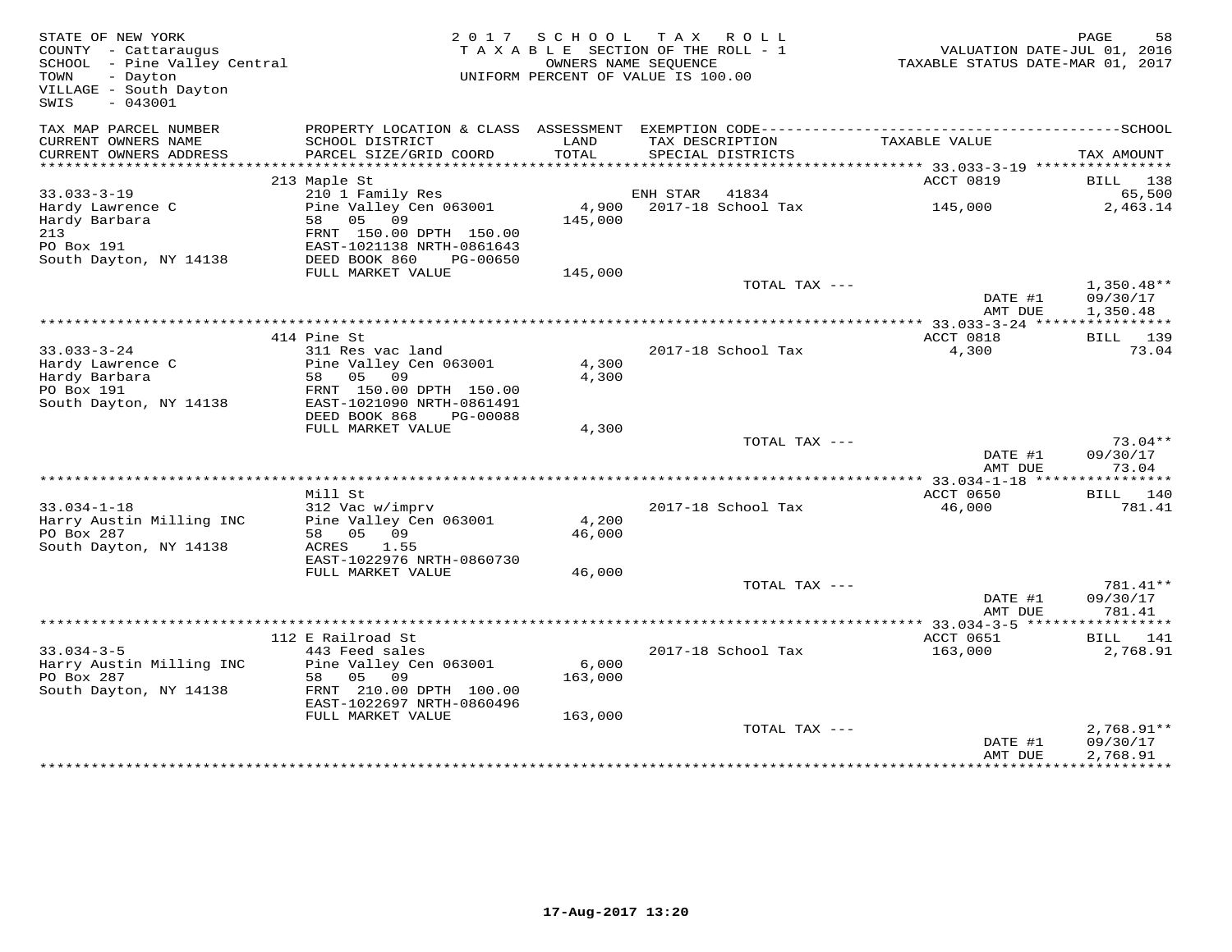STATE OF NEW YORK
COUNTY - Cattaraugus
SCHOOL - Pine Valley Central
TOWN - Dayton
VILLAGE - South Dayton
SWIS - 043001

2017 SCHOOL TAX ROLL
TAXABLE SECTION OF THE ROLL - 1
OWNERS NAME SEQUENCE
UNIFORM PERCENT OF VALUE IS 100.00

VALUATION DATE-JUL 01, 2016
TAXABLE STATUS DATE-MAR 01, 2017

| TAX MAP PARCEL NUMBER / CURRENT OWNERS NAME / CURRENT OWNERS ADDRESS | PROPERTY LOCATION & CLASS / SCHOOL DISTRICT / PARCEL SIZE/GRID COORD | ASSESSMENT LAND / TOTAL | EXEMPTION CODE / TAX DESCRIPTION / SPECIAL DISTRICTS | TAXABLE VALUE | TAX AMOUNT |
|---|---|---|---|---|---|
| 33.033-3-19 | 213 Maple St | | | ACCT 0819 | BILL 138 |
| Hardy Lawrence C | 210 1 Family Res | | ENH STAR 41834 | | 65,500 |
| Hardy Barbara | Pine Valley Cen 063001 | 4,900 | 2017-18 School Tax | 145,000 | 2,463.14 |
| 213 | 58 05 09 | 145,000 | | | |
| PO Box 191 | FRNT 150.00 DPTH 150.00 | | | | |
| South Dayton, NY 14138 | EAST-1021138 NRTH-0861643 | | | | |
| | DEED BOOK 860 PG-00650 | | | | |
| | FULL MARKET VALUE | 145,000 | | | |
| | | | TOTAL TAX --- | | 1,350.48** |
| | | | | DATE #1 | 09/30/17 |
| | | | | AMT DUE | 1,350.48 |
| 33.033-3-24 | 414 Pine St | | | ACCT 0818 | BILL 139 |
| Hardy Lawrence C | 311 Res vac land | | 2017-18 School Tax | 4,300 | 73.04 |
| Hardy Barbara | Pine Valley Cen 063001 | 4,300 | | | |
| PO Box 191 | 58 05 09 | 4,300 | | | |
| South Dayton, NY 14138 | FRNT 150.00 DPTH 150.00 | | | | |
| | EAST-1021090 NRTH-0861491 | | | | |
| | DEED BOOK 868 PG-00088 | | | | |
| | FULL MARKET VALUE | 4,300 | | | |
| | | | TOTAL TAX --- | | 73.04** |
| | | | | DATE #1 | 09/30/17 |
| | | | | AMT DUE | 73.04 |
| 33.034-1-18 | Mill St | | | ACCT 0650 | BILL 140 |
| Harry Austin Milling INC | 312 Vac w/imprv | | 2017-18 School Tax | 46,000 | 781.41 |
| PO Box 287 | Pine Valley Cen 063001 | 4,200 | | | |
| South Dayton, NY 14138 | 58 05 09 | 46,000 | | | |
| | ACRES 1.55 | | | | |
| | EAST-1022976 NRTH-0860730 | | | | |
| | FULL MARKET VALUE | 46,000 | | | |
| | | | TOTAL TAX --- | | 781.41** |
| | | | | DATE #1 | 09/30/17 |
| | | | | AMT DUE | 781.41 |
| 33.034-3-5 | 112 E Railroad St | | | ACCT 0651 | BILL 141 |
| Harry Austin Milling INC | 443 Feed sales | | 2017-18 School Tax | 163,000 | 2,768.91 |
| PO Box 287 | Pine Valley Cen 063001 | 6,000 | | | |
| South Dayton, NY 14138 | 58 05 09 | 163,000 | | | |
| | FRNT 210.00 DPTH 100.00 | | | | |
| | EAST-1022697 NRTH-0860496 | | | | |
| | FULL MARKET VALUE | 163,000 | | | |
| | | | TOTAL TAX --- | | 2,768.91** |
| | | | | DATE #1 | 09/30/17 |
| | | | | AMT DUE | 2,768.91 |

17-Aug-2017 13:20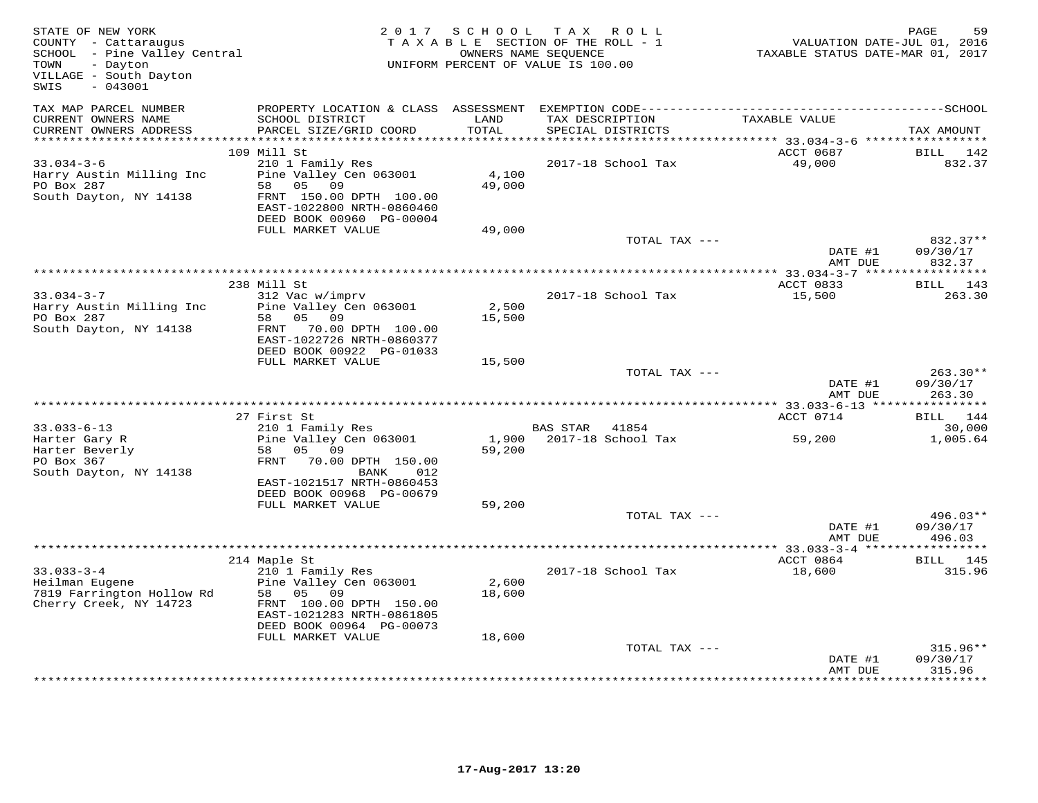STATE OF NEW YORK
COUNTY - Cattaraugus
SCHOOL - Pine Valley Central
TOWN - Dayton
VILLAGE - South Dayton
SWIS - 043001

2017 SCHOOL TAX ROLL
TAXABLE SECTION OF THE ROLL - 1
OWNERS NAME SEQUENCE
UNIFORM PERCENT OF VALUE IS 100.00

VALUATION DATE-JUL 01, 2016
TAXABLE STATUS DATE-MAR 01, 2017

| TAX MAP PARCEL NUMBER / CURRENT OWNERS NAME / CURRENT OWNERS ADDRESS | PROPERTY LOCATION & CLASS / SCHOOL DISTRICT / PARCEL SIZE/GRID COORD | ASSESSMENT LAND / TOTAL | EXEMPTION CODE / TAX DESCRIPTION / SPECIAL DISTRICTS | TAXABLE VALUE | TAX AMOUNT |
|---|---|---|---|---|---|
| | 109 Mill St | | | ACCT 0687 | BILL 142 |
| 33.034-3-6 | 210 1 Family Res | | 2017-18 School Tax | 49,000 | 832.37 |
| Harry Austin Milling Inc | Pine Valley Cen 063001 | 4,100 | | | |
| PO Box 287 | 58 05 09 | 49,000 | | | |
| South Dayton, NY 14138 | FRNT 150.00 DPTH 100.00 | | | | |
| | EAST-1022800 NRTH-0860460 | | | | |
| | DEED BOOK 00960 PG-00004 | | | | |
| | FULL MARKET VALUE | 49,000 | | | |
| | | | TOTAL TAX --- | | 832.37** |
| | | | | DATE #1 | 09/30/17 |
| | | | | AMT DUE | 832.37 |
| | 238 Mill St | | | ACCT 0833 | BILL 143 |
| 33.034-3-7 | 312 Vac w/imprv | | 2017-18 School Tax | 15,500 | 263.30 |
| Harry Austin Milling Inc | Pine Valley Cen 063001 | 2,500 | | | |
| PO Box 287 | 58 05 09 | 15,500 | | | |
| South Dayton, NY 14138 | FRNT 70.00 DPTH 100.00 | | | | |
| | EAST-1022726 NRTH-0860377 | | | | |
| | DEED BOOK 00922 PG-01033 | | | | |
| | FULL MARKET VALUE | 15,500 | | | |
| | | | TOTAL TAX --- | | 263.30** |
| | | | | DATE #1 | 09/30/17 |
| | | | | AMT DUE | 263.30 |
| | 27 First St | | | ACCT 0714 | BILL 144 |
| 33.033-6-13 | 210 1 Family Res | | BAS STAR 41854 | | 30,000 |
| Harter Gary R | Pine Valley Cen 063001 | 1,900 | 2017-18 School Tax | 59,200 | 1,005.64 |
| Harter Beverly | 58 05 09 | 59,200 | | | |
| PO Box 367 | FRNT 70.00 DPTH 150.00 | | | | |
| South Dayton, NY 14138 | BANK 012 | | | | |
| | EAST-1021517 NRTH-0860453 | | | | |
| | DEED BOOK 00968 PG-00679 | | | | |
| | FULL MARKET VALUE | 59,200 | | | |
| | | | TOTAL TAX --- | | 496.03** |
| | | | | DATE #1 | 09/30/17 |
| | | | | AMT DUE | 496.03 |
| | 214 Maple St | | | ACCT 0864 | BILL 145 |
| 33.033-3-4 | 210 1 Family Res | | 2017-18 School Tax | 18,600 | 315.96 |
| Heilman Eugene | Pine Valley Cen 063001 | 2,600 | | | |
| 7819 Farrington Hollow Rd | 58 05 09 | 18,600 | | | |
| Cherry Creek, NY 14723 | FRNT 100.00 DPTH 150.00 | | | | |
| | EAST-1021283 NRTH-0861805 | | | | |
| | DEED BOOK 00964 PG-00073 | | | | |
| | FULL MARKET VALUE | 18,600 | | | |
| | | | TOTAL TAX --- | | 315.96** |
| | | | | DATE #1 | 09/30/17 |
| | | | | AMT DUE | 315.96 |

17-Aug-2017 13:20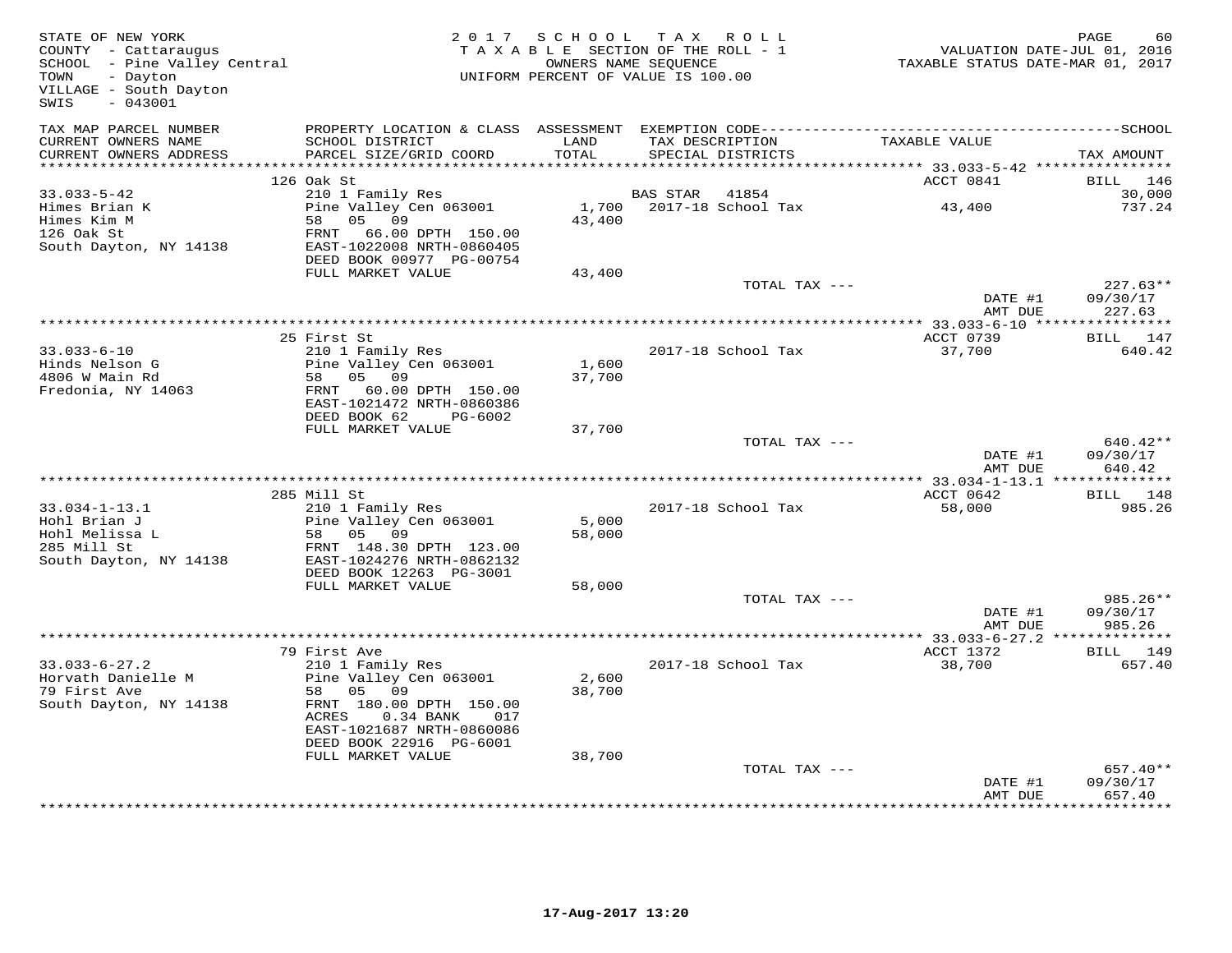STATE OF NEW YORK
COUNTY - Cattaraugus
SCHOOL - Pine Valley Central
TOWN - Dayton
VILLAGE - South Dayton
SWIS - 043001

2 0 1 7 S C H O O L T A X R O L L
T A X A B L E SECTION OF THE ROLL - 1
OWNERS NAME SEQUENCE
UNIFORM PERCENT OF VALUE IS 100.00

VALUATION DATE-JUL 01, 2016
TAXABLE STATUS DATE-MAR 01, 2017

| TAX MAP PARCEL NUMBER / CURRENT OWNERS NAME / CURRENT OWNERS ADDRESS | PROPERTY LOCATION & CLASS / SCHOOL DISTRICT / PARCEL SIZE/GRID COORD | ASSESSMENT LAND / TOTAL | EXEMPTION CODE / TAX DESCRIPTION / SPECIAL DISTRICTS | TAXABLE VALUE | SCHOOL TAX AMOUNT |
|---|---|---|---|---|---|
| 33.033-5-42 | 126 Oak St | | | ACCT 0841 | BILL 146 |
| Himes Brian K | 210 1 Family Res | | BAS STAR 41854 | | 30,000 |
| Himes Kim M | Pine Valley Cen 063001 | 1,700 | 2017-18 School Tax | 43,400 | 737.24 |
| 126 Oak St | 58 05 09 | 43,400 | | | |
| South Dayton, NY 14138 | FRNT 66.00 DPTH 150.00 | | | | |
| | EAST-1022008 NRTH-0860405 | | | | |
| | DEED BOOK 00977 PG-00754 | | | | |
| | FULL MARKET VALUE | 43,400 | | | |
| | | | TOTAL TAX --- | | 227.63** |
| | | | | DATE #1 | 09/30/17 |
| | | | | AMT DUE | 227.63 |
| 33.033-6-10 | 25 First St | | | ACCT 0739 | BILL 147 |
| Hinds Nelson G | 210 1 Family Res | | 2017-18 School Tax | 37,700 | 640.42 |
| 4806 W Main Rd | Pine Valley Cen 063001 | 1,600 | | | |
| Fredonia, NY 14063 | 58 05 09 | 37,700 | | | |
| | FRNT 60.00 DPTH 150.00 | | | | |
| | EAST-1021472 NRTH-0860386 | | | | |
| | DEED BOOK 62 PG-6002 | | | | |
| | FULL MARKET VALUE | 37,700 | | | |
| | | | TOTAL TAX --- | | 640.42** |
| | | | | DATE #1 | 09/30/17 |
| | | | | AMT DUE | 640.42 |
| 33.034-1-13.1 | 285 Mill St | | | ACCT 0642 | BILL 148 |
| Hohl Brian J | 210 1 Family Res | | 2017-18 School Tax | 58,000 | 985.26 |
| Hohl Melissa L | Pine Valley Cen 063001 | 5,000 | | | |
| 285 Mill St | 58 05 09 | 58,000 | | | |
| South Dayton, NY 14138 | FRNT 148.30 DPTH 123.00 | | | | |
| | EAST-1024276 NRTH-0862132 | | | | |
| | DEED BOOK 12263 PG-3001 | | | | |
| | FULL MARKET VALUE | 58,000 | | | |
| | | | TOTAL TAX --- | | 985.26** |
| | | | | DATE #1 | 09/30/17 |
| | | | | AMT DUE | 985.26 |
| 33.033-6-27.2 | 79 First Ave | | | ACCT 1372 | BILL 149 |
| Horvath Danielle M | 210 1 Family Res | | 2017-18 School Tax | 38,700 | 657.40 |
| 79 First Ave | Pine Valley Cen 063001 | 2,600 | | | |
| South Dayton, NY 14138 | 58 05 09 | 38,700 | | | |
| | FRNT 180.00 DPTH 150.00 | | | | |
| | ACRES 0.34 BANK 017 | | | | |
| | EAST-1021687 NRTH-0860086 | | | | |
| | DEED BOOK 22916 PG-6001 | | | | |
| | FULL MARKET VALUE | 38,700 | | | |
| | | | TOTAL TAX --- | | 657.40** |
| | | | | DATE #1 | 09/30/17 |
| | | | | AMT DUE | 657.40 |

17-Aug-2017 13:20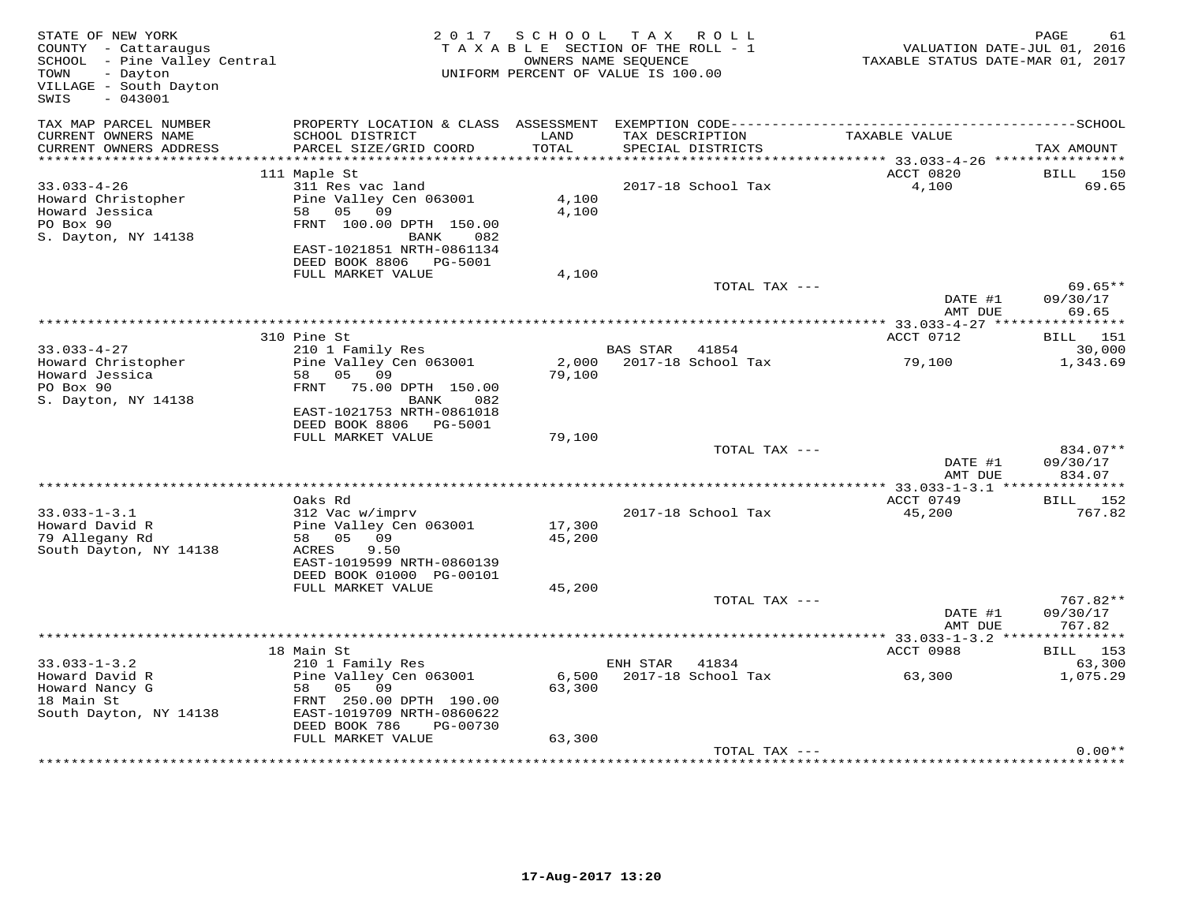STATE OF NEW YORK
COUNTY - Cattaraugus
SCHOOL - Pine Valley Central
TOWN - Dayton
VILLAGE - South Dayton
SWIS - 043001

2017 SCHOOL TAX ROLL
TAXABLE SECTION OF THE ROLL - 1
OWNERS NAME SEQUENCE
UNIFORM PERCENT OF VALUE IS 100.00

VALUATION DATE-JUL 01, 2016
TAXABLE STATUS DATE-MAR 01, 2017

| TAX MAP PARCEL NUMBER / CURRENT OWNERS NAME / CURRENT OWNERS ADDRESS | PROPERTY LOCATION & CLASS / SCHOOL DISTRICT / PARCEL SIZE/GRID COORD | ASSESSMENT LAND / TOTAL | EXEMPTION CODE / TAX DESCRIPTION / SPECIAL DISTRICTS | TAXABLE VALUE | TAX AMOUNT |
|---|---|---|---|---|---|
| | 111 Maple St | | | ACCT 0820 | BILL 150 |
| 33.033-4-26 | 311 Res vac land | | 2017-18 School Tax | 4,100 | 69.65 |
| Howard Christopher | Pine Valley Cen 063001 | 4,100 | | | |
| Howard Jessica | 58 05 09 | 4,100 | | | |
| PO Box 90 | FRNT 100.00 DPTH 150.00 | | | | |
| S. Dayton, NY 14138 | BANK 082 | | | | |
| | EAST-1021851 NRTH-0861134 | | | | |
| | DEED BOOK 8806 PG-5001 | | | | |
| | FULL MARKET VALUE | 4,100 | | | |
| | | | TOTAL TAX --- | | 69.65** |
| | | | | DATE #1 | 09/30/17 |
| | | | | AMT DUE | 69.65 |
| | 310 Pine St | | | ACCT 0712 | BILL 151 |
| 33.033-4-27 | 210 1 Family Res | | BAS STAR 41854 | | 30,000 |
| Howard Christopher | Pine Valley Cen 063001 | 2,000 | 2017-18 School Tax | 79,100 | 1,343.69 |
| Howard Jessica | 58 05 09 | 79,100 | | | |
| PO Box 90 | FRNT 75.00 DPTH 150.00 | | | | |
| S. Dayton, NY 14138 | BANK 082 | | | | |
| | EAST-1021753 NRTH-0861018 | | | | |
| | DEED BOOK 8806 PG-5001 | | | | |
| | FULL MARKET VALUE | 79,100 | | | |
| | | | TOTAL TAX --- | | 834.07** |
| | | | | DATE #1 | 09/30/17 |
| | | | | AMT DUE | 834.07 |
| | Oaks Rd | | | ACCT 0749 | BILL 152 |
| 33.033-1-3.1 | 312 Vac w/imprv | | 2017-18 School Tax | 45,200 | 767.82 |
| Howard David R | Pine Valley Cen 063001 | 17,300 | | | |
| 79 Allegany Rd | 58 05 09 | 45,200 | | | |
| South Dayton, NY 14138 | ACRES 9.50 | | | | |
| | EAST-1019599 NRTH-0860139 | | | | |
| | DEED BOOK 01000 PG-00101 | | | | |
| | FULL MARKET VALUE | 45,200 | | | |
| | | | TOTAL TAX --- | | 767.82** |
| | | | | DATE #1 | 09/30/17 |
| | | | | AMT DUE | 767.82 |
| | 18 Main St | | | ACCT 0988 | BILL 153 |
| 33.033-1-3.2 | 210 1 Family Res | | ENH STAR 41834 | | 63,300 |
| Howard David R | Pine Valley Cen 063001 | 6,500 | 2017-18 School Tax | 63,300 | 1,075.29 |
| Howard Nancy G | 58 05 09 | 63,300 | | | |
| 18 Main St | FRNT 250.00 DPTH 190.00 | | | | |
| South Dayton, NY 14138 | EAST-1019709 NRTH-0860622 | | | | |
| | DEED BOOK 786 PG-00730 | | | | |
| | FULL MARKET VALUE | 63,300 | | | |
| | | | TOTAL TAX --- | | 0.00** |

17-Aug-2017 13:20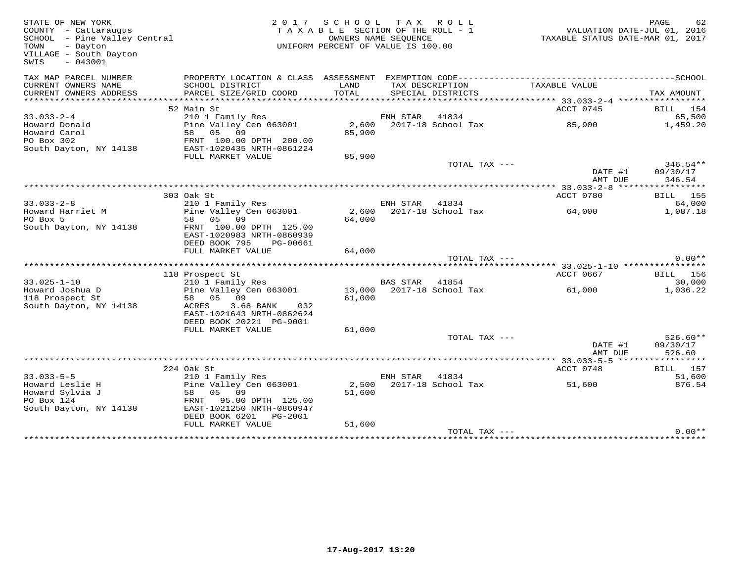STATE OF NEW YORK
COUNTY - Cattaraugus
SCHOOL - Pine Valley Central
TOWN - Dayton
VILLAGE - South Dayton
SWIS - 043001

2017 SCHOOL TAX ROLL
TAXABLE SECTION OF THE ROLL - 1
OWNERS NAME SEQUENCE
UNIFORM PERCENT OF VALUE IS 100.00

VALUATION DATE-JUL 01, 2016
TAXABLE STATUS DATE-MAR 01, 2017

| TAX MAP PARCEL NUMBER / CURRENT OWNERS NAME / CURRENT OWNERS ADDRESS | PROPERTY LOCATION & CLASS / SCHOOL DISTRICT / PARCEL SIZE/GRID COORD | ASSESSMENT LAND / TOTAL | EXEMPTION CODE / TAX DESCRIPTION / SPECIAL DISTRICTS | TAXABLE VALUE | TAX AMOUNT |
|---|---|---|---|---|---|
| 33.033-2-4 | 52 Main St | | | ACCT 0745 | BILL 154 |
| | 210 1 Family Res | | ENH STAR 41834 | | 65,500 |
| Howard Donald | Pine Valley Cen 063001 | 2,600 | 2017-18 School Tax | 85,900 | 1,459.20 |
| Howard Carol | 58 05 09 | 85,900 | | | |
| PO Box 302 | FRNT 100.00 DPTH 200.00 | | | | |
| South Dayton, NY 14138 | EAST-1020435 NRTH-0861224 | | | | |
| | FULL MARKET VALUE | 85,900 | | | |
| | | | TOTAL TAX --- | | 346.54** |
| | | | | DATE #1 | 09/30/17 |
| | | | | AMT DUE | 346.54 |
| 33.033-2-8 | 303 Oak St | | | ACCT 0780 | BILL 155 |
| | 210 1 Family Res | | ENH STAR 41834 | | 64,000 |
| Howard Harriet M | Pine Valley Cen 063001 | 2,600 | 2017-18 School Tax | 64,000 | 1,087.18 |
| PO Box 5 | 58 05 09 | 64,000 | | | |
| South Dayton, NY 14138 | FRNT 100.00 DPTH 125.00 | | | | |
| | EAST-1020983 NRTH-0860939 | | | | |
| | DEED BOOK 795 PG-00661 | | | | |
| | FULL MARKET VALUE | 64,000 | | | |
| | | | TOTAL TAX --- | | 0.00** |
| 33.025-1-10 | 118 Prospect St | | | ACCT 0667 | BILL 156 |
| | 210 1 Family Res | | BAS STAR 41854 | | 30,000 |
| Howard Joshua D | Pine Valley Cen 063001 | 13,000 | 2017-18 School Tax | 61,000 | 1,036.22 |
| 118 Prospect St | 58 05 09 | 61,000 | | | |
| South Dayton, NY 14138 | ACRES 3.68 BANK 032 | | | | |
| | EAST-1021643 NRTH-0862624 | | | | |
| | DEED BOOK 20221 PG-9001 | | | | |
| | FULL MARKET VALUE | 61,000 | | | |
| | | | TOTAL TAX --- | | 526.60** |
| | | | | DATE #1 | 09/30/17 |
| | | | | AMT DUE | 526.60 |
| 33.033-5-5 | 224 Oak St | | | ACCT 0748 | BILL 157 |
| | 210 1 Family Res | | ENH STAR 41834 | | 51,600 |
| Howard Leslie H | Pine Valley Cen 063001 | 2,500 | 2017-18 School Tax | 51,600 | 876.54 |
| Howard Sylvia J | 58 05 09 | 51,600 | | | |
| PO Box 124 | FRNT 95.00 DPTH 125.00 | | | | |
| South Dayton, NY 14138 | EAST-1021250 NRTH-0860947 | | | | |
| | DEED BOOK 6201 PG-2001 | | | | |
| | FULL MARKET VALUE | 51,600 | | | |
| | | | TOTAL TAX --- | | 0.00** |

17-Aug-2017 13:20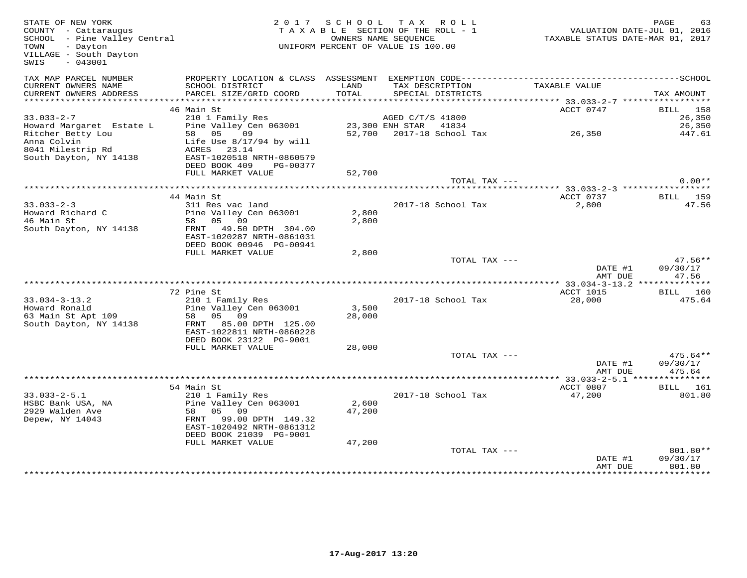STATE OF NEW YORK
COUNTY - Cattaraugus
SCHOOL - Pine Valley Central
TOWN - Dayton
VILLAGE - South Dayton
SWIS - 043001

2017 SCHOOL TAX ROLL
TAXABLE SECTION OF THE ROLL - 1
OWNERS NAME SEQUENCE
UNIFORM PERCENT OF VALUE IS 100.00

VALUATION DATE-JUL 01, 2016
TAXABLE STATUS DATE-MAR 01, 2017

| TAX MAP PARCEL NUMBER / CURRENT OWNERS NAME / CURRENT OWNERS ADDRESS | PROPERTY LOCATION & CLASS / SCHOOL DISTRICT / PARCEL SIZE/GRID COORD | ASSESSMENT LAND / TOTAL | EXEMPTION CODE / TAX DESCRIPTION / SPECIAL DISTRICTS | TAXABLE VALUE | TAX AMOUNT |
|---|---|---|---|---|---|
| **33.033-2-7** | 46 Main St | | | ACCT 0747 | BILL 158 |
| Howard Margaret Estate L | 210 1 Family Res | | AGED C/T/S 41800 | | 26,350 |
| Ritcher Betty Lou | Pine Valley Cen 063001 | 23,300 | ENH STAR 41834 | | 26,350 |
| Anna Colvin | 58 05 09 | 52,700 | 2017-18 School Tax | 26,350 | 447.61 |
| 8041 Milestrip Rd | Life Use 8/17/94 by will | | | | |
| South Dayton, NY 14138 | ACRES 23.14 | | | | |
| | EAST-1020518 NRTH-0860579 | | | | |
| | DEED BOOK 409 PG-00377 | | | | |
| | FULL MARKET VALUE | 52,700 | | | |
| | | | TOTAL TAX --- | | 0.00** |
| **33.033-2-3** | 44 Main St | | | ACCT 0737 | BILL 159 |
| Howard Richard C | 311 Res vac land | | 2017-18 School Tax | 2,800 | 47.56 |
| 46 Main St | Pine Valley Cen 063001 | 2,800 | | | |
| South Dayton, NY 14138 | 58 05 09 | 2,800 | | | |
| | FRNT 49.50 DPTH 304.00 | | | | |
| | EAST-1020287 NRTH-0861031 | | | | |
| | DEED BOOK 00946 PG-00941 | | | | |
| | FULL MARKET VALUE | 2,800 | | | |
| | | | TOTAL TAX --- | | 47.56** |
| | | | | DATE #1 | 09/30/17 |
| | | | | AMT DUE | 47.56 |
| **33.034-3-13.2** | 72 Pine St | | | ACCT 1015 | BILL 160 |
| Howard Ronald | 210 1 Family Res | | 2017-18 School Tax | 28,000 | 475.64 |
| 63 Main St Apt 109 | Pine Valley Cen 063001 | 3,500 | | | |
| South Dayton, NY 14138 | 58 05 09 | 28,000 | | | |
| | FRNT 85.00 DPTH 125.00 | | | | |
| | EAST-1022811 NRTH-0860228 | | | | |
| | DEED BOOK 23122 PG-9001 | | | | |
| | FULL MARKET VALUE | 28,000 | | | |
| | | | TOTAL TAX --- | | 475.64** |
| | | | | DATE #1 | 09/30/17 |
| | | | | AMT DUE | 475.64 |
| **33.033-2-5.1** | 54 Main St | | | ACCT 0807 | BILL 161 |
| HSBC Bank USA, NA | 210 1 Family Res | | 2017-18 School Tax | 47,200 | 801.80 |
| 2929 Walden Ave | Pine Valley Cen 063001 | 2,600 | | | |
| Depew, NY 14043 | 58 05 09 | 47,200 | | | |
| | FRNT 99.00 DPTH 149.32 | | | | |
| | EAST-1020492 NRTH-0861312 | | | | |
| | DEED BOOK 21039 PG-9001 | | | | |
| | FULL MARKET VALUE | 47,200 | | | |
| | | | TOTAL TAX --- | | 801.80** |
| | | | | DATE #1 | 09/30/17 |
| | | | | AMT DUE | 801.80 |

17-Aug-2017 13:20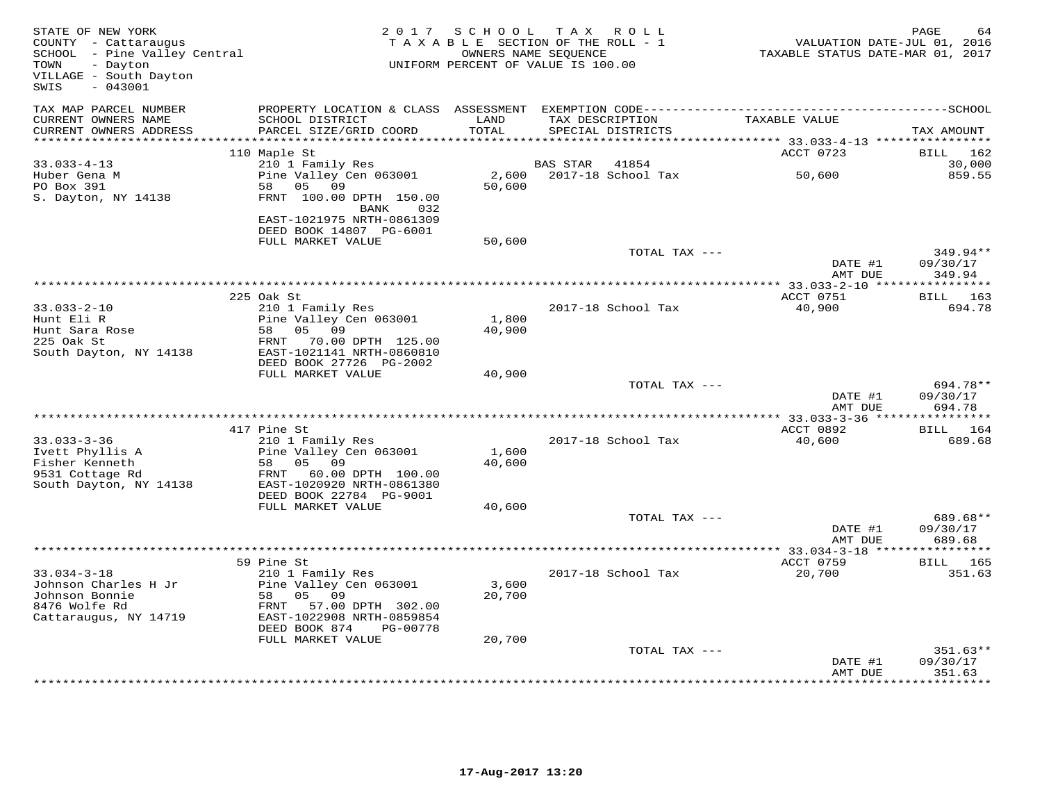STATE OF NEW YORK
COUNTY - Cattaraugus
SCHOOL - Pine Valley Central
TOWN - Dayton
VILLAGE - South Dayton
SWIS - 043001

2017 SCHOOL TAX ROLL
TAXABLE SECTION OF THE ROLL - 1
OWNERS NAME SEQUENCE
UNIFORM PERCENT OF VALUE IS 100.00

VALUATION DATE-JUL 01, 2016
TAXABLE STATUS DATE-MAR 01, 2017

| TAX MAP PARCEL NUMBER / CURRENT OWNERS NAME / CURRENT OWNERS ADDRESS | PROPERTY LOCATION & CLASS / SCHOOL DISTRICT / PARCEL SIZE/GRID COORD | ASSESSMENT LAND / TOTAL | EXEMPTION CODE / TAX DESCRIPTION / SPECIAL DISTRICTS | TAXABLE VALUE | TAX AMOUNT |
|---|---|---|---|---|---|
| | 110 Maple St | | | ACCT 0723 | BILL 162 |
| 33.033-4-13 | 210 1 Family Res | | BAS STAR 41854 | | 30,000 |
| Huber Gena M | Pine Valley Cen 063001 | 2,600 | 2017-18 School Tax | 50,600 | 859.55 |
| PO Box 391 | 58 05 09 | 50,600 | | | |
| S. Dayton, NY 14138 | FRNT 100.00 DPTH 150.00 BANK 032 | | | | |
| | EAST-1021975 NRTH-0861309 | | | | |
| | DEED BOOK 14807 PG-6001 | | | | |
| | FULL MARKET VALUE | 50,600 | | | |
| | | | TOTAL TAX --- | | 349.94** |
| | | | | DATE #1 | 09/30/17 |
| | | | | AMT DUE | 349.94 |
| | 225 Oak St | | | ACCT 0751 | BILL 163 |
| 33.033-2-10 | 210 1 Family Res | | 2017-18 School Tax | 40,900 | 694.78 |
| Hunt Eli R | Pine Valley Cen 063001 | 1,800 | | | |
| Hunt Sara Rose | 58 05 09 | 40,900 | | | |
| 225 Oak St | FRNT 70.00 DPTH 125.00 | | | | |
| South Dayton, NY 14138 | EAST-1021141 NRTH-0860810 | | | | |
| | DEED BOOK 27726 PG-2002 | | | | |
| | FULL MARKET VALUE | 40,900 | | | |
| | | | TOTAL TAX --- | | 694.78** |
| | | | | DATE #1 | 09/30/17 |
| | | | | AMT DUE | 694.78 |
| | 417 Pine St | | | ACCT 0892 | BILL 164 |
| 33.033-3-36 | 210 1 Family Res | | 2017-18 School Tax | 40,600 | 689.68 |
| Ivett Phyllis A | Pine Valley Cen 063001 | 1,600 | | | |
| Fisher Kenneth | 58 05 09 | 40,600 | | | |
| 9531 Cottage Rd | FRNT 60.00 DPTH 100.00 | | | | |
| South Dayton, NY 14138 | EAST-1020920 NRTH-0861380 | | | | |
| | DEED BOOK 22784 PG-9001 | | | | |
| | FULL MARKET VALUE | 40,600 | | | |
| | | | TOTAL TAX --- | | 689.68** |
| | | | | DATE #1 | 09/30/17 |
| | | | | AMT DUE | 689.68 |
| | 59 Pine St | | | ACCT 0759 | BILL 165 |
| 33.034-3-18 | 210 1 Family Res | | 2017-18 School Tax | 20,700 | 351.63 |
| Johnson Charles H Jr | Pine Valley Cen 063001 | 3,600 | | | |
| Johnson Bonnie | 58 05 09 | 20,700 | | | |
| 8476 Wolfe Rd | FRNT 57.00 DPTH 302.00 | | | | |
| Cattaraugus, NY 14719 | EAST-1022908 NRTH-0859854 | | | | |
| | DEED BOOK 874 PG-00778 | | | | |
| | FULL MARKET VALUE | 20,700 | | | |
| | | | TOTAL TAX --- | | 351.63** |
| | | | | DATE #1 | 09/30/17 |
| | | | | AMT DUE | 351.63 |

17-Aug-2017 13:20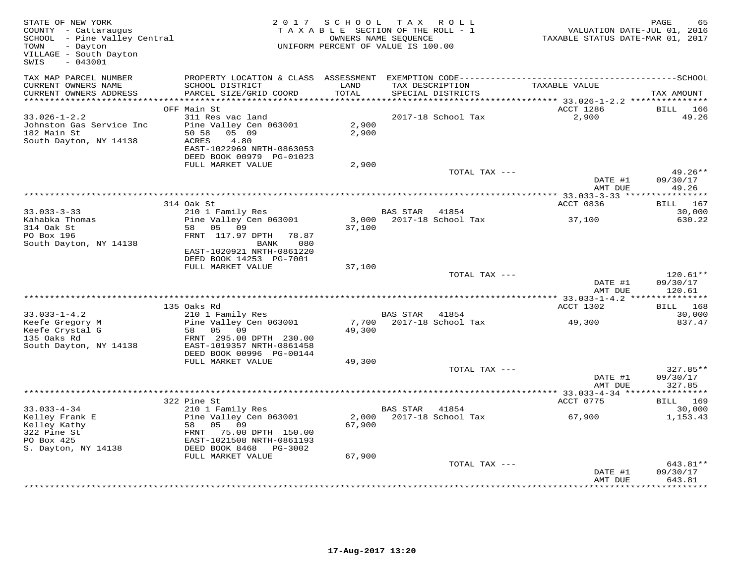STATE OF NEW YORK
COUNTY - Cattaraugus
SCHOOL - Pine Valley Central
TOWN - Dayton
VILLAGE - South Dayton
SWIS - 043001

2017 SCHOOL TAX ROLL
TAXABLE SECTION OF THE ROLL - 1
OWNERS NAME SEQUENCE
UNIFORM PERCENT OF VALUE IS 100.00

VALUATION DATE-JUL 01, 2016
TAXABLE STATUS DATE-MAR 01, 2017

| TAX MAP PARCEL NUMBER / CURRENT OWNERS NAME / CURRENT OWNERS ADDRESS | PROPERTY LOCATION & CLASS / SCHOOL DISTRICT / PARCEL SIZE/GRID COORD | ASSESSMENT LAND / TOTAL | EXEMPTION CODE / TAX DESCRIPTION / SPECIAL DISTRICTS | TAXABLE VALUE | TAX AMOUNT |
|---|---|---|---|---|---|
| 33.026-1-2.2 | OFF Main St | | | ACCT 1286 | BILL 166 |
| 33.026-1-2.2 | 311 Res vac land | | 2017-18 School Tax | 2,900 | 49.26 |
| Johnston Gas Service Inc | Pine Valley Cen 063001 | 2,900 | | | |
| 182 Main St | 50 58 05 09 | 2,900 | | | |
| South Dayton, NY 14138 | ACRES 4.80 | | | | |
| | EAST-1022969 NRTH-0863053 | | | | |
| | DEED BOOK 00979 PG-01023 | | | | |
| | FULL MARKET VALUE | 2,900 | | | |
| | | | TOTAL TAX --- | | 49.26** |
| | | | | DATE #1 | 09/30/17 |
| | | | | AMT DUE | 49.26 |
| 33.033-3-33 | 314 Oak St | | | ACCT 0836 | BILL 167 |
| 33.033-3-33 | 210 1 Family Res | | BAS STAR 41854 | | 30,000 |
| Kahabka Thomas | Pine Valley Cen 063001 | 3,000 | 2017-18 School Tax | 37,100 | 630.22 |
| 314 Oak St | 58 05 09 | 37,100 | | | |
| PO Box 196 | FRNT 117.97 DPTH 78.87 | | | | |
| South Dayton, NY 14138 | BANK 080 | | | | |
| | EAST-1020921 NRTH-0861220 | | | | |
| | DEED BOOK 14253 PG-7001 | | | | |
| | FULL MARKET VALUE | 37,100 | | | |
| | | | TOTAL TAX --- | | 120.61** |
| | | | | DATE #1 | 09/30/17 |
| | | | | AMT DUE | 120.61 |
| 33.033-1-4.2 | 135 Oaks Rd | | | ACCT 1302 | BILL 168 |
| 33.033-1-4.2 | 210 1 Family Res | | BAS STAR 41854 | | 30,000 |
| Keefe Gregory M | Pine Valley Cen 063001 | 7,700 | 2017-18 School Tax | 49,300 | 837.47 |
| Keefe Crystal G | 58 05 09 | 49,300 | | | |
| 135 Oaks Rd | FRNT 295.00 DPTH 230.00 | | | | |
| South Dayton, NY 14138 | EAST-1019357 NRTH-0861458 | | | | |
| | DEED BOOK 00996 PG-00144 | | | | |
| | FULL MARKET VALUE | 49,300 | | | |
| | | | TOTAL TAX --- | | 327.85** |
| | | | | DATE #1 | 09/30/17 |
| | | | | AMT DUE | 327.85 |
| 33.033-4-34 | 322 Pine St | | | ACCT 0775 | BILL 169 |
| 33.033-4-34 | 210 1 Family Res | | BAS STAR 41854 | | 30,000 |
| Kelley Frank E | Pine Valley Cen 063001 | 2,000 | 2017-18 School Tax | 67,900 | 1,153.43 |
| Kelley Kathy | 58 05 09 | 67,900 | | | |
| 322 Pine St | FRNT 75.00 DPTH 150.00 | | | | |
| PO Box 425 | EAST-1021508 NRTH-0861193 | | | | |
| S. Dayton, NY 14138 | DEED BOOK 8468 PG-3002 | | | | |
| | FULL MARKET VALUE | 67,900 | | | |
| | | | TOTAL TAX --- | | 643.81** |
| | | | | DATE #1 | 09/30/17 |
| | | | | AMT DUE | 643.81 |

17-Aug-2017 13:20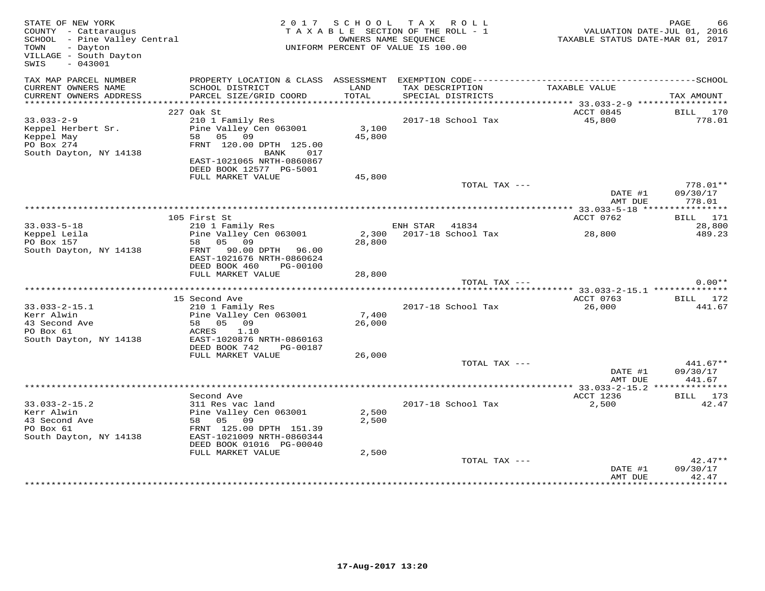STATE OF NEW YORK
COUNTY - Cattaraugus
SCHOOL - Pine Valley Central
TOWN - Dayton
VILLAGE - South Dayton
SWIS - 043001

2017 SCHOOL TAX ROLL
TAXABLE SECTION OF THE ROLL - 1
OWNERS NAME SEQUENCE
UNIFORM PERCENT OF VALUE IS 100.00

VALUATION DATE-JUL 01, 2016
TAXABLE STATUS DATE-MAR 01, 2017

| TAX MAP PARCEL NUMBER / CURRENT OWNERS NAME / CURRENT OWNERS ADDRESS | PROPERTY LOCATION & CLASS / SCHOOL DISTRICT / PARCEL SIZE/GRID COORD | ASSESSMENT LAND / TOTAL | EXEMPTION CODE / TAX DESCRIPTION / SPECIAL DISTRICTS | TAXABLE VALUE | TAX AMOUNT |
|---|---|---|---|---|---|
| 33.033-2-9 | 227 Oak St | | | ACCT 0845 | BILL 170 |
| Keppel Herbert Sr. | 210 1 Family Res | | 2017-18 School Tax | 45,800 | 778.01 |
| Keppel May | Pine Valley Cen 063001 | 3,100 | | | |
| PO Box 274 | 58 05 09 | 45,800 | | | |
| South Dayton, NY 14138 | FRNT 120.00 DPTH 125.00 | | | | |
| | BANK 017 | | | | |
| | EAST-1021065 NRTH-0860867 | | | | |
| | DEED BOOK 12577 PG-5001 | | | | |
| | FULL MARKET VALUE | 45,800 | | | |
| | | | TOTAL TAX --- | | 778.01** |
| | | | | DATE #1 | 09/30/17 |
| | | | | AMT DUE | 778.01 |
| 33.033-5-18 | 105 First St | | | ACCT 0762 | BILL 171 |
| Keppel Leila | 210 1 Family Res | | ENH STAR 41834 | | 28,800 |
| PO Box 157 | Pine Valley Cen 063001 | 2,300 | 2017-18 School Tax | 28,800 | 489.23 |
| South Dayton, NY 14138 | 58 05 09 | 28,800 | | | |
| | FRNT 90.00 DPTH 96.00 | | | | |
| | EAST-1021676 NRTH-0860624 | | | | |
| | DEED BOOK 460 PG-00100 | | | | |
| | FULL MARKET VALUE | 28,800 | | | |
| | | | TOTAL TAX --- | | 0.00** |
| 33.033-2-15.1 | 15 Second Ave | | | ACCT 0763 | BILL 172 |
| Kerr Alwin | 210 1 Family Res | | 2017-18 School Tax | 26,000 | 441.67 |
| 43 Second Ave | Pine Valley Cen 063001 | 7,400 | | | |
| PO Box 61 | 58 05 09 | 26,000 | | | |
| South Dayton, NY 14138 | ACRES 1.10 | | | | |
| | EAST-1020876 NRTH-0860163 | | | | |
| | DEED BOOK 742 PG-00187 | | | | |
| | FULL MARKET VALUE | 26,000 | | | |
| | | | TOTAL TAX --- | | 441.67** |
| | | | | DATE #1 | 09/30/17 |
| | | | | AMT DUE | 441.67 |
| 33.033-2-15.2 | Second Ave | | | ACCT 1236 | BILL 173 |
| Kerr Alwin | 311 Res vac land | | 2017-18 School Tax | 2,500 | 42.47 |
| 43 Second Ave | Pine Valley Cen 063001 | 2,500 | | | |
| PO Box 61 | 58 05 09 | 2,500 | | | |
| South Dayton, NY 14138 | FRNT 125.00 DPTH 151.39 | | | | |
| | EAST-1021009 NRTH-0860344 | | | | |
| | DEED BOOK 01016 PG-00040 | | | | |
| | FULL MARKET VALUE | 2,500 | | | |
| | | | TOTAL TAX --- | | 42.47** |
| | | | | DATE #1 | 09/30/17 |
| | | | | AMT DUE | 42.47 |

17-Aug-2017 13:20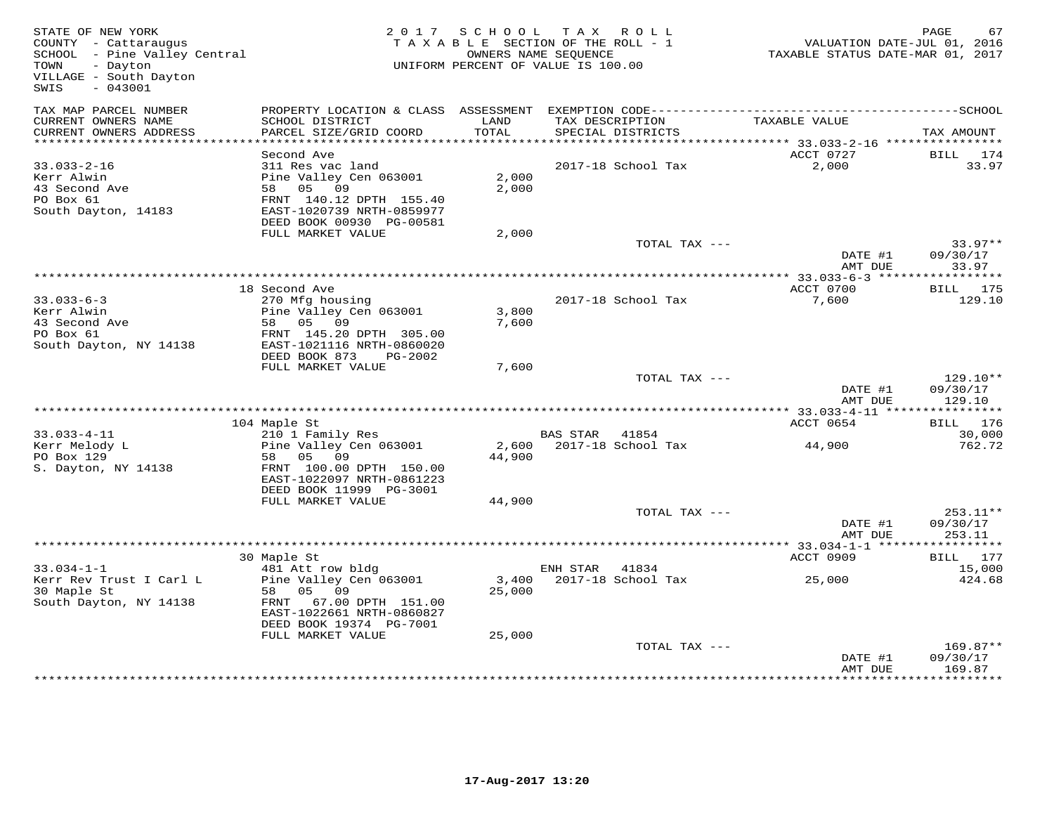STATE OF NEW YORK
COUNTY - Cattaraugus
SCHOOL - Pine Valley Central
TOWN - Dayton
VILLAGE - South Dayton
SWIS - 043001

2 0 1 7 S C H O O L T A X R O L L
T A X A B L E SECTION OF THE ROLL - 1
OWNERS NAME SEQUENCE
UNIFORM PERCENT OF VALUE IS 100.00

VALUATION DATE-JUL 01, 2016
TAXABLE STATUS DATE-MAR 01, 2017

| TAX MAP PARCEL NUMBER / CURRENT OWNERS NAME / CURRENT OWNERS ADDRESS | PROPERTY LOCATION & CLASS / SCHOOL DISTRICT / PARCEL SIZE/GRID COORD | ASSESSMENT LAND / TOTAL | EXEMPTION CODE / TAX DESCRIPTION / SPECIAL DISTRICTS | TAXABLE VALUE | SCHOOL TAX AMOUNT |
|---|---|---|---|---|---|
| 33.033-2-16 | Second Ave | | | ACCT 0727 | BILL 174 |
| 33.033-2-16 | 311 Res vac land | | 2017-18 School Tax | 2,000 | 33.97 |
| Kerr Alwin | Pine Valley Cen 063001 | 2,000 | | | |
| 43 Second Ave | 58 05 09 | 2,000 | | | |
| PO Box 61 | FRNT 140.12 DPTH 155.40 | | | | |
| South Dayton, 14183 | EAST-1020739 NRTH-0859977 | | | | |
| | DEED BOOK 00930 PG-00581 | | | | |
| | FULL MARKET VALUE | 2,000 | | | |
| | | | TOTAL TAX --- | | 33.97** |
| | | | | DATE #1 | 09/30/17 |
| | | | | AMT DUE | 33.97 |
| 33.033-6-3 | 18 Second Ave | | | ACCT 0700 | BILL 175 |
| 33.033-6-3 | 270 Mfg housing | | 2017-18 School Tax | 7,600 | 129.10 |
| Kerr Alwin | Pine Valley Cen 063001 | 3,800 | | | |
| 43 Second Ave | 58 05 09 | 7,600 | | | |
| PO Box 61 | FRNT 145.20 DPTH 305.00 | | | | |
| South Dayton, NY 14138 | EAST-1021116 NRTH-0860020 | | | | |
| | DEED BOOK 873 PG-2002 | | | | |
| | FULL MARKET VALUE | 7,600 | | | |
| | | | TOTAL TAX --- | | 129.10** |
| | | | | DATE #1 | 09/30/17 |
| | | | | AMT DUE | 129.10 |
| 33.033-4-11 | 104 Maple St | | | ACCT 0654 | BILL 176 |
| 33.033-4-11 | 210 1 Family Res | | BAS STAR 41854 | | 30,000 |
| Kerr Melody L | Pine Valley Cen 063001 | 2,600 | 2017-18 School Tax | 44,900 | 762.72 |
| PO Box 129 | 58 05 09 | 44,900 | | | |
| S. Dayton, NY 14138 | FRNT 100.00 DPTH 150.00 | | | | |
| | EAST-1022097 NRTH-0861223 | | | | |
| | DEED BOOK 11999 PG-3001 | | | | |
| | FULL MARKET VALUE | 44,900 | | | |
| | | | TOTAL TAX --- | | 253.11** |
| | | | | DATE #1 | 09/30/17 |
| | | | | AMT DUE | 253.11 |
| 33.034-1-1 | 30 Maple St | | | ACCT 0909 | BILL 177 |
| 33.034-1-1 | 481 Att row bldg | | ENH STAR 41834 | | 15,000 |
| Kerr Rev Trust I Carl L | Pine Valley Cen 063001 | 3,400 | 2017-18 School Tax | 25,000 | 424.68 |
| 30 Maple St | 58 05 09 | 25,000 | | | |
| South Dayton, NY 14138 | FRNT 67.00 DPTH 151.00 | | | | |
| | EAST-1022661 NRTH-0860827 | | | | |
| | DEED BOOK 19374 PG-7001 | | | | |
| | FULL MARKET VALUE | 25,000 | | | |
| | | | TOTAL TAX --- | | 169.87** |
| | | | | DATE #1 | 09/30/17 |
| | | | | AMT DUE | 169.87 |

17-Aug-2017 13:20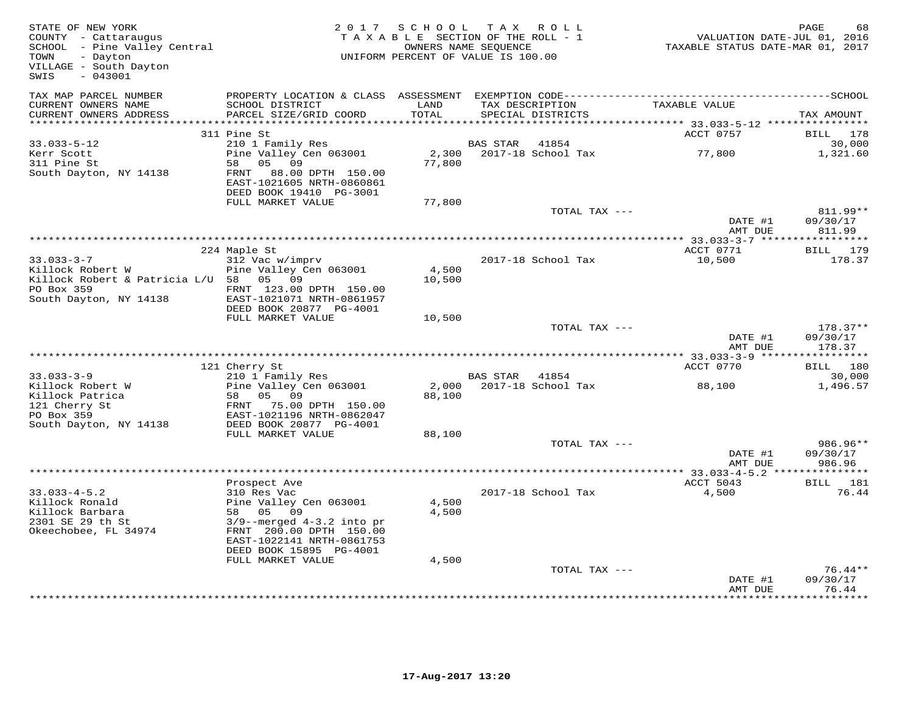STATE OF NEW YORK
COUNTY - Cattaraugus
SCHOOL - Pine Valley Central
TOWN - Dayton
VILLAGE - South Dayton
SWIS - 043001

2 0 1 7 S C H O O L T A X R O L L
T A X A B L E SECTION OF THE ROLL - 1
OWNERS NAME SEQUENCE
UNIFORM PERCENT OF VALUE IS 100.00

VALUATION DATE-JUL 01, 2016
TAXABLE STATUS DATE-MAR 01, 2017

| TAX MAP PARCEL NUMBER / CURRENT OWNERS NAME / CURRENT OWNERS ADDRESS | PROPERTY LOCATION & CLASS / SCHOOL DISTRICT / PARCEL SIZE/GRID COORD | ASSESSMENT LAND / TOTAL | EXEMPTION CODE / TAX DESCRIPTION / SPECIAL DISTRICTS | TAXABLE VALUE | SCHOOL TAX AMOUNT |
|---|---|---|---|---|---|
| | 311 Pine St | | | ACCT 0757 | BILL 178 |
| 33.033-5-12 | 210 1 Family Res | | BAS STAR 41854 | | 30,000 |
| Kerr Scott | Pine Valley Cen 063001 | 2,300 | 2017-18 School Tax | 77,800 | 1,321.60 |
| 311 Pine St | 58 05 09 | 77,800 | | | |
| South Dayton, NY 14138 | FRNT 88.00 DPTH 150.00 | | | | |
| | EAST-1021605 NRTH-0860861 | | | | |
| | DEED BOOK 19410 PG-3001 | | | | |
| | FULL MARKET VALUE | 77,800 | | | |
| | | | TOTAL TAX --- | | 811.99** |
| | | | | DATE #1 | 09/30/17 |
| | | | | AMT DUE | 811.99 |
| | 224 Maple St | | | ACCT 0771 | BILL 179 |
| 33.033-3-7 | 312 Vac w/imprv | | 2017-18 School Tax | 10,500 | 178.37 |
| Killock Robert W | Pine Valley Cen 063001 | 4,500 | | | |
| Killock Robert & Patricia L/U | 58 05 09 | 10,500 | | | |
| PO Box 359 | FRNT 123.00 DPTH 150.00 | | | | |
| South Dayton, NY 14138 | EAST-1021071 NRTH-0861957 | | | | |
| | DEED BOOK 20877 PG-4001 | | | | |
| | FULL MARKET VALUE | 10,500 | | | |
| | | | TOTAL TAX --- | | 178.37** |
| | | | | DATE #1 | 09/30/17 |
| | | | | AMT DUE | 178.37 |
| | 121 Cherry St | | | ACCT 0770 | BILL 180 |
| 33.033-3-9 | 210 1 Family Res | | BAS STAR 41854 | | 30,000 |
| Killock Robert W | Pine Valley Cen 063001 | 2,000 | 2017-18 School Tax | 88,100 | 1,496.57 |
| Killock Patrica | 58 05 09 | 88,100 | | | |
| 121 Cherry St | FRNT 75.00 DPTH 150.00 | | | | |
| PO Box 359 | EAST-1021196 NRTH-0862047 | | | | |
| South Dayton, NY 14138 | DEED BOOK 20877 PG-4001 | | | | |
| | FULL MARKET VALUE | 88,100 | | | |
| | | | TOTAL TAX --- | | 986.96** |
| | | | | DATE #1 | 09/30/17 |
| | | | | AMT DUE | 986.96 |
| | Prospect Ave | | | ACCT 5043 | BILL 181 |
| 33.033-4-5.2 | 310 Res Vac | | 2017-18 School Tax | 4,500 | 76.44 |
| Killock Ronald | Pine Valley Cen 063001 | 4,500 | | | |
| Killock Barbara | 58 05 09 | 4,500 | | | |
| 2301 SE 29 th St | 3/9--merged 4-3.2 into pr | | | | |
| Okeechobee, FL 34974 | FRNT 200.00 DPTH 150.00 | | | | |
| | EAST-1022141 NRTH-0861753 | | | | |
| | DEED BOOK 15895 PG-4001 | | | | |
| | FULL MARKET VALUE | 4,500 | | | |
| | | | TOTAL TAX --- | | 76.44** |
| | | | | DATE #1 | 09/30/17 |
| | | | | AMT DUE | 76.44 |

17-Aug-2017 13:20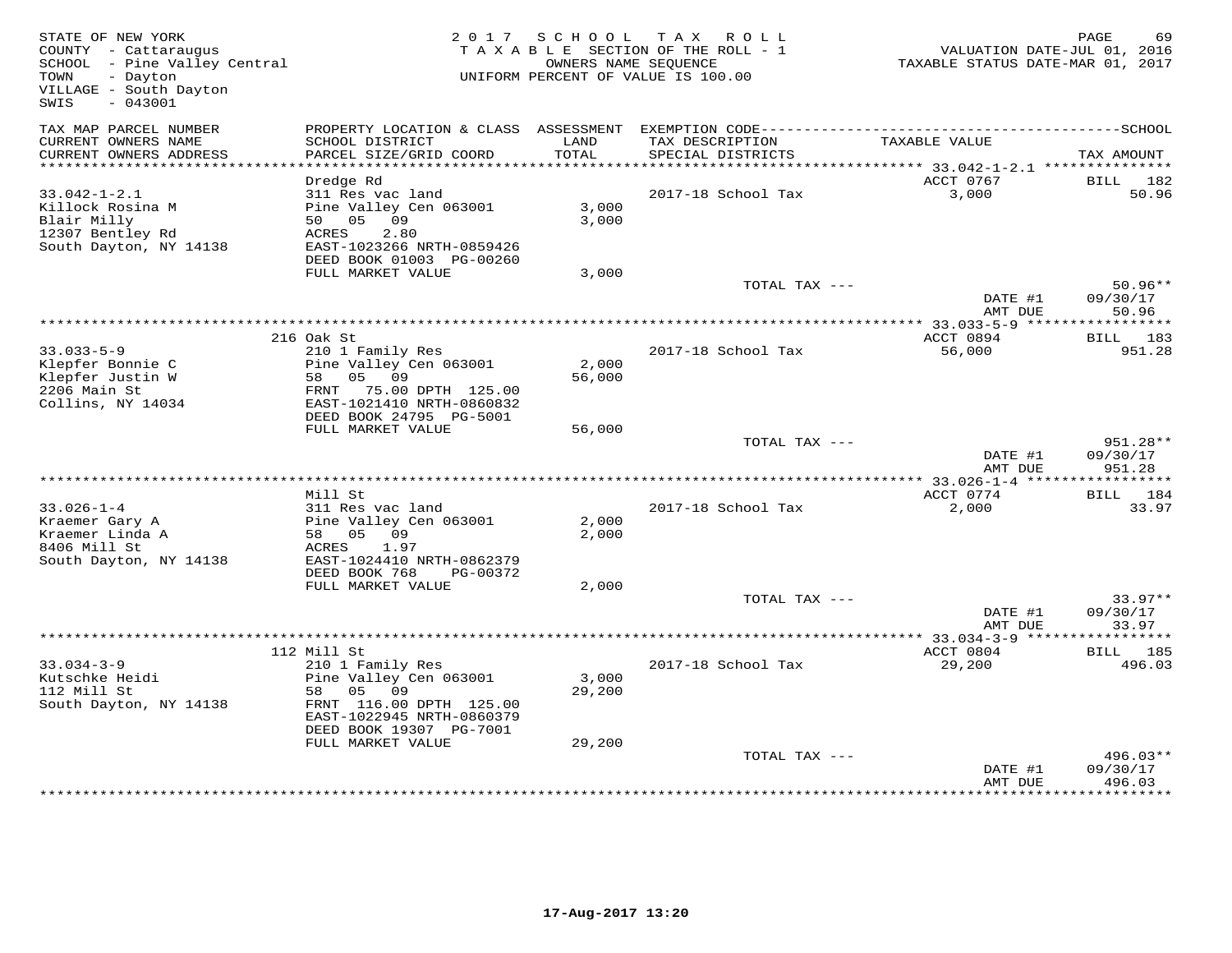STATE OF NEW YORK
COUNTY - Cattaraugus
SCHOOL - Pine Valley Central
TOWN - Dayton
VILLAGE - South Dayton
SWIS - 043001

2017 SCHOOL TAX ROLL
TAXABLE SECTION OF THE ROLL - 1
OWNERS NAME SEQUENCE
UNIFORM PERCENT OF VALUE IS 100.00

VALUATION DATE-JUL 01, 2016
TAXABLE STATUS DATE-MAR 01, 2017

| TAX MAP PARCEL NUMBER / CURRENT OWNERS NAME / CURRENT OWNERS ADDRESS | PROPERTY LOCATION & CLASS / SCHOOL DISTRICT / PARCEL SIZE/GRID COORD | ASSESSMENT LAND / TOTAL | EXEMPTION CODE / TAX DESCRIPTION / SPECIAL DISTRICTS | TAXABLE VALUE | TAX AMOUNT |
|---|---|---|---|---|---|
| 33.042-1-2.1 | Dredge Rd | | | ACCT 0767 | BILL 182 |
| Killock Rosina M | 311 Res vac land | | 2017-18 School Tax | 3,000 | 50.96 |
| Blair Milly | Pine Valley Cen 063001 | 3,000 | | | |
| 12307 Bentley Rd | 50 05 09 | 3,000 | | | |
| South Dayton, NY 14138 | ACRES 2.80 | | | | |
| | EAST-1023266 NRTH-0859426 | | | | |
| | DEED BOOK 01003 PG-00260 | | | | |
| | FULL MARKET VALUE | 3,000 | | | |
| | | | TOTAL TAX --- | | 50.96** |
| | | | | DATE #1 | 09/30/17 |
| | | | | AMT DUE | 50.96 |
| 33.033-5-9 | 216 Oak St | | | ACCT 0894 | BILL 183 |
| Klepfer Bonnie C | 210 1 Family Res | | 2017-18 School Tax | 56,000 | 951.28 |
| Klepfer Justin W | Pine Valley Cen 063001 | 2,000 | | | |
| 2206 Main St | 58 05 09 | 56,000 | | | |
| Collins, NY 14034 | FRNT 75.00 DPTH 125.00 | | | | |
| | EAST-1021410 NRTH-0860832 | | | | |
| | DEED BOOK 24795 PG-5001 | | | | |
| | FULL MARKET VALUE | 56,000 | | | |
| | | | TOTAL TAX --- | | 951.28** |
| | | | | DATE #1 | 09/30/17 |
| | | | | AMT DUE | 951.28 |
| 33.026-1-4 | Mill St | | | ACCT 0774 | BILL 184 |
| Kraemer Gary A | 311 Res vac land | | 2017-18 School Tax | 2,000 | 33.97 |
| Kraemer Linda A | Pine Valley Cen 063001 | 2,000 | | | |
| 8406 Mill St | 58 05 09 | 2,000 | | | |
| South Dayton, NY 14138 | ACRES 1.97 | | | | |
| | EAST-1024410 NRTH-0862379 | | | | |
| | DEED BOOK 768 PG-00372 | | | | |
| | FULL MARKET VALUE | 2,000 | | | |
| | | | TOTAL TAX --- | | 33.97** |
| | | | | DATE #1 | 09/30/17 |
| | | | | AMT DUE | 33.97 |
| 33.034-3-9 | 112 Mill St | | | ACCT 0804 | BILL 185 |
| Kutschke Heidi | 210 1 Family Res | | 2017-18 School Tax | 29,200 | 496.03 |
| 112 Mill St | Pine Valley Cen 063001 | 3,000 | | | |
| South Dayton, NY 14138 | 58 05 09 | 29,200 | | | |
| | FRNT 116.00 DPTH 125.00 | | | | |
| | EAST-1022945 NRTH-0860379 | | | | |
| | DEED BOOK 19307 PG-7001 | | | | |
| | FULL MARKET VALUE | 29,200 | | | |
| | | | TOTAL TAX --- | | 496.03** |
| | | | | DATE #1 | 09/30/17 |
| | | | | AMT DUE | 496.03 |

17-Aug-2017 13:20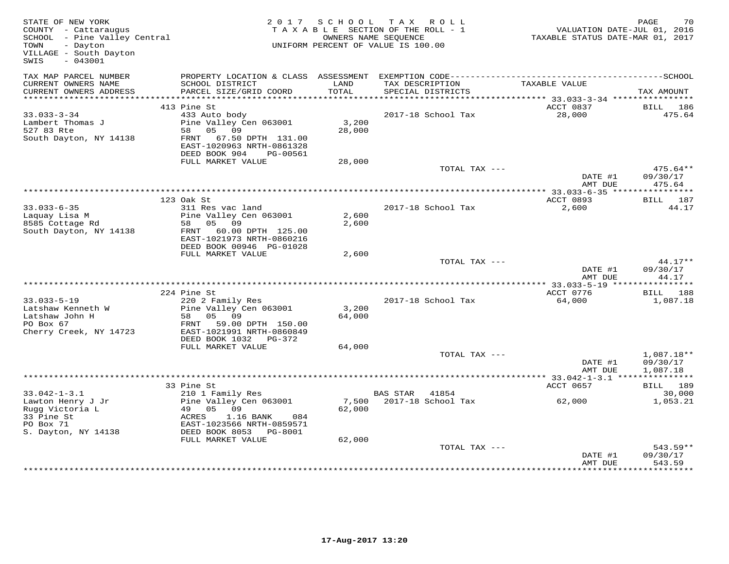STATE OF NEW YORK
COUNTY - Cattaraugus
SCHOOL - Pine Valley Central
TOWN - Dayton
VILLAGE - South Dayton
SWIS - 043001

2017 SCHOOL TAX ROLL
TAXABLE SECTION OF THE ROLL - 1
OWNERS NAME SEQUENCE
UNIFORM PERCENT OF VALUE IS 100.00

VALUATION DATE-JUL 01, 2016
TAXABLE STATUS DATE-MAR 01, 2017

| TAX MAP PARCEL NUMBER / CURRENT OWNERS NAME / CURRENT OWNERS ADDRESS | PROPERTY LOCATION & CLASS / SCHOOL DISTRICT / PARCEL SIZE/GRID COORD | ASSESSMENT LAND / TOTAL | EXEMPTION CODE / TAX DESCRIPTION / SPECIAL DISTRICTS | TAXABLE VALUE | TAX AMOUNT |
|---|---|---|---|---|---|
| **33.033-3-34** | 413 Pine St | | | ACCT 0837 | BILL 186 |
| 33.033-3-34 | 433 Auto body | | 2017-18 School Tax | 28,000 | 475.64 |
| Lambert Thomas J | Pine Valley Cen 063001 | 3,200 | | | |
| 527 83 Rte | 58 05 09 | 28,000 | | | |
| South Dayton, NY 14138 | FRNT 67.50 DPTH 131.00 | | | | |
| | EAST-1020963 NRTH-0861328 | | | | |
| | DEED BOOK 904 PG-00561 | | | | |
| | FULL MARKET VALUE | 28,000 | | | |
| | | | TOTAL TAX --- | | 475.64** |
| | | | | DATE #1 | 09/30/17 |
| | | | | AMT DUE | 475.64 |
| **33.033-6-35** | 123 Oak St | | | ACCT 0893 | BILL 187 |
| 33.033-6-35 | 311 Res vac land | | 2017-18 School Tax | 2,600 | 44.17 |
| Laquay Lisa M | Pine Valley Cen 063001 | 2,600 | | | |
| 8585 Cottage Rd | 58 05 09 | 2,600 | | | |
| South Dayton, NY 14138 | FRNT 60.00 DPTH 125.00 | | | | |
| | EAST-1021973 NRTH-0860216 | | | | |
| | DEED BOOK 00946 PG-01028 | | | | |
| | FULL MARKET VALUE | 2,600 | | | |
| | | | TOTAL TAX --- | | 44.17** |
| | | | | DATE #1 | 09/30/17 |
| | | | | AMT DUE | 44.17 |
| **33.033-5-19** | 224 Pine St | | | ACCT 0776 | BILL 188 |
| 33.033-5-19 | 220 2 Family Res | | 2017-18 School Tax | 64,000 | 1,087.18 |
| Latshaw Kenneth W | Pine Valley Cen 063001 | 3,200 | | | |
| Latshaw John H | 58 05 09 | 64,000 | | | |
| PO Box 67 | FRNT 59.00 DPTH 150.00 | | | | |
| Cherry Creek, NY 14723 | EAST-1021991 NRTH-0860849 | | | | |
| | DEED BOOK 1032 PG-372 | | | | |
| | FULL MARKET VALUE | 64,000 | | | |
| | | | TOTAL TAX --- | | 1,087.18** |
| | | | | DATE #1 | 09/30/17 |
| | | | | AMT DUE | 1,087.18 |
| **33.042-1-3.1** | 33 Pine St | | | ACCT 0657 | BILL 189 |
| 33.042-1-3.1 | 210 1 Family Res | | BAS STAR 41854 | | 30,000 |
| Lawton Henry J Jr | Pine Valley Cen 063001 | 7,500 | 2017-18 School Tax | 62,000 | 1,053.21 |
| Rugg Victoria L | 49 05 09 | 62,000 | | | |
| 33 Pine St | ACRES 1.16 BANK 084 | | | | |
| PO Box 71 | EAST-1023566 NRTH-0859571 | | | | |
| S. Dayton, NY 14138 | DEED BOOK 8053 PG-8001 | | | | |
| | FULL MARKET VALUE | 62,000 | | | |
| | | | TOTAL TAX --- | | 543.59** |
| | | | | DATE #1 | 09/30/17 |
| | | | | AMT DUE | 543.59 |

17-Aug-2017 13:20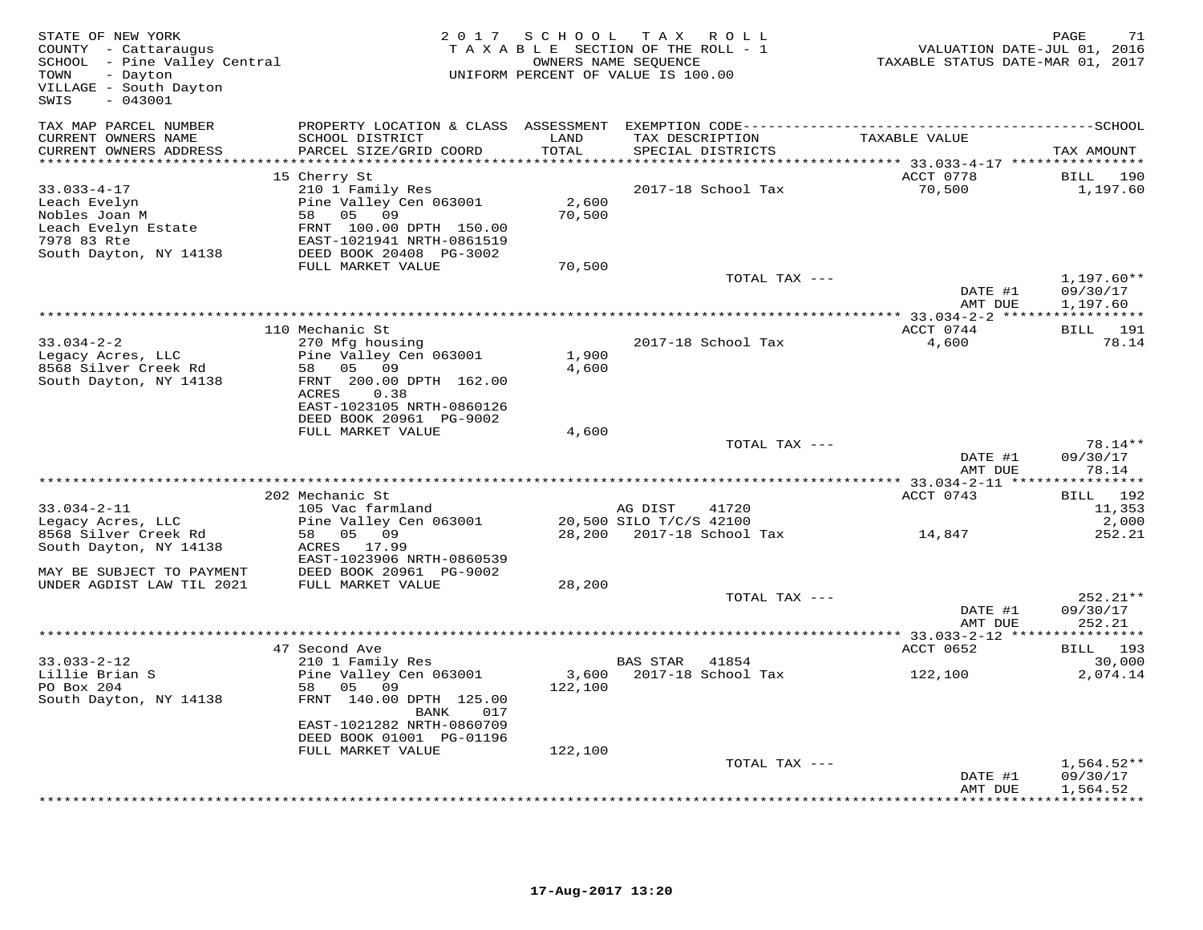STATE OF NEW YORK
COUNTY - Cattaraugus
SCHOOL - Pine Valley Central
TOWN - Dayton
VILLAGE - South Dayton
SWIS - 043001

2017 SCHOOL TAX ROLL
TAXABLE SECTION OF THE ROLL - 1
OWNERS NAME SEQUENCE
UNIFORM PERCENT OF VALUE IS 100.00

VALUATION DATE-JUL 01, 2016
TAXABLE STATUS DATE-MAR 01, 2017

| TAX MAP PARCEL NUMBER / CURRENT OWNERS NAME / CURRENT OWNERS ADDRESS | PROPERTY LOCATION & CLASS / SCHOOL DISTRICT / PARCEL SIZE/GRID COORD | ASSESSMENT LAND / TOTAL | EXEMPTION CODE / TAX DESCRIPTION / SPECIAL DISTRICTS | TAXABLE VALUE | SCHOOL TAX AMOUNT |
|---|---|---|---|---|---|
| 33.033-4-17 | 15 Cherry St | | | ACCT 0778 | BILL 190 |
| Leach Evelyn | 210 1 Family Res | | 2017-18 School Tax | 70,500 | 1,197.60 |
| Nobles Joan M | Pine Valley Cen 063001 | 2,600 | | | |
| Leach Evelyn Estate | 58 05 09 | 70,500 | | | |
| 7978 83 Rte | FRNT 100.00 DPTH 150.00 | | | | |
| South Dayton, NY 14138 | EAST-1021941 NRTH-0861519 | | | | |
| | DEED BOOK 20408 PG-3002 | | | | |
| | FULL MARKET VALUE | 70,500 | | | |
| | | | TOTAL TAX --- | | 1,197.60** |
| | | | | DATE #1 | 09/30/17 |
| | | | | AMT DUE | 1,197.60 |
| 33.034-2-2 | 110 Mechanic St | | | ACCT 0744 | BILL 191 |
| Legacy Acres, LLC | 270 Mfg housing | | 2017-18 School Tax | 4,600 | 78.14 |
| 8568 Silver Creek Rd | Pine Valley Cen 063001 | 1,900 | | | |
| South Dayton, NY 14138 | 58 05 09 | 4,600 | | | |
| | FRNT 200.00 DPTH 162.00 | | | | |
| | ACRES 0.38 | | | | |
| | EAST-1023105 NRTH-0860126 | | | | |
| | DEED BOOK 20961 PG-9002 | | | | |
| | FULL MARKET VALUE | 4,600 | | | |
| | | | TOTAL TAX --- | | 78.14** |
| | | | | DATE #1 | 09/30/17 |
| | | | | AMT DUE | 78.14 |
| 33.034-2-11 | 202 Mechanic St | | | ACCT 0743 | BILL 192 |
| Legacy Acres, LLC | 105 Vac farmland | | AG DIST 41720 | | 11,353 |
| 8568 Silver Creek Rd | Pine Valley Cen 063001 | 20,500 | SILO T/C/S 42100 | | 2,000 |
| South Dayton, NY 14138 | 58 05 09 | 28,200 | 2017-18 School Tax | 14,847 | 252.21 |
| | ACRES 17.99 | | | | |
| | EAST-1023906 NRTH-0860539 | | | | |
| MAY BE SUBJECT TO PAYMENT | DEED BOOK 20961 PG-9002 | | | | |
| UNDER AGDIST LAW TIL 2021 | FULL MARKET VALUE | 28,200 | | | |
| | | | TOTAL TAX --- | | 252.21** |
| | | | | DATE #1 | 09/30/17 |
| | | | | AMT DUE | 252.21 |
| 33.033-2-12 | 47 Second Ave | | | ACCT 0652 | BILL 193 |
| Lillie Brian S | 210 1 Family Res | | BAS STAR 41854 | | 30,000 |
| PO Box 204 | Pine Valley Cen 063001 | 3,600 | 2017-18 School Tax | 122,100 | 2,074.14 |
| South Dayton, NY 14138 | 58 05 09 | 122,100 | | | |
| | FRNT 140.00 DPTH 125.00 | | | | |
| | BANK 017 | | | | |
| | EAST-1021282 NRTH-0860709 | | | | |
| | DEED BOOK 01001 PG-01196 | | | | |
| | FULL MARKET VALUE | 122,100 | | | |
| | | | TOTAL TAX --- | | 1,564.52** |
| | | | | DATE #1 | 09/30/17 |
| | | | | AMT DUE | 1,564.52 |

17-Aug-2017 13:20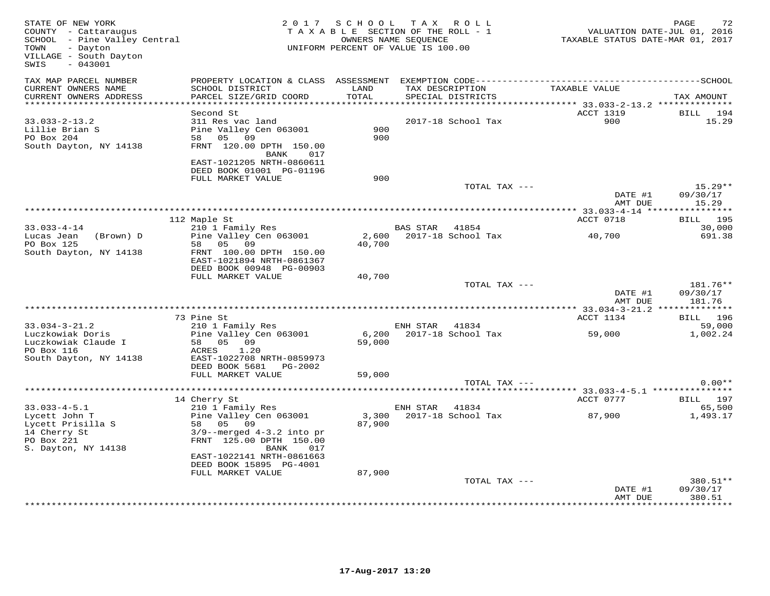STATE OF NEW YORK
COUNTY - Cattaraugus
SCHOOL - Pine Valley Central
TOWN - Dayton
VILLAGE - South Dayton
SWIS - 043001

2017 SCHOOL TAX ROLL
TAXABLE SECTION OF THE ROLL - 1
OWNERS NAME SEQUENCE
UNIFORM PERCENT OF VALUE IS 100.00

VALUATION DATE-JUL 01, 2016
TAXABLE STATUS DATE-MAR 01, 2017

| TAX MAP PARCEL NUMBER / CURRENT OWNERS NAME / CURRENT OWNERS ADDRESS | PROPERTY LOCATION & CLASS / SCHOOL DISTRICT / PARCEL SIZE/GRID COORD | ASSESSMENT LAND / TOTAL | EXEMPTION CODE / TAX DESCRIPTION / SPECIAL DISTRICTS | TAXABLE VALUE | TAX AMOUNT |
|---|---|---|---|---|---|
| 33.033-2-13.2 | Second St | | | ACCT 1319 | BILL 194 |
| 33.033-2-13.2 | 311 Res vac land | | 2017-18 School Tax | 900 | 15.29 |
| Lillie Brian S | Pine Valley Cen 063001 | 900 | | | |
| PO Box 204 | 58 05 09 | 900 | | | |
| South Dayton, NY 14138 | FRNT 120.00 DPTH 150.00 | | | | |
| | BANK 017 | | | | |
| | EAST-1021205 NRTH-0860611 | | | | |
| | DEED BOOK 01001 PG-01196 | | | | |
| | FULL MARKET VALUE | 900 | | | |
| | | | TOTAL TAX --- | | 15.29** |
| | | | | DATE #1 | 09/30/17 |
| | | | | AMT DUE | 15.29 |
| 33.033-4-14 | 112 Maple St | | | ACCT 0718 | BILL 195 |
| 33.033-4-14 | 210 1 Family Res | | BAS STAR 41854 | | 30,000 |
| Lucas Jean (Brown) D | Pine Valley Cen 063001 | 2,600 | 2017-18 School Tax | 40,700 | 691.38 |
| PO Box 125 | 58 05 09 | 40,700 | | | |
| South Dayton, NY 14138 | FRNT 100.00 DPTH 150.00 | | | | |
| | EAST-1021894 NRTH-0861367 | | | | |
| | DEED BOOK 00948 PG-00903 | | | | |
| | FULL MARKET VALUE | 40,700 | | | |
| | | | TOTAL TAX --- | | 181.76** |
| | | | | DATE #1 | 09/30/17 |
| | | | | AMT DUE | 181.76 |
| 33.034-3-21.2 | 73 Pine St | | | ACCT 1134 | BILL 196 |
| 33.034-3-21.2 | 210 1 Family Res | | ENH STAR 41834 | | 59,000 |
| Luczkowiak Doris | Pine Valley Cen 063001 | 6,200 | 2017-18 School Tax | 59,000 | 1,002.24 |
| Luczkowiak Claude I | 58 05 09 | 59,000 | | | |
| PO Box 116 | ACRES 1.20 | | | | |
| South Dayton, NY 14138 | EAST-1022708 NRTH-0859973 | | | | |
| | DEED BOOK 5681 PG-2002 | | | | |
| | FULL MARKET VALUE | 59,000 | | | |
| | | | TOTAL TAX --- | | 0.00** |
| 33.033-4-5.1 | 14 Cherry St | | | ACCT 0777 | BILL 197 |
| 33.033-4-5.1 | 210 1 Family Res | | ENH STAR 41834 | | 65,500 |
| Lycett John T | Pine Valley Cen 063001 | 3,300 | 2017-18 School Tax | 87,900 | 1,493.17 |
| Lycett Prisilla S | 58 05 09 | 87,900 | | | |
| 14 Cherry St | 3/9--merged 4-3.2 into pr | | | | |
| PO Box 221 | FRNT 125.00 DPTH 150.00 | | | | |
| S. Dayton, NY 14138 | BANK 017 | | | | |
| | EAST-1022141 NRTH-0861663 | | | | |
| | DEED BOOK 15895 PG-4001 | | | | |
| | FULL MARKET VALUE | 87,900 | | | |
| | | | TOTAL TAX --- | | 380.51** |
| | | | | DATE #1 | 09/30/17 |
| | | | | AMT DUE | 380.51 |

17-Aug-2017 13:20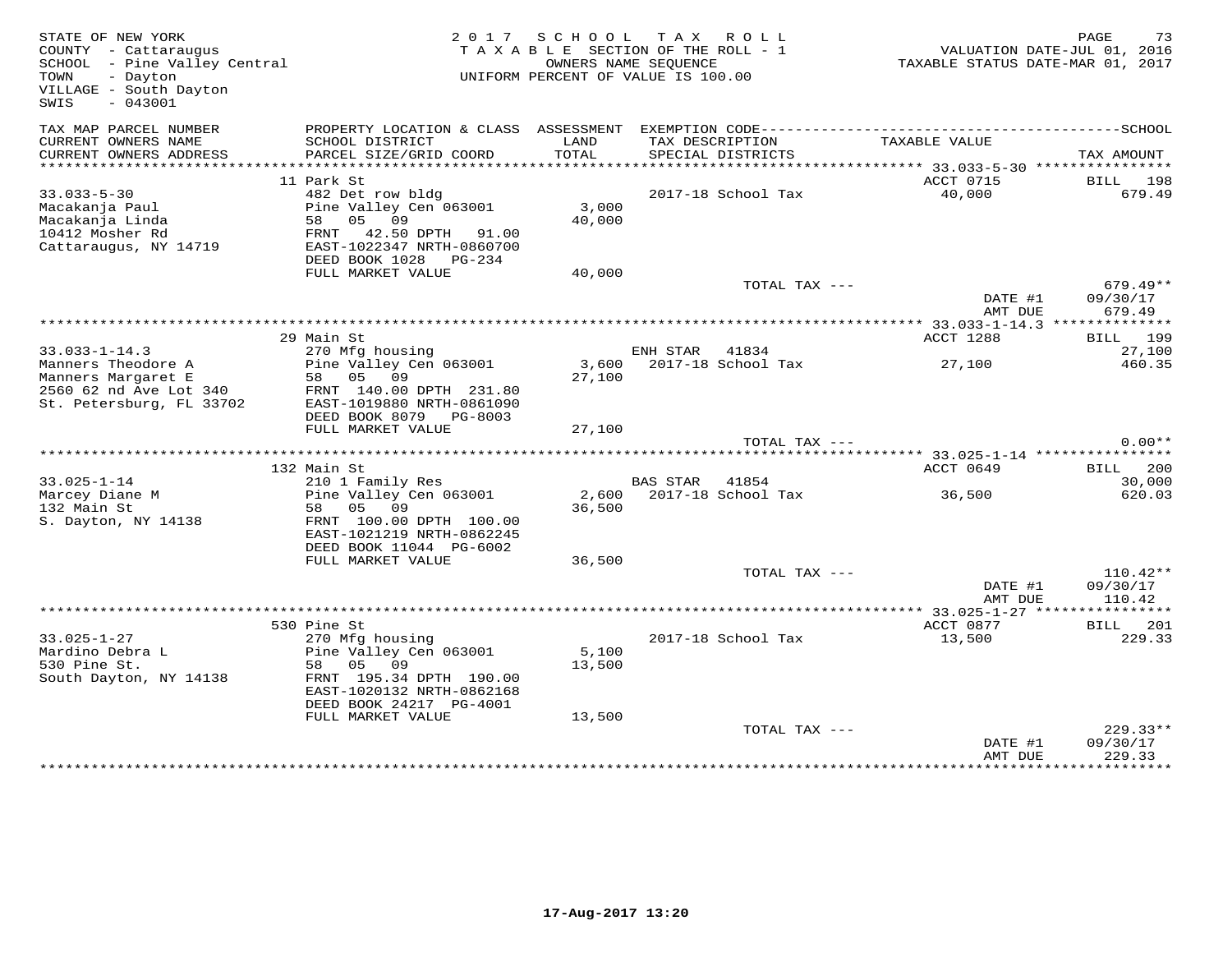STATE OF NEW YORK
COUNTY - Cattaraugus
SCHOOL - Pine Valley Central
TOWN - Dayton
VILLAGE - South Dayton
SWIS - 043001

2017 SCHOOL TAX ROLL
TAXABLE SECTION OF THE ROLL - 1
OWNERS NAME SEQUENCE
UNIFORM PERCENT OF VALUE IS 100.00

VALUATION DATE-JUL 01, 2016
TAXABLE STATUS DATE-MAR 01, 2017

| TAX MAP PARCEL NUMBER / CURRENT OWNERS NAME / CURRENT OWNERS ADDRESS | PROPERTY LOCATION & CLASS / SCHOOL DISTRICT / PARCEL SIZE/GRID COORD | ASSESSMENT LAND / TOTAL | EXEMPTION CODE / TAX DESCRIPTION / SPECIAL DISTRICTS | TAXABLE VALUE | SCHOOL TAX AMOUNT |
|---|---|---|---|---|---|
| 33.033-5-30 | 11 Park St | | | ACCT 0715 | BILL 198 |
| Macakanja Paul | 482 Det row bldg | | 2017-18 School Tax | 40,000 | 679.49 |
| Macakanja Linda | Pine Valley Cen 063001 | 3,000 | | | |
| 10412 Mosher Rd | 58 05 09 | 40,000 | | | |
| Cattaraugus, NY 14719 | FRNT 42.50 DPTH 91.00 | | | | |
| | EAST-1022347 NRTH-0860700 | | | | |
| | DEED BOOK 1028 PG-234 | | | | |
| | FULL MARKET VALUE | 40,000 | | | |
| | | | TOTAL TAX --- | | 679.49** |
| | | | | DATE #1 | 09/30/17 |
| | | | | AMT DUE | 679.49 |
| 33.033-1-14.3 | 29 Main St | | | ACCT 1288 | BILL 199 |
| Manners Theodore A | 270 Mfg housing | | ENH STAR 41834 | | 27,100 |
| Manners Margaret E | Pine Valley Cen 063001 | 3,600 | 2017-18 School Tax | 27,100 | 460.35 |
| 2560 62 nd Ave Lot 340 | 58 05 09 | 27,100 | | | |
| St. Petersburg, FL 33702 | FRNT 140.00 DPTH 231.80 | | | | |
| | EAST-1019880 NRTH-0861090 | | | | |
| | DEED BOOK 8079 PG-8003 | | | | |
| | FULL MARKET VALUE | 27,100 | | | |
| | | | TOTAL TAX --- | | 0.00** |
| 33.025-1-14 | 132 Main St | | | ACCT 0649 | BILL 200 |
| Marcey Diane M | 210 1 Family Res | | BAS STAR 41854 | | 30,000 |
| 132 Main St | Pine Valley Cen 063001 | 2,600 | 2017-18 School Tax | 36,500 | 620.03 |
| S. Dayton, NY 14138 | 58 05 09 | 36,500 | | | |
| | FRNT 100.00 DPTH 100.00 | | | | |
| | EAST-1021219 NRTH-0862245 | | | | |
| | DEED BOOK 11044 PG-6002 | | | | |
| | FULL MARKET VALUE | 36,500 | | | |
| | | | TOTAL TAX --- | | 110.42** |
| | | | | DATE #1 | 09/30/17 |
| | | | | AMT DUE | 110.42 |
| 33.025-1-27 | 530 Pine St | | | ACCT 0877 | BILL 201 |
| Mardino Debra L | 270 Mfg housing | | 2017-18 School Tax | 13,500 | 229.33 |
| 530 Pine St. | Pine Valley Cen 063001 | 5,100 | | | |
| South Dayton, NY 14138 | 58 05 09 | 13,500 | | | |
| | FRNT 195.34 DPTH 190.00 | | | | |
| | EAST-1020132 NRTH-0862168 | | | | |
| | DEED BOOK 24217 PG-4001 | | | | |
| | FULL MARKET VALUE | 13,500 | | | |
| | | | TOTAL TAX --- | | 229.33** |
| | | | | DATE #1 | 09/30/17 |
| | | | | AMT DUE | 229.33 |

17-Aug-2017 13:20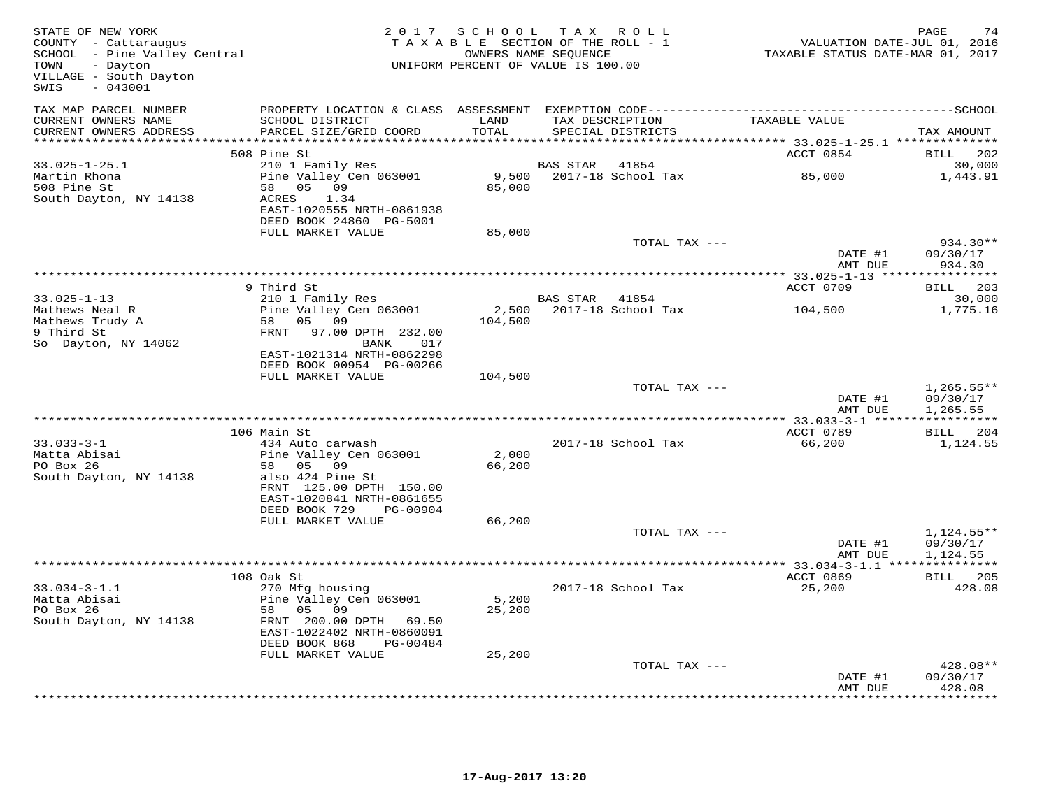STATE OF NEW YORK
COUNTY - Cattaraugus
SCHOOL - Pine Valley Central
TOWN - Dayton
VILLAGE - South Dayton
SWIS - 043001

2017 SCHOOL TAX ROLL
TAXABLE SECTION OF THE ROLL - 1
OWNERS NAME SEQUENCE
UNIFORM PERCENT OF VALUE IS 100.00

VALUATION DATE-JUL 01, 2016
TAXABLE STATUS DATE-MAR 01, 2017

| TAX MAP PARCEL NUMBER / CURRENT OWNERS NAME / CURRENT OWNERS ADDRESS | PROPERTY LOCATION & CLASS / SCHOOL DISTRICT / PARCEL SIZE/GRID COORD | ASSESSMENT LAND / TOTAL | EXEMPTION CODE / TAX DESCRIPTION / SPECIAL DISTRICTS | TAXABLE VALUE | TAX AMOUNT |
|---|---|---|---|---|---|
| 33.025-1-25.1 | 508 Pine St | | | ACCT 0854 | BILL 202 |
| Martin Rhona | 210 1 Family Res | | BAS STAR 41854 | | 30,000 |
| 508 Pine St | Pine Valley Cen 063001 | 9,500 | 2017-18 School Tax | 85,000 | 1,443.91 |
| South Dayton, NY 14138 | 58 05 09 | 85,000 | | | |
| | ACRES 1.34 | | | | |
| | EAST-1020555 NRTH-0861938 | | | | |
| | DEED BOOK 24860 PG-5001 | | | | |
| | FULL MARKET VALUE | 85,000 | | | |
| | | | TOTAL TAX --- | | 934.30** |
| | | | | DATE #1 | 09/30/17 |
| | | | | AMT DUE | 934.30 |
| 33.025-1-13 | 9 Third St | | | ACCT 0709 | BILL 203 |
| Mathews Neal R | 210 1 Family Res | | BAS STAR 41854 | | 30,000 |
| Mathews Trudy A | Pine Valley Cen 063001 | 2,500 | 2017-18 School Tax | 104,500 | 1,775.16 |
| 9 Third St | 58 05 09 | 104,500 | | | |
| So Dayton, NY 14062 | FRNT 97.00 DPTH 232.00 | | | | |
| | BANK 017 | | | | |
| | EAST-1021314 NRTH-0862298 | | | | |
| | DEED BOOK 00954 PG-00266 | | | | |
| | FULL MARKET VALUE | 104,500 | | | |
| | | | TOTAL TAX --- | | 1,265.55** |
| | | | | DATE #1 | 09/30/17 |
| | | | | AMT DUE | 1,265.55 |
| 33.033-3-1 | 106 Main St | | | ACCT 0789 | BILL 204 |
| Matta Abisai | 434 Auto carwash | | 2017-18 School Tax | 66,200 | 1,124.55 |
| PO Box 26 | Pine Valley Cen 063001 | 2,000 | | | |
| South Dayton, NY 14138 | 58 05 09 | 66,200 | | | |
| | also 424 Pine St | | | | |
| | FRNT 125.00 DPTH 150.00 | | | | |
| | EAST-1020841 NRTH-0861655 | | | | |
| | DEED BOOK 729 PG-00904 | | | | |
| | FULL MARKET VALUE | 66,200 | | | |
| | | | TOTAL TAX --- | | 1,124.55** |
| | | | | DATE #1 | 09/30/17 |
| | | | | AMT DUE | 1,124.55 |
| 33.034-3-1.1 | 108 Oak St | | | ACCT 0869 | BILL 205 |
| Matta Abisai | 270 Mfg housing | | 2017-18 School Tax | 25,200 | 428.08 |
| PO Box 26 | Pine Valley Cen 063001 | 5,200 | | | |
| South Dayton, NY 14138 | 58 05 09 | 25,200 | | | |
| | FRNT 200.00 DPTH 69.50 | | | | |
| | EAST-1022402 NRTH-0860091 | | | | |
| | DEED BOOK 868 PG-00484 | | | | |
| | FULL MARKET VALUE | 25,200 | | | |
| | | | TOTAL TAX --- | | 428.08** |
| | | | | DATE #1 | 09/30/17 |
| | | | | AMT DUE | 428.08 |

17-Aug-2017 13:20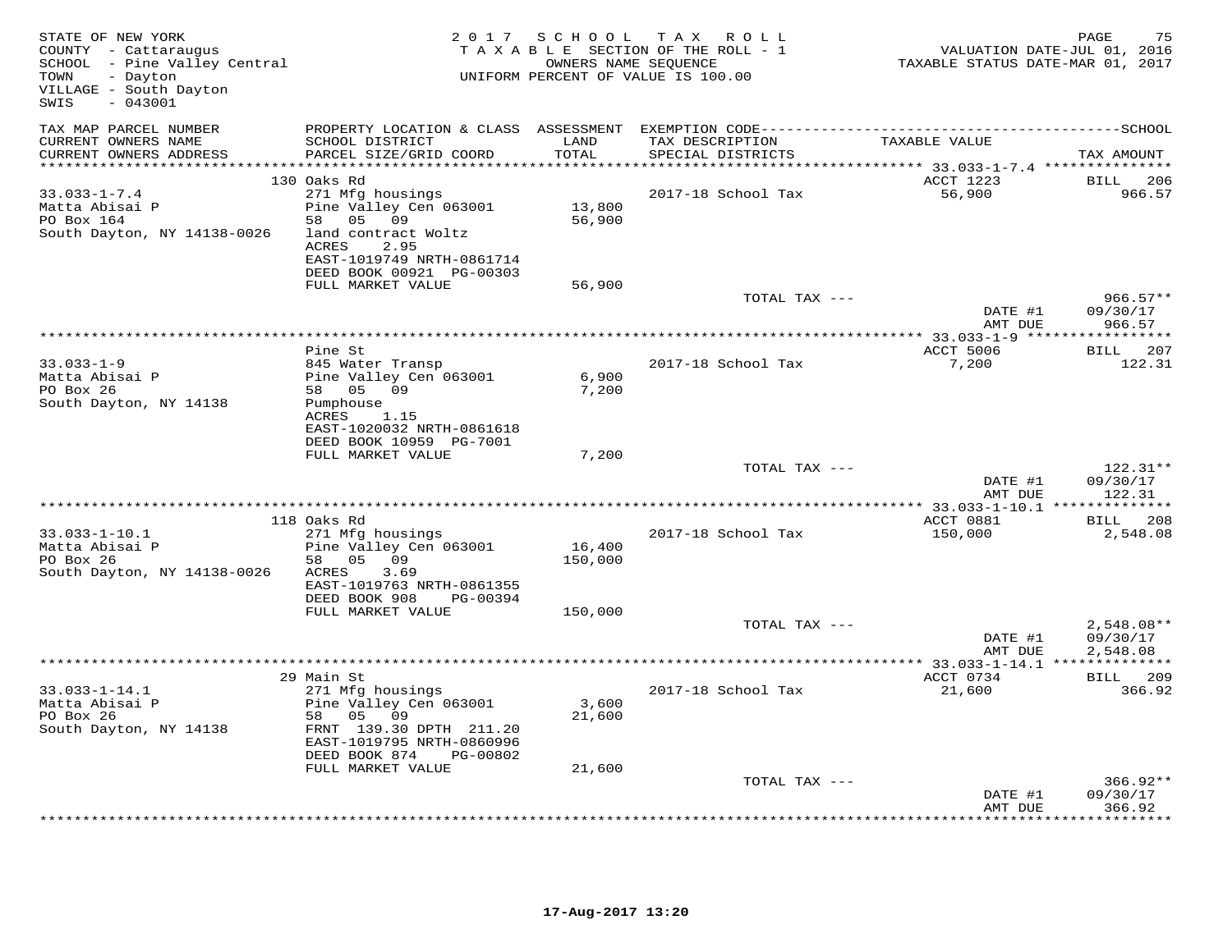STATE OF NEW YORK
COUNTY - Cattaraugus
SCHOOL - Pine Valley Central
TOWN - Dayton
VILLAGE - South Dayton
SWIS - 043001

2017 SCHOOL TAX ROLL
TAXABLE SECTION OF THE ROLL - 1
OWNERS NAME SEQUENCE
UNIFORM PERCENT OF VALUE IS 100.00

VALUATION DATE-JUL 01, 2016
TAXABLE STATUS DATE-MAR 01, 2017

| TAX MAP PARCEL NUMBER / CURRENT OWNERS NAME / CURRENT OWNERS ADDRESS | PROPERTY LOCATION & CLASS / SCHOOL DISTRICT / PARCEL SIZE/GRID COORD | ASSESSMENT LAND / TOTAL | EXEMPTION CODE / TAX DESCRIPTION / SPECIAL DISTRICTS | TAXABLE VALUE | TAX AMOUNT |
|---|---|---|---|---|---|
| **33.033-1-7.4** | 130 Oaks Rd | | | ACCT 1223 | BILL 206 |
| Matta Abisai P | 271 Mfg housings | | 2017-18 School Tax | 56,900 | 966.57 |
| PO Box 164 | Pine Valley Cen 063001 | 13,800 | | | |
| South Dayton, NY 14138-0026 | 58 05 09 | 56,900 | | | |
| | land contract Woltz | | | | |
| | ACRES 2.95 | | | | |
| | EAST-1019749 NRTH-0861714 | | | | |
| | DEED BOOK 00921 PG-00303 | | | | |
| | FULL MARKET VALUE | 56,900 | | | |
| | | | TOTAL TAX --- | | 966.57** |
| | | | | DATE #1 | 09/30/17 |
| | | | | AMT DUE | 966.57 |
| **33.033-1-9** | Pine St | | | ACCT 5006 | BILL 207 |
| Matta Abisai P | 845 Water Transp | | 2017-18 School Tax | 7,200 | 122.31 |
| PO Box 26 | Pine Valley Cen 063001 | 6,900 | | | |
| South Dayton, NY 14138 | 58 05 09 | 7,200 | | | |
| | Pumphouse | | | | |
| | ACRES 1.15 | | | | |
| | EAST-1020032 NRTH-0861618 | | | | |
| | DEED BOOK 10959 PG-7001 | | | | |
| | FULL MARKET VALUE | 7,200 | | | |
| | | | TOTAL TAX --- | | 122.31** |
| | | | | DATE #1 | 09/30/17 |
| | | | | AMT DUE | 122.31 |
| **33.033-1-10.1** | 118 Oaks Rd | | | ACCT 0881 | BILL 208 |
| Matta Abisai P | 271 Mfg housings | | 2017-18 School Tax | 150,000 | 2,548.08 |
| PO Box 26 | Pine Valley Cen 063001 | 16,400 | | | |
| South Dayton, NY 14138-0026 | 58 05 09 | 150,000 | | | |
| | ACRES 3.69 | | | | |
| | EAST-1019763 NRTH-0861355 | | | | |
| | DEED BOOK 908 PG-00394 | | | | |
| | FULL MARKET VALUE | 150,000 | | | |
| | | | TOTAL TAX --- | | 2,548.08** |
| | | | | DATE #1 | 09/30/17 |
| | | | | AMT DUE | 2,548.08 |
| **33.033-1-14.1** | 29 Main St | | | ACCT 0734 | BILL 209 |
| Matta Abisai P | 271 Mfg housings | | 2017-18 School Tax | 21,600 | 366.92 |
| PO Box 26 | Pine Valley Cen 063001 | 3,600 | | | |
| South Dayton, NY 14138 | 58 05 09 | 21,600 | | | |
| | FRNT 139.30 DPTH 211.20 | | | | |
| | EAST-1019795 NRTH-0860996 | | | | |
| | DEED BOOK 874 PG-00802 | | | | |
| | FULL MARKET VALUE | 21,600 | | | |
| | | | TOTAL TAX --- | | 366.92** |
| | | | | DATE #1 | 09/30/17 |
| | | | | AMT DUE | 366.92 |

17-Aug-2017 13:20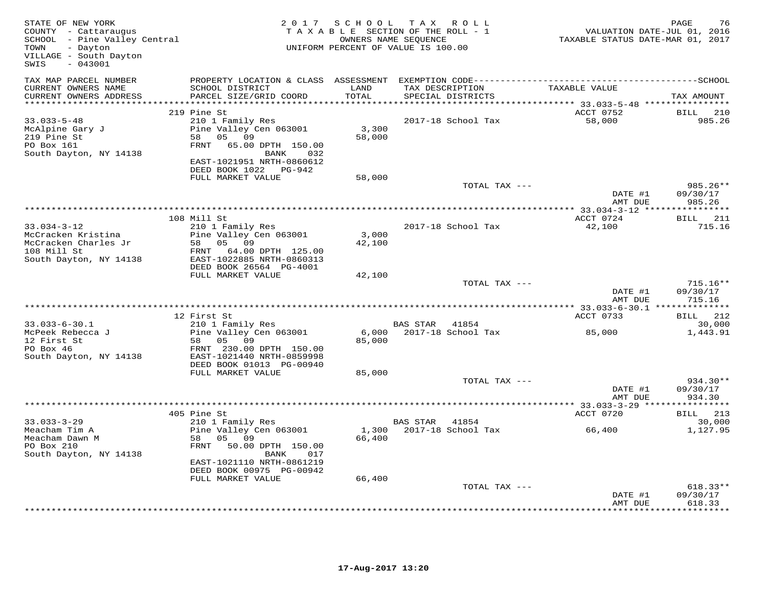STATE OF NEW YORK
COUNTY - Cattaraugus
SCHOOL - Pine Valley Central
TOWN - Dayton
VILLAGE - South Dayton
SWIS - 043001

2017 SCHOOL TAX ROLL
TAXABLE SECTION OF THE ROLL - 1
OWNERS NAME SEQUENCE
UNIFORM PERCENT OF VALUE IS 100.00

VALUATION DATE-JUL 01, 2016
TAXABLE STATUS DATE-MAR 01, 2017

| TAX MAP PARCEL NUMBER / CURRENT OWNERS NAME / CURRENT OWNERS ADDRESS | PROPERTY LOCATION & CLASS / SCHOOL DISTRICT / PARCEL SIZE/GRID COORD | ASSESSMENT LAND / TOTAL | EXEMPTION CODE / TAX DESCRIPTION / SPECIAL DISTRICTS | TAXABLE VALUE | TAX AMOUNT |
|---|---|---|---|---|---|
| | 219 Pine St | | | ACCT 0752 | BILL 210 |
| 33.033-5-48 | 210 1 Family Res | | 2017-18 School Tax | 58,000 | 985.26 |
| McAlpine Gary J | Pine Valley Cen 063001 | 3,300 | | | |
| 219 Pine St | 58 05 09 | 58,000 | | | |
| PO Box 161 | FRNT 65.00 DPTH 150.00 | | | | |
| South Dayton, NY 14138 | BANK 032 | | | | |
| | EAST-1021951 NRTH-0860612 | | | | |
| | DEED BOOK 1022 PG-942 | | | | |
| | FULL MARKET VALUE | 58,000 | | | |
| | | | TOTAL TAX --- | | 985.26** |
| | | | | DATE #1 | 09/30/17 |
| | | | | AMT DUE | 985.26 |
| | 108 Mill St | | | ACCT 0724 | BILL 211 |
| 33.034-3-12 | 210 1 Family Res | | 2017-18 School Tax | 42,100 | 715.16 |
| McCracken Kristina | Pine Valley Cen 063001 | 3,000 | | | |
| McCracken Charles Jr | 58 05 09 | 42,100 | | | |
| 108 Mill St | FRNT 64.00 DPTH 125.00 | | | | |
| South Dayton, NY 14138 | EAST-1022885 NRTH-0860313 | | | | |
| | DEED BOOK 26564 PG-4001 | | | | |
| | FULL MARKET VALUE | 42,100 | | | |
| | | | TOTAL TAX --- | | 715.16** |
| | | | | DATE #1 | 09/30/17 |
| | | | | AMT DUE | 715.16 |
| | 12 First St | | | ACCT 0733 | BILL 212 |
| 33.033-6-30.1 | 210 1 Family Res | | BAS STAR 41854 | | 30,000 |
| McPeek Rebecca J | Pine Valley Cen 063001 | 6,000 | 2017-18 School Tax | 85,000 | 1,443.91 |
| 12 First St | 58 05 09 | 85,000 | | | |
| PO Box 46 | FRNT 230.00 DPTH 150.00 | | | | |
| South Dayton, NY 14138 | EAST-1021440 NRTH-0859998 | | | | |
| | DEED BOOK 01013 PG-00940 | | | | |
| | FULL MARKET VALUE | 85,000 | | | |
| | | | TOTAL TAX --- | | 934.30** |
| | | | | DATE #1 | 09/30/17 |
| | | | | AMT DUE | 934.30 |
| | 405 Pine St | | | ACCT 0720 | BILL 213 |
| 33.033-3-29 | 210 1 Family Res | | BAS STAR 41854 | | 30,000 |
| Meacham Tim A | Pine Valley Cen 063001 | 1,300 | 2017-18 School Tax | 66,400 | 1,127.95 |
| Meacham Dawn M | 58 05 09 | 66,400 | | | |
| PO Box 210 | FRNT 50.00 DPTH 150.00 | | | | |
| South Dayton, NY 14138 | BANK 017 | | | | |
| | EAST-1021110 NRTH-0861219 | | | | |
| | DEED BOOK 00975 PG-00942 | | | | |
| | FULL MARKET VALUE | 66,400 | | | |
| | | | TOTAL TAX --- | | 618.33** |
| | | | | DATE #1 | 09/30/17 |
| | | | | AMT DUE | 618.33 |

17-Aug-2017 13:20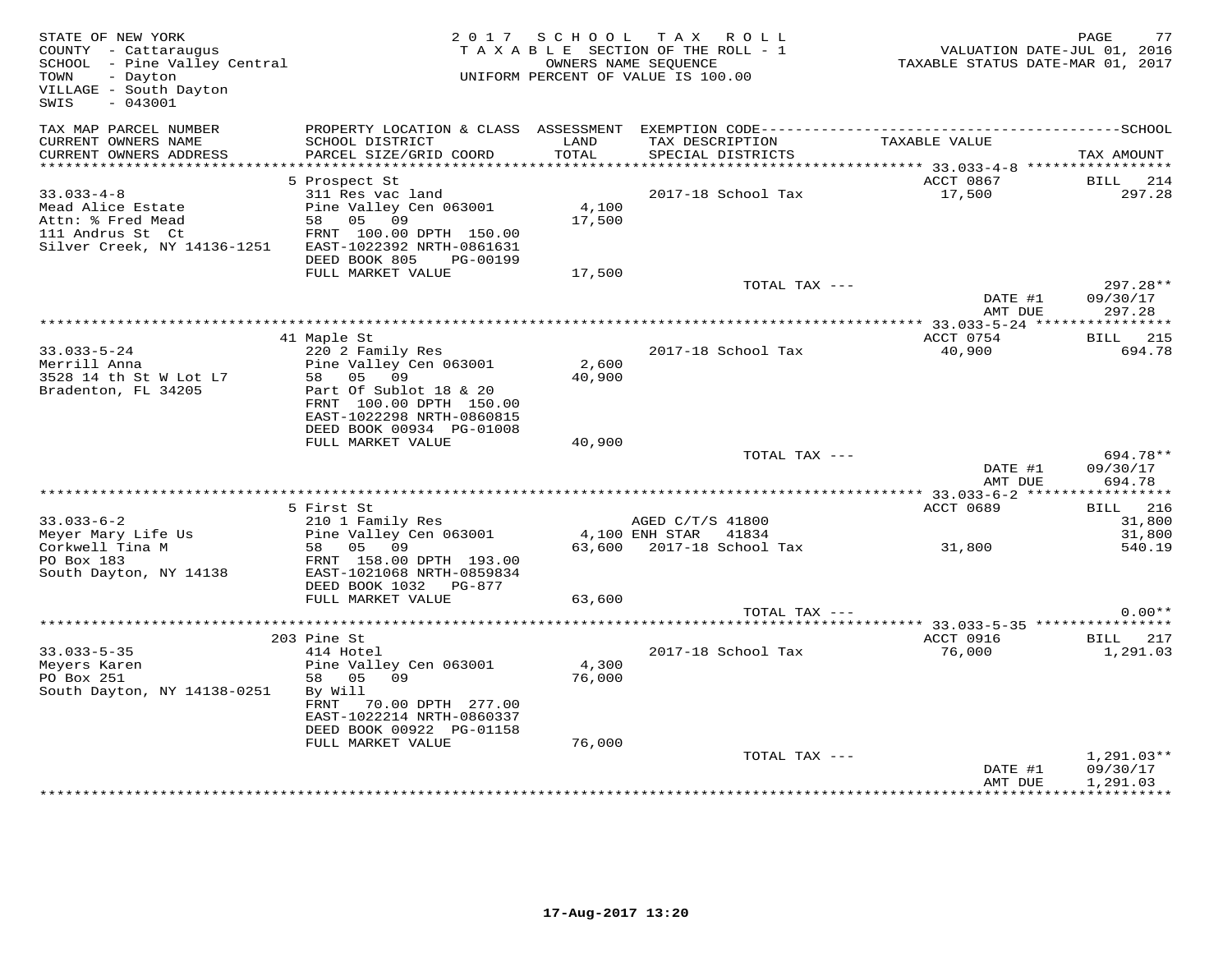STATE OF NEW YORK
COUNTY - Cattaraugus
SCHOOL - Pine Valley Central
TOWN - Dayton
VILLAGE - South Dayton
SWIS - 043001

2017 SCHOOL TAX ROLL
TAXABLE SECTION OF THE ROLL - 1
OWNERS NAME SEQUENCE
UNIFORM PERCENT OF VALUE IS 100.00

VALUATION DATE-JUL 01, 2016
TAXABLE STATUS DATE-MAR 01, 2017

| TAX MAP PARCEL NUMBER / CURRENT OWNERS NAME / CURRENT OWNERS ADDRESS | PROPERTY LOCATION & CLASS / SCHOOL DISTRICT / PARCEL SIZE/GRID COORD | ASSESSMENT LAND / TOTAL | EXEMPTION CODE / TAX DESCRIPTION / SPECIAL DISTRICTS | TAXABLE VALUE | TAX AMOUNT |
|---|---|---|---|---|---|
| **33.033-4-8** | 5 Prospect St | | | ACCT 0867 | BILL 214 |
| Mead Alice Estate | 311 Res vac land | | | | |
| Attn: % Fred Mead | Pine Valley Cen 063001 | 4,100 | 2017-18 School Tax | 17,500 | 297.28 |
| 111 Andrus St Ct | 58 05 09 | 17,500 | | | |
| Silver Creek, NY 14136-1251 | FRNT 100.00 DPTH 150.00 | | | | |
| | EAST-1022392 NRTH-0861631 | | | | |
| | DEED BOOK 805 PG-00199 | | | | |
| | FULL MARKET VALUE | 17,500 | | | |
| | | | TOTAL TAX --- | | 297.28** |
| | | | | DATE #1 | 09/30/17 |
| | | | | AMT DUE | 297.28 |
| **33.033-5-24** | 41 Maple St | | | ACCT 0754 | BILL 215 |
| Merrill Anna | 220 2 Family Res | | | | |
| 3528 14 th St W Lot L7 | Pine Valley Cen 063001 | 2,600 | 2017-18 School Tax | 40,900 | 694.78 |
| Bradenton, FL 34205 | 58 05 09 | 40,900 | | | |
| | Part Of Sublot 18 & 20 | | | | |
| | FRNT 100.00 DPTH 150.00 | | | | |
| | EAST-1022298 NRTH-0860815 | | | | |
| | DEED BOOK 00934 PG-01008 | | | | |
| | FULL MARKET VALUE | 40,900 | | | |
| | | | TOTAL TAX --- | | 694.78** |
| | | | | DATE #1 | 09/30/17 |
| | | | | AMT DUE | 694.78 |
| **33.033-6-2** | 5 First St | | | ACCT 0689 | BILL 216 |
| Meyer Mary Life Us | 210 1 Family Res | | AGED C/T/S 41800 | | 31,800 |
| Corkwell Tina M | Pine Valley Cen 063001 | 4,100 | ENH STAR 41834 | | 31,800 |
| PO Box 183 | 58 05 09 | 63,600 | 2017-18 School Tax | 31,800 | 540.19 |
| South Dayton, NY 14138 | FRNT 158.00 DPTH 193.00 | | | | |
| | EAST-1021068 NRTH-0859834 | | | | |
| | DEED BOOK 1032 PG-877 | | | | |
| | FULL MARKET VALUE | 63,600 | | | |
| | | | TOTAL TAX --- | | 0.00** |
| **33.033-5-35** | 203 Pine St | | | ACCT 0916 | BILL 217 |
| Meyers Karen | 414 Hotel | | | | |
| PO Box 251 | Pine Valley Cen 063001 | 4,300 | 2017-18 School Tax | 76,000 | 1,291.03 |
| South Dayton, NY 14138-0251 | 58 05 09 | 76,000 | | | |
| | By Will | | | | |
| | FRNT 70.00 DPTH 277.00 | | | | |
| | EAST-1022214 NRTH-0860337 | | | | |
| | DEED BOOK 00922 PG-01158 | | | | |
| | FULL MARKET VALUE | 76,000 | | | |
| | | | TOTAL TAX --- | | 1,291.03** |
| | | | | DATE #1 | 09/30/17 |
| | | | | AMT DUE | 1,291.03 |

17-Aug-2017 13:20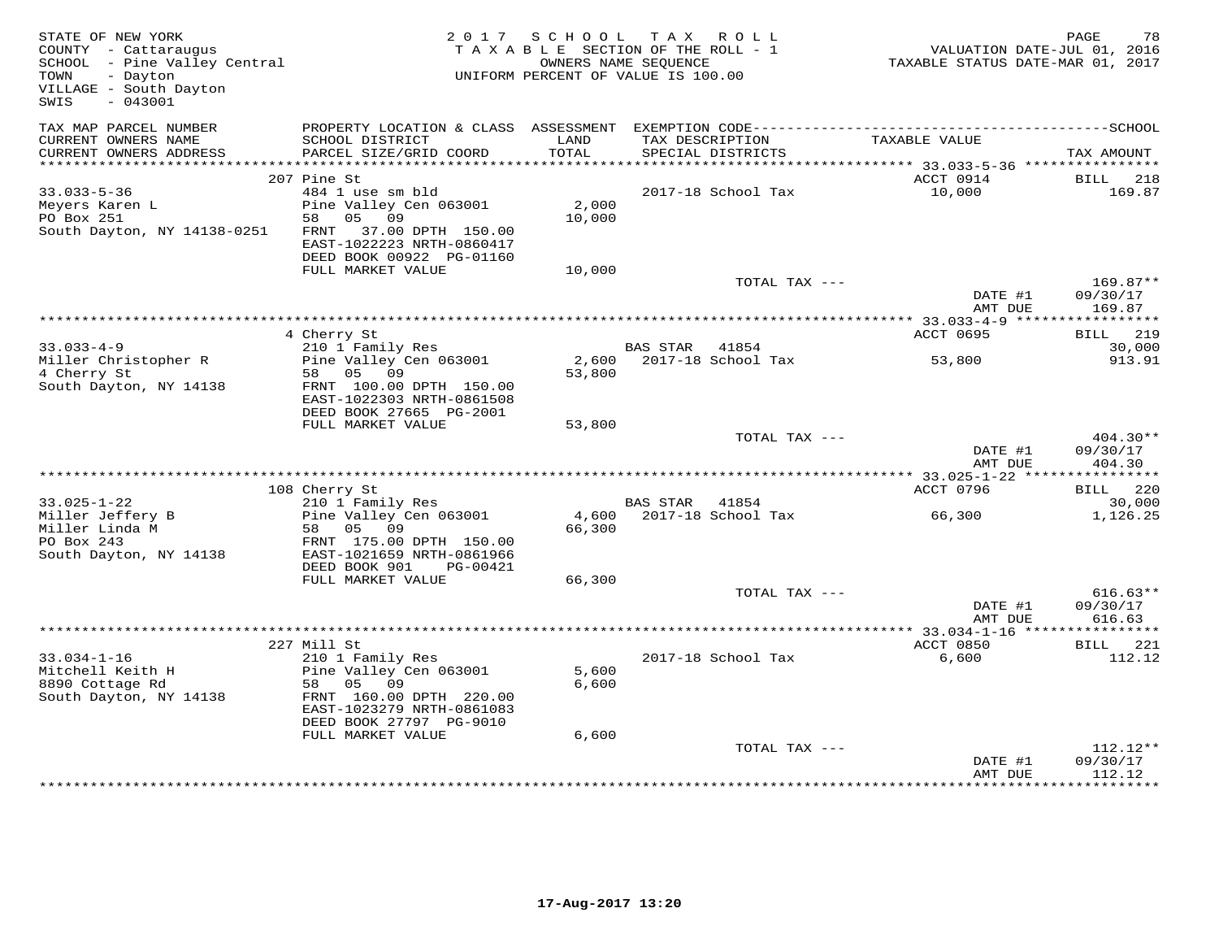STATE OF NEW YORK
COUNTY - Cattaraugus
SCHOOL - Pine Valley Central
TOWN - Dayton
VILLAGE - South Dayton
SWIS - 043001

2017 SCHOOL TAX ROLL
TAXABLE SECTION OF THE ROLL - 1
OWNERS NAME SEQUENCE
UNIFORM PERCENT OF VALUE IS 100.00

VALUATION DATE-JUL 01, 2016
TAXABLE STATUS DATE-MAR 01, 2017

| TAX MAP PARCEL NUMBER / CURRENT OWNERS NAME / CURRENT OWNERS ADDRESS | PROPERTY LOCATION & CLASS / SCHOOL DISTRICT / PARCEL SIZE/GRID COORD | ASSESSMENT LAND / TOTAL | EXEMPTION CODE / TAX DESCRIPTION / SPECIAL DISTRICTS | TAXABLE VALUE | TAX AMOUNT |
|---|---|---|---|---|---|
| | 207 Pine St | | | ACCT 0914 | BILL 218 |
| 33.033-5-36 | 484 1 use sm bld | | 2017-18 School Tax | 10,000 | 169.87 |
| Meyers Karen L | Pine Valley Cen 063001 | 2,000 | | | |
| PO Box 251 | 58 05 09 | 10,000 | | | |
| South Dayton, NY 14138-0251 | FRNT 37.00 DPTH 150.00 | | | | |
| | EAST-1022223 NRTH-0860417 | | | | |
| | DEED BOOK 00922 PG-01160 | | | | |
| | FULL MARKET VALUE | 10,000 | | | |
| | | | TOTAL TAX --- | | 169.87** |
| | | | | DATE #1 | 09/30/17 |
| | | | | AMT DUE | 169.87 |
| | 4 Cherry St | | | ACCT 0695 | BILL 219 |
| 33.033-4-9 | 210 1 Family Res | | BAS STAR 41854 | | 30,000 |
| Miller Christopher R | Pine Valley Cen 063001 | 2,600 | 2017-18 School Tax | 53,800 | 913.91 |
| 4 Cherry St | 58 05 09 | 53,800 | | | |
| South Dayton, NY 14138 | FRNT 100.00 DPTH 150.00 | | | | |
| | EAST-1022303 NRTH-0861508 | | | | |
| | DEED BOOK 27665 PG-2001 | | | | |
| | FULL MARKET VALUE | 53,800 | | | |
| | | | TOTAL TAX --- | | 404.30** |
| | | | | DATE #1 | 09/30/17 |
| | | | | AMT DUE | 404.30 |
| | 108 Cherry St | | | ACCT 0796 | BILL 220 |
| 33.025-1-22 | 210 1 Family Res | | BAS STAR 41854 | | 30,000 |
| Miller Jeffery B | Pine Valley Cen 063001 | 4,600 | 2017-18 School Tax | 66,300 | 1,126.25 |
| Miller Linda M | 58 05 09 | 66,300 | | | |
| PO Box 243 | FRNT 175.00 DPTH 150.00 | | | | |
| South Dayton, NY 14138 | EAST-1021659 NRTH-0861966 | | | | |
| | DEED BOOK 901 PG-00421 | | | | |
| | FULL MARKET VALUE | 66,300 | | | |
| | | | TOTAL TAX --- | | 616.63** |
| | | | | DATE #1 | 09/30/17 |
| | | | | AMT DUE | 616.63 |
| | 227 Mill St | | | ACCT 0850 | BILL 221 |
| 33.034-1-16 | 210 1 Family Res | | 2017-18 School Tax | 6,600 | 112.12 |
| Mitchell Keith H | Pine Valley Cen 063001 | 5,600 | | | |
| 8890 Cottage Rd | 58 05 09 | 6,600 | | | |
| South Dayton, NY 14138 | FRNT 160.00 DPTH 220.00 | | | | |
| | EAST-1023279 NRTH-0861083 | | | | |
| | DEED BOOK 27797 PG-9010 | | | | |
| | FULL MARKET VALUE | 6,600 | | | |
| | | | TOTAL TAX --- | | 112.12** |
| | | | | DATE #1 | 09/30/17 |
| | | | | AMT DUE | 112.12 |

17-Aug-2017 13:20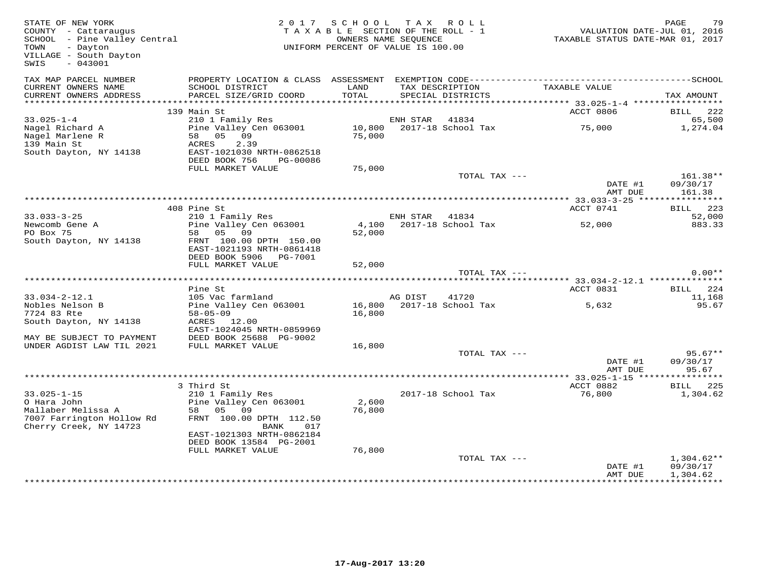STATE OF NEW YORK
COUNTY - Cattaraugus
SCHOOL - Pine Valley Central
TOWN - Dayton
VILLAGE - South Dayton
SWIS - 043001

2017 SCHOOL TAX ROLL
TAXABLE SECTION OF THE ROLL - 1
OWNERS NAME SEQUENCE
UNIFORM PERCENT OF VALUE IS 100.00

VALUATION DATE-JUL 01, 2016
TAXABLE STATUS DATE-MAR 01, 2017

| TAX MAP PARCEL NUMBER / CURRENT OWNERS NAME / CURRENT OWNERS ADDRESS | PROPERTY LOCATION & CLASS / SCHOOL DISTRICT / PARCEL SIZE/GRID COORD | ASSESSMENT LAND / TOTAL | EXEMPTION CODE / TAX DESCRIPTION / SPECIAL DISTRICTS | TAXABLE VALUE | TAX AMOUNT |
|---|---|---|---|---|---|
| | 139 Main St | | | ACCT 0806 | BILL 222 |
| 33.025-1-4 | 210 1 Family Res | | ENH STAR 41834 | | 65,500 |
| Nagel Richard A | Pine Valley Cen 063001 | 10,800 | 2017-18 School Tax | 75,000 | 1,274.04 |
| Nagel Marlene R | 58 05 09 | 75,000 | | | |
| 139 Main St | ACRES 2.39 | | | | |
| South Dayton, NY 14138 | EAST-1021030 NRTH-0862518 | | | | |
| | DEED BOOK 756 PG-00086 | | | | |
| | FULL MARKET VALUE | 75,000 | | | |
| | | | TOTAL TAX --- | | 161.38** |
| | | | | DATE #1 | 09/30/17 |
| | | | | AMT DUE | 161.38 |
| | 408 Pine St | | | ACCT 0741 | BILL 223 |
| 33.033-3-25 | 210 1 Family Res | | ENH STAR 41834 | | 52,000 |
| Newcomb Gene A | Pine Valley Cen 063001 | 4,100 | 2017-18 School Tax | 52,000 | 883.33 |
| PO Box 75 | 58 05 09 | 52,000 | | | |
| South Dayton, NY 14138 | FRNT 100.00 DPTH 150.00 | | | | |
| | EAST-1021193 NRTH-0861418 | | | | |
| | DEED BOOK 5906 PG-7001 | | | | |
| | FULL MARKET VALUE | 52,000 | | | |
| | | | TOTAL TAX --- | | 0.00** |
| | Pine St | | | ACCT 0831 | BILL 224 |
| 33.034-2-12.1 | 105 Vac farmland | | AG DIST 41720 | | 11,168 |
| Nobles Nelson B | Pine Valley Cen 063001 | 16,800 | 2017-18 School Tax | 5,632 | 95.67 |
| 7724 83 Rte | 58-05-09 | 16,800 | | | |
| South Dayton, NY 14138 | ACRES 12.00 | | | | |
| | EAST-1024045 NRTH-0859969 | | | | |
| MAY BE SUBJECT TO PAYMENT | DEED BOOK 25688 PG-9002 | | | | |
| UNDER AGDIST LAW TIL 2021 | FULL MARKET VALUE | 16,800 | | | |
| | | | TOTAL TAX --- | | 95.67** |
| | | | | DATE #1 | 09/30/17 |
| | | | | AMT DUE | 95.67 |
| | 3 Third St | | | ACCT 0882 | BILL 225 |
| 33.025-1-15 | 210 1 Family Res | | 2017-18 School Tax | 76,800 | 1,304.62 |
| O Hara John | Pine Valley Cen 063001 | 2,600 | | | |
| Mallaber Melissa A | 58 05 09 | 76,800 | | | |
| 7007 Farrington Hollow Rd | FRNT 100.00 DPTH 112.50 | | | | |
| Cherry Creek, NY 14723 | BANK 017 | | | | |
| | EAST-1021303 NRTH-0862184 | | | | |
| | DEED BOOK 13584 PG-2001 | | | | |
| | FULL MARKET VALUE | 76,800 | | | |
| | | | TOTAL TAX --- | | 1,304.62** |
| | | | | DATE #1 | 09/30/17 |
| | | | | AMT DUE | 1,304.62 |

17-Aug-2017 13:20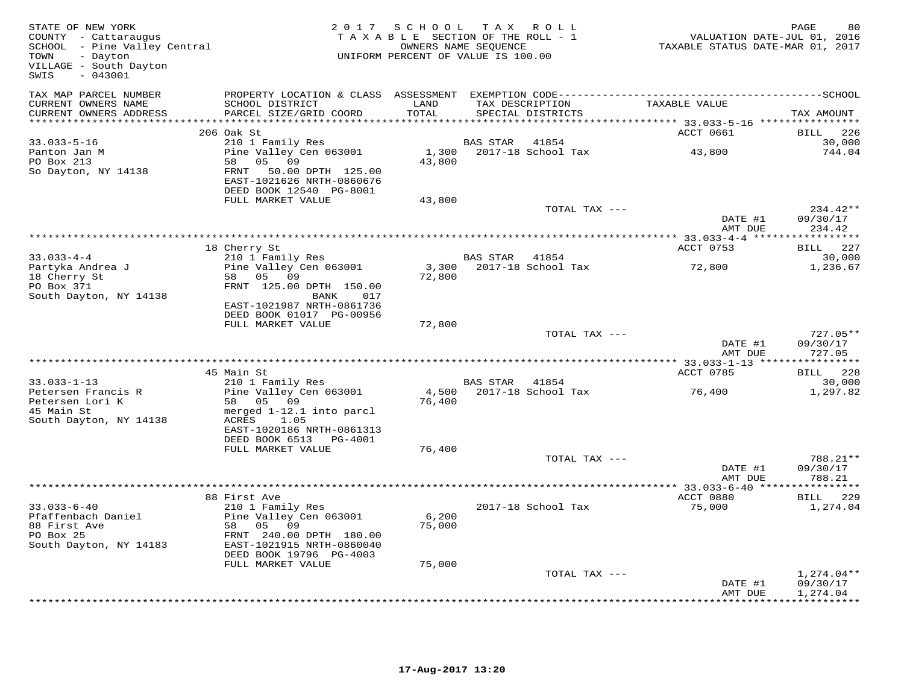STATE OF NEW YORK
COUNTY - Cattaraugus
SCHOOL - Pine Valley Central
TOWN - Dayton
VILLAGE - South Dayton
SWIS - 043001

2017 SCHOOL TAX ROLL
TAXABLE SECTION OF THE ROLL - 1
OWNERS NAME SEQUENCE
UNIFORM PERCENT OF VALUE IS 100.00

VALUATION DATE-JUL 01, 2016
TAXABLE STATUS DATE-MAR 01, 2017

| TAX MAP PARCEL NUMBER / CURRENT OWNERS NAME / CURRENT OWNERS ADDRESS | PROPERTY LOCATION & CLASS / SCHOOL DISTRICT / PARCEL SIZE/GRID COORD | ASSESSMENT LAND / TOTAL | EXEMPTION CODE / TAX DESCRIPTION / SPECIAL DISTRICTS | TAXABLE VALUE | TAX AMOUNT |
|---|---|---|---|---|---|
| **33.033-5-16** | 206 Oak St | | | ACCT 0661 | BILL 226 |
| 33.033-5-16 | 210 1 Family Res | | BAS STAR 41854 | | 30,000 |
| Panton Jan M | Pine Valley Cen 063001 | 1,300 | 2017-18 School Tax | 43,800 | 744.04 |
| PO Box 213 | 58 05 09 | 43,800 | | | |
| So Dayton, NY 14138 | FRNT 50.00 DPTH 125.00 | | | | |
| | EAST-1021626 NRTH-0860676 | | | | |
| | DEED BOOK 12540 PG-8001 | | | | |
| | FULL MARKET VALUE | 43,800 | | | |
| | | | TOTAL TAX --- | | 234.42** |
| | | | | DATE #1 | 09/30/17 |
| | | | | AMT DUE | 234.42 |
| **33.033-4-4** | 18 Cherry St | | | ACCT 0753 | BILL 227 |
| 33.033-4-4 | 210 1 Family Res | | BAS STAR 41854 | | 30,000 |
| Partyka Andrea J | Pine Valley Cen 063001 | 3,300 | 2017-18 School Tax | 72,800 | 1,236.67 |
| 18 Cherry St | 58 05 09 | 72,800 | | | |
| PO Box 371 | FRNT 125.00 DPTH 150.00 | | | | |
| South Dayton, NY 14138 | BANK 017 | | | | |
| | EAST-1021987 NRTH-0861736 | | | | |
| | DEED BOOK 01017 PG-00956 | | | | |
| | FULL MARKET VALUE | 72,800 | | | |
| | | | TOTAL TAX --- | | 727.05** |
| | | | | DATE #1 | 09/30/17 |
| | | | | AMT DUE | 727.05 |
| **33.033-1-13** | 45 Main St | | | ACCT 0785 | BILL 228 |
| 33.033-1-13 | 210 1 Family Res | | BAS STAR 41854 | | 30,000 |
| Petersen Francis R | Pine Valley Cen 063001 | 4,500 | 2017-18 School Tax | 76,400 | 1,297.82 |
| Petersen Lori K | 58 05 09 | 76,400 | | | |
| 45 Main St | merged 1-12.1 into parcl | | | | |
| South Dayton, NY 14138 | ACRES 1.05 | | | | |
| | EAST-1020186 NRTH-0861313 | | | | |
| | DEED BOOK 6513 PG-4001 | | | | |
| | FULL MARKET VALUE | 76,400 | | | |
| | | | TOTAL TAX --- | | 788.21** |
| | | | | DATE #1 | 09/30/17 |
| | | | | AMT DUE | 788.21 |
| **33.033-6-40** | 88 First Ave | | | ACCT 0880 | BILL 229 |
| 33.033-6-40 | 210 1 Family Res | | 2017-18 School Tax | 75,000 | 1,274.04 |
| Pfaffenbach Daniel | Pine Valley Cen 063001 | 6,200 | | | |
| 88 First Ave | 58 05 09 | 75,000 | | | |
| PO Box 25 | FRNT 240.00 DPTH 180.00 | | | | |
| South Dayton, NY 14183 | EAST-1021915 NRTH-0860040 | | | | |
| | DEED BOOK 19796 PG-4003 | | | | |
| | FULL MARKET VALUE | 75,000 | | | |
| | | | TOTAL TAX --- | | 1,274.04** |
| | | | | DATE #1 | 09/30/17 |
| | | | | AMT DUE | 1,274.04 |

17-Aug-2017 13:20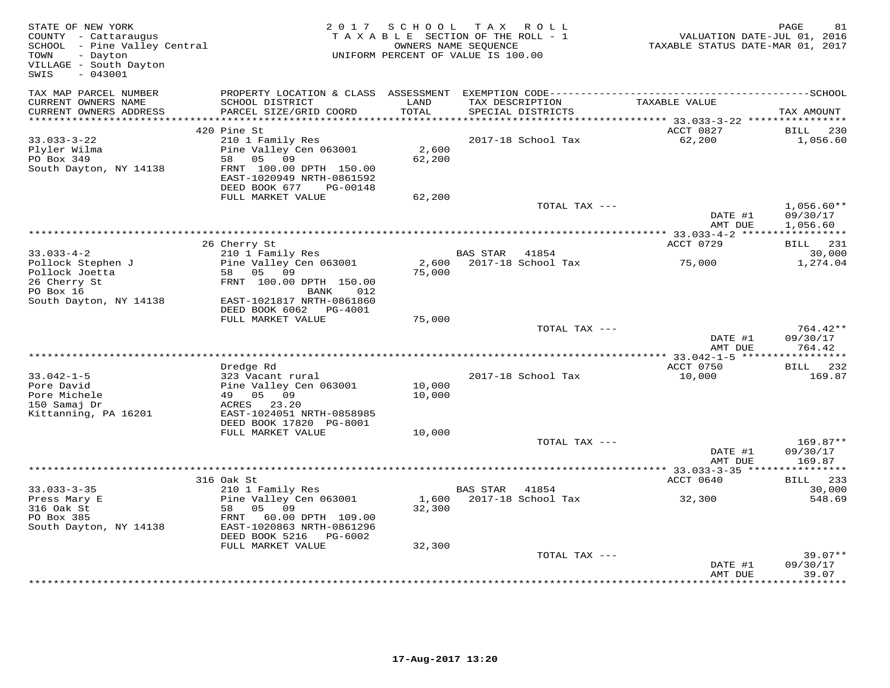STATE OF NEW YORK
COUNTY - Cattaraugus
SCHOOL - Pine Valley Central
TOWN - Dayton
VILLAGE - South Dayton
SWIS - 043001

2017 SCHOOL TAX ROLL
TAXABLE SECTION OF THE ROLL - 1
OWNERS NAME SEQUENCE
UNIFORM PERCENT OF VALUE IS 100.00

VALUATION DATE-JUL 01, 2016
TAXABLE STATUS DATE-MAR 01, 2017

| TAX MAP PARCEL NUMBER / CURRENT OWNERS NAME / CURRENT OWNERS ADDRESS | PROPERTY LOCATION & CLASS / SCHOOL DISTRICT / PARCEL SIZE/GRID COORD | ASSESSMENT LAND / TOTAL | EXEMPTION CODE / TAX DESCRIPTION / SPECIAL DISTRICTS | TAXABLE VALUE | TAX AMOUNT |
|---|---|---|---|---|---|
| **33.033-3-22** | 420 Pine St | | | ACCT 0827 | BILL 230 |
| 33.033-3-22 | 210 1 Family Res | | 2017-18 School Tax | 62,200 | 1,056.60 |
| Plyler Wilma | Pine Valley Cen 063001 | 2,600 | | | |
| PO Box 349 | 58 05 09 | 62,200 | | | |
| South Dayton, NY 14138 | FRNT 100.00 DPTH 150.00 | | | | |
| | EAST-1020949 NRTH-0861592 | | | | |
| | DEED BOOK 677 PG-00148 | | | | |
| | FULL MARKET VALUE | 62,200 | | | |
| | | | TOTAL TAX --- | | 1,056.60** |
| | | | | DATE #1 | 09/30/17 |
| | | | | AMT DUE | 1,056.60 |
| **33.033-4-2** | 26 Cherry St | | | ACCT 0729 | BILL 231 |
| 33.033-4-2 | 210 1 Family Res | | BAS STAR 41854 | | 30,000 |
| Pollock Stephen J | Pine Valley Cen 063001 | 2,600 | 2017-18 School Tax | 75,000 | 1,274.04 |
| Pollock Joetta | 58 05 09 | 75,000 | | | |
| 26 Cherry St | FRNT 100.00 DPTH 150.00 | | | | |
| PO Box 16 | BANK 012 | | | | |
| South Dayton, NY 14138 | EAST-1021817 NRTH-0861860 | | | | |
| | DEED BOOK 6062 PG-4001 | | | | |
| | FULL MARKET VALUE | 75,000 | | | |
| | | | TOTAL TAX --- | | 764.42** |
| | | | | DATE #1 | 09/30/17 |
| | | | | AMT DUE | 764.42 |
| **33.042-1-5** | Dredge Rd | | | ACCT 0750 | BILL 232 |
| 33.042-1-5 | 323 Vacant rural | | 2017-18 School Tax | 10,000 | 169.87 |
| Pore David | Pine Valley Cen 063001 | 10,000 | | | |
| Pore Michele | 49 05 09 | 10,000 | | | |
| 150 Samaj Dr | ACRES 23.20 | | | | |
| Kittanning, PA 16201 | EAST-1024051 NRTH-0858985 | | | | |
| | DEED BOOK 17820 PG-8001 | | | | |
| | FULL MARKET VALUE | 10,000 | | | |
| | | | TOTAL TAX --- | | 169.87** |
| | | | | DATE #1 | 09/30/17 |
| | | | | AMT DUE | 169.87 |
| **33.033-3-35** | 316 Oak St | | | ACCT 0640 | BILL 233 |
| 33.033-3-35 | 210 1 Family Res | | BAS STAR 41854 | | 30,000 |
| Press Mary E | Pine Valley Cen 063001 | 1,600 | 2017-18 School Tax | 32,300 | 548.69 |
| 316 Oak St | 58 05 09 | 32,300 | | | |
| PO Box 385 | FRNT 60.00 DPTH 109.00 | | | | |
| South Dayton, NY 14138 | EAST-1020863 NRTH-0861296 | | | | |
| | DEED BOOK 5216 PG-6002 | | | | |
| | FULL MARKET VALUE | 32,300 | | | |
| | | | TOTAL TAX --- | | 39.07** |
| | | | | DATE #1 | 09/30/17 |
| | | | | AMT DUE | 39.07 |

17-Aug-2017 13:20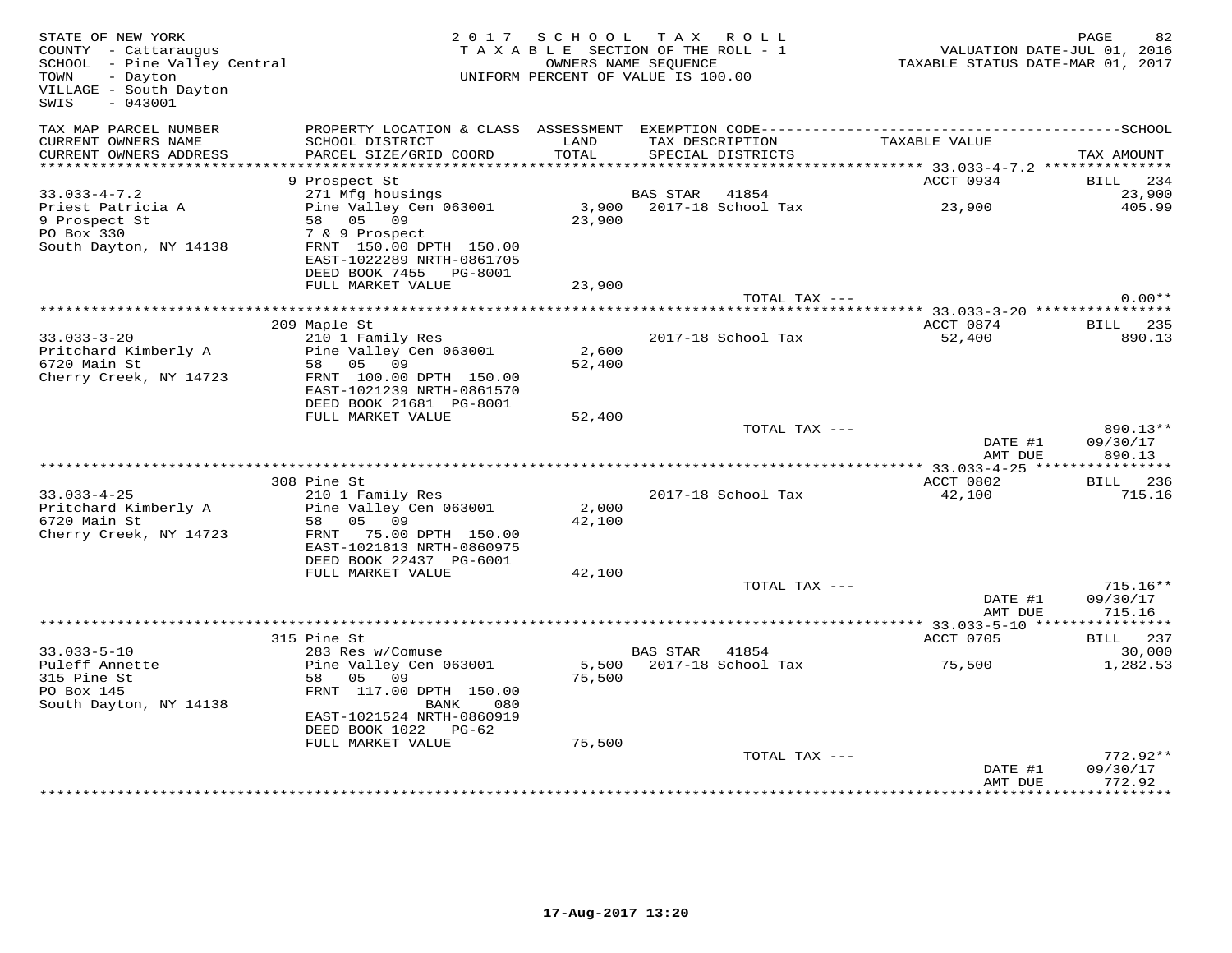STATE OF NEW YORK
COUNTY - Cattaraugus
SCHOOL - Pine Valley Central
TOWN - Dayton
VILLAGE - South Dayton
SWIS - 043001

2017 SCHOOL TAX ROLL
TAXABLE SECTION OF THE ROLL - 1
OWNERS NAME SEQUENCE
UNIFORM PERCENT OF VALUE IS 100.00

VALUATION DATE-JUL 01, 2016
TAXABLE STATUS DATE-MAR 01, 2017

| TAX MAP PARCEL NUMBER / CURRENT OWNERS NAME / CURRENT OWNERS ADDRESS | PROPERTY LOCATION & CLASS / SCHOOL DISTRICT / PARCEL SIZE/GRID COORD | ASSESSMENT LAND / TOTAL | EXEMPTION CODE / TAX DESCRIPTION / SPECIAL DISTRICTS | TAXABLE VALUE | TAX AMOUNT |
|---|---|---|---|---|---|
| | 9 Prospect St | | | ACCT 0934 | BILL 234 |
| 33.033-4-7.2 | 271 Mfg housings | | BAS STAR 41854 | | 23,900 |
| Priest Patricia A | Pine Valley Cen 063001 | 3,900 | 2017-18 School Tax | 23,900 | 405.99 |
| 9 Prospect St | 58 05 09 | 23,900 | | | |
| PO Box 330 | 7 & 9 Prospect | | | | |
| South Dayton, NY 14138 | FRNT 150.00 DPTH 150.00 | | | | |
| | EAST-1022289 NRTH-0861705 | | | | |
| | DEED BOOK 7455 PG-8001 | | | | |
| | FULL MARKET VALUE | 23,900 | | | |
| | | | TOTAL TAX --- | | 0.00** |
| | 209 Maple St | | | ACCT 0874 | BILL 235 |
| 33.033-3-20 | 210 1 Family Res | | 2017-18 School Tax | 52,400 | 890.13 |
| Pritchard Kimberly A | Pine Valley Cen 063001 | 2,600 | | | |
| 6720 Main St | 58 05 09 | 52,400 | | | |
| Cherry Creek, NY 14723 | FRNT 100.00 DPTH 150.00 | | | | |
| | EAST-1021239 NRTH-0861570 | | | | |
| | DEED BOOK 21681 PG-8001 | | | | |
| | FULL MARKET VALUE | 52,400 | | | |
| | | | TOTAL TAX --- | | 890.13** |
| | | | | DATE #1 | 09/30/17 |
| | | | | AMT DUE | 890.13 |
| | 308 Pine St | | | ACCT 0802 | BILL 236 |
| 33.033-4-25 | 210 1 Family Res | | 2017-18 School Tax | 42,100 | 715.16 |
| Pritchard Kimberly A | Pine Valley Cen 063001 | 2,000 | | | |
| 6720 Main St | 58 05 09 | 42,100 | | | |
| Cherry Creek, NY 14723 | FRNT 75.00 DPTH 150.00 | | | | |
| | EAST-1021813 NRTH-0860975 | | | | |
| | DEED BOOK 22437 PG-6001 | | | | |
| | FULL MARKET VALUE | 42,100 | | | |
| | | | TOTAL TAX --- | | 715.16** |
| | | | | DATE #1 | 09/30/17 |
| | | | | AMT DUE | 715.16 |
| | 315 Pine St | | | ACCT 0705 | BILL 237 |
| 33.033-5-10 | 283 Res w/Comuse | | BAS STAR 41854 | | 30,000 |
| Puleff Annette | Pine Valley Cen 063001 | 5,500 | 2017-18 School Tax | 75,500 | 1,282.53 |
| 315 Pine St | 58 05 09 | 75,500 | | | |
| PO Box 145 | FRNT 117.00 DPTH 150.00 | | | | |
| South Dayton, NY 14138 | BANK 080 | | | | |
| | EAST-1021524 NRTH-0860919 | | | | |
| | DEED BOOK 1022 PG-62 | | | | |
| | FULL MARKET VALUE | 75,500 | | | |
| | | | TOTAL TAX --- | | 772.92** |
| | | | | DATE #1 | 09/30/17 |
| | | | | AMT DUE | 772.92 |

17-Aug-2017 13:20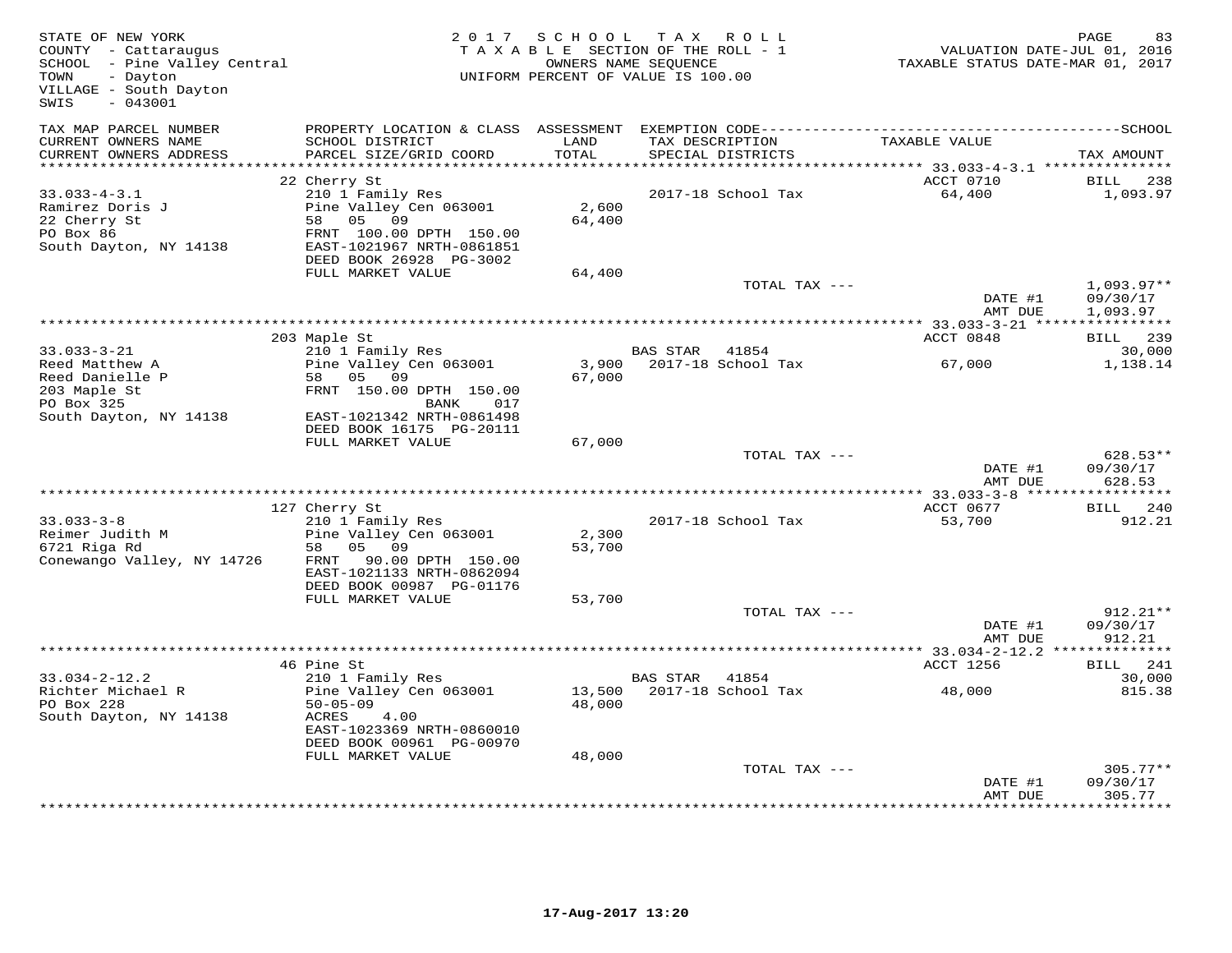```
STATE OF NEW YORK                              2 0 1 7   S C H O O L   T A X   R O L L                                    PAGE    83
COUNTY  - Cattaraugus                           T A X A B L E  SECTION OF THE ROLL - 1                  VALUATION DATE-JUL 01, 2016
SCHOOL  - Pine Valley Central                         OWNERS NAME SEQUENCE                      TAXABLE STATUS DATE-MAR 01, 2017
TOWN    - Dayton                                UNIFORM PERCENT OF VALUE IS 100.00
VILLAGE - South Dayton
SWIS    - 043001

TAX MAP PARCEL NUMBER          PROPERTY LOCATION & CLASS  ASSESSMENT  EXEMPTION CODE------------------------------------------------SCHOOL
CURRENT OWNERS NAME            SCHOOL DISTRICT               LAND      TAX DESCRIPTION              TAXABLE VALUE
CURRENT OWNERS ADDRESS         PARCEL SIZE/GRID COORD        TOTAL     SPECIAL DISTRICTS                                        TAX AMOUNT
******************************************************************************************************* 33.033-4-3.1 ***************
                             22 Cherry St                                                          ACCT 0710              BILL   238
33.033-4-3.1                 210 1 Family Res                           2017-18 School Tax          64,400                1,093.97
Ramirez Doris J              Pine Valley Cen 063001        2,600
22 Cherry St                 58   05   09                 64,400
PO Box 86                    FRNT 100.00 DPTH 150.00
South Dayton, NY 14138       EAST-1021967 NRTH-0861851
                             DEED BOOK 26928  PG-3002
                             FULL MARKET VALUE            64,400
                                                                          TOTAL TAX ---                                   1,093.97**
                                                                                                  DATE #1               09/30/17
                                                                                                  AMT DUE               1,093.97
******************************************************************************************************* 33.033-3-21 ****************
                             203 Maple St                                                          ACCT 0848              BILL   239
33.033-3-21                  210 1 Family Res                       BAS STAR   41854                                        30,000
Reed Matthew A               Pine Valley Cen 063001        3,900    2017-18 School Tax          67,000                1,138.14
Reed Danielle P              58   05   09                 67,000
203 Maple St                 FRNT 150.00 DPTH 150.00
PO Box 325                              BANK     017
South Dayton, NY 14138       EAST-1021342 NRTH-0861498
                             DEED BOOK 16175  PG-20111
                             FULL MARKET VALUE            67,000
                                                                          TOTAL TAX ---                                     628.53**
                                                                                                  DATE #1               09/30/17
                                                                                                  AMT DUE                 628.53
******************************************************************************************************* 33.033-3-8 *****************
                             127 Cherry St                                                         ACCT 0677              BILL   240
33.033-3-8                   210 1 Family Res                           2017-18 School Tax          53,700                  912.21
Reimer Judith M              Pine Valley Cen 063001        2,300
6721 Riga Rd                 58   05   09                 53,700
Conewango Valley, NY 14726   FRNT  90.00 DPTH 150.00
                             EAST-1021133 NRTH-0862094
                             DEED BOOK 00987  PG-01176
                             FULL MARKET VALUE            53,700
                                                                          TOTAL TAX ---                                     912.21**
                                                                                                  DATE #1               09/30/17
                                                                                                  AMT DUE                 912.21
******************************************************************************************************* 33.034-2-12.2 **************
                             46 Pine St                                                            ACCT 1256              BILL   241
33.034-2-12.2                210 1 Family Res                       BAS STAR   41854                                        30,000
Richter Michael R            Pine Valley Cen 063001       13,500    2017-18 School Tax          48,000                  815.38
PO Box 228                   50-05-09                     48,000
South Dayton, NY 14138       ACRES     4.00
                             EAST-1023369 NRTH-0860010
                             DEED BOOK 00961  PG-00970
                             FULL MARKET VALUE            48,000
                                                                          TOTAL TAX ---                                     305.77**
                                                                                                  DATE #1               09/30/17
                                                                                                  AMT DUE                 305.77
************************************************************************************************************************************
```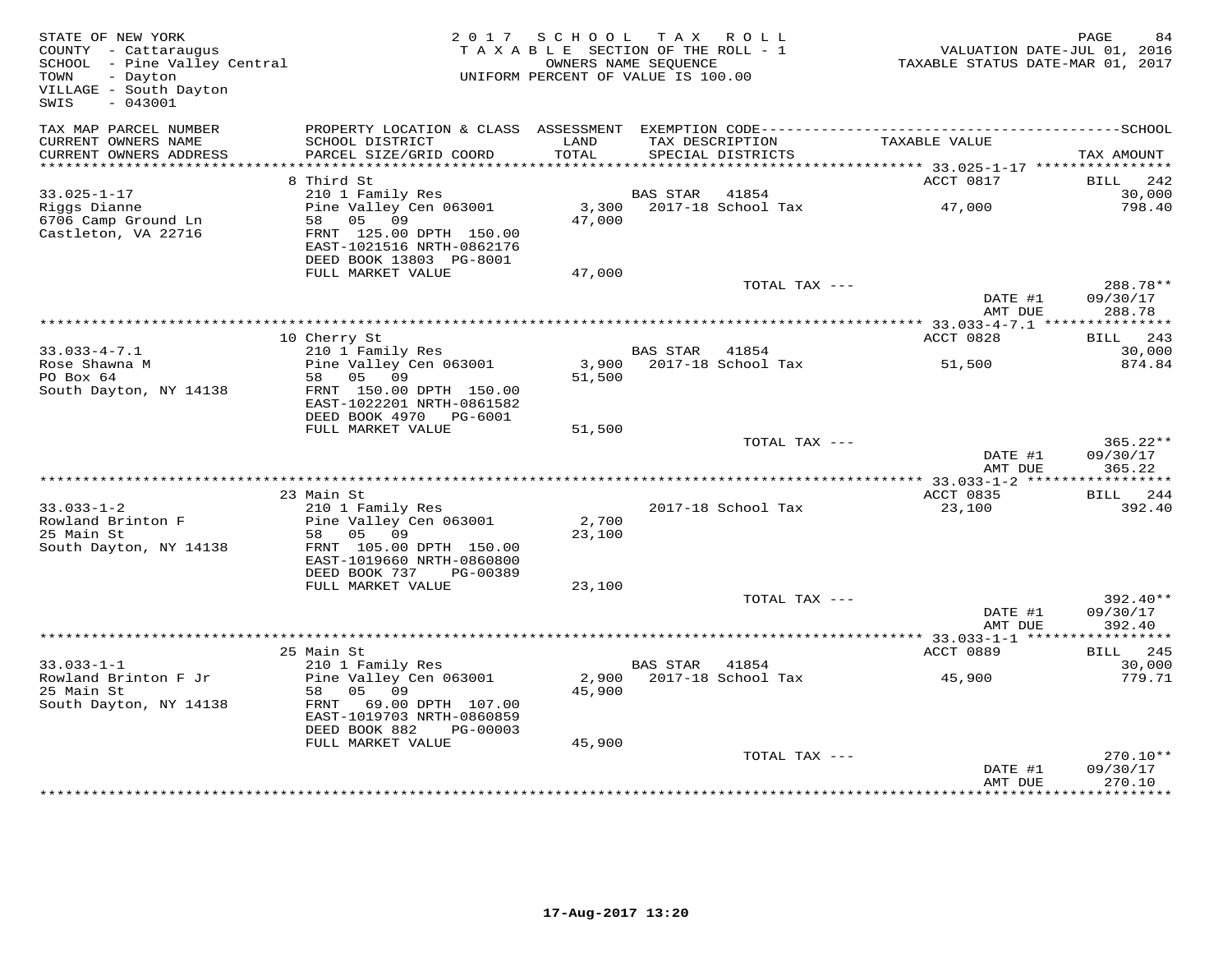STATE OF NEW YORK — 2017 SCHOOL TAX ROLL — PAGE 84
COUNTY - Cattaraugus — TAXABLE SECTION OF THE ROLL - 1 — VALUATION DATE-JUL 01, 2016
SCHOOL - Pine Valley Central — OWNERS NAME SEQUENCE — TAXABLE STATUS DATE-MAR 01, 2017
TOWN - Dayton — UNIFORM PERCENT OF VALUE IS 100.00
VILLAGE - South Dayton
SWIS - 043001

| TAX MAP PARCEL NUMBER / CURRENT OWNERS NAME / CURRENT OWNERS ADDRESS | PROPERTY LOCATION & CLASS / SCHOOL DISTRICT / PARCEL SIZE/GRID COORD | ASSESSMENT LAND / TOTAL | EXEMPTION CODE / TAX DESCRIPTION / SPECIAL DISTRICTS | TAXABLE VALUE | SCHOOL TAX AMOUNT |
|---|---|---|---|---|---|
| **33.025-1-17** | 8 Third St | | | ACCT 0817 | BILL 242 |
| Riggs Dianne | 210 1 Family Res | | BAS STAR 41854 | | 30,000 |
| 6706 Camp Ground Ln | Pine Valley Cen 063001 | 3,300 | 2017-18 School Tax | 47,000 | 798.40 |
| Castleton, VA 22716 | 58 05 09 | 47,000 | | | |
| | FRNT 125.00 DPTH 150.00 | | | | |
| | EAST-1021516 NRTH-0862176 | | | | |
| | DEED BOOK 13803 PG-8001 | | | | |
| | FULL MARKET VALUE | 47,000 | | | |
| | | | TOTAL TAX --- | | 288.78** |
| | | | | DATE #1 | 09/30/17 |
| | | | | AMT DUE | 288.78 |
| **33.033-4-7.1** | 10 Cherry St | | | ACCT 0828 | BILL 243 |
| Rose Shawna M | 210 1 Family Res | | BAS STAR 41854 | | 30,000 |
| PO Box 64 | Pine Valley Cen 063001 | 3,900 | 2017-18 School Tax | 51,500 | 874.84 |
| South Dayton, NY 14138 | 58 05 09 | 51,500 | | | |
| | FRNT 150.00 DPTH 150.00 | | | | |
| | EAST-1022201 NRTH-0861582 | | | | |
| | DEED BOOK 4970 PG-6001 | | | | |
| | FULL MARKET VALUE | 51,500 | | | |
| | | | TOTAL TAX --- | | 365.22** |
| | | | | DATE #1 | 09/30/17 |
| | | | | AMT DUE | 365.22 |
| **33.033-1-2** | 23 Main St | | | ACCT 0835 | BILL 244 |
| Rowland Brinton F | 210 1 Family Res | | 2017-18 School Tax | 23,100 | 392.40 |
| 25 Main St | Pine Valley Cen 063001 | 2,700 | | | |
| South Dayton, NY 14138 | 58 05 09 | 23,100 | | | |
| | FRNT 105.00 DPTH 150.00 | | | | |
| | EAST-1019660 NRTH-0860800 | | | | |
| | DEED BOOK 737 PG-00389 | | | | |
| | FULL MARKET VALUE | 23,100 | | | |
| | | | TOTAL TAX --- | | 392.40** |
| | | | | DATE #1 | 09/30/17 |
| | | | | AMT DUE | 392.40 |
| **33.033-1-1** | 25 Main St | | | ACCT 0889 | BILL 245 |
| Rowland Brinton F Jr | 210 1 Family Res | | BAS STAR 41854 | | 30,000 |
| 25 Main St | Pine Valley Cen 063001 | 2,900 | 2017-18 School Tax | 45,900 | 779.71 |
| South Dayton, NY 14138 | 58 05 09 | 45,900 | | | |
| | FRNT 69.00 DPTH 107.00 | | | | |
| | EAST-1019703 NRTH-0860859 | | | | |
| | DEED BOOK 882 PG-00003 | | | | |
| | FULL MARKET VALUE | 45,900 | | | |
| | | | TOTAL TAX --- | | 270.10** |
| | | | | DATE #1 | 09/30/17 |
| | | | | AMT DUE | 270.10 |

17-Aug-2017 13:20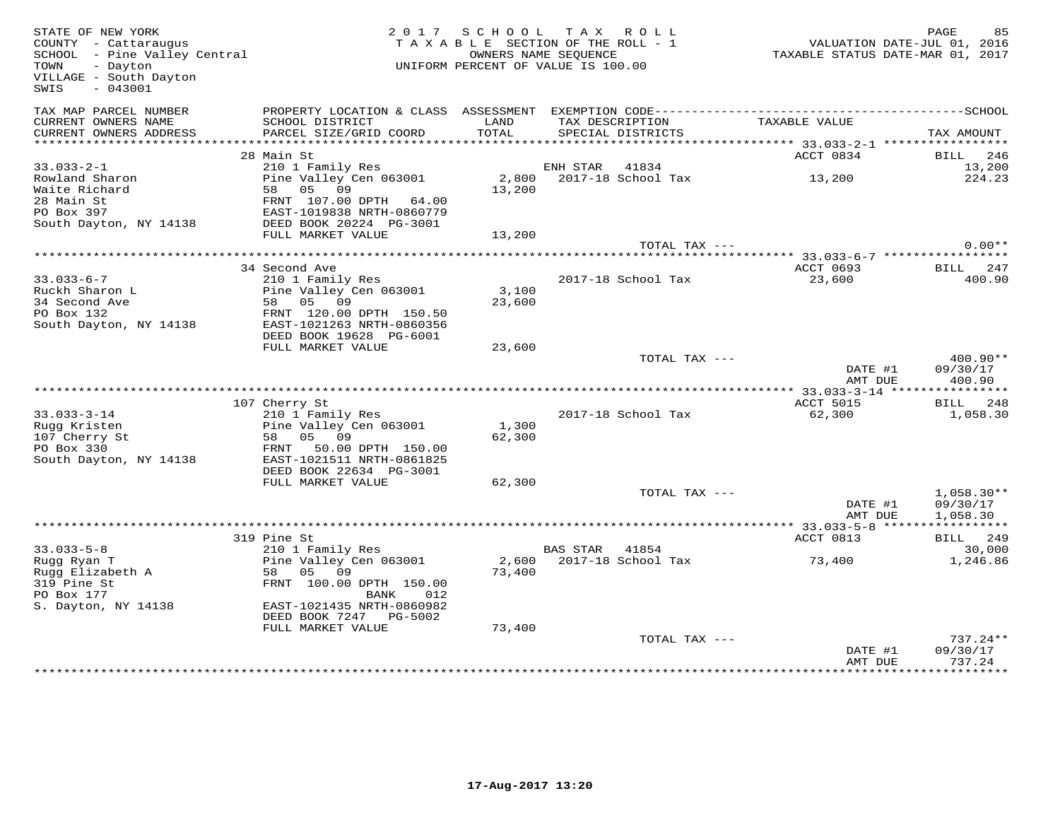STATE OF NEW YORK
COUNTY - Cattaraugus
SCHOOL - Pine Valley Central
TOWN - Dayton
VILLAGE - South Dayton
SWIS - 043001

2 0 1 7 S C H O O L T A X R O L L
T A X A B L E SECTION OF THE ROLL - 1
OWNERS NAME SEQUENCE
UNIFORM PERCENT OF VALUE IS 100.00

VALUATION DATE-JUL 01, 2016
TAXABLE STATUS DATE-MAR 01, 2017

| TAX MAP PARCEL NUMBER / CURRENT OWNERS NAME / CURRENT OWNERS ADDRESS | PROPERTY LOCATION & CLASS / SCHOOL DISTRICT / PARCEL SIZE/GRID COORD | ASSESSMENT LAND / TOTAL | EXEMPTION CODE / TAX DESCRIPTION / SPECIAL DISTRICTS | TAXABLE VALUE | TAX AMOUNT |
|---|---|---|---|---|---|
| | 28 Main St | | | ACCT 0834 | BILL 246 |
| 33.033-2-1 | 210 1 Family Res | | ENH STAR 41834 | | 13,200 |
| Rowland Sharon | Pine Valley Cen 063001 | 2,800 | 2017-18 School Tax | 13,200 | 224.23 |
| Waite Richard | 58 05 09 | 13,200 | | | |
| 28 Main St | FRNT 107.00 DPTH 64.00 | | | | |
| PO Box 397 | EAST-1019838 NRTH-0860779 | | | | |
| South Dayton, NY 14138 | DEED BOOK 20224 PG-3001 | | | | |
| | FULL MARKET VALUE | 13,200 | | | |
| | | | TOTAL TAX --- | | 0.00** |
| | 34 Second Ave | | | ACCT 0693 | BILL 247 |
| 33.033-6-7 | 210 1 Family Res | | 2017-18 School Tax | 23,600 | 400.90 |
| Ruckh Sharon L | Pine Valley Cen 063001 | 3,100 | | | |
| 34 Second Ave | 58 05 09 | 23,600 | | | |
| PO Box 132 | FRNT 120.00 DPTH 150.50 | | | | |
| South Dayton, NY 14138 | EAST-1021263 NRTH-0860356 | | | | |
| | DEED BOOK 19628 PG-6001 | | | | |
| | FULL MARKET VALUE | 23,600 | | | |
| | | | TOTAL TAX --- | | 400.90** |
| | | | | DATE #1 | 09/30/17 |
| | | | | AMT DUE | 400.90 |
| | 107 Cherry St | | | ACCT 5015 | BILL 248 |
| 33.033-3-14 | 210 1 Family Res | | 2017-18 School Tax | 62,300 | 1,058.30 |
| Rugg Kristen | Pine Valley Cen 063001 | 1,300 | | | |
| 107 Cherry St | 58 05 09 | 62,300 | | | |
| PO Box 330 | FRNT 50.00 DPTH 150.00 | | | | |
| South Dayton, NY 14138 | EAST-1021511 NRTH-0861825 | | | | |
| | DEED BOOK 22634 PG-3001 | | | | |
| | FULL MARKET VALUE | 62,300 | | | |
| | | | TOTAL TAX --- | | 1,058.30** |
| | | | | DATE #1 | 09/30/17 |
| | | | | AMT DUE | 1,058.30 |
| | 319 Pine St | | | ACCT 0813 | BILL 249 |
| 33.033-5-8 | 210 1 Family Res | | BAS STAR 41854 | | 30,000 |
| Rugg Ryan T | Pine Valley Cen 063001 | 2,600 | 2017-18 School Tax | 73,400 | 1,246.86 |
| Rugg Elizabeth A | 58 05 09 | 73,400 | | | |
| 319 Pine St | FRNT 100.00 DPTH 150.00 | | | | |
| PO Box 177 | BANK 012 | | | | |
| S. Dayton, NY 14138 | EAST-1021435 NRTH-0860982 | | | | |
| | DEED BOOK 7247 PG-5002 | | | | |
| | FULL MARKET VALUE | 73,400 | | | |
| | | | TOTAL TAX --- | | 737.24** |
| | | | | DATE #1 | 09/30/17 |
| | | | | AMT DUE | 737.24 |

17-Aug-2017 13:20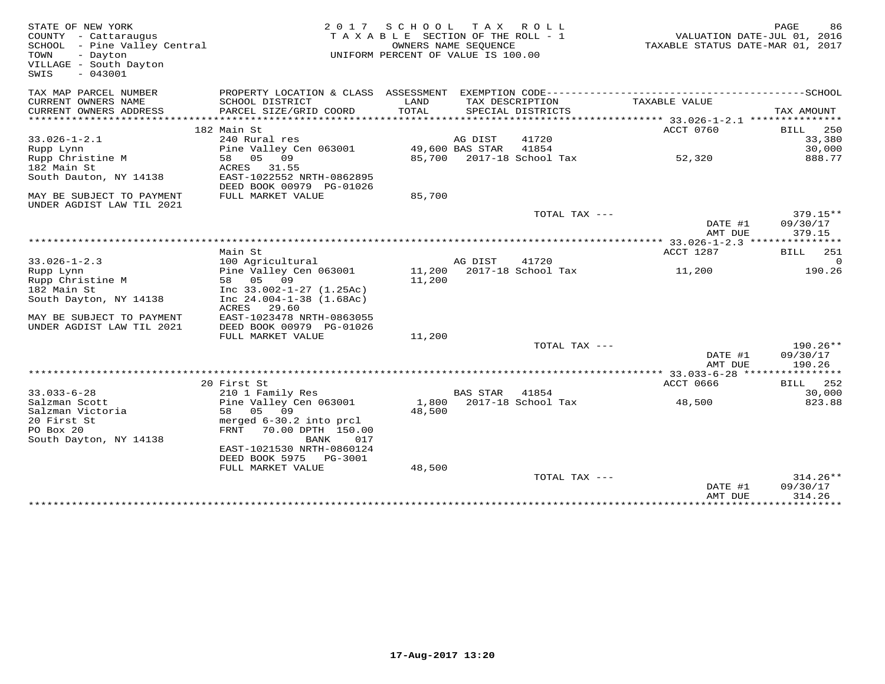STATE OF NEW YORK
COUNTY - Cattaraugus
SCHOOL - Pine Valley Central
TOWN - Dayton
VILLAGE - South Dayton
SWIS - 043001

2017 SCHOOL TAX ROLL
TAXABLE SECTION OF THE ROLL - 1
OWNERS NAME SEQUENCE
UNIFORM PERCENT OF VALUE IS 100.00

VALUATION DATE-JUL 01, 2016
TAXABLE STATUS DATE-MAR 01, 2017

| TAX MAP PARCEL NUMBER / CURRENT OWNERS NAME / CURRENT OWNERS ADDRESS | PROPERTY LOCATION & CLASS / SCHOOL DISTRICT / PARCEL SIZE/GRID COORD | ASSESSMENT LAND / TOTAL | EXEMPTION CODE / TAX DESCRIPTION / SPECIAL DISTRICTS | TAXABLE VALUE | TAX AMOUNT |
|---|---|---|---|---|---|
| 33.026-1-2.1 | 182 Main St | | | ACCT 0760 | BILL 250 |
| Rupp Lynn | 240 Rural res | | AG DIST 41720 | | 33,380 |
| Rupp Christine M | Pine Valley Cen 063001 | 49,600 | BAS STAR 41854 | | 30,000 |
| 182 Main St | 58 05 09 | 85,700 | 2017-18 School Tax | 52,320 | 888.77 |
| South Dauton, NY 14138 | ACRES 31.55 | | | | |
| | EAST-1022552 NRTH-0862895 | | | | |
| | DEED BOOK 00979 PG-01026 | | | | |
| MAY BE SUBJECT TO PAYMENT UNDER AGDIST LAW TIL 2021 | FULL MARKET VALUE | 85,700 | | | |
| | | | TOTAL TAX --- | | 379.15** |
| | | | | DATE #1 | 09/30/17 |
| | | | | AMT DUE | 379.15 |
| 33.026-1-2.3 | Main St | | | ACCT 1287 | BILL 251 |
| Rupp Lynn | 100 Agricultural | | AG DIST 41720 | | 0 |
| Rupp Christine M | Pine Valley Cen 063001 | 11,200 | 2017-18 School Tax | 11,200 | 190.26 |
| 182 Main St | 58 05 09 | 11,200 | | | |
| South Dayton, NY 14138 | Inc 33.002-1-27 (1.25Ac) | | | | |
| | Inc 24.004-1-38 (1.68Ac) | | | | |
| | ACRES 29.60 | | | | |
| MAY BE SUBJECT TO PAYMENT UNDER AGDIST LAW TIL 2021 | EAST-1023478 NRTH-0863055 | | | | |
| | DEED BOOK 00979 PG-01026 | | | | |
| | FULL MARKET VALUE | 11,200 | | | |
| | | | TOTAL TAX --- | | 190.26** |
| | | | | DATE #1 | 09/30/17 |
| | | | | AMT DUE | 190.26 |
| 33.033-6-28 | 20 First St | | | ACCT 0666 | BILL 252 |
| Salzman Scott | 210 1 Family Res | | BAS STAR 41854 | | 30,000 |
| Salzman Victoria | Pine Valley Cen 063001 | 1,800 | 2017-18 School Tax | 48,500 | 823.88 |
| 20 First St | 58 05 09 | 48,500 | | | |
| PO Box 20 | merged 6-30.2 into prcl | | | | |
| South Dayton, NY 14138 | FRNT 70.00 DPTH 150.00 | | | | |
| | BANK 017 | | | | |
| | EAST-1021530 NRTH-0860124 | | | | |
| | DEED BOOK 5975 PG-3001 | | | | |
| | FULL MARKET VALUE | 48,500 | | | |
| | | | TOTAL TAX --- | | 314.26** |
| | | | | DATE #1 | 09/30/17 |
| | | | | AMT DUE | 314.26 |

17-Aug-2017 13:20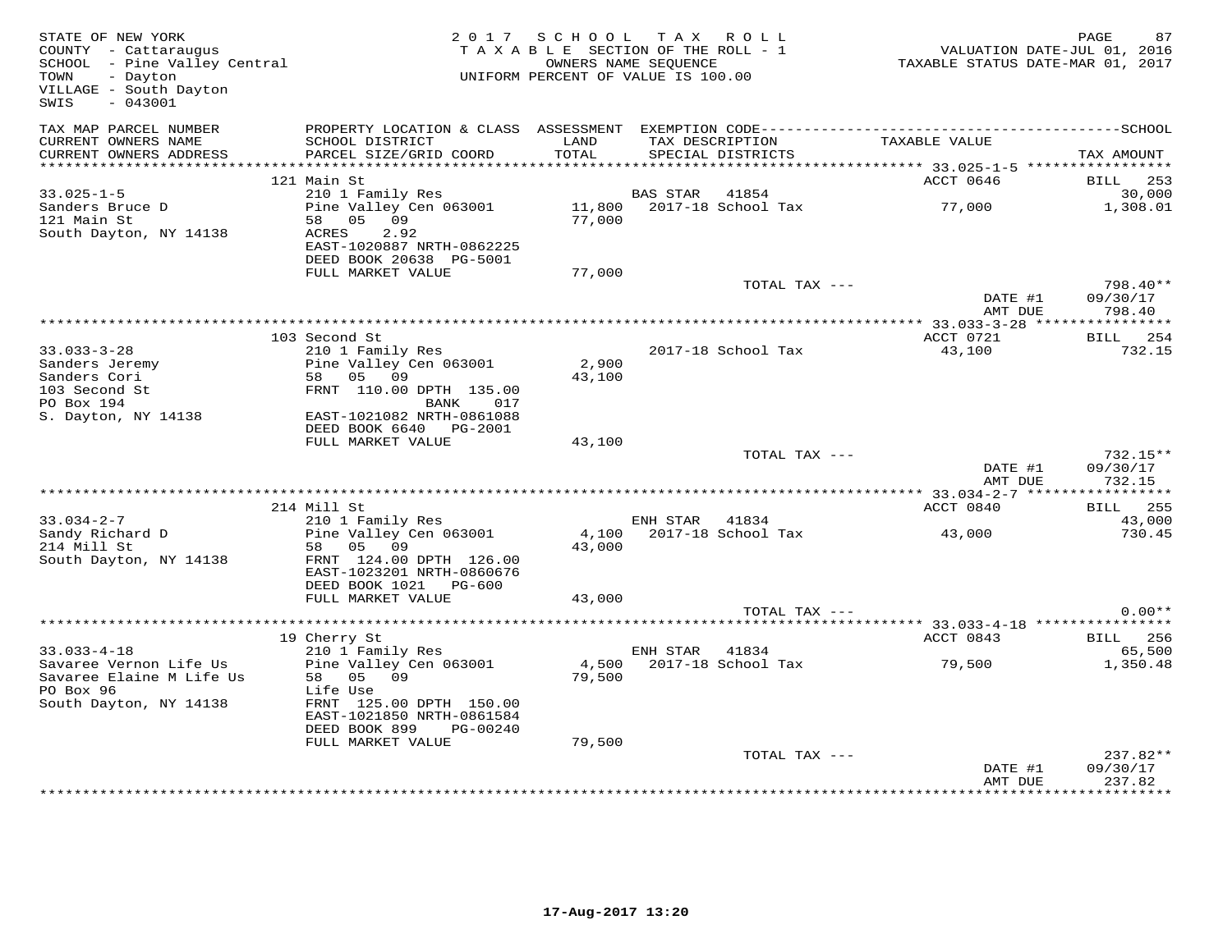STATE OF NEW YORK
COUNTY - Cattaraugus
SCHOOL - Pine Valley Central
TOWN - Dayton
VILLAGE - South Dayton
SWIS - 043001

2017 SCHOOL TAX ROLL
TAXABLE SECTION OF THE ROLL - 1
OWNERS NAME SEQUENCE
UNIFORM PERCENT OF VALUE IS 100.00

VALUATION DATE-JUL 01, 2016
TAXABLE STATUS DATE-MAR 01, 2017

| TAX MAP PARCEL NUMBER / CURRENT OWNERS NAME / CURRENT OWNERS ADDRESS | PROPERTY LOCATION & CLASS / SCHOOL DISTRICT / PARCEL SIZE/GRID COORD | ASSESSMENT LAND / TOTAL | EXEMPTION CODE / TAX DESCRIPTION / SPECIAL DISTRICTS | TAXABLE VALUE | SCHOOL TAX AMOUNT |
|---|---|---|---|---|---|
| 33.025-1-5 | 121 Main St | | | ACCT 0646 | BILL 253 |
| Sanders Bruce D | 210 1 Family Res | | BAS STAR 41854 | | 30,000 |
| 121 Main St | Pine Valley Cen 063001 | 11,800 | 2017-18 School Tax | 77,000 | 1,308.01 |
| South Dayton, NY 14138 | 58 05 09 | 77,000 | | | |
| | ACRES 2.92 | | | | |
| | EAST-1020887 NRTH-0862225 | | | | |
| | DEED BOOK 20638 PG-5001 | | | | |
| | FULL MARKET VALUE | 77,000 | | | |
| | | | TOTAL TAX --- | | 798.40** |
| | | | | DATE #1 | 09/30/17 |
| | | | | AMT DUE | 798.40 |
| 33.033-3-28 | 103 Second St | | | ACCT 0721 | BILL 254 |
| Sanders Jeremy | 210 1 Family Res | | 2017-18 School Tax | 43,100 | 732.15 |
| Sanders Cori | Pine Valley Cen 063001 | 2,900 | | | |
| 103 Second St | 58 05 09 | 43,100 | | | |
| PO Box 194 | FRNT 110.00 DPTH 135.00 | | | | |
| S. Dayton, NY 14138 | BANK 017 | | | | |
| | EAST-1021082 NRTH-0861088 | | | | |
| | DEED BOOK 6640 PG-2001 | | | | |
| | FULL MARKET VALUE | 43,100 | | | |
| | | | TOTAL TAX --- | | 732.15** |
| | | | | DATE #1 | 09/30/17 |
| | | | | AMT DUE | 732.15 |
| 33.034-2-7 | 214 Mill St | | | ACCT 0840 | BILL 255 |
| Sandy Richard D | 210 1 Family Res | | ENH STAR 41834 | | 43,000 |
| 214 Mill St | Pine Valley Cen 063001 | 4,100 | 2017-18 School Tax | 43,000 | 730.45 |
| South Dayton, NY 14138 | 58 05 09 | 43,000 | | | |
| | FRNT 124.00 DPTH 126.00 | | | | |
| | EAST-1023201 NRTH-0860676 | | | | |
| | DEED BOOK 1021 PG-600 | | | | |
| | FULL MARKET VALUE | 43,000 | | | |
| | | | TOTAL TAX --- | | 0.00** |
| 33.033-4-18 | 19 Cherry St | | | ACCT 0843 | BILL 256 |
| Savaree Vernon Life Us | 210 1 Family Res | | ENH STAR 41834 | | 65,500 |
| Savaree Elaine M Life Us | Pine Valley Cen 063001 | 4,500 | 2017-18 School Tax | 79,500 | 1,350.48 |
| PO Box 96 | 58 05 09 | 79,500 | | | |
| South Dayton, NY 14138 | Life Use | | | | |
| | FRNT 125.00 DPTH 150.00 | | | | |
| | EAST-1021850 NRTH-0861584 | | | | |
| | DEED BOOK 899 PG-00240 | | | | |
| | FULL MARKET VALUE | 79,500 | | | |
| | | | TOTAL TAX --- | | 237.82** |
| | | | | DATE #1 | 09/30/17 |
| | | | | AMT DUE | 237.82 |

17-Aug-2017 13:20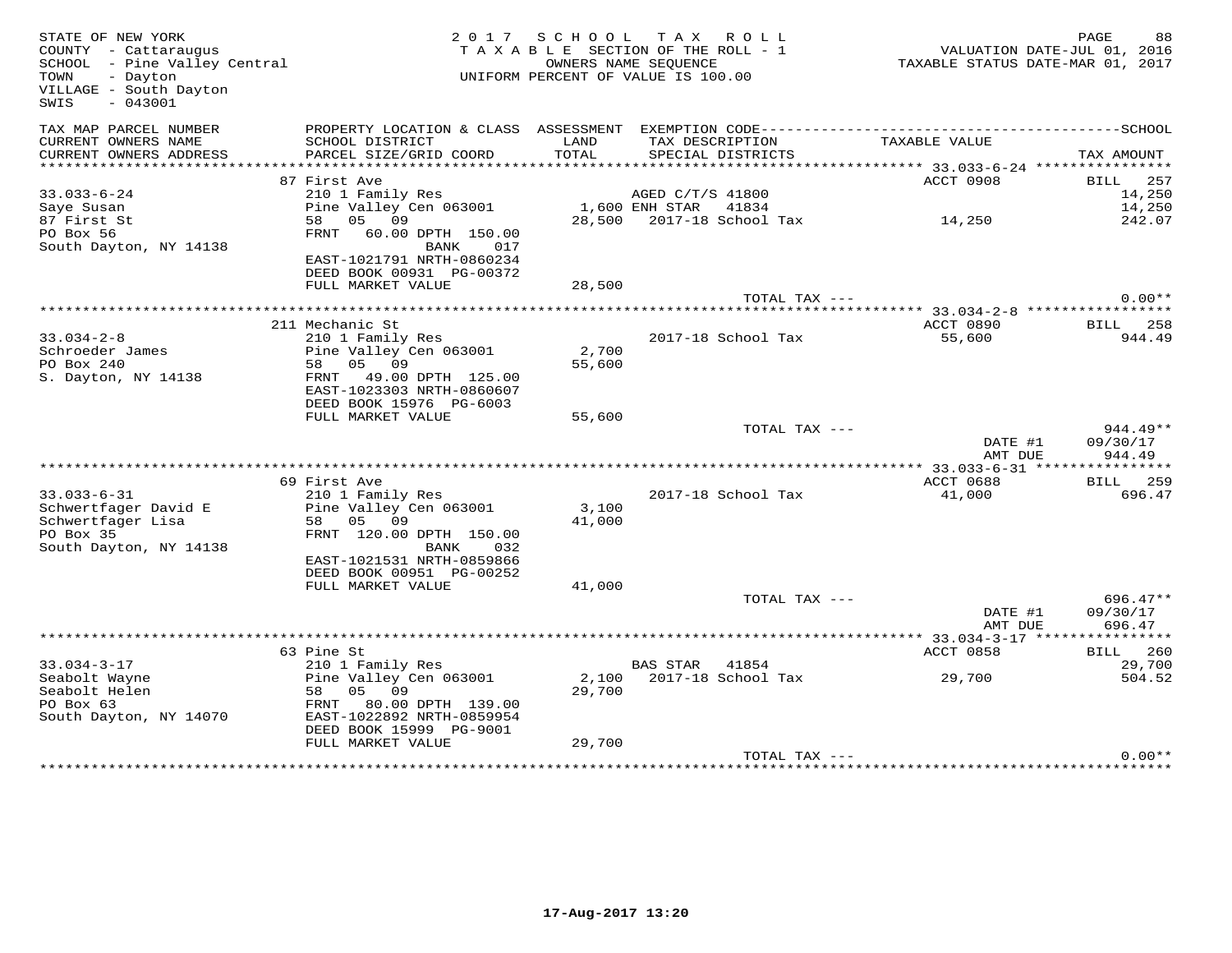STATE OF NEW YORK
COUNTY - Cattaraugus
SCHOOL - Pine Valley Central
TOWN - Dayton
VILLAGE - South Dayton
SWIS - 043001

2017 SCHOOL TAX ROLL
TAXABLE SECTION OF THE ROLL - 1
OWNERS NAME SEQUENCE
UNIFORM PERCENT OF VALUE IS 100.00

VALUATION DATE-JUL 01, 2016
TAXABLE STATUS DATE-MAR 01, 2017

| TAX MAP PARCEL NUMBER / CURRENT OWNERS NAME / CURRENT OWNERS ADDRESS | PROPERTY LOCATION & CLASS / SCHOOL DISTRICT / PARCEL SIZE/GRID COORD | ASSESSMENT LAND / TOTAL | EXEMPTION CODE / TAX DESCRIPTION / SPECIAL DISTRICTS | TAXABLE VALUE | TAX AMOUNT |
|---|---|---|---|---|---|
| 33.033-6-24 | 87 First Ave | | | ACCT 0908 | BILL 257 |
| Saye Susan | 210 1 Family Res | | AGED C/T/S 41800 | | 14,250 |
| 87 First St | Pine Valley Cen 063001 | 1,600 | ENH STAR 41834 | | 14,250 |
| PO Box 56 | 58 05 09 | 28,500 | 2017-18 School Tax | 14,250 | 242.07 |
| South Dayton, NY 14138 | FRNT 60.00 DPTH 150.00 | | | | |
| | BANK 017 | | | | |
| | EAST-1021791 NRTH-0860234 | | | | |
| | DEED BOOK 00931 PG-00372 | | | | |
| | FULL MARKET VALUE | 28,500 | | | |
| | | | TOTAL TAX --- | | 0.00** |
| 33.034-2-8 | 211 Mechanic St | | | ACCT 0890 | BILL 258 |
| Schroeder James | 210 1 Family Res | | 2017-18 School Tax | 55,600 | 944.49 |
| PO Box 240 | Pine Valley Cen 063001 | 2,700 | | | |
| S. Dayton, NY 14138 | 58 05 09 | 55,600 | | | |
| | FRNT 49.00 DPTH 125.00 | | | | |
| | EAST-1023303 NRTH-0860607 | | | | |
| | DEED BOOK 15976 PG-6003 | | | | |
| | FULL MARKET VALUE | 55,600 | | | |
| | | | TOTAL TAX --- | | 944.49** |
| | | | | DATE #1 | 09/30/17 |
| | | | | AMT DUE | 944.49 |
| 33.033-6-31 | 69 First Ave | | | ACCT 0688 | BILL 259 |
| Schwertfager David E | 210 1 Family Res | | 2017-18 School Tax | 41,000 | 696.47 |
| Schwertfager Lisa | Pine Valley Cen 063001 | 3,100 | | | |
| PO Box 35 | 58 05 09 | 41,000 | | | |
| South Dayton, NY 14138 | FRNT 120.00 DPTH 150.00 | | | | |
| | BANK 032 | | | | |
| | EAST-1021531 NRTH-0859866 | | | | |
| | DEED BOOK 00951 PG-00252 | | | | |
| | FULL MARKET VALUE | 41,000 | | | |
| | | | TOTAL TAX --- | | 696.47** |
| | | | | DATE #1 | 09/30/17 |
| | | | | AMT DUE | 696.47 |
| 33.034-3-17 | 63 Pine St | | | ACCT 0858 | BILL 260 |
| Seabolt Wayne | 210 1 Family Res | | BAS STAR 41854 | | 29,700 |
| Seabolt Helen | Pine Valley Cen 063001 | 2,100 | 2017-18 School Tax | 29,700 | 504.52 |
| PO Box 63 | 58 05 09 | 29,700 | | | |
| South Dayton, NY 14070 | FRNT 80.00 DPTH 139.00 | | | | |
| | EAST-1022892 NRTH-0859954 | | | | |
| | DEED BOOK 15999 PG-9001 | | | | |
| | FULL MARKET VALUE | 29,700 | | | |
| | | | TOTAL TAX --- | | 0.00** |

17-Aug-2017 13:20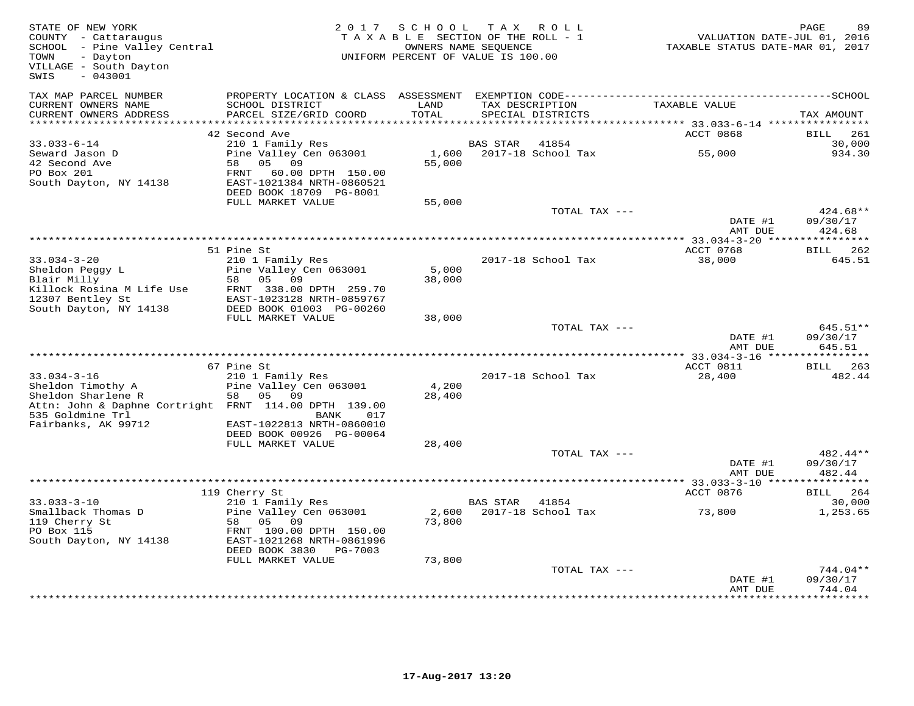STATE OF NEW YORK
COUNTY - Cattaraugus
SCHOOL - Pine Valley Central
TOWN - Dayton
VILLAGE - South Dayton
SWIS - 043001

2017 SCHOOL TAX ROLL
TAXABLE SECTION OF THE ROLL - 1
OWNERS NAME SEQUENCE
UNIFORM PERCENT OF VALUE IS 100.00

VALUATION DATE-JUL 01, 2016
TAXABLE STATUS DATE-MAR 01, 2017

| TAX MAP PARCEL NUMBER / CURRENT OWNERS NAME / CURRENT OWNERS ADDRESS | PROPERTY LOCATION & CLASS / SCHOOL DISTRICT / PARCEL SIZE/GRID COORD | ASSESSMENT LAND / TOTAL | EXEMPTION CODE / TAX DESCRIPTION / SPECIAL DISTRICTS | TAXABLE VALUE | TAX AMOUNT |
|---|---|---|---|---|---|
| **33.033-6-14** | 42 Second Ave | | | ACCT 0868 | BILL 261 |
| 33.033-6-14 | 210 1 Family Res | | BAS STAR 41854 | | 30,000 |
| Seward Jason D | Pine Valley Cen 063001 | 1,600 | 2017-18 School Tax | 55,000 | 934.30 |
| 42 Second Ave | 58 05 09 | 55,000 | | | |
| PO Box 201 | FRNT 60.00 DPTH 150.00 | | | | |
| South Dayton, NY 14138 | EAST-1021384 NRTH-0860521 | | | | |
| | DEED BOOK 18709 PG-8001 | | | | |
| | FULL MARKET VALUE | 55,000 | | | |
| | | | TOTAL TAX --- | | 424.68** |
| | | | | DATE #1 | 09/30/17 |
| | | | | AMT DUE | 424.68 |
| **33.034-3-20** | 51 Pine St | | | ACCT 0768 | BILL 262 |
| 33.034-3-20 | 210 1 Family Res | | 2017-18 School Tax | 38,000 | 645.51 |
| Sheldon Peggy L | Pine Valley Cen 063001 | 5,000 | | | |
| Blair Milly | 58 05 09 | 38,000 | | | |
| Killock Rosina M Life Use | FRNT 338.00 DPTH 259.70 | | | | |
| 12307 Bentley St | EAST-1023128 NRTH-0859767 | | | | |
| South Dayton, NY 14138 | DEED BOOK 01003 PG-00260 | | | | |
| | FULL MARKET VALUE | 38,000 | | | |
| | | | TOTAL TAX --- | | 645.51** |
| | | | | DATE #1 | 09/30/17 |
| | | | | AMT DUE | 645.51 |
| **33.034-3-16** | 67 Pine St | | | ACCT 0811 | BILL 263 |
| 33.034-3-16 | 210 1 Family Res | | 2017-18 School Tax | 28,400 | 482.44 |
| Sheldon Timothy A | Pine Valley Cen 063001 | 4,200 | | | |
| Sheldon Sharlene R | 58 05 09 | 28,400 | | | |
| Attn: John & Daphne Cortright | FRNT 114.00 DPTH 139.00 | | | | |
| 535 Goldmine Trl | BANK 017 | | | | |
| Fairbanks, AK 99712 | EAST-1022813 NRTH-0860010 | | | | |
| | DEED BOOK 00926 PG-00064 | | | | |
| | FULL MARKET VALUE | 28,400 | | | |
| | | | TOTAL TAX --- | | 482.44** |
| | | | | DATE #1 | 09/30/17 |
| | | | | AMT DUE | 482.44 |
| **33.033-3-10** | 119 Cherry St | | | ACCT 0876 | BILL 264 |
| 33.033-3-10 | 210 1 Family Res | | BAS STAR 41854 | | 30,000 |
| Smallback Thomas D | Pine Valley Cen 063001 | 2,600 | 2017-18 School Tax | 73,800 | 1,253.65 |
| 119 Cherry St | 58 05 09 | 73,800 | | | |
| PO Box 115 | FRNT 100.00 DPTH 150.00 | | | | |
| South Dayton, NY 14138 | EAST-1021268 NRTH-0861996 | | | | |
| | DEED BOOK 3830 PG-7003 | | | | |
| | FULL MARKET VALUE | 73,800 | | | |
| | | | TOTAL TAX --- | | 744.04** |
| | | | | DATE #1 | 09/30/17 |
| | | | | AMT DUE | 744.04 |

17-Aug-2017 13:20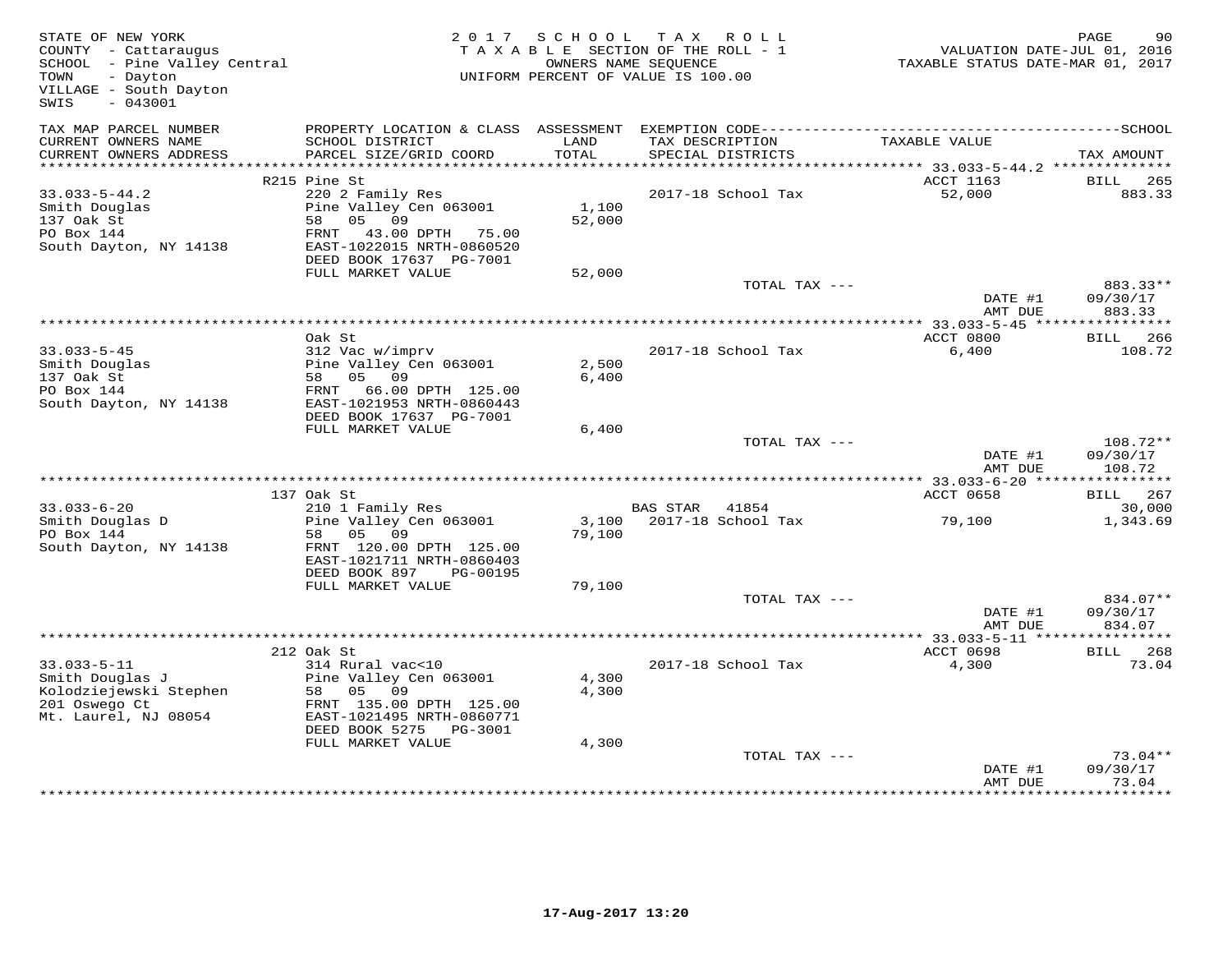STATE OF NEW YORK
COUNTY - Cattaraugus
SCHOOL - Pine Valley Central
TOWN - Dayton
VILLAGE - South Dayton
SWIS - 043001

2017 SCHOOL TAX ROLL
TAXABLE SECTION OF THE ROLL - 1
OWNERS NAME SEQUENCE
UNIFORM PERCENT OF VALUE IS 100.00

VALUATION DATE-JUL 01, 2016
TAXABLE STATUS DATE-MAR 01, 2017

| TAX MAP PARCEL NUMBER / CURRENT OWNERS NAME / CURRENT OWNERS ADDRESS | PROPERTY LOCATION & CLASS / SCHOOL DISTRICT / PARCEL SIZE/GRID COORD | ASSESSMENT LAND / TOTAL | EXEMPTION CODE / TAX DESCRIPTION / SPECIAL DISTRICTS | TAXABLE VALUE | TAX AMOUNT |
|---|---|---|---|---|---|
| | R215 Pine St | | | ACCT 1163 | BILL 265 |
| 33.033-5-44.2 | 220 2 Family Res | | 2017-18 School Tax | 52,000 | 883.33 |
| Smith Douglas | Pine Valley Cen 063001 | 1,100 | | | |
| 137 Oak St | 58 05 09 | 52,000 | | | |
| PO Box 144 | FRNT 43.00 DPTH 75.00 | | | | |
| South Dayton, NY 14138 | EAST-1022015 NRTH-0860520 | | | | |
| | DEED BOOK 17637 PG-7001 | | | | |
| | FULL MARKET VALUE | 52,000 | | | |
| | | | TOTAL TAX --- | | 883.33** |
| | | | | DATE #1 | 09/30/17 |
| | | | | AMT DUE | 883.33 |
| | Oak St | | | ACCT 0800 | BILL 266 |
| 33.033-5-45 | 312 Vac w/imprv | | 2017-18 School Tax | 6,400 | 108.72 |
| Smith Douglas | Pine Valley Cen 063001 | 2,500 | | | |
| 137 Oak St | 58 05 09 | 6,400 | | | |
| PO Box 144 | FRNT 66.00 DPTH 125.00 | | | | |
| South Dayton, NY 14138 | EAST-1021953 NRTH-0860443 | | | | |
| | DEED BOOK 17637 PG-7001 | | | | |
| | FULL MARKET VALUE | 6,400 | | | |
| | | | TOTAL TAX --- | | 108.72** |
| | | | | DATE #1 | 09/30/17 |
| | | | | AMT DUE | 108.72 |
| | 137 Oak St | | | ACCT 0658 | BILL 267 |
| 33.033-6-20 | 210 1 Family Res | | BAS STAR 41854 | | 30,000 |
| Smith Douglas D | Pine Valley Cen 063001 | 3,100 | 2017-18 School Tax | 79,100 | 1,343.69 |
| PO Box 144 | 58 05 09 | 79,100 | | | |
| South Dayton, NY 14138 | FRNT 120.00 DPTH 125.00 | | | | |
| | EAST-1021711 NRTH-0860403 | | | | |
| | DEED BOOK 897 PG-00195 | | | | |
| | FULL MARKET VALUE | 79,100 | | | |
| | | | TOTAL TAX --- | | 834.07** |
| | | | | DATE #1 | 09/30/17 |
| | | | | AMT DUE | 834.07 |
| | 212 Oak St | | | ACCT 0698 | BILL 268 |
| 33.033-5-11 | 314 Rural vac<10 | | 2017-18 School Tax | 4,300 | 73.04 |
| Smith Douglas J | Pine Valley Cen 063001 | 4,300 | | | |
| Kolodziejewski Stephen | 58 05 09 | 4,300 | | | |
| 201 Oswego Ct | FRNT 135.00 DPTH 125.00 | | | | |
| Mt. Laurel, NJ 08054 | EAST-1021495 NRTH-0860771 | | | | |
| | DEED BOOK 5275 PG-3001 | | | | |
| | FULL MARKET VALUE | 4,300 | | | |
| | | | TOTAL TAX --- | | 73.04** |
| | | | | DATE #1 | 09/30/17 |
| | | | | AMT DUE | 73.04 |

17-Aug-2017 13:20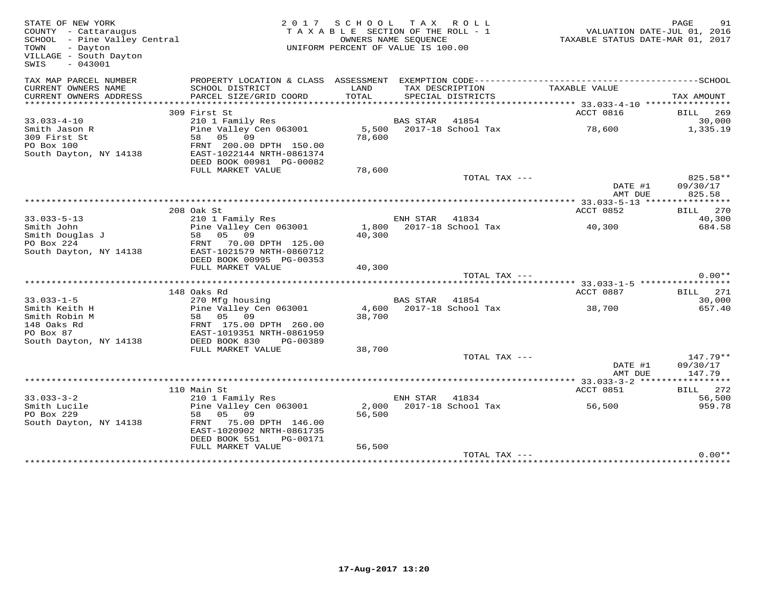STATE OF NEW YORK
COUNTY - Cattaraugus
SCHOOL - Pine Valley Central
TOWN - Dayton
VILLAGE - South Dayton
SWIS - 043001

2017 SCHOOL TAX ROLL
TAXABLE SECTION OF THE ROLL - 1
OWNERS NAME SEQUENCE
UNIFORM PERCENT OF VALUE IS 100.00

VALUATION DATE-JUL 01, 2016
TAXABLE STATUS DATE-MAR 01, 2017

| TAX MAP PARCEL NUMBER / CURRENT OWNERS NAME / CURRENT OWNERS ADDRESS | PROPERTY LOCATION & CLASS / SCHOOL DISTRICT / PARCEL SIZE/GRID COORD | ASSESSMENT LAND / TOTAL | EXEMPTION CODE / TAX DESCRIPTION / SPECIAL DISTRICTS | TAXABLE VALUE | TAX AMOUNT |
|---|---|---|---|---|---|
| 33.033-4-10 | 309 First St | | | ACCT 0816 | BILL 269 |
| Smith Jason R | 210 1 Family Res | | BAS STAR 41854 | | 30,000 |
| 309 First St | Pine Valley Cen 063001 | 5,500 | 2017-18 School Tax | 78,600 | 1,335.19 |
| PO Box 100 | 58 05 09 | 78,600 | | | |
| South Dayton, NY 14138 | FRNT 200.00 DPTH 150.00 | | | | |
| | EAST-1022144 NRTH-0861374 | | | | |
| | DEED BOOK 00981 PG-00082 | | | | |
| | FULL MARKET VALUE | 78,600 | | | |
| | | | TOTAL TAX --- | | 825.58** |
| | | | | DATE #1 | 09/30/17 |
| | | | | AMT DUE | 825.58 |
| 33.033-5-13 | 208 Oak St | | | ACCT 0852 | BILL 270 |
| Smith John | 210 1 Family Res | | ENH STAR 41834 | | 40,300 |
| Smith Douglas J | Pine Valley Cen 063001 | 1,800 | 2017-18 School Tax | 40,300 | 684.58 |
| PO Box 224 | 58 05 09 | 40,300 | | | |
| South Dayton, NY 14138 | FRNT 70.00 DPTH 125.00 | | | | |
| | EAST-1021579 NRTH-0860712 | | | | |
| | DEED BOOK 00995 PG-00353 | | | | |
| | FULL MARKET VALUE | 40,300 | | | |
| | | | TOTAL TAX --- | | 0.00** |
| 33.033-1-5 | 148 Oaks Rd | | | ACCT 0887 | BILL 271 |
| Smith Keith H | 270 Mfg housing | | BAS STAR 41854 | | 30,000 |
| Smith Robin M | Pine Valley Cen 063001 | 4,600 | 2017-18 School Tax | 38,700 | 657.40 |
| 148 Oaks Rd | 58 05 09 | 38,700 | | | |
| PO Box 87 | FRNT 175.00 DPTH 260.00 | | | | |
| South Dayton, NY 14138 | EAST-1019351 NRTH-0861959 | | | | |
| | DEED BOOK 830 PG-00389 | | | | |
| | FULL MARKET VALUE | 38,700 | | | |
| | | | TOTAL TAX --- | | 147.79** |
| | | | | DATE #1 | 09/30/17 |
| | | | | AMT DUE | 147.79 |
| 33.033-3-2 | 110 Main St | | | ACCT 0851 | BILL 272 |
| Smith Lucile | 210 1 Family Res | | ENH STAR 41834 | | 56,500 |
| PO Box 229 | Pine Valley Cen 063001 | 2,000 | 2017-18 School Tax | 56,500 | 959.78 |
| South Dayton, NY 14138 | 58 05 09 | 56,500 | | | |
| | FRNT 75.00 DPTH 146.00 | | | | |
| | EAST-1020902 NRTH-0861735 | | | | |
| | DEED BOOK 551 PG-00171 | | | | |
| | FULL MARKET VALUE | 56,500 | | | |
| | | | TOTAL TAX --- | | 0.00** |

17-Aug-2017 13:20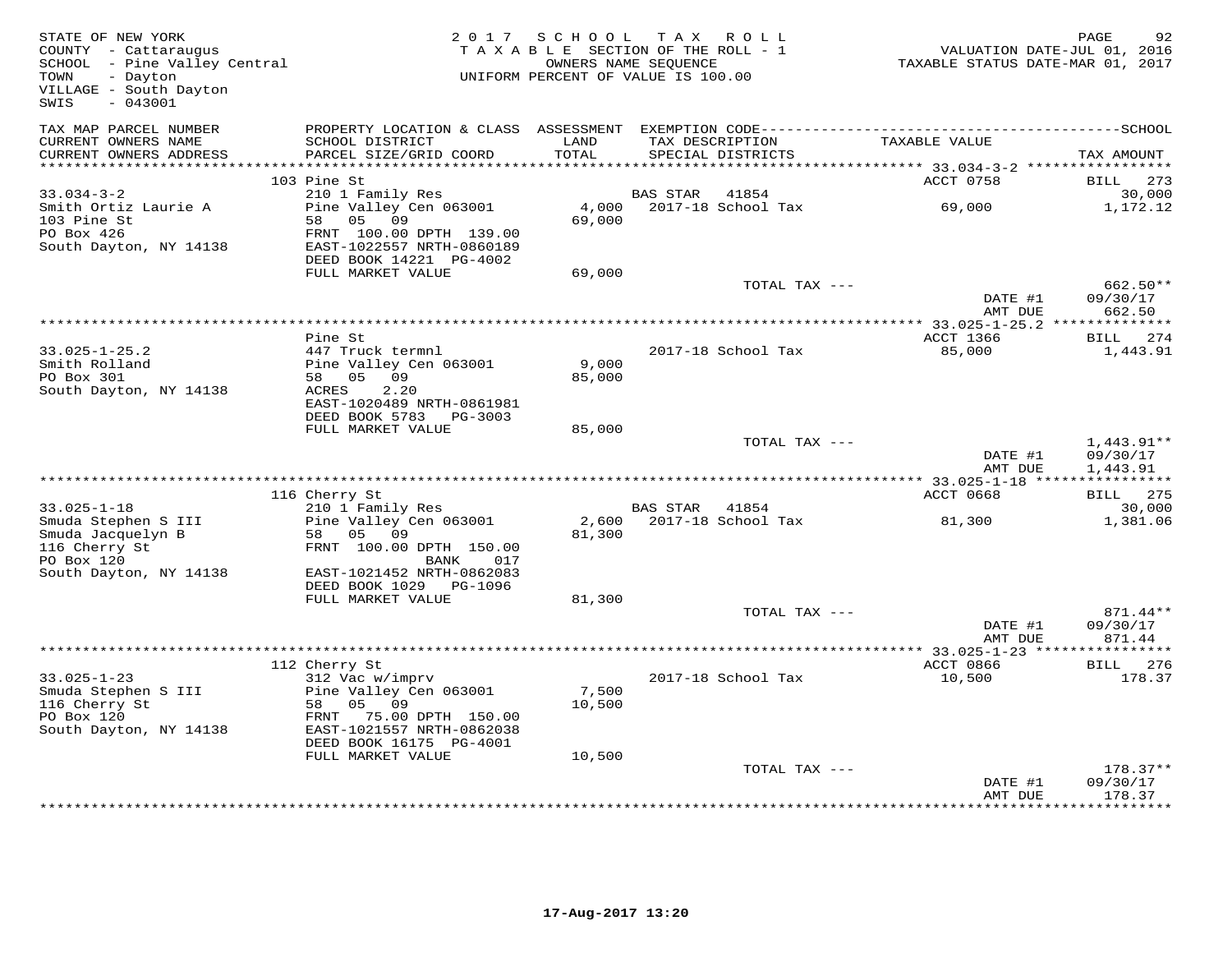STATE OF NEW YORK
COUNTY - Cattaraugus
SCHOOL - Pine Valley Central
TOWN - Dayton
VILLAGE - South Dayton
SWIS - 043001

2017 SCHOOL TAX ROLL
TAXABLE SECTION OF THE ROLL - 1
OWNERS NAME SEQUENCE
UNIFORM PERCENT OF VALUE IS 100.00

VALUATION DATE-JUL 01, 2016
TAXABLE STATUS DATE-MAR 01, 2017

| TAX MAP PARCEL NUMBER / CURRENT OWNERS NAME / CURRENT OWNERS ADDRESS | PROPERTY LOCATION & CLASS / SCHOOL DISTRICT / PARCEL SIZE/GRID COORD | ASSESSMENT LAND / TOTAL | EXEMPTION CODE / TAX DESCRIPTION / SPECIAL DISTRICTS | TAXABLE VALUE | TAX AMOUNT |
|---|---|---|---|---|---|
| **33.034-3-2** | 103 Pine St | | | ACCT 0758 | BILL 273 |
| Smith Ortiz Laurie A | 210 1 Family Res | | BAS STAR 41854 | | 30,000 |
| 103 Pine St | Pine Valley Cen 063001 | 4,000 | 2017-18 School Tax | 69,000 | 1,172.12 |
| PO Box 426 | 58 05 09 | 69,000 | | | |
| South Dayton, NY 14138 | FRNT 100.00 DPTH 139.00 | | | | |
| | EAST-1022557 NRTH-0860189 | | | | |
| | DEED BOOK 14221 PG-4002 | | | | |
| | FULL MARKET VALUE | 69,000 | | | |
| | | | TOTAL TAX --- | | 662.50** |
| | | | | DATE #1 | 09/30/17 |
| | | | | AMT DUE | 662.50 |
| **33.025-1-25.2** | Pine St | | | ACCT 1366 | BILL 274 |
| Smith Rolland | 447 Truck termnl | | 2017-18 School Tax | 85,000 | 1,443.91 |
| PO Box 301 | Pine Valley Cen 063001 | 9,000 | | | |
| South Dayton, NY 14138 | 58 05 09 | 85,000 | | | |
| | ACRES 2.20 | | | | |
| | EAST-1020489 NRTH-0861981 | | | | |
| | DEED BOOK 5783 PG-3003 | | | | |
| | FULL MARKET VALUE | 85,000 | | | |
| | | | TOTAL TAX --- | | 1,443.91** |
| | | | | DATE #1 | 09/30/17 |
| | | | | AMT DUE | 1,443.91 |
| **33.025-1-18** | 116 Cherry St | | | ACCT 0668 | BILL 275 |
| Smuda Stephen S III | 210 1 Family Res | | BAS STAR 41854 | | 30,000 |
| Smuda Jacquelyn B | Pine Valley Cen 063001 | 2,600 | 2017-18 School Tax | 81,300 | 1,381.06 |
| 116 Cherry St | 58 05 09 | 81,300 | | | |
| PO Box 120 | FRNT 100.00 DPTH 150.00 | | | | |
| South Dayton, NY 14138 | BANK 017 | | | | |
| | EAST-1021452 NRTH-0862083 | | | | |
| | DEED BOOK 1029 PG-1096 | | | | |
| | FULL MARKET VALUE | 81,300 | | | |
| | | | TOTAL TAX --- | | 871.44** |
| | | | | DATE #1 | 09/30/17 |
| | | | | AMT DUE | 871.44 |
| **33.025-1-23** | 112 Cherry St | | | ACCT 0866 | BILL 276 |
| Smuda Stephen S III | 312 Vac w/imprv | | 2017-18 School Tax | 10,500 | 178.37 |
| 116 Cherry St | Pine Valley Cen 063001 | 7,500 | | | |
| PO Box 120 | 58 05 09 | 10,500 | | | |
| South Dayton, NY 14138 | FRNT 75.00 DPTH 150.00 | | | | |
| | EAST-1021557 NRTH-0862038 | | | | |
| | DEED BOOK 16175 PG-4001 | | | | |
| | FULL MARKET VALUE | 10,500 | | | |
| | | | TOTAL TAX --- | | 178.37** |
| | | | | DATE #1 | 09/30/17 |
| | | | | AMT DUE | 178.37 |

17-Aug-2017 13:20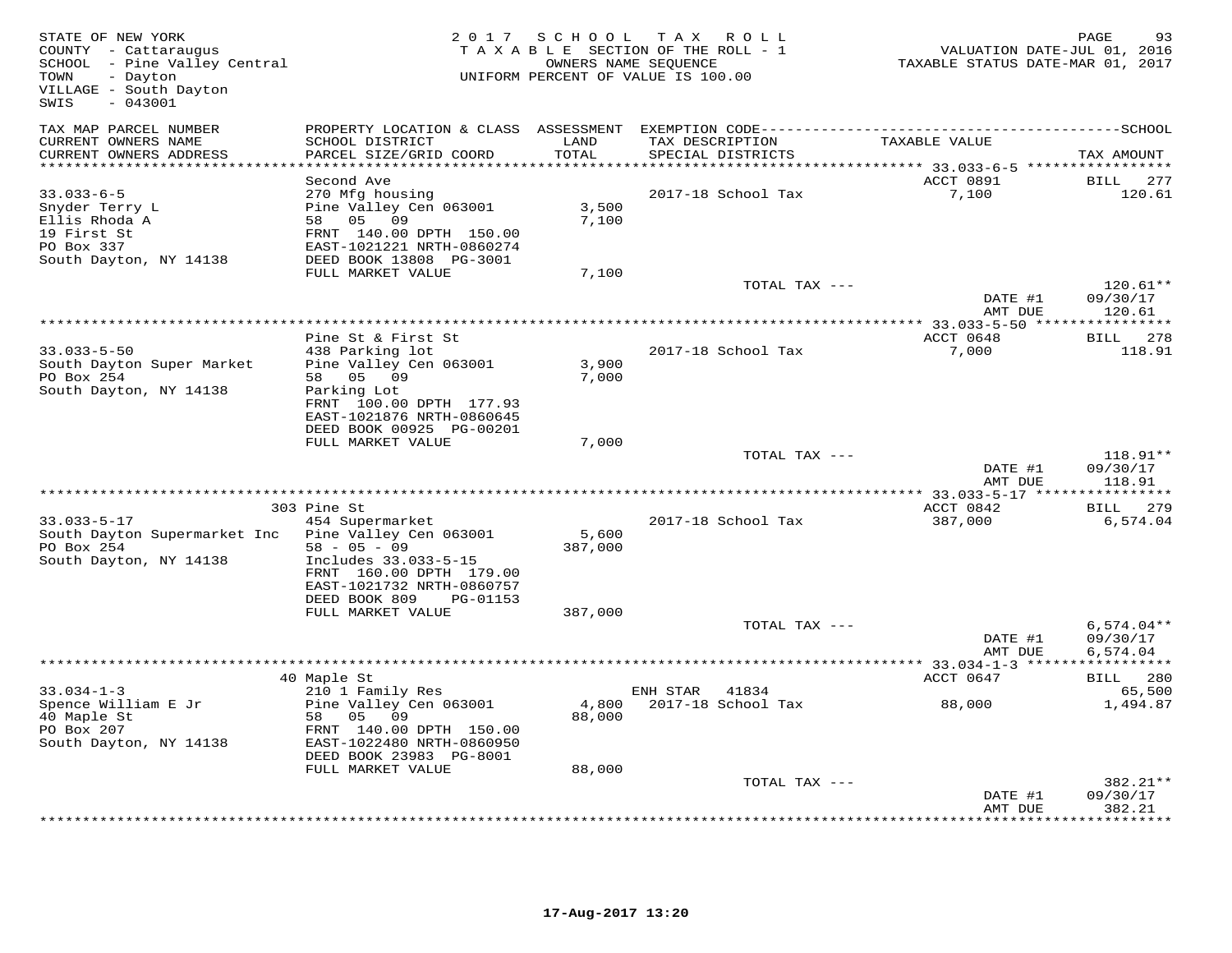STATE OF NEW YORK
COUNTY - Cattaraugus
SCHOOL - Pine Valley Central
TOWN - Dayton
VILLAGE - South Dayton
SWIS - 043001

2017 SCHOOL TAX ROLL
TAXABLE SECTION OF THE ROLL - 1
OWNERS NAME SEQUENCE
UNIFORM PERCENT OF VALUE IS 100.00

VALUATION DATE-JUL 01, 2016
TAXABLE STATUS DATE-MAR 01, 2017

| TAX MAP PARCEL NUMBER / CURRENT OWNERS NAME / CURRENT OWNERS ADDRESS | PROPERTY LOCATION & CLASS / SCHOOL DISTRICT / PARCEL SIZE/GRID COORD | ASSESSMENT LAND | TOTAL | EXEMPTION CODE / TAX DESCRIPTION / SPECIAL DISTRICTS | TAXABLE VALUE | TAX AMOUNT |
|---|---|---|---|---|---|---|
| **33.033-6-5** | Second Ave | | | | ACCT 0891 | BILL 277 |
| Snyder Terry L | 270 Mfg housing | | | 2017-18 School Tax | 7,100 | 120.61 |
| Ellis Rhoda A | Pine Valley Cen 063001 | 3,500 | | | | |
| 19 First St | 58 05 09 | | 7,100 | | | |
| PO Box 337 | FRNT 140.00 DPTH 150.00 | | | | | |
| South Dayton, NY 14138 | EAST-1021221 NRTH-0860274 | | | | | |
| | DEED BOOK 13808 PG-3001 | | | | | |
| | FULL MARKET VALUE | | 7,100 | | | |
| | | | | TOTAL TAX --- | | 120.61** |
| | | | | | DATE #1 | 09/30/17 |
| | | | | | AMT DUE | 120.61 |
| **33.033-5-50** | Pine St & First St | | | | ACCT 0648 | BILL 278 |
| South Dayton Super Market | 438 Parking lot | | | 2017-18 School Tax | 7,000 | 118.91 |
| PO Box 254 | Pine Valley Cen 063001 | 3,900 | | | | |
| South Dayton, NY 14138 | 58 05 09 | | 7,000 | | | |
| | Parking Lot | | | | | |
| | FRNT 100.00 DPTH 177.93 | | | | | |
| | EAST-1021876 NRTH-0860645 | | | | | |
| | DEED BOOK 00925 PG-00201 | | | | | |
| | FULL MARKET VALUE | | 7,000 | | | |
| | | | | TOTAL TAX --- | | 118.91** |
| | | | | | DATE #1 | 09/30/17 |
| | | | | | AMT DUE | 118.91 |
| **33.033-5-17** | 303 Pine St | | | | ACCT 0842 | BILL 279 |
| South Dayton Supermarket Inc | 454 Supermarket | | | 2017-18 School Tax | 387,000 | 6,574.04 |
| PO Box 254 | Pine Valley Cen 063001 | 5,600 | | | | |
| South Dayton, NY 14138 | 58 - 05 - 09 | | 387,000 | | | |
| | Includes 33.033-5-15 | | | | | |
| | FRNT 160.00 DPTH 179.00 | | | | | |
| | EAST-1021732 NRTH-0860757 | | | | | |
| | DEED BOOK 809 PG-01153 | | | | | |
| | FULL MARKET VALUE | | 387,000 | | | |
| | | | | TOTAL TAX --- | | 6,574.04** |
| | | | | | DATE #1 | 09/30/17 |
| | | | | | AMT DUE | 6,574.04 |
| **33.034-1-3** | 40 Maple St | | | | ACCT 0647 | BILL 280 |
| Spence William E Jr | 210 1 Family Res | | | ENH STAR 41834 | | 65,500 |
| 40 Maple St | Pine Valley Cen 063001 | 4,800 | | 2017-18 School Tax | 88,000 | 1,494.87 |
| PO Box 207 | 58 05 09 | | 88,000 | | | |
| South Dayton, NY 14138 | FRNT 140.00 DPTH 150.00 | | | | | |
| | EAST-1022480 NRTH-0860950 | | | | | |
| | DEED BOOK 23983 PG-8001 | | | | | |
| | FULL MARKET VALUE | | 88,000 | | | |
| | | | | TOTAL TAX --- | | 382.21** |
| | | | | | DATE #1 | 09/30/17 |
| | | | | | AMT DUE | 382.21 |

17-Aug-2017 13:20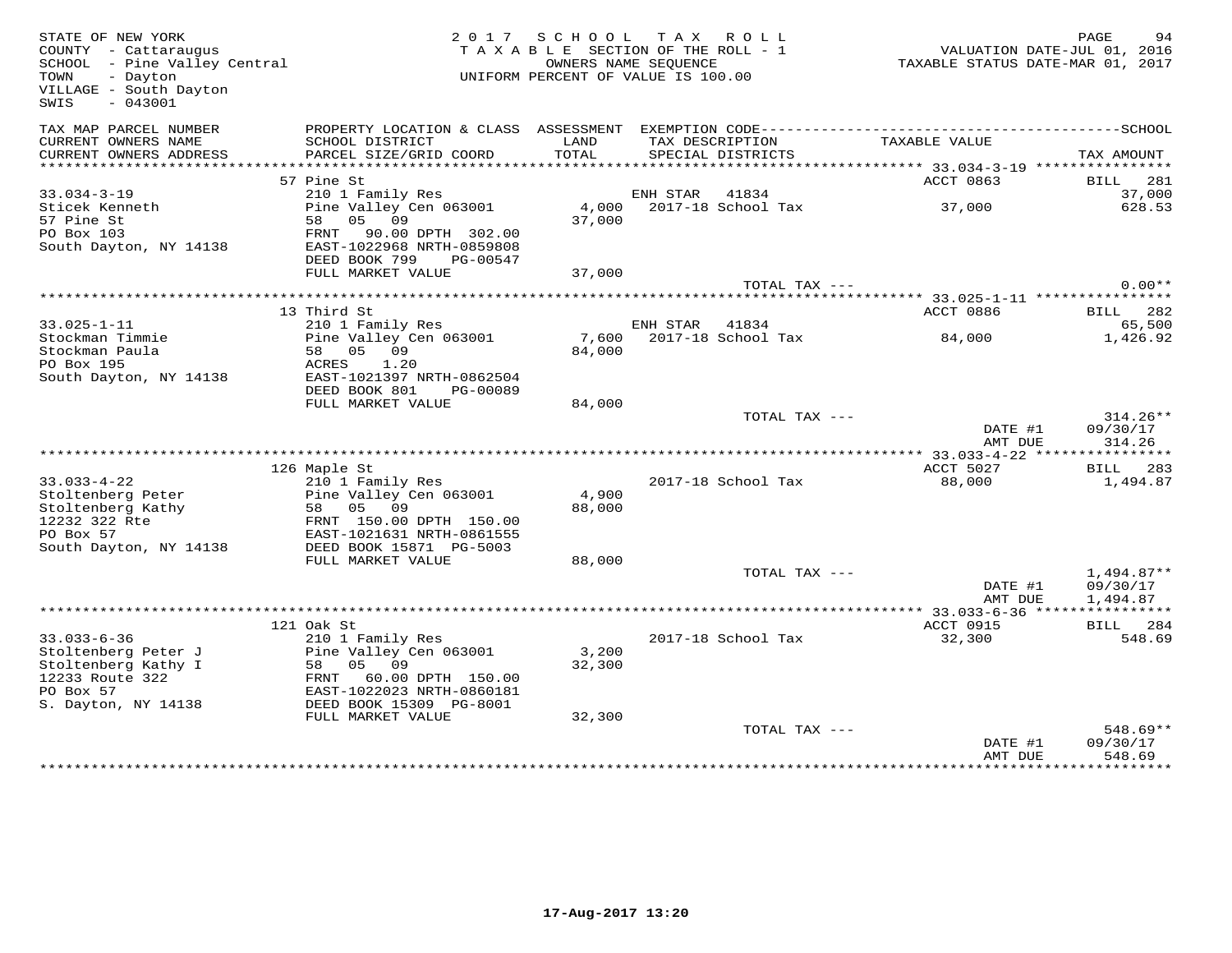STATE OF NEW YORK
COUNTY - Cattaraugus
SCHOOL - Pine Valley Central
TOWN - Dayton
VILLAGE - South Dayton
SWIS - 043001

2017 SCHOOL TAX ROLL
TAXABLE SECTION OF THE ROLL - 1
OWNERS NAME SEQUENCE
UNIFORM PERCENT OF VALUE IS 100.00

VALUATION DATE-JUL 01, 2016
TAXABLE STATUS DATE-MAR 01, 2017

| TAX MAP PARCEL NUMBER / CURRENT OWNERS NAME / CURRENT OWNERS ADDRESS | PROPERTY LOCATION & CLASS / SCHOOL DISTRICT / PARCEL SIZE/GRID COORD | ASSESSMENT LAND / TOTAL | EXEMPTION CODE / TAX DESCRIPTION / SPECIAL DISTRICTS | TAXABLE VALUE | TAX AMOUNT |
|---|---|---|---|---|---|
| 33.034-3-19 | 57 Pine St | | | ACCT 0863 | BILL 281 |
| Sticek Kenneth | 210 1 Family Res | | ENH STAR 41834 | | 37,000 |
| 57 Pine St | Pine Valley Cen 063001 | 4,000 | 2017-18 School Tax | 37,000 | 628.53 |
| PO Box 103 | 58 05 09 | 37,000 | | | |
| South Dayton, NY 14138 | FRNT 90.00 DPTH 302.00 | | | | |
| | EAST-1022968 NRTH-0859808 | | | | |
| | DEED BOOK 799 PG-00547 | | | | |
| | FULL MARKET VALUE | 37,000 | | | |
| | | | TOTAL TAX --- | | 0.00** |
| 33.025-1-11 | 13 Third St | | | ACCT 0886 | BILL 282 |
| Stockman Timmie | 210 1 Family Res | | ENH STAR 41834 | | 65,500 |
| Stockman Paula | Pine Valley Cen 063001 | 7,600 | 2017-18 School Tax | 84,000 | 1,426.92 |
| PO Box 195 | 58 05 09 | 84,000 | | | |
| South Dayton, NY 14138 | ACRES 1.20 | | | | |
| | EAST-1021397 NRTH-0862504 | | | | |
| | DEED BOOK 801 PG-00089 | | | | |
| | FULL MARKET VALUE | 84,000 | | | |
| | | | TOTAL TAX --- | | 314.26** |
| | | | | DATE #1 | 09/30/17 |
| | | | | AMT DUE | 314.26 |
| 33.033-4-22 | 126 Maple St | | | ACCT 5027 | BILL 283 |
| Stoltenberg Peter | 210 1 Family Res | | 2017-18 School Tax | 88,000 | 1,494.87 |
| Stoltenberg Kathy | Pine Valley Cen 063001 | 4,900 | | | |
| 12232 322 Rte | 58 05 09 | 88,000 | | | |
| PO Box 57 | FRNT 150.00 DPTH 150.00 | | | | |
| South Dayton, NY 14138 | EAST-1021631 NRTH-0861555 | | | | |
| | DEED BOOK 15871 PG-5003 | | | | |
| | FULL MARKET VALUE | 88,000 | | | |
| | | | TOTAL TAX --- | | 1,494.87** |
| | | | | DATE #1 | 09/30/17 |
| | | | | AMT DUE | 1,494.87 |
| 33.033-6-36 | 121 Oak St | | | ACCT 0915 | BILL 284 |
| Stoltenberg Peter J | 210 1 Family Res | | 2017-18 School Tax | 32,300 | 548.69 |
| Stoltenberg Kathy I | Pine Valley Cen 063001 | 3,200 | | | |
| 12233 Route 322 | 58 05 09 | 32,300 | | | |
| PO Box 57 | FRNT 60.00 DPTH 150.00 | | | | |
| S. Dayton, NY 14138 | EAST-1022023 NRTH-0860181 | | | | |
| | DEED BOOK 15309 PG-8001 | | | | |
| | FULL MARKET VALUE | 32,300 | | | |
| | | | TOTAL TAX --- | | 548.69** |
| | | | | DATE #1 | 09/30/17 |
| | | | | AMT DUE | 548.69 |

17-Aug-2017 13:20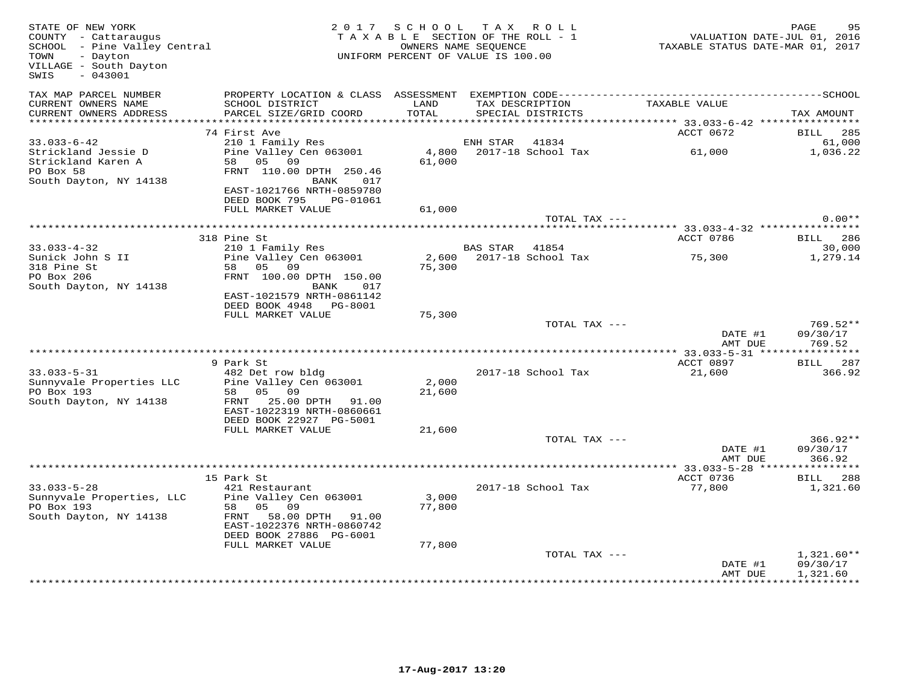STATE OF NEW YORK
COUNTY - Cattaraugus
SCHOOL - Pine Valley Central
TOWN - Dayton
VILLAGE - South Dayton
SWIS - 043001

2017 SCHOOL TAX ROLL
TAXABLE SECTION OF THE ROLL - 1
OWNERS NAME SEQUENCE
UNIFORM PERCENT OF VALUE IS 100.00

VALUATION DATE-JUL 01, 2016
TAXABLE STATUS DATE-MAR 01, 2017

| TAX MAP PARCEL NUMBER / CURRENT OWNERS NAME / CURRENT OWNERS ADDRESS | PROPERTY LOCATION & CLASS / SCHOOL DISTRICT / PARCEL SIZE/GRID COORD | ASSESSMENT LAND / TOTAL | EXEMPTION CODE / TAX DESCRIPTION / SPECIAL DISTRICTS | TAXABLE VALUE | TAX AMOUNT |
|---|---|---|---|---|---|
| 33.033-6-42 | 74 First Ave | | | ACCT 0672 | BILL 285 |
| Strickland Jessie D | 210 1 Family Res | | ENH STAR 41834 | | 61,000 |
| Strickland Karen A | Pine Valley Cen 063001 | 4,800 | 2017-18 School Tax | 61,000 | 1,036.22 |
| PO Box 58 | 58 05 09 | 61,000 | | | |
| South Dayton, NY 14138 | FRNT 110.00 DPTH 250.46 BANK 017 | | | | |
| | EAST-1021766 NRTH-0859780 | | | | |
| | DEED BOOK 795 PG-01061 | | | | |
| | FULL MARKET VALUE | 61,000 | | | |
| | | | TOTAL TAX --- | | 0.00** |
| 33.033-4-32 | 318 Pine St | | | ACCT 0786 | BILL 286 |
| Sunick John S II | 210 1 Family Res | | BAS STAR 41854 | | 30,000 |
| 318 Pine St | Pine Valley Cen 063001 | 2,600 | 2017-18 School Tax | 75,300 | 1,279.14 |
| PO Box 206 | 58 05 09 | 75,300 | | | |
| South Dayton, NY 14138 | FRNT 100.00 DPTH 150.00 BANK 017 | | | | |
| | EAST-1021579 NRTH-0861142 | | | | |
| | DEED BOOK 4948 PG-8001 | | | | |
| | FULL MARKET VALUE | 75,300 | | | |
| | | | TOTAL TAX --- | | 769.52** |
| | | | | DATE #1 | 09/30/17 |
| | | | | AMT DUE | 769.52 |
| 33.033-5-31 | 9 Park St | | | ACCT 0897 | BILL 287 |
| Sunnyvale Properties LLC | 482 Det row bldg | | 2017-18 School Tax | 21,600 | 366.92 |
| PO Box 193 | Pine Valley Cen 063001 | 2,000 | | | |
| South Dayton, NY 14138 | 58 05 09 | 21,600 | | | |
| | FRNT 25.00 DPTH 91.00 | | | | |
| | EAST-1022319 NRTH-0860661 | | | | |
| | DEED BOOK 22927 PG-5001 | | | | |
| | FULL MARKET VALUE | 21,600 | | | |
| | | | TOTAL TAX --- | | 366.92** |
| | | | | DATE #1 | 09/30/17 |
| | | | | AMT DUE | 366.92 |
| 33.033-5-28 | 15 Park St | | | ACCT 0736 | BILL 288 |
| Sunnyvale Properties, LLC | 421 Restaurant | | 2017-18 School Tax | 77,800 | 1,321.60 |
| PO Box 193 | Pine Valley Cen 063001 | 3,000 | | | |
| South Dayton, NY 14138 | 58 05 09 | 77,800 | | | |
| | FRNT 58.00 DPTH 91.00 | | | | |
| | EAST-1022376 NRTH-0860742 | | | | |
| | DEED BOOK 27886 PG-6001 | | | | |
| | FULL MARKET VALUE | 77,800 | | | |
| | | | TOTAL TAX --- | | 1,321.60** |
| | | | | DATE #1 | 09/30/17 |
| | | | | AMT DUE | 1,321.60 |

17-Aug-2017 13:20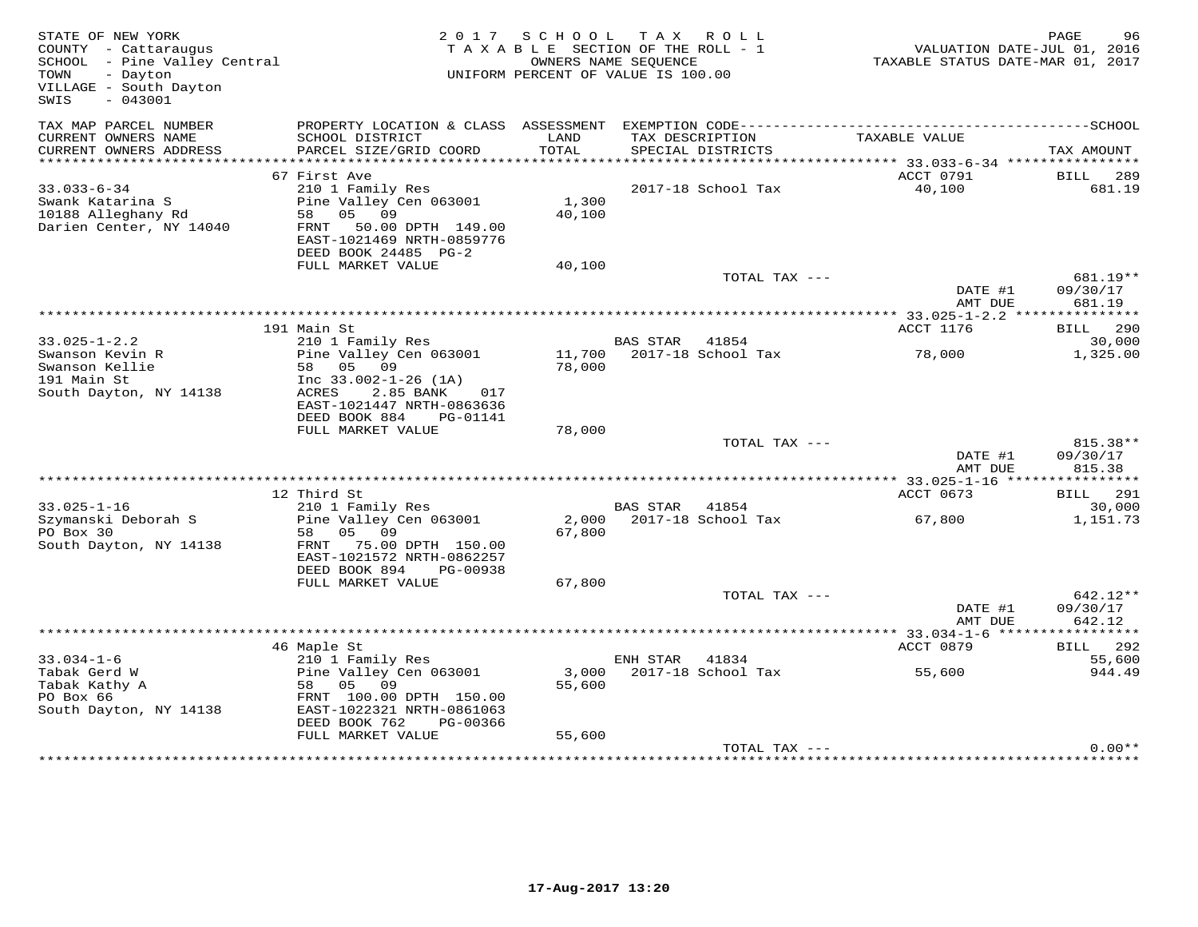STATE OF NEW YORK
COUNTY - Cattaraugus
SCHOOL - Pine Valley Central
TOWN - Dayton
VILLAGE - South Dayton
SWIS - 043001

2017 SCHOOL TAX ROLL
TAXABLE SECTION OF THE ROLL - 1
OWNERS NAME SEQUENCE
UNIFORM PERCENT OF VALUE IS 100.00

VALUATION DATE-JUL 01, 2016
TAXABLE STATUS DATE-MAR 01, 2017

| TAX MAP PARCEL NUMBER / CURRENT OWNERS NAME / CURRENT OWNERS ADDRESS | PROPERTY LOCATION & CLASS / SCHOOL DISTRICT / PARCEL SIZE/GRID COORD | ASSESSMENT LAND / TOTAL | EXEMPTION CODE / TAX DESCRIPTION / SPECIAL DISTRICTS | TAXABLE VALUE | TAX AMOUNT |
|---|---|---|---|---|---|
| 33.033-6-34 | 67 First Ave | | | ACCT 0791 | BILL 289 |
| Swank Katarina S | 210 1 Family Res | | | | |
| 10188 Alleghany Rd | Pine Valley Cen 063001 | 1,300 | 2017-18 School Tax | 40,100 | 681.19 |
| Darien Center, NY 14040 | 58 05 09 | 40,100 | | | |
| | FRNT 50.00 DPTH 149.00 | | | | |
| | EAST-1021469 NRTH-0859776 | | | | |
| | DEED BOOK 24485 PG-2 | | | | |
| | FULL MARKET VALUE | 40,100 | | | |
| | | | TOTAL TAX --- | | 681.19** |
| | | | | DATE #1 | 09/30/17 |
| | | | | AMT DUE | 681.19 |
| 33.025-1-2.2 | 191 Main St | | | ACCT 1176 | BILL 290 |
| Swanson Kevin R | 210 1 Family Res | | BAS STAR 41854 | | 30,000 |
| Swanson Kellie | Pine Valley Cen 063001 | 11,700 | 2017-18 School Tax | 78,000 | 1,325.00 |
| 191 Main St | 58 05 09 | 78,000 | | | |
| South Dayton, NY 14138 | Inc 33.002-1-26 (1A) | | | | |
| | ACRES 2.85 BANK 017 | | | | |
| | EAST-1021447 NRTH-0863636 | | | | |
| | DEED BOOK 884 PG-01141 | | | | |
| | FULL MARKET VALUE | 78,000 | | | |
| | | | TOTAL TAX --- | | 815.38** |
| | | | | DATE #1 | 09/30/17 |
| | | | | AMT DUE | 815.38 |
| 33.025-1-16 | 12 Third St | | | ACCT 0673 | BILL 291 |
| Szymanski Deborah S | 210 1 Family Res | | BAS STAR 41854 | | 30,000 |
| PO Box 30 | Pine Valley Cen 063001 | 2,000 | 2017-18 School Tax | 67,800 | 1,151.73 |
| South Dayton, NY 14138 | 58 05 09 | 67,800 | | | |
| | FRNT 75.00 DPTH 150.00 | | | | |
| | EAST-1021572 NRTH-0862257 | | | | |
| | DEED BOOK 894 PG-00938 | | | | |
| | FULL MARKET VALUE | 67,800 | | | |
| | | | TOTAL TAX --- | | 642.12** |
| | | | | DATE #1 | 09/30/17 |
| | | | | AMT DUE | 642.12 |
| 33.034-1-6 | 46 Maple St | | | ACCT 0879 | BILL 292 |
| Tabak Gerd W | 210 1 Family Res | | ENH STAR 41834 | | 55,600 |
| Tabak Kathy A | Pine Valley Cen 063001 | 3,000 | 2017-18 School Tax | 55,600 | 944.49 |
| PO Box 66 | 58 05 09 | 55,600 | | | |
| South Dayton, NY 14138 | FRNT 100.00 DPTH 150.00 | | | | |
| | EAST-1022321 NRTH-0861063 | | | | |
| | DEED BOOK 762 PG-00366 | | | | |
| | FULL MARKET VALUE | 55,600 | | | |
| | | | TOTAL TAX --- | | 0.00** |

17-Aug-2017 13:20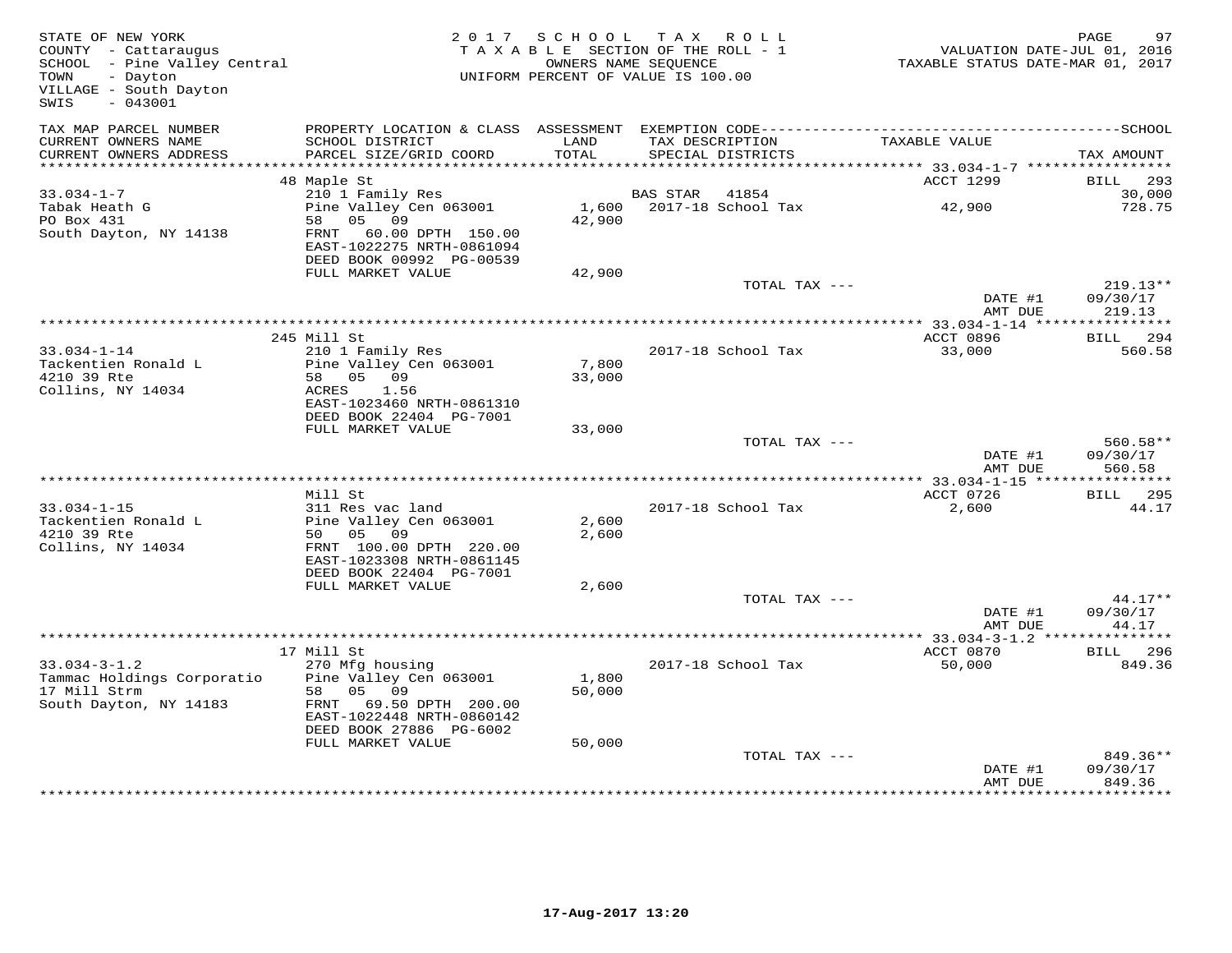STATE OF NEW YORK
COUNTY - Cattaraugus
SCHOOL - Pine Valley Central
TOWN - Dayton
VILLAGE - South Dayton
SWIS - 043001

2017 SCHOOL TAX ROLL
TAXABLE SECTION OF THE ROLL - 1
OWNERS NAME SEQUENCE
UNIFORM PERCENT OF VALUE IS 100.00

VALUATION DATE-JUL 01, 2016
TAXABLE STATUS DATE-MAR 01, 2017

| TAX MAP PARCEL NUMBER / CURRENT OWNERS NAME / CURRENT OWNERS ADDRESS | PROPERTY LOCATION & CLASS / SCHOOL DISTRICT / PARCEL SIZE/GRID COORD | ASSESSMENT LAND / TOTAL | EXEMPTION CODE / TAX DESCRIPTION / SPECIAL DISTRICTS | TAXABLE VALUE | TAX AMOUNT |
|---|---|---|---|---|---|
| **33.034-1-7** | 48 Maple St | | | ACCT 1299 | BILL 293 |
| Tabak Heath G | 210 1 Family Res | | BAS STAR 41854 | | 30,000 |
| PO Box 431 | Pine Valley Cen 063001 | 1,600 | 2017-18 School Tax | 42,900 | 728.75 |
| South Dayton, NY 14138 | 58 05 09 | 42,900 | | | |
| | FRNT 60.00 DPTH 150.00 | | | | |
| | EAST-1022275 NRTH-0861094 | | | | |
| | DEED BOOK 00992 PG-00539 | | | | |
| | FULL MARKET VALUE | 42,900 | | | |
| | | | TOTAL TAX --- | | 219.13** |
| | | | | DATE #1 | 09/30/17 |
| | | | | AMT DUE | 219.13 |
| **33.034-1-14** | 245 Mill St | | | ACCT 0896 | BILL 294 |
| Tackentien Ronald L | 210 1 Family Res | | 2017-18 School Tax | 33,000 | 560.58 |
| 4210 39 Rte | Pine Valley Cen 063001 | 7,800 | | | |
| Collins, NY 14034 | 58 05 09 | 33,000 | | | |
| | ACRES 1.56 | | | | |
| | EAST-1023460 NRTH-0861310 | | | | |
| | DEED BOOK 22404 PG-7001 | | | | |
| | FULL MARKET VALUE | 33,000 | | | |
| | | | TOTAL TAX --- | | 560.58** |
| | | | | DATE #1 | 09/30/17 |
| | | | | AMT DUE | 560.58 |
| **33.034-1-15** | Mill St | | | ACCT 0726 | BILL 295 |
| Tackentien Ronald L | 311 Res vac land | | 2017-18 School Tax | 2,600 | 44.17 |
| 4210 39 Rte | Pine Valley Cen 063001 | 2,600 | | | |
| Collins, NY 14034 | 50 05 09 | 2,600 | | | |
| | FRNT 100.00 DPTH 220.00 | | | | |
| | EAST-1023308 NRTH-0861145 | | | | |
| | DEED BOOK 22404 PG-7001 | | | | |
| | FULL MARKET VALUE | 2,600 | | | |
| | | | TOTAL TAX --- | | 44.17** |
| | | | | DATE #1 | 09/30/17 |
| | | | | AMT DUE | 44.17 |
| **33.034-3-1.2** | 17 Mill St | | | ACCT 0870 | BILL 296 |
| Tammac Holdings Corporatio | 270 Mfg housing | | 2017-18 School Tax | 50,000 | 849.36 |
| 17 Mill Strm | Pine Valley Cen 063001 | 1,800 | | | |
| South Dayton, NY 14183 | 58 05 09 | 50,000 | | | |
| | FRNT 69.50 DPTH 200.00 | | | | |
| | EAST-1022448 NRTH-0860142 | | | | |
| | DEED BOOK 27886 PG-6002 | | | | |
| | FULL MARKET VALUE | 50,000 | | | |
| | | | TOTAL TAX --- | | 849.36** |
| | | | | DATE #1 | 09/30/17 |
| | | | | AMT DUE | 849.36 |

17-Aug-2017 13:20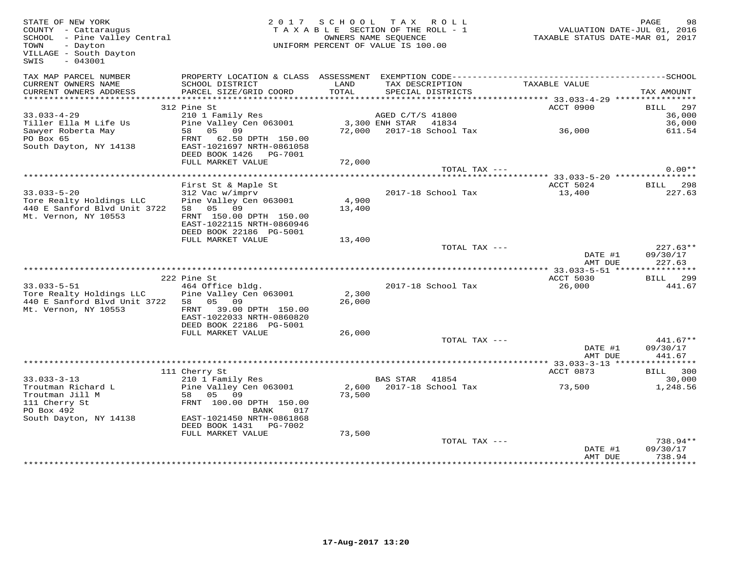STATE OF NEW YORK
COUNTY - Cattaraugus
SCHOOL - Pine Valley Central
TOWN - Dayton
VILLAGE - South Dayton
SWIS - 043001

2 0 1 7 S C H O O L T A X R O L L
T A X A B L E SECTION OF THE ROLL - 1
OWNERS NAME SEQUENCE
UNIFORM PERCENT OF VALUE IS 100.00

VALUATION DATE-JUL 01, 2016
TAXABLE STATUS DATE-MAR 01, 2017

| TAX MAP PARCEL NUMBER / CURRENT OWNERS NAME / CURRENT OWNERS ADDRESS | PROPERTY LOCATION & CLASS / SCHOOL DISTRICT / PARCEL SIZE/GRID COORD | ASSESSMENT LAND / TOTAL | EXEMPTION CODE / TAX DESCRIPTION / SPECIAL DISTRICTS | TAXABLE VALUE | TAX AMOUNT |
|---|---|---|---|---|---|
| | 312 Pine St | | | ACCT 0900 | BILL 297 |
| 33.033-4-29 | 210 1 Family Res | | AGED C/T/S 41800 | | 36,000 |
| Tiller Ella M Life Us | Pine Valley Cen 063001 | 3,300 | ENH STAR 41834 | | 36,000 |
| Sawyer Roberta May | 58 05 09 | 72,000 | 2017-18 School Tax | 36,000 | 611.54 |
| PO Box 65 | FRNT 62.50 DPTH 150.00 | | | | |
| South Dayton, NY 14138 | EAST-1021697 NRTH-0861058 | | | | |
| | DEED BOOK 1426 PG-7001 | | | | |
| | FULL MARKET VALUE | 72,000 | | | |
| | | | TOTAL TAX --- | | 0.00** |
| | First St & Maple St | | | ACCT 5024 | BILL 298 |
| 33.033-5-20 | 312 Vac w/imprv | | 2017-18 School Tax | 13,400 | 227.63 |
| Tore Realty Holdings LLC | Pine Valley Cen 063001 | 4,900 | | | |
| 440 E Sanford Blvd Unit 3722 | 58 05 09 | 13,400 | | | |
| Mt. Vernon, NY 10553 | FRNT 150.00 DPTH 150.00 | | | | |
| | EAST-1022115 NRTH-0860946 | | | | |
| | DEED BOOK 22186 PG-5001 | | | | |
| | FULL MARKET VALUE | 13,400 | | | |
| | | | TOTAL TAX --- | | 227.63** |
| | | | | DATE #1 | 09/30/17 |
| | | | | AMT DUE | 227.63 |
| | 222 Pine St | | | ACCT 5030 | BILL 299 |
| 33.033-5-51 | 464 Office bldg. | | 2017-18 School Tax | 26,000 | 441.67 |
| Tore Realty Holdings LLC | Pine Valley Cen 063001 | 2,300 | | | |
| 440 E Sanford Blvd Unit 3722 | 58 05 09 | 26,000 | | | |
| Mt. Vernon, NY 10553 | FRNT 39.00 DPTH 150.00 | | | | |
| | EAST-1022033 NRTH-0860820 | | | | |
| | DEED BOOK 22186 PG-5001 | | | | |
| | FULL MARKET VALUE | 26,000 | | | |
| | | | TOTAL TAX --- | | 441.67** |
| | | | | DATE #1 | 09/30/17 |
| | | | | AMT DUE | 441.67 |
| | 111 Cherry St | | | ACCT 0873 | BILL 300 |
| 33.033-3-13 | 210 1 Family Res | | BAS STAR 41854 | | 30,000 |
| Troutman Richard L | Pine Valley Cen 063001 | 2,600 | 2017-18 School Tax | 73,500 | 1,248.56 |
| Troutman Jill M | 58 05 09 | 73,500 | | | |
| 111 Cherry St | FRNT 100.00 DPTH 150.00 | | | | |
| PO Box 492 | BANK 017 | | | | |
| South Dayton, NY 14138 | EAST-1021450 NRTH-0861868 | | | | |
| | DEED BOOK 1431 PG-7002 | | | | |
| | FULL MARKET VALUE | 73,500 | | | |
| | | | TOTAL TAX --- | | 738.94** |
| | | | | DATE #1 | 09/30/17 |
| | | | | AMT DUE | 738.94 |

17-Aug-2017 13:20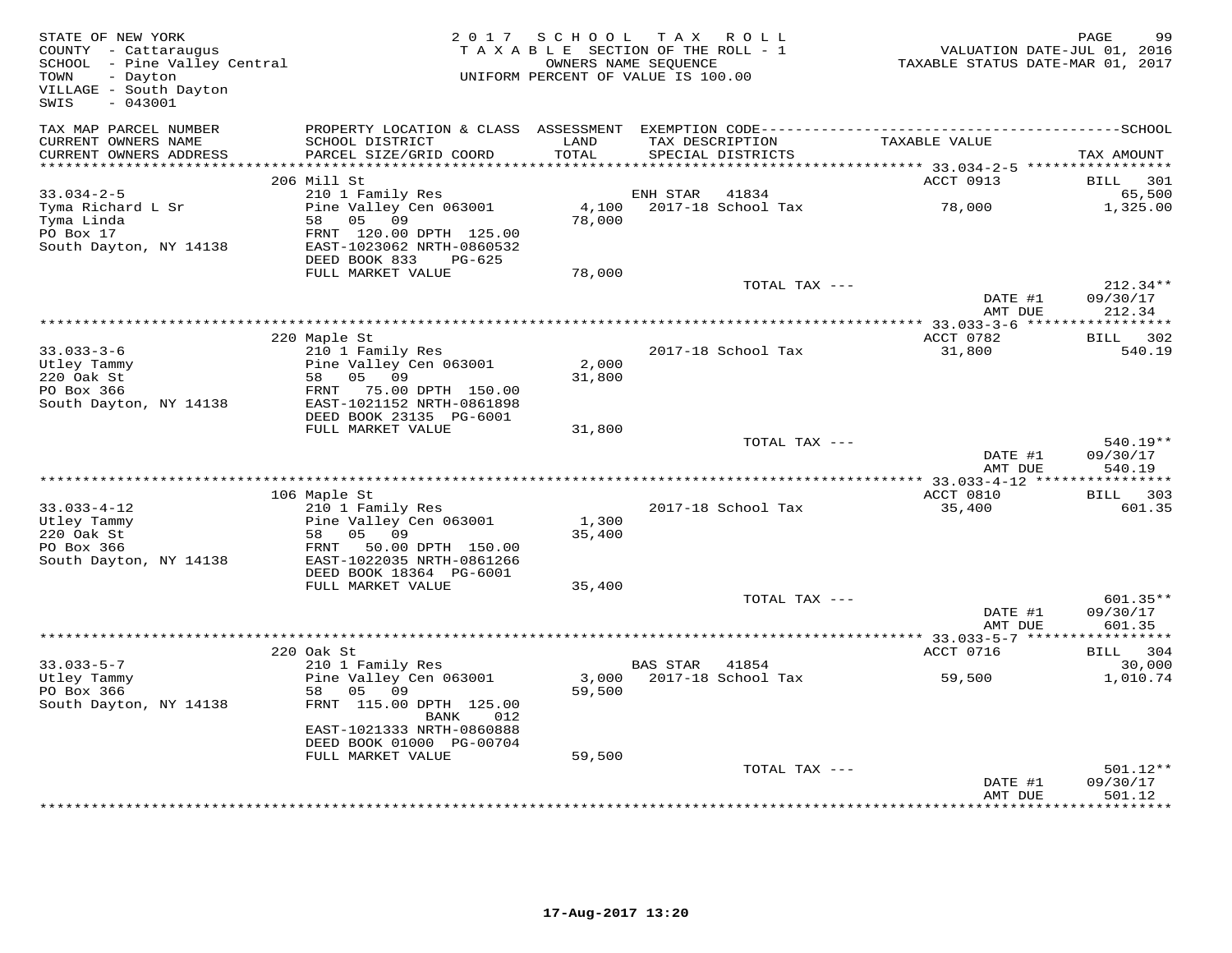STATE OF NEW YORK
COUNTY - Cattaraugus
SCHOOL - Pine Valley Central
TOWN - Dayton
VILLAGE - South Dayton
SWIS - 043001

2017 SCHOOL TAX ROLL
TAXABLE SECTION OF THE ROLL - 1
OWNERS NAME SEQUENCE
UNIFORM PERCENT OF VALUE IS 100.00

VALUATION DATE-JUL 01, 2016
TAXABLE STATUS DATE-MAR 01, 2017

| TAX MAP PARCEL NUMBER / CURRENT OWNERS NAME / CURRENT OWNERS ADDRESS | PROPERTY LOCATION & CLASS / SCHOOL DISTRICT / PARCEL SIZE/GRID COORD | ASSESSMENT LAND / TOTAL | EXEMPTION CODE / TAX DESCRIPTION / SPECIAL DISTRICTS | TAXABLE VALUE | TAX AMOUNT |
|---|---|---|---|---|---|
| 33.034-2-5 | 206 Mill St | | | ACCT 0913 | BILL 301 |
| Tyma Richard L Sr | 210 1 Family Res | | ENH STAR 41834 | | 65,500 |
| Tyma Linda | Pine Valley Cen 063001 | 4,100 | 2017-18 School Tax | 78,000 | 1,325.00 |
| PO Box 17 | 58 05 09 | 78,000 | | | |
| South Dayton, NY 14138 | FRNT 120.00 DPTH 125.00 | | | | |
| | EAST-1023062 NRTH-0860532 | | | | |
| | DEED BOOK 833 PG-625 | | | | |
| | FULL MARKET VALUE | 78,000 | | | |
| | | | TOTAL TAX --- | | 212.34** |
| | | | | DATE #1 | 09/30/17 |
| | | | | AMT DUE | 212.34 |
| 33.033-3-6 | 220 Maple St | | | ACCT 0782 | BILL 302 |
| Utley Tammy | 210 1 Family Res | | 2017-18 School Tax | 31,800 | 540.19 |
| 220 Oak St | Pine Valley Cen 063001 | 2,000 | | | |
| PO Box 366 | 58 05 09 | 31,800 | | | |
| South Dayton, NY 14138 | FRNT 75.00 DPTH 150.00 | | | | |
| | EAST-1021152 NRTH-0861898 | | | | |
| | DEED BOOK 23135 PG-6001 | | | | |
| | FULL MARKET VALUE | 31,800 | | | |
| | | | TOTAL TAX --- | | 540.19** |
| | | | | DATE #1 | 09/30/17 |
| | | | | AMT DUE | 540.19 |
| 33.033-4-12 | 106 Maple St | | | ACCT 0810 | BILL 303 |
| Utley Tammy | 210 1 Family Res | | 2017-18 School Tax | 35,400 | 601.35 |
| 220 Oak St | Pine Valley Cen 063001 | 1,300 | | | |
| PO Box 366 | 58 05 09 | 35,400 | | | |
| South Dayton, NY 14138 | FRNT 50.00 DPTH 150.00 | | | | |
| | EAST-1022035 NRTH-0861266 | | | | |
| | DEED BOOK 18364 PG-6001 | | | | |
| | FULL MARKET VALUE | 35,400 | | | |
| | | | TOTAL TAX --- | | 601.35** |
| | | | | DATE #1 | 09/30/17 |
| | | | | AMT DUE | 601.35 |
| 33.033-5-7 | 220 Oak St | | | ACCT 0716 | BILL 304 |
| Utley Tammy | 210 1 Family Res | | BAS STAR 41854 | | 30,000 |
| PO Box 366 | Pine Valley Cen 063001 | 3,000 | 2017-18 School Tax | 59,500 | 1,010.74 |
| South Dayton, NY 14138 | 58 05 09 | 59,500 | | | |
| | FRNT 115.00 DPTH 125.00 | | | | |
| | BANK 012 | | | | |
| | EAST-1021333 NRTH-0860888 | | | | |
| | DEED BOOK 01000 PG-00704 | | | | |
| | FULL MARKET VALUE | 59,500 | | | |
| | | | TOTAL TAX --- | | 501.12** |
| | | | | DATE #1 | 09/30/17 |
| | | | | AMT DUE | 501.12 |

17-Aug-2017 13:20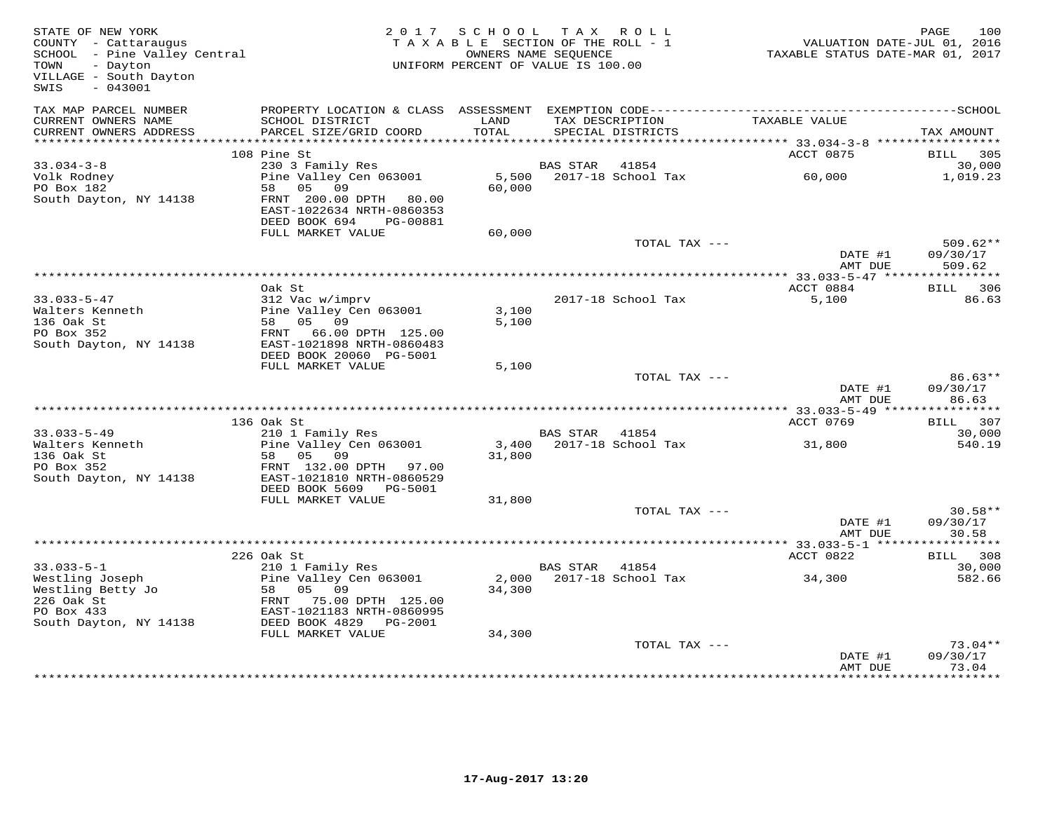STATE OF NEW YORK
COUNTY - Cattaraugus
SCHOOL - Pine Valley Central
TOWN - Dayton
VILLAGE - South Dayton
SWIS - 043001

2017 SCHOOL TAX ROLL
TAXABLE SECTION OF THE ROLL - 1
OWNERS NAME SEQUENCE
UNIFORM PERCENT OF VALUE IS 100.00

VALUATION DATE-JUL 01, 2016
TAXABLE STATUS DATE-MAR 01, 2017

| TAX MAP PARCEL NUMBER / CURRENT OWNERS NAME / CURRENT OWNERS ADDRESS | PROPERTY LOCATION & CLASS / SCHOOL DISTRICT / PARCEL SIZE/GRID COORD | ASSESSMENT LAND / TOTAL | EXEMPTION CODE / TAX DESCRIPTION / SPECIAL DISTRICTS | TAXABLE VALUE | TAX AMOUNT |
|---|---|---|---|---|---|
| **33.034-3-8** | 108 Pine St | | | ACCT 0875 | BILL 305 |
| Volk Rodney | 230 3 Family Res | | BAS STAR 41854 | | 30,000 |
| PO Box 182 | Pine Valley Cen 063001 | 5,500 | 2017-18 School Tax | 60,000 | 1,019.23 |
| South Dayton, NY 14138 | 58 05 09 | 60,000 | | | |
| | FRNT 200.00 DPTH 80.00 | | | | |
| | EAST-1022634 NRTH-0860353 | | | | |
| | DEED BOOK 694 PG-00881 | | | | |
| | FULL MARKET VALUE | 60,000 | | | |
| | | | TOTAL TAX --- | | 509.62** |
| | | | | DATE #1 | 09/30/17 |
| | | | | AMT DUE | 509.62 |
| **33.033-5-47** | Oak St | | | ACCT 0884 | BILL 306 |
| Walters Kenneth | 312 Vac w/imprv | | 2017-18 School Tax | 5,100 | 86.63 |
| 136 Oak St | Pine Valley Cen 063001 | 3,100 | | | |
| PO Box 352 | 58 05 09 | 5,100 | | | |
| South Dayton, NY 14138 | FRNT 66.00 DPTH 125.00 | | | | |
| | EAST-1021898 NRTH-0860483 | | | | |
| | DEED BOOK 20060 PG-5001 | | | | |
| | FULL MARKET VALUE | 5,100 | | | |
| | | | TOTAL TAX --- | | 86.63** |
| | | | | DATE #1 | 09/30/17 |
| | | | | AMT DUE | 86.63 |
| **33.033-5-49** | 136 Oak St | | | ACCT 0769 | BILL 307 |
| Walters Kenneth | 210 1 Family Res | | BAS STAR 41854 | | 30,000 |
| 136 Oak St | Pine Valley Cen 063001 | 3,400 | 2017-18 School Tax | 31,800 | 540.19 |
| PO Box 352 | 58 05 09 | 31,800 | | | |
| South Dayton, NY 14138 | FRNT 132.00 DPTH 97.00 | | | | |
| | EAST-1021810 NRTH-0860529 | | | | |
| | DEED BOOK 5609 PG-5001 | | | | |
| | FULL MARKET VALUE | 31,800 | | | |
| | | | TOTAL TAX --- | | 30.58** |
| | | | | DATE #1 | 09/30/17 |
| | | | | AMT DUE | 30.58 |
| **33.033-5-1** | 226 Oak St | | | ACCT 0822 | BILL 308 |
| Westling Joseph | 210 1 Family Res | | BAS STAR 41854 | | 30,000 |
| Westling Betty Jo | Pine Valley Cen 063001 | 2,000 | 2017-18 School Tax | 34,300 | 582.66 |
| 226 Oak St | 58 05 09 | 34,300 | | | |
| PO Box 433 | FRNT 75.00 DPTH 125.00 | | | | |
| South Dayton, NY 14138 | EAST-1021183 NRTH-0860995 | | | | |
| | DEED BOOK 4829 PG-2001 | | | | |
| | FULL MARKET VALUE | 34,300 | | | |
| | | | TOTAL TAX --- | | 73.04** |
| | | | | DATE #1 | 09/30/17 |
| | | | | AMT DUE | 73.04 |

17-Aug-2017 13:20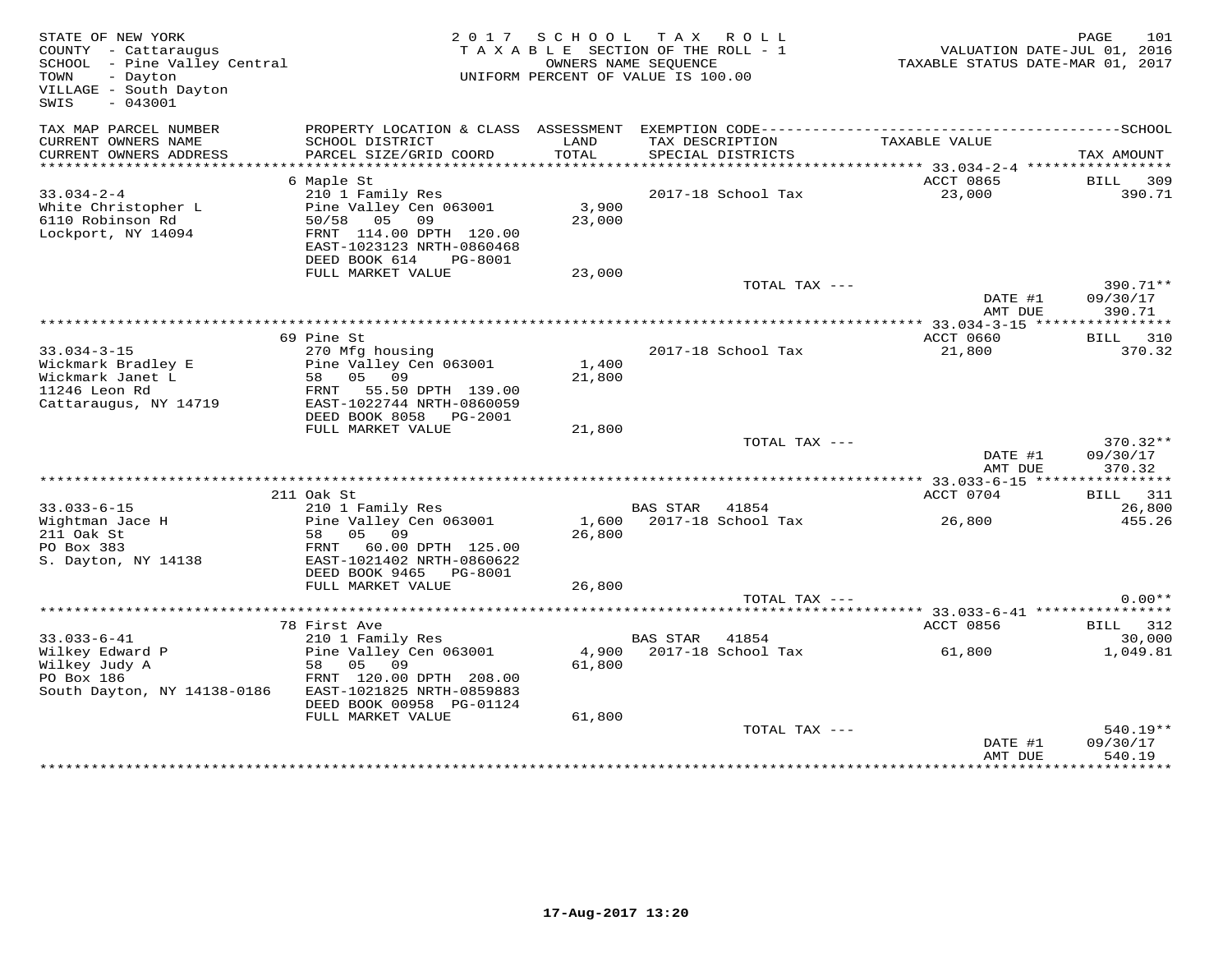STATE OF NEW YORK
COUNTY - Cattaraugus
SCHOOL - Pine Valley Central
TOWN - Dayton
VILLAGE - South Dayton
SWIS - 043001

2017 SCHOOL TAX ROLL
TAXABLE SECTION OF THE ROLL - 1
OWNERS NAME SEQUENCE
UNIFORM PERCENT OF VALUE IS 100.00

VALUATION DATE-JUL 01, 2016
TAXABLE STATUS DATE-MAR 01, 2017

| TAX MAP PARCEL NUMBER / CURRENT OWNERS NAME / CURRENT OWNERS ADDRESS | PROPERTY LOCATION & CLASS / SCHOOL DISTRICT / PARCEL SIZE/GRID COORD | ASSESSMENT LAND / TOTAL | EXEMPTION CODE / TAX DESCRIPTION / SPECIAL DISTRICTS | TAXABLE VALUE | TAX AMOUNT |
|---|---|---|---|---|---|
| **33.034-2-4** | 6 Maple St | | | ACCT 0865 | BILL 309 |
| White Christopher L | 210 1 Family Res | | 2017-18 School Tax | 23,000 | 390.71 |
| 6110 Robinson Rd | Pine Valley Cen 063001 | 3,900 | | | |
| Lockport, NY 14094 | 50/58 05 09 | 23,000 | | | |
| | FRNT 114.00 DPTH 120.00 | | | | |
| | EAST-1023123 NRTH-0860468 | | | | |
| | DEED BOOK 614 PG-8001 | | | | |
| | FULL MARKET VALUE | 23,000 | | | |
| | | | TOTAL TAX --- | | 390.71** |
| | | | | DATE #1 | 09/30/17 |
| | | | | AMT DUE | 390.71 |
| **33.034-3-15** | 69 Pine St | | | ACCT 0660 | BILL 310 |
| Wickmark Bradley E | 270 Mfg housing | | 2017-18 School Tax | 21,800 | 370.32 |
| Wickmark Janet L | Pine Valley Cen 063001 | 1,400 | | | |
| 11246 Leon Rd | 58 05 09 | 21,800 | | | |
| Cattaraugus, NY 14719 | FRNT 55.50 DPTH 139.00 | | | | |
| | EAST-1022744 NRTH-0860059 | | | | |
| | DEED BOOK 8058 PG-2001 | | | | |
| | FULL MARKET VALUE | 21,800 | | | |
| | | | TOTAL TAX --- | | 370.32** |
| | | | | DATE #1 | 09/30/17 |
| | | | | AMT DUE | 370.32 |
| **33.033-6-15** | 211 Oak St | | | ACCT 0704 | BILL 311 |
| Wightman Jace H | 210 1 Family Res | | BAS STAR 41854 | | 26,800 |
| 211 Oak St | Pine Valley Cen 063001 | 1,600 | 2017-18 School Tax | 26,800 | 455.26 |
| PO Box 383 | 58 05 09 | 26,800 | | | |
| S. Dayton, NY 14138 | FRNT 60.00 DPTH 125.00 | | | | |
| | EAST-1021402 NRTH-0860622 | | | | |
| | DEED BOOK 9465 PG-8001 | | | | |
| | FULL MARKET VALUE | 26,800 | | | |
| | | | TOTAL TAX --- | | 0.00** |
| **33.033-6-41** | 78 First Ave | | | ACCT 0856 | BILL 312 |
| Wilkey Edward P | 210 1 Family Res | | BAS STAR 41854 | | 30,000 |
| Wilkey Judy A | Pine Valley Cen 063001 | 4,900 | 2017-18 School Tax | 61,800 | 1,049.81 |
| PO Box 186 | 58 05 09 | 61,800 | | | |
| South Dayton, NY 14138-0186 | FRNT 120.00 DPTH 208.00 | | | | |
| | EAST-1021825 NRTH-0859883 | | | | |
| | DEED BOOK 00958 PG-01124 | | | | |
| | FULL MARKET VALUE | 61,800 | | | |
| | | | TOTAL TAX --- | | 540.19** |
| | | | | DATE #1 | 09/30/17 |
| | | | | AMT DUE | 540.19 |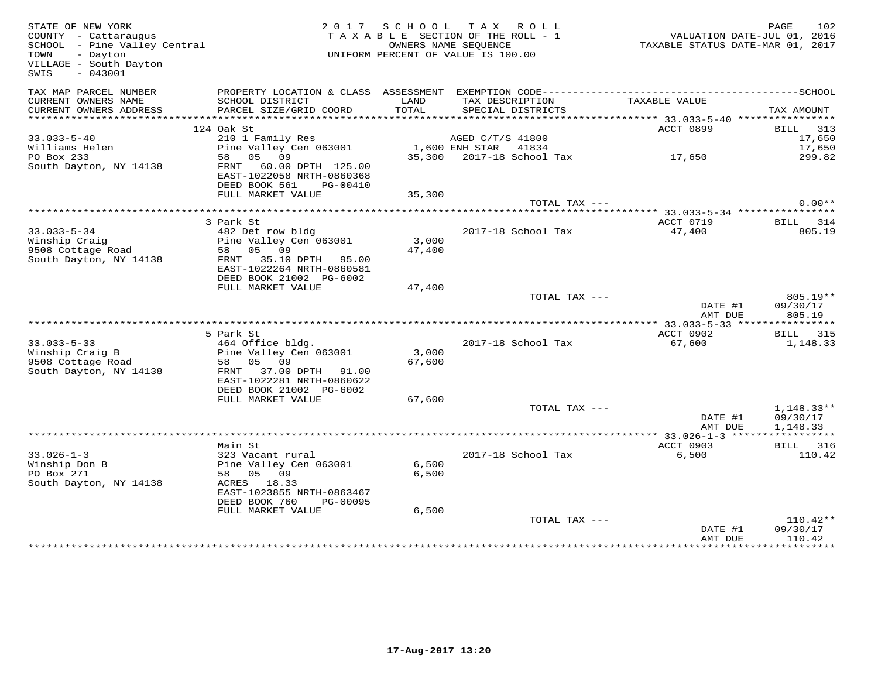STATE OF NEW YORK
COUNTY - Cattaraugus
SCHOOL - Pine Valley Central
TOWN - Dayton
VILLAGE - South Dayton
SWIS - 043001

2 0 1 7 S C H O O L T A X R O L L
T A X A B L E SECTION OF THE ROLL - 1
OWNERS NAME SEQUENCE
UNIFORM PERCENT OF VALUE IS 100.00

VALUATION DATE-JUL 01, 2016
TAXABLE STATUS DATE-MAR 01, 2017

| TAX MAP PARCEL NUMBER / CURRENT OWNERS NAME / CURRENT OWNERS ADDRESS | PROPERTY LOCATION & CLASS / SCHOOL DISTRICT / PARCEL SIZE/GRID COORD | ASSESSMENT LAND / TOTAL | EXEMPTION CODE / TAX DESCRIPTION / SPECIAL DISTRICTS | TAXABLE VALUE | TAX AMOUNT |
|---|---|---|---|---|---|
| | 124 Oak St | | | ACCT 0899 | BILL 313 |
| 33.033-5-40 | 210 1 Family Res | | AGED C/T/S 41800 | | 17,650 |
| Williams Helen | Pine Valley Cen 063001 | 1,600 | ENH STAR 41834 | | 17,650 |
| PO Box 233 | 58 05 09 | 35,300 | 2017-18 School Tax | 17,650 | 299.82 |
| South Dayton, NY 14138 | FRNT 60.00 DPTH 125.00 | | | | |
| | EAST-1022058 NRTH-0860368 | | | | |
| | DEED BOOK 561 PG-00410 | | | | |
| | FULL MARKET VALUE | 35,300 | | | |
| | | | TOTAL TAX --- | | 0.00** |
| | 3 Park St | | | ACCT 0719 | BILL 314 |
| 33.033-5-34 | 482 Det row bldg | | 2017-18 School Tax | 47,400 | 805.19 |
| Winship Craig | Pine Valley Cen 063001 | 3,000 | | | |
| 9508 Cottage Road | 58 05 09 | 47,400 | | | |
| South Dayton, NY 14138 | FRNT 35.10 DPTH 95.00 | | | | |
| | EAST-1022264 NRTH-0860581 | | | | |
| | DEED BOOK 21002 PG-6002 | | | | |
| | FULL MARKET VALUE | 47,400 | | | |
| | | | TOTAL TAX --- | | 805.19** |
| | | | | DATE #1 | 09/30/17 |
| | | | | AMT DUE | 805.19 |
| | 5 Park St | | | ACCT 0902 | BILL 315 |
| 33.033-5-33 | 464 Office bldg. | | 2017-18 School Tax | 67,600 | 1,148.33 |
| Winship Craig B | Pine Valley Cen 063001 | 3,000 | | | |
| 9508 Cottage Road | 58 05 09 | 67,600 | | | |
| South Dayton, NY 14138 | FRNT 37.00 DPTH 91.00 | | | | |
| | EAST-1022281 NRTH-0860622 | | | | |
| | DEED BOOK 21002 PG-6002 | | | | |
| | FULL MARKET VALUE | 67,600 | | | |
| | | | TOTAL TAX --- | | 1,148.33** |
| | | | | DATE #1 | 09/30/17 |
| | | | | AMT DUE | 1,148.33 |
| | Main St | | | ACCT 0903 | BILL 316 |
| 33.026-1-3 | 323 Vacant rural | | 2017-18 School Tax | 6,500 | 110.42 |
| Winship Don B | Pine Valley Cen 063001 | 6,500 | | | |
| PO Box 271 | 58 05 09 | 6,500 | | | |
| South Dayton, NY 14138 | ACRES 18.33 | | | | |
| | EAST-1023855 NRTH-0863467 | | | | |
| | DEED BOOK 760 PG-00095 | | | | |
| | FULL MARKET VALUE | 6,500 | | | |
| | | | TOTAL TAX --- | | 110.42** |
| | | | | DATE #1 | 09/30/17 |
| | | | | AMT DUE | 110.42 |

17-Aug-2017 13:20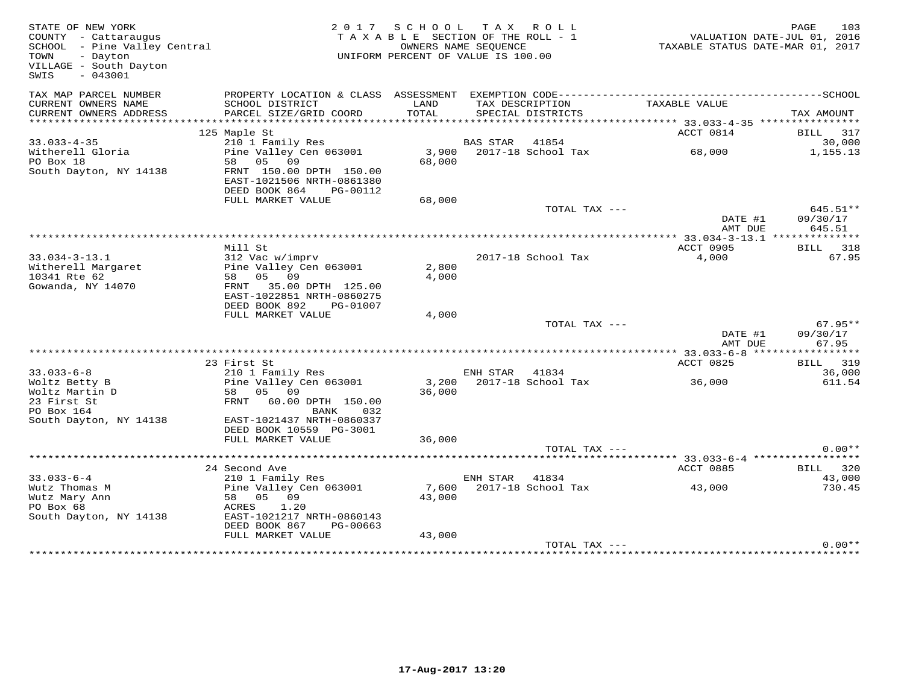STATE OF NEW YORK
COUNTY - Cattaraugus
SCHOOL - Pine Valley Central
TOWN - Dayton
VILLAGE - South Dayton
SWIS - 043001

2017 SCHOOL TAX ROLL
TAXABLE SECTION OF THE ROLL - 1
OWNERS NAME SEQUENCE
UNIFORM PERCENT OF VALUE IS 100.00

VALUATION DATE-JUL 01, 2016
TAXABLE STATUS DATE-MAR 01, 2017

| TAX MAP PARCEL NUMBER / CURRENT OWNERS NAME / CURRENT OWNERS ADDRESS | PROPERTY LOCATION & CLASS / SCHOOL DISTRICT / PARCEL SIZE/GRID COORD | ASSESSMENT LAND / TOTAL | EXEMPTION CODE / TAX DESCRIPTION / SPECIAL DISTRICTS | TAXABLE VALUE | SCHOOL / TAX AMOUNT |
|---|---|---|---|---|---|
| 33.033-4-35 | 125 Maple St | | | ACCT 0814 | BILL 317 |
| Witherell Gloria | 210 1 Family Res | | BAS STAR 41854 | | 30,000 |
| PO Box 18 | Pine Valley Cen 063001 | 3,900 | 2017-18 School Tax | 68,000 | 1,155.13 |
| South Dayton, NY 14138 | 58 05 09 | 68,000 | | | |
| | FRNT 150.00 DPTH 150.00 | | | | |
| | EAST-1021506 NRTH-0861380 | | | | |
| | DEED BOOK 864 PG-00112 | | | | |
| | FULL MARKET VALUE | 68,000 | | | |
| | | | TOTAL TAX --- | | 645.51** |
| | | | | DATE #1 | 09/30/17 |
| | | | | AMT DUE | 645.51 |
| 33.034-3-13.1 | Mill St | | | ACCT 0905 | BILL 318 |
| Witherell Margaret | 312 Vac w/imprv | | 2017-18 School Tax | 4,000 | 67.95 |
| 10341 Rte 62 | Pine Valley Cen 063001 | 2,800 | | | |
| Gowanda, NY 14070 | 58 05 09 | 4,000 | | | |
| | FRNT 35.00 DPTH 125.00 | | | | |
| | EAST-1022851 NRTH-0860275 | | | | |
| | DEED BOOK 892 PG-01007 | | | | |
| | FULL MARKET VALUE | 4,000 | | | |
| | | | TOTAL TAX --- | | 67.95** |
| | | | | DATE #1 | 09/30/17 |
| | | | | AMT DUE | 67.95 |
| 33.033-6-8 | 23 First St | | | ACCT 0825 | BILL 319 |
| Woltz Betty B | 210 1 Family Res | | ENH STAR 41834 | | 36,000 |
| Woltz Martin D | Pine Valley Cen 063001 | 3,200 | 2017-18 School Tax | 36,000 | 611.54 |
| 23 First St | 58 05 09 | 36,000 | | | |
| PO Box 164 | FRNT 60.00 DPTH 150.00 | | | | |
| South Dayton, NY 14138 | BANK 032 | | | | |
| | EAST-1021437 NRTH-0860337 | | | | |
| | DEED BOOK 10559 PG-3001 | | | | |
| | FULL MARKET VALUE | 36,000 | | | |
| | | | TOTAL TAX --- | | 0.00** |
| 33.033-6-4 | 24 Second Ave | | | ACCT 0885 | BILL 320 |
| Wutz Thomas M | 210 1 Family Res | | ENH STAR 41834 | | 43,000 |
| Wutz Mary Ann | Pine Valley Cen 063001 | 7,600 | 2017-18 School Tax | 43,000 | 730.45 |
| PO Box 68 | 58 05 09 | 43,000 | | | |
| South Dayton, NY 14138 | ACRES 1.20 | | | | |
| | EAST-1021217 NRTH-0860143 | | | | |
| | DEED BOOK 867 PG-00663 | | | | |
| | FULL MARKET VALUE | 43,000 | | | |
| | | | TOTAL TAX --- | | 0.00** |

17-Aug-2017 13:20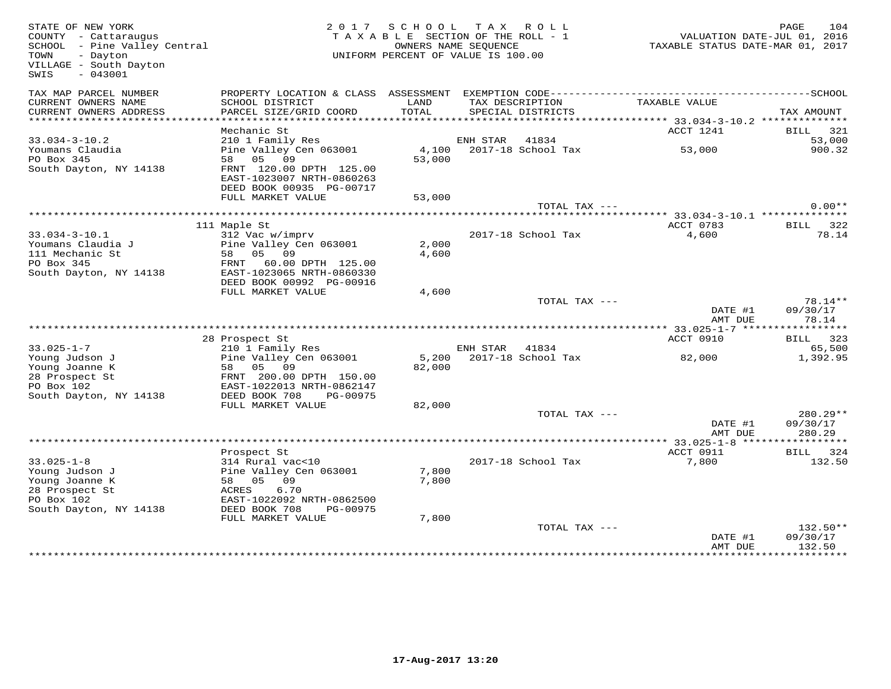STATE OF NEW YORK
COUNTY - Cattaraugus
SCHOOL - Pine Valley Central
TOWN - Dayton
VILLAGE - South Dayton
SWIS - 043001

2 0 1 7 S C H O O L T A X R O L L
T A X A B L E SECTION OF THE ROLL - 1
OWNERS NAME SEQUENCE
UNIFORM PERCENT OF VALUE IS 100.00

VALUATION DATE-JUL 01, 2016
TAXABLE STATUS DATE-MAR 01, 2017

| TAX MAP PARCEL NUMBER / CURRENT OWNERS NAME / CURRENT OWNERS ADDRESS | PROPERTY LOCATION & CLASS / SCHOOL DISTRICT / PARCEL SIZE/GRID COORD | ASSESSMENT LAND | TOTAL | EXEMPTION CODE / TAX DESCRIPTION / SPECIAL DISTRICTS | TAXABLE VALUE | TAX AMOUNT |
|---|---|---|---|---|---|---|
| **33.034-3-10.2** | Mechanic St | | | | ACCT 1241 | BILL 321 |
| 33.034-3-10.2 | 210 1 Family Res | | | ENH STAR 41834 | | 53,000 |
| Youmans Claudia | Pine Valley Cen 063001 | 4,100 | | 2017-18 School Tax | 53,000 | 900.32 |
| PO Box 345 | 58 05 09 | | 53,000 | | | |
| South Dayton, NY 14138 | FRNT 120.00 DPTH 125.00 | | | | | |
| | EAST-1023007 NRTH-0860263 | | | | | |
| | DEED BOOK 00935 PG-00717 | | | | | |
| | FULL MARKET VALUE | | 53,000 | | | |
| | | | | TOTAL TAX --- | | 0.00** |
| **33.034-3-10.1** | 111 Maple St | | | | ACCT 0783 | BILL 322 |
| 33.034-3-10.1 | 312 Vac w/imprv | | | 2017-18 School Tax | 4,600 | 78.14 |
| Youmans Claudia J | Pine Valley Cen 063001 | 2,000 | | | | |
| 111 Mechanic St | 58 05 09 | | 4,600 | | | |
| PO Box 345 | FRNT 60.00 DPTH 125.00 | | | | | |
| South Dayton, NY 14138 | EAST-1023065 NRTH-0860330 | | | | | |
| | DEED BOOK 00992 PG-00916 | | | | | |
| | FULL MARKET VALUE | | 4,600 | | | |
| | | | | TOTAL TAX --- | | 78.14** |
| | | | | | DATE #1 | 09/30/17 |
| | | | | | AMT DUE | 78.14 |
| **33.025-1-7** | 28 Prospect St | | | | ACCT 0910 | BILL 323 |
| 33.025-1-7 | 210 1 Family Res | | | ENH STAR 41834 | | 65,500 |
| Young Judson J | Pine Valley Cen 063001 | 5,200 | | 2017-18 School Tax | 82,000 | 1,392.95 |
| Young Joanne K | 58 05 09 | | 82,000 | | | |
| 28 Prospect St | FRNT 200.00 DPTH 150.00 | | | | | |
| PO Box 102 | EAST-1022013 NRTH-0862147 | | | | | |
| South Dayton, NY 14138 | DEED BOOK 708 PG-00975 | | | | | |
| | FULL MARKET VALUE | | 82,000 | | | |
| | | | | TOTAL TAX --- | | 280.29** |
| | | | | | DATE #1 | 09/30/17 |
| | | | | | AMT DUE | 280.29 |
| **33.025-1-8** | Prospect St | | | | ACCT 0911 | BILL 324 |
| 33.025-1-8 | 314 Rural vac<10 | | | 2017-18 School Tax | 7,800 | 132.50 |
| Young Judson J | Pine Valley Cen 063001 | 7,800 | | | | |
| Young Joanne K | 58 05 09 | | 7,800 | | | |
| 28 Prospect St | ACRES 6.70 | | | | | |
| PO Box 102 | EAST-1022092 NRTH-0862500 | | | | | |
| South Dayton, NY 14138 | DEED BOOK 708 PG-00975 | | | | | |
| | FULL MARKET VALUE | | 7,800 | | | |
| | | | | TOTAL TAX --- | | 132.50** |
| | | | | | DATE #1 | 09/30/17 |
| | | | | | AMT DUE | 132.50 |

17-Aug-2017 13:20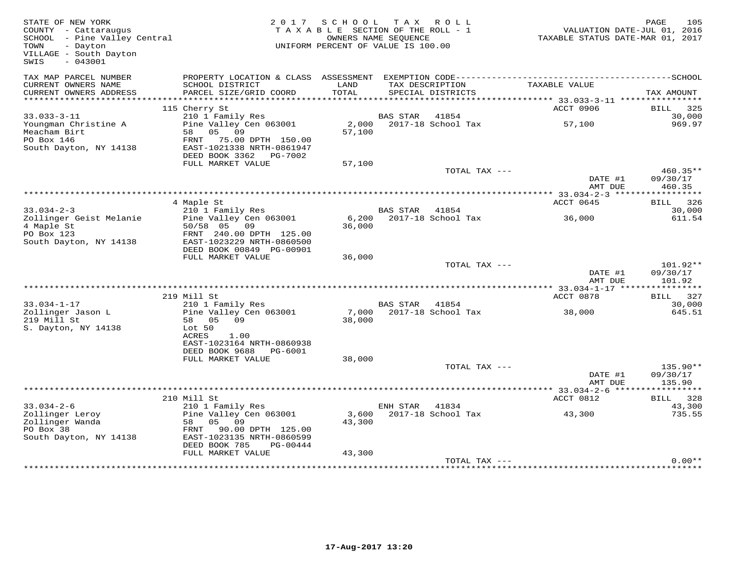STATE OF NEW YORK
COUNTY - Cattaraugus
SCHOOL - Pine Valley Central
TOWN - Dayton
VILLAGE - South Dayton
SWIS - 043001

2017 SCHOOL TAX ROLL
TAXABLE SECTION OF THE ROLL - 1
OWNERS NAME SEQUENCE
UNIFORM PERCENT OF VALUE IS 100.00

VALUATION DATE-JUL 01, 2016
TAXABLE STATUS DATE-MAR 01, 2017

| TAX MAP PARCEL NUMBER / CURRENT OWNERS NAME / CURRENT OWNERS ADDRESS | PROPERTY LOCATION & CLASS / SCHOOL DISTRICT / PARCEL SIZE/GRID COORD | ASSESSMENT LAND / TOTAL | EXEMPTION CODE / TAX DESCRIPTION / SPECIAL DISTRICTS | TAXABLE VALUE | TAX AMOUNT |
|---|---|---|---|---|---|
| **33.033-3-11** | 115 Cherry St | | | ACCT 0906 | BILL 325 |
| 33.033-3-11 | 210 1 Family Res | | BAS STAR 41854 | | 30,000 |
| Youngman Christine A | Pine Valley Cen 063001 | 2,000 | 2017-18 School Tax | 57,100 | 969.97 |
| Meacham Birt | 58 05 09 | 57,100 | | | |
| PO Box 146 | FRNT 75.00 DPTH 150.00 | | | | |
| South Dayton, NY 14138 | EAST-1021338 NRTH-0861947 | | | | |
| | DEED BOOK 3362 PG-7002 | | | | |
| | FULL MARKET VALUE | 57,100 | | | |
| | | | TOTAL TAX --- | | 460.35** |
| | | | | DATE #1 | 09/30/17 |
| | | | | AMT DUE | 460.35 |
| **33.034-2-3** | 4 Maple St | | | ACCT 0645 | BILL 326 |
| 33.034-2-3 | 210 1 Family Res | | BAS STAR 41854 | | 30,000 |
| Zollinger Geist Melanie | Pine Valley Cen 063001 | 6,200 | 2017-18 School Tax | 36,000 | 611.54 |
| 4 Maple St | 50/58 05 09 | 36,000 | | | |
| PO Box 123 | FRNT 240.00 DPTH 125.00 | | | | |
| South Dayton, NY 14138 | EAST-1023229 NRTH-0860500 | | | | |
| | DEED BOOK 00849 PG-00901 | | | | |
| | FULL MARKET VALUE | 36,000 | | | |
| | | | TOTAL TAX --- | | 101.92** |
| | | | | DATE #1 | 09/30/17 |
| | | | | AMT DUE | 101.92 |
| **33.034-1-17** | 219 Mill St | | | ACCT 0878 | BILL 327 |
| 33.034-1-17 | 210 1 Family Res | | BAS STAR 41854 | | 30,000 |
| Zollinger Jason L | Pine Valley Cen 063001 | 7,000 | 2017-18 School Tax | 38,000 | 645.51 |
| 219 Mill St | 58 05 09 | 38,000 | | | |
| S. Dayton, NY 14138 | Lot 50 | | | | |
| | ACRES 1.00 | | | | |
| | EAST-1023164 NRTH-0860938 | | | | |
| | DEED BOOK 9688 PG-6001 | | | | |
| | FULL MARKET VALUE | 38,000 | | | |
| | | | TOTAL TAX --- | | 135.90** |
| | | | | DATE #1 | 09/30/17 |
| | | | | AMT DUE | 135.90 |
| **33.034-2-6** | 210 Mill St | | | ACCT 0812 | BILL 328 |
| 33.034-2-6 | 210 1 Family Res | | ENH STAR 41834 | | 43,300 |
| Zollinger Leroy | Pine Valley Cen 063001 | 3,600 | 2017-18 School Tax | 43,300 | 735.55 |
| Zollinger Wanda | 58 05 09 | 43,300 | | | |
| PO Box 38 | FRNT 90.00 DPTH 125.00 | | | | |
| South Dayton, NY 14138 | EAST-1023135 NRTH-0860599 | | | | |
| | DEED BOOK 785 PG-00444 | | | | |
| | FULL MARKET VALUE | 43,300 | | | |
| | | | TOTAL TAX --- | | 0.00** |

17-Aug-2017 13:20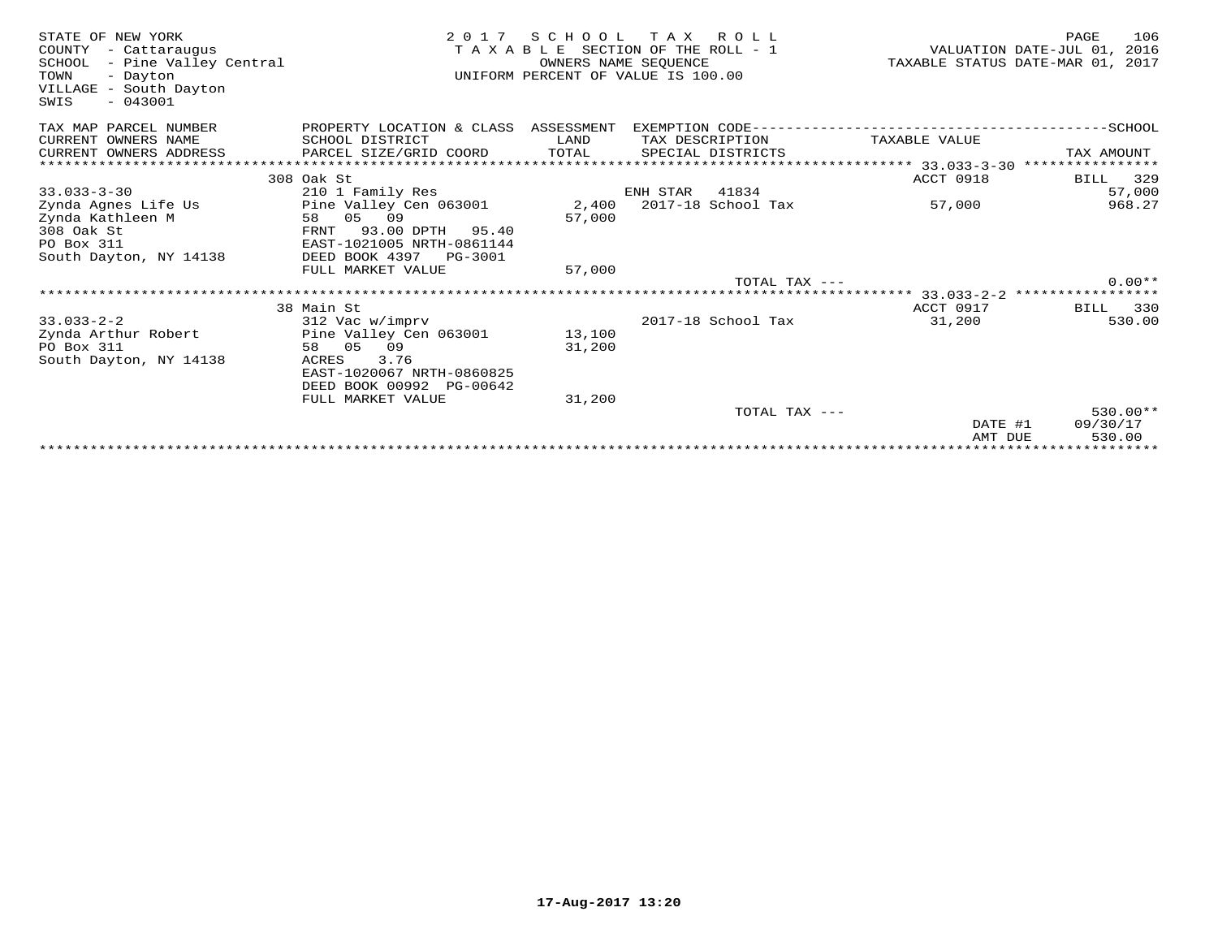STATE OF NEW YORK
COUNTY - Cattaraugus
SCHOOL - Pine Valley Central
TOWN - Dayton
VILLAGE - South Dayton
SWIS - 043001

2 0 1 7 S C H O O L T A X R O L L
T A X A B L E SECTION OF THE ROLL - 1
OWNERS NAME SEQUENCE
UNIFORM PERCENT OF VALUE IS 100.00

VALUATION DATE-JUL 01, 2016
TAXABLE STATUS DATE-MAR 01, 2017

| TAX MAP PARCEL NUMBER / CURRENT OWNERS NAME / CURRENT OWNERS ADDRESS | PROPERTY LOCATION & CLASS / SCHOOL DISTRICT / PARCEL SIZE/GRID COORD | ASSESSMENT LAND / TOTAL | EXEMPTION CODE / TAX DESCRIPTION / SPECIAL DISTRICTS | TAXABLE VALUE | SCHOOL TAX AMOUNT |
|---|---|---|---|---|---|
| 33.033-3-30 | 308 Oak St | | | ACCT 0918 | BILL 329 |
| | 210 1 Family Res | | ENH STAR 41834 | | 57,000 |
| Zynda Agnes Life Us | Pine Valley Cen 063001 | 2,400 | 2017-18 School Tax | 57,000 | 968.27 |
| Zynda Kathleen M | 58 05 09 | 57,000 | | | |
| 308 Oak St | FRNT 93.00 DPTH 95.40 | | | | |
| PO Box 311 | EAST-1021005 NRTH-0861144 | | | | |
| South Dayton, NY 14138 | DEED BOOK 4397 PG-3001 | | | | |
| | FULL MARKET VALUE | 57,000 | | | |
| | | | TOTAL TAX --- | | 0.00** |
| 33.033-2-2 | 38 Main St | | | ACCT 0917 | BILL 330 |
| | 312 Vac w/imprv | | 2017-18 School Tax | 31,200 | 530.00 |
| Zynda Arthur Robert | Pine Valley Cen 063001 | 13,100 | | | |
| PO Box 311 | 58 05 09 | 31,200 | | | |
| South Dayton, NY 14138 | ACRES 3.76 | | | | |
| | EAST-1020067 NRTH-0860825 | | | | |
| | DEED BOOK 00992 PG-00642 | | | | |
| | FULL MARKET VALUE | 31,200 | | | |
| | | | TOTAL TAX --- | | 530.00** |
| | | | | DATE #1 | 09/30/17 |
| | | | | AMT DUE | 530.00 |

17-Aug-2017 13:20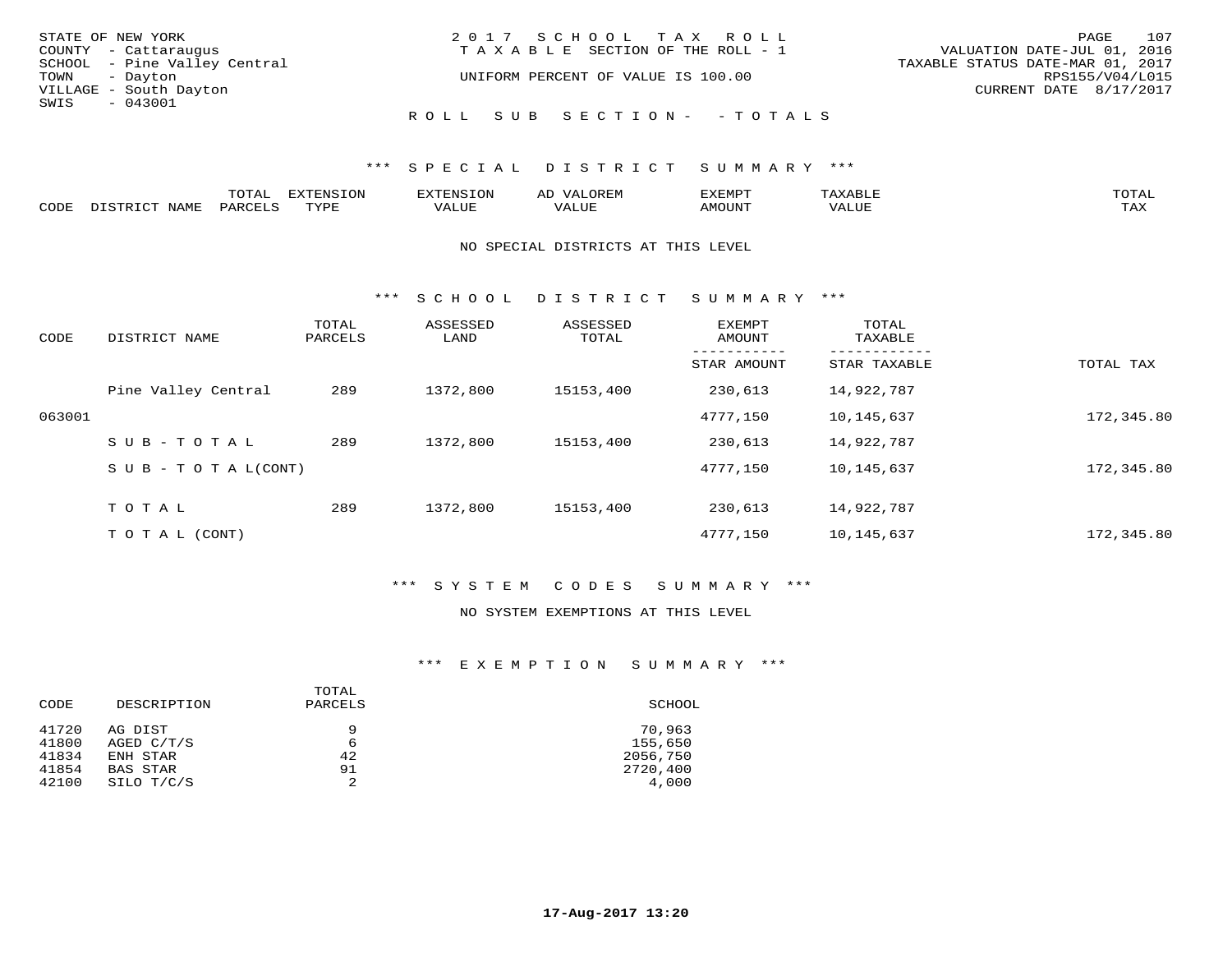STATE OF NEW YORK
COUNTY - Cattaraugus
SCHOOL - Pine Valley Central
TOWN - Dayton
VILLAGE - South Dayton
SWIS - 043001

2017 SCHOOL TAX ROLL
TAXABLE SECTION OF THE ROLL - 1
UNIFORM PERCENT OF VALUE IS 100.00

VALUATION DATE-JUL 01, 2016
TAXABLE STATUS DATE-MAR 01, 2017
RPS155/V04/L015
CURRENT DATE 8/17/2017

ROLL SUB SECTION- - TOTALS

*** SPECIAL DISTRICT SUMMARY ***

| CODE | DISTRICT NAME | TOTAL PARCELS | EXTENSION TYPE | EXTENSION VALUE | AD VALOREM VALUE | EXEMPT AMOUNT | TAXABLE VALUE | TOTAL TAX |
|---|---|---|---|---|---|---|---|---|

NO SPECIAL DISTRICTS AT THIS LEVEL

*** SCHOOL DISTRICT SUMMARY ***

| CODE | DISTRICT NAME | TOTAL PARCELS | ASSESSED LAND | ASSESSED TOTAL | EXEMPT AMOUNT / STAR AMOUNT | TOTAL TAXABLE / STAR TAXABLE | TOTAL TAX |
|---|---|---|---|---|---|---|---|
| | Pine Valley Central | 289 | 1372,800 | 15153,400 | 230,613 | 14,922,787 | |
| 063001 | | | | | 4777,150 | 10,145,637 | 172,345.80 |
| | SUB-TOTAL | 289 | 1372,800 | 15153,400 | 230,613 | 14,922,787 | |
| | SUB-TOTAL(CONT) | | | | 4777,150 | 10,145,637 | 172,345.80 |
| | TOTAL | 289 | 1372,800 | 15153,400 | 230,613 | 14,922,787 | |
| | TOTAL (CONT) | | | | 4777,150 | 10,145,637 | 172,345.80 |

*** SYSTEM CODES SUMMARY ***

NO SYSTEM EXEMPTIONS AT THIS LEVEL

*** EXEMPTION SUMMARY ***

| CODE | DESCRIPTION | TOTAL PARCELS | SCHOOL |
|---|---|---|---|
| 41720 | AG DIST | 9 | 70,963 |
| 41800 | AGED C/T/S | 6 | 155,650 |
| 41834 | ENH STAR | 42 | 2056,750 |
| 41854 | BAS STAR | 91 | 2720,400 |
| 42100 | SILO T/C/S | 2 | 4,000 |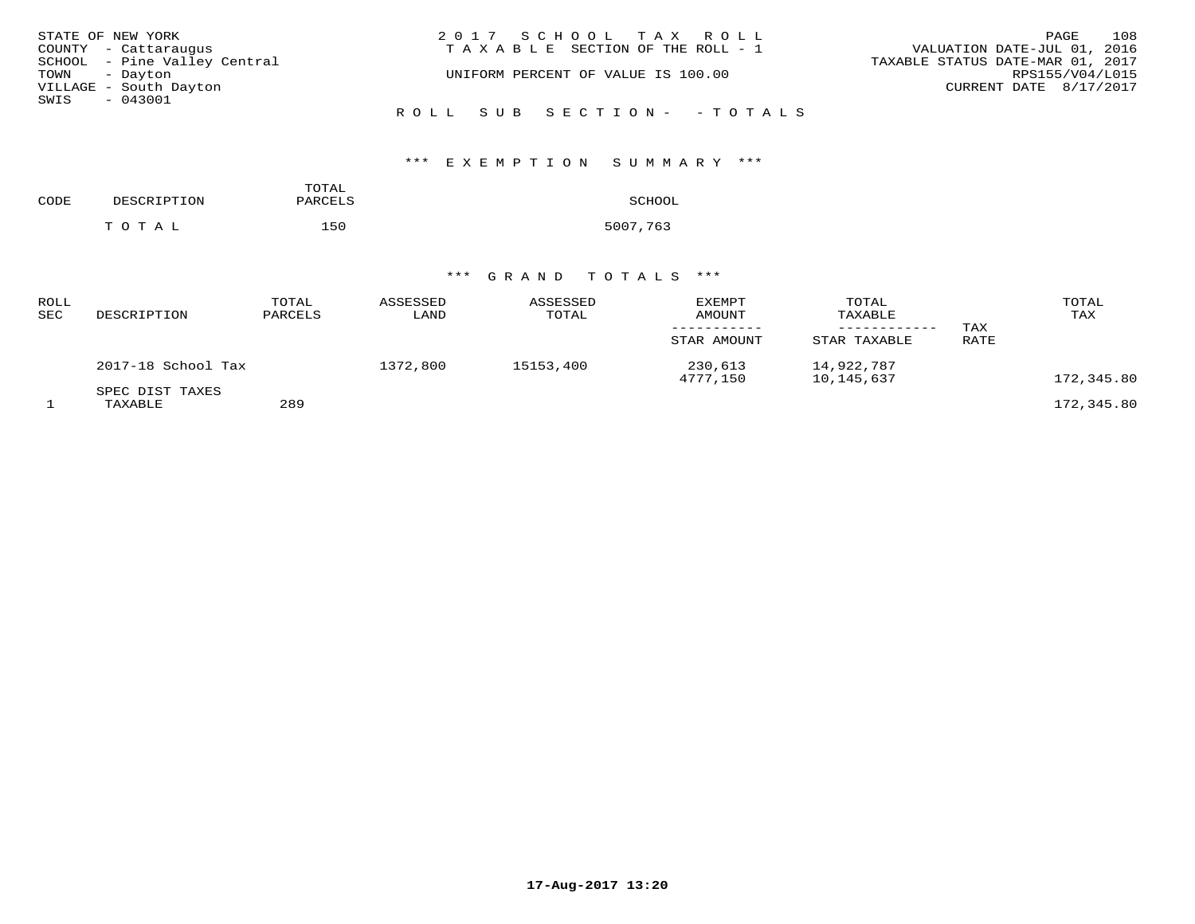STATE OF NEW YORK
COUNTY - Cattaraugus
SCHOOL - Pine Valley Central
TOWN - Dayton
VILLAGE - South Dayton
SWIS - 043001

2017 SCHOOL TAX ROLL
TAXABLE SECTION OF THE ROLL - 1
UNIFORM PERCENT OF VALUE IS 100.00

VALUATION DATE-JUL 01, 2016
TAXABLE STATUS DATE-MAR 01, 2017
RPS155/V04/L015
CURRENT DATE 8/17/2017

ROLL SUB SECTION- - TOTALS

*** EXEMPTION SUMMARY ***

| CODE | DESCRIPTION | TOTAL PARCELS | SCHOOL |
|---|---|---|---|
| | TOTAL | 150 | 5007,763 |

*** GRAND TOTALS ***

| ROLL SEC | DESCRIPTION | TOTAL PARCELS | ASSESSED LAND | ASSESSED TOTAL | EXEMPT AMOUNT / STAR AMOUNT | TOTAL TAXABLE / STAR TAXABLE | TAX RATE | TOTAL TAX |
|---|---|---|---|---|---|---|---|---|
| | 2017-18 School Tax | | 1372,800 | 15153,400 | 230,613 | 14,922,787 | | |
| | | | | | 4777,150 | 10,145,637 | | 172,345.80 |
| | SPEC DIST TAXES | | | | | | | |
| 1 | TAXABLE | 289 | | | | | | 172,345.80 |

17-Aug-2017 13:20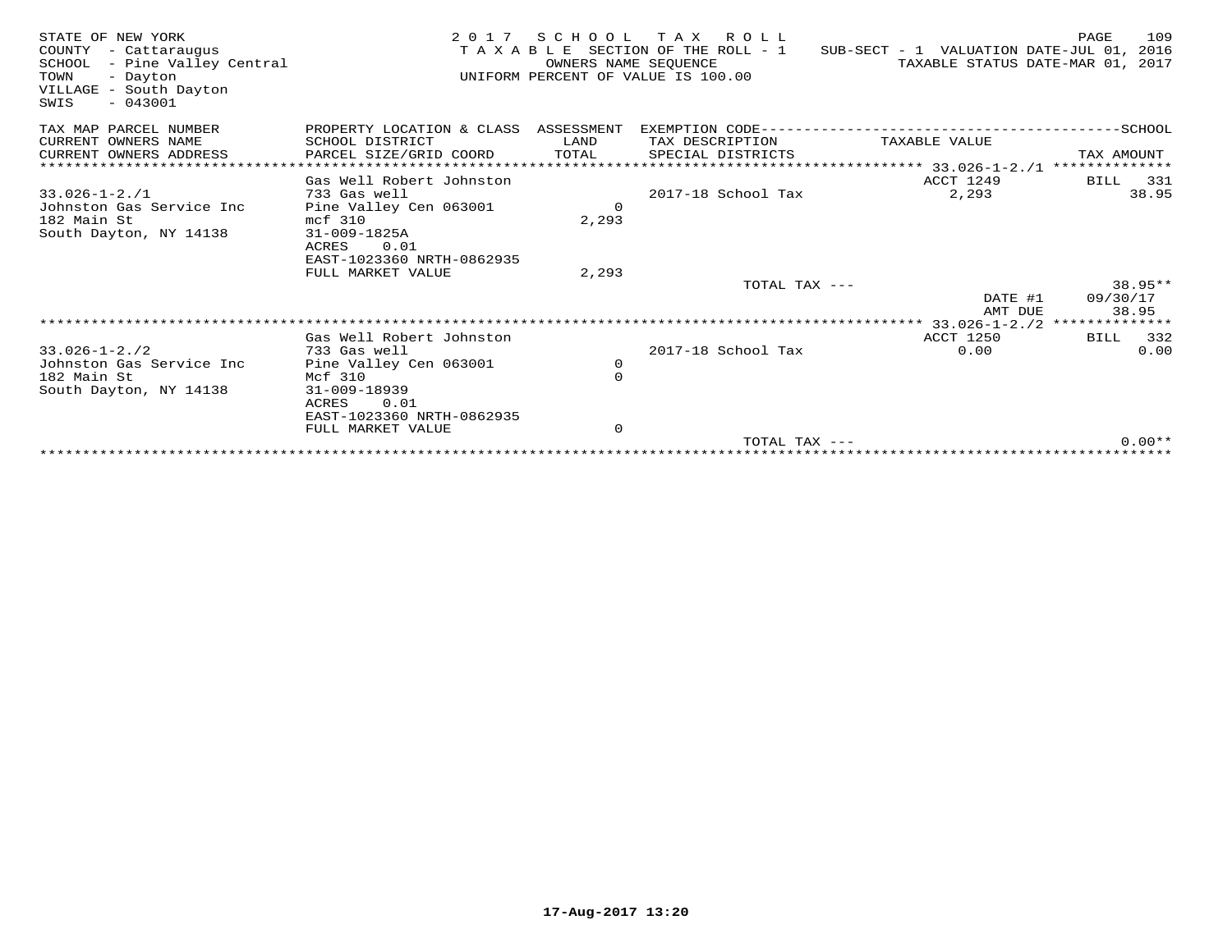STATE OF NEW YORK
COUNTY - Cattaraugus
SCHOOL - Pine Valley Central
TOWN - Dayton
VILLAGE - South Dayton
SWIS - 043001

2 0 1 7 S C H O O L T A X R O L L
T A X A B L E SECTION OF THE ROLL - 1
OWNERS NAME SEQUENCE
UNIFORM PERCENT OF VALUE IS 100.00

SUB-SECT - 1 VALUATION DATE-JUL 01, 2016
TAXABLE STATUS DATE-MAR 01, 2017

| TAX MAP PARCEL NUMBER<br>CURRENT OWNERS NAME<br>CURRENT OWNERS ADDRESS | PROPERTY LOCATION & CLASS<br>SCHOOL DISTRICT<br>PARCEL SIZE/GRID COORD | ASSESSMENT<br>LAND<br>TOTAL | EXEMPTION CODE<br>TAX DESCRIPTION<br>SPECIAL DISTRICTS | TAXABLE VALUE | SCHOOL<br>TAX AMOUNT |
|---|---|---|---|---|---|
| 33.026-1-2./1 | Gas Well Robert Johnston | | | ACCT 1249 | BILL 331 |
| 33.026-1-2./1 | 733 Gas well | | 2017-18 School Tax | 2,293 | 38.95 |
| Johnston Gas Service Inc | Pine Valley Cen 063001 | 0 | | | |
| 182 Main St | mcf 310 | 2,293 | | | |
| South Dayton, NY 14138 | 31-009-1825A | | | | |
| | ACRES 0.01 | | | | |
| | EAST-1023360 NRTH-0862935 | | | | |
| | FULL MARKET VALUE | 2,293 | | | |
| | | | TOTAL TAX --- | | 38.95** |
| | | | | DATE #1 | 09/30/17 |
| | | | | AMT DUE | 38.95 |
| 33.026-1-2./2 | Gas Well Robert Johnston | | | ACCT 1250 | BILL 332 |
| 33.026-1-2./2 | 733 Gas well | | 2017-18 School Tax | 0.00 | 0.00 |
| Johnston Gas Service Inc | Pine Valley Cen 063001 | 0 | | | |
| 182 Main St | Mcf 310 | 0 | | | |
| South Dayton, NY 14138 | 31-009-18939 | | | | |
| | ACRES 0.01 | | | | |
| | EAST-1023360 NRTH-0862935 | | | | |
| | FULL MARKET VALUE | 0 | | | |
| | | | TOTAL TAX --- | | 0.00** |

17-Aug-2017 13:20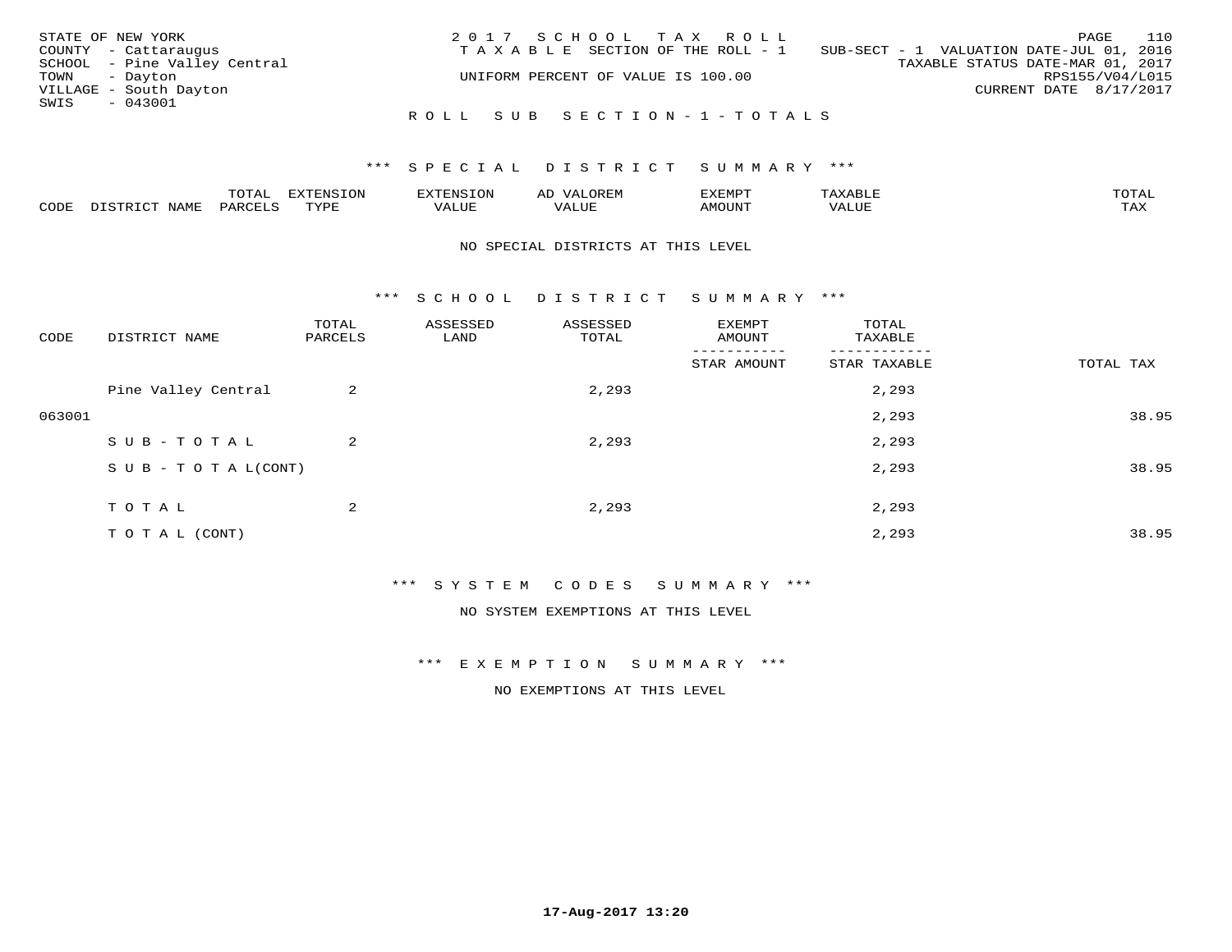STATE OF NEW YORK
COUNTY - Cattaraugus
SCHOOL - Pine Valley Central
TOWN - Dayton
VILLAGE - South Dayton
SWIS - 043001

2017 SCHOOL TAX ROLL
TAXABLE SECTION OF THE ROLL - 1
UNIFORM PERCENT OF VALUE IS 100.00

SUB-SECT - 1 VALUATION DATE-JUL 01, 2016
TAXABLE STATUS DATE-MAR 01, 2017
RPS155/V04/L015
CURRENT DATE 8/17/2017

ROLL SUB SECTION-1-TOTALS

*** SPECIAL DISTRICT SUMMARY ***

| CODE | DISTRICT NAME | TOTAL PARCELS | EXTENSION TYPE | EXTENSION VALUE | AD VALOREM VALUE | EXEMPT AMOUNT | TAXABLE VALUE | TOTAL TAX |
|---|---|---|---|---|---|---|---|---|

NO SPECIAL DISTRICTS AT THIS LEVEL

*** SCHOOL DISTRICT SUMMARY ***

| CODE | DISTRICT NAME | TOTAL PARCELS | ASSESSED LAND | ASSESSED TOTAL | EXEMPT AMOUNT / STAR AMOUNT | TOTAL TAXABLE / STAR TAXABLE | TOTAL TAX |
|---|---|---|---|---|---|---|---|
| | Pine Valley Central | 2 | | 2,293 | | 2,293 | |
| 063001 | | | | | | 2,293 | 38.95 |
| | SUB-TOTAL | 2 | | 2,293 | | 2,293 | |
| | SUB-TOTAL(CONT) | | | | | 2,293 | 38.95 |
| | TOTAL | 2 | | 2,293 | | 2,293 | |
| | TOTAL (CONT) | | | | | 2,293 | 38.95 |

*** SYSTEM CODES SUMMARY ***

NO SYSTEM EXEMPTIONS AT THIS LEVEL

*** EXEMPTION SUMMARY ***

NO EXEMPTIONS AT THIS LEVEL

17-Aug-2017 13:20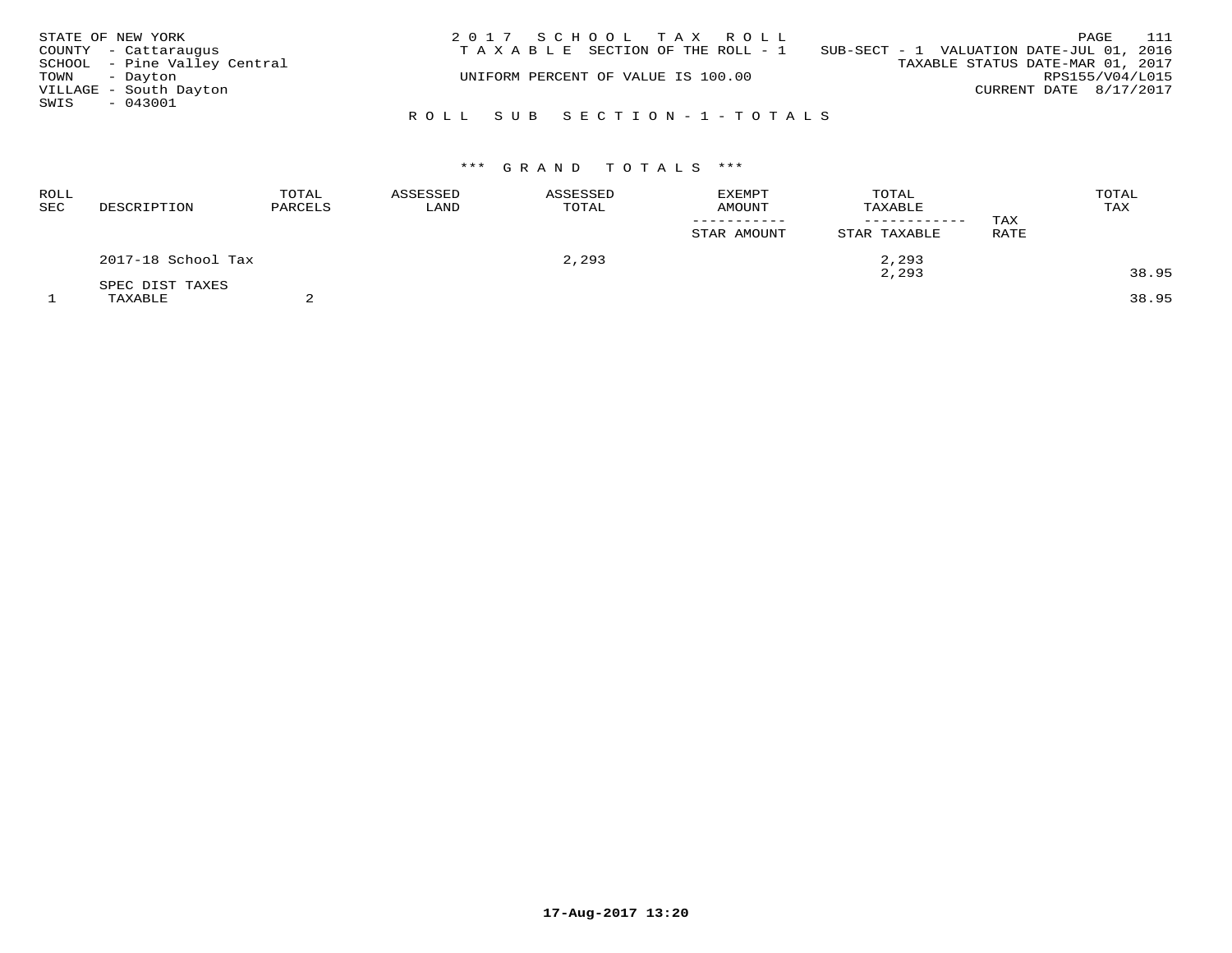STATE OF NEW YORK
COUNTY - Cattaraugus
SCHOOL - Pine Valley Central
TOWN - Dayton
VILLAGE - South Dayton
SWIS - 043001

2017 SCHOOL TAX ROLL
TAXABLE SECTION OF THE ROLL - 1
UNIFORM PERCENT OF VALUE IS 100.00

SUB-SECT - 1 VALUATION DATE-JUL 01, 2016
TAXABLE STATUS DATE-MAR 01, 2017
RPS155/V04/L015
CURRENT DATE 8/17/2017

ROLL SUB SECTION-1-TOTALS

*** GRAND TOTALS ***

| ROLL SEC | DESCRIPTION | TOTAL PARCELS | ASSESSED LAND | ASSESSED TOTAL | EXEMPT AMOUNT / STAR AMOUNT | TOTAL TAXABLE / STAR TAXABLE | TAX RATE | TOTAL TAX |
|---|---|---|---|---|---|---|---|---|
| | 2017-18 School Tax | | | 2,293 | | 2,293 | | |
| | | | | | | 2,293 | | 38.95 |
| | SPEC DIST TAXES | | | | | | | |
| 1 | TAXABLE | 2 | | | | | | 38.95 |

17-Aug-2017 13:20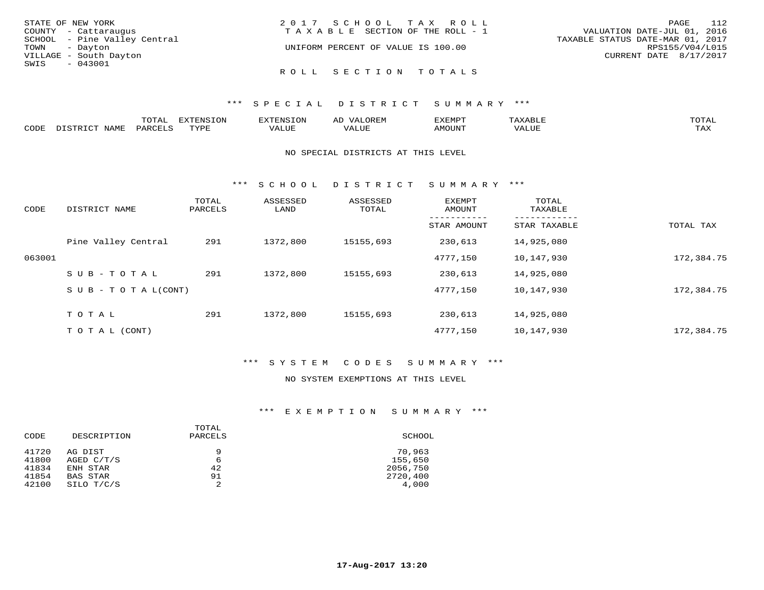STATE OF NEW YORK
COUNTY - Cattaraugus
SCHOOL - Pine Valley Central
TOWN - Dayton
VILLAGE - South Dayton
SWIS - 043001

2017 SCHOOL TAX ROLL
TAXABLE SECTION OF THE ROLL - 1
UNIFORM PERCENT OF VALUE IS 100.00

VALUATION DATE-JUL 01, 2016
TAXABLE STATUS DATE-MAR 01, 2017
RPS155/V04/L015
CURRENT DATE 8/17/2017

ROLL SECTION TOTALS

*** SPECIAL DISTRICT SUMMARY ***

| CODE | DISTRICT NAME | TOTAL PARCELS | EXTENSION TYPE | EXTENSION VALUE | AD VALOREM VALUE | EXEMPT AMOUNT | TAXABLE VALUE | TOTAL TAX |
|---|---|---|---|---|---|---|---|---|

NO SPECIAL DISTRICTS AT THIS LEVEL

*** SCHOOL DISTRICT SUMMARY ***

| CODE | DISTRICT NAME | TOTAL PARCELS | ASSESSED LAND | ASSESSED TOTAL | EXEMPT AMOUNT / STAR AMOUNT | TOTAL TAXABLE / STAR TAXABLE | TOTAL TAX |
|---|---|---|---|---|---|---|---|
| | Pine Valley Central | 291 | 1372,800 | 15155,693 | 230,613 | 14,925,080 | |
| 063001 | | | | | 4777,150 | 10,147,930 | 172,384.75 |
| | SUB-TOTAL | 291 | 1372,800 | 15155,693 | 230,613 | 14,925,080 | |
| | SUB-TOTAL(CONT) | | | | 4777,150 | 10,147,930 | 172,384.75 |
| | TOTAL | 291 | 1372,800 | 15155,693 | 230,613 | 14,925,080 | |
| | TOTAL (CONT) | | | | 4777,150 | 10,147,930 | 172,384.75 |

*** SYSTEM CODES SUMMARY ***

NO SYSTEM EXEMPTIONS AT THIS LEVEL

*** EXEMPTION SUMMARY ***

| CODE | DESCRIPTION | TOTAL PARCELS | SCHOOL |
|---|---|---|---|
| 41720 | AG DIST | 9 | 70,963 |
| 41800 | AGED C/T/S | 6 | 155,650 |
| 41834 | ENH STAR | 42 | 2056,750 |
| 41854 | BAS STAR | 91 | 2720,400 |
| 42100 | SILO T/C/S | 2 | 4,000 |

17-Aug-2017 13:20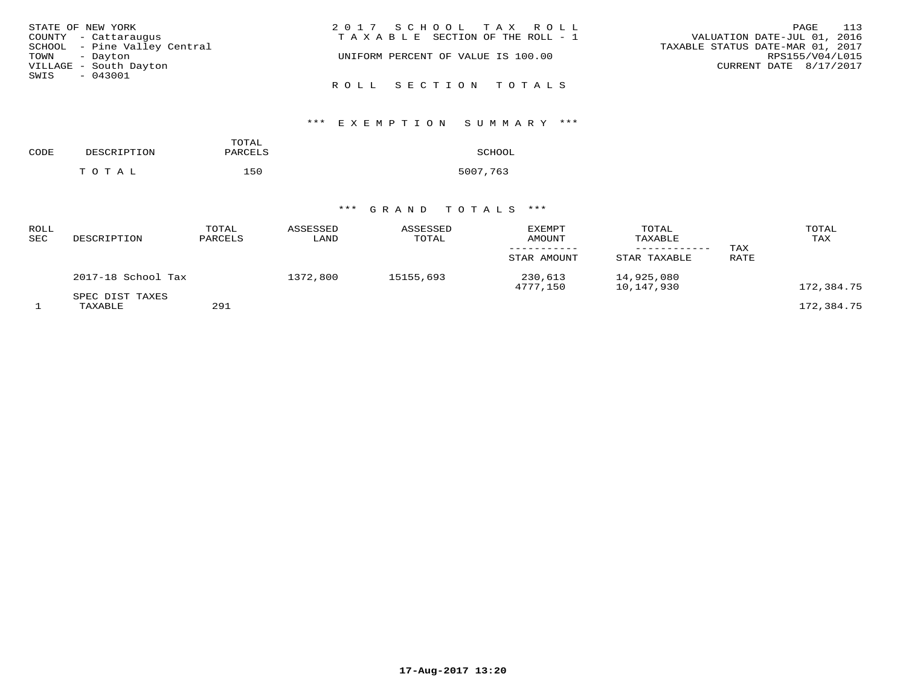STATE OF NEW YORK
COUNTY - Cattaraugus
SCHOOL - Pine Valley Central
TOWN - Dayton
VILLAGE - South Dayton
SWIS - 043001

2017 SCHOOL TAX ROLL
TAXABLE SECTION OF THE ROLL - 1
UNIFORM PERCENT OF VALUE IS 100.00

VALUATION DATE-JUL 01, 2016
TAXABLE STATUS DATE-MAR 01, 2017
RPS155/V04/L015
CURRENT DATE 8/17/2017

ROLL SECTION TOTALS

## *** EXEMPTION SUMMARY ***

| CODE | DESCRIPTION | TOTAL PARCELS | SCHOOL |
|---|---|---|---|
| | TOTAL | 150 | 5007,763 |

## *** GRAND TOTALS ***

| ROLL SEC | DESCRIPTION | TOTAL PARCELS | ASSESSED LAND | ASSESSED TOTAL | EXEMPT AMOUNT / STAR AMOUNT | TOTAL TAXABLE / STAR TAXABLE | TAX RATE | TOTAL TAX |
|---|---|---|---|---|---|---|---|---|
| | 2017-18 School Tax | | 1372,800 | 15155,693 | 230,613 | 14,925,080 | | |
| | | | | | 4777,150 | 10,147,930 | | 172,384.75 |
| | SPEC DIST TAXES | | | | | | | |
| 1 | TAXABLE | 291 | | | | | | 172,384.75 |

17-Aug-2017 13:20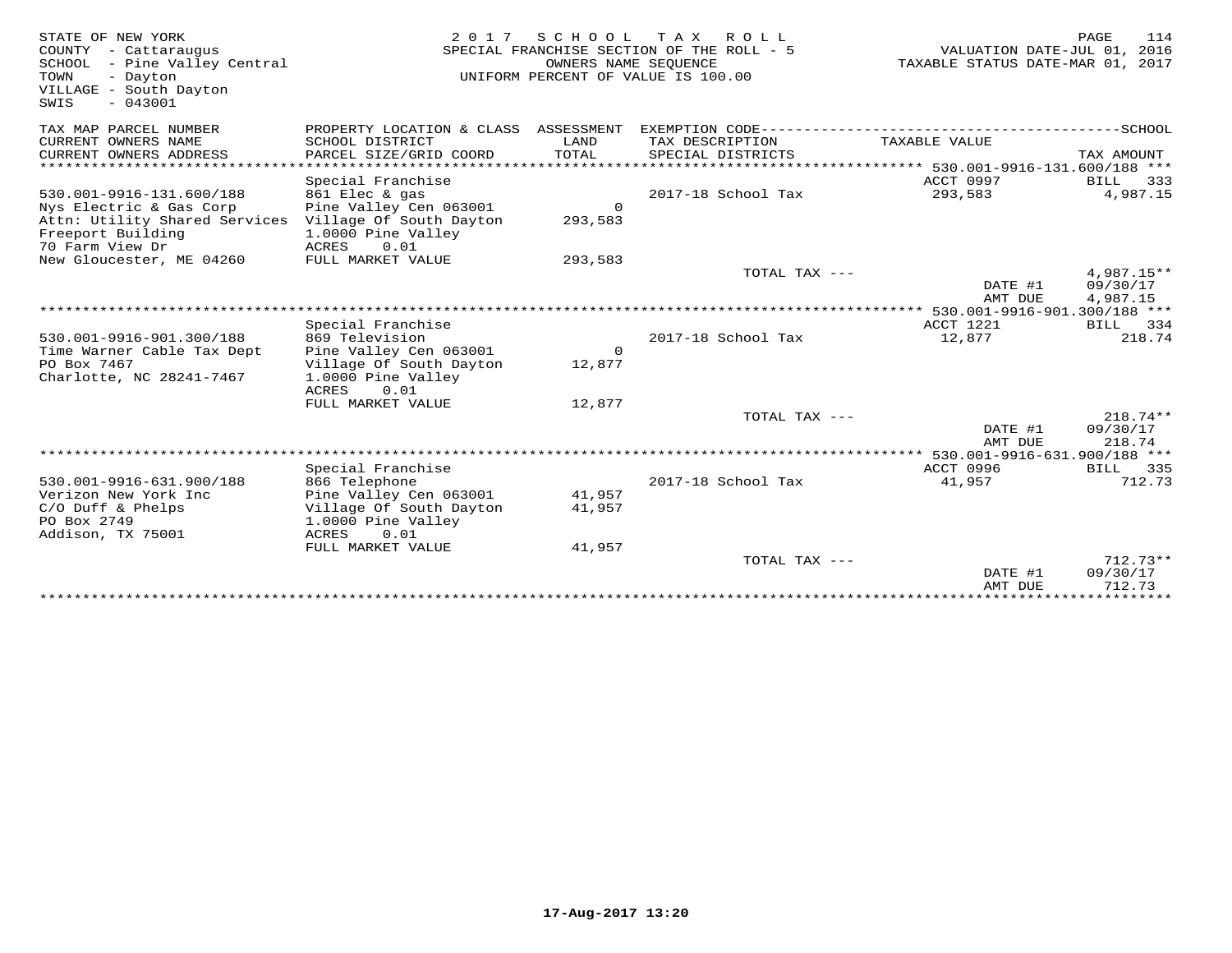STATE OF NEW YORK
COUNTY - Cattaraugus
SCHOOL - Pine Valley Central
TOWN - Dayton
VILLAGE - South Dayton
SWIS - 043001

2 0 1 7 S C H O O L T A X R O L L
SPECIAL FRANCHISE SECTION OF THE ROLL - 5
OWNERS NAME SEQUENCE
UNIFORM PERCENT OF VALUE IS 100.00

VALUATION DATE-JUL 01, 2016
TAXABLE STATUS DATE-MAR 01, 2017

| TAX MAP PARCEL NUMBER / CURRENT OWNERS NAME / CURRENT OWNERS ADDRESS | PROPERTY LOCATION & CLASS / SCHOOL DISTRICT / PARCEL SIZE/GRID COORD | ASSESSMENT LAND / TOTAL | EXEMPTION CODE / TAX DESCRIPTION / SPECIAL DISTRICTS | TAXABLE VALUE | TAX AMOUNT |
|---|---|---|---|---|---|
| *** 530.001-9916-131.600/188 *** | | | | | |
| | Special Franchise | | | ACCT 0997 | BILL 333 |
| 530.001-9916-131.600/188 | 861 Elec & gas | | 2017-18 School Tax | 293,583 | 4,987.15 |
| Nys Electric & Gas Corp | Pine Valley Cen 063001 | 0 | | | |
| Attn: Utility Shared Services | Village Of South Dayton | 293,583 | | | |
| Freeport Building | 1.0000 Pine Valley | | | | |
| 70 Farm View Dr | ACRES 0.01 | | | | |
| New Gloucester, ME 04260 | FULL MARKET VALUE | 293,583 | | | |
| | | | TOTAL TAX --- | | 4,987.15** |
| | | | | DATE #1 | 09/30/17 |
| | | | | AMT DUE | 4,987.15 |
| *** 530.001-9916-901.300/188 *** | | | | | |
| | Special Franchise | | | ACCT 1221 | BILL 334 |
| 530.001-9916-901.300/188 | 869 Television | | 2017-18 School Tax | 12,877 | 218.74 |
| Time Warner Cable Tax Dept | Pine Valley Cen 063001 | 0 | | | |
| PO Box 7467 | Village Of South Dayton | 12,877 | | | |
| Charlotte, NC 28241-7467 | 1.0000 Pine Valley | | | | |
| | ACRES 0.01 | | | | |
| | FULL MARKET VALUE | 12,877 | | | |
| | | | TOTAL TAX --- | | 218.74** |
| | | | | DATE #1 | 09/30/17 |
| | | | | AMT DUE | 218.74 |
| *** 530.001-9916-631.900/188 *** | | | | | |
| | Special Franchise | | | ACCT 0996 | BILL 335 |
| 530.001-9916-631.900/188 | 866 Telephone | | 2017-18 School Tax | 41,957 | 712.73 |
| Verizon New York Inc | Pine Valley Cen 063001 | 41,957 | | | |
| C/O Duff & Phelps | Village Of South Dayton | 41,957 | | | |
| PO Box 2749 | 1.0000 Pine Valley | | | | |
| Addison, TX 75001 | ACRES 0.01 | | | | |
| | FULL MARKET VALUE | 41,957 | | | |
| | | | TOTAL TAX --- | | 712.73** |
| | | | | DATE #1 | 09/30/17 |
| | | | | AMT DUE | 712.73 |

17-Aug-2017 13:20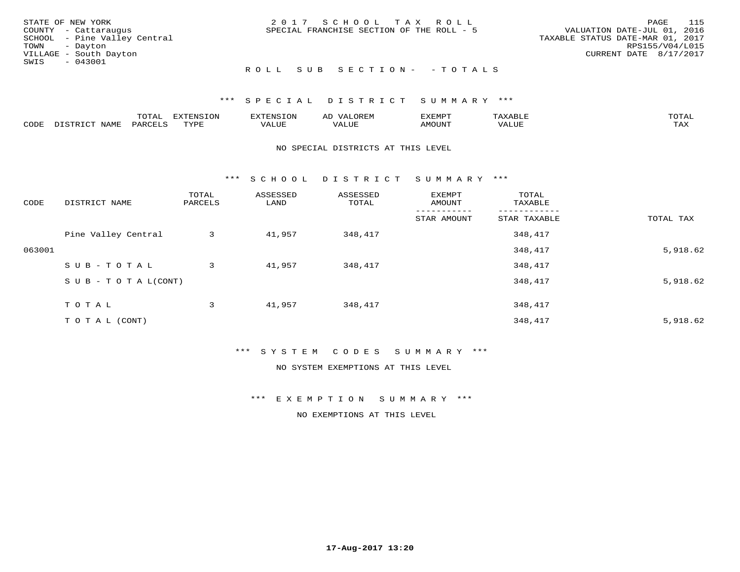STATE OF NEW YORK
COUNTY - Cattaraugus
SCHOOL - Pine Valley Central
TOWN - Dayton
VILLAGE - South Dayton
SWIS - 043001

2017 SCHOOL TAX ROLL
SPECIAL FRANCHISE SECTION OF THE ROLL - 5

VALUATION DATE-JUL 01, 2016
TAXABLE STATUS DATE-MAR 01, 2017
RPS155/V04/L015
CURRENT DATE 8/17/2017

ROLL SUB SECTION - - TOTALS

### *** SPECIAL DISTRICT SUMMARY ***

| CODE | DISTRICT NAME | TOTAL PARCELS | EXTENSION TYPE | EXTENSION VALUE | AD VALOREM VALUE | EXEMPT AMOUNT | TAXABLE VALUE | TOTAL TAX |
|---|---|---|---|---|---|---|---|---|

NO SPECIAL DISTRICTS AT THIS LEVEL

### *** SCHOOL DISTRICT SUMMARY ***

| CODE | DISTRICT NAME | TOTAL PARCELS | ASSESSED LAND | ASSESSED TOTAL | EXEMPT AMOUNT / STAR AMOUNT | TOTAL TAXABLE / STAR TAXABLE | TOTAL TAX |
|---|---|---|---|---|---|---|---|
| | Pine Valley Central | 3 | 41,957 | 348,417 | | 348,417 | |
| 063001 | | | | | | 348,417 | 5,918.62 |
| | SUB-TOTAL | 3 | 41,957 | 348,417 | | 348,417 | |
| | SUB-TOTAL(CONT) | | | | | 348,417 | 5,918.62 |
| | TOTAL | 3 | 41,957 | 348,417 | | 348,417 | |
| | TOTAL (CONT) | | | | | 348,417 | 5,918.62 |

### *** SYSTEM CODES SUMMARY ***

NO SYSTEM EXEMPTIONS AT THIS LEVEL

### *** EXEMPTION SUMMARY ***

NO EXEMPTIONS AT THIS LEVEL

17-Aug-2017 13:20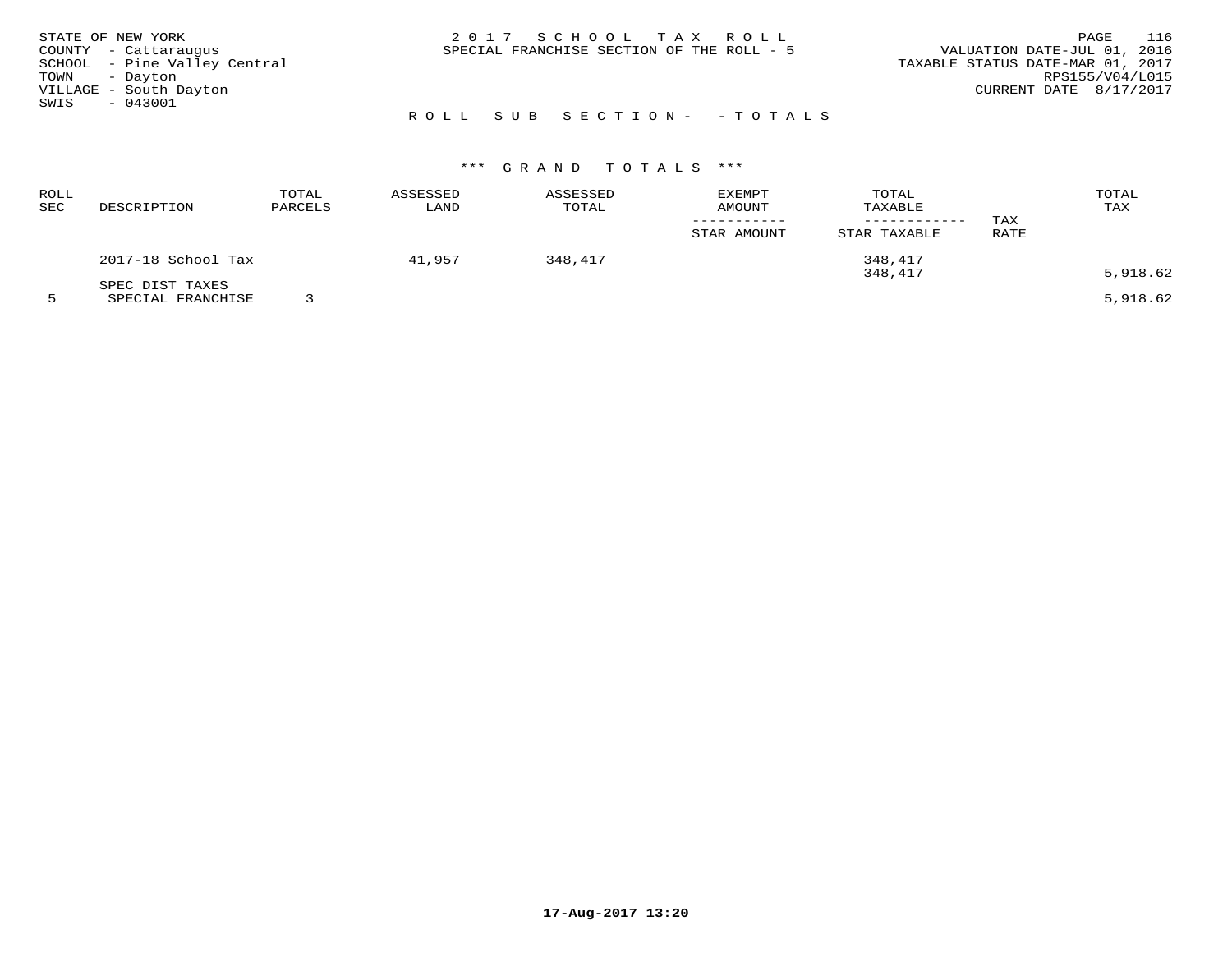STATE OF NEW YORK
COUNTY - Cattaraugus
SCHOOL - Pine Valley Central
TOWN - Dayton
VILLAGE - South Dayton
SWIS - 043001

2017 SCHOOL TAX ROLL
SPECIAL FRANCHISE SECTION OF THE ROLL - 5

VALUATION DATE-JUL 01, 2016
TAXABLE STATUS DATE-MAR 01, 2017
RPS155/V04/L015
CURRENT DATE 8/17/2017

ROLL SUB SECTION- - TOTALS

*** GRAND TOTALS ***

| ROLL SEC | DESCRIPTION | TOTAL PARCELS | ASSESSED LAND | ASSESSED TOTAL | EXEMPT AMOUNT<br>-----------<br>STAR AMOUNT | TOTAL TAXABLE<br>------------<br>STAR TAXABLE | TAX RATE | TOTAL TAX |
|---|---|---|---|---|---|---|---|---|
| | 2017-18 School Tax | | 41,957 | 348,417 | | 348,417<br>348,417 | | 5,918.62 |
| | SPEC DIST TAXES | | | | | | | |
| 5 | SPECIAL FRANCHISE | 3 | | | | | | 5,918.62 |

17-Aug-2017 13:20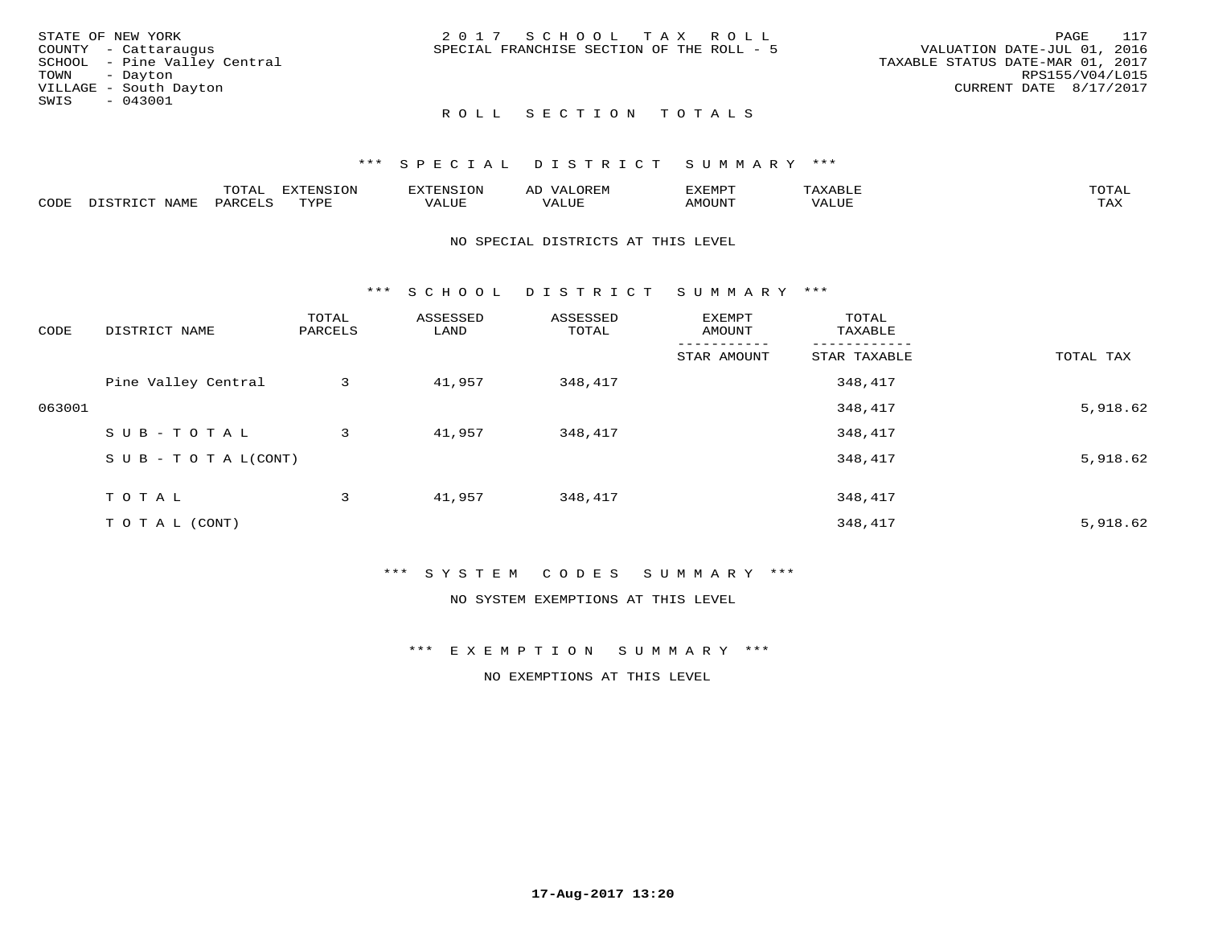STATE OF NEW YORK
COUNTY - Cattaraugus
SCHOOL - Pine Valley Central
TOWN - Dayton
VILLAGE - South Dayton
SWIS - 043001

2 0 1 7 S C H O O L T A X R O L L
SPECIAL FRANCHISE SECTION OF THE ROLL - 5

VALUATION DATE-JUL 01, 2016
TAXABLE STATUS DATE-MAR 01, 2017
RPS155/V04/L015
CURRENT DATE 8/17/2017

R O L L S E C T I O N T O T A L S

*** S P E C I A L D I S T R I C T S U M M A R Y ***

| CODE | DISTRICT NAME | TOTAL PARCELS | EXTENSION TYPE | EXTENSION VALUE | AD VALOREM VALUE | EXEMPT AMOUNT | TAXABLE VALUE | TOTAL TAX |
|---|---|---|---|---|---|---|---|---|

NO SPECIAL DISTRICTS AT THIS LEVEL

*** S C H O O L D I S T R I C T S U M M A R Y ***

| CODE | DISTRICT NAME | TOTAL PARCELS | ASSESSED LAND | ASSESSED TOTAL | EXEMPT AMOUNT / STAR AMOUNT | TOTAL TAXABLE / STAR TAXABLE | TOTAL TAX |
|---|---|---|---|---|---|---|---|
| | Pine Valley Central | 3 | 41,957 | 348,417 | | 348,417 | |
| 063001 | | | | | | 348,417 | 5,918.62 |
| | S U B - T O T A L | 3 | 41,957 | 348,417 | | 348,417 | |
| | S U B - T O T A L(CONT) | | | | | 348,417 | 5,918.62 |
| | T O T A L | 3 | 41,957 | 348,417 | | 348,417 | |
| | T O T A L (CONT) | | | | | 348,417 | 5,918.62 |

*** S Y S T E M C O D E S S U M M A R Y ***

NO SYSTEM EXEMPTIONS AT THIS LEVEL

*** E X E M P T I O N S U M M A R Y ***

NO EXEMPTIONS AT THIS LEVEL

17-Aug-2017 13:20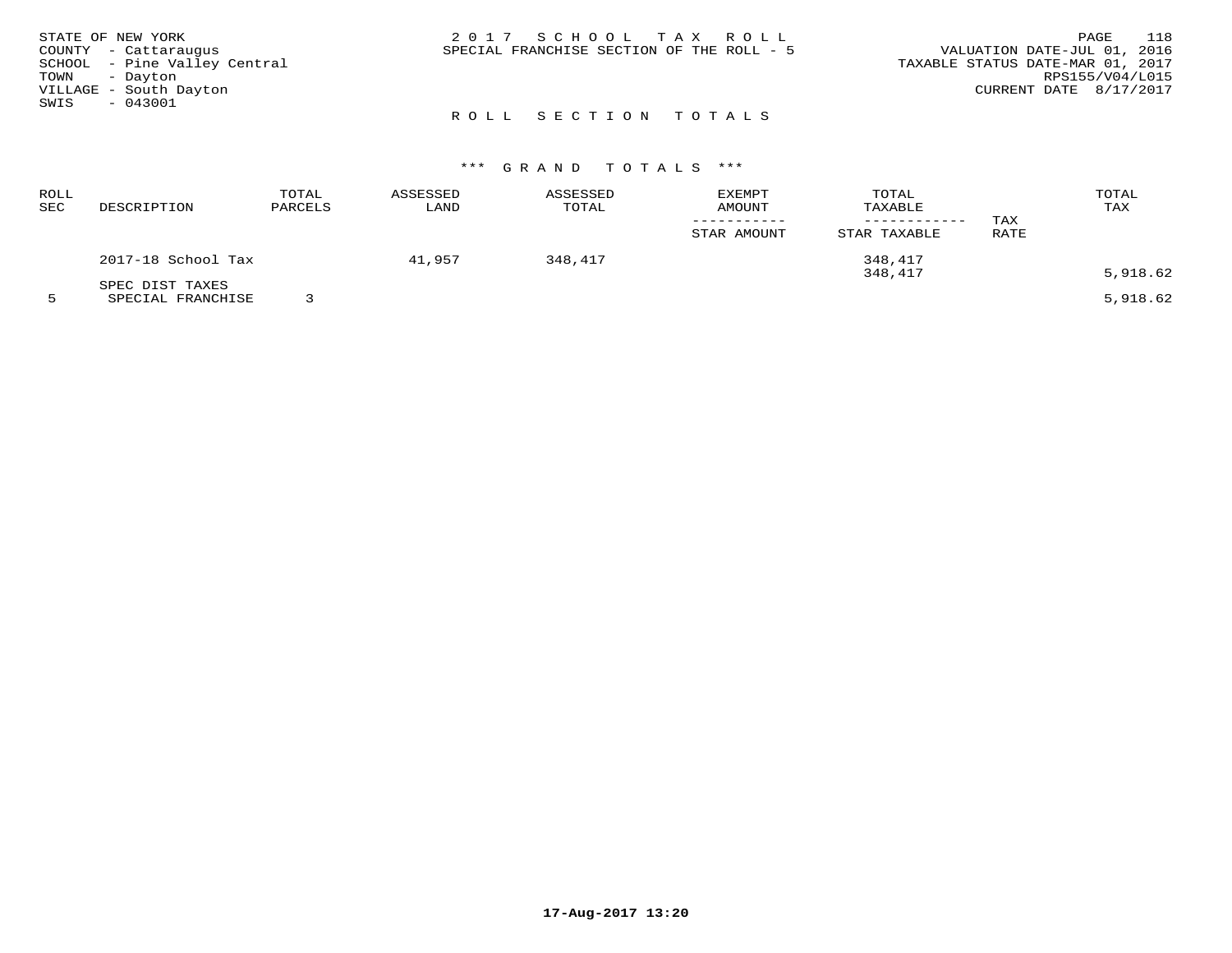STATE OF NEW YORK
COUNTY - Cattaraugus
SCHOOL - Pine Valley Central
TOWN - Dayton
VILLAGE - South Dayton
SWIS - 043001

2 0 1 7 S C H O O L T A X R O L L
SPECIAL FRANCHISE SECTION OF THE ROLL - 5

VALUATION DATE-JUL 01, 2016
TAXABLE STATUS DATE-MAR 01, 2017
RPS155/V04/L015
CURRENT DATE 8/17/2017

R O L L S E C T I O N T O T A L S

\*\*\* G R A N D T O T A L S \*\*\*

| ROLL SEC | DESCRIPTION | TOTAL PARCELS | ASSESSED LAND | ASSESSED TOTAL | EXEMPT AMOUNT ----------- STAR AMOUNT | TOTAL TAXABLE ------------ STAR TAXABLE | TAX RATE | TOTAL TAX |
|---|---|---|---|---|---|---|---|---|
| | 2017-18 School Tax | | 41,957 | 348,417 | | 348,417 | | |
| | | | | | | 348,417 | | 5,918.62 |
| | SPEC DIST TAXES | | | | | | | |
| 5 | SPECIAL FRANCHISE | 3 | | | | | | 5,918.62 |

17-Aug-2017 13:20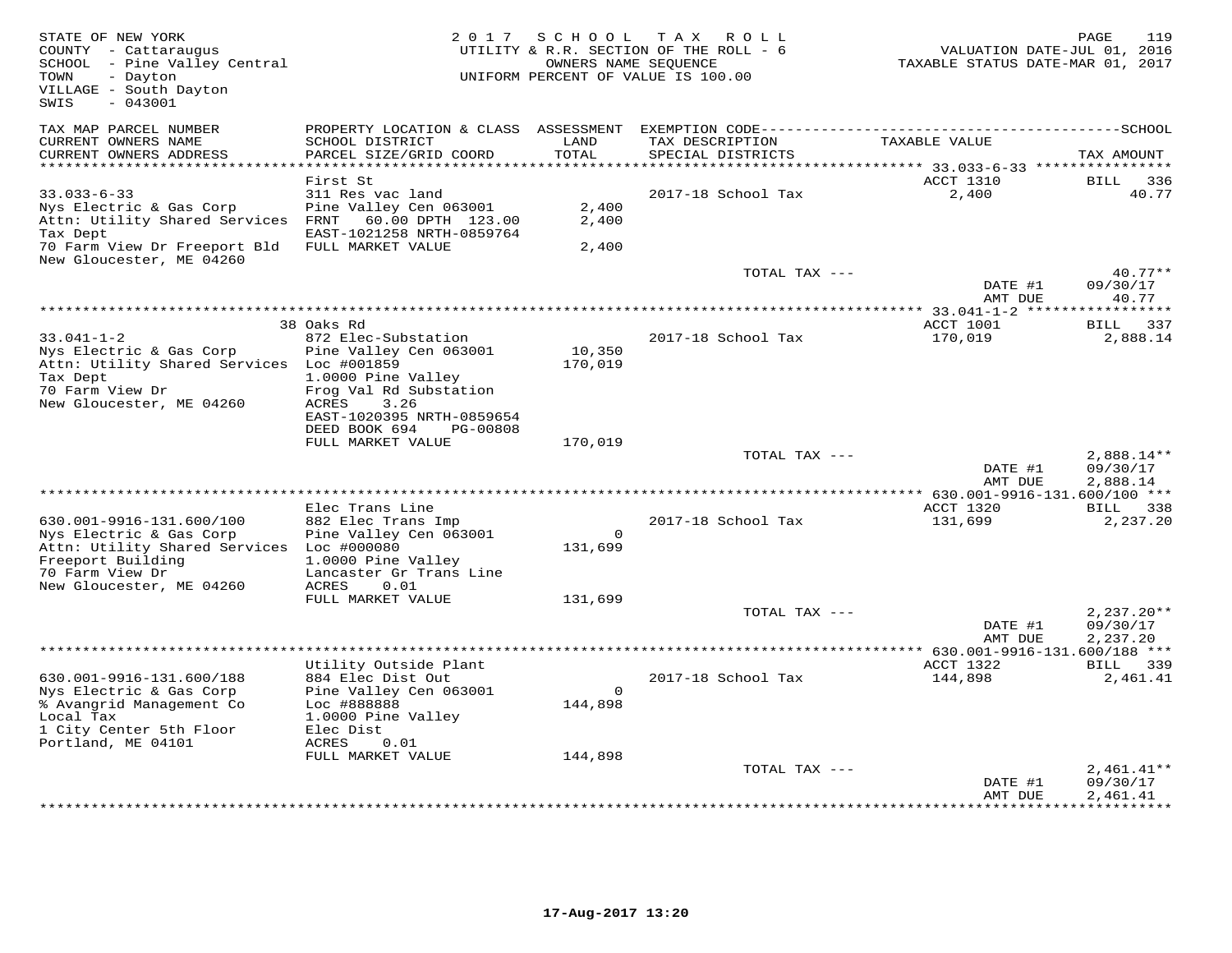STATE OF NEW YORK
COUNTY - Cattaraugus
SCHOOL - Pine Valley Central
TOWN - Dayton
VILLAGE - South Dayton
SWIS - 043001

2017 SCHOOL TAX ROLL
UTILITY & R.R. SECTION OF THE ROLL - 6
OWNERS NAME SEQUENCE
UNIFORM PERCENT OF VALUE IS 100.00

VALUATION DATE-JUL 01, 2016
TAXABLE STATUS DATE-MAR 01, 2017

| TAX MAP PARCEL NUMBER / CURRENT OWNERS NAME / CURRENT OWNERS ADDRESS | PROPERTY LOCATION & CLASS / SCHOOL DISTRICT / PARCEL SIZE/GRID COORD | ASSESSMENT LAND / TOTAL | EXEMPTION CODE / TAX DESCRIPTION / SPECIAL DISTRICTS | TAXABLE VALUE | TAX AMOUNT |
|---|---|---|---|---|---|
| **33.033-6-33** | First St | | | ACCT 1310 | BILL 336 |
| 33.033-6-33 | 311 Res vac land | | 2017-18 School Tax | 2,400 | 40.77 |
| Nys Electric & Gas Corp | Pine Valley Cen 063001 | 2,400 | | | |
| Attn: Utility Shared Services | FRNT 60.00 DPTH 123.00 | 2,400 | | | |
| Tax Dept | EAST-1021258 NRTH-0859764 | | | | |
| 70 Farm View Dr Freeport Bld | FULL MARKET VALUE | 2,400 | | | |
| New Gloucester, ME 04260 | | | | | |
| | | | TOTAL TAX --- | | 40.77** |
| | | | | DATE #1 | 09/30/17 |
| | | | | AMT DUE | 40.77 |
| **33.041-1-2** | 38 Oaks Rd | | | ACCT 1001 | BILL 337 |
| 33.041-1-2 | 872 Elec-Substation | | 2017-18 School Tax | 170,019 | 2,888.14 |
| Nys Electric & Gas Corp | Pine Valley Cen 063001 | 10,350 | | | |
| Attn: Utility Shared Services | Loc #001859 | 170,019 | | | |
| Tax Dept | 1.0000 Pine Valley | | | | |
| 70 Farm View Dr | Frog Val Rd Substation | | | | |
| New Gloucester, ME 04260 | ACRES 3.26 | | | | |
| | EAST-1020395 NRTH-0859654 | | | | |
| | DEED BOOK 694 PG-00808 | | | | |
| | FULL MARKET VALUE | 170,019 | | | |
| | | | TOTAL TAX --- | | 2,888.14** |
| | | | | DATE #1 | 09/30/17 |
| | | | | AMT DUE | 2,888.14 |
| **630.001-9916-131.600/100** | Elec Trans Line | | | ACCT 1320 | BILL 338 |
| 630.001-9916-131.600/100 | 882 Elec Trans Imp | | 2017-18 School Tax | 131,699 | 2,237.20 |
| Nys Electric & Gas Corp | Pine Valley Cen 063001 | 0 | | | |
| Attn: Utility Shared Services | Loc #000080 | 131,699 | | | |
| Freeport Building | 1.0000 Pine Valley | | | | |
| 70 Farm View Dr | Lancaster Gr Trans Line | | | | |
| New Gloucester, ME 04260 | ACRES 0.01 | | | | |
| | FULL MARKET VALUE | 131,699 | | | |
| | | | TOTAL TAX --- | | 2,237.20** |
| | | | | DATE #1 | 09/30/17 |
| | | | | AMT DUE | 2,237.20 |
| **630.001-9916-131.600/188** | Utility Outside Plant | | | ACCT 1322 | BILL 339 |
| 630.001-9916-131.600/188 | 884 Elec Dist Out | | 2017-18 School Tax | 144,898 | 2,461.41 |
| Nys Electric & Gas Corp | Pine Valley Cen 063001 | 0 | | | |
| % Avangrid Management Co | Loc #888888 | 144,898 | | | |
| Local Tax | 1.0000 Pine Valley | | | | |
| 1 City Center 5th Floor | Elec Dist | | | | |
| Portland, ME 04101 | ACRES 0.01 | | | | |
| | FULL MARKET VALUE | 144,898 | | | |
| | | | TOTAL TAX --- | | 2,461.41** |
| | | | | DATE #1 | 09/30/17 |
| | | | | AMT DUE | 2,461.41 |

17-Aug-2017 13:20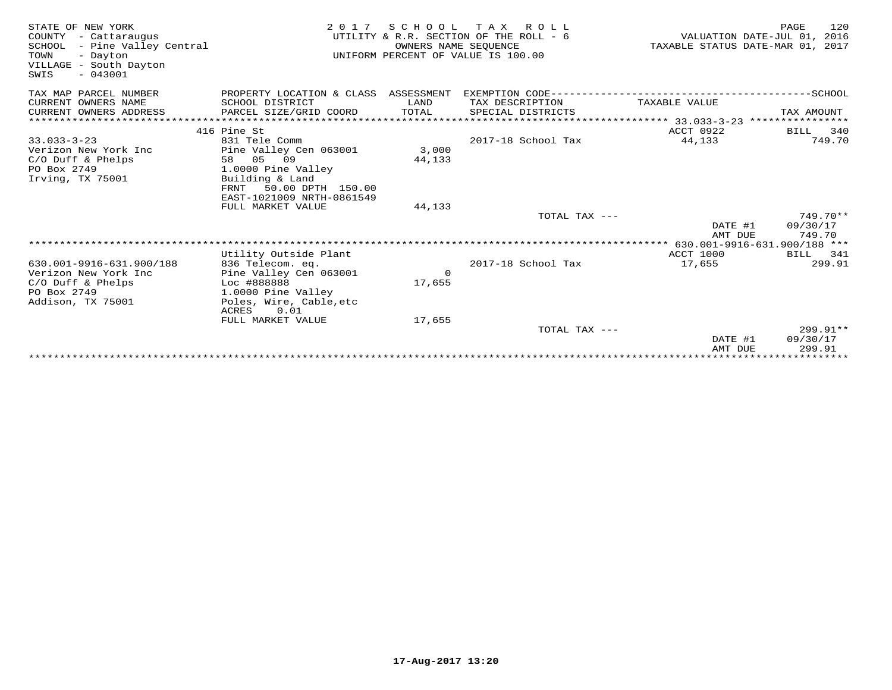STATE OF NEW YORK
COUNTY - Cattaraugus
SCHOOL - Pine Valley Central
TOWN - Dayton
VILLAGE - South Dayton
SWIS - 043001

2 0 1 7 S C H O O L T A X R O L L
UTILITY & R.R. SECTION OF THE ROLL - 6
OWNERS NAME SEQUENCE
UNIFORM PERCENT OF VALUE IS 100.00

VALUATION DATE-JUL 01, 2016
TAXABLE STATUS DATE-MAR 01, 2017

| TAX MAP PARCEL NUMBER / CURRENT OWNERS NAME / CURRENT OWNERS ADDRESS | PROPERTY LOCATION & CLASS / SCHOOL DISTRICT / PARCEL SIZE/GRID COORD | ASSESSMENT LAND / TOTAL | EXEMPTION CODE / TAX DESCRIPTION / SPECIAL DISTRICTS | TAXABLE VALUE | SCHOOL TAX AMOUNT |
|---|---|---|---|---|---|
| **33.033-3-23** | 416 Pine St | | | ACCT 0922 | BILL 340 |
| 33.033-3-23 | 831 Tele Comm | | 2017-18 School Tax | 44,133 | 749.70 |
| Verizon New York Inc | Pine Valley Cen 063001 | 3,000 | | | |
| C/O Duff & Phelps | 58 05 09 | 44,133 | | | |
| PO Box 2749 | 1.0000 Pine Valley | | | | |
| Irving, TX 75001 | Building & Land | | | | |
| | FRNT 50.00 DPTH 150.00 | | | | |
| | EAST-1021009 NRTH-0861549 | | | | |
| | FULL MARKET VALUE | 44,133 | | | |
| | | | TOTAL TAX --- | | 749.70** |
| | | | | DATE #1 | 09/30/17 |
| | | | | AMT DUE | 749.70 |
| **630.001-9916-631.900/188** | Utility Outside Plant | | | ACCT 1000 | BILL 341 |
| 630.001-9916-631.900/188 | 836 Telecom. eq. | | 2017-18 School Tax | 17,655 | 299.91 |
| Verizon New York Inc | Pine Valley Cen 063001 | 0 | | | |
| C/O Duff & Phelps | Loc #888888 | 17,655 | | | |
| PO Box 2749 | 1.0000 Pine Valley | | | | |
| Addison, TX 75001 | Poles, Wire, Cable,etc | | | | |
| | ACRES 0.01 | | | | |
| | FULL MARKET VALUE | 17,655 | | | |
| | | | TOTAL TAX --- | | 299.91** |
| | | | | DATE #1 | 09/30/17 |
| | | | | AMT DUE | 299.91 |

17-Aug-2017 13:20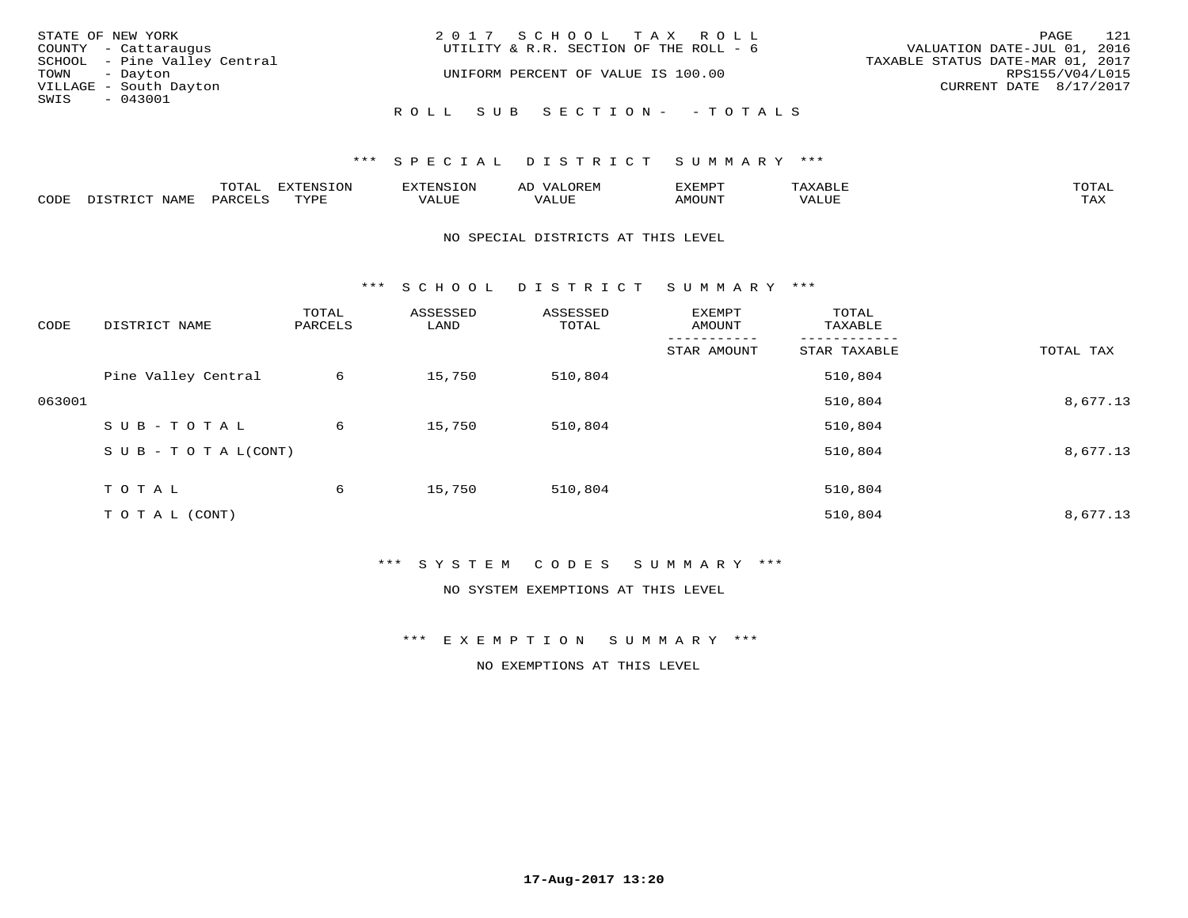STATE OF NEW YORK
COUNTY - Cattaraugus
SCHOOL - Pine Valley Central
TOWN - Dayton
VILLAGE - South Dayton
SWIS - 043001

2 0 1 7 S C H O O L T A X R O L L
UTILITY & R.R. SECTION OF THE ROLL - 6

UNIFORM PERCENT OF VALUE IS 100.00

VALUATION DATE-JUL 01, 2016
TAXABLE STATUS DATE-MAR 01, 2017
RPS155/V04/L015
CURRENT DATE 8/17/2017

R O L L S U B S E C T I O N - - T O T A L S

*** S P E C I A L D I S T R I C T S U M M A R Y ***

| CODE | DISTRICT NAME | TOTAL PARCELS | EXTENSION TYPE | EXTENSION VALUE | AD VALOREM VALUE | EXEMPT AMOUNT | TAXABLE VALUE | TOTAL TAX |
|---|---|---|---|---|---|---|---|---|

NO SPECIAL DISTRICTS AT THIS LEVEL

*** S C H O O L D I S T R I C T S U M M A R Y ***

| CODE | DISTRICT NAME | TOTAL PARCELS | ASSESSED LAND | ASSESSED TOTAL | EXEMPT AMOUNT / STAR AMOUNT | TOTAL TAXABLE / STAR TAXABLE | TOTAL TAX |
|---|---|---|---|---|---|---|---|
| | Pine Valley Central | 6 | 15,750 | 510,804 | | 510,804 | |
| 063001 | | | | | | 510,804 | 8,677.13 |
| | S U B - T O T A L | 6 | 15,750 | 510,804 | | 510,804 | |
| | S U B - T O T A L(CONT) | | | | | 510,804 | 8,677.13 |
| | T O T A L | 6 | 15,750 | 510,804 | | 510,804 | |
| | T O T A L (CONT) | | | | | 510,804 | 8,677.13 |

*** S Y S T E M C O D E S S U M M A R Y ***

NO SYSTEM EXEMPTIONS AT THIS LEVEL

*** E X E M P T I O N S U M M A R Y ***

NO EXEMPTIONS AT THIS LEVEL

17-Aug-2017 13:20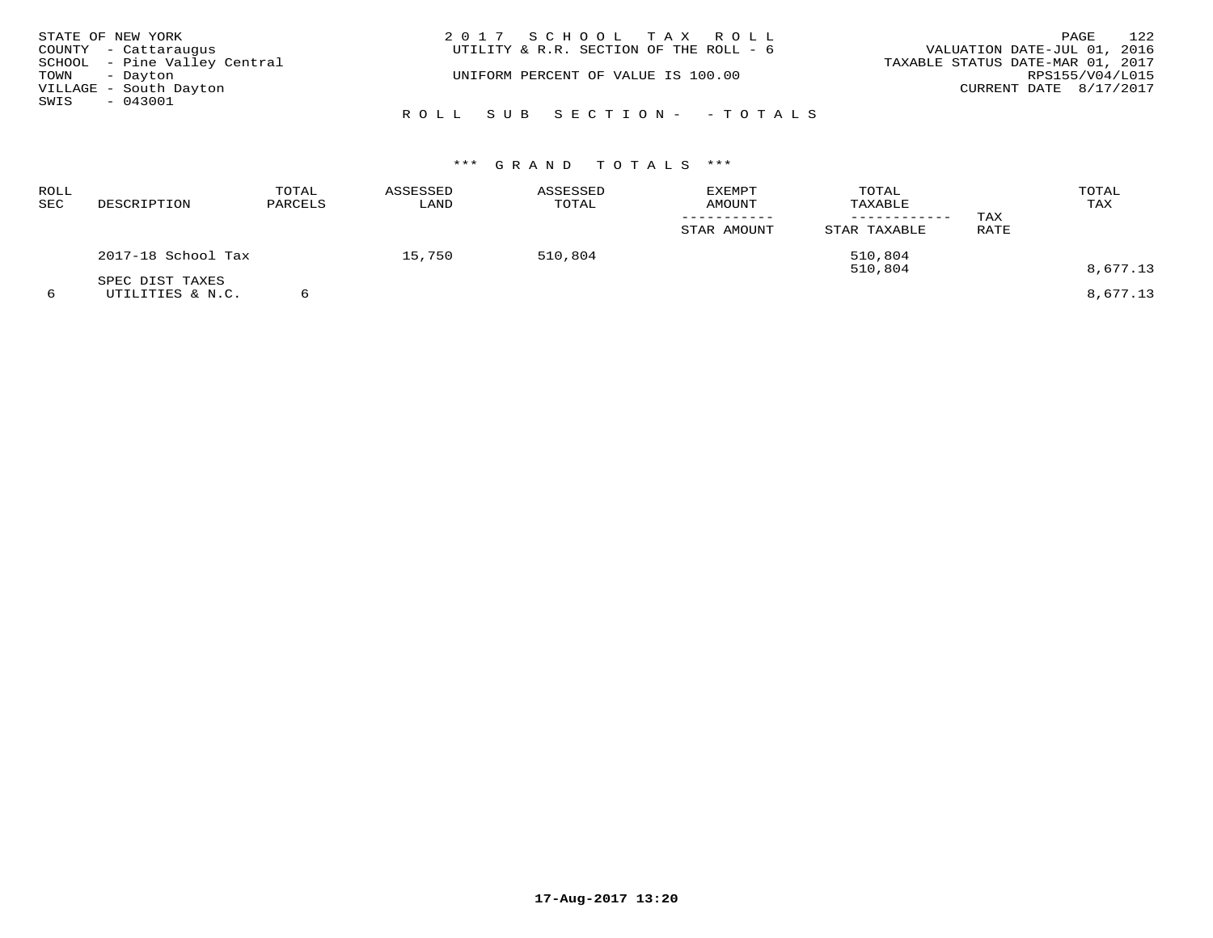STATE OF NEW YORK
COUNTY - Cattaraugus
SCHOOL - Pine Valley Central
TOWN - Dayton
VILLAGE - South Dayton
SWIS - 043001

2017 SCHOOL TAX ROLL
UTILITY & R.R. SECTION OF THE ROLL - 6
UNIFORM PERCENT OF VALUE IS 100.00

VALUATION DATE-JUL 01, 2016
TAXABLE STATUS DATE-MAR 01, 2017
RPS155/V04/L015
CURRENT DATE 8/17/2017

ROLL SUB SECTION- - TOTALS

\*\*\* GRAND TOTALS \*\*\*

| ROLL SEC | DESCRIPTION | TOTAL PARCELS | ASSESSED LAND | ASSESSED TOTAL | EXEMPT AMOUNT / STAR AMOUNT | TOTAL TAXABLE / STAR TAXABLE | TAX RATE | TOTAL TAX |
|---|---|---|---|---|---|---|---|---|
| | 2017-18 School Tax | | 15,750 | 510,804 | | 510,804 | | |
| | | | | | | 510,804 | | 8,677.13 |
| | SPEC DIST TAXES | | | | | | | |
| 6 | UTILITIES & N.C. | 6 | | | | | | 8,677.13 |

17-Aug-2017 13:20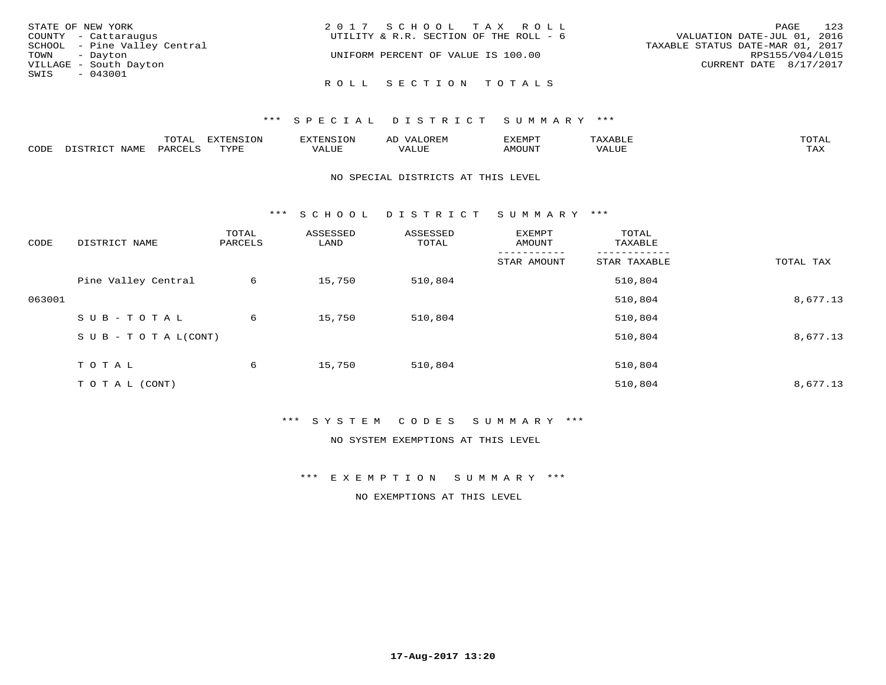STATE OF NEW YORK
COUNTY - Cattaraugus
SCHOOL - Pine Valley Central
TOWN - Dayton
VILLAGE - South Dayton
SWIS - 043001

2017 SCHOOL TAX ROLL
UTILITY & R.R. SECTION OF THE ROLL - 6

UNIFORM PERCENT OF VALUE IS 100.00

VALUATION DATE-JUL 01, 2016
TAXABLE STATUS DATE-MAR 01, 2017
RPS155/V04/L015
CURRENT DATE 8/17/2017

ROLL SECTION TOTALS

*** SPECIAL DISTRICT SUMMARY ***

| CODE | DISTRICT NAME | TOTAL PARCELS | EXTENSION TYPE | EXTENSION VALUE | AD VALOREM VALUE | EXEMPT AMOUNT | TAXABLE VALUE | TOTAL TAX |
|---|---|---|---|---|---|---|---|---|

NO SPECIAL DISTRICTS AT THIS LEVEL

*** SCHOOL DISTRICT SUMMARY ***

| CODE | DISTRICT NAME | TOTAL PARCELS | ASSESSED LAND | ASSESSED TOTAL | EXEMPT AMOUNT / STAR AMOUNT | TOTAL TAXABLE / STAR TAXABLE | TOTAL TAX |
|---|---|---|---|---|---|---|---|
| | Pine Valley Central | 6 | 15,750 | 510,804 | | 510,804 | |
| 063001 | | | | | | 510,804 | 8,677.13 |
| | SUB-TOTAL | 6 | 15,750 | 510,804 | | 510,804 | |
| | SUB-TOTAL(CONT) | | | | | 510,804 | 8,677.13 |
| | TOTAL | 6 | 15,750 | 510,804 | | 510,804 | |
| | TOTAL (CONT) | | | | | 510,804 | 8,677.13 |

*** SYSTEM CODES SUMMARY ***

NO SYSTEM EXEMPTIONS AT THIS LEVEL

*** EXEMPTION SUMMARY ***

NO EXEMPTIONS AT THIS LEVEL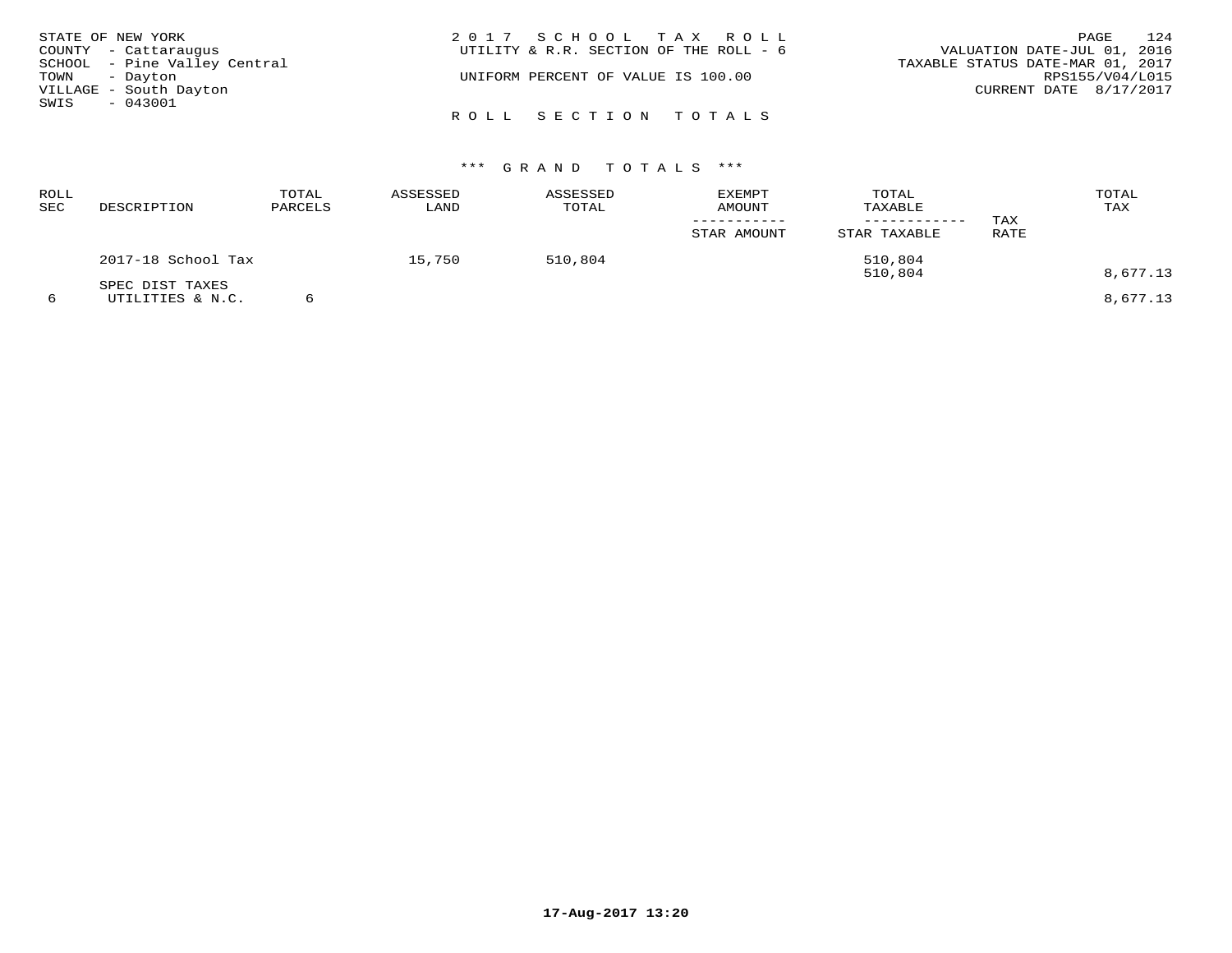STATE OF NEW YORK
COUNTY - Cattaraugus
SCHOOL - Pine Valley Central
TOWN - Dayton
VILLAGE - South Dayton
SWIS - 043001

2 0 1 7 S C H O O L T A X R O L L
UTILITY & R.R. SECTION OF THE ROLL - 6
UNIFORM PERCENT OF VALUE IS 100.00

VALUATION DATE-JUL 01, 2016
TAXABLE STATUS DATE-MAR 01, 2017
RPS155/V04/L015
CURRENT DATE 8/17/2017

R O L L S E C T I O N T O T A L S

*** G R A N D T O T A L S ***

| ROLL SEC | DESCRIPTION | TOTAL PARCELS | ASSESSED LAND | ASSESSED TOTAL | EXEMPT AMOUNT / STAR AMOUNT | TOTAL TAXABLE / STAR TAXABLE | TAX RATE | TOTAL TAX |
|---|---|---|---|---|---|---|---|---|
| | 2017-18 School Tax | | 15,750 | 510,804 | | 510,804 | | |
| | | | | | | 510,804 | | 8,677.13 |
| | SPEC DIST TAXES | | | | | | | |
| 6 | UTILITIES & N.C. | 6 | | | | | | 8,677.13 |

17-Aug-2017 13:20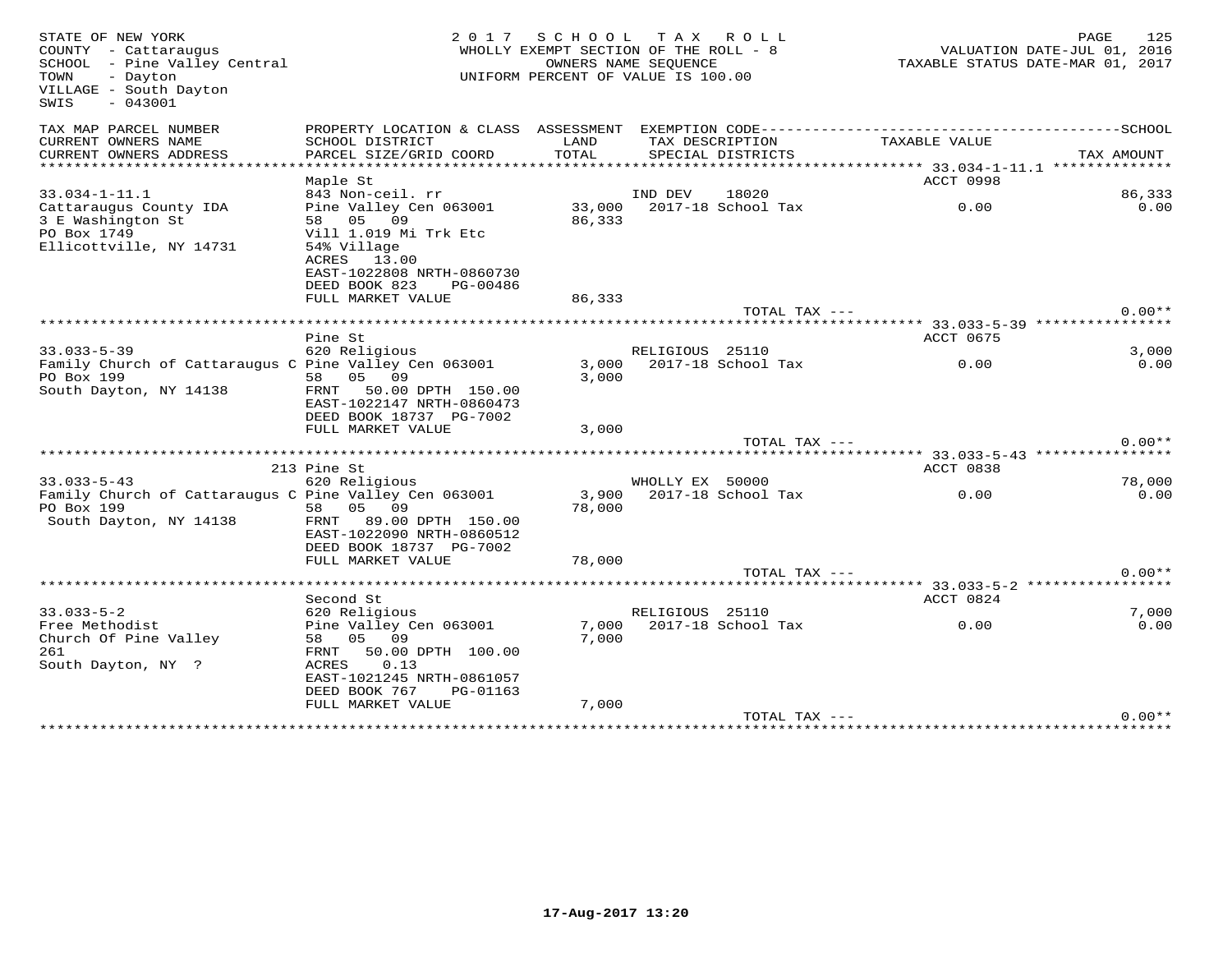STATE OF NEW YORK
COUNTY - Cattaraugus
SCHOOL - Pine Valley Central
TOWN - Dayton
VILLAGE - South Dayton
SWIS - 043001

2 0 1 7 S C H O O L T A X R O L L
WHOLLY EXEMPT SECTION OF THE ROLL - 8
OWNERS NAME SEQUENCE
UNIFORM PERCENT OF VALUE IS 100.00

VALUATION DATE-JUL 01, 2016
TAXABLE STATUS DATE-MAR 01, 2017

| TAX MAP PARCEL NUMBER / CURRENT OWNERS NAME / CURRENT OWNERS ADDRESS | PROPERTY LOCATION & CLASS / SCHOOL DISTRICT / PARCEL SIZE/GRID COORD | ASSESSMENT LAND / TOTAL | EXEMPTION CODE / TAX DESCRIPTION / SPECIAL DISTRICTS | TAXABLE VALUE | SCHOOL / TAX AMOUNT |
|---|---|---|---|---|---|
| **33.034-1-11.1** | Maple St | | | ACCT 0998 | |
| 33.034-1-11.1 | 843 Non-ceil. rr | | IND DEV 18020 | | 86,333 |
| Cattaraugus County IDA | Pine Valley Cen 063001 | 33,000 | 2017-18 School Tax | 0.00 | 0.00 |
| 3 E Washington St | 58 05 09 | 86,333 | | | |
| PO Box 1749 | Vill 1.019 Mi Trk Etc | | | | |
| Ellicottville, NY 14731 | 54% Village | | | | |
| | ACRES 13.00 | | | | |
| | EAST-1022808 NRTH-0860730 | | | | |
| | DEED BOOK 823 PG-00486 | | | | |
| | FULL MARKET VALUE | 86,333 | | | |
| | | | TOTAL TAX --- | | 0.00** |
| **33.033-5-39** | Pine St | | | ACCT 0675 | |
| 33.033-5-39 | 620 Religious | | RELIGIOUS 25110 | | 3,000 |
| Family Church of Cattaraugus C | Pine Valley Cen 063001 | 3,000 | 2017-18 School Tax | 0.00 | 0.00 |
| PO Box 199 | 58 05 09 | 3,000 | | | |
| South Dayton, NY 14138 | FRNT 50.00 DPTH 150.00 | | | | |
| | EAST-1022147 NRTH-0860473 | | | | |
| | DEED BOOK 18737 PG-7002 | | | | |
| | FULL MARKET VALUE | 3,000 | | | |
| | | | TOTAL TAX --- | | 0.00** |
| **33.033-5-43** | 213 Pine St | | | ACCT 0838 | |
| 33.033-5-43 | 620 Religious | | WHOLLY EX 50000 | | 78,000 |
| Family Church of Cattaraugus C | Pine Valley Cen 063001 | 3,900 | 2017-18 School Tax | 0.00 | 0.00 |
| PO Box 199 | 58 05 09 | 78,000 | | | |
| South Dayton, NY 14138 | FRNT 89.00 DPTH 150.00 | | | | |
| | EAST-1022090 NRTH-0860512 | | | | |
| | DEED BOOK 18737 PG-7002 | | | | |
| | FULL MARKET VALUE | 78,000 | | | |
| | | | TOTAL TAX --- | | 0.00** |
| **33.033-5-2** | Second St | | | ACCT 0824 | |
| 33.033-5-2 | 620 Religious | | RELIGIOUS 25110 | | 7,000 |
| Free Methodist | Pine Valley Cen 063001 | 7,000 | 2017-18 School Tax | 0.00 | 0.00 |
| Church Of Pine Valley | 58 05 09 | 7,000 | | | |
| 261 | FRNT 50.00 DPTH 100.00 | | | | |
| South Dayton, NY ? | ACRES 0.13 | | | | |
| | EAST-1021245 NRTH-0861057 | | | | |
| | DEED BOOK 767 PG-01163 | | | | |
| | FULL MARKET VALUE | 7,000 | | | |
| | | | TOTAL TAX --- | | 0.00** |

17-Aug-2017 13:20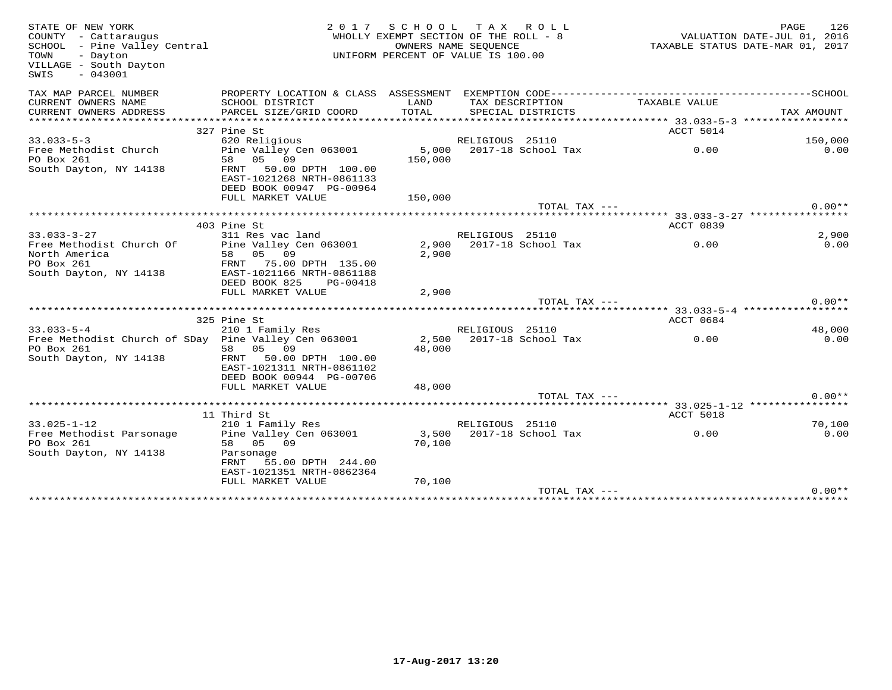STATE OF NEW YORK
COUNTY - Cattaraugus
SCHOOL - Pine Valley Central
TOWN - Dayton
VILLAGE - South Dayton
SWIS - 043001

2017 SCHOOL TAX ROLL
WHOLLY EXEMPT SECTION OF THE ROLL - 8
OWNERS NAME SEQUENCE
UNIFORM PERCENT OF VALUE IS 100.00

VALUATION DATE-JUL 01, 2016
TAXABLE STATUS DATE-MAR 01, 2017

| TAX MAP PARCEL NUMBER / CURRENT OWNERS NAME / CURRENT OWNERS ADDRESS | PROPERTY LOCATION & CLASS / SCHOOL DISTRICT / PARCEL SIZE/GRID COORD | ASSESSMENT LAND / TOTAL | EXEMPTION CODE / TAX DESCRIPTION / SPECIAL DISTRICTS | TAXABLE VALUE | SCHOOL / TAX AMOUNT |
|---|---|---|---|---|---|
| | 327 Pine St | | | ACCT 5014 | |
| 33.033-5-3 | 620 Religious | | RELIGIOUS 25110 | | 150,000 |
| Free Methodist Church | Pine Valley Cen 063001 | 5,000 | 2017-18 School Tax | 0.00 | 0.00 |
| PO Box 261 | 58 05 09 | 150,000 | | | |
| South Dayton, NY 14138 | FRNT 50.00 DPTH 100.00 | | | | |
| | EAST-1021268 NRTH-0861133 | | | | |
| | DEED BOOK 00947 PG-00964 | | | | |
| | FULL MARKET VALUE | 150,000 | | | |
| | | | TOTAL TAX --- | | 0.00** |
| | 403 Pine St | | | ACCT 0839 | |
| 33.033-3-27 | 311 Res vac land | | RELIGIOUS 25110 | | 2,900 |
| Free Methodist Church Of | Pine Valley Cen 063001 | 2,900 | 2017-18 School Tax | 0.00 | 0.00 |
| North America | 58 05 09 | 2,900 | | | |
| PO Box 261 | FRNT 75.00 DPTH 135.00 | | | | |
| South Dayton, NY 14138 | EAST-1021166 NRTH-0861188 | | | | |
| | DEED BOOK 825 PG-00418 | | | | |
| | FULL MARKET VALUE | 2,900 | | | |
| | | | TOTAL TAX --- | | 0.00** |
| | 325 Pine St | | | ACCT 0684 | |
| 33.033-5-4 | 210 1 Family Res | | RELIGIOUS 25110 | | 48,000 |
| Free Methodist Church of SDay | Pine Valley Cen 063001 | 2,500 | 2017-18 School Tax | 0.00 | 0.00 |
| PO Box 261 | 58 05 09 | 48,000 | | | |
| South Dayton, NY 14138 | FRNT 50.00 DPTH 100.00 | | | | |
| | EAST-1021311 NRTH-0861102 | | | | |
| | DEED BOOK 00944 PG-00706 | | | | |
| | FULL MARKET VALUE | 48,000 | | | |
| | | | TOTAL TAX --- | | 0.00** |
| | 11 Third St | | | ACCT 5018 | |
| 33.025-1-12 | 210 1 Family Res | | RELIGIOUS 25110 | | 70,100 |
| Free Methodist Parsonage | Pine Valley Cen 063001 | 3,500 | 2017-18 School Tax | 0.00 | 0.00 |
| PO Box 261 | 58 05 09 | 70,100 | | | |
| South Dayton, NY 14138 | Parsonage | | | | |
| | FRNT 55.00 DPTH 244.00 | | | | |
| | EAST-1021351 NRTH-0862364 | | | | |
| | FULL MARKET VALUE | 70,100 | | | |
| | | | TOTAL TAX --- | | 0.00** |

17-Aug-2017 13:20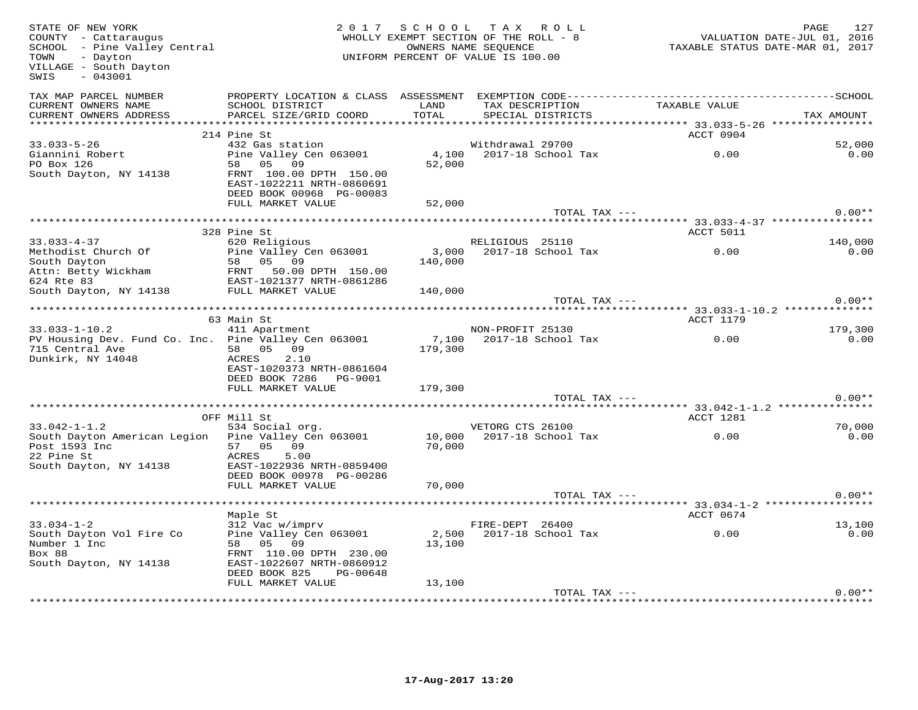STATE OF NEW YORK
COUNTY - Cattaraugus
SCHOOL - Pine Valley Central
TOWN - Dayton
VILLAGE - South Dayton
SWIS - 043001

2017 SCHOOL TAX ROLL
WHOLLY EXEMPT SECTION OF THE ROLL - 8
OWNERS NAME SEQUENCE
UNIFORM PERCENT OF VALUE IS 100.00

VALUATION DATE-JUL 01, 2016
TAXABLE STATUS DATE-MAR 01, 2017

| TAX MAP PARCEL NUMBER / CURRENT OWNERS NAME / CURRENT OWNERS ADDRESS | PROPERTY LOCATION & CLASS / SCHOOL DISTRICT / PARCEL SIZE/GRID COORD | ASSESSMENT LAND / TOTAL | EXEMPTION CODE / TAX DESCRIPTION / SPECIAL DISTRICTS | TAXABLE VALUE | SCHOOL / TAX AMOUNT |
|---|---|---|---|---|---|
| 33.033-5-26 | 214 Pine St | | | ACCT 0904 | |
| 33.033-5-26 | 432 Gas station | | Withdrawal 29700 | | 52,000 |
| Giannini Robert | Pine Valley Cen 063001 | 4,100 | 2017-18 School Tax | 0.00 | 0.00 |
| PO Box 126 | 58 05 09 | 52,000 | | | |
| South Dayton, NY 14138 | FRNT 100.00 DPTH 150.00 | | | | |
| | EAST-1022211 NRTH-0860691 | | | | |
| | DEED BOOK 00968 PG-00083 | | | | |
| | FULL MARKET VALUE | 52,000 | | | |
| | | | TOTAL TAX --- | | 0.00** |
| 33.033-4-37 | 328 Pine St | | | ACCT 5011 | |
| 33.033-4-37 | 620 Religious | | RELIGIOUS 25110 | | 140,000 |
| Methodist Church Of | Pine Valley Cen 063001 | 3,000 | 2017-18 School Tax | 0.00 | 0.00 |
| South Dayton | 58 05 09 | 140,000 | | | |
| Attn: Betty Wickham | FRNT 50.00 DPTH 150.00 | | | | |
| 624 Rte 83 | EAST-1021377 NRTH-0861286 | | | | |
| South Dayton, NY 14138 | FULL MARKET VALUE | 140,000 | | | |
| | | | TOTAL TAX --- | | 0.00** |
| 33.033-1-10.2 | 63 Main St | | | ACCT 1179 | |
| 33.033-1-10.2 | 411 Apartment | | NON-PROFIT 25130 | | 179,300 |
| PV Housing Dev. Fund Co. Inc. | Pine Valley Cen 063001 | 7,100 | 2017-18 School Tax | 0.00 | 0.00 |
| 715 Central Ave | 58 05 09 | 179,300 | | | |
| Dunkirk, NY 14048 | ACRES 2.10 | | | | |
| | EAST-1020373 NRTH-0861604 | | | | |
| | DEED BOOK 7286 PG-9001 | | | | |
| | FULL MARKET VALUE | 179,300 | | | |
| | | | TOTAL TAX --- | | 0.00** |
| 33.042-1-1.2 | OFF Mill St | | | ACCT 1281 | |
| 33.042-1-1.2 | 534 Social org. | | VETORG CTS 26100 | | 70,000 |
| South Dayton American Legion | Pine Valley Cen 063001 | 10,000 | 2017-18 School Tax | 0.00 | 0.00 |
| Post 1593 Inc | 57 05 09 | 70,000 | | | |
| 22 Pine St | ACRES 5.00 | | | | |
| South Dayton, NY 14138 | EAST-1022936 NRTH-0859400 | | | | |
| | DEED BOOK 00978 PG-00286 | | | | |
| | FULL MARKET VALUE | 70,000 | | | |
| | | | TOTAL TAX --- | | 0.00** |
| 33.034-1-2 | Maple St | | | ACCT 0674 | |
| 33.034-1-2 | 312 Vac w/imprv | | FIRE-DEPT 26400 | | 13,100 |
| South Dayton Vol Fire Co | Pine Valley Cen 063001 | 2,500 | 2017-18 School Tax | 0.00 | 0.00 |
| Number 1 Inc | 58 05 09 | 13,100 | | | |
| Box 88 | FRNT 110.00 DPTH 230.00 | | | | |
| South Dayton, NY 14138 | EAST-1022607 NRTH-0860912 | | | | |
| | DEED BOOK 825 PG-00648 | | | | |
| | FULL MARKET VALUE | 13,100 | | | |
| | | | TOTAL TAX --- | | 0.00** |

17-Aug-2017 13:20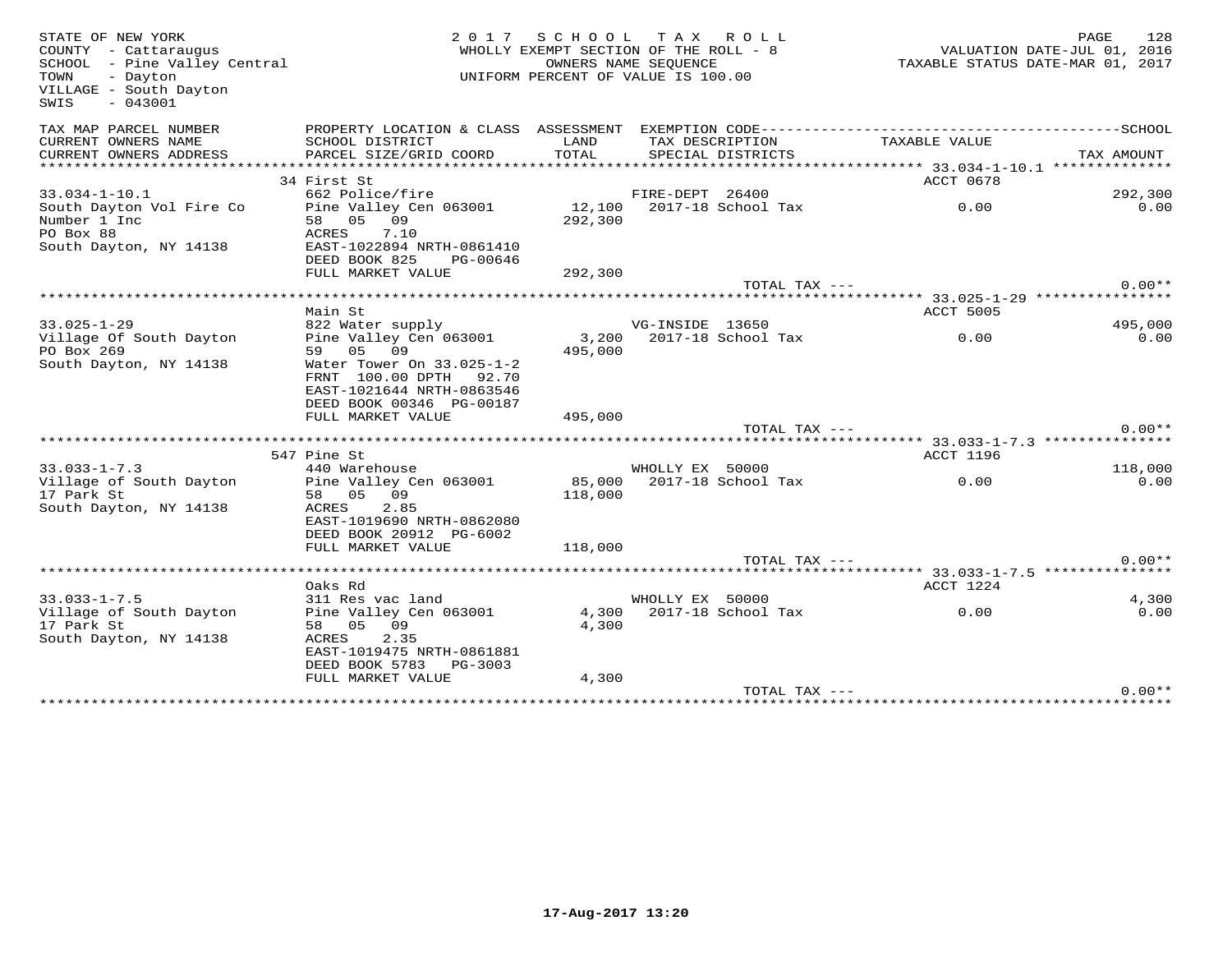STATE OF NEW YORK
COUNTY - Cattaraugus
SCHOOL - Pine Valley Central
TOWN - Dayton
VILLAGE - South Dayton
SWIS - 043001

2017 SCHOOL TAX ROLL
WHOLLY EXEMPT SECTION OF THE ROLL - 8
OWNERS NAME SEQUENCE
UNIFORM PERCENT OF VALUE IS 100.00

VALUATION DATE-JUL 01, 2016
TAXABLE STATUS DATE-MAR 01, 2017

| TAX MAP PARCEL NUMBER / CURRENT OWNERS NAME / CURRENT OWNERS ADDRESS | PROPERTY LOCATION & CLASS / SCHOOL DISTRICT / PARCEL SIZE/GRID COORD | ASSESSMENT LAND / TOTAL | EXEMPTION CODE / TAX DESCRIPTION / SPECIAL DISTRICTS | TAXABLE VALUE | SCHOOL / TAX AMOUNT |
|---|---|---|---|---|---|
| **33.034-1-10.1** | 34 First St | | | ACCT 0678 | |
| 33.034-1-10.1 | 662 Police/fire | | FIRE-DEPT 26400 | | 292,300 |
| South Dayton Vol Fire Co | Pine Valley Cen 063001 | 12,100 | 2017-18 School Tax | 0.00 | 0.00 |
| Number 1 Inc | 58 05 09 | 292,300 | | | |
| PO Box 88 | ACRES 7.10 | | | | |
| South Dayton, NY 14138 | EAST-1022894 NRTH-0861410 | | | | |
| | DEED BOOK 825 PG-00646 | | | | |
| | FULL MARKET VALUE | 292,300 | | | |
| | | | TOTAL TAX --- | | 0.00** |
| **33.025-1-29** | Main St | | | ACCT 5005 | |
| 33.025-1-29 | 822 Water supply | | VG-INSIDE 13650 | | 495,000 |
| Village Of South Dayton | Pine Valley Cen 063001 | 3,200 | 2017-18 School Tax | 0.00 | 0.00 |
| PO Box 269 | 59 05 09 | 495,000 | | | |
| South Dayton, NY 14138 | Water Tower On 33.025-1-2 | | | | |
| | FRNT 100.00 DPTH 92.70 | | | | |
| | EAST-1021644 NRTH-0863546 | | | | |
| | DEED BOOK 00346 PG-00187 | | | | |
| | FULL MARKET VALUE | 495,000 | | | |
| | | | TOTAL TAX --- | | 0.00** |
| **33.033-1-7.3** | 547 Pine St | | | ACCT 1196 | |
| 33.033-1-7.3 | 440 Warehouse | | WHOLLY EX 50000 | | 118,000 |
| Village of South Dayton | Pine Valley Cen 063001 | 85,000 | 2017-18 School Tax | 0.00 | 0.00 |
| 17 Park St | 58 05 09 | 118,000 | | | |
| South Dayton, NY 14138 | ACRES 2.85 | | | | |
| | EAST-1019690 NRTH-0862080 | | | | |
| | DEED BOOK 20912 PG-6002 | | | | |
| | FULL MARKET VALUE | 118,000 | | | |
| | | | TOTAL TAX --- | | 0.00** |
| **33.033-1-7.5** | Oaks Rd | | | ACCT 1224 | |
| 33.033-1-7.5 | 311 Res vac land | | WHOLLY EX 50000 | | 4,300 |
| Village of South Dayton | Pine Valley Cen 063001 | 4,300 | 2017-18 School Tax | 0.00 | 0.00 |
| 17 Park St | 58 05 09 | 4,300 | | | |
| South Dayton, NY 14138 | ACRES 2.35 | | | | |
| | EAST-1019475 NRTH-0861881 | | | | |
| | DEED BOOK 5783 PG-3003 | | | | |
| | FULL MARKET VALUE | 4,300 | | | |
| | | | TOTAL TAX --- | | 0.00** |

17-Aug-2017 13:20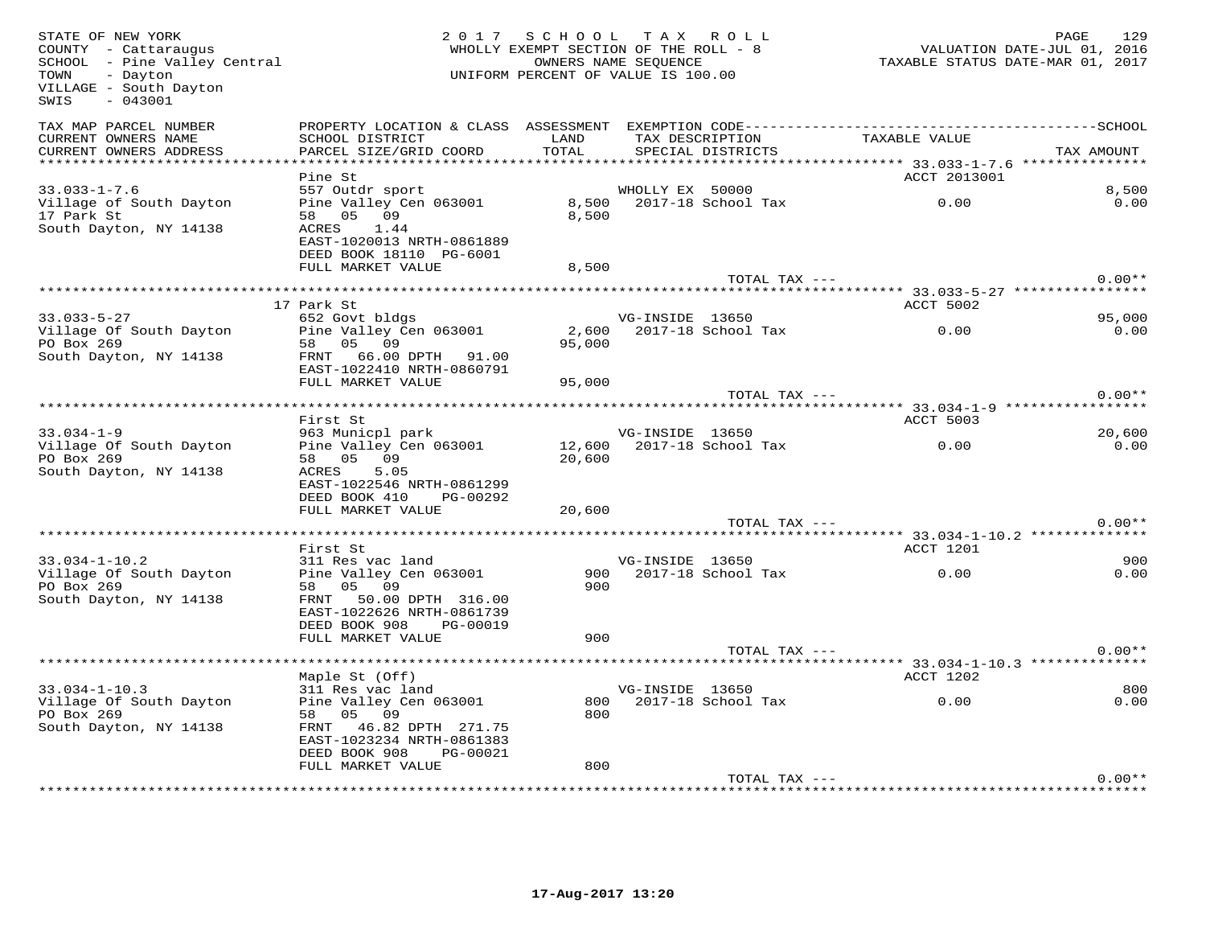STATE OF NEW YORK
COUNTY - Cattaraugus
SCHOOL - Pine Valley Central
TOWN - Dayton
VILLAGE - South Dayton
SWIS - 043001

**2017 SCHOOL TAX ROLL**
WHOLLY EXEMPT SECTION OF THE ROLL - 8
OWNERS NAME SEQUENCE
UNIFORM PERCENT OF VALUE IS 100.00

VALUATION DATE-JUL 01, 2016
TAXABLE STATUS DATE-MAR 01, 2017

| TAX MAP PARCEL NUMBER / CURRENT OWNERS NAME / CURRENT OWNERS ADDRESS | PROPERTY LOCATION & CLASS / SCHOOL DISTRICT / PARCEL SIZE/GRID COORD | ASSESSMENT LAND / TOTAL | EXEMPTION CODE / TAX DESCRIPTION / SPECIAL DISTRICTS | TAXABLE VALUE | SCHOOL / TAX AMOUNT |
|---|---|---|---|---|---|
| 33.033-1-7.6 | Pine St | | | ACCT 2013001 | |
| 33.033-1-7.6 | 557 Outdr sport | | WHOLLY EX 50000 | | 8,500 |
| Village of South Dayton | Pine Valley Cen 063001 | 8,500 | 2017-18 School Tax | 0.00 | 0.00 |
| 17 Park St | 58 05 09 | 8,500 | | | |
| South Dayton, NY 14138 | ACRES 1.44 | | | | |
| | EAST-1020013 NRTH-0861889 | | | | |
| | DEED BOOK 18110 PG-6001 | | | | |
| | FULL MARKET VALUE | 8,500 | | | |
| | | | TOTAL TAX --- | | 0.00** |
| 33.033-5-27 | 17 Park St | | | ACCT 5002 | |
| 33.033-5-27 | 652 Govt bldgs | | VG-INSIDE 13650 | | 95,000 |
| Village Of South Dayton | Pine Valley Cen 063001 | 2,600 | 2017-18 School Tax | 0.00 | 0.00 |
| PO Box 269 | 58 05 09 | 95,000 | | | |
| South Dayton, NY 14138 | FRNT 66.00 DPTH 91.00 | | | | |
| | EAST-1022410 NRTH-0860791 | | | | |
| | FULL MARKET VALUE | 95,000 | | | |
| | | | TOTAL TAX --- | | 0.00** |
| 33.034-1-9 | First St | | | ACCT 5003 | |
| 33.034-1-9 | 963 Municpl park | | VG-INSIDE 13650 | | 20,600 |
| Village Of South Dayton | Pine Valley Cen 063001 | 12,600 | 2017-18 School Tax | 0.00 | 0.00 |
| PO Box 269 | 58 05 09 | 20,600 | | | |
| South Dayton, NY 14138 | ACRES 5.05 | | | | |
| | EAST-1022546 NRTH-0861299 | | | | |
| | DEED BOOK 410 PG-00292 | | | | |
| | FULL MARKET VALUE | 20,600 | | | |
| | | | TOTAL TAX --- | | 0.00** |
| 33.034-1-10.2 | First St | | | ACCT 1201 | |
| 33.034-1-10.2 | 311 Res vac land | | VG-INSIDE 13650 | | 900 |
| Village Of South Dayton | Pine Valley Cen 063001 | 900 | 2017-18 School Tax | 0.00 | 0.00 |
| PO Box 269 | 58 05 09 | 900 | | | |
| South Dayton, NY 14138 | FRNT 50.00 DPTH 316.00 | | | | |
| | EAST-1022626 NRTH-0861739 | | | | |
| | DEED BOOK 908 PG-00019 | | | | |
| | FULL MARKET VALUE | 900 | | | |
| | | | TOTAL TAX --- | | 0.00** |
| 33.034-1-10.3 | Maple St (Off) | | | ACCT 1202 | |
| 33.034-1-10.3 | 311 Res vac land | | VG-INSIDE 13650 | | 800 |
| Village Of South Dayton | Pine Valley Cen 063001 | 800 | 2017-18 School Tax | 0.00 | 0.00 |
| PO Box 269 | 58 05 09 | 800 | | | |
| South Dayton, NY 14138 | FRNT 46.82 DPTH 271.75 | | | | |
| | EAST-1023234 NRTH-0861383 | | | | |
| | DEED BOOK 908 PG-00021 | | | | |
| | FULL MARKET VALUE | 800 | | | |
| | | | TOTAL TAX --- | | 0.00** |

17-Aug-2017 13:20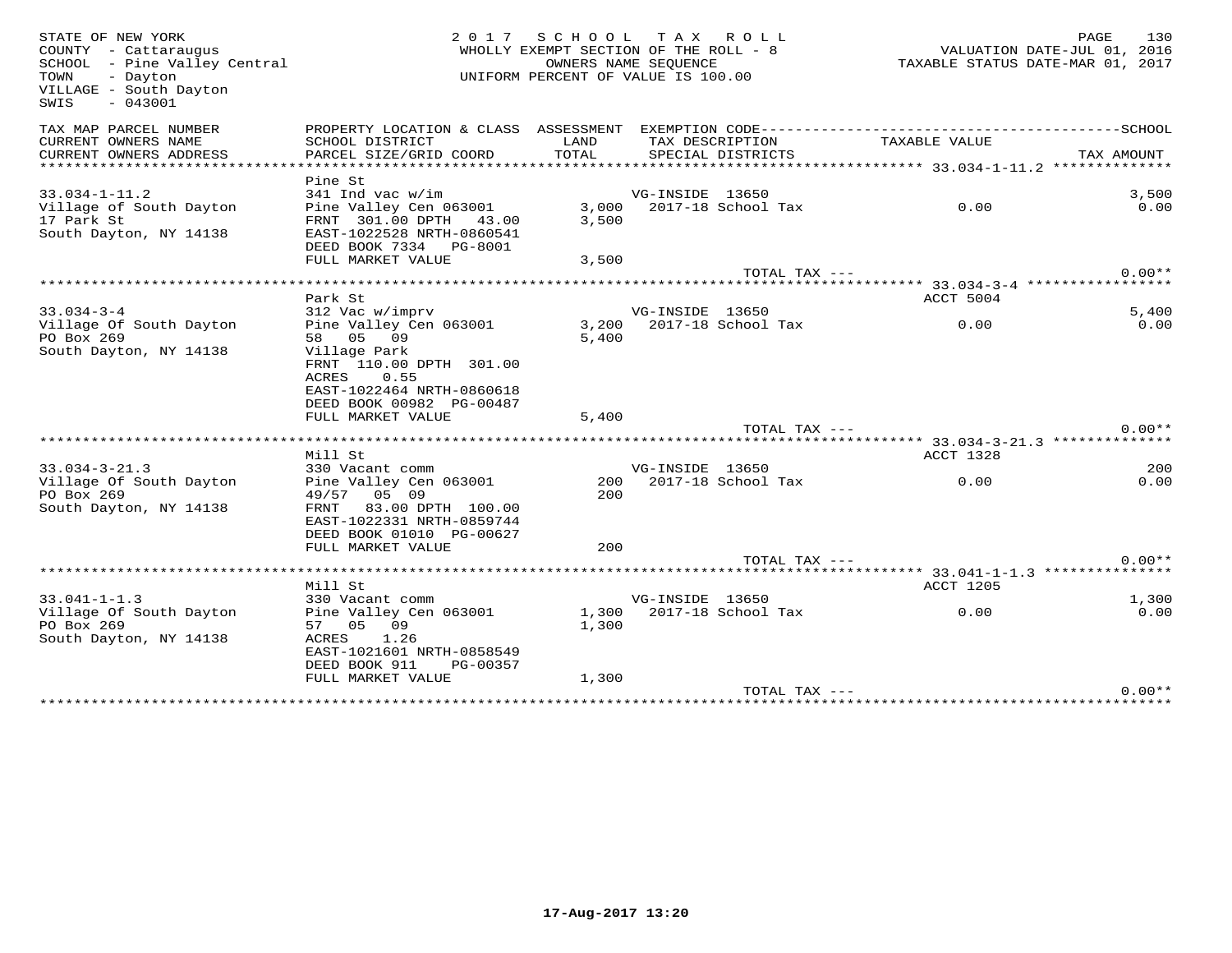STATE OF NEW YORK
COUNTY - Cattaraugus
SCHOOL - Pine Valley Central
TOWN - Dayton
VILLAGE - South Dayton
SWIS - 043001

2 0 1 7 S C H O O L T A X R O L L
WHOLLY EXEMPT SECTION OF THE ROLL - 8
OWNERS NAME SEQUENCE
UNIFORM PERCENT OF VALUE IS 100.00

VALUATION DATE-JUL 01, 2016
TAXABLE STATUS DATE-MAR 01, 2017

| TAX MAP PARCEL NUMBER / CURRENT OWNERS NAME / CURRENT OWNERS ADDRESS | PROPERTY LOCATION & CLASS / SCHOOL DISTRICT / PARCEL SIZE/GRID COORD | ASSESSMENT LAND / TOTAL | EXEMPTION CODE / TAX DESCRIPTION / SPECIAL DISTRICTS | TAXABLE VALUE | SCHOOL / TAX AMOUNT |
|---|---|---|---|---|---|
| **33.034-1-11.2** | Pine St | | | | |
| 33.034-1-11.2 | 341 Ind vac w/im | | VG-INSIDE 13650 | | 3,500 |
| Village of South Dayton | Pine Valley Cen 063001 | 3,000 | 2017-18 School Tax | 0.00 | 0.00 |
| 17 Park St | FRNT 301.00 DPTH 43.00 | 3,500 | | | |
| South Dayton, NY 14138 | EAST-1022528 NRTH-0860541 | | | | |
| | DEED BOOK 7334 PG-8001 | | | | |
| | FULL MARKET VALUE | 3,500 | | | |
| | | | TOTAL TAX --- | | 0.00** |
| **33.034-3-4** | Park St | | | ACCT 5004 | |
| 33.034-3-4 | 312 Vac w/imprv | | VG-INSIDE 13650 | | 5,400 |
| Village Of South Dayton | Pine Valley Cen 063001 | 3,200 | 2017-18 School Tax | 0.00 | 0.00 |
| PO Box 269 | 58 05 09 | 5,400 | | | |
| South Dayton, NY 14138 | Village Park | | | | |
| | FRNT 110.00 DPTH 301.00 | | | | |
| | ACRES 0.55 | | | | |
| | EAST-1022464 NRTH-0860618 | | | | |
| | DEED BOOK 00982 PG-00487 | | | | |
| | FULL MARKET VALUE | 5,400 | | | |
| | | | TOTAL TAX --- | | 0.00** |
| **33.034-3-21.3** | Mill St | | | ACCT 1328 | |
| 33.034-3-21.3 | 330 Vacant comm | | VG-INSIDE 13650 | | 200 |
| Village Of South Dayton | Pine Valley Cen 063001 | 200 | 2017-18 School Tax | 0.00 | 0.00 |
| PO Box 269 | 49/57 05 09 | 200 | | | |
| South Dayton, NY 14138 | FRNT 83.00 DPTH 100.00 | | | | |
| | EAST-1022331 NRTH-0859744 | | | | |
| | DEED BOOK 01010 PG-00627 | | | | |
| | FULL MARKET VALUE | 200 | | | |
| | | | TOTAL TAX --- | | 0.00** |
| **33.041-1-1.3** | Mill St | | | ACCT 1205 | |
| 33.041-1-1.3 | 330 Vacant comm | | VG-INSIDE 13650 | | 1,300 |
| Village Of South Dayton | Pine Valley Cen 063001 | 1,300 | 2017-18 School Tax | 0.00 | 0.00 |
| PO Box 269 | 57 05 09 | 1,300 | | | |
| South Dayton, NY 14138 | ACRES 1.26 | | | | |
| | EAST-1021601 NRTH-0858549 | | | | |
| | DEED BOOK 911 PG-00357 | | | | |
| | FULL MARKET VALUE | 1,300 | | | |
| | | | TOTAL TAX --- | | 0.00** |

17-Aug-2017 13:20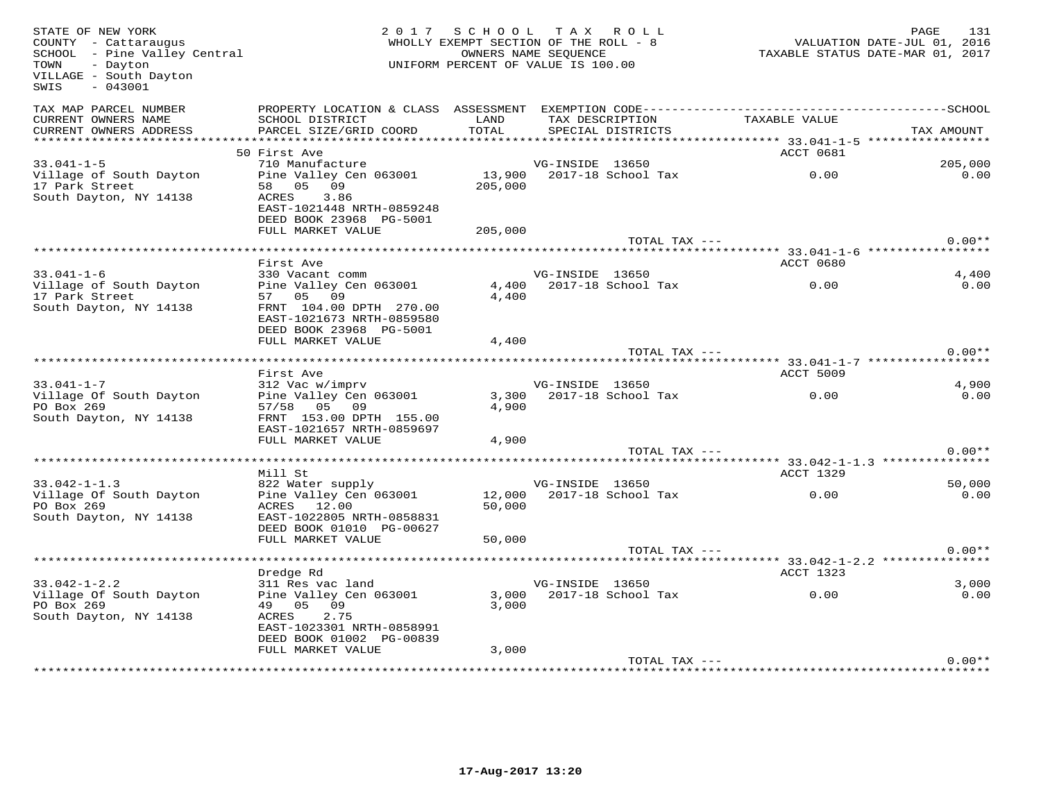STATE OF NEW YORK
COUNTY - Cattaraugus
SCHOOL - Pine Valley Central
TOWN - Dayton
VILLAGE - South Dayton
SWIS - 043001

2017 SCHOOL TAX ROLL
WHOLLY EXEMPT SECTION OF THE ROLL - 8
OWNERS NAME SEQUENCE
UNIFORM PERCENT OF VALUE IS 100.00

VALUATION DATE-JUL 01, 2016
TAXABLE STATUS DATE-MAR 01, 2017

| TAX MAP PARCEL NUMBER / CURRENT OWNERS NAME / CURRENT OWNERS ADDRESS | PROPERTY LOCATION & CLASS / SCHOOL DISTRICT / PARCEL SIZE/GRID COORD | ASSESSMENT LAND / TOTAL | EXEMPTION CODE / TAX DESCRIPTION / SPECIAL DISTRICTS | TAXABLE VALUE | SCHOOL / TAX AMOUNT |
|---|---|---|---|---|---|
| | 50 First Ave | | | ACCT 0681 | |
| 33.041-1-5 | 710 Manufacture | | VG-INSIDE 13650 | | 205,000 |
| Village of South Dayton | Pine Valley Cen 063001 | 13,900 | 2017-18 School Tax | 0.00 | 0.00 |
| 17 Park Street | 58 05 09 | 205,000 | | | |
| South Dayton, NY 14138 | ACRES 3.86 | | | | |
| | EAST-1021448 NRTH-0859248 | | | | |
| | DEED BOOK 23968 PG-5001 | | | | |
| | FULL MARKET VALUE | 205,000 | | | |
| | | | TOTAL TAX --- | | 0.00** |
| | First Ave | | | ACCT 0680 | |
| 33.041-1-6 | 330 Vacant comm | | VG-INSIDE 13650 | | 4,400 |
| Village of South Dayton | Pine Valley Cen 063001 | 4,400 | 2017-18 School Tax | 0.00 | 0.00 |
| 17 Park Street | 57 05 09 | 4,400 | | | |
| South Dayton, NY 14138 | FRNT 104.00 DPTH 270.00 | | | | |
| | EAST-1021673 NRTH-0859580 | | | | |
| | DEED BOOK 23968 PG-5001 | | | | |
| | FULL MARKET VALUE | 4,400 | | | |
| | | | TOTAL TAX --- | | 0.00** |
| | First Ave | | | ACCT 5009 | |
| 33.041-1-7 | 312 Vac w/imprv | | VG-INSIDE 13650 | | 4,900 |
| Village Of South Dayton | Pine Valley Cen 063001 | 3,300 | 2017-18 School Tax | 0.00 | 0.00 |
| PO Box 269 | 57/58 05 09 | 4,900 | | | |
| South Dayton, NY 14138 | FRNT 153.00 DPTH 155.00 | | | | |
| | EAST-1021657 NRTH-0859697 | | | | |
| | FULL MARKET VALUE | 4,900 | | | |
| | | | TOTAL TAX --- | | 0.00** |
| | Mill St | | | ACCT 1329 | |
| 33.042-1-1.3 | 822 Water supply | | VG-INSIDE 13650 | | 50,000 |
| Village Of South Dayton | Pine Valley Cen 063001 | 12,000 | 2017-18 School Tax | 0.00 | 0.00 |
| PO Box 269 | ACRES 12.00 | 50,000 | | | |
| South Dayton, NY 14138 | EAST-1022805 NRTH-0858831 | | | | |
| | DEED BOOK 01010 PG-00627 | | | | |
| | FULL MARKET VALUE | 50,000 | | | |
| | | | TOTAL TAX --- | | 0.00** |
| | Dredge Rd | | | ACCT 1323 | |
| 33.042-1-2.2 | 311 Res vac land | | VG-INSIDE 13650 | | 3,000 |
| Village Of South Dayton | Pine Valley Cen 063001 | 3,000 | 2017-18 School Tax | 0.00 | 0.00 |
| PO Box 269 | 49 05 09 | 3,000 | | | |
| South Dayton, NY 14138 | ACRES 2.75 | | | | |
| | EAST-1023301 NRTH-0858991 | | | | |
| | DEED BOOK 01002 PG-00839 | | | | |
| | FULL MARKET VALUE | 3,000 | | | |
| | | | TOTAL TAX --- | | 0.00** |

17-Aug-2017 13:20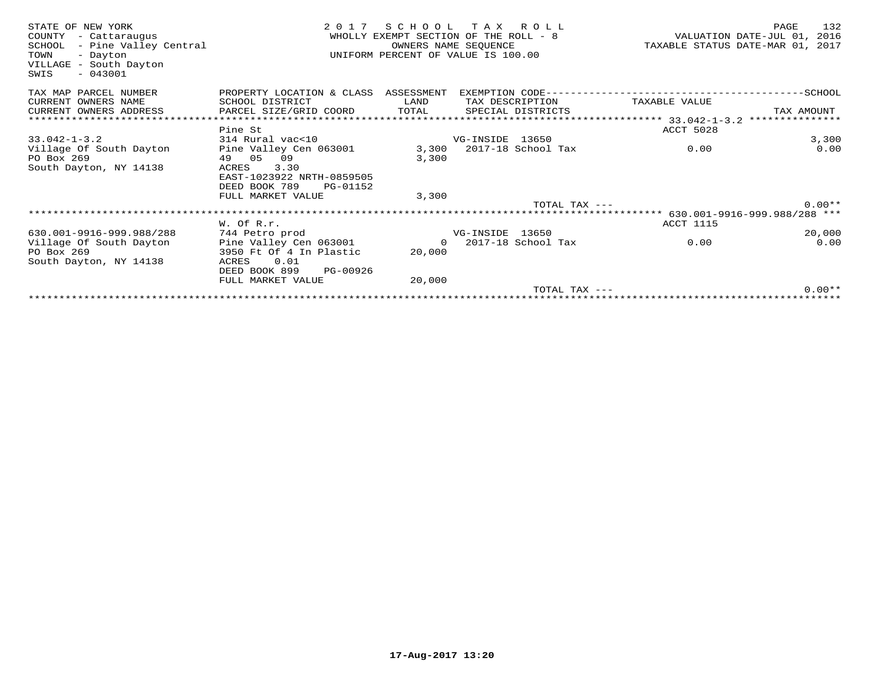STATE OF NEW YORK
COUNTY - Cattaraugus
SCHOOL - Pine Valley Central
TOWN - Dayton
VILLAGE - South Dayton
SWIS - 043001

2017 SCHOOL TAX ROLL
WHOLLY EXEMPT SECTION OF THE ROLL - 8
OWNERS NAME SEQUENCE
UNIFORM PERCENT OF VALUE IS 100.00

VALUATION DATE-JUL 01, 2016
TAXABLE STATUS DATE-MAR 01, 2017

| TAX MAP PARCEL NUMBER / CURRENT OWNERS NAME / CURRENT OWNERS ADDRESS | PROPERTY LOCATION & CLASS / SCHOOL DISTRICT / PARCEL SIZE/GRID COORD | ASSESSMENT LAND / TOTAL | EXEMPTION CODE / TAX DESCRIPTION / SPECIAL DISTRICTS | TAXABLE VALUE | TAX AMOUNT |
|---|---|---|---|---|---|
| | Pine St | | | ACCT 5028 | |
| 33.042-1-3.2 | 314 Rural vac<10 | | VG-INSIDE 13650 | | 3,300 |
| Village Of South Dayton | Pine Valley Cen 063001 | 3,300 | 2017-18 School Tax | 0.00 | 0.00 |
| PO Box 269 | 49 05 09 | 3,300 | | | |
| South Dayton, NY 14138 | ACRES 3.30 | | | | |
| | EAST-1023922 NRTH-0859505 | | | | |
| | DEED BOOK 789 PG-01152 | | | | |
| | FULL MARKET VALUE | 3,300 | | | |
| | | | TOTAL TAX --- | | 0.00** |
| | W. Of R.r. | | | ACCT 1115 | |
| 630.001-9916-999.988/288 | 744 Petro prod | | VG-INSIDE 13650 | | 20,000 |
| Village Of South Dayton | Pine Valley Cen 063001 | 0 | 2017-18 School Tax | 0.00 | 0.00 |
| PO Box 269 | 3950 Ft Of 4 In Plastic | 20,000 | | | |
| South Dayton, NY 14138 | ACRES 0.01 | | | | |
| | DEED BOOK 899 PG-00926 | | | | |
| | FULL MARKET VALUE | 20,000 | | | |
| | | | TOTAL TAX --- | | 0.00** |

17-Aug-2017 13:20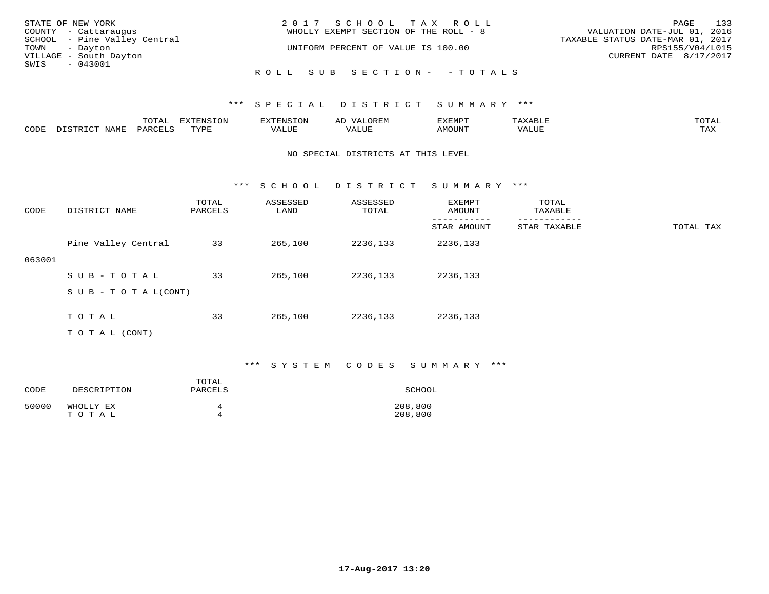STATE OF NEW YORK
COUNTY - Cattaraugus
SCHOOL - Pine Valley Central
TOWN - Dayton
VILLAGE - South Dayton
SWIS - 043001

2017 SCHOOL TAX ROLL
WHOLLY EXEMPT SECTION OF THE ROLL - 8
UNIFORM PERCENT OF VALUE IS 100.00

VALUATION DATE-JUL 01, 2016
TAXABLE STATUS DATE-MAR 01, 2017
RPS155/V04/L015
CURRENT DATE 8/17/2017

ROLL SUB SECTION- - TOTALS

### *** SPECIAL DISTRICT SUMMARY ***

| CODE | DISTRICT NAME | TOTAL PARCELS | EXTENSION TYPE | EXTENSION VALUE | AD VALOREM VALUE | EXEMPT AMOUNT | TAXABLE VALUE | TOTAL TAX |
|---|---|---|---|---|---|---|---|---|

NO SPECIAL DISTRICTS AT THIS LEVEL

### *** SCHOOL DISTRICT SUMMARY ***

| CODE | DISTRICT NAME | TOTAL PARCELS | ASSESSED LAND | ASSESSED TOTAL | EXEMPT AMOUNT / STAR AMOUNT | TOTAL TAXABLE / STAR TAXABLE | TOTAL TAX |
|---|---|---|---|---|---|---|---|
| 063001 | Pine Valley Central | 33 | 265,100 | 2236,133 | 2236,133 | | |
| | S U B - T O T A L | 33 | 265,100 | 2236,133 | 2236,133 | | |
| | S U B - T O T A L(CONT) | | | | | | |
| | T O T A L | 33 | 265,100 | 2236,133 | 2236,133 | | |
| | T O T A L (CONT) | | | | | | |

### *** SYSTEM CODES SUMMARY ***

| CODE | DESCRIPTION | TOTAL PARCELS | SCHOOL |
|---|---|---|---|
| 50000 | WHOLLY EX | 4 | 208,800 |
| | T O T A L | 4 | 208,800 |

17-Aug-2017 13:20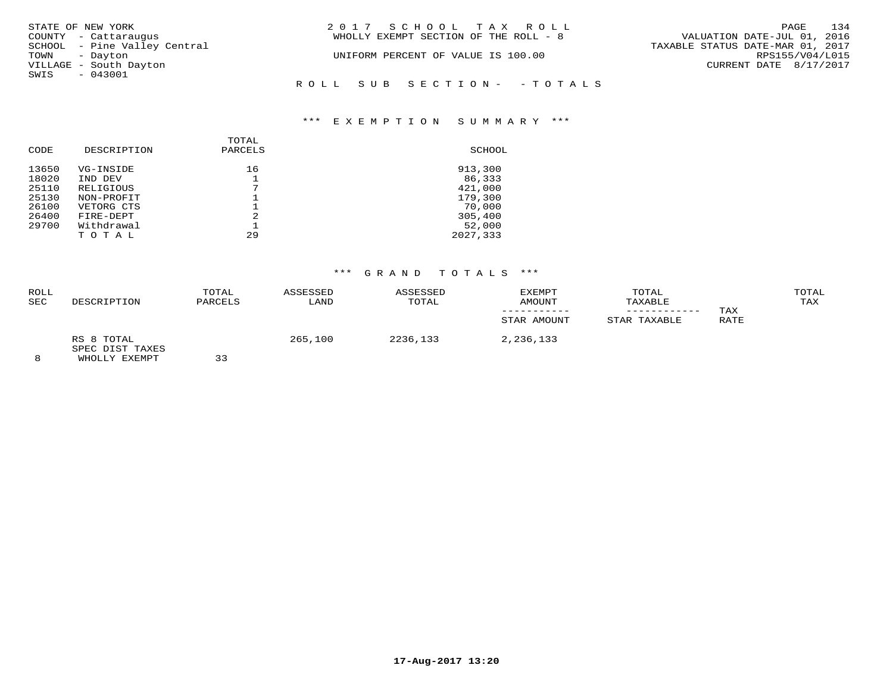STATE OF NEW YORK
COUNTY - Cattaraugus
SCHOOL - Pine Valley Central
TOWN - Dayton
VILLAGE - South Dayton
SWIS - 043001

2017 SCHOOL TAX ROLL
WHOLLY EXEMPT SECTION OF THE ROLL - 8

UNIFORM PERCENT OF VALUE IS 100.00

VALUATION DATE-JUL 01, 2016
TAXABLE STATUS DATE-MAR 01, 2017
RPS155/V04/L015
CURRENT DATE 8/17/2017

ROLL SUB SECTION - - TOTALS

## *** EXEMPTION SUMMARY ***

| CODE | DESCRIPTION | TOTAL PARCELS | SCHOOL |
|---|---|---|---|
| 13650 | VG-INSIDE | 16 | 913,300 |
| 18020 | IND DEV | 1 | 86,333 |
| 25110 | RELIGIOUS | 7 | 421,000 |
| 25130 | NON-PROFIT | 1 | 179,300 |
| 26100 | VETORG CTS | 1 | 70,000 |
| 26400 | FIRE-DEPT | 2 | 305,400 |
| 29700 | Withdrawal | 1 | 52,000 |
| | TOTAL | 29 | 2027,333 |

## *** GRAND TOTALS ***

| ROLL SEC | DESCRIPTION | TOTAL PARCELS | ASSESSED LAND | ASSESSED TOTAL | EXEMPT AMOUNT / STAR AMOUNT | TOTAL TAXABLE / STAR TAXABLE | TAX RATE | TOTAL TAX |
|---|---|---|---|---|---|---|---|---|
| | RS 8 TOTAL | | 265,100 | 2236,133 | 2,236,133 | | | |
| | SPEC DIST TAXES | | | | | | | |
| 8 | WHOLLY EXEMPT | 33 | | | | | | |

17-Aug-2017 13:20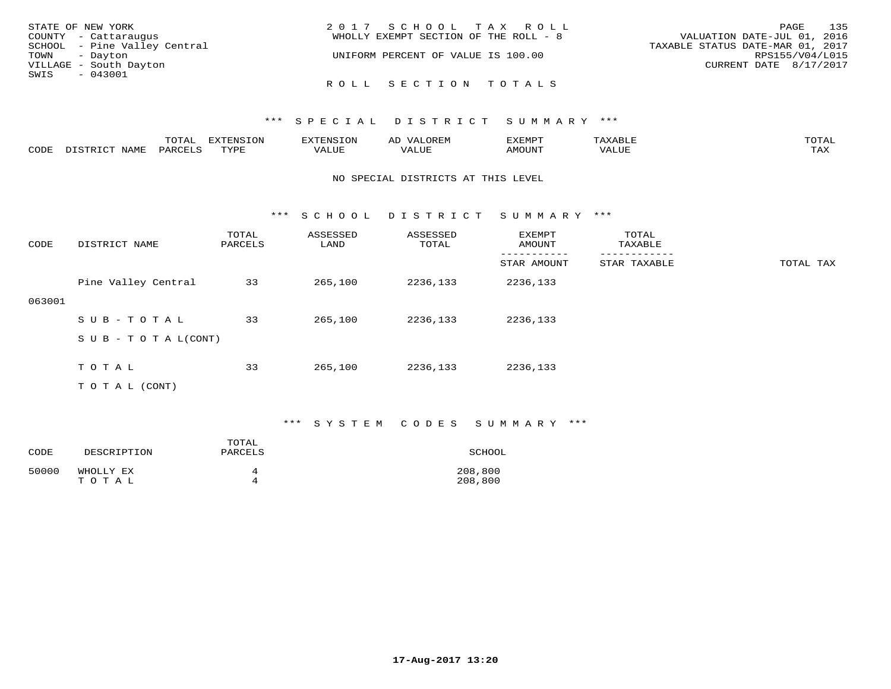STATE OF NEW YORK
COUNTY - Cattaraugus
SCHOOL - Pine Valley Central
TOWN - Dayton
VILLAGE - South Dayton
SWIS - 043001

2017 SCHOOL TAX ROLL
WHOLLY EXEMPT SECTION OF THE ROLL - 8
UNIFORM PERCENT OF VALUE IS 100.00

VALUATION DATE-JUL 01, 2016
TAXABLE STATUS DATE-MAR 01, 2017
RPS155/V04/L015
CURRENT DATE 8/17/2017

ROLL SECTION TOTALS

*** SPECIAL DISTRICT SUMMARY ***

| CODE | DISTRICT NAME | TOTAL PARCELS | EXTENSION TYPE | EXTENSION VALUE | AD VALOREM VALUE | EXEMPT AMOUNT | TAXABLE VALUE | TOTAL TAX |
|---|---|---|---|---|---|---|---|---|

NO SPECIAL DISTRICTS AT THIS LEVEL

*** SCHOOL DISTRICT SUMMARY ***

| CODE | DISTRICT NAME | TOTAL PARCELS | ASSESSED LAND | ASSESSED TOTAL | EXEMPT AMOUNT / STAR AMOUNT | TOTAL TAXABLE / STAR TAXABLE | TOTAL TAX |
|---|---|---|---|---|---|---|---|
| 063001 | Pine Valley Central | 33 | 265,100 | 2236,133 | 2236,133 | | |
| | S U B - T O T A L | 33 | 265,100 | 2236,133 | 2236,133 | | |
| | S U B - T O T A L(CONT) | | | | | | |
| | T O T A L | 33 | 265,100 | 2236,133 | 2236,133 | | |
| | T O T A L (CONT) | | | | | | |

*** SYSTEM CODES SUMMARY ***

| CODE | DESCRIPTION | TOTAL PARCELS | SCHOOL |
|---|---|---|---|
| 50000 | WHOLLY EX | 4 | 208,800 |
| | T O T A L | 4 | 208,800 |

17-Aug-2017 13:20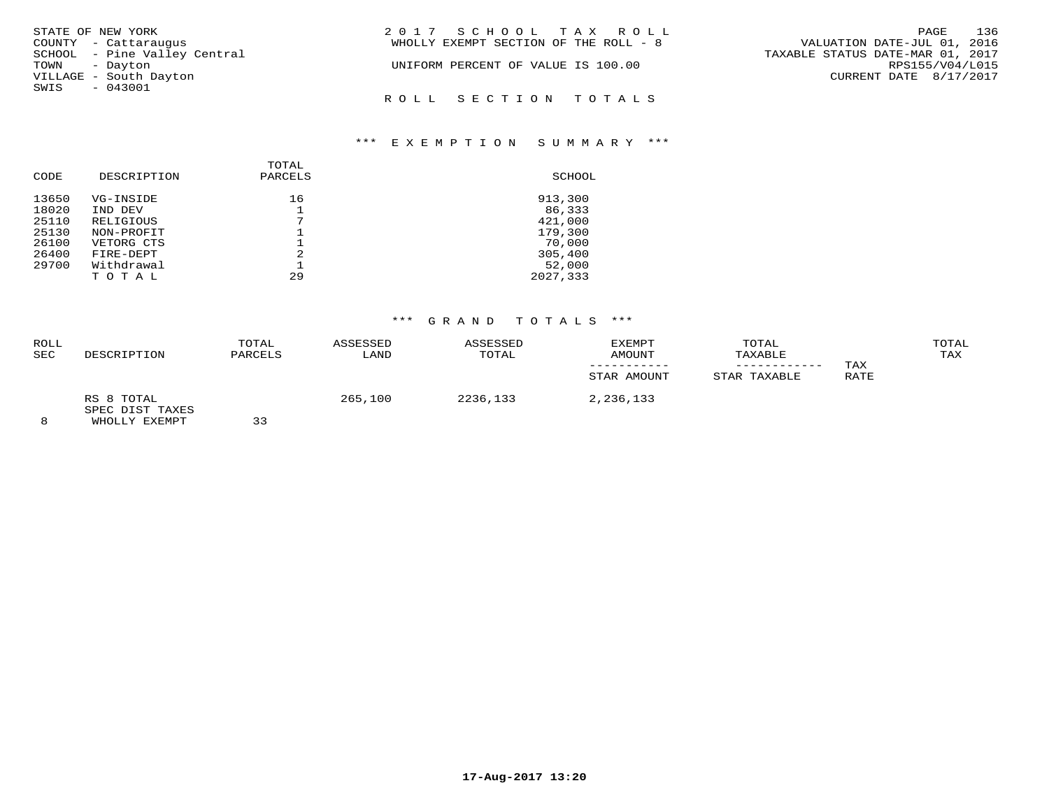STATE OF NEW YORK
COUNTY - Cattaraugus
SCHOOL - Pine Valley Central
TOWN - Dayton
VILLAGE - South Dayton
SWIS - 043001

2 0 1 7 S C H O O L T A X R O L L
WHOLLY EXEMPT SECTION OF THE ROLL - 8

UNIFORM PERCENT OF VALUE IS 100.00

VALUATION DATE-JUL 01, 2016
TAXABLE STATUS DATE-MAR 01, 2017
RPS155/V04/L015
CURRENT DATE 8/17/2017

R O L L S E C T I O N T O T A L S

### *** E X E M P T I O N S U M M A R Y ***

| CODE | DESCRIPTION | TOTAL PARCELS | SCHOOL |
|---|---|---|---|
| 13650 | VG-INSIDE | 16 | 913,300 |
| 18020 | IND DEV | 1 | 86,333 |
| 25110 | RELIGIOUS | 7 | 421,000 |
| 25130 | NON-PROFIT | 1 | 179,300 |
| 26100 | VETORG CTS | 1 | 70,000 |
| 26400 | FIRE-DEPT | 2 | 305,400 |
| 29700 | Withdrawal | 1 | 52,000 |
| | T O T A L | 29 | 2027,333 |

### *** G R A N D T O T A L S ***

| ROLL SEC | DESCRIPTION | TOTAL PARCELS | ASSESSED LAND | ASSESSED TOTAL | EXEMPT AMOUNT / STAR AMOUNT | TOTAL TAXABLE / STAR TAXABLE | TAX RATE | TOTAL TAX |
|---|---|---|---|---|---|---|---|---|
| 8 | RS 8 TOTAL SPEC DIST TAXES WHOLLY EXEMPT | 33 | 265,100 | 2236,133 | 2,236,133 | | | |

17-Aug-2017 13:20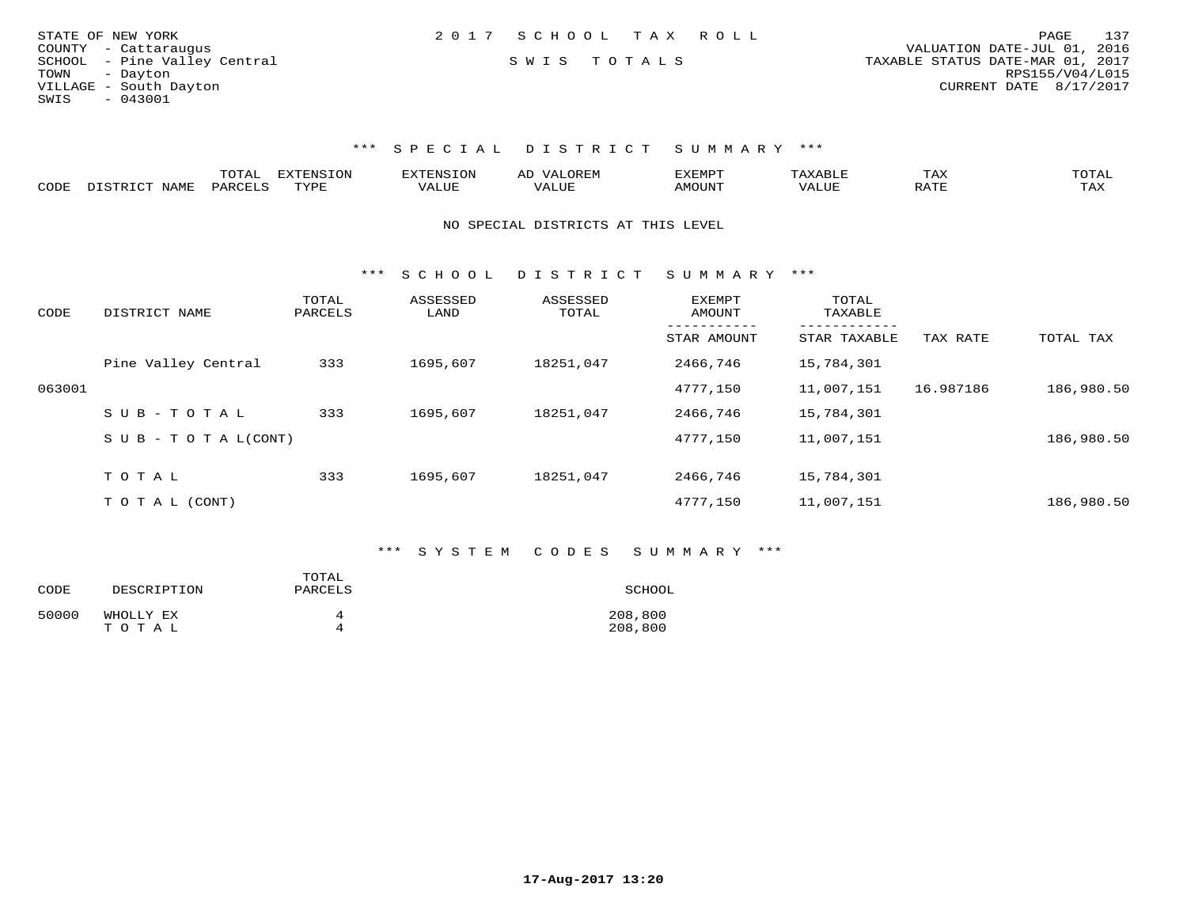STATE OF NEW YORK
COUNTY - Cattaraugus
SCHOOL - Pine Valley Central
TOWN - Dayton
VILLAGE - South Dayton
SWIS - 043001

2017 SCHOOL TAX ROLL
SWIS TOTALS

VALUATION DATE-JUL 01, 2016
TAXABLE STATUS DATE-MAR 01, 2017
RPS155/V04/L015
CURRENT DATE 8/17/2017

### *** SPECIAL DISTRICT SUMMARY ***

| CODE | DISTRICT NAME | TOTAL PARCELS | EXTENSION TYPE | EXTENSION VALUE | AD VALOREM VALUE | EXEMPT AMOUNT | TAXABLE VALUE | TAX RATE | TOTAL TAX |
|---|---|---|---|---|---|---|---|---|---|

NO SPECIAL DISTRICTS AT THIS LEVEL

### *** SCHOOL DISTRICT SUMMARY ***

| CODE | DISTRICT NAME | TOTAL PARCELS | ASSESSED LAND | ASSESSED TOTAL | EXEMPT AMOUNT / STAR AMOUNT | TOTAL TAXABLE / STAR TAXABLE | TAX RATE | TOTAL TAX |
|---|---|---|---|---|---|---|---|---|
| | Pine Valley Central | 333 | 1695,607 | 18251,047 | 2466,746 | 15,784,301 | | |
| 063001 | | | | | 4777,150 | 11,007,151 | 16.987186 | 186,980.50 |
| | SUB-TOTAL | 333 | 1695,607 | 18251,047 | 2466,746 | 15,784,301 | | |
| | SUB-TOTAL(CONT) | | | | 4777,150 | 11,007,151 | | 186,980.50 |
| | TOTAL | 333 | 1695,607 | 18251,047 | 2466,746 | 15,784,301 | | |
| | TOTAL (CONT) | | | | 4777,150 | 11,007,151 | | 186,980.50 |

### *** SYSTEM CODES SUMMARY ***

| CODE | DESCRIPTION | TOTAL PARCELS | SCHOOL |
|---|---|---|---|
| 50000 | WHOLLY EX | 4 | 208,800 |
| | TOTAL | 4 | 208,800 |

17-Aug-2017 13:20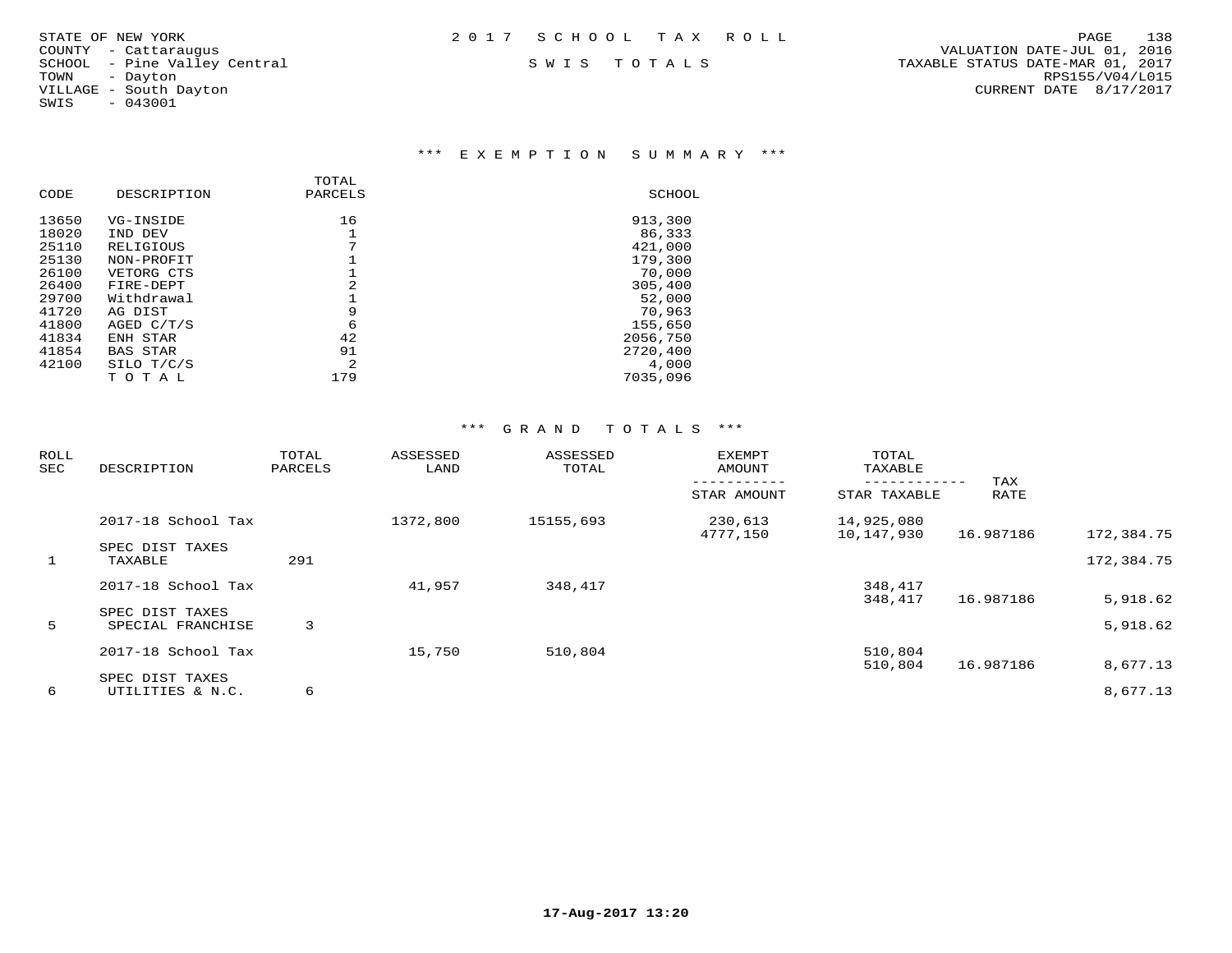STATE OF NEW YORK
COUNTY - Cattaraugus
SCHOOL - Pine Valley Central
TOWN - Dayton
VILLAGE - South Dayton
SWIS - 043001

2017 SCHOOL TAX ROLL

SWIS TOTALS

VALUATION DATE-JUL 01, 2016
TAXABLE STATUS DATE-MAR 01, 2017
RPS155/V04/L015
CURRENT DATE 8/17/2017

## *** EXEMPTION SUMMARY ***

| CODE | DESCRIPTION | TOTAL PARCELS | SCHOOL |
|---|---|---|---|
| 13650 | VG-INSIDE | 16 | 913,300 |
| 18020 | IND DEV | 1 | 86,333 |
| 25110 | RELIGIOUS | 7 | 421,000 |
| 25130 | NON-PROFIT | 1 | 179,300 |
| 26100 | VETORG CTS | 1 | 70,000 |
| 26400 | FIRE-DEPT | 2 | 305,400 |
| 29700 | Withdrawal | 1 | 52,000 |
| 41720 | AG DIST | 9 | 70,963 |
| 41800 | AGED C/T/S | 6 | 155,650 |
| 41834 | ENH STAR | 42 | 2056,750 |
| 41854 | BAS STAR | 91 | 2720,400 |
| 42100 | SILO T/C/S | 2 | 4,000 |
| | TOTAL | 179 | 7035,096 |

## *** GRAND TOTALS ***

| ROLL SEC | DESCRIPTION | TOTAL PARCELS | ASSESSED LAND | ASSESSED TOTAL | EXEMPT AMOUNT / STAR AMOUNT | TOTAL TAXABLE / STAR TAXABLE | TAX RATE | |
|---|---|---|---|---|---|---|---|---|
| | 2017-18 School Tax | | 1372,800 | 15155,693 | 230,613 | 14,925,080 | | |
| | | | | | 4777,150 | 10,147,930 | 16.987186 | 172,384.75 |
| | SPEC DIST TAXES | | | | | | | |
| 1 | TAXABLE | 291 | | | | | | 172,384.75 |
| | 2017-18 School Tax | | 41,957 | 348,417 | | 348,417 | | |
| | | | | | | 348,417 | 16.987186 | 5,918.62 |
| | SPEC DIST TAXES | | | | | | | |
| 5 | SPECIAL FRANCHISE | 3 | | | | | | 5,918.62 |
| | 2017-18 School Tax | | 15,750 | 510,804 | | 510,804 | | |
| | | | | | | 510,804 | 16.987186 | 8,677.13 |
| | SPEC DIST TAXES | | | | | | | |
| 6 | UTILITIES & N.C. | 6 | | | | | | 8,677.13 |

17-Aug-2017 13:20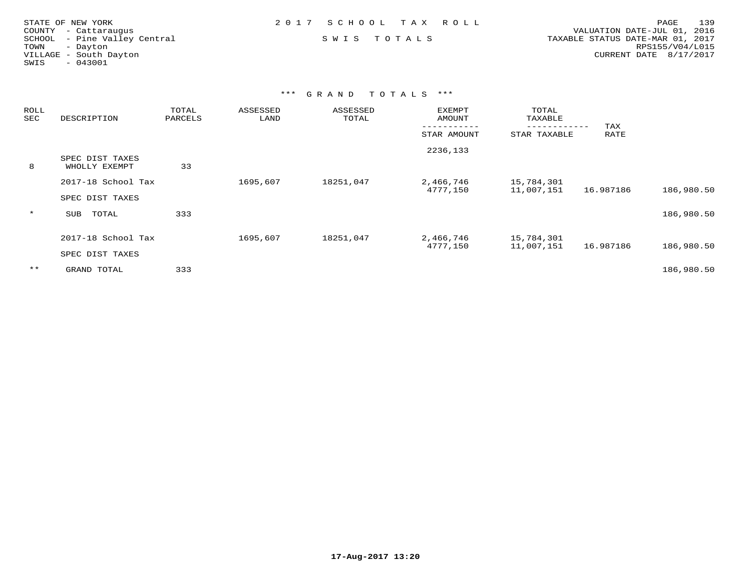STATE OF NEW YORK
COUNTY - Cattaraugus
SCHOOL - Pine Valley Central
TOWN - Dayton
VILLAGE - South Dayton
SWIS - 043001

2017 SCHOOL TAX ROLL

SWIS TOTALS

VALUATION DATE-JUL 01, 2016
TAXABLE STATUS DATE-MAR 01, 2017
RPS155/V04/L015
CURRENT DATE 8/17/2017

*** GRAND TOTALS ***

| ROLL SEC | DESCRIPTION | TOTAL PARCELS | ASSESSED LAND | ASSESSED TOTAL | EXEMPT AMOUNT / STAR AMOUNT | TOTAL TAXABLE / STAR TAXABLE | TAX RATE | |
|---|---|---|---|---|---|---|---|---|
| | | | | | 2236,133 | | | |
| 8 | SPEC DIST TAXES WHOLLY EXEMPT | 33 | | | | | | |
| | 2017-18 School Tax | | 1695,607 | 18251,047 | 2,466,746 | 15,784,301 | | |
| | | | | | 4777,150 | 11,007,151 | 16.987186 | 186,980.50 |
| | SPEC DIST TAXES | | | | | | | |
| * | SUB TOTAL | 333 | | | | | | 186,980.50 |
| | 2017-18 School Tax | | 1695,607 | 18251,047 | 2,466,746 | 15,784,301 | | |
| | | | | | 4777,150 | 11,007,151 | 16.987186 | 186,980.50 |
| | SPEC DIST TAXES | | | | | | | |
| ** | GRAND TOTAL | 333 | | | | | | 186,980.50 |

17-Aug-2017 13:20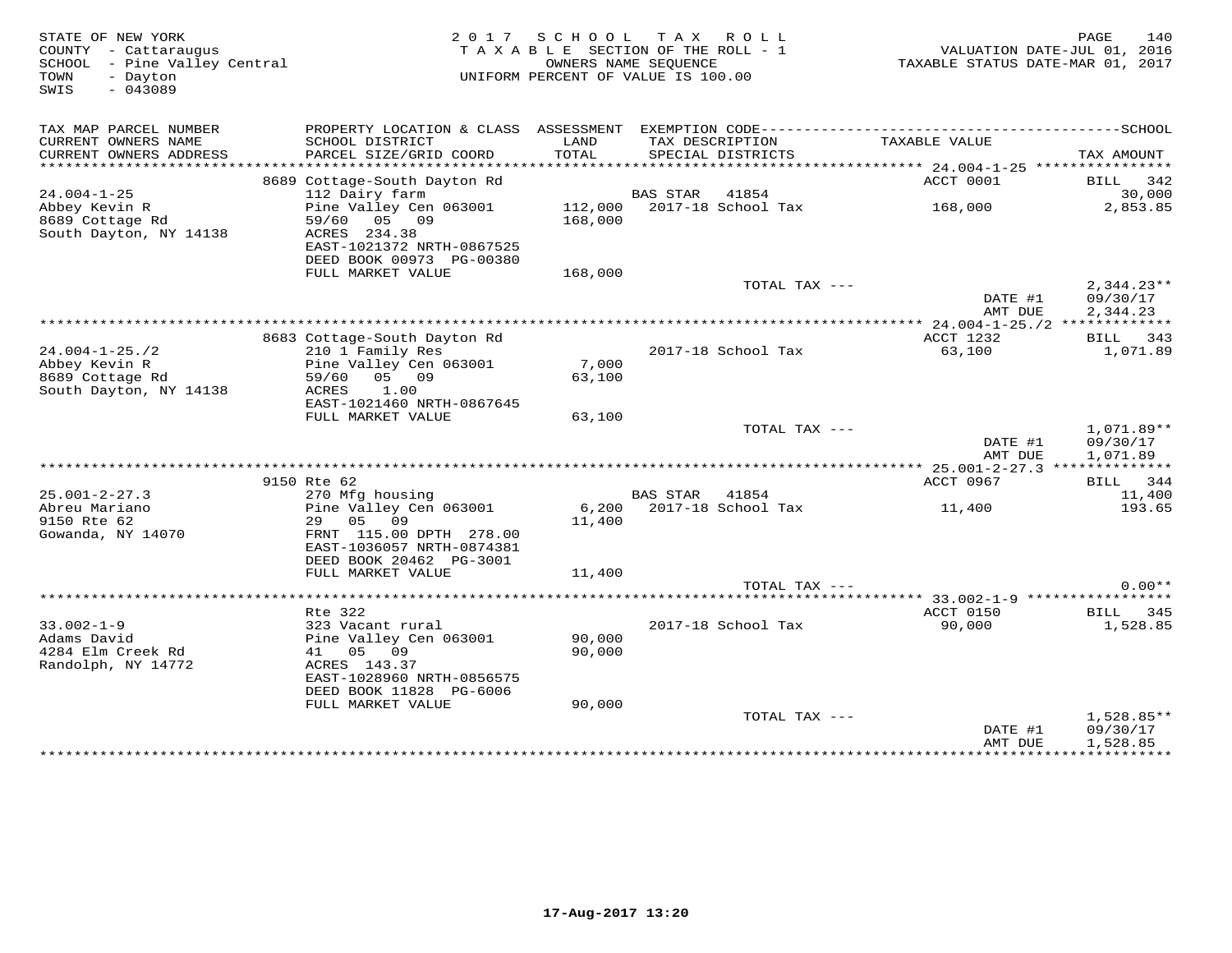STATE OF NEW YORK
COUNTY - Cattaraugus
SCHOOL - Pine Valley Central
TOWN - Dayton
SWIS - 043089

2 0 1 7 S C H O O L T A X R O L L
T A X A B L E SECTION OF THE ROLL - 1
OWNERS NAME SEQUENCE
UNIFORM PERCENT OF VALUE IS 100.00

VALUATION DATE-JUL 01, 2016
TAXABLE STATUS DATE-MAR 01, 2017

| TAX MAP PARCEL NUMBER / CURRENT OWNERS NAME / CURRENT OWNERS ADDRESS | PROPERTY LOCATION & CLASS / SCHOOL DISTRICT / PARCEL SIZE/GRID COORD | ASSESSMENT LAND / TOTAL | EXEMPTION CODE / TAX DESCRIPTION / SPECIAL DISTRICTS | TAXABLE VALUE | SCHOOL TAX AMOUNT |
|---|---|---|---|---|---|
| 24.004-1-25 | 8689 Cottage-South Dayton Rd | | | ACCT 0001 | BILL 342 |
| 24.004-1-25 | 112 Dairy farm | | BAS STAR 41854 | | 30,000 |
| Abbey Kevin R | Pine Valley Cen 063001 | 112,000 | 2017-18 School Tax | 168,000 | 2,853.85 |
| 8689 Cottage Rd | 59/60 05 09 | 168,000 | | | |
| South Dayton, NY 14138 | ACRES 234.38 | | | | |
| | EAST-1021372 NRTH-0867525 | | | | |
| | DEED BOOK 00973 PG-00380 | | | | |
| | FULL MARKET VALUE | 168,000 | | | |
| | | | TOTAL TAX --- | | 2,344.23** |
| | | | | DATE #1 | 09/30/17 |
| | | | | AMT DUE | 2,344.23 |
| 24.004-1-25./2 | 8683 Cottage-South Dayton Rd | | | ACCT 1232 | BILL 343 |
| 24.004-1-25./2 | 210 1 Family Res | | 2017-18 School Tax | 63,100 | 1,071.89 |
| Abbey Kevin R | Pine Valley Cen 063001 | 7,000 | | | |
| 8689 Cottage Rd | 59/60 05 09 | 63,100 | | | |
| South Dayton, NY 14138 | ACRES 1.00 | | | | |
| | EAST-1021460 NRTH-0867645 | | | | |
| | FULL MARKET VALUE | 63,100 | | | |
| | | | TOTAL TAX --- | | 1,071.89** |
| | | | | DATE #1 | 09/30/17 |
| | | | | AMT DUE | 1,071.89 |
| 25.001-2-27.3 | 9150 Rte 62 | | | ACCT 0967 | BILL 344 |
| 25.001-2-27.3 | 270 Mfg housing | | BAS STAR 41854 | | 11,400 |
| Abreu Mariano | Pine Valley Cen 063001 | 6,200 | 2017-18 School Tax | 11,400 | 193.65 |
| 9150 Rte 62 | 29 05 09 | 11,400 | | | |
| Gowanda, NY 14070 | FRNT 115.00 DPTH 278.00 | | | | |
| | EAST-1036057 NRTH-0874381 | | | | |
| | DEED BOOK 20462 PG-3001 | | | | |
| | FULL MARKET VALUE | 11,400 | | | |
| | | | TOTAL TAX --- | | 0.00** |
| 33.002-1-9 | Rte 322 | | | ACCT 0150 | BILL 345 |
| 33.002-1-9 | 323 Vacant rural | | 2017-18 School Tax | 90,000 | 1,528.85 |
| Adams David | Pine Valley Cen 063001 | 90,000 | | | |
| 4284 Elm Creek Rd | 41 05 09 | 90,000 | | | |
| Randolph, NY 14772 | ACRES 143.37 | | | | |
| | EAST-1028960 NRTH-0856575 | | | | |
| | DEED BOOK 11828 PG-6006 | | | | |
| | FULL MARKET VALUE | 90,000 | | | |
| | | | TOTAL TAX --- | | 1,528.85** |
| | | | | DATE #1 | 09/30/17 |
| | | | | AMT DUE | 1,528.85 |

17-Aug-2017 13:20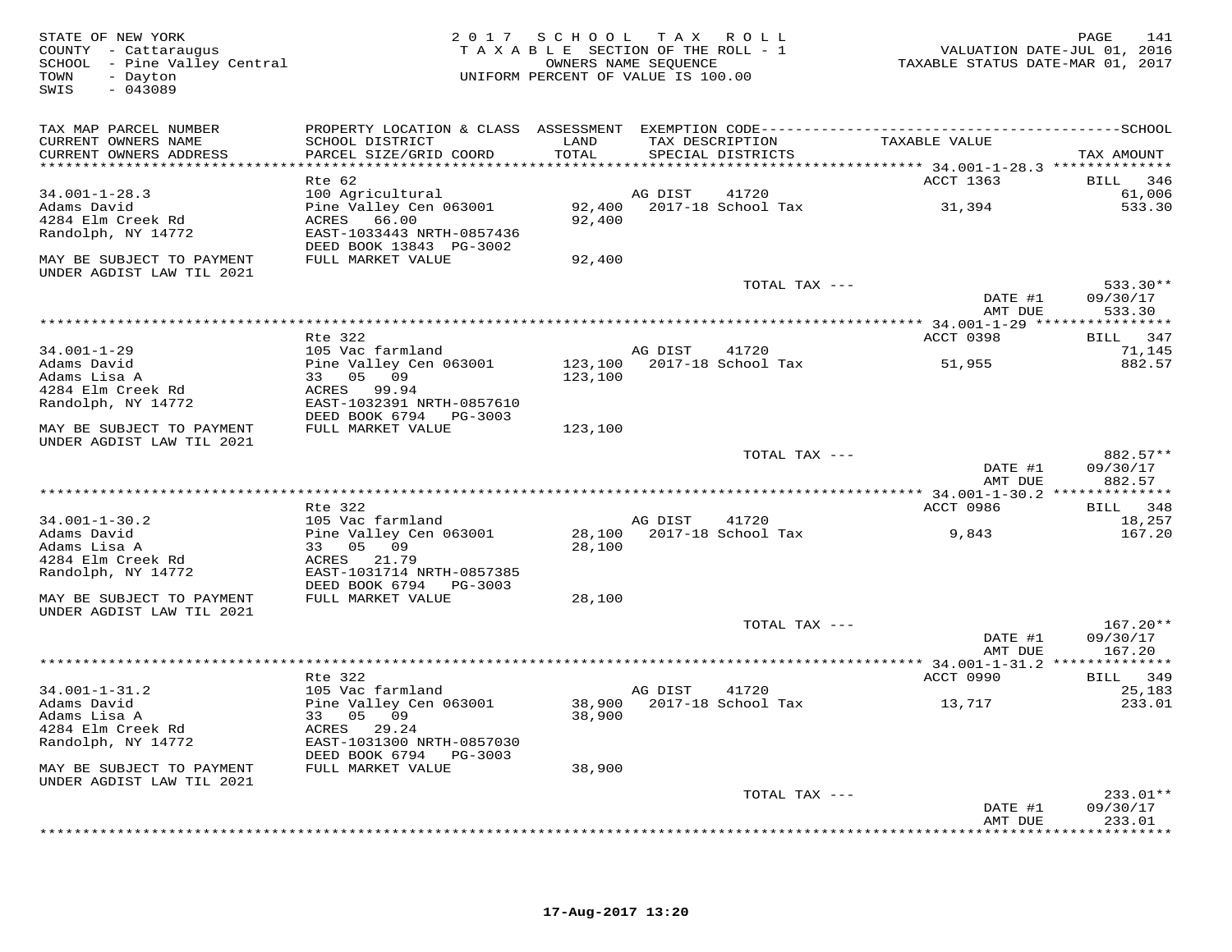STATE OF NEW YORK
COUNTY - Cattaraugus
SCHOOL - Pine Valley Central
TOWN - Dayton
SWIS - 043089

2017 SCHOOL TAX ROLL
TAXABLE SECTION OF THE ROLL - 1
OWNERS NAME SEQUENCE
UNIFORM PERCENT OF VALUE IS 100.00

VALUATION DATE-JUL 01, 2016
TAXABLE STATUS DATE-MAR 01, 2017

| TAX MAP PARCEL NUMBER / CURRENT OWNERS NAME / CURRENT OWNERS ADDRESS | PROPERTY LOCATION & CLASS / SCHOOL DISTRICT / PARCEL SIZE/GRID COORD | ASSESSMENT LAND / TOTAL | EXEMPTION CODE / TAX DESCRIPTION / SPECIAL DISTRICTS | TAXABLE VALUE | TAX AMOUNT |
|---|---|---|---|---|---|
| | Rte 62 | | | ACCT 1363 | BILL 346 |
| 34.001-1-28.3 | 100 Agricultural | | AG DIST 41720 | | 61,006 |
| Adams David | Pine Valley Cen 063001 | 92,400 | 2017-18 School Tax | 31,394 | 533.30 |
| 4284 Elm Creek Rd | ACRES 66.00 | 92,400 | | | |
| Randolph, NY 14772 | EAST-1033443 NRTH-0857436 | | | | |
| | DEED BOOK 13843 PG-3002 | | | | |
| MAY BE SUBJECT TO PAYMENT UNDER AGDIST LAW TIL 2021 | FULL MARKET VALUE | 92,400 | | | |
| | | | TOTAL TAX --- | | 533.30** |
| | | | | DATE #1 | 09/30/17 |
| | | | | AMT DUE | 533.30 |
| | Rte 322 | | | ACCT 0398 | BILL 347 |
| 34.001-1-29 | 105 Vac farmland | | AG DIST 41720 | | 71,145 |
| Adams David | Pine Valley Cen 063001 | 123,100 | 2017-18 School Tax | 51,955 | 882.57 |
| Adams Lisa A | 33 05 09 | 123,100 | | | |
| 4284 Elm Creek Rd | ACRES 99.94 | | | | |
| Randolph, NY 14772 | EAST-1032391 NRTH-0857610 | | | | |
| | DEED BOOK 6794 PG-3003 | | | | |
| MAY BE SUBJECT TO PAYMENT UNDER AGDIST LAW TIL 2021 | FULL MARKET VALUE | 123,100 | | | |
| | | | TOTAL TAX --- | | 882.57** |
| | | | | DATE #1 | 09/30/17 |
| | | | | AMT DUE | 882.57 |
| | Rte 322 | | | ACCT 0986 | BILL 348 |
| 34.001-1-30.2 | 105 Vac farmland | | AG DIST 41720 | | 18,257 |
| Adams David | Pine Valley Cen 063001 | 28,100 | 2017-18 School Tax | 9,843 | 167.20 |
| Adams Lisa A | 33 05 09 | 28,100 | | | |
| 4284 Elm Creek Rd | ACRES 21.79 | | | | |
| Randolph, NY 14772 | EAST-1031714 NRTH-0857385 | | | | |
| | DEED BOOK 6794 PG-3003 | | | | |
| MAY BE SUBJECT TO PAYMENT UNDER AGDIST LAW TIL 2021 | FULL MARKET VALUE | 28,100 | | | |
| | | | TOTAL TAX --- | | 167.20** |
| | | | | DATE #1 | 09/30/17 |
| | | | | AMT DUE | 167.20 |
| | Rte 322 | | | ACCT 0990 | BILL 349 |
| 34.001-1-31.2 | 105 Vac farmland | | AG DIST 41720 | | 25,183 |
| Adams David | Pine Valley Cen 063001 | 38,900 | 2017-18 School Tax | 13,717 | 233.01 |
| Adams Lisa A | 33 05 09 | 38,900 | | | |
| 4284 Elm Creek Rd | ACRES 29.24 | | | | |
| Randolph, NY 14772 | EAST-1031300 NRTH-0857030 | | | | |
| | DEED BOOK 6794 PG-3003 | | | | |
| MAY BE SUBJECT TO PAYMENT UNDER AGDIST LAW TIL 2021 | FULL MARKET VALUE | 38,900 | | | |
| | | | TOTAL TAX --- | | 233.01** |
| | | | | DATE #1 | 09/30/17 |
| | | | | AMT DUE | 233.01 |

17-Aug-2017 13:20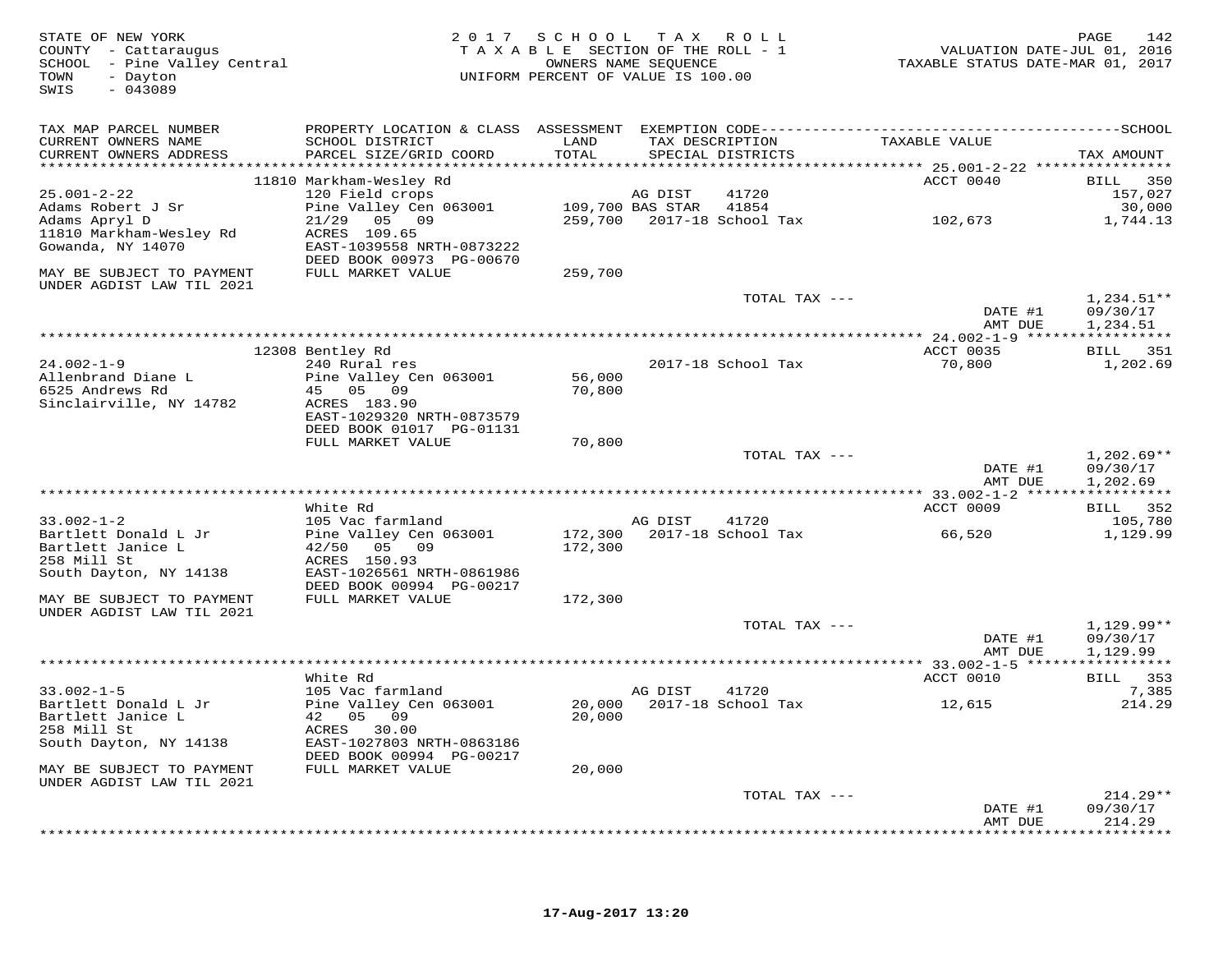STATE OF NEW YORK
COUNTY - Cattaraugus
SCHOOL - Pine Valley Central
TOWN - Dayton
SWIS - 043089

2 0 1 7 S C H O O L T A X R O L L
T A X A B L E SECTION OF THE ROLL - 1
OWNERS NAME SEQUENCE
UNIFORM PERCENT OF VALUE IS 100.00

VALUATION DATE-JUL 01, 2016
TAXABLE STATUS DATE-MAR 01, 2017

| TAX MAP PARCEL NUMBER / CURRENT OWNERS NAME / CURRENT OWNERS ADDRESS | PROPERTY LOCATION & CLASS / SCHOOL DISTRICT / PARCEL SIZE/GRID COORD | ASSESSMENT LAND / TOTAL | EXEMPTION CODE / TAX DESCRIPTION / SPECIAL DISTRICTS | TAXABLE VALUE | TAX AMOUNT |
|---|---|---|---|---|---|
| | 11810 Markham-Wesley Rd | | | ACCT 0040 | BILL 350 |
| 25.001-2-22 | 120 Field crops | | AG DIST 41720 | | 157,027 |
| Adams Robert J Sr | Pine Valley Cen 063001 | 109,700 | BAS STAR 41854 | | 30,000 |
| Adams Apryl D | 21/29 05 09 | 259,700 | 2017-18 School Tax | 102,673 | 1,744.13 |
| 11810 Markham-Wesley Rd | ACRES 109.65 | | | | |
| Gowanda, NY 14070 | EAST-1039558 NRTH-0873222 | | | | |
| | DEED BOOK 00973 PG-00670 | | | | |
| MAY BE SUBJECT TO PAYMENT UNDER AGDIST LAW TIL 2021 | FULL MARKET VALUE | 259,700 | | | |
| | | | TOTAL TAX --- | | 1,234.51** |
| | | | | DATE #1 | 09/30/17 |
| | | | | AMT DUE | 1,234.51 |
| | 12308 Bentley Rd | | | ACCT 0035 | BILL 351 |
| 24.002-1-9 | 240 Rural res | | 2017-18 School Tax | 70,800 | 1,202.69 |
| Allenbrand Diane L | Pine Valley Cen 063001 | 56,000 | | | |
| 6525 Andrews Rd | 45 05 09 | 70,800 | | | |
| Sinclairville, NY 14782 | ACRES 183.90 | | | | |
| | EAST-1029320 NRTH-0873579 | | | | |
| | DEED BOOK 01017 PG-01131 | | | | |
| | FULL MARKET VALUE | 70,800 | | | |
| | | | TOTAL TAX --- | | 1,202.69** |
| | | | | DATE #1 | 09/30/17 |
| | | | | AMT DUE | 1,202.69 |
| | White Rd | | | ACCT 0009 | BILL 352 |
| 33.002-1-2 | 105 Vac farmland | | AG DIST 41720 | | 105,780 |
| Bartlett Donald L Jr | Pine Valley Cen 063001 | 172,300 | 2017-18 School Tax | 66,520 | 1,129.99 |
| Bartlett Janice L | 42/50 05 09 | 172,300 | | | |
| 258 Mill St | ACRES 150.93 | | | | |
| South Dayton, NY 14138 | EAST-1026561 NRTH-0861986 | | | | |
| | DEED BOOK 00994 PG-00217 | | | | |
| MAY BE SUBJECT TO PAYMENT UNDER AGDIST LAW TIL 2021 | FULL MARKET VALUE | 172,300 | | | |
| | | | TOTAL TAX --- | | 1,129.99** |
| | | | | DATE #1 | 09/30/17 |
| | | | | AMT DUE | 1,129.99 |
| | White Rd | | | ACCT 0010 | BILL 353 |
| 33.002-1-5 | 105 Vac farmland | | AG DIST 41720 | | 7,385 |
| Bartlett Donald L Jr | Pine Valley Cen 063001 | 20,000 | 2017-18 School Tax | 12,615 | 214.29 |
| Bartlett Janice L | 42 05 09 | 20,000 | | | |
| 258 Mill St | ACRES 30.00 | | | | |
| South Dayton, NY 14138 | EAST-1027803 NRTH-0863186 | | | | |
| | DEED BOOK 00994 PG-00217 | | | | |
| MAY BE SUBJECT TO PAYMENT UNDER AGDIST LAW TIL 2021 | FULL MARKET VALUE | 20,000 | | | |
| | | | TOTAL TAX --- | | 214.29** |
| | | | | DATE #1 | 09/30/17 |
| | | | | AMT DUE | 214.29 |

17-Aug-2017 13:20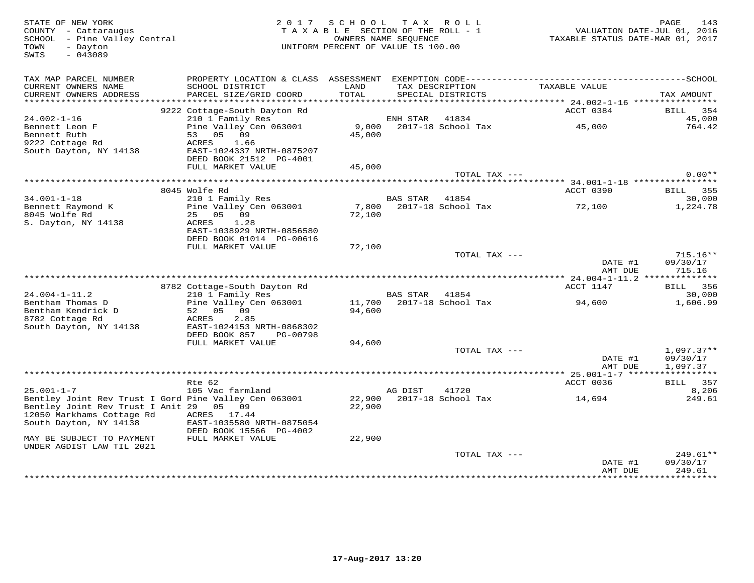STATE OF NEW YORK
COUNTY - Cattaraugus
SCHOOL - Pine Valley Central
TOWN - Dayton
SWIS - 043089

2017 SCHOOL TAX ROLL
TAXABLE SECTION OF THE ROLL - 1
OWNERS NAME SEQUENCE
UNIFORM PERCENT OF VALUE IS 100.00

VALUATION DATE-JUL 01, 2016
TAXABLE STATUS DATE-MAR 01, 2017

| TAX MAP PARCEL NUMBER / CURRENT OWNERS NAME / CURRENT OWNERS ADDRESS | PROPERTY LOCATION & CLASS / SCHOOL DISTRICT / PARCEL SIZE/GRID COORD | ASSESSMENT LAND / TOTAL | EXEMPTION CODE / TAX DESCRIPTION / SPECIAL DISTRICTS | TAXABLE VALUE | SCHOOL / TAX AMOUNT |
|---|---|---|---|---|---|
| | 9222 Cottage-South Dayton Rd | | | ACCT 0384 | BILL 354 |
| 24.002-1-16 | 210 1 Family Res | | ENH STAR 41834 | | 45,000 |
| Bennett Leon F | Pine Valley Cen 063001 | 9,000 | 2017-18 School Tax | 45,000 | 764.42 |
| Bennett Ruth | 53 05 09 | 45,000 | | | |
| 9222 Cottage Rd | ACRES 1.66 | | | | |
| South Dayton, NY 14138 | EAST-1024337 NRTH-0875207 | | | | |
| | DEED BOOK 21512 PG-4001 | | | | |
| | FULL MARKET VALUE | 45,000 | | | |
| | | | TOTAL TAX --- | | 0.00** |
| | 8045 Wolfe Rd | | | ACCT 0390 | BILL 355 |
| 34.001-1-18 | 210 1 Family Res | | BAS STAR 41854 | | 30,000 |
| Bennett Raymond K | Pine Valley Cen 063001 | 7,800 | 2017-18 School Tax | 72,100 | 1,224.78 |
| 8045 Wolfe Rd | 25 05 09 | 72,100 | | | |
| S. Dayton, NY 14138 | ACRES 1.28 | | | | |
| | EAST-1038929 NRTH-0856580 | | | | |
| | DEED BOOK 01014 PG-00616 | | | | |
| | FULL MARKET VALUE | 72,100 | | | |
| | | | TOTAL TAX --- | | 715.16** |
| | | | | DATE #1 | 09/30/17 |
| | | | | AMT DUE | 715.16 |
| | 8782 Cottage-South Dayton Rd | | | ACCT 1147 | BILL 356 |
| 24.004-1-11.2 | 210 1 Family Res | | BAS STAR 41854 | | 30,000 |
| Bentham Thomas D | Pine Valley Cen 063001 | 11,700 | 2017-18 School Tax | 94,600 | 1,606.99 |
| Bentham Kendrick D | 52 05 09 | 94,600 | | | |
| 8782 Cottage Rd | ACRES 2.85 | | | | |
| South Dayton, NY 14138 | EAST-1024153 NRTH-0868302 | | | | |
| | DEED BOOK 857 PG-00798 | | | | |
| | FULL MARKET VALUE | 94,600 | | | |
| | | | TOTAL TAX --- | | 1,097.37** |
| | | | | DATE #1 | 09/30/17 |
| | | | | AMT DUE | 1,097.37 |
| | Rte 62 | | | ACCT 0036 | BILL 357 |
| 25.001-1-7 | 105 Vac farmland | | AG DIST 41720 | | 8,206 |
| Bentley Joint Rev Trust I Gord | Pine Valley Cen 063001 | 22,900 | 2017-18 School Tax | 14,694 | 249.61 |
| Bentley Joint Rev Trust I Anit | 29 05 09 | 22,900 | | | |
| 12050 Markhams Cottage Rd | ACRES 17.44 | | | | |
| South Dayton, NY 14138 | EAST-1035580 NRTH-0875054 | | | | |
| | DEED BOOK 15566 PG-4002 | | | | |
| MAY BE SUBJECT TO PAYMENT | FULL MARKET VALUE | 22,900 | | | |
| UNDER AGDIST LAW TIL 2021 | | | | | |
| | | | TOTAL TAX --- | | 249.61** |
| | | | | DATE #1 | 09/30/17 |
| | | | | AMT DUE | 249.61 |

17-Aug-2017 13:20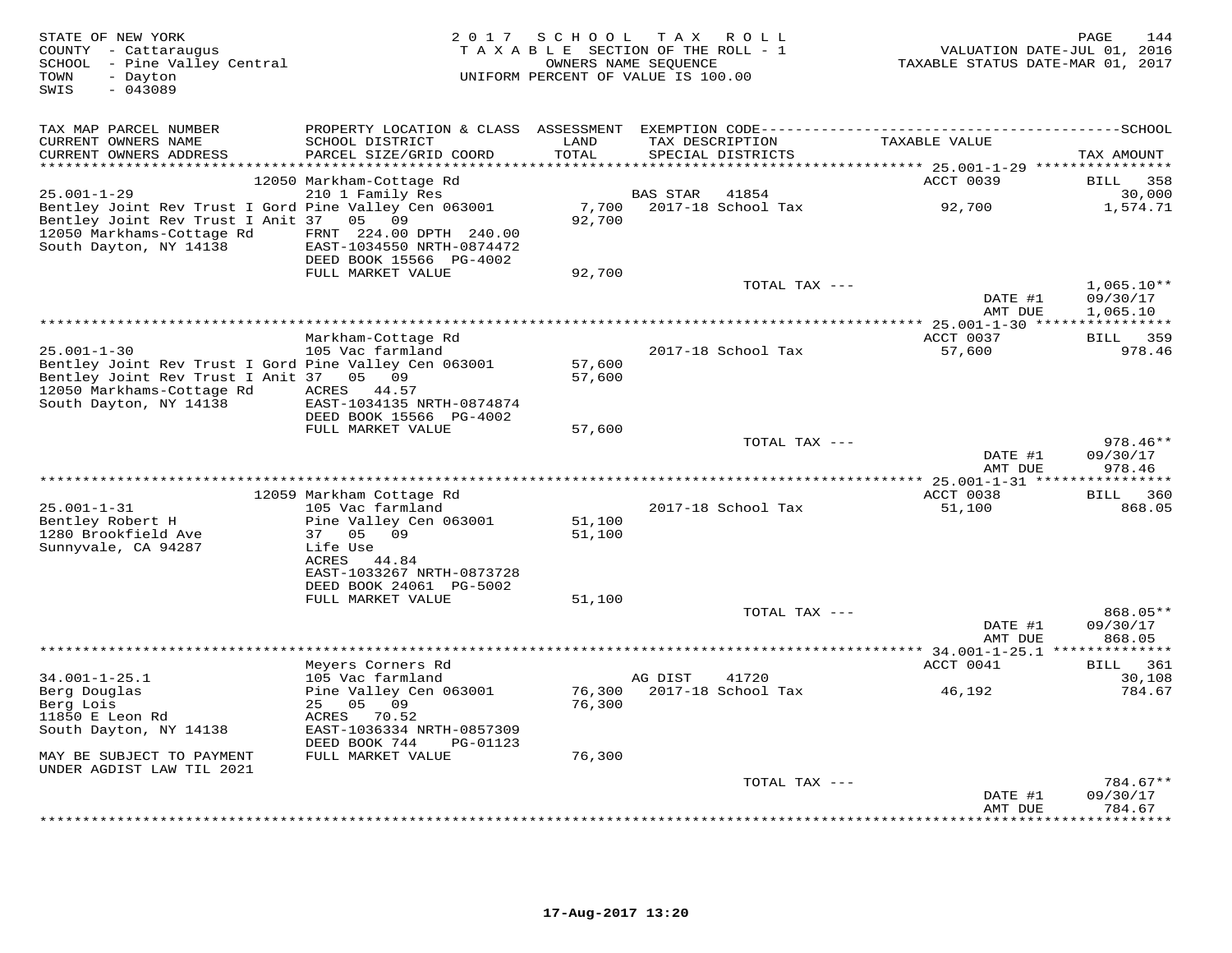STATE OF NEW YORK
COUNTY - Cattaraugus
SCHOOL - Pine Valley Central
TOWN - Dayton
SWIS - 043089

2017 SCHOOL TAX ROLL
TAXABLE SECTION OF THE ROLL - 1
OWNERS NAME SEQUENCE
UNIFORM PERCENT OF VALUE IS 100.00

VALUATION DATE-JUL 01, 2016
TAXABLE STATUS DATE-MAR 01, 2017

| TAX MAP PARCEL NUMBER / CURRENT OWNERS NAME / CURRENT OWNERS ADDRESS | PROPERTY LOCATION & CLASS / SCHOOL DISTRICT / PARCEL SIZE/GRID COORD | ASSESSMENT LAND / TOTAL | EXEMPTION CODE / TAX DESCRIPTION / SPECIAL DISTRICTS | TAXABLE VALUE | TAX AMOUNT |
|---|---|---|---|---|---|
| **25.001-1-29** | 12050 Markham-Cottage Rd | | | ACCT 0039 | BILL 358 |
| 25.001-1-29 | 210 1 Family Res | | BAS STAR 41854 | | 30,000 |
| Bentley Joint Rev Trust I Gord | Pine Valley Cen 063001 | 7,700 | 2017-18 School Tax | 92,700 | 1,574.71 |
| Bentley Joint Rev Trust I Anit | 37 05 09 | 92,700 | | | |
| 12050 Markhams-Cottage Rd | FRNT 224.00 DPTH 240.00 | | | | |
| South Dayton, NY 14138 | EAST-1034550 NRTH-0874472 | | | | |
| | DEED BOOK 15566 PG-4002 | | | | |
| | FULL MARKET VALUE | 92,700 | | | |
| | | | TOTAL TAX --- | | 1,065.10** |
| | | | | DATE #1 | 09/30/17 |
| | | | | AMT DUE | 1,065.10 |
| **25.001-1-30** | Markham-Cottage Rd | | | ACCT 0037 | BILL 359 |
| 25.001-1-30 | 105 Vac farmland | | 2017-18 School Tax | 57,600 | 978.46 |
| Bentley Joint Rev Trust I Gord | Pine Valley Cen 063001 | 57,600 | | | |
| Bentley Joint Rev Trust I Anit | 37 05 09 | 57,600 | | | |
| 12050 Markhams-Cottage Rd | ACRES 44.57 | | | | |
| South Dayton, NY 14138 | EAST-1034135 NRTH-0874874 | | | | |
| | DEED BOOK 15566 PG-4002 | | | | |
| | FULL MARKET VALUE | 57,600 | | | |
| | | | TOTAL TAX --- | | 978.46** |
| | | | | DATE #1 | 09/30/17 |
| | | | | AMT DUE | 978.46 |
| **25.001-1-31** | 12059 Markham Cottage Rd | | | ACCT 0038 | BILL 360 |
| 25.001-1-31 | 105 Vac farmland | | 2017-18 School Tax | 51,100 | 868.05 |
| Bentley Robert H | Pine Valley Cen 063001 | 51,100 | | | |
| 1280 Brookfield Ave | 37 05 09 | 51,100 | | | |
| Sunnyvale, CA 94287 | Life Use | | | | |
| | ACRES 44.84 | | | | |
| | EAST-1033267 NRTH-0873728 | | | | |
| | DEED BOOK 24061 PG-5002 | | | | |
| | FULL MARKET VALUE | 51,100 | | | |
| | | | TOTAL TAX --- | | 868.05** |
| | | | | DATE #1 | 09/30/17 |
| | | | | AMT DUE | 868.05 |
| **34.001-1-25.1** | Meyers Corners Rd | | | ACCT 0041 | BILL 361 |
| 34.001-1-25.1 | 105 Vac farmland | | AG DIST 41720 | | 30,108 |
| Berg Douglas | Pine Valley Cen 063001 | 76,300 | 2017-18 School Tax | 46,192 | 784.67 |
| Berg Lois | 25 05 09 | 76,300 | | | |
| 11850 E Leon Rd | ACRES 70.52 | | | | |
| South Dayton, NY 14138 | EAST-1036334 NRTH-0857309 | | | | |
| | DEED BOOK 744 PG-01123 | | | | |
| MAY BE SUBJECT TO PAYMENT | FULL MARKET VALUE | 76,300 | | | |
| UNDER AGDIST LAW TIL 2021 | | | | | |
| | | | TOTAL TAX --- | | 784.67** |
| | | | | DATE #1 | 09/30/17 |
| | | | | AMT DUE | 784.67 |

17-Aug-2017 13:20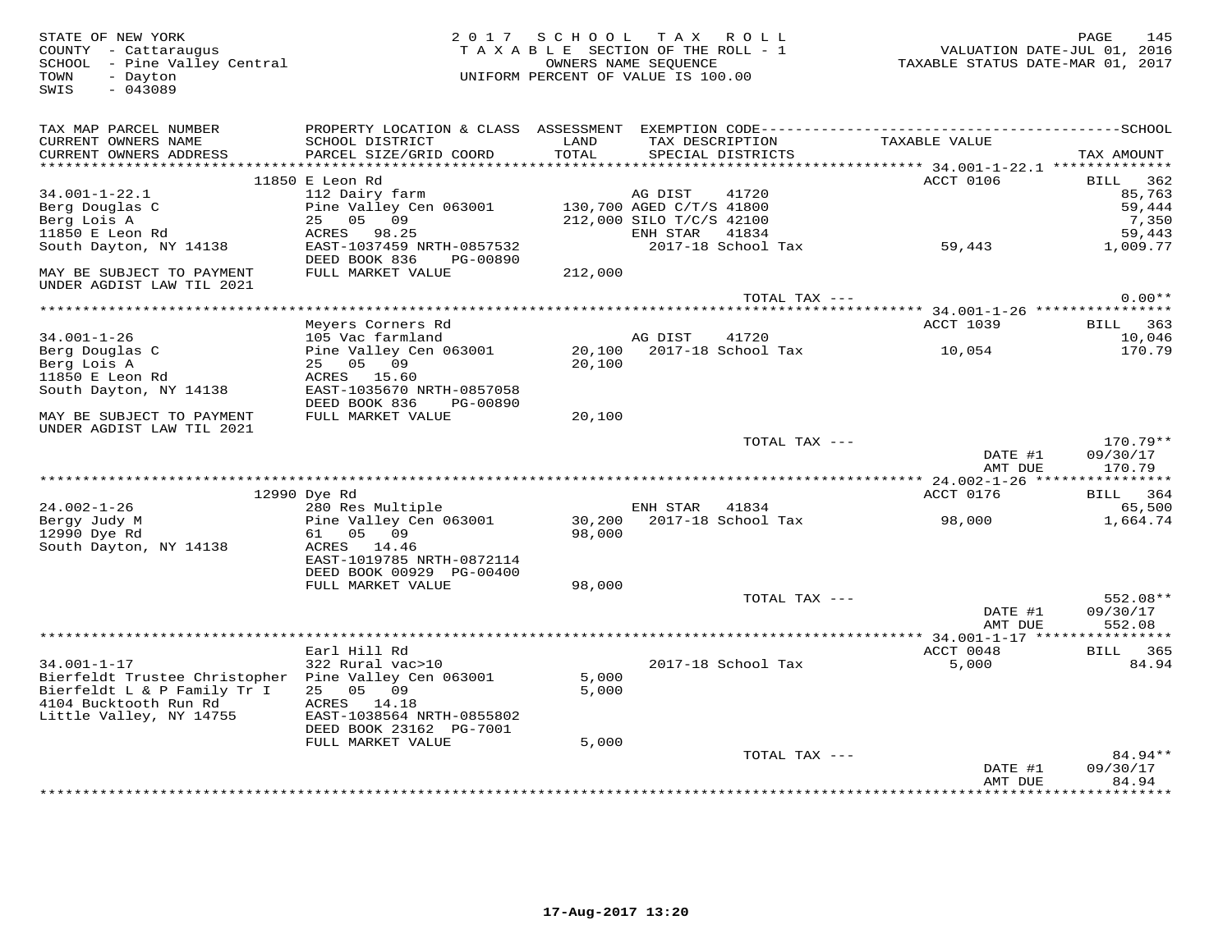STATE OF NEW YORK
COUNTY - Cattaraugus
SCHOOL - Pine Valley Central
TOWN - Dayton
SWIS - 043089

2 0 1 7 S C H O O L T A X R O L L
T A X A B L E SECTION OF THE ROLL - 1
OWNERS NAME SEQUENCE
UNIFORM PERCENT OF VALUE IS 100.00

VALUATION DATE-JUL 01, 2016
TAXABLE STATUS DATE-MAR 01, 2017

| TAX MAP PARCEL NUMBER / CURRENT OWNERS NAME / CURRENT OWNERS ADDRESS | PROPERTY LOCATION & CLASS / SCHOOL DISTRICT / PARCEL SIZE/GRID COORD | ASSESSMENT LAND / TOTAL | EXEMPTION CODE / TAX DESCRIPTION / SPECIAL DISTRICTS | TAXABLE VALUE | TAX AMOUNT |
|---|---|---|---|---|---|
| | 11850 E Leon Rd | | | ACCT 0106 | BILL 362 |
| 34.001-1-22.1 | 112 Dairy farm | | AG DIST 41720 | | 85,763 |
| Berg Douglas C | Pine Valley Cen 063001 | 130,700 | AGED C/T/S 41800 | | 59,444 |
| Berg Lois A | 25 05 09 | 212,000 | SILO T/C/S 42100 | | 7,350 |
| 11850 E Leon Rd | ACRES 98.25 | | ENH STAR 41834 | | 59,443 |
| South Dayton, NY 14138 | EAST-1037459 NRTH-0857532 | | 2017-18 School Tax | 59,443 | 1,009.77 |
| | DEED BOOK 836 PG-00890 | | | | |
| MAY BE SUBJECT TO PAYMENT UNDER AGDIST LAW TIL 2021 | FULL MARKET VALUE | 212,000 | | | |
| | | | TOTAL TAX --- | | 0.00** |
| | Meyers Corners Rd | | | ACCT 1039 | BILL 363 |
| 34.001-1-26 | 105 Vac farmland | | AG DIST 41720 | | 10,046 |
| Berg Douglas C | Pine Valley Cen 063001 | 20,100 | 2017-18 School Tax | 10,054 | 170.79 |
| Berg Lois A | 25 05 09 | 20,100 | | | |
| 11850 E Leon Rd | ACRES 15.60 | | | | |
| South Dayton, NY 14138 | EAST-1035670 NRTH-0857058 | | | | |
| | DEED BOOK 836 PG-00890 | | | | |
| MAY BE SUBJECT TO PAYMENT UNDER AGDIST LAW TIL 2021 | FULL MARKET VALUE | 20,100 | | | |
| | | | TOTAL TAX --- | | 170.79** |
| | | | | DATE #1 | 09/30/17 |
| | | | | AMT DUE | 170.79 |
| | 12990 Dye Rd | | | ACCT 0176 | BILL 364 |
| 24.002-1-26 | 280 Res Multiple | | ENH STAR 41834 | | 65,500 |
| Bergy Judy M | Pine Valley Cen 063001 | 30,200 | 2017-18 School Tax | 98,000 | 1,664.74 |
| 12990 Dye Rd | 61 05 09 | 98,000 | | | |
| South Dayton, NY 14138 | ACRES 14.46 | | | | |
| | EAST-1019785 NRTH-0872114 | | | | |
| | DEED BOOK 00929 PG-00400 | | | | |
| | FULL MARKET VALUE | 98,000 | | | |
| | | | TOTAL TAX --- | | 552.08** |
| | | | | DATE #1 | 09/30/17 |
| | | | | AMT DUE | 552.08 |
| | Earl Hill Rd | | | ACCT 0048 | BILL 365 |
| 34.001-1-17 | 322 Rural vac>10 | | 2017-18 School Tax | 5,000 | 84.94 |
| Bierfeldt Trustee Christopher | Pine Valley Cen 063001 | 5,000 | | | |
| Bierfeldt L & P Family Tr I | 25 05 09 | 5,000 | | | |
| 4104 Bucktooth Run Rd | ACRES 14.18 | | | | |
| Little Valley, NY 14755 | EAST-1038564 NRTH-0855802 | | | | |
| | DEED BOOK 23162 PG-7001 | | | | |
| | FULL MARKET VALUE | 5,000 | | | |
| | | | TOTAL TAX --- | | 84.94** |
| | | | | DATE #1 | 09/30/17 |
| | | | | AMT DUE | 84.94 |

17-Aug-2017 13:20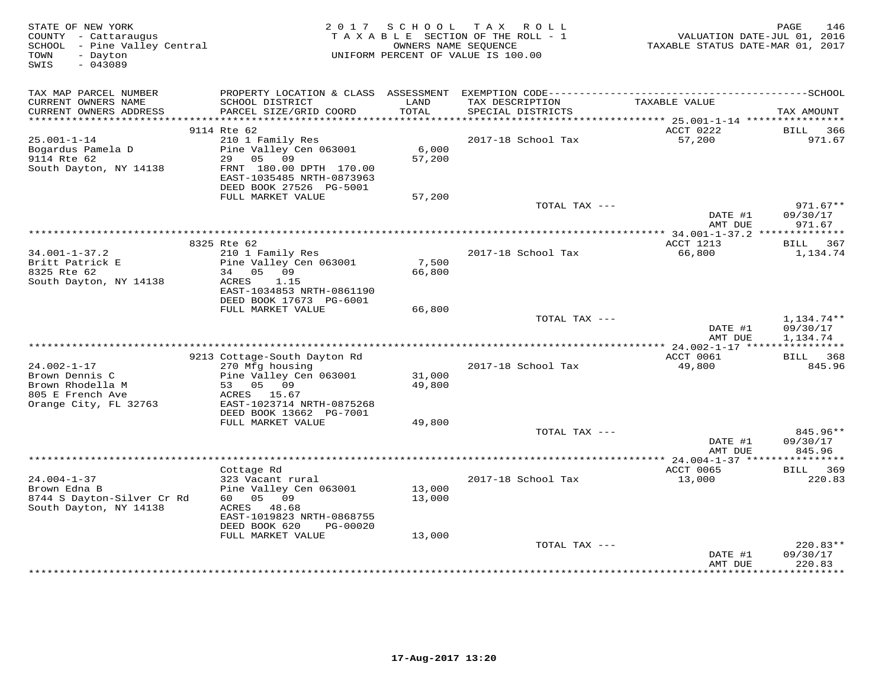STATE OF NEW YORK
COUNTY - Cattaraugus
SCHOOL - Pine Valley Central
TOWN - Dayton
SWIS - 043089

2017 SCHOOL TAX ROLL
TAXABLE SECTION OF THE ROLL - 1
OWNERS NAME SEQUENCE
UNIFORM PERCENT OF VALUE IS 100.00

VALUATION DATE-JUL 01, 2016
TAXABLE STATUS DATE-MAR 01, 2017

| TAX MAP PARCEL NUMBER / CURRENT OWNERS NAME / CURRENT OWNERS ADDRESS | PROPERTY LOCATION & CLASS / SCHOOL DISTRICT / PARCEL SIZE/GRID COORD | ASSESSMENT LAND / TOTAL | EXEMPTION CODE / TAX DESCRIPTION / SPECIAL DISTRICTS | TAXABLE VALUE | SCHOOL TAX AMOUNT |
|---|---|---|---|---|---|
| | 9114 Rte 62 | | | ACCT 0222 | BILL 366 |
| 25.001-1-14 | 210 1 Family Res | | 2017-18 School Tax | 57,200 | 971.67 |
| Bogardus Pamela D | Pine Valley Cen 063001 | 6,000 | | | |
| 9114 Rte 62 | 29 05 09 | 57,200 | | | |
| South Dayton, NY 14138 | FRNT 180.00 DPTH 170.00 | | | | |
| | EAST-1035485 NRTH-0873963 | | | | |
| | DEED BOOK 27526 PG-5001 | | | | |
| | FULL MARKET VALUE | 57,200 | | | |
| | | | TOTAL TAX --- | | 971.67** |
| | | | | DATE #1 | 09/30/17 |
| | | | | AMT DUE | 971.67 |
| | 8325 Rte 62 | | | ACCT 1213 | BILL 367 |
| 34.001-1-37.2 | 210 1 Family Res | | 2017-18 School Tax | 66,800 | 1,134.74 |
| Britt Patrick E | Pine Valley Cen 063001 | 7,500 | | | |
| 8325 Rte 62 | 34 05 09 | 66,800 | | | |
| South Dayton, NY 14138 | ACRES 1.15 | | | | |
| | EAST-1034853 NRTH-0861190 | | | | |
| | DEED BOOK 17673 PG-6001 | | | | |
| | FULL MARKET VALUE | 66,800 | | | |
| | | | TOTAL TAX --- | | 1,134.74** |
| | | | | DATE #1 | 09/30/17 |
| | | | | AMT DUE | 1,134.74 |
| | 9213 Cottage-South Dayton Rd | | | ACCT 0061 | BILL 368 |
| 24.002-1-17 | 270 Mfg housing | | 2017-18 School Tax | 49,800 | 845.96 |
| Brown Dennis C | Pine Valley Cen 063001 | 31,000 | | | |
| Brown Rhodella M | 53 05 09 | 49,800 | | | |
| 805 E French Ave | ACRES 15.67 | | | | |
| Orange City, FL 32763 | EAST-1023714 NRTH-0875268 | | | | |
| | DEED BOOK 13662 PG-7001 | | | | |
| | FULL MARKET VALUE | 49,800 | | | |
| | | | TOTAL TAX --- | | 845.96** |
| | | | | DATE #1 | 09/30/17 |
| | | | | AMT DUE | 845.96 |
| | Cottage Rd | | | ACCT 0065 | BILL 369 |
| 24.004-1-37 | 323 Vacant rural | | 2017-18 School Tax | 13,000 | 220.83 |
| Brown Edna B | Pine Valley Cen 063001 | 13,000 | | | |
| 8744 S Dayton-Silver Cr Rd | 60 05 09 | 13,000 | | | |
| South Dayton, NY 14138 | ACRES 48.68 | | | | |
| | EAST-1019823 NRTH-0868755 | | | | |
| | DEED BOOK 620 PG-00020 | | | | |
| | FULL MARKET VALUE | 13,000 | | | |
| | | | TOTAL TAX --- | | 220.83** |
| | | | | DATE #1 | 09/30/17 |
| | | | | AMT DUE | 220.83 |

17-Aug-2017 13:20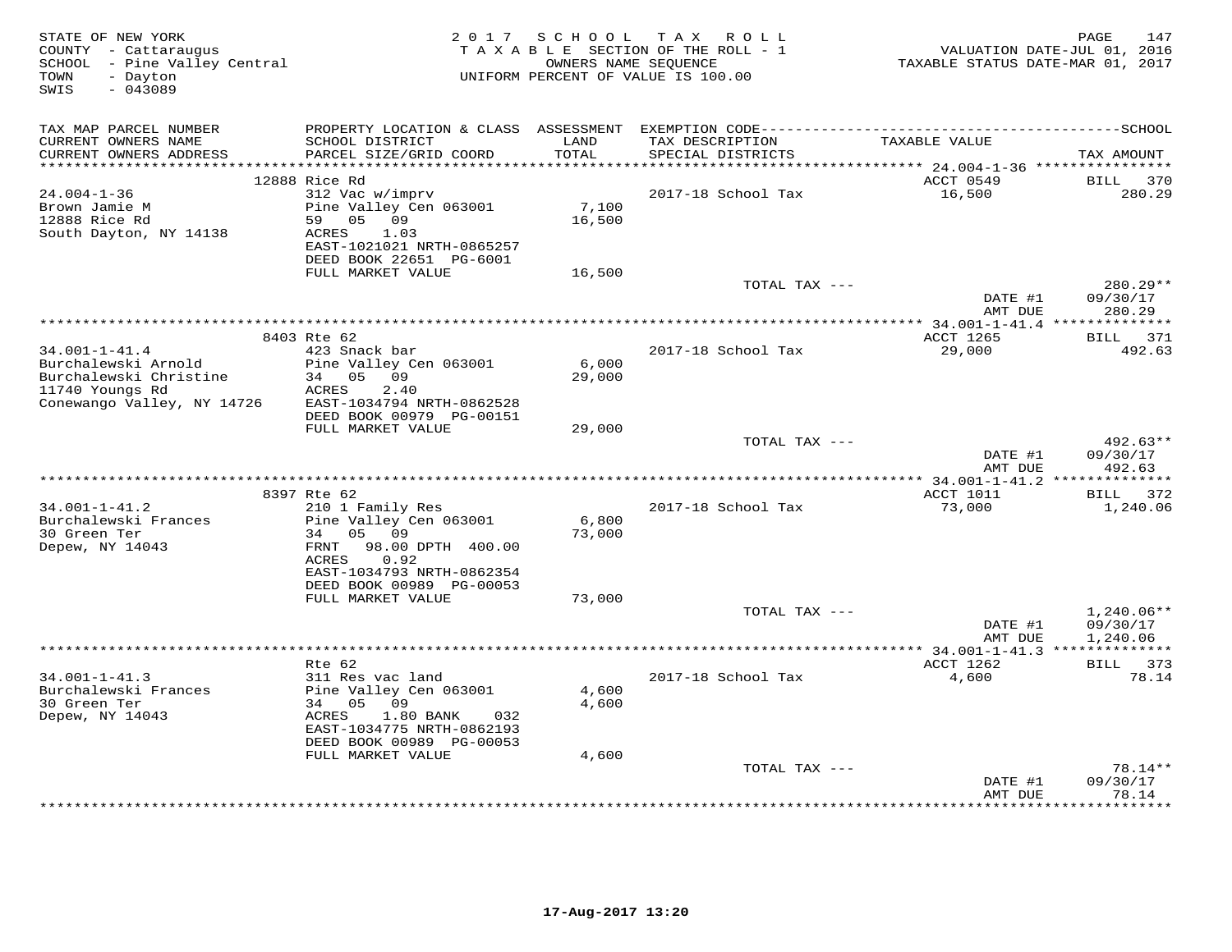STATE OF NEW YORK
COUNTY - Cattaraugus
SCHOOL - Pine Valley Central
TOWN - Dayton
SWIS - 043089

2017 SCHOOL TAX ROLL
TAXABLE SECTION OF THE ROLL - 1
OWNERS NAME SEQUENCE
UNIFORM PERCENT OF VALUE IS 100.00

VALUATION DATE-JUL 01, 2016
TAXABLE STATUS DATE-MAR 01, 2017

| TAX MAP PARCEL NUMBER / CURRENT OWNERS NAME / CURRENT OWNERS ADDRESS | PROPERTY LOCATION & CLASS / SCHOOL DISTRICT / PARCEL SIZE/GRID COORD | ASSESSMENT LAND / TOTAL | EXEMPTION CODE / TAX DESCRIPTION / SPECIAL DISTRICTS | TAXABLE VALUE | SCHOOL TAX AMOUNT |
|---|---|---|---|---|---|
| | 12888 Rice Rd | | | ACCT 0549 | BILL 370 |
| 24.004-1-36 | 312 Vac w/imprv | | 2017-18 School Tax | 16,500 | 280.29 |
| Brown Jamie M | Pine Valley Cen 063001 | 7,100 | | | |
| 12888 Rice Rd | 59 05 09 | 16,500 | | | |
| South Dayton, NY 14138 | ACRES 1.03 | | | | |
| | EAST-1021021 NRTH-0865257 | | | | |
| | DEED BOOK 22651 PG-6001 | | | | |
| | FULL MARKET VALUE | 16,500 | | | |
| | | | TOTAL TAX --- | | 280.29** |
| | | | | DATE #1 | 09/30/17 |
| | | | | AMT DUE | 280.29 |
| | 8403 Rte 62 | | | ACCT 1265 | BILL 371 |
| 34.001-1-41.4 | 423 Snack bar | | 2017-18 School Tax | 29,000 | 492.63 |
| Burchalewski Arnold | Pine Valley Cen 063001 | 6,000 | | | |
| Burchalewski Christine | 34 05 09 | 29,000 | | | |
| 11740 Youngs Rd | ACRES 2.40 | | | | |
| Conewango Valley, NY 14726 | EAST-1034794 NRTH-0862528 | | | | |
| | DEED BOOK 00979 PG-00151 | | | | |
| | FULL MARKET VALUE | 29,000 | | | |
| | | | TOTAL TAX --- | | 492.63** |
| | | | | DATE #1 | 09/30/17 |
| | | | | AMT DUE | 492.63 |
| | 8397 Rte 62 | | | ACCT 1011 | BILL 372 |
| 34.001-1-41.2 | 210 1 Family Res | | 2017-18 School Tax | 73,000 | 1,240.06 |
| Burchalewski Frances | Pine Valley Cen 063001 | 6,800 | | | |
| 30 Green Ter | 34 05 09 | 73,000 | | | |
| Depew, NY 14043 | FRNT 98.00 DPTH 400.00 | | | | |
| | ACRES 0.92 | | | | |
| | EAST-1034793 NRTH-0862354 | | | | |
| | DEED BOOK 00989 PG-00053 | | | | |
| | FULL MARKET VALUE | 73,000 | | | |
| | | | TOTAL TAX --- | | 1,240.06** |
| | | | | DATE #1 | 09/30/17 |
| | | | | AMT DUE | 1,240.06 |
| | Rte 62 | | | ACCT 1262 | BILL 373 |
| 34.001-1-41.3 | 311 Res vac land | | 2017-18 School Tax | 4,600 | 78.14 |
| Burchalewski Frances | Pine Valley Cen 063001 | 4,600 | | | |
| 30 Green Ter | 34 05 09 | 4,600 | | | |
| Depew, NY 14043 | ACRES 1.80 BANK 032 | | | | |
| | EAST-1034775 NRTH-0862193 | | | | |
| | DEED BOOK 00989 PG-00053 | | | | |
| | FULL MARKET VALUE | 4,600 | | | |
| | | | TOTAL TAX --- | | 78.14** |
| | | | | DATE #1 | 09/30/17 |
| | | | | AMT DUE | 78.14 |

17-Aug-2017 13:20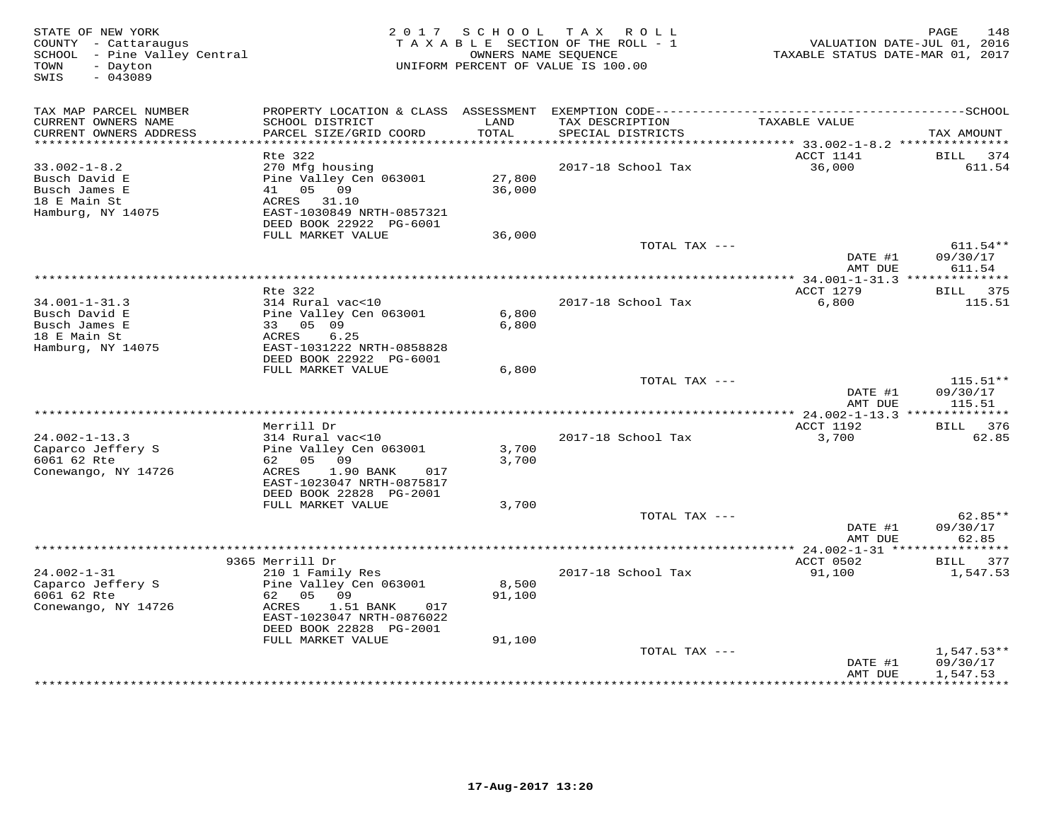STATE OF NEW YORK
COUNTY - Cattaraugus
SCHOOL - Pine Valley Central
TOWN - Dayton
SWIS - 043089

2017 SCHOOL TAX ROLL
TAXABLE SECTION OF THE ROLL - 1
OWNERS NAME SEQUENCE
UNIFORM PERCENT OF VALUE IS 100.00

VALUATION DATE-JUL 01, 2016
TAXABLE STATUS DATE-MAR 01, 2017

| TAX MAP PARCEL NUMBER / CURRENT OWNERS NAME / CURRENT OWNERS ADDRESS | PROPERTY LOCATION & CLASS / SCHOOL DISTRICT / PARCEL SIZE/GRID COORD | ASSESSMENT LAND / TOTAL | EXEMPTION CODE / TAX DESCRIPTION / SPECIAL DISTRICTS | TAXABLE VALUE | TAX AMOUNT |
|---|---|---|---|---|---|
| 33.002-1-8.2 | Rte 322 | | | ACCT 1141 | BILL 374 |
| Busch David E | 270 Mfg housing | | 2017-18 School Tax | 36,000 | 611.54 |
| Busch James E | Pine Valley Cen 063001 | 27,800 | | | |
| 18 E Main St | 41 05 09 | 36,000 | | | |
| Hamburg, NY 14075 | ACRES 31.10 | | | | |
| | EAST-1030849 NRTH-0857321 | | | | |
| | DEED BOOK 22922 PG-6001 | | | | |
| | FULL MARKET VALUE | 36,000 | | | |
| | | | TOTAL TAX --- | | 611.54** |
| | | | | DATE #1 | 09/30/17 |
| | | | | AMT DUE | 611.54 |
| 34.001-1-31.3 | Rte 322 | | | ACCT 1279 | BILL 375 |
| Busch David E | 314 Rural vac<10 | | 2017-18 School Tax | 6,800 | 115.51 |
| Busch James E | Pine Valley Cen 063001 | 6,800 | | | |
| 18 E Main St | 33 05 09 | 6,800 | | | |
| Hamburg, NY 14075 | ACRES 6.25 | | | | |
| | EAST-1031222 NRTH-0858828 | | | | |
| | DEED BOOK 22922 PG-6001 | | | | |
| | FULL MARKET VALUE | 6,800 | | | |
| | | | TOTAL TAX --- | | 115.51** |
| | | | | DATE #1 | 09/30/17 |
| | | | | AMT DUE | 115.51 |
| 24.002-1-13.3 | Merrill Dr | | | ACCT 1192 | BILL 376 |
| Caparco Jeffery S | 314 Rural vac<10 | | 2017-18 School Tax | 3,700 | 62.85 |
| 6061 62 Rte | Pine Valley Cen 063001 | 3,700 | | | |
| Conewango, NY 14726 | 62 05 09 | 3,700 | | | |
| | ACRES 1.90 BANK 017 | | | | |
| | EAST-1023047 NRTH-0875817 | | | | |
| | DEED BOOK 22828 PG-2001 | | | | |
| | FULL MARKET VALUE | 3,700 | | | |
| | | | TOTAL TAX --- | | 62.85** |
| | | | | DATE #1 | 09/30/17 |
| | | | | AMT DUE | 62.85 |
| 24.002-1-31 | 9365 Merrill Dr | | | ACCT 0502 | BILL 377 |
| Caparco Jeffery S | 210 1 Family Res | | 2017-18 School Tax | 91,100 | 1,547.53 |
| 6061 62 Rte | Pine Valley Cen 063001 | 8,500 | | | |
| Conewango, NY 14726 | 62 05 09 | 91,100 | | | |
| | ACRES 1.51 BANK 017 | | | | |
| | EAST-1023047 NRTH-0876022 | | | | |
| | DEED BOOK 22828 PG-2001 | | | | |
| | FULL MARKET VALUE | 91,100 | | | |
| | | | TOTAL TAX --- | | 1,547.53** |
| | | | | DATE #1 | 09/30/17 |
| | | | | AMT DUE | 1,547.53 |

17-Aug-2017 13:20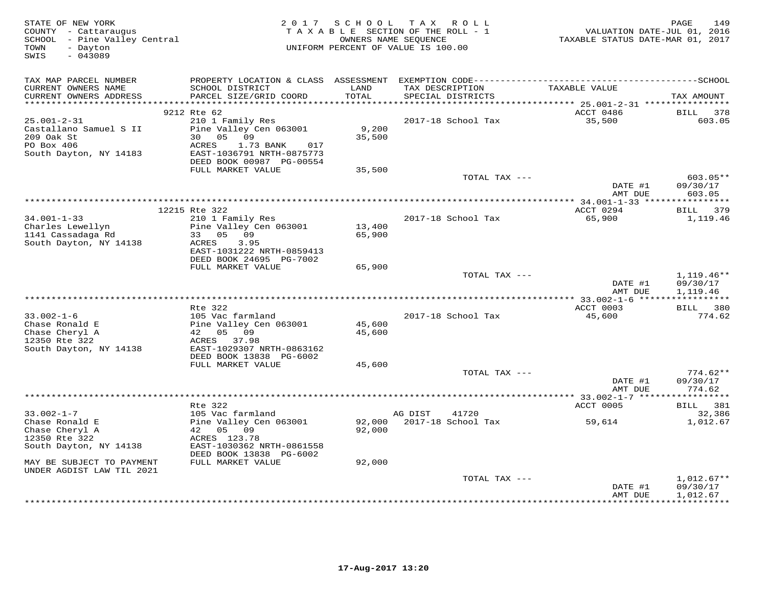STATE OF NEW YORK
COUNTY - Cattaraugus
SCHOOL - Pine Valley Central
TOWN - Dayton
SWIS - 043089

2017 SCHOOL TAX ROLL
TAXABLE SECTION OF THE ROLL - 1
OWNERS NAME SEQUENCE
UNIFORM PERCENT OF VALUE IS 100.00

VALUATION DATE-JUL 01, 2016
TAXABLE STATUS DATE-MAR 01, 2017

| TAX MAP PARCEL NUMBER / CURRENT OWNERS NAME / CURRENT OWNERS ADDRESS | PROPERTY LOCATION & CLASS / SCHOOL DISTRICT / PARCEL SIZE/GRID COORD | ASSESSMENT LAND / TOTAL | EXEMPTION CODE / TAX DESCRIPTION / SPECIAL DISTRICTS | TAXABLE VALUE | TAX AMOUNT |
|---|---|---|---|---|---|
| | 9212 Rte 62 | | | ACCT 0486 | BILL 378 |
| 25.001-2-31 | 210 1 Family Res | | 2017-18 School Tax | 35,500 | 603.05 |
| Castallano Samuel S II | Pine Valley Cen 063001 | 9,200 | | | |
| 209 Oak St | 30 05 09 | 35,500 | | | |
| PO Box 406 | ACRES 1.73 BANK 017 | | | | |
| South Dayton, NY 14183 | EAST-1036791 NRTH-0875773 | | | | |
| | DEED BOOK 00987 PG-00554 | | | | |
| | FULL MARKET VALUE | 35,500 | | | |
| | | | TOTAL TAX --- | | 603.05** |
| | | | | DATE #1 | 09/30/17 |
| | | | | AMT DUE | 603.05 |
| | 12215 Rte 322 | | | ACCT 0294 | BILL 379 |
| 34.001-1-33 | 210 1 Family Res | | 2017-18 School Tax | 65,900 | 1,119.46 |
| Charles Lewellyn | Pine Valley Cen 063001 | 13,400 | | | |
| 1141 Cassadaga Rd | 33 05 09 | 65,900 | | | |
| South Dayton, NY 14138 | ACRES 3.95 | | | | |
| | EAST-1031222 NRTH-0859413 | | | | |
| | DEED BOOK 24695 PG-7002 | | | | |
| | FULL MARKET VALUE | 65,900 | | | |
| | | | TOTAL TAX --- | | 1,119.46** |
| | | | | DATE #1 | 09/30/17 |
| | | | | AMT DUE | 1,119.46 |
| | Rte 322 | | | ACCT 0003 | BILL 380 |
| 33.002-1-6 | 105 Vac farmland | | 2017-18 School Tax | 45,600 | 774.62 |
| Chase Ronald E | Pine Valley Cen 063001 | 45,600 | | | |
| Chase Cheryl A | 42 05 09 | 45,600 | | | |
| 12350 Rte 322 | ACRES 37.98 | | | | |
| South Dayton, NY 14138 | EAST-1029307 NRTH-0863162 | | | | |
| | DEED BOOK 13838 PG-6002 | | | | |
| | FULL MARKET VALUE | 45,600 | | | |
| | | | TOTAL TAX --- | | 774.62** |
| | | | | DATE #1 | 09/30/17 |
| | | | | AMT DUE | 774.62 |
| | Rte 322 | | | ACCT 0005 | BILL 381 |
| 33.002-1-7 | 105 Vac farmland | | AG DIST 41720 | | 32,386 |
| Chase Ronald E | Pine Valley Cen 063001 | 92,000 | 2017-18 School Tax | 59,614 | 1,012.67 |
| Chase Cheryl A | 42 05 09 | 92,000 | | | |
| 12350 Rte 322 | ACRES 123.78 | | | | |
| South Dayton, NY 14138 | EAST-1030362 NRTH-0861558 | | | | |
| | DEED BOOK 13838 PG-6002 | | | | |
| MAY BE SUBJECT TO PAYMENT | FULL MARKET VALUE | 92,000 | | | |
| UNDER AGDIST LAW TIL 2021 | | | | | |
| | | | TOTAL TAX --- | | 1,012.67** |
| | | | | DATE #1 | 09/30/17 |
| | | | | AMT DUE | 1,012.67 |

17-Aug-2017 13:20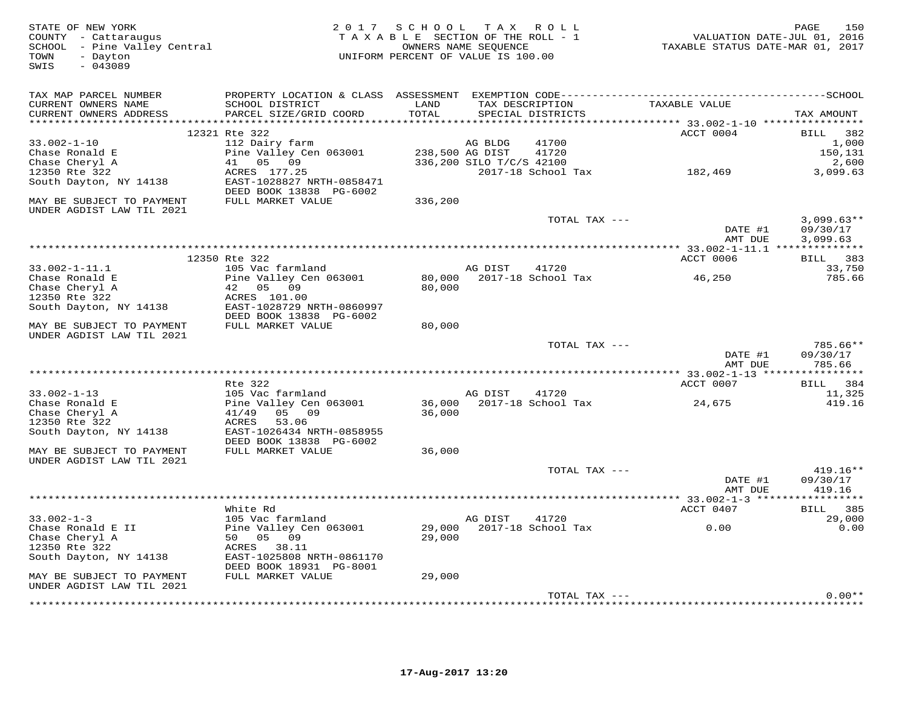STATE OF NEW YORK
COUNTY - Cattaraugus
SCHOOL - Pine Valley Central
TOWN - Dayton
SWIS - 043089

2017 SCHOOL TAX ROLL
TAXABLE SECTION OF THE ROLL - 1
OWNERS NAME SEQUENCE
UNIFORM PERCENT OF VALUE IS 100.00

VALUATION DATE-JUL 01, 2016
TAXABLE STATUS DATE-MAR 01, 2017

| TAX MAP PARCEL NUMBER / CURRENT OWNERS NAME / CURRENT OWNERS ADDRESS | PROPERTY LOCATION & CLASS / SCHOOL DISTRICT / PARCEL SIZE/GRID COORD | ASSESSMENT LAND / TOTAL | EXEMPTION CODE / TAX DESCRIPTION / SPECIAL DISTRICTS | TAXABLE VALUE | TAX AMOUNT |
|---|---|---|---|---|---|
| 33.002-1-10 | 12321 Rte 322 | | | ACCT 0004 | BILL 382 |
| | 112 Dairy farm | | AG BLDG 41700 | | 1,000 |
| Chase Ronald E | Pine Valley Cen 063001 | 238,500 | AG DIST 41720 | | 150,131 |
| Chase Cheryl A | 41 05 09 | 336,200 | SILO T/C/S 42100 | | 2,600 |
| 12350 Rte 322 | ACRES 177.25 | | 2017-18 School Tax | 182,469 | 3,099.63 |
| South Dayton, NY 14138 | EAST-1028827 NRTH-0858471 | | | | |
| | DEED BOOK 13838 PG-6002 | | | | |
| MAY BE SUBJECT TO PAYMENT UNDER AGDIST LAW TIL 2021 | FULL MARKET VALUE | 336,200 | | | |
| | | | TOTAL TAX --- | | 3,099.63** |
| | | | | DATE #1 | 09/30/17 |
| | | | | AMT DUE | 3,099.63 |
| 33.002-1-11.1 | 12350 Rte 322 | | | ACCT 0006 | BILL 383 |
| | 105 Vac farmland | | AG DIST 41720 | | 33,750 |
| Chase Ronald E | Pine Valley Cen 063001 | 80,000 | 2017-18 School Tax | 46,250 | 785.66 |
| Chase Cheryl A | 42 05 09 | 80,000 | | | |
| 12350 Rte 322 | ACRES 101.00 | | | | |
| South Dayton, NY 14138 | EAST-1028729 NRTH-0860997 | | | | |
| | DEED BOOK 13838 PG-6002 | | | | |
| MAY BE SUBJECT TO PAYMENT UNDER AGDIST LAW TIL 2021 | FULL MARKET VALUE | 80,000 | | | |
| | | | TOTAL TAX --- | | 785.66** |
| | | | | DATE #1 | 09/30/17 |
| | | | | AMT DUE | 785.66 |
| 33.002-1-13 | Rte 322 | | | ACCT 0007 | BILL 384 |
| | 105 Vac farmland | | AG DIST 41720 | | 11,325 |
| Chase Ronald E | Pine Valley Cen 063001 | 36,000 | 2017-18 School Tax | 24,675 | 419.16 |
| Chase Cheryl A | 41/49 05 09 | 36,000 | | | |
| 12350 Rte 322 | ACRES 53.06 | | | | |
| South Dayton, NY 14138 | EAST-1026434 NRTH-0858955 | | | | |
| | DEED BOOK 13838 PG-6002 | | | | |
| MAY BE SUBJECT TO PAYMENT UNDER AGDIST LAW TIL 2021 | FULL MARKET VALUE | 36,000 | | | |
| | | | TOTAL TAX --- | | 419.16** |
| | | | | DATE #1 | 09/30/17 |
| | | | | AMT DUE | 419.16 |
| 33.002-1-3 | White Rd | | | ACCT 0407 | BILL 385 |
| | 105 Vac farmland | | AG DIST 41720 | | 29,000 |
| Chase Ronald E II | Pine Valley Cen 063001 | 29,000 | 2017-18 School Tax | 0.00 | 0.00 |
| Chase Cheryl A | 50 05 09 | 29,000 | | | |
| 12350 Rte 322 | ACRES 38.11 | | | | |
| South Dayton, NY 14138 | EAST-1025808 NRTH-0861170 | | | | |
| | DEED BOOK 18931 PG-8001 | | | | |
| MAY BE SUBJECT TO PAYMENT UNDER AGDIST LAW TIL 2021 | FULL MARKET VALUE | 29,000 | | | |
| | | | TOTAL TAX --- | | 0.00** |

17-Aug-2017 13:20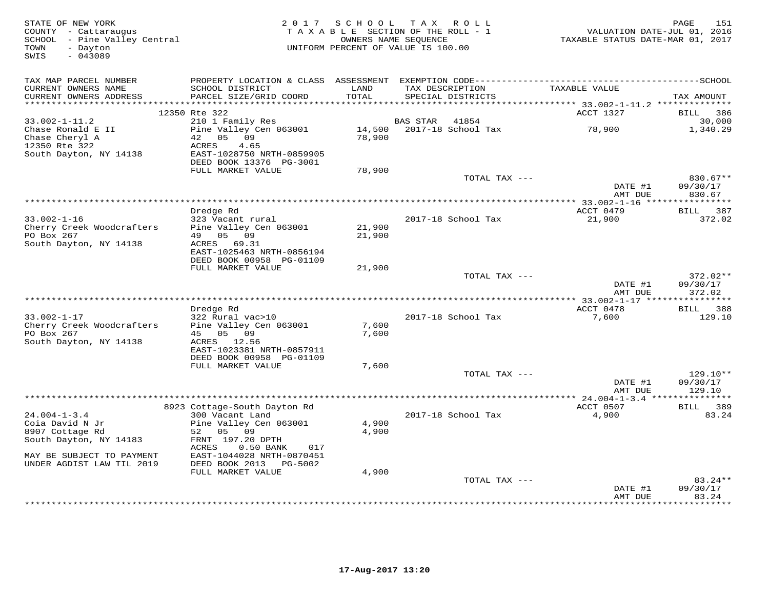STATE OF NEW YORK
COUNTY - Cattaraugus
SCHOOL - Pine Valley Central
TOWN - Dayton
SWIS - 043089

2017 SCHOOL TAX ROLL
TAXABLE SECTION OF THE ROLL - 1
OWNERS NAME SEQUENCE
UNIFORM PERCENT OF VALUE IS 100.00

VALUATION DATE-JUL 01, 2016
TAXABLE STATUS DATE-MAR 01, 2017

| TAX MAP PARCEL NUMBER / CURRENT OWNERS NAME / CURRENT OWNERS ADDRESS | PROPERTY LOCATION & CLASS / SCHOOL DISTRICT / PARCEL SIZE/GRID COORD | ASSESSMENT LAND / TOTAL | EXEMPTION CODE / TAX DESCRIPTION / SPECIAL DISTRICTS | TAXABLE VALUE | SCHOOL TAX AMOUNT |
|---|---|---|---|---|---|
| | 12350 Rte 322 | | | ACCT 1327 | BILL 386 |
| 33.002-1-11.2 | 210 1 Family Res | | BAS STAR 41854 | | 30,000 |
| Chase Ronald E II | Pine Valley Cen 063001 | 14,500 | 2017-18 School Tax | 78,900 | 1,340.29 |
| Chase Cheryl A | 42 05 09 | 78,900 | | | |
| 12350 Rte 322 | ACRES 4.65 | | | | |
| South Dayton, NY 14138 | EAST-1028750 NRTH-0859905 | | | | |
| | DEED BOOK 13376 PG-3001 | | | | |
| | FULL MARKET VALUE | 78,900 | | | |
| | | | TOTAL TAX --- | | 830.67** |
| | | | | DATE #1 | 09/30/17 |
| | | | | AMT DUE | 830.67 |
| | Dredge Rd | | | ACCT 0479 | BILL 387 |
| 33.002-1-16 | 323 Vacant rural | | 2017-18 School Tax | 21,900 | 372.02 |
| Cherry Creek Woodcrafters | Pine Valley Cen 063001 | 21,900 | | | |
| PO Box 267 | 49 05 09 | 21,900 | | | |
| South Dayton, NY 14138 | ACRES 69.31 | | | | |
| | EAST-1025463 NRTH-0856194 | | | | |
| | DEED BOOK 00958 PG-01109 | | | | |
| | FULL MARKET VALUE | 21,900 | | | |
| | | | TOTAL TAX --- | | 372.02** |
| | | | | DATE #1 | 09/30/17 |
| | | | | AMT DUE | 372.02 |
| | Dredge Rd | | | ACCT 0478 | BILL 388 |
| 33.002-1-17 | 322 Rural vac>10 | | 2017-18 School Tax | 7,600 | 129.10 |
| Cherry Creek Woodcrafters | Pine Valley Cen 063001 | 7,600 | | | |
| PO Box 267 | 45 05 09 | 7,600 | | | |
| South Dayton, NY 14138 | ACRES 12.56 | | | | |
| | EAST-1023381 NRTH-0857911 | | | | |
| | DEED BOOK 00958 PG-01109 | | | | |
| | FULL MARKET VALUE | 7,600 | | | |
| | | | TOTAL TAX --- | | 129.10** |
| | | | | DATE #1 | 09/30/17 |
| | | | | AMT DUE | 129.10 |
| | 8923 Cottage-South Dayton Rd | | | ACCT 0507 | BILL 389 |
| 24.004-1-3.4 | 300 Vacant Land | | 2017-18 School Tax | 4,900 | 83.24 |
| Coia David N Jr | Pine Valley Cen 063001 | 4,900 | | | |
| 8907 Cottage Rd | 52 05 09 | 4,900 | | | |
| South Dayton, NY 14183 | FRNT 197.20 DPTH | | | | |
| | ACRES 0.50 BANK 017 | | | | |
| MAY BE SUBJECT TO PAYMENT | EAST-1044028 NRTH-0870451 | | | | |
| UNDER AGDIST LAW TIL 2019 | DEED BOOK 2013 PG-5002 | | | | |
| | FULL MARKET VALUE | 4,900 | | | |
| | | | TOTAL TAX --- | | 83.24** |
| | | | | DATE #1 | 09/30/17 |
| | | | | AMT DUE | 83.24 |

17-Aug-2017 13:20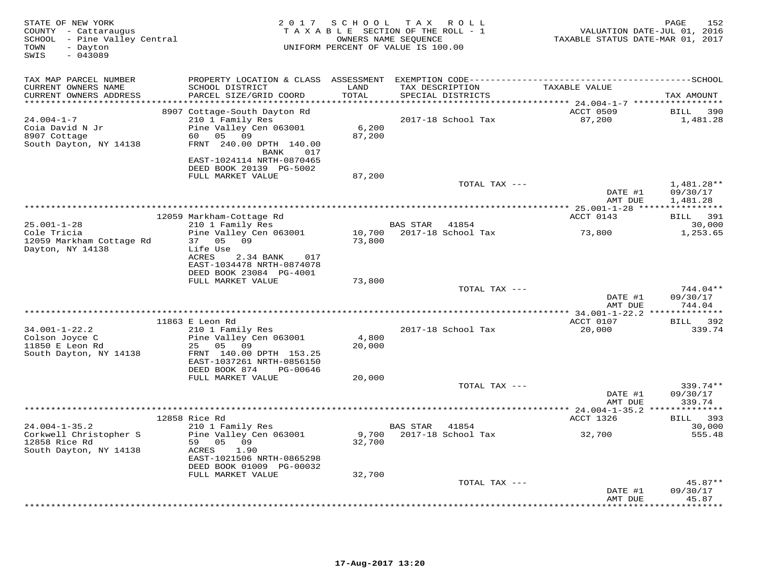STATE OF NEW YORK
COUNTY - Cattaraugus
SCHOOL - Pine Valley Central
TOWN - Dayton
SWIS - 043089

2 0 1 7 S C H O O L T A X R O L L
T A X A B L E SECTION OF THE ROLL - 1
OWNERS NAME SEQUENCE
UNIFORM PERCENT OF VALUE IS 100.00

VALUATION DATE-JUL 01, 2016
TAXABLE STATUS DATE-MAR 01, 2017

| TAX MAP PARCEL NUMBER / CURRENT OWNERS NAME / CURRENT OWNERS ADDRESS | PROPERTY LOCATION & CLASS / SCHOOL DISTRICT / PARCEL SIZE/GRID COORD | ASSESSMENT LAND / TOTAL | EXEMPTION CODE / TAX DESCRIPTION / SPECIAL DISTRICTS | TAXABLE VALUE | TAX AMOUNT |
|---|---|---|---|---|---|
| 24.004-1-7 | 8907 Cottage-South Dayton Rd | | | ACCT 0509 | BILL 390 |
| Coia David N Jr | 210 1 Family Res | | 2017-18 School Tax | 87,200 | 1,481.28 |
| 8907 Cottage | Pine Valley Cen 063001 | 6,200 | | | |
| South Dayton, NY 14138 | 60 05 09 | 87,200 | | | |
| | FRNT 240.00 DPTH 140.00 BANK 017 | | | | |
| | EAST-1024114 NRTH-0870465 | | | | |
| | DEED BOOK 20139 PG-5002 | | | | |
| | FULL MARKET VALUE | 87,200 | | | |
| | | | TOTAL TAX --- | | 1,481.28** |
| | | | | DATE #1 | 09/30/17 |
| | | | | AMT DUE | 1,481.28 |
| 25.001-1-28 | 12059 Markham-Cottage Rd | | | ACCT 0143 | BILL 391 |
| Cole Tricia | 210 1 Family Res | | BAS STAR 41854 | | 30,000 |
| 12059 Markham Cottage Rd | Pine Valley Cen 063001 | 10,700 | 2017-18 School Tax | 73,800 | 1,253.65 |
| Dayton, NY 14138 | 37 05 09 | 73,800 | | | |
| | Life Use | | | | |
| | ACRES 2.34 BANK 017 | | | | |
| | EAST-1034478 NRTH-0874078 | | | | |
| | DEED BOOK 23084 PG-4001 | | | | |
| | FULL MARKET VALUE | 73,800 | | | |
| | | | TOTAL TAX --- | | 744.04** |
| | | | | DATE #1 | 09/30/17 |
| | | | | AMT DUE | 744.04 |
| 34.001-1-22.2 | 11863 E Leon Rd | | | ACCT 0107 | BILL 392 |
| Colson Joyce C | 210 1 Family Res | | 2017-18 School Tax | 20,000 | 339.74 |
| 11850 E Leon Rd | Pine Valley Cen 063001 | 4,800 | | | |
| South Dayton, NY 14138 | 25 05 09 | 20,000 | | | |
| | FRNT 140.00 DPTH 153.25 | | | | |
| | EAST-1037261 NRTH-0856150 | | | | |
| | DEED BOOK 874 PG-00646 | | | | |
| | FULL MARKET VALUE | 20,000 | | | |
| | | | TOTAL TAX --- | | 339.74** |
| | | | | DATE #1 | 09/30/17 |
| | | | | AMT DUE | 339.74 |
| 24.004-1-35.2 | 12858 Rice Rd | | | ACCT 1326 | BILL 393 |
| Corkwell Christopher S | 210 1 Family Res | | BAS STAR 41854 | | 30,000 |
| 12858 Rice Rd | Pine Valley Cen 063001 | 9,700 | 2017-18 School Tax | 32,700 | 555.48 |
| South Dayton, NY 14138 | 59 05 09 | 32,700 | | | |
| | ACRES 1.90 | | | | |
| | EAST-1021506 NRTH-0865298 | | | | |
| | DEED BOOK 01009 PG-00032 | | | | |
| | FULL MARKET VALUE | 32,700 | | | |
| | | | TOTAL TAX --- | | 45.87** |
| | | | | DATE #1 | 09/30/17 |
| | | | | AMT DUE | 45.87 |

17-Aug-2017 13:20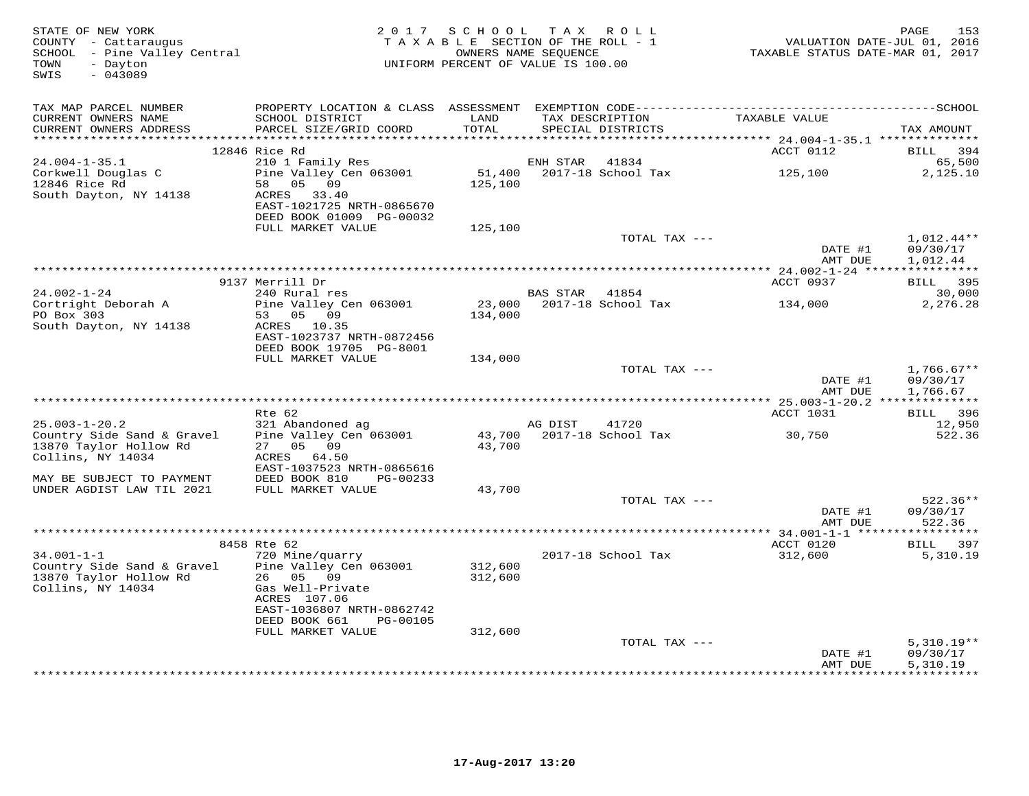STATE OF NEW YORK
COUNTY - Cattaraugus
SCHOOL - Pine Valley Central
TOWN - Dayton
SWIS - 043089

2 0 1 7 S C H O O L T A X R O L L
T A X A B L E SECTION OF THE ROLL - 1
OWNERS NAME SEQUENCE
UNIFORM PERCENT OF VALUE IS 100.00

VALUATION DATE-JUL 01, 2016
TAXABLE STATUS DATE-MAR 01, 2017

| TAX MAP PARCEL NUMBER / CURRENT OWNERS NAME / CURRENT OWNERS ADDRESS | PROPERTY LOCATION & CLASS / SCHOOL DISTRICT / PARCEL SIZE/GRID COORD | ASSESSMENT LAND / TOTAL | EXEMPTION CODE / TAX DESCRIPTION / SPECIAL DISTRICTS | TAXABLE VALUE | SCHOOL TAX AMOUNT |
|---|---|---|---|---|---|
| 24.004-1-35.1 | 12846 Rice Rd | | | ACCT 0112 | BILL 394 |
| Corkwell Douglas C | 210 1 Family Res | | ENH STAR 41834 | | 65,500 |
| 12846 Rice Rd | Pine Valley Cen 063001 | 51,400 | 2017-18 School Tax | 125,100 | 2,125.10 |
| South Dayton, NY 14138 | 58 05 09 | 125,100 | | | |
| | ACRES 33.40 | | | | |
| | EAST-1021725 NRTH-0865670 | | | | |
| | DEED BOOK 01009 PG-00032 | | | | |
| | FULL MARKET VALUE | 125,100 | | | |
| | | | TOTAL TAX --- | | 1,012.44** |
| | | | | DATE #1 | 09/30/17 |
| | | | | AMT DUE | 1,012.44 |
| 24.002-1-24 | 9137 Merrill Dr | | | ACCT 0937 | BILL 395 |
| Cortright Deborah A | 240 Rural res | | BAS STAR 41854 | | 30,000 |
| PO Box 303 | Pine Valley Cen 063001 | 23,000 | 2017-18 School Tax | 134,000 | 2,276.28 |
| South Dayton, NY 14138 | 53 05 09 | 134,000 | | | |
| | ACRES 10.35 | | | | |
| | EAST-1023737 NRTH-0872456 | | | | |
| | DEED BOOK 19705 PG-8001 | | | | |
| | FULL MARKET VALUE | 134,000 | | | |
| | | | TOTAL TAX --- | | 1,766.67** |
| | | | | DATE #1 | 09/30/17 |
| | | | | AMT DUE | 1,766.67 |
| 25.003-1-20.2 | Rte 62 | | | ACCT 1031 | BILL 396 |
| Country Side Sand & Gravel | 321 Abandoned ag | | AG DIST 41720 | | 12,950 |
| 13870 Taylor Hollow Rd | Pine Valley Cen 063001 | 43,700 | 2017-18 School Tax | 30,750 | 522.36 |
| Collins, NY 14034 | 27 05 09 | 43,700 | | | |
| | ACRES 64.50 | | | | |
| | EAST-1037523 NRTH-0865616 | | | | |
| MAY BE SUBJECT TO PAYMENT | DEED BOOK 810 PG-00233 | | | | |
| UNDER AGDIST LAW TIL 2021 | FULL MARKET VALUE | 43,700 | | | |
| | | | TOTAL TAX --- | | 522.36** |
| | | | | DATE #1 | 09/30/17 |
| | | | | AMT DUE | 522.36 |
| 34.001-1-1 | 8458 Rte 62 | | | ACCT 0120 | BILL 397 |
| Country Side Sand & Gravel | 720 Mine/quarry | | 2017-18 School Tax | 312,600 | 5,310.19 |
| 13870 Taylor Hollow Rd | Pine Valley Cen 063001 | 312,600 | | | |
| Collins, NY 14034 | 26 05 09 | 312,600 | | | |
| | Gas Well-Private | | | | |
| | ACRES 107.06 | | | | |
| | EAST-1036807 NRTH-0862742 | | | | |
| | DEED BOOK 661 PG-00105 | | | | |
| | FULL MARKET VALUE | 312,600 | | | |
| | | | TOTAL TAX --- | | 5,310.19** |
| | | | | DATE #1 | 09/30/17 |
| | | | | AMT DUE | 5,310.19 |

17-Aug-2017 13:20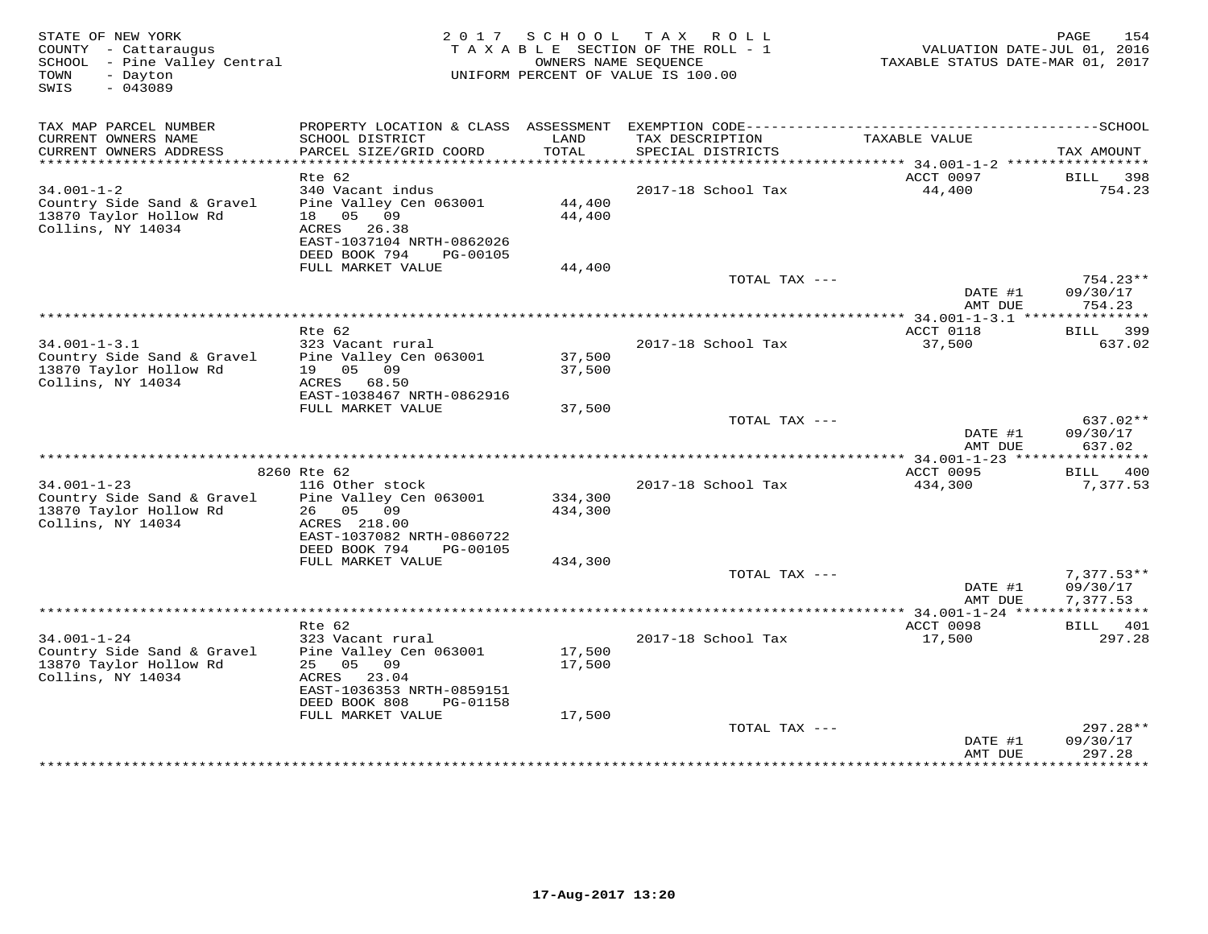STATE OF NEW YORK
COUNTY - Cattaraugus
SCHOOL - Pine Valley Central
TOWN - Dayton
SWIS - 043089

2 0 1 7 S C H O O L T A X R O L L
T A X A B L E SECTION OF THE ROLL - 1
OWNERS NAME SEQUENCE
UNIFORM PERCENT OF VALUE IS 100.00

VALUATION DATE-JUL 01, 2016
TAXABLE STATUS DATE-MAR 01, 2017

| TAX MAP PARCEL NUMBER / CURRENT OWNERS NAME / CURRENT OWNERS ADDRESS | PROPERTY LOCATION & CLASS / SCHOOL DISTRICT / PARCEL SIZE/GRID COORD | ASSESSMENT LAND / TOTAL | EXEMPTION CODE / TAX DESCRIPTION / SPECIAL DISTRICTS | TAXABLE VALUE | TAX AMOUNT |
|---|---|---|---|---|---|
| 34.001-1-2 | Rte 62 | | | ACCT 0097 | BILL 398 |
| Country Side Sand & Gravel | 340 Vacant indus | | | | |
| 13870 Taylor Hollow Rd | Pine Valley Cen 063001 | 44,400 | 2017-18 School Tax | 44,400 | 754.23 |
| Collins, NY 14034 | 18 05 09 | 44,400 | | | |
| | ACRES 26.38 | | | | |
| | EAST-1037104 NRTH-0862026 | | | | |
| | DEED BOOK 794 PG-00105 | | | | |
| | FULL MARKET VALUE | 44,400 | | | |
| | | | TOTAL TAX --- | | 754.23** |
| | | | | DATE #1 | 09/30/17 |
| | | | | AMT DUE | 754.23 |
| 34.001-1-3.1 | Rte 62 | | | ACCT 0118 | BILL 399 |
| Country Side Sand & Gravel | 323 Vacant rural | | | | |
| 13870 Taylor Hollow Rd | Pine Valley Cen 063001 | 37,500 | 2017-18 School Tax | 37,500 | 637.02 |
| Collins, NY 14034 | 19 05 09 | 37,500 | | | |
| | ACRES 68.50 | | | | |
| | EAST-1038467 NRTH-0862916 | | | | |
| | FULL MARKET VALUE | 37,500 | | | |
| | | | TOTAL TAX --- | | 637.02** |
| | | | | DATE #1 | 09/30/17 |
| | | | | AMT DUE | 637.02 |
| 34.001-1-23 | 8260 Rte 62 | | | ACCT 0095 | BILL 400 |
| Country Side Sand & Gravel | 116 Other stock | | | | |
| 13870 Taylor Hollow Rd | Pine Valley Cen 063001 | 334,300 | 2017-18 School Tax | 434,300 | 7,377.53 |
| Collins, NY 14034 | 26 05 09 | 434,300 | | | |
| | ACRES 218.00 | | | | |
| | EAST-1037082 NRTH-0860722 | | | | |
| | DEED BOOK 794 PG-00105 | | | | |
| | FULL MARKET VALUE | 434,300 | | | |
| | | | TOTAL TAX --- | | 7,377.53** |
| | | | | DATE #1 | 09/30/17 |
| | | | | AMT DUE | 7,377.53 |
| 34.001-1-24 | Rte 62 | | | ACCT 0098 | BILL 401 |
| Country Side Sand & Gravel | 323 Vacant rural | | | | |
| 13870 Taylor Hollow Rd | Pine Valley Cen 063001 | 17,500 | 2017-18 School Tax | 17,500 | 297.28 |
| Collins, NY 14034 | 25 05 09 | 17,500 | | | |
| | ACRES 23.04 | | | | |
| | EAST-1036353 NRTH-0859151 | | | | |
| | DEED BOOK 808 PG-01158 | | | | |
| | FULL MARKET VALUE | 17,500 | | | |
| | | | TOTAL TAX --- | | 297.28** |
| | | | | DATE #1 | 09/30/17 |
| | | | | AMT DUE | 297.28 |

17-Aug-2017 13:20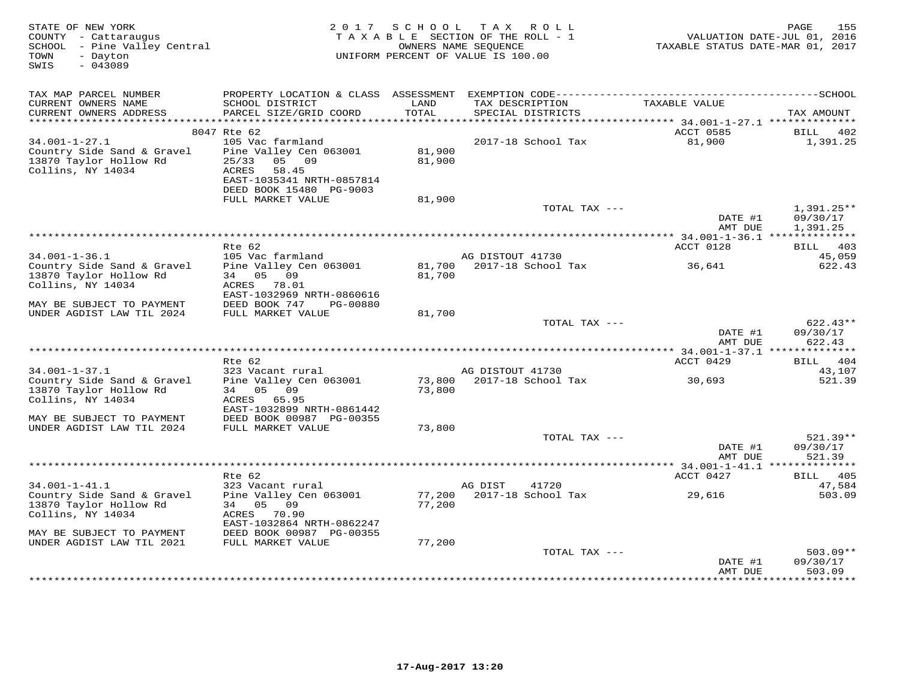STATE OF NEW YORK
COUNTY - Cattaraugus
SCHOOL - Pine Valley Central
TOWN - Dayton
SWIS - 043089

2017 SCHOOL TAX ROLL
TAXABLE SECTION OF THE ROLL - 1
OWNERS NAME SEQUENCE
UNIFORM PERCENT OF VALUE IS 100.00

VALUATION DATE-JUL 01, 2016
TAXABLE STATUS DATE-MAR 01, 2017

| TAX MAP PARCEL NUMBER / CURRENT OWNERS NAME / CURRENT OWNERS ADDRESS | PROPERTY LOCATION & CLASS / SCHOOL DISTRICT / PARCEL SIZE/GRID COORD | ASSESSMENT LAND / TOTAL | EXEMPTION CODE / TAX DESCRIPTION / SPECIAL DISTRICTS | TAXABLE VALUE | TAX AMOUNT |
|---|---|---|---|---|---|
| **34.001-1-27.1** | 8047 Rte 62 | | | ACCT 0585 | BILL 402 |
| Country Side Sand & Gravel | 105 Vac farmland | | | | |
| 13870 Taylor Hollow Rd | Pine Valley Cen 063001 | 81,900 | 2017-18 School Tax | 81,900 | 1,391.25 |
| Collins, NY 14034 | 25/33 05 09 | 81,900 | | | |
| | ACRES 58.45 | | | | |
| | EAST-1035341 NRTH-0857814 | | | | |
| | DEED BOOK 15480 PG-9003 | | | | |
| | FULL MARKET VALUE | 81,900 | | | |
| | | | TOTAL TAX --- | | 1,391.25** |
| | | | | DATE #1 | 09/30/17 |
| | | | | AMT DUE | 1,391.25 |
| **34.001-1-36.1** | Rte 62 | | | ACCT 0128 | BILL 403 |
| Country Side Sand & Gravel | 105 Vac farmland | | AG DISTOUT 41730 | | 45,059 |
| 13870 Taylor Hollow Rd | Pine Valley Cen 063001 | 81,700 | 2017-18 School Tax | 36,641 | 622.43 |
| Collins, NY 14034 | 34 05 09 | 81,700 | | | |
| | ACRES 78.01 | | | | |
| | EAST-1032969 NRTH-0860616 | | | | |
| MAY BE SUBJECT TO PAYMENT | DEED BOOK 747 PG-00880 | | | | |
| UNDER AGDIST LAW TIL 2024 | FULL MARKET VALUE | 81,700 | | | |
| | | | TOTAL TAX --- | | 622.43** |
| | | | | DATE #1 | 09/30/17 |
| | | | | AMT DUE | 622.43 |
| **34.001-1-37.1** | Rte 62 | | | ACCT 0429 | BILL 404 |
| Country Side Sand & Gravel | 323 Vacant rural | | AG DISTOUT 41730 | | 43,107 |
| 13870 Taylor Hollow Rd | Pine Valley Cen 063001 | 73,800 | 2017-18 School Tax | 30,693 | 521.39 |
| Collins, NY 14034 | 34 05 09 | 73,800 | | | |
| | ACRES 65.95 | | | | |
| | EAST-1032899 NRTH-0861442 | | | | |
| MAY BE SUBJECT TO PAYMENT | DEED BOOK 00987 PG-00355 | | | | |
| UNDER AGDIST LAW TIL 2024 | FULL MARKET VALUE | 73,800 | | | |
| | | | TOTAL TAX --- | | 521.39** |
| | | | | DATE #1 | 09/30/17 |
| | | | | AMT DUE | 521.39 |
| **34.001-1-41.1** | Rte 62 | | | ACCT 0427 | BILL 405 |
| Country Side Sand & Gravel | 323 Vacant rural | | AG DIST 41720 | | 47,584 |
| 13870 Taylor Hollow Rd | Pine Valley Cen 063001 | 77,200 | 2017-18 School Tax | 29,616 | 503.09 |
| Collins, NY 14034 | 34 05 09 | 77,200 | | | |
| | ACRES 70.90 | | | | |
| | EAST-1032864 NRTH-0862247 | | | | |
| MAY BE SUBJECT TO PAYMENT | DEED BOOK 00987 PG-00355 | | | | |
| UNDER AGDIST LAW TIL 2021 | FULL MARKET VALUE | 77,200 | | | |
| | | | TOTAL TAX --- | | 503.09** |
| | | | | DATE #1 | 09/30/17 |
| | | | | AMT DUE | 503.09 |

17-Aug-2017 13:20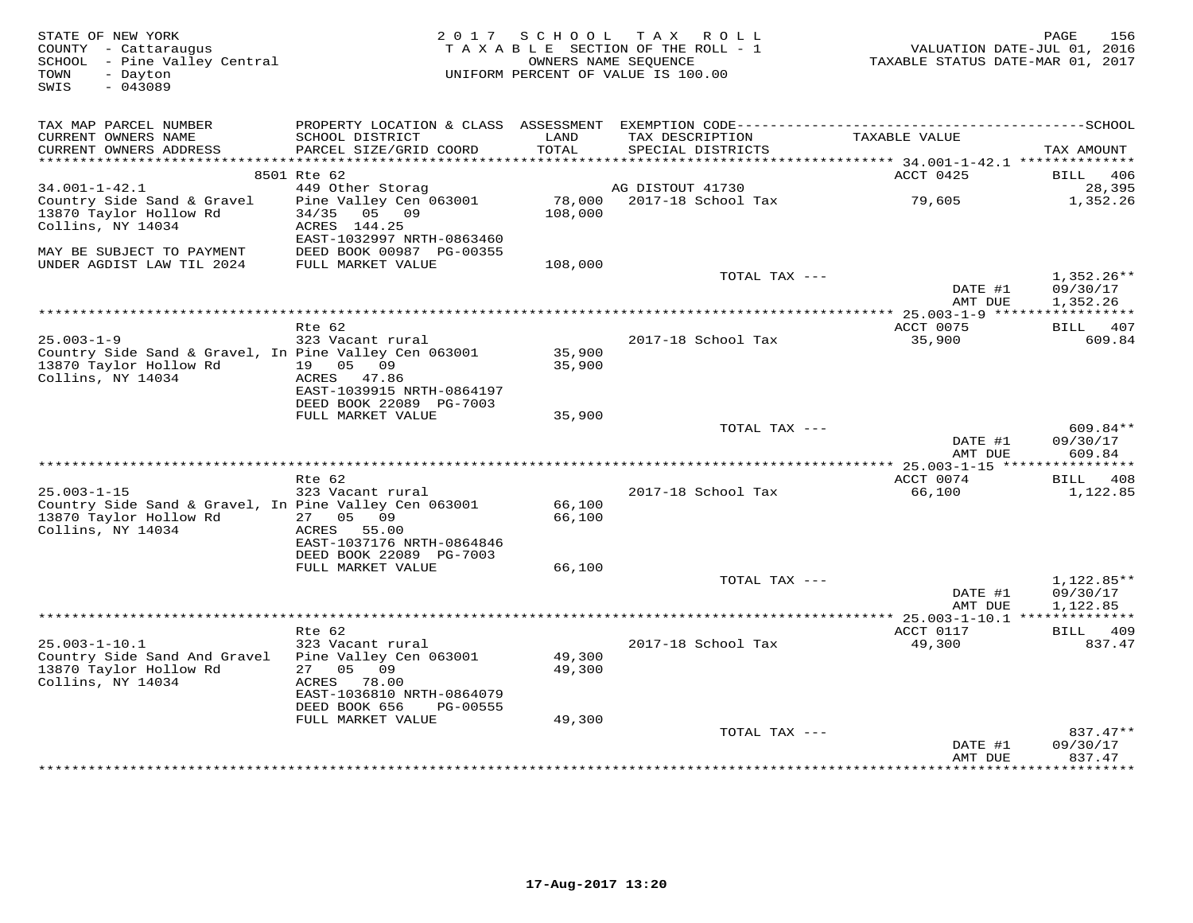STATE OF NEW YORK
COUNTY - Cattaraugus
SCHOOL - Pine Valley Central
TOWN - Dayton
SWIS - 043089

2017 SCHOOL TAX ROLL
TAXABLE SECTION OF THE ROLL - 1
OWNERS NAME SEQUENCE
UNIFORM PERCENT OF VALUE IS 100.00

VALUATION DATE-JUL 01, 2016
TAXABLE STATUS DATE-MAR 01, 2017

| TAX MAP PARCEL NUMBER / CURRENT OWNERS NAME / CURRENT OWNERS ADDRESS | PROPERTY LOCATION & CLASS / SCHOOL DISTRICT / PARCEL SIZE/GRID COORD | ASSESSMENT LAND / TOTAL | EXEMPTION CODE / TAX DESCRIPTION / SPECIAL DISTRICTS | TAXABLE VALUE | TAX AMOUNT |
|---|---|---|---|---|---|
| 34.001-1-42.1 | 8501 Rte 62 | | | ACCT 0425 | BILL 406 |
| | 449 Other Storag | | AG DISTOUT 41730 | | 28,395 |
| Country Side Sand & Gravel | Pine Valley Cen 063001 | 78,000 | 2017-18 School Tax | 79,605 | 1,352.26 |
| 13870 Taylor Hollow Rd | 34/35 05 09 | 108,000 | | | |
| Collins, NY 14034 | ACRES 144.25 | | | | |
| | EAST-1032997 NRTH-0863460 | | | | |
| MAY BE SUBJECT TO PAYMENT | DEED BOOK 00987 PG-00355 | | | | |
| UNDER AGDIST LAW TIL 2024 | FULL MARKET VALUE | 108,000 | | | |
| | | | TOTAL TAX --- | | 1,352.26** |
| | | | | DATE #1 | 09/30/17 |
| | | | | AMT DUE | 1,352.26 |
| 25.003-1-9 | Rte 62 | | | ACCT 0075 | BILL 407 |
| | 323 Vacant rural | | 2017-18 School Tax | 35,900 | 609.84 |
| Country Side Sand & Gravel, In | Pine Valley Cen 063001 | 35,900 | | | |
| 13870 Taylor Hollow Rd | 19 05 09 | 35,900 | | | |
| Collins, NY 14034 | ACRES 47.86 | | | | |
| | EAST-1039915 NRTH-0864197 | | | | |
| | DEED BOOK 22089 PG-7003 | | | | |
| | FULL MARKET VALUE | 35,900 | | | |
| | | | TOTAL TAX --- | | 609.84** |
| | | | | DATE #1 | 09/30/17 |
| | | | | AMT DUE | 609.84 |
| 25.003-1-15 | Rte 62 | | | ACCT 0074 | BILL 408 |
| | 323 Vacant rural | | 2017-18 School Tax | 66,100 | 1,122.85 |
| Country Side Sand & Gravel, In | Pine Valley Cen 063001 | 66,100 | | | |
| 13870 Taylor Hollow Rd | 27 05 09 | 66,100 | | | |
| Collins, NY 14034 | ACRES 55.00 | | | | |
| | EAST-1037176 NRTH-0864846 | | | | |
| | DEED BOOK 22089 PG-7003 | | | | |
| | FULL MARKET VALUE | 66,100 | | | |
| | | | TOTAL TAX --- | | 1,122.85** |
| | | | | DATE #1 | 09/30/17 |
| | | | | AMT DUE | 1,122.85 |
| 25.003-1-10.1 | Rte 62 | | | ACCT 0117 | BILL 409 |
| | 323 Vacant rural | | 2017-18 School Tax | 49,300 | 837.47 |
| Country Side Sand And Gravel | Pine Valley Cen 063001 | 49,300 | | | |
| 13870 Taylor Hollow Rd | 27 05 09 | 49,300 | | | |
| Collins, NY 14034 | ACRES 78.00 | | | | |
| | EAST-1036810 NRTH-0864079 | | | | |
| | DEED BOOK 656 PG-00555 | | | | |
| | FULL MARKET VALUE | 49,300 | | | |
| | | | TOTAL TAX --- | | 837.47** |
| | | | | DATE #1 | 09/30/17 |
| | | | | AMT DUE | 837.47 |

17-Aug-2017 13:20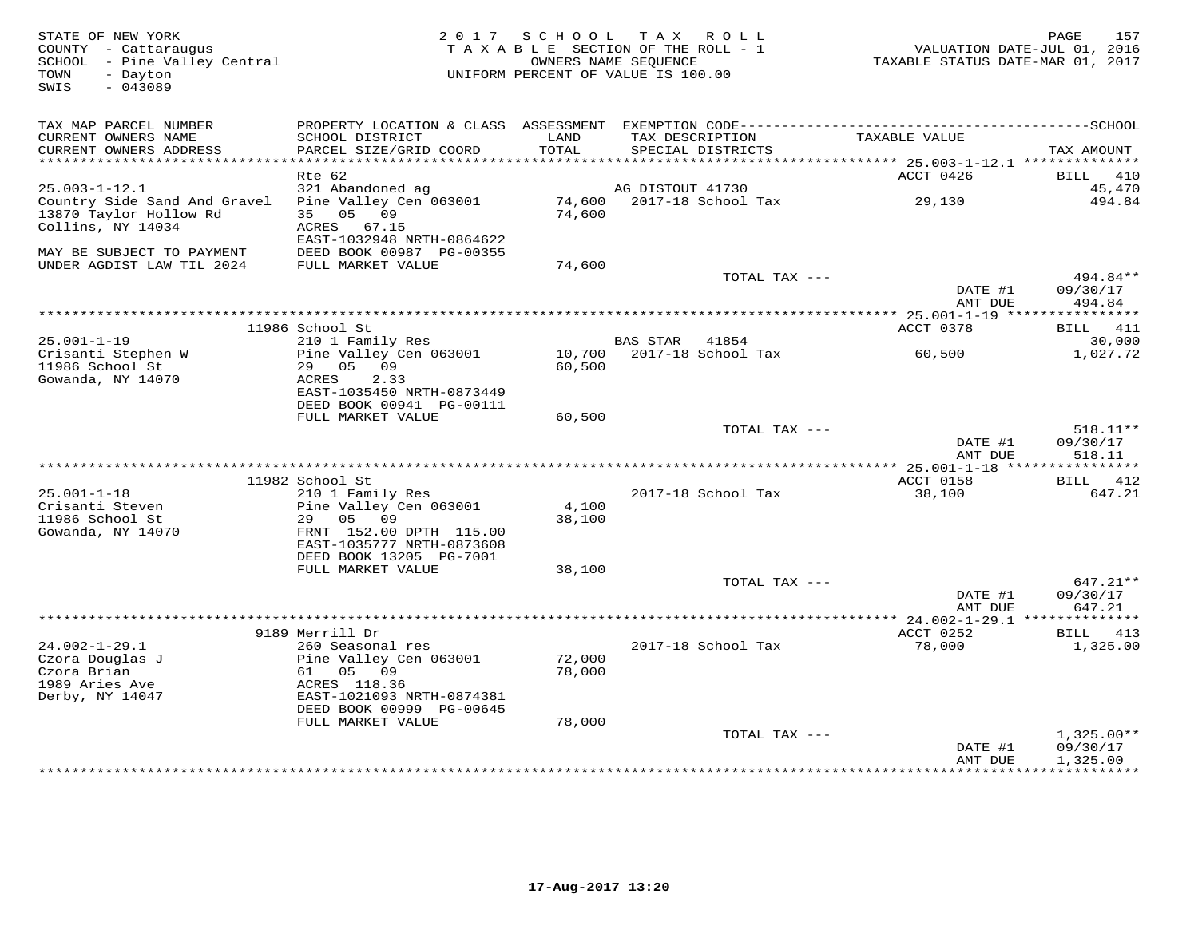STATE OF NEW YORK
COUNTY - Cattaraugus
SCHOOL - Pine Valley Central
TOWN - Dayton
SWIS - 043089

2017 SCHOOL TAX ROLL
TAXABLE SECTION OF THE ROLL - 1
OWNERS NAME SEQUENCE
UNIFORM PERCENT OF VALUE IS 100.00

VALUATION DATE-JUL 01, 2016
TAXABLE STATUS DATE-MAR 01, 2017

| TAX MAP PARCEL NUMBER / CURRENT OWNERS NAME / CURRENT OWNERS ADDRESS | PROPERTY LOCATION & CLASS / SCHOOL DISTRICT / PARCEL SIZE/GRID COORD | ASSESSMENT LAND / TOTAL | EXEMPTION CODE / TAX DESCRIPTION / SPECIAL DISTRICTS | TAXABLE VALUE | TAX AMOUNT |
|---|---|---|---|---|---|
| **25.003-1-12.1** | Rte 62 | | | ACCT 0426 | BILL 410 |
| 25.003-1-12.1 | 321 Abandoned ag | | AG DISTOUT 41730 | | 45,470 |
| Country Side Sand And Gravel | Pine Valley Cen 063001 | 74,600 | 2017-18 School Tax | 29,130 | 494.84 |
| 13870 Taylor Hollow Rd | 35 05 09 | 74,600 | | | |
| Collins, NY 14034 | ACRES 67.15 | | | | |
| | EAST-1032948 NRTH-0864622 | | | | |
| MAY BE SUBJECT TO PAYMENT | DEED BOOK 00987 PG-00355 | | | | |
| UNDER AGDIST LAW TIL 2024 | FULL MARKET VALUE | 74,600 | | | |
| | | | TOTAL TAX --- | | 494.84** |
| | | | | DATE #1 | 09/30/17 |
| | | | | AMT DUE | 494.84 |
| **25.001-1-19** | 11986 School St | | | ACCT 0378 | BILL 411 |
| 25.001-1-19 | 210 1 Family Res | | BAS STAR 41854 | | 30,000 |
| Crisanti Stephen W | Pine Valley Cen 063001 | 10,700 | 2017-18 School Tax | 60,500 | 1,027.72 |
| 11986 School St | 29 05 09 | 60,500 | | | |
| Gowanda, NY 14070 | ACRES 2.33 | | | | |
| | EAST-1035450 NRTH-0873449 | | | | |
| | DEED BOOK 00941 PG-00111 | | | | |
| | FULL MARKET VALUE | 60,500 | | | |
| | | | TOTAL TAX --- | | 518.11** |
| | | | | DATE #1 | 09/30/17 |
| | | | | AMT DUE | 518.11 |
| **25.001-1-18** | 11982 School St | | | ACCT 0158 | BILL 412 |
| 25.001-1-18 | 210 1 Family Res | | 2017-18 School Tax | 38,100 | 647.21 |
| Crisanti Steven | Pine Valley Cen 063001 | 4,100 | | | |
| 11986 School St | 29 05 09 | 38,100 | | | |
| Gowanda, NY 14070 | FRNT 152.00 DPTH 115.00 | | | | |
| | EAST-1035777 NRTH-0873608 | | | | |
| | DEED BOOK 13205 PG-7001 | | | | |
| | FULL MARKET VALUE | 38,100 | | | |
| | | | TOTAL TAX --- | | 647.21** |
| | | | | DATE #1 | 09/30/17 |
| | | | | AMT DUE | 647.21 |
| **24.002-1-29.1** | 9189 Merrill Dr | | | ACCT 0252 | BILL 413 |
| 24.002-1-29.1 | 260 Seasonal res | | 2017-18 School Tax | 78,000 | 1,325.00 |
| Czora Douglas J | Pine Valley Cen 063001 | 72,000 | | | |
| Czora Brian | 61 05 09 | 78,000 | | | |
| 1989 Aries Ave | ACRES 118.36 | | | | |
| Derby, NY 14047 | EAST-1021093 NRTH-0874381 | | | | |
| | DEED BOOK 00999 PG-00645 | | | | |
| | FULL MARKET VALUE | 78,000 | | | |
| | | | TOTAL TAX --- | | 1,325.00** |
| | | | | DATE #1 | 09/30/17 |
| | | | | AMT DUE | 1,325.00 |

17-Aug-2017 13:20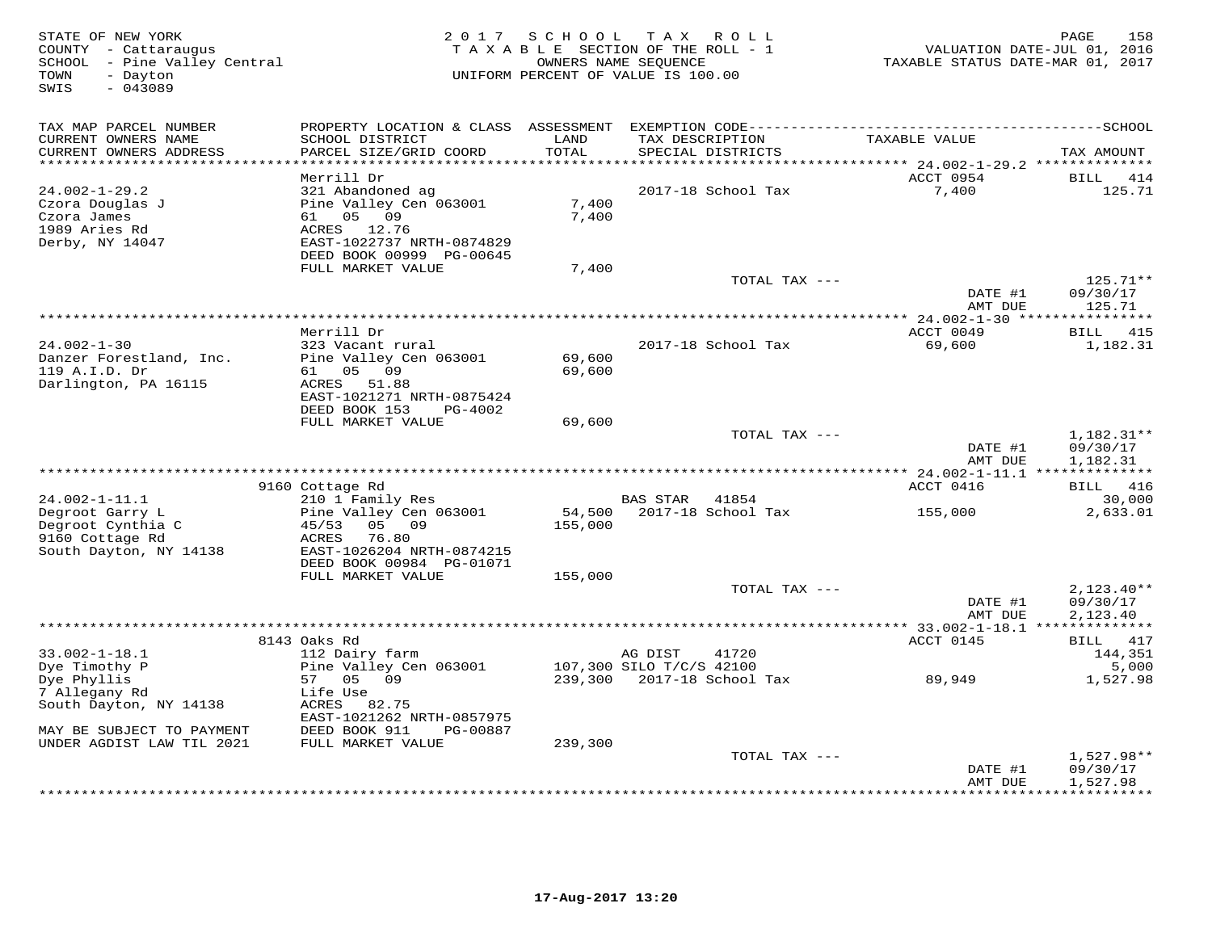STATE OF NEW YORK
COUNTY - Cattaraugus
SCHOOL - Pine Valley Central
TOWN - Dayton
SWIS - 043089

2 0 1 7 S C H O O L T A X R O L L
T A X A B L E SECTION OF THE ROLL - 1
OWNERS NAME SEQUENCE
UNIFORM PERCENT OF VALUE IS 100.00

VALUATION DATE-JUL 01, 2016
TAXABLE STATUS DATE-MAR 01, 2017

| TAX MAP PARCEL NUMBER<br>CURRENT OWNERS NAME<br>CURRENT OWNERS ADDRESS | PROPERTY LOCATION & CLASS<br>SCHOOL DISTRICT<br>PARCEL SIZE/GRID COORD | ASSESSMENT<br>LAND<br>TOTAL | EXEMPTION CODE<br>TAX DESCRIPTION<br>SPECIAL DISTRICTS | TAXABLE VALUE | SCHOOL<br>TAX AMOUNT |
|---|---|---|---|---|---|
| 24.002-1-29.2 | Merrill Dr |  |  | ACCT 0954 | BILL 414 |
| 24.002-1-29.2 | 321 Abandoned ag |  | 2017-18 School Tax | 7,400 | 125.71 |
| Czora Douglas J | Pine Valley Cen 063001 | 7,400 |  |  |  |
| Czora James | 61 05 09 | 7,400 |  |  |  |
| 1989 Aries Rd | ACRES 12.76 |  |  |  |  |
| Derby, NY 14047 | EAST-1022737 NRTH-0874829 |  |  |  |  |
|  | DEED BOOK 00999 PG-00645 |  |  |  |  |
|  | FULL MARKET VALUE | 7,400 |  |  |  |
|  |  |  | TOTAL TAX --- |  | 125.71** |
|  |  |  |  | DATE #1 | 09/30/17 |
|  |  |  |  | AMT DUE | 125.71 |
| 24.002-1-30 | Merrill Dr |  |  | ACCT 0049 | BILL 415 |
| 24.002-1-30 | 323 Vacant rural |  | 2017-18 School Tax | 69,600 | 1,182.31 |
| Danzer Forestland, Inc. | Pine Valley Cen 063001 | 69,600 |  |  |  |
| 119 A.I.D. Dr | 61 05 09 | 69,600 |  |  |  |
| Darlington, PA 16115 | ACRES 51.88 |  |  |  |  |
|  | EAST-1021271 NRTH-0875424 |  |  |  |  |
|  | DEED BOOK 153 PG-4002 |  |  |  |  |
|  | FULL MARKET VALUE | 69,600 |  |  |  |
|  |  |  | TOTAL TAX --- |  | 1,182.31** |
|  |  |  |  | DATE #1 | 09/30/17 |
|  |  |  |  | AMT DUE | 1,182.31 |
| 24.002-1-11.1 | 9160 Cottage Rd |  |  | ACCT 0416 | BILL 416 |
| 24.002-1-11.1 | 210 1 Family Res |  | BAS STAR 41854 |  | 30,000 |
| Degroot Garry L | Pine Valley Cen 063001 | 54,500 | 2017-18 School Tax | 155,000 | 2,633.01 |
| Degroot Cynthia C | 45/53 05 09 | 155,000 |  |  |  |
| 9160 Cottage Rd | ACRES 76.80 |  |  |  |  |
| South Dayton, NY 14138 | EAST-1026204 NRTH-0874215 |  |  |  |  |
|  | DEED BOOK 00984 PG-01071 |  |  |  |  |
|  | FULL MARKET VALUE | 155,000 |  |  |  |
|  |  |  | TOTAL TAX --- |  | 2,123.40** |
|  |  |  |  | DATE #1 | 09/30/17 |
|  |  |  |  | AMT DUE | 2,123.40 |
| 33.002-1-18.1 | 8143 Oaks Rd |  |  | ACCT 0145 | BILL 417 |
| 33.002-1-18.1 | 112 Dairy farm |  | AG DIST 41720 |  | 144,351 |
| Dye Timothy P | Pine Valley Cen 063001 | 107,300 | SILO T/C/S 42100 |  | 5,000 |
| Dye Phyllis | 57 05 09 | 239,300 | 2017-18 School Tax | 89,949 | 1,527.98 |
| 7 Allegany Rd | Life Use |  |  |  |  |
| South Dayton, NY 14138 | ACRES 82.75 |  |  |  |  |
|  | EAST-1021262 NRTH-0857975 |  |  |  |  |
| MAY BE SUBJECT TO PAYMENT | DEED BOOK 911 PG-00887 |  |  |  |  |
| UNDER AGDIST LAW TIL 2021 | FULL MARKET VALUE | 239,300 |  |  |  |
|  |  |  | TOTAL TAX --- |  | 1,527.98** |
|  |  |  |  | DATE #1 | 09/30/17 |
|  |  |  |  | AMT DUE | 1,527.98 |

17-Aug-2017 13:20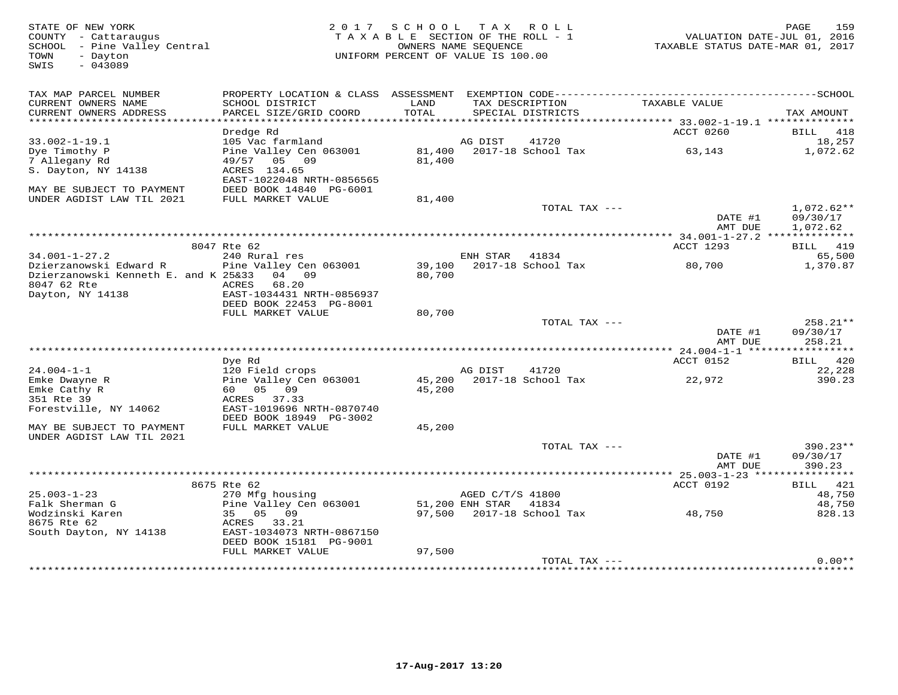STATE OF NEW YORK
COUNTY - Cattaraugus
SCHOOL - Pine Valley Central
TOWN - Dayton
SWIS - 043089

2017 SCHOOL TAX ROLL
TAXABLE SECTION OF THE ROLL - 1
OWNERS NAME SEQUENCE
UNIFORM PERCENT OF VALUE IS 100.00

VALUATION DATE-JUL 01, 2016
TAXABLE STATUS DATE-MAR 01, 2017

| TAX MAP PARCEL NUMBER / CURRENT OWNERS NAME / CURRENT OWNERS ADDRESS | PROPERTY LOCATION & CLASS / SCHOOL DISTRICT / PARCEL SIZE/GRID COORD | ASSESSMENT LAND / TOTAL | EXEMPTION CODE / TAX DESCRIPTION / SPECIAL DISTRICTS | TAXABLE VALUE | TAX AMOUNT |
|---|---|---|---|---|---|
| 33.002-1-19.1 | Dredge Rd | | | ACCT 0260 | BILL 418 |
| | 105 Vac farmland | | AG DIST 41720 | | 18,257 |
| Dye Timothy P | Pine Valley Cen 063001 | 81,400 | 2017-18 School Tax | 63,143 | 1,072.62 |
| 7 Allegany Rd | 49/57 05 09 | 81,400 | | | |
| S. Dayton, NY 14138 | ACRES 134.65 | | | | |
| | EAST-1022048 NRTH-0856565 | | | | |
| MAY BE SUBJECT TO PAYMENT | DEED BOOK 14840 PG-6001 | | | | |
| UNDER AGDIST LAW TIL 2021 | FULL MARKET VALUE | 81,400 | | | |
| | | | TOTAL TAX --- | | 1,072.62** |
| | | | | DATE #1 | 09/30/17 |
| | | | | AMT DUE | 1,072.62 |
| 34.001-1-27.2 | 8047 Rte 62 | | | ACCT 1293 | BILL 419 |
| | 240 Rural res | | ENH STAR 41834 | | 65,500 |
| Dzierzanowski Edward R | Pine Valley Cen 063001 | 39,100 | 2017-18 School Tax | 80,700 | 1,370.87 |
| Dzierzanowski Kenneth E. and K | 25&33 04 09 | 80,700 | | | |
| 8047 62 Rte | ACRES 68.20 | | | | |
| Dayton, NY 14138 | EAST-1034431 NRTH-0856937 | | | | |
| | DEED BOOK 22453 PG-8001 | | | | |
| | FULL MARKET VALUE | 80,700 | | | |
| | | | TOTAL TAX --- | | 258.21** |
| | | | | DATE #1 | 09/30/17 |
| | | | | AMT DUE | 258.21 |
| 24.004-1-1 | Dye Rd | | | ACCT 0152 | BILL 420 |
| | 120 Field crops | | AG DIST 41720 | | 22,228 |
| Emke Dwayne R | Pine Valley Cen 063001 | 45,200 | 2017-18 School Tax | 22,972 | 390.23 |
| Emke Cathy R | 60 05 09 | 45,200 | | | |
| 351 Rte 39 | ACRES 37.33 | | | | |
| Forestville, NY 14062 | EAST-1019696 NRTH-0870740 | | | | |
| | DEED BOOK 18949 PG-3002 | | | | |
| MAY BE SUBJECT TO PAYMENT | FULL MARKET VALUE | 45,200 | | | |
| UNDER AGDIST LAW TIL 2021 | | | | | |
| | | | TOTAL TAX --- | | 390.23** |
| | | | | DATE #1 | 09/30/17 |
| | | | | AMT DUE | 390.23 |
| 25.003-1-23 | 8675 Rte 62 | | | ACCT 0192 | BILL 421 |
| | 270 Mfg housing | | AGED C/T/S 41800 | | 48,750 |
| Falk Sherman G | Pine Valley Cen 063001 | 51,200 | ENH STAR 41834 | | 48,750 |
| Wodzinski Karen | 35 05 09 | 97,500 | 2017-18 School Tax | 48,750 | 828.13 |
| 8675 Rte 62 | ACRES 33.21 | | | | |
| South Dayton, NY 14138 | EAST-1034073 NRTH-0867150 | | | | |
| | DEED BOOK 15181 PG-9001 | | | | |
| | FULL MARKET VALUE | 97,500 | | | |
| | | | TOTAL TAX --- | | 0.00** |

17-Aug-2017 13:20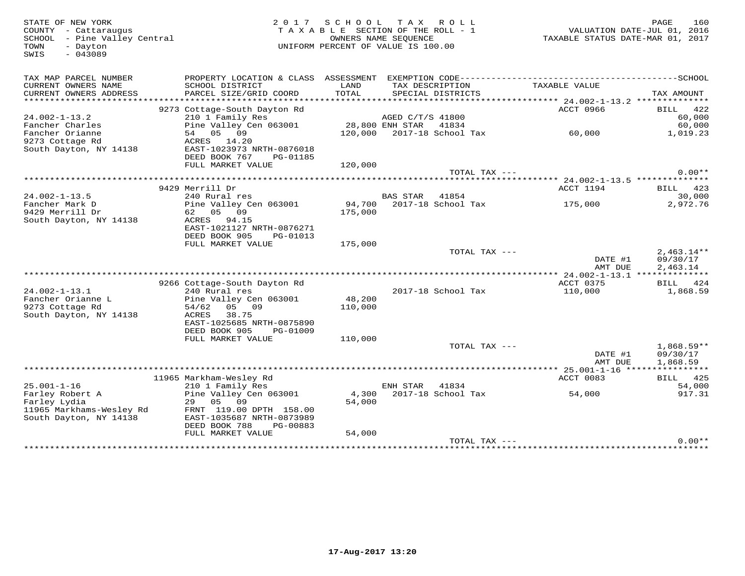STATE OF NEW YORK
COUNTY - Cattaraugus
SCHOOL - Pine Valley Central
TOWN - Dayton
SWIS - 043089

2 0 1 7 S C H O O L T A X R O L L
T A X A B L E SECTION OF THE ROLL - 1
OWNERS NAME SEQUENCE
UNIFORM PERCENT OF VALUE IS 100.00

VALUATION DATE-JUL 01, 2016
TAXABLE STATUS DATE-MAR 01, 2017

| TAX MAP PARCEL NUMBER / CURRENT OWNERS NAME / CURRENT OWNERS ADDRESS | PROPERTY LOCATION & CLASS / SCHOOL DISTRICT / PARCEL SIZE/GRID COORD | ASSESSMENT LAND / TOTAL | EXEMPTION CODE / TAX DESCRIPTION / SPECIAL DISTRICTS | TAXABLE VALUE | TAX AMOUNT |
|---|---|---|---|---|---|
| | 9273 Cottage-South Dayton Rd | | | ACCT 0966 | BILL 422 |
| 24.002-1-13.2 | 210 1 Family Res | | AGED C/T/S 41800 | | 60,000 |
| Fancher Charles | Pine Valley Cen 063001 | 28,800 | ENH STAR 41834 | | 60,000 |
| Fancher Orianne | 54 05 09 | 120,000 | 2017-18 School Tax | 60,000 | 1,019.23 |
| 9273 Cottage Rd | ACRES 14.20 | | | | |
| South Dayton, NY 14138 | EAST-1023973 NRTH-0876018 | | | | |
| | DEED BOOK 767 PG-01185 | | | | |
| | FULL MARKET VALUE | 120,000 | | | |
| | | | TOTAL TAX --- | | 0.00** |
| | 9429 Merrill Dr | | | ACCT 1194 | BILL 423 |
| 24.002-1-13.5 | 240 Rural res | | BAS STAR 41854 | | 30,000 |
| Fancher Mark D | Pine Valley Cen 063001 | 94,700 | 2017-18 School Tax | 175,000 | 2,972.76 |
| 9429 Merrill Dr | 62 05 09 | 175,000 | | | |
| South Dayton, NY 14138 | ACRES 94.15 | | | | |
| | EAST-1021127 NRTH-0876271 | | | | |
| | DEED BOOK 905 PG-01013 | | | | |
| | FULL MARKET VALUE | 175,000 | | | |
| | | | TOTAL TAX --- | | 2,463.14** |
| | | | | DATE #1 | 09/30/17 |
| | | | | AMT DUE | 2,463.14 |
| | 9266 Cottage-South Dayton Rd | | | ACCT 0375 | BILL 424 |
| 24.002-1-13.1 | 240 Rural res | | 2017-18 School Tax | 110,000 | 1,868.59 |
| Fancher Orianne L | Pine Valley Cen 063001 | 48,200 | | | |
| 9273 Cottage Rd | 54/62 05 09 | 110,000 | | | |
| South Dayton, NY 14138 | ACRES 38.75 | | | | |
| | EAST-1025685 NRTH-0875890 | | | | |
| | DEED BOOK 905 PG-01009 | | | | |
| | FULL MARKET VALUE | 110,000 | | | |
| | | | TOTAL TAX --- | | 1,868.59** |
| | | | | DATE #1 | 09/30/17 |
| | | | | AMT DUE | 1,868.59 |
| | 11965 Markham-Wesley Rd | | | ACCT 0083 | BILL 425 |
| 25.001-1-16 | 210 1 Family Res | | ENH STAR 41834 | | 54,000 |
| Farley Robert A | Pine Valley Cen 063001 | 4,300 | 2017-18 School Tax | 54,000 | 917.31 |
| Farley Lydia | 29 05 09 | 54,000 | | | |
| 11965 Markhams-Wesley Rd | FRNT 119.00 DPTH 158.00 | | | | |
| South Dayton, NY 14138 | EAST-1035687 NRTH-0873989 | | | | |
| | DEED BOOK 788 PG-00883 | | | | |
| | FULL MARKET VALUE | 54,000 | | | |
| | | | TOTAL TAX --- | | 0.00** |

17-Aug-2017 13:20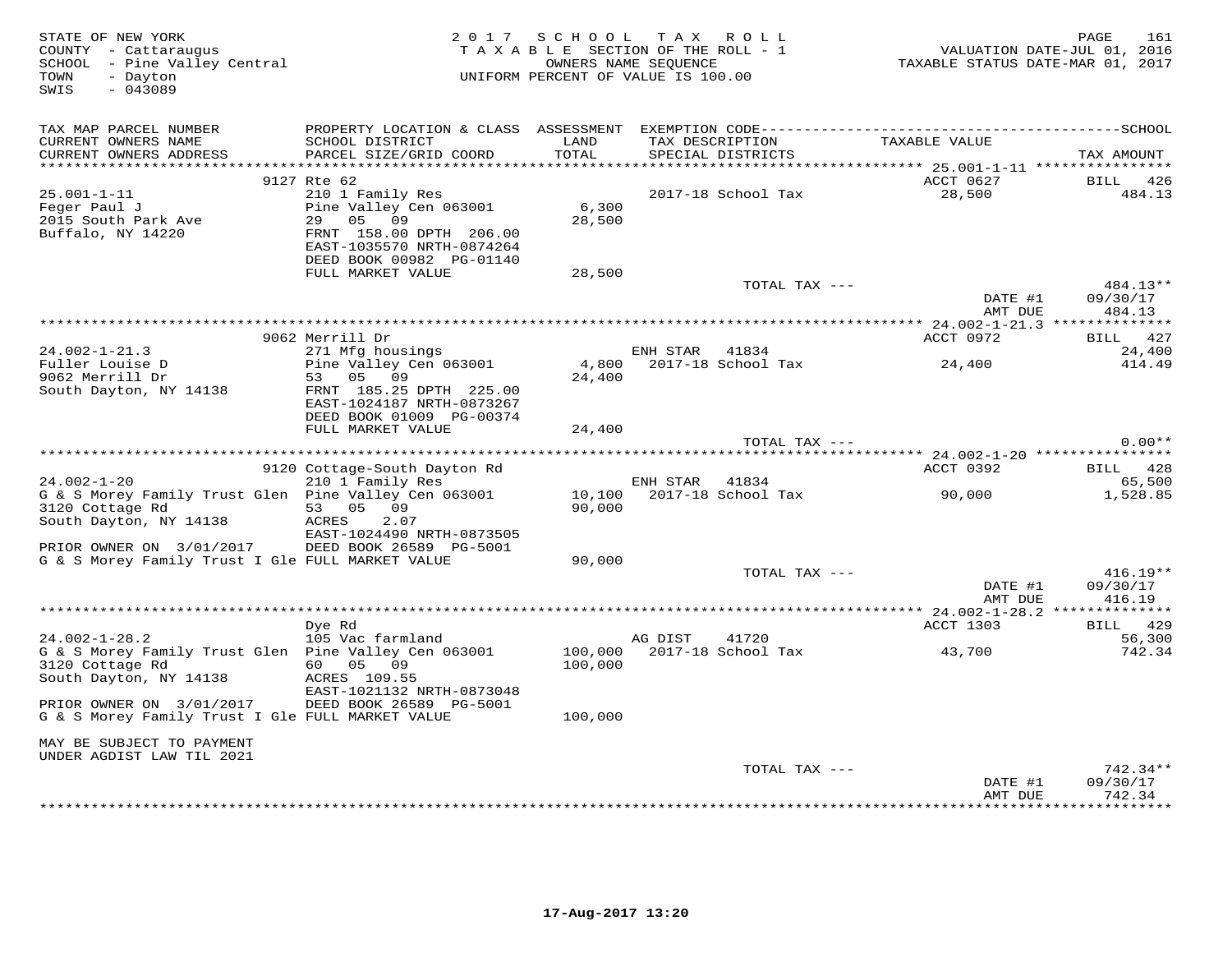STATE OF NEW YORK
COUNTY - Cattaraugus
SCHOOL - Pine Valley Central
TOWN - Dayton
SWIS - 043089

2017 SCHOOL TAX ROLL
TAXABLE SECTION OF THE ROLL - 1
OWNERS NAME SEQUENCE
UNIFORM PERCENT OF VALUE IS 100.00

VALUATION DATE-JUL 01, 2016
TAXABLE STATUS DATE-MAR 01, 2017

| TAX MAP PARCEL NUMBER / CURRENT OWNERS NAME / CURRENT OWNERS ADDRESS | PROPERTY LOCATION & CLASS / SCHOOL DISTRICT / PARCEL SIZE/GRID COORD | ASSESSMENT LAND / TOTAL | EXEMPTION CODE / TAX DESCRIPTION / SPECIAL DISTRICTS | TAXABLE VALUE | TAX AMOUNT |
|---|---|---|---|---|---|
| 25.001-1-11 | 9127 Rte 62 | | | ACCT 0627 | BILL 426 |
| Feger Paul J | 210 1 Family Res | | 2017-18 School Tax | 28,500 | 484.13 |
| 2015 South Park Ave | Pine Valley Cen 063001 | 6,300 | | | |
| Buffalo, NY 14220 | 29 05 09 | 28,500 | | | |
| | FRNT 158.00 DPTH 206.00 | | | | |
| | EAST-1035570 NRTH-0874264 | | | | |
| | DEED BOOK 00982 PG-01140 | | | | |
| | FULL MARKET VALUE | 28,500 | | | |
| | | | TOTAL TAX --- | | 484.13** |
| | | | | DATE #1 | 09/30/17 |
| | | | | AMT DUE | 484.13 |
| 24.002-1-21.3 | 9062 Merrill Dr | | | ACCT 0972 | BILL 427 |
| Fuller Louise D | 271 Mfg housings | | ENH STAR 41834 | | 24,400 |
| 9062 Merrill Dr | Pine Valley Cen 063001 | 4,800 | 2017-18 School Tax | 24,400 | 414.49 |
| South Dayton, NY 14138 | 53 05 09 | 24,400 | | | |
| | FRNT 185.25 DPTH 225.00 | | | | |
| | EAST-1024187 NRTH-0873267 | | | | |
| | DEED BOOK 01009 PG-00374 | | | | |
| | FULL MARKET VALUE | 24,400 | | | |
| | | | TOTAL TAX --- | | 0.00** |
| 24.002-1-20 | 9120 Cottage-South Dayton Rd | | | ACCT 0392 | BILL 428 |
| G & S Morey Family Trust Glen | 210 1 Family Res | | ENH STAR 41834 | | 65,500 |
| 3120 Cottage Rd | Pine Valley Cen 063001 | 10,100 | 2017-18 School Tax | 90,000 | 1,528.85 |
| South Dayton, NY 14138 | 53 05 09 | 90,000 | | | |
| | ACRES 2.07 | | | | |
| PRIOR OWNER ON 3/01/2017 | EAST-1024490 NRTH-0873505 | | | | |
| G & S Morey Family Trust I Gle | DEED BOOK 26589 PG-5001 | | | | |
| | FULL MARKET VALUE | 90,000 | | | |
| | | | TOTAL TAX --- | | 416.19** |
| | | | | DATE #1 | 09/30/17 |
| | | | | AMT DUE | 416.19 |
| 24.002-1-28.2 | Dye Rd | | | ACCT 1303 | BILL 429 |
| G & S Morey Family Trust Glen | 105 Vac farmland | | AG DIST 41720 | | 56,300 |
| 3120 Cottage Rd | Pine Valley Cen 063001 | 100,000 | 2017-18 School Tax | 43,700 | 742.34 |
| South Dayton, NY 14138 | 60 05 09 | 100,000 | | | |
| | ACRES 109.55 | | | | |
| PRIOR OWNER ON 3/01/2017 | EAST-1021132 NRTH-0873048 | | | | |
| G & S Morey Family Trust I Gle | DEED BOOK 26589 PG-5001 | | | | |
| | FULL MARKET VALUE | 100,000 | | | |
| MAY BE SUBJECT TO PAYMENT UNDER AGDIST LAW TIL 2021 | | | | | |
| | | | TOTAL TAX --- | | 742.34** |
| | | | | DATE #1 | 09/30/17 |
| | | | | AMT DUE | 742.34 |

17-Aug-2017 13:20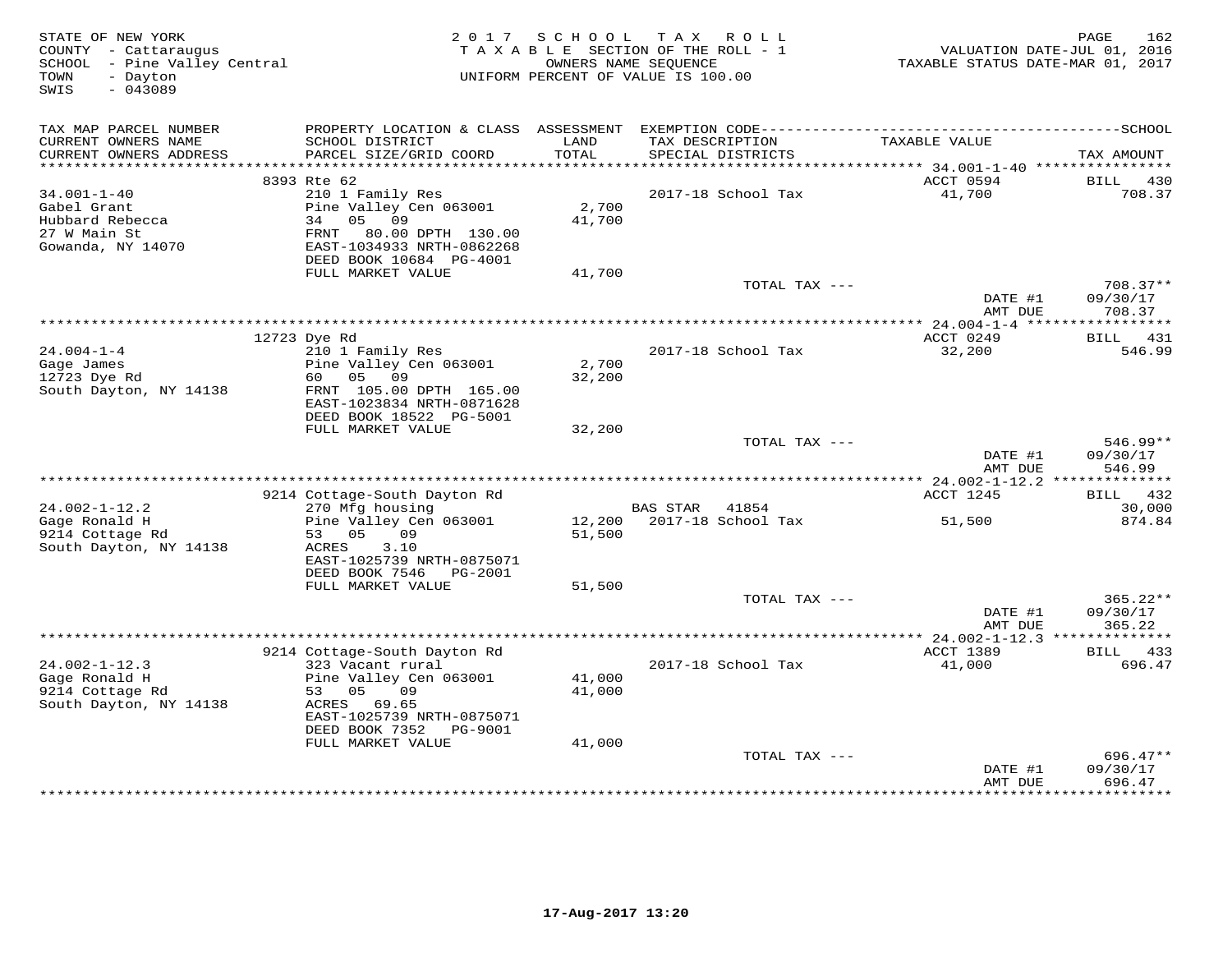STATE OF NEW YORK
COUNTY - Cattaraugus
SCHOOL - Pine Valley Central
TOWN - Dayton
SWIS - 043089

2 0 1 7 S C H O O L T A X R O L L
T A X A B L E SECTION OF THE ROLL - 1
OWNERS NAME SEQUENCE
UNIFORM PERCENT OF VALUE IS 100.00

VALUATION DATE-JUL 01, 2016
TAXABLE STATUS DATE-MAR 01, 2017

| TAX MAP PARCEL NUMBER / CURRENT OWNERS NAME / CURRENT OWNERS ADDRESS | PROPERTY LOCATION & CLASS / SCHOOL DISTRICT / PARCEL SIZE/GRID COORD | ASSESSMENT LAND / TOTAL | EXEMPTION CODE / TAX DESCRIPTION / SPECIAL DISTRICTS | TAXABLE VALUE | SCHOOL TAX AMOUNT |
|---|---|---|---|---|---|
| 34.001-1-40 | 8393 Rte 62 | | | ACCT 0594 | BILL 430 |
| Gabel Grant | 210 1 Family Res | | 2017-18 School Tax | 41,700 | 708.37 |
| Hubbard Rebecca | Pine Valley Cen 063001 | 2,700 | | | |
| 27 W Main St | 34 05 09 | 41,700 | | | |
| Gowanda, NY 14070 | FRNT 80.00 DPTH 130.00 | | | | |
| | EAST-1034933 NRTH-0862268 | | | | |
| | DEED BOOK 10684 PG-4001 | | | | |
| | FULL MARKET VALUE | 41,700 | | | |
| | | | TOTAL TAX --- | | 708.37** |
| | | | | DATE #1 | 09/30/17 |
| | | | | AMT DUE | 708.37 |
| 24.004-1-4 | 12723 Dye Rd | | | ACCT 0249 | BILL 431 |
| Gage James | 210 1 Family Res | | 2017-18 School Tax | 32,200 | 546.99 |
| 12723 Dye Rd | Pine Valley Cen 063001 | 2,700 | | | |
| South Dayton, NY 14138 | 60 05 09 | 32,200 | | | |
| | FRNT 105.00 DPTH 165.00 | | | | |
| | EAST-1023834 NRTH-0871628 | | | | |
| | DEED BOOK 18522 PG-5001 | | | | |
| | FULL MARKET VALUE | 32,200 | | | |
| | | | TOTAL TAX --- | | 546.99** |
| | | | | DATE #1 | 09/30/17 |
| | | | | AMT DUE | 546.99 |
| 24.002-1-12.2 | 9214 Cottage-South Dayton Rd | | | ACCT 1245 | BILL 432 |
| Gage Ronald H | 270 Mfg housing | | BAS STAR 41854 | | 30,000 |
| 9214 Cottage Rd | Pine Valley Cen 063001 | 12,200 | 2017-18 School Tax | 51,500 | 874.84 |
| South Dayton, NY 14138 | 53 05 09 | 51,500 | | | |
| | ACRES 3.10 | | | | |
| | EAST-1025739 NRTH-0875071 | | | | |
| | DEED BOOK 7546 PG-2001 | | | | |
| | FULL MARKET VALUE | 51,500 | | | |
| | | | TOTAL TAX --- | | 365.22** |
| | | | | DATE #1 | 09/30/17 |
| | | | | AMT DUE | 365.22 |
| 24.002-1-12.3 | 9214 Cottage-South Dayton Rd | | | ACCT 1389 | BILL 433 |
| Gage Ronald H | 323 Vacant rural | | 2017-18 School Tax | 41,000 | 696.47 |
| 9214 Cottage Rd | Pine Valley Cen 063001 | 41,000 | | | |
| South Dayton, NY 14138 | 53 05 09 | 41,000 | | | |
| | ACRES 69.65 | | | | |
| | EAST-1025739 NRTH-0875071 | | | | |
| | DEED BOOK 7352 PG-9001 | | | | |
| | FULL MARKET VALUE | 41,000 | | | |
| | | | TOTAL TAX --- | | 696.47** |
| | | | | DATE #1 | 09/30/17 |
| | | | | AMT DUE | 696.47 |

17-Aug-2017 13:20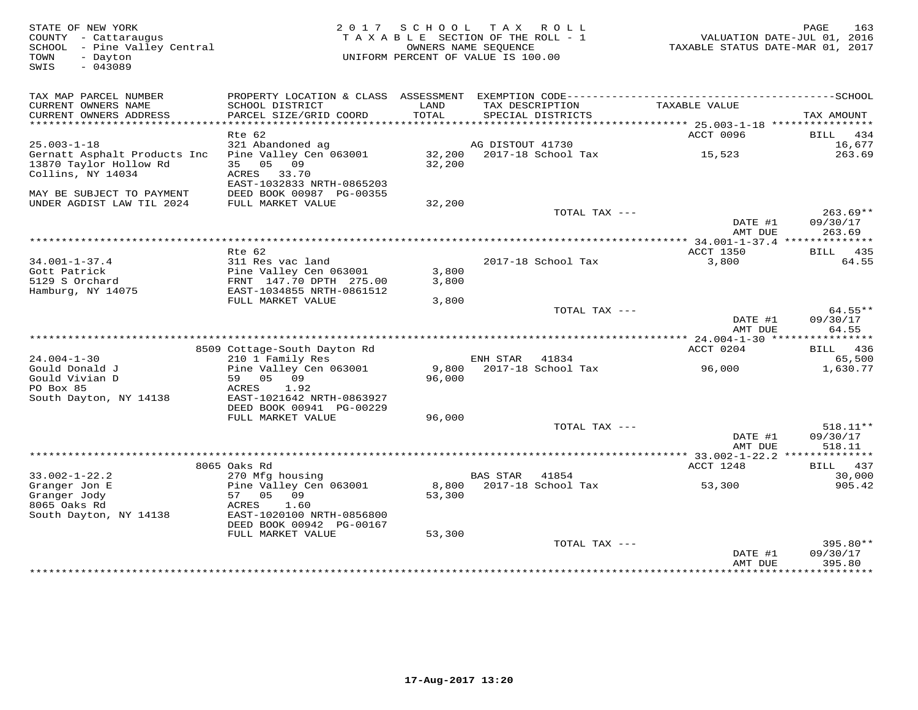STATE OF NEW YORK
COUNTY - Cattaraugus
SCHOOL - Pine Valley Central
TOWN - Dayton
SWIS - 043089

2 0 1 7 S C H O O L T A X R O L L
T A X A B L E SECTION OF THE ROLL - 1
OWNERS NAME SEQUENCE
UNIFORM PERCENT OF VALUE IS 100.00

VALUATION DATE-JUL 01, 2016
TAXABLE STATUS DATE-MAR 01, 2017

| TAX MAP PARCEL NUMBER / CURRENT OWNERS NAME / CURRENT OWNERS ADDRESS | PROPERTY LOCATION & CLASS / SCHOOL DISTRICT / PARCEL SIZE/GRID COORD | ASSESSMENT LAND / TOTAL | EXEMPTION CODE / TAX DESCRIPTION / SPECIAL DISTRICTS | TAXABLE VALUE | TAX AMOUNT |
|---|---|---|---|---|---|
| | Rte 62 | | | ACCT 0096 | BILL 434 |
| 25.003-1-18 | 321 Abandoned ag | | AG DISTOUT 41730 | | 16,677 |
| Gernatt Asphalt Products Inc | Pine Valley Cen 063001 | 32,200 | 2017-18 School Tax | 15,523 | 263.69 |
| 13870 Taylor Hollow Rd | 35 05 09 | 32,200 | | | |
| Collins, NY 14034 | ACRES 33.70 | | | | |
| | EAST-1032833 NRTH-0865203 | | | | |
| MAY BE SUBJECT TO PAYMENT | DEED BOOK 00987 PG-00355 | | | | |
| UNDER AGDIST LAW TIL 2024 | FULL MARKET VALUE | 32,200 | | | |
| | | | TOTAL TAX --- | | 263.69** |
| | | | | DATE #1 | 09/30/17 |
| | | | | AMT DUE | 263.69 |
| | Rte 62 | | | ACCT 1350 | BILL 435 |
| 34.001-1-37.4 | 311 Res vac land | | 2017-18 School Tax | 3,800 | 64.55 |
| Gott Patrick | Pine Valley Cen 063001 | 3,800 | | | |
| 5129 S Orchard | FRNT 147.70 DPTH 275.00 | 3,800 | | | |
| Hamburg, NY 14075 | EAST-1034855 NRTH-0861512 | | | | |
| | FULL MARKET VALUE | 3,800 | | | |
| | | | TOTAL TAX --- | | 64.55** |
| | | | | DATE #1 | 09/30/17 |
| | | | | AMT DUE | 64.55 |
| | 8509 Cottage-South Dayton Rd | | | ACCT 0204 | BILL 436 |
| 24.004-1-30 | 210 1 Family Res | | ENH STAR 41834 | | 65,500 |
| Gould Donald J | Pine Valley Cen 063001 | 9,800 | 2017-18 School Tax | 96,000 | 1,630.77 |
| Gould Vivian D | 59 05 09 | 96,000 | | | |
| PO Box 85 | ACRES 1.92 | | | | |
| South Dayton, NY 14138 | EAST-1021642 NRTH-0863927 | | | | |
| | DEED BOOK 00941 PG-00229 | | | | |
| | FULL MARKET VALUE | 96,000 | | | |
| | | | TOTAL TAX --- | | 518.11** |
| | | | | DATE #1 | 09/30/17 |
| | | | | AMT DUE | 518.11 |
| | 8065 Oaks Rd | | | ACCT 1248 | BILL 437 |
| 33.002-1-22.2 | 270 Mfg housing | | BAS STAR 41854 | | 30,000 |
| Granger Jon E | Pine Valley Cen 063001 | 8,800 | 2017-18 School Tax | 53,300 | 905.42 |
| Granger Jody | 57 05 09 | 53,300 | | | |
| 8065 Oaks Rd | ACRES 1.60 | | | | |
| South Dayton, NY 14138 | EAST-1020100 NRTH-0856800 | | | | |
| | DEED BOOK 00942 PG-00167 | | | | |
| | FULL MARKET VALUE | 53,300 | | | |
| | | | TOTAL TAX --- | | 395.80** |
| | | | | DATE #1 | 09/30/17 |
| | | | | AMT DUE | 395.80 |

17-Aug-2017 13:20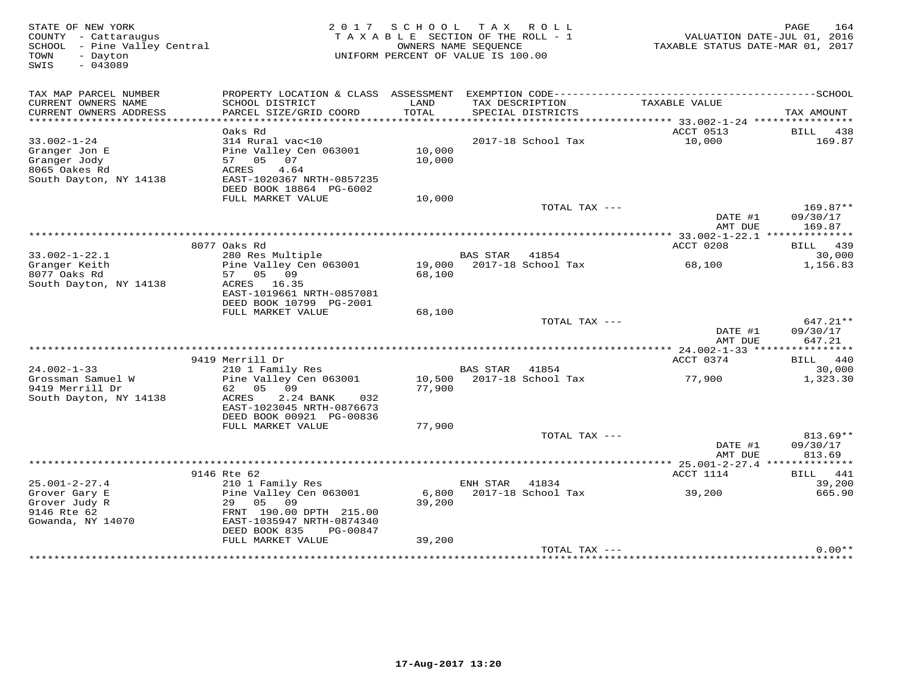STATE OF NEW YORK
COUNTY - Cattaraugus
SCHOOL - Pine Valley Central
TOWN - Dayton
SWIS - 043089

2 0 1 7 S C H O O L T A X R O L L
T A X A B L E SECTION OF THE ROLL - 1
OWNERS NAME SEQUENCE
UNIFORM PERCENT OF VALUE IS 100.00

VALUATION DATE-JUL 01, 2016
TAXABLE STATUS DATE-MAR 01, 2017

| TAX MAP PARCEL NUMBER / CURRENT OWNERS NAME / CURRENT OWNERS ADDRESS | PROPERTY LOCATION & CLASS / SCHOOL DISTRICT / PARCEL SIZE/GRID COORD | ASSESSMENT LAND / TOTAL | EXEMPTION CODE / TAX DESCRIPTION / SPECIAL DISTRICTS | TAXABLE VALUE | SCHOOL TAX AMOUNT |
|---|---|---|---|---|---|
| | Oaks Rd | | | ACCT 0513 | BILL 438 |
| 33.002-1-24 | 314 Rural vac<10 | | 2017-18 School Tax | 10,000 | 169.87 |
| Granger Jon E | Pine Valley Cen 063001 | 10,000 | | | |
| Granger Jody | 57 05 07 | 10,000 | | | |
| 8065 Oakes Rd | ACRES 4.64 | | | | |
| South Dayton, NY 14138 | EAST-1020367 NRTH-0857235 | | | | |
| | DEED BOOK 18864 PG-6002 | | | | |
| | FULL MARKET VALUE | 10,000 | | | |
| | | | TOTAL TAX --- | | 169.87** |
| | | | | DATE #1 | 09/30/17 |
| | | | | AMT DUE | 169.87 |
| | 8077 Oaks Rd | | | ACCT 0208 | BILL 439 |
| 33.002-1-22.1 | 280 Res Multiple | | BAS STAR 41854 | | 30,000 |
| Granger Keith | Pine Valley Cen 063001 | 19,000 | 2017-18 School Tax | 68,100 | 1,156.83 |
| 8077 Oaks Rd | 57 05 09 | 68,100 | | | |
| South Dayton, NY 14138 | ACRES 16.35 | | | | |
| | EAST-1019661 NRTH-0857081 | | | | |
| | DEED BOOK 10799 PG-2001 | | | | |
| | FULL MARKET VALUE | 68,100 | | | |
| | | | TOTAL TAX --- | | 647.21** |
| | | | | DATE #1 | 09/30/17 |
| | | | | AMT DUE | 647.21 |
| | 9419 Merrill Dr | | | ACCT 0374 | BILL 440 |
| 24.002-1-33 | 210 1 Family Res | | BAS STAR 41854 | | 30,000 |
| Grossman Samuel W | Pine Valley Cen 063001 | 10,500 | 2017-18 School Tax | 77,900 | 1,323.30 |
| 9419 Merrill Dr | 62 05 09 | 77,900 | | | |
| South Dayton, NY 14138 | ACRES 2.24 BANK 032 | | | | |
| | EAST-1023045 NRTH-0876673 | | | | |
| | DEED BOOK 00921 PG-00836 | | | | |
| | FULL MARKET VALUE | 77,900 | | | |
| | | | TOTAL TAX --- | | 813.69** |
| | | | | DATE #1 | 09/30/17 |
| | | | | AMT DUE | 813.69 |
| | 9146 Rte 62 | | | ACCT 1114 | BILL 441 |
| 25.001-2-27.4 | 210 1 Family Res | | ENH STAR 41834 | | 39,200 |
| Grover Gary E | Pine Valley Cen 063001 | 6,800 | 2017-18 School Tax | 39,200 | 665.90 |
| Grover Judy R | 29 05 09 | 39,200 | | | |
| 9146 Rte 62 | FRNT 190.00 DPTH 215.00 | | | | |
| Gowanda, NY 14070 | EAST-1035947 NRTH-0874340 | | | | |
| | DEED BOOK 835 PG-00847 | | | | |
| | FULL MARKET VALUE | 39,200 | | | |
| | | | TOTAL TAX --- | | 0.00** |

17-Aug-2017 13:20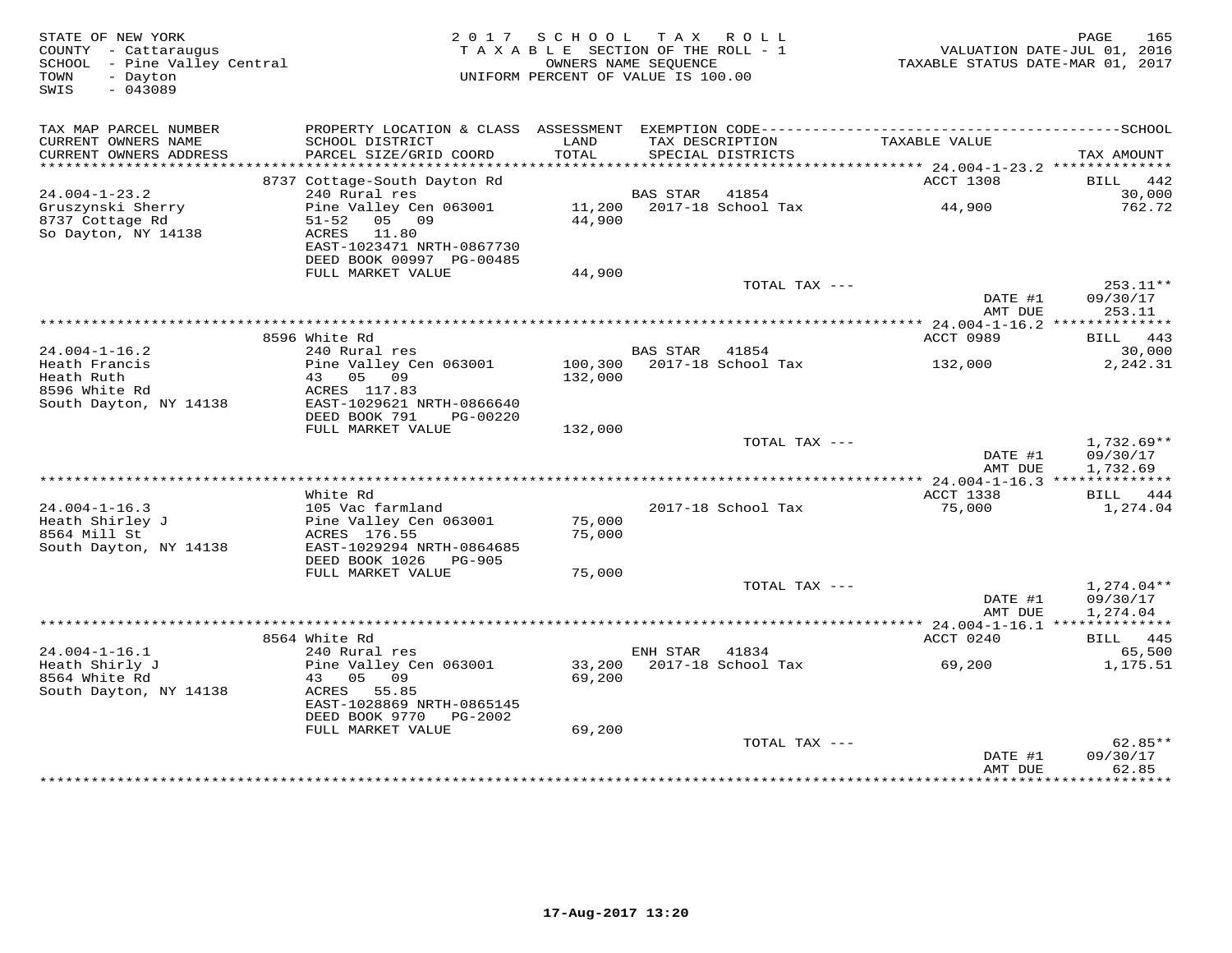STATE OF NEW YORK
COUNTY - Cattaraugus
SCHOOL - Pine Valley Central
TOWN - Dayton
SWIS - 043089

2017 SCHOOL TAX ROLL
TAXABLE SECTION OF THE ROLL - 1
OWNERS NAME SEQUENCE
UNIFORM PERCENT OF VALUE IS 100.00

VALUATION DATE-JUL 01, 2016
TAXABLE STATUS DATE-MAR 01, 2017

| TAX MAP PARCEL NUMBER / CURRENT OWNERS NAME / CURRENT OWNERS ADDRESS | PROPERTY LOCATION & CLASS / SCHOOL DISTRICT / PARCEL SIZE/GRID COORD | ASSESSMENT LAND / TOTAL | EXEMPTION CODE / TAX DESCRIPTION / SPECIAL DISTRICTS | TAXABLE VALUE | TAX AMOUNT |
|---|---|---|---|---|---|
| | 8737 Cottage-South Dayton Rd | | | ACCT 1308 | BILL 442 |
| 24.004-1-23.2 | 240 Rural res | | BAS STAR 41854 | | 30,000 |
| Gruszynski Sherry | Pine Valley Cen 063001 | 11,200 | 2017-18 School Tax | 44,900 | 762.72 |
| 8737 Cottage Rd | 51-52 05 09 | 44,900 | | | |
| So Dayton, NY 14138 | ACRES 11.80 | | | | |
| | EAST-1023471 NRTH-0867730 | | | | |
| | DEED BOOK 00997 PG-00485 | | | | |
| | FULL MARKET VALUE | 44,900 | | | |
| | | | TOTAL TAX --- | | 253.11** |
| | | | | DATE #1 | 09/30/17 |
| | | | | AMT DUE | 253.11 |
| | 8596 White Rd | | | ACCT 0989 | BILL 443 |
| 24.004-1-16.2 | 240 Rural res | | BAS STAR 41854 | | 30,000 |
| Heath Francis | Pine Valley Cen 063001 | 100,300 | 2017-18 School Tax | 132,000 | 2,242.31 |
| Heath Ruth | 43 05 09 | 132,000 | | | |
| 8596 White Rd | ACRES 117.83 | | | | |
| South Dayton, NY 14138 | EAST-1029621 NRTH-0866640 | | | | |
| | DEED BOOK 791 PG-00220 | | | | |
| | FULL MARKET VALUE | 132,000 | | | |
| | | | TOTAL TAX --- | | 1,732.69** |
| | | | | DATE #1 | 09/30/17 |
| | | | | AMT DUE | 1,732.69 |
| | White Rd | | | ACCT 1338 | BILL 444 |
| 24.004-1-16.3 | 105 Vac farmland | | 2017-18 School Tax | 75,000 | 1,274.04 |
| Heath Shirley J | Pine Valley Cen 063001 | 75,000 | | | |
| 8564 Mill St | ACRES 176.55 | 75,000 | | | |
| South Dayton, NY 14138 | EAST-1029294 NRTH-0864685 | | | | |
| | DEED BOOK 1026 PG-905 | | | | |
| | FULL MARKET VALUE | 75,000 | | | |
| | | | TOTAL TAX --- | | 1,274.04** |
| | | | | DATE #1 | 09/30/17 |
| | | | | AMT DUE | 1,274.04 |
| | 8564 White Rd | | | ACCT 0240 | BILL 445 |
| 24.004-1-16.1 | 240 Rural res | | ENH STAR 41834 | | 65,500 |
| Heath Shirly J | Pine Valley Cen 063001 | 33,200 | 2017-18 School Tax | 69,200 | 1,175.51 |
| 8564 White Rd | 43 05 09 | 69,200 | | | |
| South Dayton, NY 14138 | ACRES 55.85 | | | | |
| | EAST-1028869 NRTH-0865145 | | | | |
| | DEED BOOK 9770 PG-2002 | | | | |
| | FULL MARKET VALUE | 69,200 | | | |
| | | | TOTAL TAX --- | | 62.85** |
| | | | | DATE #1 | 09/30/17 |
| | | | | AMT DUE | 62.85 |

17-Aug-2017 13:20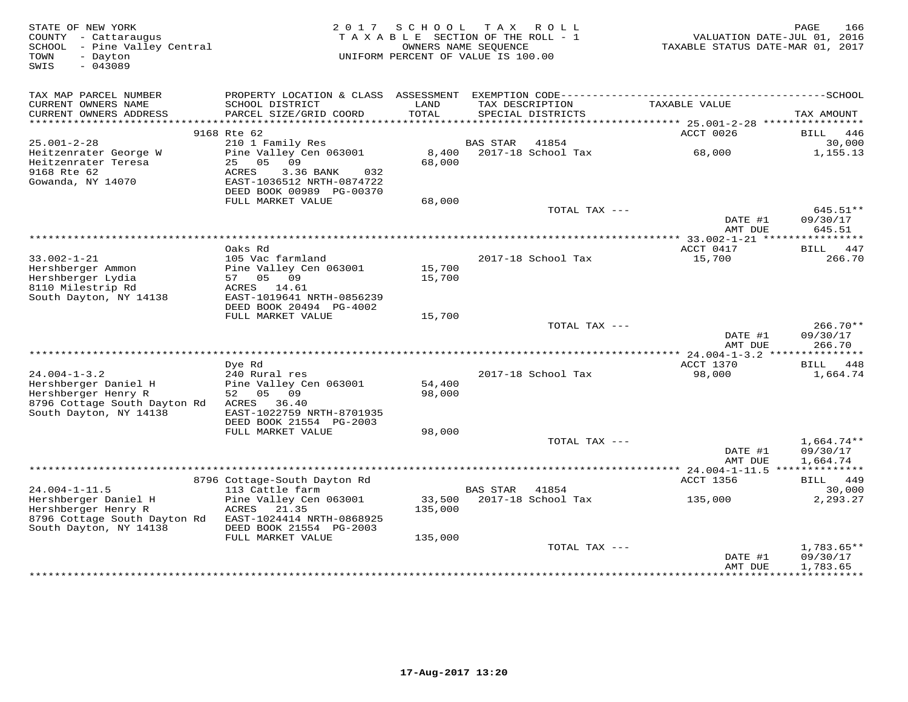STATE OF NEW YORK
COUNTY - Cattaraugus
SCHOOL - Pine Valley Central
TOWN - Dayton
SWIS - 043089

2017 SCHOOL TAX ROLL
TAXABLE SECTION OF THE ROLL - 1
OWNERS NAME SEQUENCE
UNIFORM PERCENT OF VALUE IS 100.00

VALUATION DATE-JUL 01, 2016
TAXABLE STATUS DATE-MAR 01, 2017

| TAX MAP PARCEL NUMBER / CURRENT OWNERS NAME / CURRENT OWNERS ADDRESS | PROPERTY LOCATION & CLASS / SCHOOL DISTRICT / PARCEL SIZE/GRID COORD | ASSESSMENT LAND / TOTAL | EXEMPTION CODE / TAX DESCRIPTION / SPECIAL DISTRICTS | TAXABLE VALUE | TAX AMOUNT |
|---|---|---|---|---|---|
| | 9168 Rte 62 | | | ACCT 0026 | BILL 446 |
| 25.001-2-28 | 210 1 Family Res | | BAS STAR 41854 | | 30,000 |
| Heitzenrater George W | Pine Valley Cen 063001 | 8,400 | 2017-18 School Tax | 68,000 | 1,155.13 |
| Heitzenrater Teresa | 25 05 09 | 68,000 | | | |
| 9168 Rte 62 | ACRES 3.36 BANK 032 | | | | |
| Gowanda, NY 14070 | EAST-1036512 NRTH-0874722 | | | | |
| | DEED BOOK 00989 PG-00370 | | | | |
| | FULL MARKET VALUE | 68,000 | | | |
| | | | TOTAL TAX --- | | 645.51** |
| | | | | DATE #1 | 09/30/17 |
| | | | | AMT DUE | 645.51 |
| | Oaks Rd | | | ACCT 0417 | BILL 447 |
| 33.002-1-21 | 105 Vac farmland | | 2017-18 School Tax | 15,700 | 266.70 |
| Hershberger Ammon | Pine Valley Cen 063001 | 15,700 | | | |
| Hershberger Lydia | 57 05 09 | 15,700 | | | |
| 8110 Milestrip Rd | ACRES 14.61 | | | | |
| South Dayton, NY 14138 | EAST-1019641 NRTH-0856239 | | | | |
| | DEED BOOK 20494 PG-4002 | | | | |
| | FULL MARKET VALUE | 15,700 | | | |
| | | | TOTAL TAX --- | | 266.70** |
| | | | | DATE #1 | 09/30/17 |
| | | | | AMT DUE | 266.70 |
| | Dye Rd | | | ACCT 1370 | BILL 448 |
| 24.004-1-3.2 | 240 Rural res | | 2017-18 School Tax | 98,000 | 1,664.74 |
| Hershberger Daniel H | Pine Valley Cen 063001 | 54,400 | | | |
| Hershberger Henry R | 52 05 09 | 98,000 | | | |
| 8796 Cottage South Dayton Rd | ACRES 36.40 | | | | |
| South Dayton, NY 14138 | EAST-1022759 NRTH-8701935 | | | | |
| | DEED BOOK 21554 PG-2003 | | | | |
| | FULL MARKET VALUE | 98,000 | | | |
| | | | TOTAL TAX --- | | 1,664.74** |
| | | | | DATE #1 | 09/30/17 |
| | | | | AMT DUE | 1,664.74 |
| | 8796 Cottage-South Dayton Rd | | | ACCT 1356 | BILL 449 |
| 24.004-1-11.5 | 113 Cattle farm | | BAS STAR 41854 | | 30,000 |
| Hershberger Daniel H | Pine Valley Cen 063001 | 33,500 | 2017-18 School Tax | 135,000 | 2,293.27 |
| Hershberger Henry R | ACRES 21.35 | 135,000 | | | |
| 8796 Cottage South Dayton Rd | EAST-1024414 NRTH-0868925 | | | | |
| South Dayton, NY 14138 | DEED BOOK 21554 PG-2003 | | | | |
| | FULL MARKET VALUE | 135,000 | | | |
| | | | TOTAL TAX --- | | 1,783.65** |
| | | | | DATE #1 | 09/30/17 |
| | | | | AMT DUE | 1,783.65 |

17-Aug-2017 13:20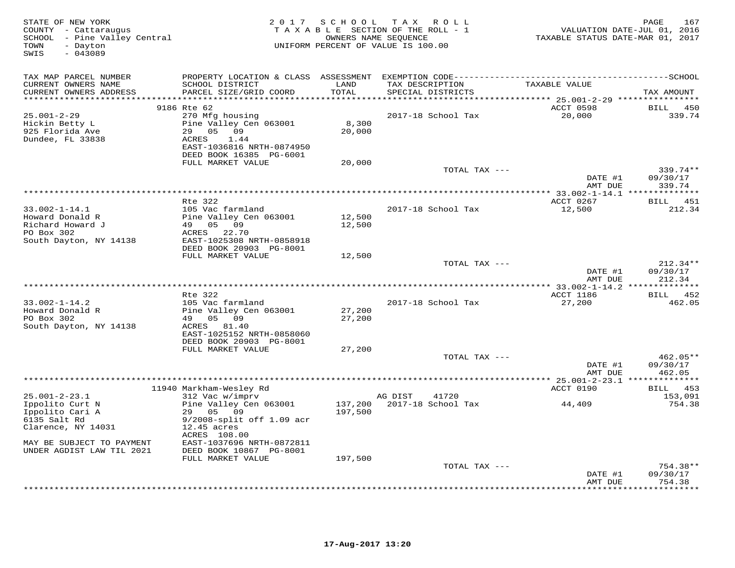STATE OF NEW YORK
COUNTY - Cattaraugus
SCHOOL - Pine Valley Central
TOWN - Dayton
SWIS - 043089

2017 SCHOOL TAX ROLL
TAXABLE SECTION OF THE ROLL - 1
OWNERS NAME SEQUENCE
UNIFORM PERCENT OF VALUE IS 100.00

VALUATION DATE-JUL 01, 2016
TAXABLE STATUS DATE-MAR 01, 2017

| TAX MAP PARCEL NUMBER / CURRENT OWNERS NAME / CURRENT OWNERS ADDRESS | PROPERTY LOCATION & CLASS / SCHOOL DISTRICT / PARCEL SIZE/GRID COORD | ASSESSMENT LAND / TOTAL | EXEMPTION CODE / TAX DESCRIPTION / SPECIAL DISTRICTS | TAXABLE VALUE | TAX AMOUNT |
|---|---|---|---|---|---|
| | 9186 Rte 62 | | | ACCT 0598 | BILL 450 |
| 25.001-2-29 | 270 Mfg housing | | 2017-18 School Tax | 20,000 | 339.74 |
| Hickin Betty L | Pine Valley Cen 063001 | 8,300 | | | |
| 925 Florida Ave | 29 05 09 | 20,000 | | | |
| Dundee, FL 33838 | ACRES 1.44 | | | | |
| | EAST-1036816 NRTH-0874950 | | | | |
| | DEED BOOK 16385 PG-6001 | | | | |
| | FULL MARKET VALUE | 20,000 | | | |
| | | | TOTAL TAX --- | | 339.74** |
| | | | | DATE #1 | 09/30/17 |
| | | | | AMT DUE | 339.74 |
| | Rte 322 | | | ACCT 0267 | BILL 451 |
| 33.002-1-14.1 | 105 Vac farmland | | 2017-18 School Tax | 12,500 | 212.34 |
| Howard Donald R | Pine Valley Cen 063001 | 12,500 | | | |
| Richard Howard J | 49 05 09 | 12,500 | | | |
| PO Box 302 | ACRES 22.70 | | | | |
| South Dayton, NY 14138 | EAST-1025308 NRTH-0858918 | | | | |
| | DEED BOOK 20903 PG-8001 | | | | |
| | FULL MARKET VALUE | 12,500 | | | |
| | | | TOTAL TAX --- | | 212.34** |
| | | | | DATE #1 | 09/30/17 |
| | | | | AMT DUE | 212.34 |
| | Rte 322 | | | ACCT 1186 | BILL 452 |
| 33.002-1-14.2 | 105 Vac farmland | | 2017-18 School Tax | 27,200 | 462.05 |
| Howard Donald R | Pine Valley Cen 063001 | 27,200 | | | |
| PO Box 302 | 49 05 09 | 27,200 | | | |
| South Dayton, NY 14138 | ACRES 81.40 | | | | |
| | EAST-1025152 NRTH-0858060 | | | | |
| | DEED BOOK 20903 PG-8001 | | | | |
| | FULL MARKET VALUE | 27,200 | | | |
| | | | TOTAL TAX --- | | 462.05** |
| | | | | DATE #1 | 09/30/17 |
| | | | | AMT DUE | 462.05 |
| | 11940 Markham-Wesley Rd | | | ACCT 0190 | BILL 453 |
| 25.001-2-23.1 | 312 Vac w/imprv | | AG DIST 41720 | | 153,091 |
| Ippolito Curt N | Pine Valley Cen 063001 | 137,200 | 2017-18 School Tax | 44,409 | 754.38 |
| Ippolito Cari A | 29 05 09 | 197,500 | | | |
| 6135 Salt Rd | 9/2008-split off 1.09 acr | | | | |
| Clarence, NY 14031 | 12.45 acres | | | | |
| | ACRES 108.00 | | | | |
| MAY BE SUBJECT TO PAYMENT | EAST-1037696 NRTH-0872811 | | | | |
| UNDER AGDIST LAW TIL 2021 | DEED BOOK 10867 PG-8001 | | | | |
| | FULL MARKET VALUE | 197,500 | | | |
| | | | TOTAL TAX --- | | 754.38** |
| | | | | DATE #1 | 09/30/17 |
| | | | | AMT DUE | 754.38 |

17-Aug-2017 13:20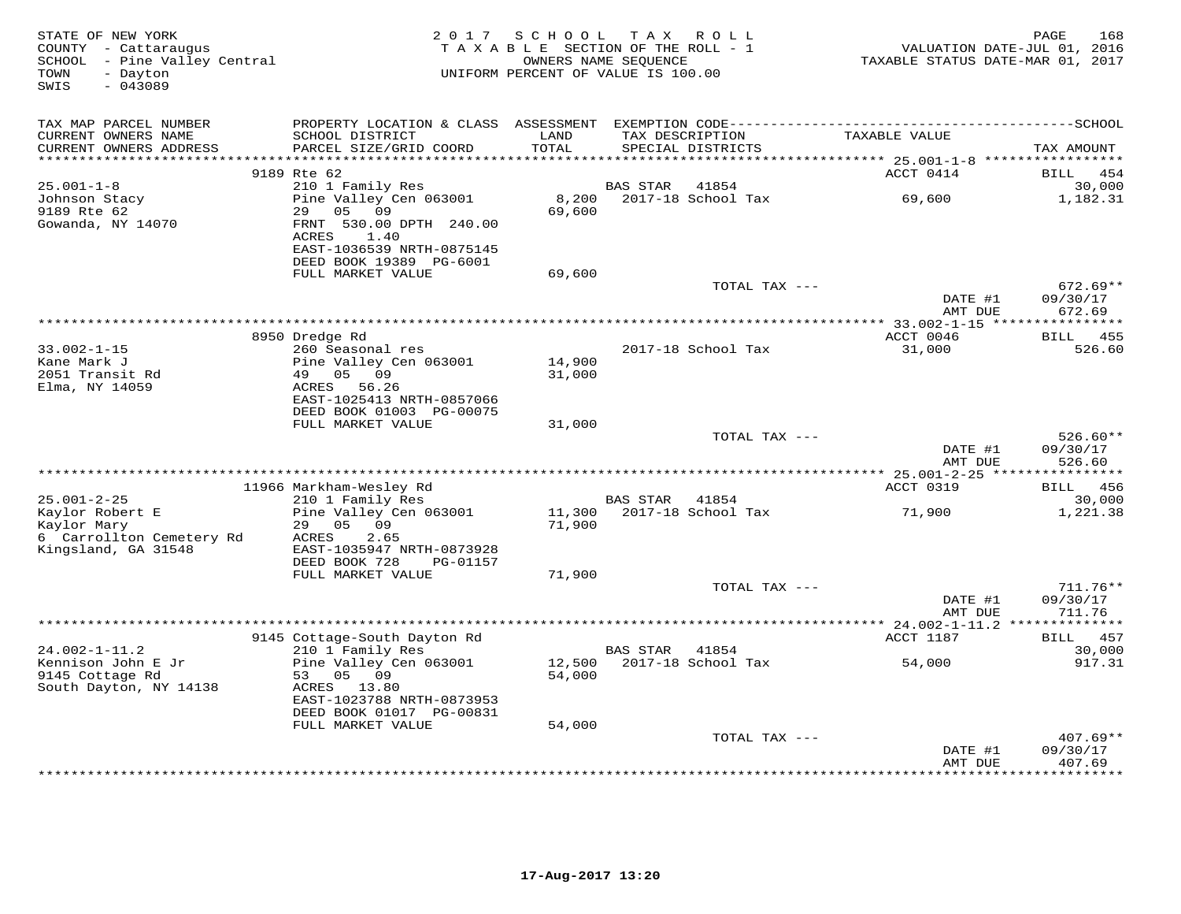STATE OF NEW YORK
COUNTY - Cattaraugus
SCHOOL - Pine Valley Central
TOWN - Dayton
SWIS - 043089

2017 SCHOOL TAX ROLL
TAXABLE SECTION OF THE ROLL - 1
OWNERS NAME SEQUENCE
UNIFORM PERCENT OF VALUE IS 100.00

VALUATION DATE-JUL 01, 2016
TAXABLE STATUS DATE-MAR 01, 2017

| TAX MAP PARCEL NUMBER / CURRENT OWNERS NAME / CURRENT OWNERS ADDRESS | PROPERTY LOCATION & CLASS / SCHOOL DISTRICT / PARCEL SIZE/GRID COORD | ASSESSMENT LAND / TOTAL | EXEMPTION CODE / TAX DESCRIPTION / SPECIAL DISTRICTS | TAXABLE VALUE | TAX AMOUNT |
|---|---|---|---|---|---|
| | 9189 Rte 62 | | | ACCT 0414 | BILL 454 |
| 25.001-1-8 | 210 1 Family Res | | BAS STAR 41854 | | 30,000 |
| Johnson Stacy | Pine Valley Cen 063001 | 8,200 | 2017-18 School Tax | 69,600 | 1,182.31 |
| 9189 Rte 62 | 29 05 09 | 69,600 | | | |
| Gowanda, NY 14070 | FRNT 530.00 DPTH 240.00 | | | | |
| | ACRES 1.40 | | | | |
| | EAST-1036539 NRTH-0875145 | | | | |
| | DEED BOOK 19389 PG-6001 | | | | |
| | FULL MARKET VALUE | 69,600 | | | |
| | | | TOTAL TAX --- | | 672.69** |
| | | | | DATE #1 | 09/30/17 |
| | | | | AMT DUE | 672.69 |
| | 8950 Dredge Rd | | | ACCT 0046 | BILL 455 |
| 33.002-1-15 | 260 Seasonal res | | 2017-18 School Tax | 31,000 | 526.60 |
| Kane Mark J | Pine Valley Cen 063001 | 14,900 | | | |
| 2051 Transit Rd | 49 05 09 | 31,000 | | | |
| Elma, NY 14059 | ACRES 56.26 | | | | |
| | EAST-1025413 NRTH-0857066 | | | | |
| | DEED BOOK 01003 PG-00075 | | | | |
| | FULL MARKET VALUE | 31,000 | | | |
| | | | TOTAL TAX --- | | 526.60** |
| | | | | DATE #1 | 09/30/17 |
| | | | | AMT DUE | 526.60 |
| | 11966 Markham-Wesley Rd | | | ACCT 0319 | BILL 456 |
| 25.001-2-25 | 210 1 Family Res | | BAS STAR 41854 | | 30,000 |
| Kaylor Robert E | Pine Valley Cen 063001 | 11,300 | 2017-18 School Tax | 71,900 | 1,221.38 |
| Kaylor Mary | 29 05 09 | 71,900 | | | |
| 6 Carrollton Cemetery Rd | ACRES 2.65 | | | | |
| Kingsland, GA 31548 | EAST-1035947 NRTH-0873928 | | | | |
| | DEED BOOK 728 PG-01157 | | | | |
| | FULL MARKET VALUE | 71,900 | | | |
| | | | TOTAL TAX --- | | 711.76** |
| | | | | DATE #1 | 09/30/17 |
| | | | | AMT DUE | 711.76 |
| | 9145 Cottage-South Dayton Rd | | | ACCT 1187 | BILL 457 |
| 24.002-1-11.2 | 210 1 Family Res | | BAS STAR 41854 | | 30,000 |
| Kennison John E Jr | Pine Valley Cen 063001 | 12,500 | 2017-18 School Tax | 54,000 | 917.31 |
| 9145 Cottage Rd | 53 05 09 | 54,000 | | | |
| South Dayton, NY 14138 | ACRES 13.80 | | | | |
| | EAST-1023788 NRTH-0873953 | | | | |
| | DEED BOOK 01017 PG-00831 | | | | |
| | FULL MARKET VALUE | 54,000 | | | |
| | | | TOTAL TAX --- | | 407.69** |
| | | | | DATE #1 | 09/30/17 |
| | | | | AMT DUE | 407.69 |

17-Aug-2017 13:20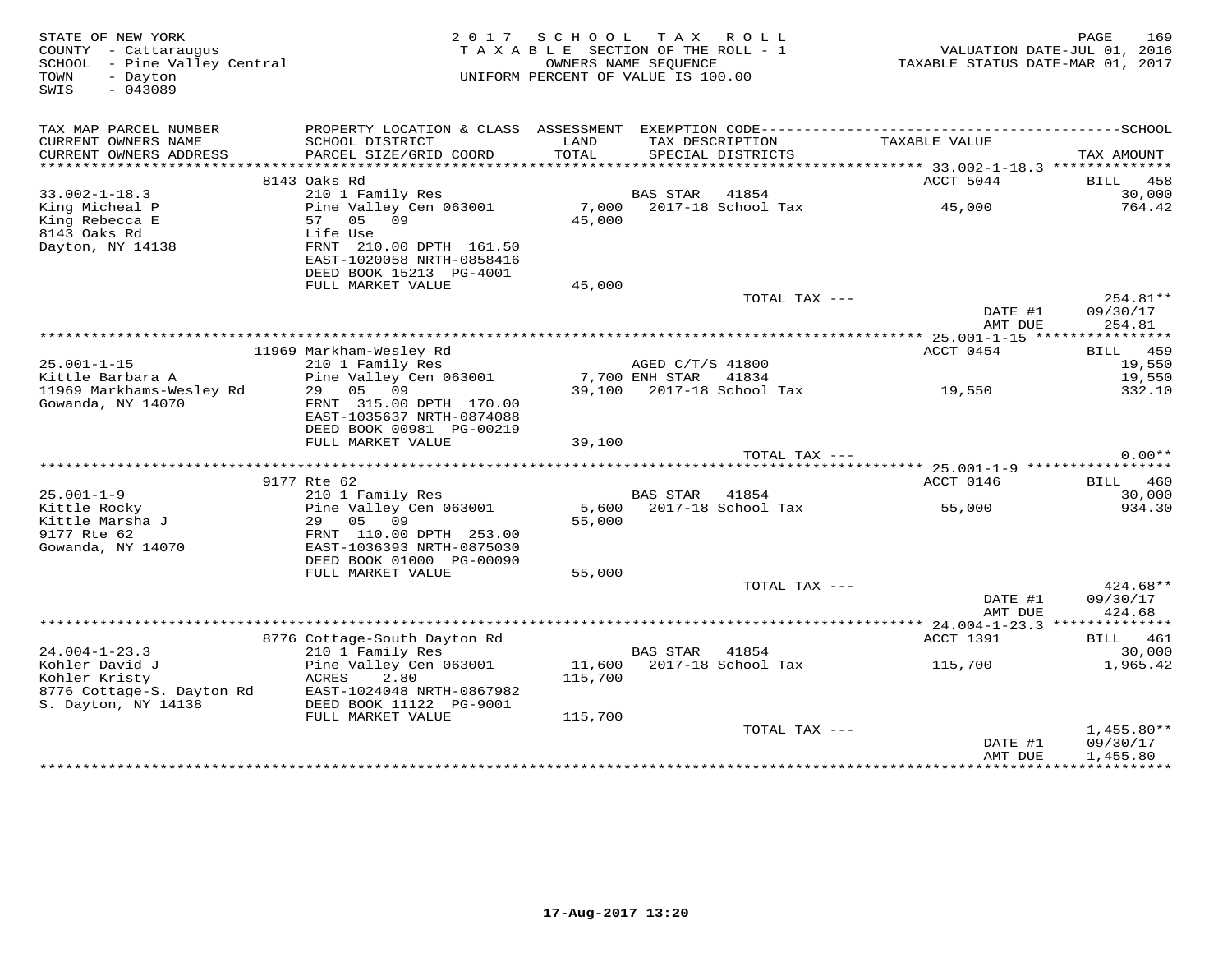STATE OF NEW YORK
COUNTY - Cattaraugus
SCHOOL - Pine Valley Central
TOWN - Dayton
SWIS - 043089

2017 SCHOOL TAX ROLL
TAXABLE SECTION OF THE ROLL - 1
OWNERS NAME SEQUENCE
UNIFORM PERCENT OF VALUE IS 100.00

VALUATION DATE-JUL 01, 2016
TAXABLE STATUS DATE-MAR 01, 2017

| TAX MAP PARCEL NUMBER / CURRENT OWNERS NAME / CURRENT OWNERS ADDRESS | PROPERTY LOCATION & CLASS / SCHOOL DISTRICT / PARCEL SIZE/GRID COORD | ASSESSMENT LAND / TOTAL | EXEMPTION CODE / TAX DESCRIPTION / SPECIAL DISTRICTS | TAXABLE VALUE | TAX AMOUNT |
|---|---|---|---|---|---|
| **33.002-1-18.3** | 8143 Oaks Rd | | | ACCT 5044 | BILL 458 |
| 33.002-1-18.3 | 210 1 Family Res | | BAS STAR 41854 | | 30,000 |
| King Micheal P | Pine Valley Cen 063001 | 7,000 | 2017-18 School Tax | 45,000 | 764.42 |
| King Rebecca E | 57 05 09 | 45,000 | | | |
| 8143 Oaks Rd | Life Use | | | | |
| Dayton, NY 14138 | FRNT 210.00 DPTH 161.50 | | | | |
| | EAST-1020058 NRTH-0858416 | | | | |
| | DEED BOOK 15213 PG-4001 | | | | |
| | FULL MARKET VALUE | 45,000 | | | |
| | | | TOTAL TAX --- | | 254.81** |
| | | | | DATE #1 | 09/30/17 |
| | | | | AMT DUE | 254.81 |
| **25.001-1-15** | 11969 Markham-Wesley Rd | | | ACCT 0454 | BILL 459 |
| 25.001-1-15 | 210 1 Family Res | | AGED C/T/S 41800 | | 19,550 |
| Kittle Barbara A | Pine Valley Cen 063001 | 7,700 | ENH STAR 41834 | | 19,550 |
| 11969 Markhams-Wesley Rd | 29 05 09 | 39,100 | 2017-18 School Tax | 19,550 | 332.10 |
| Gowanda, NY 14070 | FRNT 315.00 DPTH 170.00 | | | | |
| | EAST-1035637 NRTH-0874088 | | | | |
| | DEED BOOK 00981 PG-00219 | | | | |
| | FULL MARKET VALUE | 39,100 | | | |
| | | | TOTAL TAX --- | | 0.00** |
| **25.001-1-9** | 9177 Rte 62 | | | ACCT 0146 | BILL 460 |
| 25.001-1-9 | 210 1 Family Res | | BAS STAR 41854 | | 30,000 |
| Kittle Rocky | Pine Valley Cen 063001 | 5,600 | 2017-18 School Tax | 55,000 | 934.30 |
| Kittle Marsha J | 29 05 09 | 55,000 | | | |
| 9177 Rte 62 | FRNT 110.00 DPTH 253.00 | | | | |
| Gowanda, NY 14070 | EAST-1036393 NRTH-0875030 | | | | |
| | DEED BOOK 01000 PG-00090 | | | | |
| | FULL MARKET VALUE | 55,000 | | | |
| | | | TOTAL TAX --- | | 424.68** |
| | | | | DATE #1 | 09/30/17 |
| | | | | AMT DUE | 424.68 |
| **24.004-1-23.3** | 8776 Cottage-South Dayton Rd | | | ACCT 1391 | BILL 461 |
| 24.004-1-23.3 | 210 1 Family Res | | BAS STAR 41854 | | 30,000 |
| Kohler David J | Pine Valley Cen 063001 | 11,600 | 2017-18 School Tax | 115,700 | 1,965.42 |
| Kohler Kristy | ACRES 2.80 | 115,700 | | | |
| 8776 Cottage-S. Dayton Rd | EAST-1024048 NRTH-0867982 | | | | |
| S. Dayton, NY 14138 | DEED BOOK 11122 PG-9001 | | | | |
| | FULL MARKET VALUE | 115,700 | | | |
| | | | TOTAL TAX --- | | 1,455.80** |
| | | | | DATE #1 | 09/30/17 |
| | | | | AMT DUE | 1,455.80 |

17-Aug-2017 13:20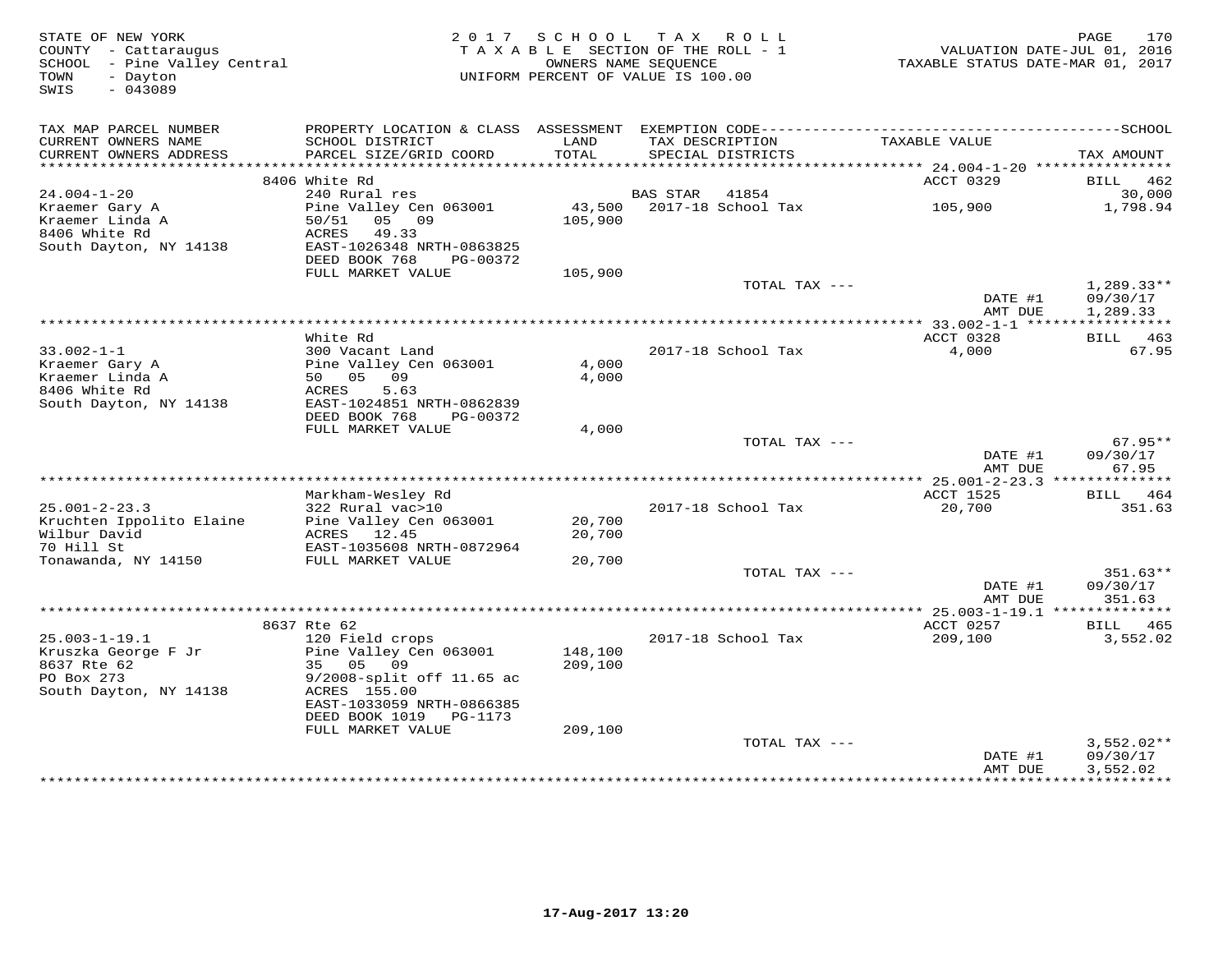STATE OF NEW YORK
COUNTY - Cattaraugus
SCHOOL - Pine Valley Central
TOWN - Dayton
SWIS - 043089

2017 SCHOOL TAX ROLL
TAXABLE SECTION OF THE ROLL - 1
OWNERS NAME SEQUENCE
UNIFORM PERCENT OF VALUE IS 100.00

VALUATION DATE-JUL 01, 2016
TAXABLE STATUS DATE-MAR 01, 2017

| TAX MAP PARCEL NUMBER / CURRENT OWNERS NAME / CURRENT OWNERS ADDRESS | PROPERTY LOCATION & CLASS / SCHOOL DISTRICT / PARCEL SIZE/GRID COORD | ASSESSMENT LAND / TOTAL | EXEMPTION CODE / TAX DESCRIPTION / SPECIAL DISTRICTS | TAXABLE VALUE | TAX AMOUNT |
|---|---|---|---|---|---|
| 24.004-1-20 | 8406 White Rd | | | ACCT 0329 | BILL 462 |
| | 240 Rural res | | BAS STAR 41854 | | 30,000 |
| Kraemer Gary A | Pine Valley Cen 063001 | 43,500 | 2017-18 School Tax | 105,900 | 1,798.94 |
| Kraemer Linda A | 50/51 05 09 | 105,900 | | | |
| 8406 White Rd | ACRES 49.33 | | | | |
| South Dayton, NY 14138 | EAST-1026348 NRTH-0863825 | | | | |
| | DEED BOOK 768 PG-00372 | | | | |
| | FULL MARKET VALUE | 105,900 | | | |
| | | | TOTAL TAX --- | | 1,289.33** |
| | | | | DATE #1 | 09/30/17 |
| | | | | AMT DUE | 1,289.33 |
| 33.002-1-1 | White Rd | | | ACCT 0328 | BILL 463 |
| | 300 Vacant Land | | 2017-18 School Tax | 4,000 | 67.95 |
| Kraemer Gary A | Pine Valley Cen 063001 | 4,000 | | | |
| Kraemer Linda A | 50 05 09 | 4,000 | | | |
| 8406 White Rd | ACRES 5.63 | | | | |
| South Dayton, NY 14138 | EAST-1024851 NRTH-0862839 | | | | |
| | DEED BOOK 768 PG-00372 | | | | |
| | FULL MARKET VALUE | 4,000 | | | |
| | | | TOTAL TAX --- | | 67.95** |
| | | | | DATE #1 | 09/30/17 |
| | | | | AMT DUE | 67.95 |
| 25.001-2-23.3 | Markham-Wesley Rd | | | ACCT 1525 | BILL 464 |
| | 322 Rural vac>10 | | 2017-18 School Tax | 20,700 | 351.63 |
| Kruchten Ippolito Elaine | Pine Valley Cen 063001 | 20,700 | | | |
| Wilbur David | ACRES 12.45 | 20,700 | | | |
| 70 Hill St | EAST-1035608 NRTH-0872964 | | | | |
| Tonawanda, NY 14150 | FULL MARKET VALUE | 20,700 | | | |
| | | | TOTAL TAX --- | | 351.63** |
| | | | | DATE #1 | 09/30/17 |
| | | | | AMT DUE | 351.63 |
| 25.003-1-19.1 | 8637 Rte 62 | | | ACCT 0257 | BILL 465 |
| | 120 Field crops | | 2017-18 School Tax | 209,100 | 3,552.02 |
| Kruszka George F Jr | Pine Valley Cen 063001 | 148,100 | | | |
| 8637 Rte 62 | 35 05 09 | 209,100 | | | |
| PO Box 273 | 9/2008-split off 11.65 ac | | | | |
| South Dayton, NY 14138 | ACRES 155.00 | | | | |
| | EAST-1033059 NRTH-0866385 | | | | |
| | DEED BOOK 1019 PG-1173 | | | | |
| | FULL MARKET VALUE | 209,100 | | | |
| | | | TOTAL TAX --- | | 3,552.02** |
| | | | | DATE #1 | 09/30/17 |
| | | | | AMT DUE | 3,552.02 |

17-Aug-2017 13:20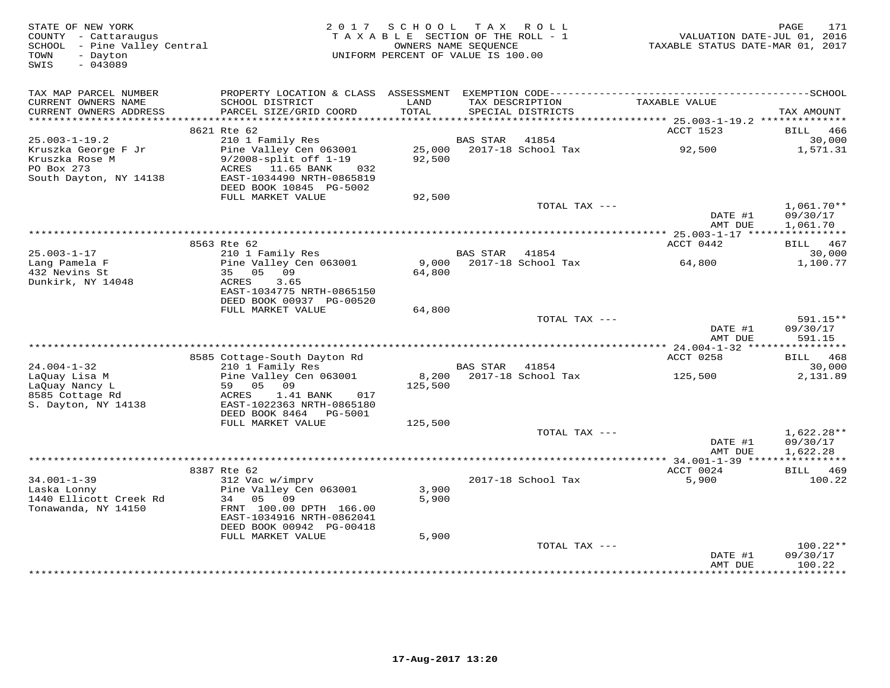STATE OF NEW YORK
COUNTY - Cattaraugus
SCHOOL - Pine Valley Central
TOWN - Dayton
SWIS - 043089

2017 SCHOOL TAX ROLL
TAXABLE SECTION OF THE ROLL - 1
OWNERS NAME SEQUENCE
UNIFORM PERCENT OF VALUE IS 100.00

VALUATION DATE-JUL 01, 2016
TAXABLE STATUS DATE-MAR 01, 2017

| TAX MAP PARCEL NUMBER / CURRENT OWNERS NAME / CURRENT OWNERS ADDRESS | PROPERTY LOCATION & CLASS / SCHOOL DISTRICT / PARCEL SIZE/GRID COORD | ASSESSMENT LAND / TOTAL | EXEMPTION CODE / TAX DESCRIPTION / SPECIAL DISTRICTS | TAXABLE VALUE | TAX AMOUNT (SCHOOL) |
|---|---|---|---|---|---|
| | 8621 Rte 62 | | | ACCT 1523 | BILL 466 |
| 25.003-1-19.2 | 210 1 Family Res | | BAS STAR 41854 | | 30,000 |
| Kruszka George F Jr | Pine Valley Cen 063001 | 25,000 | 2017-18 School Tax | 92,500 | 1,571.31 |
| Kruszka Rose M | 9/2008-split off 1-19 | 92,500 | | | |
| PO Box 273 | ACRES 11.65 BANK 032 | | | | |
| South Dayton, NY 14138 | EAST-1034490 NRTH-0865819 | | | | |
| | DEED BOOK 10845 PG-5002 | | | | |
| | FULL MARKET VALUE | 92,500 | | | |
| | | | TOTAL TAX --- | | 1,061.70** |
| | | | | DATE #1 | 09/30/17 |
| | | | | AMT DUE | 1,061.70 |
| | 8563 Rte 62 | | | ACCT 0442 | BILL 467 |
| 25.003-1-17 | 210 1 Family Res | | BAS STAR 41854 | | 30,000 |
| Lang Pamela F | Pine Valley Cen 063001 | 9,000 | 2017-18 School Tax | 64,800 | 1,100.77 |
| 432 Nevins St | 35 05 09 | 64,800 | | | |
| Dunkirk, NY 14048 | ACRES 3.65 | | | | |
| | EAST-1034775 NRTH-0865150 | | | | |
| | DEED BOOK 00937 PG-00520 | | | | |
| | FULL MARKET VALUE | 64,800 | | | |
| | | | TOTAL TAX --- | | 591.15** |
| | | | | DATE #1 | 09/30/17 |
| | | | | AMT DUE | 591.15 |
| | 8585 Cottage-South Dayton Rd | | | ACCT 0258 | BILL 468 |
| 24.004-1-32 | 210 1 Family Res | | BAS STAR 41854 | | 30,000 |
| LaQuay Lisa M | Pine Valley Cen 063001 | 8,200 | 2017-18 School Tax | 125,500 | 2,131.89 |
| LaQuay Nancy L | 59 05 09 | 125,500 | | | |
| 8585 Cottage Rd | ACRES 1.41 BANK 017 | | | | |
| S. Dayton, NY 14138 | EAST-1022363 NRTH-0865180 | | | | |
| | DEED BOOK 8464 PG-5001 | | | | |
| | FULL MARKET VALUE | 125,500 | | | |
| | | | TOTAL TAX --- | | 1,622.28** |
| | | | | DATE #1 | 09/30/17 |
| | | | | AMT DUE | 1,622.28 |
| | 8387 Rte 62 | | | ACCT 0024 | BILL 469 |
| 34.001-1-39 | 312 Vac w/imprv | | 2017-18 School Tax | 5,900 | 100.22 |
| Laska Lonny | Pine Valley Cen 063001 | 3,900 | | | |
| 1440 Ellicott Creek Rd | 34 05 09 | 5,900 | | | |
| Tonawanda, NY 14150 | FRNT 100.00 DPTH 166.00 | | | | |
| | EAST-1034916 NRTH-0862041 | | | | |
| | DEED BOOK 00942 PG-00418 | | | | |
| | FULL MARKET VALUE | 5,900 | | | |
| | | | TOTAL TAX --- | | 100.22** |
| | | | | DATE #1 | 09/30/17 |
| | | | | AMT DUE | 100.22 |

17-Aug-2017 13:20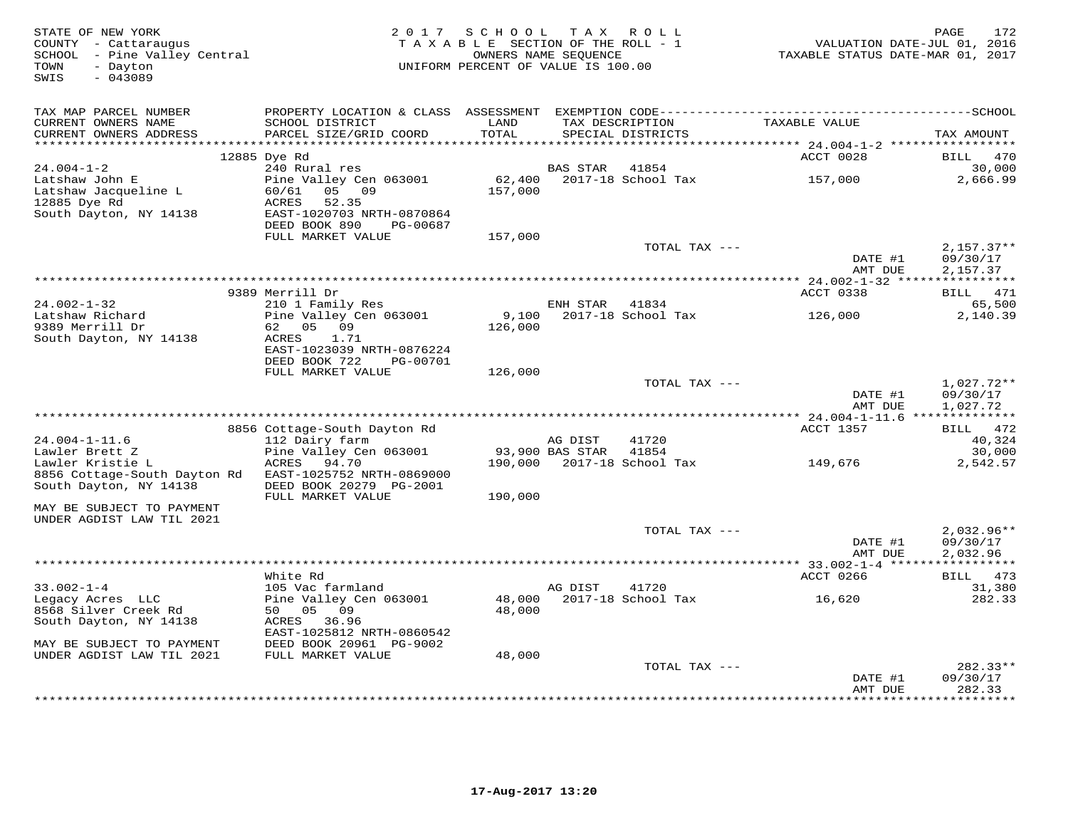STATE OF NEW YORK
COUNTY - Cattaraugus
SCHOOL - Pine Valley Central
TOWN - Dayton
SWIS - 043089

2017 SCHOOL TAX ROLL
TAXABLE SECTION OF THE ROLL - 1
OWNERS NAME SEQUENCE
UNIFORM PERCENT OF VALUE IS 100.00

VALUATION DATE-JUL 01, 2016
TAXABLE STATUS DATE-MAR 01, 2017

| TAX MAP PARCEL NUMBER<br>CURRENT OWNERS NAME<br>CURRENT OWNERS ADDRESS | PROPERTY LOCATION & CLASS<br>SCHOOL DISTRICT<br>PARCEL SIZE/GRID COORD | ASSESSMENT<br>LAND<br>TOTAL | EXEMPTION CODE<br>TAX DESCRIPTION<br>SPECIAL DISTRICTS | | TAXABLE VALUE | SCHOOL<br>TAX AMOUNT |
|---|---|---|---|---|---|---|
| | 12885 Dye Rd | | | | ACCT 0028 | BILL 470 |
| 24.004-1-2 | 240 Rural res | | BAS STAR | 41854 | | 30,000 |
| Latshaw John E | Pine Valley Cen 063001 | 62,400 | 2017-18 School Tax | | 157,000 | 2,666.99 |
| Latshaw Jacqueline L | 60/61 05 09 | 157,000 | | | | |
| 12885 Dye Rd | ACRES 52.35 | | | | | |
| South Dayton, NY 14138 | EAST-1020703 NRTH-0870864 | | | | | |
| | DEED BOOK 890 PG-00687 | | | | | |
| | FULL MARKET VALUE | 157,000 | | | | |
| | | | TOTAL TAX --- | | | 2,157.37** |
| | | | | | DATE #1 | 09/30/17 |
| | | | | | AMT DUE | 2,157.37 |
| | 9389 Merrill Dr | | | | ACCT 0338 | BILL 471 |
| 24.002-1-32 | 210 1 Family Res | | ENH STAR | 41834 | | 65,500 |
| Latshaw Richard | Pine Valley Cen 063001 | 9,100 | 2017-18 School Tax | | 126,000 | 2,140.39 |
| 9389 Merrill Dr | 62 05 09 | 126,000 | | | | |
| South Dayton, NY 14138 | ACRES 1.71 | | | | | |
| | EAST-1023039 NRTH-0876224 | | | | | |
| | DEED BOOK 722 PG-00701 | | | | | |
| | FULL MARKET VALUE | 126,000 | | | | |
| | | | TOTAL TAX --- | | | 1,027.72** |
| | | | | | DATE #1 | 09/30/17 |
| | | | | | AMT DUE | 1,027.72 |
| | 8856 Cottage-South Dayton Rd | | | | ACCT 1357 | BILL 472 |
| 24.004-1-11.6 | 112 Dairy farm | | AG DIST | 41720 | | 40,324 |
| Lawler Brett Z | Pine Valley Cen 063001 | 93,900 | BAS STAR | 41854 | | 30,000 |
| Lawler Kristie L | ACRES 94.70 | 190,000 | 2017-18 School Tax | | 149,676 | 2,542.57 |
| 8856 Cottage-South Dayton Rd | EAST-1025752 NRTH-0869000 | | | | | |
| South Dayton, NY 14138 | DEED BOOK 20279 PG-2001 | | | | | |
| | FULL MARKET VALUE | 190,000 | | | | |
| MAY BE SUBJECT TO PAYMENT<br>UNDER AGDIST LAW TIL 2021 | | | | | | |
| | | | TOTAL TAX --- | | | 2,032.96** |
| | | | | | DATE #1 | 09/30/17 |
| | | | | | AMT DUE | 2,032.96 |
| | White Rd | | | | ACCT 0266 | BILL 473 |
| 33.002-1-4 | 105 Vac farmland | | AG DIST | 41720 | | 31,380 |
| Legacy Acres LLC | Pine Valley Cen 063001 | 48,000 | 2017-18 School Tax | | 16,620 | 282.33 |
| 8568 Silver Creek Rd | 50 05 09 | 48,000 | | | | |
| South Dayton, NY 14138 | ACRES 36.96 | | | | | |
| | EAST-1025812 NRTH-0860542 | | | | | |
| MAY BE SUBJECT TO PAYMENT | DEED BOOK 20961 PG-9002 | | | | | |
| UNDER AGDIST LAW TIL 2021 | FULL MARKET VALUE | 48,000 | | | | |
| | | | TOTAL TAX --- | | | 282.33** |
| | | | | | DATE #1 | 09/30/17 |
| | | | | | AMT DUE | 282.33 |

17-Aug-2017 13:20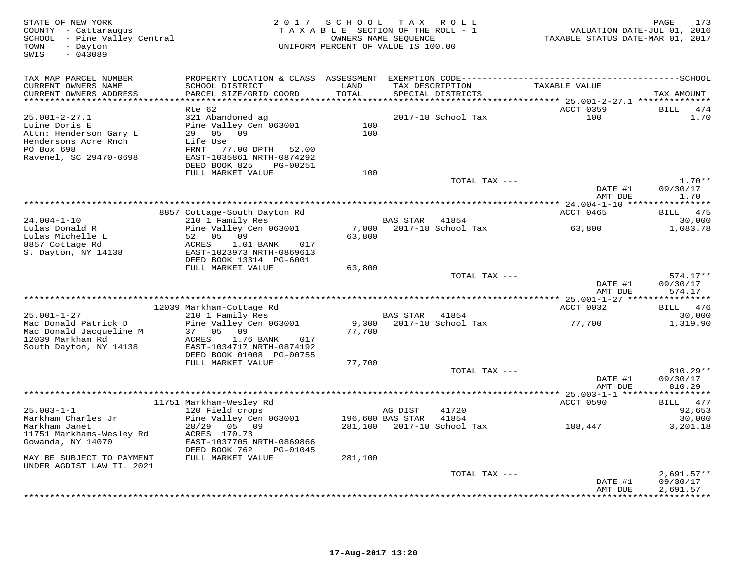STATE OF NEW YORK
COUNTY - Cattaraugus
SCHOOL - Pine Valley Central
TOWN - Dayton
SWIS - 043089

2017 SCHOOL TAX ROLL
TAXABLE SECTION OF THE ROLL - 1
OWNERS NAME SEQUENCE
UNIFORM PERCENT OF VALUE IS 100.00

VALUATION DATE-JUL 01, 2016
TAXABLE STATUS DATE-MAR 01, 2017

| TAX MAP PARCEL NUMBER / CURRENT OWNERS NAME / CURRENT OWNERS ADDRESS | PROPERTY LOCATION & CLASS / SCHOOL DISTRICT / PARCEL SIZE/GRID COORD | ASSESSMENT LAND / TOTAL | EXEMPTION CODE / TAX DESCRIPTION / SPECIAL DISTRICTS | TAXABLE VALUE | TAX AMOUNT |
|---|---|---|---|---|---|
| **25.001-2-27.1** | Rte 62 | | | ACCT 0359 | BILL 474 |
| 25.001-2-27.1 | 321 Abandoned ag | | 2017-18 School Tax | 100 | 1.70 |
| Luine Doris E | Pine Valley Cen 063001 | 100 | | | |
| Attn: Henderson Gary L | 29 05 09 | 100 | | | |
| Hendersons Acre Rnch | Life Use | | | | |
| PO Box 698 | FRNT 77.00 DPTH 52.00 | | | | |
| Ravenel, SC 29470-0698 | EAST-1035861 NRTH-0874292 | | | | |
| | DEED BOOK 825 PG-00251 | | | | |
| | FULL MARKET VALUE | 100 | | | |
| | | | TOTAL TAX --- | | 1.70** |
| | | | | DATE #1 | 09/30/17 |
| | | | | AMT DUE | 1.70 |
| **24.004-1-10** | 8857 Cottage-South Dayton Rd | | | ACCT 0465 | BILL 475 |
| 24.004-1-10 | 210 1 Family Res | | BAS STAR 41854 | | 30,000 |
| Lulas Donald R | Pine Valley Cen 063001 | 7,000 | 2017-18 School Tax | 63,800 | 1,083.78 |
| Lulas Michelle L | 52 05 09 | 63,800 | | | |
| 8857 Cottage Rd | ACRES 1.01 BANK 017 | | | | |
| S. Dayton, NY 14138 | EAST-1023973 NRTH-0869613 | | | | |
| | DEED BOOK 13314 PG-6001 | | | | |
| | FULL MARKET VALUE | 63,800 | | | |
| | | | TOTAL TAX --- | | 574.17** |
| | | | | DATE #1 | 09/30/17 |
| | | | | AMT DUE | 574.17 |
| **25.001-1-27** | 12039 Markham-Cottage Rd | | | ACCT 0032 | BILL 476 |
| 25.001-1-27 | 210 1 Family Res | | BAS STAR 41854 | | 30,000 |
| Mac Donald Patrick D | Pine Valley Cen 063001 | 9,300 | 2017-18 School Tax | 77,700 | 1,319.90 |
| Mac Donald Jacqueline M | 37 05 09 | 77,700 | | | |
| 12039 Markham Rd | ACRES 1.76 BANK 017 | | | | |
| South Dayton, NY 14138 | EAST-1034717 NRTH-0874192 | | | | |
| | DEED BOOK 01008 PG-00755 | | | | |
| | FULL MARKET VALUE | 77,700 | | | |
| | | | TOTAL TAX --- | | 810.29** |
| | | | | DATE #1 | 09/30/17 |
| | | | | AMT DUE | 810.29 |
| **25.003-1-1** | 11751 Markham-Wesley Rd | | | ACCT 0590 | BILL 477 |
| 25.003-1-1 | 120 Field crops | | AG DIST 41720 | | 92,653 |
| Markham Charles Jr | Pine Valley Cen 063001 | 196,600 | BAS STAR 41854 | | 30,000 |
| Markham Janet | 28/29 05 09 | 281,100 | 2017-18 School Tax | 188,447 | 3,201.18 |
| 11751 Markhams-Wesley Rd | ACRES 170.73 | | | | |
| Gowanda, NY 14070 | EAST-1037705 NRTH-0869866 | | | | |
| | DEED BOOK 762 PG-01045 | | | | |
| MAY BE SUBJECT TO PAYMENT | FULL MARKET VALUE | 281,100 | | | |
| UNDER AGDIST LAW TIL 2021 | | | | | |
| | | | TOTAL TAX --- | | 2,691.57** |
| | | | | DATE #1 | 09/30/17 |
| | | | | AMT DUE | 2,691.57 |

17-Aug-2017 13:20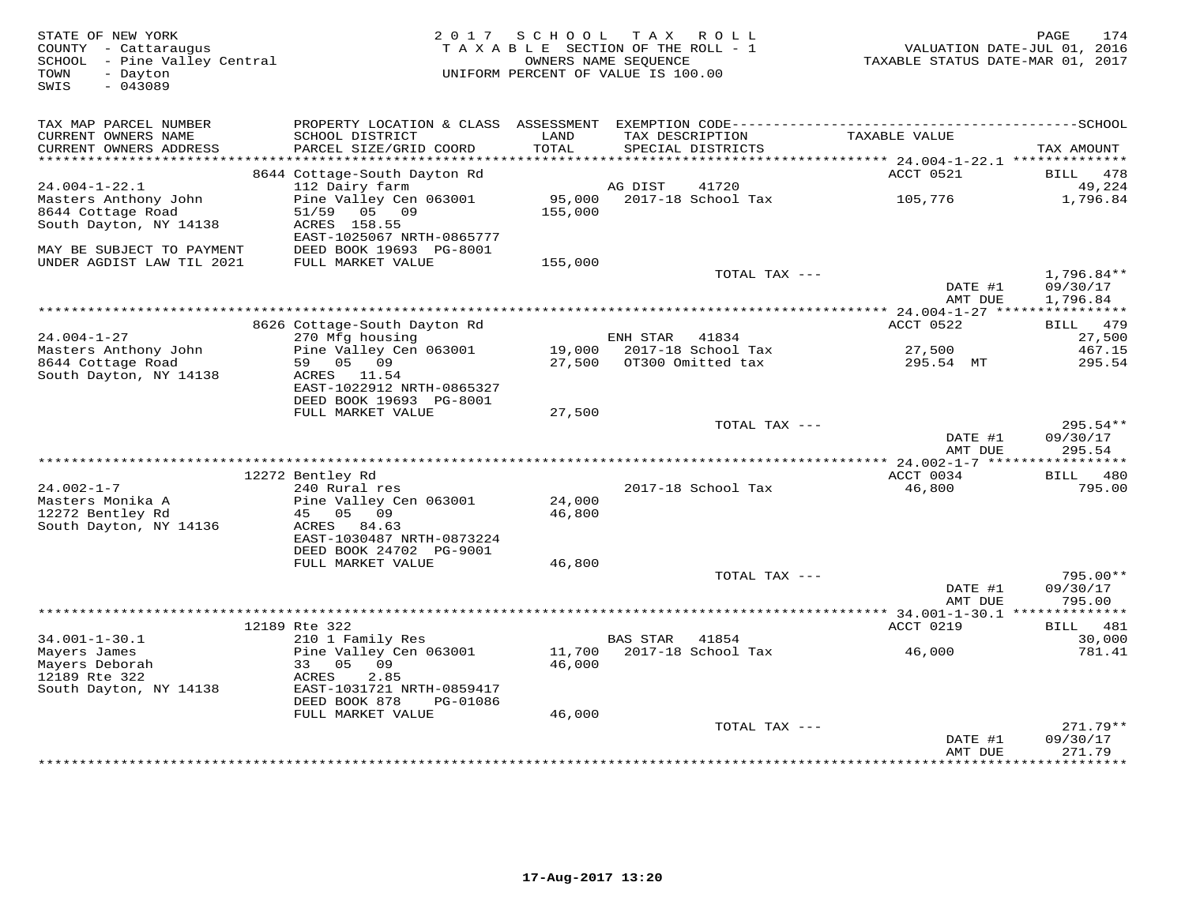STATE OF NEW YORK
COUNTY - Cattaraugus
SCHOOL - Pine Valley Central
TOWN - Dayton
SWIS - 043089

2017 SCHOOL TAX ROLL
TAXABLE SECTION OF THE ROLL - 1
OWNERS NAME SEQUENCE
UNIFORM PERCENT OF VALUE IS 100.00

VALUATION DATE-JUL 01, 2016
TAXABLE STATUS DATE-MAR 01, 2017

| TAX MAP PARCEL NUMBER / CURRENT OWNERS NAME / CURRENT OWNERS ADDRESS | PROPERTY LOCATION & CLASS / SCHOOL DISTRICT / PARCEL SIZE/GRID COORD | ASSESSMENT LAND / TOTAL | EXEMPTION CODE / TAX DESCRIPTION / SPECIAL DISTRICTS | TAXABLE VALUE | TAX AMOUNT |
|---|---|---|---|---|---|
| 24.004-1-22.1 | 8644 Cottage-South Dayton Rd | | | ACCT 0521 | BILL 478 |
| 24.004-1-22.1 | 112 Dairy farm | | AG DIST 41720 | | 49,224 |
| Masters Anthony John | Pine Valley Cen 063001 | 95,000 | 2017-18 School Tax | 105,776 | 1,796.84 |
| 8644 Cottage Road | 51/59 05 09 | 155,000 | | | |
| South Dayton, NY 14138 | ACRES 158.55 | | | | |
| | EAST-1025067 NRTH-0865777 | | | | |
| MAY BE SUBJECT TO PAYMENT | DEED BOOK 19693 PG-8001 | | | | |
| UNDER AGDIST LAW TIL 2021 | FULL MARKET VALUE | 155,000 | | | |
| | | | TOTAL TAX --- | | 1,796.84** |
| | | | | DATE #1 | 09/30/17 |
| | | | | AMT DUE | 1,796.84 |
| 24.004-1-27 | 8626 Cottage-South Dayton Rd | | | ACCT 0522 | BILL 479 |
| 24.004-1-27 | 270 Mfg housing | | ENH STAR 41834 | | 27,500 |
| Masters Anthony John | Pine Valley Cen 063001 | 19,000 | 2017-18 School Tax | 27,500 | 467.15 |
| 8644 Cottage Road | 59 05 09 | 27,500 | OT300 Omitted tax | 295.54 MT | 295.54 |
| South Dayton, NY 14138 | ACRES 11.54 | | | | |
| | EAST-1022912 NRTH-0865327 | | | | |
| | DEED BOOK 19693 PG-8001 | | | | |
| | FULL MARKET VALUE | 27,500 | | | |
| | | | TOTAL TAX --- | | 295.54** |
| | | | | DATE #1 | 09/30/17 |
| | | | | AMT DUE | 295.54 |
| 24.002-1-7 | 12272 Bentley Rd | | | ACCT 0034 | BILL 480 |
| 24.002-1-7 | 240 Rural res | | 2017-18 School Tax | 46,800 | 795.00 |
| Masters Monika A | Pine Valley Cen 063001 | 24,000 | | | |
| 12272 Bentley Rd | 45 05 09 | 46,800 | | | |
| South Dayton, NY 14136 | ACRES 84.63 | | | | |
| | EAST-1030487 NRTH-0873224 | | | | |
| | DEED BOOK 24702 PG-9001 | | | | |
| | FULL MARKET VALUE | 46,800 | | | |
| | | | TOTAL TAX --- | | 795.00** |
| | | | | DATE #1 | 09/30/17 |
| | | | | AMT DUE | 795.00 |
| 34.001-1-30.1 | 12189 Rte 322 | | | ACCT 0219 | BILL 481 |
| 34.001-1-30.1 | 210 1 Family Res | | BAS STAR 41854 | | 30,000 |
| Mayers James | Pine Valley Cen 063001 | 11,700 | 2017-18 School Tax | 46,000 | 781.41 |
| Mayers Deborah | 33 05 09 | 46,000 | | | |
| 12189 Rte 322 | ACRES 2.85 | | | | |
| South Dayton, NY 14138 | EAST-1031721 NRTH-0859417 | | | | |
| | DEED BOOK 878 PG-01086 | | | | |
| | FULL MARKET VALUE | 46,000 | | | |
| | | | TOTAL TAX --- | | 271.79** |
| | | | | DATE #1 | 09/30/17 |
| | | | | AMT DUE | 271.79 |

17-Aug-2017 13:20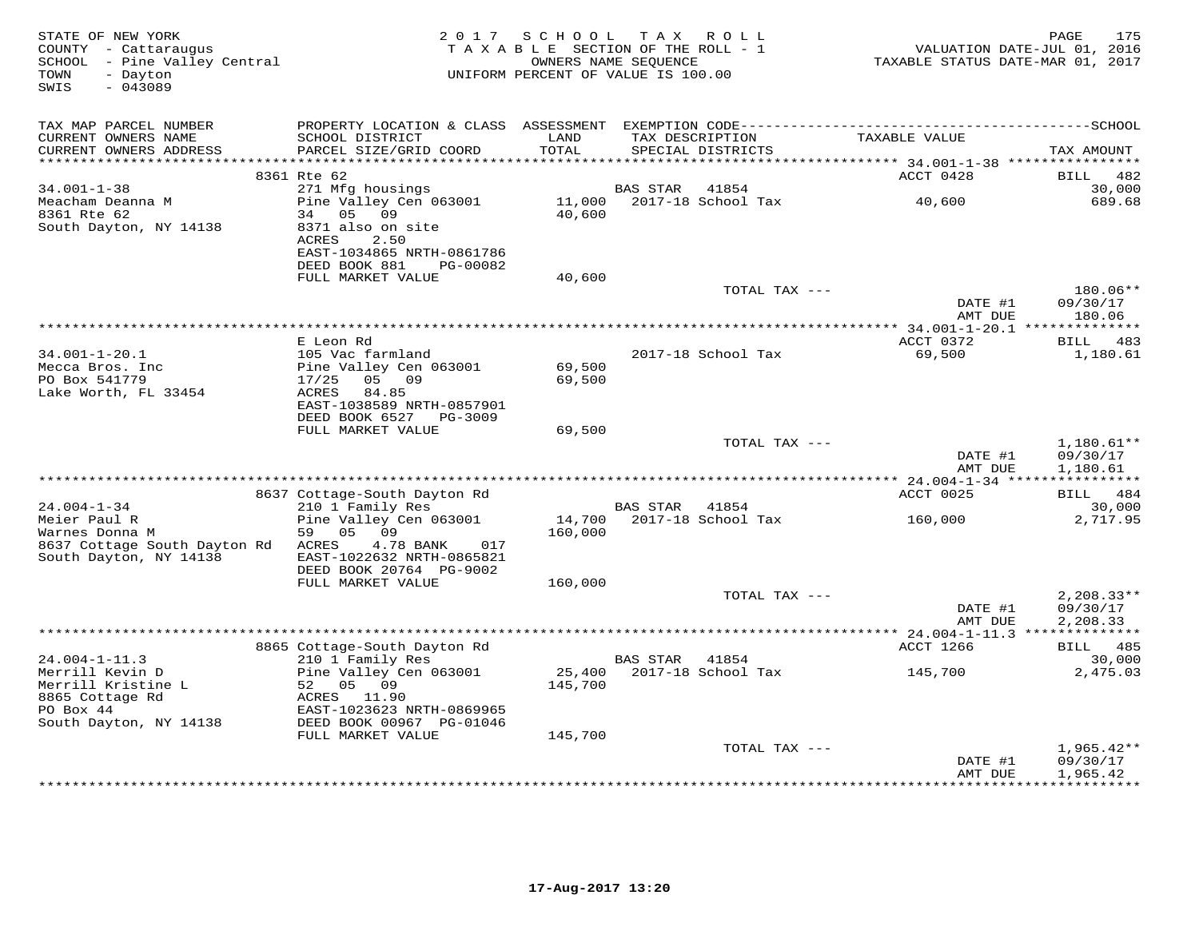STATE OF NEW YORK
COUNTY - Cattaraugus
SCHOOL - Pine Valley Central
TOWN - Dayton
SWIS - 043089

2017 SCHOOL TAX ROLL
TAXABLE SECTION OF THE ROLL - 1
OWNERS NAME SEQUENCE
UNIFORM PERCENT OF VALUE IS 100.00

VALUATION DATE-JUL 01, 2016
TAXABLE STATUS DATE-MAR 01, 2017

| TAX MAP PARCEL NUMBER / CURRENT OWNERS NAME / CURRENT OWNERS ADDRESS | PROPERTY LOCATION & CLASS / SCHOOL DISTRICT / PARCEL SIZE/GRID COORD | ASSESSMENT LAND / TOTAL | EXEMPTION CODE / TAX DESCRIPTION / SPECIAL DISTRICTS | TAXABLE VALUE | TAX AMOUNT |
|---|---|---|---|---|---|
| | 8361 Rte 62 | | | ACCT 0428 | BILL 482 |
| 34.001-1-38 | 271 Mfg housings | | BAS STAR 41854 | | 30,000 |
| Meacham Deanna M | Pine Valley Cen 063001 | 11,000 | 2017-18 School Tax | 40,600 | 689.68 |
| 8361 Rte 62 | 34 05 09 | 40,600 | | | |
| South Dayton, NY 14138 | 8371 also on site | | | | |
| | ACRES 2.50 | | | | |
| | EAST-1034865 NRTH-0861786 | | | | |
| | DEED BOOK 881 PG-00082 | | | | |
| | FULL MARKET VALUE | 40,600 | | | |
| | | | TOTAL TAX --- | | 180.06** |
| | | | | DATE #1 | 09/30/17 |
| | | | | AMT DUE | 180.06 |
| | E Leon Rd | | | ACCT 0372 | BILL 483 |
| 34.001-1-20.1 | 105 Vac farmland | | 2017-18 School Tax | 69,500 | 1,180.61 |
| Mecca Bros. Inc | Pine Valley Cen 063001 | 69,500 | | | |
| PO Box 541779 | 17/25 05 09 | 69,500 | | | |
| Lake Worth, FL 33454 | ACRES 84.85 | | | | |
| | EAST-1038589 NRTH-0857901 | | | | |
| | DEED BOOK 6527 PG-3009 | | | | |
| | FULL MARKET VALUE | 69,500 | | | |
| | | | TOTAL TAX --- | | 1,180.61** |
| | | | | DATE #1 | 09/30/17 |
| | | | | AMT DUE | 1,180.61 |
| | 8637 Cottage-South Dayton Rd | | | ACCT 0025 | BILL 484 |
| 24.004-1-34 | 210 1 Family Res | | BAS STAR 41854 | | 30,000 |
| Meier Paul R | Pine Valley Cen 063001 | 14,700 | 2017-18 School Tax | 160,000 | 2,717.95 |
| Warnes Donna M | 59 05 09 | 160,000 | | | |
| 8637 Cottage South Dayton Rd | ACRES 4.78 BANK 017 | | | | |
| South Dayton, NY 14138 | EAST-1022632 NRTH-0865821 | | | | |
| | DEED BOOK 20764 PG-9002 | | | | |
| | FULL MARKET VALUE | 160,000 | | | |
| | | | TOTAL TAX --- | | 2,208.33** |
| | | | | DATE #1 | 09/30/17 |
| | | | | AMT DUE | 2,208.33 |
| | 8865 Cottage-South Dayton Rd | | | ACCT 1266 | BILL 485 |
| 24.004-1-11.3 | 210 1 Family Res | | BAS STAR 41854 | | 30,000 |
| Merrill Kevin D | Pine Valley Cen 063001 | 25,400 | 2017-18 School Tax | 145,700 | 2,475.03 |
| Merrill Kristine L | 52 05 09 | 145,700 | | | |
| 8865 Cottage Rd | ACRES 11.90 | | | | |
| PO Box 44 | EAST-1023623 NRTH-0869965 | | | | |
| South Dayton, NY 14138 | DEED BOOK 00967 PG-01046 | | | | |
| | FULL MARKET VALUE | 145,700 | | | |
| | | | TOTAL TAX --- | | 1,965.42** |
| | | | | DATE #1 | 09/30/17 |
| | | | | AMT DUE | 1,965.42 |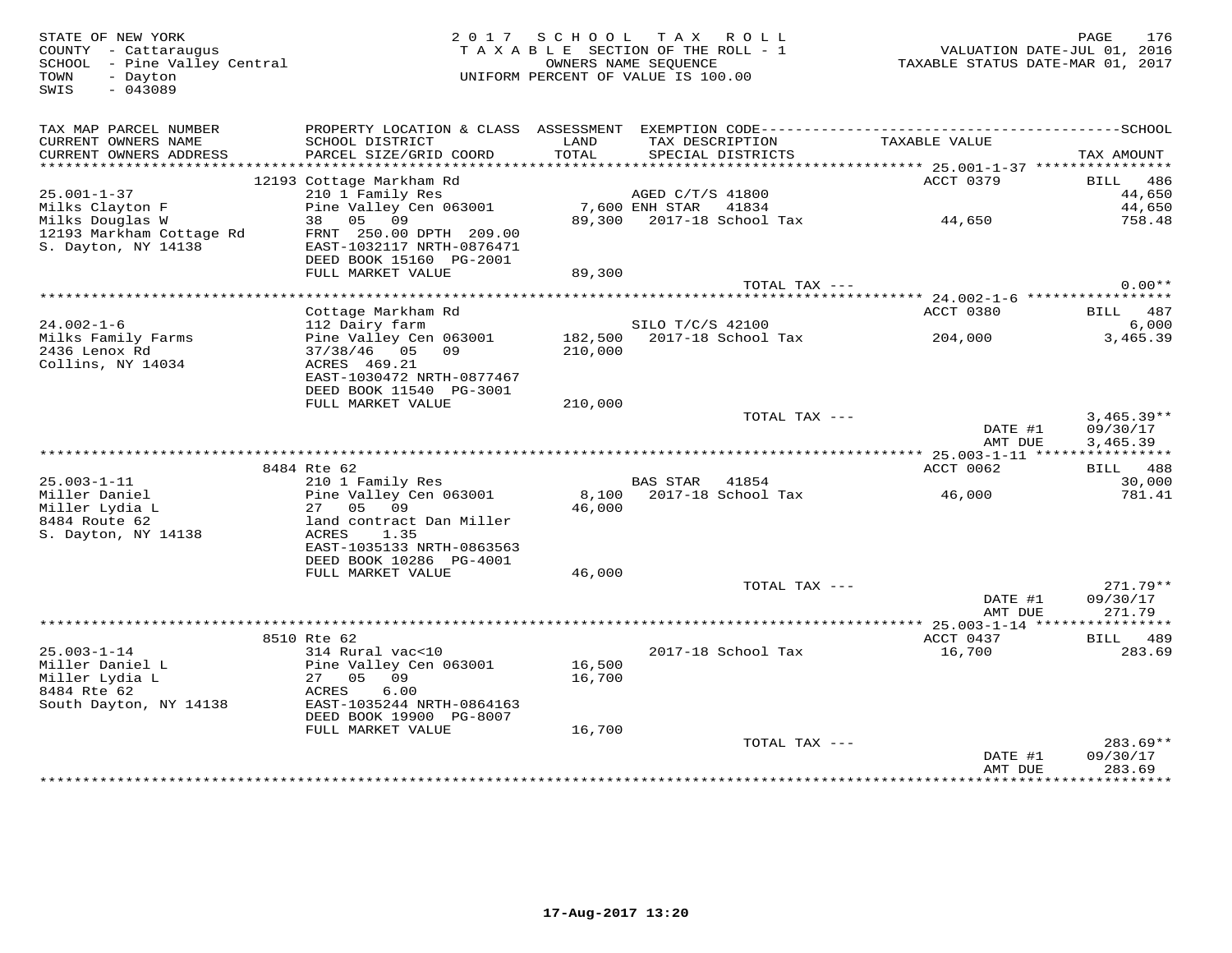STATE OF NEW YORK
COUNTY - Cattaraugus
SCHOOL - Pine Valley Central
TOWN - Dayton
SWIS - 043089

2017 SCHOOL TAX ROLL
TAXABLE SECTION OF THE ROLL - 1
OWNERS NAME SEQUENCE
UNIFORM PERCENT OF VALUE IS 100.00

VALUATION DATE-JUL 01, 2016
TAXABLE STATUS DATE-MAR 01, 2017

| TAX MAP PARCEL NUMBER / CURRENT OWNERS NAME / CURRENT OWNERS ADDRESS | PROPERTY LOCATION & CLASS / SCHOOL DISTRICT / PARCEL SIZE/GRID COORD | ASSESSMENT LAND / TOTAL | EXEMPTION CODE / TAX DESCRIPTION / SPECIAL DISTRICTS | TAXABLE VALUE | TAX AMOUNT |
|---|---|---|---|---|---|
| **25.001-1-37** | 12193 Cottage Markham Rd | | | ACCT 0379 | BILL 486 |
| 25.001-1-37 | 210 1 Family Res | | AGED C/T/S 41800 | | 44,650 |
| Milks Clayton F | Pine Valley Cen 063001 | 7,600 | ENH STAR 41834 | | 44,650 |
| Milks Douglas W | 38 05 09 | 89,300 | 2017-18 School Tax | 44,650 | 758.48 |
| 12193 Markham Cottage Rd | FRNT 250.00 DPTH 209.00 | | | | |
| S. Dayton, NY 14138 | EAST-1032117 NRTH-0876471 | | | | |
| | DEED BOOK 15160 PG-2001 | | | | |
| | FULL MARKET VALUE | 89,300 | | | |
| | | | TOTAL TAX --- | | 0.00** |
| **24.002-1-6** | Cottage Markham Rd | | | ACCT 0380 | BILL 487 |
| 24.002-1-6 | 112 Dairy farm | | SILO T/C/S 42100 | | 6,000 |
| Milks Family Farms | Pine Valley Cen 063001 | 182,500 | 2017-18 School Tax | 204,000 | 3,465.39 |
| 2436 Lenox Rd | 37/38/46 05 09 | 210,000 | | | |
| Collins, NY 14034 | ACRES 469.21 | | | | |
| | EAST-1030472 NRTH-0877467 | | | | |
| | DEED BOOK 11540 PG-3001 | | | | |
| | FULL MARKET VALUE | 210,000 | | | |
| | | | TOTAL TAX --- | | 3,465.39** |
| | | | | DATE #1 | 09/30/17 |
| | | | | AMT DUE | 3,465.39 |
| **25.003-1-11** | 8484 Rte 62 | | | ACCT 0062 | BILL 488 |
| 25.003-1-11 | 210 1 Family Res | | BAS STAR 41854 | | 30,000 |
| Miller Daniel | Pine Valley Cen 063001 | 8,100 | 2017-18 School Tax | 46,000 | 781.41 |
| Miller Lydia L | 27 05 09 | 46,000 | | | |
| 8484 Route 62 | land contract Dan Miller | | | | |
| S. Dayton, NY 14138 | ACRES 1.35 | | | | |
| | EAST-1035133 NRTH-0863563 | | | | |
| | DEED BOOK 10286 PG-4001 | | | | |
| | FULL MARKET VALUE | 46,000 | | | |
| | | | TOTAL TAX --- | | 271.79** |
| | | | | DATE #1 | 09/30/17 |
| | | | | AMT DUE | 271.79 |
| **25.003-1-14** | 8510 Rte 62 | | | ACCT 0437 | BILL 489 |
| 25.003-1-14 | 314 Rural vac<10 | | 2017-18 School Tax | 16,700 | 283.69 |
| Miller Daniel L | Pine Valley Cen 063001 | 16,500 | | | |
| Miller Lydia L | 27 05 09 | 16,700 | | | |
| 8484 Rte 62 | ACRES 6.00 | | | | |
| South Dayton, NY 14138 | EAST-1035244 NRTH-0864163 | | | | |
| | DEED BOOK 19900 PG-8007 | | | | |
| | FULL MARKET VALUE | 16,700 | | | |
| | | | TOTAL TAX --- | | 283.69** |
| | | | | DATE #1 | 09/30/17 |
| | | | | AMT DUE | 283.69 |

17-Aug-2017 13:20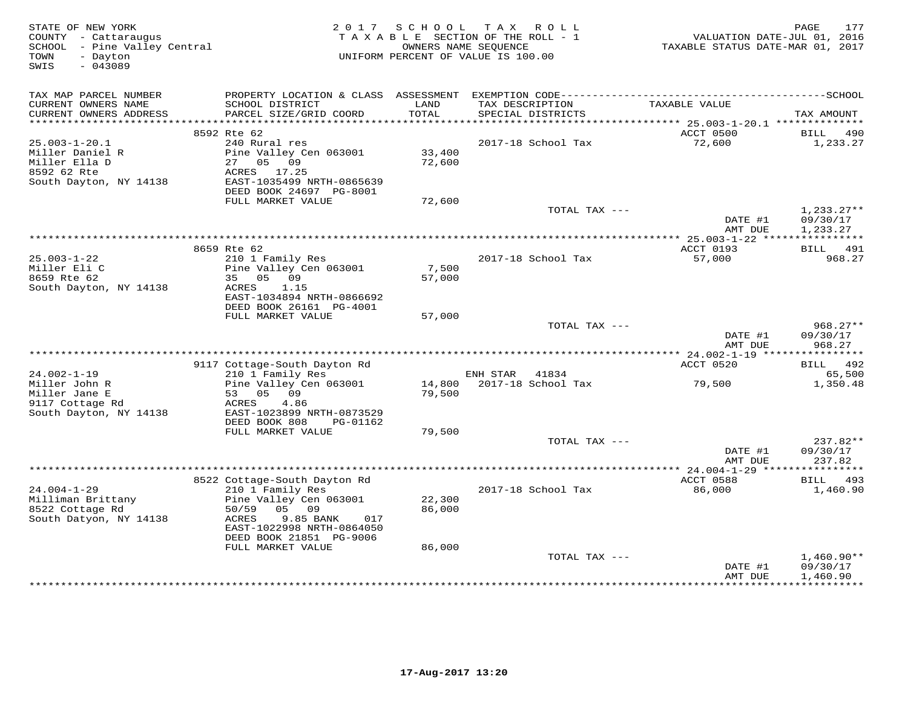STATE OF NEW YORK
COUNTY - Cattaraugus
SCHOOL - Pine Valley Central
TOWN - Dayton
SWIS - 043089

2 0 1 7 S C H O O L T A X R O L L
T A X A B L E SECTION OF THE ROLL - 1
OWNERS NAME SEQUENCE
UNIFORM PERCENT OF VALUE IS 100.00

VALUATION DATE-JUL 01, 2016
TAXABLE STATUS DATE-MAR 01, 2017

| TAX MAP PARCEL NUMBER / CURRENT OWNERS NAME / CURRENT OWNERS ADDRESS | PROPERTY LOCATION & CLASS / SCHOOL DISTRICT / PARCEL SIZE/GRID COORD | ASSESSMENT LAND / TOTAL | EXEMPTION CODE / TAX DESCRIPTION / SPECIAL DISTRICTS | TAXABLE VALUE | SCHOOL TAX AMOUNT |
|---|---|---|---|---|---|
| | 8592 Rte 62 | | | ACCT 0500 | BILL 490 |
| 25.003-1-20.1 | 240 Rural res | | 2017-18 School Tax | 72,600 | 1,233.27 |
| Miller Daniel R | Pine Valley Cen 063001 | 33,400 | | | |
| Miller Ella D | 27 05 09 | 72,600 | | | |
| 8592 62 Rte | ACRES 17.25 | | | | |
| South Dayton, NY 14138 | EAST-1035499 NRTH-0865639 | | | | |
| | DEED BOOK 24697 PG-8001 | | | | |
| | FULL MARKET VALUE | 72,600 | | | |
| | | | TOTAL TAX --- | | 1,233.27** |
| | | | | DATE #1 | 09/30/17 |
| | | | | AMT DUE | 1,233.27 |
| | 8659 Rte 62 | | | ACCT 0193 | BILL 491 |
| 25.003-1-22 | 210 1 Family Res | | 2017-18 School Tax | 57,000 | 968.27 |
| Miller Eli C | Pine Valley Cen 063001 | 7,500 | | | |
| 8659 Rte 62 | 35 05 09 | 57,000 | | | |
| South Dayton, NY 14138 | ACRES 1.15 | | | | |
| | EAST-1034894 NRTH-0866692 | | | | |
| | DEED BOOK 26161 PG-4001 | | | | |
| | FULL MARKET VALUE | 57,000 | | | |
| | | | TOTAL TAX --- | | 968.27** |
| | | | | DATE #1 | 09/30/17 |
| | | | | AMT DUE | 968.27 |
| | 9117 Cottage-South Dayton Rd | | | ACCT 0520 | BILL 492 |
| 24.002-1-19 | 210 1 Family Res | | ENH STAR 41834 | | 65,500 |
| Miller John R | Pine Valley Cen 063001 | 14,800 | 2017-18 School Tax | 79,500 | 1,350.48 |
| Miller Jane E | 53 05 09 | 79,500 | | | |
| 9117 Cottage Rd | ACRES 4.86 | | | | |
| South Dayton, NY 14138 | EAST-1023899 NRTH-0873529 | | | | |
| | DEED BOOK 808 PG-01162 | | | | |
| | FULL MARKET VALUE | 79,500 | | | |
| | | | TOTAL TAX --- | | 237.82** |
| | | | | DATE #1 | 09/30/17 |
| | | | | AMT DUE | 237.82 |
| | 8522 Cottage-South Dayton Rd | | | ACCT 0588 | BILL 493 |
| 24.004-1-29 | 210 1 Family Res | | 2017-18 School Tax | 86,000 | 1,460.90 |
| Milliman Brittany | Pine Valley Cen 063001 | 22,300 | | | |
| 8522 Cottage Rd | 50/59 05 09 | 86,000 | | | |
| South Datyon, NY 14138 | ACRES 9.85 BANK 017 | | | | |
| | EAST-1022998 NRTH-0864050 | | | | |
| | DEED BOOK 21851 PG-9006 | | | | |
| | FULL MARKET VALUE | 86,000 | | | |
| | | | TOTAL TAX --- | | 1,460.90** |
| | | | | DATE #1 | 09/30/17 |
| | | | | AMT DUE | 1,460.90 |

17-Aug-2017 13:20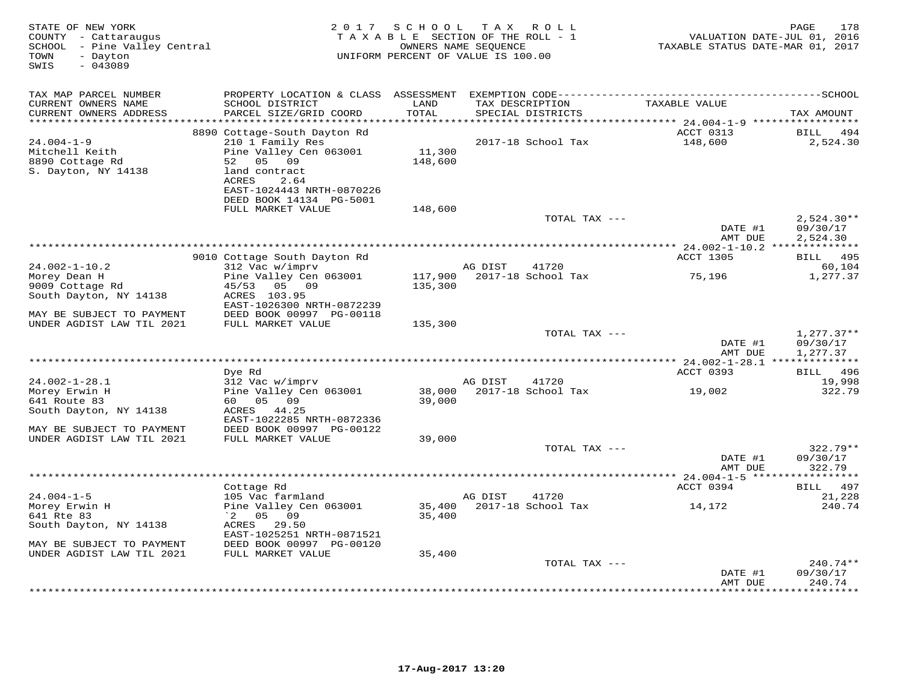STATE OF NEW YORK
COUNTY - Cattaraugus
SCHOOL - Pine Valley Central
TOWN - Dayton
SWIS - 043089

2017 SCHOOL TAX ROLL
TAXABLE SECTION OF THE ROLL - 1
OWNERS NAME SEQUENCE
UNIFORM PERCENT OF VALUE IS 100.00

VALUATION DATE-JUL 01, 2016
TAXABLE STATUS DATE-MAR 01, 2017

| TAX MAP PARCEL NUMBER / CURRENT OWNERS NAME / CURRENT OWNERS ADDRESS | PROPERTY LOCATION & CLASS / SCHOOL DISTRICT / PARCEL SIZE/GRID COORD | ASSESSMENT LAND / TOTAL | EXEMPTION CODE / TAX DESCRIPTION / SPECIAL DISTRICTS | TAXABLE VALUE | TAX AMOUNT |
|---|---|---|---|---|---|
| 24.004-1-9 | 8890 Cottage-South Dayton Rd | | | ACCT 0313 | BILL 494 |
| Mitchell Keith | 210 1 Family Res | 11,300 | 2017-18 School Tax | 148,600 | 2,524.30 |
| 8890 Cottage Rd | Pine Valley Cen 063001 | 148,600 | | | |
| S. Dayton, NY 14138 | 52 05 09 | | | | |
| | land contract | | | | |
| | ACRES 2.64 | | | | |
| | EAST-1024443 NRTH-0870226 | | | | |
| | DEED BOOK 14134 PG-5001 | | | | |
| | FULL MARKET VALUE | 148,600 | | | |
| | | | TOTAL TAX --- | | 2,524.30** |
| | | | | DATE #1 | 09/30/17 |
| | | | | AMT DUE | 2,524.30 |
| 24.002-1-10.2 | 9010 Cottage South Dayton Rd | | | ACCT 1305 | BILL 495 |
| Morey Dean H | 312 Vac w/imprv | | AG DIST 41720 | | 60,104 |
| 9009 Cottage Rd | Pine Valley Cen 063001 | 117,900 | 2017-18 School Tax | 75,196 | 1,277.37 |
| South Dayton, NY 14138 | 45/53 05 09 | 135,300 | | | |
| | ACRES 103.95 | | | | |
| | EAST-1026300 NRTH-0872239 | | | | |
| MAY BE SUBJECT TO PAYMENT | DEED BOOK 00997 PG-00118 | | | | |
| UNDER AGDIST LAW TIL 2021 | FULL MARKET VALUE | 135,300 | | | |
| | | | TOTAL TAX --- | | 1,277.37** |
| | | | | DATE #1 | 09/30/17 |
| | | | | AMT DUE | 1,277.37 |
| 24.002-1-28.1 | Dye Rd | | | ACCT 0393 | BILL 496 |
| Morey Erwin H | 312 Vac w/imprv | | AG DIST 41720 | | 19,998 |
| 641 Route 83 | Pine Valley Cen 063001 | 38,000 | 2017-18 School Tax | 19,002 | 322.79 |
| South Dayton, NY 14138 | 60 05 09 | 39,000 | | | |
| | ACRES 44.25 | | | | |
| | EAST-1022285 NRTH-0872336 | | | | |
| MAY BE SUBJECT TO PAYMENT | DEED BOOK 00997 PG-00122 | | | | |
| UNDER AGDIST LAW TIL 2021 | FULL MARKET VALUE | 39,000 | | | |
| | | | TOTAL TAX --- | | 322.79** |
| | | | | DATE #1 | 09/30/17 |
| | | | | AMT DUE | 322.79 |
| 24.004-1-5 | Cottage Rd | | | ACCT 0394 | BILL 497 |
| Morey Erwin H | 105 Vac farmland | | AG DIST 41720 | | 21,228 |
| 641 Rte 83 | Pine Valley Cen 063001 | 35,400 | 2017-18 School Tax | 14,172 | 240.74 |
| South Dayton, NY 14138 | `2 05 09 | 35,400 | | | |
| | ACRES 29.50 | | | | |
| | EAST-1025251 NRTH-0871521 | | | | |
| MAY BE SUBJECT TO PAYMENT | DEED BOOK 00997 PG-00120 | | | | |
| UNDER AGDIST LAW TIL 2021 | FULL MARKET VALUE | 35,400 | | | |
| | | | TOTAL TAX --- | | 240.74** |
| | | | | DATE #1 | 09/30/17 |
| | | | | AMT DUE | 240.74 |

17-Aug-2017 13:20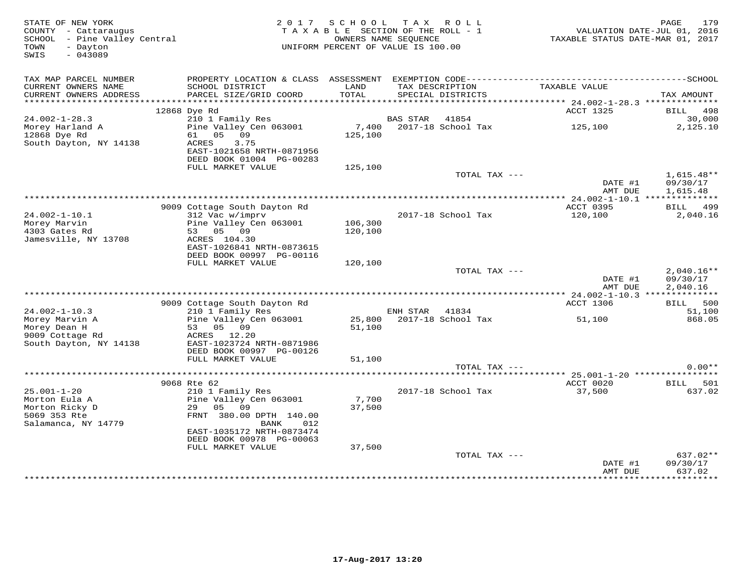STATE OF NEW YORK
COUNTY - Cattaraugus
SCHOOL - Pine Valley Central
TOWN - Dayton
SWIS - 043089

2017 SCHOOL TAX ROLL
TAXABLE SECTION OF THE ROLL - 1
OWNERS NAME SEQUENCE
UNIFORM PERCENT OF VALUE IS 100.00

VALUATION DATE-JUL 01, 2016
TAXABLE STATUS DATE-MAR 01, 2017

| TAX MAP PARCEL NUMBER / CURRENT OWNERS NAME / CURRENT OWNERS ADDRESS | PROPERTY LOCATION & CLASS / SCHOOL DISTRICT / PARCEL SIZE/GRID COORD | ASSESSMENT LAND / TOTAL | EXEMPTION CODE / TAX DESCRIPTION / SPECIAL DISTRICTS | TAXABLE VALUE | TAX AMOUNT |
|---|---|---|---|---|---|
| | 12868 Dye Rd | | | ACCT 1325 | BILL 498 |
| 24.002-1-28.3 | 210 1 Family Res | | BAS STAR 41854 | | 30,000 |
| Morey Harland A | Pine Valley Cen 063001 | 7,400 | 2017-18 School Tax | 125,100 | 2,125.10 |
| 12868 Dye Rd | 61 05 09 | 125,100 | | | |
| South Dayton, NY 14138 | ACRES 3.75 | | | | |
| | EAST-1021658 NRTH-0871956 | | | | |
| | DEED BOOK 01004 PG-00283 | | | | |
| | FULL MARKET VALUE | 125,100 | | | |
| | | | TOTAL TAX --- | | 1,615.48** |
| | | | | DATE #1 | 09/30/17 |
| | | | | AMT DUE | 1,615.48 |
| | 9009 Cottage South Dayton Rd | | | ACCT 0395 | BILL 499 |
| 24.002-1-10.1 | 312 Vac w/imprv | | 2017-18 School Tax | 120,100 | 2,040.16 |
| Morey Marvin | Pine Valley Cen 063001 | 106,300 | | | |
| 4303 Gates Rd | 53 05 09 | 120,100 | | | |
| Jamesville, NY 13708 | ACRES 104.30 | | | | |
| | EAST-1026841 NRTH-0873615 | | | | |
| | DEED BOOK 00997 PG-00116 | | | | |
| | FULL MARKET VALUE | 120,100 | | | |
| | | | TOTAL TAX --- | | 2,040.16** |
| | | | | DATE #1 | 09/30/17 |
| | | | | AMT DUE | 2,040.16 |
| | 9009 Cottage South Dayton Rd | | | ACCT 1306 | BILL 500 |
| 24.002-1-10.3 | 210 1 Family Res | | ENH STAR 41834 | | 51,100 |
| Morey Marvin A | Pine Valley Cen 063001 | 25,800 | 2017-18 School Tax | 51,100 | 868.05 |
| Morey Dean H | 53 05 09 | 51,100 | | | |
| 9009 Cottage Rd | ACRES 12.20 | | | | |
| South Dayton, NY 14138 | EAST-1023724 NRTH-0871986 | | | | |
| | DEED BOOK 00997 PG-00126 | | | | |
| | FULL MARKET VALUE | 51,100 | | | |
| | | | TOTAL TAX --- | | 0.00** |
| | 9068 Rte 62 | | | ACCT 0020 | BILL 501 |
| 25.001-1-20 | 210 1 Family Res | | 2017-18 School Tax | 37,500 | 637.02 |
| Morton Eula A | Pine Valley Cen 063001 | 7,700 | | | |
| Morton Ricky D | 29 05 09 | 37,500 | | | |
| 5069 353 Rte | FRNT 380.00 DPTH 140.00 | | | | |
| Salamanca, NY 14779 | BANK 012 | | | | |
| | EAST-1035172 NRTH-0873474 | | | | |
| | DEED BOOK 00978 PG-00063 | | | | |
| | FULL MARKET VALUE | 37,500 | | | |
| | | | TOTAL TAX --- | | 637.02** |
| | | | | DATE #1 | 09/30/17 |
| | | | | AMT DUE | 637.02 |

17-Aug-2017 13:20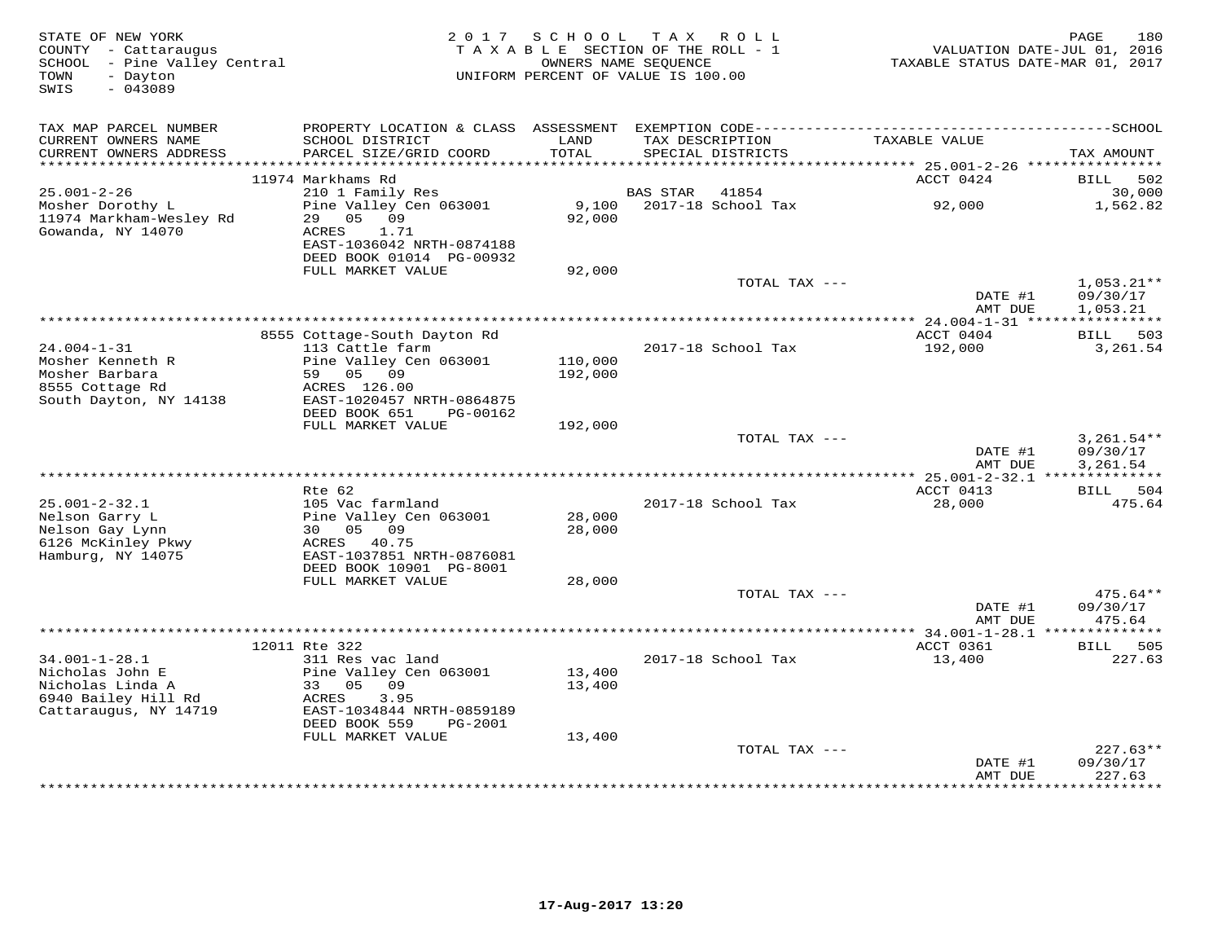STATE OF NEW YORK
COUNTY - Cattaraugus
SCHOOL - Pine Valley Central
TOWN - Dayton
SWIS - 043089

2 0 1 7 S C H O O L T A X R O L L
T A X A B L E SECTION OF THE ROLL - 1
OWNERS NAME SEQUENCE
UNIFORM PERCENT OF VALUE IS 100.00

VALUATION DATE-JUL 01, 2016
TAXABLE STATUS DATE-MAR 01, 2017

| TAX MAP PARCEL NUMBER / CURRENT OWNERS NAME / CURRENT OWNERS ADDRESS | PROPERTY LOCATION & CLASS / SCHOOL DISTRICT / PARCEL SIZE/GRID COORD | ASSESSMENT LAND / TOTAL | EXEMPTION CODE / TAX DESCRIPTION / SPECIAL DISTRICTS | TAXABLE VALUE | TAX AMOUNT |
|---|---|---|---|---|---|
| | 11974 Markhams Rd | | | ACCT 0424 | BILL 502 |
| 25.001-2-26 | 210 1 Family Res | | BAS STAR 41854 | | 30,000 |
| Mosher Dorothy L | Pine Valley Cen 063001 | 9,100 | 2017-18 School Tax | 92,000 | 1,562.82 |
| 11974 Markham-Wesley Rd | 29 05 09 | 92,000 | | | |
| Gowanda, NY 14070 | ACRES 1.71 | | | | |
| | EAST-1036042 NRTH-0874188 | | | | |
| | DEED BOOK 01014 PG-00932 | | | | |
| | FULL MARKET VALUE | 92,000 | | | |
| | | | TOTAL TAX --- | | 1,053.21** |
| | | | | DATE #1 | 09/30/17 |
| | | | | AMT DUE | 1,053.21 |
| | 8555 Cottage-South Dayton Rd | | | ACCT 0404 | BILL 503 |
| 24.004-1-31 | 113 Cattle farm | | 2017-18 School Tax | 192,000 | 3,261.54 |
| Mosher Kenneth R | Pine Valley Cen 063001 | 110,000 | | | |
| Mosher Barbara | 59 05 09 | 192,000 | | | |
| 8555 Cottage Rd | ACRES 126.00 | | | | |
| South Dayton, NY 14138 | EAST-1020457 NRTH-0864875 | | | | |
| | DEED BOOK 651 PG-00162 | | | | |
| | FULL MARKET VALUE | 192,000 | | | |
| | | | TOTAL TAX --- | | 3,261.54** |
| | | | | DATE #1 | 09/30/17 |
| | | | | AMT DUE | 3,261.54 |
| | Rte 62 | | | ACCT 0413 | BILL 504 |
| 25.001-2-32.1 | 105 Vac farmland | | 2017-18 School Tax | 28,000 | 475.64 |
| Nelson Garry L | Pine Valley Cen 063001 | 28,000 | | | |
| Nelson Gay Lynn | 30 05 09 | 28,000 | | | |
| 6126 McKinley Pkwy | ACRES 40.75 | | | | |
| Hamburg, NY 14075 | EAST-1037851 NRTH-0876081 | | | | |
| | DEED BOOK 10901 PG-8001 | | | | |
| | FULL MARKET VALUE | 28,000 | | | |
| | | | TOTAL TAX --- | | 475.64** |
| | | | | DATE #1 | 09/30/17 |
| | | | | AMT DUE | 475.64 |
| | 12011 Rte 322 | | | ACCT 0361 | BILL 505 |
| 34.001-1-28.1 | 311 Res vac land | | 2017-18 School Tax | 13,400 | 227.63 |
| Nicholas John E | Pine Valley Cen 063001 | 13,400 | | | |
| Nicholas Linda A | 33 05 09 | 13,400 | | | |
| 6940 Bailey Hill Rd | ACRES 3.95 | | | | |
| Cattaraugus, NY 14719 | EAST-1034844 NRTH-0859189 | | | | |
| | DEED BOOK 559 PG-2001 | | | | |
| | FULL MARKET VALUE | 13,400 | | | |
| | | | TOTAL TAX --- | | 227.63** |
| | | | | DATE #1 | 09/30/17 |
| | | | | AMT DUE | 227.63 |

17-Aug-2017 13:20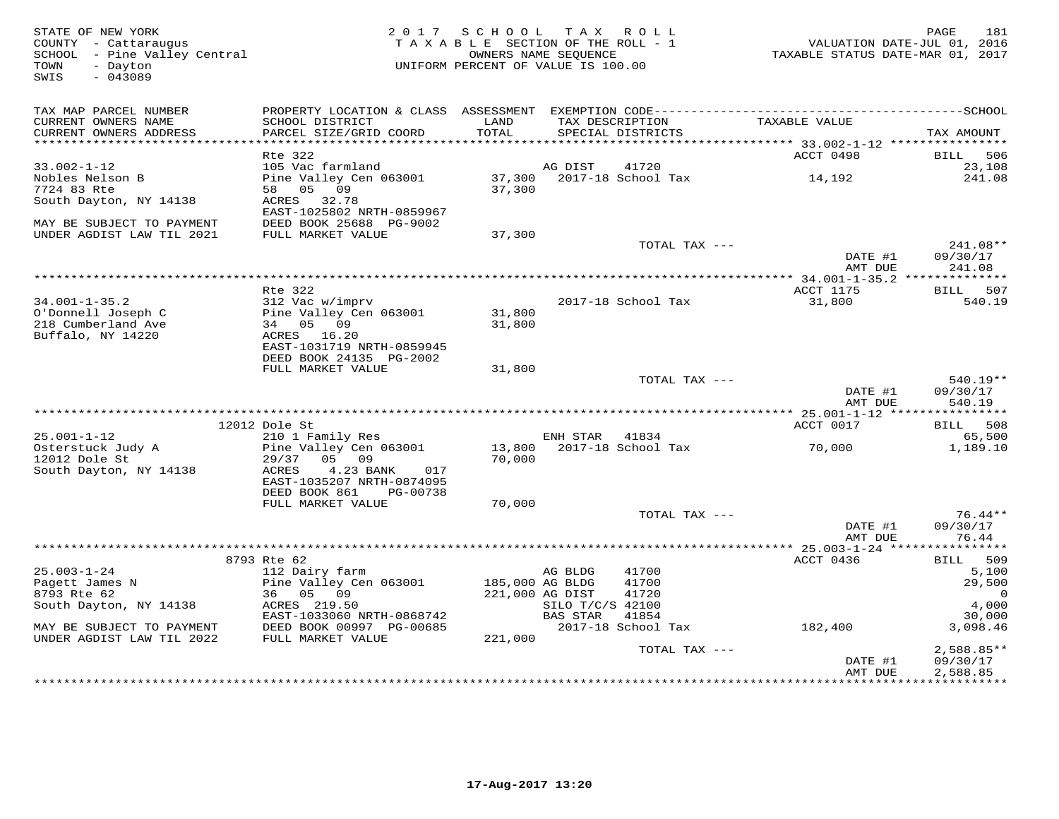STATE OF NEW YORK
COUNTY - Cattaraugus
SCHOOL - Pine Valley Central
TOWN - Dayton
SWIS - 043089

2017 SCHOOL TAX ROLL
TAXABLE SECTION OF THE ROLL - 1
OWNERS NAME SEQUENCE
UNIFORM PERCENT OF VALUE IS 100.00

VALUATION DATE-JUL 01, 2016
TAXABLE STATUS DATE-MAR 01, 2017

| TAX MAP PARCEL NUMBER / CURRENT OWNERS NAME / CURRENT OWNERS ADDRESS | PROPERTY LOCATION & CLASS / SCHOOL DISTRICT / PARCEL SIZE/GRID COORD | ASSESSMENT LAND / TOTAL | EXEMPTION CODE / TAX DESCRIPTION / SPECIAL DISTRICTS | TAXABLE VALUE | TAX AMOUNT |
|---|---|---|---|---|---|
| 33.002-1-12 | Rte 322 | | | ACCT 0498 | BILL 506 |
| Nobles Nelson B | 105 Vac farmland | | AG DIST 41720 | | 23,108 |
| 7724 83 Rte | Pine Valley Cen 063001 | 37,300 | 2017-18 School Tax | 14,192 | 241.08 |
| South Dayton, NY 14138 | 58 05 09 | 37,300 | | | |
| | ACRES 32.78 | | | | |
| | EAST-1025802 NRTH-0859967 | | | | |
| MAY BE SUBJECT TO PAYMENT | DEED BOOK 25688 PG-9002 | | | | |
| UNDER AGDIST LAW TIL 2021 | FULL MARKET VALUE | 37,300 | | | |
| | | | TOTAL TAX --- | | 241.08** |
| | | | | DATE #1 | 09/30/17 |
| | | | | AMT DUE | 241.08 |
| 34.001-1-35.2 | Rte 322 | | | ACCT 1175 | BILL 507 |
| O'Donnell Joseph C | 312 Vac w/imprv | | 2017-18 School Tax | 31,800 | 540.19 |
| 218 Cumberland Ave | Pine Valley Cen 063001 | 31,800 | | | |
| Buffalo, NY 14220 | 34 05 09 | 31,800 | | | |
| | ACRES 16.20 | | | | |
| | EAST-1031719 NRTH-0859945 | | | | |
| | DEED BOOK 24135 PG-2002 | | | | |
| | FULL MARKET VALUE | 31,800 | | | |
| | | | TOTAL TAX --- | | 540.19** |
| | | | | DATE #1 | 09/30/17 |
| | | | | AMT DUE | 540.19 |
| 25.001-1-12 | 12012 Dole St | | | ACCT 0017 | BILL 508 |
| Osterstuck Judy A | 210 1 Family Res | | ENH STAR 41834 | | 65,500 |
| 12012 Dole St | Pine Valley Cen 063001 | 13,800 | 2017-18 School Tax | 70,000 | 1,189.10 |
| South Dayton, NY 14138 | 29/37 05 09 | 70,000 | | | |
| | ACRES 4.23 BANK 017 | | | | |
| | EAST-1035207 NRTH-0874095 | | | | |
| | DEED BOOK 861 PG-00738 | | | | |
| | FULL MARKET VALUE | 70,000 | | | |
| | | | TOTAL TAX --- | | 76.44** |
| | | | | DATE #1 | 09/30/17 |
| | | | | AMT DUE | 76.44 |
| 25.003-1-24 | 8793 Rte 62 | | | ACCT 0436 | BILL 509 |
| Pagett James N | 112 Dairy farm | | AG BLDG 41700 | | 5,100 |
| 8793 Rte 62 | Pine Valley Cen 063001 | 185,000 | AG BLDG 41700 | | 29,500 |
| South Dayton, NY 14138 | 36 05 09 | 221,000 | AG DIST 41720 | | 0 |
| | ACRES 219.50 | | SILO T/C/S 42100 | | 4,000 |
| | EAST-1033060 NRTH-0868742 | | BAS STAR 41854 | | 30,000 |
| MAY BE SUBJECT TO PAYMENT | DEED BOOK 00997 PG-00685 | | 2017-18 School Tax | 182,400 | 3,098.46 |
| UNDER AGDIST LAW TIL 2022 | FULL MARKET VALUE | 221,000 | | | |
| | | | TOTAL TAX --- | | 2,588.85** |
| | | | | DATE #1 | 09/30/17 |
| | | | | AMT DUE | 2,588.85 |

17-Aug-2017 13:20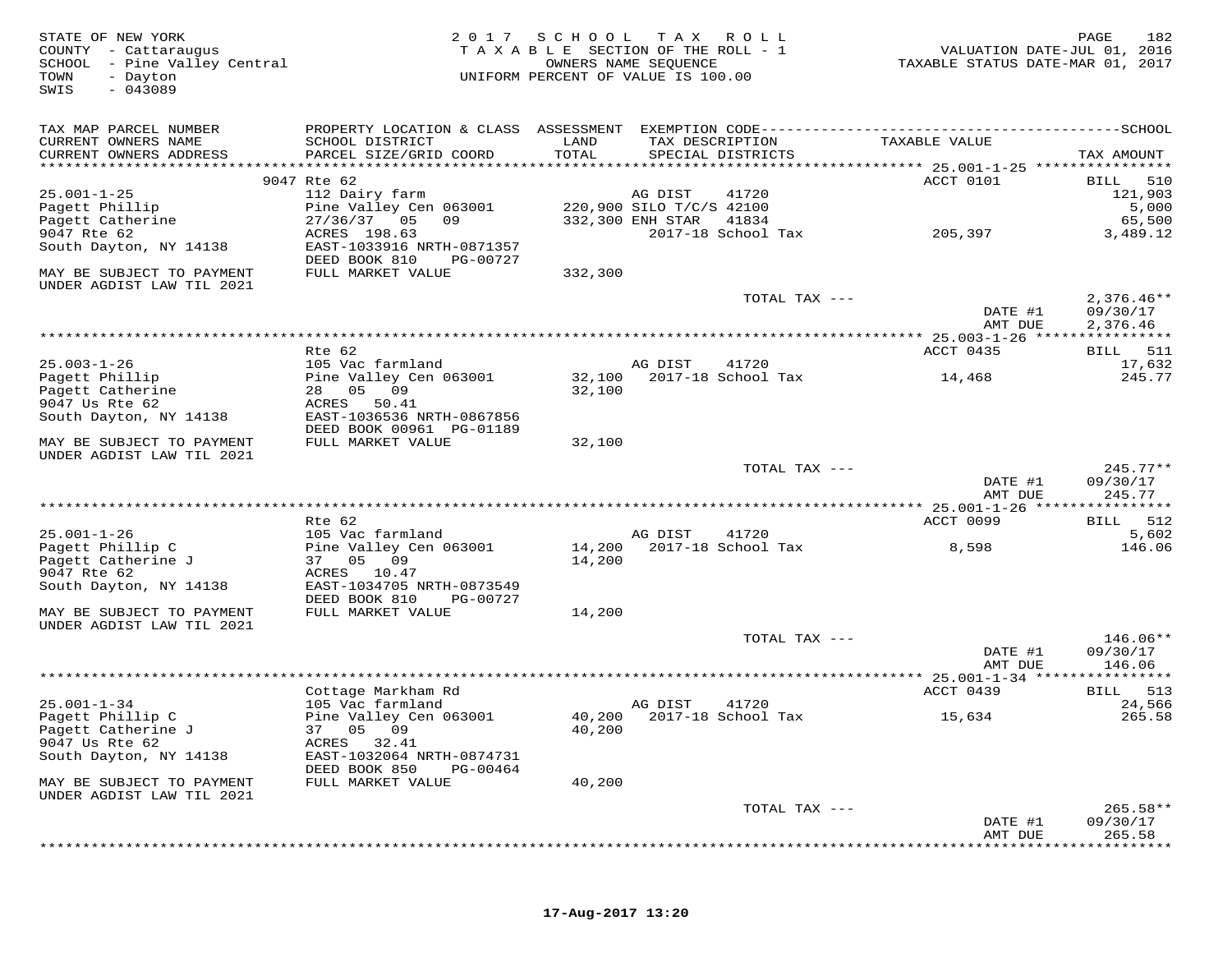STATE OF NEW YORK
COUNTY - Cattaraugus
SCHOOL - Pine Valley Central
TOWN - Dayton
SWIS - 043089

2017 SCHOOL TAX ROLL
TAXABLE SECTION OF THE ROLL - 1
OWNERS NAME SEQUENCE
UNIFORM PERCENT OF VALUE IS 100.00

VALUATION DATE-JUL 01, 2016
TAXABLE STATUS DATE-MAR 01, 2017

| TAX MAP PARCEL NUMBER / CURRENT OWNERS NAME / CURRENT OWNERS ADDRESS | PROPERTY LOCATION & CLASS / SCHOOL DISTRICT / PARCEL SIZE/GRID COORD | ASSESSMENT LAND / TOTAL | EXEMPTION CODE / TAX DESCRIPTION / SPECIAL DISTRICTS | TAXABLE VALUE | TAX AMOUNT |
|---|---|---|---|---|---|
| | 9047 Rte 62 | | | ACCT 0101 | BILL 510 |
| 25.001-1-25 | 112 Dairy farm | | AG DIST 41720 | | 121,903 |
| Pagett Phillip | Pine Valley Cen 063001 | 220,900 | SILO T/C/S 42100 | | 5,000 |
| Pagett Catherine | 27/36/37 05 09 | 332,300 | ENH STAR 41834 | | 65,500 |
| 9047 Rte 62 | ACRES 198.63 | | 2017-18 School Tax | 205,397 | 3,489.12 |
| South Dayton, NY 14138 | EAST-1033916 NRTH-0871357 | | | | |
| | DEED BOOK 810 PG-00727 | | | | |
| MAY BE SUBJECT TO PAYMENT UNDER AGDIST LAW TIL 2021 | FULL MARKET VALUE | 332,300 | | | |
| | | | TOTAL TAX --- | | 2,376.46** |
| | | | | DATE #1 | 09/30/17 |
| | | | | AMT DUE | 2,376.46 |
| | Rte 62 | | | ACCT 0435 | BILL 511 |
| 25.003-1-26 | 105 Vac farmland | | AG DIST 41720 | | 17,632 |
| Pagett Phillip | Pine Valley Cen 063001 | 32,100 | 2017-18 School Tax | 14,468 | 245.77 |
| Pagett Catherine | 28 05 09 | 32,100 | | | |
| 9047 Us Rte 62 | ACRES 50.41 | | | | |
| South Dayton, NY 14138 | EAST-1036536 NRTH-0867856 | | | | |
| | DEED BOOK 00961 PG-01189 | | | | |
| MAY BE SUBJECT TO PAYMENT UNDER AGDIST LAW TIL 2021 | FULL MARKET VALUE | 32,100 | | | |
| | | | TOTAL TAX --- | | 245.77** |
| | | | | DATE #1 | 09/30/17 |
| | | | | AMT DUE | 245.77 |
| | Rte 62 | | | ACCT 0099 | BILL 512 |
| 25.001-1-26 | 105 Vac farmland | | AG DIST 41720 | | 5,602 |
| Pagett Phillip C | Pine Valley Cen 063001 | 14,200 | 2017-18 School Tax | 8,598 | 146.06 |
| Pagett Catherine J | 37 05 09 | 14,200 | | | |
| 9047 Rte 62 | ACRES 10.47 | | | | |
| South Dayton, NY 14138 | EAST-1034705 NRTH-0873549 | | | | |
| | DEED BOOK 810 PG-00727 | | | | |
| MAY BE SUBJECT TO PAYMENT UNDER AGDIST LAW TIL 2021 | FULL MARKET VALUE | 14,200 | | | |
| | | | TOTAL TAX --- | | 146.06** |
| | | | | DATE #1 | 09/30/17 |
| | | | | AMT DUE | 146.06 |
| | Cottage Markham Rd | | | ACCT 0439 | BILL 513 |
| 25.001-1-34 | 105 Vac farmland | | AG DIST 41720 | | 24,566 |
| Pagett Phillip C | Pine Valley Cen 063001 | 40,200 | 2017-18 School Tax | 15,634 | 265.58 |
| Pagett Catherine J | 37 05 09 | 40,200 | | | |
| 9047 Us Rte 62 | ACRES 32.41 | | | | |
| South Dayton, NY 14138 | EAST-1032064 NRTH-0874731 | | | | |
| | DEED BOOK 850 PG-00464 | | | | |
| MAY BE SUBJECT TO PAYMENT UNDER AGDIST LAW TIL 2021 | FULL MARKET VALUE | 40,200 | | | |
| | | | TOTAL TAX --- | | 265.58** |
| | | | | DATE #1 | 09/30/17 |
| | | | | AMT DUE | 265.58 |

17-Aug-2017 13:20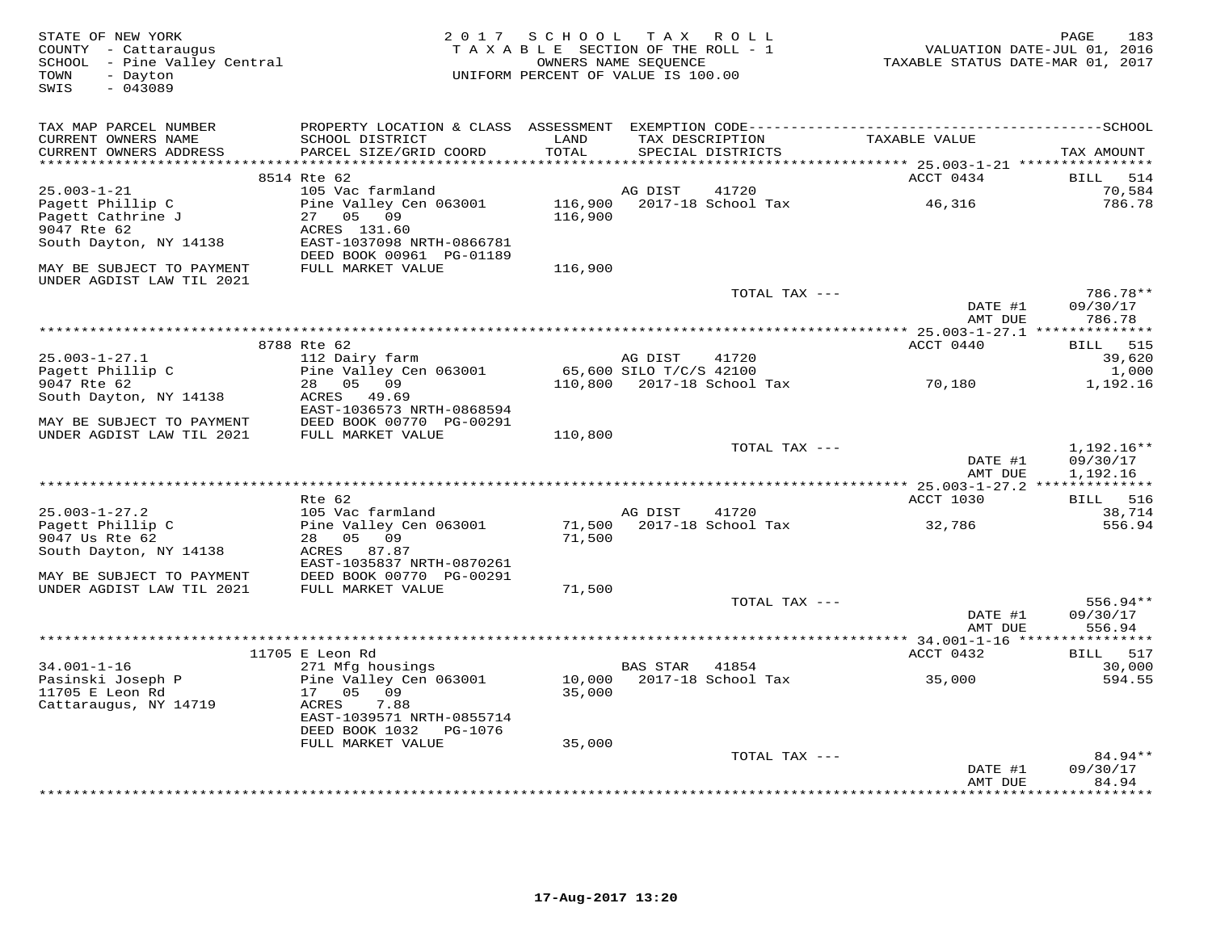STATE OF NEW YORK
COUNTY - Cattaraugus
SCHOOL - Pine Valley Central
TOWN - Dayton
SWIS - 043089

2017 SCHOOL TAX ROLL
TAXABLE SECTION OF THE ROLL - 1
OWNERS NAME SEQUENCE
UNIFORM PERCENT OF VALUE IS 100.00

VALUATION DATE-JUL 01, 2016
TAXABLE STATUS DATE-MAR 01, 2017

| TAX MAP PARCEL NUMBER / CURRENT OWNERS NAME / CURRENT OWNERS ADDRESS | PROPERTY LOCATION & CLASS / SCHOOL DISTRICT / PARCEL SIZE/GRID COORD | ASSESSMENT LAND / TOTAL | EXEMPTION CODE / TAX DESCRIPTION / SPECIAL DISTRICTS | TAXABLE VALUE | SCHOOL / TAX AMOUNT |
|---|---|---|---|---|---|
| **25.003-1-21** | 8514 Rte 62 | | | ACCT 0434 | BILL 514 |
| Pagett Phillip C | 105 Vac farmland | | AG DIST 41720 | | 70,584 |
| Pagett Cathrine J | Pine Valley Cen 063001 | 116,900 | 2017-18 School Tax | 46,316 | 786.78 |
| 9047 Rte 62 | 27 05 09 | 116,900 | | | |
| South Dayton, NY 14138 | ACRES 131.60 | | | | |
| | EAST-1037098 NRTH-0866781 | | | | |
| | DEED BOOK 00961 PG-01189 | | | | |
| MAY BE SUBJECT TO PAYMENT UNDER AGDIST LAW TIL 2021 | FULL MARKET VALUE | 116,900 | | | |
| | | | TOTAL TAX --- | | 786.78** |
| | | | | DATE #1 | 09/30/17 |
| | | | | AMT DUE | 786.78 |
| **25.003-1-27.1** | 8788 Rte 62 | | | ACCT 0440 | BILL 515 |
| Pagett Phillip C | 112 Dairy farm | | AG DIST 41720 | | 39,620 |
| 9047 Rte 62 | Pine Valley Cen 063001 | 65,600 | SILO T/C/S 42100 | | 1,000 |
| South Dayton, NY 14138 | 28 05 09 | 110,800 | 2017-18 School Tax | 70,180 | 1,192.16 |
| | ACRES 49.69 | | | | |
| | EAST-1036573 NRTH-0868594 | | | | |
| MAY BE SUBJECT TO PAYMENT | DEED BOOK 00770 PG-00291 | | | | |
| UNDER AGDIST LAW TIL 2021 | FULL MARKET VALUE | 110,800 | | | |
| | | | TOTAL TAX --- | | 1,192.16** |
| | | | | DATE #1 | 09/30/17 |
| | | | | AMT DUE | 1,192.16 |
| **25.003-1-27.2** | Rte 62 | | | ACCT 1030 | BILL 516 |
| Pagett Phillip C | 105 Vac farmland | | AG DIST 41720 | | 38,714 |
| 9047 Us Rte 62 | Pine Valley Cen 063001 | 71,500 | 2017-18 School Tax | 32,786 | 556.94 |
| South Dayton, NY 14138 | 28 05 09 | 71,500 | | | |
| | ACRES 87.87 | | | | |
| | EAST-1035837 NRTH-0870261 | | | | |
| MAY BE SUBJECT TO PAYMENT | DEED BOOK 00770 PG-00291 | | | | |
| UNDER AGDIST LAW TIL 2021 | FULL MARKET VALUE | 71,500 | | | |
| | | | TOTAL TAX --- | | 556.94** |
| | | | | DATE #1 | 09/30/17 |
| | | | | AMT DUE | 556.94 |
| **34.001-1-16** | 11705 E Leon Rd | | | ACCT 0432 | BILL 517 |
| Pasinski Joseph P | 271 Mfg housings | | BAS STAR 41854 | | 30,000 |
| 11705 E Leon Rd | Pine Valley Cen 063001 | 10,000 | 2017-18 School Tax | 35,000 | 594.55 |
| Cattaraugus, NY 14719 | 17 05 09 | 35,000 | | | |
| | ACRES 7.88 | | | | |
| | EAST-1039571 NRTH-0855714 | | | | |
| | DEED BOOK 1032 PG-1076 | | | | |
| | FULL MARKET VALUE | 35,000 | | | |
| | | | TOTAL TAX --- | | 84.94** |
| | | | | DATE #1 | 09/30/17 |
| | | | | AMT DUE | 84.94 |

17-Aug-2017 13:20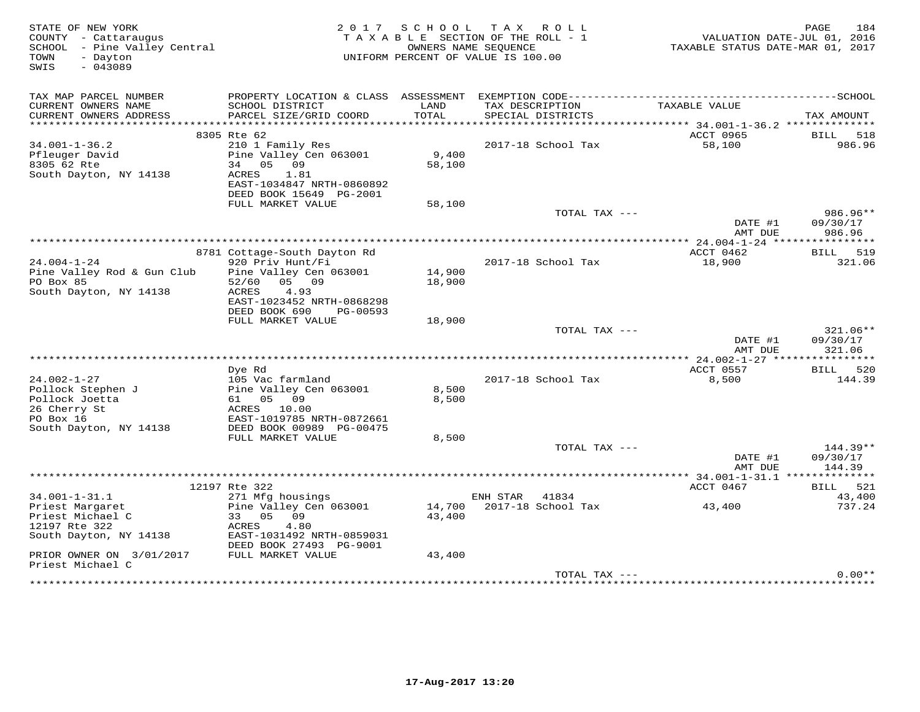STATE OF NEW YORK
COUNTY - Cattaraugus
SCHOOL - Pine Valley Central
TOWN - Dayton
SWIS - 043089

2 0 1 7 S C H O O L T A X R O L L
T A X A B L E SECTION OF THE ROLL - 1
OWNERS NAME SEQUENCE
UNIFORM PERCENT OF VALUE IS 100.00

VALUATION DATE-JUL 01, 2016
TAXABLE STATUS DATE-MAR 01, 2017

| TAX MAP PARCEL NUMBER / CURRENT OWNERS NAME / CURRENT OWNERS ADDRESS | PROPERTY LOCATION & CLASS / SCHOOL DISTRICT / PARCEL SIZE/GRID COORD | ASSESSMENT LAND / TOTAL | EXEMPTION CODE / TAX DESCRIPTION / SPECIAL DISTRICTS | TAXABLE VALUE | TAX AMOUNT |
|---|---|---|---|---|---|
| | 8305 Rte 62 | | | ACCT 0965 | BILL 518 |
| 34.001-1-36.2 | 210 1 Family Res | | 2017-18 School Tax | 58,100 | 986.96 |
| Pfleuger David | Pine Valley Cen 063001 | 9,400 | | | |
| 8305 62 Rte | 34 05 09 | 58,100 | | | |
| South Dayton, NY 14138 | ACRES 1.81 | | | | |
| | EAST-1034847 NRTH-0860892 | | | | |
| | DEED BOOK 15649 PG-2001 | | | | |
| | FULL MARKET VALUE | 58,100 | | | |
| | | | TOTAL TAX --- | | 986.96** |
| | | | | DATE #1 | 09/30/17 |
| | | | | AMT DUE | 986.96 |
| | 8781 Cottage-South Dayton Rd | | | ACCT 0462 | BILL 519 |
| 24.004-1-24 | 920 Priv Hunt/Fi | | 2017-18 School Tax | 18,900 | 321.06 |
| Pine Valley Rod & Gun Club | Pine Valley Cen 063001 | 14,900 | | | |
| PO Box 85 | 52/60 05 09 | 18,900 | | | |
| South Dayton, NY 14138 | ACRES 4.93 | | | | |
| | EAST-1023452 NRTH-0868298 | | | | |
| | DEED BOOK 690 PG-00593 | | | | |
| | FULL MARKET VALUE | 18,900 | | | |
| | | | TOTAL TAX --- | | 321.06** |
| | | | | DATE #1 | 09/30/17 |
| | | | | AMT DUE | 321.06 |
| | Dye Rd | | | ACCT 0557 | BILL 520 |
| 24.002-1-27 | 105 Vac farmland | | 2017-18 School Tax | 8,500 | 144.39 |
| Pollock Stephen J | Pine Valley Cen 063001 | 8,500 | | | |
| Pollock Joetta | 61 05 09 | 8,500 | | | |
| 26 Cherry St | ACRES 10.00 | | | | |
| PO Box 16 | EAST-1019785 NRTH-0872661 | | | | |
| South Dayton, NY 14138 | DEED BOOK 00989 PG-00475 | | | | |
| | FULL MARKET VALUE | 8,500 | | | |
| | | | TOTAL TAX --- | | 144.39** |
| | | | | DATE #1 | 09/30/17 |
| | | | | AMT DUE | 144.39 |
| | 12197 Rte 322 | | | ACCT 0467 | BILL 521 |
| 34.001-1-31.1 | 271 Mfg housings | | ENH STAR 41834 | | 43,400 |
| Priest Margaret | Pine Valley Cen 063001 | 14,700 | 2017-18 School Tax | 43,400 | 737.24 |
| Priest Michael C | 33 05 09 | 43,400 | | | |
| 12197 Rte 322 | ACRES 4.80 | | | | |
| South Dayton, NY 14138 | EAST-1031492 NRTH-0859031 | | | | |
| | DEED BOOK 27493 PG-9001 | | | | |
| PRIOR OWNER ON 3/01/2017 | FULL MARKET VALUE | 43,400 | | | |
| Priest Michael C | | | | | |
| | | | TOTAL TAX --- | | 0.00** |

17-Aug-2017 13:20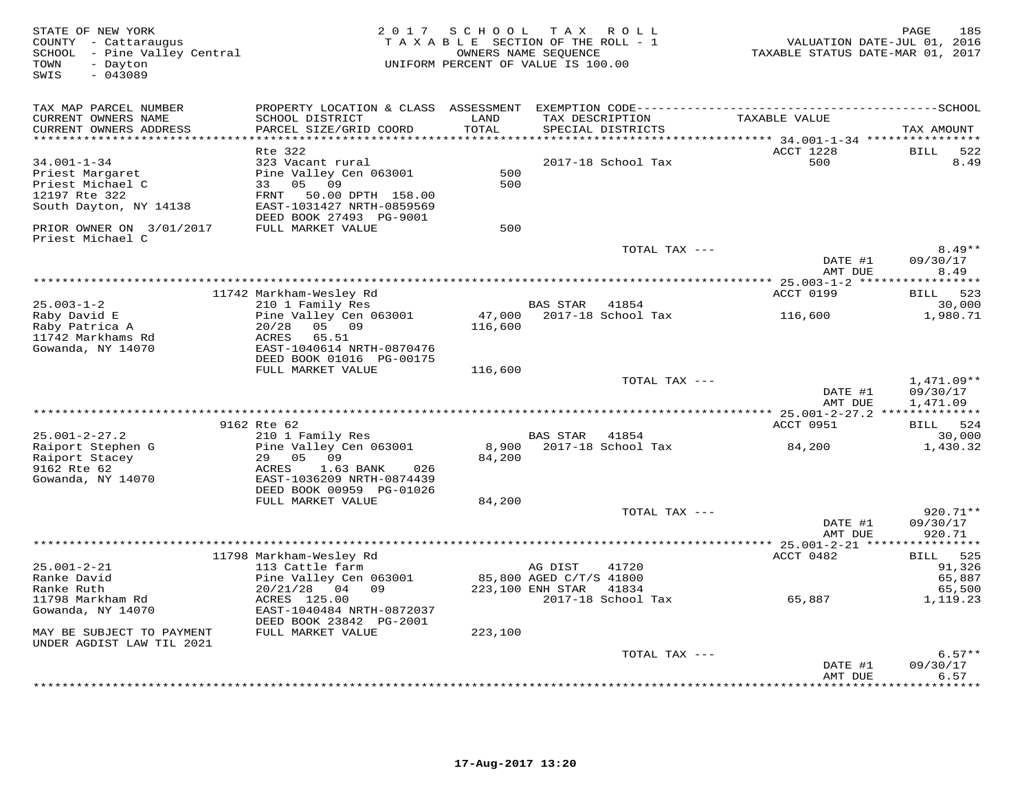STATE OF NEW YORK
COUNTY - Cattaraugus
SCHOOL - Pine Valley Central
TOWN - Dayton
SWIS - 043089

2017 SCHOOL TAX ROLL
TAXABLE SECTION OF THE ROLL - 1
OWNERS NAME SEQUENCE
UNIFORM PERCENT OF VALUE IS 100.00

VALUATION DATE-JUL 01, 2016
TAXABLE STATUS DATE-MAR 01, 2017

| TAX MAP PARCEL NUMBER / CURRENT OWNERS NAME / CURRENT OWNERS ADDRESS | PROPERTY LOCATION & CLASS / SCHOOL DISTRICT / PARCEL SIZE/GRID COORD | ASSESSMENT LAND / TOTAL | EXEMPTION CODE / TAX DESCRIPTION / SPECIAL DISTRICTS | TAXABLE VALUE | TAX AMOUNT |
|---|---|---|---|---|---|
| 34.001-1-34 | Rte 322 | | | ACCT 1228 | BILL 522 |
| 34.001-1-34 | 323 Vacant rural | | | | |
| Priest Margaret | Pine Valley Cen 063001 | 500 | 2017-18 School Tax | 500 | 8.49 |
| Priest Michael C | 33 05 09 | 500 | | | |
| 12197 Rte 322 | FRNT 50.00 DPTH 158.00 | | | | |
| South Dayton, NY 14138 | EAST-1031427 NRTH-0859569 | | | | |
| | DEED BOOK 27493 PG-9001 | | | | |
| PRIOR OWNER ON 3/01/2017 | FULL MARKET VALUE | 500 | | | |
| Priest Michael C | | | | | |
| | | | TOTAL TAX --- | | 8.49** |
| | | | | DATE #1 | 09/30/17 |
| | | | | AMT DUE | 8.49 |
| 25.003-1-2 | 11742 Markham-Wesley Rd | | | ACCT 0199 | BILL 523 |
| 25.003-1-2 | 210 1 Family Res | | BAS STAR 41854 | | 30,000 |
| Raby David E | Pine Valley Cen 063001 | 47,000 | 2017-18 School Tax | 116,600 | 1,980.71 |
| Raby Patrica A | 20/28 05 09 | 116,600 | | | |
| 11742 Markhams Rd | ACRES 65.51 | | | | |
| Gowanda, NY 14070 | EAST-1040614 NRTH-0870476 | | | | |
| | DEED BOOK 01016 PG-00175 | | | | |
| | FULL MARKET VALUE | 116,600 | | | |
| | | | TOTAL TAX --- | | 1,471.09** |
| | | | | DATE #1 | 09/30/17 |
| | | | | AMT DUE | 1,471.09 |
| 25.001-2-27.2 | 9162 Rte 62 | | | ACCT 0951 | BILL 524 |
| 25.001-2-27.2 | 210 1 Family Res | | BAS STAR 41854 | | 30,000 |
| Raiport Stephen G | Pine Valley Cen 063001 | 8,900 | 2017-18 School Tax | 84,200 | 1,430.32 |
| Raiport Stacey | 29 05 09 | 84,200 | | | |
| 9162 Rte 62 | ACRES 1.63 BANK 026 | | | | |
| Gowanda, NY 14070 | EAST-1036209 NRTH-0874439 | | | | |
| | DEED BOOK 00959 PG-01026 | | | | |
| | FULL MARKET VALUE | 84,200 | | | |
| | | | TOTAL TAX --- | | 920.71** |
| | | | | DATE #1 | 09/30/17 |
| | | | | AMT DUE | 920.71 |
| 25.001-2-21 | 11798 Markham-Wesley Rd | | | ACCT 0482 | BILL 525 |
| 25.001-2-21 | 113 Cattle farm | | AG DIST 41720 | | 91,326 |
| Ranke David | Pine Valley Cen 063001 | 85,800 | AGED C/T/S 41800 | | 65,887 |
| Ranke Ruth | 20/21/28 04 09 | 223,100 | ENH STAR 41834 | | 65,500 |
| 11798 Markham Rd | ACRES 125.00 | | 2017-18 School Tax | 65,887 | 1,119.23 |
| Gowanda, NY 14070 | EAST-1040484 NRTH-0872037 | | | | |
| | DEED BOOK 23842 PG-2001 | | | | |
| MAY BE SUBJECT TO PAYMENT | FULL MARKET VALUE | 223,100 | | | |
| UNDER AGDIST LAW TIL 2021 | | | | | |
| | | | TOTAL TAX --- | | 6.57** |
| | | | | DATE #1 | 09/30/17 |
| | | | | AMT DUE | 6.57 |

17-Aug-2017 13:20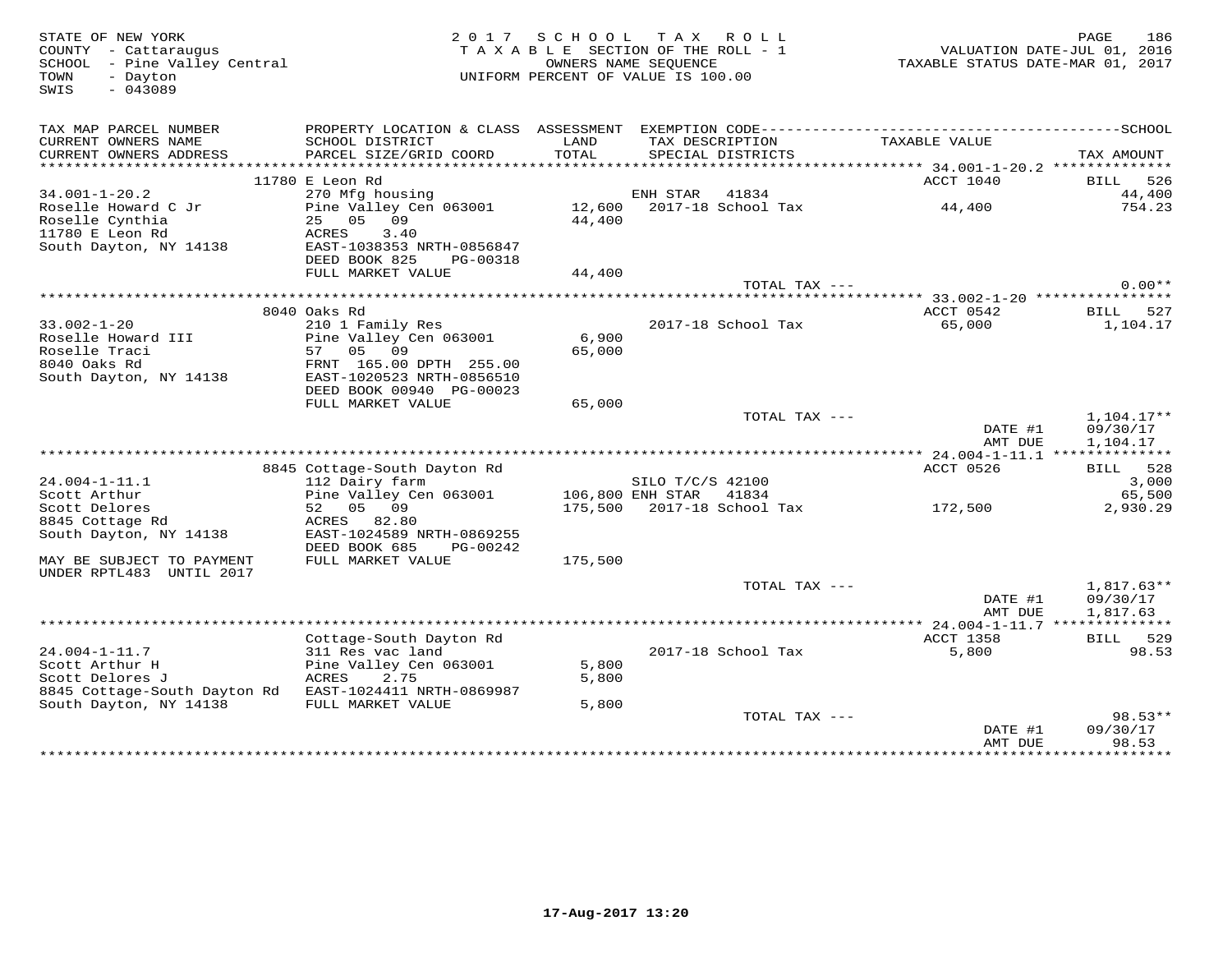STATE OF NEW YORK
COUNTY - Cattaraugus
SCHOOL - Pine Valley Central
TOWN - Dayton
SWIS - 043089

2017 SCHOOL TAX ROLL
TAXABLE SECTION OF THE ROLL - 1
OWNERS NAME SEQUENCE
UNIFORM PERCENT OF VALUE IS 100.00

VALUATION DATE-JUL 01, 2016
TAXABLE STATUS DATE-MAR 01, 2017

| TAX MAP PARCEL NUMBER / CURRENT OWNERS NAME / CURRENT OWNERS ADDRESS | PROPERTY LOCATION & CLASS / SCHOOL DISTRICT / PARCEL SIZE/GRID COORD | ASSESSMENT LAND / TOTAL | EXEMPTION CODE / TAX DESCRIPTION / SPECIAL DISTRICTS | TAXABLE VALUE | TAX AMOUNT |
|---|---|---|---|---|---|
| **34.001-1-20.2** | 11780 E Leon Rd | | | ACCT 1040 | BILL 526 |
| 34.001-1-20.2 | 270 Mfg housing | | ENH STAR 41834 | | 44,400 |
| Roselle Howard C Jr | Pine Valley Cen 063001 | 12,600 | 2017-18 School Tax | 44,400 | 754.23 |
| Roselle Cynthia | 25 05 09 | 44,400 | | | |
| 11780 E Leon Rd | ACRES 3.40 | | | | |
| South Dayton, NY 14138 | EAST-1038353 NRTH-0856847 | | | | |
| | DEED BOOK 825 PG-00318 | | | | |
| | FULL MARKET VALUE | 44,400 | | | |
| | | | TOTAL TAX --- | | 0.00** |
| **33.002-1-20** | 8040 Oaks Rd | | | ACCT 0542 | BILL 527 |
| 33.002-1-20 | 210 1 Family Res | | 2017-18 School Tax | 65,000 | 1,104.17 |
| Roselle Howard III | Pine Valley Cen 063001 | 6,900 | | | |
| Roselle Traci | 57 05 09 | 65,000 | | | |
| 8040 Oaks Rd | FRNT 165.00 DPTH 255.00 | | | | |
| South Dayton, NY 14138 | EAST-1020523 NRTH-0856510 | | | | |
| | DEED BOOK 00940 PG-00023 | | | | |
| | FULL MARKET VALUE | 65,000 | | | |
| | | | TOTAL TAX --- | | 1,104.17** |
| | | | | DATE #1 | 09/30/17 |
| | | | | AMT DUE | 1,104.17 |
| **24.004-1-11.1** | 8845 Cottage-South Dayton Rd | | | ACCT 0526 | BILL 528 |
| 24.004-1-11.1 | 112 Dairy farm | | SILO T/C/S 42100 | | 3,000 |
| Scott Arthur | Pine Valley Cen 063001 | 106,800 | ENH STAR 41834 | | 65,500 |
| Scott Delores | 52 05 09 | 175,500 | 2017-18 School Tax | 172,500 | 2,930.29 |
| 8845 Cottage Rd | ACRES 82.80 | | | | |
| South Dayton, NY 14138 | EAST-1024589 NRTH-0869255 | | | | |
| | DEED BOOK 685 PG-00242 | | | | |
| MAY BE SUBJECT TO PAYMENT UNDER RPTL483 UNTIL 2017 | FULL MARKET VALUE | 175,500 | | | |
| | | | TOTAL TAX --- | | 1,817.63** |
| | | | | DATE #1 | 09/30/17 |
| | | | | AMT DUE | 1,817.63 |
| **24.004-1-11.7** | Cottage-South Dayton Rd | | | ACCT 1358 | BILL 529 |
| 24.004-1-11.7 | 311 Res vac land | | 2017-18 School Tax | 5,800 | 98.53 |
| Scott Arthur H | Pine Valley Cen 063001 | 5,800 | | | |
| Scott Delores J | ACRES 2.75 | 5,800 | | | |
| 8845 Cottage-South Dayton Rd | EAST-1024411 NRTH-0869987 | | | | |
| South Dayton, NY 14138 | FULL MARKET VALUE | 5,800 | | | |
| | | | TOTAL TAX --- | | 98.53** |
| | | | | DATE #1 | 09/30/17 |
| | | | | AMT DUE | 98.53 |

17-Aug-2017 13:20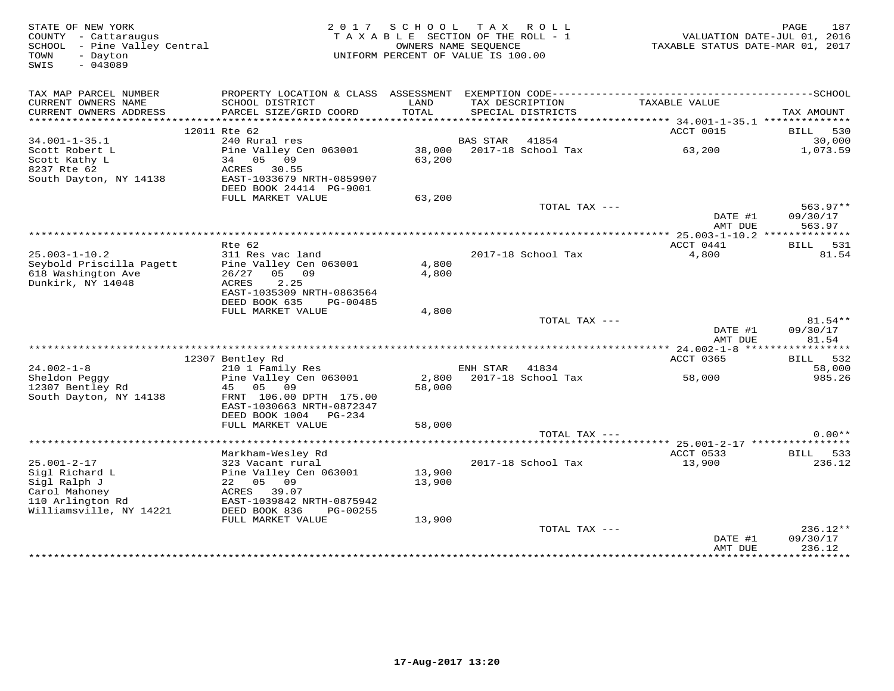STATE OF NEW YORK
COUNTY - Cattaraugus
SCHOOL - Pine Valley Central
TOWN - Dayton
SWIS - 043089

2017 SCHOOL TAX ROLL
TAXABLE SECTION OF THE ROLL - 1
OWNERS NAME SEQUENCE
UNIFORM PERCENT OF VALUE IS 100.00

VALUATION DATE-JUL 01, 2016
TAXABLE STATUS DATE-MAR 01, 2017

| TAX MAP PARCEL NUMBER / CURRENT OWNERS NAME / CURRENT OWNERS ADDRESS | PROPERTY LOCATION & CLASS / SCHOOL DISTRICT / PARCEL SIZE/GRID COORD | ASSESSMENT LAND / TOTAL | EXEMPTION CODE / TAX DESCRIPTION / SPECIAL DISTRICTS | TAXABLE VALUE | TAX AMOUNT |
|---|---|---|---|---|---|
| | 12011 Rte 62 | | | ACCT 0015 | BILL 530 |
| 34.001-1-35.1 | 240 Rural res | | BAS STAR 41854 | | 30,000 |
| Scott Robert L | Pine Valley Cen 063001 | 38,000 | 2017-18 School Tax | 63,200 | 1,073.59 |
| Scott Kathy L | 34 05 09 | 63,200 | | | |
| 8237 Rte 62 | ACRES 30.55 | | | | |
| South Dayton, NY 14138 | EAST-1033679 NRTH-0859907 | | | | |
| | DEED BOOK 24414 PG-9001 | | | | |
| | FULL MARKET VALUE | 63,200 | | | |
| | | | TOTAL TAX --- | | 563.97** |
| | | | | DATE #1 | 09/30/17 |
| | | | | AMT DUE | 563.97 |
| | Rte 62 | | | ACCT 0441 | BILL 531 |
| 25.003-1-10.2 | 311 Res vac land | | 2017-18 School Tax | 4,800 | 81.54 |
| Seybold Priscilla Pagett | Pine Valley Cen 063001 | 4,800 | | | |
| 618 Washington Ave | 26/27 05 09 | 4,800 | | | |
| Dunkirk, NY 14048 | ACRES 2.25 | | | | |
| | EAST-1035309 NRTH-0863564 | | | | |
| | DEED BOOK 635 PG-00485 | | | | |
| | FULL MARKET VALUE | 4,800 | | | |
| | | | TOTAL TAX --- | | 81.54** |
| | | | | DATE #1 | 09/30/17 |
| | | | | AMT DUE | 81.54 |
| | 12307 Bentley Rd | | | ACCT 0365 | BILL 532 |
| 24.002-1-8 | 210 1 Family Res | | ENH STAR 41834 | | 58,000 |
| Sheldon Peggy | Pine Valley Cen 063001 | 2,800 | 2017-18 School Tax | 58,000 | 985.26 |
| 12307 Bentley Rd | 45 05 09 | 58,000 | | | |
| South Dayton, NY 14138 | FRNT 106.00 DPTH 175.00 | | | | |
| | EAST-1030663 NRTH-0872347 | | | | |
| | DEED BOOK 1004 PG-234 | | | | |
| | FULL MARKET VALUE | 58,000 | | | |
| | | | TOTAL TAX --- | | 0.00** |
| | Markham-Wesley Rd | | | ACCT 0533 | BILL 533 |
| 25.001-2-17 | 323 Vacant rural | | 2017-18 School Tax | 13,900 | 236.12 |
| Sigl Richard L | Pine Valley Cen 063001 | 13,900 | | | |
| Sigl Ralph J | 22 05 09 | 13,900 | | | |
| Carol Mahoney | ACRES 39.07 | | | | |
| 110 Arlington Rd | EAST-1039842 NRTH-0875942 | | | | |
| Williamsville, NY 14221 | DEED BOOK 836 PG-00255 | | | | |
| | FULL MARKET VALUE | 13,900 | | | |
| | | | TOTAL TAX --- | | 236.12** |
| | | | | DATE #1 | 09/30/17 |
| | | | | AMT DUE | 236.12 |

17-Aug-2017 13:20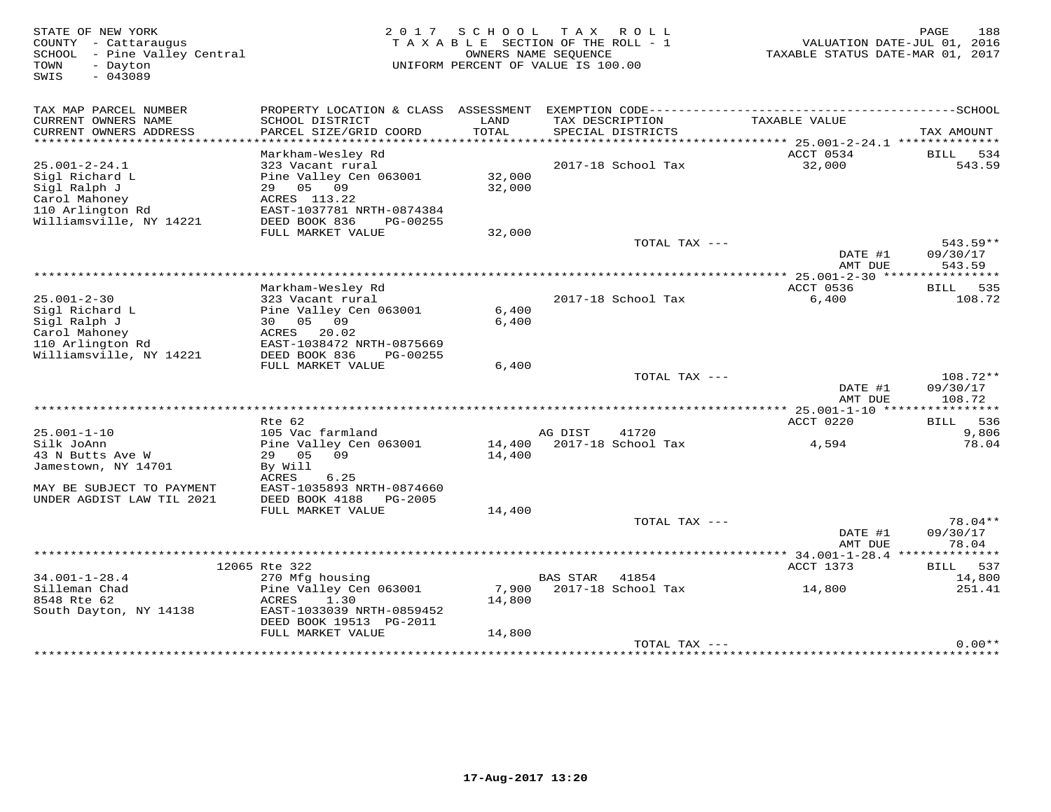STATE OF NEW YORK
COUNTY - Cattaraugus
SCHOOL - Pine Valley Central
TOWN - Dayton
SWIS - 043089

2017 SCHOOL TAX ROLL
TAXABLE SECTION OF THE ROLL - 1
OWNERS NAME SEQUENCE
UNIFORM PERCENT OF VALUE IS 100.00

VALUATION DATE-JUL 01, 2016
TAXABLE STATUS DATE-MAR 01, 2017

| TAX MAP PARCEL NUMBER / CURRENT OWNERS NAME / CURRENT OWNERS ADDRESS | PROPERTY LOCATION & CLASS / SCHOOL DISTRICT / PARCEL SIZE/GRID COORD | ASSESSMENT LAND / TOTAL | EXEMPTION CODE / TAX DESCRIPTION / SPECIAL DISTRICTS | TAXABLE VALUE | TAX AMOUNT |
|---|---|---|---|---|---|
| **25.001-2-24.1** | Markham-Wesley Rd | | | ACCT 0534 | BILL 534 |
| 25.001-2-24.1 | 323 Vacant rural | | 2017-18 School Tax | 32,000 | 543.59 |
| Sigl Richard L | Pine Valley Cen 063001 | 32,000 | | | |
| Sigl Ralph J | 29 05 09 | 32,000 | | | |
| Carol Mahoney | ACRES 113.22 | | | | |
| 110 Arlington Rd | EAST-1037781 NRTH-0874384 | | | | |
| Williamsville, NY 14221 | DEED BOOK 836 PG-00255 | | | | |
| | FULL MARKET VALUE | 32,000 | | | |
| | | | TOTAL TAX --- | | 543.59** |
| | | | | DATE #1 | 09/30/17 |
| | | | | AMT DUE | 543.59 |
| **25.001-2-30** | Markham-Wesley Rd | | | ACCT 0536 | BILL 535 |
| 25.001-2-30 | 323 Vacant rural | | 2017-18 School Tax | 6,400 | 108.72 |
| Sigl Richard L | Pine Valley Cen 063001 | 6,400 | | | |
| Sigl Ralph J | 30 05 09 | 6,400 | | | |
| Carol Mahoney | ACRES 20.02 | | | | |
| 110 Arlington Rd | EAST-1038472 NRTH-0875669 | | | | |
| Williamsville, NY 14221 | DEED BOOK 836 PG-00255 | | | | |
| | FULL MARKET VALUE | 6,400 | | | |
| | | | TOTAL TAX --- | | 108.72** |
| | | | | DATE #1 | 09/30/17 |
| | | | | AMT DUE | 108.72 |
| **25.001-1-10** | Rte 62 | | | ACCT 0220 | BILL 536 |
| 25.001-1-10 | 105 Vac farmland | | AG DIST 41720 | | 9,806 |
| Silk JoAnn | Pine Valley Cen 063001 | 14,400 | 2017-18 School Tax | 4,594 | 78.04 |
| 43 N Butts Ave W | 29 05 09 | 14,400 | | | |
| Jamestown, NY 14701 | By Will | | | | |
| | ACRES 6.25 | | | | |
| MAY BE SUBJECT TO PAYMENT | EAST-1035893 NRTH-0874660 | | | | |
| UNDER AGDIST LAW TIL 2021 | DEED BOOK 4188 PG-2005 | | | | |
| | FULL MARKET VALUE | 14,400 | | | |
| | | | TOTAL TAX --- | | 78.04** |
| | | | | DATE #1 | 09/30/17 |
| | | | | AMT DUE | 78.04 |
| **34.001-1-28.4** | 12065 Rte 322 | | | ACCT 1373 | BILL 537 |
| 34.001-1-28.4 | 270 Mfg housing | | BAS STAR 41854 | | 14,800 |
| Silleman Chad | Pine Valley Cen 063001 | 7,900 | 2017-18 School Tax | 14,800 | 251.41 |
| 8548 Rte 62 | ACRES 1.30 | 14,800 | | | |
| South Dayton, NY 14138 | EAST-1033039 NRTH-0859452 | | | | |
| | DEED BOOK 19513 PG-2011 | | | | |
| | FULL MARKET VALUE | 14,800 | | | |
| | | | TOTAL TAX --- | | 0.00** |

17-Aug-2017 13:20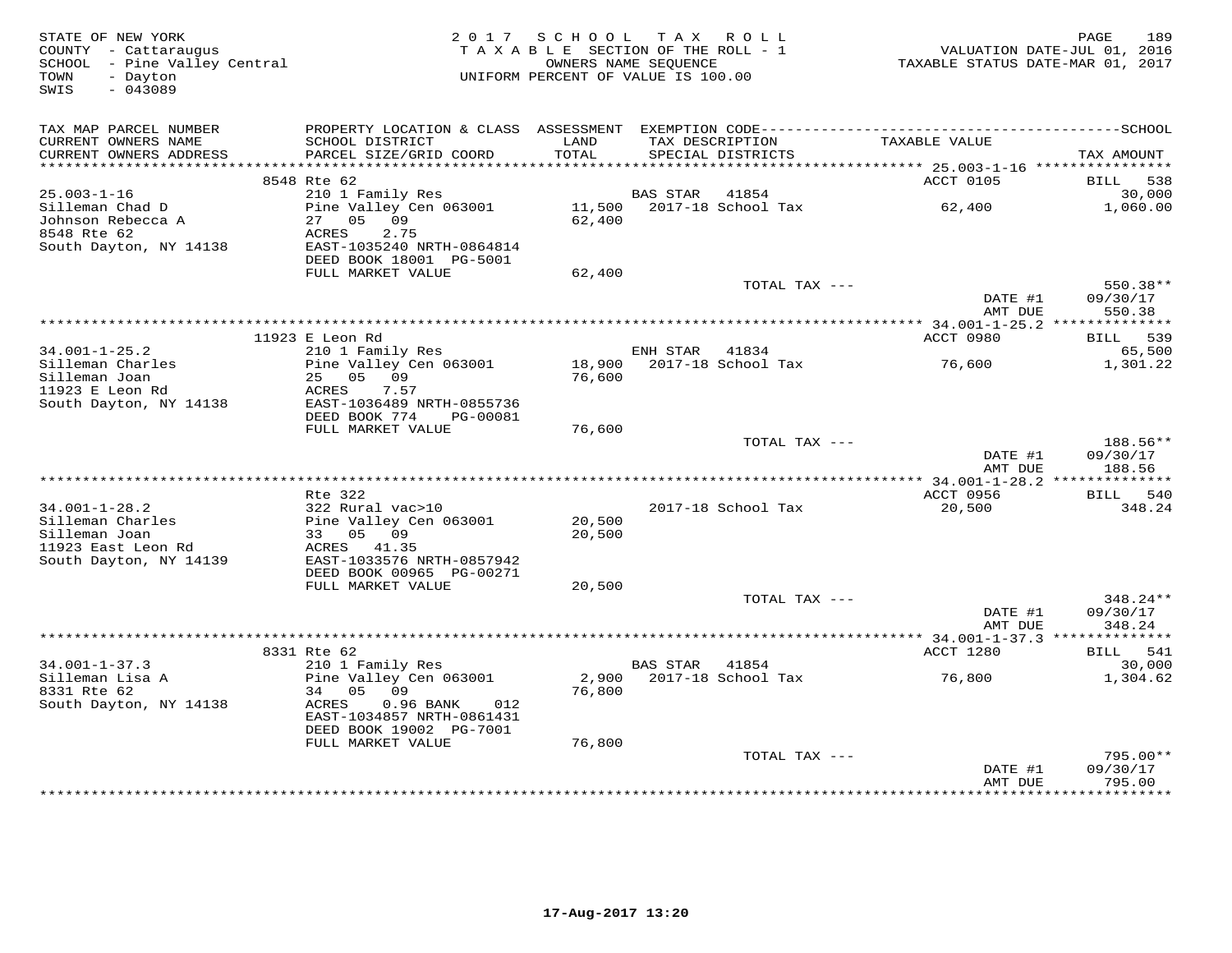STATE OF NEW YORK
COUNTY - Cattaraugus
SCHOOL - Pine Valley Central
TOWN - Dayton
SWIS - 043089

2 0 1 7 S C H O O L T A X R O L L
T A X A B L E SECTION OF THE ROLL - 1
OWNERS NAME SEQUENCE
UNIFORM PERCENT OF VALUE IS 100.00

VALUATION DATE-JUL 01, 2016
TAXABLE STATUS DATE-MAR 01, 2017

| TAX MAP PARCEL NUMBER / CURRENT OWNERS NAME / CURRENT OWNERS ADDRESS | PROPERTY LOCATION & CLASS / SCHOOL DISTRICT / PARCEL SIZE/GRID COORD | ASSESSMENT LAND / TOTAL | EXEMPTION CODE / TAX DESCRIPTION / SPECIAL DISTRICTS | TAXABLE VALUE | SCHOOL TAX AMOUNT |
|---|---|---|---|---|---|
| | 8548 Rte 62 | | | ACCT 0105 | BILL 538 |
| 25.003-1-16 | 210 1 Family Res | | BAS STAR 41854 | | 30,000 |
| Silleman Chad D | Pine Valley Cen 063001 | 11,500 | 2017-18 School Tax | 62,400 | 1,060.00 |
| Johnson Rebecca A | 27 05 09 | 62,400 | | | |
| 8548 Rte 62 | ACRES 2.75 | | | | |
| South Dayton, NY 14138 | EAST-1035240 NRTH-0864814 | | | | |
| | DEED BOOK 18001 PG-5001 | | | | |
| | FULL MARKET VALUE | 62,400 | | | |
| | | | TOTAL TAX --- | | 550.38** |
| | | | | DATE #1 | 09/30/17 |
| | | | | AMT DUE | 550.38 |
| | 11923 E Leon Rd | | | ACCT 0980 | BILL 539 |
| 34.001-1-25.2 | 210 1 Family Res | | ENH STAR 41834 | | 65,500 |
| Silleman Charles | Pine Valley Cen 063001 | 18,900 | 2017-18 School Tax | 76,600 | 1,301.22 |
| Silleman Joan | 25 05 09 | 76,600 | | | |
| 11923 E Leon Rd | ACRES 7.57 | | | | |
| South Dayton, NY 14138 | EAST-1036489 NRTH-0855736 | | | | |
| | DEED BOOK 774 PG-00081 | | | | |
| | FULL MARKET VALUE | 76,600 | | | |
| | | | TOTAL TAX --- | | 188.56** |
| | | | | DATE #1 | 09/30/17 |
| | | | | AMT DUE | 188.56 |
| | Rte 322 | | | ACCT 0956 | BILL 540 |
| 34.001-1-28.2 | 322 Rural vac>10 | | 2017-18 School Tax | 20,500 | 348.24 |
| Silleman Charles | Pine Valley Cen 063001 | 20,500 | | | |
| Silleman Joan | 33 05 09 | 20,500 | | | |
| 11923 East Leon Rd | ACRES 41.35 | | | | |
| South Dayton, NY 14139 | EAST-1033576 NRTH-0857942 | | | | |
| | DEED BOOK 00965 PG-00271 | | | | |
| | FULL MARKET VALUE | 20,500 | | | |
| | | | TOTAL TAX --- | | 348.24** |
| | | | | DATE #1 | 09/30/17 |
| | | | | AMT DUE | 348.24 |
| | 8331 Rte 62 | | | ACCT 1280 | BILL 541 |
| 34.001-1-37.3 | 210 1 Family Res | | BAS STAR 41854 | | 30,000 |
| Silleman Lisa A | Pine Valley Cen 063001 | 2,900 | 2017-18 School Tax | 76,800 | 1,304.62 |
| 8331 Rte 62 | 34 05 09 | 76,800 | | | |
| South Dayton, NY 14138 | ACRES 0.96 BANK 012 | | | | |
| | EAST-1034857 NRTH-0861431 | | | | |
| | DEED BOOK 19002 PG-7001 | | | | |
| | FULL MARKET VALUE | 76,800 | | | |
| | | | TOTAL TAX --- | | 795.00** |
| | | | | DATE #1 | 09/30/17 |
| | | | | AMT DUE | 795.00 |

17-Aug-2017 13:20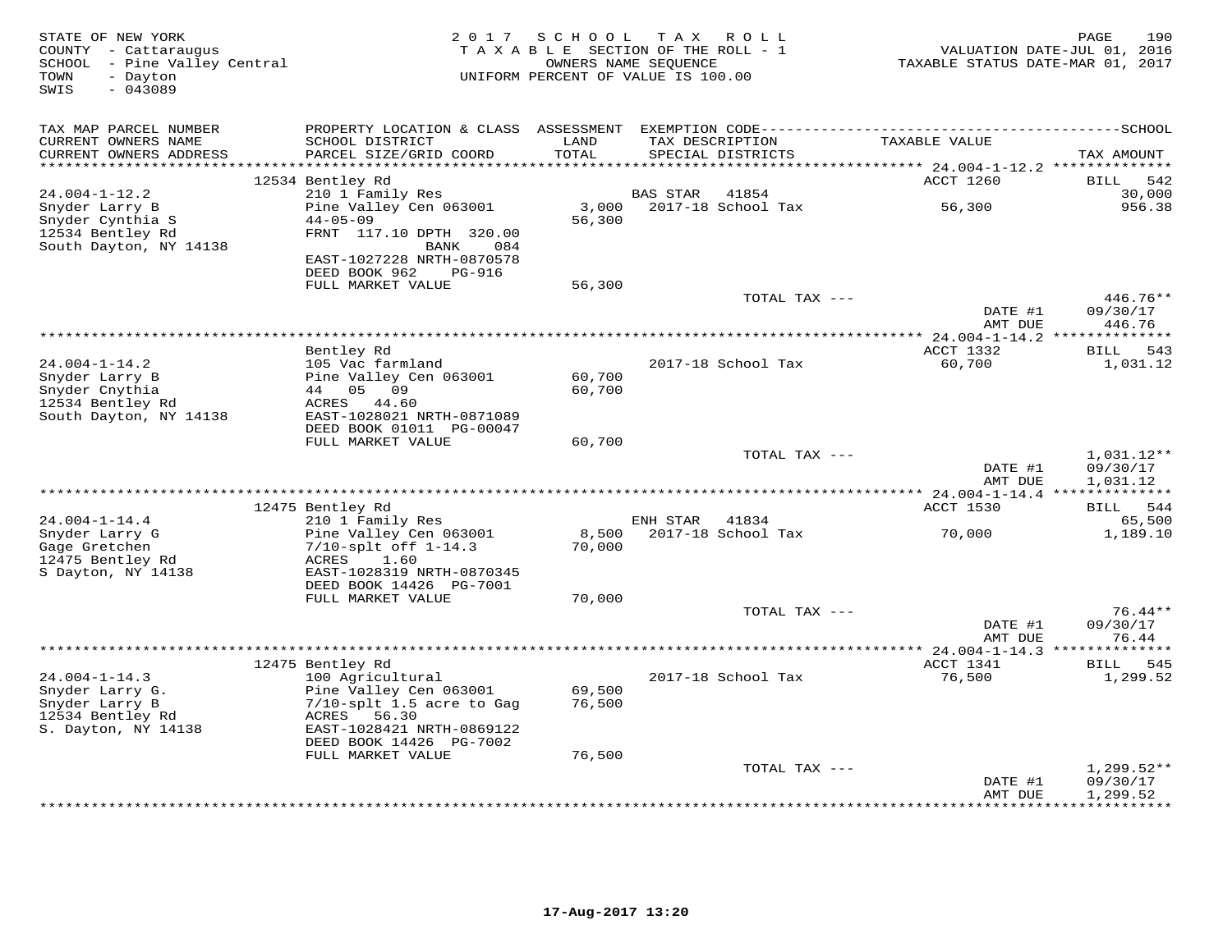STATE OF NEW YORK
COUNTY - Cattaraugus
SCHOOL - Pine Valley Central
TOWN - Dayton
SWIS - 043089

2017 SCHOOL TAX ROLL
TAXABLE SECTION OF THE ROLL - 1
OWNERS NAME SEQUENCE
UNIFORM PERCENT OF VALUE IS 100.00

VALUATION DATE-JUL 01, 2016
TAXABLE STATUS DATE-MAR 01, 2017

| TAX MAP PARCEL NUMBER / CURRENT OWNERS NAME / CURRENT OWNERS ADDRESS | PROPERTY LOCATION & CLASS / SCHOOL DISTRICT / PARCEL SIZE/GRID COORD | ASSESSMENT LAND / TOTAL | EXEMPTION CODE / TAX DESCRIPTION / SPECIAL DISTRICTS | TAXABLE VALUE | TAX AMOUNT |
|---|---|---|---|---|---|
| | 12534 Bentley Rd | | | ACCT 1260 | BILL 542 |
| 24.004-1-12.2 | 210 1 Family Res | | BAS STAR 41854 | | 30,000 |
| Snyder Larry B | Pine Valley Cen 063001 | 3,000 | 2017-18 School Tax | 56,300 | 956.38 |
| Snyder Cynthia S | 44-05-09 | 56,300 | | | |
| 12534 Bentley Rd | FRNT 117.10 DPTH 320.00 | | | | |
| South Dayton, NY 14138 | BANK 084 | | | | |
| | EAST-1027228 NRTH-0870578 | | | | |
| | DEED BOOK 962 PG-916 | | | | |
| | FULL MARKET VALUE | 56,300 | | | |
| | | | TOTAL TAX --- | | 446.76** |
| | | | | DATE #1 | 09/30/17 |
| | | | | AMT DUE | 446.76 |
| | Bentley Rd | | | ACCT 1332 | BILL 543 |
| 24.004-1-14.2 | 105 Vac farmland | | 2017-18 School Tax | 60,700 | 1,031.12 |
| Snyder Larry B | Pine Valley Cen 063001 | 60,700 | | | |
| Snyder Cnythia | 44 05 09 | 60,700 | | | |
| 12534 Bentley Rd | ACRES 44.60 | | | | |
| South Dayton, NY 14138 | EAST-1028021 NRTH-0871089 | | | | |
| | DEED BOOK 01011 PG-00047 | | | | |
| | FULL MARKET VALUE | 60,700 | | | |
| | | | TOTAL TAX --- | | 1,031.12** |
| | | | | DATE #1 | 09/30/17 |
| | | | | AMT DUE | 1,031.12 |
| | 12475 Bentley Rd | | | ACCT 1530 | BILL 544 |
| 24.004-1-14.4 | 210 1 Family Res | | ENH STAR 41834 | | 65,500 |
| Snyder Larry G | Pine Valley Cen 063001 | 8,500 | 2017-18 School Tax | 70,000 | 1,189.10 |
| Gage Gretchen | 7/10-splt off 1-14.3 | 70,000 | | | |
| 12475 Bentley Rd | ACRES 1.60 | | | | |
| S Dayton, NY 14138 | EAST-1028319 NRTH-0870345 | | | | |
| | DEED BOOK 14426 PG-7001 | | | | |
| | FULL MARKET VALUE | 70,000 | | | |
| | | | TOTAL TAX --- | | 76.44** |
| | | | | DATE #1 | 09/30/17 |
| | | | | AMT DUE | 76.44 |
| | 12475 Bentley Rd | | | ACCT 1341 | BILL 545 |
| 24.004-1-14.3 | 100 Agricultural | | 2017-18 School Tax | 76,500 | 1,299.52 |
| Snyder Larry G. | Pine Valley Cen 063001 | 69,500 | | | |
| Snyder Larry B | 7/10-splt 1.5 acre to Gag | 76,500 | | | |
| 12534 Bentley Rd | ACRES 56.30 | | | | |
| S. Dayton, NY 14138 | EAST-1028421 NRTH-0869122 | | | | |
| | DEED BOOK 14426 PG-7002 | | | | |
| | FULL MARKET VALUE | 76,500 | | | |
| | | | TOTAL TAX --- | | 1,299.52** |
| | | | | DATE #1 | 09/30/17 |
| | | | | AMT DUE | 1,299.52 |

17-Aug-2017 13:20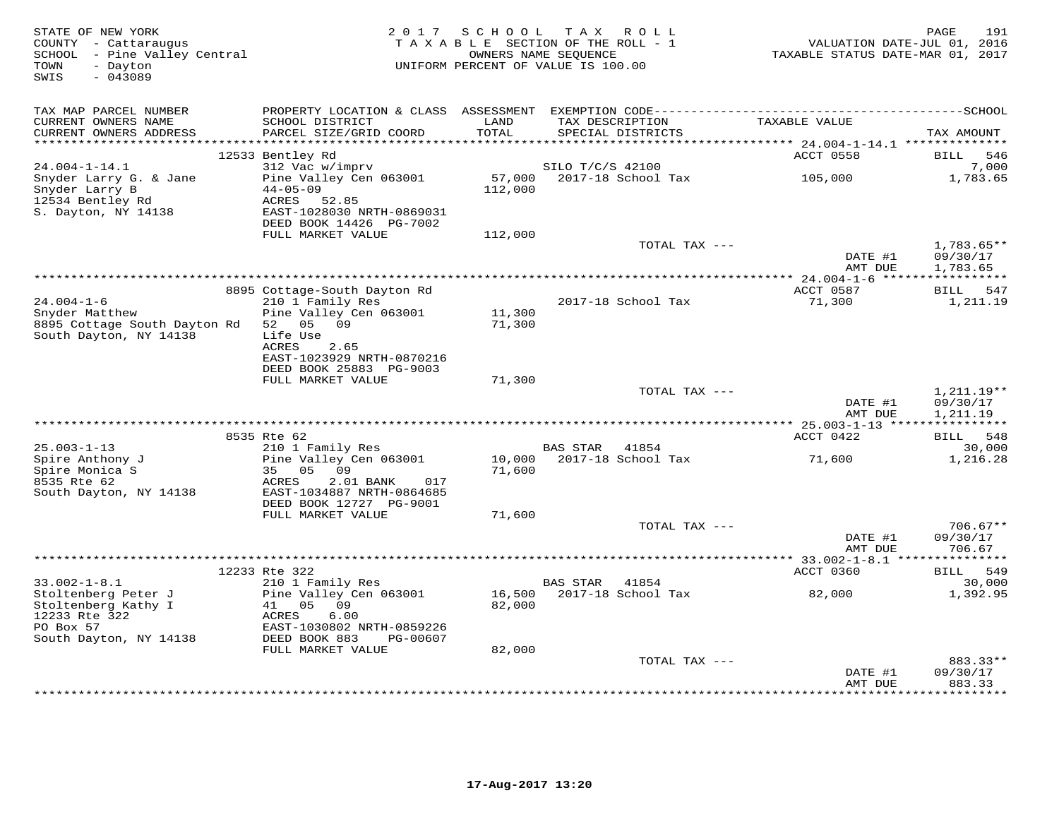STATE OF NEW YORK
COUNTY - Cattaraugus
SCHOOL - Pine Valley Central
TOWN - Dayton
SWIS - 043089

2017 SCHOOL TAX ROLL
TAXABLE SECTION OF THE ROLL - 1
OWNERS NAME SEQUENCE
UNIFORM PERCENT OF VALUE IS 100.00

VALUATION DATE-JUL 01, 2016
TAXABLE STATUS DATE-MAR 01, 2017

| TAX MAP PARCEL NUMBER / CURRENT OWNERS NAME / CURRENT OWNERS ADDRESS | PROPERTY LOCATION & CLASS / SCHOOL DISTRICT / PARCEL SIZE/GRID COORD | ASSESSMENT LAND / TOTAL | EXEMPTION CODE / TAX DESCRIPTION / SPECIAL DISTRICTS | TAXABLE VALUE | TAX AMOUNT |
|---|---|---|---|---|---|
| | 12533 Bentley Rd | | | ACCT 0558 | BILL 546 |
| 24.004-1-14.1 | 312 Vac w/imprv | | SILO T/C/S 42100 | | 7,000 |
| Snyder Larry G. & Jane | Pine Valley Cen 063001 | 57,000 | 2017-18 School Tax | 105,000 | 1,783.65 |
| Snyder Larry B | 44-05-09 | 112,000 | | | |
| 12534 Bentley Rd | ACRES 52.85 | | | | |
| S. Dayton, NY 14138 | EAST-1028030 NRTH-0869031 | | | | |
| | DEED BOOK 14426 PG-7002 | | | | |
| | FULL MARKET VALUE | 112,000 | | | |
| | | | TOTAL TAX --- | | 1,783.65** |
| | | | | DATE #1 | 09/30/17 |
| | | | | AMT DUE | 1,783.65 |
| | 8895 Cottage-South Dayton Rd | | | ACCT 0587 | BILL 547 |
| 24.004-1-6 | 210 1 Family Res | | 2017-18 School Tax | 71,300 | 1,211.19 |
| Snyder Matthew | Pine Valley Cen 063001 | 11,300 | | | |
| 8895 Cottage South Dayton Rd | 52 05 09 | 71,300 | | | |
| South Dayton, NY 14138 | Life Use | | | | |
| | ACRES 2.65 | | | | |
| | EAST-1023929 NRTH-0870216 | | | | |
| | DEED BOOK 25883 PG-9003 | | | | |
| | FULL MARKET VALUE | 71,300 | | | |
| | | | TOTAL TAX --- | | 1,211.19** |
| | | | | DATE #1 | 09/30/17 |
| | | | | AMT DUE | 1,211.19 |
| | 8535 Rte 62 | | | ACCT 0422 | BILL 548 |
| 25.003-1-13 | 210 1 Family Res | | BAS STAR 41854 | | 30,000 |
| Spire Anthony J | Pine Valley Cen 063001 | 10,000 | 2017-18 School Tax | 71,600 | 1,216.28 |
| Spire Monica S | 35 05 09 | 71,600 | | | |
| 8535 Rte 62 | ACRES 2.01 BANK 017 | | | | |
| South Dayton, NY 14138 | EAST-1034887 NRTH-0864685 | | | | |
| | DEED BOOK 12727 PG-9001 | | | | |
| | FULL MARKET VALUE | 71,600 | | | |
| | | | TOTAL TAX --- | | 706.67** |
| | | | | DATE #1 | 09/30/17 |
| | | | | AMT DUE | 706.67 |
| | 12233 Rte 322 | | | ACCT 0360 | BILL 549 |
| 33.002-1-8.1 | 210 1 Family Res | | BAS STAR 41854 | | 30,000 |
| Stoltenberg Peter J | Pine Valley Cen 063001 | 16,500 | 2017-18 School Tax | 82,000 | 1,392.95 |
| Stoltenberg Kathy I | 41 05 09 | 82,000 | | | |
| 12233 Rte 322 | ACRES 6.00 | | | | |
| PO Box 57 | EAST-1030802 NRTH-0859226 | | | | |
| South Dayton, NY 14138 | DEED BOOK 883 PG-00607 | | | | |
| | FULL MARKET VALUE | 82,000 | | | |
| | | | TOTAL TAX --- | | 883.33** |
| | | | | DATE #1 | 09/30/17 |
| | | | | AMT DUE | 883.33 |

17-Aug-2017 13:20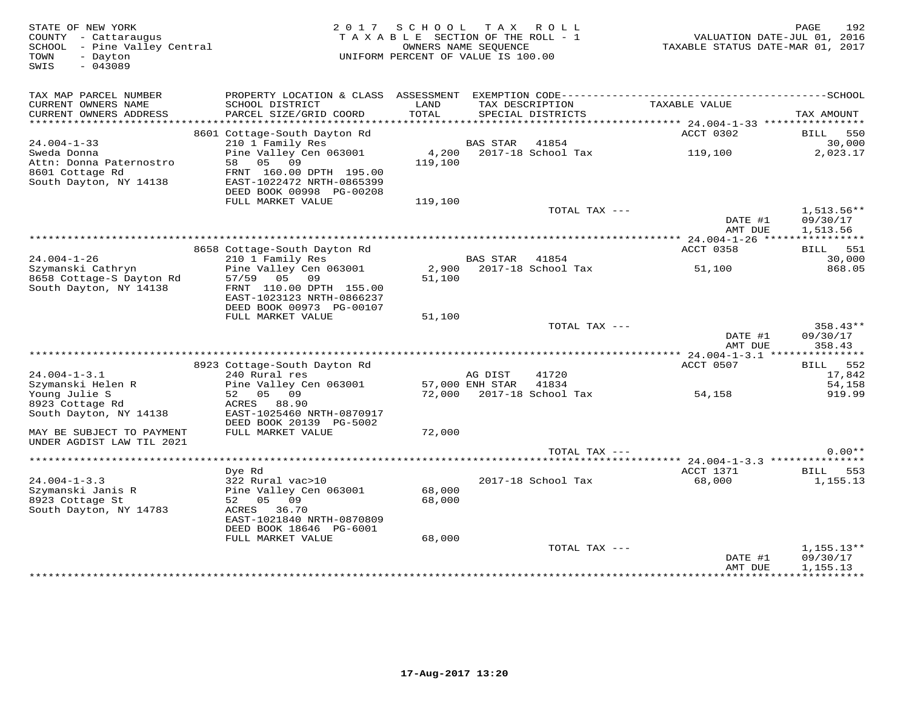STATE OF NEW YORK
COUNTY - Cattaraugus
SCHOOL - Pine Valley Central
TOWN - Dayton
SWIS - 043089

2017 SCHOOL TAX ROLL
TAXABLE SECTION OF THE ROLL - 1
OWNERS NAME SEQUENCE
UNIFORM PERCENT OF VALUE IS 100.00

VALUATION DATE-JUL 01, 2016
TAXABLE STATUS DATE-MAR 01, 2017

| TAX MAP PARCEL NUMBER / CURRENT OWNERS NAME / CURRENT OWNERS ADDRESS | PROPERTY LOCATION & CLASS / SCHOOL DISTRICT / PARCEL SIZE/GRID COORD | ASSESSMENT LAND / TOTAL | EXEMPTION CODE / TAX DESCRIPTION / SPECIAL DISTRICTS | TAXABLE VALUE | TAX AMOUNT |
|---|---|---|---|---|---|
| **24.004-1-33** | 8601 Cottage-South Dayton Rd | | | ACCT 0302 | BILL 550 |
| Sweda Donna | 210 1 Family Res | | BAS STAR 41854 | | 30,000 |
| Attn: Donna Paternostro | Pine Valley Cen 063001 | 4,200 | 2017-18 School Tax | 119,100 | 2,023.17 |
| 8601 Cottage Rd | 58 05 09 | 119,100 | | | |
| South Dayton, NY 14138 | FRNT 160.00 DPTH 195.00 | | | | |
| | EAST-1022472 NRTH-0865399 | | | | |
| | DEED BOOK 00998 PG-00208 | | | | |
| | FULL MARKET VALUE | 119,100 | | | |
| | | | TOTAL TAX --- | | 1,513.56** |
| | | | | DATE #1 | 09/30/17 |
| | | | | AMT DUE | 1,513.56 |
| **24.004-1-26** | 8658 Cottage-South Dayton Rd | | | ACCT 0358 | BILL 551 |
| Szymanski Cathryn | 210 1 Family Res | | BAS STAR 41854 | | 30,000 |
| 8658 Cottage-S Dayton Rd | Pine Valley Cen 063001 | 2,900 | 2017-18 School Tax | 51,100 | 868.05 |
| South Dayton, NY 14138 | 57/59 05 09 | 51,100 | | | |
| | FRNT 110.00 DPTH 155.00 | | | | |
| | EAST-1023123 NRTH-0866237 | | | | |
| | DEED BOOK 00973 PG-00107 | | | | |
| | FULL MARKET VALUE | 51,100 | | | |
| | | | TOTAL TAX --- | | 358.43** |
| | | | | DATE #1 | 09/30/17 |
| | | | | AMT DUE | 358.43 |
| **24.004-1-3.1** | 8923 Cottage-South Dayton Rd | | | ACCT 0507 | BILL 552 |
| Szymanski Helen R | 240 Rural res | | AG DIST 41720 | | 17,842 |
| Young Julie S | Pine Valley Cen 063001 | 57,000 | ENH STAR 41834 | | 54,158 |
| 8923 Cottage Rd | 52 05 09 | 72,000 | 2017-18 School Tax | 54,158 | 919.99 |
| South Dayton, NY 14138 | ACRES 88.90 | | | | |
| | EAST-1025460 NRTH-0870917 | | | | |
| | DEED BOOK 20139 PG-5002 | | | | |
| MAY BE SUBJECT TO PAYMENT UNDER AGDIST LAW TIL 2021 | FULL MARKET VALUE | 72,000 | | | |
| | | | TOTAL TAX --- | | 0.00** |
| **24.004-1-3.3** | Dye Rd | | | ACCT 1371 | BILL 553 |
| Szymanski Janis R | 322 Rural vac>10 | | 2017-18 School Tax | 68,000 | 1,155.13 |
| 8923 Cottage St | Pine Valley Cen 063001 | 68,000 | | | |
| South Dayton, NY 14783 | 52 05 09 | 68,000 | | | |
| | ACRES 36.70 | | | | |
| | EAST-1021840 NRTH-0870809 | | | | |
| | DEED BOOK 18646 PG-6001 | | | | |
| | FULL MARKET VALUE | 68,000 | | | |
| | | | TOTAL TAX --- | | 1,155.13** |
| | | | | DATE #1 | 09/30/17 |
| | | | | AMT DUE | 1,155.13 |

17-Aug-2017 13:20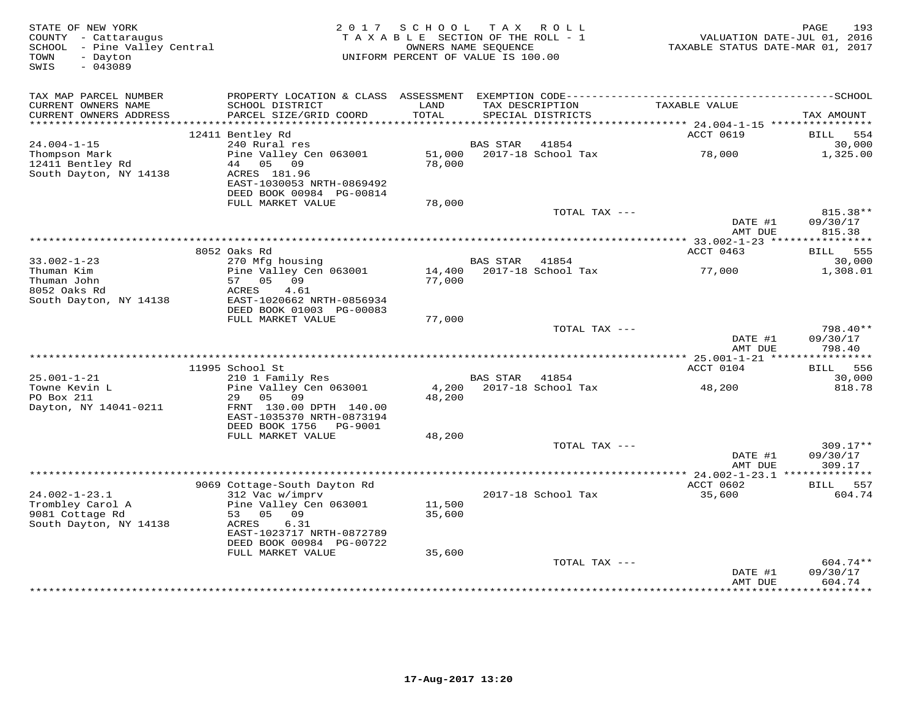STATE OF NEW YORK
COUNTY - Cattaraugus
SCHOOL - Pine Valley Central
TOWN - Dayton
SWIS - 043089

2 0 1 7 S C H O O L T A X R O L L
T A X A B L E SECTION OF THE ROLL - 1
OWNERS NAME SEQUENCE
UNIFORM PERCENT OF VALUE IS 100.00

VALUATION DATE-JUL 01, 2016
TAXABLE STATUS DATE-MAR 01, 2017

| TAX MAP PARCEL NUMBER / CURRENT OWNERS NAME / CURRENT OWNERS ADDRESS | PROPERTY LOCATION & CLASS / SCHOOL DISTRICT / PARCEL SIZE/GRID COORD | ASSESSMENT LAND / TOTAL | EXEMPTION CODE / TAX DESCRIPTION / SPECIAL DISTRICTS | TAXABLE VALUE | SCHOOL TAX AMOUNT |
|---|---|---|---|---|---|
| **24.004-1-15** | 12411 Bentley Rd | | | ACCT 0619 | BILL 554 |
| Thompson Mark | 240 Rural res | | BAS STAR 41854 | | 30,000 |
| 12411 Bentley Rd | Pine Valley Cen 063001 | 51,000 | 2017-18 School Tax | 78,000 | 1,325.00 |
| South Dayton, NY 14138 | 44 05 09 | 78,000 | | | |
| | ACRES 181.96 | | | | |
| | EAST-1030053 NRTH-0869492 | | | | |
| | DEED BOOK 00984 PG-00814 | | | | |
| | FULL MARKET VALUE | 78,000 | | | |
| | | | TOTAL TAX --- | | 815.38** |
| | | | | DATE #1 | 09/30/17 |
| | | | | AMT DUE | 815.38 |
| **33.002-1-23** | 8052 Oaks Rd | | | ACCT 0463 | BILL 555 |
| Thuman Kim | 270 Mfg housing | | BAS STAR 41854 | | 30,000 |
| Thuman John | Pine Valley Cen 063001 | 14,400 | 2017-18 School Tax | 77,000 | 1,308.01 |
| 8052 Oaks Rd | 57 05 09 | 77,000 | | | |
| South Dayton, NY 14138 | ACRES 4.61 | | | | |
| | EAST-1020662 NRTH-0856934 | | | | |
| | DEED BOOK 01003 PG-00083 | | | | |
| | FULL MARKET VALUE | 77,000 | | | |
| | | | TOTAL TAX --- | | 798.40** |
| | | | | DATE #1 | 09/30/17 |
| | | | | AMT DUE | 798.40 |
| **25.001-1-21** | 11995 School St | | | ACCT 0104 | BILL 556 |
| Towne Kevin L | 210 1 Family Res | | BAS STAR 41854 | | 30,000 |
| PO Box 211 | Pine Valley Cen 063001 | 4,200 | 2017-18 School Tax | 48,200 | 818.78 |
| Dayton, NY 14041-0211 | 29 05 09 | 48,200 | | | |
| | FRNT 130.00 DPTH 140.00 | | | | |
| | EAST-1035370 NRTH-0873194 | | | | |
| | DEED BOOK 1756 PG-9001 | | | | |
| | FULL MARKET VALUE | 48,200 | | | |
| | | | TOTAL TAX --- | | 309.17** |
| | | | | DATE #1 | 09/30/17 |
| | | | | AMT DUE | 309.17 |
| **24.002-1-23.1** | 9069 Cottage-South Dayton Rd | | | ACCT 0602 | BILL 557 |
| Trombley Carol A | 312 Vac w/imprv | | 2017-18 School Tax | 35,600 | 604.74 |
| 9081 Cottage Rd | Pine Valley Cen 063001 | 11,500 | | | |
| South Dayton, NY 14138 | 53 05 09 | 35,600 | | | |
| | ACRES 6.31 | | | | |
| | EAST-1023717 NRTH-0872789 | | | | |
| | DEED BOOK 00984 PG-00722 | | | | |
| | FULL MARKET VALUE | 35,600 | | | |
| | | | TOTAL TAX --- | | 604.74** |
| | | | | DATE #1 | 09/30/17 |
| | | | | AMT DUE | 604.74 |

17-Aug-2017 13:20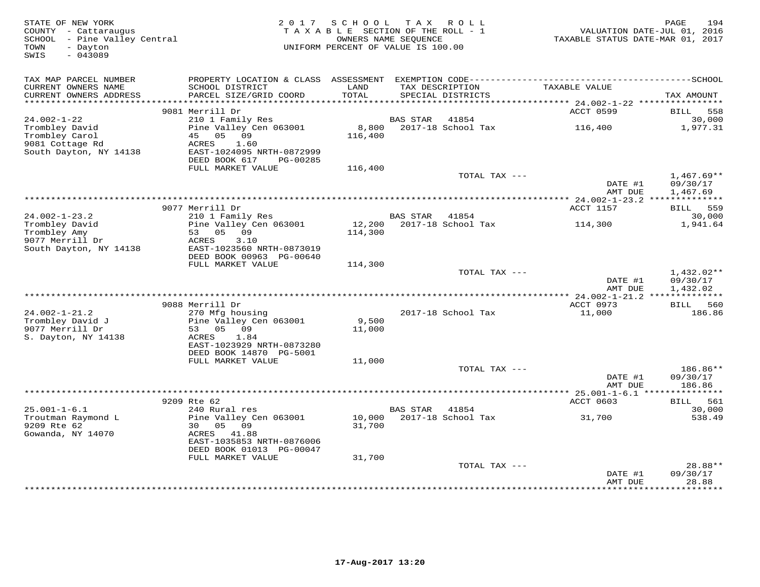STATE OF NEW YORK
COUNTY - Cattaraugus
SCHOOL - Pine Valley Central
TOWN - Dayton
SWIS - 043089

2017 SCHOOL TAX ROLL
TAXABLE SECTION OF THE ROLL - 1
OWNERS NAME SEQUENCE
UNIFORM PERCENT OF VALUE IS 100.00

VALUATION DATE-JUL 01, 2016
TAXABLE STATUS DATE-MAR 01, 2017

| TAX MAP PARCEL NUMBER / CURRENT OWNERS NAME / CURRENT OWNERS ADDRESS | PROPERTY LOCATION & CLASS / SCHOOL DISTRICT / PARCEL SIZE/GRID COORD | ASSESSMENT LAND / TOTAL | EXEMPTION CODE / TAX DESCRIPTION / SPECIAL DISTRICTS | TAXABLE VALUE | SCHOOL TAX AMOUNT |
|---|---|---|---|---|---|
| **24.002-1-22** | 9081 Merrill Dr | | | ACCT 0599 | BILL 558 |
| 24.002-1-22 | 210 1 Family Res | | BAS STAR 41854 | | 30,000 |
| Trombley David | Pine Valley Cen 063001 | 8,800 | 2017-18 School Tax | 116,400 | 1,977.31 |
| Trombley Carol | 45 05 09 | 116,400 | | | |
| 9081 Cottage Rd | ACRES 1.60 | | | | |
| South Dayton, NY 14138 | EAST-1024095 NRTH-0872999 | | | | |
| | DEED BOOK 617 PG-00285 | | | | |
| | FULL MARKET VALUE | 116,400 | | | |
| | | | TOTAL TAX --- | | 1,467.69** |
| | | | | DATE #1 | 09/30/17 |
| | | | | AMT DUE | 1,467.69 |
| **24.002-1-23.2** | 9077 Merrill Dr | | | ACCT 1157 | BILL 559 |
| 24.002-1-23.2 | 210 1 Family Res | | BAS STAR 41854 | | 30,000 |
| Trombley David | Pine Valley Cen 063001 | 12,200 | 2017-18 School Tax | 114,300 | 1,941.64 |
| Trombley Amy | 53 05 09 | 114,300 | | | |
| 9077 Merrill Dr | ACRES 3.10 | | | | |
| South Dayton, NY 14138 | EAST-1023560 NRTH-0873019 | | | | |
| | DEED BOOK 00963 PG-00640 | | | | |
| | FULL MARKET VALUE | 114,300 | | | |
| | | | TOTAL TAX --- | | 1,432.02** |
| | | | | DATE #1 | 09/30/17 |
| | | | | AMT DUE | 1,432.02 |
| **24.002-1-21.2** | 9088 Merrill Dr | | | ACCT 0973 | BILL 560 |
| 24.002-1-21.2 | 270 Mfg housing | | 2017-18 School Tax | 11,000 | 186.86 |
| Trombley David J | Pine Valley Cen 063001 | 9,500 | | | |
| 9077 Merrill Dr | 53 05 09 | 11,000 | | | |
| S. Dayton, NY 14138 | ACRES 1.84 | | | | |
| | EAST-1023929 NRTH-0873280 | | | | |
| | DEED BOOK 14870 PG-5001 | | | | |
| | FULL MARKET VALUE | 11,000 | | | |
| | | | TOTAL TAX --- | | 186.86** |
| | | | | DATE #1 | 09/30/17 |
| | | | | AMT DUE | 186.86 |
| **25.001-1-6.1** | 9209 Rte 62 | | | ACCT 0603 | BILL 561 |
| 25.001-1-6.1 | 240 Rural res | | BAS STAR 41854 | | 30,000 |
| Troutman Raymond L | Pine Valley Cen 063001 | 10,000 | 2017-18 School Tax | 31,700 | 538.49 |
| 9209 Rte 62 | 30 05 09 | 31,700 | | | |
| Gowanda, NY 14070 | ACRES 41.88 | | | | |
| | EAST-1035853 NRTH-0876006 | | | | |
| | DEED BOOK 01013 PG-00047 | | | | |
| | FULL MARKET VALUE | 31,700 | | | |
| | | | TOTAL TAX --- | | 28.88** |
| | | | | DATE #1 | 09/30/17 |
| | | | | AMT DUE | 28.88 |

17-Aug-2017 13:20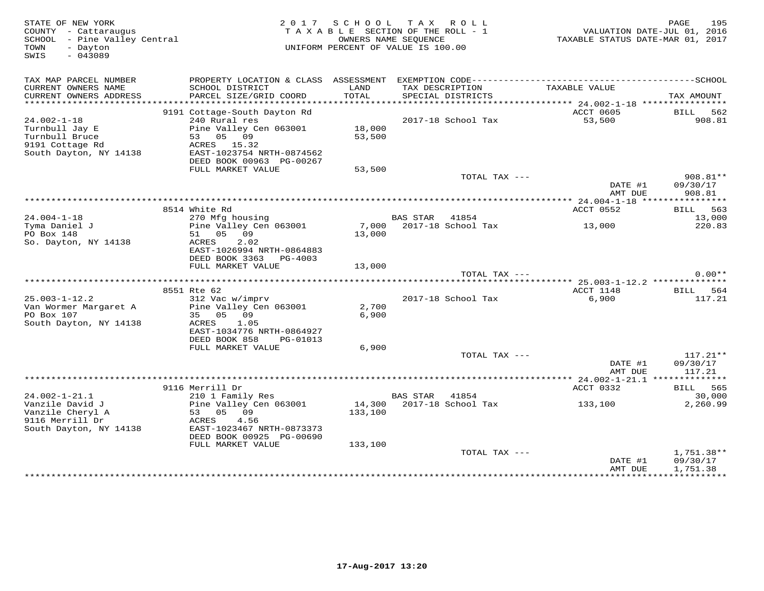STATE OF NEW YORK
COUNTY - Cattaraugus
SCHOOL - Pine Valley Central
TOWN - Dayton
SWIS - 043089

2 0 1 7 S C H O O L T A X R O L L
T A X A B L E SECTION OF THE ROLL - 1
OWNERS NAME SEQUENCE
UNIFORM PERCENT OF VALUE IS 100.00

VALUATION DATE-JUL 01, 2016
TAXABLE STATUS DATE-MAR 01, 2017

| TAX MAP PARCEL NUMBER / CURRENT OWNERS NAME / CURRENT OWNERS ADDRESS | PROPERTY LOCATION & CLASS / SCHOOL DISTRICT / PARCEL SIZE/GRID COORD | ASSESSMENT LAND / TOTAL | EXEMPTION CODE / TAX DESCRIPTION / SPECIAL DISTRICTS | TAXABLE VALUE | SCHOOL TAX AMOUNT |
|---|---|---|---|---|---|
| 24.002-1-18 | 9191 Cottage-South Dayton Rd | | | ACCT 0605 | BILL 562 |
| 24.002-1-18 | 240 Rural res | | 2017-18 School Tax | 53,500 | 908.81 |
| Turnbull Jay E | Pine Valley Cen 063001 | 18,000 | | | |
| Turnbull Bruce | 53 05 09 | 53,500 | | | |
| 9191 Cottage Rd | ACRES 15.32 | | | | |
| South Dayton, NY 14138 | EAST-1023754 NRTH-0874562 | | | | |
| | DEED BOOK 00963 PG-00267 | | | | |
| | FULL MARKET VALUE | 53,500 | | | |
| | | | TOTAL TAX --- | | 908.81** |
| | | | | DATE #1 | 09/30/17 |
| | | | | AMT DUE | 908.81 |
| 24.004-1-18 | 8514 White Rd | | | ACCT 0552 | BILL 563 |
| 24.004-1-18 | 270 Mfg housing | | BAS STAR 41854 | | 13,000 |
| Tyma Daniel J | Pine Valley Cen 063001 | 7,000 | 2017-18 School Tax | 13,000 | 220.83 |
| PO Box 148 | 51 05 09 | 13,000 | | | |
| So. Dayton, NY 14138 | ACRES 2.02 | | | | |
| | EAST-1026994 NRTH-0864883 | | | | |
| | DEED BOOK 3363 PG-4003 | | | | |
| | FULL MARKET VALUE | 13,000 | | | |
| | | | TOTAL TAX --- | | 0.00** |
| 25.003-1-12.2 | 8551 Rte 62 | | | ACCT 1148 | BILL 564 |
| 25.003-1-12.2 | 312 Vac w/imprv | | 2017-18 School Tax | 6,900 | 117.21 |
| Van Wormer Margaret A | Pine Valley Cen 063001 | 2,700 | | | |
| PO Box 107 | 35 05 09 | 6,900 | | | |
| South Dayton, NY 14138 | ACRES 1.05 | | | | |
| | EAST-1034776 NRTH-0864927 | | | | |
| | DEED BOOK 858 PG-01013 | | | | |
| | FULL MARKET VALUE | 6,900 | | | |
| | | | TOTAL TAX --- | | 117.21** |
| | | | | DATE #1 | 09/30/17 |
| | | | | AMT DUE | 117.21 |
| 24.002-1-21.1 | 9116 Merrill Dr | | | ACCT 0332 | BILL 565 |
| 24.002-1-21.1 | 210 1 Family Res | | BAS STAR 41854 | | 30,000 |
| Vanzile David J | Pine Valley Cen 063001 | 14,300 | 2017-18 School Tax | 133,100 | 2,260.99 |
| Vanzile Cheryl A | 53 05 09 | 133,100 | | | |
| 9116 Merrill Dr | ACRES 4.56 | | | | |
| South Dayton, NY 14138 | EAST-1023467 NRTH-0873373 | | | | |
| | DEED BOOK 00925 PG-00690 | | | | |
| | FULL MARKET VALUE | 133,100 | | | |
| | | | TOTAL TAX --- | | 1,751.38** |
| | | | | DATE #1 | 09/30/17 |
| | | | | AMT DUE | 1,751.38 |

17-Aug-2017 13:20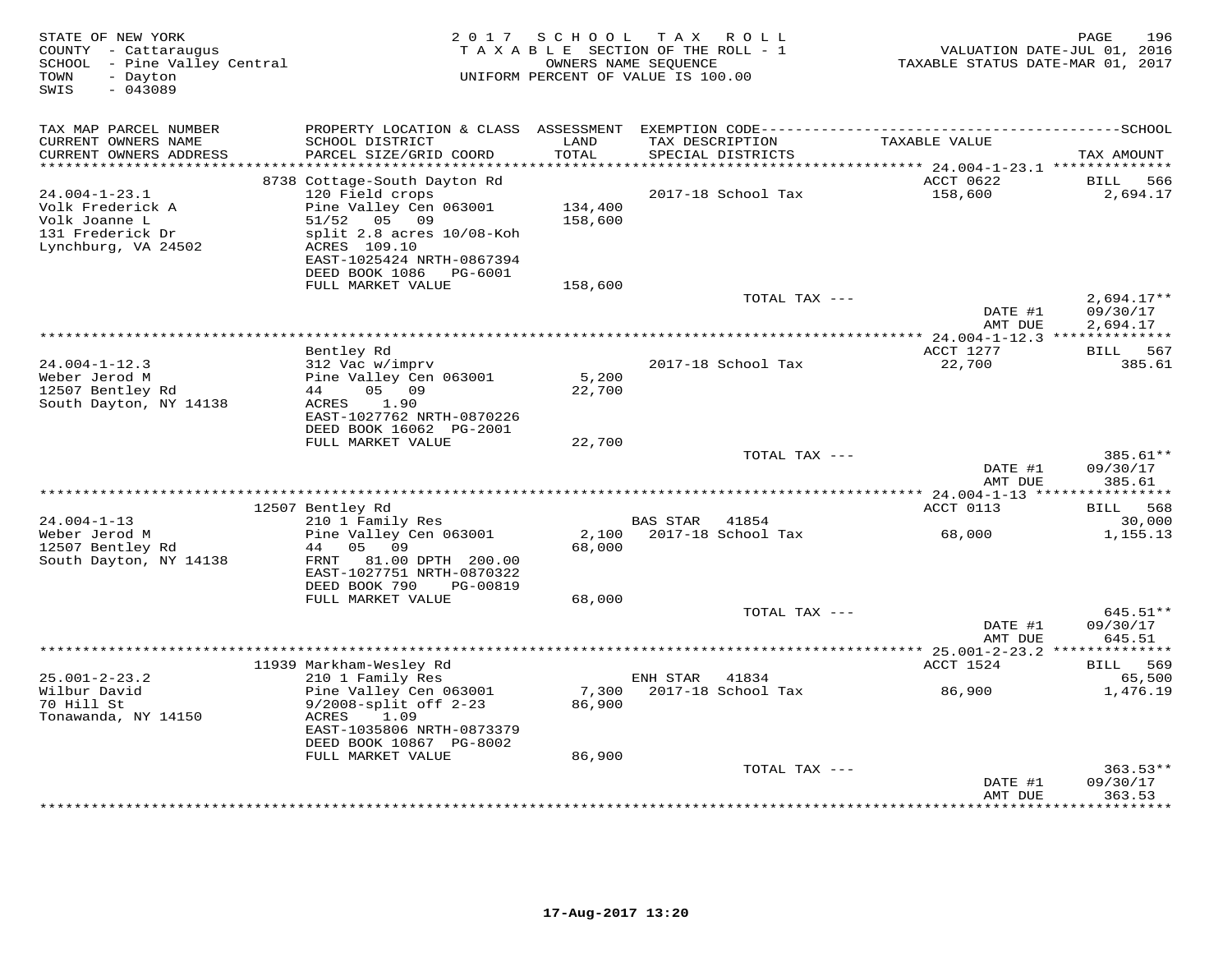STATE OF NEW YORK
COUNTY - Cattaraugus
SCHOOL - Pine Valley Central
TOWN - Dayton
SWIS - 043089

2017 SCHOOL TAX ROLL
TAXABLE SECTION OF THE ROLL - 1
OWNERS NAME SEQUENCE
UNIFORM PERCENT OF VALUE IS 100.00

VALUATION DATE-JUL 01, 2016
TAXABLE STATUS DATE-MAR 01, 2017

| TAX MAP PARCEL NUMBER / CURRENT OWNERS NAME / CURRENT OWNERS ADDRESS | PROPERTY LOCATION & CLASS / SCHOOL DISTRICT / PARCEL SIZE/GRID COORD | ASSESSMENT LAND / TOTAL | EXEMPTION CODE / TAX DESCRIPTION / SPECIAL DISTRICTS | TAXABLE VALUE | SCHOOL TAX AMOUNT |
|---|---|---|---|---|---|
| **24.004-1-23.1** | 8738 Cottage-South Dayton Rd | | | ACCT 0622 | BILL 566 |
| 24.004-1-23.1 | 120 Field crops | | 2017-18 School Tax | 158,600 | 2,694.17 |
| Volk Frederick A | Pine Valley Cen 063001 | 134,400 | | | |
| Volk Joanne L | 51/52 05 09 | 158,600 | | | |
| 131 Frederick Dr | split 2.8 acres 10/08-Koh | | | | |
| Lynchburg, VA 24502 | ACRES 109.10 | | | | |
| | EAST-1025424 NRTH-0867394 | | | | |
| | DEED BOOK 1086 PG-6001 | | | | |
| | FULL MARKET VALUE | 158,600 | | | |
| | | | TOTAL TAX --- | | 2,694.17** |
| | | | | DATE #1 | 09/30/17 |
| | | | | AMT DUE | 2,694.17 |
| **24.004-1-12.3** | Bentley Rd | | | ACCT 1277 | BILL 567 |
| 24.004-1-12.3 | 312 Vac w/imprv | | 2017-18 School Tax | 22,700 | 385.61 |
| Weber Jerod M | Pine Valley Cen 063001 | 5,200 | | | |
| 12507 Bentley Rd | 44 05 09 | 22,700 | | | |
| South Dayton, NY 14138 | ACRES 1.90 | | | | |
| | EAST-1027762 NRTH-0870226 | | | | |
| | DEED BOOK 16062 PG-2001 | | | | |
| | FULL MARKET VALUE | 22,700 | | | |
| | | | TOTAL TAX --- | | 385.61** |
| | | | | DATE #1 | 09/30/17 |
| | | | | AMT DUE | 385.61 |
| **24.004-1-13** | 12507 Bentley Rd | | | ACCT 0113 | BILL 568 |
| 24.004-1-13 | 210 1 Family Res | | BAS STAR 41854 | | 30,000 |
| Weber Jerod M | Pine Valley Cen 063001 | 2,100 | 2017-18 School Tax | 68,000 | 1,155.13 |
| 12507 Bentley Rd | 44 05 09 | 68,000 | | | |
| South Dayton, NY 14138 | FRNT 81.00 DPTH 200.00 | | | | |
| | EAST-1027751 NRTH-0870322 | | | | |
| | DEED BOOK 790 PG-00819 | | | | |
| | FULL MARKET VALUE | 68,000 | | | |
| | | | TOTAL TAX --- | | 645.51** |
| | | | | DATE #1 | 09/30/17 |
| | | | | AMT DUE | 645.51 |
| **25.001-2-23.2** | 11939 Markham-Wesley Rd | | | ACCT 1524 | BILL 569 |
| 25.001-2-23.2 | 210 1 Family Res | | ENH STAR 41834 | | 65,500 |
| Wilbur David | Pine Valley Cen 063001 | 7,300 | 2017-18 School Tax | 86,900 | 1,476.19 |
| 70 Hill St | 9/2008-split off 2-23 | 86,900 | | | |
| Tonawanda, NY 14150 | ACRES 1.09 | | | | |
| | EAST-1035806 NRTH-0873379 | | | | |
| | DEED BOOK 10867 PG-8002 | | | | |
| | FULL MARKET VALUE | 86,900 | | | |
| | | | TOTAL TAX --- | | 363.53** |
| | | | | DATE #1 | 09/30/17 |
| | | | | AMT DUE | 363.53 |

17-Aug-2017 13:20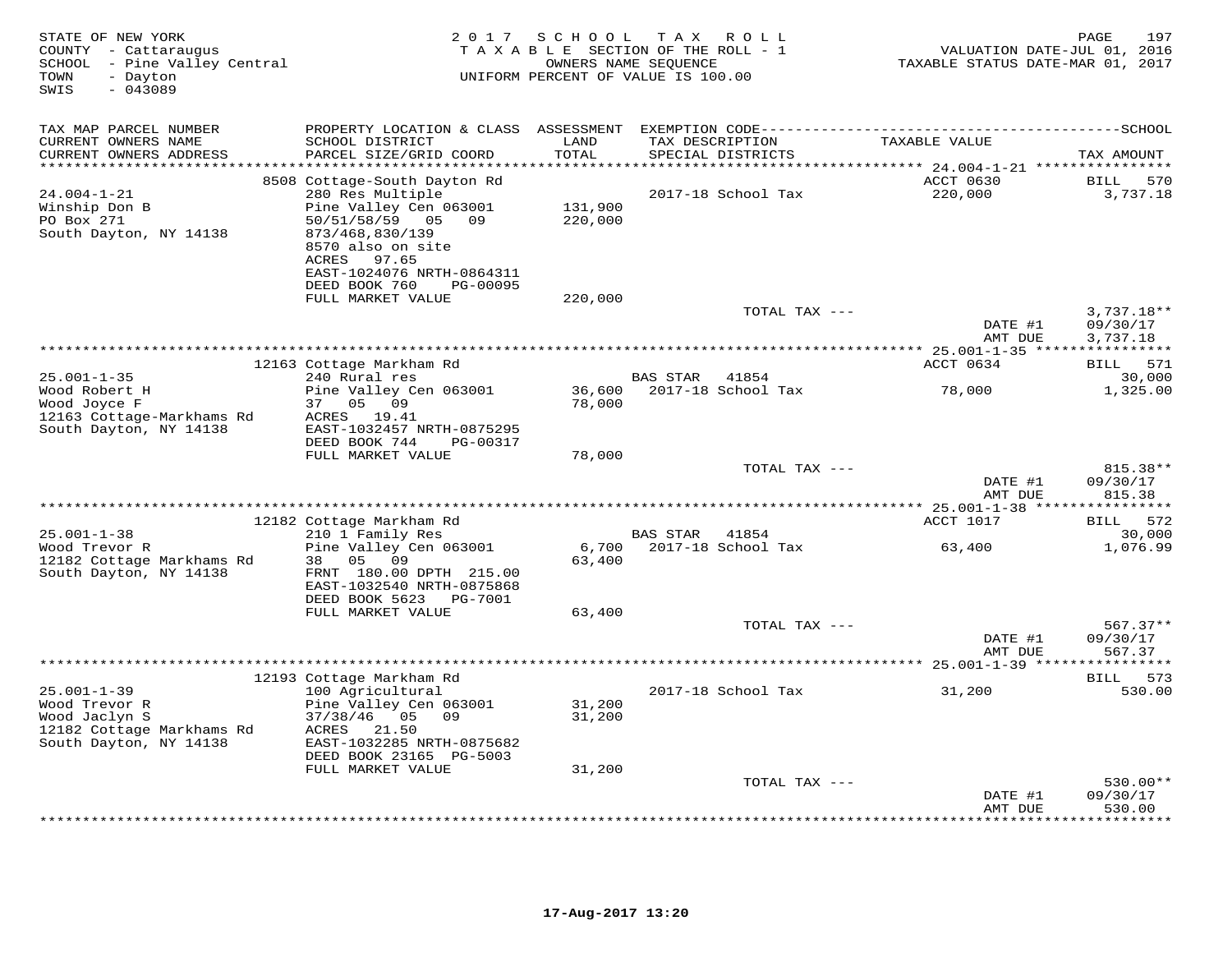STATE OF NEW YORK
COUNTY - Cattaraugus
SCHOOL - Pine Valley Central
TOWN - Dayton
SWIS - 043089

2017 SCHOOL TAX ROLL
TAXABLE SECTION OF THE ROLL - 1
OWNERS NAME SEQUENCE
UNIFORM PERCENT OF VALUE IS 100.00

VALUATION DATE-JUL 01, 2016
TAXABLE STATUS DATE-MAR 01, 2017

| TAX MAP PARCEL NUMBER / CURRENT OWNERS NAME / CURRENT OWNERS ADDRESS | PROPERTY LOCATION & CLASS / SCHOOL DISTRICT / PARCEL SIZE/GRID COORD | ASSESSMENT LAND / TOTAL | EXEMPTION CODE / TAX DESCRIPTION / SPECIAL DISTRICTS | TAXABLE VALUE | TAX AMOUNT |
|---|---|---|---|---|---|
| **24.004-1-21** | 8508 Cottage-South Dayton Rd | | | ACCT 0630 | BILL 570 |
| Winship Don B | 280 Res Multiple | | 2017-18 School Tax | 220,000 | 3,737.18 |
| PO Box 271 | Pine Valley Cen 063001 | 131,900 | | | |
| South Dayton, NY 14138 | 50/51/58/59 05 09 | 220,000 | | | |
| | 873/468,830/139 | | | | |
| | 8570 also on site | | | | |
| | ACRES 97.65 | | | | |
| | EAST-1024076 NRTH-0864311 | | | | |
| | DEED BOOK 760 PG-00095 | | | | |
| | FULL MARKET VALUE | 220,000 | | | |
| | | | TOTAL TAX --- | | 3,737.18** |
| | | | | DATE #1 | 09/30/17 |
| | | | | AMT DUE | 3,737.18 |
| **25.001-1-35** | 12163 Cottage Markham Rd | | | ACCT 0634 | BILL 571 |
| Wood Robert H | 240 Rural res | | BAS STAR 41854 | | 30,000 |
| Wood Joyce F | Pine Valley Cen 063001 | 36,600 | 2017-18 School Tax | 78,000 | 1,325.00 |
| 12163 Cottage-Markhams Rd | 37 05 09 | 78,000 | | | |
| South Dayton, NY 14138 | ACRES 19.41 | | | | |
| | EAST-1032457 NRTH-0875295 | | | | |
| | DEED BOOK 744 PG-00317 | | | | |
| | FULL MARKET VALUE | 78,000 | | | |
| | | | TOTAL TAX --- | | 815.38** |
| | | | | DATE #1 | 09/30/17 |
| | | | | AMT DUE | 815.38 |
| **25.001-1-38** | 12182 Cottage Markham Rd | | | ACCT 1017 | BILL 572 |
| Wood Trevor R | 210 1 Family Res | | BAS STAR 41854 | | 30,000 |
| 12182 Cottage Markhams Rd | Pine Valley Cen 063001 | 6,700 | 2017-18 School Tax | 63,400 | 1,076.99 |
| South Dayton, NY 14138 | 38 05 09 | 63,400 | | | |
| | FRNT 180.00 DPTH 215.00 | | | | |
| | EAST-1032540 NRTH-0875868 | | | | |
| | DEED BOOK 5623 PG-7001 | | | | |
| | FULL MARKET VALUE | 63,400 | | | |
| | | | TOTAL TAX --- | | 567.37** |
| | | | | DATE #1 | 09/30/17 |
| | | | | AMT DUE | 567.37 |
| **25.001-1-39** | 12193 Cottage Markham Rd | | | | BILL 573 |
| Wood Trevor R | 100 Agricultural | | 2017-18 School Tax | 31,200 | 530.00 |
| Wood Jaclyn S | Pine Valley Cen 063001 | 31,200 | | | |
| 12182 Cottage Markhams Rd | 37/38/46 05 09 | 31,200 | | | |
| South Dayton, NY 14138 | ACRES 21.50 | | | | |
| | EAST-1032285 NRTH-0875682 | | | | |
| | DEED BOOK 23165 PG-5003 | | | | |
| | FULL MARKET VALUE | 31,200 | | | |
| | | | TOTAL TAX --- | | 530.00** |
| | | | | DATE #1 | 09/30/17 |
| | | | | AMT DUE | 530.00 |

17-Aug-2017 13:20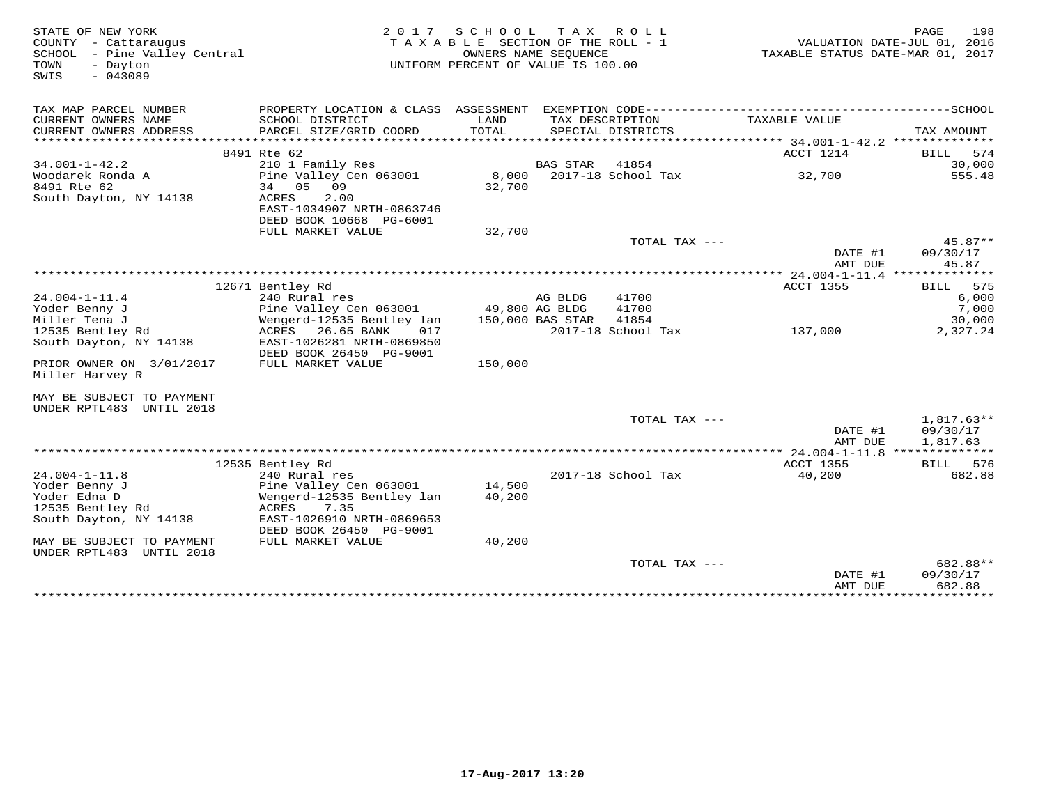STATE OF NEW YORK
COUNTY - Cattaraugus
SCHOOL - Pine Valley Central
TOWN - Dayton
SWIS - 043089

2017 SCHOOL TAX ROLL
TAXABLE SECTION OF THE ROLL - 1
OWNERS NAME SEQUENCE
UNIFORM PERCENT OF VALUE IS 100.00

VALUATION DATE-JUL 01, 2016
TAXABLE STATUS DATE-MAR 01, 2017

| TAX MAP PARCEL NUMBER / CURRENT OWNERS NAME / CURRENT OWNERS ADDRESS | PROPERTY LOCATION & CLASS / SCHOOL DISTRICT / PARCEL SIZE/GRID COORD | ASSESSMENT LAND / TOTAL | EXEMPTION CODE / TAX DESCRIPTION / SPECIAL DISTRICTS | TAXABLE VALUE | SCHOOL / TAX AMOUNT |
|---|---|---|---|---|---|
| | 8491 Rte 62 | | | ACCT 1214 | BILL 574 |
| 34.001-1-42.2 | 210 1 Family Res | | BAS STAR 41854 | | 30,000 |
| Woodarek Ronda A | Pine Valley Cen 063001 | 8,000 | 2017-18 School Tax | 32,700 | 555.48 |
| 8491 Rte 62 | 34 05 09 | 32,700 | | | |
| South Dayton, NY 14138 | ACRES 2.00 | | | | |
| | EAST-1034907 NRTH-0863746 | | | | |
| | DEED BOOK 10668 PG-6001 | | | | |
| | FULL MARKET VALUE | 32,700 | | | |
| | | | TOTAL TAX --- | | 45.87** |
| | | | | DATE #1 | 09/30/17 |
| | | | | AMT DUE | 45.87 |
| | 12671 Bentley Rd | | | ACCT 1355 | BILL 575 |
| 24.004-1-11.4 | 240 Rural res | | AG BLDG 41700 | | 6,000 |
| Yoder Benny J | Pine Valley Cen 063001 | 49,800 | AG BLDG 41700 | | 7,000 |
| Miller Tena J | Wengerd-12535 Bentley lan | 150,000 | BAS STAR 41854 | | 30,000 |
| 12535 Bentley Rd | ACRES 26.65 BANK 017 | | 2017-18 School Tax | 137,000 | 2,327.24 |
| South Dayton, NY 14138 | EAST-1026281 NRTH-0869850 | | | | |
| | DEED BOOK 26450 PG-9001 | | | | |
| PRIOR OWNER ON 3/01/2017 | FULL MARKET VALUE | 150,000 | | | |
| Miller Harvey R | | | | | |
| MAY BE SUBJECT TO PAYMENT | | | | | |
| UNDER RPTL483 UNTIL 2018 | | | | | |
| | | | TOTAL TAX --- | | 1,817.63** |
| | | | | DATE #1 | 09/30/17 |
| | | | | AMT DUE | 1,817.63 |
| | 12535 Bentley Rd | | | ACCT 1355 | BILL 576 |
| 24.004-1-11.8 | 240 Rural res | | 2017-18 School Tax | 40,200 | 682.88 |
| Yoder Benny J | Pine Valley Cen 063001 | 14,500 | | | |
| Yoder Edna D | Wengerd-12535 Bentley lan | 40,200 | | | |
| 12535 Bentley Rd | ACRES 7.35 | | | | |
| South Dayton, NY 14138 | EAST-1026910 NRTH-0869653 | | | | |
| | DEED BOOK 26450 PG-9001 | | | | |
| MAY BE SUBJECT TO PAYMENT | FULL MARKET VALUE | 40,200 | | | |
| UNDER RPTL483 UNTIL 2018 | | | | | |
| | | | TOTAL TAX --- | | 682.88** |
| | | | | DATE #1 | 09/30/17 |
| | | | | AMT DUE | 682.88 |

17-Aug-2017 13:20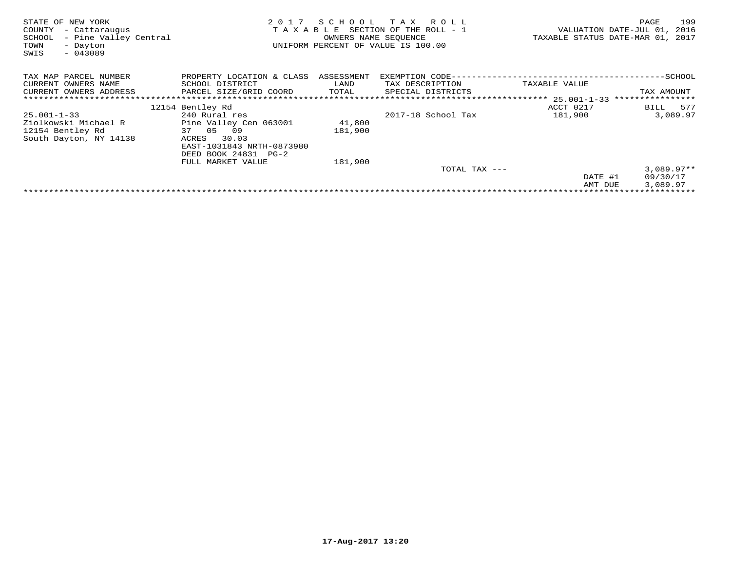STATE OF NEW YORK
COUNTY - Cattaraugus
SCHOOL - Pine Valley Central
TOWN - Dayton
SWIS - 043089

2 0 1 7 S C H O O L T A X R O L L
T A X A B L E SECTION OF THE ROLL - 1
OWNERS NAME SEQUENCE
UNIFORM PERCENT OF VALUE IS 100.00

VALUATION DATE-JUL 01, 2016
TAXABLE STATUS DATE-MAR 01, 2017

| TAX MAP PARCEL NUMBER<br>CURRENT OWNERS NAME<br>CURRENT OWNERS ADDRESS | PROPERTY LOCATION & CLASS<br>SCHOOL DISTRICT<br>PARCEL SIZE/GRID COORD | ASSESSMENT<br>LAND<br>TOTAL | EXEMPTION CODE----SCHOOL<br>TAX DESCRIPTION<br>SPECIAL DISTRICTS | TAXABLE VALUE | TAX AMOUNT |
|---|---|---|---|---|---|
| | | | | 25.001-1-33 | |
| | 12154 Bentley Rd | | | ACCT 0217 | BILL 577 |
| 25.001-1-33 | 240 Rural res | | 2017-18 School Tax | 181,900 | 3,089.97 |
| Ziolkowski Michael R | Pine Valley Cen 063001 | 41,800 | | | |
| 12154 Bentley Rd | 37 05 09 | 181,900 | | | |
| South Dayton, NY 14138 | ACRES 30.03 | | | | |
| | EAST-1031843 NRTH-0873980 | | | | |
| | DEED BOOK 24831 PG-2 | | | | |
| | FULL MARKET VALUE | 181,900 | | | |
| | | | TOTAL TAX --- | | 3,089.97** |
| | | | | DATE #1 | 09/30/17 |
| | | | | AMT DUE | 3,089.97 |

17-Aug-2017 13:20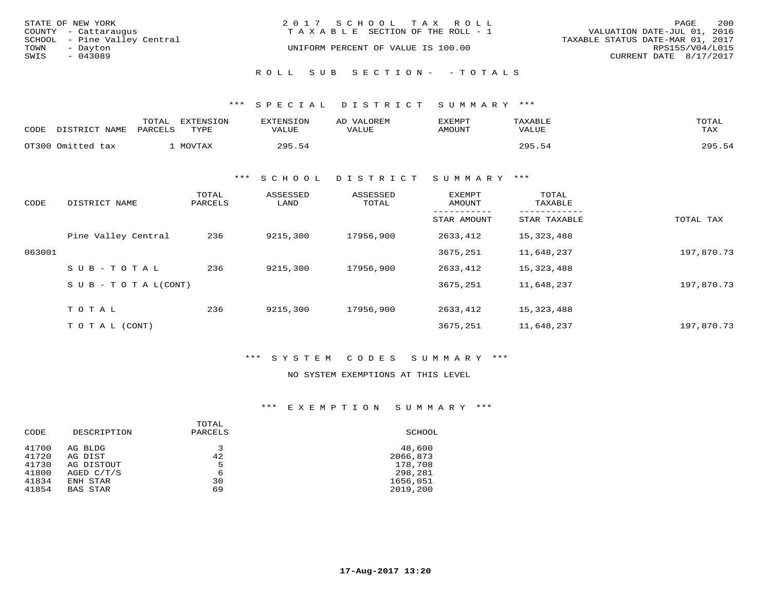STATE OF NEW YORK
COUNTY - Cattaraugus
SCHOOL - Pine Valley Central
TOWN - Dayton
SWIS - 043089

2017 SCHOOL TAX ROLL
TAXABLE SECTION OF THE ROLL - 1
UNIFORM PERCENT OF VALUE IS 100.00

VALUATION DATE-JUL 01, 2016
TAXABLE STATUS DATE-MAR 01, 2017
RPS155/V04/L015
CURRENT DATE 8/17/2017

ROLL SUB SECTION- - TOTALS

## *** SPECIAL DISTRICT SUMMARY ***

| CODE | DISTRICT NAME | TOTAL PARCELS | EXTENSION TYPE | EXTENSION VALUE | AD VALOREM VALUE | EXEMPT AMOUNT | TAXABLE VALUE | TOTAL TAX |
|---|---|---|---|---|---|---|---|---|
| OT300 | Omitted tax | 1 | MOVTAX | 295.54 | | | 295.54 | 295.54 |

## *** SCHOOL DISTRICT SUMMARY ***

| CODE | DISTRICT NAME | TOTAL PARCELS | ASSESSED LAND | ASSESSED TOTAL | EXEMPT AMOUNT / STAR AMOUNT | TOTAL TAXABLE / STAR TAXABLE | TOTAL TAX |
|---|---|---|---|---|---|---|---|
| | Pine Valley Central | 236 | 9215,300 | 17956,900 | 2633,412 | 15,323,488 | |
| 063001 | | | | | 3675,251 | 11,648,237 | 197,870.73 |
| | SUB-TOTAL | 236 | 9215,300 | 17956,900 | 2633,412 | 15,323,488 | |
| | SUB-TOTAL(CONT) | | | | 3675,251 | 11,648,237 | 197,870.73 |
| | TOTAL | 236 | 9215,300 | 17956,900 | 2633,412 | 15,323,488 | |
| | TOTAL (CONT) | | | | 3675,251 | 11,648,237 | 197,870.73 |

## *** SYSTEM CODES SUMMARY ***

NO SYSTEM EXEMPTIONS AT THIS LEVEL

## *** EXEMPTION SUMMARY ***

| CODE | DESCRIPTION | TOTAL PARCELS | SCHOOL |
|---|---|---|---|
| 41700 | AG BLDG | 3 | 48,600 |
| 41720 | AG DIST | 42 | 2066,873 |
| 41730 | AG DISTOUT | 5 | 178,708 |
| 41800 | AGED C/T/S | 6 | 298,281 |
| 41834 | ENH STAR | 30 | 1656,051 |
| 41854 | BAS STAR | 69 | 2019,200 |

17-Aug-2017 13:20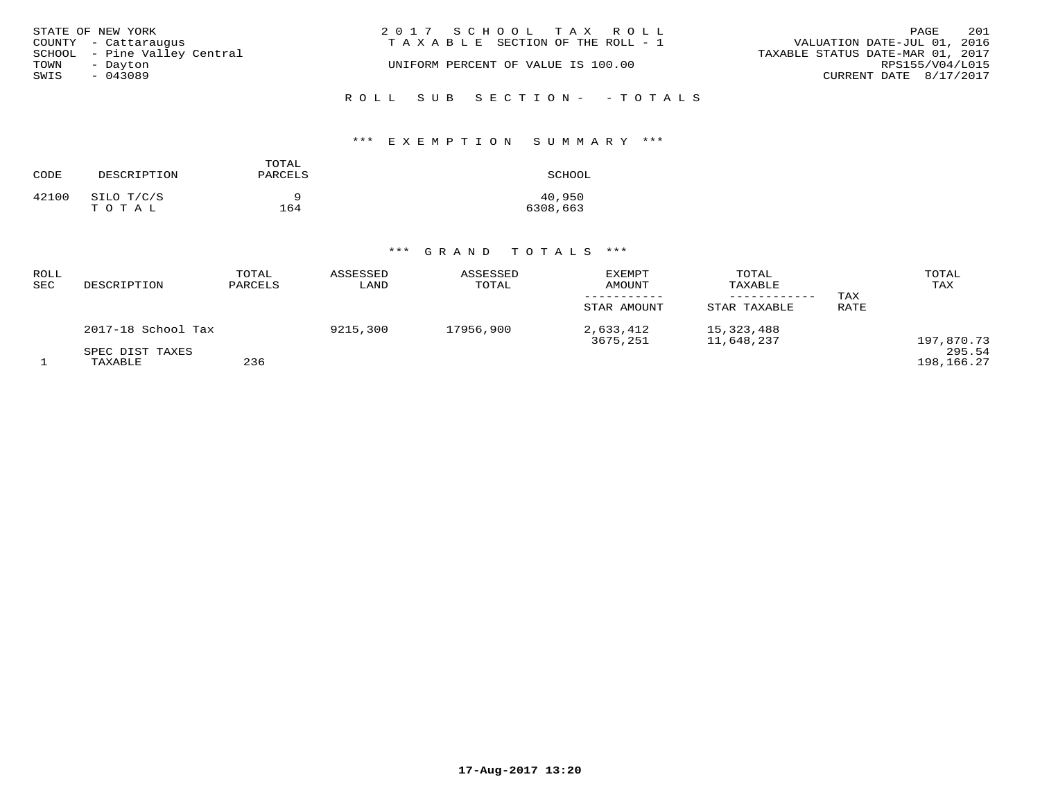STATE OF NEW YORK
COUNTY - Cattaraugus
SCHOOL - Pine Valley Central
TOWN - Dayton
SWIS - 043089

2 0 1 7 S C H O O L T A X R O L L
T A X A B L E SECTION OF THE ROLL - 1
UNIFORM PERCENT OF VALUE IS 100.00

VALUATION DATE-JUL 01, 2016
TAXABLE STATUS DATE-MAR 01, 2017
RPS155/V04/L015
CURRENT DATE 8/17/2017

R O L L S U B S E C T I O N - - T O T A L S

*** E X E M P T I O N S U M M A R Y ***

| CODE | DESCRIPTION | TOTAL PARCELS | SCHOOL |
|---|---|---|---|
| 42100 | SILO T/C/S | 9 | 40,950 |
| | T O T A L | 164 | 6308,663 |

*** G R A N D T O T A L S ***

| ROLL SEC | DESCRIPTION | TOTAL PARCELS | ASSESSED LAND | ASSESSED TOTAL | EXEMPT AMOUNT / STAR AMOUNT | TOTAL TAXABLE / STAR TAXABLE | TAX RATE | TOTAL TAX |
|---|---|---|---|---|---|---|---|---|
| | 2017-18 School Tax | | 9215,300 | 17956,900 | 2,633,412 | 15,323,488 | | |
| | | | | | 3675,251 | 11,648,237 | | 197,870.73 |
| | SPEC DIST TAXES | | | | | | | 295.54 |
| 1 | TAXABLE | 236 | | | | | | 198,166.27 |

17-Aug-2017 13:20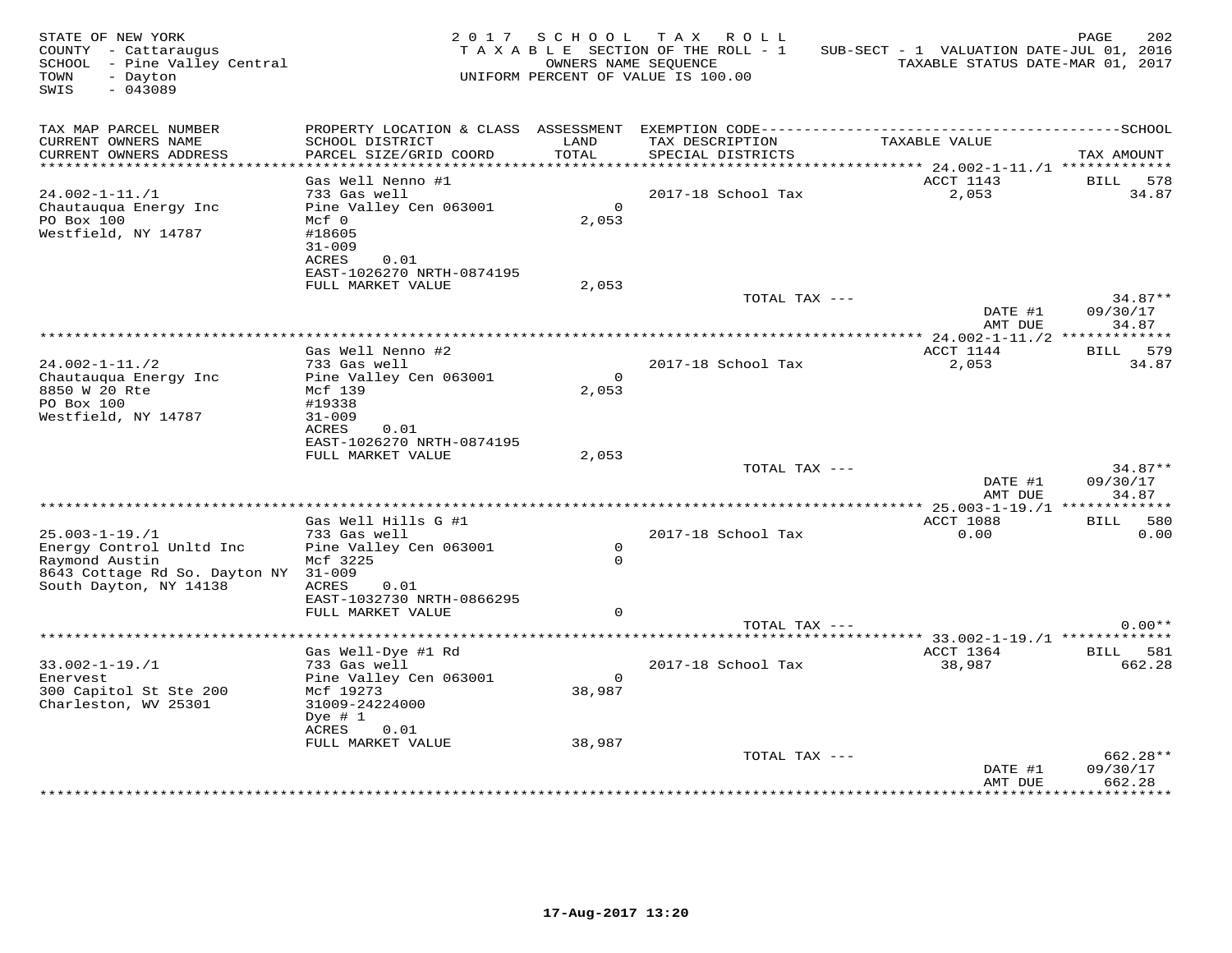STATE OF NEW YORK
COUNTY - Cattaraugus
SCHOOL - Pine Valley Central
TOWN - Dayton
SWIS - 043089

2 0 1 7 S C H O O L T A X R O L L
T A X A B L E SECTION OF THE ROLL - 1
OWNERS NAME SEQUENCE
UNIFORM PERCENT OF VALUE IS 100.00

SUB-SECT - 1 VALUATION DATE-JUL 01, 2016
TAXABLE STATUS DATE-MAR 01, 2017

| TAX MAP PARCEL NUMBER / CURRENT OWNERS NAME / CURRENT OWNERS ADDRESS | PROPERTY LOCATION & CLASS / SCHOOL DISTRICT / PARCEL SIZE/GRID COORD | ASSESSMENT LAND / TOTAL | EXEMPTION CODE / TAX DESCRIPTION / SPECIAL DISTRICTS | TAXABLE VALUE | TAX AMOUNT |
|---|---|---|---|---|---|
| 24.002-1-11./1 | Gas Well Nenno #1 | | | ACCT 1143 | BILL 578 |
| Chautauqua Energy Inc | 733 Gas well | | 2017-18 School Tax | 2,053 | 34.87 |
| PO Box 100 | Pine Valley Cen 063001 | 0 | | | |
| Westfield, NY 14787 | Mcf 0 | 2,053 | | | |
| | #18605 | | | | |
| | 31-009 | | | | |
| | ACRES 0.01 | | | | |
| | EAST-1026270 NRTH-0874195 | | | | |
| | FULL MARKET VALUE | 2,053 | | | |
| | | | TOTAL TAX --- | | 34.87** |
| | | | | DATE #1 | 09/30/17 |
| | | | | AMT DUE | 34.87 |
| 24.002-1-11./2 | Gas Well Nenno #2 | | | ACCT 1144 | BILL 579 |
| Chautauqua Energy Inc | 733 Gas well | | 2017-18 School Tax | 2,053 | 34.87 |
| 8850 W 20 Rte | Pine Valley Cen 063001 | 0 | | | |
| PO Box 100 | Mcf 139 | 2,053 | | | |
| Westfield, NY 14787 | #19338 | | | | |
| | 31-009 | | | | |
| | ACRES 0.01 | | | | |
| | EAST-1026270 NRTH-0874195 | | | | |
| | FULL MARKET VALUE | 2,053 | | | |
| | | | TOTAL TAX --- | | 34.87** |
| | | | | DATE #1 | 09/30/17 |
| | | | | AMT DUE | 34.87 |
| 25.003-1-19./1 | Gas Well Hills G #1 | | | ACCT 1088 | BILL 580 |
| Energy Control Unltd Inc | 733 Gas well | | 2017-18 School Tax | 0.00 | 0.00 |
| Raymond Austin | Pine Valley Cen 063001 | 0 | | | |
| 8643 Cottage Rd So. Dayton NY | Mcf 3225 | 0 | | | |
| South Dayton, NY 14138 | 31-009 | | | | |
| | ACRES 0.01 | | | | |
| | EAST-1032730 NRTH-0866295 | | | | |
| | FULL MARKET VALUE | 0 | | | |
| | | | TOTAL TAX --- | | 0.00** |
| 33.002-1-19./1 | Gas Well-Dye #1 Rd | | | ACCT 1364 | BILL 581 |
| Enervest | 733 Gas well | | 2017-18 School Tax | 38,987 | 662.28 |
| 300 Capitol St Ste 200 | Pine Valley Cen 063001 | 0 | | | |
| Charleston, WV 25301 | Mcf 19273 | 38,987 | | | |
| | 31009-24224000 | | | | |
| | Dye # 1 | | | | |
| | ACRES 0.01 | | | | |
| | FULL MARKET VALUE | 38,987 | | | |
| | | | TOTAL TAX --- | | 662.28** |
| | | | | DATE #1 | 09/30/17 |
| | | | | AMT DUE | 662.28 |

17-Aug-2017 13:20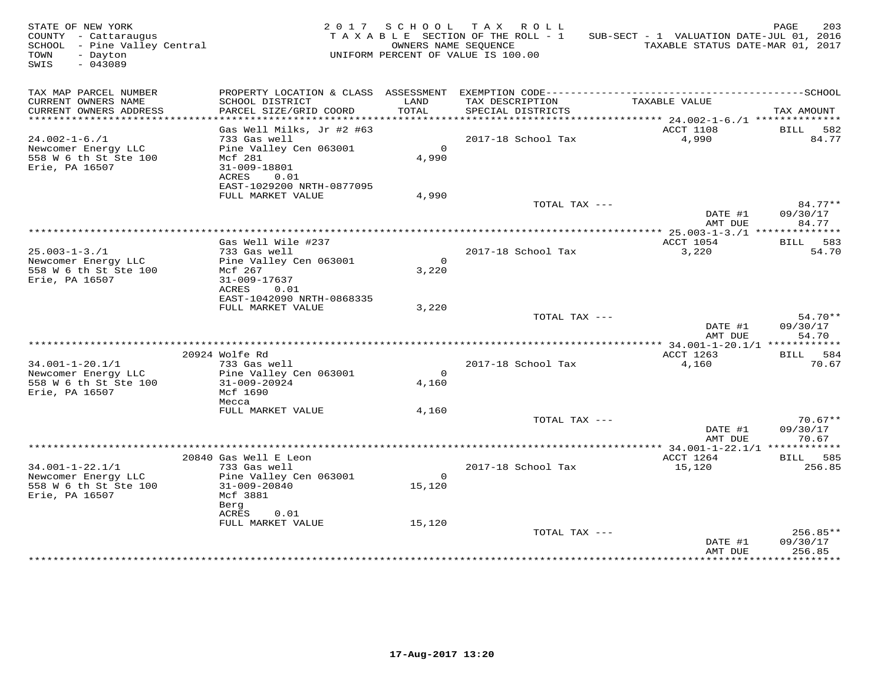STATE OF NEW YORK
COUNTY - Cattaraugus
SCHOOL - Pine Valley Central
TOWN - Dayton
SWIS - 043089

2017 SCHOOL TAX ROLL
TAXABLE SECTION OF THE ROLL - 1
OWNERS NAME SEQUENCE
UNIFORM PERCENT OF VALUE IS 100.00

SUB-SECT - 1 VALUATION DATE-JUL 01, 2016
TAXABLE STATUS DATE-MAR 01, 2017

| TAX MAP PARCEL NUMBER<br>CURRENT OWNERS NAME<br>CURRENT OWNERS ADDRESS | PROPERTY LOCATION & CLASS<br>SCHOOL DISTRICT<br>PARCEL SIZE/GRID COORD | ASSESSMENT<br>LAND<br>TOTAL | EXEMPTION CODE<br>TAX DESCRIPTION<br>SPECIAL DISTRICTS | TAXABLE VALUE | SCHOOL<br>TAX AMOUNT |
|---|---|---|---|---|---|
| 24.002-1-6./1 | Gas Well Milks, Jr #2 #63 | | | ACCT 1108 | BILL 582 |
| Newcomer Energy LLC | 733 Gas well | | 2017-18 School Tax | 4,990 | 84.77 |
| 558 W 6 th St Ste 100 | Pine Valley Cen 063001 | 0 | | | |
| Erie, PA 16507 | Mcf 281 | 4,990 | | | |
| | 31-009-18801 | | | | |
| | ACRES 0.01 | | | | |
| | EAST-1029200 NRTH-0877095 | | | | |
| | FULL MARKET VALUE | 4,990 | | | |
| | | | TOTAL TAX --- | | 84.77** |
| | | | | DATE #1 | 09/30/17 |
| | | | | AMT DUE | 84.77 |
| 25.003-1-3./1 | Gas Well Wile #237 | | | ACCT 1054 | BILL 583 |
| Newcomer Energy LLC | 733 Gas well | | 2017-18 School Tax | 3,220 | 54.70 |
| 558 W 6 th St Ste 100 | Pine Valley Cen 063001 | 0 | | | |
| Erie, PA 16507 | Mcf 267 | 3,220 | | | |
| | 31-009-17637 | | | | |
| | ACRES 0.01 | | | | |
| | EAST-1042090 NRTH-0868335 | | | | |
| | FULL MARKET VALUE | 3,220 | | | |
| | | | TOTAL TAX --- | | 54.70** |
| | | | | DATE #1 | 09/30/17 |
| | | | | AMT DUE | 54.70 |
| 34.001-1-20.1/1 | 20924 Wolfe Rd | | | ACCT 1263 | BILL 584 |
| Newcomer Energy LLC | 733 Gas well | | 2017-18 School Tax | 4,160 | 70.67 |
| 558 W 6 th St Ste 100 | Pine Valley Cen 063001 | 0 | | | |
| Erie, PA 16507 | 31-009-20924 | 4,160 | | | |
| | Mcf 1690 | | | | |
| | Mecca | | | | |
| | FULL MARKET VALUE | 4,160 | | | |
| | | | TOTAL TAX --- | | 70.67** |
| | | | | DATE #1 | 09/30/17 |
| | | | | AMT DUE | 70.67 |
| 34.001-1-22.1/1 | 20840 Gas Well E Leon | | | ACCT 1264 | BILL 585 |
| Newcomer Energy LLC | 733 Gas well | | 2017-18 School Tax | 15,120 | 256.85 |
| 558 W 6 th St Ste 100 | Pine Valley Cen 063001 | 0 | | | |
| Erie, PA 16507 | 31-009-20840 | 15,120 | | | |
| | Mcf 3881 | | | | |
| | Berg | | | | |
| | ACRES 0.01 | | | | |
| | FULL MARKET VALUE | 15,120 | | | |
| | | | TOTAL TAX --- | | 256.85** |
| | | | | DATE #1 | 09/30/17 |
| | | | | AMT DUE | 256.85 |

17-Aug-2017 13:20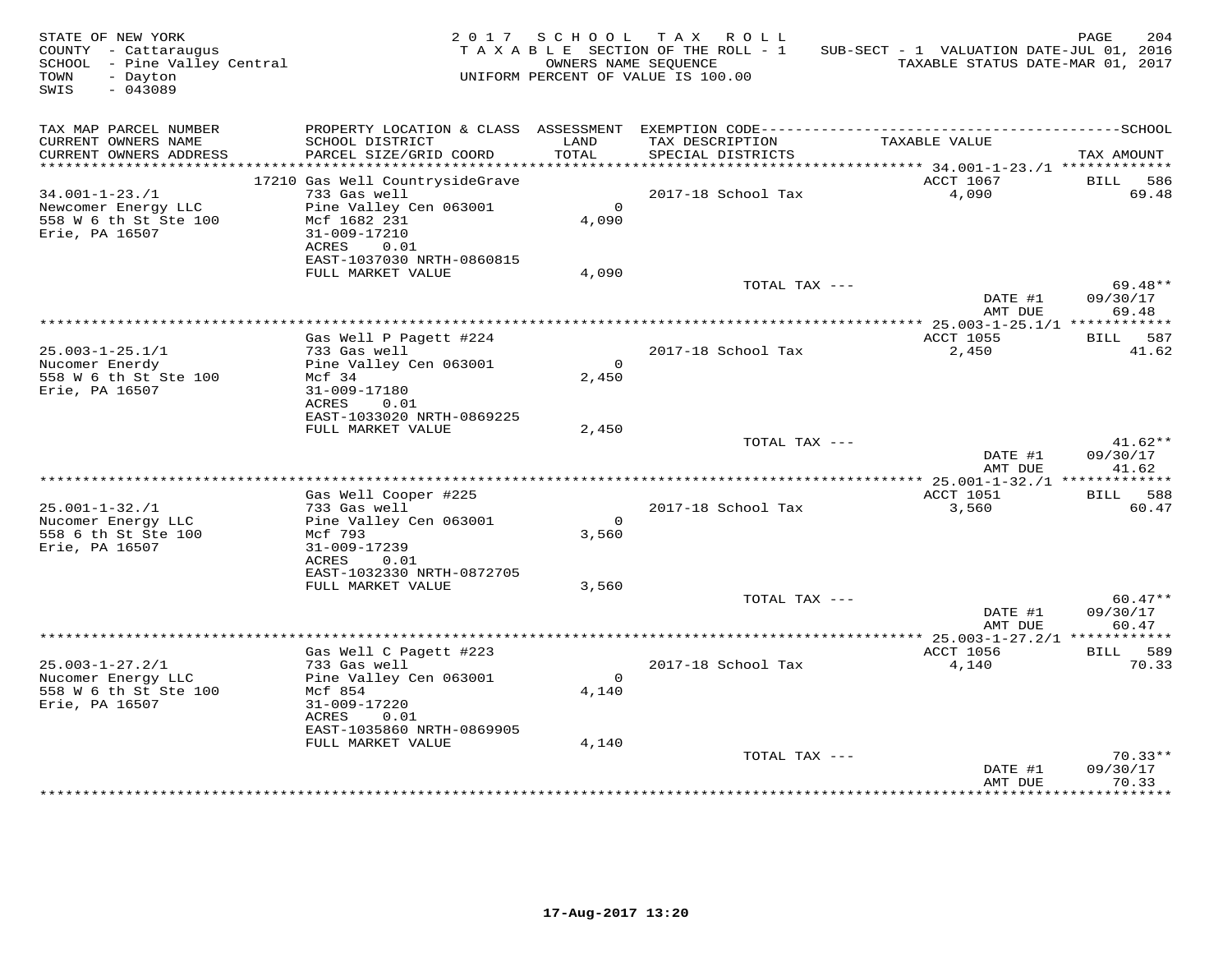STATE OF NEW YORK
COUNTY - Cattaraugus
SCHOOL - Pine Valley Central
TOWN - Dayton
SWIS - 043089

2017 SCHOOL TAX ROLL
TAXABLE SECTION OF THE ROLL - 1
OWNERS NAME SEQUENCE
UNIFORM PERCENT OF VALUE IS 100.00

SUB-SECT - 1 VALUATION DATE-JUL 01, 2016
TAXABLE STATUS DATE-MAR 01, 2017

| TAX MAP PARCEL NUMBER / CURRENT OWNERS NAME / CURRENT OWNERS ADDRESS | PROPERTY LOCATION & CLASS / SCHOOL DISTRICT / PARCEL SIZE/GRID COORD | ASSESSMENT LAND / TOTAL | EXEMPTION CODE / TAX DESCRIPTION / SPECIAL DISTRICTS | TAXABLE VALUE | TAX AMOUNT |
|---|---|---|---|---|---|
| **34.001-1-23./1** | 17210 Gas Well CountrysideGrave | | | ACCT 1067 | BILL 586 |
| 34.001-1-23./1 | 733 Gas well | | 2017-18 School Tax | 4,090 | 69.48 |
| Newcomer Energy LLC | Pine Valley Cen 063001 | 0 | | | |
| 558 W 6 th St Ste 100 | Mcf 1682 231 | 4,090 | | | |
| Erie, PA 16507 | 31-009-17210 | | | | |
| | ACRES 0.01 | | | | |
| | EAST-1037030 NRTH-0860815 | | | | |
| | FULL MARKET VALUE | 4,090 | | | |
| | | | TOTAL TAX --- | | 69.48** |
| | | | | DATE #1 | 09/30/17 |
| | | | | AMT DUE | 69.48 |
| **25.003-1-25.1/1** | Gas Well P Pagett #224 | | | ACCT 1055 | BILL 587 |
| 25.003-1-25.1/1 | 733 Gas well | | 2017-18 School Tax | 2,450 | 41.62 |
| Nucomer Enerdy | Pine Valley Cen 063001 | 0 | | | |
| 558 W 6 th St Ste 100 | Mcf 34 | 2,450 | | | |
| Erie, PA 16507 | 31-009-17180 | | | | |
| | ACRES 0.01 | | | | |
| | EAST-1033020 NRTH-0869225 | | | | |
| | FULL MARKET VALUE | 2,450 | | | |
| | | | TOTAL TAX --- | | 41.62** |
| | | | | DATE #1 | 09/30/17 |
| | | | | AMT DUE | 41.62 |
| **25.001-1-32./1** | Gas Well Cooper #225 | | | ACCT 1051 | BILL 588 |
| 25.001-1-32./1 | 733 Gas well | | 2017-18 School Tax | 3,560 | 60.47 |
| Nucomer Energy LLC | Pine Valley Cen 063001 | 0 | | | |
| 558 6 th St Ste 100 | Mcf 793 | 3,560 | | | |
| Erie, PA 16507 | 31-009-17239 | | | | |
| | ACRES 0.01 | | | | |
| | EAST-1032330 NRTH-0872705 | | | | |
| | FULL MARKET VALUE | 3,560 | | | |
| | | | TOTAL TAX --- | | 60.47** |
| | | | | DATE #1 | 09/30/17 |
| | | | | AMT DUE | 60.47 |
| **25.003-1-27.2/1** | Gas Well C Pagett #223 | | | ACCT 1056 | BILL 589 |
| 25.003-1-27.2/1 | 733 Gas well | | 2017-18 School Tax | 4,140 | 70.33 |
| Nucomer Energy LLC | Pine Valley Cen 063001 | 0 | | | |
| 558 W 6 th St Ste 100 | Mcf 854 | 4,140 | | | |
| Erie, PA 16507 | 31-009-17220 | | | | |
| | ACRES 0.01 | | | | |
| | EAST-1035860 NRTH-0869905 | | | | |
| | FULL MARKET VALUE | 4,140 | | | |
| | | | TOTAL TAX --- | | 70.33** |
| | | | | DATE #1 | 09/30/17 |
| | | | | AMT DUE | 70.33 |

17-Aug-2017 13:20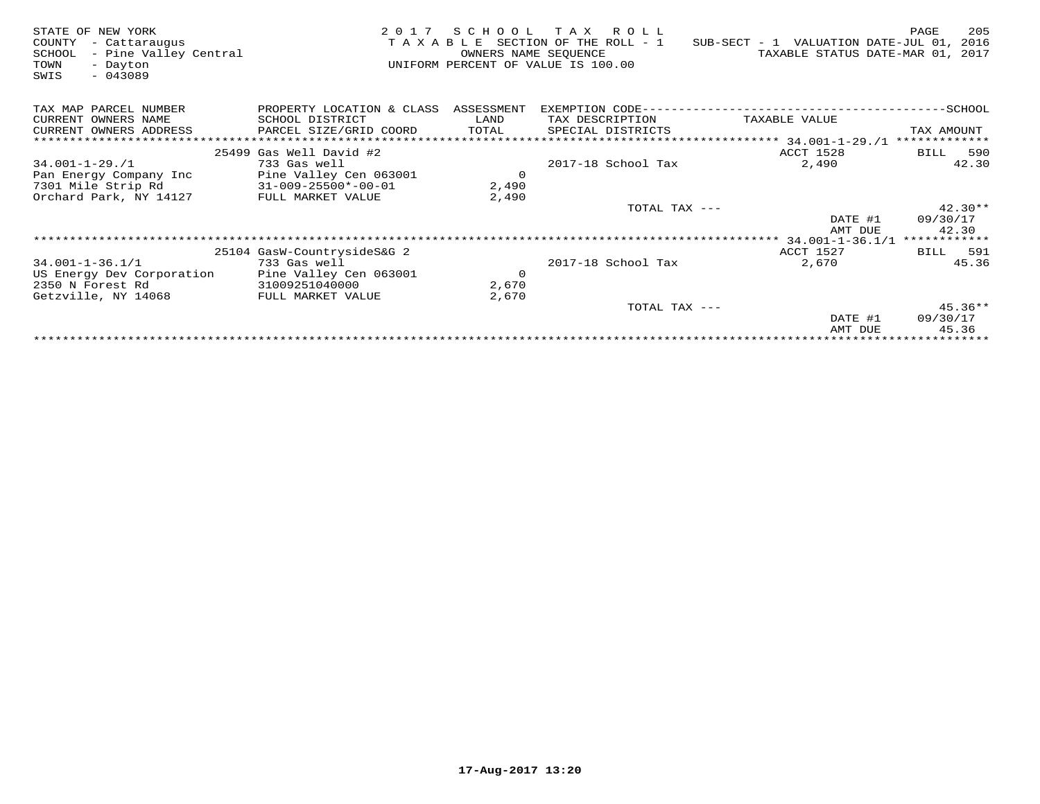STATE OF NEW YORK
COUNTY - Cattaraugus
SCHOOL - Pine Valley Central
TOWN - Dayton
SWIS - 043089

2 0 1 7 S C H O O L T A X R O L L
T A X A B L E SECTION OF THE ROLL - 1
OWNERS NAME SEQUENCE
UNIFORM PERCENT OF VALUE IS 100.00

SUB-SECT - 1 VALUATION DATE-JUL 01, 2016
TAXABLE STATUS DATE-MAR 01, 2017

| TAX MAP PARCEL NUMBER<br>CURRENT OWNERS NAME<br>CURRENT OWNERS ADDRESS | PROPERTY LOCATION & CLASS<br>SCHOOL DISTRICT<br>PARCEL SIZE/GRID COORD | ASSESSMENT<br>LAND<br>TOTAL | EXEMPTION CODE-----SCHOOL<br>TAX DESCRIPTION<br>SPECIAL DISTRICTS | TAXABLE VALUE | TAX AMOUNT |
|---|---|---|---|---|---|
| | 25499 Gas Well David #2 | | | ACCT 1528 | BILL 590 |
| 34.001-1-29./1 | 733 Gas well | | 2017-18 School Tax | 2,490 | 42.30 |
| Pan Energy Company Inc | Pine Valley Cen 063001 | 0 | | | |
| 7301 Mile Strip Rd | 31-009-25500*-00-01 | 2,490 | | | |
| Orchard Park, NY 14127 | FULL MARKET VALUE | 2,490 | | | |
| | | | TOTAL TAX --- | | 42.30** |
| | | | | DATE #1 | 09/30/17 |
| | | | | AMT DUE | 42.30 |
| | 25104 GasW-CountrysideS&G 2 | | | ACCT 1527 | BILL 591 |
| 34.001-1-36.1/1 | 733 Gas well | | 2017-18 School Tax | 2,670 | 45.36 |
| US Energy Dev Corporation | Pine Valley Cen 063001 | 0 | | | |
| 2350 N Forest Rd | 31009251040000 | 2,670 | | | |
| Getzville, NY 14068 | FULL MARKET VALUE | 2,670 | | | |
| | | | TOTAL TAX --- | | 45.36** |
| | | | | DATE #1 | 09/30/17 |
| | | | | AMT DUE | 45.36 |

17-Aug-2017 13:20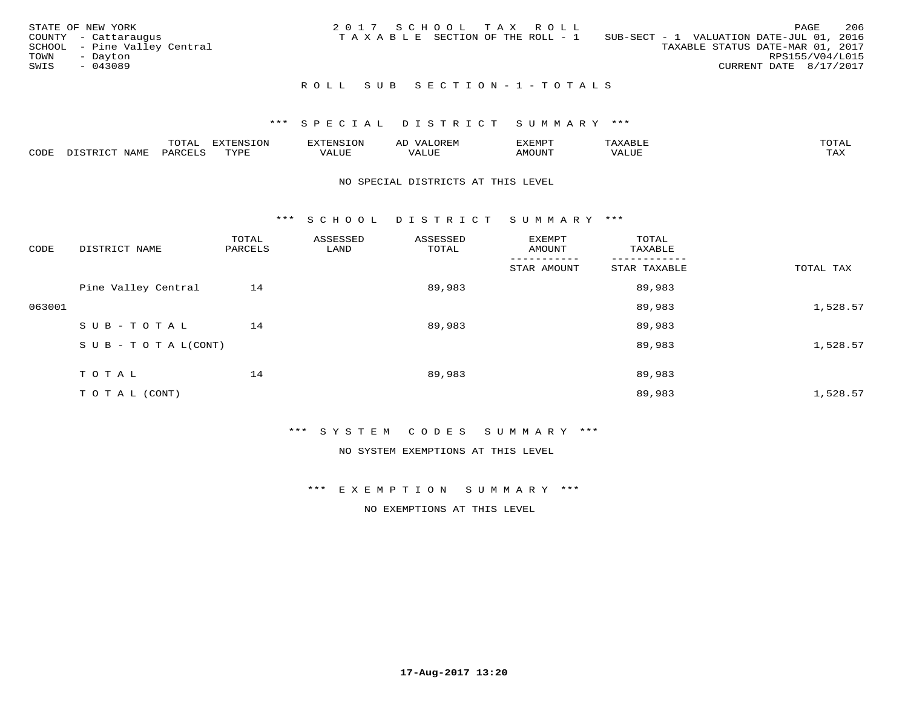STATE OF NEW YORK
COUNTY - Cattaraugus
SCHOOL - Pine Valley Central
TOWN - Dayton
SWIS - 043089

2017 SCHOOL TAX ROLL
TAXABLE SECTION OF THE ROLL - 1

SUB-SECT - 1 VALUATION DATE-JUL 01, 2016
TAXABLE STATUS DATE-MAR 01, 2017
RPS155/V04/L015
CURRENT DATE 8/17/2017

## ROLL SUB SECTION - 1 - TOTALS

### *** SPECIAL DISTRICT SUMMARY ***

| CODE | DISTRICT NAME | TOTAL PARCELS | EXTENSION TYPE | EXTENSION VALUE | AD VALOREM VALUE | EXEMPT AMOUNT | TAXABLE VALUE | TOTAL TAX |
|---|---|---|---|---|---|---|---|---|

NO SPECIAL DISTRICTS AT THIS LEVEL

### *** SCHOOL DISTRICT SUMMARY ***

| CODE | DISTRICT NAME | TOTAL PARCELS | ASSESSED LAND | ASSESSED TOTAL | EXEMPT AMOUNT / STAR AMOUNT | TOTAL TAXABLE / STAR TAXABLE | TOTAL TAX |
|---|---|---|---|---|---|---|---|
| | Pine Valley Central | 14 | | 89,983 | | 89,983 | |
| 063001 | | | | | | 89,983 | 1,528.57 |
| | SUB-TOTAL | 14 | | 89,983 | | 89,983 | |
| | SUB-TOTAL(CONT) | | | | | 89,983 | 1,528.57 |
| | TOTAL | 14 | | 89,983 | | 89,983 | |
| | TOTAL (CONT) | | | | | 89,983 | 1,528.57 |

### *** SYSTEM CODES SUMMARY ***

NO SYSTEM EXEMPTIONS AT THIS LEVEL

### *** EXEMPTION SUMMARY ***

NO EXEMPTIONS AT THIS LEVEL

17-Aug-2017 13:20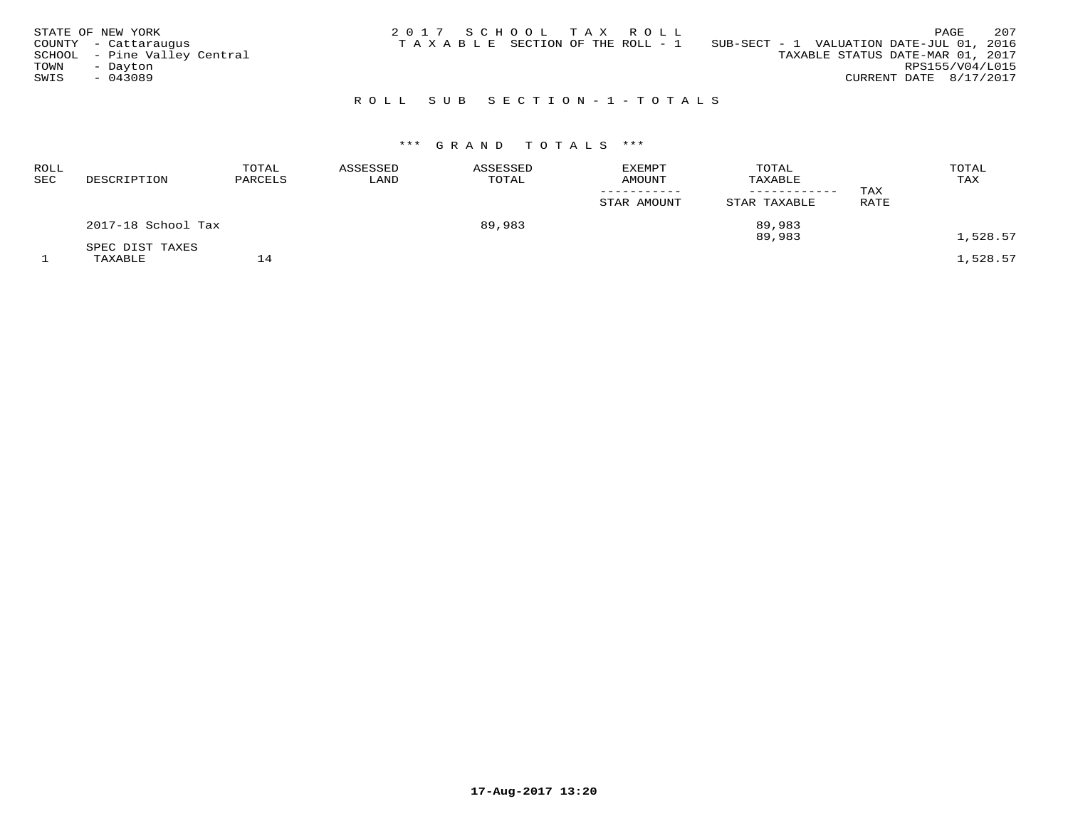STATE OF NEW YORK
COUNTY - Cattaraugus
SCHOOL - Pine Valley Central
TOWN - Dayton
SWIS - 043089

2017 SCHOOL TAX ROLL
TAXABLE SECTION OF THE ROLL - 1

SUB-SECT - 1 VALUATION DATE-JUL 01, 2016
TAXABLE STATUS DATE-MAR 01, 2017
RPS155/V04/L015
CURRENT DATE 8/17/2017

## ROLL SUB SECTION-1-TOTALS

### *** GRAND TOTALS ***

| ROLL SEC | DESCRIPTION | TOTAL PARCELS | ASSESSED LAND | ASSESSED TOTAL | EXEMPT AMOUNT / STAR AMOUNT | TOTAL TAXABLE / STAR TAXABLE | TAX RATE | TOTAL TAX |
|---|---|---|---|---|---|---|---|---|
| | 2017-18 School Tax | | | 89,983 | | 89,983 | | |
| | | | | | | 89,983 | | 1,528.57 |
| | SPEC DIST TAXES | | | | | | | |
| 1 | TAXABLE | 14 | | | | | | 1,528.57 |

17-Aug-2017 13:20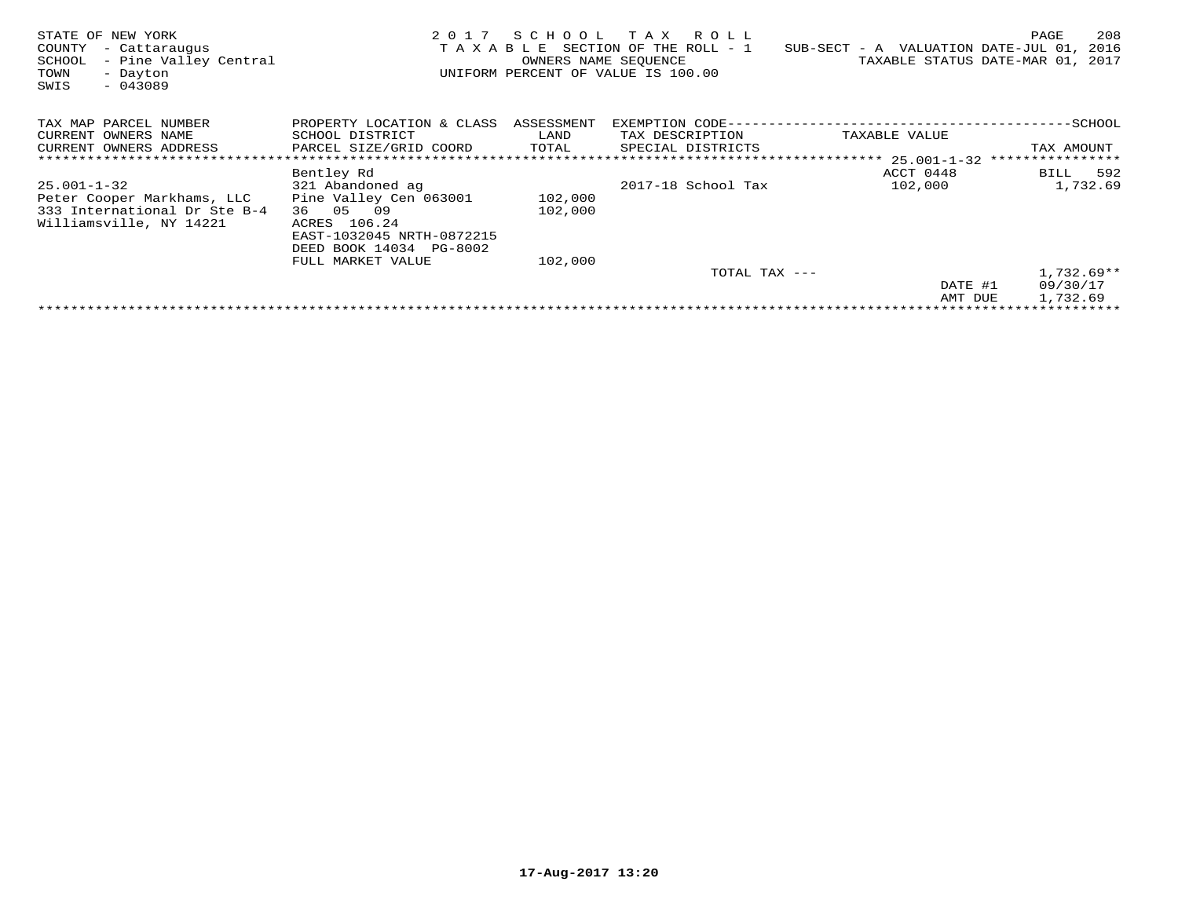STATE OF NEW YORK
COUNTY - Cattaraugus
SCHOOL - Pine Valley Central
TOWN - Dayton
SWIS - 043089

2017 SCHOOL TAX ROLL
TAXABLE SECTION OF THE ROLL - 1
OWNERS NAME SEQUENCE
UNIFORM PERCENT OF VALUE IS 100.00

SUB-SECT - A VALUATION DATE-JUL 01, 2016
TAXABLE STATUS DATE-MAR 01, 2017

| TAX MAP PARCEL NUMBER / CURRENT OWNERS NAME / CURRENT OWNERS ADDRESS | PROPERTY LOCATION & CLASS / SCHOOL DISTRICT / PARCEL SIZE/GRID COORD | ASSESSMENT LAND / TOTAL | EXEMPTION CODE / TAX DESCRIPTION / SPECIAL DISTRICTS | TAXABLE VALUE | TAX AMOUNT |
|---|---|---|---|---|---|
| | | | | 25.001-1-32 | |
| | Bentley Rd | | | ACCT 0448 | BILL 592 |
| 25.001-1-32 | 321 Abandoned ag | | 2017-18 School Tax | 102,000 | 1,732.69 |
| Peter Cooper Markhams, LLC | Pine Valley Cen 063001 | 102,000 | | | |
| 333 International Dr Ste B-4 | 36 05 09 | 102,000 | | | |
| Williamsville, NY 14221 | ACRES 106.24 | | | | |
| | EAST-1032045 NRTH-0872215 | | | | |
| | DEED BOOK 14034 PG-8002 | | | | |
| | FULL MARKET VALUE | 102,000 | | | |
| | | | TOTAL TAX --- | | 1,732.69** |
| | | | | DATE #1 | 09/30/17 |
| | | | | AMT DUE | 1,732.69 |

17-Aug-2017 13:20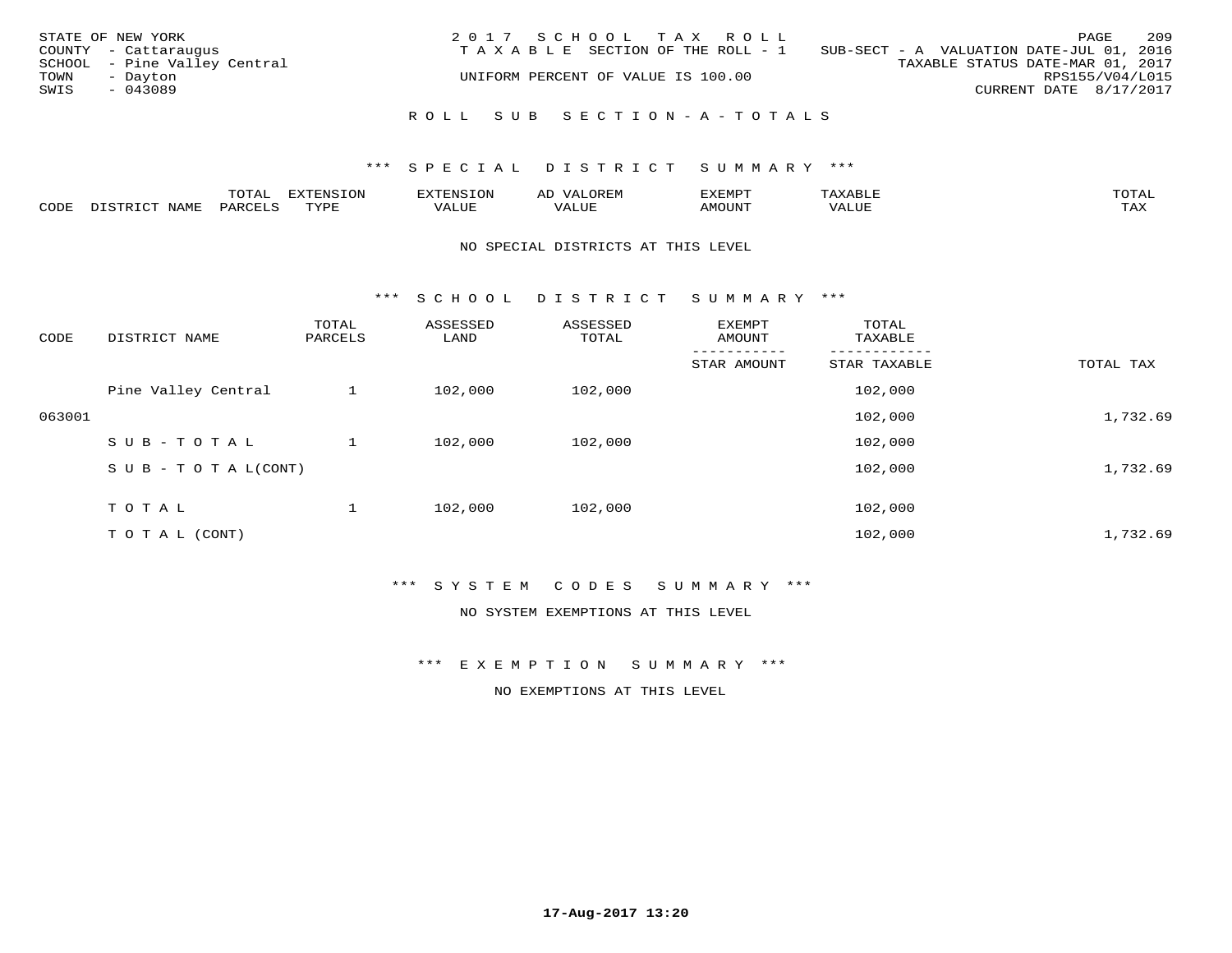STATE OF NEW YORK
COUNTY - Cattaraugus
SCHOOL - Pine Valley Central
TOWN - Dayton
SWIS - 043089

2 0 1 7 S C H O O L T A X R O L L
T A X A B L E SECTION OF THE ROLL - 1
UNIFORM PERCENT OF VALUE IS 100.00

SUB-SECT - A VALUATION DATE-JUL 01, 2016
TAXABLE STATUS DATE-MAR 01, 2017
RPS155/V04/L015
CURRENT DATE 8/17/2017

## R O L L S U B S E C T I O N - A - T O T A L S

### *** S P E C I A L D I S T R I C T S U M M A R Y ***

| CODE | DISTRICT NAME | TOTAL PARCELS | EXTENSION TYPE | EXTENSION VALUE | AD VALOREM VALUE | EXEMPT AMOUNT | TAXABLE VALUE | TOTAL TAX |
|---|---|---|---|---|---|---|---|---|

NO SPECIAL DISTRICTS AT THIS LEVEL

### *** S C H O O L D I S T R I C T S U M M A R Y ***

| CODE | DISTRICT NAME | TOTAL PARCELS | ASSESSED LAND | ASSESSED TOTAL | EXEMPT AMOUNT / STAR AMOUNT | TOTAL TAXABLE / STAR TAXABLE | TOTAL TAX |
|---|---|---|---|---|---|---|---|
| | Pine Valley Central | 1 | 102,000 | 102,000 | | 102,000 | |
| 063001 | | | | | | 102,000 | 1,732.69 |
| | S U B - T O T A L | 1 | 102,000 | 102,000 | | 102,000 | |
| | S U B - T O T A L(CONT) | | | | | 102,000 | 1,732.69 |
| | T O T A L | 1 | 102,000 | 102,000 | | 102,000 | |
| | T O T A L (CONT) | | | | | 102,000 | 1,732.69 |

### *** S Y S T E M C O D E S S U M M A R Y ***

NO SYSTEM EXEMPTIONS AT THIS LEVEL

### *** E X E M P T I O N S U M M A R Y ***

NO EXEMPTIONS AT THIS LEVEL

17-Aug-2017 13:20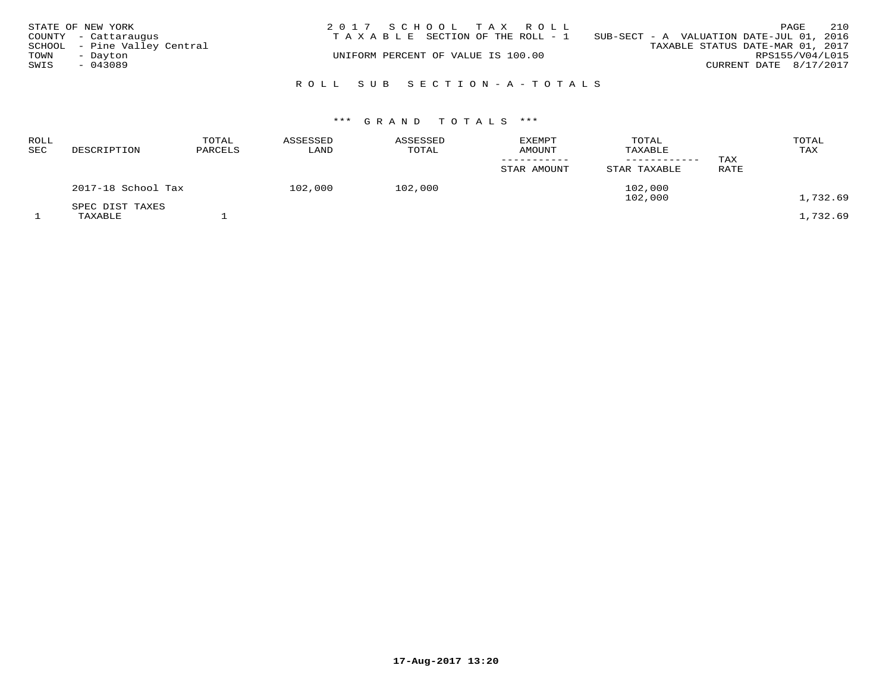STATE OF NEW YORK
COUNTY - Cattaraugus
SCHOOL - Pine Valley Central
TOWN - Dayton
SWIS - 043089

2017 SCHOOL TAX ROLL
TAXABLE SECTION OF THE ROLL - 1
UNIFORM PERCENT OF VALUE IS 100.00

SUB-SECT - A VALUATION DATE-JUL 01, 2016
TAXABLE STATUS DATE-MAR 01, 2017
RPS155/V04/L015
CURRENT DATE 8/17/2017

## ROLL SUB SECTION-A-TOTALS

### *** GRAND TOTALS ***

| ROLL SEC | DESCRIPTION | TOTAL PARCELS | ASSESSED LAND | ASSESSED TOTAL | EXEMPT AMOUNT / STAR AMOUNT | TOTAL TAXABLE / STAR TAXABLE | TAX RATE | TOTAL TAX |
|---|---|---|---|---|---|---|---|---|
| | 2017-18 School Tax | | 102,000 | 102,000 | | 102,000 | | |
| | | | | | | 102,000 | | 1,732.69 |
| | SPEC DIST TAXES | | | | | | | |
| 1 | TAXABLE | 1 | | | | | | 1,732.69 |

17-Aug-2017 13:20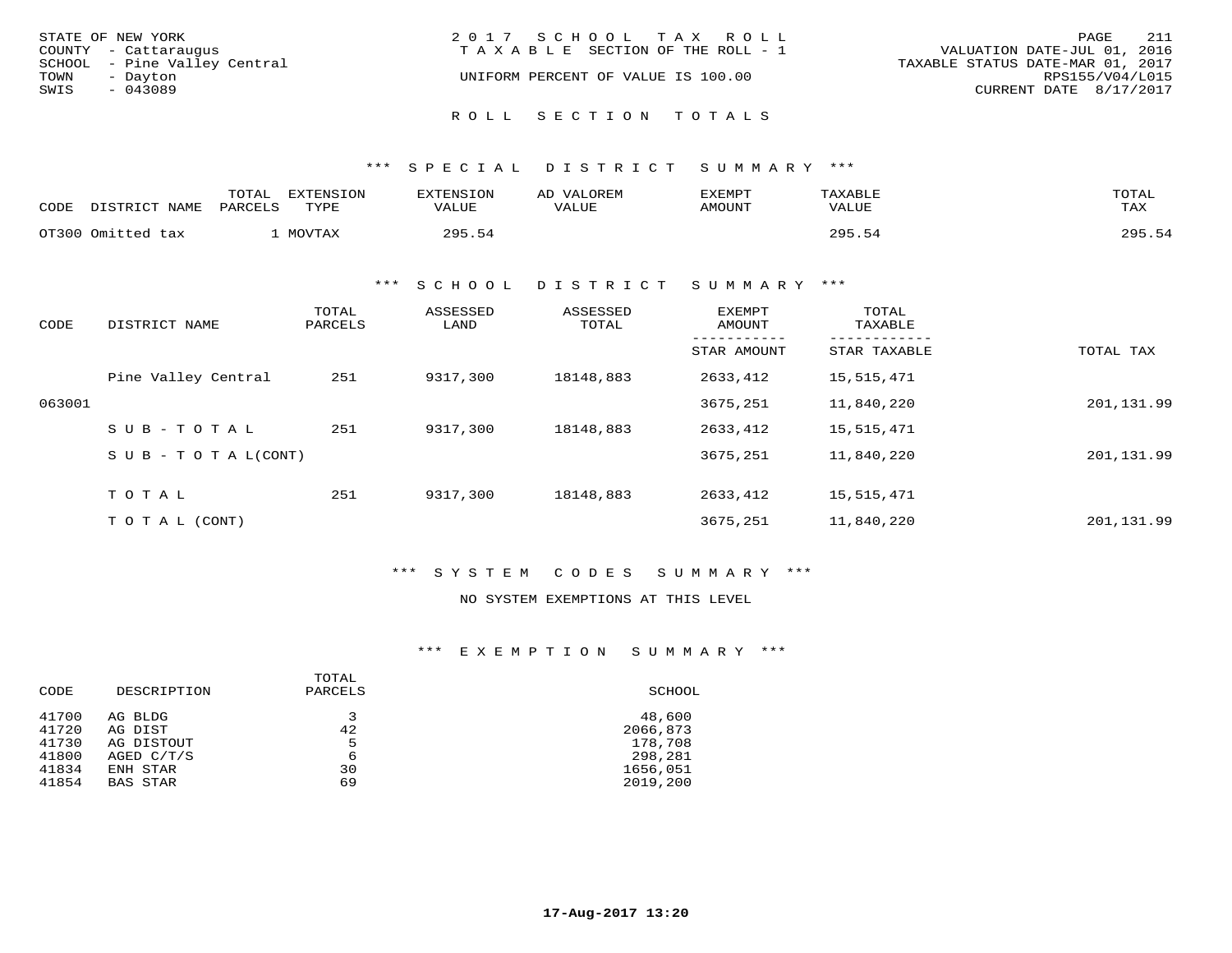STATE OF NEW YORK
COUNTY - Cattaraugus
SCHOOL - Pine Valley Central
TOWN - Dayton
SWIS - 043089

2017 SCHOOL TAX ROLL
TAXABLE SECTION OF THE ROLL - 1
UNIFORM PERCENT OF VALUE IS 100.00

VALUATION DATE-JUL 01, 2016
TAXABLE STATUS DATE-MAR 01, 2017
RPS155/V04/L015
CURRENT DATE 8/17/2017

## ROLL SECTION TOTALS

### *** SPECIAL DISTRICT SUMMARY ***

| CODE | DISTRICT NAME | TOTAL PARCELS | EXTENSION TYPE | EXTENSION VALUE | AD VALOREM VALUE | EXEMPT AMOUNT | TAXABLE VALUE | TOTAL TAX |
|---|---|---|---|---|---|---|---|---|
| OT300 | Omitted tax | 1 | MOVTAX | 295.54 | | | 295.54 | 295.54 |

### *** SCHOOL DISTRICT SUMMARY ***

| CODE | DISTRICT NAME | TOTAL PARCELS | ASSESSED LAND | ASSESSED TOTAL | EXEMPT AMOUNT / STAR AMOUNT | TOTAL TAXABLE / STAR TAXABLE | TOTAL TAX |
|---|---|---|---|---|---|---|---|
| | Pine Valley Central | 251 | 9317,300 | 18148,883 | 2633,412 | 15,515,471 | |
| 063001 | | | | | 3675,251 | 11,840,220 | 201,131.99 |
| | SUB-TOTAL | 251 | 9317,300 | 18148,883 | 2633,412 | 15,515,471 | |
| | SUB-TOTAL(CONT) | | | | 3675,251 | 11,840,220 | 201,131.99 |
| | TOTAL | 251 | 9317,300 | 18148,883 | 2633,412 | 15,515,471 | |
| | TOTAL (CONT) | | | | 3675,251 | 11,840,220 | 201,131.99 |

### *** SYSTEM CODES SUMMARY ***

NO SYSTEM EXEMPTIONS AT THIS LEVEL

### *** EXEMPTION SUMMARY ***

| CODE | DESCRIPTION | TOTAL PARCELS | SCHOOL |
|---|---|---|---|
| 41700 | AG BLDG | 3 | 48,600 |
| 41720 | AG DIST | 42 | 2066,873 |
| 41730 | AG DISTOUT | 5 | 178,708 |
| 41800 | AGED C/T/S | 6 | 298,281 |
| 41834 | ENH STAR | 30 | 1656,051 |
| 41854 | BAS STAR | 69 | 2019,200 |

17-Aug-2017 13:20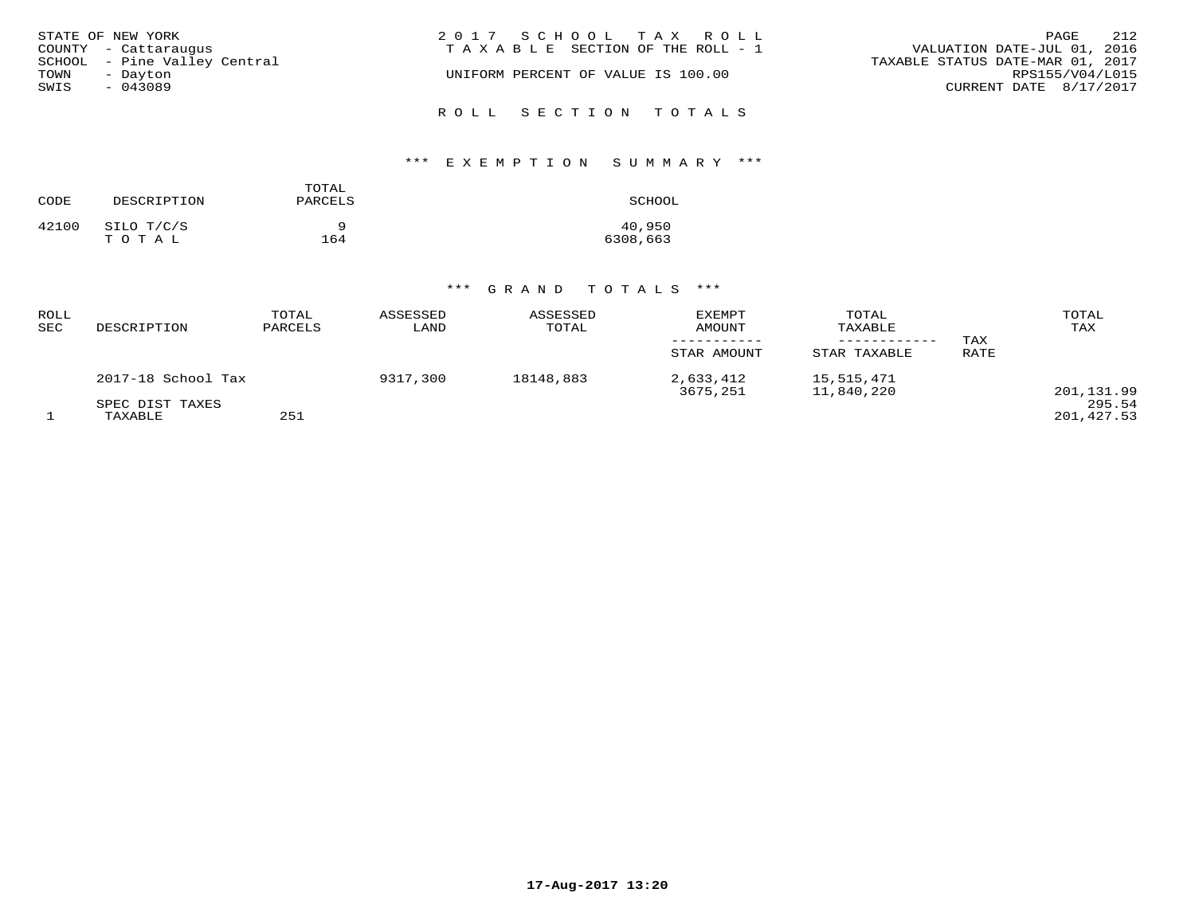STATE OF NEW YORK
COUNTY - Cattaraugus
SCHOOL - Pine Valley Central
TOWN - Dayton
SWIS - 043089

2017 SCHOOL TAX ROLL
TAXABLE SECTION OF THE ROLL - 1
UNIFORM PERCENT OF VALUE IS 100.00

VALUATION DATE-JUL 01, 2016
TAXABLE STATUS DATE-MAR 01, 2017
RPS155/V04/L015
CURRENT DATE 8/17/2017

## ROLL SECTION TOTALS

### *** EXEMPTION SUMMARY ***

| CODE | DESCRIPTION | TOTAL PARCELS | SCHOOL |
|---|---|---|---|
| 42100 | SILO T/C/S | 9 | 40,950 |
| | T O T A L | 164 | 6308,663 |

### *** GRAND TOTALS ***

| ROLL SEC | DESCRIPTION | TOTAL PARCELS | ASSESSED LAND | ASSESSED TOTAL | EXEMPT AMOUNT / STAR AMOUNT | TOTAL TAXABLE / STAR TAXABLE | TAX RATE | TOTAL TAX |
|---|---|---|---|---|---|---|---|---|
| | 2017-18 School Tax | | 9317,300 | 18148,883 | 2,633,412 | 15,515,471 | | |
| | | | | | 3675,251 | 11,840,220 | | 201,131.99 |
| | SPEC DIST TAXES | | | | | | | 295.54 |
| 1 | TAXABLE | 251 | | | | | | 201,427.53 |

17-Aug-2017 13:20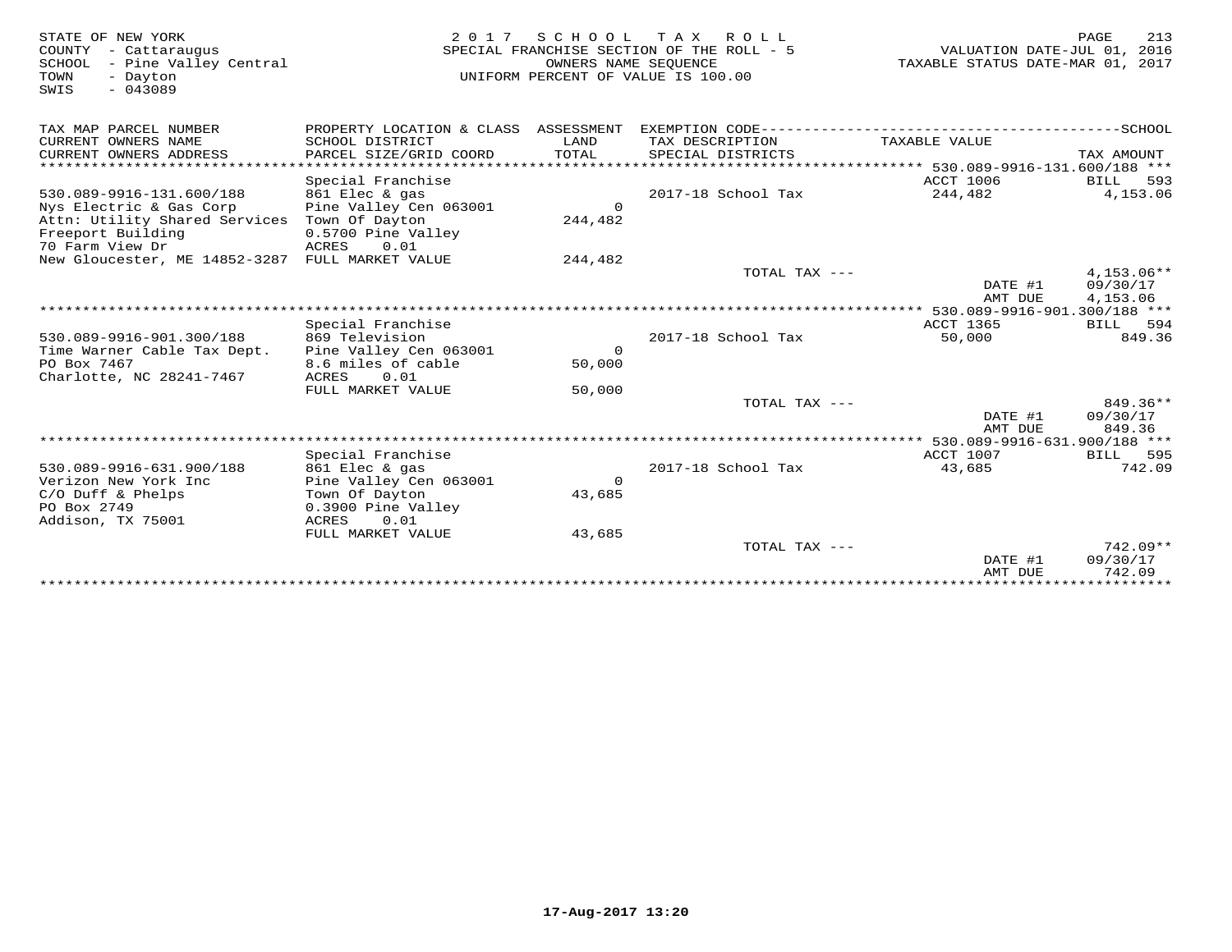STATE OF NEW YORK
COUNTY - Cattaraugus
SCHOOL - Pine Valley Central
TOWN - Dayton
SWIS - 043089

2 0 1 7 S C H O O L T A X R O L L
SPECIAL FRANCHISE SECTION OF THE ROLL - 5
OWNERS NAME SEQUENCE
UNIFORM PERCENT OF VALUE IS 100.00

VALUATION DATE-JUL 01, 2016
TAXABLE STATUS DATE-MAR 01, 2017

| TAX MAP PARCEL NUMBER<br>CURRENT OWNERS NAME<br>CURRENT OWNERS ADDRESS | PROPERTY LOCATION & CLASS<br>SCHOOL DISTRICT<br>PARCEL SIZE/GRID COORD | ASSESSMENT<br>LAND<br>TOTAL | EXEMPTION CODE<br>TAX DESCRIPTION<br>SPECIAL DISTRICTS | TAXABLE VALUE | SCHOOL<br><br>TAX AMOUNT |
|---|---|---|---|---|---|
| **530.089-9916-131.600/188** | | | | | |
| | Special Franchise | | | ACCT 1006 | BILL 593 |
| 530.089-9916-131.600/188 | 861 Elec & gas | | | | |
| Nys Electric & Gas Corp | Pine Valley Cen 063001 | 0 | 2017-18 School Tax | 244,482 | 4,153.06 |
| Attn: Utility Shared Services | Town Of Dayton | 244,482 | | | |
| Freeport Building | 0.5700 Pine Valley | | | | |
| 70 Farm View Dr | ACRES 0.01 | | | | |
| New Gloucester, ME 14852-3287 | FULL MARKET VALUE | 244,482 | | | |
| | | | TOTAL TAX --- | | 4,153.06** |
| | | | | DATE #1 | 09/30/17 |
| | | | | AMT DUE | 4,153.06 |
| **530.089-9916-901.300/188** | | | | | |
| | Special Franchise | | | ACCT 1365 | BILL 594 |
| 530.089-9916-901.300/188 | 869 Television | | | | |
| Time Warner Cable Tax Dept. | Pine Valley Cen 063001 | 0 | 2017-18 School Tax | 50,000 | 849.36 |
| PO Box 7467 | 8.6 miles of cable | 50,000 | | | |
| Charlotte, NC 28241-7467 | ACRES 0.01 | | | | |
| | FULL MARKET VALUE | 50,000 | | | |
| | | | TOTAL TAX --- | | 849.36** |
| | | | | DATE #1 | 09/30/17 |
| | | | | AMT DUE | 849.36 |
| **530.089-9916-631.900/188** | | | | | |
| | Special Franchise | | | ACCT 1007 | BILL 595 |
| 530.089-9916-631.900/188 | 861 Elec & gas | | | | |
| Verizon New York Inc | Pine Valley Cen 063001 | 0 | 2017-18 School Tax | 43,685 | 742.09 |
| C/O Duff & Phelps | Town Of Dayton | 43,685 | | | |
| PO Box 2749 | 0.3900 Pine Valley | | | | |
| Addison, TX 75001 | ACRES 0.01 | | | | |
| | FULL MARKET VALUE | 43,685 | | | |
| | | | TOTAL TAX --- | | 742.09** |
| | | | | DATE #1 | 09/30/17 |
| | | | | AMT DUE | 742.09 |

17-Aug-2017 13:20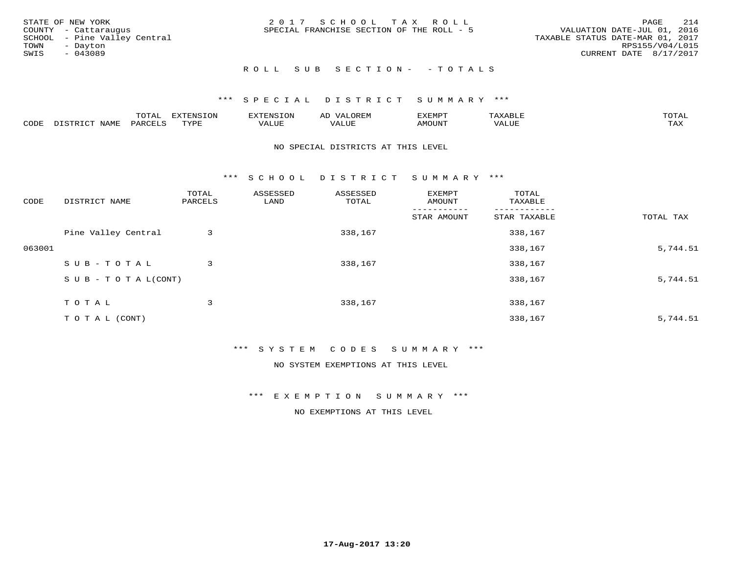STATE OF NEW YORK
COUNTY - Cattaraugus
SCHOOL - Pine Valley Central
TOWN - Dayton
SWIS - 043089

2 0 1 7 S C H O O L T A X R O L L
SPECIAL FRANCHISE SECTION OF THE ROLL - 5

VALUATION DATE-JUL 01, 2016
TAXABLE STATUS DATE-MAR 01, 2017
RPS155/V04/L015
CURRENT DATE 8/17/2017

R O L L S U B S E C T I O N - - T O T A L S

*** S P E C I A L D I S T R I C T S U M M A R Y ***

| CODE | DISTRICT NAME | TOTAL PARCELS | EXTENSION TYPE | EXTENSION VALUE | AD VALOREM VALUE | EXEMPT AMOUNT | TAXABLE VALUE | TOTAL TAX |
|---|---|---|---|---|---|---|---|---|

NO SPECIAL DISTRICTS AT THIS LEVEL

*** S C H O O L D I S T R I C T S U M M A R Y ***

| CODE | DISTRICT NAME | TOTAL PARCELS | ASSESSED LAND | ASSESSED TOTAL | EXEMPT AMOUNT / STAR AMOUNT | TOTAL TAXABLE / STAR TAXABLE | TOTAL TAX |
|---|---|---|---|---|---|---|---|
| | Pine Valley Central | 3 | | 338,167 | | 338,167 | |
| 063001 | | | | | | 338,167 | 5,744.51 |
| | S U B - T O T A L | 3 | | 338,167 | | 338,167 | |
| | S U B - T O T A L(CONT) | | | | | 338,167 | 5,744.51 |
| | T O T A L | 3 | | 338,167 | | 338,167 | |
| | T O T A L (CONT) | | | | | 338,167 | 5,744.51 |

*** S Y S T E M C O D E S S U M M A R Y ***

NO SYSTEM EXEMPTIONS AT THIS LEVEL

*** E X E M P T I O N S U M M A R Y ***

NO EXEMPTIONS AT THIS LEVEL

17-Aug-2017 13:20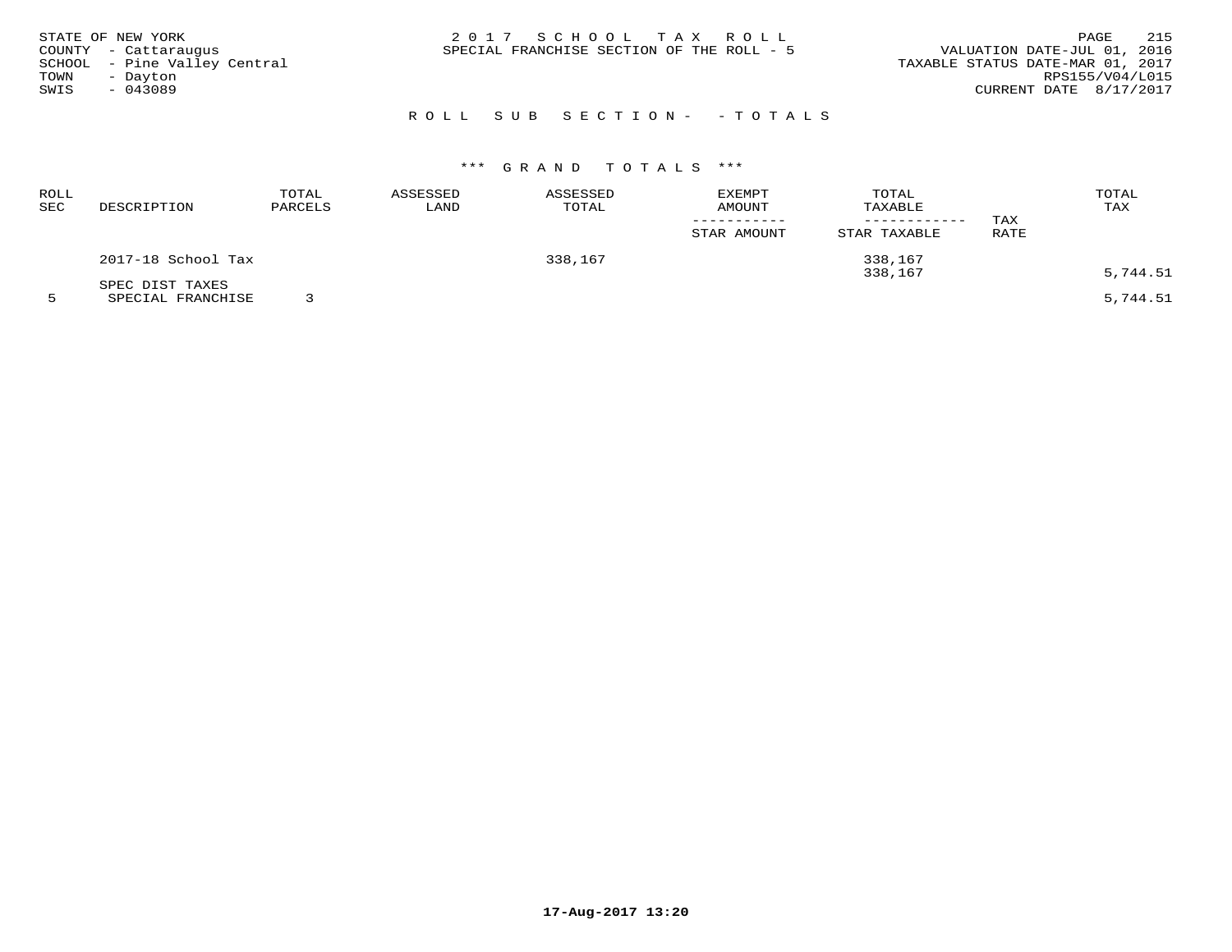STATE OF NEW YORK
COUNTY - Cattaraugus
SCHOOL - Pine Valley Central
TOWN - Dayton
SWIS - 043089

2017 SCHOOL TAX ROLL
SPECIAL FRANCHISE SECTION OF THE ROLL - 5

VALUATION DATE-JUL 01, 2016
TAXABLE STATUS DATE-MAR 01, 2017
RPS155/V04/L015
CURRENT DATE 8/17/2017

ROLL SUB SECTION- - TOTALS

*** GRAND TOTALS ***

| ROLL SEC | DESCRIPTION | TOTAL PARCELS | ASSESSED LAND | ASSESSED TOTAL | EXEMPT AMOUNT / STAR AMOUNT | TOTAL TAXABLE / STAR TAXABLE | TAX RATE | TOTAL TAX |
|---|---|---|---|---|---|---|---|---|
| | 2017-18 School Tax | | | 338,167 | | 338,167 | | |
| | | | | | | 338,167 | | 5,744.51 |
| | SPEC DIST TAXES | | | | | | | |
| 5 | SPECIAL FRANCHISE | 3 | | | | | | 5,744.51 |

17-Aug-2017 13:20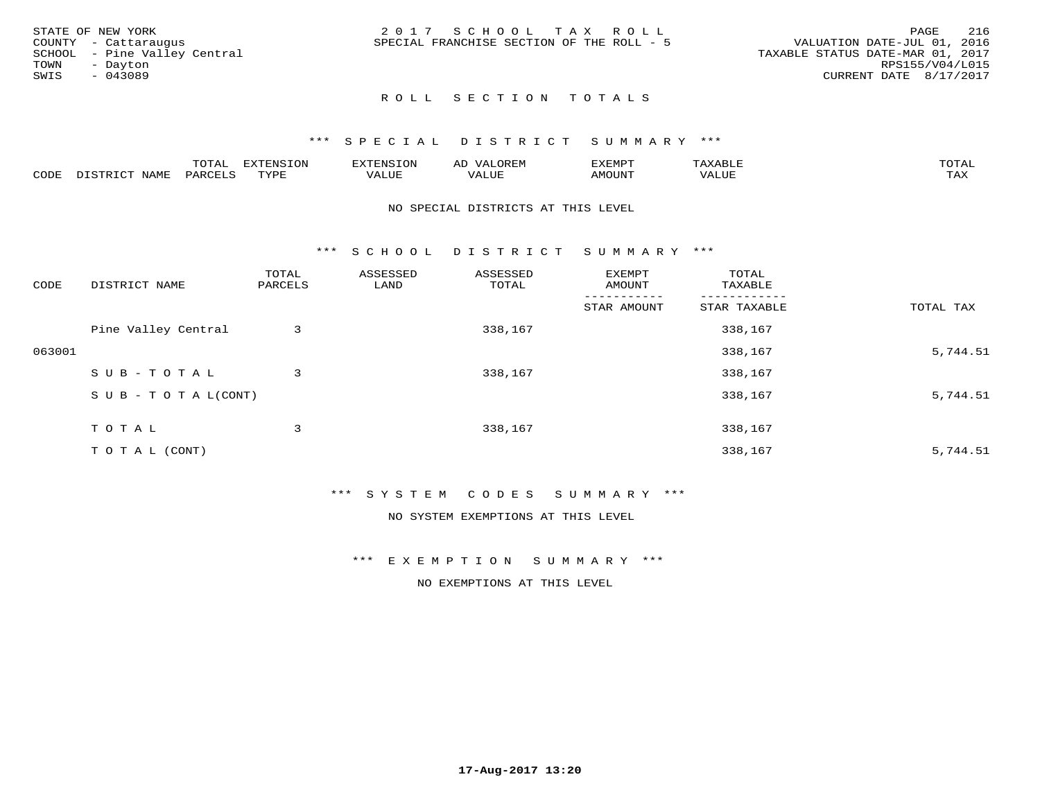STATE OF NEW YORK
COUNTY - Cattaraugus
SCHOOL - Pine Valley Central
TOWN - Dayton
SWIS - 043089

2 0 1 7 S C H O O L T A X R O L L
SPECIAL FRANCHISE SECTION OF THE ROLL - 5

VALUATION DATE-JUL 01, 2016
TAXABLE STATUS DATE-MAR 01, 2017
RPS155/V04/L015
CURRENT DATE 8/17/2017

## R O L L S E C T I O N T O T A L S

### \*\*\* S P E C I A L D I S T R I C T S U M M A R Y \*\*\*

| CODE | DISTRICT NAME | TOTAL PARCELS | EXTENSION TYPE | EXTENSION VALUE | AD VALOREM VALUE | EXEMPT AMOUNT | TAXABLE VALUE | TOTAL TAX |
|---|---|---|---|---|---|---|---|---|

NO SPECIAL DISTRICTS AT THIS LEVEL

### \*\*\* S C H O O L D I S T R I C T S U M M A R Y \*\*\*

| CODE | DISTRICT NAME | TOTAL PARCELS | ASSESSED LAND | ASSESSED TOTAL | EXEMPT AMOUNT / STAR AMOUNT | TOTAL TAXABLE / STAR TAXABLE | TOTAL TAX |
|---|---|---|---|---|---|---|---|
| | Pine Valley Central | 3 | | 338,167 | | 338,167 | |
| 063001 | | | | | | 338,167 | 5,744.51 |
| | S U B - T O T A L | 3 | | 338,167 | | 338,167 | |
| | S U B - T O T A L(CONT) | | | | | 338,167 | 5,744.51 |
| | T O T A L | 3 | | 338,167 | | 338,167 | |
| | T O T A L (CONT) | | | | | 338,167 | 5,744.51 |

### \*\*\* S Y S T E M C O D E S S U M M A R Y \*\*\*

NO SYSTEM EXEMPTIONS AT THIS LEVEL

### \*\*\* E X E M P T I O N S U M M A R Y \*\*\*

NO EXEMPTIONS AT THIS LEVEL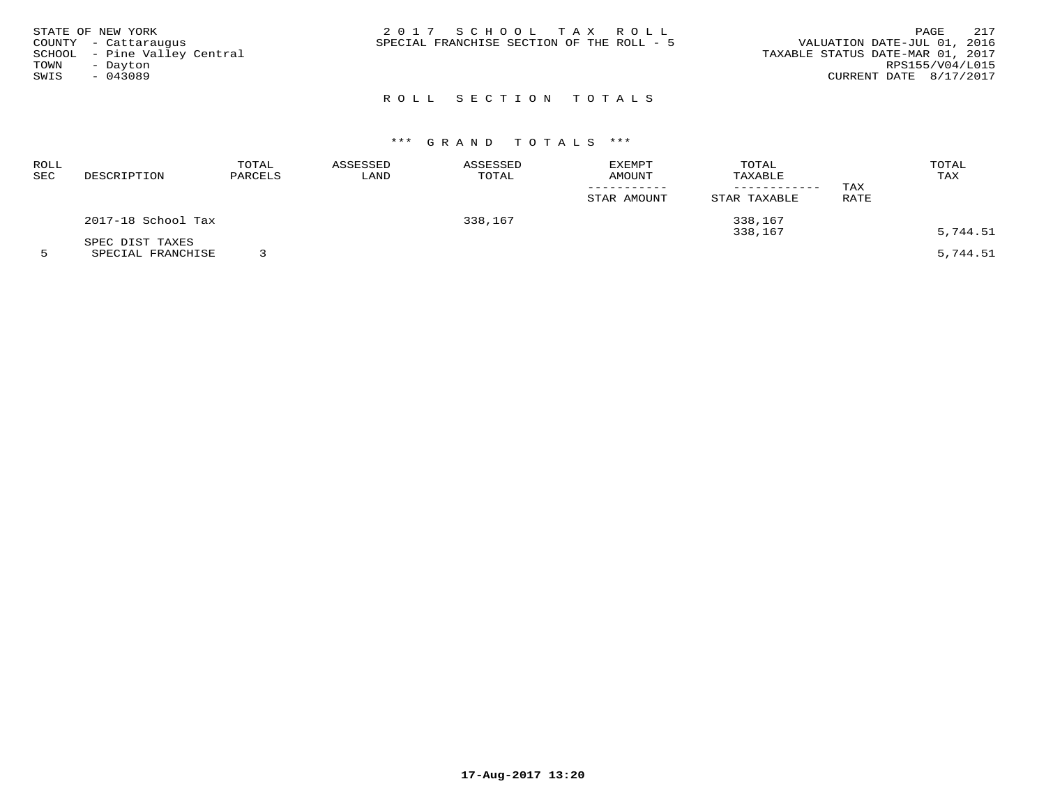STATE OF NEW YORK
COUNTY - Cattaraugus
SCHOOL - Pine Valley Central
TOWN - Dayton
SWIS - 043089

2 0 1 7 S C H O O L T A X R O L L
SPECIAL FRANCHISE SECTION OF THE ROLL - 5

VALUATION DATE-JUL 01, 2016
TAXABLE STATUS DATE-MAR 01, 2017
RPS155/V04/L015
CURRENT DATE 8/17/2017

## R O L L S E C T I O N T O T A L S

### \*\*\* G R A N D T O T A L S \*\*\*

| ROLL SEC | DESCRIPTION | TOTAL PARCELS | ASSESSED LAND | ASSESSED TOTAL | EXEMPT AMOUNT / STAR AMOUNT | TOTAL TAXABLE / STAR TAXABLE | TAX RATE | TOTAL TAX |
|---|---|---|---|---|---|---|---|---|
| | 2017-18 School Tax | | | 338,167 | | 338,167 | | |
| | | | | | | 338,167 | | 5,744.51 |
| | SPEC DIST TAXES | | | | | | | |
| 5 | SPECIAL FRANCHISE | 3 | | | | | | 5,744.51 |

17-Aug-2017 13:20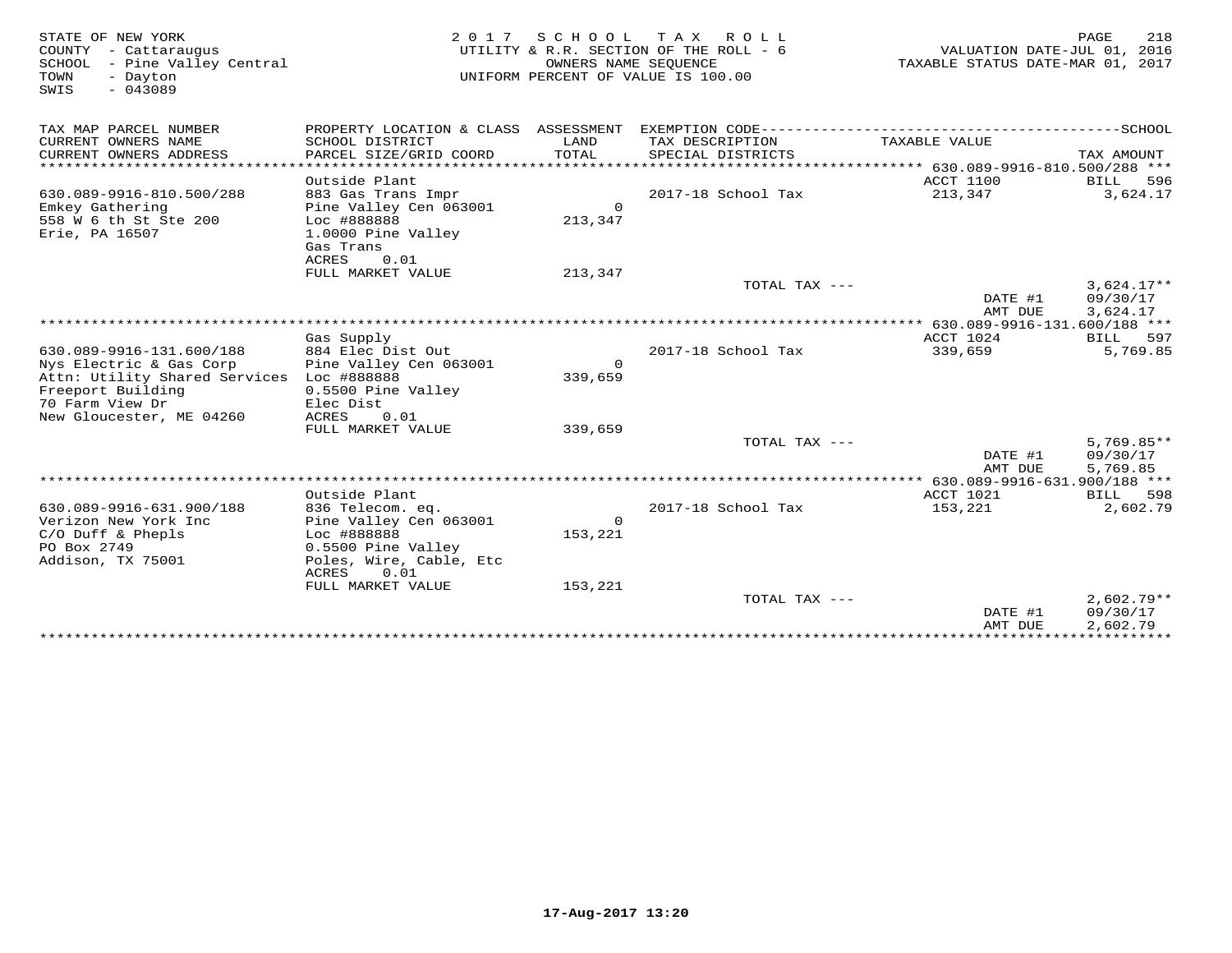STATE OF NEW YORK
COUNTY - Cattaraugus
SCHOOL - Pine Valley Central
TOWN - Dayton
SWIS - 043089

2 0 1 7 S C H O O L T A X R O L L
UTILITY & R.R. SECTION OF THE ROLL - 6
OWNERS NAME SEQUENCE
UNIFORM PERCENT OF VALUE IS 100.00

VALUATION DATE-JUL 01, 2016
TAXABLE STATUS DATE-MAR 01, 2017

| TAX MAP PARCEL NUMBER / CURRENT OWNERS NAME / CURRENT OWNERS ADDRESS | PROPERTY LOCATION & CLASS / SCHOOL DISTRICT / PARCEL SIZE/GRID COORD | ASSESSMENT LAND / TOTAL | EXEMPTION CODE / TAX DESCRIPTION / SPECIAL DISTRICTS | TAXABLE VALUE | SCHOOL TAX AMOUNT |
|---|---|---|---|---|---|
| **630.089-9916-810.500/288** | | | | | |
| | Outside Plant | | | ACCT 1100 | BILL 596 |
| 630.089-9916-810.500/288 | 883 Gas Trans Impr | | 2017-18 School Tax | 213,347 | 3,624.17 |
| Emkey Gathering | Pine Valley Cen 063001 | 0 | | | |
| 558 W 6 th St Ste 200 | Loc #888888 | 213,347 | | | |
| Erie, PA 16507 | 1.0000 Pine Valley | | | | |
| | Gas Trans | | | | |
| | ACRES 0.01 | | | | |
| | FULL MARKET VALUE | 213,347 | | | |
| | | | TOTAL TAX --- | | 3,624.17** |
| | | | | DATE #1 | 09/30/17 |
| | | | | AMT DUE | 3,624.17 |
| **630.089-9916-131.600/188** | | | | | |
| | Gas Supply | | | ACCT 1024 | BILL 597 |
| 630.089-9916-131.600/188 | 884 Elec Dist Out | | 2017-18 School Tax | 339,659 | 5,769.85 |
| Nys Electric & Gas Corp | Pine Valley Cen 063001 | 0 | | | |
| Attn: Utility Shared Services | Loc #888888 | 339,659 | | | |
| Freeport Building | 0.5500 Pine Valley | | | | |
| 70 Farm View Dr | Elec Dist | | | | |
| New Gloucester, ME 04260 | ACRES 0.01 | | | | |
| | FULL MARKET VALUE | 339,659 | | | |
| | | | TOTAL TAX --- | | 5,769.85** |
| | | | | DATE #1 | 09/30/17 |
| | | | | AMT DUE | 5,769.85 |
| **630.089-9916-631.900/188** | | | | | |
| | Outside Plant | | | ACCT 1021 | BILL 598 |
| 630.089-9916-631.900/188 | 836 Telecom. eq. | | 2017-18 School Tax | 153,221 | 2,602.79 |
| Verizon New York Inc | Pine Valley Cen 063001 | 0 | | | |
| C/O Duff & Phepls | Loc #888888 | 153,221 | | | |
| PO Box 2749 | 0.5500 Pine Valley | | | | |
| Addison, TX 75001 | Poles, Wire, Cable, Etc | | | | |
| | ACRES 0.01 | | | | |
| | FULL MARKET VALUE | 153,221 | | | |
| | | | TOTAL TAX --- | | 2,602.79** |
| | | | | DATE #1 | 09/30/17 |
| | | | | AMT DUE | 2,602.79 |

17-Aug-2017 13:20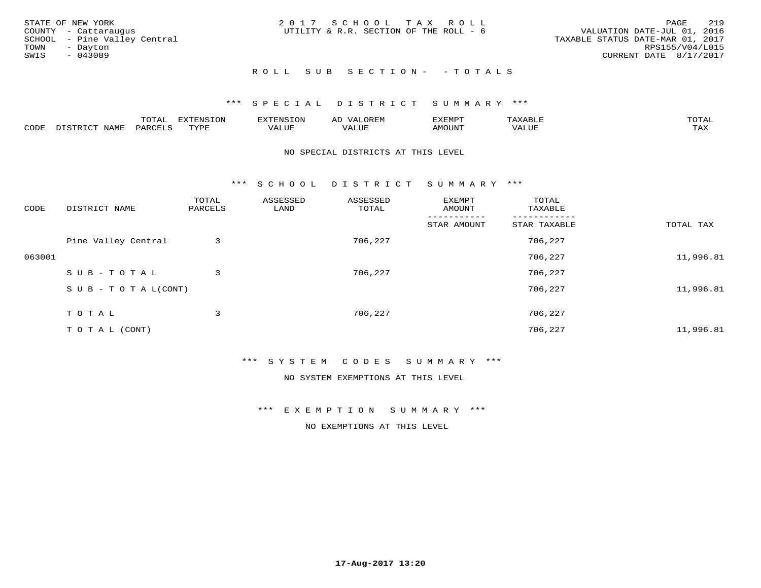STATE OF NEW YORK
COUNTY - Cattaraugus
SCHOOL - Pine Valley Central
TOWN - Dayton
SWIS - 043089

2 0 1 7 S C H O O L T A X R O L L
UTILITY & R.R. SECTION OF THE ROLL - 6

VALUATION DATE-JUL 01, 2016
TAXABLE STATUS DATE-MAR 01, 2017
RPS155/V04/L015
CURRENT DATE 8/17/2017

R O L L S U B S E C T I O N - - T O T A L S

*** S P E C I A L D I S T R I C T S U M M A R Y ***

| CODE | DISTRICT NAME | TOTAL PARCELS | EXTENSION TYPE | EXTENSION VALUE | AD VALOREM VALUE | EXEMPT AMOUNT | TAXABLE VALUE | TOTAL TAX |
|---|---|---|---|---|---|---|---|---|

NO SPECIAL DISTRICTS AT THIS LEVEL

*** S C H O O L D I S T R I C T S U M M A R Y ***

| CODE | DISTRICT NAME | TOTAL PARCELS | ASSESSED LAND | ASSESSED TOTAL | EXEMPT AMOUNT / STAR AMOUNT | TOTAL TAXABLE / STAR TAXABLE | TOTAL TAX |
|---|---|---|---|---|---|---|---|
| | Pine Valley Central | 3 | | 706,227 | | 706,227 | |
| 063001 | | | | | | 706,227 | 11,996.81 |
| | S U B - T O T A L | 3 | | 706,227 | | 706,227 | |
| | S U B - T O T A L(CONT) | | | | | 706,227 | 11,996.81 |
| | T O T A L | 3 | | 706,227 | | 706,227 | |
| | T O T A L (CONT) | | | | | 706,227 | 11,996.81 |

*** S Y S T E M C O D E S S U M M A R Y ***

NO SYSTEM EXEMPTIONS AT THIS LEVEL

*** E X E M P T I O N S U M M A R Y ***

NO EXEMPTIONS AT THIS LEVEL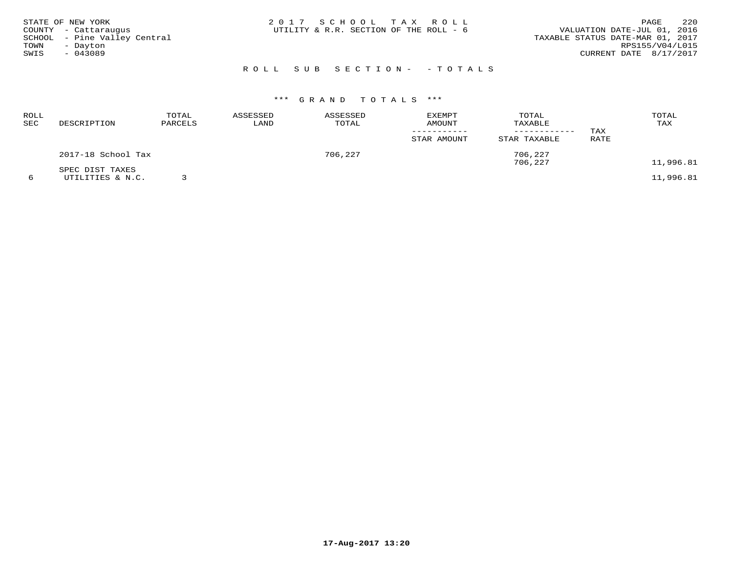STATE OF NEW YORK
COUNTY - Cattaraugus
SCHOOL - Pine Valley Central
TOWN - Dayton
SWIS - 043089

2017 SCHOOL TAX ROLL
UTILITY & R.R. SECTION OF THE ROLL - 6

VALUATION DATE-JUL 01, 2016
TAXABLE STATUS DATE-MAR 01, 2017
RPS155/V04/L015
CURRENT DATE 8/17/2017

## ROLL SUB SECTION- - TOTALS

### *** GRAND TOTALS ***

| ROLL SEC | DESCRIPTION | TOTAL PARCELS | ASSESSED LAND | ASSESSED TOTAL | EXEMPT AMOUNT / STAR AMOUNT | TOTAL TAXABLE / STAR TAXABLE | TAX RATE | TOTAL TAX |
|---|---|---|---|---|---|---|---|---|
| | 2017-18 School Tax | | | 706,227 | | 706,227 | | |
| | | | | | | 706,227 | | 11,996.81 |
| | SPEC DIST TAXES | | | | | | | |
| 6 | UTILITIES & N.C. | 3 | | | | | | 11,996.81 |

17-Aug-2017 13:20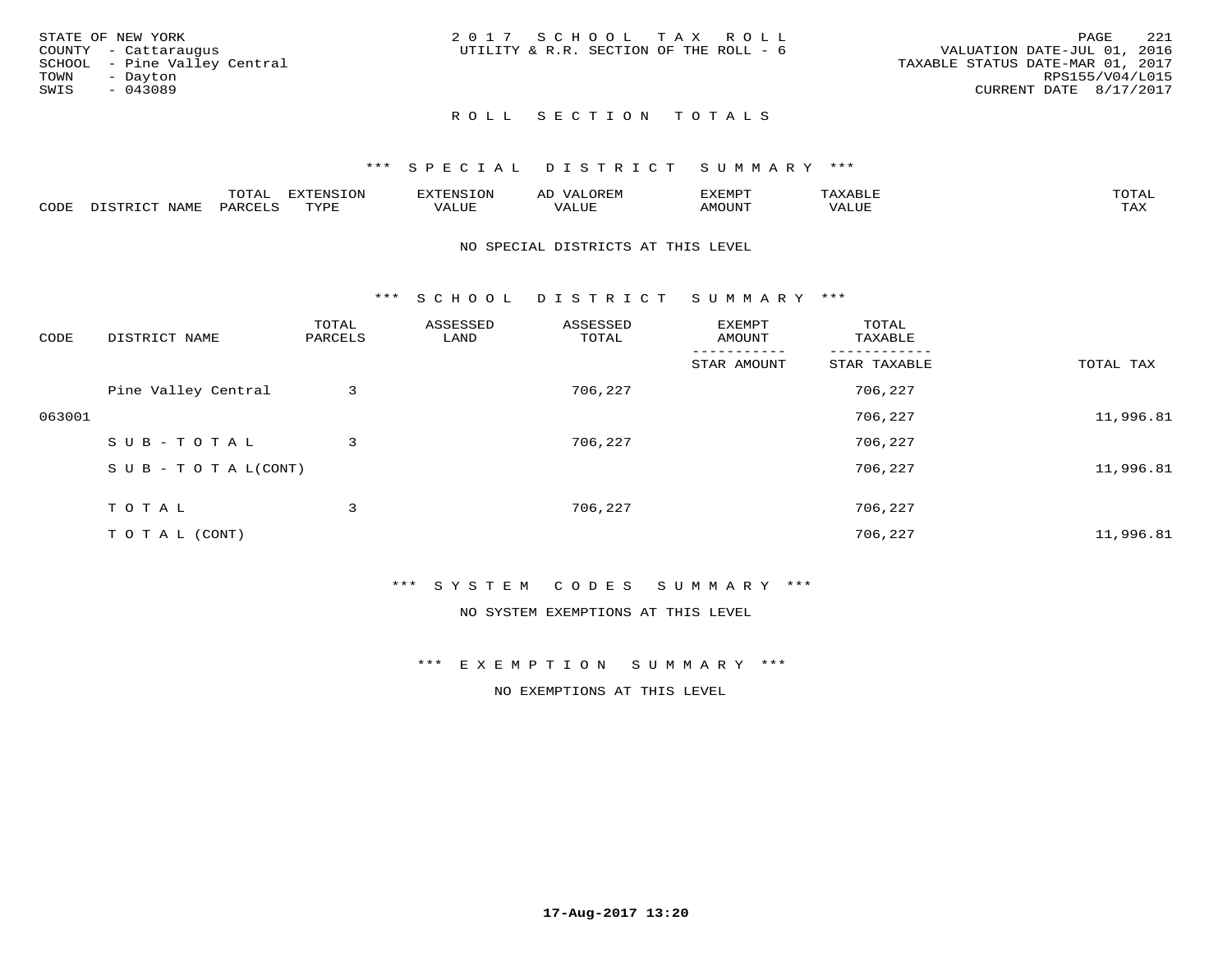STATE OF NEW YORK
COUNTY - Cattaraugus
SCHOOL - Pine Valley Central
TOWN - Dayton
SWIS - 043089

2 0 1 7 S C H O O L T A X R O L L
UTILITY & R.R. SECTION OF THE ROLL - 6

VALUATION DATE-JUL 01, 2016
TAXABLE STATUS DATE-MAR 01, 2017
RPS155/V04/L015
CURRENT DATE 8/17/2017

## R O L L S E C T I O N T O T A L S

### *** S P E C I A L D I S T R I C T S U M M A R Y ***

| CODE | DISTRICT NAME | TOTAL PARCELS | EXTENSION TYPE | EXTENSION VALUE | AD VALOREM VALUE | EXEMPT AMOUNT | TAXABLE VALUE | TOTAL TAX |
|---|---|---|---|---|---|---|---|---|

NO SPECIAL DISTRICTS AT THIS LEVEL

### *** S C H O O L D I S T R I C T S U M M A R Y ***

| CODE | DISTRICT NAME | TOTAL PARCELS | ASSESSED LAND | ASSESSED TOTAL | EXEMPT AMOUNT / STAR AMOUNT | TOTAL TAXABLE / STAR TAXABLE | TOTAL TAX |
|---|---|---|---|---|---|---|---|
| | Pine Valley Central | 3 | | 706,227 | | 706,227 | |
| 063001 | | | | | | 706,227 | 11,996.81 |
| | S U B - T O T A L | 3 | | 706,227 | | 706,227 | |
| | S U B - T O T A L(CONT) | | | | | 706,227 | 11,996.81 |
| | T O T A L | 3 | | 706,227 | | 706,227 | |
| | T O T A L (CONT) | | | | | 706,227 | 11,996.81 |

### *** S Y S T E M C O D E S S U M M A R Y ***

NO SYSTEM EXEMPTIONS AT THIS LEVEL

### *** E X E M P T I O N S U M M A R Y ***

NO EXEMPTIONS AT THIS LEVEL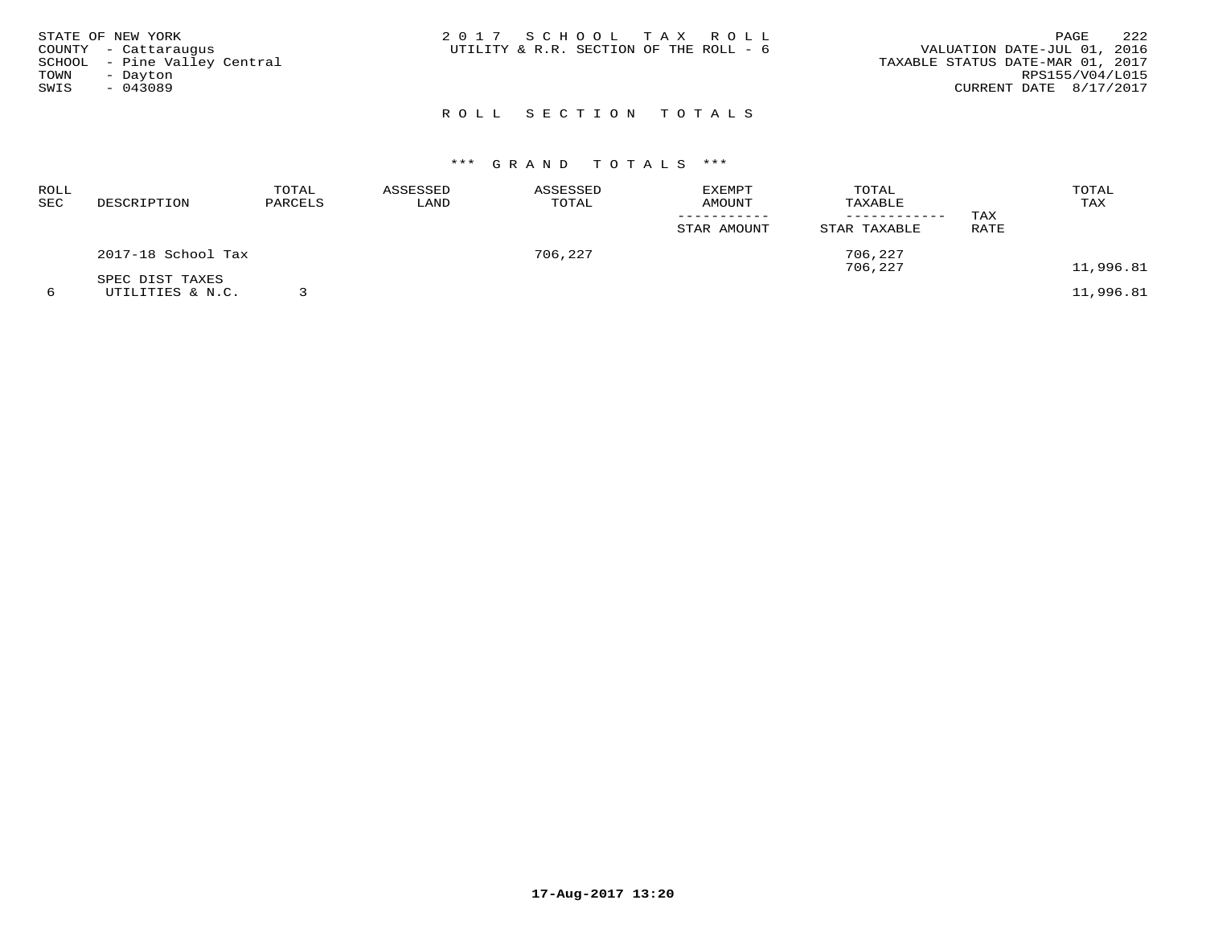STATE OF NEW YORK
COUNTY - Cattaraugus
SCHOOL - Pine Valley Central
TOWN - Dayton
SWIS - 043089

2017 SCHOOL TAX ROLL
UTILITY & R.R. SECTION OF THE ROLL - 6

VALUATION DATE-JUL 01, 2016
TAXABLE STATUS DATE-MAR 01, 2017
RPS155/V04/L015
CURRENT DATE 8/17/2017

## ROLL SECTION TOTALS

### *** GRAND TOTALS ***

| ROLL SEC | DESCRIPTION | TOTAL PARCELS | ASSESSED LAND | ASSESSED TOTAL | EXEMPT AMOUNT / STAR AMOUNT | TOTAL TAXABLE / STAR TAXABLE | TAX RATE | TOTAL TAX |
|---|---|---|---|---|---|---|---|---|
| | 2017-18 School Tax | | | 706,227 | | 706,227 | | |
| | | | | | | 706,227 | | 11,996.81 |
| | SPEC DIST TAXES | | | | | | | |
| 6 | UTILITIES & N.C. | 3 | | | | | | 11,996.81 |

17-Aug-2017 13:20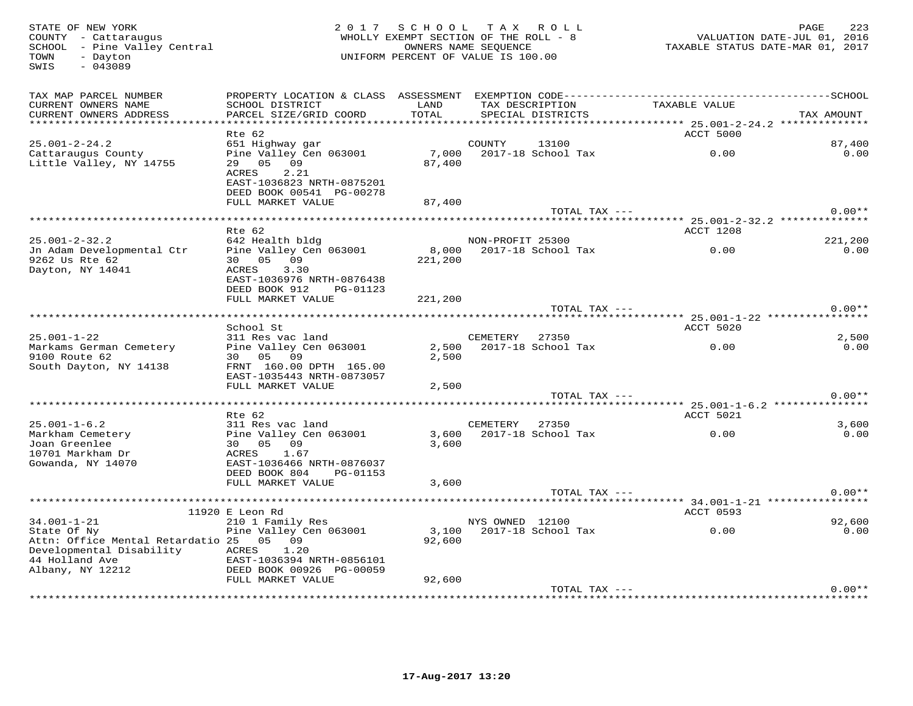STATE OF NEW YORK
COUNTY - Cattaraugus
SCHOOL - Pine Valley Central
TOWN - Dayton
SWIS - 043089

2017 SCHOOL TAX ROLL
WHOLLY EXEMPT SECTION OF THE ROLL - 8
OWNERS NAME SEQUENCE
UNIFORM PERCENT OF VALUE IS 100.00

VALUATION DATE-JUL 01, 2016
TAXABLE STATUS DATE-MAR 01, 2017

| TAX MAP PARCEL NUMBER / CURRENT OWNERS NAME / CURRENT OWNERS ADDRESS | PROPERTY LOCATION & CLASS / SCHOOL DISTRICT / PARCEL SIZE/GRID COORD | ASSESSMENT LAND / TOTAL | EXEMPTION CODE / TAX DESCRIPTION / SPECIAL DISTRICTS | TAXABLE VALUE | SCHOOL TAX AMOUNT |
|---|---|---|---|---|---|
| **25.001-2-24.2** | Rte 62 | | | ACCT 5000 | |
| 25.001-2-24.2 | 651 Highway gar | | COUNTY 13100 | | 87,400 |
| Cattaraugus County | Pine Valley Cen 063001 | 7,000 | 2017-18 School Tax | 0.00 | 0.00 |
| Little Valley, NY 14755 | 29 05 09 | 87,400 | | | |
| | ACRES 2.21 | | | | |
| | EAST-1036823 NRTH-0875201 | | | | |
| | DEED BOOK 00541 PG-00278 | | | | |
| | FULL MARKET VALUE | 87,400 | | | |
| | | | TOTAL TAX --- | | 0.00** |
| **25.001-2-32.2** | Rte 62 | | | ACCT 1208 | |
| 25.001-2-32.2 | 642 Health bldg | | NON-PROFIT 25300 | | 221,200 |
| Jn Adam Developmental Ctr | Pine Valley Cen 063001 | 8,000 | 2017-18 School Tax | 0.00 | 0.00 |
| 9262 Us Rte 62 | 30 05 09 | 221,200 | | | |
| Dayton, NY 14041 | ACRES 3.30 | | | | |
| | EAST-1036976 NRTH-0876438 | | | | |
| | DEED BOOK 912 PG-01123 | | | | |
| | FULL MARKET VALUE | 221,200 | | | |
| | | | TOTAL TAX --- | | 0.00** |
| **25.001-1-22** | School St | | | ACCT 5020 | |
| 25.001-1-22 | 311 Res vac land | | CEMETERY 27350 | | 2,500 |
| Markams German Cemetery | Pine Valley Cen 063001 | 2,500 | 2017-18 School Tax | 0.00 | 0.00 |
| 9100 Route 62 | 30 05 09 | 2,500 | | | |
| South Dayton, NY 14138 | FRNT 160.00 DPTH 165.00 | | | | |
| | EAST-1035443 NRTH-0873057 | | | | |
| | FULL MARKET VALUE | 2,500 | | | |
| | | | TOTAL TAX --- | | 0.00** |
| **25.001-1-6.2** | Rte 62 | | | ACCT 5021 | |
| 25.001-1-6.2 | 311 Res vac land | | CEMETERY 27350 | | 3,600 |
| Markham Cemetery | Pine Valley Cen 063001 | 3,600 | 2017-18 School Tax | 0.00 | 0.00 |
| Joan Greenlee | 30 05 09 | 3,600 | | | |
| 10701 Markham Dr | ACRES 1.67 | | | | |
| Gowanda, NY 14070 | EAST-1036466 NRTH-0876037 | | | | |
| | DEED BOOK 804 PG-01153 | | | | |
| | FULL MARKET VALUE | 3,600 | | | |
| | | | TOTAL TAX --- | | 0.00** |
| **34.001-1-21** | 11920 E Leon Rd | | | ACCT 0593 | |
| 34.001-1-21 | 210 1 Family Res | | NYS OWNED 12100 | | 92,600 |
| State Of Ny | Pine Valley Cen 063001 | 3,100 | 2017-18 School Tax | 0.00 | 0.00 |
| Attn: Office Mental Retardatio | 25 05 09 | 92,600 | | | |
| Developmental Disability | ACRES 1.20 | | | | |
| 44 Holland Ave | EAST-1036394 NRTH-0856101 | | | | |
| Albany, NY 12212 | DEED BOOK 00926 PG-00059 | | | | |
| | FULL MARKET VALUE | 92,600 | | | |
| | | | TOTAL TAX --- | | 0.00** |

17-Aug-2017 13:20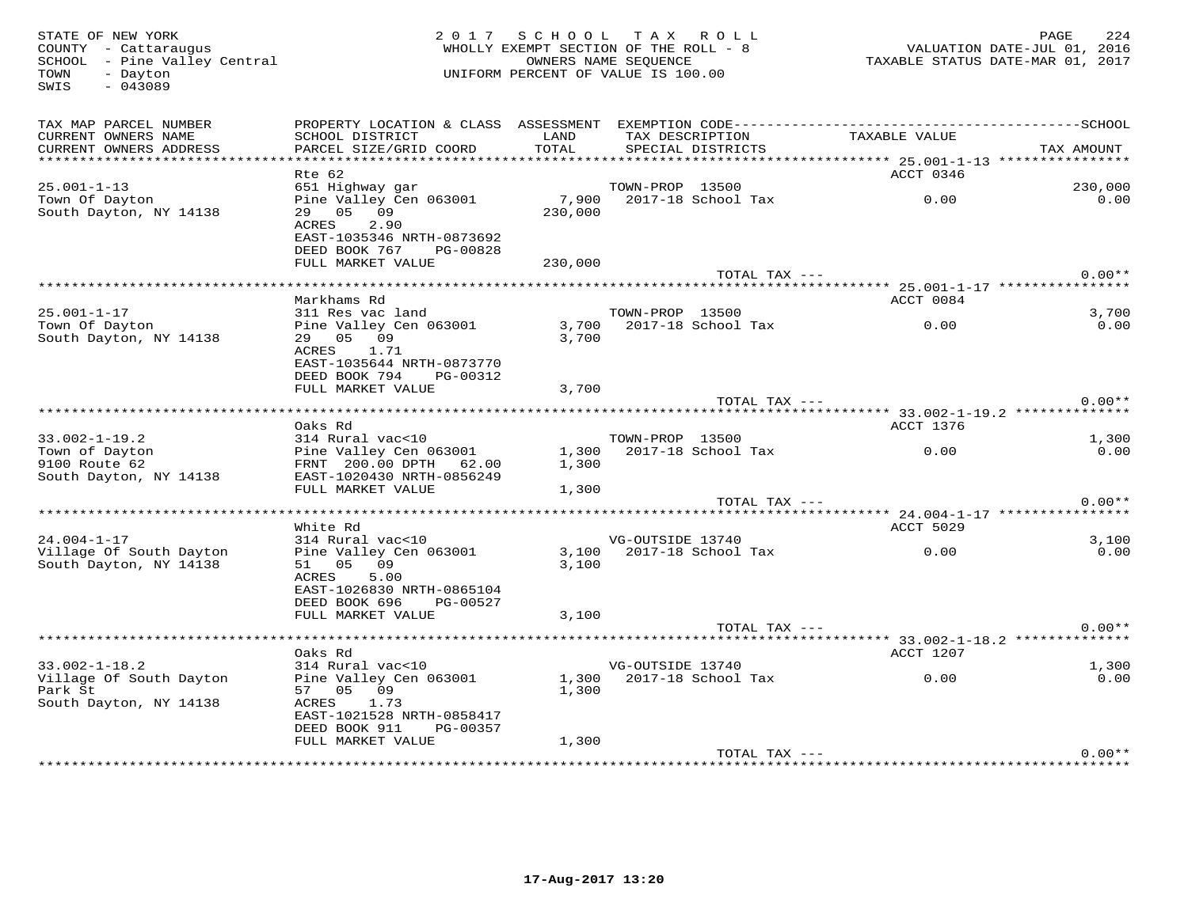STATE OF NEW YORK
COUNTY - Cattaraugus
SCHOOL - Pine Valley Central
TOWN - Dayton
SWIS - 043089

2 0 1 7 S C H O O L T A X R O L L
WHOLLY EXEMPT SECTION OF THE ROLL - 8
OWNERS NAME SEQUENCE
UNIFORM PERCENT OF VALUE IS 100.00

VALUATION DATE-JUL 01, 2016
TAXABLE STATUS DATE-MAR 01, 2017

| TAX MAP PARCEL NUMBER / CURRENT OWNERS NAME / CURRENT OWNERS ADDRESS | PROPERTY LOCATION & CLASS / SCHOOL DISTRICT / PARCEL SIZE/GRID COORD | ASSESSMENT LAND / TOTAL | EXEMPTION CODE / TAX DESCRIPTION / SPECIAL DISTRICTS | TAXABLE VALUE | SCHOOL / TAX AMOUNT |
|---|---|---|---|---|---|
| **25.001-1-13** | Rte 62 | | | ACCT 0346 | |
| 25.001-1-13 | 651 Highway gar | | TOWN-PROP 13500 | | 230,000 |
| Town Of Dayton | Pine Valley Cen 063001 | 7,900 | 2017-18 School Tax | 0.00 | 0.00 |
| South Dayton, NY 14138 | 29 05 09 | 230,000 | | | |
| | ACRES 2.90 | | | | |
| | EAST-1035346 NRTH-0873692 | | | | |
| | DEED BOOK 767 PG-00828 | | | | |
| | FULL MARKET VALUE | 230,000 | | | |
| | | | TOTAL TAX --- | | 0.00** |
| **25.001-1-17** | Markhams Rd | | | ACCT 0084 | |
| 25.001-1-17 | 311 Res vac land | | TOWN-PROP 13500 | | 3,700 |
| Town Of Dayton | Pine Valley Cen 063001 | 3,700 | 2017-18 School Tax | 0.00 | 0.00 |
| South Dayton, NY 14138 | 29 05 09 | 3,700 | | | |
| | ACRES 1.71 | | | | |
| | EAST-1035644 NRTH-0873770 | | | | |
| | DEED BOOK 794 PG-00312 | | | | |
| | FULL MARKET VALUE | 3,700 | | | |
| | | | TOTAL TAX --- | | 0.00** |
| **33.002-1-19.2** | Oaks Rd | | | ACCT 1376 | |
| 33.002-1-19.2 | 314 Rural vac<10 | | TOWN-PROP 13500 | | 1,300 |
| Town of Dayton | Pine Valley Cen 063001 | 1,300 | 2017-18 School Tax | 0.00 | 0.00 |
| 9100 Route 62 | FRNT 200.00 DPTH 62.00 | 1,300 | | | |
| South Dayton, NY 14138 | EAST-1020430 NRTH-0856249 | | | | |
| | FULL MARKET VALUE | 1,300 | | | |
| | | | TOTAL TAX --- | | 0.00** |
| **24.004-1-17** | White Rd | | | ACCT 5029 | |
| 24.004-1-17 | 314 Rural vac<10 | | VG-OUTSIDE 13740 | | 3,100 |
| Village Of South Dayton | Pine Valley Cen 063001 | 3,100 | 2017-18 School Tax | 0.00 | 0.00 |
| South Dayton, NY 14138 | 51 05 09 | 3,100 | | | |
| | ACRES 5.00 | | | | |
| | EAST-1026830 NRTH-0865104 | | | | |
| | DEED BOOK 696 PG-00527 | | | | |
| | FULL MARKET VALUE | 3,100 | | | |
| | | | TOTAL TAX --- | | 0.00** |
| **33.002-1-18.2** | Oaks Rd | | | ACCT 1207 | |
| 33.002-1-18.2 | 314 Rural vac<10 | | VG-OUTSIDE 13740 | | 1,300 |
| Village Of South Dayton | Pine Valley Cen 063001 | 1,300 | 2017-18 School Tax | 0.00 | 0.00 |
| Park St | 57 05 09 | 1,300 | | | |
| South Dayton, NY 14138 | ACRES 1.73 | | | | |
| | EAST-1021528 NRTH-0858417 | | | | |
| | DEED BOOK 911 PG-00357 | | | | |
| | FULL MARKET VALUE | 1,300 | | | |
| | | | TOTAL TAX --- | | 0.00** |

17-Aug-2017 13:20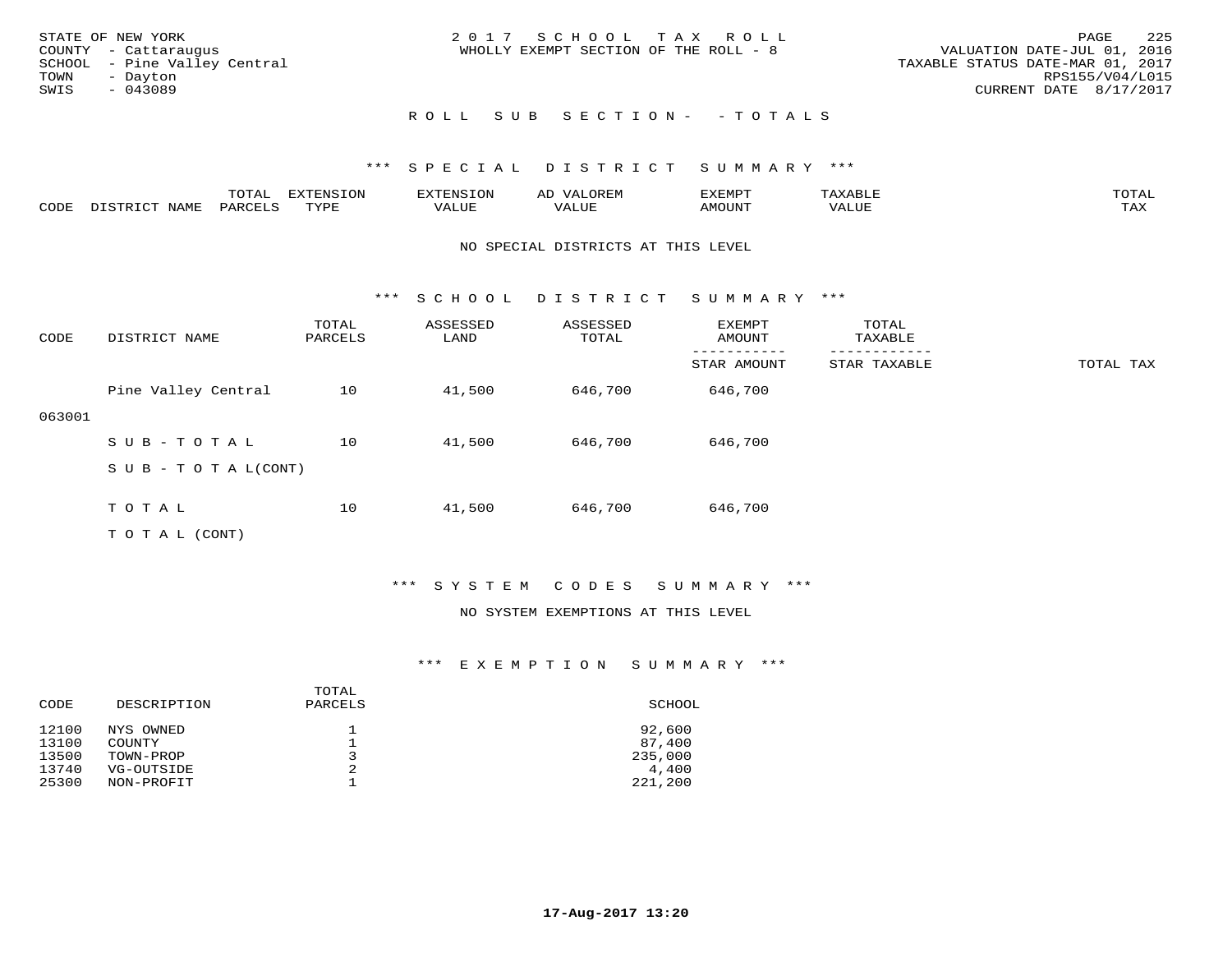STATE OF NEW YORK
COUNTY - Cattaraugus
SCHOOL - Pine Valley Central
TOWN - Dayton
SWIS - 043089

2017 SCHOOL TAX ROLL
WHOLLY EXEMPT SECTION OF THE ROLL - 8

VALUATION DATE-JUL 01, 2016
TAXABLE STATUS DATE-MAR 01, 2017
RPS155/V04/L015
CURRENT DATE 8/17/2017

ROLL SUB SECTION- - TOTALS

### *** SPECIAL DISTRICT SUMMARY ***

| CODE | DISTRICT NAME | TOTAL PARCELS | EXTENSION TYPE | EXTENSION VALUE | AD VALOREM VALUE | EXEMPT AMOUNT | TAXABLE VALUE | TOTAL TAX |
|---|---|---|---|---|---|---|---|---|

NO SPECIAL DISTRICTS AT THIS LEVEL

### *** SCHOOL DISTRICT SUMMARY ***

| CODE | DISTRICT NAME | TOTAL PARCELS | ASSESSED LAND | ASSESSED TOTAL | EXEMPT AMOUNT / STAR AMOUNT | TOTAL TAXABLE / STAR TAXABLE | TOTAL TAX |
|---|---|---|---|---|---|---|---|
| 063001 | Pine Valley Central | 10 | 41,500 | 646,700 | 646,700 | | |
| | SUB-TOTAL | 10 | 41,500 | 646,700 | 646,700 | | |
| | SUB-TOTAL(CONT) | | | | | | |
| | TOTAL | 10 | 41,500 | 646,700 | 646,700 | | |
| | TOTAL (CONT) | | | | | | |

### *** SYSTEM CODES SUMMARY ***

NO SYSTEM EXEMPTIONS AT THIS LEVEL

### *** EXEMPTION SUMMARY ***

| CODE | DESCRIPTION | TOTAL PARCELS | SCHOOL |
|---|---|---|---|
| 12100 | NYS OWNED | 1 | 92,600 |
| 13100 | COUNTY | 1 | 87,400 |
| 13500 | TOWN-PROP | 3 | 235,000 |
| 13740 | VG-OUTSIDE | 2 | 4,400 |
| 25300 | NON-PROFIT | 1 | 221,200 |

17-Aug-2017 13:20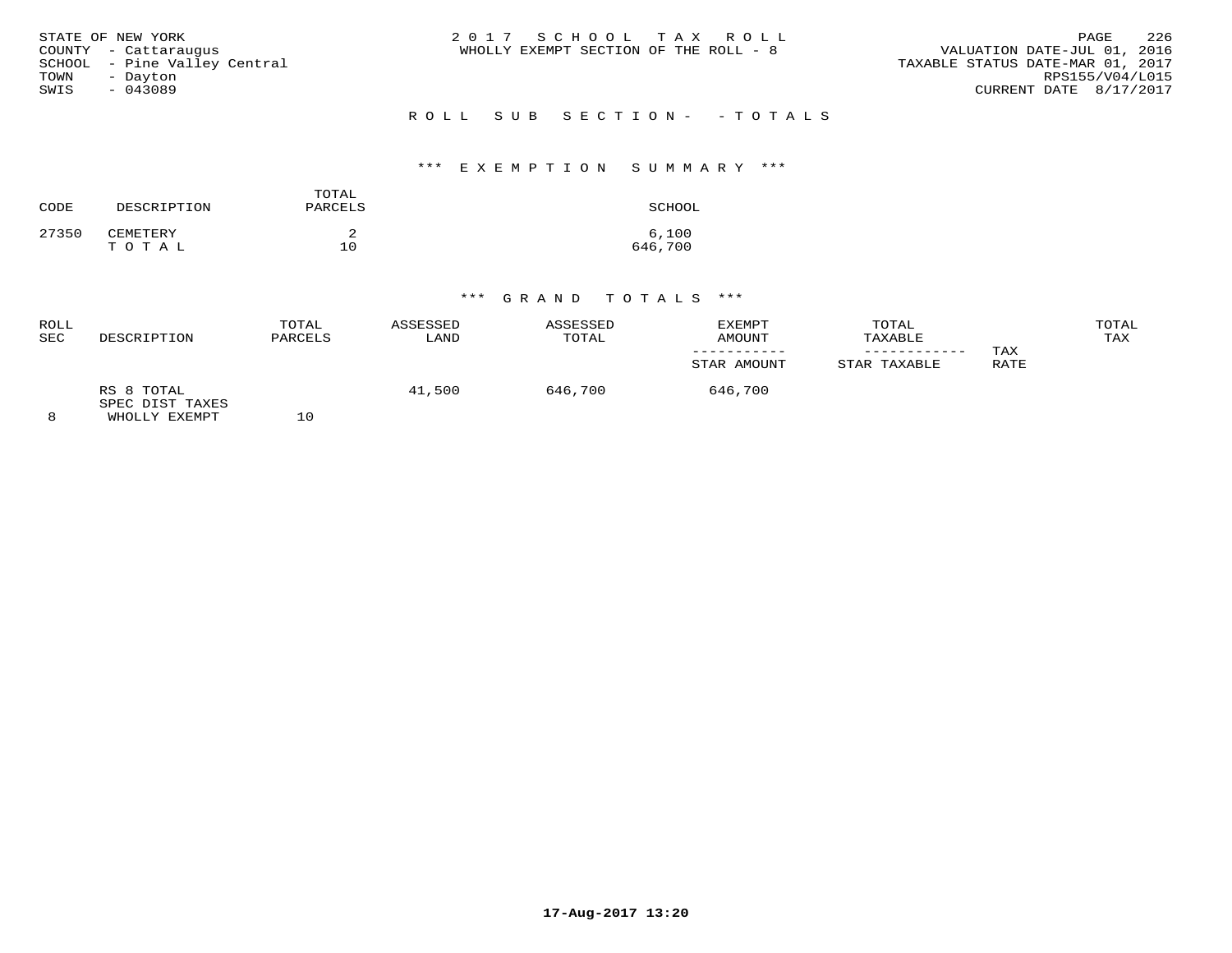STATE OF NEW YORK
COUNTY - Cattaraugus
SCHOOL - Pine Valley Central
TOWN - Dayton
SWIS - 043089

2 0 1 7 S C H O O L T A X R O L L
WHOLLY EXEMPT SECTION OF THE ROLL - 8

VALUATION DATE-JUL 01, 2016
TAXABLE STATUS DATE-MAR 01, 2017
RPS155/V04/L015
CURRENT DATE 8/17/2017

R O L L S U B S E C T I O N - - T O T A L S

\*\*\* E X E M P T I O N S U M M A R Y \*\*\*

| CODE | DESCRIPTION | TOTAL PARCELS | SCHOOL |
|---|---|---|---|
| 27350 | CEMETERY | 2 | 6,100 |
| | T O T A L | 10 | 646,700 |

\*\*\* G R A N D T O T A L S \*\*\*

| ROLL SEC | DESCRIPTION | TOTAL PARCELS | ASSESSED LAND | ASSESSED TOTAL | EXEMPT AMOUNT / STAR AMOUNT | TOTAL TAXABLE / STAR TAXABLE | TAX RATE | TOTAL TAX |
|---|---|---|---|---|---|---|---|---|
| 8 | RS 8 TOTAL SPEC DIST TAXES WHOLLY EXEMPT | 10 | 41,500 | 646,700 | 646,700 | | | |

17-Aug-2017 13:20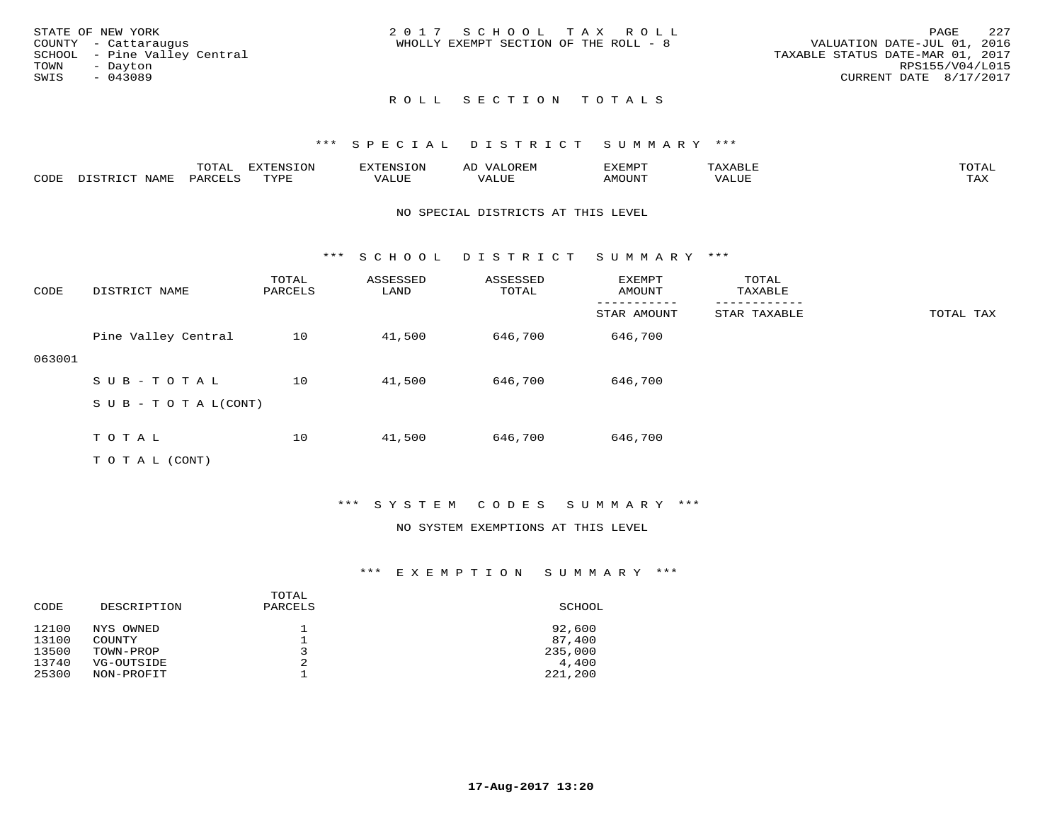STATE OF NEW YORK
COUNTY - Cattaraugus
SCHOOL - Pine Valley Central
TOWN - Dayton
SWIS - 043089

2 0 1 7 S C H O O L T A X R O L L
WHOLLY EXEMPT SECTION OF THE ROLL - 8

VALUATION DATE-JUL 01, 2016
TAXABLE STATUS DATE-MAR 01, 2017
RPS155/V04/L015
CURRENT DATE 8/17/2017

## R O L L S E C T I O N T O T A L S

### *** S P E C I A L D I S T R I C T S U M M A R Y ***

| CODE | DISTRICT NAME | TOTAL PARCELS | EXTENSION TYPE | EXTENSION VALUE | AD VALOREM VALUE | EXEMPT AMOUNT | TAXABLE VALUE | TOTAL TAX |
|---|---|---|---|---|---|---|---|---|

NO SPECIAL DISTRICTS AT THIS LEVEL

### *** S C H O O L D I S T R I C T S U M M A R Y ***

| CODE | DISTRICT NAME | TOTAL PARCELS | ASSESSED LAND | ASSESSED TOTAL | EXEMPT AMOUNT / STAR AMOUNT | TOTAL TAXABLE / STAR TAXABLE | TOTAL TAX |
|---|---|---|---|---|---|---|---|
| 063001 | Pine Valley Central | 10 | 41,500 | 646,700 | 646,700 | | |
| | S U B - T O T A L | 10 | 41,500 | 646,700 | 646,700 | | |
| | S U B - T O T A L(CONT) | | | | | | |
| | T O T A L | 10 | 41,500 | 646,700 | 646,700 | | |
| | T O T A L (CONT) | | | | | | |

### *** S Y S T E M C O D E S S U M M A R Y ***

NO SYSTEM EXEMPTIONS AT THIS LEVEL

### *** E X E M P T I O N S U M M A R Y ***

| CODE | DESCRIPTION | TOTAL PARCELS | SCHOOL |
|---|---|---|---|
| 12100 | NYS OWNED | 1 | 92,600 |
| 13100 | COUNTY | 1 | 87,400 |
| 13500 | TOWN-PROP | 3 | 235,000 |
| 13740 | VG-OUTSIDE | 2 | 4,400 |
| 25300 | NON-PROFIT | 1 | 221,200 |

17-Aug-2017 13:20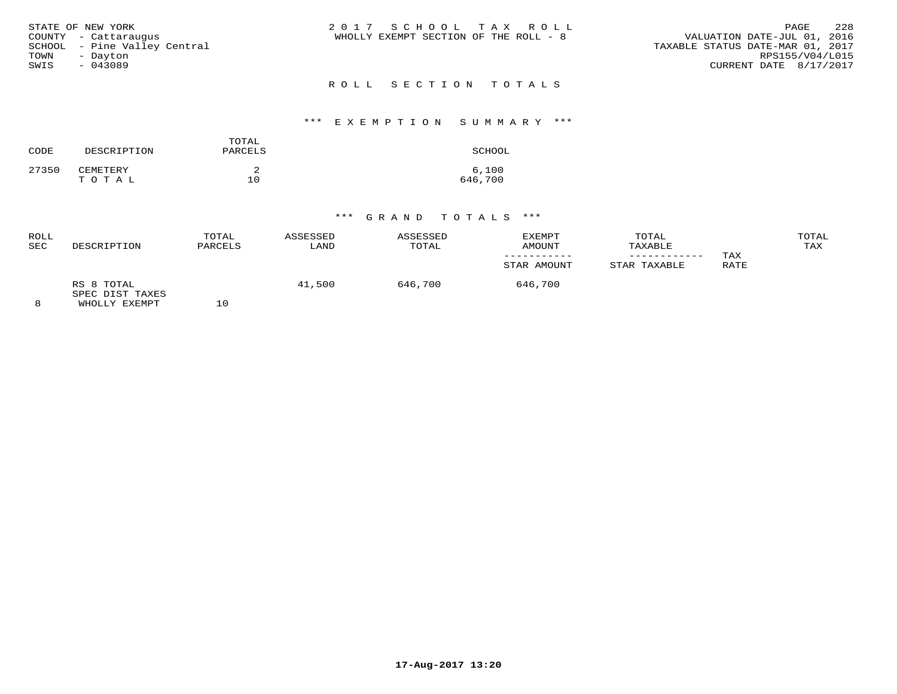STATE OF NEW YORK
COUNTY - Cattaraugus
SCHOOL - Pine Valley Central
TOWN - Dayton
SWIS - 043089

2 0 1 7 S C H O O L T A X R O L L
WHOLLY EXEMPT SECTION OF THE ROLL - 8

VALUATION DATE-JUL 01, 2016
TAXABLE STATUS DATE-MAR 01, 2017
RPS155/V04/L015
CURRENT DATE 8/17/2017

## R O L L S E C T I O N T O T A L S

### *** E X E M P T I O N S U M M A R Y ***

| CODE | DESCRIPTION | TOTAL PARCELS | SCHOOL |
|---|---|---|---|
| 27350 | CEMETERY | 2 | 6,100 |
| | T O T A L | 10 | 646,700 |

### *** G R A N D T O T A L S ***

| ROLL SEC | DESCRIPTION | TOTAL PARCELS | ASSESSED LAND | ASSESSED TOTAL | EXEMPT AMOUNT<br>-----------<br>STAR AMOUNT | TOTAL TAXABLE<br>------------<br>STAR TAXABLE | TAX RATE | TOTAL TAX |
|---|---|---|---|---|---|---|---|---|
| | RS 8 TOTAL<br>SPEC DIST TAXES | | 41,500 | 646,700 | 646,700 | | | |
| 8 | WHOLLY EXEMPT | 10 | | | | | | |

17-Aug-2017 13:20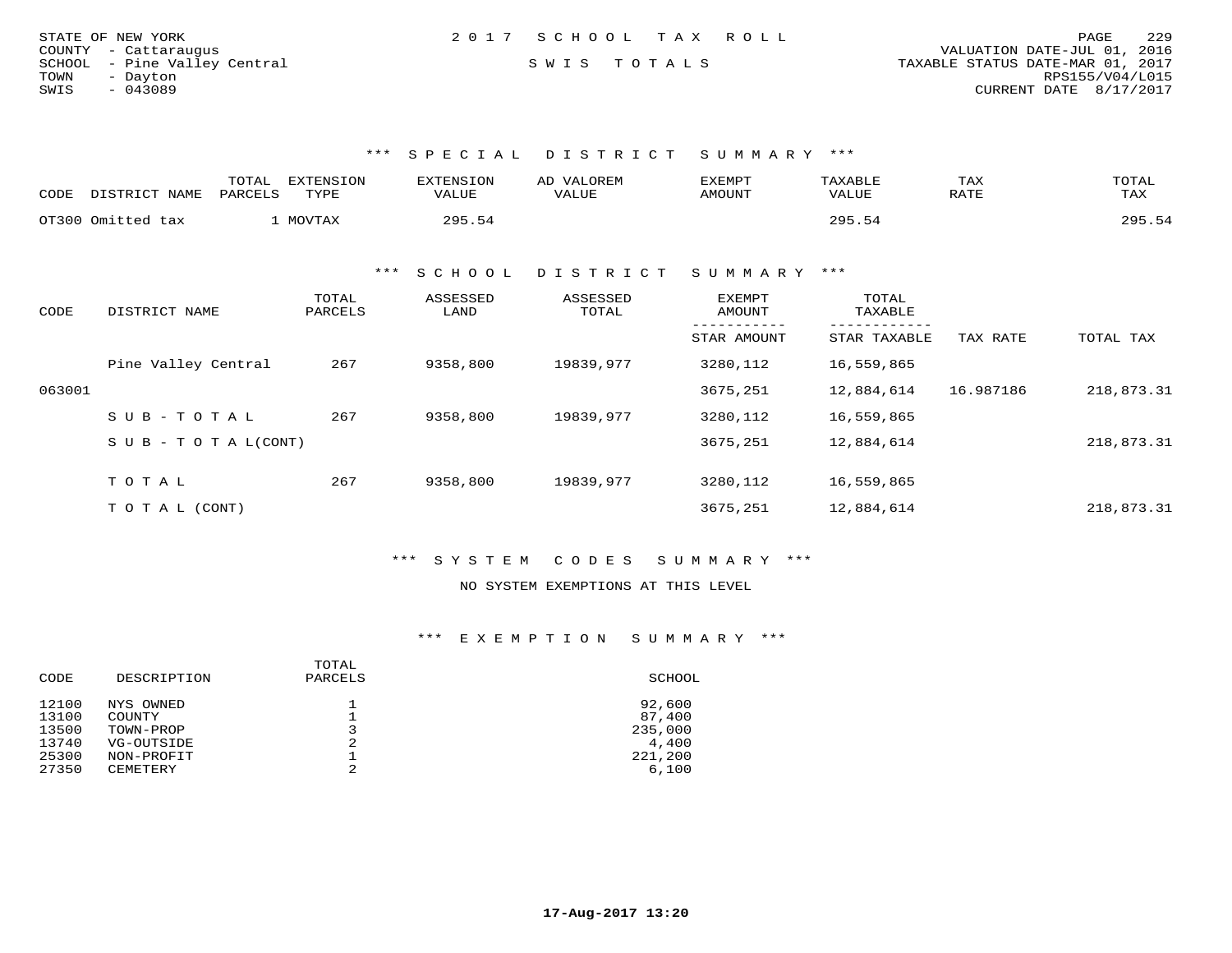STATE OF NEW YORK
COUNTY - Cattaraugus
SCHOOL - Pine Valley Central
TOWN - Dayton
SWIS - 043089

2017 SCHOOL TAX ROLL

SWIS TOTALS

VALUATION DATE-JUL 01, 2016
TAXABLE STATUS DATE-MAR 01, 2017
RPS155/V04/L015
CURRENT DATE 8/17/2017

### *** SPECIAL DISTRICT SUMMARY ***

| CODE | DISTRICT NAME | TOTAL PARCELS | EXTENSION TYPE | EXTENSION VALUE | AD VALOREM VALUE | EXEMPT AMOUNT | TAXABLE VALUE | TAX RATE | TOTAL TAX |
|---|---|---|---|---|---|---|---|---|---|
| OT300 | Omitted tax | 1 | MOVTAX | 295.54 | | | 295.54 | | 295.54 |

### *** SCHOOL DISTRICT SUMMARY ***

| CODE | DISTRICT NAME | TOTAL PARCELS | ASSESSED LAND | ASSESSED TOTAL | EXEMPT AMOUNT / STAR AMOUNT | TOTAL TAXABLE / STAR TAXABLE | TAX RATE | TOTAL TAX |
|---|---|---|---|---|---|---|---|---|
| | Pine Valley Central | 267 | 9358,800 | 19839,977 | 3280,112 | 16,559,865 | | |
| 063001 | | | | | 3675,251 | 12,884,614 | 16.987186 | 218,873.31 |
| | SUB-TOTAL | 267 | 9358,800 | 19839,977 | 3280,112 | 16,559,865 | | |
| | SUB-TOTAL(CONT) | | | | 3675,251 | 12,884,614 | | 218,873.31 |
| | TOTAL | 267 | 9358,800 | 19839,977 | 3280,112 | 16,559,865 | | |
| | TOTAL (CONT) | | | | 3675,251 | 12,884,614 | | 218,873.31 |

### *** SYSTEM CODES SUMMARY ***

NO SYSTEM EXEMPTIONS AT THIS LEVEL

### *** EXEMPTION SUMMARY ***

| CODE | DESCRIPTION | TOTAL PARCELS | SCHOOL |
|---|---|---|---|
| 12100 | NYS OWNED | 1 | 92,600 |
| 13100 | COUNTY | 1 | 87,400 |
| 13500 | TOWN-PROP | 3 | 235,000 |
| 13740 | VG-OUTSIDE | 2 | 4,400 |
| 25300 | NON-PROFIT | 1 | 221,200 |
| 27350 | CEMETERY | 2 | 6,100 |

17-Aug-2017 13:20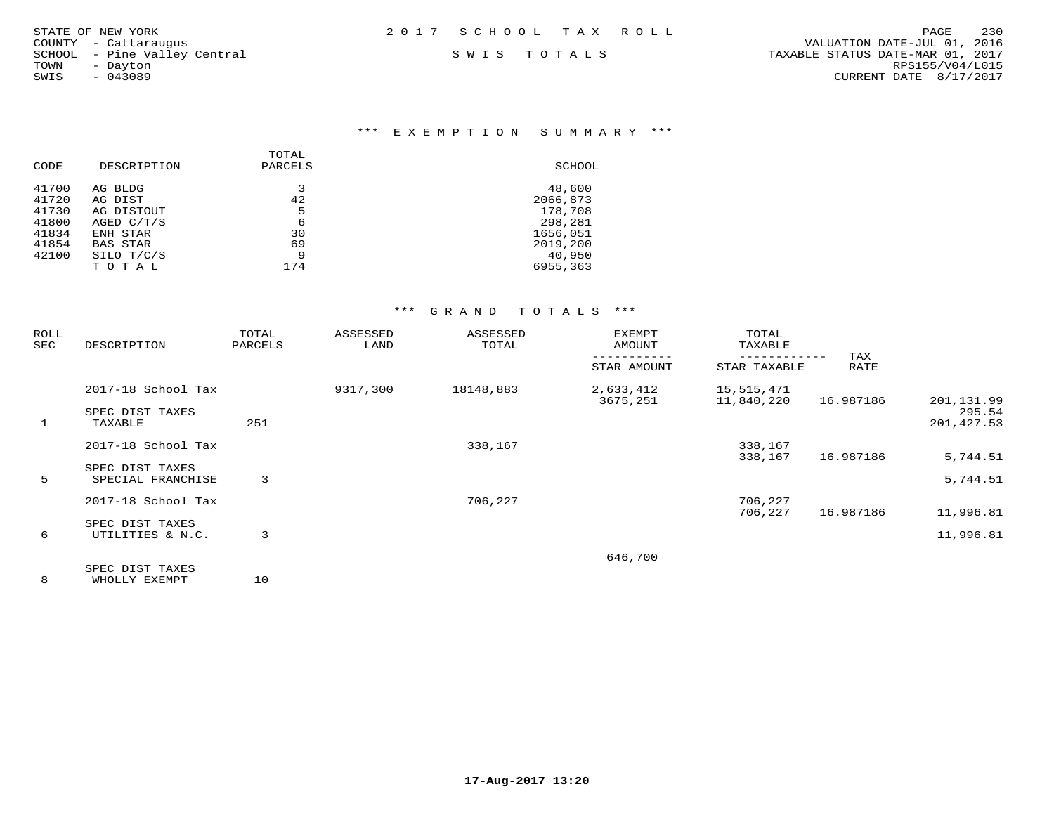STATE OF NEW YORK
COUNTY - Cattaraugus
SCHOOL - Pine Valley Central
TOWN - Dayton
SWIS - 043089

2 0 1 7 S C H O O L T A X R O L L

S W I S T O T A L S

VALUATION DATE-JUL 01, 2016
TAXABLE STATUS DATE-MAR 01, 2017
RPS155/V04/L015
CURRENT DATE 8/17/2017

### *** E X E M P T I O N S U M M A R Y ***

| CODE | DESCRIPTION | TOTAL PARCELS | SCHOOL |
|---|---|---|---|
| 41700 | AG BLDG | 3 | 48,600 |
| 41720 | AG DIST | 42 | 2066,873 |
| 41730 | AG DISTOUT | 5 | 178,708 |
| 41800 | AGED C/T/S | 6 | 298,281 |
| 41834 | ENH STAR | 30 | 1656,051 |
| 41854 | BAS STAR | 69 | 2019,200 |
| 42100 | SILO T/C/S | 9 | 40,950 |
| | T O T A L | 174 | 6955,363 |

### *** G R A N D T O T A L S ***

| ROLL SEC | DESCRIPTION | TOTAL PARCELS | ASSESSED LAND | ASSESSED TOTAL | EXEMPT AMOUNT / STAR AMOUNT | TOTAL TAXABLE / STAR TAXABLE | TAX RATE | |
|---|---|---|---|---|---|---|---|---|
| | 2017-18 School Tax | | 9317,300 | 18148,883 | 2,633,412 | 15,515,471 | | |
| | | | | | 3675,251 | 11,840,220 | 16.987186 | 201,131.99 |
| | SPEC DIST TAXES | | | | | | | 295.54 |
| 1 | TAXABLE | 251 | | | | | | 201,427.53 |
| | 2017-18 School Tax | | | 338,167 | | 338,167 | | |
| | | | | | | 338,167 | 16.987186 | 5,744.51 |
| | SPEC DIST TAXES | | | | | | | |
| 5 | SPECIAL FRANCHISE | 3 | | | | | | 5,744.51 |
| | 2017-18 School Tax | | | 706,227 | | 706,227 | | |
| | | | | | | 706,227 | 16.987186 | 11,996.81 |
| | SPEC DIST TAXES | | | | | | | |
| 6 | UTILITIES & N.C. | 3 | | | | | | 11,996.81 |
| | | | | | 646,700 | | | |
| | SPEC DIST TAXES | | | | | | | |
| 8 | WHOLLY EXEMPT | 10 | | | | | | |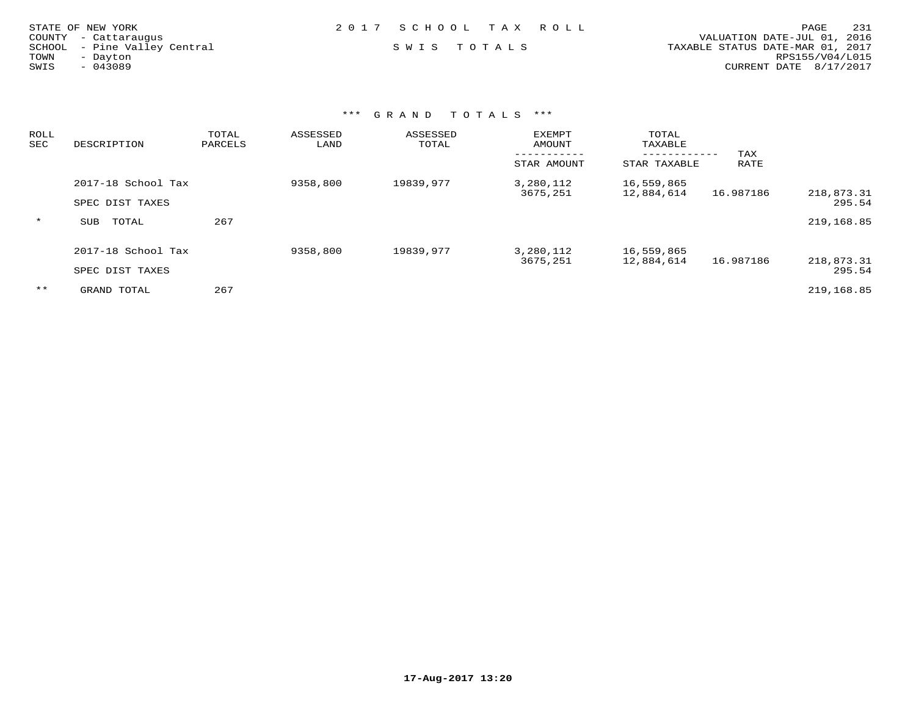STATE OF NEW YORK
COUNTY - Cattaraugus
SCHOOL - Pine Valley Central
TOWN - Dayton
SWIS - 043089

2 0 1 7 S C H O O L T A X R O L L

S W I S T O T A L S

VALUATION DATE-JUL 01, 2016
TAXABLE STATUS DATE-MAR 01, 2017
RPS155/V04/L015
CURRENT DATE 8/17/2017

*** G R A N D T O T A L S ***

| ROLL SEC | DESCRIPTION | TOTAL PARCELS | ASSESSED LAND | ASSESSED TOTAL | EXEMPT AMOUNT / STAR AMOUNT | TOTAL TAXABLE / STAR TAXABLE | TAX RATE | |
|---|---|---|---|---|---|---|---|---|
| | 2017-18 School Tax | | 9358,800 | 19839,977 | 3,280,112 | 16,559,865 | | |
| | | | | | 3675,251 | 12,884,614 | 16.987186 | 218,873.31 |
| | SPEC DIST TAXES | | | | | | | 295.54 |
| * | SUB TOTAL | 267 | | | | | | 219,168.85 |
| | 2017-18 School Tax | | 9358,800 | 19839,977 | 3,280,112 | 16,559,865 | | |
| | | | | | 3675,251 | 12,884,614 | 16.987186 | 218,873.31 |
| | SPEC DIST TAXES | | | | | | | 295.54 |
| ** | GRAND TOTAL | 267 | | | | | | 219,168.85 |

17-Aug-2017 13:20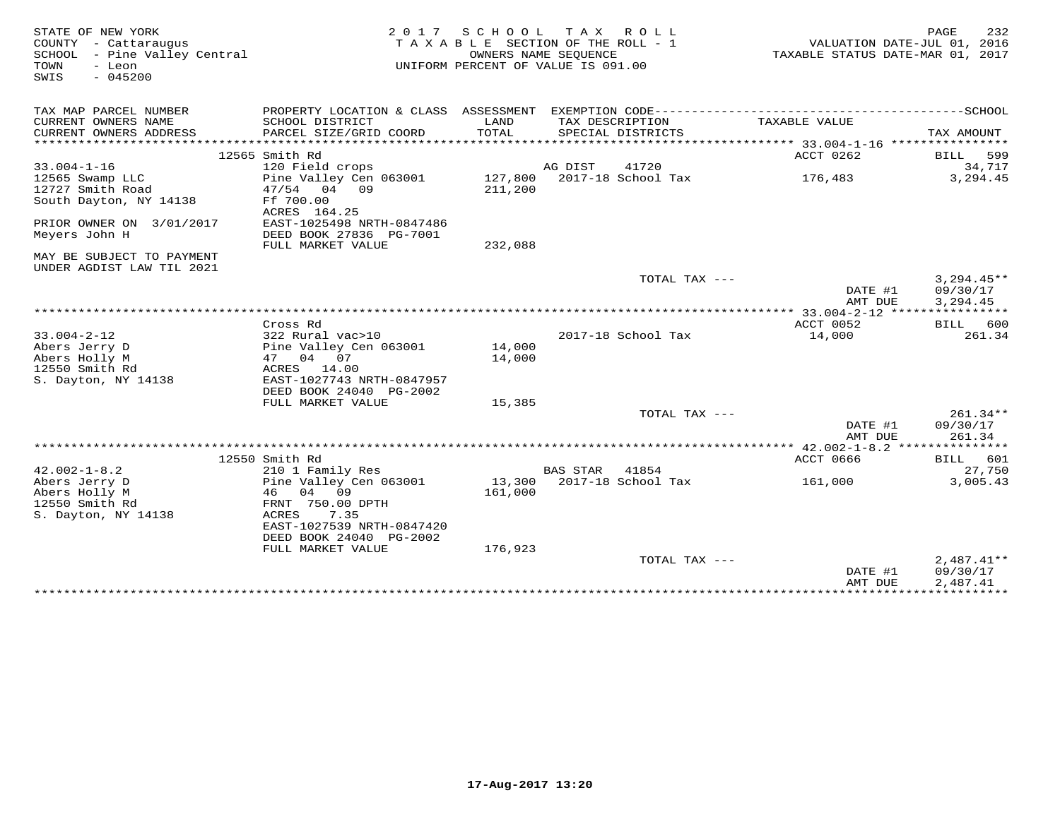STATE OF NEW YORK
COUNTY - Cattaraugus
SCHOOL - Pine Valley Central
TOWN - Leon
SWIS - 045200

2017 SCHOOL TAX ROLL
TAXABLE SECTION OF THE ROLL - 1
OWNERS NAME SEQUENCE
UNIFORM PERCENT OF VALUE IS 091.00

VALUATION DATE-JUL 01, 2016
TAXABLE STATUS DATE-MAR 01, 2017

| TAX MAP PARCEL NUMBER / CURRENT OWNERS NAME / CURRENT OWNERS ADDRESS | PROPERTY LOCATION & CLASS / SCHOOL DISTRICT / PARCEL SIZE/GRID COORD | ASSESSMENT LAND / TOTAL | EXEMPTION CODE / TAX DESCRIPTION / SPECIAL DISTRICTS | TAXABLE VALUE | TAX AMOUNT |
|---|---|---|---|---|---|
| | 12565 Smith Rd | | | ACCT 0262 | BILL 599 |
| 33.004-1-16 | 120 Field crops | | AG DIST 41720 | | 34,717 |
| 12565 Swamp LLC | Pine Valley Cen 063001 | 127,800 | 2017-18 School Tax | 176,483 | 3,294.45 |
| 12727 Smith Road | 47/54 04 09 | 211,200 | | | |
| South Dayton, NY 14138 | Ff 700.00 | | | | |
| | ACRES 164.25 | | | | |
| PRIOR OWNER ON 3/01/2017 | EAST-1025498 NRTH-0847486 | | | | |
| Meyers John H | DEED BOOK 27836 PG-7001 | | | | |
| | FULL MARKET VALUE | 232,088 | | | |
| MAY BE SUBJECT TO PAYMENT UNDER AGDIST LAW TIL 2021 | | | | | |
| | | | TOTAL TAX --- | | 3,294.45** |
| | | | | DATE #1 | 09/30/17 |
| | | | | AMT DUE | 3,294.45 |
| | Cross Rd | | | ACCT 0052 | BILL 600 |
| 33.004-2-12 | 322 Rural vac>10 | | 2017-18 School Tax | 14,000 | 261.34 |
| Abers Jerry D | Pine Valley Cen 063001 | 14,000 | | | |
| Abers Holly M | 47 04 07 | 14,000 | | | |
| 12550 Smith Rd | ACRES 14.00 | | | | |
| S. Dayton, NY 14138 | EAST-1027743 NRTH-0847957 | | | | |
| | DEED BOOK 24040 PG-2002 | | | | |
| | FULL MARKET VALUE | 15,385 | | | |
| | | | TOTAL TAX --- | | 261.34** |
| | | | | DATE #1 | 09/30/17 |
| | | | | AMT DUE | 261.34 |
| | 12550 Smith Rd | | | ACCT 0666 | BILL 601 |
| 42.002-1-8.2 | 210 1 Family Res | | BAS STAR 41854 | | 27,750 |
| Abers Jerry D | Pine Valley Cen 063001 | 13,300 | 2017-18 School Tax | 161,000 | 3,005.43 |
| Abers Holly M | 46 04 09 | 161,000 | | | |
| 12550 Smith Rd | FRNT 750.00 DPTH | | | | |
| S. Dayton, NY 14138 | ACRES 7.35 | | | | |
| | EAST-1027539 NRTH-0847420 | | | | |
| | DEED BOOK 24040 PG-2002 | | | | |
| | FULL MARKET VALUE | 176,923 | | | |
| | | | TOTAL TAX --- | | 2,487.41** |
| | | | | DATE #1 | 09/30/17 |
| | | | | AMT DUE | 2,487.41 |

17-Aug-2017 13:20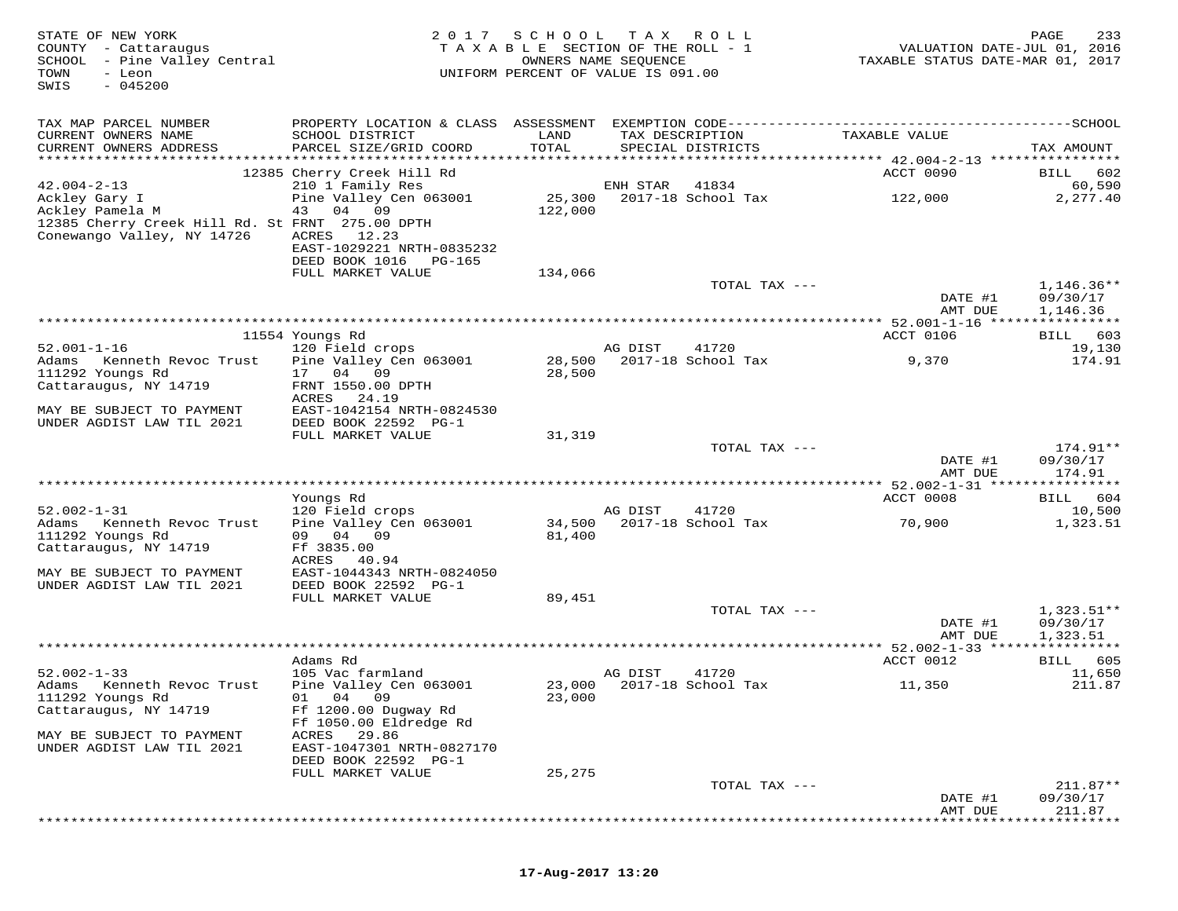STATE OF NEW YORK
COUNTY - Cattaraugus
SCHOOL - Pine Valley Central
TOWN - Leon
SWIS - 045200

2017 SCHOOL TAX ROLL
TAXABLE SECTION OF THE ROLL - 1
OWNERS NAME SEQUENCE
UNIFORM PERCENT OF VALUE IS 091.00

VALUATION DATE-JUL 01, 2016
TAXABLE STATUS DATE-MAR 01, 2017

| TAX MAP PARCEL NUMBER / CURRENT OWNERS NAME / CURRENT OWNERS ADDRESS | PROPERTY LOCATION & CLASS / SCHOOL DISTRICT / PARCEL SIZE/GRID COORD | ASSESSMENT LAND / TOTAL | EXEMPTION CODE / TAX DESCRIPTION / SPECIAL DISTRICTS | TAXABLE VALUE | TAX AMOUNT |
|---|---|---|---|---|---|
| | 12385 Cherry Creek Hill Rd | | | ACCT 0090 | BILL 602 |
| 42.004-2-13 | 210 1 Family Res | | ENH STAR 41834 | | 60,590 |
| Ackley Gary I | Pine Valley Cen 063001 | 25,300 | 2017-18 School Tax | 122,000 | 2,277.40 |
| Ackley Pamela M | 43 04 09 | 122,000 | | | |
| 12385 Cherry Creek Hill Rd. St | FRNT 275.00 DPTH | | | | |
| Conewango Valley, NY 14726 | ACRES 12.23 | | | | |
| | EAST-1029221 NRTH-0835232 | | | | |
| | DEED BOOK 1016 PG-165 | | | | |
| | FULL MARKET VALUE | 134,066 | | | |
| | | | TOTAL TAX --- | | 1,146.36** |
| | | | | DATE #1 | 09/30/17 |
| | | | | AMT DUE | 1,146.36 |
| | 11554 Youngs Rd | | | ACCT 0106 | BILL 603 |
| 52.001-1-16 | 120 Field crops | | AG DIST 41720 | | 19,130 |
| Adams Kenneth Revoc Trust | Pine Valley Cen 063001 | 28,500 | 2017-18 School Tax | 9,370 | 174.91 |
| 111292 Youngs Rd | 17 04 09 | 28,500 | | | |
| Cattaraugus, NY 14719 | FRNT 1550.00 DPTH | | | | |
| | ACRES 24.19 | | | | |
| MAY BE SUBJECT TO PAYMENT | EAST-1042154 NRTH-0824530 | | | | |
| UNDER AGDIST LAW TIL 2021 | DEED BOOK 22592 PG-1 | | | | |
| | FULL MARKET VALUE | 31,319 | | | |
| | | | TOTAL TAX --- | | 174.91** |
| | | | | DATE #1 | 09/30/17 |
| | | | | AMT DUE | 174.91 |
| | Youngs Rd | | | ACCT 0008 | BILL 604 |
| 52.002-1-31 | 120 Field crops | | AG DIST 41720 | | 10,500 |
| Adams Kenneth Revoc Trust | Pine Valley Cen 063001 | 34,500 | 2017-18 School Tax | 70,900 | 1,323.51 |
| 111292 Youngs Rd | 09 04 09 | 81,400 | | | |
| Cattaraugus, NY 14719 | Ff 3835.00 | | | | |
| | ACRES 40.94 | | | | |
| MAY BE SUBJECT TO PAYMENT | EAST-1044343 NRTH-0824050 | | | | |
| UNDER AGDIST LAW TIL 2021 | DEED BOOK 22592 PG-1 | | | | |
| | FULL MARKET VALUE | 89,451 | | | |
| | | | TOTAL TAX --- | | 1,323.51** |
| | | | | DATE #1 | 09/30/17 |
| | | | | AMT DUE | 1,323.51 |
| | Adams Rd | | | ACCT 0012 | BILL 605 |
| 52.002-1-33 | 105 Vac farmland | | AG DIST 41720 | | 11,650 |
| Adams Kenneth Revoc Trust | Pine Valley Cen 063001 | 23,000 | 2017-18 School Tax | 11,350 | 211.87 |
| 111292 Youngs Rd | 01 04 09 | 23,000 | | | |
| Cattaraugus, NY 14719 | Ff 1200.00 Dugway Rd | | | | |
| | Ff 1050.00 Eldredge Rd | | | | |
| MAY BE SUBJECT TO PAYMENT | ACRES 29.86 | | | | |
| UNDER AGDIST LAW TIL 2021 | EAST-1047301 NRTH-0827170 | | | | |
| | DEED BOOK 22592 PG-1 | | | | |
| | FULL MARKET VALUE | 25,275 | | | |
| | | | TOTAL TAX --- | | 211.87** |
| | | | | DATE #1 | 09/30/17 |
| | | | | AMT DUE | 211.87 |

17-Aug-2017 13:20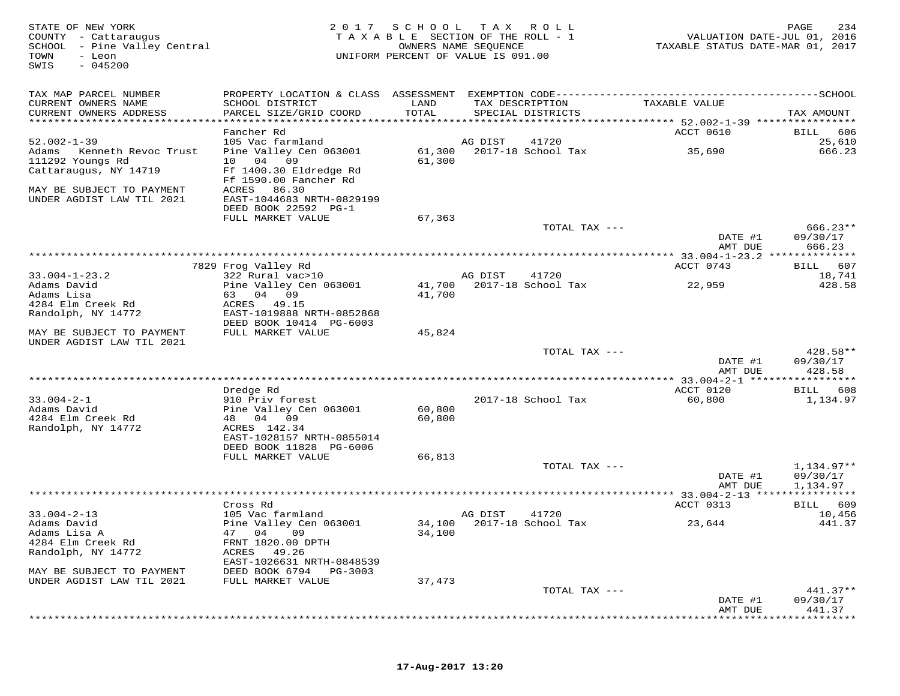STATE OF NEW YORK
COUNTY - Cattaraugus
SCHOOL - Pine Valley Central
TOWN - Leon
SWIS - 045200

2017 SCHOOL TAX ROLL
TAXABLE SECTION OF THE ROLL - 1
OWNERS NAME SEQUENCE
UNIFORM PERCENT OF VALUE IS 091.00

VALUATION DATE-JUL 01, 2016
TAXABLE STATUS DATE-MAR 01, 2017

| TAX MAP PARCEL NUMBER / CURRENT OWNERS NAME / CURRENT OWNERS ADDRESS | PROPERTY LOCATION & CLASS / SCHOOL DISTRICT / PARCEL SIZE/GRID COORD | ASSESSMENT LAND / TOTAL | EXEMPTION CODE / TAX DESCRIPTION / SPECIAL DISTRICTS | TAXABLE VALUE | TAX AMOUNT |
|---|---|---|---|---|---|
| 52.002-1-39 | Fancher Rd | | | ACCT 0610 | BILL 606 |
| Adams Kenneth Revoc Trust | 105 Vac farmland | | AG DIST 41720 | | 25,610 |
| 111292 Youngs Rd | Pine Valley Cen 063001 | 61,300 | 2017-18 School Tax | 35,690 | 666.23 |
| Cattaraugus, NY 14719 | 10 04 09 | 61,300 | | | |
| | Ff 1400.30 Eldredge Rd | | | | |
| | Ff 1590.00 Fancher Rd | | | | |
| MAY BE SUBJECT TO PAYMENT | ACRES 86.30 | | | | |
| UNDER AGDIST LAW TIL 2021 | EAST-1044683 NRTH-0829199 | | | | |
| | DEED BOOK 22592 PG-1 | | | | |
| | FULL MARKET VALUE | 67,363 | | | |
| | | | TOTAL TAX --- | | 666.23** |
| | | | | DATE #1 | 09/30/17 |
| | | | | AMT DUE | 666.23 |
| 33.004-1-23.2 | 7829 Frog Valley Rd | | | ACCT 0743 | BILL 607 |
| Adams David | 322 Rural vac>10 | | AG DIST 41720 | | 18,741 |
| Adams Lisa | Pine Valley Cen 063001 | 41,700 | 2017-18 School Tax | 22,959 | 428.58 |
| 4284 Elm Creek Rd | 63 04 09 | 41,700 | | | |
| Randolph, NY 14772 | ACRES 49.15 | | | | |
| | EAST-1019888 NRTH-0852868 | | | | |
| | DEED BOOK 10414 PG-6003 | | | | |
| MAY BE SUBJECT TO PAYMENT | FULL MARKET VALUE | 45,824 | | | |
| UNDER AGDIST LAW TIL 2021 | | | | | |
| | | | TOTAL TAX --- | | 428.58** |
| | | | | DATE #1 | 09/30/17 |
| | | | | AMT DUE | 428.58 |
| 33.004-2-1 | Dredge Rd | | | ACCT 0120 | BILL 608 |
| Adams David | 910 Priv forest | | 2017-18 School Tax | 60,800 | 1,134.97 |
| 4284 Elm Creek Rd | Pine Valley Cen 063001 | 60,800 | | | |
| Randolph, NY 14772 | 48 04 09 | 60,800 | | | |
| | ACRES 142.34 | | | | |
| | EAST-1028157 NRTH-0855014 | | | | |
| | DEED BOOK 11828 PG-6006 | | | | |
| | FULL MARKET VALUE | 66,813 | | | |
| | | | TOTAL TAX --- | | 1,134.97** |
| | | | | DATE #1 | 09/30/17 |
| | | | | AMT DUE | 1,134.97 |
| 33.004-2-13 | Cross Rd | | | ACCT 0313 | BILL 609 |
| Adams David | 105 Vac farmland | | AG DIST 41720 | | 10,456 |
| Adams Lisa A | Pine Valley Cen 063001 | 34,100 | 2017-18 School Tax | 23,644 | 441.37 |
| 4284 Elm Creek Rd | 47 04 09 | 34,100 | | | |
| Randolph, NY 14772 | FRNT 1820.00 DPTH | | | | |
| | ACRES 49.26 | | | | |
| | EAST-1026631 NRTH-0848539 | | | | |
| MAY BE SUBJECT TO PAYMENT | DEED BOOK 6794 PG-3003 | | | | |
| UNDER AGDIST LAW TIL 2021 | FULL MARKET VALUE | 37,473 | | | |
| | | | TOTAL TAX --- | | 441.37** |
| | | | | DATE #1 | 09/30/17 |
| | | | | AMT DUE | 441.37 |

17-Aug-2017 13:20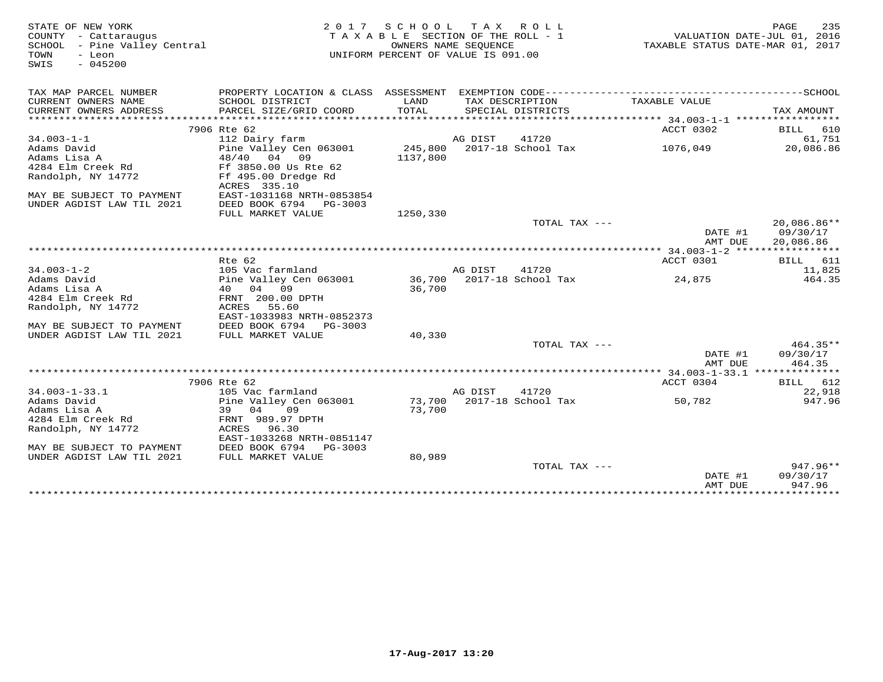STATE OF NEW YORK
COUNTY - Cattaraugus
SCHOOL - Pine Valley Central
TOWN - Leon
SWIS - 045200

2017 SCHOOL TAX ROLL
TAXABLE SECTION OF THE ROLL - 1
OWNERS NAME SEQUENCE
UNIFORM PERCENT OF VALUE IS 091.00

VALUATION DATE-JUL 01, 2016
TAXABLE STATUS DATE-MAR 01, 2017

| TAX MAP PARCEL NUMBER / CURRENT OWNERS NAME / CURRENT OWNERS ADDRESS | PROPERTY LOCATION & CLASS / SCHOOL DISTRICT / PARCEL SIZE/GRID COORD | ASSESSMENT LAND / TOTAL | EXEMPTION CODE / TAX DESCRIPTION / SPECIAL DISTRICTS | TAXABLE VALUE | TAX AMOUNT |
|---|---|---|---|---|---|
| | 7906 Rte 62 | | | ACCT 0302 | BILL 610 |
| 34.003-1-1 | 112 Dairy farm | | AG DIST 41720 | | 61,751 |
| Adams David | Pine Valley Cen 063001 | 245,800 | 2017-18 School Tax | 1076,049 | 20,086.86 |
| Adams Lisa A | 48/40 04 09 | 1137,800 | | | |
| 4284 Elm Creek Rd | Ff 3850.00 Us Rte 62 | | | | |
| Randolph, NY 14772 | Ff 495.00 Dredge Rd | | | | |
| | ACRES 335.10 | | | | |
| MAY BE SUBJECT TO PAYMENT | EAST-1031168 NRTH-0853854 | | | | |
| UNDER AGDIST LAW TIL 2021 | DEED BOOK 6794 PG-3003 | | | | |
| | FULL MARKET VALUE | 1250,330 | | | |
| | | | TOTAL TAX --- | | 20,086.86** |
| | | | | DATE #1 | 09/30/17 |
| | | | | AMT DUE | 20,086.86 |
| | Rte 62 | | | ACCT 0301 | BILL 611 |
| 34.003-1-2 | 105 Vac farmland | | AG DIST 41720 | | 11,825 |
| Adams David | Pine Valley Cen 063001 | 36,700 | 2017-18 School Tax | 24,875 | 464.35 |
| Adams Lisa A | 40 04 09 | 36,700 | | | |
| 4284 Elm Creek Rd | FRNT 200.00 DPTH | | | | |
| Randolph, NY 14772 | ACRES 55.60 | | | | |
| | EAST-1033983 NRTH-0852373 | | | | |
| MAY BE SUBJECT TO PAYMENT | DEED BOOK 6794 PG-3003 | | | | |
| UNDER AGDIST LAW TIL 2021 | FULL MARKET VALUE | 40,330 | | | |
| | | | TOTAL TAX --- | | 464.35** |
| | | | | DATE #1 | 09/30/17 |
| | | | | AMT DUE | 464.35 |
| | 7906 Rte 62 | | | ACCT 0304 | BILL 612 |
| 34.003-1-33.1 | 105 Vac farmland | | AG DIST 41720 | | 22,918 |
| Adams David | Pine Valley Cen 063001 | 73,700 | 2017-18 School Tax | 50,782 | 947.96 |
| Adams Lisa A | 39 04 09 | 73,700 | | | |
| 4284 Elm Creek Rd | FRNT 989.97 DPTH | | | | |
| Randolph, NY 14772 | ACRES 96.30 | | | | |
| | EAST-1033268 NRTH-0851147 | | | | |
| MAY BE SUBJECT TO PAYMENT | DEED BOOK 6794 PG-3003 | | | | |
| UNDER AGDIST LAW TIL 2021 | FULL MARKET VALUE | 80,989 | | | |
| | | | TOTAL TAX --- | | 947.96** |
| | | | | DATE #1 | 09/30/17 |
| | | | | AMT DUE | 947.96 |

17-Aug-2017 13:20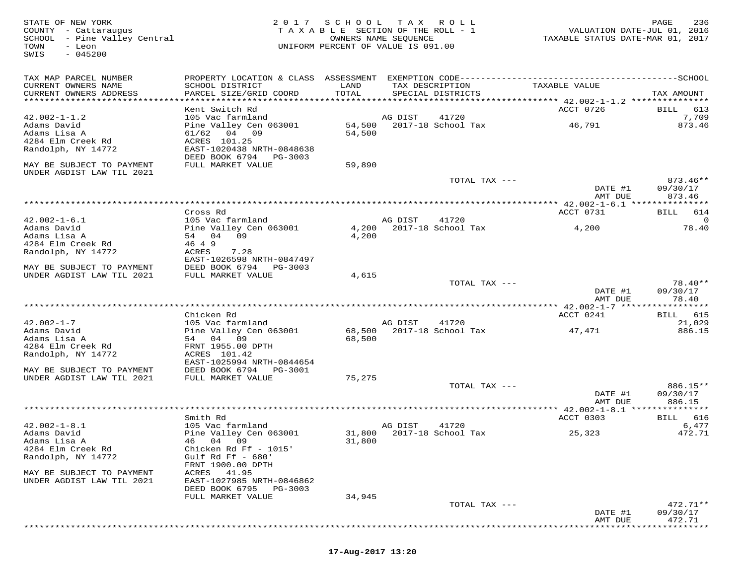STATE OF NEW YORK
COUNTY - Cattaraugus
SCHOOL - Pine Valley Central
TOWN - Leon
SWIS - 045200

2017 SCHOOL TAX ROLL
TAXABLE SECTION OF THE ROLL - 1
OWNERS NAME SEQUENCE
UNIFORM PERCENT OF VALUE IS 091.00

VALUATION DATE-JUL 01, 2016
TAXABLE STATUS DATE-MAR 01, 2017

| TAX MAP PARCEL NUMBER / CURRENT OWNERS NAME / CURRENT OWNERS ADDRESS | PROPERTY LOCATION & CLASS / SCHOOL DISTRICT / PARCEL SIZE/GRID COORD | ASSESSMENT LAND / TOTAL | EXEMPTION CODE / TAX DESCRIPTION / SPECIAL DISTRICTS | TAXABLE VALUE | SCHOOL TAX AMOUNT |
|---|---|---|---|---|---|
| 42.002-1-1.2 | Kent Switch Rd | | | ACCT 0726 | BILL 613 |
| 42.002-1-1.2 | 105 Vac farmland | | AG DIST 41720 | | 7,709 |
| Adams David | Pine Valley Cen 063001 | 54,500 | 2017-18 School Tax | 46,791 | 873.46 |
| Adams Lisa A | 61/62 04 09 | 54,500 | | | |
| 4284 Elm Creek Rd | ACRES 101.25 | | | | |
| Randolph, NY 14772 | EAST-1020438 NRTH-0848638 | | | | |
| | DEED BOOK 6794 PG-3003 | | | | |
| MAY BE SUBJECT TO PAYMENT UNDER AGDIST LAW TIL 2021 | FULL MARKET VALUE | 59,890 | | | |
| | | | TOTAL TAX --- | | 873.46** |
| | | | | DATE #1 | 09/30/17 |
| | | | | AMT DUE | 873.46 |
| 42.002-1-6.1 | Cross Rd | | | ACCT 0731 | BILL 614 |
| 42.002-1-6.1 | 105 Vac farmland | | AG DIST 41720 | | 0 |
| Adams David | Pine Valley Cen 063001 | 4,200 | 2017-18 School Tax | 4,200 | 78.40 |
| Adams Lisa A | 54 04 09 | 4,200 | | | |
| 4284 Elm Creek Rd | 46 4 9 | | | | |
| Randolph, NY 14772 | ACRES 7.28 | | | | |
| | EAST-1026598 NRTH-0847497 | | | | |
| MAY BE SUBJECT TO PAYMENT | DEED BOOK 6794 PG-3003 | | | | |
| UNDER AGDIST LAW TIL 2021 | FULL MARKET VALUE | 4,615 | | | |
| | | | TOTAL TAX --- | | 78.40** |
| | | | | DATE #1 | 09/30/17 |
| | | | | AMT DUE | 78.40 |
| 42.002-1-7 | Chicken Rd | | | ACCT 0241 | BILL 615 |
| 42.002-1-7 | 105 Vac farmland | | AG DIST 41720 | | 21,029 |
| Adams David | Pine Valley Cen 063001 | 68,500 | 2017-18 School Tax | 47,471 | 886.15 |
| Adams Lisa A | 54 04 09 | 68,500 | | | |
| 4284 Elm Creek Rd | FRNT 1955.00 DPTH | | | | |
| Randolph, NY 14772 | ACRES 101.42 | | | | |
| | EAST-1025994 NRTH-0844654 | | | | |
| MAY BE SUBJECT TO PAYMENT | DEED BOOK 6794 PG-3001 | | | | |
| UNDER AGDIST LAW TIL 2021 | FULL MARKET VALUE | 75,275 | | | |
| | | | TOTAL TAX --- | | 886.15** |
| | | | | DATE #1 | 09/30/17 |
| | | | | AMT DUE | 886.15 |
| 42.002-1-8.1 | Smith Rd | | | ACCT 0303 | BILL 616 |
| 42.002-1-8.1 | 105 Vac farmland | | AG DIST 41720 | | 6,477 |
| Adams David | Pine Valley Cen 063001 | 31,800 | 2017-18 School Tax | 25,323 | 472.71 |
| Adams Lisa A | 46 04 09 | 31,800 | | | |
| 4284 Elm Creek Rd | Chicken Rd Ff - 1015' | | | | |
| Randolph, NY 14772 | Gulf Rd Ff - 680' | | | | |
| | FRNT 1900.00 DPTH | | | | |
| MAY BE SUBJECT TO PAYMENT | ACRES 41.95 | | | | |
| UNDER AGDIST LAW TIL 2021 | EAST-1027985 NRTH-0846862 | | | | |
| | DEED BOOK 6795 PG-3003 | | | | |
| | FULL MARKET VALUE | 34,945 | | | |
| | | | TOTAL TAX --- | | 472.71** |
| | | | | DATE #1 | 09/30/17 |
| | | | | AMT DUE | 472.71 |

17-Aug-2017 13:20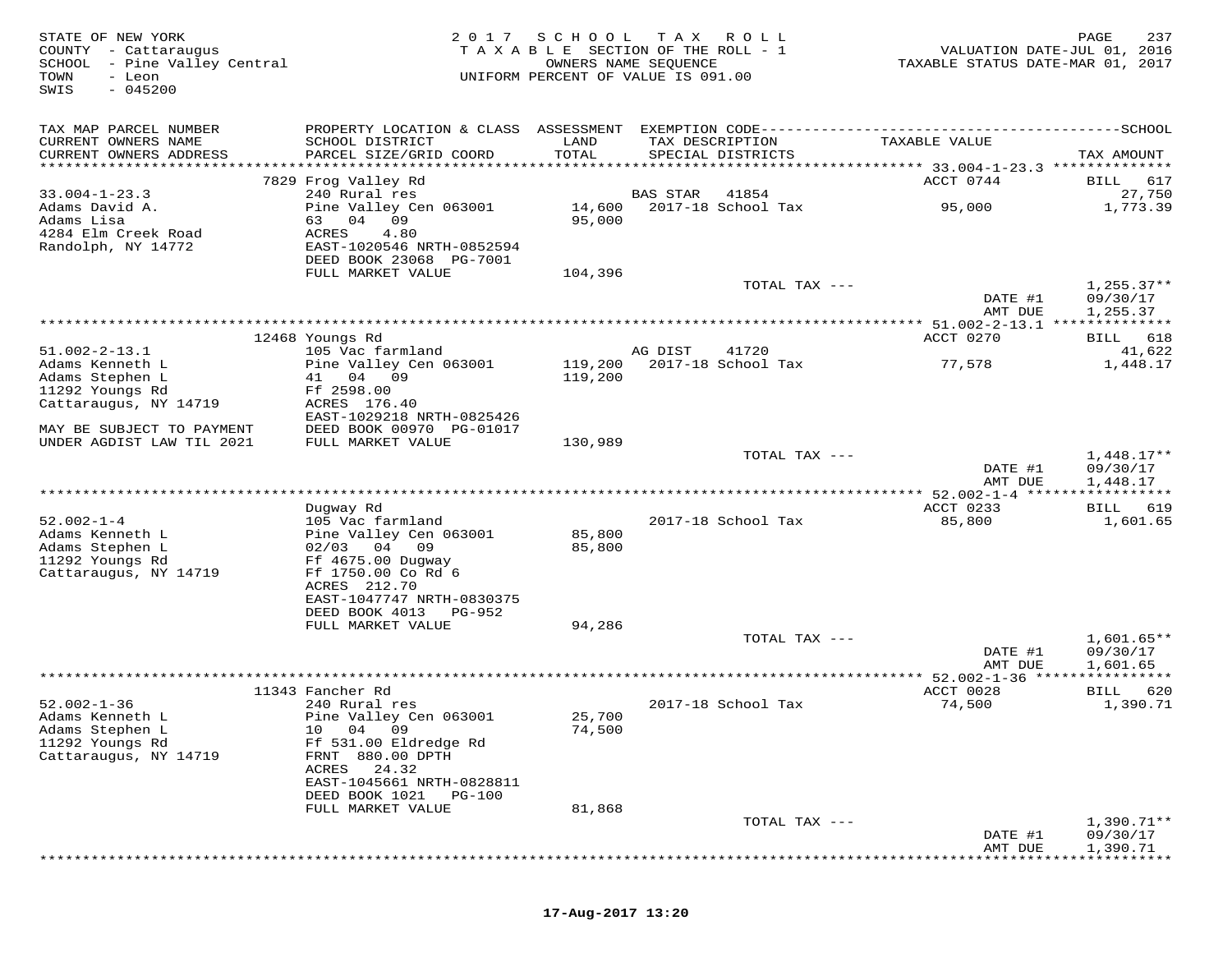STATE OF NEW YORK
COUNTY - Cattaraugus
SCHOOL - Pine Valley Central
TOWN - Leon
SWIS - 045200

2 0 1 7 S C H O O L T A X R O L L
T A X A B L E SECTION OF THE ROLL - 1
OWNERS NAME SEQUENCE
UNIFORM PERCENT OF VALUE IS 091.00

VALUATION DATE-JUL 01, 2016
TAXABLE STATUS DATE-MAR 01, 2017

| TAX MAP PARCEL NUMBER / CURRENT OWNERS NAME / CURRENT OWNERS ADDRESS | PROPERTY LOCATION & CLASS / SCHOOL DISTRICT / PARCEL SIZE/GRID COORD | ASSESSMENT LAND / TOTAL | EXEMPTION CODE / TAX DESCRIPTION / SPECIAL DISTRICTS | TAXABLE VALUE | SCHOOL TAX AMOUNT |
|---|---|---|---|---|---|
| 33.004-1-23.3 | 7829 Frog Valley Rd | | | ACCT 0744 | BILL 617 |
| 33.004-1-23.3 | 240 Rural res | | BAS STAR 41854 | | 27,750 |
| Adams David A. | Pine Valley Cen 063001 | 14,600 | 2017-18 School Tax | 95,000 | 1,773.39 |
| Adams Lisa | 63 04 09 | 95,000 | | | |
| 4284 Elm Creek Road | ACRES 4.80 | | | | |
| Randolph, NY 14772 | EAST-1020546 NRTH-0852594 | | | | |
| | DEED BOOK 23068 PG-7001 | | | | |
| | FULL MARKET VALUE | 104,396 | | | |
| | | | TOTAL TAX --- | | 1,255.37** |
| | | | | DATE #1 | 09/30/17 |
| | | | | AMT DUE | 1,255.37 |
| 51.002-2-13.1 | 12468 Youngs Rd | | | ACCT 0270 | BILL 618 |
| 51.002-2-13.1 | 105 Vac farmland | | AG DIST 41720 | | 41,622 |
| Adams Kenneth L | Pine Valley Cen 063001 | 119,200 | 2017-18 School Tax | 77,578 | 1,448.17 |
| Adams Stephen L | 41 04 09 | 119,200 | | | |
| 11292 Youngs Rd | Ff 2598.00 | | | | |
| Cattaraugus, NY 14719 | ACRES 176.40 | | | | |
| | EAST-1029218 NRTH-0825426 | | | | |
| MAY BE SUBJECT TO PAYMENT | DEED BOOK 00970 PG-01017 | | | | |
| UNDER AGDIST LAW TIL 2021 | FULL MARKET VALUE | 130,989 | | | |
| | | | TOTAL TAX --- | | 1,448.17** |
| | | | | DATE #1 | 09/30/17 |
| | | | | AMT DUE | 1,448.17 |
| 52.002-1-4 | Dugway Rd | | | ACCT 0233 | BILL 619 |
| 52.002-1-4 | 105 Vac farmland | | 2017-18 School Tax | 85,800 | 1,601.65 |
| Adams Kenneth L | Pine Valley Cen 063001 | 85,800 | | | |
| Adams Stephen L | 02/03 04 09 | 85,800 | | | |
| 11292 Youngs Rd | Ff 4675.00 Dugway | | | | |
| Cattaraugus, NY 14719 | Ff 1750.00 Co Rd 6 | | | | |
| | ACRES 212.70 | | | | |
| | EAST-1047747 NRTH-0830375 | | | | |
| | DEED BOOK 4013 PG-952 | | | | |
| | FULL MARKET VALUE | 94,286 | | | |
| | | | TOTAL TAX --- | | 1,601.65** |
| | | | | DATE #1 | 09/30/17 |
| | | | | AMT DUE | 1,601.65 |
| 52.002-1-36 | 11343 Fancher Rd | | | ACCT 0028 | BILL 620 |
| 52.002-1-36 | 240 Rural res | | 2017-18 School Tax | 74,500 | 1,390.71 |
| Adams Kenneth L | Pine Valley Cen 063001 | 25,700 | | | |
| Adams Stephen L | 10 04 09 | 74,500 | | | |
| 11292 Youngs Rd | Ff 531.00 Eldredge Rd | | | | |
| Cattaraugus, NY 14719 | FRNT 880.00 DPTH | | | | |
| | ACRES 24.32 | | | | |
| | EAST-1045661 NRTH-0828811 | | | | |
| | DEED BOOK 1021 PG-100 | | | | |
| | FULL MARKET VALUE | 81,868 | | | |
| | | | TOTAL TAX --- | | 1,390.71** |
| | | | | DATE #1 | 09/30/17 |
| | | | | AMT DUE | 1,390.71 |

17-Aug-2017 13:20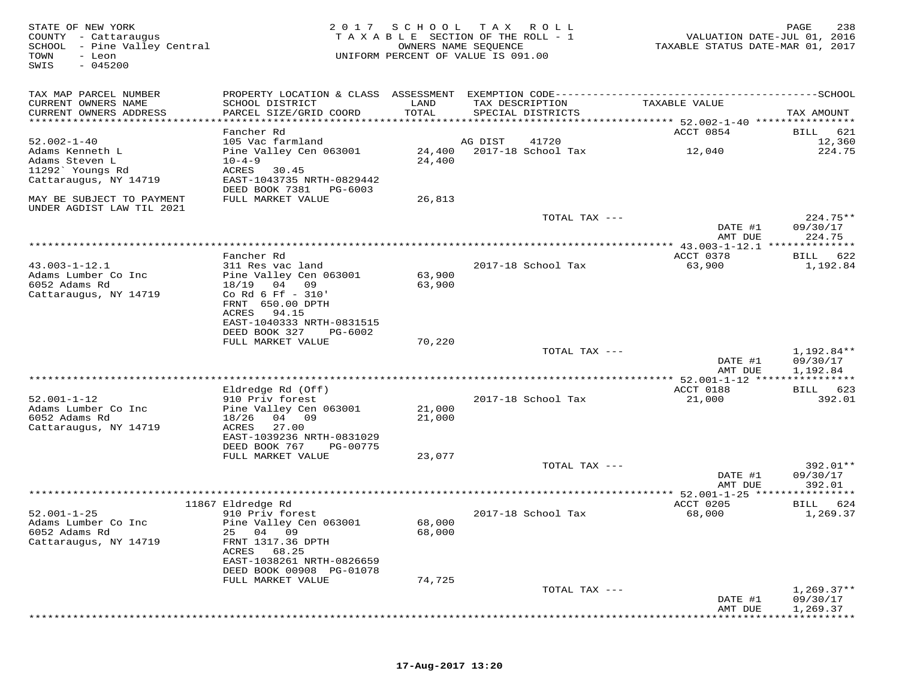STATE OF NEW YORK
COUNTY - Cattaraugus
SCHOOL - Pine Valley Central
TOWN - Leon
SWIS - 045200

2017 SCHOOL TAX ROLL
TAXABLE SECTION OF THE ROLL - 1
OWNERS NAME SEQUENCE
UNIFORM PERCENT OF VALUE IS 091.00

VALUATION DATE-JUL 01, 2016
TAXABLE STATUS DATE-MAR 01, 2017

| TAX MAP PARCEL NUMBER / CURRENT OWNERS NAME / CURRENT OWNERS ADDRESS | PROPERTY LOCATION & CLASS / SCHOOL DISTRICT / PARCEL SIZE/GRID COORD | ASSESSMENT LAND / TOTAL | EXEMPTION CODE / TAX DESCRIPTION / SPECIAL DISTRICTS | TAXABLE VALUE | TAX AMOUNT |
|---|---|---|---|---|---|
| 52.002-1-40 | Fancher Rd | | | ACCT 0854 | BILL 621 |
| | 105 Vac farmland | | AG DIST 41720 | | 12,360 |
| Adams Kenneth L | Pine Valley Cen 063001 | 24,400 | 2017-18 School Tax | 12,040 | 224.75 |
| Adams Steven L | 10-4-9 | 24,400 | | | |
| 11292` Youngs Rd | ACRES 30.45 | | | | |
| Cattaraugus, NY 14719 | EAST-1043735 NRTH-0829442 | | | | |
| | DEED BOOK 7381 PG-6003 | | | | |
| MAY BE SUBJECT TO PAYMENT UNDER AGDIST LAW TIL 2021 | FULL MARKET VALUE | 26,813 | | | |
| | | | TOTAL TAX --- | | 224.75** |
| | | | | DATE #1 | 09/30/17 |
| | | | | AMT DUE | 224.75 |
| 43.003-1-12.1 | Fancher Rd | | | ACCT 0378 | BILL 622 |
| | 311 Res vac land | | 2017-18 School Tax | 63,900 | 1,192.84 |
| Adams Lumber Co Inc | Pine Valley Cen 063001 | 63,900 | | | |
| 6052 Adams Rd | 18/19 04 09 | 63,900 | | | |
| Cattaraugus, NY 14719 | Co Rd 6 Ff - 310' | | | | |
| | FRNT 650.00 DPTH | | | | |
| | ACRES 94.15 | | | | |
| | EAST-1040333 NRTH-0831515 | | | | |
| | DEED BOOK 327 PG-6002 | | | | |
| | FULL MARKET VALUE | 70,220 | | | |
| | | | TOTAL TAX --- | | 1,192.84** |
| | | | | DATE #1 | 09/30/17 |
| | | | | AMT DUE | 1,192.84 |
| 52.001-1-12 | Eldredge Rd (Off) | | | ACCT 0188 | BILL 623 |
| | 910 Priv forest | | 2017-18 School Tax | 21,000 | 392.01 |
| Adams Lumber Co Inc | Pine Valley Cen 063001 | 21,000 | | | |
| 6052 Adams Rd | 18/26 04 09 | 21,000 | | | |
| Cattaraugus, NY 14719 | ACRES 27.00 | | | | |
| | EAST-1039236 NRTH-0831029 | | | | |
| | DEED BOOK 767 PG-00775 | | | | |
| | FULL MARKET VALUE | 23,077 | | | |
| | | | TOTAL TAX --- | | 392.01** |
| | | | | DATE #1 | 09/30/17 |
| | | | | AMT DUE | 392.01 |
| 52.001-1-25 | 11867 Eldredge Rd | | | ACCT 0205 | BILL 624 |
| | 910 Priv forest | | 2017-18 School Tax | 68,000 | 1,269.37 |
| Adams Lumber Co Inc | Pine Valley Cen 063001 | 68,000 | | | |
| 6052 Adams Rd | 25 04 09 | 68,000 | | | |
| Cattaraugus, NY 14719 | FRNT 1317.36 DPTH | | | | |
| | ACRES 68.25 | | | | |
| | EAST-1038261 NRTH-0826659 | | | | |
| | DEED BOOK 00908 PG-01078 | | | | |
| | FULL MARKET VALUE | 74,725 | | | |
| | | | TOTAL TAX --- | | 1,269.37** |
| | | | | DATE #1 | 09/30/17 |
| | | | | AMT DUE | 1,269.37 |

17-Aug-2017 13:20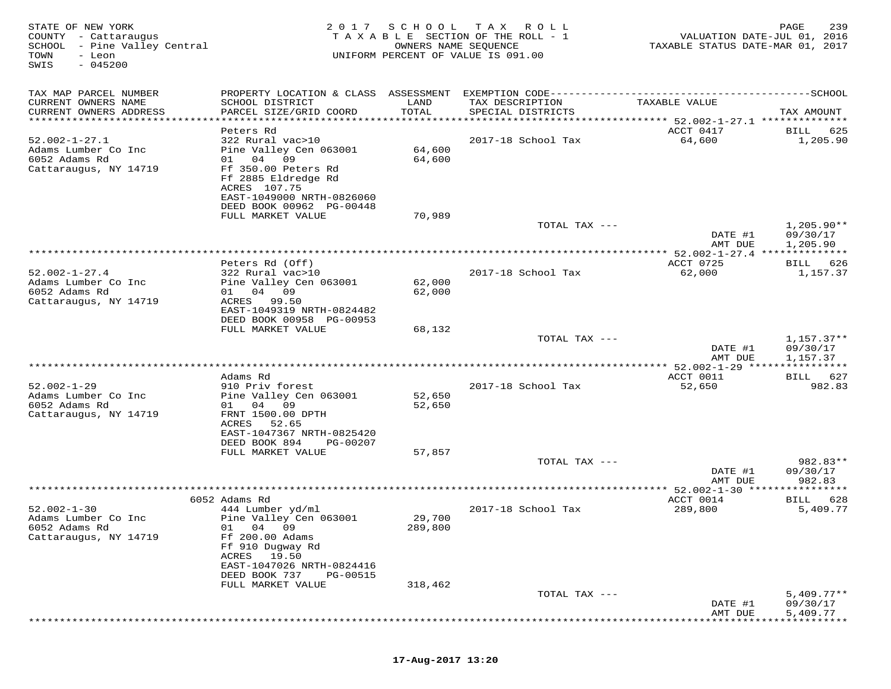STATE OF NEW YORK
COUNTY - Cattaraugus
SCHOOL - Pine Valley Central
TOWN - Leon
SWIS - 045200

2017 SCHOOL TAX ROLL
TAXABLE SECTION OF THE ROLL - 1
OWNERS NAME SEQUENCE
UNIFORM PERCENT OF VALUE IS 091.00

VALUATION DATE-JUL 01, 2016
TAXABLE STATUS DATE-MAR 01, 2017

| TAX MAP PARCEL NUMBER / CURRENT OWNERS NAME / CURRENT OWNERS ADDRESS | PROPERTY LOCATION & CLASS / SCHOOL DISTRICT / PARCEL SIZE/GRID COORD | ASSESSMENT LAND / TOTAL | EXEMPTION CODE / TAX DESCRIPTION / SPECIAL DISTRICTS | TAXABLE VALUE | TAX AMOUNT |
|---|---|---|---|---|---|
| 52.002-1-27.1 | Peters Rd | | | ACCT 0417 | BILL 625 |
| Adams Lumber Co Inc | 322 Rural vac>10 | | 2017-18 School Tax | 64,600 | 1,205.90 |
| 6052 Adams Rd | Pine Valley Cen 063001 | 64,600 | | | |
| Cattaraugus, NY 14719 | 01 04 09 | 64,600 | | | |
| | Ff 350.00 Peters Rd | | | | |
| | Ff 2885 Eldredge Rd | | | | |
| | ACRES 107.75 | | | | |
| | EAST-1049000 NRTH-0826060 | | | | |
| | DEED BOOK 00962 PG-00448 | | | | |
| | FULL MARKET VALUE | 70,989 | | | |
| | | | TOTAL TAX --- | | 1,205.90** |
| | | | | DATE #1 | 09/30/17 |
| | | | | AMT DUE | 1,205.90 |
| 52.002-1-27.4 | Peters Rd (Off) | | | ACCT 0725 | BILL 626 |
| Adams Lumber Co Inc | 322 Rural vac>10 | | 2017-18 School Tax | 62,000 | 1,157.37 |
| 6052 Adams Rd | Pine Valley Cen 063001 | 62,000 | | | |
| Cattaraugus, NY 14719 | 01 04 09 | 62,000 | | | |
| | ACRES 99.50 | | | | |
| | EAST-1049319 NRTH-0824482 | | | | |
| | DEED BOOK 00958 PG-00953 | | | | |
| | FULL MARKET VALUE | 68,132 | | | |
| | | | TOTAL TAX --- | | 1,157.37** |
| | | | | DATE #1 | 09/30/17 |
| | | | | AMT DUE | 1,157.37 |
| 52.002-1-29 | Adams Rd | | | ACCT 0011 | BILL 627 |
| Adams Lumber Co Inc | 910 Priv forest | | 2017-18 School Tax | 52,650 | 982.83 |
| 6052 Adams Rd | Pine Valley Cen 063001 | 52,650 | | | |
| Cattaraugus, NY 14719 | 01 04 09 | 52,650 | | | |
| | FRNT 1500.00 DPTH | | | | |
| | ACRES 52.65 | | | | |
| | EAST-1047367 NRTH-0825420 | | | | |
| | DEED BOOK 894 PG-00207 | | | | |
| | FULL MARKET VALUE | 57,857 | | | |
| | | | TOTAL TAX --- | | 982.83** |
| | | | | DATE #1 | 09/30/17 |
| | | | | AMT DUE | 982.83 |
| 52.002-1-30 | 6052 Adams Rd | | | ACCT 0014 | BILL 628 |
| Adams Lumber Co Inc | 444 Lumber yd/ml | | 2017-18 School Tax | 289,800 | 5,409.77 |
| 6052 Adams Rd | Pine Valley Cen 063001 | 29,700 | | | |
| Cattaraugus, NY 14719 | 01 04 09 | 289,800 | | | |
| | Ff 200.00 Adams | | | | |
| | Ff 910 Dugway Rd | | | | |
| | ACRES 19.50 | | | | |
| | EAST-1047026 NRTH-0824416 | | | | |
| | DEED BOOK 737 PG-00515 | | | | |
| | FULL MARKET VALUE | 318,462 | | | |
| | | | TOTAL TAX --- | | 5,409.77** |
| | | | | DATE #1 | 09/30/17 |
| | | | | AMT DUE | 5,409.77 |

17-Aug-2017 13:20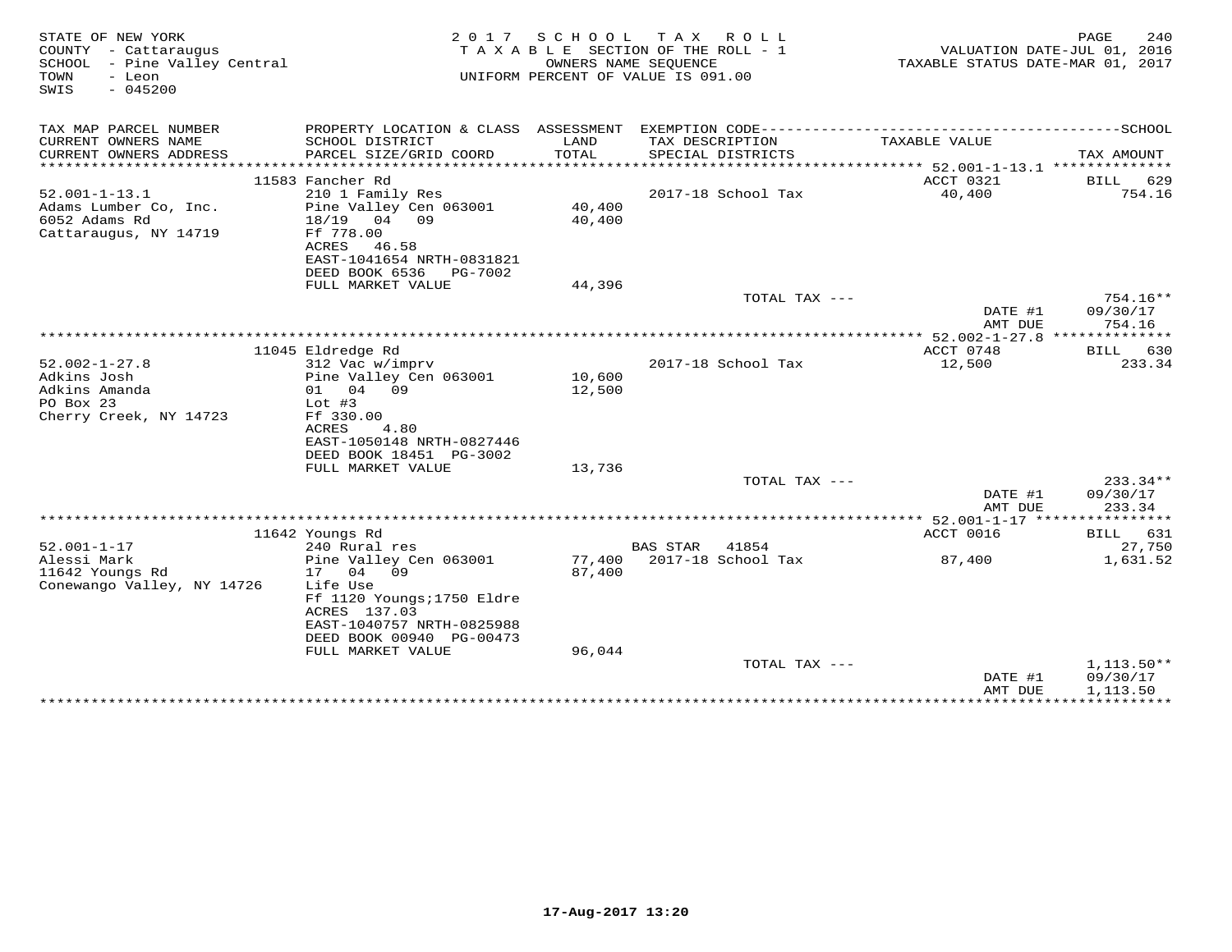STATE OF NEW YORK
COUNTY - Cattaraugus
SCHOOL - Pine Valley Central
TOWN - Leon
SWIS - 045200

2017 SCHOOL TAX ROLL
TAXABLE SECTION OF THE ROLL - 1
OWNERS NAME SEQUENCE
UNIFORM PERCENT OF VALUE IS 091.00

VALUATION DATE-JUL 01, 2016
TAXABLE STATUS DATE-MAR 01, 2017

| TAX MAP PARCEL NUMBER / CURRENT OWNERS NAME / CURRENT OWNERS ADDRESS | PROPERTY LOCATION & CLASS / SCHOOL DISTRICT / PARCEL SIZE/GRID COORD | ASSESSMENT LAND / TOTAL | EXEMPTION CODE / TAX DESCRIPTION / SPECIAL DISTRICTS | TAXABLE VALUE | TAX AMOUNT |
|---|---|---|---|---|---|
| | 11583 Fancher Rd | | | ACCT 0321 | BILL 629 |
| 52.001-1-13.1 | 210 1 Family Res | | 2017-18 School Tax | 40,400 | 754.16 |
| Adams Lumber Co, Inc. | Pine Valley Cen 063001 | 40,400 | | | |
| 6052 Adams Rd | 18/19 04 09 | 40,400 | | | |
| Cattaraugus, NY 14719 | Ff 778.00 | | | | |
| | ACRES 46.58 | | | | |
| | EAST-1041654 NRTH-0831821 | | | | |
| | DEED BOOK 6536 PG-7002 | | | | |
| | FULL MARKET VALUE | 44,396 | | | |
| | | | TOTAL TAX --- | | 754.16** |
| | | | | DATE #1 | 09/30/17 |
| | | | | AMT DUE | 754.16 |
| | 11045 Eldredge Rd | | | ACCT 0748 | BILL 630 |
| 52.002-1-27.8 | 312 Vac w/imprv | | 2017-18 School Tax | 12,500 | 233.34 |
| Adkins Josh | Pine Valley Cen 063001 | 10,600 | | | |
| Adkins Amanda | 01 04 09 | 12,500 | | | |
| PO Box 23 | Lot #3 | | | | |
| Cherry Creek, NY 14723 | Ff 330.00 | | | | |
| | ACRES 4.80 | | | | |
| | EAST-1050148 NRTH-0827446 | | | | |
| | DEED BOOK 18451 PG-3002 | | | | |
| | FULL MARKET VALUE | 13,736 | | | |
| | | | TOTAL TAX --- | | 233.34** |
| | | | | DATE #1 | 09/30/17 |
| | | | | AMT DUE | 233.34 |
| | 11642 Youngs Rd | | | ACCT 0016 | BILL 631 |
| 52.001-1-17 | 240 Rural res | | BAS STAR 41854 | | 27,750 |
| Alessi Mark | Pine Valley Cen 063001 | 77,400 | 2017-18 School Tax | 87,400 | 1,631.52 |
| 11642 Youngs Rd | 17 04 09 | 87,400 | | | |
| Conewango Valley, NY 14726 | Life Use | | | | |
| | Ff 1120 Youngs;1750 Eldre | | | | |
| | ACRES 137.03 | | | | |
| | EAST-1040757 NRTH-0825988 | | | | |
| | DEED BOOK 00940 PG-00473 | | | | |
| | FULL MARKET VALUE | 96,044 | | | |
| | | | TOTAL TAX --- | | 1,113.50** |
| | | | | DATE #1 | 09/30/17 |
| | | | | AMT DUE | 1,113.50 |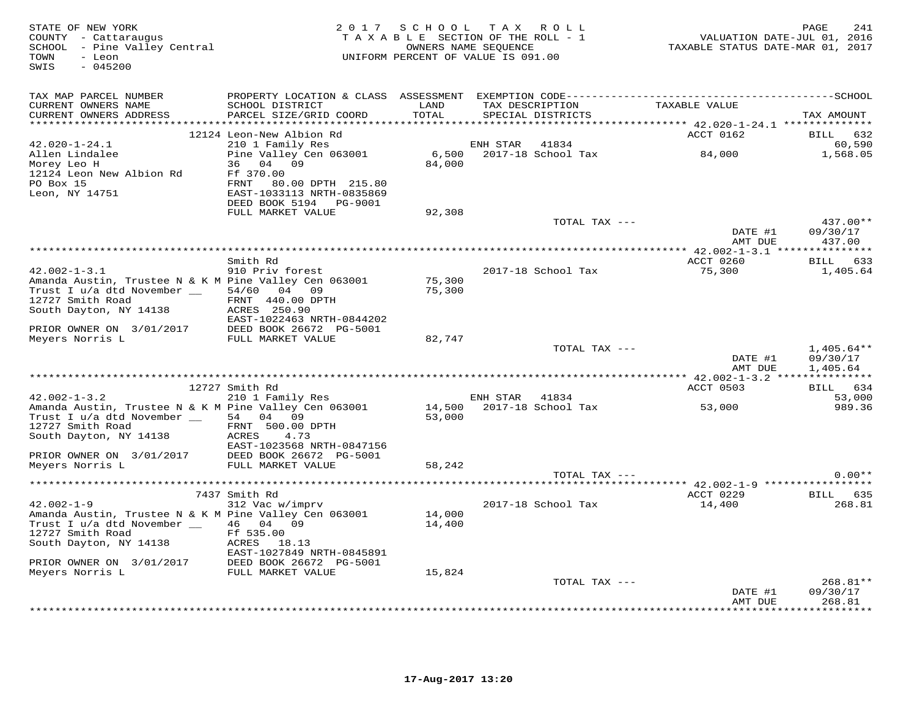STATE OF NEW YORK
COUNTY - Cattaraugus
SCHOOL - Pine Valley Central
TOWN - Leon
SWIS - 045200

2017 SCHOOL TAX ROLL
TAXABLE SECTION OF THE ROLL - 1
OWNERS NAME SEQUENCE
UNIFORM PERCENT OF VALUE IS 091.00

VALUATION DATE-JUL 01, 2016
TAXABLE STATUS DATE-MAR 01, 2017

| TAX MAP PARCEL NUMBER / CURRENT OWNERS NAME / CURRENT OWNERS ADDRESS | PROPERTY LOCATION & CLASS / SCHOOL DISTRICT / PARCEL SIZE/GRID COORD | ASSESSMENT LAND / TOTAL | EXEMPTION CODE / TAX DESCRIPTION / SPECIAL DISTRICTS | TAXABLE VALUE | TAX AMOUNT |
|---|---|---|---|---|---|
| | 12124 Leon-New Albion Rd | | | ACCT 0162 | BILL 632 |
| 42.020-1-24.1 | 210 1 Family Res | | ENH STAR 41834 | | 60,590 |
| Allen Lindalee | Pine Valley Cen 063001 | 6,500 | 2017-18 School Tax | 84,000 | 1,568.05 |
| Morey Leo H | 36 04 09 | 84,000 | | | |
| 12124 Leon New Albion Rd | Ff 370.00 | | | | |
| PO Box 15 | FRNT 80.00 DPTH 215.80 | | | | |
| Leon, NY 14751 | EAST-1033113 NRTH-0835869 | | | | |
| | DEED BOOK 5194 PG-9001 | | | | |
| | FULL MARKET VALUE | 92,308 | | | |
| | | | TOTAL TAX --- | | 437.00** |
| | | | | DATE #1 | 09/30/17 |
| | | | | AMT DUE | 437.00 |
| | Smith Rd | | | ACCT 0260 | BILL 633 |
| 42.002-1-3.1 | 910 Priv forest | | 2017-18 School Tax | 75,300 | 1,405.64 |
| Amanda Austin, Trustee N & K M | Pine Valley Cen 063001 | 75,300 | | | |
| Trust I u/a dtd November __ | 54/60 04 09 | 75,300 | | | |
| 12727 Smith Road | FRNT 440.00 DPTH | | | | |
| South Dayton, NY 14138 | ACRES 250.90 | | | | |
| | EAST-1022463 NRTH-0844202 | | | | |
| PRIOR OWNER ON 3/01/2017 | DEED BOOK 26672 PG-5001 | | | | |
| Meyers Norris L | FULL MARKET VALUE | 82,747 | | | |
| | | | TOTAL TAX --- | | 1,405.64** |
| | | | | DATE #1 | 09/30/17 |
| | | | | AMT DUE | 1,405.64 |
| | 12727 Smith Rd | | | ACCT 0503 | BILL 634 |
| 42.002-1-3.2 | 210 1 Family Res | | ENH STAR 41834 | | 53,000 |
| Amanda Austin, Trustee N & K M | Pine Valley Cen 063001 | 14,500 | 2017-18 School Tax | 53,000 | 989.36 |
| Trust I u/a dtd November __ | 54 04 09 | 53,000 | | | |
| 12727 Smith Road | FRNT 500.00 DPTH | | | | |
| South Dayton, NY 14138 | ACRES 4.73 | | | | |
| | EAST-1023568 NRTH-0847156 | | | | |
| PRIOR OWNER ON 3/01/2017 | DEED BOOK 26672 PG-5001 | | | | |
| Meyers Norris L | FULL MARKET VALUE | 58,242 | | | |
| | | | TOTAL TAX --- | | 0.00** |
| | 7437 Smith Rd | | | ACCT 0229 | BILL 635 |
| 42.002-1-9 | 312 Vac w/imprv | | 2017-18 School Tax | 14,400 | 268.81 |
| Amanda Austin, Trustee N & K M | Pine Valley Cen 063001 | 14,000 | | | |
| Trust I u/a dtd November __ | 46 04 09 | 14,400 | | | |
| 12727 Smith Road | Ff 535.00 | | | | |
| South Dayton, NY 14138 | ACRES 18.13 | | | | |
| | EAST-1027849 NRTH-0845891 | | | | |
| PRIOR OWNER ON 3/01/2017 | DEED BOOK 26672 PG-5001 | | | | |
| Meyers Norris L | FULL MARKET VALUE | 15,824 | | | |
| | | | TOTAL TAX --- | | 268.81** |
| | | | | DATE #1 | 09/30/17 |
| | | | | AMT DUE | 268.81 |

17-Aug-2017 13:20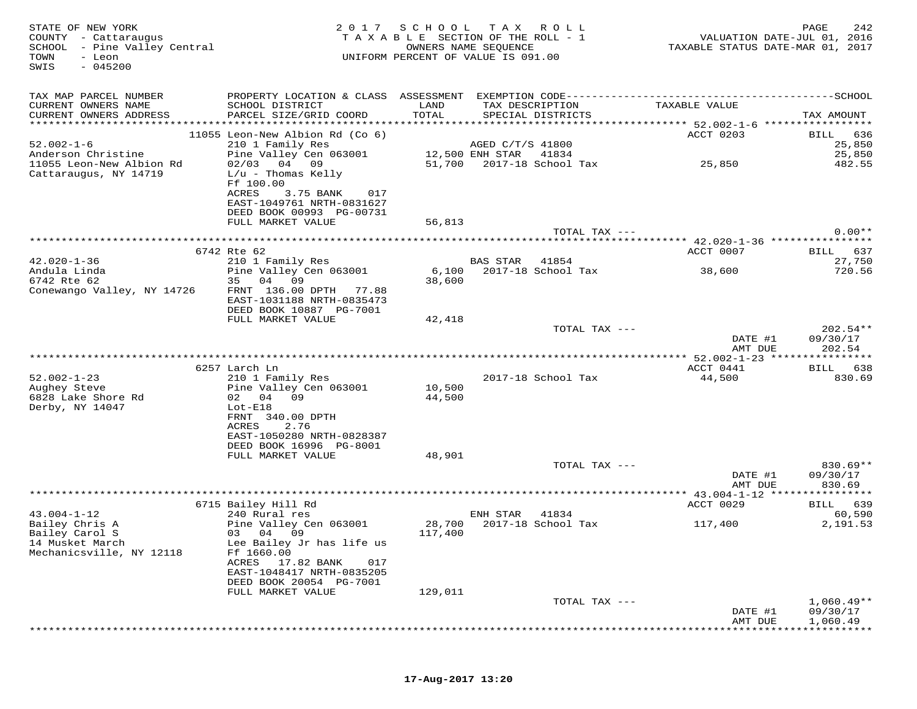STATE OF NEW YORK
COUNTY - Cattaraugus
SCHOOL - Pine Valley Central
TOWN - Leon
SWIS - 045200

2017 SCHOOL TAX ROLL
TAXABLE SECTION OF THE ROLL - 1
OWNERS NAME SEQUENCE
UNIFORM PERCENT OF VALUE IS 091.00

VALUATION DATE-JUL 01, 2016
TAXABLE STATUS DATE-MAR 01, 2017

| TAX MAP PARCEL NUMBER<br>CURRENT OWNERS NAME<br>CURRENT OWNERS ADDRESS | PROPERTY LOCATION & CLASS<br>SCHOOL DISTRICT<br>PARCEL SIZE/GRID COORD | ASSESSMENT<br>LAND<br>TOTAL | EXEMPTION CODE<br>TAX DESCRIPTION<br>SPECIAL DISTRICTS | TAXABLE VALUE | SCHOOL<br>TAX AMOUNT |
|---|---|---|---|---|---|
| **52.002-1-6** | 11055 Leon-New Albion Rd (Co 6) | | | ACCT 0203 | BILL 636 |
| 52.002-1-6 | 210 1 Family Res | | AGED C/T/S 41800 | | 25,850 |
| Anderson Christine | Pine Valley Cen 063001 | 12,500 | ENH STAR 41834 | | 25,850 |
| 11055 Leon-New Albion Rd | 02/03 04 09 | 51,700 | 2017-18 School Tax | 25,850 | 482.55 |
| Cattaraugus, NY 14719 | L/u - Thomas Kelly | | | | |
| | Ff 100.00 | | | | |
| | ACRES 3.75 BANK 017 | | | | |
| | EAST-1049761 NRTH-0831627 | | | | |
| | DEED BOOK 00993 PG-00731 | | | | |
| | FULL MARKET VALUE | 56,813 | | | |
| | | | TOTAL TAX --- | | 0.00** |
| **42.020-1-36** | 6742 Rte 62 | | | ACCT 0007 | BILL 637 |
| 42.020-1-36 | 210 1 Family Res | | BAS STAR 41854 | | 27,750 |
| Andula Linda | Pine Valley Cen 063001 | 6,100 | 2017-18 School Tax | 38,600 | 720.56 |
| 6742 Rte 62 | 35 04 09 | 38,600 | | | |
| Conewango Valley, NY 14726 | FRNT 136.00 DPTH 77.88 | | | | |
| | EAST-1031188 NRTH-0835473 | | | | |
| | DEED BOOK 10887 PG-7001 | | | | |
| | FULL MARKET VALUE | 42,418 | | | |
| | | | TOTAL TAX --- | | 202.54** |
| | | | | DATE #1 | 09/30/17 |
| | | | | AMT DUE | 202.54 |
| **52.002-1-23** | 6257 Larch Ln | | | ACCT 0441 | BILL 638 |
| 52.002-1-23 | 210 1 Family Res | | 2017-18 School Tax | 44,500 | 830.69 |
| Aughey Steve | Pine Valley Cen 063001 | 10,500 | | | |
| 6828 Lake Shore Rd | 02 04 09 | 44,500 | | | |
| Derby, NY 14047 | Lot-E18 | | | | |
| | FRNT 340.00 DPTH | | | | |
| | ACRES 2.76 | | | | |
| | EAST-1050280 NRTH-0828387 | | | | |
| | DEED BOOK 16996 PG-8001 | | | | |
| | FULL MARKET VALUE | 48,901 | | | |
| | | | TOTAL TAX --- | | 830.69** |
| | | | | DATE #1 | 09/30/17 |
| | | | | AMT DUE | 830.69 |
| **43.004-1-12** | 6715 Bailey Hill Rd | | | ACCT 0029 | BILL 639 |
| 43.004-1-12 | 240 Rural res | | ENH STAR 41834 | | 60,590 |
| Bailey Chris A | Pine Valley Cen 063001 | 28,700 | 2017-18 School Tax | 117,400 | 2,191.53 |
| Bailey Carol S | 03 04 09 | 117,400 | | | |
| 14 Musket March | Lee Bailey Jr has life us | | | | |
| Mechanicsville, NY 12118 | Ff 1660.00 | | | | |
| | ACRES 17.82 BANK 017 | | | | |
| | EAST-1048417 NRTH-0835205 | | | | |
| | DEED BOOK 20054 PG-7001 | | | | |
| | FULL MARKET VALUE | 129,011 | | | |
| | | | TOTAL TAX --- | | 1,060.49** |
| | | | | DATE #1 | 09/30/17 |
| | | | | AMT DUE | 1,060.49 |

17-Aug-2017 13:20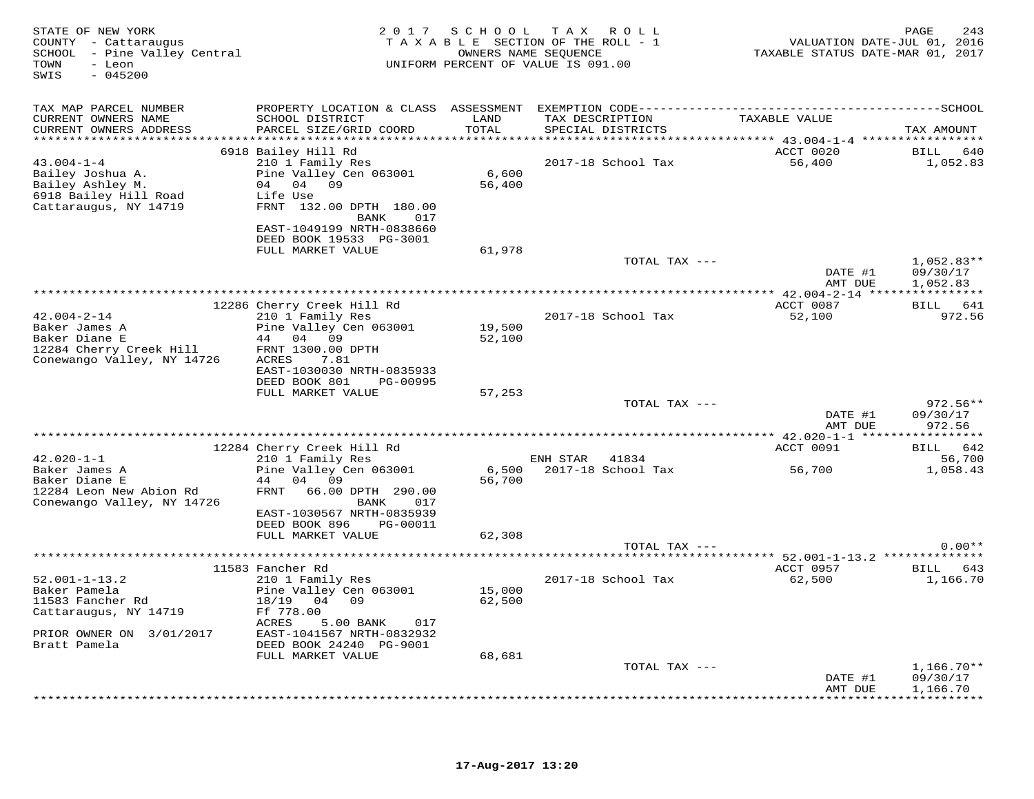STATE OF NEW YORK
COUNTY - Cattaraugus
SCHOOL - Pine Valley Central
TOWN - Leon
SWIS - 045200

2017 SCHOOL TAX ROLL
TAXABLE SECTION OF THE ROLL - 1
OWNERS NAME SEQUENCE
UNIFORM PERCENT OF VALUE IS 091.00

VALUATION DATE-JUL 01, 2016
TAXABLE STATUS DATE-MAR 01, 2017

| TAX MAP PARCEL NUMBER / CURRENT OWNERS NAME / CURRENT OWNERS ADDRESS | PROPERTY LOCATION & CLASS / SCHOOL DISTRICT / PARCEL SIZE/GRID COORD | ASSESSMENT LAND / TOTAL | EXEMPTION CODE / TAX DESCRIPTION / SPECIAL DISTRICTS | TAXABLE VALUE | TAX AMOUNT |
|---|---|---|---|---|---|
| | 6918 Bailey Hill Rd | | | ACCT 0020 | BILL 640 |
| 43.004-1-4 | 210 1 Family Res | | 2017-18 School Tax | 56,400 | 1,052.83 |
| Bailey Joshua A. | Pine Valley Cen 063001 | 6,600 | | | |
| Bailey Ashley M. | 04 04 09 | 56,400 | | | |
| 6918 Bailey Hill Road | Life Use | | | | |
| Cattaraugus, NY 14719 | FRNT 132.00 DPTH 180.00 | | | | |
| | BANK 017 | | | | |
| | EAST-1049199 NRTH-0838660 | | | | |
| | DEED BOOK 19533 PG-3001 | | | | |
| | FULL MARKET VALUE | 61,978 | | | |
| | | | TOTAL TAX --- | | 1,052.83** |
| | | | | DATE #1 | 09/30/17 |
| | | | | AMT DUE | 1,052.83 |
| | 12286 Cherry Creek Hill Rd | | | ACCT 0087 | BILL 641 |
| 42.004-2-14 | 210 1 Family Res | | 2017-18 School Tax | 52,100 | 972.56 |
| Baker James A | Pine Valley Cen 063001 | 19,500 | | | |
| Baker Diane E | 44 04 09 | 52,100 | | | |
| 12284 Cherry Creek Hill | FRNT 1300.00 DPTH | | | | |
| Conewango Valley, NY 14726 | ACRES 7.81 | | | | |
| | EAST-1030030 NRTH-0835933 | | | | |
| | DEED BOOK 801 PG-00995 | | | | |
| | FULL MARKET VALUE | 57,253 | | | |
| | | | TOTAL TAX --- | | 972.56** |
| | | | | DATE #1 | 09/30/17 |
| | | | | AMT DUE | 972.56 |
| | 12284 Cherry Creek Hill Rd | | | ACCT 0091 | BILL 642 |
| 42.020-1-1 | 210 1 Family Res | | ENH STAR 41834 | | 56,700 |
| Baker James A | Pine Valley Cen 063001 | 6,500 | 2017-18 School Tax | 56,700 | 1,058.43 |
| Baker Diane E | 44 04 09 | 56,700 | | | |
| 12284 Leon New Abion Rd | FRNT 66.00 DPTH 290.00 | | | | |
| Conewango Valley, NY 14726 | BANK 017 | | | | |
| | EAST-1030567 NRTH-0835939 | | | | |
| | DEED BOOK 896 PG-00011 | | | | |
| | FULL MARKET VALUE | 62,308 | | | |
| | | | TOTAL TAX --- | | 0.00** |
| | 11583 Fancher Rd | | | ACCT 0957 | BILL 643 |
| 52.001-1-13.2 | 210 1 Family Res | | 2017-18 School Tax | 62,500 | 1,166.70 |
| Baker Pamela | Pine Valley Cen 063001 | 15,000 | | | |
| 11583 Fancher Rd | 18/19 04 09 | 62,500 | | | |
| Cattaraugus, NY 14719 | Ff 778.00 | | | | |
| | ACRES 5.00 BANK 017 | | | | |
| PRIOR OWNER ON 3/01/2017 | EAST-1041567 NRTH-0832932 | | | | |
| Bratt Pamela | DEED BOOK 24240 PG-9001 | | | | |
| | FULL MARKET VALUE | 68,681 | | | |
| | | | TOTAL TAX --- | | 1,166.70** |
| | | | | DATE #1 | 09/30/17 |
| | | | | AMT DUE | 1,166.70 |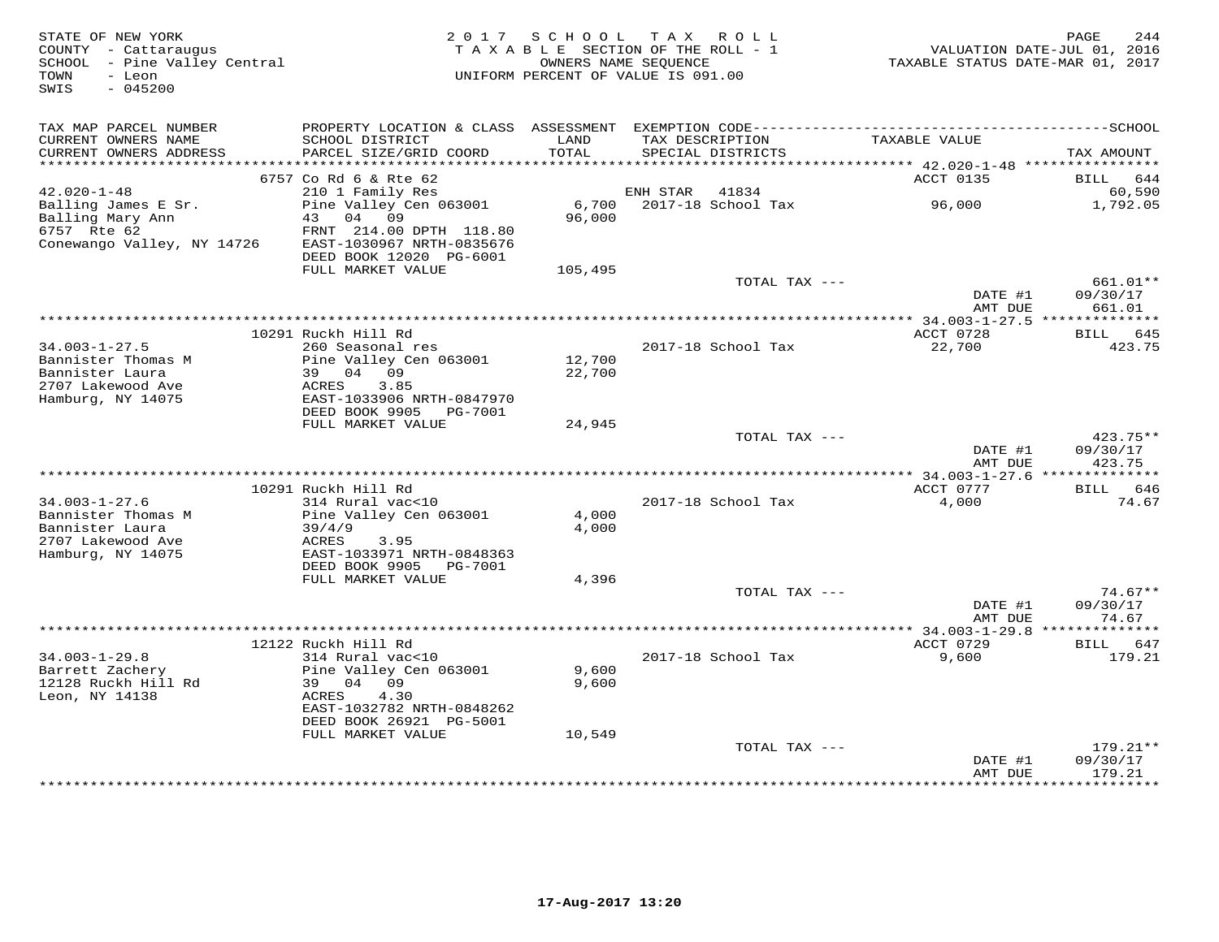STATE OF NEW YORK
COUNTY - Cattaraugus
SCHOOL - Pine Valley Central
TOWN - Leon
SWIS - 045200

2 0 1 7 S C H O O L T A X R O L L
T A X A B L E SECTION OF THE ROLL - 1
OWNERS NAME SEQUENCE
UNIFORM PERCENT OF VALUE IS 091.00

VALUATION DATE-JUL 01, 2016
TAXABLE STATUS DATE-MAR 01, 2017

| TAX MAP PARCEL NUMBER / CURRENT OWNERS NAME / CURRENT OWNERS ADDRESS | PROPERTY LOCATION & CLASS / SCHOOL DISTRICT / PARCEL SIZE/GRID COORD | ASSESSMENT LAND / TOTAL | EXEMPTION CODE / TAX DESCRIPTION / SPECIAL DISTRICTS | TAXABLE VALUE | TAX AMOUNT |
|---|---|---|---|---|---|
| | 6757 Co Rd 6 & Rte 62 | | | ACCT 0135 | BILL 644 |
| 42.020-1-48 | 210 1 Family Res | | ENH STAR 41834 | | 60,590 |
| Balling James E Sr. | Pine Valley Cen 063001 | 6,700 | 2017-18 School Tax | 96,000 | 1,792.05 |
| Balling Mary Ann | 43 04 09 | 96,000 | | | |
| 6757 Rte 62 | FRNT 214.00 DPTH 118.80 | | | | |
| Conewango Valley, NY 14726 | EAST-1030967 NRTH-0835676 | | | | |
| | DEED BOOK 12020 PG-6001 | | | | |
| | FULL MARKET VALUE | 105,495 | | | |
| | | | TOTAL TAX --- | | 661.01** |
| | | | | DATE #1 | 09/30/17 |
| | | | | AMT DUE | 661.01 |
| | 10291 Ruckh Hill Rd | | | ACCT 0728 | BILL 645 |
| 34.003-1-27.5 | 260 Seasonal res | | 2017-18 School Tax | 22,700 | 423.75 |
| Bannister Thomas M | Pine Valley Cen 063001 | 12,700 | | | |
| Bannister Laura | 39 04 09 | 22,700 | | | |
| 2707 Lakewood Ave | ACRES 3.85 | | | | |
| Hamburg, NY 14075 | EAST-1033906 NRTH-0847970 | | | | |
| | DEED BOOK 9905 PG-7001 | | | | |
| | FULL MARKET VALUE | 24,945 | | | |
| | | | TOTAL TAX --- | | 423.75** |
| | | | | DATE #1 | 09/30/17 |
| | | | | AMT DUE | 423.75 |
| | 10291 Ruckh Hill Rd | | | ACCT 0777 | BILL 646 |
| 34.003-1-27.6 | 314 Rural vac<10 | | 2017-18 School Tax | 4,000 | 74.67 |
| Bannister Thomas M | Pine Valley Cen 063001 | 4,000 | | | |
| Bannister Laura | 39/4/9 | 4,000 | | | |
| 2707 Lakewood Ave | ACRES 3.95 | | | | |
| Hamburg, NY 14075 | EAST-1033971 NRTH-0848363 | | | | |
| | DEED BOOK 9905 PG-7001 | | | | |
| | FULL MARKET VALUE | 4,396 | | | |
| | | | TOTAL TAX --- | | 74.67** |
| | | | | DATE #1 | 09/30/17 |
| | | | | AMT DUE | 74.67 |
| | 12122 Ruckh Hill Rd | | | ACCT 0729 | BILL 647 |
| 34.003-1-29.8 | 314 Rural vac<10 | | 2017-18 School Tax | 9,600 | 179.21 |
| Barrett Zachery | Pine Valley Cen 063001 | 9,600 | | | |
| 12128 Ruckh Hill Rd | 39 04 09 | 9,600 | | | |
| Leon, NY 14138 | ACRES 4.30 | | | | |
| | EAST-1032782 NRTH-0848262 | | | | |
| | DEED BOOK 26921 PG-5001 | | | | |
| | FULL MARKET VALUE | 10,549 | | | |
| | | | TOTAL TAX --- | | 179.21** |
| | | | | DATE #1 | 09/30/17 |
| | | | | AMT DUE | 179.21 |

17-Aug-2017 13:20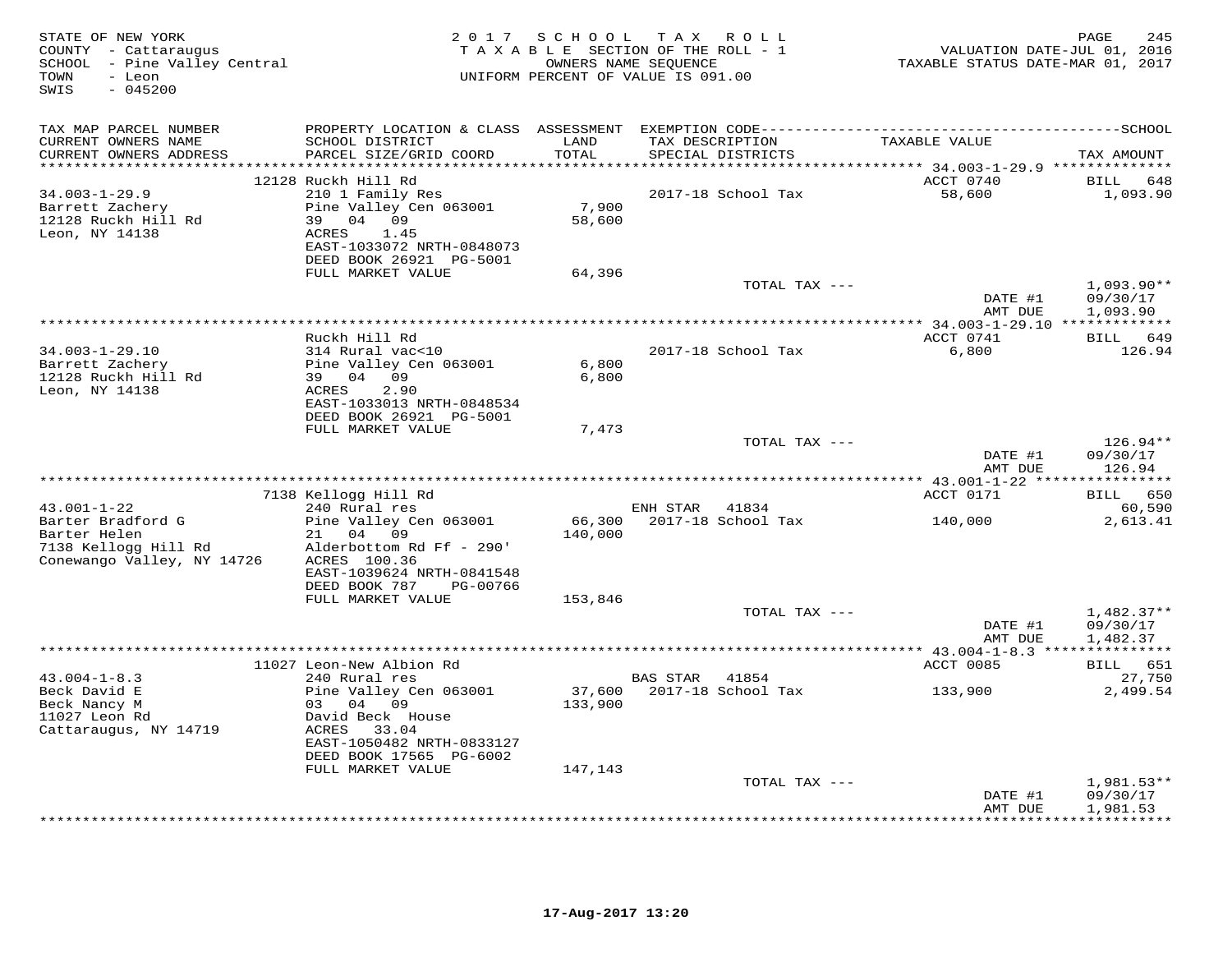STATE OF NEW YORK
COUNTY - Cattaraugus
SCHOOL - Pine Valley Central
TOWN - Leon
SWIS - 045200

2017 SCHOOL TAX ROLL
TAXABLE SECTION OF THE ROLL - 1
OWNERS NAME SEQUENCE
UNIFORM PERCENT OF VALUE IS 091.00

VALUATION DATE-JUL 01, 2016
TAXABLE STATUS DATE-MAR 01, 2017

| TAX MAP PARCEL NUMBER / CURRENT OWNERS NAME / CURRENT OWNERS ADDRESS | PROPERTY LOCATION & CLASS / SCHOOL DISTRICT / PARCEL SIZE/GRID COORD | ASSESSMENT LAND / TOTAL | EXEMPTION CODE / TAX DESCRIPTION / SPECIAL DISTRICTS | TAXABLE VALUE | TAX AMOUNT |
|---|---|---|---|---|---|
| | 12128 Ruckh Hill Rd | | | ACCT 0740 | BILL 648 |
| 34.003-1-29.9 | 210 1 Family Res | | 2017-18 School Tax | 58,600 | 1,093.90 |
| Barrett Zachery | Pine Valley Cen 063001 | 7,900 | | | |
| 12128 Ruckh Hill Rd | 39 04 09 | 58,600 | | | |
| Leon, NY 14138 | ACRES 1.45 | | | | |
| | EAST-1033072 NRTH-0848073 | | | | |
| | DEED BOOK 26921 PG-5001 | | | | |
| | FULL MARKET VALUE | 64,396 | | | |
| | | | TOTAL TAX --- | | 1,093.90** |
| | | | | DATE #1 | 09/30/17 |
| | | | | AMT DUE | 1,093.90 |
| | Ruckh Hill Rd | | | ACCT 0741 | BILL 649 |
| 34.003-1-29.10 | 314 Rural vac<10 | | 2017-18 School Tax | 6,800 | 126.94 |
| Barrett Zachery | Pine Valley Cen 063001 | 6,800 | | | |
| 12128 Ruckh Hill Rd | 39 04 09 | 6,800 | | | |
| Leon, NY 14138 | ACRES 2.90 | | | | |
| | EAST-1033013 NRTH-0848534 | | | | |
| | DEED BOOK 26921 PG-5001 | | | | |
| | FULL MARKET VALUE | 7,473 | | | |
| | | | TOTAL TAX --- | | 126.94** |
| | | | | DATE #1 | 09/30/17 |
| | | | | AMT DUE | 126.94 |
| | 7138 Kellogg Hill Rd | | | ACCT 0171 | BILL 650 |
| 43.001-1-22 | 240 Rural res | | ENH STAR 41834 | | 60,590 |
| Barter Bradford G | Pine Valley Cen 063001 | 66,300 | 2017-18 School Tax | 140,000 | 2,613.41 |
| Barter Helen | 21 04 09 | 140,000 | | | |
| 7138 Kellogg Hill Rd | Alderbottom Rd Ff - 290' | | | | |
| Conewango Valley, NY 14726 | ACRES 100.36 | | | | |
| | EAST-1039624 NRTH-0841548 | | | | |
| | DEED BOOK 787 PG-00766 | | | | |
| | FULL MARKET VALUE | 153,846 | | | |
| | | | TOTAL TAX --- | | 1,482.37** |
| | | | | DATE #1 | 09/30/17 |
| | | | | AMT DUE | 1,482.37 |
| | 11027 Leon-New Albion Rd | | | ACCT 0085 | BILL 651 |
| 43.004-1-8.3 | 240 Rural res | | BAS STAR 41854 | | 27,750 |
| Beck David E | Pine Valley Cen 063001 | 37,600 | 2017-18 School Tax | 133,900 | 2,499.54 |
| Beck Nancy M | 03 04 09 | 133,900 | | | |
| 11027 Leon Rd | David Beck House | | | | |
| Cattaraugus, NY 14719 | ACRES 33.04 | | | | |
| | EAST-1050482 NRTH-0833127 | | | | |
| | DEED BOOK 17565 PG-6002 | | | | |
| | FULL MARKET VALUE | 147,143 | | | |
| | | | TOTAL TAX --- | | 1,981.53** |
| | | | | DATE #1 | 09/30/17 |
| | | | | AMT DUE | 1,981.53 |

17-Aug-2017 13:20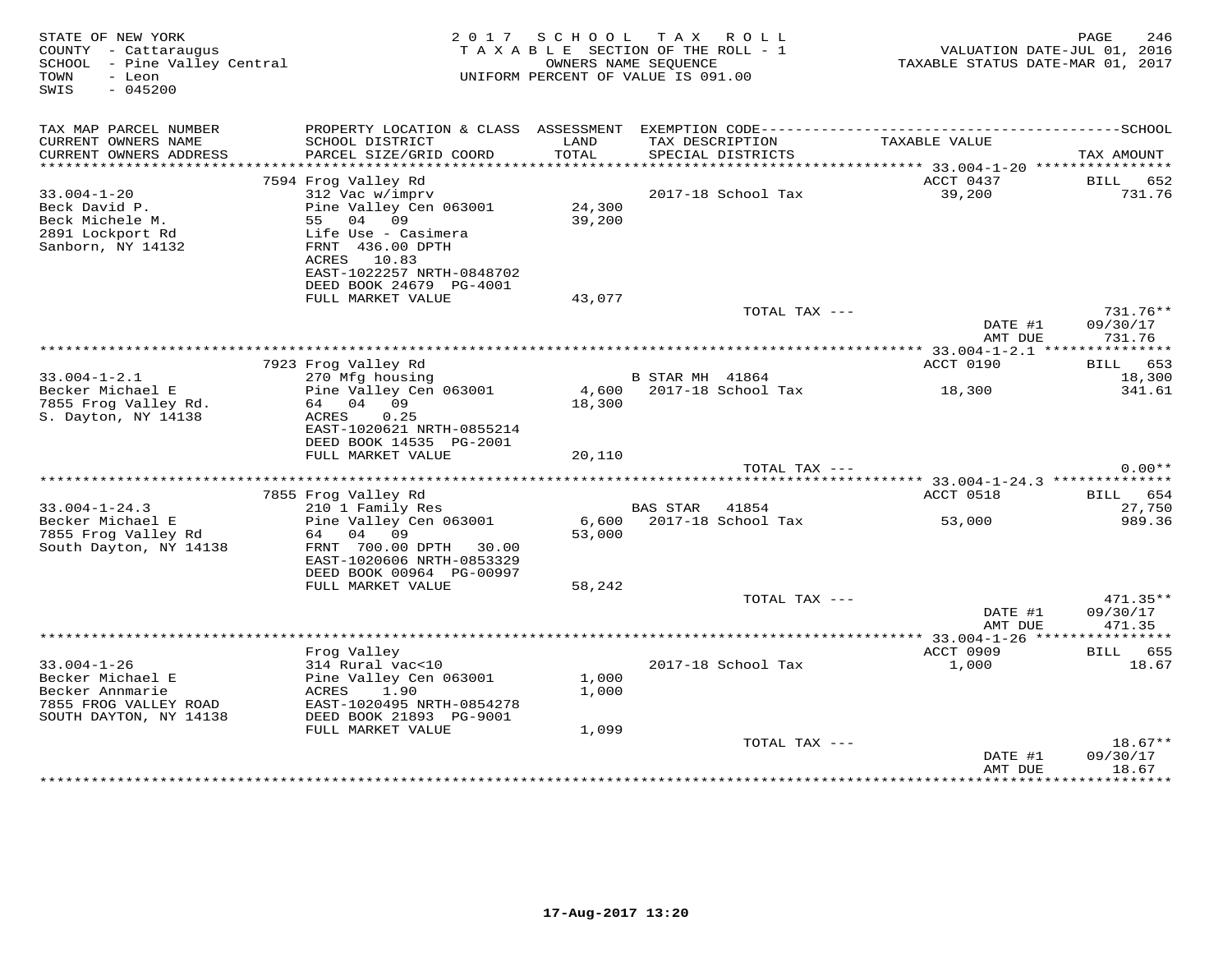STATE OF NEW YORK
COUNTY - Cattaraugus
SCHOOL - Pine Valley Central
TOWN - Leon
SWIS - 045200

2 0 1 7 S C H O O L T A X R O L L
T A X A B L E SECTION OF THE ROLL - 1
OWNERS NAME SEQUENCE
UNIFORM PERCENT OF VALUE IS 091.00

VALUATION DATE-JUL 01, 2016
TAXABLE STATUS DATE-MAR 01, 2017

| TAX MAP PARCEL NUMBER / CURRENT OWNERS NAME / CURRENT OWNERS ADDRESS | PROPERTY LOCATION & CLASS / SCHOOL DISTRICT / PARCEL SIZE/GRID COORD | ASSESSMENT LAND / TOTAL | EXEMPTION CODE / TAX DESCRIPTION / SPECIAL DISTRICTS | TAXABLE VALUE | TAX AMOUNT |
|---|---|---|---|---|---|
| | 7594 Frog Valley Rd | | | ACCT 0437 | BILL 652 |
| 33.004-1-20 | 312 Vac w/imprv | | 2017-18 School Tax | 39,200 | 731.76 |
| Beck David P. | Pine Valley Cen 063001 | 24,300 | | | |
| Beck Michele M. | 55 04 09 | 39,200 | | | |
| 2891 Lockport Rd | Life Use - Casimera | | | | |
| Sanborn, NY 14132 | FRNT 436.00 DPTH | | | | |
| | ACRES 10.83 | | | | |
| | EAST-1022257 NRTH-0848702 | | | | |
| | DEED BOOK 24679 PG-4001 | | | | |
| | FULL MARKET VALUE | 43,077 | | | |
| | | | TOTAL TAX --- | | 731.76** |
| | | | | DATE #1 | 09/30/17 |
| | | | | AMT DUE | 731.76 |
| | 7923 Frog Valley Rd | | | ACCT 0190 | BILL 653 |
| 33.004-1-2.1 | 270 Mfg housing | | B STAR MH 41864 | | 18,300 |
| Becker Michael E | Pine Valley Cen 063001 | 4,600 | 2017-18 School Tax | 18,300 | 341.61 |
| 7855 Frog Valley Rd. | 64 04 09 | 18,300 | | | |
| S. Dayton, NY 14138 | ACRES 0.25 | | | | |
| | EAST-1020621 NRTH-0855214 | | | | |
| | DEED BOOK 14535 PG-2001 | | | | |
| | FULL MARKET VALUE | 20,110 | | | |
| | | | TOTAL TAX --- | | 0.00** |
| | 7855 Frog Valley Rd | | | ACCT 0518 | BILL 654 |
| 33.004-1-24.3 | 210 1 Family Res | | BAS STAR 41854 | | 27,750 |
| Becker Michael E | Pine Valley Cen 063001 | 6,600 | 2017-18 School Tax | 53,000 | 989.36 |
| 7855 Frog Valley Rd | 64 04 09 | 53,000 | | | |
| South Dayton, NY 14138 | FRNT 700.00 DPTH 30.00 | | | | |
| | EAST-1020606 NRTH-0853329 | | | | |
| | DEED BOOK 00964 PG-00997 | | | | |
| | FULL MARKET VALUE | 58,242 | | | |
| | | | TOTAL TAX --- | | 471.35** |
| | | | | DATE #1 | 09/30/17 |
| | | | | AMT DUE | 471.35 |
| | Frog Valley | | | ACCT 0909 | BILL 655 |
| 33.004-1-26 | 314 Rural vac<10 | | 2017-18 School Tax | 1,000 | 18.67 |
| Becker Michael E | Pine Valley Cen 063001 | 1,000 | | | |
| Becker Annmarie | ACRES 1.90 | 1,000 | | | |
| 7855 FROG VALLEY ROAD | EAST-1020495 NRTH-0854278 | | | | |
| SOUTH DAYTON, NY 14138 | DEED BOOK 21893 PG-9001 | | | | |
| | FULL MARKET VALUE | 1,099 | | | |
| | | | TOTAL TAX --- | | 18.67** |
| | | | | DATE #1 | 09/30/17 |
| | | | | AMT DUE | 18.67 |

17-Aug-2017 13:20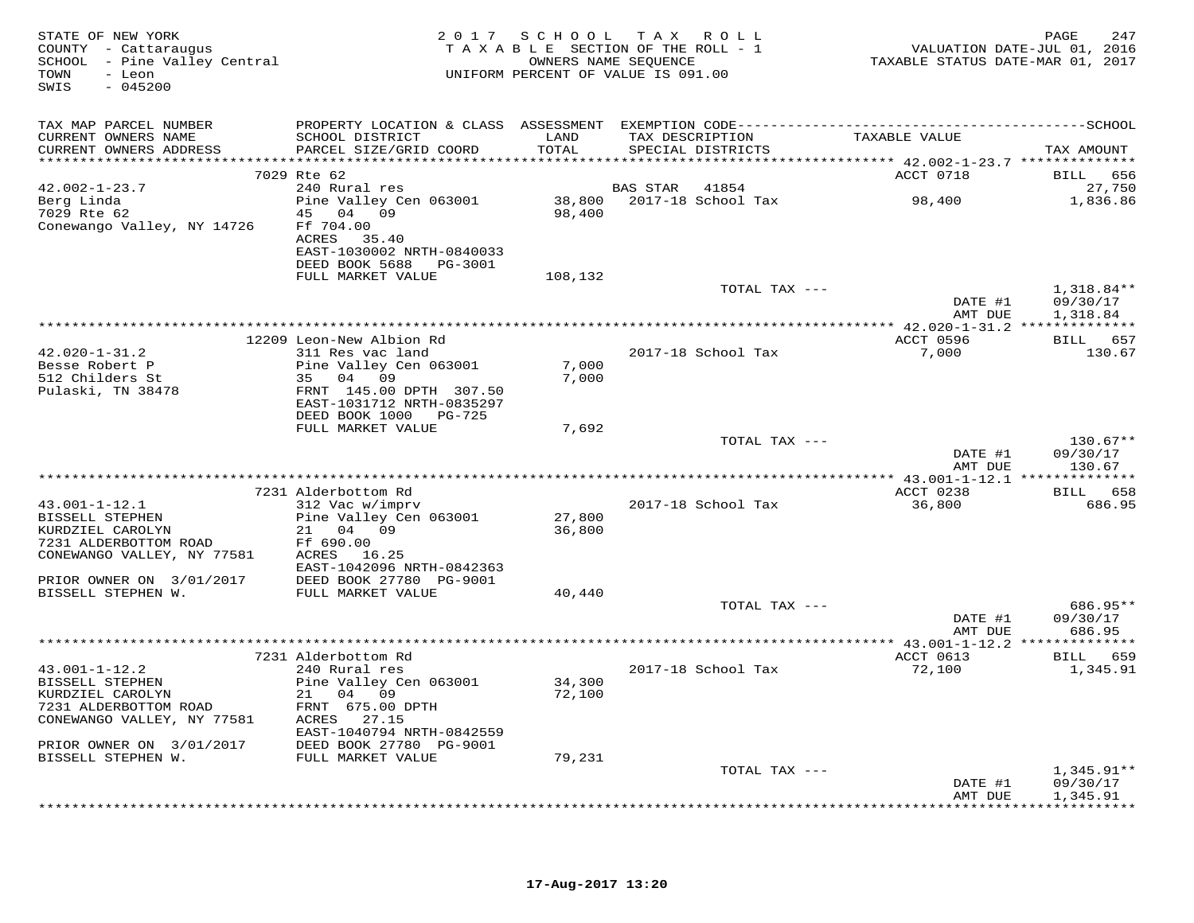STATE OF NEW YORK
COUNTY - Cattaraugus
SCHOOL - Pine Valley Central
TOWN - Leon
SWIS - 045200

2017 SCHOOL TAX ROLL
TAXABLE SECTION OF THE ROLL - 1
OWNERS NAME SEQUENCE
UNIFORM PERCENT OF VALUE IS 091.00

VALUATION DATE-JUL 01, 2016
TAXABLE STATUS DATE-MAR 01, 2017

| TAX MAP PARCEL NUMBER / CURRENT OWNERS NAME / CURRENT OWNERS ADDRESS | PROPERTY LOCATION & CLASS / SCHOOL DISTRICT / PARCEL SIZE/GRID COORD | ASSESSMENT LAND / TOTAL | EXEMPTION CODE / TAX DESCRIPTION / SPECIAL DISTRICTS | TAXABLE VALUE | TAX AMOUNT |
|---|---|---|---|---|---|
| | 7029 Rte 62 | | | ACCT 0718 | BILL 656 |
| 42.002-1-23.7 | 240 Rural res | | BAS STAR 41854 | | 27,750 |
| Berg Linda | Pine Valley Cen 063001 | 38,800 | 2017-18 School Tax | 98,400 | 1,836.86 |
| 7029 Rte 62 | 45 04 09 | 98,400 | | | |
| Conewango Valley, NY 14726 | Ff 704.00 | | | | |
| | ACRES 35.40 | | | | |
| | EAST-1030002 NRTH-0840033 | | | | |
| | DEED BOOK 5688 PG-3001 | | | | |
| | FULL MARKET VALUE | 108,132 | | | |
| | | | TOTAL TAX --- | | 1,318.84** |
| | | | | DATE #1 | 09/30/17 |
| | | | | AMT DUE | 1,318.84 |
| | 12209 Leon-New Albion Rd | | | ACCT 0596 | BILL 657 |
| 42.020-1-31.2 | 311 Res vac land | | 2017-18 School Tax | 7,000 | 130.67 |
| Besse Robert P | Pine Valley Cen 063001 | 7,000 | | | |
| 512 Childers St | 35 04 09 | 7,000 | | | |
| Pulaski, TN 38478 | FRNT 145.00 DPTH 307.50 | | | | |
| | EAST-1031712 NRTH-0835297 | | | | |
| | DEED BOOK 1000 PG-725 | | | | |
| | FULL MARKET VALUE | 7,692 | | | |
| | | | TOTAL TAX --- | | 130.67** |
| | | | | DATE #1 | 09/30/17 |
| | | | | AMT DUE | 130.67 |
| | 7231 Alderbottom Rd | | | ACCT 0238 | BILL 658 |
| 43.001-1-12.1 | 312 Vac w/imprv | | 2017-18 School Tax | 36,800 | 686.95 |
| BISSELL STEPHEN | Pine Valley Cen 063001 | 27,800 | | | |
| KURDZIEL CAROLYN | 21 04 09 | 36,800 | | | |
| 7231 ALDERBOTTOM ROAD | Ff 690.00 | | | | |
| CONEWANGO VALLEY, NY 77581 | ACRES 16.25 | | | | |
| | EAST-1042096 NRTH-0842363 | | | | |
| PRIOR OWNER ON 3/01/2017 | DEED BOOK 27780 PG-9001 | | | | |
| BISSELL STEPHEN W. | FULL MARKET VALUE | 40,440 | | | |
| | | | TOTAL TAX --- | | 686.95** |
| | | | | DATE #1 | 09/30/17 |
| | | | | AMT DUE | 686.95 |
| | 7231 Alderbottom Rd | | | ACCT 0613 | BILL 659 |
| 43.001-1-12.2 | 240 Rural res | | 2017-18 School Tax | 72,100 | 1,345.91 |
| BISSELL STEPHEN | Pine Valley Cen 063001 | 34,300 | | | |
| KURDZIEL CAROLYN | 21 04 09 | 72,100 | | | |
| 7231 ALDERBOTTOM ROAD | FRNT 675.00 DPTH | | | | |
| CONEWANGO VALLEY, NY 77581 | ACRES 27.15 | | | | |
| | EAST-1040794 NRTH-0842559 | | | | |
| PRIOR OWNER ON 3/01/2017 | DEED BOOK 27780 PG-9001 | | | | |
| BISSELL STEPHEN W. | FULL MARKET VALUE | 79,231 | | | |
| | | | TOTAL TAX --- | | 1,345.91** |
| | | | | DATE #1 | 09/30/17 |
| | | | | AMT DUE | 1,345.91 |

17-Aug-2017 13:20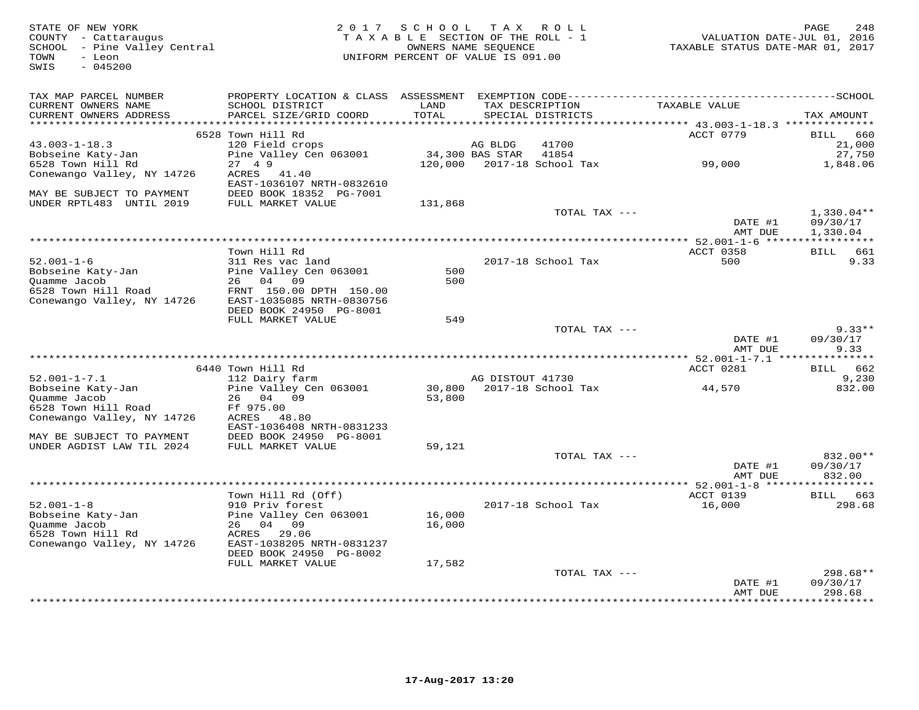STATE OF NEW YORK
COUNTY - Cattaraugus
SCHOOL - Pine Valley Central
TOWN - Leon
SWIS - 045200

2017 SCHOOL TAX ROLL
TAXABLE SECTION OF THE ROLL - 1
OWNERS NAME SEQUENCE
UNIFORM PERCENT OF VALUE IS 091.00

VALUATION DATE-JUL 01, 2016
TAXABLE STATUS DATE-MAR 01, 2017

| TAX MAP PARCEL NUMBER / CURRENT OWNERS NAME / CURRENT OWNERS ADDRESS | PROPERTY LOCATION & CLASS / SCHOOL DISTRICT / PARCEL SIZE/GRID COORD | ASSESSMENT LAND / TOTAL | EXEMPTION CODE / TAX DESCRIPTION / SPECIAL DISTRICTS | TAXABLE VALUE | SCHOOL TAX AMOUNT |
|---|---|---|---|---|---|
| | 6528 Town Hill Rd | | | ACCT 0779 | BILL 660 |
| 43.003-1-18.3 | 120 Field crops | | AG BLDG 41700 | | 21,000 |
| Bobseine Katy-Jan | Pine Valley Cen 063001 | 34,300 | BAS STAR 41854 | | 27,750 |
| 6528 Town Hill Rd | 27 4 9 | 120,000 | 2017-18 School Tax | 99,000 | 1,848.06 |
| Conewango Valley, NY 14726 | ACRES 41.40 | | | | |
| | EAST-1036107 NRTH-0832610 | | | | |
| MAY BE SUBJECT TO PAYMENT | DEED BOOK 18352 PG-7001 | | | | |
| UNDER RPTL483 UNTIL 2019 | FULL MARKET VALUE | 131,868 | | | |
| | | | TOTAL TAX --- | | 1,330.04** |
| | | | | DATE #1 | 09/30/17 |
| | | | | AMT DUE | 1,330.04 |
| | Town Hill Rd | | | ACCT 0358 | BILL 661 |
| 52.001-1-6 | 311 Res vac land | | 2017-18 School Tax | 500 | 9.33 |
| Bobseine Katy-Jan | Pine Valley Cen 063001 | 500 | | | |
| Quamme Jacob | 26 04 09 | 500 | | | |
| 6528 Town Hill Road | FRNT 150.00 DPTH 150.00 | | | | |
| Conewango Valley, NY 14726 | EAST-1035085 NRTH-0830756 | | | | |
| | DEED BOOK 24950 PG-8001 | | | | |
| | FULL MARKET VALUE | 549 | | | |
| | | | TOTAL TAX --- | | 9.33** |
| | | | | DATE #1 | 09/30/17 |
| | | | | AMT DUE | 9.33 |
| | 6440 Town Hill Rd | | | ACCT 0281 | BILL 662 |
| 52.001-1-7.1 | 112 Dairy farm | | AG DISTOUT 41730 | | 9,230 |
| Bobseine Katy-Jan | Pine Valley Cen 063001 | 30,800 | 2017-18 School Tax | 44,570 | 832.00 |
| Quamme Jacob | 26 04 09 | 53,800 | | | |
| 6528 Town Hill Road | Ff 975.00 | | | | |
| Conewango Valley, NY 14726 | ACRES 48.80 | | | | |
| | EAST-1036408 NRTH-0831233 | | | | |
| MAY BE SUBJECT TO PAYMENT | DEED BOOK 24950 PG-8001 | | | | |
| UNDER AGDIST LAW TIL 2024 | FULL MARKET VALUE | 59,121 | | | |
| | | | TOTAL TAX --- | | 832.00** |
| | | | | DATE #1 | 09/30/17 |
| | | | | AMT DUE | 832.00 |
| | Town Hill Rd (Off) | | | ACCT 0139 | BILL 663 |
| 52.001-1-8 | 910 Priv forest | | 2017-18 School Tax | 16,000 | 298.68 |
| Bobseine Katy-Jan | Pine Valley Cen 063001 | 16,000 | | | |
| Quamme Jacob | 26 04 09 | 16,000 | | | |
| 6528 Town Hill Rd | ACRES 29.06 | | | | |
| Conewango Valley, NY 14726 | EAST-1038205 NRTH-0831237 | | | | |
| | DEED BOOK 24950 PG-8002 | | | | |
| | FULL MARKET VALUE | 17,582 | | | |
| | | | TOTAL TAX --- | | 298.68** |
| | | | | DATE #1 | 09/30/17 |
| | | | | AMT DUE | 298.68 |

17-Aug-2017 13:20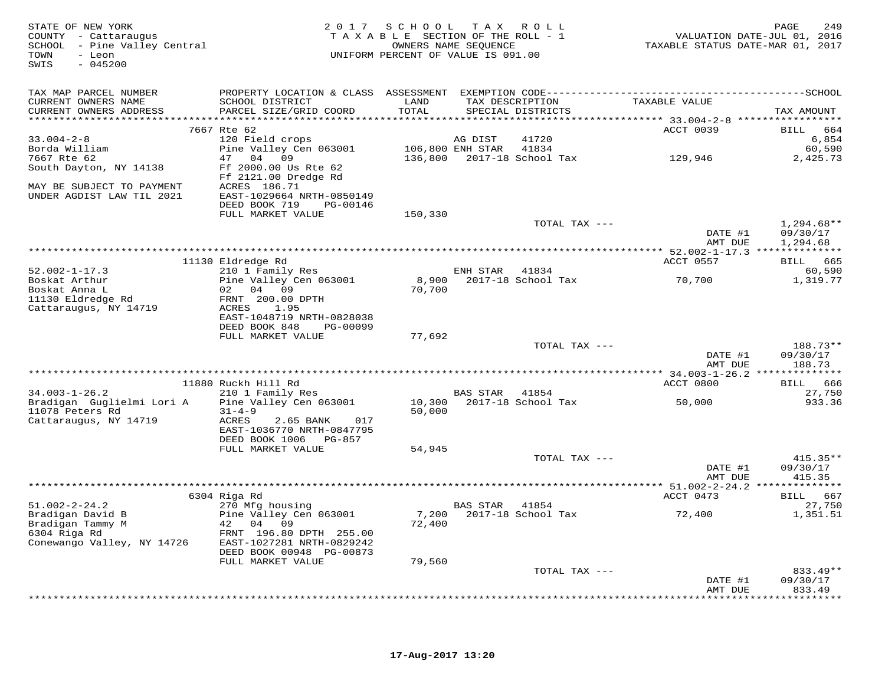STATE OF NEW YORK
COUNTY - Cattaraugus
SCHOOL - Pine Valley Central
TOWN - Leon
SWIS - 045200

2017 SCHOOL TAX ROLL
TAXABLE SECTION OF THE ROLL - 1
OWNERS NAME SEQUENCE
UNIFORM PERCENT OF VALUE IS 091.00

VALUATION DATE-JUL 01, 2016
TAXABLE STATUS DATE-MAR 01, 2017

| TAX MAP PARCEL NUMBER / CURRENT OWNERS NAME / CURRENT OWNERS ADDRESS | PROPERTY LOCATION & CLASS / SCHOOL DISTRICT / PARCEL SIZE/GRID COORD | ASSESSMENT LAND / TOTAL | EXEMPTION CODE / TAX DESCRIPTION / SPECIAL DISTRICTS | TAXABLE VALUE | TAX AMOUNT |
|---|---|---|---|---|---|
| **33.004-2-8** | 7667 Rte 62 | | | ACCT 0039 | BILL 664 |
| 33.004-2-8 | 120 Field crops | | AG DIST 41720 | | 6,854 |
| Borda William | Pine Valley Cen 063001 | 106,800 | ENH STAR 41834 | | 60,590 |
| 7667 Rte 62 | 47 04 09 | 136,800 | 2017-18 School Tax | 129,946 | 2,425.73 |
| South Dayton, NY 14138 | Ff 2000.00 Us Rte 62 | | | | |
| | Ff 2121.00 Dredge Rd | | | | |
| MAY BE SUBJECT TO PAYMENT | ACRES 186.71 | | | | |
| UNDER AGDIST LAW TIL 2021 | EAST-1029664 NRTH-0850149 | | | | |
| | DEED BOOK 719 PG-00146 | | | | |
| | FULL MARKET VALUE | 150,330 | | | |
| | | | TOTAL TAX --- | | 1,294.68** |
| | | | | DATE #1 | 09/30/17 |
| | | | | AMT DUE | 1,294.68 |
| **52.002-1-17.3** | 11130 Eldredge Rd | | | ACCT 0557 | BILL 665 |
| 52.002-1-17.3 | 210 1 Family Res | | ENH STAR 41834 | | 60,590 |
| Boskat Arthur | Pine Valley Cen 063001 | 8,900 | 2017-18 School Tax | 70,700 | 1,319.77 |
| Boskat Anna L | 02 04 09 | 70,700 | | | |
| 11130 Eldredge Rd | FRNT 200.00 DPTH | | | | |
| Cattaraugus, NY 14719 | ACRES 1.95 | | | | |
| | EAST-1048719 NRTH-0828038 | | | | |
| | DEED BOOK 848 PG-00099 | | | | |
| | FULL MARKET VALUE | 77,692 | | | |
| | | | TOTAL TAX --- | | 188.73** |
| | | | | DATE #1 | 09/30/17 |
| | | | | AMT DUE | 188.73 |
| **34.003-1-26.2** | 11880 Ruckh Hill Rd | | | ACCT 0800 | BILL 666 |
| 34.003-1-26.2 | 210 1 Family Res | | BAS STAR 41854 | | 27,750 |
| Bradigan Guglielmi Lori A | Pine Valley Cen 063001 | 10,300 | 2017-18 School Tax | 50,000 | 933.36 |
| 11078 Peters Rd | 31-4-9 | 50,000 | | | |
| Cattaraugus, NY 14719 | ACRES 2.65 BANK 017 | | | | |
| | EAST-1036770 NRTH-0847795 | | | | |
| | DEED BOOK 1006 PG-857 | | | | |
| | FULL MARKET VALUE | 54,945 | | | |
| | | | TOTAL TAX --- | | 415.35** |
| | | | | DATE #1 | 09/30/17 |
| | | | | AMT DUE | 415.35 |
| **51.002-2-24.2** | 6304 Riga Rd | | | ACCT 0473 | BILL 667 |
| 51.002-2-24.2 | 270 Mfg housing | | BAS STAR 41854 | | 27,750 |
| Bradigan David B | Pine Valley Cen 063001 | 7,200 | 2017-18 School Tax | 72,400 | 1,351.51 |
| Bradigan Tammy M | 42 04 09 | 72,400 | | | |
| 6304 Riga Rd | FRNT 196.80 DPTH 255.00 | | | | |
| Conewango Valley, NY 14726 | EAST-1027281 NRTH-0829242 | | | | |
| | DEED BOOK 00948 PG-00873 | | | | |
| | FULL MARKET VALUE | 79,560 | | | |
| | | | TOTAL TAX --- | | 833.49** |
| | | | | DATE #1 | 09/30/17 |
| | | | | AMT DUE | 833.49 |

17-Aug-2017 13:20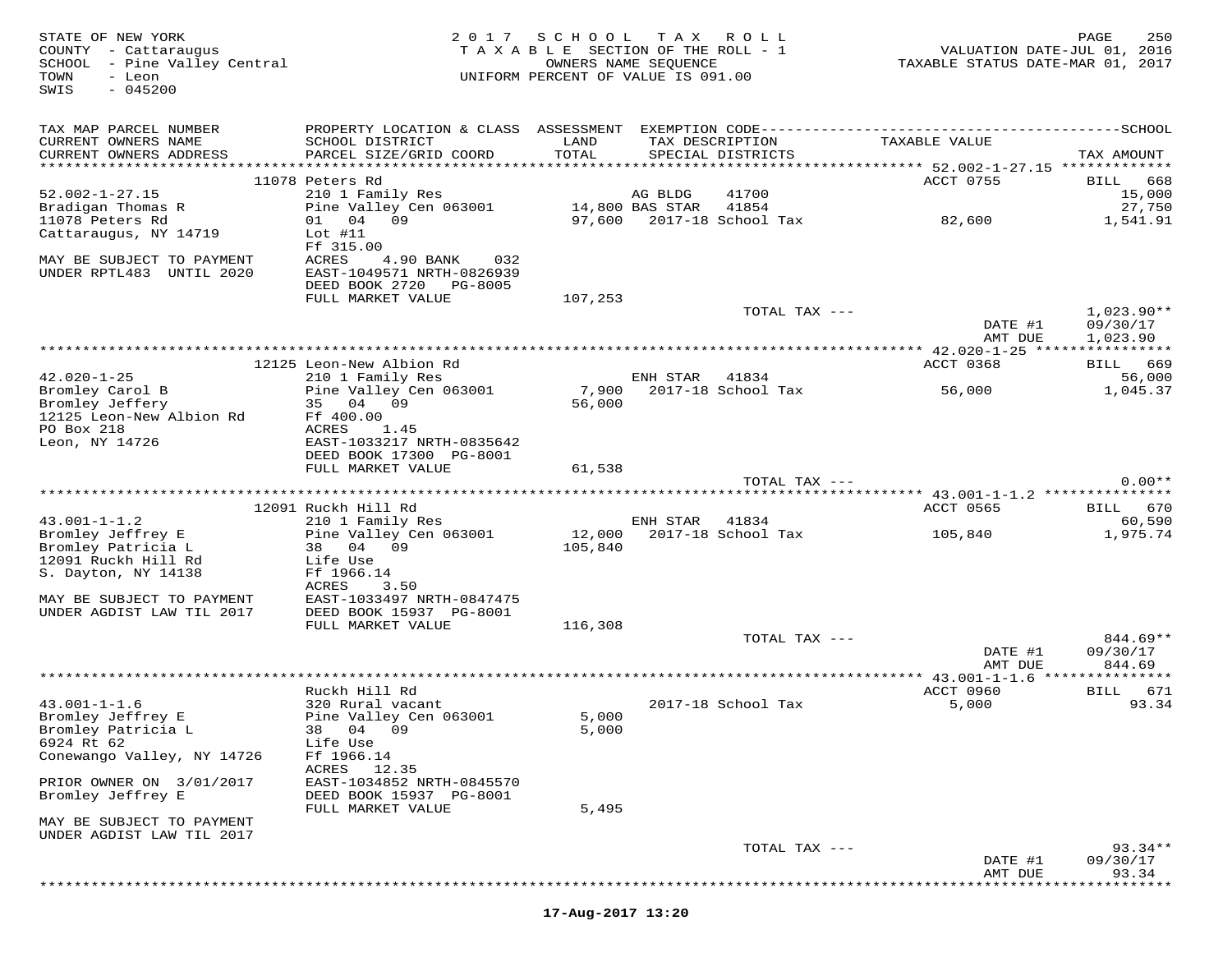STATE OF NEW YORK
COUNTY - Cattaraugus
SCHOOL - Pine Valley Central
TOWN - Leon
SWIS - 045200

2017 SCHOOL TAX ROLL
TAXABLE SECTION OF THE ROLL - 1
OWNERS NAME SEQUENCE
UNIFORM PERCENT OF VALUE IS 091.00

VALUATION DATE-JUL 01, 2016
TAXABLE STATUS DATE-MAR 01, 2017

| TAX MAP PARCEL NUMBER / CURRENT OWNERS NAME / CURRENT OWNERS ADDRESS | PROPERTY LOCATION & CLASS / SCHOOL DISTRICT / PARCEL SIZE/GRID COORD | ASSESSMENT LAND / TOTAL | EXEMPTION CODE / TAX DESCRIPTION / SPECIAL DISTRICTS | TAXABLE VALUE | TAX AMOUNT |
|---|---|---|---|---|---|
| | 11078 Peters Rd | | | ACCT 0755 | BILL 668 |
| 52.002-1-27.15 | 210 1 Family Res | | AG BLDG 41700 | | 15,000 |
| Bradigan Thomas R | Pine Valley Cen 063001 | 14,800 | BAS STAR 41854 | | 27,750 |
| 11078 Peters Rd | 01 04 09 | 97,600 | 2017-18 School Tax | 82,600 | 1,541.91 |
| Cattaraugus, NY 14719 | Lot #11 | | | | |
| | Ff 315.00 | | | | |
| MAY BE SUBJECT TO PAYMENT | ACRES 4.90 BANK 032 | | | | |
| UNDER RPTL483 UNTIL 2020 | EAST-1049571 NRTH-0826939 | | | | |
| | DEED BOOK 2720 PG-8005 | | | | |
| | FULL MARKET VALUE | 107,253 | | | |
| | | | TOTAL TAX --- | | 1,023.90** |
| | | | | DATE #1 | 09/30/17 |
| | | | | AMT DUE | 1,023.90 |
| | 12125 Leon-New Albion Rd | | | ACCT 0368 | BILL 669 |
| 42.020-1-25 | 210 1 Family Res | | ENH STAR 41834 | | 56,000 |
| Bromley Carol B | Pine Valley Cen 063001 | 7,900 | 2017-18 School Tax | 56,000 | 1,045.37 |
| Bromley Jeffery | 35 04 09 | 56,000 | | | |
| 12125 Leon-New Albion Rd | Ff 400.00 | | | | |
| PO Box 218 | ACRES 1.45 | | | | |
| Leon, NY 14726 | EAST-1033217 NRTH-0835642 | | | | |
| | DEED BOOK 17300 PG-8001 | | | | |
| | FULL MARKET VALUE | 61,538 | | | |
| | | | TOTAL TAX --- | | 0.00** |
| | 12091 Ruckh Hill Rd | | | ACCT 0565 | BILL 670 |
| 43.001-1-1.2 | 210 1 Family Res | | ENH STAR 41834 | | 60,590 |
| Bromley Jeffrey E | Pine Valley Cen 063001 | 12,000 | 2017-18 School Tax | 105,840 | 1,975.74 |
| Bromley Patricia L | 38 04 09 | 105,840 | | | |
| 12091 Ruckh Hill Rd | Life Use | | | | |
| S. Dayton, NY 14138 | Ff 1966.14 | | | | |
| | ACRES 3.50 | | | | |
| MAY BE SUBJECT TO PAYMENT | EAST-1033497 NRTH-0847475 | | | | |
| UNDER AGDIST LAW TIL 2017 | DEED BOOK 15937 PG-8001 | | | | |
| | FULL MARKET VALUE | 116,308 | | | |
| | | | TOTAL TAX --- | | 844.69** |
| | | | | DATE #1 | 09/30/17 |
| | | | | AMT DUE | 844.69 |
| | Ruckh Hill Rd | | | ACCT 0960 | BILL 671 |
| 43.001-1-1.6 | 320 Rural vacant | | 2017-18 School Tax | 5,000 | 93.34 |
| Bromley Jeffrey E | Pine Valley Cen 063001 | 5,000 | | | |
| Bromley Patricia L | 38 04 09 | 5,000 | | | |
| 6924 Rt 62 | Life Use | | | | |
| Conewango Valley, NY 14726 | Ff 1966.14 | | | | |
| | ACRES 12.35 | | | | |
| PRIOR OWNER ON 3/01/2017 | EAST-1034852 NRTH-0845570 | | | | |
| Bromley Jeffrey E | DEED BOOK 15937 PG-8001 | | | | |
| | FULL MARKET VALUE | 5,495 | | | |
| MAY BE SUBJECT TO PAYMENT | | | | | |
| UNDER AGDIST LAW TIL 2017 | | | | | |
| | | | TOTAL TAX --- | | 93.34** |
| | | | | DATE #1 | 09/30/17 |
| | | | | AMT DUE | 93.34 |

17-Aug-2017 13:20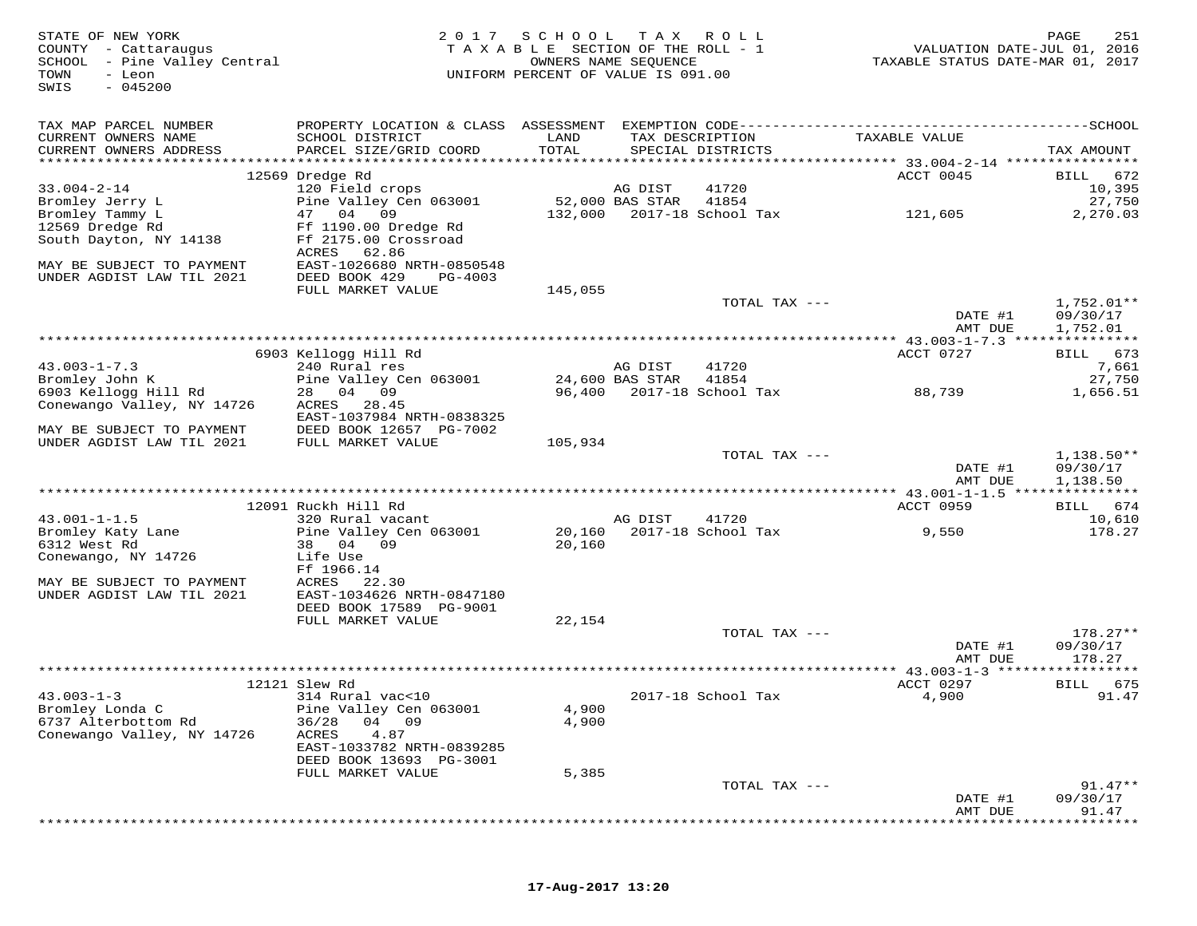STATE OF NEW YORK
COUNTY - Cattaraugus
SCHOOL - Pine Valley Central
TOWN - Leon
SWIS - 045200

2 0 1 7 S C H O O L T A X R O L L
T A X A B L E SECTION OF THE ROLL - 1
OWNERS NAME SEQUENCE
UNIFORM PERCENT OF VALUE IS 091.00

VALUATION DATE-JUL 01, 2016
TAXABLE STATUS DATE-MAR 01, 2017

| TAX MAP PARCEL NUMBER / CURRENT OWNERS NAME / CURRENT OWNERS ADDRESS | PROPERTY LOCATION & CLASS / SCHOOL DISTRICT / PARCEL SIZE/GRID COORD | ASSESSMENT LAND / TOTAL | EXEMPTION CODE / TAX DESCRIPTION / SPECIAL DISTRICTS | TAXABLE VALUE | TAX AMOUNT |
|---|---|---|---|---|---|
| **33.004-2-14** | 12569 Dredge Rd | | | ACCT 0045 | BILL 672 |
| Bromley Jerry L | 120 Field crops | | AG DIST 41720 | | 10,395 |
| Bromley Tammy L | Pine Valley Cen 063001 | 52,000 | BAS STAR 41854 | | 27,750 |
| 12569 Dredge Rd | 47 04 09 | 132,000 | 2017-18 School Tax | 121,605 | 2,270.03 |
| South Dayton, NY 14138 | Ff 1190.00 Dredge Rd | | | | |
| | Ff 2175.00 Crossroad | | | | |
| | ACRES 62.86 | | | | |
| MAY BE SUBJECT TO PAYMENT | EAST-1026680 NRTH-0850548 | | | | |
| UNDER AGDIST LAW TIL 2021 | DEED BOOK 429 PG-4003 | | | | |
| | FULL MARKET VALUE | 145,055 | | | |
| | | | TOTAL TAX --- | | 1,752.01** |
| | | | | DATE #1 | 09/30/17 |
| | | | | AMT DUE | 1,752.01 |
| **43.003-1-7.3** | 6903 Kellogg Hill Rd | | | ACCT 0727 | BILL 673 |
| Bromley John K | 240 Rural res | | AG DIST 41720 | | 7,661 |
| 6903 Kellogg Hill Rd | Pine Valley Cen 063001 | 24,600 | BAS STAR 41854 | | 27,750 |
| Conewango Valley, NY 14726 | 28 04 09 | 96,400 | 2017-18 School Tax | 88,739 | 1,656.51 |
| | ACRES 28.45 | | | | |
| | EAST-1037984 NRTH-0838325 | | | | |
| MAY BE SUBJECT TO PAYMENT | DEED BOOK 12657 PG-7002 | | | | |
| UNDER AGDIST LAW TIL 2021 | FULL MARKET VALUE | 105,934 | | | |
| | | | TOTAL TAX --- | | 1,138.50** |
| | | | | DATE #1 | 09/30/17 |
| | | | | AMT DUE | 1,138.50 |
| **43.001-1-1.5** | 12091 Ruckh Hill Rd | | | ACCT 0959 | BILL 674 |
| Bromley Katy Lane | 320 Rural vacant | | AG DIST 41720 | | 10,610 |
| 6312 West Rd | Pine Valley Cen 063001 | 20,160 | 2017-18 School Tax | 9,550 | 178.27 |
| Conewango, NY 14726 | 38 04 09 | 20,160 | | | |
| | Life Use | | | | |
| | Ff 1966.14 | | | | |
| MAY BE SUBJECT TO PAYMENT | ACRES 22.30 | | | | |
| UNDER AGDIST LAW TIL 2021 | EAST-1034626 NRTH-0847180 | | | | |
| | DEED BOOK 17589 PG-9001 | | | | |
| | FULL MARKET VALUE | 22,154 | | | |
| | | | TOTAL TAX --- | | 178.27** |
| | | | | DATE #1 | 09/30/17 |
| | | | | AMT DUE | 178.27 |
| **43.003-1-3** | 12121 Slew Rd | | | ACCT 0297 | BILL 675 |
| Bromley Londa C | 314 Rural vac<10 | | 2017-18 School Tax | 4,900 | 91.47 |
| 6737 Alterbottom Rd | Pine Valley Cen 063001 | 4,900 | | | |
| Conewango Valley, NY 14726 | 36/28 04 09 | 4,900 | | | |
| | ACRES 4.87 | | | | |
| | EAST-1033782 NRTH-0839285 | | | | |
| | DEED BOOK 13693 PG-3001 | | | | |
| | FULL MARKET VALUE | 5,385 | | | |
| | | | TOTAL TAX --- | | 91.47** |
| | | | | DATE #1 | 09/30/17 |
| | | | | AMT DUE | 91.47 |

17-Aug-2017 13:20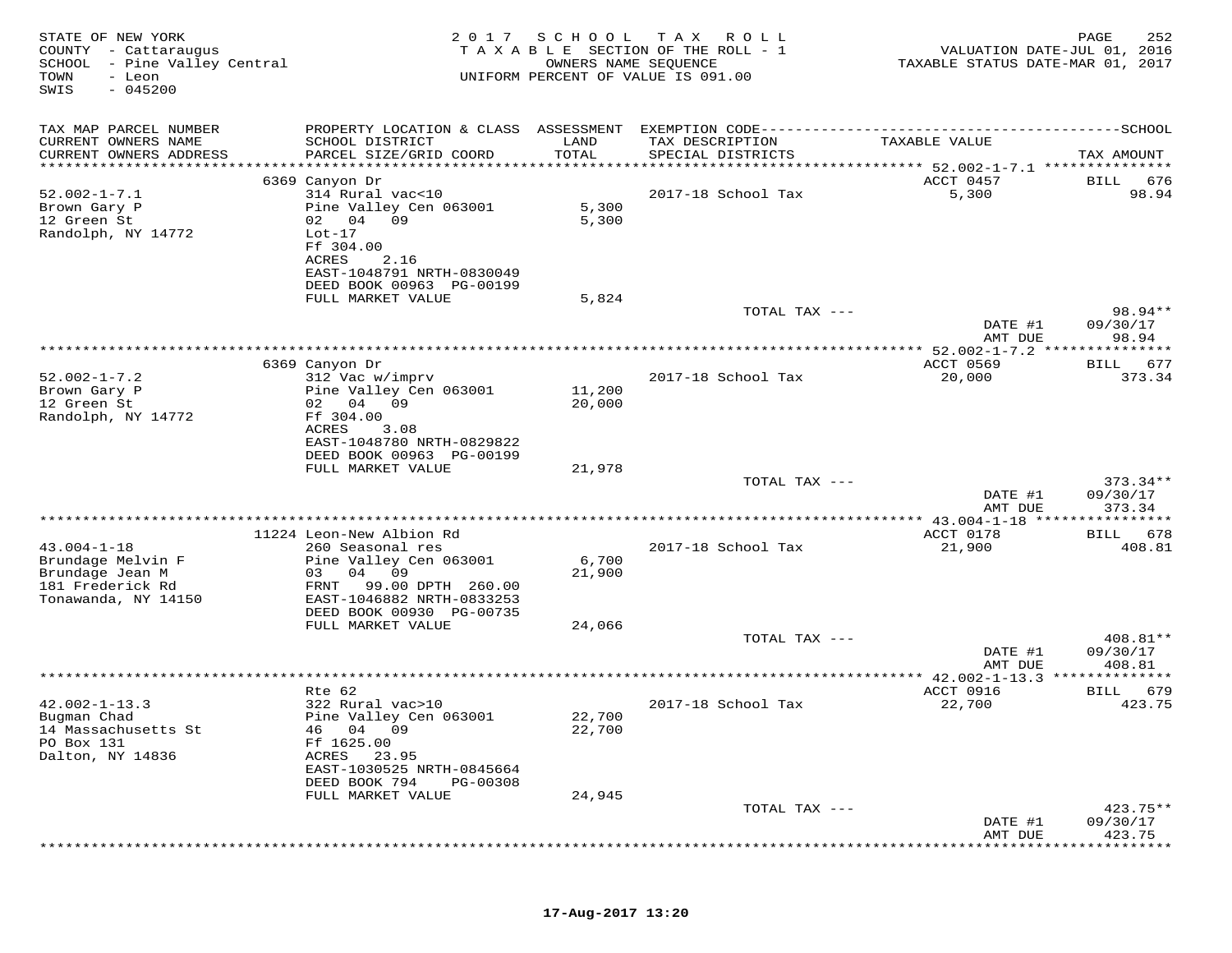STATE OF NEW YORK
COUNTY - Cattaraugus
SCHOOL - Pine Valley Central
TOWN - Leon
SWIS - 045200

2017 SCHOOL TAX ROLL
TAXABLE SECTION OF THE ROLL - 1
OWNERS NAME SEQUENCE
UNIFORM PERCENT OF VALUE IS 091.00

VALUATION DATE-JUL 01, 2016
TAXABLE STATUS DATE-MAR 01, 2017

| TAX MAP PARCEL NUMBER / CURRENT OWNERS NAME / CURRENT OWNERS ADDRESS | PROPERTY LOCATION & CLASS / SCHOOL DISTRICT / PARCEL SIZE/GRID COORD | ASSESSMENT LAND / TOTAL | EXEMPTION CODE / TAX DESCRIPTION / SPECIAL DISTRICTS | TAXABLE VALUE | TAX AMOUNT |
|---|---|---|---|---|---|
| **52.002-1-7.1** | 6369 Canyon Dr | | | ACCT 0457 | BILL 676 |
| Brown Gary P | 314 Rural vac<10 | | 2017-18 School Tax | 5,300 | 98.94 |
| 12 Green St | Pine Valley Cen 063001 | 5,300 | | | |
| Randolph, NY 14772 | 02 04 09 | 5,300 | | | |
| | Lot-17 | | | | |
| | Ff 304.00 | | | | |
| | ACRES 2.16 | | | | |
| | EAST-1048791 NRTH-0830049 | | | | |
| | DEED BOOK 00963 PG-00199 | | | | |
| | FULL MARKET VALUE | 5,824 | | | |
| | | | TOTAL TAX --- | | 98.94** |
| | | | | DATE #1 | 09/30/17 |
| | | | | AMT DUE | 98.94 |
| **52.002-1-7.2** | 6369 Canyon Dr | | | ACCT 0569 | BILL 677 |
| Brown Gary P | 312 Vac w/imprv | | 2017-18 School Tax | 20,000 | 373.34 |
| 12 Green St | Pine Valley Cen 063001 | 11,200 | | | |
| Randolph, NY 14772 | 02 04 09 | 20,000 | | | |
| | Ff 304.00 | | | | |
| | ACRES 3.08 | | | | |
| | EAST-1048780 NRTH-0829822 | | | | |
| | DEED BOOK 00963 PG-00199 | | | | |
| | FULL MARKET VALUE | 21,978 | | | |
| | | | TOTAL TAX --- | | 373.34** |
| | | | | DATE #1 | 09/30/17 |
| | | | | AMT DUE | 373.34 |
| **43.004-1-18** | 11224 Leon-New Albion Rd | | | ACCT 0178 | BILL 678 |
| Brundage Melvin F | 260 Seasonal res | | 2017-18 School Tax | 21,900 | 408.81 |
| Brundage Jean M | Pine Valley Cen 063001 | 6,700 | | | |
| 181 Frederick Rd | 03 04 09 | 21,900 | | | |
| Tonawanda, NY 14150 | FRNT 99.00 DPTH 260.00 | | | | |
| | EAST-1046882 NRTH-0833253 | | | | |
| | DEED BOOK 00930 PG-00735 | | | | |
| | FULL MARKET VALUE | 24,066 | | | |
| | | | TOTAL TAX --- | | 408.81** |
| | | | | DATE #1 | 09/30/17 |
| | | | | AMT DUE | 408.81 |
| **42.002-1-13.3** | Rte 62 | | | ACCT 0916 | BILL 679 |
| Bugman Chad | 322 Rural vac>10 | | 2017-18 School Tax | 22,700 | 423.75 |
| 14 Massachusetts St | Pine Valley Cen 063001 | 22,700 | | | |
| PO Box 131 | 46 04 09 | 22,700 | | | |
| Dalton, NY 14836 | Ff 1625.00 | | | | |
| | ACRES 23.95 | | | | |
| | EAST-1030525 NRTH-0845664 | | | | |
| | DEED BOOK 794 PG-00308 | | | | |
| | FULL MARKET VALUE | 24,945 | | | |
| | | | TOTAL TAX --- | | 423.75** |
| | | | | DATE #1 | 09/30/17 |
| | | | | AMT DUE | 423.75 |

17-Aug-2017 13:20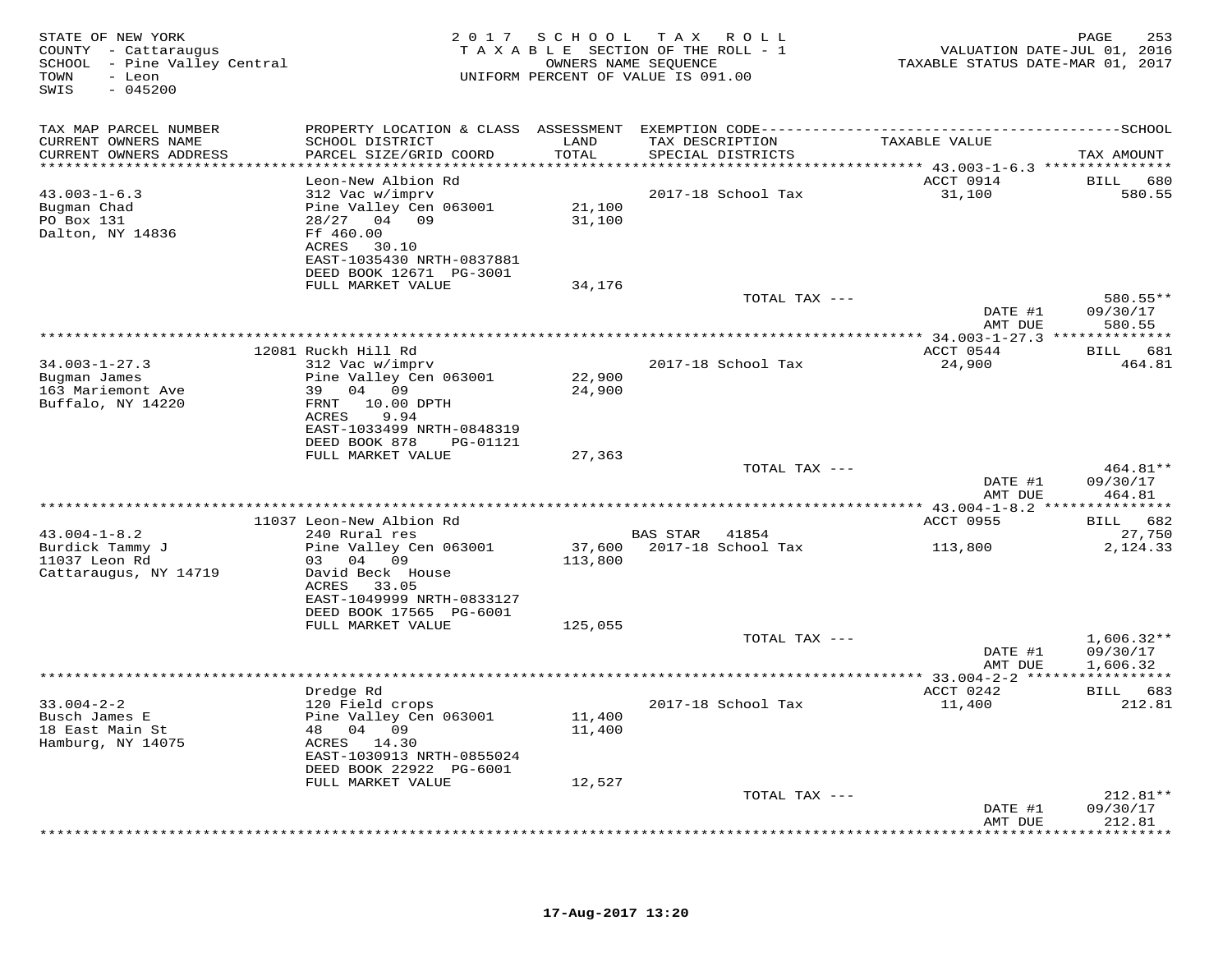STATE OF NEW YORK
COUNTY - Cattaraugus
SCHOOL - Pine Valley Central
TOWN - Leon
SWIS - 045200

2017 SCHOOL TAX ROLL
TAXABLE SECTION OF THE ROLL - 1
OWNERS NAME SEQUENCE
UNIFORM PERCENT OF VALUE IS 091.00

VALUATION DATE-JUL 01, 2016
TAXABLE STATUS DATE-MAR 01, 2017

| TAX MAP PARCEL NUMBER / CURRENT OWNERS NAME / CURRENT OWNERS ADDRESS | PROPERTY LOCATION & CLASS / SCHOOL DISTRICT / PARCEL SIZE/GRID COORD | ASSESSMENT LAND / TOTAL | EXEMPTION CODE / TAX DESCRIPTION / SPECIAL DISTRICTS | TAXABLE VALUE | TAX AMOUNT |
|---|---|---|---|---|---|
| **43.003-1-6.3** | Leon-New Albion Rd | | | ACCT 0914 | BILL 680 |
| 43.003-1-6.3 | 312 Vac w/imprv | | 2017-18 School Tax | 31,100 | 580.55 |
| Bugman Chad | Pine Valley Cen 063001 | 21,100 | | | |
| PO Box 131 | 28/27 04 09 | 31,100 | | | |
| Dalton, NY 14836 | Ff 460.00 | | | | |
| | ACRES 30.10 | | | | |
| | EAST-1035430 NRTH-0837881 | | | | |
| | DEED BOOK 12671 PG-3001 | | | | |
| | FULL MARKET VALUE | 34,176 | | | |
| | | | TOTAL TAX --- | | 580.55** |
| | | | | DATE #1 | 09/30/17 |
| | | | | AMT DUE | 580.55 |
| **34.003-1-27.3** | 12081 Ruckh Hill Rd | | | ACCT 0544 | BILL 681 |
| 34.003-1-27.3 | 312 Vac w/imprv | | 2017-18 School Tax | 24,900 | 464.81 |
| Bugman James | Pine Valley Cen 063001 | 22,900 | | | |
| 163 Mariemont Ave | 39 04 09 | 24,900 | | | |
| Buffalo, NY 14220 | FRNT 10.00 DPTH | | | | |
| | ACRES 9.94 | | | | |
| | EAST-1033499 NRTH-0848319 | | | | |
| | DEED BOOK 878 PG-01121 | | | | |
| | FULL MARKET VALUE | 27,363 | | | |
| | | | TOTAL TAX --- | | 464.81** |
| | | | | DATE #1 | 09/30/17 |
| | | | | AMT DUE | 464.81 |
| **43.004-1-8.2** | 11037 Leon-New Albion Rd | | | ACCT 0955 | BILL 682 |
| 43.004-1-8.2 | 240 Rural res | | BAS STAR 41854 | | 27,750 |
| Burdick Tammy J | Pine Valley Cen 063001 | 37,600 | 2017-18 School Tax | 113,800 | 2,124.33 |
| 11037 Leon Rd | 03 04 09 | 113,800 | | | |
| Cattaraugus, NY 14719 | David Beck House | | | | |
| | ACRES 33.05 | | | | |
| | EAST-1049999 NRTH-0833127 | | | | |
| | DEED BOOK 17565 PG-6001 | | | | |
| | FULL MARKET VALUE | 125,055 | | | |
| | | | TOTAL TAX --- | | 1,606.32** |
| | | | | DATE #1 | 09/30/17 |
| | | | | AMT DUE | 1,606.32 |
| **33.004-2-2** | Dredge Rd | | | ACCT 0242 | BILL 683 |
| 33.004-2-2 | 120 Field crops | | 2017-18 School Tax | 11,400 | 212.81 |
| Busch James E | Pine Valley Cen 063001 | 11,400 | | | |
| 18 East Main St | 48 04 09 | 11,400 | | | |
| Hamburg, NY 14075 | ACRES 14.30 | | | | |
| | EAST-1030913 NRTH-0855024 | | | | |
| | DEED BOOK 22922 PG-6001 | | | | |
| | FULL MARKET VALUE | 12,527 | | | |
| | | | TOTAL TAX --- | | 212.81** |
| | | | | DATE #1 | 09/30/17 |
| | | | | AMT DUE | 212.81 |

17-Aug-2017 13:20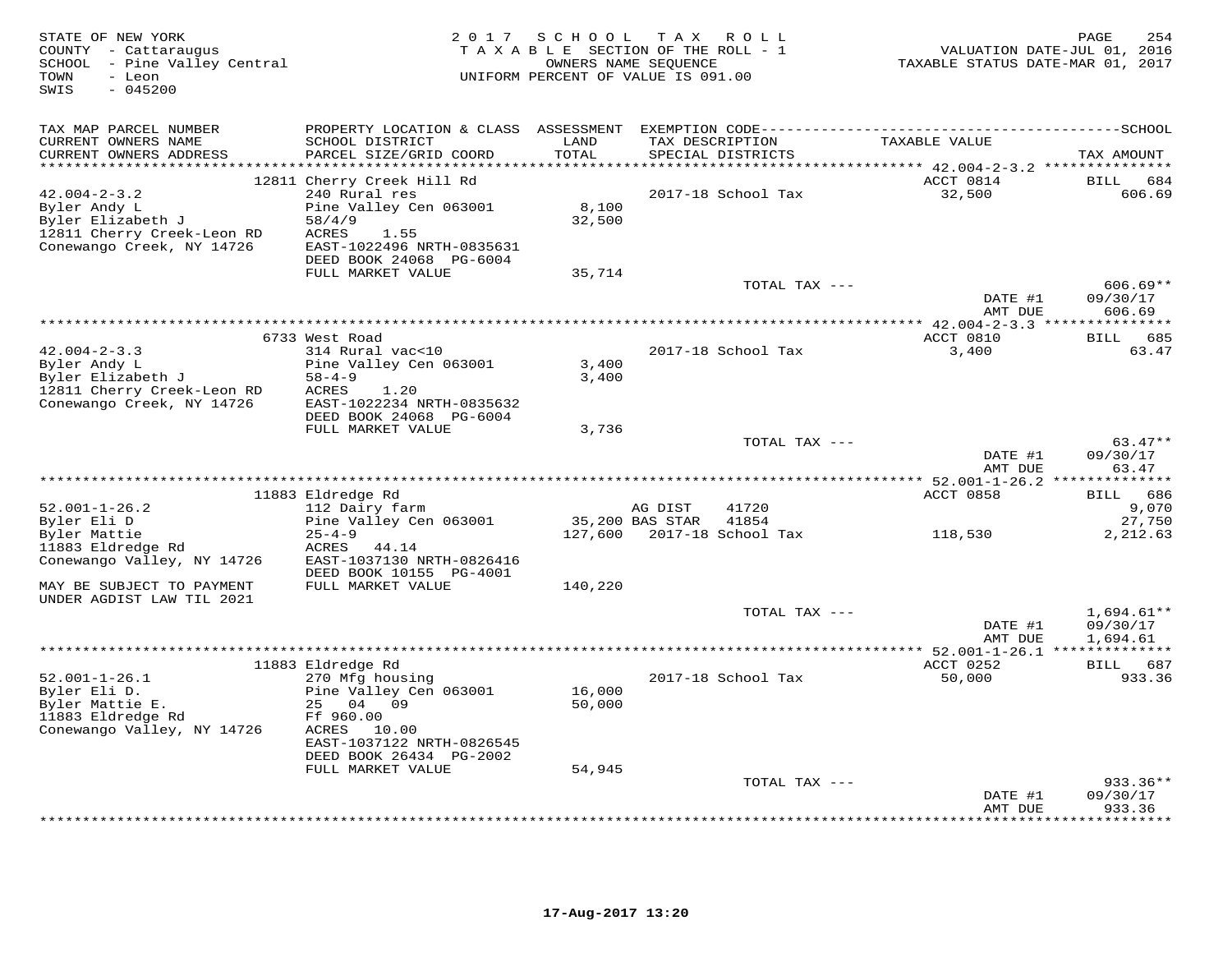STATE OF NEW YORK
COUNTY - Cattaraugus
SCHOOL - Pine Valley Central
TOWN - Leon
SWIS - 045200

2017 SCHOOL TAX ROLL
TAXABLE SECTION OF THE ROLL - 1
OWNERS NAME SEQUENCE
UNIFORM PERCENT OF VALUE IS 091.00

VALUATION DATE-JUL 01, 2016
TAXABLE STATUS DATE-MAR 01, 2017

| TAX MAP PARCEL NUMBER / CURRENT OWNERS NAME / CURRENT OWNERS ADDRESS | PROPERTY LOCATION & CLASS / SCHOOL DISTRICT / PARCEL SIZE/GRID COORD | ASSESSMENT LAND / TOTAL | EXEMPTION CODE / TAX DESCRIPTION / SPECIAL DISTRICTS | TAXABLE VALUE | SCHOOL TAX AMOUNT |
|---|---|---|---|---|---|
| | 12811 Cherry Creek Hill Rd | | | ACCT 0814 | BILL 684 |
| 42.004-2-3.2 | 240 Rural res | | 2017-18 School Tax | 32,500 | 606.69 |
| Byler Andy L | Pine Valley Cen 063001 | 8,100 | | | |
| Byler Elizabeth J | 58/4/9 | 32,500 | | | |
| 12811 Cherry Creek-Leon RD | ACRES 1.55 | | | | |
| Conewango Creek, NY 14726 | EAST-1022496 NRTH-0835631 | | | | |
| | DEED BOOK 24068 PG-6004 | | | | |
| | FULL MARKET VALUE | 35,714 | | | |
| | | | TOTAL TAX --- | | 606.69** |
| | | | | DATE #1 | 09/30/17 |
| | | | | AMT DUE | 606.69 |
| | 6733 West Road | | | ACCT 0810 | BILL 685 |
| 42.004-2-3.3 | 314 Rural vac<10 | | 2017-18 School Tax | 3,400 | 63.47 |
| Byler Andy L | Pine Valley Cen 063001 | 3,400 | | | |
| Byler Elizabeth J | 58-4-9 | 3,400 | | | |
| 12811 Cherry Creek-Leon RD | ACRES 1.20 | | | | |
| Conewango Creek, NY 14726 | EAST-1022234 NRTH-0835632 | | | | |
| | DEED BOOK 24068 PG-6004 | | | | |
| | FULL MARKET VALUE | 3,736 | | | |
| | | | TOTAL TAX --- | | 63.47** |
| | | | | DATE #1 | 09/30/17 |
| | | | | AMT DUE | 63.47 |
| | 11883 Eldredge Rd | | | ACCT 0858 | BILL 686 |
| 52.001-1-26.2 | 112 Dairy farm | | AG DIST 41720 | | 9,070 |
| Byler Eli D | Pine Valley Cen 063001 | 35,200 | BAS STAR 41854 | | 27,750 |
| Byler Mattie | 25-4-9 | 127,600 | 2017-18 School Tax | 118,530 | 2,212.63 |
| 11883 Eldredge Rd | ACRES 44.14 | | | | |
| Conewango Valley, NY 14726 | EAST-1037130 NRTH-0826416 | | | | |
| | DEED BOOK 10155 PG-4001 | | | | |
| MAY BE SUBJECT TO PAYMENT | FULL MARKET VALUE | 140,220 | | | |
| UNDER AGDIST LAW TIL 2021 | | | | | |
| | | | TOTAL TAX --- | | 1,694.61** |
| | | | | DATE #1 | 09/30/17 |
| | | | | AMT DUE | 1,694.61 |
| | 11883 Eldredge Rd | | | ACCT 0252 | BILL 687 |
| 52.001-1-26.1 | 270 Mfg housing | | 2017-18 School Tax | 50,000 | 933.36 |
| Byler Eli D. | Pine Valley Cen 063001 | 16,000 | | | |
| Byler Mattie E. | 25 04 09 | 50,000 | | | |
| 11883 Eldredge Rd | Ff 960.00 | | | | |
| Conewango Valley, NY 14726 | ACRES 10.00 | | | | |
| | EAST-1037122 NRTH-0826545 | | | | |
| | DEED BOOK 26434 PG-2002 | | | | |
| | FULL MARKET VALUE | 54,945 | | | |
| | | | TOTAL TAX --- | | 933.36** |
| | | | | DATE #1 | 09/30/17 |
| | | | | AMT DUE | 933.36 |

17-Aug-2017 13:20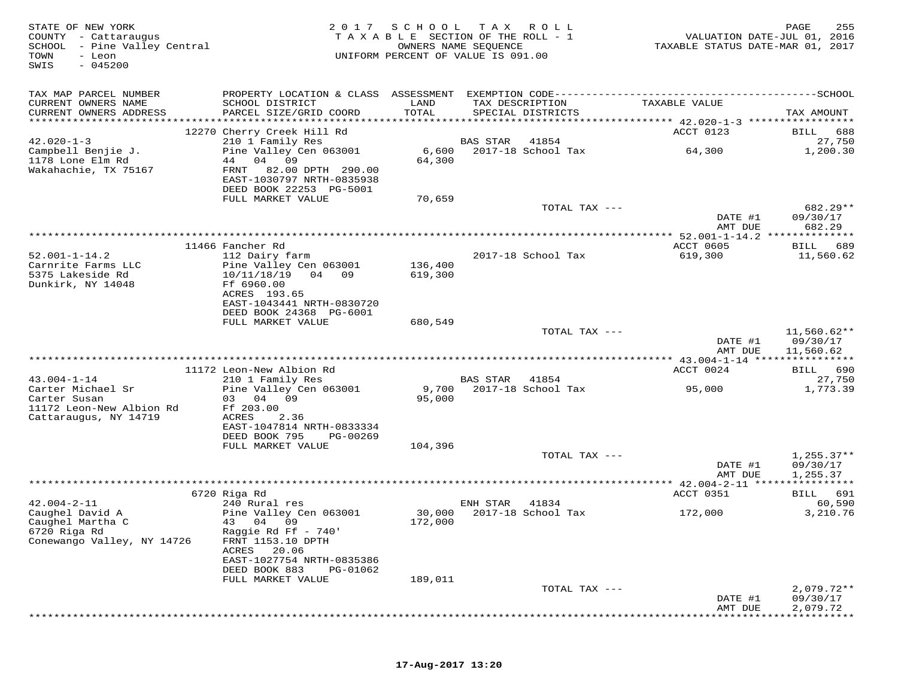STATE OF NEW YORK
COUNTY - Cattaraugus
SCHOOL - Pine Valley Central
TOWN - Leon
SWIS - 045200

2 0 1 7 S C H O O L T A X R O L L
T A X A B L E SECTION OF THE ROLL - 1
OWNERS NAME SEQUENCE
UNIFORM PERCENT OF VALUE IS 091.00

VALUATION DATE-JUL 01, 2016
TAXABLE STATUS DATE-MAR 01, 2017

| TAX MAP PARCEL NUMBER / CURRENT OWNERS NAME / CURRENT OWNERS ADDRESS | PROPERTY LOCATION & CLASS / SCHOOL DISTRICT / PARCEL SIZE/GRID COORD | ASSESSMENT LAND / TOTAL | EXEMPTION CODE / TAX DESCRIPTION / SPECIAL DISTRICTS | TAXABLE VALUE | TAX AMOUNT |
|---|---|---|---|---|---|
| | 12270 Cherry Creek Hill Rd | | | ACCT 0123 | BILL 688 |
| 42.020-1-3 | 210 1 Family Res | | BAS STAR 41854 | | 27,750 |
| Campbell Benjie J. | Pine Valley Cen 063001 | 6,600 | 2017-18 School Tax | 64,300 | 1,200.30 |
| 1178 Lone Elm Rd | 44 04 09 | 64,300 | | | |
| Wakahachie, TX 75167 | FRNT 82.00 DPTH 290.00 | | | | |
| | EAST-1030797 NRTH-0835938 | | | | |
| | DEED BOOK 22253 PG-5001 | | | | |
| | FULL MARKET VALUE | 70,659 | | | |
| | | | TOTAL TAX --- | | 682.29** |
| | | | | DATE #1 | 09/30/17 |
| | | | | AMT DUE | 682.29 |
| | 11466 Fancher Rd | | | ACCT 0605 | BILL 689 |
| 52.001-1-14.2 | 112 Dairy farm | | 2017-18 School Tax | 619,300 | 11,560.62 |
| Carnrite Farms LLC | Pine Valley Cen 063001 | 136,400 | | | |
| 5375 Lakeside Rd | 10/11/18/19 04 09 | 619,300 | | | |
| Dunkirk, NY 14048 | Ff 6960.00 | | | | |
| | ACRES 193.65 | | | | |
| | EAST-1043441 NRTH-0830720 | | | | |
| | DEED BOOK 24368 PG-6001 | | | | |
| | FULL MARKET VALUE | 680,549 | | | |
| | | | TOTAL TAX --- | | 11,560.62** |
| | | | | DATE #1 | 09/30/17 |
| | | | | AMT DUE | 11,560.62 |
| | 11172 Leon-New Albion Rd | | | ACCT 0024 | BILL 690 |
| 43.004-1-14 | 210 1 Family Res | | BAS STAR 41854 | | 27,750 |
| Carter Michael Sr | Pine Valley Cen 063001 | 9,700 | 2017-18 School Tax | 95,000 | 1,773.39 |
| Carter Susan | 03 04 09 | 95,000 | | | |
| 11172 Leon-New Albion Rd | Ff 203.00 | | | | |
| Cattaraugus, NY 14719 | ACRES 2.36 | | | | |
| | EAST-1047814 NRTH-0833334 | | | | |
| | DEED BOOK 795 PG-00269 | | | | |
| | FULL MARKET VALUE | 104,396 | | | |
| | | | TOTAL TAX --- | | 1,255.37** |
| | | | | DATE #1 | 09/30/17 |
| | | | | AMT DUE | 1,255.37 |
| | 6720 Riga Rd | | | ACCT 0351 | BILL 691 |
| 42.004-2-11 | 240 Rural res | | ENH STAR 41834 | | 60,590 |
| Caughel David A | Pine Valley Cen 063001 | 30,000 | 2017-18 School Tax | 172,000 | 3,210.76 |
| Caughel Martha C | 43 04 09 | 172,000 | | | |
| 6720 Riga Rd | Raggie Rd Ff - 740' | | | | |
| Conewango Valley, NY 14726 | FRNT 1153.10 DPTH | | | | |
| | ACRES 20.06 | | | | |
| | EAST-1027754 NRTH-0835386 | | | | |
| | DEED BOOK 883 PG-01062 | | | | |
| | FULL MARKET VALUE | 189,011 | | | |
| | | | TOTAL TAX --- | | 2,079.72** |
| | | | | DATE #1 | 09/30/17 |
| | | | | AMT DUE | 2,079.72 |

17-Aug-2017 13:20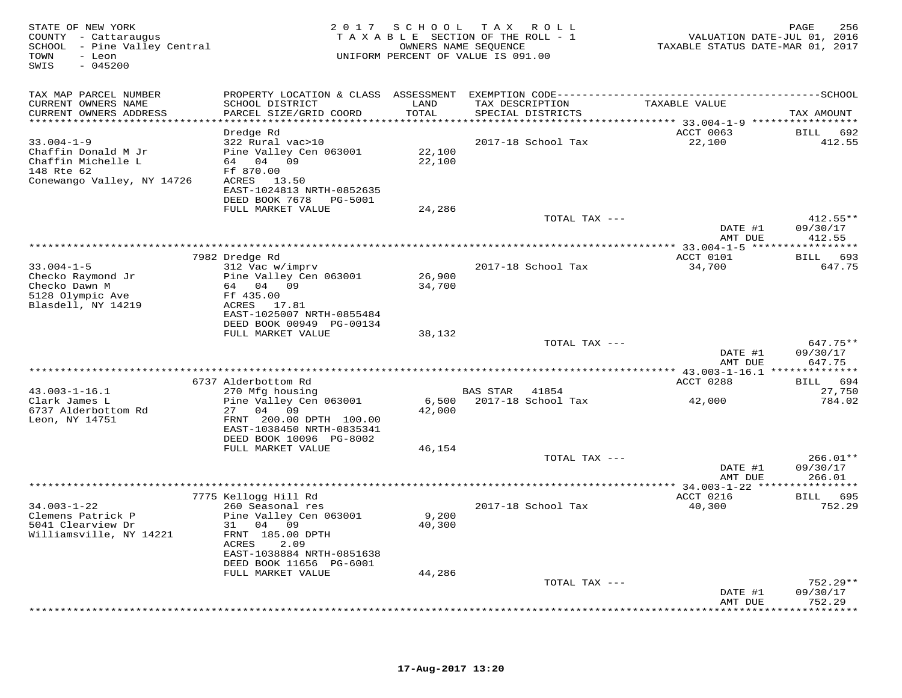STATE OF NEW YORK
COUNTY - Cattaraugus
SCHOOL - Pine Valley Central
TOWN - Leon
SWIS - 045200

2017 SCHOOL TAX ROLL
TAXABLE SECTION OF THE ROLL - 1
OWNERS NAME SEQUENCE
UNIFORM PERCENT OF VALUE IS 091.00

VALUATION DATE-JUL 01, 2016
TAXABLE STATUS DATE-MAR 01, 2017

| TAX MAP PARCEL NUMBER / CURRENT OWNERS NAME / CURRENT OWNERS ADDRESS | PROPERTY LOCATION & CLASS / SCHOOL DISTRICT / PARCEL SIZE/GRID COORD | ASSESSMENT LAND / TOTAL | EXEMPTION CODE / TAX DESCRIPTION / SPECIAL DISTRICTS | TAXABLE VALUE | TAX AMOUNT |
|---|---|---|---|---|---|
| **33.004-1-9** | Dredge Rd | | | ACCT 0063 | BILL 692 |
| 33.004-1-9 | 322 Rural vac>10 | | 2017-18 School Tax | 22,100 | 412.55 |
| Chaffin Donald M Jr | Pine Valley Cen 063001 | 22,100 | | | |
| Chaffin Michelle L | 64 04 09 | 22,100 | | | |
| 148 Rte 62 | Ff 870.00 | | | | |
| Conewango Valley, NY 14726 | ACRES 13.50 | | | | |
| | EAST-1024813 NRTH-0852635 | | | | |
| | DEED BOOK 7678 PG-5001 | | | | |
| | FULL MARKET VALUE | 24,286 | | | |
| | | | TOTAL TAX --- | | 412.55** |
| | | | | DATE #1 | 09/30/17 |
| | | | | AMT DUE | 412.55 |
| **33.004-1-5** | 7982 Dredge Rd | | | ACCT 0101 | BILL 693 |
| 33.004-1-5 | 312 Vac w/imprv | | 2017-18 School Tax | 34,700 | 647.75 |
| Checko Raymond Jr | Pine Valley Cen 063001 | 26,900 | | | |
| Checko Dawn M | 64 04 09 | 34,700 | | | |
| 5128 Olympic Ave | Ff 435.00 | | | | |
| Blasdell, NY 14219 | ACRES 17.81 | | | | |
| | EAST-1025007 NRTH-0855484 | | | | |
| | DEED BOOK 00949 PG-00134 | | | | |
| | FULL MARKET VALUE | 38,132 | | | |
| | | | TOTAL TAX --- | | 647.75** |
| | | | | DATE #1 | 09/30/17 |
| | | | | AMT DUE | 647.75 |
| **43.003-1-16.1** | 6737 Alderbottom Rd | | | ACCT 0288 | BILL 694 |
| 43.003-1-16.1 | 270 Mfg housing | | BAS STAR 41854 | | 27,750 |
| Clark James L | Pine Valley Cen 063001 | 6,500 | 2017-18 School Tax | 42,000 | 784.02 |
| 6737 Alderbottom Rd | 27 04 09 | 42,000 | | | |
| Leon, NY 14751 | FRNT 200.00 DPTH 100.00 | | | | |
| | EAST-1038450 NRTH-0835341 | | | | |
| | DEED BOOK 10096 PG-8002 | | | | |
| | FULL MARKET VALUE | 46,154 | | | |
| | | | TOTAL TAX --- | | 266.01** |
| | | | | DATE #1 | 09/30/17 |
| | | | | AMT DUE | 266.01 |
| **34.003-1-22** | 7775 Kellogg Hill Rd | | | ACCT 0216 | BILL 695 |
| 34.003-1-22 | 260 Seasonal res | | 2017-18 School Tax | 40,300 | 752.29 |
| Clemens Patrick P | Pine Valley Cen 063001 | 9,200 | | | |
| 5041 Clearview Dr | 31 04 09 | 40,300 | | | |
| Williamsville, NY 14221 | FRNT 185.00 DPTH | | | | |
| | ACRES 2.09 | | | | |
| | EAST-1038884 NRTH-0851638 | | | | |
| | DEED BOOK 11656 PG-6001 | | | | |
| | FULL MARKET VALUE | 44,286 | | | |
| | | | TOTAL TAX --- | | 752.29** |
| | | | | DATE #1 | 09/30/17 |
| | | | | AMT DUE | 752.29 |

17-Aug-2017 13:20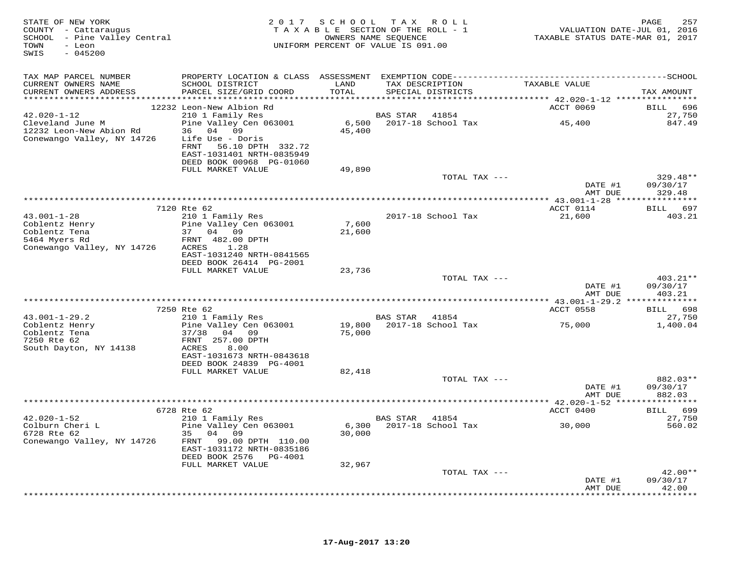STATE OF NEW YORK
COUNTY - Cattaraugus
SCHOOL - Pine Valley Central
TOWN - Leon
SWIS - 045200

2 0 1 7 S C H O O L T A X R O L L
T A X A B L E SECTION OF THE ROLL - 1
OWNERS NAME SEQUENCE
UNIFORM PERCENT OF VALUE IS 091.00

VALUATION DATE-JUL 01, 2016
TAXABLE STATUS DATE-MAR 01, 2017

| TAX MAP PARCEL NUMBER / CURRENT OWNERS NAME / CURRENT OWNERS ADDRESS | PROPERTY LOCATION & CLASS / SCHOOL DISTRICT / PARCEL SIZE/GRID COORD | ASSESSMENT LAND / TOTAL | EXEMPTION CODE / TAX DESCRIPTION / SPECIAL DISTRICTS | TAXABLE VALUE | SCHOOL TAX AMOUNT |
|---|---|---|---|---|---|
| | 12232 Leon-New Albion Rd | | | ACCT 0069 | BILL 696 |
| 42.020-1-12 | 210 1 Family Res | | BAS STAR 41854 | | 27,750 |
| Cleveland June M | Pine Valley Cen 063001 | 6,500 | 2017-18 School Tax | 45,400 | 847.49 |
| 12232 Leon-New Abion Rd | 36 04 09 | 45,400 | | | |
| Conewango Valley, NY 14726 | Life Use - Doris | | | | |
| | FRNT 56.10 DPTH 332.72 | | | | |
| | EAST-1031401 NRTH-0835949 | | | | |
| | DEED BOOK 00968 PG-01060 | | | | |
| | FULL MARKET VALUE | 49,890 | | | |
| | | | TOTAL TAX --- | | 329.48** |
| | | | | DATE #1 | 09/30/17 |
| | | | | AMT DUE | 329.48 |
| | 7120 Rte 62 | | | ACCT 0114 | BILL 697 |
| 43.001-1-28 | 210 1 Family Res | | 2017-18 School Tax | 21,600 | 403.21 |
| Coblentz Henry | Pine Valley Cen 063001 | 7,600 | | | |
| Coblentz Tena | 37 04 09 | 21,600 | | | |
| 5464 Myers Rd | FRNT 482.00 DPTH | | | | |
| Conewango Valley, NY 14726 | ACRES 1.28 | | | | |
| | EAST-1031240 NRTH-0841565 | | | | |
| | DEED BOOK 26414 PG-2001 | | | | |
| | FULL MARKET VALUE | 23,736 | | | |
| | | | TOTAL TAX --- | | 403.21** |
| | | | | DATE #1 | 09/30/17 |
| | | | | AMT DUE | 403.21 |
| | 7250 Rte 62 | | | ACCT 0558 | BILL 698 |
| 43.001-1-29.2 | 210 1 Family Res | | BAS STAR 41854 | | 27,750 |
| Coblentz Henry | Pine Valley Cen 063001 | 19,800 | 2017-18 School Tax | 75,000 | 1,400.04 |
| Coblentz Tena | 37/38 04 09 | 75,000 | | | |
| 7250 Rte 62 | FRNT 257.00 DPTH | | | | |
| South Dayton, NY 14138 | ACRES 8.00 | | | | |
| | EAST-1031673 NRTH-0843618 | | | | |
| | DEED BOOK 24839 PG-4001 | | | | |
| | FULL MARKET VALUE | 82,418 | | | |
| | | | TOTAL TAX --- | | 882.03** |
| | | | | DATE #1 | 09/30/17 |
| | | | | AMT DUE | 882.03 |
| | 6728 Rte 62 | | | ACCT 0400 | BILL 699 |
| 42.020-1-52 | 210 1 Family Res | | BAS STAR 41854 | | 27,750 |
| Colburn Cheri L | Pine Valley Cen 063001 | 6,300 | 2017-18 School Tax | 30,000 | 560.02 |
| 6728 Rte 62 | 35 04 09 | 30,000 | | | |
| Conewango Valley, NY 14726 | FRNT 99.00 DPTH 110.00 | | | | |
| | EAST-1031172 NRTH-0835186 | | | | |
| | DEED BOOK 2576 PG-4001 | | | | |
| | FULL MARKET VALUE | 32,967 | | | |
| | | | TOTAL TAX --- | | 42.00** |
| | | | | DATE #1 | 09/30/17 |
| | | | | AMT DUE | 42.00 |

17-Aug-2017 13:20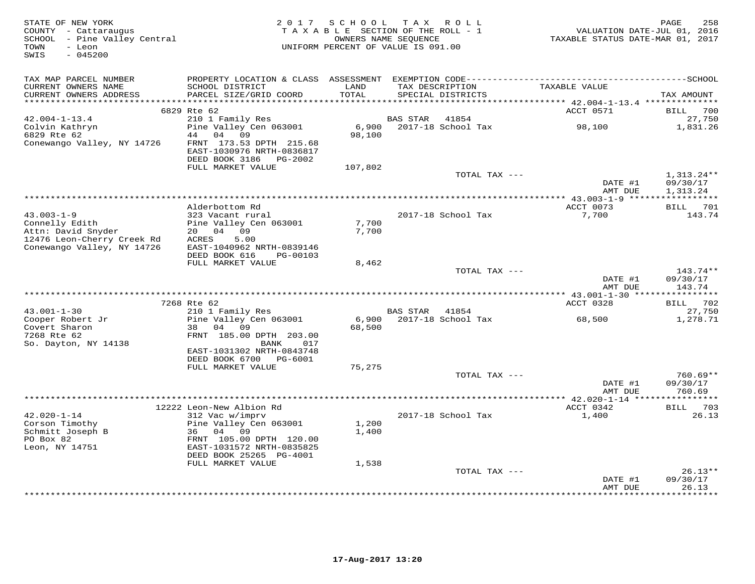STATE OF NEW YORK
COUNTY - Cattaraugus
SCHOOL - Pine Valley Central
TOWN - Leon
SWIS - 045200

2017 SCHOOL TAX ROLL
TAXABLE SECTION OF THE ROLL - 1
OWNERS NAME SEQUENCE
UNIFORM PERCENT OF VALUE IS 091.00

VALUATION DATE-JUL 01, 2016
TAXABLE STATUS DATE-MAR 01, 2017

| TAX MAP PARCEL NUMBER / CURRENT OWNERS NAME / CURRENT OWNERS ADDRESS | PROPERTY LOCATION & CLASS / SCHOOL DISTRICT / PARCEL SIZE/GRID COORD | ASSESSMENT LAND / TOTAL | EXEMPTION CODE / TAX DESCRIPTION / SPECIAL DISTRICTS | TAXABLE VALUE | SCHOOL TAX AMOUNT |
|---|---|---|---|---|---|
| | 6829 Rte 62 | | | ACCT 0571 | BILL 700 |
| 42.004-1-13.4 | 210 1 Family Res | | BAS STAR 41854 | | 27,750 |
| Colvin Kathryn | Pine Valley Cen 063001 | 6,900 | 2017-18 School Tax | 98,100 | 1,831.26 |
| 6829 Rte 62 | 44 04 09 | 98,100 | | | |
| Conewango Valley, NY 14726 | FRNT 173.53 DPTH 215.68 | | | | |
| | EAST-1030976 NRTH-0836817 | | | | |
| | DEED BOOK 3186 PG-2002 | | | | |
| | FULL MARKET VALUE | 107,802 | | | |
| | | | TOTAL TAX --- | | 1,313.24** |
| | | | | DATE #1 | 09/30/17 |
| | | | | AMT DUE | 1,313.24 |
| | Alderbottom Rd | | | ACCT 0073 | BILL 701 |
| 43.003-1-9 | 323 Vacant rural | | 2017-18 School Tax | 7,700 | 143.74 |
| Connelly Edith | Pine Valley Cen 063001 | 7,700 | | | |
| Attn: David Snyder | 20 04 09 | 7,700 | | | |
| 12476 Leon-Cherry Creek Rd | ACRES 5.00 | | | | |
| Conewango Valley, NY 14726 | EAST-1040962 NRTH-0839146 | | | | |
| | DEED BOOK 616 PG-00103 | | | | |
| | FULL MARKET VALUE | 8,462 | | | |
| | | | TOTAL TAX --- | | 143.74** |
| | | | | DATE #1 | 09/30/17 |
| | | | | AMT DUE | 143.74 |
| | 7268 Rte 62 | | | ACCT 0328 | BILL 702 |
| 43.001-1-30 | 210 1 Family Res | | BAS STAR 41854 | | 27,750 |
| Cooper Robert Jr | Pine Valley Cen 063001 | 6,900 | 2017-18 School Tax | 68,500 | 1,278.71 |
| Covert Sharon | 38 04 09 | 68,500 | | | |
| 7268 Rte 62 | FRNT 185.00 DPTH 203.00 | | | | |
| So. Dayton, NY 14138 | BANK 017 | | | | |
| | EAST-1031302 NRTH-0843748 | | | | |
| | DEED BOOK 6700 PG-6001 | | | | |
| | FULL MARKET VALUE | 75,275 | | | |
| | | | TOTAL TAX --- | | 760.69** |
| | | | | DATE #1 | 09/30/17 |
| | | | | AMT DUE | 760.69 |
| | 12222 Leon-New Albion Rd | | | ACCT 0342 | BILL 703 |
| 42.020-1-14 | 312 Vac w/imprv | | 2017-18 School Tax | 1,400 | 26.13 |
| Corson Timothy | Pine Valley Cen 063001 | 1,200 | | | |
| Schmitt Joseph B | 36 04 09 | 1,400 | | | |
| PO Box 82 | FRNT 105.00 DPTH 120.00 | | | | |
| Leon, NY 14751 | EAST-1031572 NRTH-0835825 | | | | |
| | DEED BOOK 25265 PG-4001 | | | | |
| | FULL MARKET VALUE | 1,538 | | | |
| | | | TOTAL TAX --- | | 26.13** |
| | | | | DATE #1 | 09/30/17 |
| | | | | AMT DUE | 26.13 |

17-Aug-2017 13:20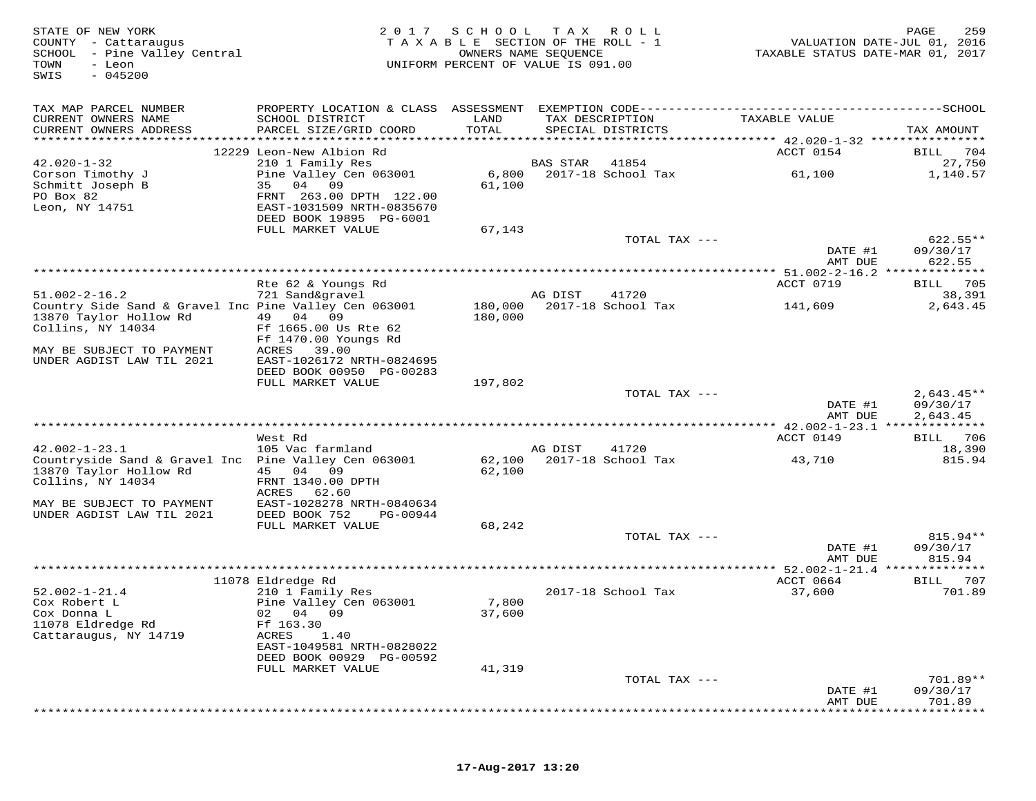STATE OF NEW YORK
COUNTY - Cattaraugus
SCHOOL - Pine Valley Central
TOWN - Leon
SWIS - 045200

2 0 1 7 S C H O O L T A X R O L L
T A X A B L E SECTION OF THE ROLL - 1
OWNERS NAME SEQUENCE
UNIFORM PERCENT OF VALUE IS 091.00

VALUATION DATE-JUL 01, 2016
TAXABLE STATUS DATE-MAR 01, 2017

| TAX MAP PARCEL NUMBER / CURRENT OWNERS NAME / CURRENT OWNERS ADDRESS | PROPERTY LOCATION & CLASS / SCHOOL DISTRICT / PARCEL SIZE/GRID COORD | ASSESSMENT LAND / TOTAL | EXEMPTION CODE / TAX DESCRIPTION / SPECIAL DISTRICTS | TAXABLE VALUE | SCHOOL TAX AMOUNT |
|---|---|---|---|---|---|
| 42.020-1-32 | 12229 Leon-New Albion Rd | | | ACCT 0154 | BILL 704 |
| Corson Timothy J | 210 1 Family Res | | BAS STAR 41854 | | 27,750 |
| Schmitt Joseph B | Pine Valley Cen 063001 | 6,800 | 2017-18 School Tax | 61,100 | 1,140.57 |
| PO Box 82 | 35 04 09 | 61,100 | | | |
| Leon, NY 14751 | FRNT 263.00 DPTH 122.00 | | | | |
| | EAST-1031509 NRTH-0835670 | | | | |
| | DEED BOOK 19895 PG-6001 | | | | |
| | FULL MARKET VALUE | 67,143 | | | |
| | | | TOTAL TAX --- | | 622.55** |
| | | | | DATE #1 | 09/30/17 |
| | | | | AMT DUE | 622.55 |
| 51.002-2-16.2 | Rte 62 & Youngs Rd | | | ACCT 0719 | BILL 705 |
| Country Side Sand & Gravel Inc | 721 Sand&gravel | | AG DIST 41720 | | 38,391 |
| 13870 Taylor Hollow Rd | Pine Valley Cen 063001 | 180,000 | 2017-18 School Tax | 141,609 | 2,643.45 |
| Collins, NY 14034 | 49 04 09 | 180,000 | | | |
| | Ff 1665.00 Us Rte 62 | | | | |
| | Ff 1470.00 Youngs Rd | | | | |
| MAY BE SUBJECT TO PAYMENT | ACRES 39.00 | | | | |
| UNDER AGDIST LAW TIL 2021 | EAST-1026172 NRTH-0824695 | | | | |
| | DEED BOOK 00950 PG-00283 | | | | |
| | FULL MARKET VALUE | 197,802 | | | |
| | | | TOTAL TAX --- | | 2,643.45** |
| | | | | DATE #1 | 09/30/17 |
| | | | | AMT DUE | 2,643.45 |
| 42.002-1-23.1 | West Rd | | | ACCT 0149 | BILL 706 |
| Countryside Sand & Gravel Inc | 105 Vac farmland | | AG DIST 41720 | | 18,390 |
| 13870 Taylor Hollow Rd | Pine Valley Cen 063001 | 62,100 | 2017-18 School Tax | 43,710 | 815.94 |
| Collins, NY 14034 | 45 04 09 | 62,100 | | | |
| | FRNT 1340.00 DPTH | | | | |
| | ACRES 62.60 | | | | |
| MAY BE SUBJECT TO PAYMENT | EAST-1028278 NRTH-0840634 | | | | |
| UNDER AGDIST LAW TIL 2021 | DEED BOOK 752 PG-00944 | | | | |
| | FULL MARKET VALUE | 68,242 | | | |
| | | | TOTAL TAX --- | | 815.94** |
| | | | | DATE #1 | 09/30/17 |
| | | | | AMT DUE | 815.94 |
| 52.002-1-21.4 | 11078 Eldredge Rd | | | ACCT 0664 | BILL 707 |
| Cox Robert L | 210 1 Family Res | | 2017-18 School Tax | 37,600 | 701.89 |
| Cox Donna L | Pine Valley Cen 063001 | 7,800 | | | |
| 11078 Eldredge Rd | 02 04 09 | 37,600 | | | |
| Cattaraugus, NY 14719 | Ff 163.30 | | | | |
| | ACRES 1.40 | | | | |
| | EAST-1049581 NRTH-0828022 | | | | |
| | DEED BOOK 00929 PG-00592 | | | | |
| | FULL MARKET VALUE | 41,319 | | | |
| | | | TOTAL TAX --- | | 701.89** |
| | | | | DATE #1 | 09/30/17 |
| | | | | AMT DUE | 701.89 |

17-Aug-2017 13:20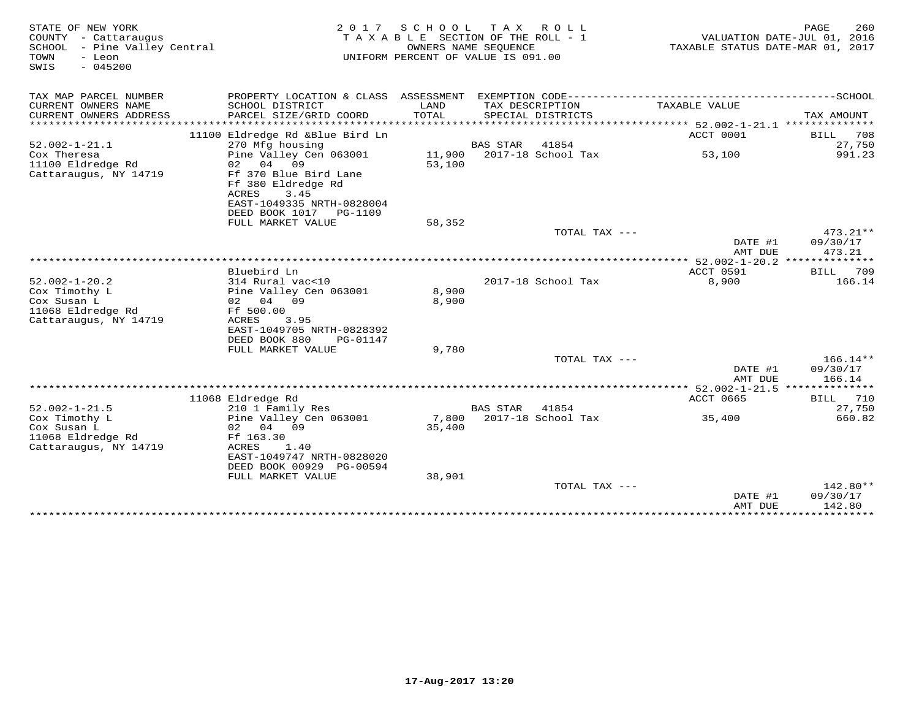STATE OF NEW YORK
COUNTY - Cattaraugus
SCHOOL - Pine Valley Central
TOWN - Leon
SWIS - 045200

2017 SCHOOL TAX ROLL
TAXABLE SECTION OF THE ROLL - 1
OWNERS NAME SEQUENCE
UNIFORM PERCENT OF VALUE IS 091.00

VALUATION DATE-JUL 01, 2016
TAXABLE STATUS DATE-MAR 01, 2017

| TAX MAP PARCEL NUMBER / CURRENT OWNERS NAME / CURRENT OWNERS ADDRESS | PROPERTY LOCATION & CLASS / SCHOOL DISTRICT / PARCEL SIZE/GRID COORD | ASSESSMENT LAND / TOTAL | EXEMPTION CODE / TAX DESCRIPTION / SPECIAL DISTRICTS | TAXABLE VALUE | SCHOOL TAX AMOUNT |
|---|---|---|---|---|---|
| 52.002-1-21.1 | 11100 Eldredge Rd &Blue Bird Ln | | | ACCT 0001 | BILL 708 |
| | 270 Mfg housing | | BAS STAR 41854 | | 27,750 |
| Cox Theresa | Pine Valley Cen 063001 | 11,900 | 2017-18 School Tax | 53,100 | 991.23 |
| 11100 Eldredge Rd | 02 04 09 | 53,100 | | | |
| Cattaraugus, NY 14719 | Ff 370 Blue Bird Lane | | | | |
| | Ff 380 Eldredge Rd | | | | |
| | ACRES 3.45 | | | | |
| | EAST-1049335 NRTH-0828004 | | | | |
| | DEED BOOK 1017 PG-1109 | | | | |
| | FULL MARKET VALUE | 58,352 | | | |
| | | | TOTAL TAX --- | | 473.21** |
| | | | | DATE #1 | 09/30/17 |
| | | | | AMT DUE | 473.21 |
| 52.002-1-20.2 | Bluebird Ln | | | ACCT 0591 | BILL 709 |
| | 314 Rural vac<10 | | 2017-18 School Tax | 8,900 | 166.14 |
| Cox Timothy L | Pine Valley Cen 063001 | 8,900 | | | |
| Cox Susan L | 02 04 09 | 8,900 | | | |
| 11068 Eldredge Rd | Ff 500.00 | | | | |
| Cattaraugus, NY 14719 | ACRES 3.95 | | | | |
| | EAST-1049705 NRTH-0828392 | | | | |
| | DEED BOOK 880 PG-01147 | | | | |
| | FULL MARKET VALUE | 9,780 | | | |
| | | | TOTAL TAX --- | | 166.14** |
| | | | | DATE #1 | 09/30/17 |
| | | | | AMT DUE | 166.14 |
| 52.002-1-21.5 | 11068 Eldredge Rd | | | ACCT 0665 | BILL 710 |
| | 210 1 Family Res | | BAS STAR 41854 | | 27,750 |
| Cox Timothy L | Pine Valley Cen 063001 | 7,800 | 2017-18 School Tax | 35,400 | 660.82 |
| Cox Susan L | 02 04 09 | 35,400 | | | |
| 11068 Eldredge Rd | Ff 163.30 | | | | |
| Cattaraugus, NY 14719 | ACRES 1.40 | | | | |
| | EAST-1049747 NRTH-0828020 | | | | |
| | DEED BOOK 00929 PG-00594 | | | | |
| | FULL MARKET VALUE | 38,901 | | | |
| | | | TOTAL TAX --- | | 142.80** |
| | | | | DATE #1 | 09/30/17 |
| | | | | AMT DUE | 142.80 |

17-Aug-2017 13:20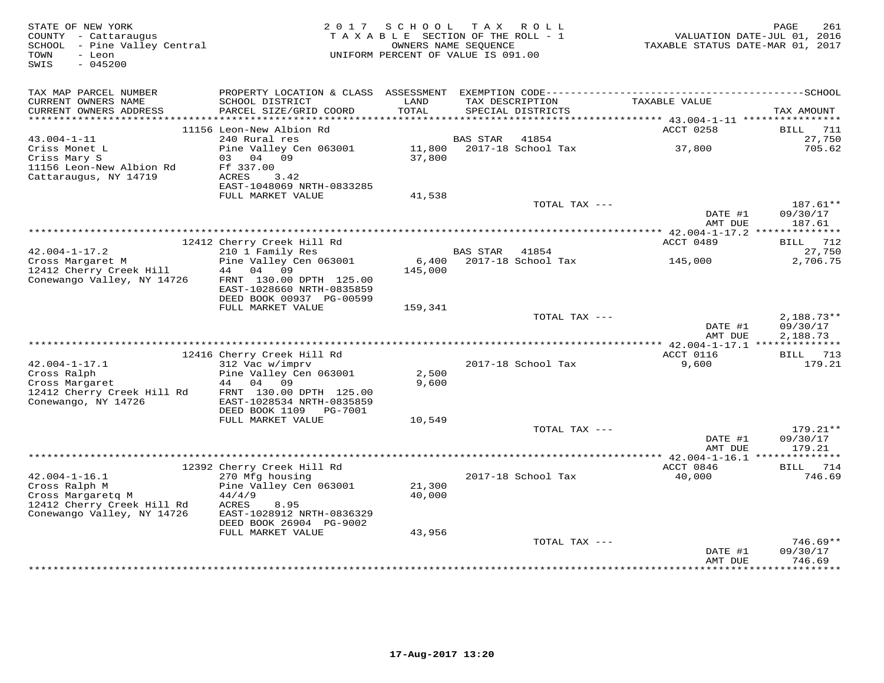STATE OF NEW YORK
COUNTY - Cattaraugus
SCHOOL - Pine Valley Central
TOWN - Leon
SWIS - 045200

2017 SCHOOL TAX ROLL
TAXABLE SECTION OF THE ROLL - 1
OWNERS NAME SEQUENCE
UNIFORM PERCENT OF VALUE IS 091.00

VALUATION DATE-JUL 01, 2016
TAXABLE STATUS DATE-MAR 01, 2017

| TAX MAP PARCEL NUMBER / CURRENT OWNERS NAME / CURRENT OWNERS ADDRESS | PROPERTY LOCATION & CLASS / SCHOOL DISTRICT / PARCEL SIZE/GRID COORD | ASSESSMENT LAND / TOTAL | EXEMPTION CODE / TAX DESCRIPTION / SPECIAL DISTRICTS | TAXABLE VALUE | TAX AMOUNT |
|---|---|---|---|---|---|
| | 11156 Leon-New Albion Rd | | | ACCT 0258 | BILL 711 |
| 43.004-1-11 | 240 Rural res | | BAS STAR 41854 | | 27,750 |
| Criss Monet L | Pine Valley Cen 063001 | 11,800 | 2017-18 School Tax | 37,800 | 705.62 |
| Criss Mary S | 03 04 09 | 37,800 | | | |
| 11156 Leon-New Albion Rd | Ff 337.00 | | | | |
| Cattaraugus, NY 14719 | ACRES 3.42 | | | | |
| | EAST-1048069 NRTH-0833285 | | | | |
| | FULL MARKET VALUE | 41,538 | | | |
| | | | TOTAL TAX --- | | 187.61** |
| | | | | DATE #1 | 09/30/17 |
| | | | | AMT DUE | 187.61 |
| | 12412 Cherry Creek Hill Rd | | | ACCT 0489 | BILL 712 |
| 42.004-1-17.2 | 210 1 Family Res | | BAS STAR 41854 | | 27,750 |
| Cross Margaret M | Pine Valley Cen 063001 | 6,400 | 2017-18 School Tax | 145,000 | 2,706.75 |
| 12412 Cherry Creek Hill | 44 04 09 | 145,000 | | | |
| Conewango Valley, NY 14726 | FRNT 130.00 DPTH 125.00 | | | | |
| | EAST-1028660 NRTH-0835859 | | | | |
| | DEED BOOK 00937 PG-00599 | | | | |
| | FULL MARKET VALUE | 159,341 | | | |
| | | | TOTAL TAX --- | | 2,188.73** |
| | | | | DATE #1 | 09/30/17 |
| | | | | AMT DUE | 2,188.73 |
| | 12416 Cherry Creek Hill Rd | | | ACCT 0116 | BILL 713 |
| 42.004-1-17.1 | 312 Vac w/imprv | | 2017-18 School Tax | 9,600 | 179.21 |
| Cross Ralph | Pine Valley Cen 063001 | 2,500 | | | |
| Cross Margaret | 44 04 09 | 9,600 | | | |
| 12412 Cherry Creek Hill Rd | FRNT 130.00 DPTH 125.00 | | | | |
| Conewango, NY 14726 | EAST-1028534 NRTH-0835859 | | | | |
| | DEED BOOK 1109 PG-7001 | | | | |
| | FULL MARKET VALUE | 10,549 | | | |
| | | | TOTAL TAX --- | | 179.21** |
| | | | | DATE #1 | 09/30/17 |
| | | | | AMT DUE | 179.21 |
| | 12392 Cherry Creek Hill Rd | | | ACCT 0846 | BILL 714 |
| 42.004-1-16.1 | 270 Mfg housing | | 2017-18 School Tax | 40,000 | 746.69 |
| Cross Ralph M | Pine Valley Cen 063001 | 21,300 | | | |
| Cross Margaretq M | 44/4/9 | 40,000 | | | |
| 12412 Cherry Creek Hill Rd | ACRES 8.95 | | | | |
| Conewango Valley, NY 14726 | EAST-1028912 NRTH-0836329 | | | | |
| | DEED BOOK 26904 PG-9002 | | | | |
| | FULL MARKET VALUE | 43,956 | | | |
| | | | TOTAL TAX --- | | 746.69** |
| | | | | DATE #1 | 09/30/17 |
| | | | | AMT DUE | 746.69 |

17-Aug-2017 13:20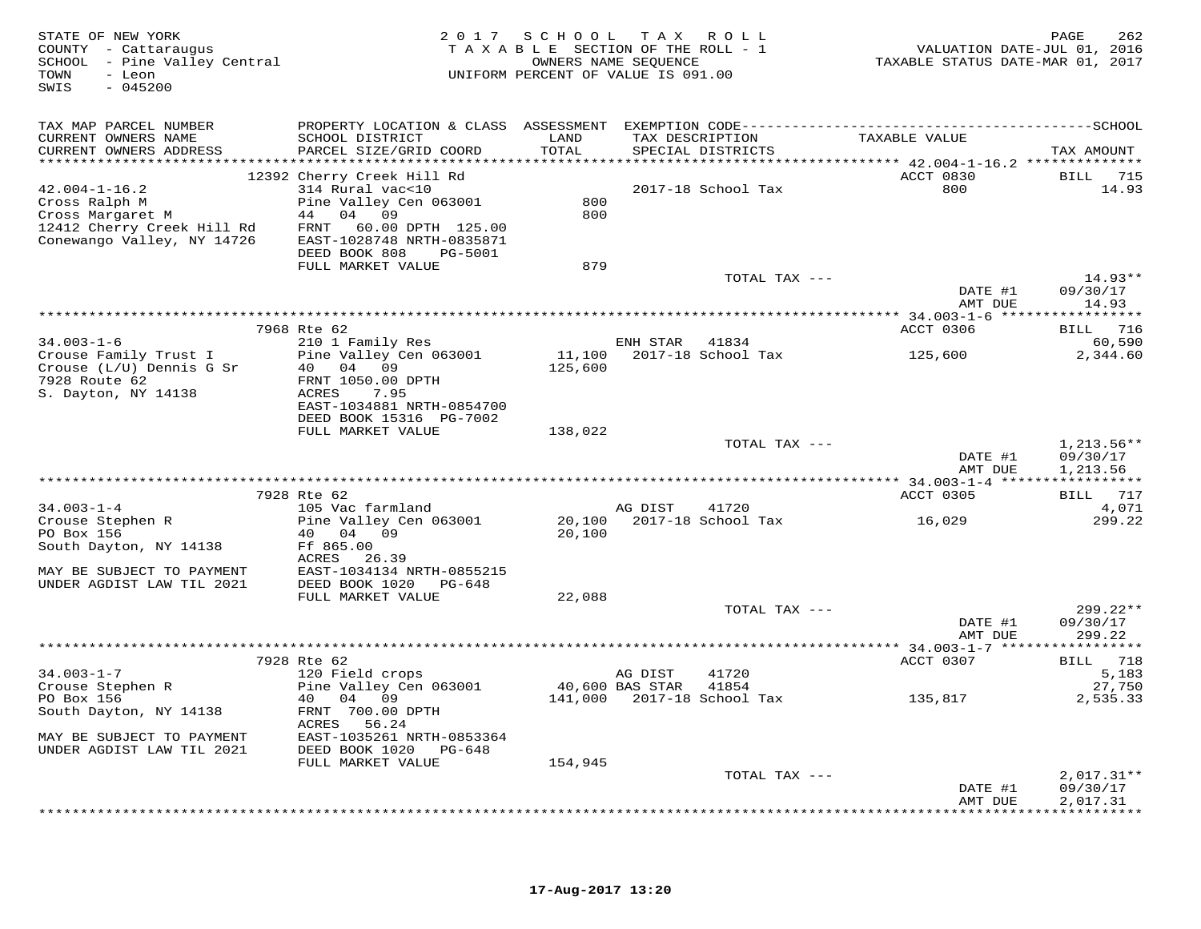STATE OF NEW YORK
COUNTY - Cattaraugus
SCHOOL - Pine Valley Central
TOWN - Leon
SWIS - 045200

2 0 1 7 S C H O O L T A X R O L L
T A X A B L E SECTION OF THE ROLL - 1
OWNERS NAME SEQUENCE
UNIFORM PERCENT OF VALUE IS 091.00

VALUATION DATE-JUL 01, 2016
TAXABLE STATUS DATE-MAR 01, 2017

| TAX MAP PARCEL NUMBER / CURRENT OWNERS NAME / CURRENT OWNERS ADDRESS | PROPERTY LOCATION & CLASS / SCHOOL DISTRICT / PARCEL SIZE/GRID COORD | ASSESSMENT LAND / TOTAL | EXEMPTION CODE / TAX DESCRIPTION / SPECIAL DISTRICTS | TAXABLE VALUE | SCHOOL TAX AMOUNT |
|---|---|---|---|---|---|
| | 12392 Cherry Creek Hill Rd | | | ACCT 0830 | BILL 715 |
| 42.004-1-16.2 | 314 Rural vac<10 | | 2017-18 School Tax | 800 | 14.93 |
| Cross Ralph M | Pine Valley Cen 063001 | 800 | | | |
| Cross Margaret M | 44 04 09 | 800 | | | |
| 12412 Cherry Creek Hill Rd | FRNT 60.00 DPTH 125.00 | | | | |
| Conewango Valley, NY 14726 | EAST-1028748 NRTH-0835871 | | | | |
| | DEED BOOK 808 PG-5001 | | | | |
| | FULL MARKET VALUE | 879 | | | |
| | | | TOTAL TAX --- | | 14.93** |
| | | | | DATE #1 | 09/30/17 |
| | | | | AMT DUE | 14.93 |
| | 7968 Rte 62 | | | ACCT 0306 | BILL 716 |
| 34.003-1-6 | 210 1 Family Res | | ENH STAR 41834 | | 60,590 |
| Crouse Family Trust I | Pine Valley Cen 063001 | 11,100 | 2017-18 School Tax | 125,600 | 2,344.60 |
| Crouse (L/U) Dennis G Sr | 40 04 09 | 125,600 | | | |
| 7928 Route 62 | FRNT 1050.00 DPTH | | | | |
| S. Dayton, NY 14138 | ACRES 7.95 | | | | |
| | EAST-1034881 NRTH-0854700 | | | | |
| | DEED BOOK 15316 PG-7002 | | | | |
| | FULL MARKET VALUE | 138,022 | | | |
| | | | TOTAL TAX --- | | 1,213.56** |
| | | | | DATE #1 | 09/30/17 |
| | | | | AMT DUE | 1,213.56 |
| | 7928 Rte 62 | | | ACCT 0305 | BILL 717 |
| 34.003-1-4 | 105 Vac farmland | | AG DIST 41720 | | 4,071 |
| Crouse Stephen R | Pine Valley Cen 063001 | 20,100 | 2017-18 School Tax | 16,029 | 299.22 |
| PO Box 156 | 40 04 09 | 20,100 | | | |
| South Dayton, NY 14138 | Ff 865.00 | | | | |
| | ACRES 26.39 | | | | |
| MAY BE SUBJECT TO PAYMENT | EAST-1034134 NRTH-0855215 | | | | |
| UNDER AGDIST LAW TIL 2021 | DEED BOOK 1020 PG-648 | | | | |
| | FULL MARKET VALUE | 22,088 | | | |
| | | | TOTAL TAX --- | | 299.22** |
| | | | | DATE #1 | 09/30/17 |
| | | | | AMT DUE | 299.22 |
| | 7928 Rte 62 | | | ACCT 0307 | BILL 718 |
| 34.003-1-7 | 120 Field crops | | AG DIST 41720 | | 5,183 |
| Crouse Stephen R | Pine Valley Cen 063001 | 40,600 | BAS STAR 41854 | | 27,750 |
| PO Box 156 | 40 04 09 | 141,000 | 2017-18 School Tax | 135,817 | 2,535.33 |
| South Dayton, NY 14138 | FRNT 700.00 DPTH | | | | |
| | ACRES 56.24 | | | | |
| MAY BE SUBJECT TO PAYMENT | EAST-1035261 NRTH-0853364 | | | | |
| UNDER AGDIST LAW TIL 2021 | DEED BOOK 1020 PG-648 | | | | |
| | FULL MARKET VALUE | 154,945 | | | |
| | | | TOTAL TAX --- | | 2,017.31** |
| | | | | DATE #1 | 09/30/17 |
| | | | | AMT DUE | 2,017.31 |

17-Aug-2017 13:20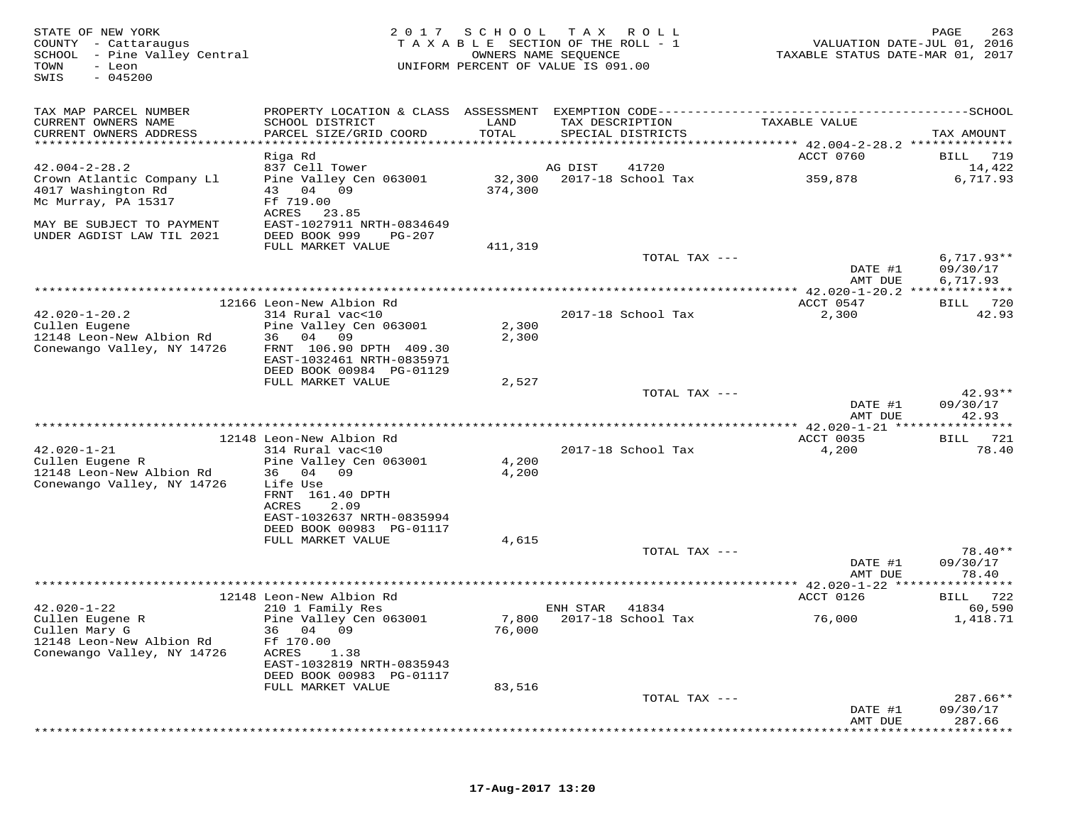STATE OF NEW YORK
COUNTY - Cattaraugus
SCHOOL - Pine Valley Central
TOWN - Leon
SWIS - 045200

2017 SCHOOL TAX ROLL
TAXABLE SECTION OF THE ROLL - 1
OWNERS NAME SEQUENCE
UNIFORM PERCENT OF VALUE IS 091.00

VALUATION DATE-JUL 01, 2016
TAXABLE STATUS DATE-MAR 01, 2017

| TAX MAP PARCEL NUMBER / CURRENT OWNERS NAME / CURRENT OWNERS ADDRESS | PROPERTY LOCATION & CLASS / SCHOOL DISTRICT / PARCEL SIZE/GRID COORD | ASSESSMENT LAND / TOTAL | EXEMPTION CODE / TAX DESCRIPTION / SPECIAL DISTRICTS | TAXABLE VALUE | TAX AMOUNT |
|---|---|---|---|---|---|
| **42.004-2-28.2** | Riga Rd | | | ACCT 0760 | BILL 719 |
| 42.004-2-28.2 | 837 Cell Tower | | AG DIST 41720 | | 14,422 |
| Crown Atlantic Company Ll | Pine Valley Cen 063001 | 32,300 | 2017-18 School Tax | 359,878 | 6,717.93 |
| 4017 Washington Rd | 43 04 09 | 374,300 | | | |
| Mc Murray, PA 15317 | Ff 719.00 | | | | |
| | ACRES 23.85 | | | | |
| MAY BE SUBJECT TO PAYMENT | EAST-1027911 NRTH-0834649 | | | | |
| UNDER AGDIST LAW TIL 2021 | DEED BOOK 999 PG-207 | | | | |
| | FULL MARKET VALUE | 411,319 | | | |
| | | | TOTAL TAX --- | | 6,717.93** |
| | | | | DATE #1 | 09/30/17 |
| | | | | AMT DUE | 6,717.93 |
| **42.020-1-20.2** | 12166 Leon-New Albion Rd | | | ACCT 0547 | BILL 720 |
| 42.020-1-20.2 | 314 Rural vac<10 | | 2017-18 School Tax | 2,300 | 42.93 |
| Cullen Eugene | Pine Valley Cen 063001 | 2,300 | | | |
| 12148 Leon-New Albion Rd | 36 04 09 | 2,300 | | | |
| Conewango Valley, NY 14726 | FRNT 106.90 DPTH 409.30 | | | | |
| | EAST-1032461 NRTH-0835971 | | | | |
| | DEED BOOK 00984 PG-01129 | | | | |
| | FULL MARKET VALUE | 2,527 | | | |
| | | | TOTAL TAX --- | | 42.93** |
| | | | | DATE #1 | 09/30/17 |
| | | | | AMT DUE | 42.93 |
| **42.020-1-21** | 12148 Leon-New Albion Rd | | | ACCT 0035 | BILL 721 |
| 42.020-1-21 | 314 Rural vac<10 | | 2017-18 School Tax | 4,200 | 78.40 |
| Cullen Eugene R | Pine Valley Cen 063001 | 4,200 | | | |
| 12148 Leon-New Albion Rd | 36 04 09 | 4,200 | | | |
| Conewango Valley, NY 14726 | Life Use | | | | |
| | FRNT 161.40 DPTH | | | | |
| | ACRES 2.09 | | | | |
| | EAST-1032637 NRTH-0835994 | | | | |
| | DEED BOOK 00983 PG-01117 | | | | |
| | FULL MARKET VALUE | 4,615 | | | |
| | | | TOTAL TAX --- | | 78.40** |
| | | | | DATE #1 | 09/30/17 |
| | | | | AMT DUE | 78.40 |
| **42.020-1-22** | 12148 Leon-New Albion Rd | | | ACCT 0126 | BILL 722 |
| 42.020-1-22 | 210 1 Family Res | | ENH STAR 41834 | | 60,590 |
| Cullen Eugene R | Pine Valley Cen 063001 | 7,800 | 2017-18 School Tax | 76,000 | 1,418.71 |
| Cullen Mary G | 36 04 09 | 76,000 | | | |
| 12148 Leon-New Albion Rd | Ff 170.00 | | | | |
| Conewango Valley, NY 14726 | ACRES 1.38 | | | | |
| | EAST-1032819 NRTH-0835943 | | | | |
| | DEED BOOK 00983 PG-01117 | | | | |
| | FULL MARKET VALUE | 83,516 | | | |
| | | | TOTAL TAX --- | | 287.66** |
| | | | | DATE #1 | 09/30/17 |
| | | | | AMT DUE | 287.66 |

17-Aug-2017 13:20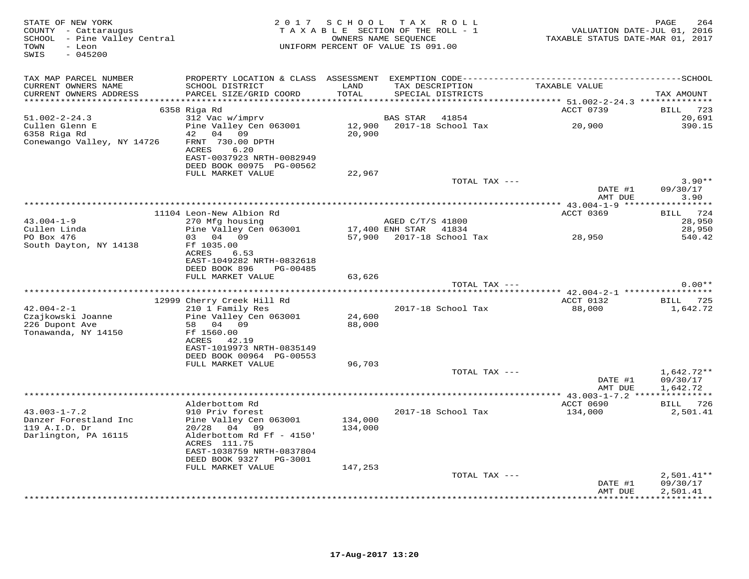STATE OF NEW YORK
COUNTY - Cattaraugus
SCHOOL - Pine Valley Central
TOWN - Leon
SWIS - 045200

2017 SCHOOL TAX ROLL
TAXABLE SECTION OF THE ROLL - 1
OWNERS NAME SEQUENCE
UNIFORM PERCENT OF VALUE IS 091.00

VALUATION DATE-JUL 01, 2016
TAXABLE STATUS DATE-MAR 01, 2017

| TAX MAP PARCEL NUMBER / CURRENT OWNERS NAME / CURRENT OWNERS ADDRESS | PROPERTY LOCATION & CLASS / SCHOOL DISTRICT / PARCEL SIZE/GRID COORD | ASSESSMENT LAND / TOTAL | EXEMPTION CODE / TAX DESCRIPTION / SPECIAL DISTRICTS | TAXABLE VALUE | TAX AMOUNT |
|---|---|---|---|---|---|
| | 6358 Riga Rd | | | ACCT 0739 | BILL 723 |
| 51.002-2-24.3 | 312 Vac w/imprv | | BAS STAR 41854 | | 20,691 |
| Cullen Glenn E | Pine Valley Cen 063001 | 12,900 | 2017-18 School Tax | 20,900 | 390.15 |
| 6358 Riga Rd | 42 04 09 | 20,900 | | | |
| Conewango Valley, NY 14726 | FRNT 730.00 DPTH | | | | |
| | ACRES 6.20 | | | | |
| | EAST-0037923 NRTH-0082949 | | | | |
| | DEED BOOK 00975 PG-00562 | | | | |
| | FULL MARKET VALUE | 22,967 | | | |
| | | | TOTAL TAX --- | | 3.90** |
| | | | | DATE #1 | 09/30/17 |
| | | | | AMT DUE | 3.90 |
| | 11104 Leon-New Albion Rd | | | ACCT 0369 | BILL 724 |
| 43.004-1-9 | 270 Mfg housing | | AGED C/T/S 41800 | | 28,950 |
| Cullen Linda | Pine Valley Cen 063001 | 17,400 | ENH STAR 41834 | | 28,950 |
| PO Box 476 | 03 04 09 | 57,900 | 2017-18 School Tax | 28,950 | 540.42 |
| South Dayton, NY 14138 | Ff 1035.00 | | | | |
| | ACRES 6.53 | | | | |
| | EAST-1049282 NRTH-0832618 | | | | |
| | DEED BOOK 896 PG-00485 | | | | |
| | FULL MARKET VALUE | 63,626 | | | |
| | | | TOTAL TAX --- | | 0.00** |
| | 12999 Cherry Creek Hill Rd | | | ACCT 0132 | BILL 725 |
| 42.004-2-1 | 210 1 Family Res | | 2017-18 School Tax | 88,000 | 1,642.72 |
| Czajkowski Joanne | Pine Valley Cen 063001 | 24,600 | | | |
| 226 Dupont Ave | 58 04 09 | 88,000 | | | |
| Tonawanda, NY 14150 | Ff 1560.00 | | | | |
| | ACRES 42.19 | | | | |
| | EAST-1019973 NRTH-0835149 | | | | |
| | DEED BOOK 00964 PG-00553 | | | | |
| | FULL MARKET VALUE | 96,703 | | | |
| | | | TOTAL TAX --- | | 1,642.72** |
| | | | | DATE #1 | 09/30/17 |
| | | | | AMT DUE | 1,642.72 |
| | Alderbottom Rd | | | ACCT 0690 | BILL 726 |
| 43.003-1-7.2 | 910 Priv forest | | 2017-18 School Tax | 134,000 | 2,501.41 |
| Danzer Forestland Inc | Pine Valley Cen 063001 | 134,000 | | | |
| 119 A.I.D. Dr | 20/28 04 09 | 134,000 | | | |
| Darlington, PA 16115 | Alderbottom Rd Ff - 4150' | | | | |
| | ACRES 111.75 | | | | |
| | EAST-1038759 NRTH-0837804 | | | | |
| | DEED BOOK 9327 PG-3001 | | | | |
| | FULL MARKET VALUE | 147,253 | | | |
| | | | TOTAL TAX --- | | 2,501.41** |
| | | | | DATE #1 | 09/30/17 |
| | | | | AMT DUE | 2,501.41 |

17-Aug-2017 13:20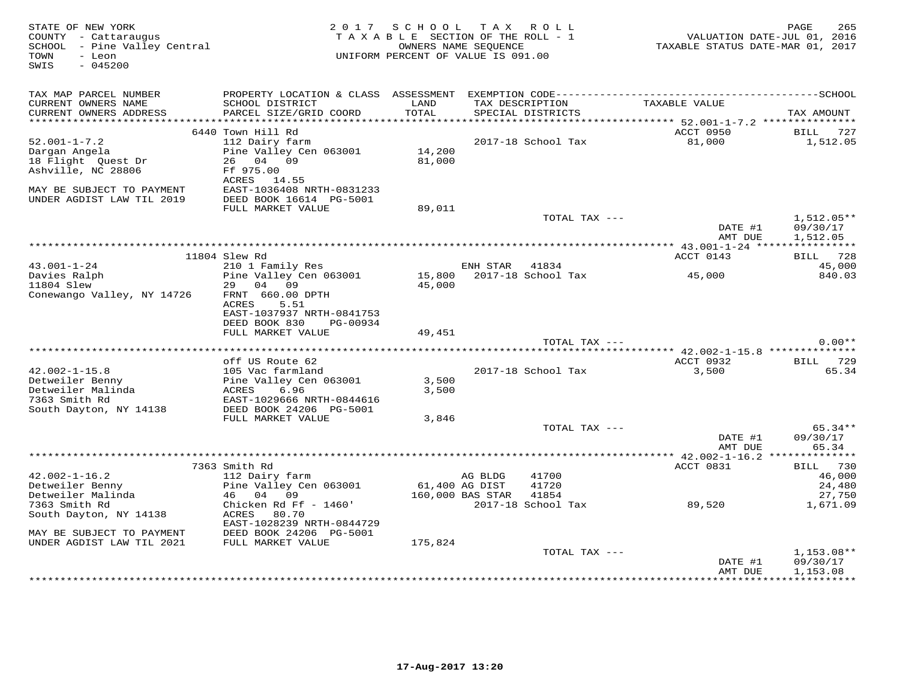STATE OF NEW YORK
COUNTY - Cattaraugus
SCHOOL - Pine Valley Central
TOWN - Leon
SWIS - 045200

2 0 1 7 S C H O O L T A X R O L L
T A X A B L E SECTION OF THE ROLL - 1
OWNERS NAME SEQUENCE
UNIFORM PERCENT OF VALUE IS 091.00

VALUATION DATE-JUL 01, 2016
TAXABLE STATUS DATE-MAR 01, 2017

```
TAX MAP PARCEL NUMBER          PROPERTY LOCATION & CLASS  ASSESSMENT  EXEMPTION CODE------------------------------------------------SCHOOL
CURRENT OWNERS NAME            SCHOOL DISTRICT               LAND      TAX DESCRIPTION                TAXABLE VALUE
CURRENT OWNERS ADDRESS         PARCEL SIZE/GRID COORD        TOTAL     SPECIAL DISTRICTS                                          TAX AMOUNT
************************************************************************************************ 52.001-1-7.2 ***************
                               6440 Town Hill Rd                                                            ACCT 0950           BILL   727
52.001-1-7.2                   112 Dairy farm                           2017-18 School Tax                  81,000              1,512.05
Dargan Angela                  Pine Valley Cen 063001       14,200
18 Flight  Quest Dr            26   04   09                 81,000
Ashville, NC 28806             Ff 975.00
                               ACRES    14.55
MAY BE SUBJECT TO PAYMENT      EAST-1036408 NRTH-0831233
UNDER AGDIST LAW TIL 2019      DEED BOOK 16614  PG-5001
                               FULL MARKET VALUE            89,011
                                                                        TOTAL TAX ---                                           1,512.05**
                                                                                                            DATE #1            09/30/17
                                                                                                            AMT DUE            1,512.05
************************************************************************************************ 43.001-1-24 ****************
                               11804 Slew Rd                                                                ACCT 0143           BILL   728
43.001-1-24                    210 1 Family Res                         ENH STAR    41834                                         45,000
Davies Ralph                   Pine Valley Cen 063001       15,800      2017-18 School Tax                  45,000                840.03
11804 Slew                     29   04   09                 45,000
Conewango Valley, NY 14726     FRNT  660.00 DPTH
                               ACRES     5.51
                               EAST-1037937 NRTH-0841753
                               DEED BOOK 830     PG-00934
                               FULL MARKET VALUE            49,451
                                                                        TOTAL TAX ---                                               0.00**
************************************************************************************************ 42.002-1-15.8 **************
                               off US Route 62                                                              ACCT 0932           BILL   729
42.002-1-15.8                  105 Vac farmland                         2017-18 School Tax                   3,500                 65.34
Detweiler Benny                Pine Valley Cen 063001        3,500
Detweiler Malinda              ACRES     6.96                3,500
7363 Smith Rd                  EAST-1029666 NRTH-0844616
South Dayton, NY 14138         DEED BOOK 24206  PG-5001
                               FULL MARKET VALUE             3,846
                                                                        TOTAL TAX ---                                              65.34**
                                                                                                            DATE #1            09/30/17
                                                                                                            AMT DUE               65.34
************************************************************************************************ 42.002-1-16.2 **************
                               7363 Smith Rd                                                                ACCT 0831           BILL   730
42.002-1-16.2                  112 Dairy farm                           AG BLDG     41700                                         46,000
Detweiler Benny                Pine Valley Cen 063001       61,400 AG DIST     41720                                              24,480
Detweiler Malinda              46   04   09                160,000 BAS STAR    41854                                              27,750
7363 Smith Rd                  Chicken Rd Ff - 1460'                    2017-18 School Tax                  89,520              1,671.09
South Dayton, NY 14138         ACRES    80.70
                               EAST-1028239 NRTH-0844729
MAY BE SUBJECT TO PAYMENT      DEED BOOK 24206  PG-5001
UNDER AGDIST LAW TIL 2021      FULL MARKET VALUE           175,824
                                                                        TOTAL TAX ---                                           1,153.08**
                                                                                                            DATE #1            09/30/17
                                                                                                            AMT DUE            1,153.08
************************************************************************************************************************************
```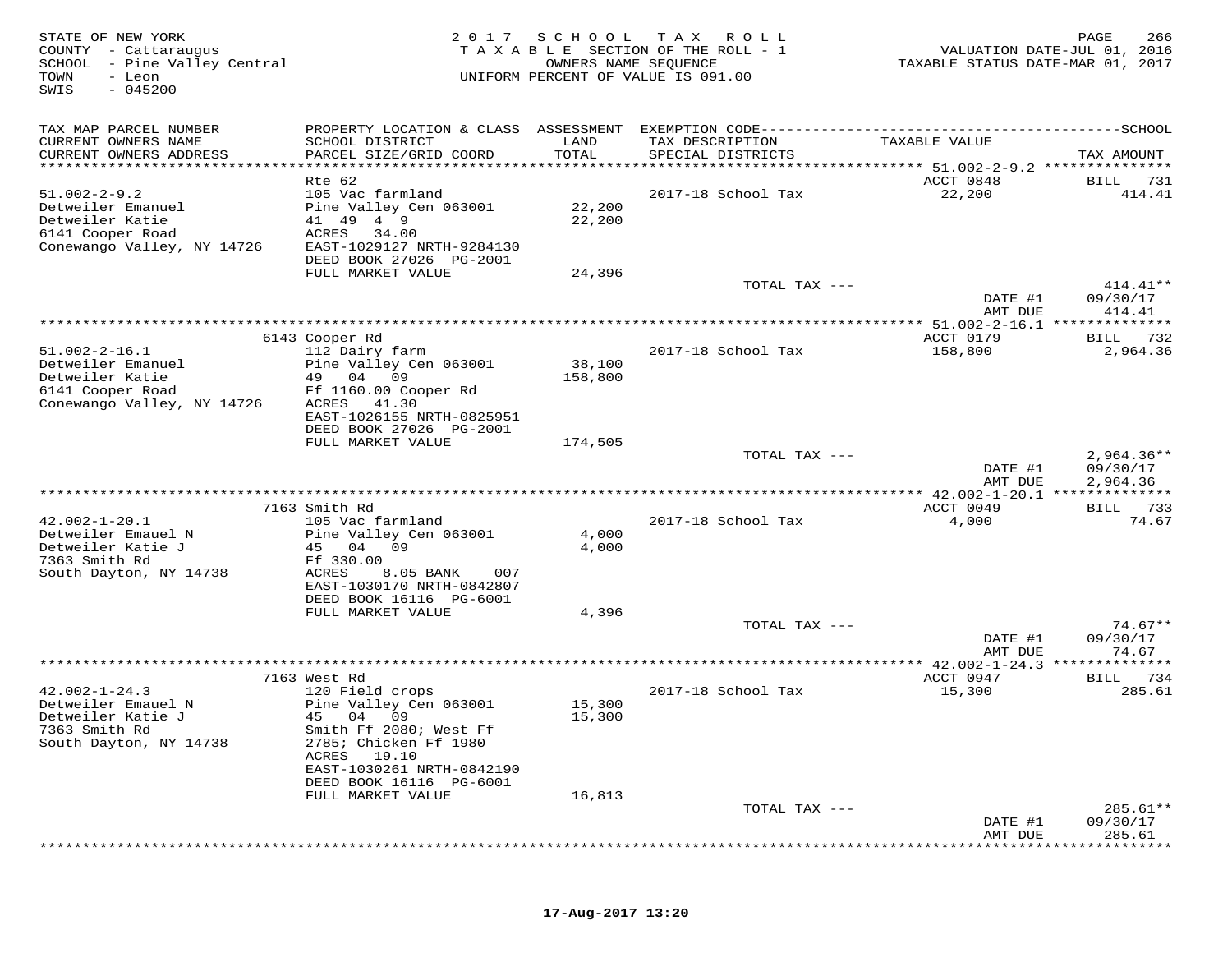STATE OF NEW YORK
COUNTY - Cattaraugus
SCHOOL - Pine Valley Central
TOWN - Leon
SWIS - 045200

2017 SCHOOL TAX ROLL
TAXABLE SECTION OF THE ROLL - 1
OWNERS NAME SEQUENCE
UNIFORM PERCENT OF VALUE IS 091.00

VALUATION DATE-JUL 01, 2016
TAXABLE STATUS DATE-MAR 01, 2017

| TAX MAP PARCEL NUMBER / CURRENT OWNERS NAME / CURRENT OWNERS ADDRESS | PROPERTY LOCATION & CLASS / SCHOOL DISTRICT / PARCEL SIZE/GRID COORD | ASSESSMENT LAND / TOTAL | EXEMPTION CODE / TAX DESCRIPTION / SPECIAL DISTRICTS | TAXABLE VALUE | SCHOOL TAX AMOUNT |
|---|---|---|---|---|---|
| **51.002-2-9.2** | Rte 62 | | | ACCT 0848 | BILL 731 |
| 51.002-2-9.2 | 105 Vac farmland | | 2017-18 School Tax | 22,200 | 414.41 |
| Detweiler Emanuel | Pine Valley Cen 063001 | 22,200 | | | |
| Detweiler Katie | 41 49 4 9 | 22,200 | | | |
| 6141 Cooper Road | ACRES 34.00 | | | | |
| Conewango Valley, NY 14726 | EAST-1029127 NRTH-9284130 | | | | |
| | DEED BOOK 27026 PG-2001 | | | | |
| | FULL MARKET VALUE | 24,396 | | | |
| | | | TOTAL TAX --- | | 414.41** |
| | | | | DATE #1 | 09/30/17 |
| | | | | AMT DUE | 414.41 |
| **51.002-2-16.1** | 6143 Cooper Rd | | | ACCT 0179 | BILL 732 |
| 51.002-2-16.1 | 112 Dairy farm | | 2017-18 School Tax | 158,800 | 2,964.36 |
| Detweiler Emanuel | Pine Valley Cen 063001 | 38,100 | | | |
| Detweiler Katie | 49 04 09 | 158,800 | | | |
| 6141 Cooper Road | Ff 1160.00 Cooper Rd | | | | |
| Conewango Valley, NY 14726 | ACRES 41.30 | | | | |
| | EAST-1026155 NRTH-0825951 | | | | |
| | DEED BOOK 27026 PG-2001 | | | | |
| | FULL MARKET VALUE | 174,505 | | | |
| | | | TOTAL TAX --- | | 2,964.36** |
| | | | | DATE #1 | 09/30/17 |
| | | | | AMT DUE | 2,964.36 |
| **42.002-1-20.1** | 7163 Smith Rd | | | ACCT 0049 | BILL 733 |
| 42.002-1-20.1 | 105 Vac farmland | | 2017-18 School Tax | 4,000 | 74.67 |
| Detweiler Emauel N | Pine Valley Cen 063001 | 4,000 | | | |
| Detweiler Katie J | 45 04 09 | 4,000 | | | |
| 7363 Smith Rd | Ff 330.00 | | | | |
| South Dayton, NY 14738 | ACRES 8.05 BANK 007 | | | | |
| | EAST-1030170 NRTH-0842807 | | | | |
| | DEED BOOK 16116 PG-6001 | | | | |
| | FULL MARKET VALUE | 4,396 | | | |
| | | | TOTAL TAX --- | | 74.67** |
| | | | | DATE #1 | 09/30/17 |
| | | | | AMT DUE | 74.67 |
| **42.002-1-24.3** | 7163 West Rd | | | ACCT 0947 | BILL 734 |
| 42.002-1-24.3 | 120 Field crops | | 2017-18 School Tax | 15,300 | 285.61 |
| Detweiler Emauel N | Pine Valley Cen 063001 | 15,300 | | | |
| Detweiler Katie J | 45 04 09 | 15,300 | | | |
| 7363 Smith Rd | Smith Ff 2080; West Ff | | | | |
| South Dayton, NY 14738 | 2785; Chicken Ff 1980 | | | | |
| | ACRES 19.10 | | | | |
| | EAST-1030261 NRTH-0842190 | | | | |
| | DEED BOOK 16116 PG-6001 | | | | |
| | FULL MARKET VALUE | 16,813 | | | |
| | | | TOTAL TAX --- | | 285.61** |
| | | | | DATE #1 | 09/30/17 |
| | | | | AMT DUE | 285.61 |

17-Aug-2017 13:20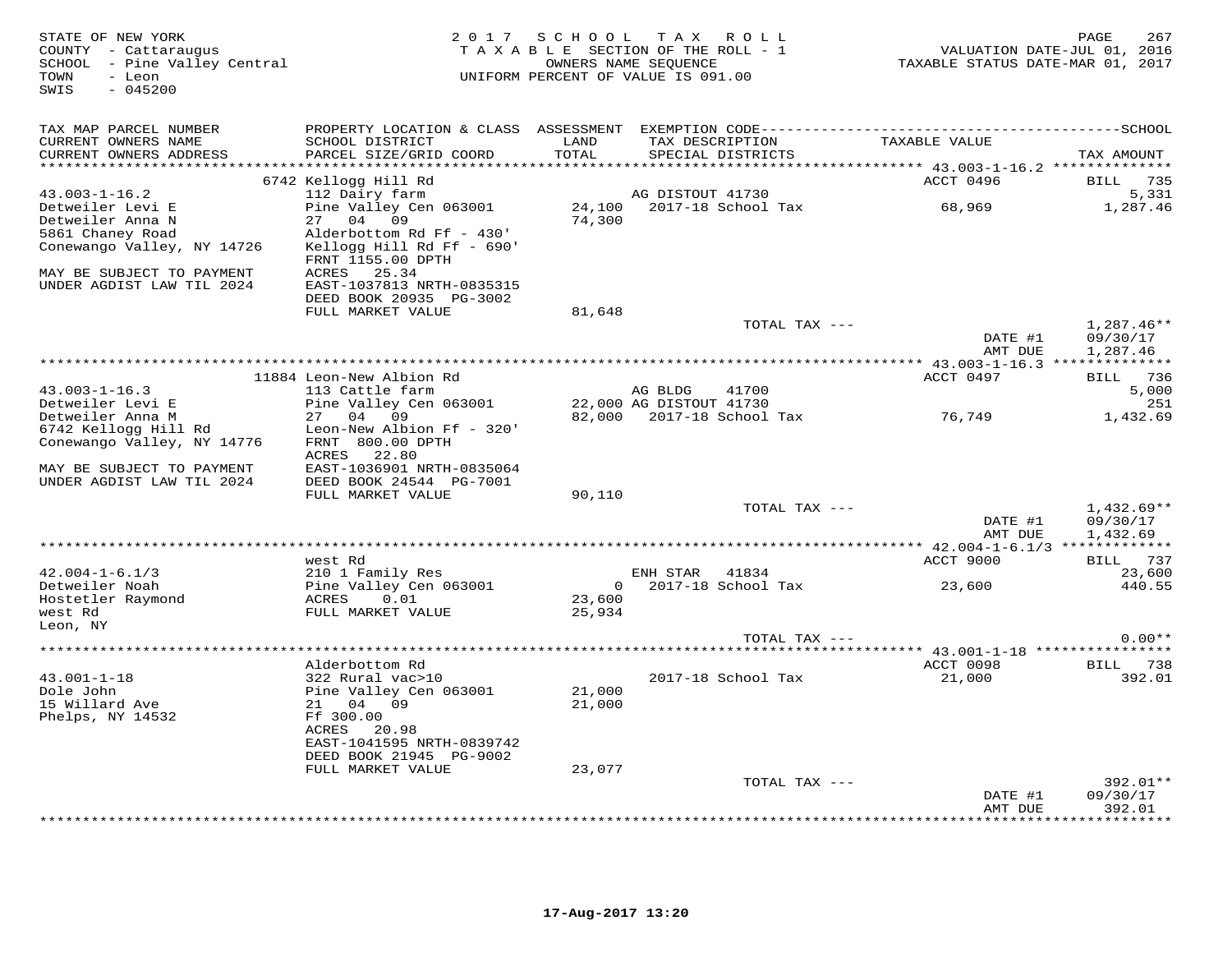STATE OF NEW YORK
COUNTY - Cattaraugus
SCHOOL - Pine Valley Central
TOWN - Leon
SWIS - 045200

2017 SCHOOL TAX ROLL
TAXABLE SECTION OF THE ROLL - 1
OWNERS NAME SEQUENCE
UNIFORM PERCENT OF VALUE IS 091.00

VALUATION DATE-JUL 01, 2016
TAXABLE STATUS DATE-MAR 01, 2017

| TAX MAP PARCEL NUMBER / CURRENT OWNERS NAME / CURRENT OWNERS ADDRESS | PROPERTY LOCATION & CLASS / SCHOOL DISTRICT / PARCEL SIZE/GRID COORD | ASSESSMENT LAND / TOTAL | EXEMPTION CODE / TAX DESCRIPTION / SPECIAL DISTRICTS | TAXABLE VALUE | TAX AMOUNT |
|---|---|---|---|---|---|
| | 6742 Kellogg Hill Rd | | | ACCT 0496 | BILL 735 |
| 43.003-1-16.2 | 112 Dairy farm | | AG DISTOUT 41730 | | 5,331 |
| Detweiler Levi E | Pine Valley Cen 063001 | 24,100 | 2017-18 School Tax | 68,969 | 1,287.46 |
| Detweiler Anna N | 27 04 09 | 74,300 | | | |
| 5861 Chaney Road | Alderbottom Rd Ff - 430' | | | | |
| Conewango Valley, NY 14726 | Kellogg Hill Rd Ff - 690' | | | | |
| | FRNT 1155.00 DPTH | | | | |
| MAY BE SUBJECT TO PAYMENT | ACRES 25.34 | | | | |
| UNDER AGDIST LAW TIL 2024 | EAST-1037813 NRTH-0835315 | | | | |
| | DEED BOOK 20935 PG-3002 | | | | |
| | FULL MARKET VALUE | 81,648 | | | |
| | | | TOTAL TAX --- | | 1,287.46** |
| | | | | DATE #1 | 09/30/17 |
| | | | | AMT DUE | 1,287.46 |
| | 11884 Leon-New Albion Rd | | | ACCT 0497 | BILL 736 |
| 43.003-1-16.3 | 113 Cattle farm | | AG BLDG 41700 | | 5,000 |
| Detweiler Levi E | Pine Valley Cen 063001 | 22,000 | AG DISTOUT 41730 | | 251 |
| Detweiler Anna M | 27 04 09 | 82,000 | 2017-18 School Tax | 76,749 | 1,432.69 |
| 6742 Kellogg Hill Rd | Leon-New Albion Ff - 320' | | | | |
| Conewango Valley, NY 14776 | FRNT 800.00 DPTH | | | | |
| | ACRES 22.80 | | | | |
| MAY BE SUBJECT TO PAYMENT | EAST-1036901 NRTH-0835064 | | | | |
| UNDER AGDIST LAW TIL 2024 | DEED BOOK 24544 PG-7001 | | | | |
| | FULL MARKET VALUE | 90,110 | | | |
| | | | TOTAL TAX --- | | 1,432.69** |
| | | | | DATE #1 | 09/30/17 |
| | | | | AMT DUE | 1,432.69 |
| | west Rd | | | ACCT 9000 | BILL 737 |
| 42.004-1-6.1/3 | 210 1 Family Res | | ENH STAR 41834 | | 23,600 |
| Detweiler Noah | Pine Valley Cen 063001 | 0 | 2017-18 School Tax | 23,600 | 440.55 |
| Hostetler Raymond | ACRES 0.01 | 23,600 | | | |
| west Rd | FULL MARKET VALUE | 25,934 | | | |
| Leon, NY | | | | | |
| | | | TOTAL TAX --- | | 0.00** |
| | Alderbottom Rd | | | ACCT 0098 | BILL 738 |
| 43.001-1-18 | 322 Rural vac>10 | | 2017-18 School Tax | 21,000 | 392.01 |
| Dole John | Pine Valley Cen 063001 | 21,000 | | | |
| 15 Willard Ave | 21 04 09 | 21,000 | | | |
| Phelps, NY 14532 | Ff 300.00 | | | | |
| | ACRES 20.98 | | | | |
| | EAST-1041595 NRTH-0839742 | | | | |
| | DEED BOOK 21945 PG-9002 | | | | |
| | FULL MARKET VALUE | 23,077 | | | |
| | | | TOTAL TAX --- | | 392.01** |
| | | | | DATE #1 | 09/30/17 |
| | | | | AMT DUE | 392.01 |

17-Aug-2017 13:20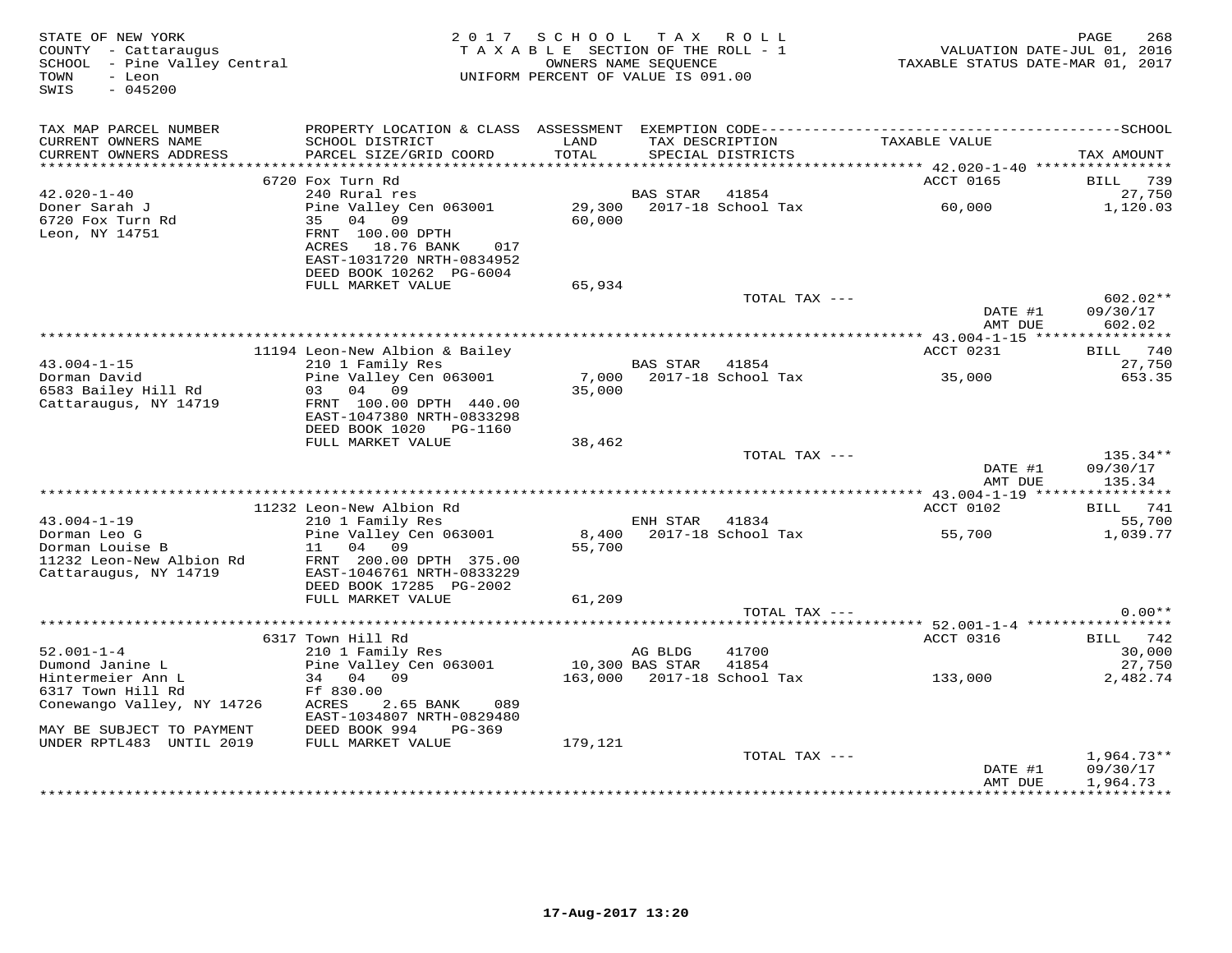STATE OF NEW YORK
COUNTY - Cattaraugus
SCHOOL - Pine Valley Central
TOWN - Leon
SWIS - 045200

2017 SCHOOL TAX ROLL
TAXABLE SECTION OF THE ROLL - 1
OWNERS NAME SEQUENCE
UNIFORM PERCENT OF VALUE IS 091.00

VALUATION DATE-JUL 01, 2016
TAXABLE STATUS DATE-MAR 01, 2017

| TAX MAP PARCEL NUMBER / CURRENT OWNERS NAME / CURRENT OWNERS ADDRESS | PROPERTY LOCATION & CLASS / SCHOOL DISTRICT / PARCEL SIZE/GRID COORD | ASSESSMENT LAND / TOTAL | EXEMPTION CODE / TAX DESCRIPTION / SPECIAL DISTRICTS | TAXABLE VALUE | TAX AMOUNT |
|---|---|---|---|---|---|
| 42.020-1-40 | 6720 Fox Turn Rd | | | ACCT 0165 | BILL 739 |
| Doner Sarah J | 240 Rural res | | BAS STAR 41854 | | 27,750 |
| 6720 Fox Turn Rd | Pine Valley Cen 063001 | 29,300 | 2017-18 School Tax | 60,000 | 1,120.03 |
| Leon, NY 14751 | 35 04 09 | 60,000 | | | |
| | FRNT 100.00 DPTH | | | | |
| | ACRES 18.76 BANK 017 | | | | |
| | EAST-1031720 NRTH-0834952 | | | | |
| | DEED BOOK 10262 PG-6004 | | | | |
| | FULL MARKET VALUE | 65,934 | | | |
| | | | TOTAL TAX --- | | 602.02** |
| | | | | DATE #1 | 09/30/17 |
| | | | | AMT DUE | 602.02 |
| 43.004-1-15 | 11194 Leon-New Albion & Bailey | | | ACCT 0231 | BILL 740 |
| Dorman David | 210 1 Family Res | | BAS STAR 41854 | | 27,750 |
| 6583 Bailey Hill Rd | Pine Valley Cen 063001 | 7,000 | 2017-18 School Tax | 35,000 | 653.35 |
| Cattaraugus, NY 14719 | 03 04 09 | 35,000 | | | |
| | FRNT 100.00 DPTH 440.00 | | | | |
| | EAST-1047380 NRTH-0833298 | | | | |
| | DEED BOOK 1020 PG-1160 | | | | |
| | FULL MARKET VALUE | 38,462 | | | |
| | | | TOTAL TAX --- | | 135.34** |
| | | | | DATE #1 | 09/30/17 |
| | | | | AMT DUE | 135.34 |
| 43.004-1-19 | 11232 Leon-New Albion Rd | | | ACCT 0102 | BILL 741 |
| Dorman Leo G | 210 1 Family Res | | ENH STAR 41834 | | 55,700 |
| Dorman Louise B | Pine Valley Cen 063001 | 8,400 | 2017-18 School Tax | 55,700 | 1,039.77 |
| 11232 Leon-New Albion Rd | 11 04 09 | 55,700 | | | |
| Cattaraugus, NY 14719 | FRNT 200.00 DPTH 375.00 | | | | |
| | EAST-1046761 NRTH-0833229 | | | | |
| | DEED BOOK 17285 PG-2002 | | | | |
| | FULL MARKET VALUE | 61,209 | | | |
| | | | TOTAL TAX --- | | 0.00** |
| 52.001-1-4 | 6317 Town Hill Rd | | | ACCT 0316 | BILL 742 |
| Dumond Janine L | 210 1 Family Res | | AG BLDG 41700 | | 30,000 |
| Hintermeier Ann L | Pine Valley Cen 063001 | 10,300 | BAS STAR 41854 | | 27,750 |
| 6317 Town Hill Rd | 34 04 09 | 163,000 | 2017-18 School Tax | 133,000 | 2,482.74 |
| Conewango Valley, NY 14726 | Ff 830.00 | | | | |
| | ACRES 2.65 BANK 089 | | | | |
| MAY BE SUBJECT TO PAYMENT | EAST-1034807 NRTH-0829480 | | | | |
| UNDER RPTL483 UNTIL 2019 | DEED BOOK 994 PG-369 | | | | |
| | FULL MARKET VALUE | 179,121 | | | |
| | | | TOTAL TAX --- | | 1,964.73** |
| | | | | DATE #1 | 09/30/17 |
| | | | | AMT DUE | 1,964.73 |

17-Aug-2017 13:20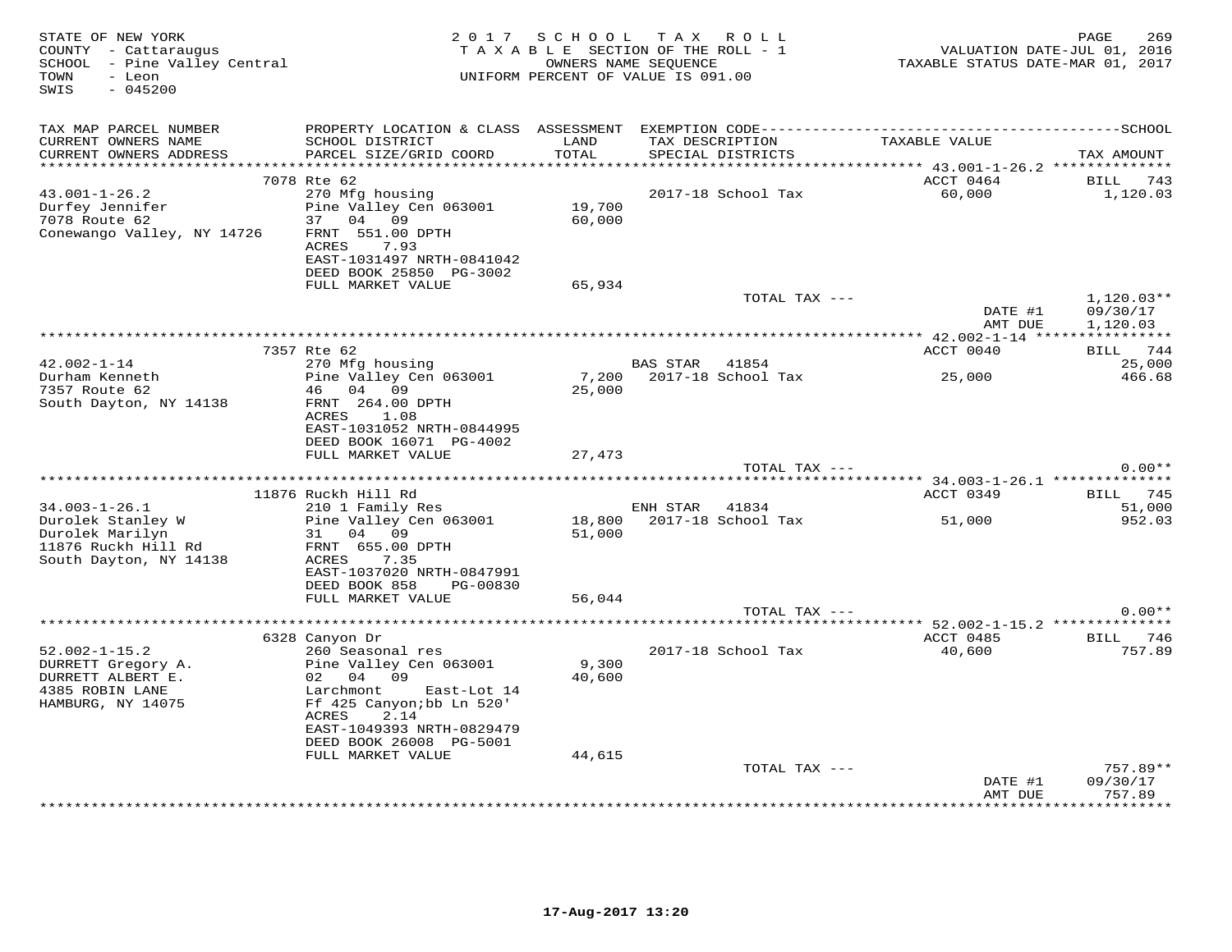STATE OF NEW YORK
COUNTY - Cattaraugus
SCHOOL - Pine Valley Central
TOWN - Leon
SWIS - 045200

2017 SCHOOL TAX ROLL
TAXABLE SECTION OF THE ROLL - 1
OWNERS NAME SEQUENCE
UNIFORM PERCENT OF VALUE IS 091.00

VALUATION DATE-JUL 01, 2016
TAXABLE STATUS DATE-MAR 01, 2017

| TAX MAP PARCEL NUMBER / CURRENT OWNERS NAME / CURRENT OWNERS ADDRESS | PROPERTY LOCATION & CLASS / SCHOOL DISTRICT / PARCEL SIZE/GRID COORD | ASSESSMENT LAND / TOTAL | EXEMPTION CODE / TAX DESCRIPTION / SPECIAL DISTRICTS | TAXABLE VALUE | TAX AMOUNT |
|---|---|---|---|---|---|
| | 7078 Rte 62 | | | ACCT 0464 | BILL 743 |
| 43.001-1-26.2 | 270 Mfg housing | | 2017-18 School Tax | 60,000 | 1,120.03 |
| Durfey Jennifer | Pine Valley Cen 063001 | 19,700 | | | |
| 7078 Route 62 | 37 04 09 | 60,000 | | | |
| Conewango Valley, NY 14726 | FRNT 551.00 DPTH | | | | |
| | ACRES 7.93 | | | | |
| | EAST-1031497 NRTH-0841042 | | | | |
| | DEED BOOK 25850 PG-3002 | | | | |
| | FULL MARKET VALUE | 65,934 | | | |
| | | | TOTAL TAX --- | | 1,120.03** |
| | | | | DATE #1 | 09/30/17 |
| | | | | AMT DUE | 1,120.03 |
| | 7357 Rte 62 | | | ACCT 0040 | BILL 744 |
| 42.002-1-14 | 270 Mfg housing | | BAS STAR 41854 | | 25,000 |
| Durham Kenneth | Pine Valley Cen 063001 | 7,200 | 2017-18 School Tax | 25,000 | 466.68 |
| 7357 Route 62 | 46 04 09 | 25,000 | | | |
| South Dayton, NY 14138 | FRNT 264.00 DPTH | | | | |
| | ACRES 1.08 | | | | |
| | EAST-1031052 NRTH-0844995 | | | | |
| | DEED BOOK 16071 PG-4002 | | | | |
| | FULL MARKET VALUE | 27,473 | | | |
| | | | TOTAL TAX --- | | 0.00** |
| | 11876 Ruckh Hill Rd | | | ACCT 0349 | BILL 745 |
| 34.003-1-26.1 | 210 1 Family Res | | ENH STAR 41834 | | 51,000 |
| Durolek Stanley W | Pine Valley Cen 063001 | 18,800 | 2017-18 School Tax | 51,000 | 952.03 |
| Durolek Marilyn | 31 04 09 | 51,000 | | | |
| 11876 Ruckh Hill Rd | FRNT 655.00 DPTH | | | | |
| South Dayton, NY 14138 | ACRES 7.35 | | | | |
| | EAST-1037020 NRTH-0847991 | | | | |
| | DEED BOOK 858 PG-00830 | | | | |
| | FULL MARKET VALUE | 56,044 | | | |
| | | | TOTAL TAX --- | | 0.00** |
| | 6328 Canyon Dr | | | ACCT 0485 | BILL 746 |
| 52.002-1-15.2 | 260 Seasonal res | | 2017-18 School Tax | 40,600 | 757.89 |
| DURRETT Gregory A. | Pine Valley Cen 063001 | 9,300 | | | |
| DURRETT ALBERT E. | 02 04 09 | 40,600 | | | |
| 4385 ROBIN LANE | Larchmont East-Lot 14 | | | | |
| HAMBURG, NY 14075 | Ff 425 Canyon;bb Ln 520' | | | | |
| | ACRES 2.14 | | | | |
| | EAST-1049393 NRTH-0829479 | | | | |
| | DEED BOOK 26008 PG-5001 | | | | |
| | FULL MARKET VALUE | 44,615 | | | |
| | | | TOTAL TAX --- | | 757.89** |
| | | | | DATE #1 | 09/30/17 |
| | | | | AMT DUE | 757.89 |

17-Aug-2017 13:20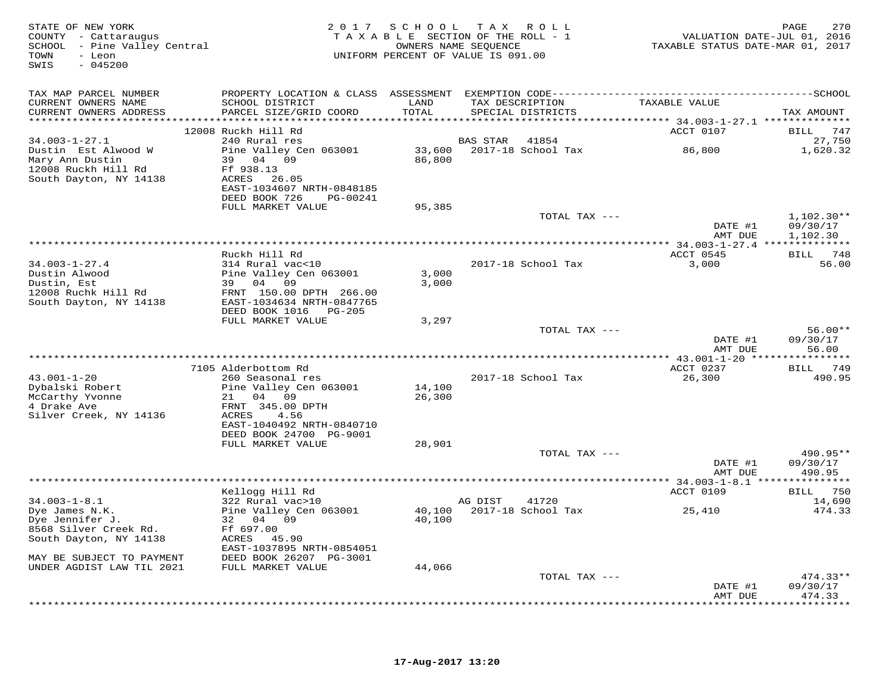STATE OF NEW YORK
COUNTY - Cattaraugus
SCHOOL - Pine Valley Central
TOWN - Leon
SWIS - 045200

2017 SCHOOL TAX ROLL
TAXABLE SECTION OF THE ROLL - 1
OWNERS NAME SEQUENCE
UNIFORM PERCENT OF VALUE IS 091.00

VALUATION DATE-JUL 01, 2016
TAXABLE STATUS DATE-MAR 01, 2017

| TAX MAP PARCEL NUMBER / CURRENT OWNERS NAME / CURRENT OWNERS ADDRESS | PROPERTY LOCATION & CLASS / SCHOOL DISTRICT / PARCEL SIZE/GRID COORD | ASSESSMENT LAND / TOTAL | EXEMPTION CODE / TAX DESCRIPTION / SPECIAL DISTRICTS | TAXABLE VALUE | TAX AMOUNT |
|---|---|---|---|---|---|
| | 12008 Ruckh Hill Rd | | | ACCT 0107 | BILL 747 |
| 34.003-1-27.1 | 240 Rural res | | BAS STAR 41854 | | 27,750 |
| Dustin Est Alwood W | Pine Valley Cen 063001 | 33,600 | 2017-18 School Tax | 86,800 | 1,620.32 |
| Mary Ann Dustin | 39 04 09 | 86,800 | | | |
| 12008 Ruckh Hill Rd | Ff 938.13 | | | | |
| South Dayton, NY 14138 | ACRES 26.05 | | | | |
| | EAST-1034607 NRTH-0848185 | | | | |
| | DEED BOOK 726 PG-00241 | | | | |
| | FULL MARKET VALUE | 95,385 | | | |
| | | | TOTAL TAX --- | | 1,102.30** |
| | | | | DATE #1 | 09/30/17 |
| | | | | AMT DUE | 1,102.30 |
| | Ruckh Hill Rd | | | ACCT 0545 | BILL 748 |
| 34.003-1-27.4 | 314 Rural vac<10 | | 2017-18 School Tax | 3,000 | 56.00 |
| Dustin Alwood | Pine Valley Cen 063001 | 3,000 | | | |
| Dustin, Est | 39 04 09 | 3,000 | | | |
| 12008 Ruchk Hill Rd | FRNT 150.00 DPTH 266.00 | | | | |
| South Dayton, NY 14138 | EAST-1034634 NRTH-0847765 | | | | |
| | DEED BOOK 1016 PG-205 | | | | |
| | FULL MARKET VALUE | 3,297 | | | |
| | | | TOTAL TAX --- | | 56.00** |
| | | | | DATE #1 | 09/30/17 |
| | | | | AMT DUE | 56.00 |
| | 7105 Alderbottom Rd | | | ACCT 0237 | BILL 749 |
| 43.001-1-20 | 260 Seasonal res | | 2017-18 School Tax | 26,300 | 490.95 |
| Dybalski Robert | Pine Valley Cen 063001 | 14,100 | | | |
| McCarthy Yvonne | 21 04 09 | 26,300 | | | |
| 4 Drake Ave | FRNT 345.00 DPTH | | | | |
| Silver Creek, NY 14136 | ACRES 4.56 | | | | |
| | EAST-1040492 NRTH-0840710 | | | | |
| | DEED BOOK 24700 PG-9001 | | | | |
| | FULL MARKET VALUE | 28,901 | | | |
| | | | TOTAL TAX --- | | 490.95** |
| | | | | DATE #1 | 09/30/17 |
| | | | | AMT DUE | 490.95 |
| | Kellogg Hill Rd | | | ACCT 0109 | BILL 750 |
| 34.003-1-8.1 | 322 Rural vac>10 | | AG DIST 41720 | | 14,690 |
| Dye James N.K. | Pine Valley Cen 063001 | 40,100 | 2017-18 School Tax | 25,410 | 474.33 |
| Dye Jennifer J. | 32 04 09 | 40,100 | | | |
| 8568 Silver Creek Rd. | Ff 697.00 | | | | |
| South Dayton, NY 14138 | ACRES 45.90 | | | | |
| | EAST-1037895 NRTH-0854051 | | | | |
| MAY BE SUBJECT TO PAYMENT | DEED BOOK 26207 PG-3001 | | | | |
| UNDER AGDIST LAW TIL 2021 | FULL MARKET VALUE | 44,066 | | | |
| | | | TOTAL TAX --- | | 474.33** |
| | | | | DATE #1 | 09/30/17 |
| | | | | AMT DUE | 474.33 |

17-Aug-2017 13:20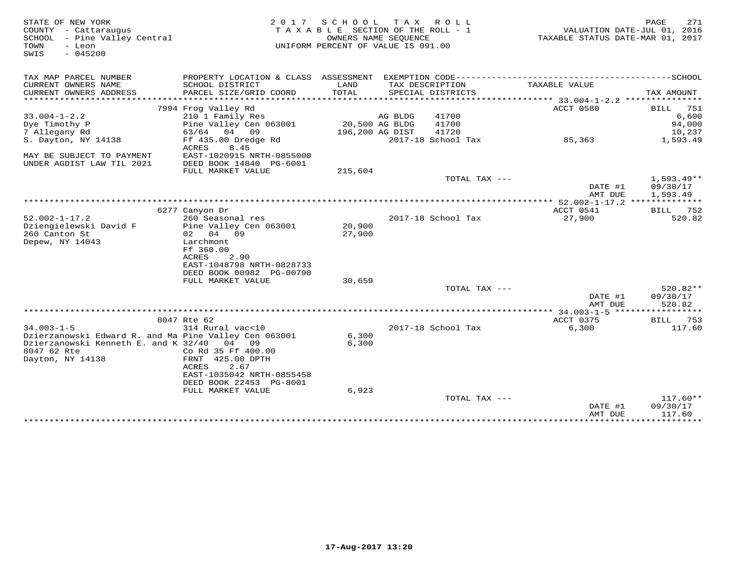STATE OF NEW YORK
COUNTY - Cattaraugus
SCHOOL - Pine Valley Central
TOWN - Leon
SWIS - 045200

2017 SCHOOL TAX ROLL
TAXABLE SECTION OF THE ROLL - 1
OWNERS NAME SEQUENCE
UNIFORM PERCENT OF VALUE IS 091.00

VALUATION DATE-JUL 01, 2016
TAXABLE STATUS DATE-MAR 01, 2017

| TAX MAP PARCEL NUMBER / CURRENT OWNERS NAME / CURRENT OWNERS ADDRESS | PROPERTY LOCATION & CLASS / SCHOOL DISTRICT / PARCEL SIZE/GRID COORD | ASSESSMENT LAND / TOTAL | EXEMPTION CODE / TAX DESCRIPTION / SPECIAL DISTRICTS | TAXABLE VALUE | TAX AMOUNT |
|---|---|---|---|---|---|
| **33.004-1-2.2** | 7994 Frog Valley Rd | | | ACCT 0580 | BILL 751 |
| 33.004-1-2.2 | 210 1 Family Res | | AG BLDG 41700 | | 6,600 |
| Dye Timothy P | Pine Valley Cen 063001 | 20,500 | AG BLDG 41700 | | 94,000 |
| 7 Allegany Rd | 63/64 04 09 | 196,200 | AG DIST 41720 | | 10,237 |
| S. Dayton, NY 14138 | Ff 435.00 Dredge Rd | | 2017-18 School Tax | 85,363 | 1,593.49 |
| | ACRES 8.45 | | | | |
| MAY BE SUBJECT TO PAYMENT | EAST-1020915 NRTH-0855000 | | | | |
| UNDER AGDIST LAW TIL 2021 | DEED BOOK 14840 PG-6001 | | | | |
| | FULL MARKET VALUE | 215,604 | | | |
| | | | TOTAL TAX --- | | 1,593.49** |
| | | | | DATE #1 | 09/30/17 |
| | | | | AMT DUE | 1,593.49 |
| **52.002-1-17.2** | 6277 Canyon Dr | | | ACCT 0541 | BILL 752 |
| 52.002-1-17.2 | 260 Seasonal res | | 2017-18 School Tax | 27,900 | 520.82 |
| Dziengielewski David F | Pine Valley Cen 063001 | 20,900 | | | |
| 260 Canton St | 02 04 09 | 27,900 | | | |
| Depew, NY 14043 | Larchmont | | | | |
| | Ff 360.00 | | | | |
| | ACRES 2.90 | | | | |
| | EAST-1048798 NRTH-0828733 | | | | |
| | DEED BOOK 00982 PG-00790 | | | | |
| | FULL MARKET VALUE | 30,659 | | | |
| | | | TOTAL TAX --- | | 520.82** |
| | | | | DATE #1 | 09/30/17 |
| | | | | AMT DUE | 520.82 |
| **34.003-1-5** | 8047 Rte 62 | | | ACCT 0375 | BILL 753 |
| 34.003-1-5 | 314 Rural vac<10 | | 2017-18 School Tax | 6,300 | 117.60 |
| Dzierzanowski Edward R. and Ma | Pine Valley Cen 063001 | 6,300 | | | |
| Dzierzanowski Kenneth E. and K | 32/40 04 09 | 6,300 | | | |
| 8047 62 Rte | Co Rd 35 Ff 400.00 | | | | |
| Dayton, NY 14138 | FRNT 425.00 DPTH | | | | |
| | ACRES 2.67 | | | | |
| | EAST-1035042 NRTH-0855458 | | | | |
| | DEED BOOK 22453 PG-8001 | | | | |
| | FULL MARKET VALUE | 6,923 | | | |
| | | | TOTAL TAX --- | | 117.60** |
| | | | | DATE #1 | 09/30/17 |
| | | | | AMT DUE | 117.60 |

17-Aug-2017 13:20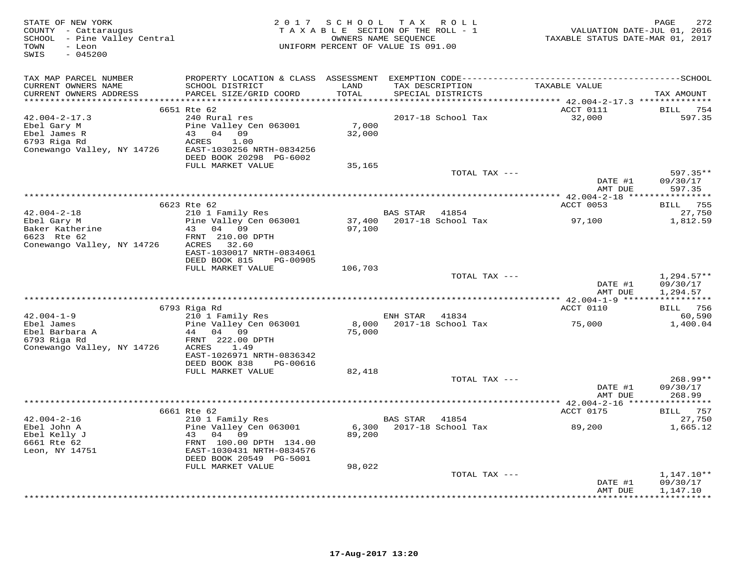STATE OF NEW YORK
COUNTY - Cattaraugus
SCHOOL - Pine Valley Central
TOWN - Leon
SWIS - 045200

2017 SCHOOL TAX ROLL
TAXABLE SECTION OF THE ROLL - 1
OWNERS NAME SEQUENCE
UNIFORM PERCENT OF VALUE IS 091.00

VALUATION DATE-JUL 01, 2016
TAXABLE STATUS DATE-MAR 01, 2017

| TAX MAP PARCEL NUMBER / CURRENT OWNERS NAME / CURRENT OWNERS ADDRESS | PROPERTY LOCATION & CLASS / SCHOOL DISTRICT / PARCEL SIZE/GRID COORD | ASSESSMENT LAND / TOTAL | EXEMPTION CODE / TAX DESCRIPTION / SPECIAL DISTRICTS | TAXABLE VALUE | TAX AMOUNT |
|---|---|---|---|---|---|
| **42.004-2-17.3** | 6651 Rte 62 | | | ACCT 0111 | BILL 754 |
| Ebel Gary M | 240 Rural res | | | | |
| Ebel James R | Pine Valley Cen 063001 | 7,000 | 2017-18 School Tax | 32,000 | 597.35 |
| 6793 Riga Rd | 43 04 09 | 32,000 | | | |
| Conewango Valley, NY 14726 | ACRES 1.00 | | | | |
| | EAST-1030256 NRTH-0834256 | | | | |
| | DEED BOOK 20298 PG-6002 | | | | |
| | FULL MARKET VALUE | 35,165 | | | |
| | | | TOTAL TAX --- | | 597.35** |
| | | | | DATE #1 | 09/30/17 |
| | | | | AMT DUE | 597.35 |
| **42.004-2-18** | 6623 Rte 62 | | | ACCT 0053 | BILL 755 |
| Ebel Gary M | 210 1 Family Res | | BAS STAR 41854 | | 27,750 |
| Baker Katherine | Pine Valley Cen 063001 | 37,400 | 2017-18 School Tax | 97,100 | 1,812.59 |
| 6623 Rte 62 | 43 04 09 | 97,100 | | | |
| Conewango Valley, NY 14726 | FRNT 210.00 DPTH | | | | |
| | ACRES 32.60 | | | | |
| | EAST-1030017 NRTH-0834061 | | | | |
| | DEED BOOK 815 PG-00905 | | | | |
| | FULL MARKET VALUE | 106,703 | | | |
| | | | TOTAL TAX --- | | 1,294.57** |
| | | | | DATE #1 | 09/30/17 |
| | | | | AMT DUE | 1,294.57 |
| **42.004-1-9** | 6793 Riga Rd | | | ACCT 0110 | BILL 756 |
| Ebel James | 210 1 Family Res | | ENH STAR 41834 | | 60,590 |
| Ebel Barbara A | Pine Valley Cen 063001 | 8,000 | 2017-18 School Tax | 75,000 | 1,400.04 |
| 6793 Riga Rd | 44 04 09 | 75,000 | | | |
| Conewango Valley, NY 14726 | FRNT 222.00 DPTH | | | | |
| | ACRES 1.49 | | | | |
| | EAST-1026971 NRTH-0836342 | | | | |
| | DEED BOOK 838 PG-00616 | | | | |
| | FULL MARKET VALUE | 82,418 | | | |
| | | | TOTAL TAX --- | | 268.99** |
| | | | | DATE #1 | 09/30/17 |
| | | | | AMT DUE | 268.99 |
| **42.004-2-16** | 6661 Rte 62 | | | ACCT 0175 | BILL 757 |
| Ebel John A | 210 1 Family Res | | BAS STAR 41854 | | 27,750 |
| Ebel Kelly J | Pine Valley Cen 063001 | 6,300 | 2017-18 School Tax | 89,200 | 1,665.12 |
| 6661 Rte 62 | 43 04 09 | 89,200 | | | |
| Leon, NY 14751 | FRNT 100.00 DPTH 134.00 | | | | |
| | EAST-1030431 NRTH-0834576 | | | | |
| | DEED BOOK 20549 PG-5001 | | | | |
| | FULL MARKET VALUE | 98,022 | | | |
| | | | TOTAL TAX --- | | 1,147.10** |
| | | | | DATE #1 | 09/30/17 |
| | | | | AMT DUE | 1,147.10 |

17-Aug-2017 13:20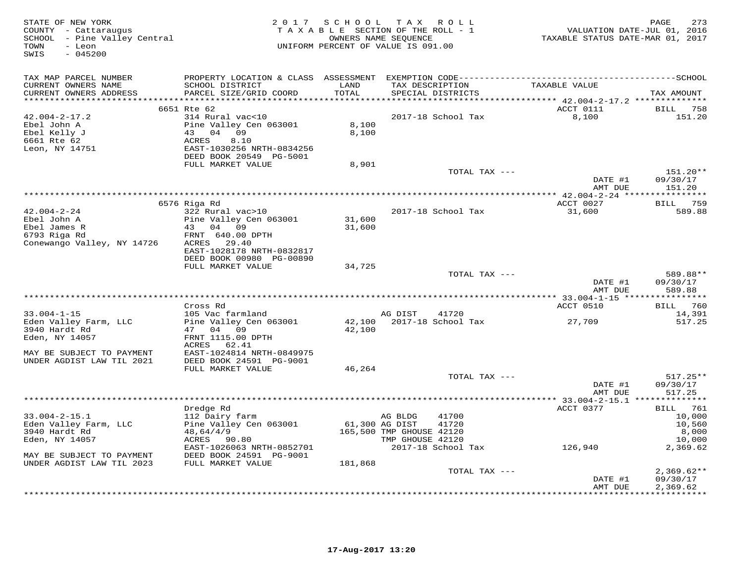STATE OF NEW YORK
COUNTY - Cattaraugus
SCHOOL - Pine Valley Central
TOWN - Leon
SWIS - 045200

2017 SCHOOL TAX ROLL
TAXABLE SECTION OF THE ROLL - 1
OWNERS NAME SEQUENCE
UNIFORM PERCENT OF VALUE IS 091.00

VALUATION DATE-JUL 01, 2016
TAXABLE STATUS DATE-MAR 01, 2017

| TAX MAP PARCEL NUMBER / CURRENT OWNERS NAME / CURRENT OWNERS ADDRESS | PROPERTY LOCATION & CLASS / SCHOOL DISTRICT / PARCEL SIZE/GRID COORD | ASSESSMENT LAND / TOTAL | EXEMPTION CODE / TAX DESCRIPTION / SPECIAL DISTRICTS | TAXABLE VALUE | TAX AMOUNT |
|---|---|---|---|---|---|
| **42.004-2-17.2** | 6651 Rte 62 | | | ACCT 0111 | BILL 758 |
| 42.004-2-17.2 | 314 Rural vac<10 | | 2017-18 School Tax | 8,100 | 151.20 |
| Ebel John A | Pine Valley Cen 063001 | 8,100 | | | |
| Ebel Kelly J | 43 04 09 | 8,100 | | | |
| 6661 Rte 62 | ACRES 8.10 | | | | |
| Leon, NY 14751 | EAST-1030256 NRTH-0834256 | | | | |
| | DEED BOOK 20549 PG-5001 | | | | |
| | FULL MARKET VALUE | 8,901 | | | |
| | | | TOTAL TAX --- | | 151.20** |
| | | | | DATE #1 | 09/30/17 |
| | | | | AMT DUE | 151.20 |
| **42.004-2-24** | 6576 Riga Rd | | | ACCT 0027 | BILL 759 |
| 42.004-2-24 | 322 Rural vac>10 | | 2017-18 School Tax | 31,600 | 589.88 |
| Ebel John A | Pine Valley Cen 063001 | 31,600 | | | |
| Ebel James R | 43 04 09 | 31,600 | | | |
| 6793 Riga Rd | FRNT 640.00 DPTH | | | | |
| Conewango Valley, NY 14726 | ACRES 29.40 | | | | |
| | EAST-1028178 NRTH-0832817 | | | | |
| | DEED BOOK 00980 PG-00890 | | | | |
| | FULL MARKET VALUE | 34,725 | | | |
| | | | TOTAL TAX --- | | 589.88** |
| | | | | DATE #1 | 09/30/17 |
| | | | | AMT DUE | 589.88 |
| **33.004-1-15** | Cross Rd | | | ACCT 0510 | BILL 760 |
| 33.004-1-15 | 105 Vac farmland | | AG DIST 41720 | | 14,391 |
| Eden Valley Farm, LLC | Pine Valley Cen 063001 | 42,100 | 2017-18 School Tax | 27,709 | 517.25 |
| 3940 Hardt Rd | 47 04 09 | 42,100 | | | |
| Eden, NY 14057 | FRNT 1115.00 DPTH | | | | |
| | ACRES 62.41 | | | | |
| MAY BE SUBJECT TO PAYMENT | EAST-1024814 NRTH-0849975 | | | | |
| UNDER AGDIST LAW TIL 2021 | DEED BOOK 24591 PG-9001 | | | | |
| | FULL MARKET VALUE | 46,264 | | | |
| | | | TOTAL TAX --- | | 517.25** |
| | | | | DATE #1 | 09/30/17 |
| | | | | AMT DUE | 517.25 |
| **33.004-2-15.1** | Dredge Rd | | | ACCT 0377 | BILL 761 |
| 33.004-2-15.1 | 112 Dairy farm | | AG BLDG 41700 | | 10,000 |
| Eden Valley Farm, LLC | Pine Valley Cen 063001 | 61,300 | AG DIST 41720 | | 10,560 |
| 3940 Hardt Rd | 48,64/4/9 | 165,500 | TMP GHOUSE 42120 | | 8,000 |
| Eden, NY 14057 | ACRES 90.80 | | TMP GHOUSE 42120 | | 10,000 |
| | EAST-1026063 NRTH-0852701 | | 2017-18 School Tax | 126,940 | 2,369.62 |
| MAY BE SUBJECT TO PAYMENT | DEED BOOK 24591 PG-9001 | | | | |
| UNDER AGDIST LAW TIL 2023 | FULL MARKET VALUE | 181,868 | | | |
| | | | TOTAL TAX --- | | 2,369.62** |
| | | | | DATE #1 | 09/30/17 |
| | | | | AMT DUE | 2,369.62 |

17-Aug-2017 13:20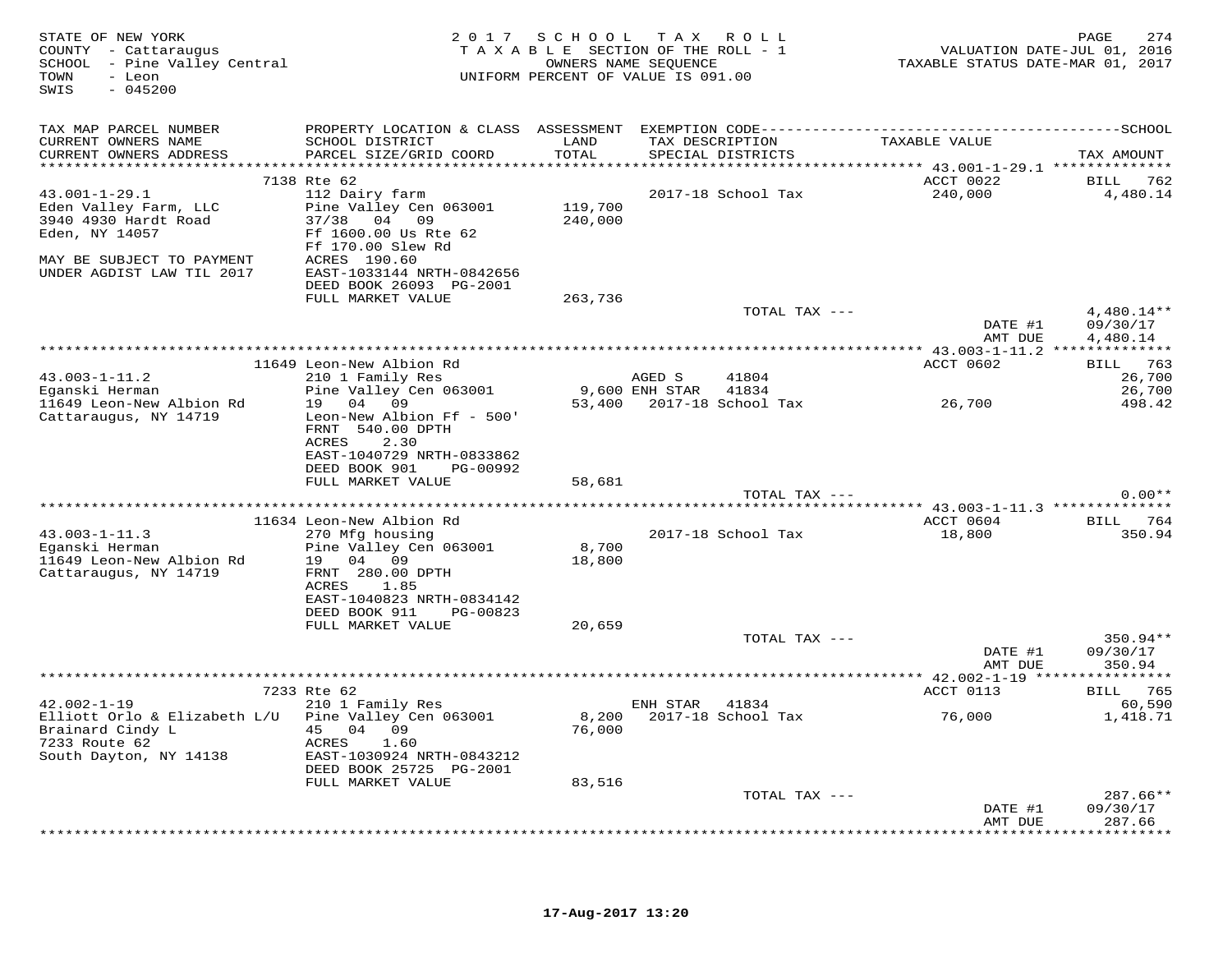STATE OF NEW YORK
COUNTY - Cattaraugus
SCHOOL - Pine Valley Central
TOWN - Leon
SWIS - 045200

2017 SCHOOL TAX ROLL
TAXABLE SECTION OF THE ROLL - 1
OWNERS NAME SEQUENCE
UNIFORM PERCENT OF VALUE IS 091.00

VALUATION DATE-JUL 01, 2016
TAXABLE STATUS DATE-MAR 01, 2017

| TAX MAP PARCEL NUMBER / CURRENT OWNERS NAME / CURRENT OWNERS ADDRESS | PROPERTY LOCATION & CLASS / SCHOOL DISTRICT / PARCEL SIZE/GRID COORD | ASSESSMENT LAND / TOTAL | EXEMPTION CODE / TAX DESCRIPTION / SPECIAL DISTRICTS | TAXABLE VALUE | TAX AMOUNT |
|---|---|---|---|---|---|
| 43.001-1-29.1 | 7138 Rte 62 | | | ACCT 0022 | BILL 762 |
| 43.001-1-29.1 | 112 Dairy farm | | 2017-18 School Tax | 240,000 | 4,480.14 |
| Eden Valley Farm, LLC | Pine Valley Cen 063001 | 119,700 | | | |
| 3940 4930 Hardt Road | 37/38 04 09 | 240,000 | | | |
| Eden, NY 14057 | Ff 1600.00 Us Rte 62 | | | | |
| | Ff 170.00 Slew Rd | | | | |
| MAY BE SUBJECT TO PAYMENT | ACRES 190.60 | | | | |
| UNDER AGDIST LAW TIL 2017 | EAST-1033144 NRTH-0842656 | | | | |
| | DEED BOOK 26093 PG-2001 | | | | |
| | FULL MARKET VALUE | 263,736 | | | |
| | | | TOTAL TAX --- | | 4,480.14** |
| | | | | DATE #1 | 09/30/17 |
| | | | | AMT DUE | 4,480.14 |
| 43.003-1-11.2 | 11649 Leon-New Albion Rd | | | ACCT 0602 | BILL 763 |
| 43.003-1-11.2 | 210 1 Family Res | | AGED S 41804 | | 26,700 |
| Eganski Herman | Pine Valley Cen 063001 | 9,600 | ENH STAR 41834 | | 26,700 |
| 11649 Leon-New Albion Rd | 19 04 09 | 53,400 | 2017-18 School Tax | 26,700 | 498.42 |
| Cattaraugus, NY 14719 | Leon-New Albion Ff - 500' | | | | |
| | FRNT 540.00 DPTH | | | | |
| | ACRES 2.30 | | | | |
| | EAST-1040729 NRTH-0833862 | | | | |
| | DEED BOOK 901 PG-00992 | | | | |
| | FULL MARKET VALUE | 58,681 | | | |
| | | | TOTAL TAX --- | | 0.00** |
| 43.003-1-11.3 | 11634 Leon-New Albion Rd | | | ACCT 0604 | BILL 764 |
| 43.003-1-11.3 | 270 Mfg housing | | 2017-18 School Tax | 18,800 | 350.94 |
| Eganski Herman | Pine Valley Cen 063001 | 8,700 | | | |
| 11649 Leon-New Albion Rd | 19 04 09 | 18,800 | | | |
| Cattaraugus, NY 14719 | FRNT 280.00 DPTH | | | | |
| | ACRES 1.85 | | | | |
| | EAST-1040823 NRTH-0834142 | | | | |
| | DEED BOOK 911 PG-00823 | | | | |
| | FULL MARKET VALUE | 20,659 | | | |
| | | | TOTAL TAX --- | | 350.94** |
| | | | | DATE #1 | 09/30/17 |
| | | | | AMT DUE | 350.94 |
| 42.002-1-19 | 7233 Rte 62 | | | ACCT 0113 | BILL 765 |
| 42.002-1-19 | 210 1 Family Res | | ENH STAR 41834 | | 60,590 |
| Elliott Orlo & Elizabeth L/U | Pine Valley Cen 063001 | 8,200 | 2017-18 School Tax | 76,000 | 1,418.71 |
| Brainard Cindy L | 45 04 09 | 76,000 | | | |
| 7233 Route 62 | ACRES 1.60 | | | | |
| South Dayton, NY 14138 | EAST-1030924 NRTH-0843212 | | | | |
| | DEED BOOK 25725 PG-2001 | | | | |
| | FULL MARKET VALUE | 83,516 | | | |
| | | | TOTAL TAX --- | | 287.66** |
| | | | | DATE #1 | 09/30/17 |
| | | | | AMT DUE | 287.66 |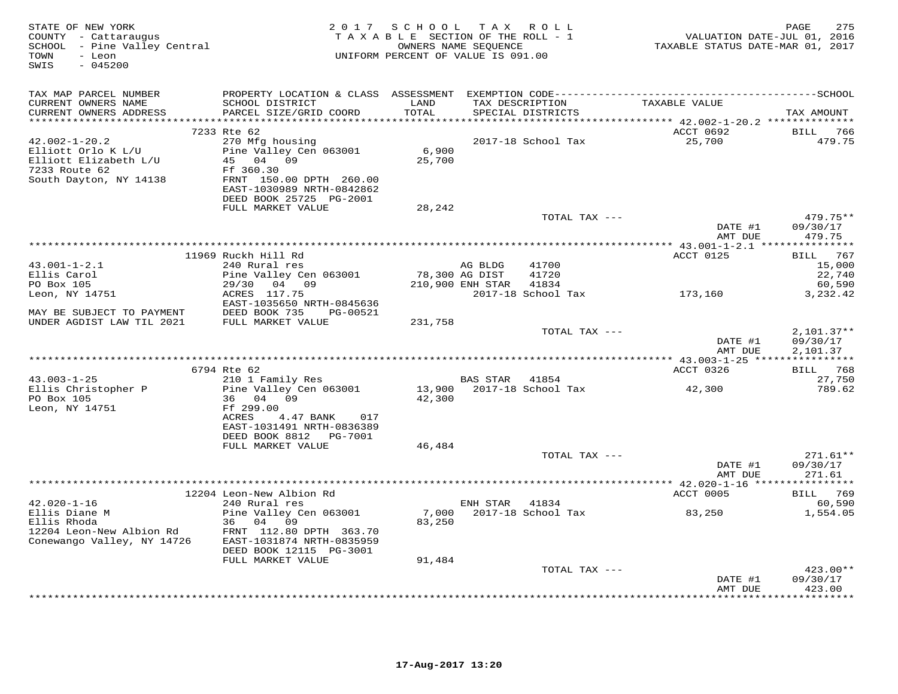STATE OF NEW YORK
COUNTY - Cattaraugus
SCHOOL - Pine Valley Central
TOWN - Leon
SWIS - 045200

2017 SCHOOL TAX ROLL
TAXABLE SECTION OF THE ROLL - 1
OWNERS NAME SEQUENCE
UNIFORM PERCENT OF VALUE IS 091.00

VALUATION DATE-JUL 01, 2016
TAXABLE STATUS DATE-MAR 01, 2017

| TAX MAP PARCEL NUMBER / CURRENT OWNERS NAME / CURRENT OWNERS ADDRESS | PROPERTY LOCATION & CLASS / SCHOOL DISTRICT / PARCEL SIZE/GRID COORD | ASSESSMENT LAND / TOTAL | EXEMPTION CODE / TAX DESCRIPTION / SPECIAL DISTRICTS | TAXABLE VALUE | TAX AMOUNT |
|---|---|---|---|---|---|
| **42.002-1-20.2** | 7233 Rte 62 | | | ACCT 0692 | BILL 766 |
| 42.002-1-20.2 | 270 Mfg housing | | 2017-18 School Tax | 25,700 | 479.75 |
| Elliott Orlo K L/U | Pine Valley Cen 063001 | 6,900 | | | |
| Elliott Elizabeth L/U | 45 04 09 | 25,700 | | | |
| 7233 Route 62 | Ff 360.30 | | | | |
| South Dayton, NY 14138 | FRNT 150.00 DPTH 260.00 | | | | |
| | EAST-1030989 NRTH-0842862 | | | | |
| | DEED BOOK 25725 PG-2001 | | | | |
| | FULL MARKET VALUE | 28,242 | | | |
| | | | TOTAL TAX --- | | 479.75** |
| | | | | DATE #1 | 09/30/17 |
| | | | | AMT DUE | 479.75 |
| **43.001-1-2.1** | 11969 Ruckh Hill Rd | | | ACCT 0125 | BILL 767 |
| 43.001-1-2.1 | 240 Rural res | | AG BLDG 41700 | | 15,000 |
| Ellis Carol | Pine Valley Cen 063001 | 78,300 | AG DIST 41720 | | 22,740 |
| PO Box 105 | 29/30 04 09 | 210,900 | ENH STAR 41834 | | 60,590 |
| Leon, NY 14751 | ACRES 117.75 | | 2017-18 School Tax | 173,160 | 3,232.42 |
| | EAST-1035650 NRTH-0845636 | | | | |
| MAY BE SUBJECT TO PAYMENT | DEED BOOK 735 PG-00521 | | | | |
| UNDER AGDIST LAW TIL 2021 | FULL MARKET VALUE | 231,758 | | | |
| | | | TOTAL TAX --- | | 2,101.37** |
| | | | | DATE #1 | 09/30/17 |
| | | | | AMT DUE | 2,101.37 |
| **43.003-1-25** | 6794 Rte 62 | | | ACCT 0326 | BILL 768 |
| 43.003-1-25 | 210 1 Family Res | | BAS STAR 41854 | | 27,750 |
| Ellis Christopher P | Pine Valley Cen 063001 | 13,900 | 2017-18 School Tax | 42,300 | 789.62 |
| PO Box 105 | 36 04 09 | 42,300 | | | |
| Leon, NY 14751 | Ff 299.00 | | | | |
| | ACRES 4.47 BANK 017 | | | | |
| | EAST-1031491 NRTH-0836389 | | | | |
| | DEED BOOK 8812 PG-7001 | | | | |
| | FULL MARKET VALUE | 46,484 | | | |
| | | | TOTAL TAX --- | | 271.61** |
| | | | | DATE #1 | 09/30/17 |
| | | | | AMT DUE | 271.61 |
| **42.020-1-16** | 12204 Leon-New Albion Rd | | | ACCT 0005 | BILL 769 |
| 42.020-1-16 | 240 Rural res | | ENH STAR 41834 | | 60,590 |
| Ellis Diane M | Pine Valley Cen 063001 | 7,000 | 2017-18 School Tax | 83,250 | 1,554.05 |
| Ellis Rhoda | 36 04 09 | 83,250 | | | |
| 12204 Leon-New Albion Rd | FRNT 112.80 DPTH 363.70 | | | | |
| Conewango Valley, NY 14726 | EAST-1031874 NRTH-0835959 | | | | |
| | DEED BOOK 12115 PG-3001 | | | | |
| | FULL MARKET VALUE | 91,484 | | | |
| | | | TOTAL TAX --- | | 423.00** |
| | | | | DATE #1 | 09/30/17 |
| | | | | AMT DUE | 423.00 |

17-Aug-2017 13:20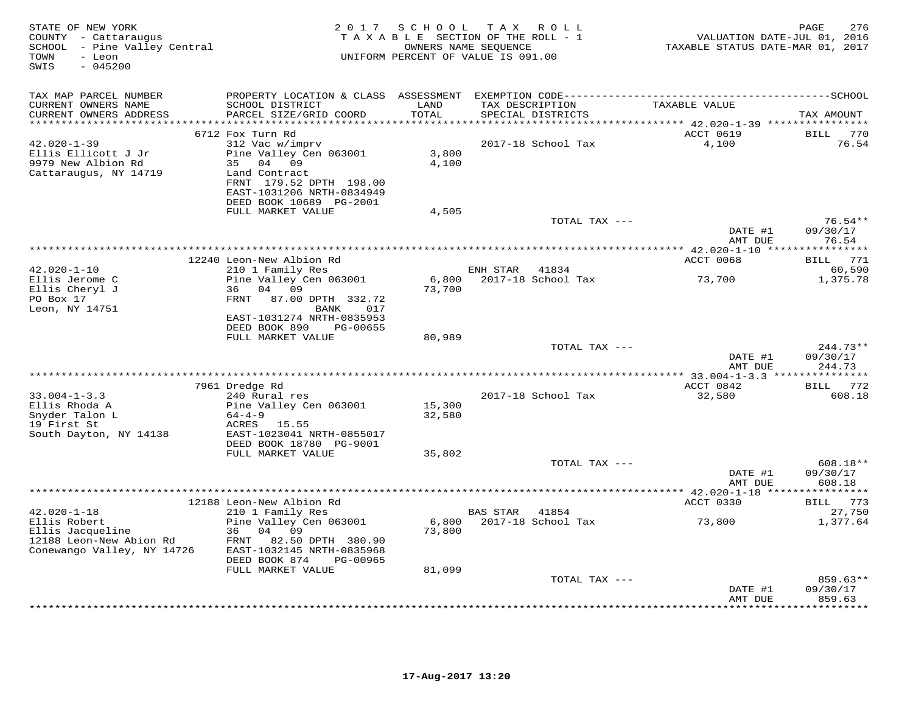STATE OF NEW YORK
COUNTY - Cattaraugus
SCHOOL - Pine Valley Central
TOWN - Leon
SWIS - 045200

2017 SCHOOL TAX ROLL
TAXABLE SECTION OF THE ROLL - 1
OWNERS NAME SEQUENCE
UNIFORM PERCENT OF VALUE IS 091.00

VALUATION DATE-JUL 01, 2016
TAXABLE STATUS DATE-MAR 01, 2017

| TAX MAP PARCEL NUMBER / CURRENT OWNERS NAME / CURRENT OWNERS ADDRESS | PROPERTY LOCATION & CLASS / SCHOOL DISTRICT / PARCEL SIZE/GRID COORD | ASSESSMENT LAND / TOTAL | EXEMPTION CODE / TAX DESCRIPTION / SPECIAL DISTRICTS | TAXABLE VALUE | TAX AMOUNT |
|---|---|---|---|---|---|
| | 6712 Fox Turn Rd | | | ACCT 0619 | BILL 770 |
| 42.020-1-39 | 312 Vac w/imprv | | 2017-18 School Tax | 4,100 | 76.54 |
| Ellis Ellicott J Jr | Pine Valley Cen 063001 | 3,800 | | | |
| 9979 New Albion Rd | 35 04 09 | 4,100 | | | |
| Cattaraugus, NY 14719 | Land Contract | | | | |
| | FRNT 179.52 DPTH 198.00 | | | | |
| | EAST-1031206 NRTH-0834949 | | | | |
| | DEED BOOK 10689 PG-2001 | | | | |
| | FULL MARKET VALUE | 4,505 | | | |
| | | | TOTAL TAX --- | | 76.54** |
| | | | | DATE #1 | 09/30/17 |
| | | | | AMT DUE | 76.54 |
| | 12240 Leon-New Albion Rd | | | ACCT 0068 | BILL 771 |
| 42.020-1-10 | 210 1 Family Res | | ENH STAR 41834 | | 60,590 |
| Ellis Jerome C | Pine Valley Cen 063001 | 6,800 | 2017-18 School Tax | 73,700 | 1,375.78 |
| Ellis Cheryl J | 36 04 09 | 73,700 | | | |
| PO Box 17 | FRNT 87.00 DPTH 332.72 | | | | |
| Leon, NY 14751 | BANK 017 | | | | |
| | EAST-1031274 NRTH-0835953 | | | | |
| | DEED BOOK 890 PG-00655 | | | | |
| | FULL MARKET VALUE | 80,989 | | | |
| | | | TOTAL TAX --- | | 244.73** |
| | | | | DATE #1 | 09/30/17 |
| | | | | AMT DUE | 244.73 |
| | 7961 Dredge Rd | | | ACCT 0842 | BILL 772 |
| 33.004-1-3.3 | 240 Rural res | | 2017-18 School Tax | 32,580 | 608.18 |
| Ellis Rhoda A | Pine Valley Cen 063001 | 15,300 | | | |
| Snyder Talon L | 64-4-9 | 32,580 | | | |
| 19 First St | ACRES 15.55 | | | | |
| South Dayton, NY 14138 | EAST-1023041 NRTH-0855017 | | | | |
| | DEED BOOK 18780 PG-9001 | | | | |
| | FULL MARKET VALUE | 35,802 | | | |
| | | | TOTAL TAX --- | | 608.18** |
| | | | | DATE #1 | 09/30/17 |
| | | | | AMT DUE | 608.18 |
| | 12188 Leon-New Albion Rd | | | ACCT 0330 | BILL 773 |
| 42.020-1-18 | 210 1 Family Res | | BAS STAR 41854 | | 27,750 |
| Ellis Robert | Pine Valley Cen 063001 | 6,800 | 2017-18 School Tax | 73,800 | 1,377.64 |
| Ellis Jacqueline | 36 04 09 | 73,800 | | | |
| 12188 Leon-New Abion Rd | FRNT 82.50 DPTH 380.90 | | | | |
| Conewango Valley, NY 14726 | EAST-1032145 NRTH-0835968 | | | | |
| | DEED BOOK 874 PG-00965 | | | | |
| | FULL MARKET VALUE | 81,099 | | | |
| | | | TOTAL TAX --- | | 859.63** |
| | | | | DATE #1 | 09/30/17 |
| | | | | AMT DUE | 859.63 |

17-Aug-2017 13:20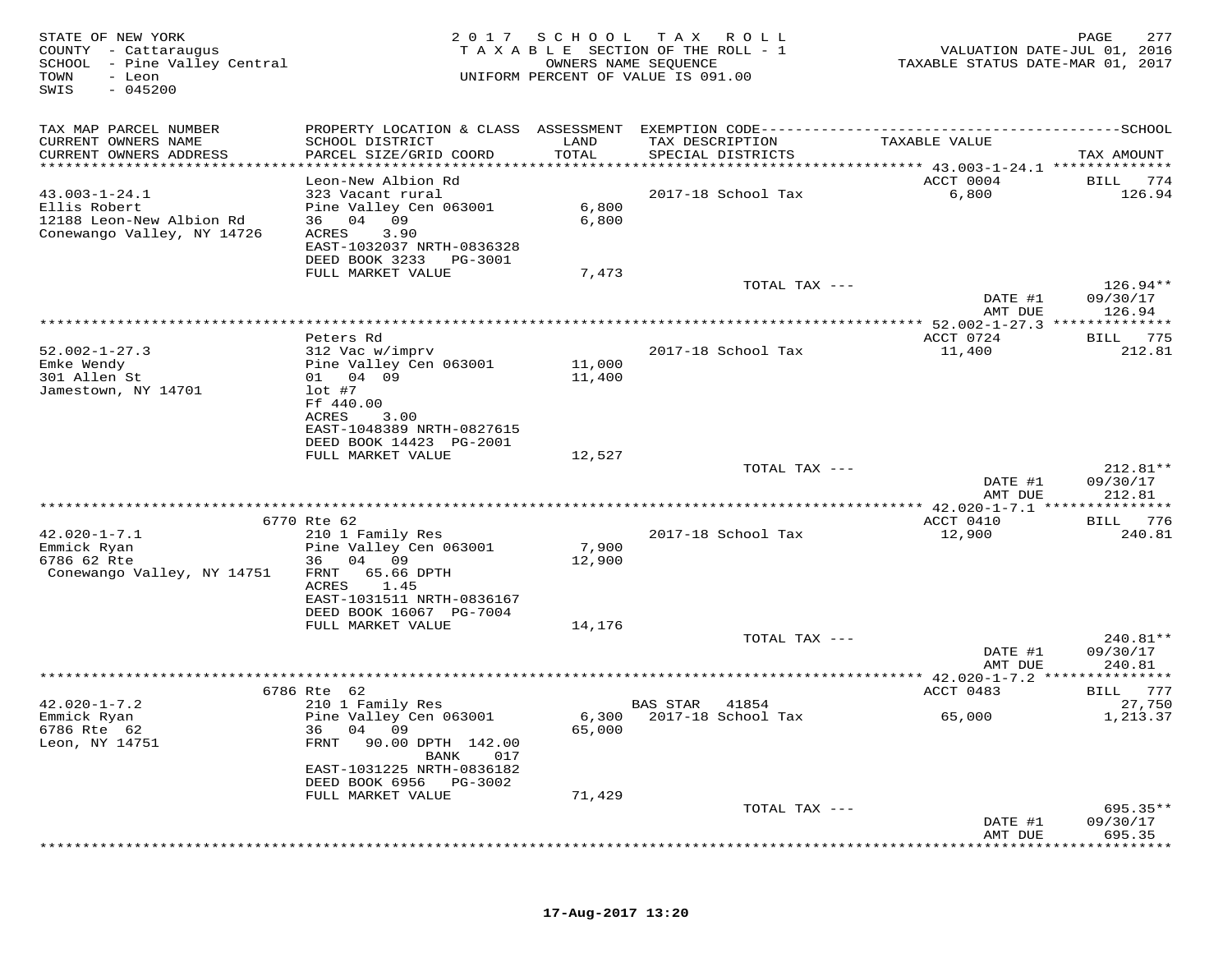STATE OF NEW YORK
COUNTY - Cattaraugus
SCHOOL - Pine Valley Central
TOWN - Leon
SWIS - 045200

2017 SCHOOL TAX ROLL
TAXABLE SECTION OF THE ROLL - 1
OWNERS NAME SEQUENCE
UNIFORM PERCENT OF VALUE IS 091.00

VALUATION DATE-JUL 01, 2016
TAXABLE STATUS DATE-MAR 01, 2017

| TAX MAP PARCEL NUMBER / CURRENT OWNERS NAME / CURRENT OWNERS ADDRESS | PROPERTY LOCATION & CLASS / SCHOOL DISTRICT / PARCEL SIZE/GRID COORD | ASSESSMENT LAND / TOTAL | EXEMPTION CODE / TAX DESCRIPTION / SPECIAL DISTRICTS | TAXABLE VALUE | TAX AMOUNT |
|---|---|---|---|---|---|
| | Leon-New Albion Rd | | | ACCT 0004 | BILL 774 |
| 43.003-1-24.1 | 323 Vacant rural | | 2017-18 School Tax | 6,800 | 126.94 |
| Ellis Robert | Pine Valley Cen 063001 | 6,800 | | | |
| 12188 Leon-New Albion Rd | 36 04 09 | 6,800 | | | |
| Conewango Valley, NY 14726 | ACRES 3.90 | | | | |
| | EAST-1032037 NRTH-0836328 | | | | |
| | DEED BOOK 3233 PG-3001 | | | | |
| | FULL MARKET VALUE | 7,473 | | | |
| | | | TOTAL TAX --- | | 126.94** |
| | | | | DATE #1 | 09/30/17 |
| | | | | AMT DUE | 126.94 |
| | Peters Rd | | | ACCT 0724 | BILL 775 |
| 52.002-1-27.3 | 312 Vac w/imprv | | 2017-18 School Tax | 11,400 | 212.81 |
| Emke Wendy | Pine Valley Cen 063001 | 11,000 | | | |
| 301 Allen St | 01 04 09 | 11,400 | | | |
| Jamestown, NY 14701 | lot #7 | | | | |
| | Ff 440.00 | | | | |
| | ACRES 3.00 | | | | |
| | EAST-1048389 NRTH-0827615 | | | | |
| | DEED BOOK 14423 PG-2001 | | | | |
| | FULL MARKET VALUE | 12,527 | | | |
| | | | TOTAL TAX --- | | 212.81** |
| | | | | DATE #1 | 09/30/17 |
| | | | | AMT DUE | 212.81 |
| | 6770 Rte 62 | | | ACCT 0410 | BILL 776 |
| 42.020-1-7.1 | 210 1 Family Res | | 2017-18 School Tax | 12,900 | 240.81 |
| Emmick Ryan | Pine Valley Cen 063001 | 7,900 | | | |
| 6786 62 Rte | 36 04 09 | 12,900 | | | |
| Conewango Valley, NY 14751 | FRNT 65.66 DPTH | | | | |
| | ACRES 1.45 | | | | |
| | EAST-1031511 NRTH-0836167 | | | | |
| | DEED BOOK 16067 PG-7004 | | | | |
| | FULL MARKET VALUE | 14,176 | | | |
| | | | TOTAL TAX --- | | 240.81** |
| | | | | DATE #1 | 09/30/17 |
| | | | | AMT DUE | 240.81 |
| | 6786 Rte 62 | | | ACCT 0483 | BILL 777 |
| 42.020-1-7.2 | 210 1 Family Res | | BAS STAR 41854 | | 27,750 |
| Emmick Ryan | Pine Valley Cen 063001 | 6,300 | 2017-18 School Tax | 65,000 | 1,213.37 |
| 6786 Rte 62 | 36 04 09 | 65,000 | | | |
| Leon, NY 14751 | FRNT 90.00 DPTH 142.00 | | | | |
| | BANK 017 | | | | |
| | EAST-1031225 NRTH-0836182 | | | | |
| | DEED BOOK 6956 PG-3002 | | | | |
| | FULL MARKET VALUE | 71,429 | | | |
| | | | TOTAL TAX --- | | 695.35** |
| | | | | DATE #1 | 09/30/17 |
| | | | | AMT DUE | 695.35 |

17-Aug-2017 13:20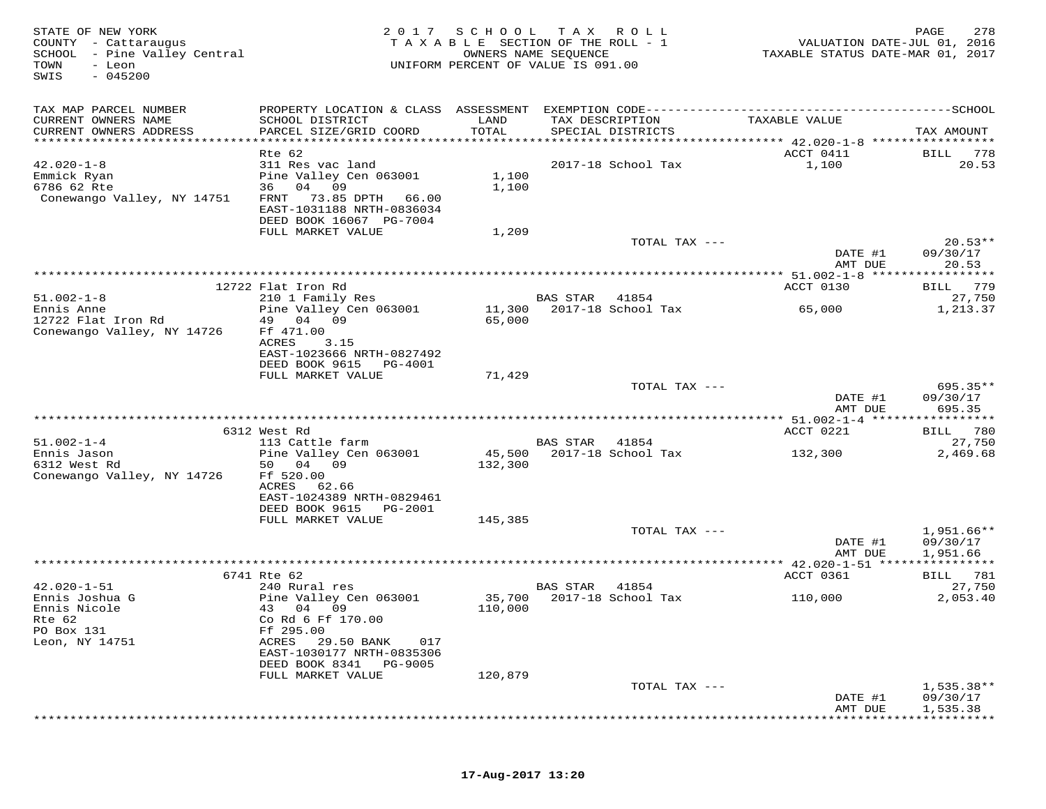STATE OF NEW YORK
COUNTY - Cattaraugus
SCHOOL - Pine Valley Central
TOWN - Leon
SWIS - 045200

2017 SCHOOL TAX ROLL
TAXABLE SECTION OF THE ROLL - 1
OWNERS NAME SEQUENCE
UNIFORM PERCENT OF VALUE IS 091.00

VALUATION DATE-JUL 01, 2016
TAXABLE STATUS DATE-MAR 01, 2017

| TAX MAP PARCEL NUMBER / CURRENT OWNERS NAME / CURRENT OWNERS ADDRESS | PROPERTY LOCATION & CLASS / SCHOOL DISTRICT / PARCEL SIZE/GRID COORD | ASSESSMENT LAND / TOTAL | EXEMPTION CODE / TAX DESCRIPTION / SPECIAL DISTRICTS | TAXABLE VALUE | TAX AMOUNT |
|---|---|---|---|---|---|
| **42.020-1-8** | Rte 62 | | | ACCT 0411 | BILL 778 |
| Emmick Ryan | 311 Res vac land | | | | |
| 6786 62 Rte | Pine Valley Cen 063001 | 1,100 | 2017-18 School Tax | 1,100 | 20.53 |
| Conewango Valley, NY 14751 | 36 04 09 | 1,100 | | | |
| | FRNT 73.85 DPTH 66.00 | | | | |
| | EAST-1031188 NRTH-0836034 | | | | |
| | DEED BOOK 16067 PG-7004 | | | | |
| | FULL MARKET VALUE | 1,209 | | | |
| | | | TOTAL TAX --- | | 20.53** |
| | | | | DATE #1 | 09/30/17 |
| | | | | AMT DUE | 20.53 |
| **51.002-1-8** | 12722 Flat Iron Rd | | | ACCT 0130 | BILL 779 |
| Ennis Anne | 210 1 Family Res | | BAS STAR 41854 | | 27,750 |
| 12722 Flat Iron Rd | Pine Valley Cen 063001 | 11,300 | 2017-18 School Tax | 65,000 | 1,213.37 |
| Conewango Valley, NY 14726 | 49 04 09 | 65,000 | | | |
| | Ff 471.00 | | | | |
| | ACRES 3.15 | | | | |
| | EAST-1023666 NRTH-0827492 | | | | |
| | DEED BOOK 9615 PG-4001 | | | | |
| | FULL MARKET VALUE | 71,429 | | | |
| | | | TOTAL TAX --- | | 695.35** |
| | | | | DATE #1 | 09/30/17 |
| | | | | AMT DUE | 695.35 |
| **51.002-1-4** | 6312 West Rd | | | ACCT 0221 | BILL 780 |
| Ennis Jason | 113 Cattle farm | | BAS STAR 41854 | | 27,750 |
| 6312 West Rd | Pine Valley Cen 063001 | 45,500 | 2017-18 School Tax | 132,300 | 2,469.68 |
| Conewango Valley, NY 14726 | 50 04 09 | 132,300 | | | |
| | Ff 520.00 | | | | |
| | ACRES 62.66 | | | | |
| | EAST-1024389 NRTH-0829461 | | | | |
| | DEED BOOK 9615 PG-2001 | | | | |
| | FULL MARKET VALUE | 145,385 | | | |
| | | | TOTAL TAX --- | | 1,951.66** |
| | | | | DATE #1 | 09/30/17 |
| | | | | AMT DUE | 1,951.66 |
| **42.020-1-51** | 6741 Rte 62 | | | ACCT 0361 | BILL 781 |
| Ennis Joshua G | 240 Rural res | | BAS STAR 41854 | | 27,750 |
| Ennis Nicole | Pine Valley Cen 063001 | 35,700 | 2017-18 School Tax | 110,000 | 2,053.40 |
| Rte 62 | 43 04 09 | 110,000 | | | |
| PO Box 131 | Co Rd 6 Ff 170.00 | | | | |
| Leon, NY 14751 | Ff 295.00 | | | | |
| | ACRES 29.50 BANK 017 | | | | |
| | EAST-1030177 NRTH-0835306 | | | | |
| | DEED BOOK 8341 PG-9005 | | | | |
| | FULL MARKET VALUE | 120,879 | | | |
| | | | TOTAL TAX --- | | 1,535.38** |
| | | | | DATE #1 | 09/30/17 |
| | | | | AMT DUE | 1,535.38 |

17-Aug-2017 13:20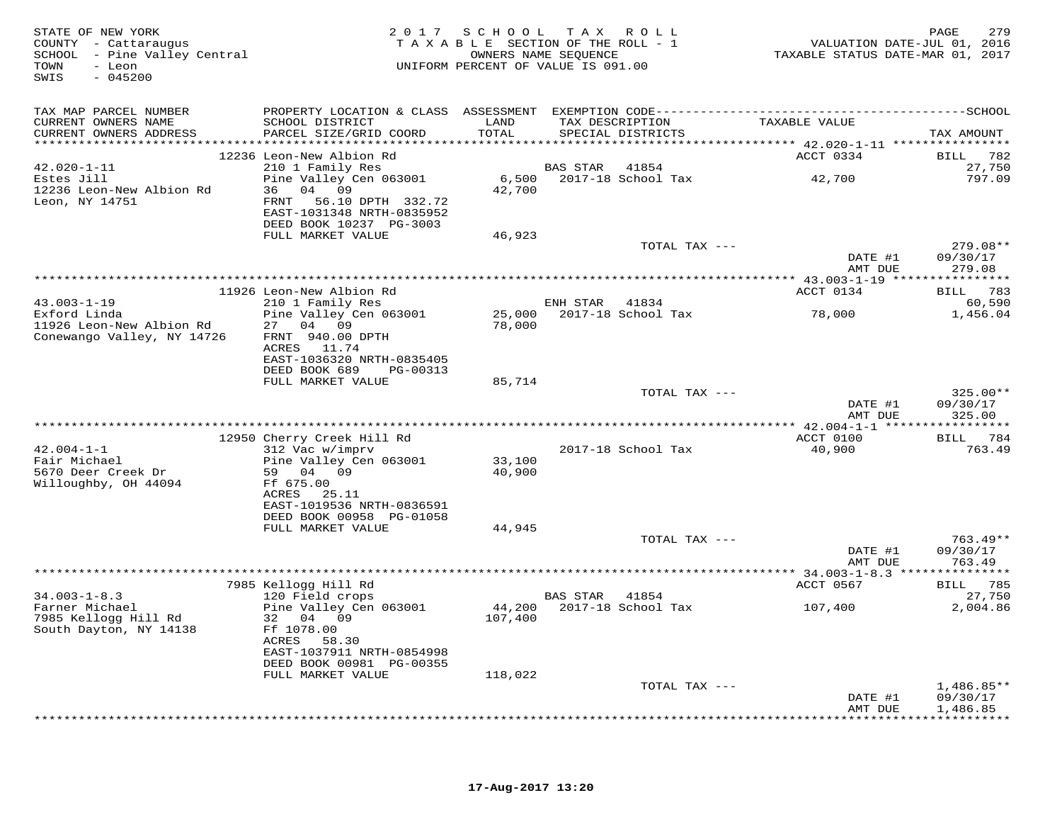STATE OF NEW YORK
COUNTY - Cattaraugus
SCHOOL - Pine Valley Central
TOWN - Leon
SWIS - 045200

2017 SCHOOL TAX ROLL
TAXABLE SECTION OF THE ROLL - 1
OWNERS NAME SEQUENCE
UNIFORM PERCENT OF VALUE IS 091.00

VALUATION DATE-JUL 01, 2016
TAXABLE STATUS DATE-MAR 01, 2017

| TAX MAP PARCEL NUMBER<br>CURRENT OWNERS NAME<br>CURRENT OWNERS ADDRESS | PROPERTY LOCATION & CLASS<br>SCHOOL DISTRICT<br>PARCEL SIZE/GRID COORD | ASSESSMENT<br>LAND<br>TOTAL | EXEMPTION CODE<br>TAX DESCRIPTION<br>SPECIAL DISTRICTS | TAXABLE VALUE | SCHOOL<br>TAX AMOUNT |
|---|---|---|---|---|---|
| 42.020-1-11 | 12236 Leon-New Albion Rd |  |  | ACCT 0334 | BILL 782 |
| 42.020-1-11 | 210 1 Family Res |  | BAS STAR 41854 |  | 27,750 |
| Estes Jill | Pine Valley Cen 063001 | 6,500 | 2017-18 School Tax | 42,700 | 797.09 |
| 12236 Leon-New Albion Rd | 36 04 09 | 42,700 |  |  |  |
| Leon, NY 14751 | FRNT 56.10 DPTH 332.72 |  |  |  |  |
|  | EAST-1031348 NRTH-0835952 |  |  |  |  |
|  | DEED BOOK 10237 PG-3003 |  |  |  |  |
|  | FULL MARKET VALUE | 46,923 |  |  |  |
|  |  |  | TOTAL TAX --- |  | 279.08** |
|  |  |  |  | DATE #1 | 09/30/17 |
|  |  |  |  | AMT DUE | 279.08 |
| 43.003-1-19 | 11926 Leon-New Albion Rd |  |  | ACCT 0134 | BILL 783 |
| 43.003-1-19 | 210 1 Family Res |  | ENH STAR 41834 |  | 60,590 |
| Exford Linda | Pine Valley Cen 063001 | 25,000 | 2017-18 School Tax | 78,000 | 1,456.04 |
| 11926 Leon-New Albion Rd | 27 04 09 | 78,000 |  |  |  |
| Conewango Valley, NY 14726 | FRNT 940.00 DPTH |  |  |  |  |
|  | ACRES 11.74 |  |  |  |  |
|  | EAST-1036320 NRTH-0835405 |  |  |  |  |
|  | DEED BOOK 689 PG-00313 |  |  |  |  |
|  | FULL MARKET VALUE | 85,714 |  |  |  |
|  |  |  | TOTAL TAX --- |  | 325.00** |
|  |  |  |  | DATE #1 | 09/30/17 |
|  |  |  |  | AMT DUE | 325.00 |
| 42.004-1-1 | 12950 Cherry Creek Hill Rd |  |  | ACCT 0100 | BILL 784 |
| 42.004-1-1 | 312 Vac w/imprv |  | 2017-18 School Tax | 40,900 | 763.49 |
| Fair Michael | Pine Valley Cen 063001 | 33,100 |  |  |  |
| 5670 Deer Creek Dr | 59 04 09 | 40,900 |  |  |  |
| Willoughby, OH 44094 | Ff 675.00 |  |  |  |  |
|  | ACRES 25.11 |  |  |  |  |
|  | EAST-1019536 NRTH-0836591 |  |  |  |  |
|  | DEED BOOK 00958 PG-01058 |  |  |  |  |
|  | FULL MARKET VALUE | 44,945 |  |  |  |
|  |  |  | TOTAL TAX --- |  | 763.49** |
|  |  |  |  | DATE #1 | 09/30/17 |
|  |  |  |  | AMT DUE | 763.49 |
| 34.003-1-8.3 | 7985 Kellogg Hill Rd |  |  | ACCT 0567 | BILL 785 |
| 34.003-1-8.3 | 120 Field crops |  | BAS STAR 41854 |  | 27,750 |
| Farner Michael | Pine Valley Cen 063001 | 44,200 | 2017-18 School Tax | 107,400 | 2,004.86 |
| 7985 Kellogg Hill Rd | 32 04 09 | 107,400 |  |  |  |
| South Dayton, NY 14138 | Ff 1078.00 |  |  |  |  |
|  | ACRES 58.30 |  |  |  |  |
|  | EAST-1037911 NRTH-0854998 |  |  |  |  |
|  | DEED BOOK 00981 PG-00355 |  |  |  |  |
|  | FULL MARKET VALUE | 118,022 |  |  |  |
|  |  |  | TOTAL TAX --- |  | 1,486.85** |
|  |  |  |  | DATE #1 | 09/30/17 |
|  |  |  |  | AMT DUE | 1,486.85 |

17-Aug-2017 13:20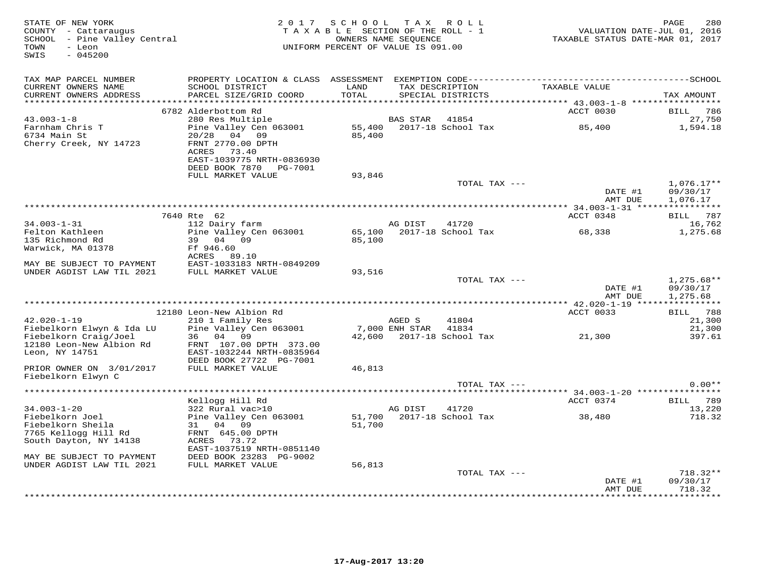STATE OF NEW YORK
COUNTY - Cattaraugus
SCHOOL - Pine Valley Central
TOWN - Leon
SWIS - 045200

2017 SCHOOL TAX ROLL
TAXABLE SECTION OF THE ROLL - 1
OWNERS NAME SEQUENCE
UNIFORM PERCENT OF VALUE IS 091.00

VALUATION DATE-JUL 01, 2016
TAXABLE STATUS DATE-MAR 01, 2017

| TAX MAP PARCEL NUMBER / CURRENT OWNERS NAME / CURRENT OWNERS ADDRESS | PROPERTY LOCATION & CLASS / SCHOOL DISTRICT / PARCEL SIZE/GRID COORD | ASSESSMENT LAND / TOTAL | EXEMPTION CODE / TAX DESCRIPTION / SPECIAL DISTRICTS | TAXABLE VALUE | SCHOOL TAX AMOUNT |
|---|---|---|---|---|---|
| | 6782 Alderbottom Rd | | | ACCT 0030 | BILL 786 |
| 43.003-1-8 | 280 Res Multiple | | BAS STAR 41854 | | 27,750 |
| Farnham Chris T | Pine Valley Cen 063001 | 55,400 | 2017-18 School Tax | 85,400 | 1,594.18 |
| 6734 Main St | 20/28 04 09 | 85,400 | | | |
| Cherry Creek, NY 14723 | FRNT 2770.00 DPTH | | | | |
| | ACRES 73.40 | | | | |
| | EAST-1039775 NRTH-0836930 | | | | |
| | DEED BOOK 7870 PG-7001 | | | | |
| | FULL MARKET VALUE | 93,846 | | | |
| | | | TOTAL TAX --- | | 1,076.17** |
| | | | | DATE #1 | 09/30/17 |
| | | | | AMT DUE | 1,076.17 |
| | 7640 Rte 62 | | | ACCT 0348 | BILL 787 |
| 34.003-1-31 | 112 Dairy farm | | AG DIST 41720 | | 16,762 |
| Felton Kathleen | Pine Valley Cen 063001 | 65,100 | 2017-18 School Tax | 68,338 | 1,275.68 |
| 135 Richmond Rd | 39 04 09 | 85,100 | | | |
| Warwick, MA 01378 | Ff 946.60 | | | | |
| | ACRES 89.10 | | | | |
| MAY BE SUBJECT TO PAYMENT | EAST-1033183 NRTH-0849209 | | | | |
| UNDER AGDIST LAW TIL 2021 | FULL MARKET VALUE | 93,516 | | | |
| | | | TOTAL TAX --- | | 1,275.68** |
| | | | | DATE #1 | 09/30/17 |
| | | | | AMT DUE | 1,275.68 |
| | 12180 Leon-New Albion Rd | | | ACCT 0033 | BILL 788 |
| 42.020-1-19 | 210 1 Family Res | | AGED S 41804 | | 21,300 |
| Fiebelkorn Elwyn & Ida LU | Pine Valley Cen 063001 | 7,000 | ENH STAR 41834 | | 21,300 |
| Fiebelkorn Craig/Joel | 36 04 09 | 42,600 | 2017-18 School Tax | 21,300 | 397.61 |
| 12180 Leon-New Albion Rd | FRNT 107.00 DPTH 373.00 | | | | |
| Leon, NY 14751 | EAST-1032244 NRTH-0835964 | | | | |
| | DEED BOOK 27722 PG-7001 | | | | |
| PRIOR OWNER ON 3/01/2017 | FULL MARKET VALUE | 46,813 | | | |
| Fiebelkorn Elwyn C | | | | | |
| | | | TOTAL TAX --- | | 0.00** |
| | Kellogg Hill Rd | | | ACCT 0374 | BILL 789 |
| 34.003-1-20 | 322 Rural vac>10 | | AG DIST 41720 | | 13,220 |
| Fiebelkorn Joel | Pine Valley Cen 063001 | 51,700 | 2017-18 School Tax | 38,480 | 718.32 |
| Fiebelkorn Sheila | 31 04 09 | 51,700 | | | |
| 7765 Kellogg Hill Rd | FRNT 645.00 DPTH | | | | |
| South Dayton, NY 14138 | ACRES 73.72 | | | | |
| | EAST-1037519 NRTH-0851140 | | | | |
| MAY BE SUBJECT TO PAYMENT | DEED BOOK 23283 PG-9002 | | | | |
| UNDER AGDIST LAW TIL 2021 | FULL MARKET VALUE | 56,813 | | | |
| | | | TOTAL TAX --- | | 718.32** |
| | | | | DATE #1 | 09/30/17 |
| | | | | AMT DUE | 718.32 |

17-Aug-2017 13:20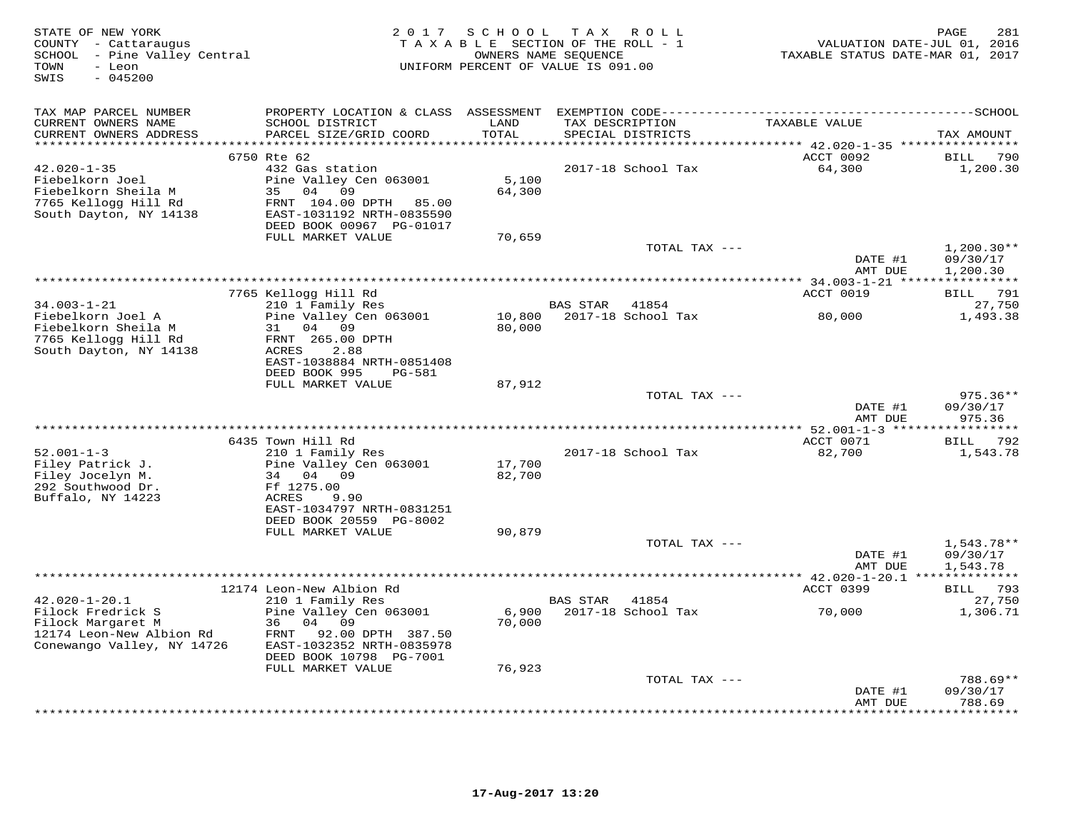STATE OF NEW YORK
COUNTY - Cattaraugus
SCHOOL - Pine Valley Central
TOWN - Leon
SWIS - 045200

2017 SCHOOL TAX ROLL
TAXABLE SECTION OF THE ROLL - 1
OWNERS NAME SEQUENCE
UNIFORM PERCENT OF VALUE IS 091.00

VALUATION DATE-JUL 01, 2016
TAXABLE STATUS DATE-MAR 01, 2017

| TAX MAP PARCEL NUMBER / CURRENT OWNERS NAME / CURRENT OWNERS ADDRESS | PROPERTY LOCATION & CLASS / SCHOOL DISTRICT / PARCEL SIZE/GRID COORD | ASSESSMENT LAND / TOTAL | EXEMPTION CODE / TAX DESCRIPTION / SPECIAL DISTRICTS | TAXABLE VALUE | TAX AMOUNT |
|---|---|---|---|---|---|
| | 6750 Rte 62 | | | ACCT 0092 | BILL 790 |
| 42.020-1-35 | 432 Gas station | | 2017-18 School Tax | 64,300 | 1,200.30 |
| Fiebelkorn Joel | Pine Valley Cen 063001 | 5,100 | | | |
| Fiebelkorn Sheila M | 35 04 09 | 64,300 | | | |
| 7765 Kellogg Hill Rd | FRNT 104.00 DPTH 85.00 | | | | |
| South Dayton, NY 14138 | EAST-1031192 NRTH-0835590 | | | | |
| | DEED BOOK 00967 PG-01017 | | | | |
| | FULL MARKET VALUE | 70,659 | | | |
| | | | TOTAL TAX --- | | 1,200.30** |
| | | | | DATE #1 | 09/30/17 |
| | | | | AMT DUE | 1,200.30 |
| | 7765 Kellogg Hill Rd | | | ACCT 0019 | BILL 791 |
| 34.003-1-21 | 210 1 Family Res | | BAS STAR 41854 | | 27,750 |
| Fiebelkorn Joel A | Pine Valley Cen 063001 | 10,800 | 2017-18 School Tax | 80,000 | 1,493.38 |
| Fiebelkorn Sheila M | 31 04 09 | 80,000 | | | |
| 7765 Kellogg Hill Rd | FRNT 265.00 DPTH | | | | |
| South Dayton, NY 14138 | ACRES 2.88 | | | | |
| | EAST-1038884 NRTH-0851408 | | | | |
| | DEED BOOK 995 PG-581 | | | | |
| | FULL MARKET VALUE | 87,912 | | | |
| | | | TOTAL TAX --- | | 975.36** |
| | | | | DATE #1 | 09/30/17 |
| | | | | AMT DUE | 975.36 |
| | 6435 Town Hill Rd | | | ACCT 0071 | BILL 792 |
| 52.001-1-3 | 210 1 Family Res | | 2017-18 School Tax | 82,700 | 1,543.78 |
| Filey Patrick J. | Pine Valley Cen 063001 | 17,700 | | | |
| Filey Jocelyn M. | 34 04 09 | 82,700 | | | |
| 292 Southwood Dr. | Ff 1275.00 | | | | |
| Buffalo, NY 14223 | ACRES 9.90 | | | | |
| | EAST-1034797 NRTH-0831251 | | | | |
| | DEED BOOK 20559 PG-8002 | | | | |
| | FULL MARKET VALUE | 90,879 | | | |
| | | | TOTAL TAX --- | | 1,543.78** |
| | | | | DATE #1 | 09/30/17 |
| | | | | AMT DUE | 1,543.78 |
| | 12174 Leon-New Albion Rd | | | ACCT 0399 | BILL 793 |
| 42.020-1-20.1 | 210 1 Family Res | | BAS STAR 41854 | | 27,750 |
| Filock Fredrick S | Pine Valley Cen 063001 | 6,900 | 2017-18 School Tax | 70,000 | 1,306.71 |
| Filock Margaret M | 36 04 09 | 70,000 | | | |
| 12174 Leon-New Albion Rd | FRNT 92.00 DPTH 387.50 | | | | |
| Conewango Valley, NY 14726 | EAST-1032352 NRTH-0835978 | | | | |
| | DEED BOOK 10798 PG-7001 | | | | |
| | FULL MARKET VALUE | 76,923 | | | |
| | | | TOTAL TAX --- | | 788.69** |
| | | | | DATE #1 | 09/30/17 |
| | | | | AMT DUE | 788.69 |

17-Aug-2017 13:20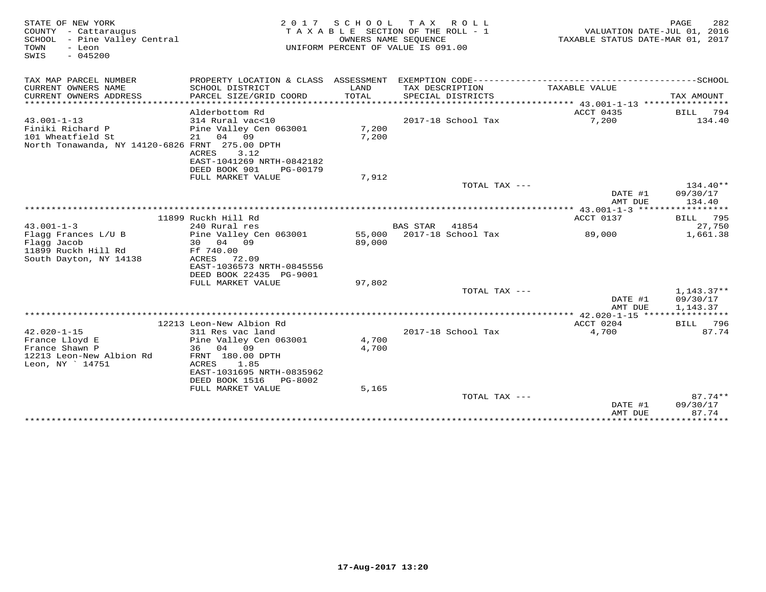STATE OF NEW YORK
COUNTY - Cattaraugus
SCHOOL - Pine Valley Central
TOWN - Leon
SWIS - 045200

2 0 1 7 S C H O O L T A X R O L L
T A X A B L E SECTION OF THE ROLL - 1
OWNERS NAME SEQUENCE
UNIFORM PERCENT OF VALUE IS 091.00

VALUATION DATE-JUL 01, 2016
TAXABLE STATUS DATE-MAR 01, 2017

| TAX MAP PARCEL NUMBER / CURRENT OWNERS NAME / CURRENT OWNERS ADDRESS | PROPERTY LOCATION & CLASS / SCHOOL DISTRICT / PARCEL SIZE/GRID COORD | ASSESSMENT LAND / TOTAL | EXEMPTION CODE / TAX DESCRIPTION / SPECIAL DISTRICTS | TAXABLE VALUE | SCHOOL TAX AMOUNT |
|---|---|---|---|---|---|
| | Alderbottom Rd | | | ACCT 0435 | BILL 794 |
| 43.001-1-13 | 314 Rural vac<10 | | 2017-18 School Tax | 7,200 | 134.40 |
| Finiki Richard P | Pine Valley Cen 063001 | 7,200 | | | |
| 101 Wheatfield St | 21 04 09 | 7,200 | | | |
| North Tonawanda, NY 14120-6826 | FRNT 275.00 DPTH | | | | |
| | ACRES 3.12 | | | | |
| | EAST-1041269 NRTH-0842182 | | | | |
| | DEED BOOK 901 PG-00179 | | | | |
| | FULL MARKET VALUE | 7,912 | | | |
| | | | TOTAL TAX --- | | 134.40** |
| | | | | DATE #1 | 09/30/17 |
| | | | | AMT DUE | 134.40 |
| | 11899 Ruckh Hill Rd | | | ACCT 0137 | BILL 795 |
| 43.001-1-3 | 240 Rural res | | BAS STAR 41854 | | 27,750 |
| Flagg Frances L/U B | Pine Valley Cen 063001 | 55,000 | 2017-18 School Tax | 89,000 | 1,661.38 |
| Flagg Jacob | 30 04 09 | 89,000 | | | |
| 11899 Ruckh Hill Rd | Ff 740.00 | | | | |
| South Dayton, NY 14138 | ACRES 72.09 | | | | |
| | EAST-1036573 NRTH-0845556 | | | | |
| | DEED BOOK 22435 PG-9001 | | | | |
| | FULL MARKET VALUE | 97,802 | | | |
| | | | TOTAL TAX --- | | 1,143.37** |
| | | | | DATE #1 | 09/30/17 |
| | | | | AMT DUE | 1,143.37 |
| | 12213 Leon-New Albion Rd | | | ACCT 0204 | BILL 796 |
| 42.020-1-15 | 311 Res vac land | | 2017-18 School Tax | 4,700 | 87.74 |
| France Lloyd E | Pine Valley Cen 063001 | 4,700 | | | |
| France Shawn P | 36 04 09 | 4,700 | | | |
| 12213 Leon-New Albion Rd | FRNT 180.00 DPTH | | | | |
| Leon, NY ` 14751 | ACRES 1.85 | | | | |
| | EAST-1031695 NRTH-0835962 | | | | |
| | DEED BOOK 1516 PG-8002 | | | | |
| | FULL MARKET VALUE | 5,165 | | | |
| | | | TOTAL TAX --- | | 87.74** |
| | | | | DATE #1 | 09/30/17 |
| | | | | AMT DUE | 87.74 |

17-Aug-2017 13:20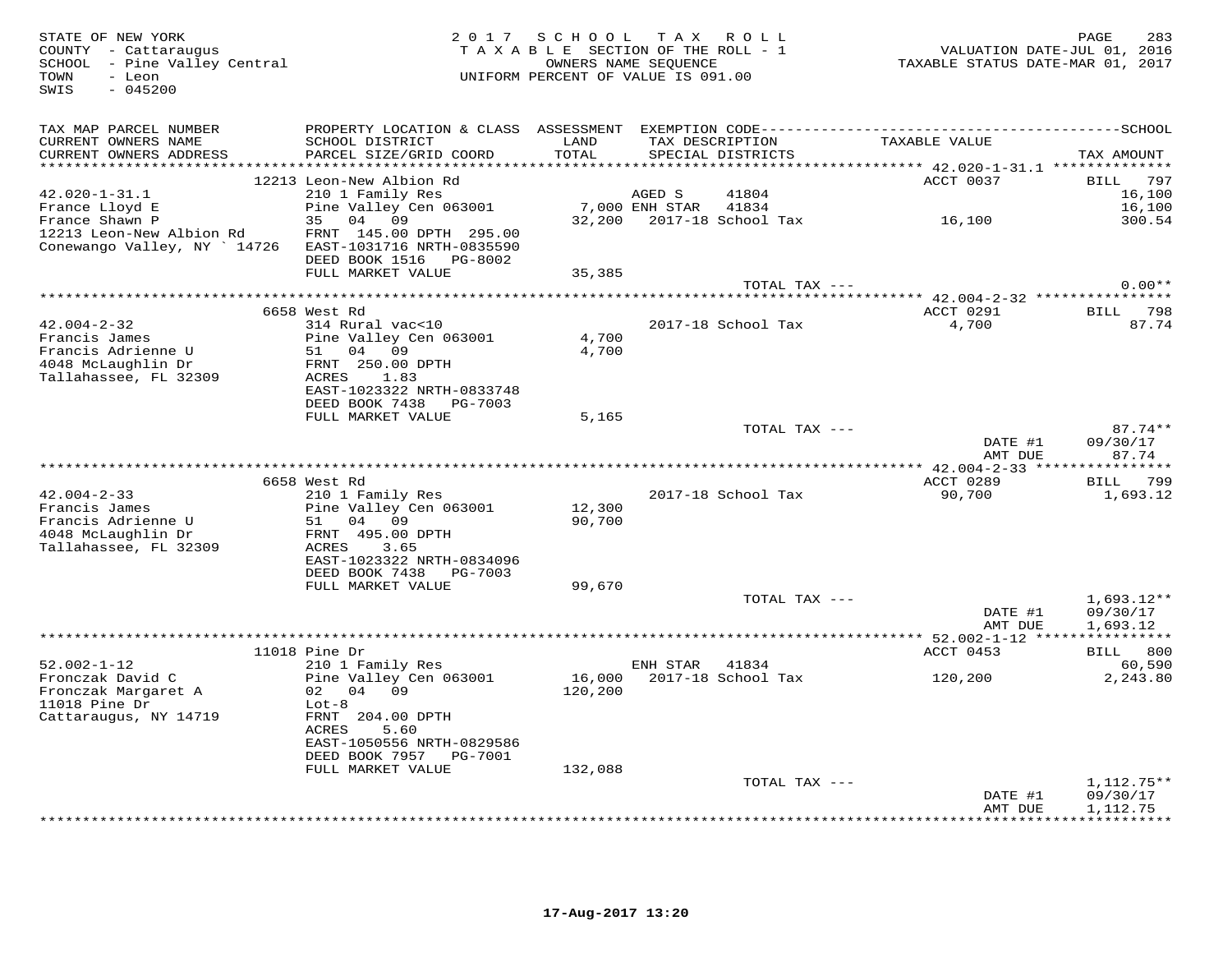STATE OF NEW YORK
COUNTY - Cattaraugus
SCHOOL - Pine Valley Central
TOWN - Leon
SWIS - 045200

2017 SCHOOL TAX ROLL
TAXABLE SECTION OF THE ROLL - 1
OWNERS NAME SEQUENCE
UNIFORM PERCENT OF VALUE IS 091.00

VALUATION DATE-JUL 01, 2016
TAXABLE STATUS DATE-MAR 01, 2017

| TAX MAP PARCEL NUMBER / CURRENT OWNERS NAME / CURRENT OWNERS ADDRESS | PROPERTY LOCATION & CLASS / SCHOOL DISTRICT / PARCEL SIZE/GRID COORD | ASSESSMENT LAND / TOTAL | EXEMPTION CODE / TAX DESCRIPTION / SPECIAL DISTRICTS | TAXABLE VALUE | TAX AMOUNT |
|---|---|---|---|---|---|
| **42.020-1-31.1** | 12213 Leon-New Albion Rd | | | ACCT 0037 | BILL 797 |
| France Lloyd E | 210 1 Family Res | | AGED S 41804 | | 16,100 |
| France Shawn P | Pine Valley Cen 063001 | 7,000 | ENH STAR 41834 | | 16,100 |
| 12213 Leon-New Albion Rd | 35 04 09 | 32,200 | 2017-18 School Tax | 16,100 | 300.54 |
| Conewango Valley, NY ` 14726 | FRNT 145.00 DPTH 295.00 | | | | |
| | EAST-1031716 NRTH-0835590 | | | | |
| | DEED BOOK 1516 PG-8002 | | | | |
| | FULL MARKET VALUE | 35,385 | | | |
| | | | TOTAL TAX --- | | 0.00** |
| **42.004-2-32** | 6658 West Rd | | | ACCT 0291 | BILL 798 |
| Francis James | 314 Rural vac<10 | | 2017-18 School Tax | 4,700 | 87.74 |
| Francis Adrienne U | Pine Valley Cen 063001 | 4,700 | | | |
| 4048 McLaughlin Dr | 51 04 09 | 4,700 | | | |
| Tallahassee, FL 32309 | FRNT 250.00 DPTH | | | | |
| | ACRES 1.83 | | | | |
| | EAST-1023322 NRTH-0833748 | | | | |
| | DEED BOOK 7438 PG-7003 | | | | |
| | FULL MARKET VALUE | 5,165 | | | |
| | | | TOTAL TAX --- | | 87.74** |
| | | | | DATE #1 | 09/30/17 |
| | | | | AMT DUE | 87.74 |
| **42.004-2-33** | 6658 West Rd | | | ACCT 0289 | BILL 799 |
| Francis James | 210 1 Family Res | | 2017-18 School Tax | 90,700 | 1,693.12 |
| Francis Adrienne U | Pine Valley Cen 063001 | 12,300 | | | |
| 4048 McLaughlin Dr | 51 04 09 | 90,700 | | | |
| Tallahassee, FL 32309 | FRNT 495.00 DPTH | | | | |
| | ACRES 3.65 | | | | |
| | EAST-1023322 NRTH-0834096 | | | | |
| | DEED BOOK 7438 PG-7003 | | | | |
| | FULL MARKET VALUE | 99,670 | | | |
| | | | TOTAL TAX --- | | 1,693.12** |
| | | | | DATE #1 | 09/30/17 |
| | | | | AMT DUE | 1,693.12 |
| **52.002-1-12** | 11018 Pine Dr | | | ACCT 0453 | BILL 800 |
| Fronczak David C | 210 1 Family Res | | ENH STAR 41834 | | 60,590 |
| Fronczak Margaret A | Pine Valley Cen 063001 | 16,000 | 2017-18 School Tax | 120,200 | 2,243.80 |
| 11018 Pine Dr | 02 04 09 | 120,200 | | | |
| Cattaraugus, NY 14719 | Lot-8 | | | | |
| | FRNT 204.00 DPTH | | | | |
| | ACRES 5.60 | | | | |
| | EAST-1050556 NRTH-0829586 | | | | |
| | DEED BOOK 7957 PG-7001 | | | | |
| | FULL MARKET VALUE | 132,088 | | | |
| | | | TOTAL TAX --- | | 1,112.75** |
| | | | | DATE #1 | 09/30/17 |
| | | | | AMT DUE | 1,112.75 |

17-Aug-2017 13:20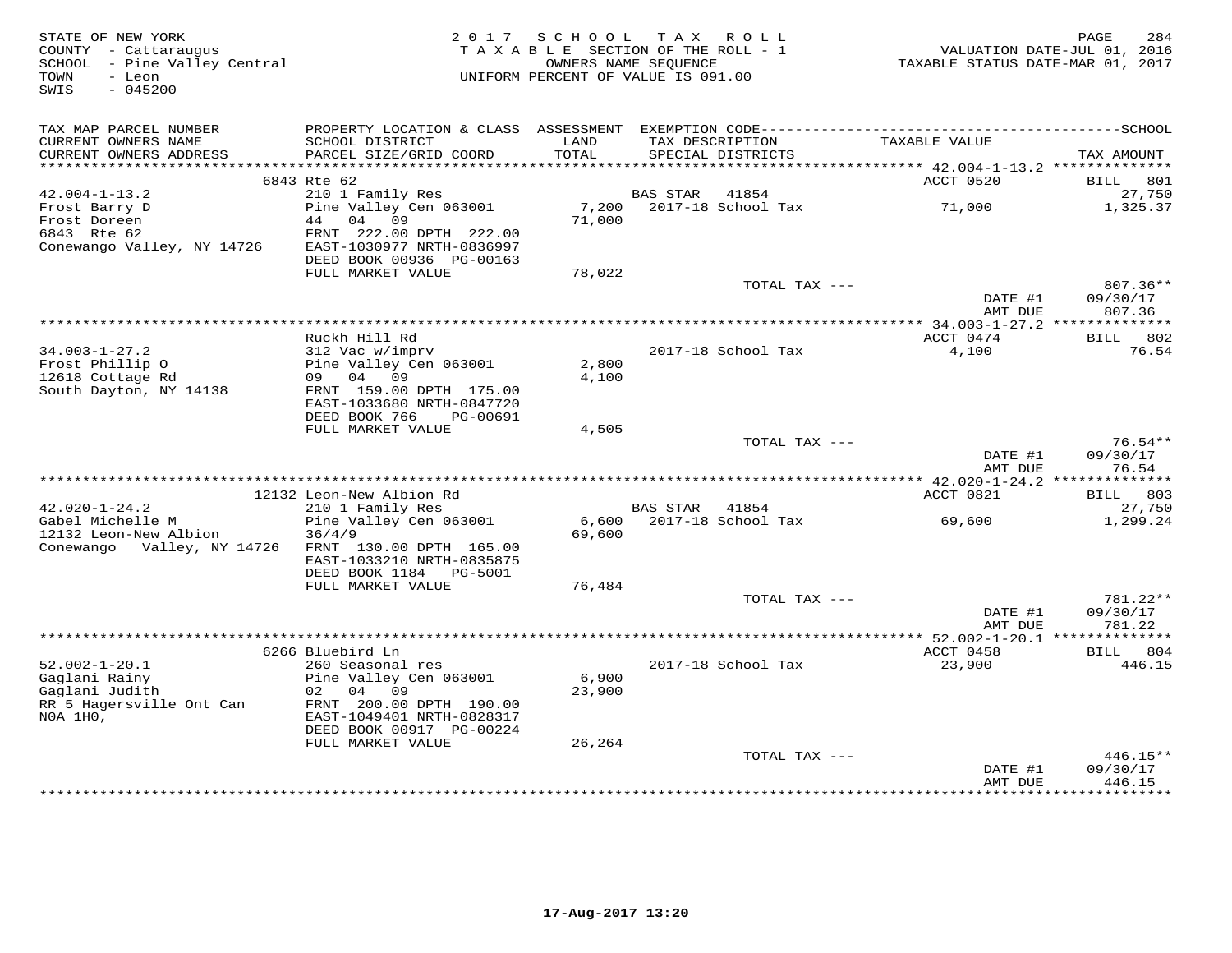STATE OF NEW YORK
COUNTY - Cattaraugus
SCHOOL - Pine Valley Central
TOWN - Leon
SWIS - 045200

2017 SCHOOL TAX ROLL
TAXABLE SECTION OF THE ROLL - 1
OWNERS NAME SEQUENCE
UNIFORM PERCENT OF VALUE IS 091.00

VALUATION DATE-JUL 01, 2016
TAXABLE STATUS DATE-MAR 01, 2017

| TAX MAP PARCEL NUMBER / CURRENT OWNERS NAME / CURRENT OWNERS ADDRESS | PROPERTY LOCATION & CLASS / SCHOOL DISTRICT / PARCEL SIZE/GRID COORD | ASSESSMENT LAND / TOTAL | EXEMPTION CODE / TAX DESCRIPTION / SPECIAL DISTRICTS | TAXABLE VALUE | TAX AMOUNT |
|---|---|---|---|---|---|
| | 6843 Rte 62 | | | ACCT 0520 | BILL 801 |
| 42.004-1-13.2 | 210 1 Family Res | | BAS STAR 41854 | | 27,750 |
| Frost Barry D | Pine Valley Cen 063001 | 7,200 | 2017-18 School Tax | 71,000 | 1,325.37 |
| Frost Doreen | 44 04 09 | 71,000 | | | |
| 6843 Rte 62 | FRNT 222.00 DPTH 222.00 | | | | |
| Conewango Valley, NY 14726 | EAST-1030977 NRTH-0836997 | | | | |
| | DEED BOOK 00936 PG-00163 | | | | |
| | FULL MARKET VALUE | 78,022 | | | |
| | | | TOTAL TAX --- | | 807.36** |
| | | | | DATE #1 | 09/30/17 |
| | | | | AMT DUE | 807.36 |
| | Ruckh Hill Rd | | | ACCT 0474 | BILL 802 |
| 34.003-1-27.2 | 312 Vac w/imprv | | 2017-18 School Tax | 4,100 | 76.54 |
| Frost Phillip O | Pine Valley Cen 063001 | 2,800 | | | |
| 12618 Cottage Rd | 09 04 09 | 4,100 | | | |
| South Dayton, NY 14138 | FRNT 159.00 DPTH 175.00 | | | | |
| | EAST-1033680 NRTH-0847720 | | | | |
| | DEED BOOK 766 PG-00691 | | | | |
| | FULL MARKET VALUE | 4,505 | | | |
| | | | TOTAL TAX --- | | 76.54** |
| | | | | DATE #1 | 09/30/17 |
| | | | | AMT DUE | 76.54 |
| | 12132 Leon-New Albion Rd | | | ACCT 0821 | BILL 803 |
| 42.020-1-24.2 | 210 1 Family Res | | BAS STAR 41854 | | 27,750 |
| Gabel Michelle M | Pine Valley Cen 063001 | 6,600 | 2017-18 School Tax | 69,600 | 1,299.24 |
| 12132 Leon-New Albion | 36/4/9 | 69,600 | | | |
| Conewango Valley, NY 14726 | FRNT 130.00 DPTH 165.00 | | | | |
| | EAST-1033210 NRTH-0835875 | | | | |
| | DEED BOOK 1184 PG-5001 | | | | |
| | FULL MARKET VALUE | 76,484 | | | |
| | | | TOTAL TAX --- | | 781.22** |
| | | | | DATE #1 | 09/30/17 |
| | | | | AMT DUE | 781.22 |
| | 6266 Bluebird Ln | | | ACCT 0458 | BILL 804 |
| 52.002-1-20.1 | 260 Seasonal res | | 2017-18 School Tax | 23,900 | 446.15 |
| Gaglani Rainy | Pine Valley Cen 063001 | 6,900 | | | |
| Gaglani Judith | 02 04 09 | 23,900 | | | |
| RR 5 Hagersville Ont Can | FRNT 200.00 DPTH 190.00 | | | | |
| N0A 1H0, | EAST-1049401 NRTH-0828317 | | | | |
| | DEED BOOK 00917 PG-00224 | | | | |
| | FULL MARKET VALUE | 26,264 | | | |
| | | | TOTAL TAX --- | | 446.15** |
| | | | | DATE #1 | 09/30/17 |
| | | | | AMT DUE | 446.15 |

17-Aug-2017 13:20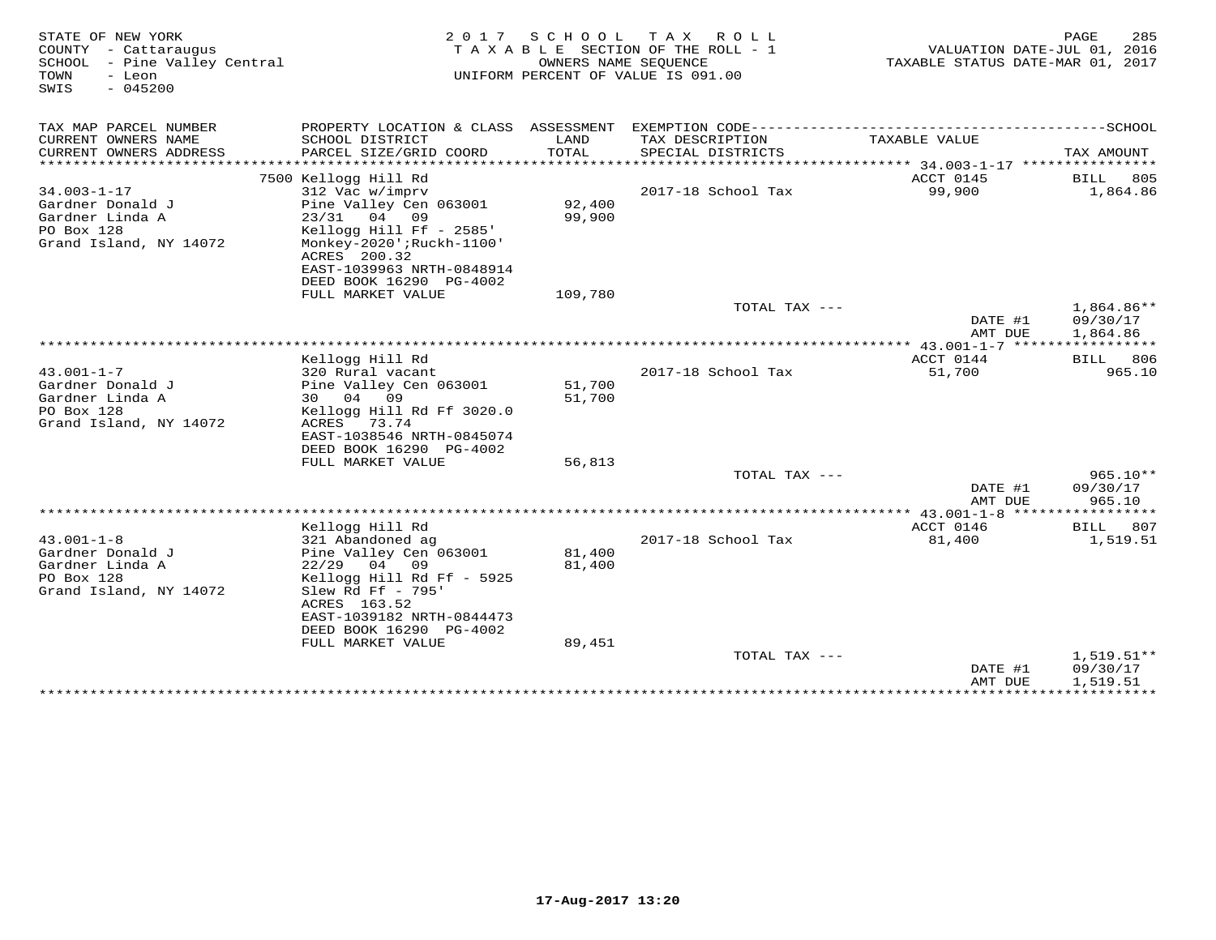STATE OF NEW YORK
COUNTY - Cattaraugus
SCHOOL - Pine Valley Central
TOWN - Leon
SWIS - 045200

2017 SCHOOL TAX ROLL
TAXABLE SECTION OF THE ROLL - 1
OWNERS NAME SEQUENCE
UNIFORM PERCENT OF VALUE IS 091.00

VALUATION DATE-JUL 01, 2016
TAXABLE STATUS DATE-MAR 01, 2017

| TAX MAP PARCEL NUMBER / CURRENT OWNERS NAME / CURRENT OWNERS ADDRESS | PROPERTY LOCATION & CLASS / SCHOOL DISTRICT / PARCEL SIZE/GRID COORD | ASSESSMENT LAND / TOTAL | EXEMPTION CODE / TAX DESCRIPTION / SPECIAL DISTRICTS | TAXABLE VALUE | SCHOOL TAX AMOUNT |
|---|---|---|---|---|---|
| | 7500 Kellogg Hill Rd | | | ACCT 0145 | BILL 805 |
| 34.003-1-17 | 312 Vac w/imprv | | 2017-18 School Tax | 99,900 | 1,864.86 |
| Gardner Donald J | Pine Valley Cen 063001 | 92,400 | | | |
| Gardner Linda A | 23/31 04 09 | 99,900 | | | |
| PO Box 128 | Kellogg Hill Ff - 2585' | | | | |
| Grand Island, NY 14072 | Monkey-2020';Ruckh-1100' | | | | |
| | ACRES 200.32 | | | | |
| | EAST-1039963 NRTH-0848914 | | | | |
| | DEED BOOK 16290 PG-4002 | | | | |
| | FULL MARKET VALUE | 109,780 | | | |
| | | | TOTAL TAX --- | | 1,864.86** |
| | | | | DATE #1 | 09/30/17 |
| | | | | AMT DUE | 1,864.86 |
| | Kellogg Hill Rd | | | ACCT 0144 | BILL 806 |
| 43.001-1-7 | 320 Rural vacant | | 2017-18 School Tax | 51,700 | 965.10 |
| Gardner Donald J | Pine Valley Cen 063001 | 51,700 | | | |
| Gardner Linda A | 30 04 09 | 51,700 | | | |
| PO Box 128 | Kellogg Hill Rd Ff 3020.0 | | | | |
| Grand Island, NY 14072 | ACRES 73.74 | | | | |
| | EAST-1038546 NRTH-0845074 | | | | |
| | DEED BOOK 16290 PG-4002 | | | | |
| | FULL MARKET VALUE | 56,813 | | | |
| | | | TOTAL TAX --- | | 965.10** |
| | | | | DATE #1 | 09/30/17 |
| | | | | AMT DUE | 965.10 |
| | Kellogg Hill Rd | | | ACCT 0146 | BILL 807 |
| 43.001-1-8 | 321 Abandoned ag | | 2017-18 School Tax | 81,400 | 1,519.51 |
| Gardner Donald J | Pine Valley Cen 063001 | 81,400 | | | |
| Gardner Linda A | 22/29 04 09 | 81,400 | | | |
| PO Box 128 | Kellogg Hill Rd Ff - 5925 | | | | |
| Grand Island, NY 14072 | Slew Rd Ff - 795' | | | | |
| | ACRES 163.52 | | | | |
| | EAST-1039182 NRTH-0844473 | | | | |
| | DEED BOOK 16290 PG-4002 | | | | |
| | FULL MARKET VALUE | 89,451 | | | |
| | | | TOTAL TAX --- | | 1,519.51** |
| | | | | DATE #1 | 09/30/17 |
| | | | | AMT DUE | 1,519.51 |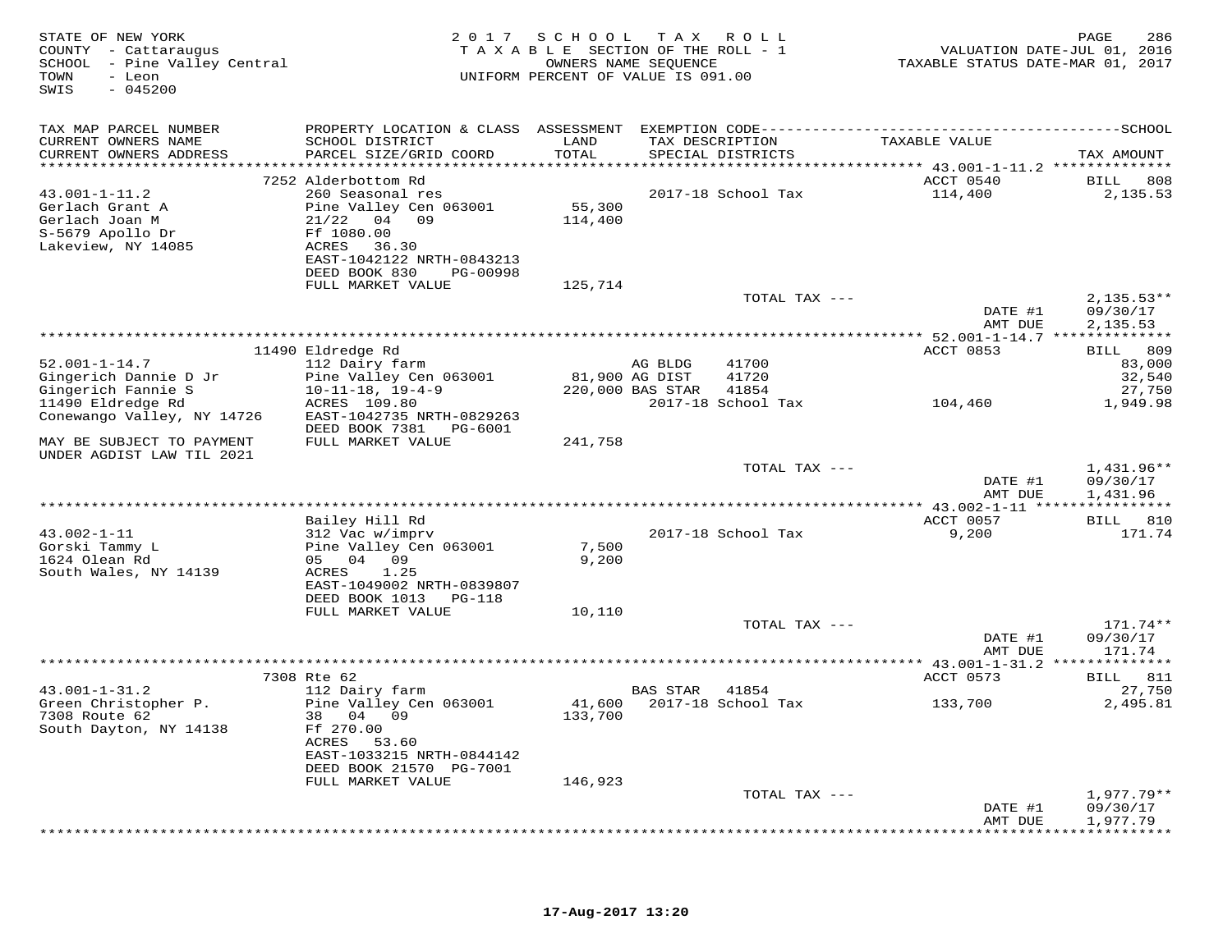STATE OF NEW YORK
COUNTY - Cattaraugus
SCHOOL - Pine Valley Central
TOWN - Leon
SWIS - 045200

2017 SCHOOL TAX ROLL
TAXABLE SECTION OF THE ROLL - 1
OWNERS NAME SEQUENCE
UNIFORM PERCENT OF VALUE IS 091.00

VALUATION DATE-JUL 01, 2016
TAXABLE STATUS DATE-MAR 01, 2017

| TAX MAP PARCEL NUMBER / CURRENT OWNERS NAME / CURRENT OWNERS ADDRESS | PROPERTY LOCATION & CLASS / SCHOOL DISTRICT / PARCEL SIZE/GRID COORD | ASSESSMENT LAND / TOTAL | EXEMPTION CODE / TAX DESCRIPTION / SPECIAL DISTRICTS | TAXABLE VALUE | TAX AMOUNT |
|---|---|---|---|---|---|
| | 7252 Alderbottom Rd | | | ACCT 0540 | BILL 808 |
| 43.001-1-11.2 | 260 Seasonal res | | 2017-18 School Tax | 114,400 | 2,135.53 |
| Gerlach Grant A | Pine Valley Cen 063001 | 55,300 | | | |
| Gerlach Joan M | 21/22 04 09 | 114,400 | | | |
| S-5679 Apollo Dr | Ff 1080.00 | | | | |
| Lakeview, NY 14085 | ACRES 36.30 | | | | |
| | EAST-1042122 NRTH-0843213 | | | | |
| | DEED BOOK 830 PG-00998 | | | | |
| | FULL MARKET VALUE | 125,714 | | | |
| | | | TOTAL TAX --- | | 2,135.53** |
| | | | | DATE #1 | 09/30/17 |
| | | | | AMT DUE | 2,135.53 |
| | 11490 Eldredge Rd | | | ACCT 0853 | BILL 809 |
| 52.001-1-14.7 | 112 Dairy farm | | AG BLDG 41700 | | 83,000 |
| Gingerich Dannie D Jr | Pine Valley Cen 063001 | 81,900 | AG DIST 41720 | | 32,540 |
| Gingerich Fannie S | 10-11-18, 19-4-9 | 220,000 | BAS STAR 41854 | | 27,750 |
| 11490 Eldredge Rd | ACRES 109.80 | | 2017-18 School Tax | 104,460 | 1,949.98 |
| Conewango Valley, NY 14726 | EAST-1042735 NRTH-0829263 | | | | |
| | DEED BOOK 7381 PG-6001 | | | | |
| MAY BE SUBJECT TO PAYMENT UNDER AGDIST LAW TIL 2021 | FULL MARKET VALUE | 241,758 | | | |
| | | | TOTAL TAX --- | | 1,431.96** |
| | | | | DATE #1 | 09/30/17 |
| | | | | AMT DUE | 1,431.96 |
| | Bailey Hill Rd | | | ACCT 0057 | BILL 810 |
| 43.002-1-11 | 312 Vac w/imprv | | 2017-18 School Tax | 9,200 | 171.74 |
| Gorski Tammy L | Pine Valley Cen 063001 | 7,500 | | | |
| 1624 Olean Rd | 05 04 09 | 9,200 | | | |
| South Wales, NY 14139 | ACRES 1.25 | | | | |
| | EAST-1049002 NRTH-0839807 | | | | |
| | DEED BOOK 1013 PG-118 | | | | |
| | FULL MARKET VALUE | 10,110 | | | |
| | | | TOTAL TAX --- | | 171.74** |
| | | | | DATE #1 | 09/30/17 |
| | | | | AMT DUE | 171.74 |
| | 7308 Rte 62 | | | ACCT 0573 | BILL 811 |
| 43.001-1-31.2 | 112 Dairy farm | | BAS STAR 41854 | | 27,750 |
| Green Christopher P. | Pine Valley Cen 063001 | 41,600 | 2017-18 School Tax | 133,700 | 2,495.81 |
| 7308 Route 62 | 38 04 09 | 133,700 | | | |
| South Dayton, NY 14138 | Ff 270.00 | | | | |
| | ACRES 53.60 | | | | |
| | EAST-1033215 NRTH-0844142 | | | | |
| | DEED BOOK 21570 PG-7001 | | | | |
| | FULL MARKET VALUE | 146,923 | | | |
| | | | TOTAL TAX --- | | 1,977.79** |
| | | | | DATE #1 | 09/30/17 |
| | | | | AMT DUE | 1,977.79 |

17-Aug-2017 13:20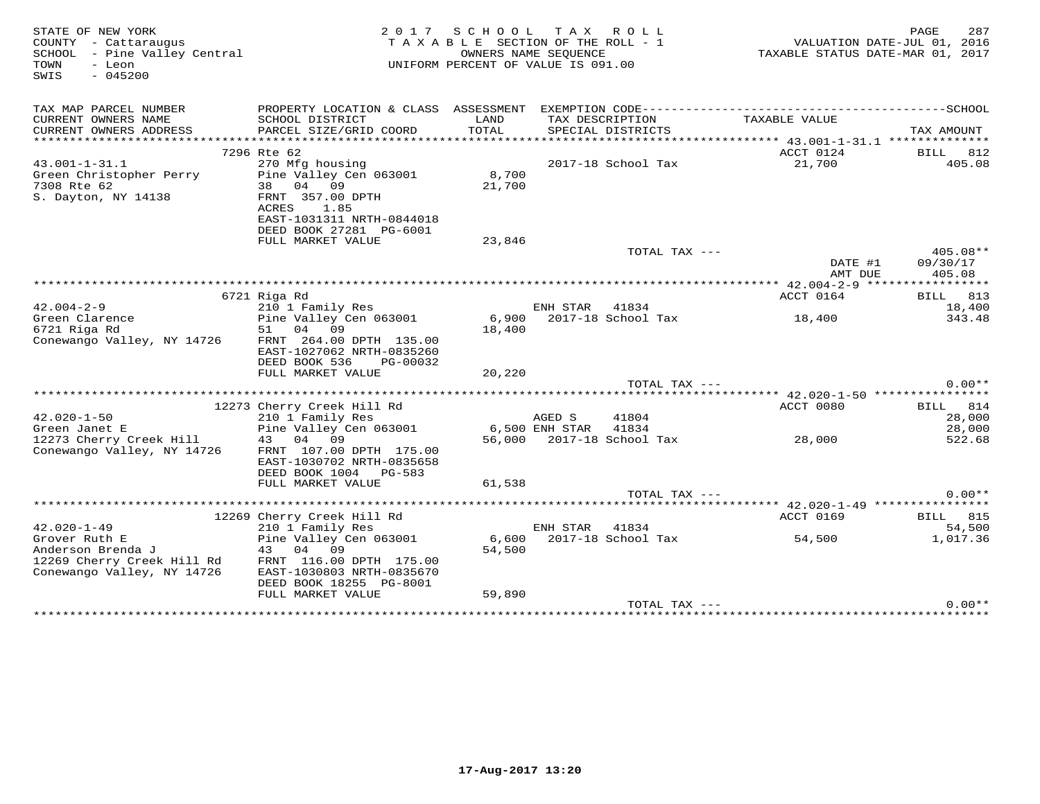STATE OF NEW YORK
COUNTY - Cattaraugus
SCHOOL - Pine Valley Central
TOWN - Leon
SWIS - 045200

2 0 1 7 S C H O O L T A X R O L L
T A X A B L E SECTION OF THE ROLL - 1
OWNERS NAME SEQUENCE
UNIFORM PERCENT OF VALUE IS 091.00

VALUATION DATE-JUL 01, 2016
TAXABLE STATUS DATE-MAR 01, 2017

| TAX MAP PARCEL NUMBER / CURRENT OWNERS NAME / CURRENT OWNERS ADDRESS | PROPERTY LOCATION & CLASS / SCHOOL DISTRICT / PARCEL SIZE/GRID COORD | ASSESSMENT LAND / TOTAL | EXEMPTION CODE / TAX DESCRIPTION / SPECIAL DISTRICTS | TAXABLE VALUE | TAX AMOUNT |
|---|---|---|---|---|---|
| | 7296 Rte 62 | | | ACCT 0124 | BILL 812 |
| 43.001-1-31.1 | 270 Mfg housing | | 2017-18 School Tax | 21,700 | 405.08 |
| Green Christopher Perry | Pine Valley Cen 063001 | 8,700 | | | |
| 7308 Rte 62 | 38 04 09 | 21,700 | | | |
| S. Dayton, NY 14138 | FRNT 357.00 DPTH | | | | |
| | ACRES 1.85 | | | | |
| | EAST-1031311 NRTH-0844018 | | | | |
| | DEED BOOK 27281 PG-6001 | | | | |
| | FULL MARKET VALUE | 23,846 | | | |
| | | | TOTAL TAX --- | | 405.08** |
| | | | | DATE #1 | 09/30/17 |
| | | | | AMT DUE | 405.08 |
| | 6721 Riga Rd | | | ACCT 0164 | BILL 813 |
| 42.004-2-9 | 210 1 Family Res | | ENH STAR 41834 | | 18,400 |
| Green Clarence | Pine Valley Cen 063001 | 6,900 | 2017-18 School Tax | 18,400 | 343.48 |
| 6721 Riga Rd | 51 04 09 | 18,400 | | | |
| Conewango Valley, NY 14726 | FRNT 264.00 DPTH 135.00 | | | | |
| | EAST-1027062 NRTH-0835260 | | | | |
| | DEED BOOK 536 PG-00032 | | | | |
| | FULL MARKET VALUE | 20,220 | | | |
| | | | TOTAL TAX --- | | 0.00** |
| | 12273 Cherry Creek Hill Rd | | | ACCT 0080 | BILL 814 |
| 42.020-1-50 | 210 1 Family Res | | AGED S 41804 | | 28,000 |
| Green Janet E | Pine Valley Cen 063001 | 6,500 | ENH STAR 41834 | | 28,000 |
| 12273 Cherry Creek Hill | 43 04 09 | 56,000 | 2017-18 School Tax | 28,000 | 522.68 |
| Conewango Valley, NY 14726 | FRNT 107.00 DPTH 175.00 | | | | |
| | EAST-1030702 NRTH-0835658 | | | | |
| | DEED BOOK 1004 PG-583 | | | | |
| | FULL MARKET VALUE | 61,538 | | | |
| | | | TOTAL TAX --- | | 0.00** |
| | 12269 Cherry Creek Hill Rd | | | ACCT 0169 | BILL 815 |
| 42.020-1-49 | 210 1 Family Res | | ENH STAR 41834 | | 54,500 |
| Grover Ruth E | Pine Valley Cen 063001 | 6,600 | 2017-18 School Tax | 54,500 | 1,017.36 |
| Anderson Brenda J | 43 04 09 | 54,500 | | | |
| 12269 Cherry Creek Hill Rd | FRNT 116.00 DPTH 175.00 | | | | |
| Conewango Valley, NY 14726 | EAST-1030803 NRTH-0835670 | | | | |
| | DEED BOOK 18255 PG-8001 | | | | |
| | FULL MARKET VALUE | 59,890 | | | |
| | | | TOTAL TAX --- | | 0.00** |

17-Aug-2017 13:20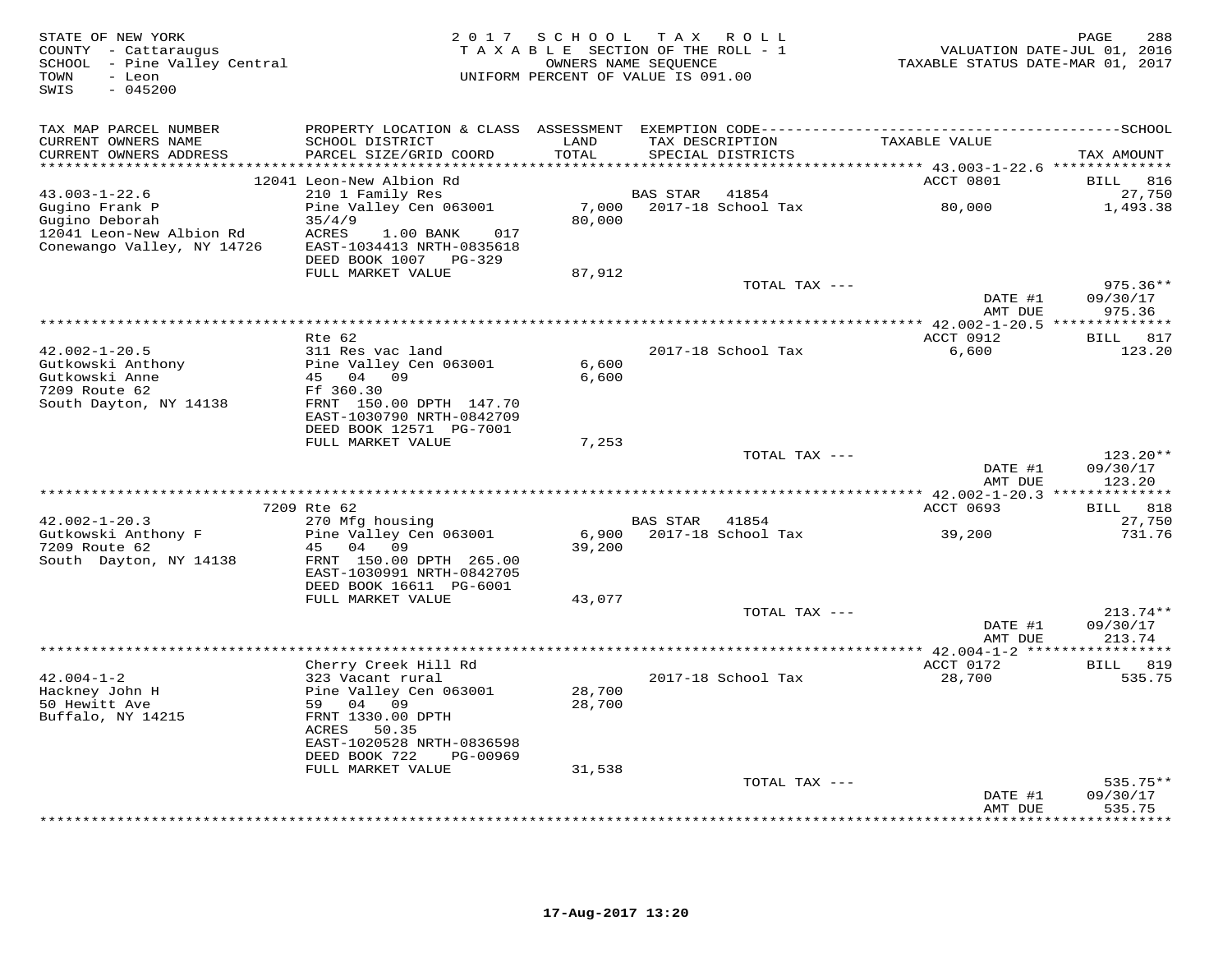STATE OF NEW YORK
COUNTY - Cattaraugus
SCHOOL - Pine Valley Central
TOWN - Leon
SWIS - 045200

2017 SCHOOL TAX ROLL
TAXABLE SECTION OF THE ROLL - 1
OWNERS NAME SEQUENCE
UNIFORM PERCENT OF VALUE IS 091.00

VALUATION DATE-JUL 01, 2016
TAXABLE STATUS DATE-MAR 01, 2017

| TAX MAP PARCEL NUMBER / CURRENT OWNERS NAME / CURRENT OWNERS ADDRESS | PROPERTY LOCATION & CLASS / SCHOOL DISTRICT / PARCEL SIZE/GRID COORD | ASSESSMENT LAND / TOTAL | EXEMPTION CODE / TAX DESCRIPTION / SPECIAL DISTRICTS | TAXABLE VALUE | TAX AMOUNT |
|---|---|---|---|---|---|
| | 12041 Leon-New Albion Rd | | | ACCT 0801 | BILL 816 |
| 43.003-1-22.6 | 210 1 Family Res | | BAS STAR 41854 | | 27,750 |
| Gugino Frank P | Pine Valley Cen 063001 | 7,000 | 2017-18 School Tax | 80,000 | 1,493.38 |
| Gugino Deborah | 35/4/9 | 80,000 | | | |
| 12041 Leon-New Albion Rd | ACRES 1.00 BANK 017 | | | | |
| Conewango Valley, NY 14726 | EAST-1034413 NRTH-0835618 | | | | |
| | DEED BOOK 1007 PG-329 | | | | |
| | FULL MARKET VALUE | 87,912 | | | |
| | | | TOTAL TAX --- | | 975.36** |
| | | | | DATE #1 | 09/30/17 |
| | | | | AMT DUE | 975.36 |
| | Rte 62 | | | ACCT 0912 | BILL 817 |
| 42.002-1-20.5 | 311 Res vac land | | 2017-18 School Tax | 6,600 | 123.20 |
| Gutkowski Anthony | Pine Valley Cen 063001 | 6,600 | | | |
| Gutkowski Anne | 45 04 09 | 6,600 | | | |
| 7209 Route 62 | Ff 360.30 | | | | |
| South Dayton, NY 14138 | FRNT 150.00 DPTH 147.70 | | | | |
| | EAST-1030790 NRTH-0842709 | | | | |
| | DEED BOOK 12571 PG-7001 | | | | |
| | FULL MARKET VALUE | 7,253 | | | |
| | | | TOTAL TAX --- | | 123.20** |
| | | | | DATE #1 | 09/30/17 |
| | | | | AMT DUE | 123.20 |
| | 7209 Rte 62 | | | ACCT 0693 | BILL 818 |
| 42.002-1-20.3 | 270 Mfg housing | | BAS STAR 41854 | | 27,750 |
| Gutkowski Anthony F | Pine Valley Cen 063001 | 6,900 | 2017-18 School Tax | 39,200 | 731.76 |
| 7209 Route 62 | 45 04 09 | 39,200 | | | |
| South Dayton, NY 14138 | FRNT 150.00 DPTH 265.00 | | | | |
| | EAST-1030991 NRTH-0842705 | | | | |
| | DEED BOOK 16611 PG-6001 | | | | |
| | FULL MARKET VALUE | 43,077 | | | |
| | | | TOTAL TAX --- | | 213.74** |
| | | | | DATE #1 | 09/30/17 |
| | | | | AMT DUE | 213.74 |
| | Cherry Creek Hill Rd | | | ACCT 0172 | BILL 819 |
| 42.004-1-2 | 323 Vacant rural | | 2017-18 School Tax | 28,700 | 535.75 |
| Hackney John H | Pine Valley Cen 063001 | 28,700 | | | |
| 50 Hewitt Ave | 59 04 09 | 28,700 | | | |
| Buffalo, NY 14215 | FRNT 1330.00 DPTH | | | | |
| | ACRES 50.35 | | | | |
| | EAST-1020528 NRTH-0836598 | | | | |
| | DEED BOOK 722 PG-00969 | | | | |
| | FULL MARKET VALUE | 31,538 | | | |
| | | | TOTAL TAX --- | | 535.75** |
| | | | | DATE #1 | 09/30/17 |
| | | | | AMT DUE | 535.75 |

17-Aug-2017 13:20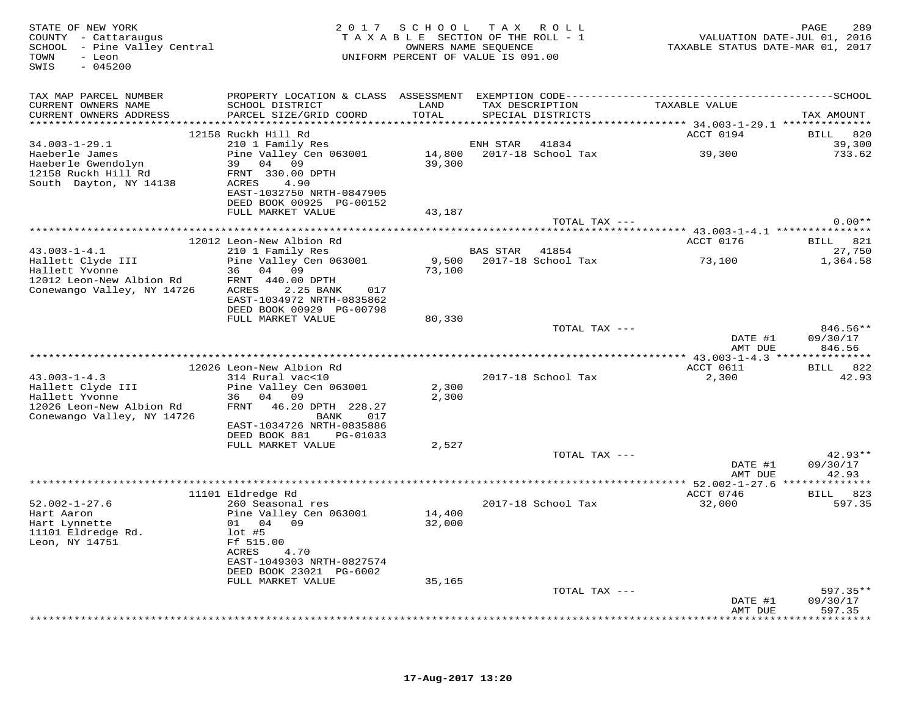STATE OF NEW YORK
COUNTY - Cattaraugus
SCHOOL - Pine Valley Central
TOWN - Leon
SWIS - 045200

2017 SCHOOL TAX ROLL
TAXABLE SECTION OF THE ROLL - 1
OWNERS NAME SEQUENCE
UNIFORM PERCENT OF VALUE IS 091.00

VALUATION DATE-JUL 01, 2016
TAXABLE STATUS DATE-MAR 01, 2017

| TAX MAP PARCEL NUMBER / CURRENT OWNERS NAME / CURRENT OWNERS ADDRESS | PROPERTY LOCATION & CLASS / SCHOOL DISTRICT / PARCEL SIZE/GRID COORD | ASSESSMENT LAND / TOTAL | EXEMPTION CODE / TAX DESCRIPTION / SPECIAL DISTRICTS | TAXABLE VALUE | SCHOOL TAX AMOUNT |
|---|---|---|---|---|---|
| 34.003-1-29.1 | 12158 Ruckh Hill Rd | | | ACCT 0194 | BILL 820 |
| Haeberle James | 210 1 Family Res | | ENH STAR 41834 | | 39,300 |
| Haeberle Gwendolyn | Pine Valley Cen 063001 | 14,800 | 2017-18 School Tax | 39,300 | 733.62 |
| 12158 Ruckh Hill Rd | 39 04 09 | 39,300 | | | |
| South Dayton, NY 14138 | FRNT 330.00 DPTH | | | | |
| | ACRES 4.90 | | | | |
| | EAST-1032750 NRTH-0847905 | | | | |
| | DEED BOOK 00925 PG-00152 | | | | |
| | FULL MARKET VALUE | 43,187 | | | |
| | | | TOTAL TAX --- | | 0.00** |
| 43.003-1-4.1 | 12012 Leon-New Albion Rd | | | ACCT 0176 | BILL 821 |
| Hallett Clyde III | 210 1 Family Res | | BAS STAR 41854 | | 27,750 |
| Hallett Yvonne | Pine Valley Cen 063001 | 9,500 | 2017-18 School Tax | 73,100 | 1,364.58 |
| 12012 Leon-New Albion Rd | 36 04 09 | 73,100 | | | |
| Conewango Valley, NY 14726 | FRNT 440.00 DPTH | | | | |
| | ACRES 2.25 BANK 017 | | | | |
| | EAST-1034972 NRTH-0835862 | | | | |
| | DEED BOOK 00929 PG-00798 | | | | |
| | FULL MARKET VALUE | 80,330 | | | |
| | | | TOTAL TAX --- | | 846.56** |
| | | | | DATE #1 | 09/30/17 |
| | | | | AMT DUE | 846.56 |
| 43.003-1-4.3 | 12026 Leon-New Albion Rd | | | ACCT 0611 | BILL 822 |
| Hallett Clyde III | 314 Rural vac<10 | | 2017-18 School Tax | 2,300 | 42.93 |
| Hallett Yvonne | Pine Valley Cen 063001 | 2,300 | | | |
| 12026 Leon-New Albion Rd | 36 04 09 | 2,300 | | | |
| Conewango Valley, NY 14726 | FRNT 46.20 DPTH 228.27 | | | | |
| | BANK 017 | | | | |
| | EAST-1034726 NRTH-0835886 | | | | |
| | DEED BOOK 881 PG-01033 | | | | |
| | FULL MARKET VALUE | 2,527 | | | |
| | | | TOTAL TAX --- | | 42.93** |
| | | | | DATE #1 | 09/30/17 |
| | | | | AMT DUE | 42.93 |
| 52.002-1-27.6 | 11101 Eldredge Rd | | | ACCT 0746 | BILL 823 |
| Hart Aaron | 260 Seasonal res | | 2017-18 School Tax | 32,000 | 597.35 |
| Hart Lynnette | Pine Valley Cen 063001 | 14,400 | | | |
| 11101 Eldredge Rd. | 01 04 09 | 32,000 | | | |
| Leon, NY 14751 | lot #5 | | | | |
| | Ff 515.00 | | | | |
| | ACRES 4.70 | | | | |
| | EAST-1049303 NRTH-0827574 | | | | |
| | DEED BOOK 23021 PG-6002 | | | | |
| | FULL MARKET VALUE | 35,165 | | | |
| | | | TOTAL TAX --- | | 597.35** |
| | | | | DATE #1 | 09/30/17 |
| | | | | AMT DUE | 597.35 |

17-Aug-2017 13:20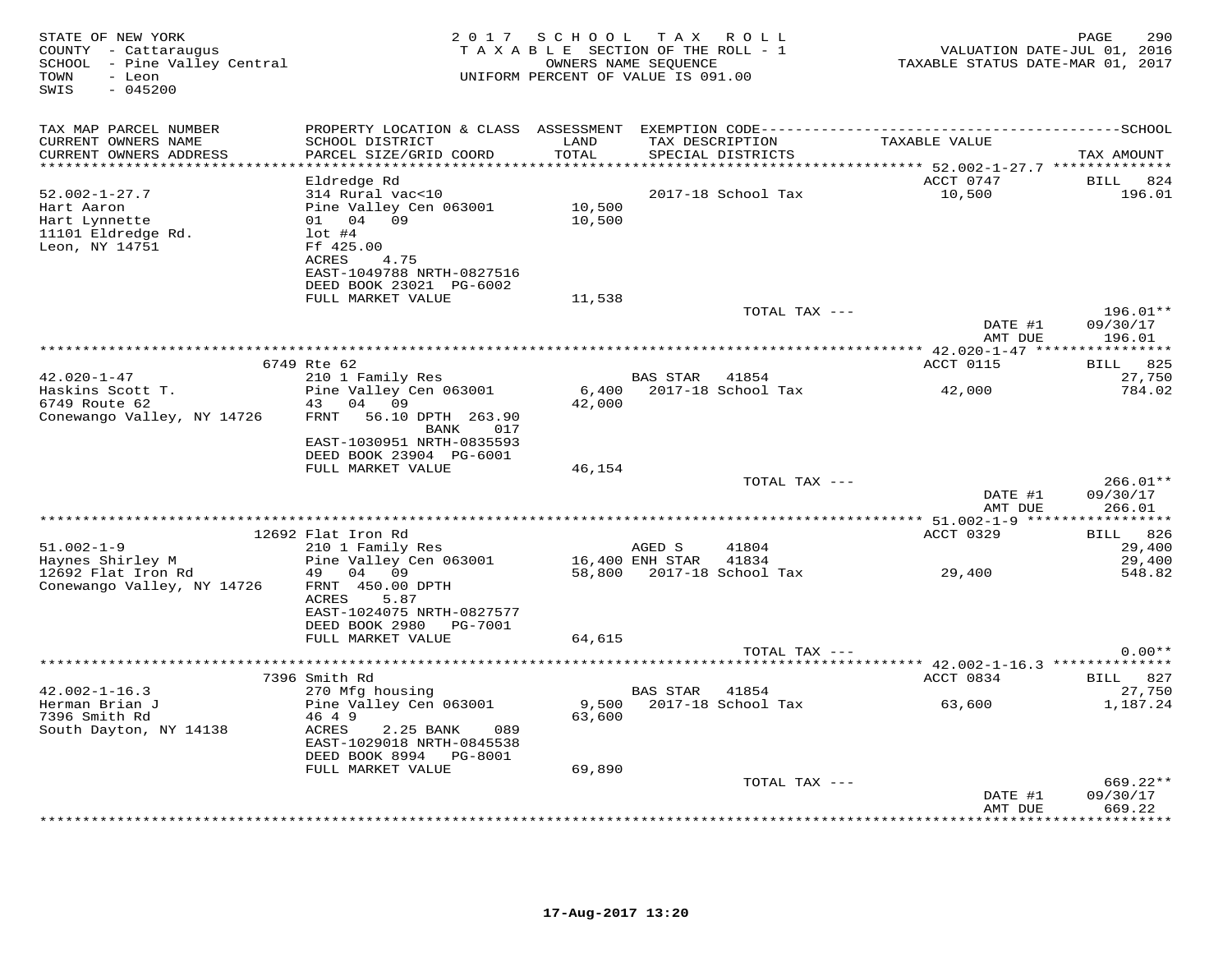STATE OF NEW YORK
COUNTY - Cattaraugus
SCHOOL - Pine Valley Central
TOWN - Leon
SWIS - 045200

2017 SCHOOL TAX ROLL
TAXABLE SECTION OF THE ROLL - 1
OWNERS NAME SEQUENCE
UNIFORM PERCENT OF VALUE IS 091.00

PAGE 290
VALUATION DATE-JUL 01, 2016
TAXABLE STATUS DATE-MAR 01, 2017

| TAX MAP PARCEL NUMBER / CURRENT OWNERS NAME / CURRENT OWNERS ADDRESS | PROPERTY LOCATION & CLASS / SCHOOL DISTRICT / PARCEL SIZE/GRID COORD | ASSESSMENT LAND / TOTAL | EXEMPTION CODE / TAX DESCRIPTION / SPECIAL DISTRICTS | TAXABLE VALUE | SCHOOL / TAX AMOUNT |
|---|---|---|---|---|---|
| 52.002-1-27.7 | Eldredge Rd | | | ACCT 0747 | BILL 824 |
| 52.002-1-27.7 | 314 Rural vac<10 | | 2017-18 School Tax | 10,500 | 196.01 |
| Hart Aaron | Pine Valley Cen 063001 | 10,500 | | | |
| Hart Lynnette | 01 04 09 | 10,500 | | | |
| 11101 Eldredge Rd. | lot #4 | | | | |
| Leon, NY 14751 | Ff 425.00 | | | | |
| | ACRES 4.75 | | | | |
| | EAST-1049788 NRTH-0827516 | | | | |
| | DEED BOOK 23021 PG-6002 | | | | |
| | FULL MARKET VALUE | 11,538 | | | |
| | | | TOTAL TAX --- | | 196.01** |
| | | | | DATE #1 | 09/30/17 |
| | | | | AMT DUE | 196.01 |
| 42.020-1-47 | 6749 Rte 62 | | | ACCT 0115 | BILL 825 |
| 42.020-1-47 | 210 1 Family Res | | BAS STAR 41854 | | 27,750 |
| Haskins Scott T. | Pine Valley Cen 063001 | 6,400 | 2017-18 School Tax | 42,000 | 784.02 |
| 6749 Route 62 | 43 04 09 | 42,000 | | | |
| Conewango Valley, NY 14726 | FRNT 56.10 DPTH 263.90 | | | | |
| | BANK 017 | | | | |
| | EAST-1030951 NRTH-0835593 | | | | |
| | DEED BOOK 23904 PG-6001 | | | | |
| | FULL MARKET VALUE | 46,154 | | | |
| | | | TOTAL TAX --- | | 266.01** |
| | | | | DATE #1 | 09/30/17 |
| | | | | AMT DUE | 266.01 |
| 51.002-1-9 | 12692 Flat Iron Rd | | | ACCT 0329 | BILL 826 |
| 51.002-1-9 | 210 1 Family Res | | AGED S 41804 | | 29,400 |
| Haynes Shirley M | Pine Valley Cen 063001 | 16,400 | ENH STAR 41834 | | 29,400 |
| 12692 Flat Iron Rd | 49 04 09 | 58,800 | 2017-18 School Tax | 29,400 | 548.82 |
| Conewango Valley, NY 14726 | FRNT 450.00 DPTH | | | | |
| | ACRES 5.87 | | | | |
| | EAST-1024075 NRTH-0827577 | | | | |
| | DEED BOOK 2980 PG-7001 | | | | |
| | FULL MARKET VALUE | 64,615 | | | |
| | | | TOTAL TAX --- | | 0.00** |
| 42.002-1-16.3 | 7396 Smith Rd | | | ACCT 0834 | BILL 827 |
| 42.002-1-16.3 | 270 Mfg housing | | BAS STAR 41854 | | 27,750 |
| Herman Brian J | Pine Valley Cen 063001 | 9,500 | 2017-18 School Tax | 63,600 | 1,187.24 |
| 7396 Smith Rd | 46 4 9 | 63,600 | | | |
| South Dayton, NY 14138 | ACRES 2.25 BANK 089 | | | | |
| | EAST-1029018 NRTH-0845538 | | | | |
| | DEED BOOK 8994 PG-8001 | | | | |
| | FULL MARKET VALUE | 69,890 | | | |
| | | | TOTAL TAX --- | | 669.22** |
| | | | | DATE #1 | 09/30/17 |
| | | | | AMT DUE | 669.22 |

17-Aug-2017 13:20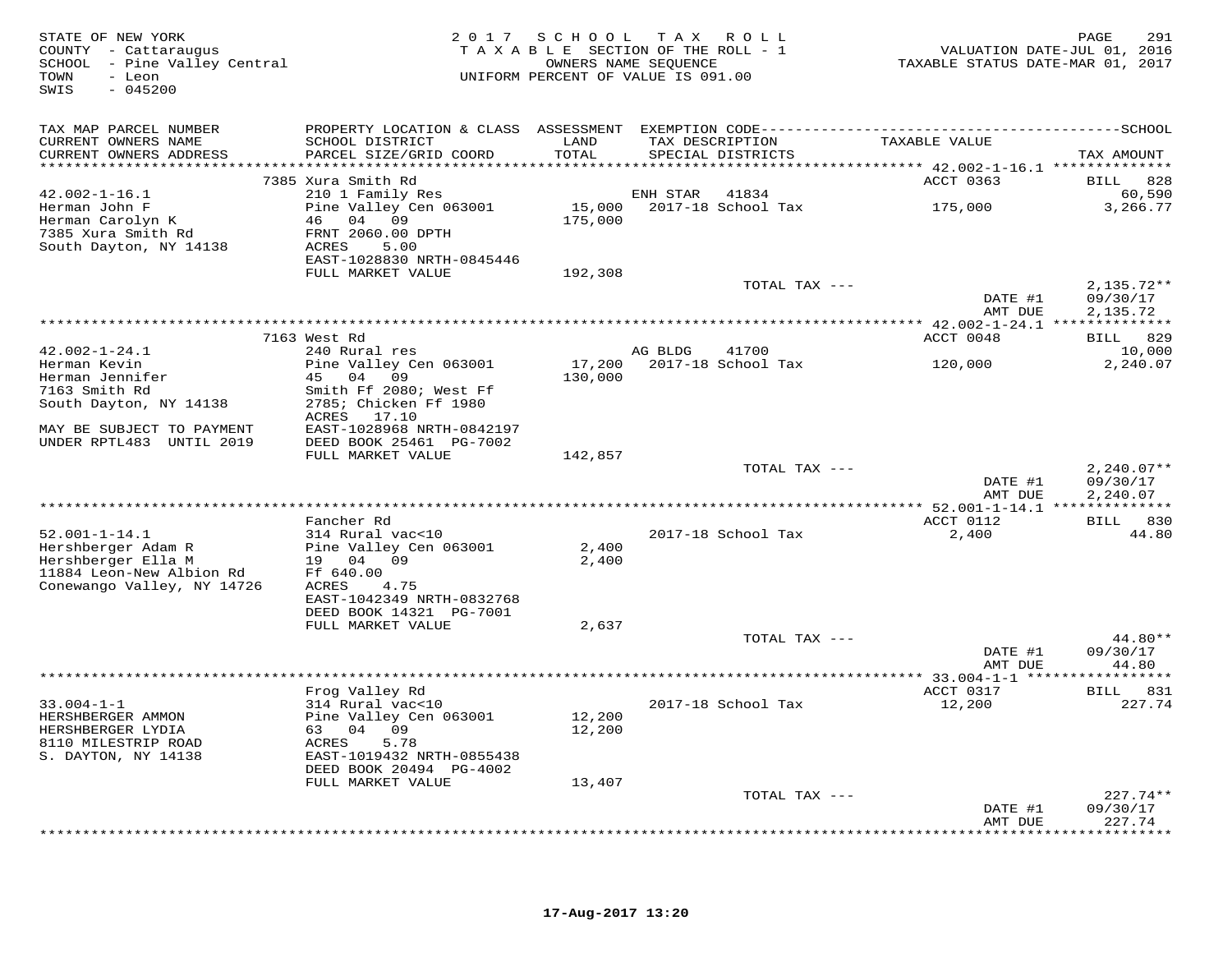STATE OF NEW YORK
COUNTY - Cattaraugus
SCHOOL - Pine Valley Central
TOWN - Leon
SWIS - 045200

2017 SCHOOL TAX ROLL
TAXABLE SECTION OF THE ROLL - 1
OWNERS NAME SEQUENCE
UNIFORM PERCENT OF VALUE IS 091.00

VALUATION DATE-JUL 01, 2016
TAXABLE STATUS DATE-MAR 01, 2017

| TAX MAP PARCEL NUMBER / CURRENT OWNERS NAME / CURRENT OWNERS ADDRESS | PROPERTY LOCATION & CLASS / SCHOOL DISTRICT / PARCEL SIZE/GRID COORD | ASSESSMENT LAND / TOTAL | EXEMPTION CODE / TAX DESCRIPTION / SPECIAL DISTRICTS | TAXABLE VALUE | SCHOOL TAX AMOUNT |
|---|---|---|---|---|---|
| 42.002-1-16.1 | 7385 Xura Smith Rd | | | ACCT 0363 | BILL 828 |
| Herman John F | 210 1 Family Res | | ENH STAR 41834 | | 60,590 |
| Herman Carolyn K | Pine Valley Cen 063001 | 15,000 | 2017-18 School Tax | 175,000 | 3,266.77 |
| 7385 Xura Smith Rd | 46 04 09 | 175,000 | | | |
| South Dayton, NY 14138 | FRNT 2060.00 DPTH | | | | |
| | ACRES 5.00 | | | | |
| | EAST-1028830 NRTH-0845446 | | | | |
| | FULL MARKET VALUE | 192,308 | | | |
| | | | TOTAL TAX --- | | 2,135.72** |
| | | | | DATE #1 | 09/30/17 |
| | | | | AMT DUE | 2,135.72 |
| 42.002-1-24.1 | 7163 West Rd | | | ACCT 0048 | BILL 829 |
| Herman Kevin | 240 Rural res | | AG BLDG 41700 | | 10,000 |
| Herman Jennifer | Pine Valley Cen 063001 | 17,200 | 2017-18 School Tax | 120,000 | 2,240.07 |
| 7163 Smith Rd | 45 04 09 | 130,000 | | | |
| South Dayton, NY 14138 | Smith Ff 2080; West Ff | | | | |
| | 2785; Chicken Ff 1980 | | | | |
| | ACRES 17.10 | | | | |
| MAY BE SUBJECT TO PAYMENT | EAST-1028968 NRTH-0842197 | | | | |
| UNDER RPTL483 UNTIL 2019 | DEED BOOK 25461 PG-7002 | | | | |
| | FULL MARKET VALUE | 142,857 | | | |
| | | | TOTAL TAX --- | | 2,240.07** |
| | | | | DATE #1 | 09/30/17 |
| | | | | AMT DUE | 2,240.07 |
| 52.001-1-14.1 | Fancher Rd | | | ACCT 0112 | BILL 830 |
| Hershberger Adam R | 314 Rural vac<10 | | 2017-18 School Tax | 2,400 | 44.80 |
| Hershberger Ella M | Pine Valley Cen 063001 | 2,400 | | | |
| 11884 Leon-New Albion Rd | 19 04 09 | 2,400 | | | |
| Conewango Valley, NY 14726 | Ff 640.00 | | | | |
| | ACRES 4.75 | | | | |
| | EAST-1042349 NRTH-0832768 | | | | |
| | DEED BOOK 14321 PG-7001 | | | | |
| | FULL MARKET VALUE | 2,637 | | | |
| | | | TOTAL TAX --- | | 44.80** |
| | | | | DATE #1 | 09/30/17 |
| | | | | AMT DUE | 44.80 |
| 33.004-1-1 | Frog Valley Rd | | | ACCT 0317 | BILL 831 |
| HERSHBERGER AMMON | 314 Rural vac<10 | | 2017-18 School Tax | 12,200 | 227.74 |
| HERSHBERGER LYDIA | Pine Valley Cen 063001 | 12,200 | | | |
| 8110 MILESTRIP ROAD | 63 04 09 | 12,200 | | | |
| S. DAYTON, NY 14138 | ACRES 5.78 | | | | |
| | EAST-1019432 NRTH-0855438 | | | | |
| | DEED BOOK 20494 PG-4002 | | | | |
| | FULL MARKET VALUE | 13,407 | | | |
| | | | TOTAL TAX --- | | 227.74** |
| | | | | DATE #1 | 09/30/17 |
| | | | | AMT DUE | 227.74 |

17-Aug-2017 13:20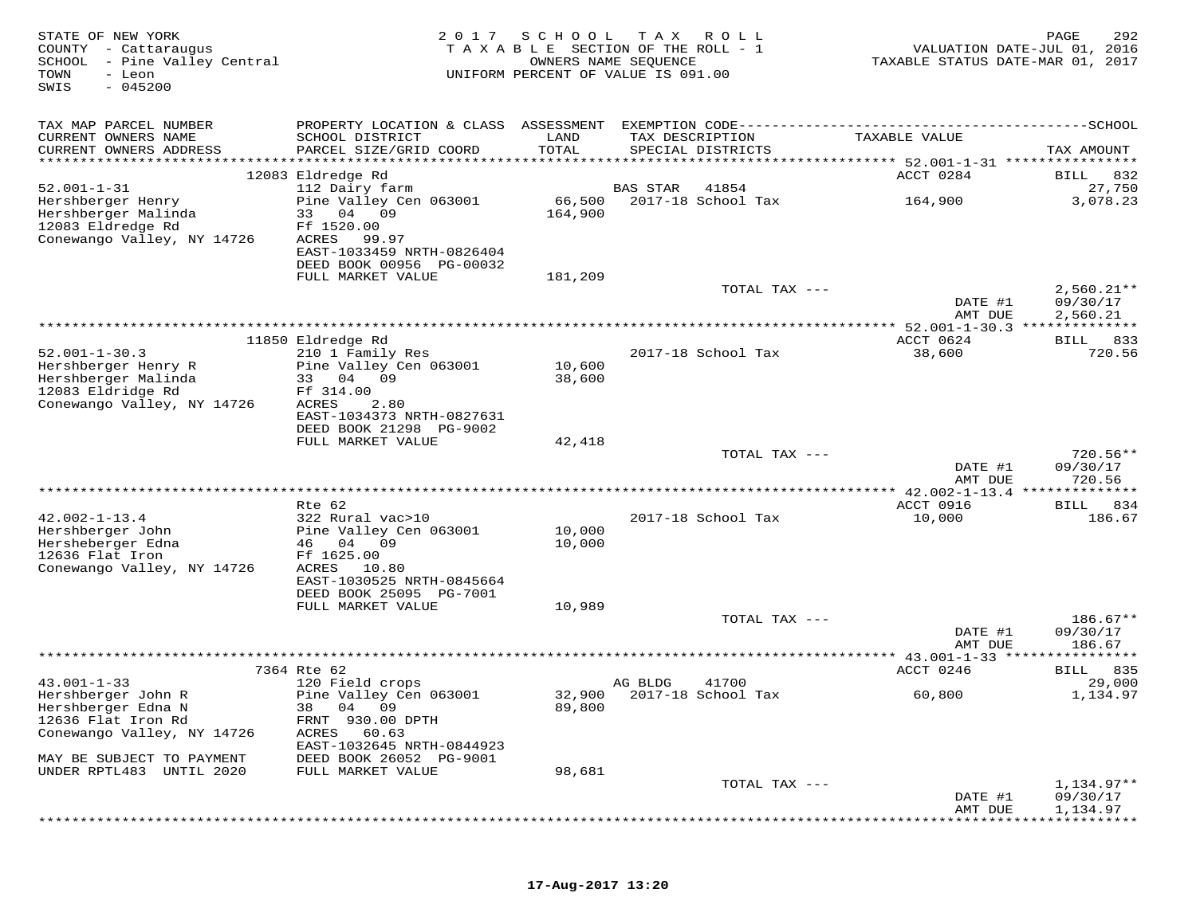STATE OF NEW YORK
COUNTY - Cattaraugus
SCHOOL - Pine Valley Central
TOWN - Leon
SWIS - 045200

2017 SCHOOL TAX ROLL
TAXABLE SECTION OF THE ROLL - 1
OWNERS NAME SEQUENCE
UNIFORM PERCENT OF VALUE IS 091.00

VALUATION DATE-JUL 01, 2016
TAXABLE STATUS DATE-MAR 01, 2017

| TAX MAP PARCEL NUMBER / CURRENT OWNERS NAME / CURRENT OWNERS ADDRESS | PROPERTY LOCATION & CLASS / SCHOOL DISTRICT / PARCEL SIZE/GRID COORD | ASSESSMENT LAND / TOTAL | EXEMPTION CODE / TAX DESCRIPTION / SPECIAL DISTRICTS | TAXABLE VALUE | TAX AMOUNT |
|---|---|---|---|---|---|
| **52.001-1-31** | 12083 Eldredge Rd | | | ACCT 0284 | BILL 832 |
| Hershberger Henry | 112 Dairy farm | | BAS STAR 41854 | | 27,750 |
| Hershberger Malinda | Pine Valley Cen 063001 | 66,500 | 2017-18 School Tax | 164,900 | 3,078.23 |
| 12083 Eldredge Rd | 33 04 09 | 164,900 | | | |
| Conewango Valley, NY 14726 | Ff 1520.00 | | | | |
| | ACRES 99.97 | | | | |
| | EAST-1033459 NRTH-0826404 | | | | |
| | DEED BOOK 00956 PG-00032 | | | | |
| | FULL MARKET VALUE | 181,209 | | | |
| | | | TOTAL TAX --- | | 2,560.21** |
| | | | | DATE #1 | 09/30/17 |
| | | | | AMT DUE | 2,560.21 |
| **52.001-1-30.3** | 11850 Eldredge Rd | | | ACCT 0624 | BILL 833 |
| Hershberger Henry R | 210 1 Family Res | | 2017-18 School Tax | 38,600 | 720.56 |
| Hershberger Malinda | Pine Valley Cen 063001 | 10,600 | | | |
| 12083 Eldridge Rd | 33 04 09 | 38,600 | | | |
| Conewango Valley, NY 14726 | Ff 314.00 | | | | |
| | ACRES 2.80 | | | | |
| | EAST-1034373 NRTH-0827631 | | | | |
| | DEED BOOK 21298 PG-9002 | | | | |
| | FULL MARKET VALUE | 42,418 | | | |
| | | | TOTAL TAX --- | | 720.56** |
| | | | | DATE #1 | 09/30/17 |
| | | | | AMT DUE | 720.56 |
| **42.002-1-13.4** | Rte 62 | | | ACCT 0916 | BILL 834 |
| Hershberger John | 322 Rural vac>10 | | 2017-18 School Tax | 10,000 | 186.67 |
| Hersheberger Edna | Pine Valley Cen 063001 | 10,000 | | | |
| 12636 Flat Iron | 46 04 09 | 10,000 | | | |
| Conewango Valley, NY 14726 | Ff 1625.00 | | | | |
| | ACRES 10.80 | | | | |
| | EAST-1030525 NRTH-0845664 | | | | |
| | DEED BOOK 25095 PG-7001 | | | | |
| | FULL MARKET VALUE | 10,989 | | | |
| | | | TOTAL TAX --- | | 186.67** |
| | | | | DATE #1 | 09/30/17 |
| | | | | AMT DUE | 186.67 |
| **43.001-1-33** | 7364 Rte 62 | | | ACCT 0246 | BILL 835 |
| Hershberger John R | 120 Field crops | | AG BLDG 41700 | | 29,000 |
| Hershberger Edna N | Pine Valley Cen 063001 | 32,900 | 2017-18 School Tax | 60,800 | 1,134.97 |
| 12636 Flat Iron Rd | 38 04 09 | 89,800 | | | |
| Conewango Valley, NY 14726 | FRNT 930.00 DPTH | | | | |
| | ACRES 60.63 | | | | |
| | EAST-1032645 NRTH-0844923 | | | | |
| MAY BE SUBJECT TO PAYMENT | DEED BOOK 26052 PG-9001 | | | | |
| UNDER RPTL483 UNTIL 2020 | FULL MARKET VALUE | 98,681 | | | |
| | | | TOTAL TAX --- | | 1,134.97** |
| | | | | DATE #1 | 09/30/17 |
| | | | | AMT DUE | 1,134.97 |

17-Aug-2017 13:20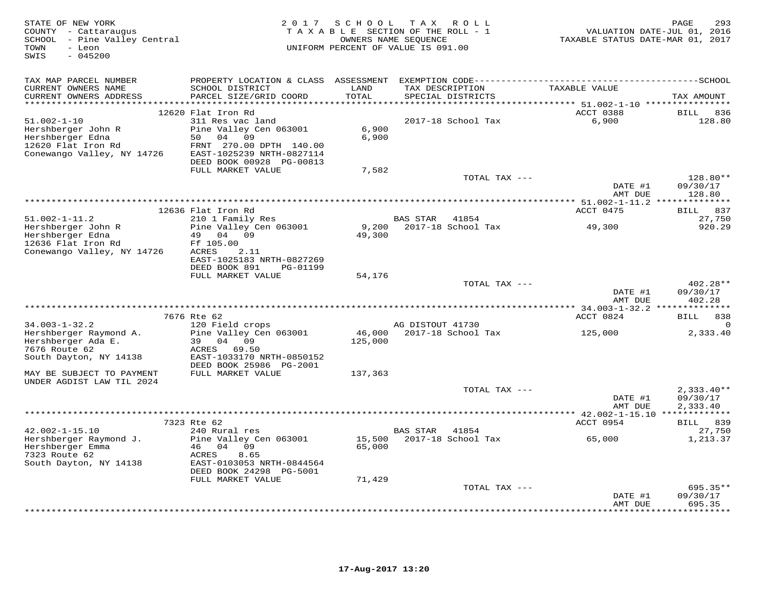STATE OF NEW YORK
COUNTY - Cattaraugus
SCHOOL - Pine Valley Central
TOWN - Leon
SWIS - 045200

2017 SCHOOL TAX ROLL
TAXABLE SECTION OF THE ROLL - 1
OWNERS NAME SEQUENCE
UNIFORM PERCENT OF VALUE IS 091.00

VALUATION DATE-JUL 01, 2016
TAXABLE STATUS DATE-MAR 01, 2017

| TAX MAP PARCEL NUMBER / CURRENT OWNERS NAME / CURRENT OWNERS ADDRESS | PROPERTY LOCATION & CLASS / SCHOOL DISTRICT / PARCEL SIZE/GRID COORD | ASSESSMENT LAND / TOTAL | EXEMPTION CODE / TAX DESCRIPTION / SPECIAL DISTRICTS | TAXABLE VALUE | TAX AMOUNT |
|---|---|---|---|---|---|
| | 12620 Flat Iron Rd | | | ACCT 0388 | BILL 836 |
| 51.002-1-10 | 311 Res vac land | | 2017-18 School Tax | 6,900 | 128.80 |
| Hershberger John R | Pine Valley Cen 063001 | 6,900 | | | |
| Hershberger Edna | 50 04 09 | 6,900 | | | |
| 12620 Flat Iron Rd | FRNT 270.00 DPTH 140.00 | | | | |
| Conewango Valley, NY 14726 | EAST-1025239 NRTH-0827114 | | | | |
| | DEED BOOK 00928 PG-00813 | | | | |
| | FULL MARKET VALUE | 7,582 | | | |
| | | | TOTAL TAX --- | | 128.80** |
| | | | | DATE #1 | 09/30/17 |
| | | | | AMT DUE | 128.80 |
| | 12636 Flat Iron Rd | | | ACCT 0475 | BILL 837 |
| 51.002-1-11.2 | 210 1 Family Res | | BAS STAR 41854 | | 27,750 |
| Hershberger John R | Pine Valley Cen 063001 | 9,200 | 2017-18 School Tax | 49,300 | 920.29 |
| Hershberger Edna | 49 04 09 | 49,300 | | | |
| 12636 Flat Iron Rd | Ff 105.00 | | | | |
| Conewango Valley, NY 14726 | ACRES 2.11 | | | | |
| | EAST-1025183 NRTH-0827269 | | | | |
| | DEED BOOK 891 PG-01199 | | | | |
| | FULL MARKET VALUE | 54,176 | | | |
| | | | TOTAL TAX --- | | 402.28** |
| | | | | DATE #1 | 09/30/17 |
| | | | | AMT DUE | 402.28 |
| | 7676 Rte 62 | | | ACCT 0824 | BILL 838 |
| 34.003-1-32.2 | 120 Field crops | | AG DISTOUT 41730 | | 0 |
| Hershberger Raymond A. | Pine Valley Cen 063001 | 46,000 | 2017-18 School Tax | 125,000 | 2,333.40 |
| Hershberger Ada E. | 39 04 09 | 125,000 | | | |
| 7676 Route 62 | ACRES 69.50 | | | | |
| South Dayton, NY 14138 | EAST-1033170 NRTH-0850152 | | | | |
| | DEED BOOK 25986 PG-2001 | | | | |
| MAY BE SUBJECT TO PAYMENT | FULL MARKET VALUE | 137,363 | | | |
| UNDER AGDIST LAW TIL 2024 | | | | | |
| | | | TOTAL TAX --- | | 2,333.40** |
| | | | | DATE #1 | 09/30/17 |
| | | | | AMT DUE | 2,333.40 |
| | 7323 Rte 62 | | | ACCT 0954 | BILL 839 |
| 42.002-1-15.10 | 240 Rural res | | BAS STAR 41854 | | 27,750 |
| Hershberger Raymond J. | Pine Valley Cen 063001 | 15,500 | 2017-18 School Tax | 65,000 | 1,213.37 |
| Hershberger Emma | 46 04 09 | 65,000 | | | |
| 7323 Route 62 | ACRES 8.65 | | | | |
| South Dayton, NY 14138 | EAST-0103053 NRTH-0844564 | | | | |
| | DEED BOOK 24298 PG-5001 | | | | |
| | FULL MARKET VALUE | 71,429 | | | |
| | | | TOTAL TAX --- | | 695.35** |
| | | | | DATE #1 | 09/30/17 |
| | | | | AMT DUE | 695.35 |

17-Aug-2017 13:20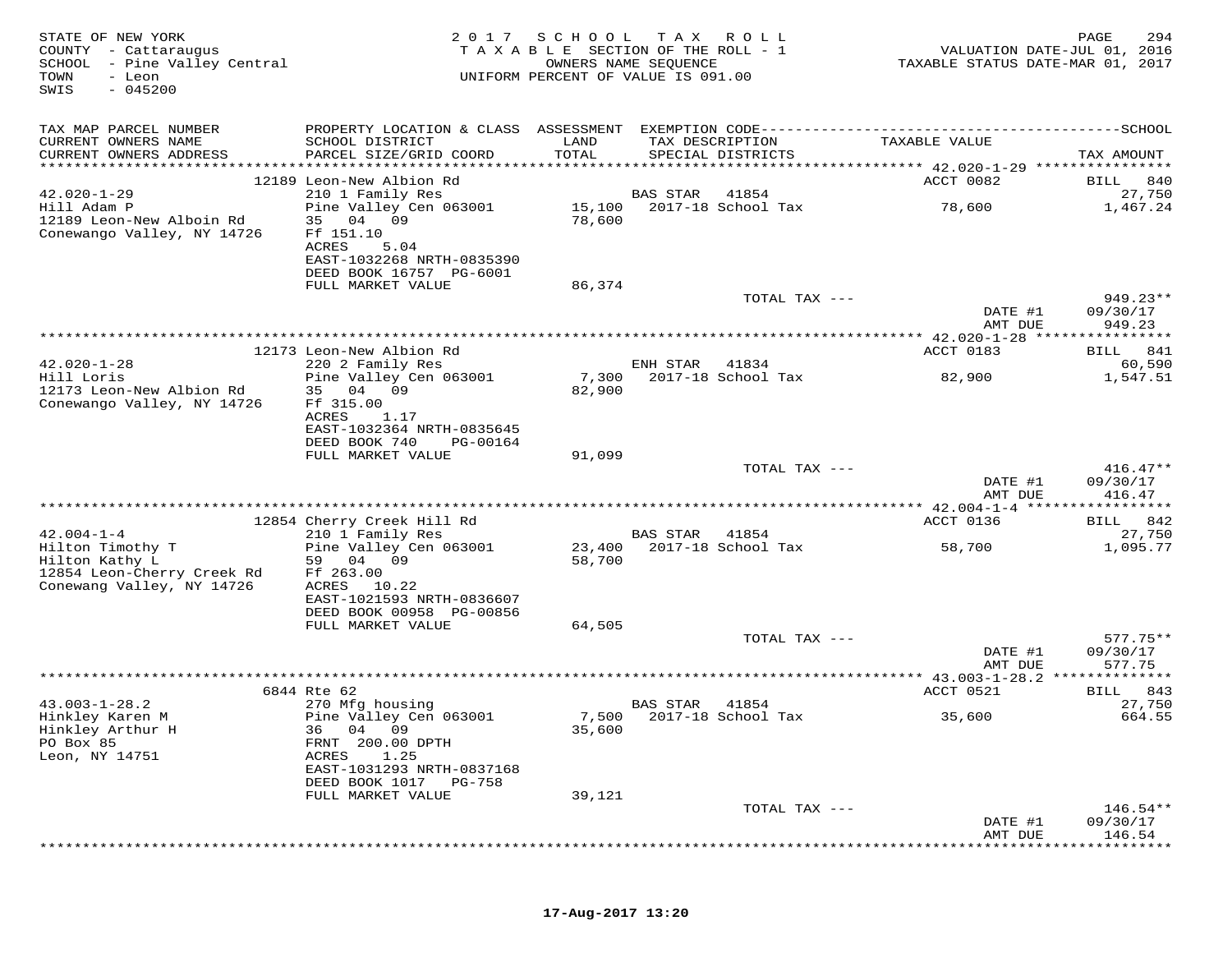STATE OF NEW YORK
COUNTY - Cattaraugus
SCHOOL - Pine Valley Central
TOWN - Leon
SWIS - 045200

2 0 1 7 S C H O O L T A X R O L L
T A X A B L E SECTION OF THE ROLL - 1
OWNERS NAME SEQUENCE
UNIFORM PERCENT OF VALUE IS 091.00

VALUATION DATE-JUL 01, 2016
TAXABLE STATUS DATE-MAR 01, 2017

| TAX MAP PARCEL NUMBER / CURRENT OWNERS NAME / CURRENT OWNERS ADDRESS | PROPERTY LOCATION & CLASS / SCHOOL DISTRICT / PARCEL SIZE/GRID COORD | ASSESSMENT LAND / TOTAL | EXEMPTION CODE / TAX DESCRIPTION / SPECIAL DISTRICTS | TAXABLE VALUE | SCHOOL TAX AMOUNT |
|---|---|---|---|---|---|
| **42.020-1-29** | 12189 Leon-New Albion Rd | | | ACCT 0082 | BILL 840 |
| 42.020-1-29 | 210 1 Family Res | | BAS STAR 41854 | | 27,750 |
| Hill Adam P | Pine Valley Cen 063001 | 15,100 | 2017-18 School Tax | 78,600 | 1,467.24 |
| 12189 Leon-New Alboin Rd | 35 04 09 | 78,600 | | | |
| Conewango Valley, NY 14726 | Ff 151.10 | | | | |
| | ACRES 5.04 | | | | |
| | EAST-1032268 NRTH-0835390 | | | | |
| | DEED BOOK 16757 PG-6001 | | | | |
| | FULL MARKET VALUE | 86,374 | | | |
| | | | TOTAL TAX --- | | 949.23** |
| | | | | DATE #1 | 09/30/17 |
| | | | | AMT DUE | 949.23 |
| **42.020-1-28** | 12173 Leon-New Albion Rd | | | ACCT 0183 | BILL 841 |
| 42.020-1-28 | 220 2 Family Res | | ENH STAR 41834 | | 60,590 |
| Hill Loris | Pine Valley Cen 063001 | 7,300 | 2017-18 School Tax | 82,900 | 1,547.51 |
| 12173 Leon-New Albion Rd | 35 04 09 | 82,900 | | | |
| Conewango Valley, NY 14726 | Ff 315.00 | | | | |
| | ACRES 1.17 | | | | |
| | EAST-1032364 NRTH-0835645 | | | | |
| | DEED BOOK 740 PG-00164 | | | | |
| | FULL MARKET VALUE | 91,099 | | | |
| | | | TOTAL TAX --- | | 416.47** |
| | | | | DATE #1 | 09/30/17 |
| | | | | AMT DUE | 416.47 |
| **42.004-1-4** | 12854 Cherry Creek Hill Rd | | | ACCT 0136 | BILL 842 |
| 42.004-1-4 | 210 1 Family Res | | BAS STAR 41854 | | 27,750 |
| Hilton Timothy T | Pine Valley Cen 063001 | 23,400 | 2017-18 School Tax | 58,700 | 1,095.77 |
| Hilton Kathy L | 59 04 09 | 58,700 | | | |
| 12854 Leon-Cherry Creek Rd | Ff 263.00 | | | | |
| Conewang Valley, NY 14726 | ACRES 10.22 | | | | |
| | EAST-1021593 NRTH-0836607 | | | | |
| | DEED BOOK 00958 PG-00856 | | | | |
| | FULL MARKET VALUE | 64,505 | | | |
| | | | TOTAL TAX --- | | 577.75** |
| | | | | DATE #1 | 09/30/17 |
| | | | | AMT DUE | 577.75 |
| **43.003-1-28.2** | 6844 Rte 62 | | | ACCT 0521 | BILL 843 |
| 43.003-1-28.2 | 270 Mfg housing | | BAS STAR 41854 | | 27,750 |
| Hinkley Karen M | Pine Valley Cen 063001 | 7,500 | 2017-18 School Tax | 35,600 | 664.55 |
| Hinkley Arthur H | 36 04 09 | 35,600 | | | |
| PO Box 85 | FRNT 200.00 DPTH | | | | |
| Leon, NY 14751 | ACRES 1.25 | | | | |
| | EAST-1031293 NRTH-0837168 | | | | |
| | DEED BOOK 1017 PG-758 | | | | |
| | FULL MARKET VALUE | 39,121 | | | |
| | | | TOTAL TAX --- | | 146.54** |
| | | | | DATE #1 | 09/30/17 |
| | | | | AMT DUE | 146.54 |

17-Aug-2017 13:20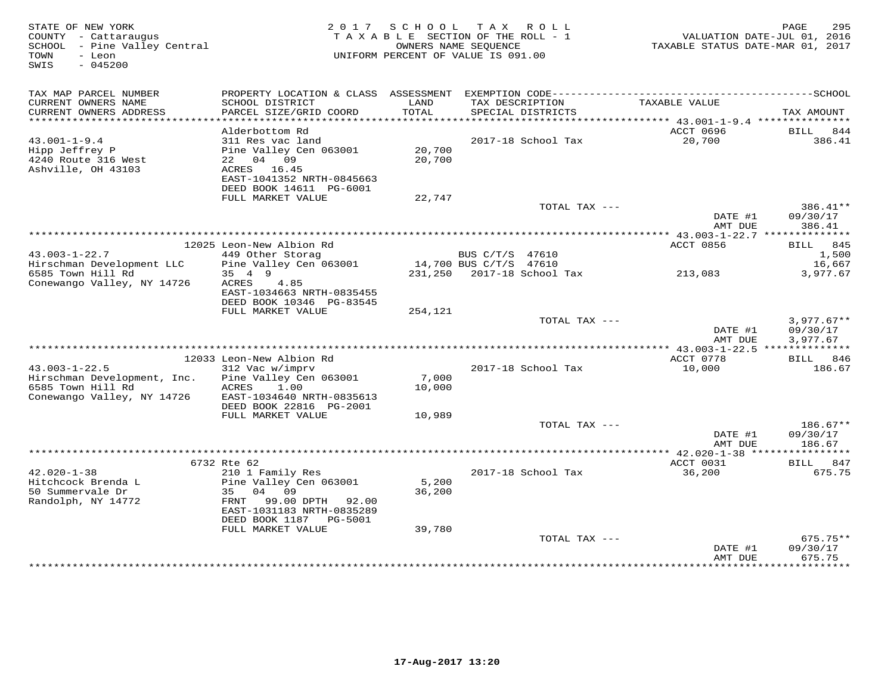STATE OF NEW YORK
COUNTY - Cattaraugus
SCHOOL - Pine Valley Central
TOWN - Leon
SWIS - 045200

2017 SCHOOL TAX ROLL
TAXABLE SECTION OF THE ROLL - 1
OWNERS NAME SEQUENCE
UNIFORM PERCENT OF VALUE IS 091.00

VALUATION DATE-JUL 01, 2016
TAXABLE STATUS DATE-MAR 01, 2017

| TAX MAP PARCEL NUMBER / CURRENT OWNERS NAME / CURRENT OWNERS ADDRESS | PROPERTY LOCATION & CLASS / SCHOOL DISTRICT / PARCEL SIZE/GRID COORD | ASSESSMENT LAND / TOTAL | EXEMPTION CODE / TAX DESCRIPTION / SPECIAL DISTRICTS | TAXABLE VALUE | TAX AMOUNT |
|---|---|---|---|---|---|
| 43.001-1-9.4 | Alderbottom Rd | | | ACCT 0696 | BILL 844 |
| Hipp Jeffrey P | 311 Res vac land | | 2017-18 School Tax | 20,700 | 386.41 |
| 4240 Route 316 West | Pine Valley Cen 063001 | 20,700 | | | |
| Ashville, OH 43103 | 22 04 09 | 20,700 | | | |
| | ACRES 16.45 | | | | |
| | EAST-1041352 NRTH-0845663 | | | | |
| | DEED BOOK 14611 PG-6001 | | | | |
| | FULL MARKET VALUE | 22,747 | | | |
| | | | TOTAL TAX --- | | 386.41** |
| | | | | DATE #1 | 09/30/17 |
| | | | | AMT DUE | 386.41 |
| 43.003-1-22.7 | 12025 Leon-New Albion Rd | | | ACCT 0856 | BILL 845 |
| Hirschman Development LLC | 449 Other Storag | | BUS C/T/S 47610 | | 1,500 |
| 6585 Town Hill Rd | Pine Valley Cen 063001 | 14,700 | BUS C/T/S 47610 | | 16,667 |
| Conewango Valley, NY 14726 | 35 4 9 | 231,250 | 2017-18 School Tax | 213,083 | 3,977.67 |
| | ACRES 4.85 | | | | |
| | EAST-1034663 NRTH-0835455 | | | | |
| | DEED BOOK 10346 PG-83545 | | | | |
| | FULL MARKET VALUE | 254,121 | | | |
| | | | TOTAL TAX --- | | 3,977.67** |
| | | | | DATE #1 | 09/30/17 |
| | | | | AMT DUE | 3,977.67 |
| 43.003-1-22.5 | 12033 Leon-New Albion Rd | | | ACCT 0778 | BILL 846 |
| Hirschman Development, Inc. | 312 Vac w/imprv | | 2017-18 School Tax | 10,000 | 186.67 |
| 6585 Town Hill Rd | Pine Valley Cen 063001 | 7,000 | | | |
| Conewango Valley, NY 14726 | ACRES 1.00 | 10,000 | | | |
| | EAST-1034640 NRTH-0835613 | | | | |
| | DEED BOOK 22816 PG-2001 | | | | |
| | FULL MARKET VALUE | 10,989 | | | |
| | | | TOTAL TAX --- | | 186.67** |
| | | | | DATE #1 | 09/30/17 |
| | | | | AMT DUE | 186.67 |
| 42.020-1-38 | 6732 Rte 62 | | | ACCT 0031 | BILL 847 |
| Hitchcock Brenda L | 210 1 Family Res | | 2017-18 School Tax | 36,200 | 675.75 |
| 50 Summervale Dr | Pine Valley Cen 063001 | 5,200 | | | |
| Randolph, NY 14772 | 35 04 09 | 36,200 | | | |
| | FRNT 99.00 DPTH 92.00 | | | | |
| | EAST-1031183 NRTH-0835289 | | | | |
| | DEED BOOK 1187 PG-5001 | | | | |
| | FULL MARKET VALUE | 39,780 | | | |
| | | | TOTAL TAX --- | | 675.75** |
| | | | | DATE #1 | 09/30/17 |
| | | | | AMT DUE | 675.75 |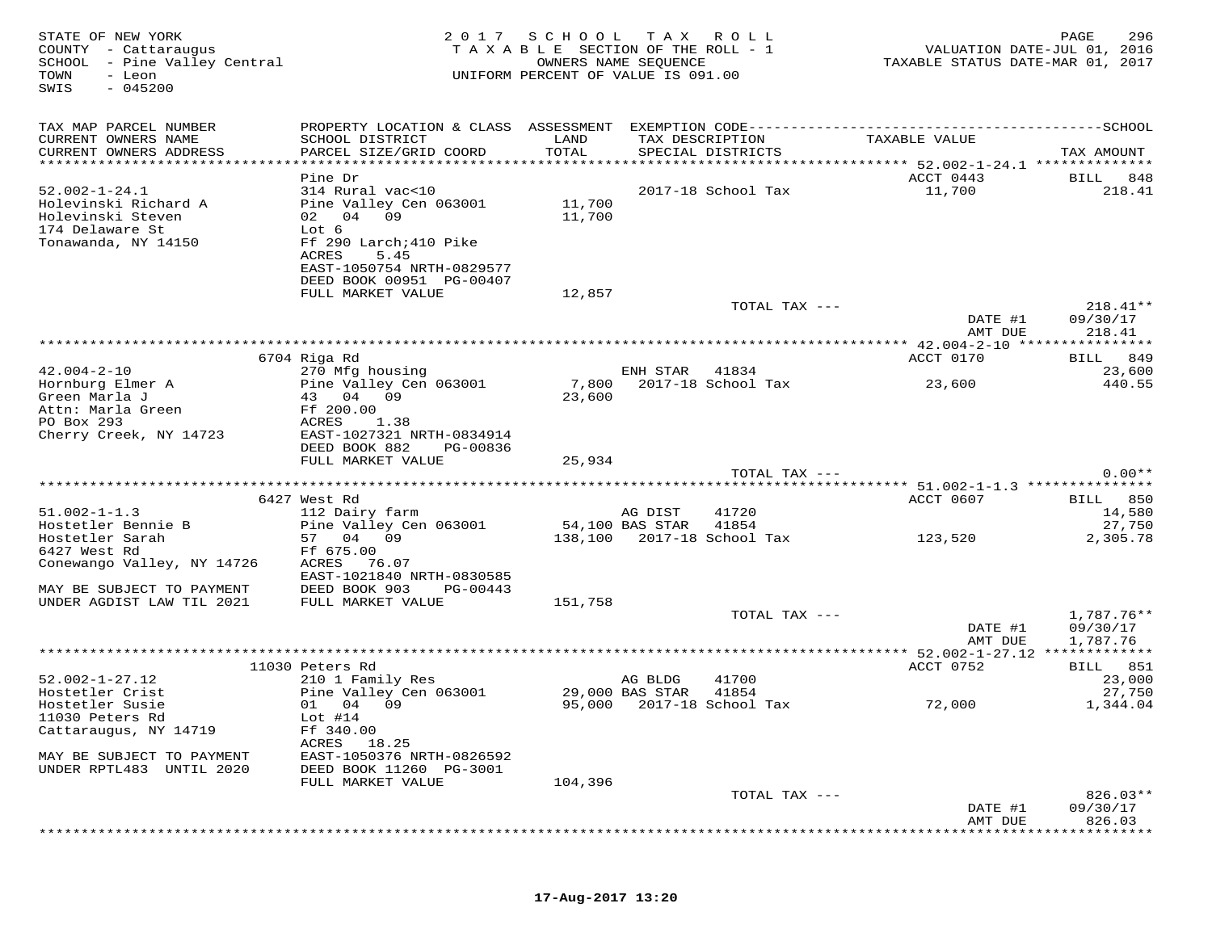STATE OF NEW YORK
COUNTY - Cattaraugus
SCHOOL - Pine Valley Central
TOWN - Leon
SWIS - 045200

2017 SCHOOL TAX ROLL
TAXABLE SECTION OF THE ROLL - 1
OWNERS NAME SEQUENCE
UNIFORM PERCENT OF VALUE IS 091.00

VALUATION DATE-JUL 01, 2016
TAXABLE STATUS DATE-MAR 01, 2017

| TAX MAP PARCEL NUMBER / CURRENT OWNERS NAME / CURRENT OWNERS ADDRESS | PROPERTY LOCATION & CLASS / SCHOOL DISTRICT / PARCEL SIZE/GRID COORD | ASSESSMENT LAND / TOTAL | EXEMPTION CODE / TAX DESCRIPTION / SPECIAL DISTRICTS | TAXABLE VALUE | TAX AMOUNT |
|---|---|---|---|---|---|
| **52.002-1-24.1** | Pine Dr | | | ACCT 0443 | BILL 848 |
| 52.002-1-24.1 | 314 Rural vac<10 | | 2017-18 School Tax | 11,700 | 218.41 |
| Holevinski Richard A | Pine Valley Cen 063001 | 11,700 | | | |
| Holevinski Steven | 02 04 09 | 11,700 | | | |
| 174 Delaware St | Lot 6 | | | | |
| Tonawanda, NY 14150 | Ff 290 Larch;410 Pike | | | | |
| | ACRES 5.45 | | | | |
| | EAST-1050754 NRTH-0829577 | | | | |
| | DEED BOOK 00951 PG-00407 | | | | |
| | FULL MARKET VALUE | 12,857 | | | |
| | | | TOTAL TAX --- | | 218.41** |
| | | | | DATE #1 | 09/30/17 |
| | | | | AMT DUE | 218.41 |
| **42.004-2-10** | 6704 Riga Rd | | | ACCT 0170 | BILL 849 |
| 42.004-2-10 | 270 Mfg housing | | ENH STAR 41834 | | 23,600 |
| Hornburg Elmer A | Pine Valley Cen 063001 | 7,800 | 2017-18 School Tax | 23,600 | 440.55 |
| Green Marla J | 43 04 09 | 23,600 | | | |
| Attn: Marla Green | Ff 200.00 | | | | |
| PO Box 293 | ACRES 1.38 | | | | |
| Cherry Creek, NY 14723 | EAST-1027321 NRTH-0834914 | | | | |
| | DEED BOOK 882 PG-00836 | | | | |
| | FULL MARKET VALUE | 25,934 | | | |
| | | | TOTAL TAX --- | | 0.00** |
| **51.002-1-1.3** | 6427 West Rd | | | ACCT 0607 | BILL 850 |
| 51.002-1-1.3 | 112 Dairy farm | | AG DIST 41720 | | 14,580 |
| Hostetler Bennie B | Pine Valley Cen 063001 | 54,100 | BAS STAR 41854 | | 27,750 |
| Hostetler Sarah | 57 04 09 | 138,100 | 2017-18 School Tax | 123,520 | 2,305.78 |
| 6427 West Rd | Ff 675.00 | | | | |
| Conewango Valley, NY 14726 | ACRES 76.07 | | | | |
| | EAST-1021840 NRTH-0830585 | | | | |
| MAY BE SUBJECT TO PAYMENT | DEED BOOK 903 PG-00443 | | | | |
| UNDER AGDIST LAW TIL 2021 | FULL MARKET VALUE | 151,758 | | | |
| | | | TOTAL TAX --- | | 1,787.76** |
| | | | | DATE #1 | 09/30/17 |
| | | | | AMT DUE | 1,787.76 |
| **52.002-1-27.12** | 11030 Peters Rd | | | ACCT 0752 | BILL 851 |
| 52.002-1-27.12 | 210 1 Family Res | | AG BLDG 41700 | | 23,000 |
| Hostetler Crist | Pine Valley Cen 063001 | 29,000 | BAS STAR 41854 | | 27,750 |
| Hostetler Susie | 01 04 09 | 95,000 | 2017-18 School Tax | 72,000 | 1,344.04 |
| 11030 Peters Rd | Lot #14 | | | | |
| Cattaraugus, NY 14719 | Ff 340.00 | | | | |
| | ACRES 18.25 | | | | |
| MAY BE SUBJECT TO PAYMENT | EAST-1050376 NRTH-0826592 | | | | |
| UNDER RPTL483 UNTIL 2020 | DEED BOOK 11260 PG-3001 | | | | |
| | FULL MARKET VALUE | 104,396 | | | |
| | | | TOTAL TAX --- | | 826.03** |
| | | | | DATE #1 | 09/30/17 |
| | | | | AMT DUE | 826.03 |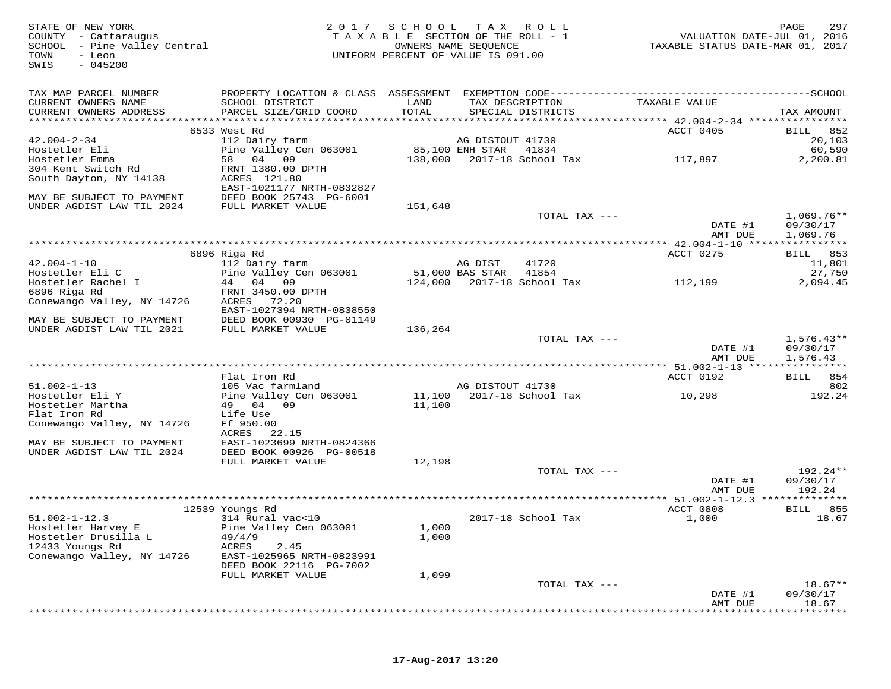STATE OF NEW YORK
COUNTY - Cattaraugus
SCHOOL - Pine Valley Central
TOWN - Leon
SWIS - 045200

2017 SCHOOL TAX ROLL
TAXABLE SECTION OF THE ROLL - 1
OWNERS NAME SEQUENCE
UNIFORM PERCENT OF VALUE IS 091.00

VALUATION DATE-JUL 01, 2016
TAXABLE STATUS DATE-MAR 01, 2017

| TAX MAP PARCEL NUMBER / CURRENT OWNERS NAME / CURRENT OWNERS ADDRESS | PROPERTY LOCATION & CLASS / SCHOOL DISTRICT / PARCEL SIZE/GRID COORD | ASSESSMENT LAND / TOTAL | EXEMPTION CODE / TAX DESCRIPTION / SPECIAL DISTRICTS | TAXABLE VALUE | SCHOOL / TAX AMOUNT |
|---|---|---|---|---|---|
| | 6533 West Rd | | | ACCT 0405 | BILL 852 |
| 42.004-2-34 | 112 Dairy farm | | AG DISTOUT 41730 | | 20,103 |
| Hostetler Eli | Pine Valley Cen 063001 | 85,100 | ENH STAR 41834 | | 60,590 |
| Hostetler Emma | 58 04 09 | 138,000 | 2017-18 School Tax | 117,897 | 2,200.81 |
| 304 Kent Switch Rd | FRNT 1380.00 DPTH | | | | |
| South Dayton, NY 14138 | ACRES 121.80 | | | | |
| | EAST-1021177 NRTH-0832827 | | | | |
| MAY BE SUBJECT TO PAYMENT | DEED BOOK 25743 PG-6001 | | | | |
| UNDER AGDIST LAW TIL 2024 | FULL MARKET VALUE | 151,648 | | | |
| | | | TOTAL TAX --- | | 1,069.76** |
| | | | | DATE #1 | 09/30/17 |
| | | | | AMT DUE | 1,069.76 |
| | 6896 Riga Rd | | | ACCT 0275 | BILL 853 |
| 42.004-1-10 | 112 Dairy farm | | AG DIST 41720 | | 11,801 |
| Hostetler Eli C | Pine Valley Cen 063001 | 51,000 | BAS STAR 41854 | | 27,750 |
| Hostetler Rachel I | 44 04 09 | 124,000 | 2017-18 School Tax | 112,199 | 2,094.45 |
| 6896 Riga Rd | FRNT 3450.00 DPTH | | | | |
| Conewango Valley, NY 14726 | ACRES 72.20 | | | | |
| | EAST-1027394 NRTH-0838550 | | | | |
| MAY BE SUBJECT TO PAYMENT | DEED BOOK 00930 PG-01149 | | | | |
| UNDER AGDIST LAW TIL 2021 | FULL MARKET VALUE | 136,264 | | | |
| | | | TOTAL TAX --- | | 1,576.43** |
| | | | | DATE #1 | 09/30/17 |
| | | | | AMT DUE | 1,576.43 |
| | Flat Iron Rd | | | ACCT 0192 | BILL 854 |
| 51.002-1-13 | 105 Vac farmland | | AG DISTOUT 41730 | | 802 |
| Hostetler Eli Y | Pine Valley Cen 063001 | 11,100 | 2017-18 School Tax | 10,298 | 192.24 |
| Hostetler Martha | 49 04 09 | 11,100 | | | |
| Flat Iron Rd | Life Use | | | | |
| Conewango Valley, NY 14726 | Ff 950.00 | | | | |
| | ACRES 22.15 | | | | |
| MAY BE SUBJECT TO PAYMENT | EAST-1023699 NRTH-0824366 | | | | |
| UNDER AGDIST LAW TIL 2024 | DEED BOOK 00926 PG-00518 | | | | |
| | FULL MARKET VALUE | 12,198 | | | |
| | | | TOTAL TAX --- | | 192.24** |
| | | | | DATE #1 | 09/30/17 |
| | | | | AMT DUE | 192.24 |
| | 12539 Youngs Rd | | | ACCT 0808 | BILL 855 |
| 51.002-1-12.3 | 314 Rural vac<10 | | 2017-18 School Tax | 1,000 | 18.67 |
| Hostetler Harvey E | Pine Valley Cen 063001 | 1,000 | | | |
| Hostetler Drusilla L | 49/4/9 | 1,000 | | | |
| 12433 Youngs Rd | ACRES 2.45 | | | | |
| Conewango Valley, NY 14726 | EAST-1025965 NRTH-0823991 | | | | |
| | DEED BOOK 22116 PG-7002 | | | | |
| | FULL MARKET VALUE | 1,099 | | | |
| | | | TOTAL TAX --- | | 18.67** |
| | | | | DATE #1 | 09/30/17 |
| | | | | AMT DUE | 18.67 |

17-Aug-2017 13:20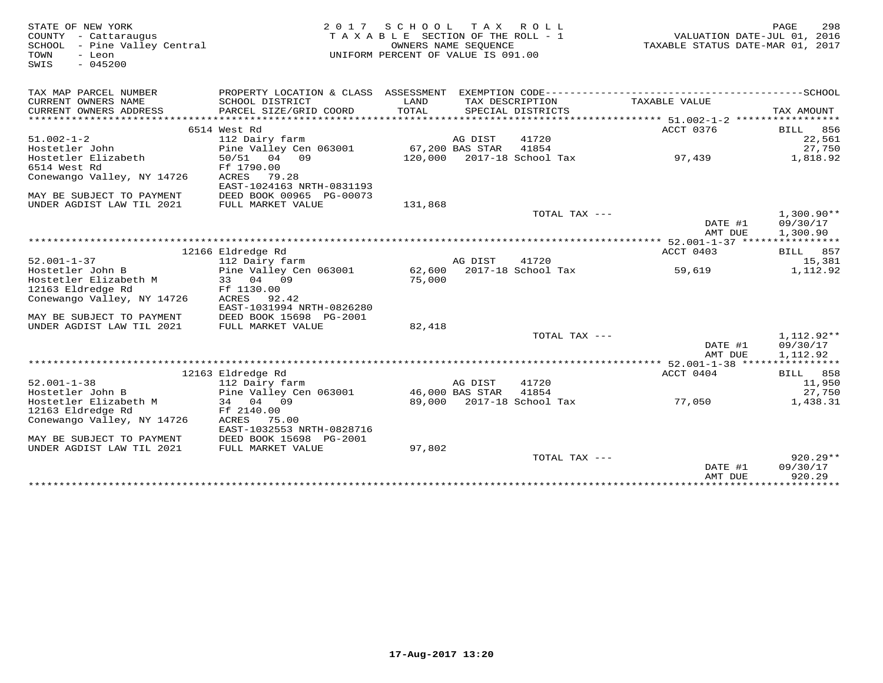STATE OF NEW YORK
COUNTY - Cattaraugus
SCHOOL - Pine Valley Central
TOWN - Leon
SWIS - 045200

2017 SCHOOL TAX ROLL
TAXABLE SECTION OF THE ROLL - 1
OWNERS NAME SEQUENCE
UNIFORM PERCENT OF VALUE IS 091.00

VALUATION DATE-JUL 01, 2016
TAXABLE STATUS DATE-MAR 01, 2017

| TAX MAP PARCEL NUMBER / CURRENT OWNERS NAME / CURRENT OWNERS ADDRESS | PROPERTY LOCATION & CLASS / SCHOOL DISTRICT / PARCEL SIZE/GRID COORD | ASSESSMENT LAND / TOTAL | EXEMPTION CODE / TAX DESCRIPTION / SPECIAL DISTRICTS | TAXABLE VALUE | TAX AMOUNT |
|---|---|---|---|---|---|
| | 6514 West Rd | | | ACCT 0376 | BILL 856 |
| 51.002-1-2 | 112 Dairy farm | | AG DIST 41720 | | 22,561 |
| Hostetler John | Pine Valley Cen 063001 | 67,200 | BAS STAR 41854 | | 27,750 |
| Hostetler Elizabeth | 50/51 04 09 | 120,000 | 2017-18 School Tax | 97,439 | 1,818.92 |
| 6514 West Rd | Ff 1790.00 | | | | |
| Conewango Valley, NY 14726 | ACRES 79.28 | | | | |
| | EAST-1024163 NRTH-0831193 | | | | |
| MAY BE SUBJECT TO PAYMENT | DEED BOOK 00965 PG-00073 | | | | |
| UNDER AGDIST LAW TIL 2021 | FULL MARKET VALUE | 131,868 | | | |
| | | | TOTAL TAX --- | | 1,300.90** |
| | | | | DATE #1 | 09/30/17 |
| | | | | AMT DUE | 1,300.90 |
| | 12166 Eldredge Rd | | | ACCT 0403 | BILL 857 |
| 52.001-1-37 | 112 Dairy farm | | AG DIST 41720 | | 15,381 |
| Hostetler John B | Pine Valley Cen 063001 | 62,600 | 2017-18 School Tax | 59,619 | 1,112.92 |
| Hostetler Elizabeth M | 33 04 09 | 75,000 | | | |
| 12163 Eldredge Rd | Ff 1130.00 | | | | |
| Conewango Valley, NY 14726 | ACRES 92.42 | | | | |
| | EAST-1031994 NRTH-0826280 | | | | |
| MAY BE SUBJECT TO PAYMENT | DEED BOOK 15698 PG-2001 | | | | |
| UNDER AGDIST LAW TIL 2021 | FULL MARKET VALUE | 82,418 | | | |
| | | | TOTAL TAX --- | | 1,112.92** |
| | | | | DATE #1 | 09/30/17 |
| | | | | AMT DUE | 1,112.92 |
| | 12163 Eldredge Rd | | | ACCT 0404 | BILL 858 |
| 52.001-1-38 | 112 Dairy farm | | AG DIST 41720 | | 11,950 |
| Hostetler John B | Pine Valley Cen 063001 | 46,000 | BAS STAR 41854 | | 27,750 |
| Hostetler Elizabeth M | 34 04 09 | 89,000 | 2017-18 School Tax | 77,050 | 1,438.31 |
| 12163 Eldredge Rd | Ff 2140.00 | | | | |
| Conewango Valley, NY 14726 | ACRES 75.00 | | | | |
| | EAST-1032553 NRTH-0828716 | | | | |
| MAY BE SUBJECT TO PAYMENT | DEED BOOK 15698 PG-2001 | | | | |
| UNDER AGDIST LAW TIL 2021 | FULL MARKET VALUE | 97,802 | | | |
| | | | TOTAL TAX --- | | 920.29** |
| | | | | DATE #1 | 09/30/17 |
| | | | | AMT DUE | 920.29 |

17-Aug-2017 13:20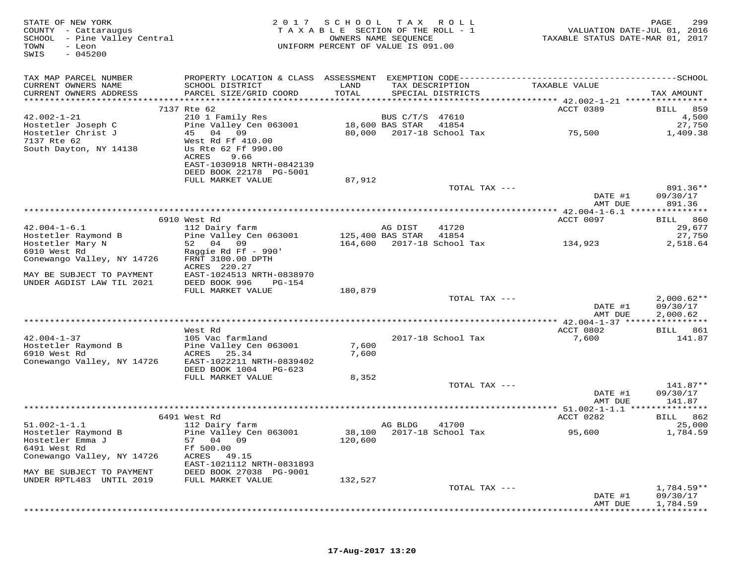STATE OF NEW YORK
COUNTY - Cattaraugus
SCHOOL - Pine Valley Central
TOWN - Leon
SWIS - 045200

2017 SCHOOL TAX ROLL
TAXABLE SECTION OF THE ROLL - 1
OWNERS NAME SEQUENCE
UNIFORM PERCENT OF VALUE IS 091.00

VALUATION DATE-JUL 01, 2016
TAXABLE STATUS DATE-MAR 01, 2017

| TAX MAP PARCEL NUMBER / CURRENT OWNERS NAME / CURRENT OWNERS ADDRESS | PROPERTY LOCATION & CLASS / SCHOOL DISTRICT / PARCEL SIZE/GRID COORD | ASSESSMENT LAND / TOTAL | EXEMPTION CODE / TAX DESCRIPTION / SPECIAL DISTRICTS | TAXABLE VALUE | TAX AMOUNT |
|---|---|---|---|---|---|
| **42.002-1-21** | 7137 Rte 62 | | | ACCT 0389 | BILL 859 |
| Hostetler Joseph C | 210 1 Family Res | | BUS C/T/S 47610 | | 4,500 |
| Hostetler Christ J | Pine Valley Cen 063001 | 18,600 | BAS STAR 41854 | | 27,750 |
| 7137 Rte 62 | 45 04 09 | 80,000 | 2017-18 School Tax | 75,500 | 1,409.38 |
| South Dayton, NY 14138 | West Rd Ff 410.00 | | | | |
| | Us Rte 62 Ff 990.00 | | | | |
| | ACRES 9.66 | | | | |
| | EAST-1030918 NRTH-0842139 | | | | |
| | DEED BOOK 22178 PG-5001 | | | | |
| | FULL MARKET VALUE | 87,912 | | | |
| | | | TOTAL TAX --- | | 891.36** |
| | | | | DATE #1 | 09/30/17 |
| | | | | AMT DUE | 891.36 |
| **42.004-1-6.1** | 6910 West Rd | | | ACCT 0097 | BILL 860 |
| Hostetler Raymond B | 112 Dairy farm | | AG DIST 41720 | | 29,677 |
| Hostetler Mary N | Pine Valley Cen 063001 | 125,400 | BAS STAR 41854 | | 27,750 |
| 6910 West Rd | 52 04 09 | 164,600 | 2017-18 School Tax | 134,923 | 2,518.64 |
| Conewango Valley, NY 14726 | Raggie Rd Ff - 990' | | | | |
| | FRNT 3100.00 DPTH | | | | |
| | ACRES 220.27 | | | | |
| MAY BE SUBJECT TO PAYMENT | EAST-1024513 NRTH-0838970 | | | | |
| UNDER AGDIST LAW TIL 2021 | DEED BOOK 996 PG-154 | | | | |
| | FULL MARKET VALUE | 180,879 | | | |
| | | | TOTAL TAX --- | | 2,000.62** |
| | | | | DATE #1 | 09/30/17 |
| | | | | AMT DUE | 2,000.62 |
| **42.004-1-37** | West Rd | | | ACCT 0802 | BILL 861 |
| Hostetler Raymond B | 105 Vac farmland | | 2017-18 School Tax | 7,600 | 141.87 |
| 6910 West Rd | Pine Valley Cen 063001 | 7,600 | | | |
| Conewango Valley, NY 14726 | ACRES 25.34 | 7,600 | | | |
| | EAST-1022211 NRTH-0839402 | | | | |
| | DEED BOOK 1004 PG-623 | | | | |
| | FULL MARKET VALUE | 8,352 | | | |
| | | | TOTAL TAX --- | | 141.87** |
| | | | | DATE #1 | 09/30/17 |
| | | | | AMT DUE | 141.87 |
| **51.002-1-1.1** | 6491 West Rd | | | ACCT 0282 | BILL 862 |
| Hostetler Raymond B | 112 Dairy farm | | AG BLDG 41700 | | 25,000 |
| Hostetler Emma J | Pine Valley Cen 063001 | 38,100 | 2017-18 School Tax | 95,600 | 1,784.59 |
| 6491 West Rd | 57 04 09 | 120,600 | | | |
| Conewango Valley, NY 14726 | Ff 500.00 | | | | |
| | ACRES 49.15 | | | | |
| | EAST-1021112 NRTH-0831893 | | | | |
| MAY BE SUBJECT TO PAYMENT | DEED BOOK 27038 PG-9001 | | | | |
| UNDER RPTL483 UNTIL 2019 | FULL MARKET VALUE | 132,527 | | | |
| | | | TOTAL TAX --- | | 1,784.59** |
| | | | | DATE #1 | 09/30/17 |
| | | | | AMT DUE | 1,784.59 |

17-Aug-2017 13:20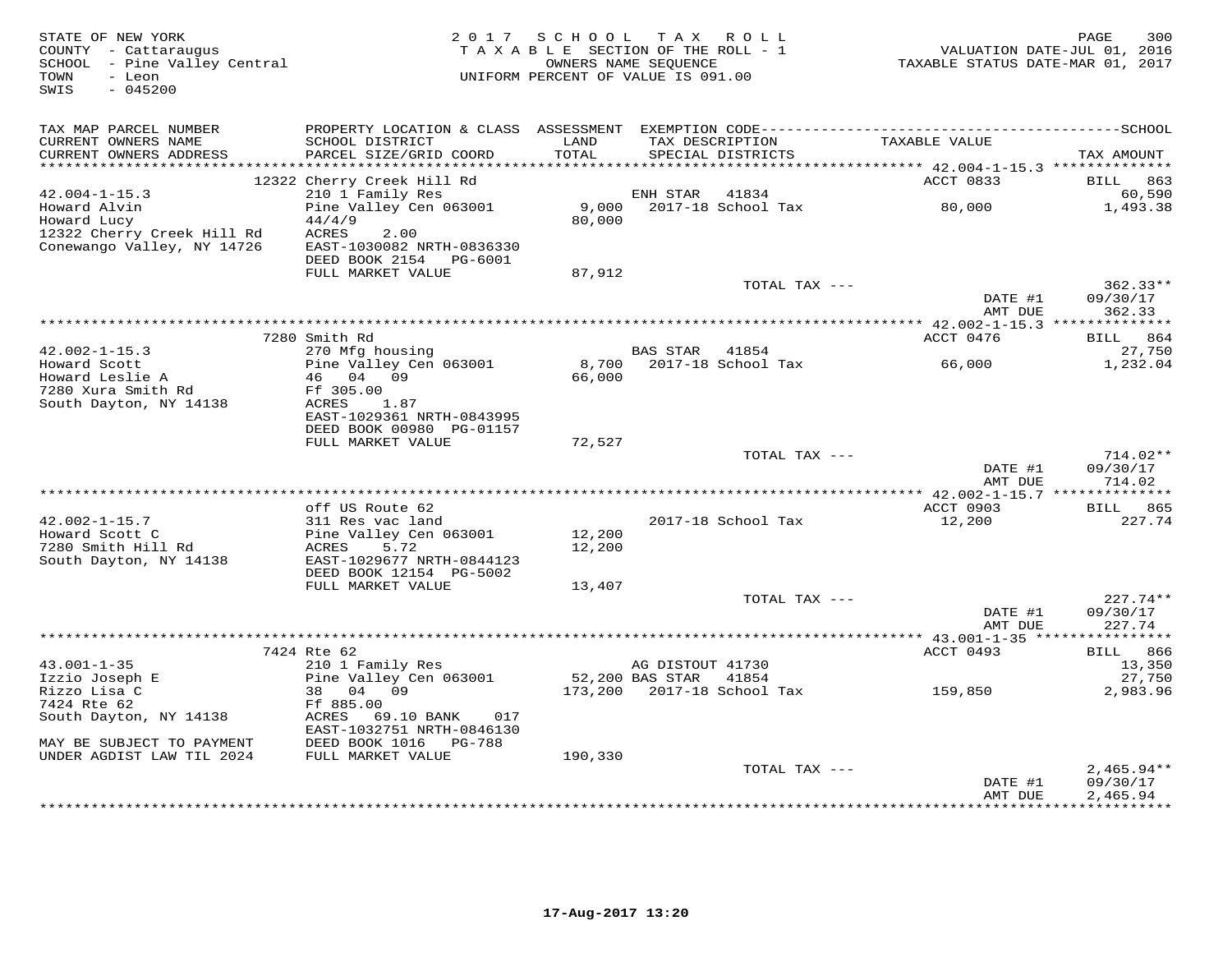STATE OF NEW YORK
COUNTY - Cattaraugus
SCHOOL - Pine Valley Central
TOWN - Leon
SWIS - 045200

2017 SCHOOL TAX ROLL
TAXABLE SECTION OF THE ROLL - 1
OWNERS NAME SEQUENCE
UNIFORM PERCENT OF VALUE IS 091.00

VALUATION DATE-JUL 01, 2016
TAXABLE STATUS DATE-MAR 01, 2017

| TAX MAP PARCEL NUMBER / CURRENT OWNERS NAME / CURRENT OWNERS ADDRESS | PROPERTY LOCATION & CLASS / SCHOOL DISTRICT / PARCEL SIZE/GRID COORD | ASSESSMENT LAND / TOTAL | EXEMPTION CODE / TAX DESCRIPTION / SPECIAL DISTRICTS | TAXABLE VALUE | TAX AMOUNT |
|---|---|---|---|---|---|
| | 12322 Cherry Creek Hill Rd | | | ACCT 0833 | BILL 863 |
| 42.004-1-15.3 | 210 1 Family Res | | ENH STAR 41834 | | 60,590 |
| Howard Alvin | Pine Valley Cen 063001 | 9,000 | 2017-18 School Tax | 80,000 | 1,493.38 |
| Howard Lucy | 44/4/9 | 80,000 | | | |
| 12322 Cherry Creek Hill Rd | ACRES 2.00 | | | | |
| Conewango Valley, NY 14726 | EAST-1030082 NRTH-0836330 | | | | |
| | DEED BOOK 2154 PG-6001 | | | | |
| | FULL MARKET VALUE | 87,912 | | | |
| | | | TOTAL TAX --- | | 362.33** |
| | | | | DATE #1 | 09/30/17 |
| | | | | AMT DUE | 362.33 |
| | 7280 Smith Rd | | | ACCT 0476 | BILL 864 |
| 42.002-1-15.3 | 270 Mfg housing | | BAS STAR 41854 | | 27,750 |
| Howard Scott | Pine Valley Cen 063001 | 8,700 | 2017-18 School Tax | 66,000 | 1,232.04 |
| Howard Leslie A | 46 04 09 | 66,000 | | | |
| 7280 Xura Smith Rd | Ff 305.00 | | | | |
| South Dayton, NY 14138 | ACRES 1.87 | | | | |
| | EAST-1029361 NRTH-0843995 | | | | |
| | DEED BOOK 00980 PG-01157 | | | | |
| | FULL MARKET VALUE | 72,527 | | | |
| | | | TOTAL TAX --- | | 714.02** |
| | | | | DATE #1 | 09/30/17 |
| | | | | AMT DUE | 714.02 |
| | off US Route 62 | | | ACCT 0903 | BILL 865 |
| 42.002-1-15.7 | 311 Res vac land | | 2017-18 School Tax | 12,200 | 227.74 |
| Howard Scott C | Pine Valley Cen 063001 | 12,200 | | | |
| 7280 Smith Hill Rd | ACRES 5.72 | 12,200 | | | |
| South Dayton, NY 14138 | EAST-1029677 NRTH-0844123 | | | | |
| | DEED BOOK 12154 PG-5002 | | | | |
| | FULL MARKET VALUE | 13,407 | | | |
| | | | TOTAL TAX --- | | 227.74** |
| | | | | DATE #1 | 09/30/17 |
| | | | | AMT DUE | 227.74 |
| | 7424 Rte 62 | | | ACCT 0493 | BILL 866 |
| 43.001-1-35 | 210 1 Family Res | | AG DISTOUT 41730 | | 13,350 |
| Izzio Joseph E | Pine Valley Cen 063001 | 52,200 | BAS STAR 41854 | | 27,750 |
| Rizzo Lisa C | 38 04 09 | 173,200 | 2017-18 School Tax | 159,850 | 2,983.96 |
| 7424 Rte 62 | Ff 885.00 | | | | |
| South Dayton, NY 14138 | ACRES 69.10 BANK 017 | | | | |
| | EAST-1032751 NRTH-0846130 | | | | |
| MAY BE SUBJECT TO PAYMENT | DEED BOOK 1016 PG-788 | | | | |
| UNDER AGDIST LAW TIL 2024 | FULL MARKET VALUE | 190,330 | | | |
| | | | TOTAL TAX --- | | 2,465.94** |
| | | | | DATE #1 | 09/30/17 |
| | | | | AMT DUE | 2,465.94 |

17-Aug-2017 13:20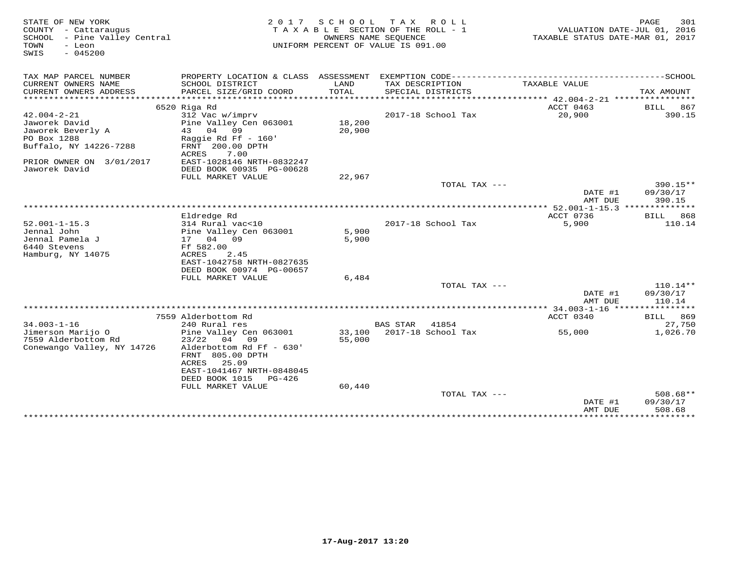STATE OF NEW YORK
COUNTY - Cattaraugus
SCHOOL - Pine Valley Central
TOWN - Leon
SWIS - 045200

2017 SCHOOL TAX ROLL
TAXABLE SECTION OF THE ROLL - 1
OWNERS NAME SEQUENCE
UNIFORM PERCENT OF VALUE IS 091.00

VALUATION DATE-JUL 01, 2016
TAXABLE STATUS DATE-MAR 01, 2017

| TAX MAP PARCEL NUMBER / CURRENT OWNERS NAME / CURRENT OWNERS ADDRESS | PROPERTY LOCATION & CLASS / SCHOOL DISTRICT / PARCEL SIZE/GRID COORD | ASSESSMENT LAND / TOTAL | EXEMPTION CODE / TAX DESCRIPTION / SPECIAL DISTRICTS | TAXABLE VALUE | TAX AMOUNT |
|---|---|---|---|---|---|
| | 6520 Riga Rd | | | ACCT 0463 | BILL 867 |
| 42.004-2-21 | 312 Vac w/imprv | | 2017-18 School Tax | 20,900 | 390.15 |
| Jaworek David | Pine Valley Cen 063001 | 18,200 | | | |
| Jaworek Beverly A | 43 04 09 | 20,900 | | | |
| PO Box 1288 | Raggie Rd Ff - 160' | | | | |
| Buffalo, NY 14226-7288 | FRNT 200.00 DPTH | | | | |
| | ACRES 7.00 | | | | |
| PRIOR OWNER ON 3/01/2017 | EAST-1028146 NRTH-0832247 | | | | |
| Jaworek David | DEED BOOK 00935 PG-00628 | | | | |
| | FULL MARKET VALUE | 22,967 | | | |
| | | | TOTAL TAX --- | | 390.15** |
| | | | | DATE #1 | 09/30/17 |
| | | | | AMT DUE | 390.15 |
| | Eldredge Rd | | | ACCT 0736 | BILL 868 |
| 52.001-1-15.3 | 314 Rural vac<10 | | 2017-18 School Tax | 5,900 | 110.14 |
| Jennal John | Pine Valley Cen 063001 | 5,900 | | | |
| Jennal Pamela J | 17 04 09 | 5,900 | | | |
| 6440 Stevens | Ff 582.00 | | | | |
| Hamburg, NY 14075 | ACRES 2.45 | | | | |
| | EAST-1042758 NRTH-0827635 | | | | |
| | DEED BOOK 00974 PG-00657 | | | | |
| | FULL MARKET VALUE | 6,484 | | | |
| | | | TOTAL TAX --- | | 110.14** |
| | | | | DATE #1 | 09/30/17 |
| | | | | AMT DUE | 110.14 |
| | 7559 Alderbottom Rd | | | ACCT 0340 | BILL 869 |
| 34.003-1-16 | 240 Rural res | | BAS STAR 41854 | | 27,750 |
| Jimerson Marijo O | Pine Valley Cen 063001 | 33,100 | 2017-18 School Tax | 55,000 | 1,026.70 |
| 7559 Alderbottom Rd | 23/22 04 09 | 55,000 | | | |
| Conewango Valley, NY 14726 | Alderbottom Rd Ff - 630' | | | | |
| | FRNT 805.00 DPTH | | | | |
| | ACRES 25.09 | | | | |
| | EAST-1041467 NRTH-0848045 | | | | |
| | DEED BOOK 1015 PG-426 | | | | |
| | FULL MARKET VALUE | 60,440 | | | |
| | | | TOTAL TAX --- | | 508.68** |
| | | | | DATE #1 | 09/30/17 |
| | | | | AMT DUE | 508.68 |

17-Aug-2017 13:20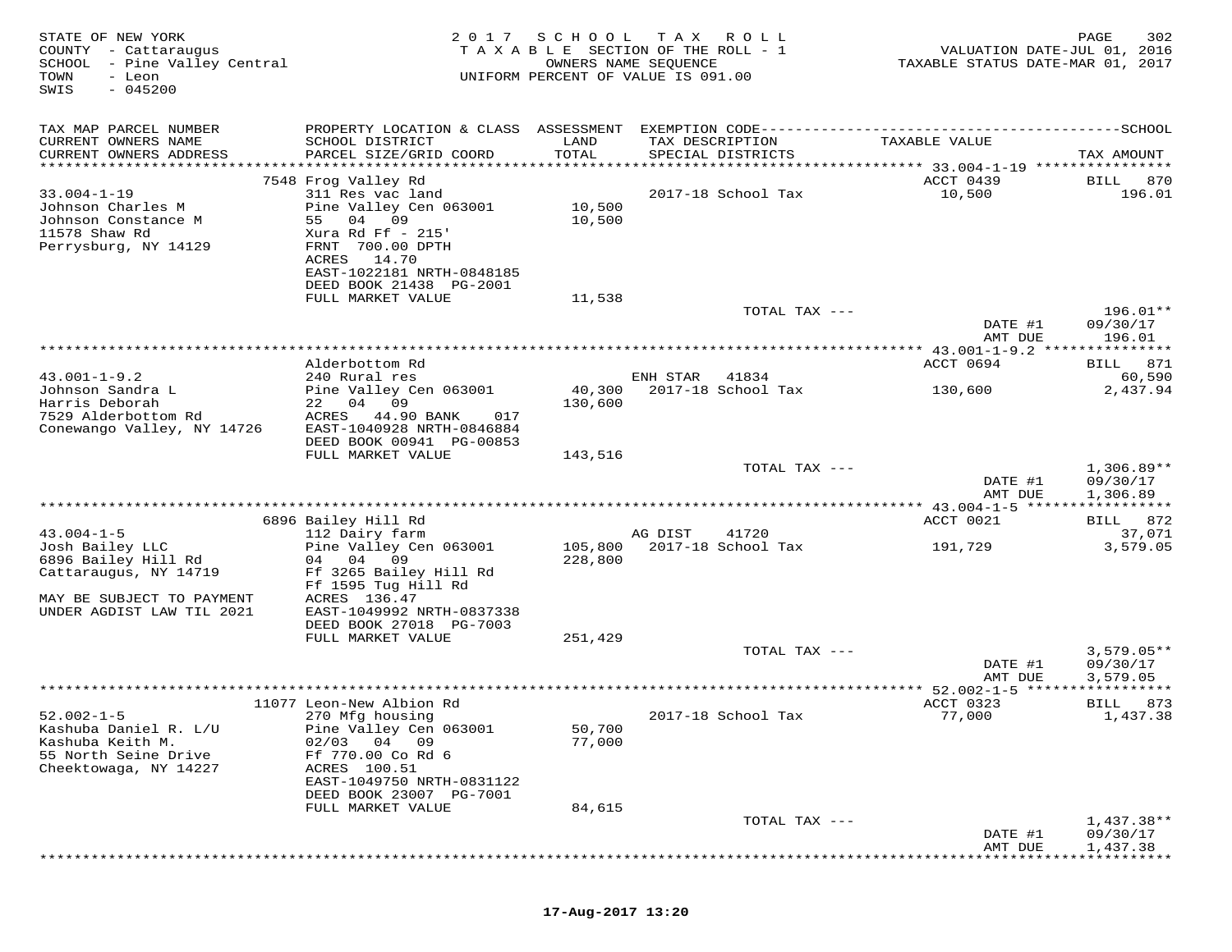STATE OF NEW YORK
COUNTY - Cattaraugus
SCHOOL - Pine Valley Central
TOWN - Leon
SWIS - 045200

2017 SCHOOL TAX ROLL
TAXABLE SECTION OF THE ROLL - 1
OWNERS NAME SEQUENCE
UNIFORM PERCENT OF VALUE IS 091.00

VALUATION DATE-JUL 01, 2016
TAXABLE STATUS DATE-MAR 01, 2017

| TAX MAP PARCEL NUMBER / CURRENT OWNERS NAME / CURRENT OWNERS ADDRESS | PROPERTY LOCATION & CLASS / SCHOOL DISTRICT / PARCEL SIZE/GRID COORD | ASSESSMENT LAND / TOTAL | EXEMPTION CODE / TAX DESCRIPTION / SPECIAL DISTRICTS | TAXABLE VALUE | SCHOOL TAX AMOUNT |
|---|---|---|---|---|---|
| | 7548 Frog Valley Rd | | | ACCT 0439 | BILL 870 |
| 33.004-1-19 | 311 Res vac land | | 2017-18 School Tax | 10,500 | 196.01 |
| Johnson Charles M | Pine Valley Cen 063001 | 10,500 | | | |
| Johnson Constance M | 55 04 09 | 10,500 | | | |
| 11578 Shaw Rd | Xura Rd Ff - 215' | | | | |
| Perrysburg, NY 14129 | FRNT 700.00 DPTH | | | | |
| | ACRES 14.70 | | | | |
| | EAST-1022181 NRTH-0848185 | | | | |
| | DEED BOOK 21438 PG-2001 | | | | |
| | FULL MARKET VALUE | 11,538 | | | |
| | | | TOTAL TAX --- | | 196.01** |
| | | | | DATE #1 | 09/30/17 |
| | | | | AMT DUE | 196.01 |
| | Alderbottom Rd | | | ACCT 0694 | BILL 871 |
| 43.001-1-9.2 | 240 Rural res | | ENH STAR 41834 | | 60,590 |
| Johnson Sandra L | Pine Valley Cen 063001 | 40,300 | 2017-18 School Tax | 130,600 | 2,437.94 |
| Harris Deborah | 22 04 09 | 130,600 | | | |
| 7529 Alderbottom Rd | ACRES 44.90 BANK 017 | | | | |
| Conewango Valley, NY 14726 | EAST-1040928 NRTH-0846884 | | | | |
| | DEED BOOK 00941 PG-00853 | | | | |
| | FULL MARKET VALUE | 143,516 | | | |
| | | | TOTAL TAX --- | | 1,306.89** |
| | | | | DATE #1 | 09/30/17 |
| | | | | AMT DUE | 1,306.89 |
| | 6896 Bailey Hill Rd | | | ACCT 0021 | BILL 872 |
| 43.004-1-5 | 112 Dairy farm | | AG DIST 41720 | | 37,071 |
| Josh Bailey LLC | Pine Valley Cen 063001 | 105,800 | 2017-18 School Tax | 191,729 | 3,579.05 |
| 6896 Bailey Hill Rd | 04 04 09 | 228,800 | | | |
| Cattaraugus, NY 14719 | Ff 3265 Bailey Hill Rd | | | | |
| | Ff 1595 Tug Hill Rd | | | | |
| MAY BE SUBJECT TO PAYMENT | ACRES 136.47 | | | | |
| UNDER AGDIST LAW TIL 2021 | EAST-1049992 NRTH-0837338 | | | | |
| | DEED BOOK 27018 PG-7003 | | | | |
| | FULL MARKET VALUE | 251,429 | | | |
| | | | TOTAL TAX --- | | 3,579.05** |
| | | | | DATE #1 | 09/30/17 |
| | | | | AMT DUE | 3,579.05 |
| | 11077 Leon-New Albion Rd | | | ACCT 0323 | BILL 873 |
| 52.002-1-5 | 270 Mfg housing | | 2017-18 School Tax | 77,000 | 1,437.38 |
| Kashuba Daniel R. L/U | Pine Valley Cen 063001 | 50,700 | | | |
| Kashuba Keith M. | 02/03 04 09 | 77,000 | | | |
| 55 North Seine Drive | Ff 770.00 Co Rd 6 | | | | |
| Cheektowaga, NY 14227 | ACRES 100.51 | | | | |
| | EAST-1049750 NRTH-0831122 | | | | |
| | DEED BOOK 23007 PG-7001 | | | | |
| | FULL MARKET VALUE | 84,615 | | | |
| | | | TOTAL TAX --- | | 1,437.38** |
| | | | | DATE #1 | 09/30/17 |
| | | | | AMT DUE | 1,437.38 |

17-Aug-2017 13:20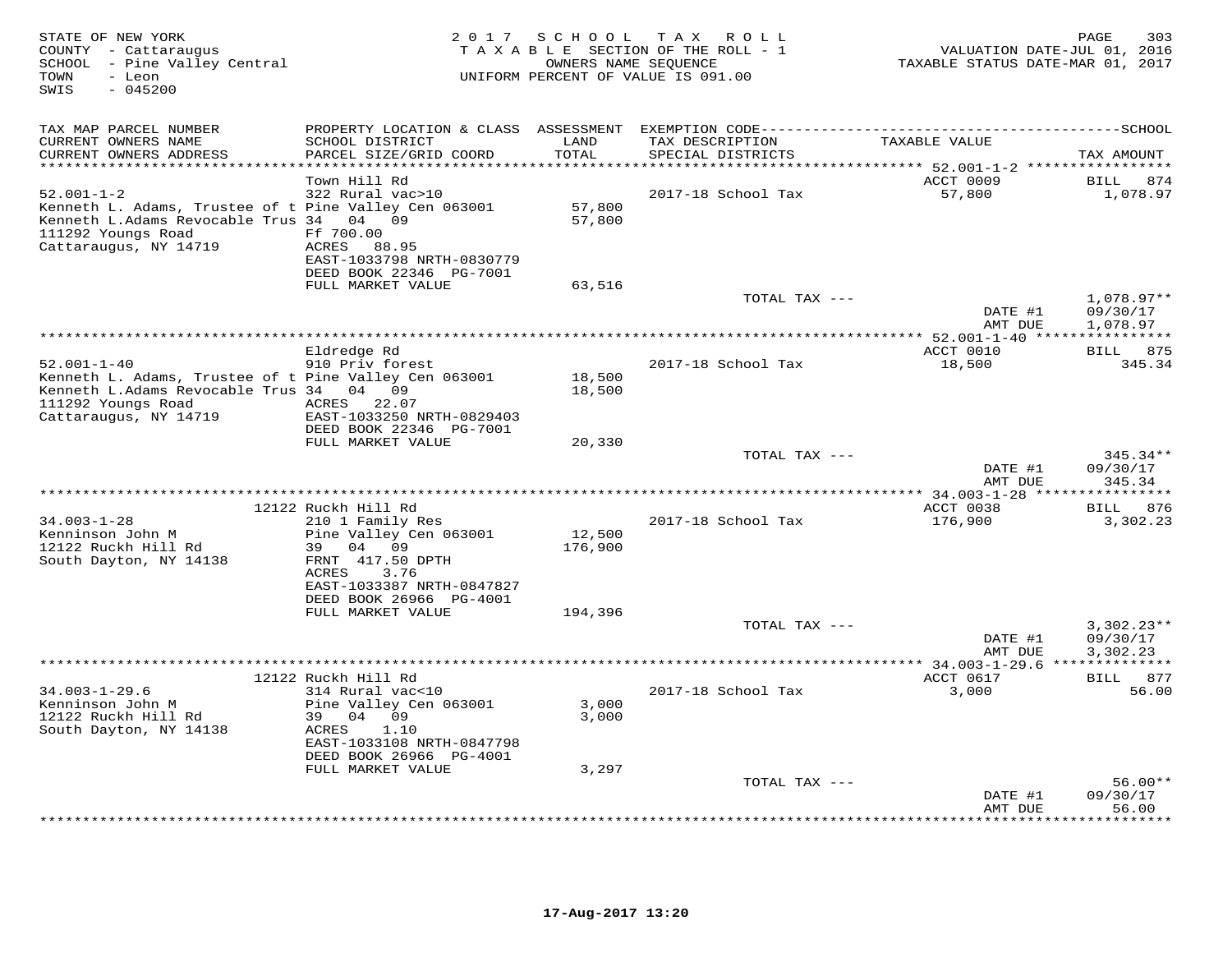STATE OF NEW YORK
COUNTY - Cattaraugus
SCHOOL - Pine Valley Central
TOWN - Leon
SWIS - 045200

2017 SCHOOL TAX ROLL
TAXABLE SECTION OF THE ROLL - 1
OWNERS NAME SEQUENCE
UNIFORM PERCENT OF VALUE IS 091.00

VALUATION DATE-JUL 01, 2016
TAXABLE STATUS DATE-MAR 01, 2017

| TAX MAP PARCEL NUMBER / CURRENT OWNERS NAME / CURRENT OWNERS ADDRESS | PROPERTY LOCATION & CLASS / SCHOOL DISTRICT / PARCEL SIZE/GRID COORD | ASSESSMENT LAND / TOTAL | EXEMPTION CODE / TAX DESCRIPTION / SPECIAL DISTRICTS | TAXABLE VALUE | TAX AMOUNT |
|---|---|---|---|---|---|
| 52.001-1-2 | Town Hill Rd | | | ACCT 0009 | BILL 874 |
| Kenneth L. Adams, Trustee of t | 322 Rural vac>10 | | 2017-18 School Tax | 57,800 | 1,078.97 |
| Kenneth L.Adams Revocable Trus | Pine Valley Cen 063001 | 57,800 | | | |
| 111292 Youngs Road | 34 04 09 | 57,800 | | | |
| Cattaraugus, NY 14719 | Ff 700.00 | | | | |
| | ACRES 88.95 | | | | |
| | EAST-1033798 NRTH-0830779 | | | | |
| | DEED BOOK 22346 PG-7001 | | | | |
| | FULL MARKET VALUE | 63,516 | | | |
| | | | TOTAL TAX --- | | 1,078.97** |
| | | | | DATE #1 | 09/30/17 |
| | | | | AMT DUE | 1,078.97 |
| 52.001-1-40 | Eldredge Rd | | | ACCT 0010 | BILL 875 |
| Kenneth L. Adams, Trustee of t | 910 Priv forest | | 2017-18 School Tax | 18,500 | 345.34 |
| Kenneth L.Adams Revocable Trus | Pine Valley Cen 063001 | 18,500 | | | |
| 111292 Youngs Road | 34 04 09 | 18,500 | | | |
| Cattaraugus, NY 14719 | ACRES 22.07 | | | | |
| | EAST-1033250 NRTH-0829403 | | | | |
| | DEED BOOK 22346 PG-7001 | | | | |
| | FULL MARKET VALUE | 20,330 | | | |
| | | | TOTAL TAX --- | | 345.34** |
| | | | | DATE #1 | 09/30/17 |
| | | | | AMT DUE | 345.34 |
| 34.003-1-28 | 12122 Ruckh Hill Rd | | | ACCT 0038 | BILL 876 |
| Kenninson John M | 210 1 Family Res | | 2017-18 School Tax | 176,900 | 3,302.23 |
| 12122 Ruckh Hill Rd | Pine Valley Cen 063001 | 12,500 | | | |
| South Dayton, NY 14138 | 39 04 09 | 176,900 | | | |
| | FRNT 417.50 DPTH | | | | |
| | ACRES 3.76 | | | | |
| | EAST-1033387 NRTH-0847827 | | | | |
| | DEED BOOK 26966 PG-4001 | | | | |
| | FULL MARKET VALUE | 194,396 | | | |
| | | | TOTAL TAX --- | | 3,302.23** |
| | | | | DATE #1 | 09/30/17 |
| | | | | AMT DUE | 3,302.23 |
| 34.003-1-29.6 | 12122 Ruckh Hill Rd | | | ACCT 0617 | BILL 877 |
| Kenninson John M | 314 Rural vac<10 | | 2017-18 School Tax | 3,000 | 56.00 |
| 12122 Ruckh Hill Rd | Pine Valley Cen 063001 | 3,000 | | | |
| South Dayton, NY 14138 | 39 04 09 | 3,000 | | | |
| | ACRES 1.10 | | | | |
| | EAST-1033108 NRTH-0847798 | | | | |
| | DEED BOOK 26966 PG-4001 | | | | |
| | FULL MARKET VALUE | 3,297 | | | |
| | | | TOTAL TAX --- | | 56.00** |
| | | | | DATE #1 | 09/30/17 |
| | | | | AMT DUE | 56.00 |

17-Aug-2017 13:20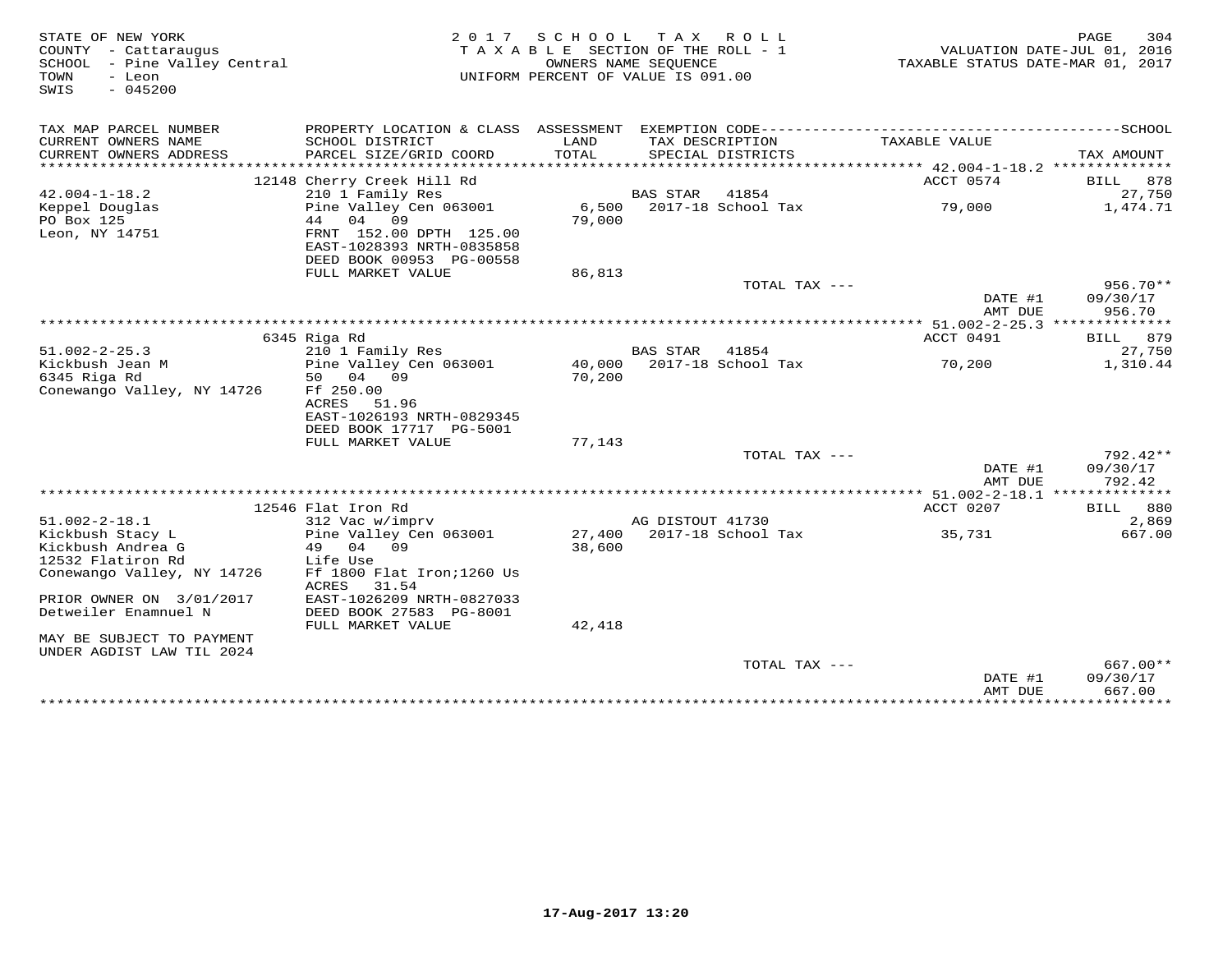STATE OF NEW YORK
COUNTY - Cattaraugus
SCHOOL - Pine Valley Central
TOWN - Leon
SWIS - 045200

2017 SCHOOL TAX ROLL
TAXABLE SECTION OF THE ROLL - 1
OWNERS NAME SEQUENCE
UNIFORM PERCENT OF VALUE IS 091.00

VALUATION DATE-JUL 01, 2016
TAXABLE STATUS DATE-MAR 01, 2017

| TAX MAP PARCEL NUMBER / CURRENT OWNERS NAME / CURRENT OWNERS ADDRESS | PROPERTY LOCATION & CLASS / SCHOOL DISTRICT / PARCEL SIZE/GRID COORD | ASSESSMENT LAND / TOTAL | EXEMPTION CODE / TAX DESCRIPTION / SPECIAL DISTRICTS | TAXABLE VALUE | TAX AMOUNT |
|---|---|---|---|---|---|
| 42.004-1-18.2 | 12148 Cherry Creek Hill Rd | | | ACCT 0574 | BILL 878 |
| Keppel Douglas | 210 1 Family Res | | BAS STAR 41854 | | 27,750 |
| PO Box 125 | Pine Valley Cen 063001 | 6,500 | 2017-18 School Tax | 79,000 | 1,474.71 |
| Leon, NY 14751 | 44 04 09 | 79,000 | | | |
| | FRNT 152.00 DPTH 125.00 | | | | |
| | EAST-1028393 NRTH-0835858 | | | | |
| | DEED BOOK 00953 PG-00558 | | | | |
| | FULL MARKET VALUE | 86,813 | | | |
| | | | TOTAL TAX --- | | 956.70** |
| | | | | DATE #1 | 09/30/17 |
| | | | | AMT DUE | 956.70 |
| 51.002-2-25.3 | 6345 Riga Rd | | | ACCT 0491 | BILL 879 |
| Kickbush Jean M | 210 1 Family Res | | BAS STAR 41854 | | 27,750 |
| 6345 Riga Rd | Pine Valley Cen 063001 | 40,000 | 2017-18 School Tax | 70,200 | 1,310.44 |
| Conewango Valley, NY 14726 | 50 04 09 | 70,200 | | | |
| | Ff 250.00 | | | | |
| | ACRES 51.96 | | | | |
| | EAST-1026193 NRTH-0829345 | | | | |
| | DEED BOOK 17717 PG-5001 | | | | |
| | FULL MARKET VALUE | 77,143 | | | |
| | | | TOTAL TAX --- | | 792.42** |
| | | | | DATE #1 | 09/30/17 |
| | | | | AMT DUE | 792.42 |
| 51.002-2-18.1 | 12546 Flat Iron Rd | | | ACCT 0207 | BILL 880 |
| Kickbush Stacy L | 312 Vac w/imprv | | AG DISTOUT 41730 | | 2,869 |
| Kickbush Andrea G | Pine Valley Cen 063001 | 27,400 | 2017-18 School Tax | 35,731 | 667.00 |
| 12532 Flatiron Rd | 49 04 09 | 38,600 | | | |
| Conewango Valley, NY 14726 | Life Use | | | | |
| | Ff 1800 Flat Iron;1260 Us | | | | |
| PRIOR OWNER ON 3/01/2017 | ACRES 31.54 | | | | |
| Detweiler Enamnuel N | EAST-1026209 NRTH-0827033 | | | | |
| | DEED BOOK 27583 PG-8001 | | | | |
| MAY BE SUBJECT TO PAYMENT | FULL MARKET VALUE | 42,418 | | | |
| UNDER AGDIST LAW TIL 2024 | | | | | |
| | | | TOTAL TAX --- | | 667.00** |
| | | | | DATE #1 | 09/30/17 |
| | | | | AMT DUE | 667.00 |

17-Aug-2017 13:20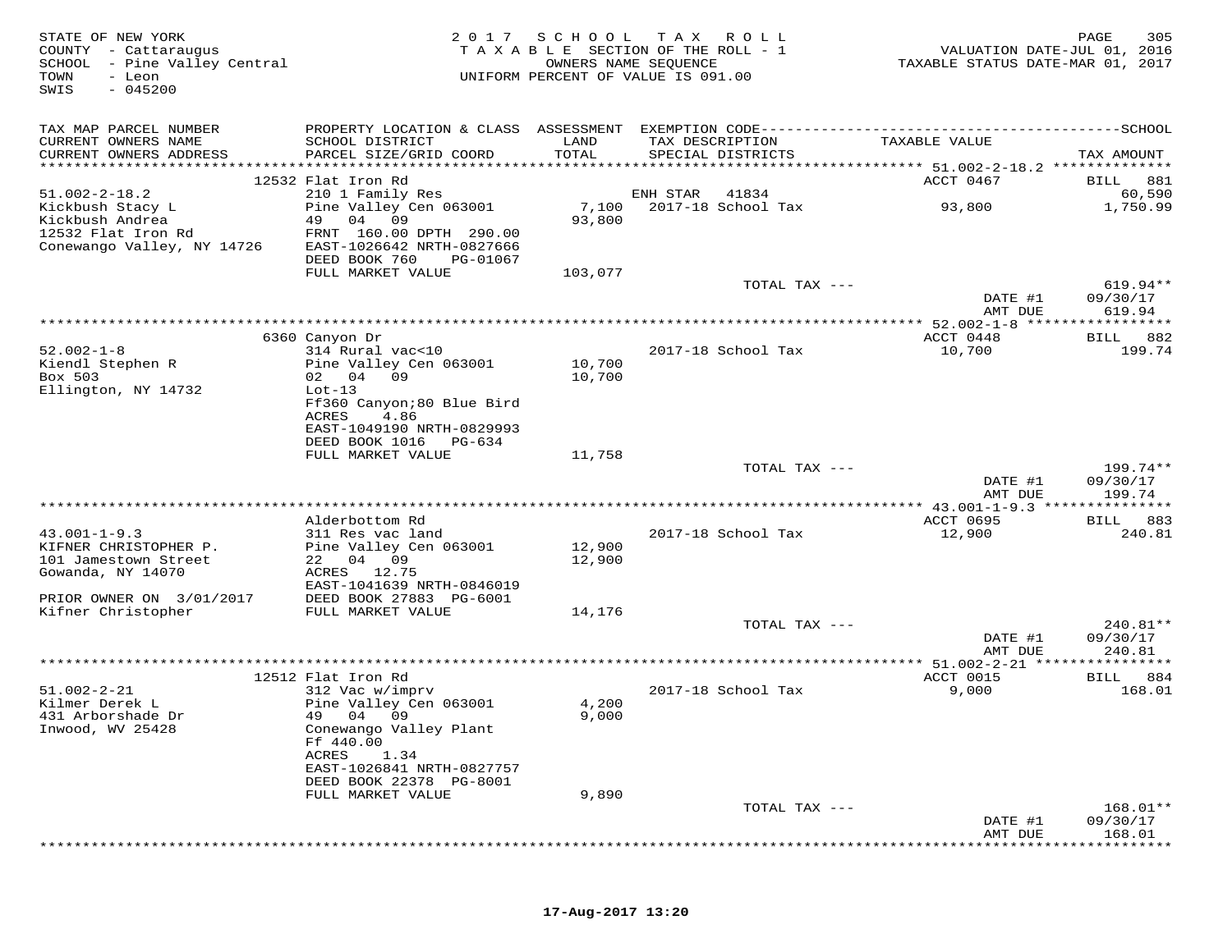STATE OF NEW YORK
COUNTY - Cattaraugus
SCHOOL - Pine Valley Central
TOWN - Leon
SWIS - 045200

2017 SCHOOL TAX ROLL
TAXABLE SECTION OF THE ROLL - 1
OWNERS NAME SEQUENCE
UNIFORM PERCENT OF VALUE IS 091.00

VALUATION DATE-JUL 01, 2016
TAXABLE STATUS DATE-MAR 01, 2017

| TAX MAP PARCEL NUMBER / CURRENT OWNERS NAME / CURRENT OWNERS ADDRESS | PROPERTY LOCATION & CLASS / SCHOOL DISTRICT / PARCEL SIZE/GRID COORD | ASSESSMENT LAND / TOTAL | EXEMPTION CODE / TAX DESCRIPTION / SPECIAL DISTRICTS | TAXABLE VALUE | TAX AMOUNT |
|---|---|---|---|---|---|
| | 12532 Flat Iron Rd | | | ACCT 0467 | BILL 881 |
| 51.002-2-18.2 | 210 1 Family Res | | ENH STAR 41834 | | 60,590 |
| Kickbush Stacy L | Pine Valley Cen 063001 | 7,100 | 2017-18 School Tax | 93,800 | 1,750.99 |
| Kickbush Andrea | 49 04 09 | 93,800 | | | |
| 12532 Flat Iron Rd | FRNT 160.00 DPTH 290.00 | | | | |
| Conewango Valley, NY 14726 | EAST-1026642 NRTH-0827666 | | | | |
| | DEED BOOK 760 PG-01067 | | | | |
| | FULL MARKET VALUE | 103,077 | | | |
| | | | TOTAL TAX --- | | 619.94** |
| | | | | DATE #1 | 09/30/17 |
| | | | | AMT DUE | 619.94 |
| | 6360 Canyon Dr | | | ACCT 0448 | BILL 882 |
| 52.002-1-8 | 314 Rural vac<10 | | 2017-18 School Tax | 10,700 | 199.74 |
| Kiendl Stephen R | Pine Valley Cen 063001 | 10,700 | | | |
| Box 503 | 02 04 09 | 10,700 | | | |
| Ellington, NY 14732 | Lot-13 | | | | |
| | Ff360 Canyon;80 Blue Bird | | | | |
| | ACRES 4.86 | | | | |
| | EAST-1049190 NRTH-0829993 | | | | |
| | DEED BOOK 1016 PG-634 | | | | |
| | FULL MARKET VALUE | 11,758 | | | |
| | | | TOTAL TAX --- | | 199.74** |
| | | | | DATE #1 | 09/30/17 |
| | | | | AMT DUE | 199.74 |
| | Alderbottom Rd | | | ACCT 0695 | BILL 883 |
| 43.001-1-9.3 | 311 Res vac land | | 2017-18 School Tax | 12,900 | 240.81 |
| KIFNER CHRISTOPHER P. | Pine Valley Cen 063001 | 12,900 | | | |
| 101 Jamestown Street | 22 04 09 | 12,900 | | | |
| Gowanda, NY 14070 | ACRES 12.75 | | | | |
| | EAST-1041639 NRTH-0846019 | | | | |
| PRIOR OWNER ON 3/01/2017 | DEED BOOK 27883 PG-6001 | | | | |
| Kifner Christopher | FULL MARKET VALUE | 14,176 | | | |
| | | | TOTAL TAX --- | | 240.81** |
| | | | | DATE #1 | 09/30/17 |
| | | | | AMT DUE | 240.81 |
| | 12512 Flat Iron Rd | | | ACCT 0015 | BILL 884 |
| 51.002-2-21 | 312 Vac w/imprv | | 2017-18 School Tax | 9,000 | 168.01 |
| Kilmer Derek L | Pine Valley Cen 063001 | 4,200 | | | |
| 431 Arborshade Dr | 49 04 09 | 9,000 | | | |
| Inwood, WV 25428 | Conewango Valley Plant | | | | |
| | Ff 440.00 | | | | |
| | ACRES 1.34 | | | | |
| | EAST-1026841 NRTH-0827757 | | | | |
| | DEED BOOK 22378 PG-8001 | | | | |
| | FULL MARKET VALUE | 9,890 | | | |
| | | | TOTAL TAX --- | | 168.01** |
| | | | | DATE #1 | 09/30/17 |
| | | | | AMT DUE | 168.01 |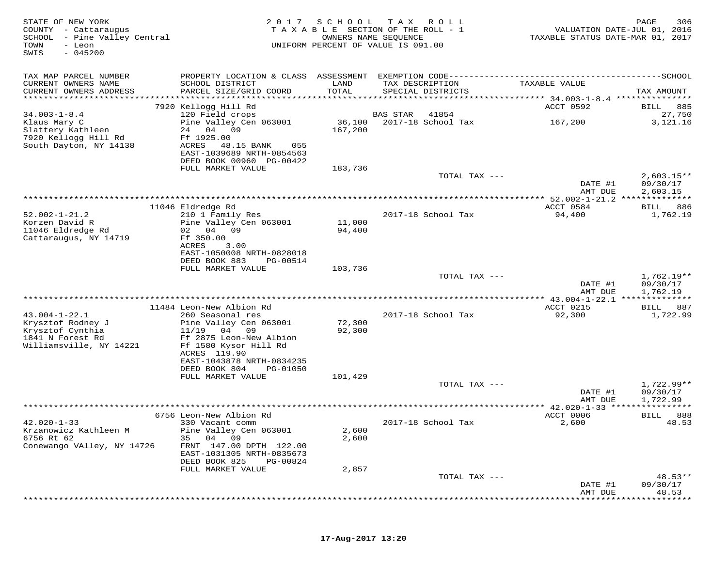STATE OF NEW YORK
COUNTY - Cattaraugus
SCHOOL - Pine Valley Central
TOWN - Leon
SWIS - 045200

2017 SCHOOL TAX ROLL
TAXABLE SECTION OF THE ROLL - 1
OWNERS NAME SEQUENCE
UNIFORM PERCENT OF VALUE IS 091.00

VALUATION DATE-JUL 01, 2016
TAXABLE STATUS DATE-MAR 01, 2017

| TAX MAP PARCEL NUMBER / CURRENT OWNERS NAME / CURRENT OWNERS ADDRESS | PROPERTY LOCATION & CLASS / SCHOOL DISTRICT / PARCEL SIZE/GRID COORD | ASSESSMENT LAND / TOTAL | EXEMPTION CODE / TAX DESCRIPTION / SPECIAL DISTRICTS | TAXABLE VALUE | TAX AMOUNT |
|---|---|---|---|---|---|
| | 7920 Kellogg Hill Rd | | | ACCT 0592 | BILL 885 |
| 34.003-1-8.4 | 120 Field crops | | BAS STAR 41854 | | 27,750 |
| Klaus Mary C | Pine Valley Cen 063001 | 36,100 | 2017-18 School Tax | 167,200 | 3,121.16 |
| Slattery Kathleen | 24 04 09 | 167,200 | | | |
| 7920 Kellogg Hill Rd | Ff 1925.00 | | | | |
| South Dayton, NY 14138 | ACRES 48.15 BANK 055 | | | | |
| | EAST-1039689 NRTH-0854563 | | | | |
| | DEED BOOK 00960 PG-00422 | | | | |
| | FULL MARKET VALUE | 183,736 | | | |
| | | | TOTAL TAX --- | | 2,603.15** |
| | | | | DATE #1 | 09/30/17 |
| | | | | AMT DUE | 2,603.15 |
| | 11046 Eldredge Rd | | | ACCT 0584 | BILL 886 |
| 52.002-1-21.2 | 210 1 Family Res | | 2017-18 School Tax | 94,400 | 1,762.19 |
| Korzen David R | Pine Valley Cen 063001 | 11,000 | | | |
| 11046 Eldredge Rd | 02 04 09 | 94,400 | | | |
| Cattaraugus, NY 14719 | Ff 350.00 | | | | |
| | ACRES 3.00 | | | | |
| | EAST-1050008 NRTH-0828018 | | | | |
| | DEED BOOK 883 PG-00514 | | | | |
| | FULL MARKET VALUE | 103,736 | | | |
| | | | TOTAL TAX --- | | 1,762.19** |
| | | | | DATE #1 | 09/30/17 |
| | | | | AMT DUE | 1,762.19 |
| | 11484 Leon-New Albion Rd | | | ACCT 0215 | BILL 887 |
| 43.004-1-22.1 | 260 Seasonal res | | 2017-18 School Tax | 92,300 | 1,722.99 |
| Krysztof Rodney J | Pine Valley Cen 063001 | 72,300 | | | |
| Krysztof Cynthia | 11/19 04 09 | 92,300 | | | |
| 1841 N Forest Rd | Ff 2875 Leon-New Albion | | | | |
| Williamsville, NY 14221 | Ff 1580 Kysor Hill Rd | | | | |
| | ACRES 119.90 | | | | |
| | EAST-1043878 NRTH-0834235 | | | | |
| | DEED BOOK 804 PG-01050 | | | | |
| | FULL MARKET VALUE | 101,429 | | | |
| | | | TOTAL TAX --- | | 1,722.99** |
| | | | | DATE #1 | 09/30/17 |
| | | | | AMT DUE | 1,722.99 |
| | 6756 Leon-New Albion Rd | | | ACCT 0006 | BILL 888 |
| 42.020-1-33 | 330 Vacant comm | | 2017-18 School Tax | 2,600 | 48.53 |
| Krzanowicz Kathleen M | Pine Valley Cen 063001 | 2,600 | | | |
| 6756 Rt 62 | 35 04 09 | 2,600 | | | |
| Conewango VAlley, NY 14726 | FRNT 147.00 DPTH 122.00 | | | | |
| | EAST-1031305 NRTH-0835673 | | | | |
| | DEED BOOK 825 PG-00824 | | | | |
| | FULL MARKET VALUE | 2,857 | | | |
| | | | TOTAL TAX --- | | 48.53** |
| | | | | DATE #1 | 09/30/17 |
| | | | | AMT DUE | 48.53 |

17-Aug-2017 13:20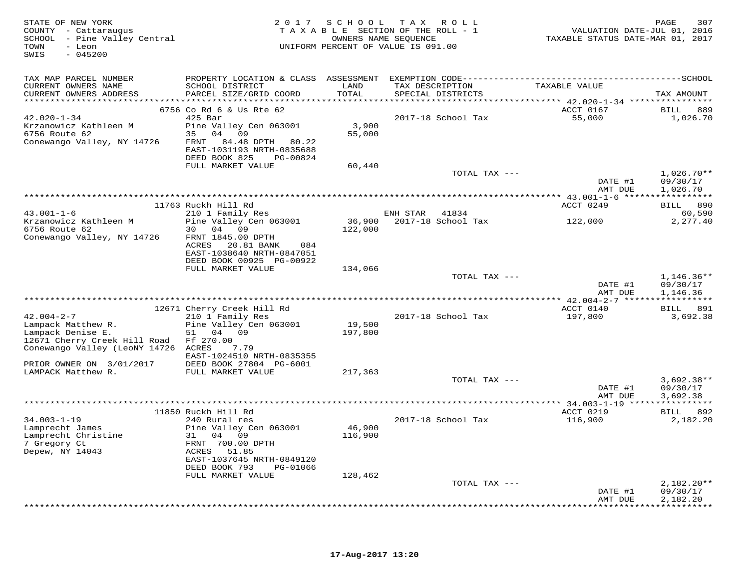STATE OF NEW YORK
COUNTY - Cattaraugus
SCHOOL - Pine Valley Central
TOWN - Leon
SWIS - 045200

2017 SCHOOL TAX ROLL
TAXABLE SECTION OF THE ROLL - 1
OWNERS NAME SEQUENCE
UNIFORM PERCENT OF VALUE IS 091.00

VALUATION DATE-JUL 01, 2016
TAXABLE STATUS DATE-MAR 01, 2017

| TAX MAP PARCEL NUMBER / CURRENT OWNERS NAME / CURRENT OWNERS ADDRESS | PROPERTY LOCATION & CLASS / SCHOOL DISTRICT / PARCEL SIZE/GRID COORD | ASSESSMENT LAND / TOTAL | EXEMPTION CODE / TAX DESCRIPTION / SPECIAL DISTRICTS | TAXABLE VALUE | SCHOOL TAX AMOUNT |
|---|---|---|---|---|---|
| | 6756 Co Rd 6 & Us Rte 62 | | | ACCT 0167 | BILL 889 |
| 42.020-1-34 | 425 Bar | | 2017-18 School Tax | 55,000 | 1,026.70 |
| Krzanowicz Kathleen M | Pine Valley Cen 063001 | 3,900 | | | |
| 6756 Route 62 | 35 04 09 | 55,000 | | | |
| Conewango Valley, NY 14726 | FRNT 84.48 DPTH 80.22 | | | | |
| | EAST-1031193 NRTH-0835688 | | | | |
| | DEED BOOK 825 PG-00824 | | | | |
| | FULL MARKET VALUE | 60,440 | | | |
| | | | TOTAL TAX --- | | 1,026.70** |
| | | | | DATE #1 | 09/30/17 |
| | | | | AMT DUE | 1,026.70 |
| | 11763 Ruckh Hill Rd | | | ACCT 0249 | BILL 890 |
| 43.001-1-6 | 210 1 Family Res | | ENH STAR 41834 | | 60,590 |
| Krzanowicz Kathleen M | Pine Valley Cen 063001 | 36,900 | 2017-18 School Tax | 122,000 | 2,277.40 |
| 6756 Route 62 | 30 04 09 | 122,000 | | | |
| Conewango Valley, NY 14726 | FRNT 1845.00 DPTH | | | | |
| | ACRES 20.81 BANK 084 | | | | |
| | EAST-1038640 NRTH-0847051 | | | | |
| | DEED BOOK 00925 PG-00922 | | | | |
| | FULL MARKET VALUE | 134,066 | | | |
| | | | TOTAL TAX --- | | 1,146.36** |
| | | | | DATE #1 | 09/30/17 |
| | | | | AMT DUE | 1,146.36 |
| | 12671 Cherry Creek Hill Rd | | | ACCT 0140 | BILL 891 |
| 42.004-2-7 | 210 1 Family Res | | 2017-18 School Tax | 197,800 | 3,692.38 |
| Lampack Matthew R. | Pine Valley Cen 063001 | 19,500 | | | |
| Lampack Denise E. | 51 04 09 | 197,800 | | | |
| 12671 Cherry Creek Hill Road | Ff 270.00 | | | | |
| Conewango Valley (LeoNY 14726 | ACRES 7.79 | | | | |
| | EAST-1024510 NRTH-0835355 | | | | |
| PRIOR OWNER ON 3/01/2017 | DEED BOOK 27804 PG-6001 | | | | |
| LAMPACK Matthew R. | FULL MARKET VALUE | 217,363 | | | |
| | | | TOTAL TAX --- | | 3,692.38** |
| | | | | DATE #1 | 09/30/17 |
| | | | | AMT DUE | 3,692.38 |
| | 11850 Ruckh Hill Rd | | | ACCT 0219 | BILL 892 |
| 34.003-1-19 | 240 Rural res | | 2017-18 School Tax | 116,900 | 2,182.20 |
| Lamprecht James | Pine Valley Cen 063001 | 46,900 | | | |
| Lamprecht Christine | 31 04 09 | 116,900 | | | |
| 7 Gregory Ct | FRNT 700.00 DPTH | | | | |
| Depew, NY 14043 | ACRES 51.85 | | | | |
| | EAST-1037645 NRTH-0849120 | | | | |
| | DEED BOOK 793 PG-01066 | | | | |
| | FULL MARKET VALUE | 128,462 | | | |
| | | | TOTAL TAX --- | | 2,182.20** |
| | | | | DATE #1 | 09/30/17 |
| | | | | AMT DUE | 2,182.20 |

17-Aug-2017 13:20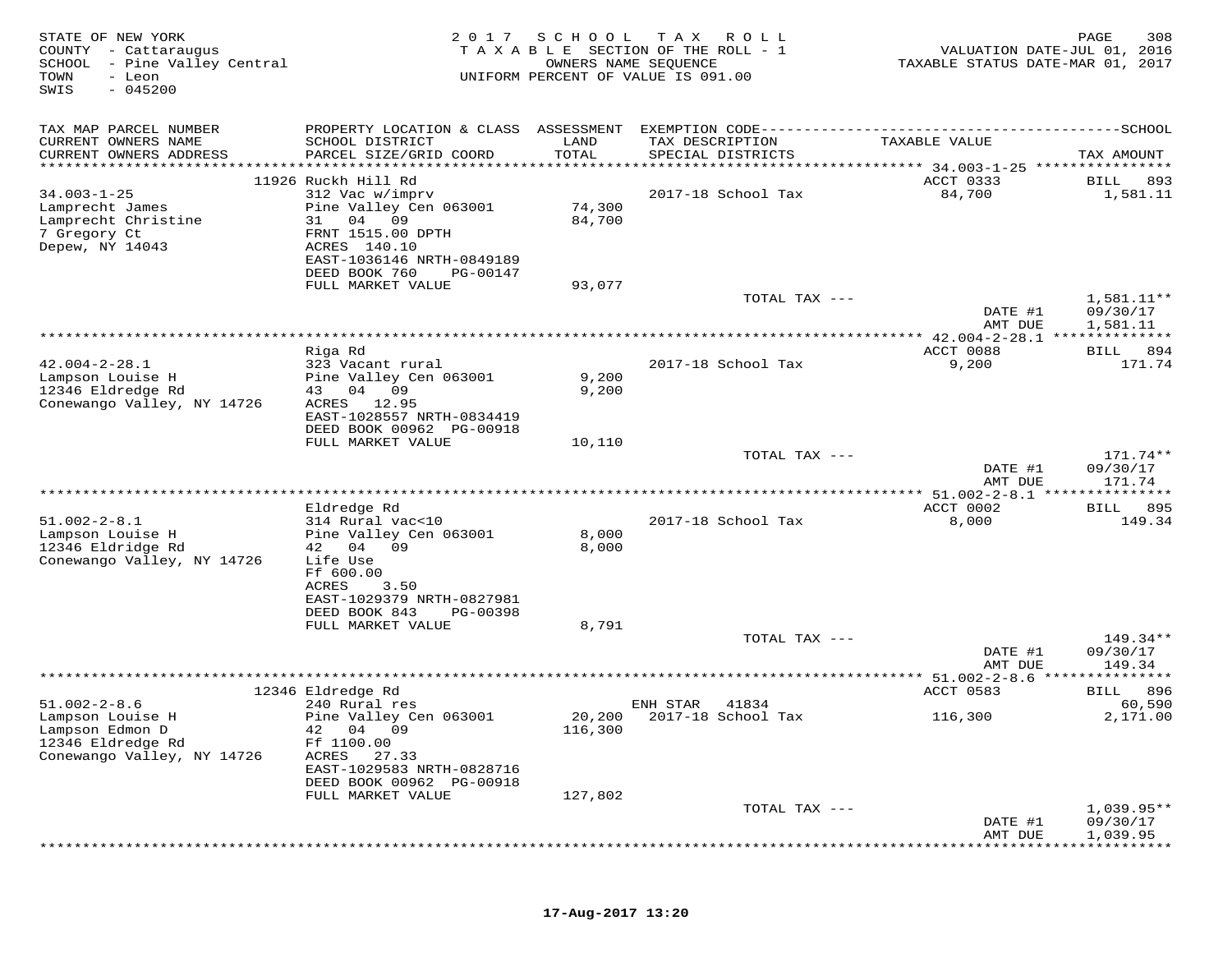STATE OF NEW YORK
COUNTY - Cattaraugus
SCHOOL - Pine Valley Central
TOWN - Leon
SWIS - 045200

2017 SCHOOL TAX ROLL
TAXABLE SECTION OF THE ROLL - 1
OWNERS NAME SEQUENCE
UNIFORM PERCENT OF VALUE IS 091.00

VALUATION DATE-JUL 01, 2016
TAXABLE STATUS DATE-MAR 01, 2017

| TAX MAP PARCEL NUMBER / CURRENT OWNERS NAME / CURRENT OWNERS ADDRESS | PROPERTY LOCATION & CLASS / SCHOOL DISTRICT / PARCEL SIZE/GRID COORD | ASSESSMENT LAND / TOTAL | EXEMPTION CODE / TAX DESCRIPTION / SPECIAL DISTRICTS | TAXABLE VALUE | TAX AMOUNT |
|---|---|---|---|---|---|
| | 11926 Ruckh Hill Rd | | | ACCT 0333 | BILL 893 |
| 34.003-1-25 | 312 Vac w/imprv | | 2017-18 School Tax | 84,700 | 1,581.11 |
| Lamprecht James | Pine Valley Cen 063001 | 74,300 | | | |
| Lamprecht Christine | 31 04 09 | 84,700 | | | |
| 7 Gregory Ct | FRNT 1515.00 DPTH | | | | |
| Depew, NY 14043 | ACRES 140.10 | | | | |
| | EAST-1036146 NRTH-0849189 | | | | |
| | DEED BOOK 760 PG-00147 | | | | |
| | FULL MARKET VALUE | 93,077 | | | |
| | | | TOTAL TAX --- | | 1,581.11** |
| | | | | DATE #1 | 09/30/17 |
| | | | | AMT DUE | 1,581.11 |
| | Riga Rd | | | ACCT 0088 | BILL 894 |
| 42.004-2-28.1 | 323 Vacant rural | | 2017-18 School Tax | 9,200 | 171.74 |
| Lampson Louise H | Pine Valley Cen 063001 | 9,200 | | | |
| 12346 Eldredge Rd | 43 04 09 | 9,200 | | | |
| Conewango Valley, NY 14726 | ACRES 12.95 | | | | |
| | EAST-1028557 NRTH-0834419 | | | | |
| | DEED BOOK 00962 PG-00918 | | | | |
| | FULL MARKET VALUE | 10,110 | | | |
| | | | TOTAL TAX --- | | 171.74** |
| | | | | DATE #1 | 09/30/17 |
| | | | | AMT DUE | 171.74 |
| | Eldredge Rd | | | ACCT 0002 | BILL 895 |
| 51.002-2-8.1 | 314 Rural vac<10 | | 2017-18 School Tax | 8,000 | 149.34 |
| Lampson Louise H | Pine Valley Cen 063001 | 8,000 | | | |
| 12346 Eldridge Rd | 42 04 09 | 8,000 | | | |
| Conewango Valley, NY 14726 | Life Use | | | | |
| | Ff 600.00 | | | | |
| | ACRES 3.50 | | | | |
| | EAST-1029379 NRTH-0827981 | | | | |
| | DEED BOOK 843 PG-00398 | | | | |
| | FULL MARKET VALUE | 8,791 | | | |
| | | | TOTAL TAX --- | | 149.34** |
| | | | | DATE #1 | 09/30/17 |
| | | | | AMT DUE | 149.34 |
| | 12346 Eldredge Rd | | | ACCT 0583 | BILL 896 |
| 51.002-2-8.6 | 240 Rural res | | ENH STAR 41834 | | 60,590 |
| Lampson Louise H | Pine Valley Cen 063001 | 20,200 | 2017-18 School Tax | 116,300 | 2,171.00 |
| Lampson Edmon D | 42 04 09 | 116,300 | | | |
| 12346 Eldredge Rd | Ff 1100.00 | | | | |
| Conewango Valley, NY 14726 | ACRES 27.33 | | | | |
| | EAST-1029583 NRTH-0828716 | | | | |
| | DEED BOOK 00962 PG-00918 | | | | |
| | FULL MARKET VALUE | 127,802 | | | |
| | | | TOTAL TAX --- | | 1,039.95** |
| | | | | DATE #1 | 09/30/17 |
| | | | | AMT DUE | 1,039.95 |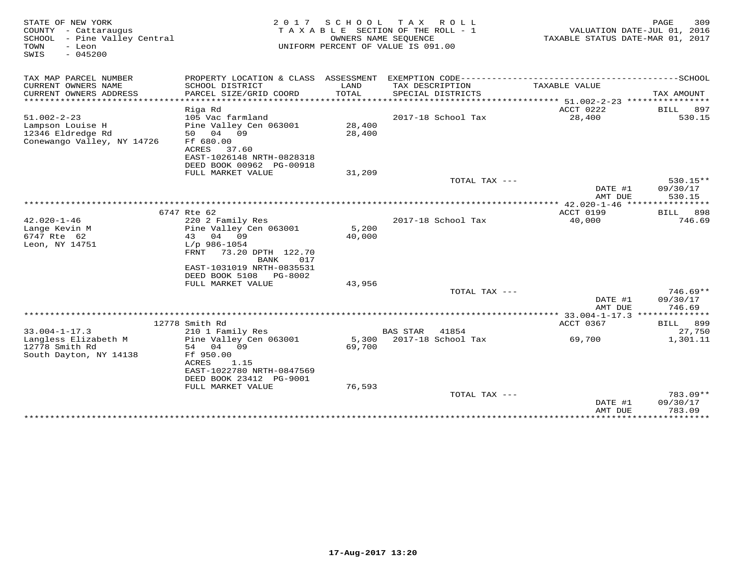STATE OF NEW YORK
COUNTY - Cattaraugus
SCHOOL - Pine Valley Central
TOWN - Leon
SWIS - 045200

2017 SCHOOL TAX ROLL
TAXABLE SECTION OF THE ROLL - 1
OWNERS NAME SEQUENCE
UNIFORM PERCENT OF VALUE IS 091.00

VALUATION DATE-JUL 01, 2016
TAXABLE STATUS DATE-MAR 01, 2017

| TAX MAP PARCEL NUMBER / CURRENT OWNERS NAME / CURRENT OWNERS ADDRESS | PROPERTY LOCATION & CLASS / SCHOOL DISTRICT / PARCEL SIZE/GRID COORD | ASSESSMENT LAND / TOTAL | EXEMPTION CODE / TAX DESCRIPTION / SPECIAL DISTRICTS | TAXABLE VALUE | TAX AMOUNT |
|---|---|---|---|---|---|
| 51.002-2-23 | Riga Rd | | | ACCT 0222 | BILL 897 |
| 51.002-2-23 | 105 Vac farmland | | 2017-18 School Tax | 28,400 | 530.15 |
| Lampson Louise H | Pine Valley Cen 063001 | 28,400 | | | |
| 12346 Eldredge Rd | 50 04 09 | 28,400 | | | |
| Conewango Valley, NY 14726 | Ff 680.00 | | | | |
| | ACRES 37.60 | | | | |
| | EAST-1026148 NRTH-0828318 | | | | |
| | DEED BOOK 00962 PG-00918 | | | | |
| | FULL MARKET VALUE | 31,209 | | | |
| | | | TOTAL TAX --- | | 530.15** |
| | | | | DATE #1 | 09/30/17 |
| | | | | AMT DUE | 530.15 |
| 42.020-1-46 | 6747 Rte 62 | | | ACCT 0199 | BILL 898 |
| 42.020-1-46 | 220 2 Family Res | | 2017-18 School Tax | 40,000 | 746.69 |
| Lange Kevin M | Pine Valley Cen 063001 | 5,200 | | | |
| 6747 Rte 62 | 43 04 09 | 40,000 | | | |
| Leon, NY 14751 | L/p 986-1054 | | | | |
| | FRNT 73.20 DPTH 122.70 | | | | |
| | BANK 017 | | | | |
| | EAST-1031019 NRTH-0835531 | | | | |
| | DEED BOOK 5108 PG-8002 | | | | |
| | FULL MARKET VALUE | 43,956 | | | |
| | | | TOTAL TAX --- | | 746.69** |
| | | | | DATE #1 | 09/30/17 |
| | | | | AMT DUE | 746.69 |
| 33.004-1-17.3 | 12778 Smith Rd | | | ACCT 0367 | BILL 899 |
| 33.004-1-17.3 | 210 1 Family Res | | BAS STAR 41854 | | 27,750 |
| Langless Elizabeth M | Pine Valley Cen 063001 | 5,300 | 2017-18 School Tax | 69,700 | 1,301.11 |
| 12778 Smith Rd | 54 04 09 | 69,700 | | | |
| South Dayton, NY 14138 | Ff 950.00 | | | | |
| | ACRES 1.15 | | | | |
| | EAST-1022780 NRTH-0847569 | | | | |
| | DEED BOOK 23412 PG-9001 | | | | |
| | FULL MARKET VALUE | 76,593 | | | |
| | | | TOTAL TAX --- | | 783.09** |
| | | | | DATE #1 | 09/30/17 |
| | | | | AMT DUE | 783.09 |

17-Aug-2017 13:20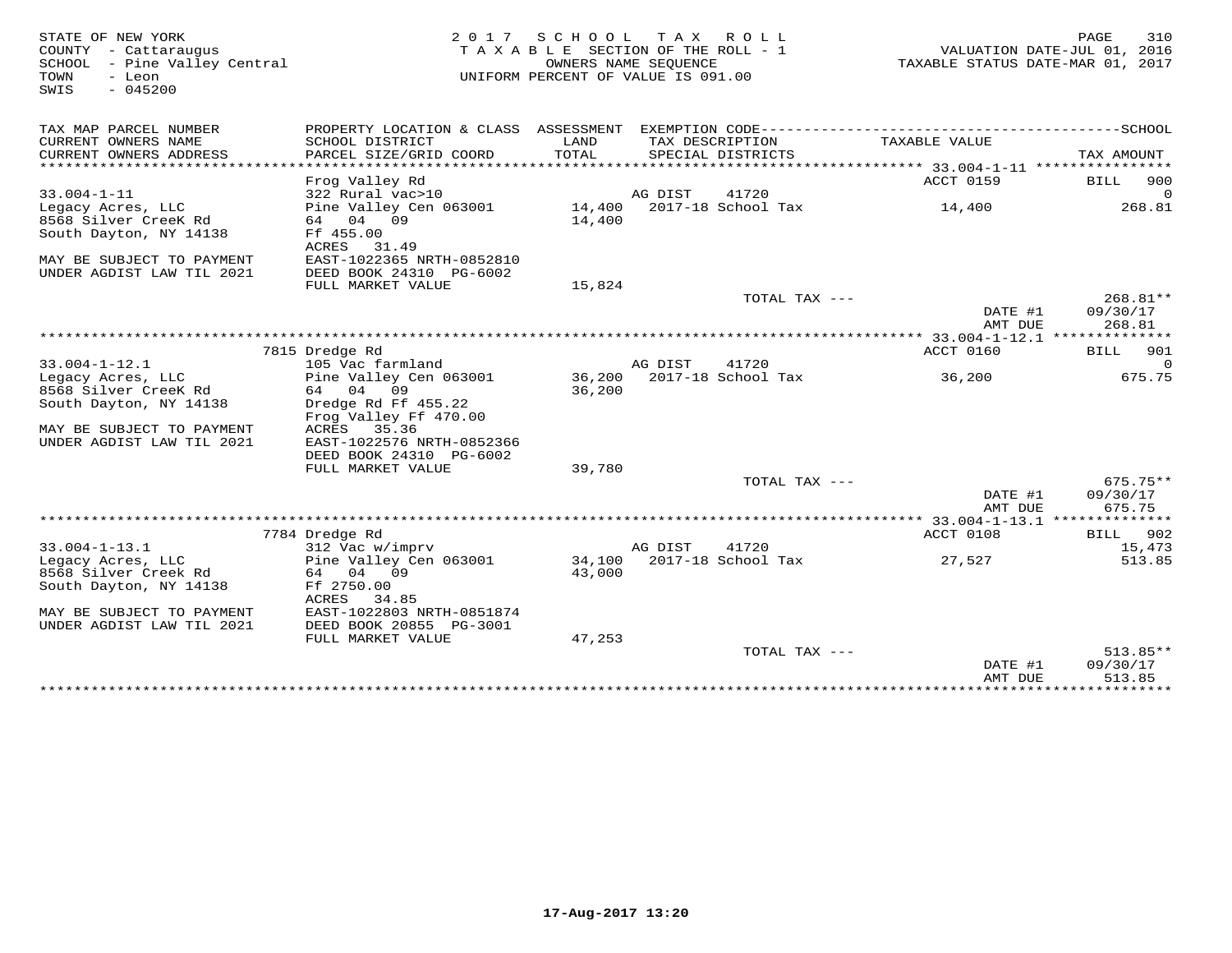STATE OF NEW YORK
COUNTY - Cattaraugus
SCHOOL - Pine Valley Central
TOWN - Leon
SWIS - 045200

2 0 1 7 S C H O O L T A X R O L L
T A X A B L E SECTION OF THE ROLL - 1
OWNERS NAME SEQUENCE
UNIFORM PERCENT OF VALUE IS 091.00

VALUATION DATE-JUL 01, 2016
TAXABLE STATUS DATE-MAR 01, 2017

| TAX MAP PARCEL NUMBER / CURRENT OWNERS NAME / CURRENT OWNERS ADDRESS | PROPERTY LOCATION & CLASS / SCHOOL DISTRICT / PARCEL SIZE/GRID COORD | ASSESSMENT LAND / TOTAL | EXEMPTION CODE / TAX DESCRIPTION / SPECIAL DISTRICTS | TAXABLE VALUE | TAX AMOUNT |
|---|---|---|---|---|---|
| 33.004-1-11 | Frog Valley Rd | | | ACCT 0159 | BILL 900 |
| 33.004-1-11 | 322 Rural vac>10 | | AG DIST 41720 | | 0 |
| Legacy Acres, LLC | Pine Valley Cen 063001 | 14,400 | 2017-18 School Tax | 14,400 | 268.81 |
| 8568 Silver CreeK Rd | 64 04 09 | 14,400 | | | |
| South Dayton, NY 14138 | Ff 455.00 | | | | |
| | ACRES 31.49 | | | | |
| MAY BE SUBJECT TO PAYMENT | EAST-1022365 NRTH-0852810 | | | | |
| UNDER AGDIST LAW TIL 2021 | DEED BOOK 24310 PG-6002 | | | | |
| | FULL MARKET VALUE | 15,824 | | | |
| | | | TOTAL TAX --- | | 268.81** |
| | | | | DATE #1 | 09/30/17 |
| | | | | AMT DUE | 268.81 |
| 33.004-1-12.1 | 7815 Dredge Rd | | | ACCT 0160 | BILL 901 |
| 33.004-1-12.1 | 105 Vac farmland | | AG DIST 41720 | | 0 |
| Legacy Acres, LLC | Pine Valley Cen 063001 | 36,200 | 2017-18 School Tax | 36,200 | 675.75 |
| 8568 Silver CreeK Rd | 64 04 09 | 36,200 | | | |
| South Dayton, NY 14138 | Dredge Rd Ff 455.22 | | | | |
| | Frog Valley Ff 470.00 | | | | |
| MAY BE SUBJECT TO PAYMENT | ACRES 35.36 | | | | |
| UNDER AGDIST LAW TIL 2021 | EAST-1022576 NRTH-0852366 | | | | |
| | DEED BOOK 24310 PG-6002 | | | | |
| | FULL MARKET VALUE | 39,780 | | | |
| | | | TOTAL TAX --- | | 675.75** |
| | | | | DATE #1 | 09/30/17 |
| | | | | AMT DUE | 675.75 |
| 33.004-1-13.1 | 7784 Dredge Rd | | | ACCT 0108 | BILL 902 |
| 33.004-1-13.1 | 312 Vac w/imprv | | AG DIST 41720 | | 15,473 |
| Legacy Acres, LLC | Pine Valley Cen 063001 | 34,100 | 2017-18 School Tax | 27,527 | 513.85 |
| 8568 Silver Creek Rd | 64 04 09 | 43,000 | | | |
| South Dayton, NY 14138 | Ff 2750.00 | | | | |
| | ACRES 34.85 | | | | |
| MAY BE SUBJECT TO PAYMENT | EAST-1022803 NRTH-0851874 | | | | |
| UNDER AGDIST LAW TIL 2021 | DEED BOOK 20855 PG-3001 | | | | |
| | FULL MARKET VALUE | 47,253 | | | |
| | | | TOTAL TAX --- | | 513.85** |
| | | | | DATE #1 | 09/30/17 |
| | | | | AMT DUE | 513.85 |

17-Aug-2017 13:20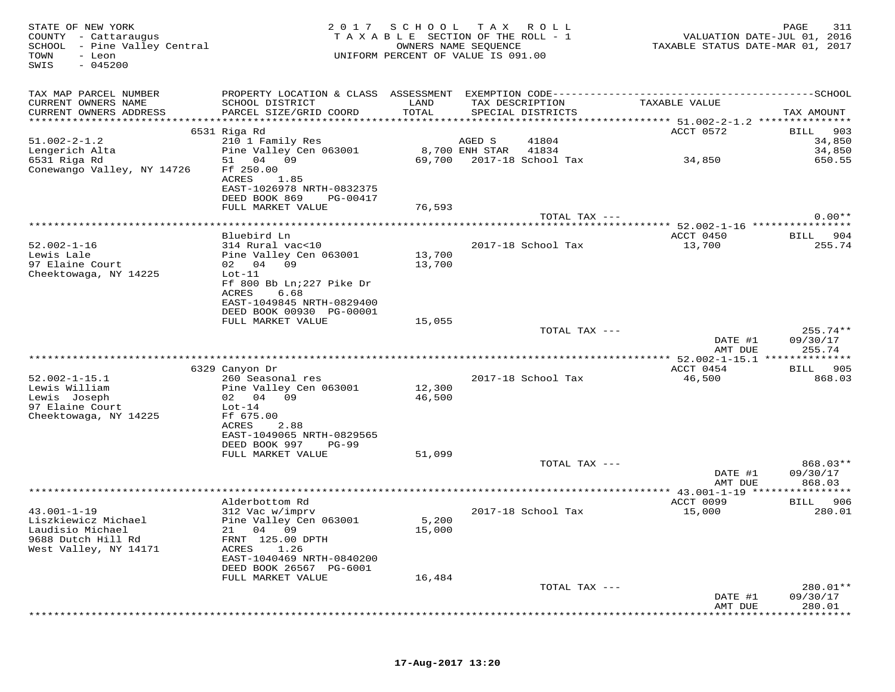STATE OF NEW YORK
COUNTY - Cattaraugus
SCHOOL - Pine Valley Central
TOWN - Leon
SWIS - 045200

2 0 1 7 S C H O O L T A X R O L L
T A X A B L E SECTION OF THE ROLL - 1
OWNERS NAME SEQUENCE
UNIFORM PERCENT OF VALUE IS 091.00

VALUATION DATE-JUL 01, 2016
TAXABLE STATUS DATE-MAR 01, 2017

| TAX MAP PARCEL NUMBER / CURRENT OWNERS NAME / CURRENT OWNERS ADDRESS | PROPERTY LOCATION & CLASS / SCHOOL DISTRICT / PARCEL SIZE/GRID COORD | ASSESSMENT LAND / TOTAL | EXEMPTION CODE / TAX DESCRIPTION / SPECIAL DISTRICTS | TAXABLE VALUE | TAX AMOUNT |
|---|---|---|---|---|---|
| **51.002-2-1.2** | 6531 Riga Rd | | | ACCT 0572 | BILL 903 |
| Lengerich Alta | 210 1 Family Res | | AGED S 41804 | | 34,850 |
| 6531 Riga Rd | Pine Valley Cen 063001 | 8,700 | ENH STAR 41834 | | 34,850 |
| Conewango Valley, NY 14726 | 51 04 09 | 69,700 | 2017-18 School Tax | 34,850 | 650.55 |
| | Ff 250.00 | | | | |
| | ACRES 1.85 | | | | |
| | EAST-1026978 NRTH-0832375 | | | | |
| | DEED BOOK 869 PG-00417 | | | | |
| | FULL MARKET VALUE | 76,593 | | | |
| | | | TOTAL TAX --- | | 0.00** |
| **52.002-1-16** | Bluebird Ln | | | ACCT 0450 | BILL 904 |
| Lewis Lale | 314 Rural vac<10 | | 2017-18 School Tax | 13,700 | 255.74 |
| 97 Elaine Court | Pine Valley Cen 063001 | 13,700 | | | |
| Cheektowaga, NY 14225 | 02 04 09 | 13,700 | | | |
| | Lot-11 | | | | |
| | Ff 800 Bb Ln;227 Pike Dr | | | | |
| | ACRES 6.68 | | | | |
| | EAST-1049845 NRTH-0829400 | | | | |
| | DEED BOOK 00930 PG-00001 | | | | |
| | FULL MARKET VALUE | 15,055 | | | |
| | | | TOTAL TAX --- | | 255.74** |
| | | | | DATE #1 | 09/30/17 |
| | | | | AMT DUE | 255.74 |
| **52.002-1-15.1** | 6329 Canyon Dr | | | ACCT 0454 | BILL 905 |
| Lewis William | 260 Seasonal res | | 2017-18 School Tax | 46,500 | 868.03 |
| Lewis Joseph | Pine Valley Cen 063001 | 12,300 | | | |
| 97 Elaine Court | 02 04 09 | 46,500 | | | |
| Cheektowaga, NY 14225 | Lot-14 | | | | |
| | Ff 675.00 | | | | |
| | ACRES 2.88 | | | | |
| | EAST-1049065 NRTH-0829565 | | | | |
| | DEED BOOK 997 PG-99 | | | | |
| | FULL MARKET VALUE | 51,099 | | | |
| | | | TOTAL TAX --- | | 868.03** |
| | | | | DATE #1 | 09/30/17 |
| | | | | AMT DUE | 868.03 |
| **43.001-1-19** | Alderbottom Rd | | | ACCT 0099 | BILL 906 |
| Liszkiewicz Michael | 312 Vac w/imprv | | 2017-18 School Tax | 15,000 | 280.01 |
| Laudisio Michael | Pine Valley Cen 063001 | 5,200 | | | |
| 9688 Dutch Hill Rd | 21 04 09 | 15,000 | | | |
| West Valley, NY 14171 | FRNT 125.00 DPTH | | | | |
| | ACRES 1.26 | | | | |
| | EAST-1040469 NRTH-0840200 | | | | |
| | DEED BOOK 26567 PG-6001 | | | | |
| | FULL MARKET VALUE | 16,484 | | | |
| | | | TOTAL TAX --- | | 280.01** |
| | | | | DATE #1 | 09/30/17 |
| | | | | AMT DUE | 280.01 |

17-Aug-2017 13:20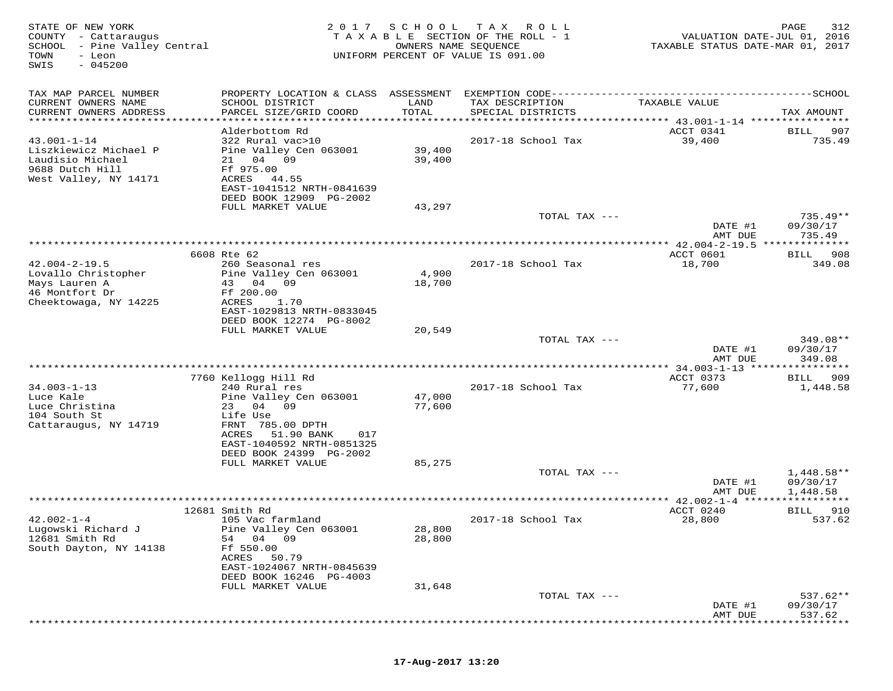STATE OF NEW YORK
COUNTY - Cattaraugus
SCHOOL - Pine Valley Central
TOWN - Leon
SWIS - 045200

2 0 1 7 S C H O O L T A X R O L L
T A X A B L E SECTION OF THE ROLL - 1
OWNERS NAME SEQUENCE
UNIFORM PERCENT OF VALUE IS 091.00

VALUATION DATE-JUL 01, 2016
TAXABLE STATUS DATE-MAR 01, 2017

| TAX MAP PARCEL NUMBER / CURRENT OWNERS NAME / CURRENT OWNERS ADDRESS | PROPERTY LOCATION & CLASS / SCHOOL DISTRICT / PARCEL SIZE/GRID COORD | ASSESSMENT LAND / TOTAL | EXEMPTION CODE / TAX DESCRIPTION / SPECIAL DISTRICTS | TAXABLE VALUE | TAX AMOUNT |
|---|---|---|---|---|---|
| | Alderbottom Rd | | | ACCT 0341 | BILL 907 |
| 43.001-1-14 | 322 Rural vac>10 | | 2017-18 School Tax | 39,400 | 735.49 |
| Liszkiewicz Michael P | Pine Valley Cen 063001 | 39,400 | | | |
| Laudisio Michael | 21 04 09 | 39,400 | | | |
| 9688 Dutch Hill | Ff 975.00 | | | | |
| West Valley, NY 14171 | ACRES 44.55 | | | | |
| | EAST-1041512 NRTH-0841639 | | | | |
| | DEED BOOK 12909 PG-2002 | | | | |
| | FULL MARKET VALUE | 43,297 | | | |
| | | | TOTAL TAX --- | | 735.49** |
| | | | | DATE #1 | 09/30/17 |
| | | | | AMT DUE | 735.49 |
| | 6608 Rte 62 | | | ACCT 0601 | BILL 908 |
| 42.004-2-19.5 | 260 Seasonal res | | 2017-18 School Tax | 18,700 | 349.08 |
| Lovallo Christopher | Pine Valley Cen 063001 | 4,900 | | | |
| Mays Lauren A | 43 04 09 | 18,700 | | | |
| 46 Montfort Dr | Ff 200.00 | | | | |
| Cheektowaga, NY 14225 | ACRES 1.70 | | | | |
| | EAST-1029813 NRTH-0833045 | | | | |
| | DEED BOOK 12274 PG-8002 | | | | |
| | FULL MARKET VALUE | 20,549 | | | |
| | | | TOTAL TAX --- | | 349.08** |
| | | | | DATE #1 | 09/30/17 |
| | | | | AMT DUE | 349.08 |
| | 7760 Kellogg Hill Rd | | | ACCT 0373 | BILL 909 |
| 34.003-1-13 | 240 Rural res | | 2017-18 School Tax | 77,600 | 1,448.58 |
| Luce Kale | Pine Valley Cen 063001 | 47,000 | | | |
| Luce Christina | 23 04 09 | 77,600 | | | |
| 104 South St | Life Use | | | | |
| Cattaraugus, NY 14719 | FRNT 785.00 DPTH | | | | |
| | ACRES 51.90 BANK 017 | | | | |
| | EAST-1040592 NRTH-0851325 | | | | |
| | DEED BOOK 24399 PG-2002 | | | | |
| | FULL MARKET VALUE | 85,275 | | | |
| | | | TOTAL TAX --- | | 1,448.58** |
| | | | | DATE #1 | 09/30/17 |
| | | | | AMT DUE | 1,448.58 |
| | 12681 Smith Rd | | | ACCT 0240 | BILL 910 |
| 42.002-1-4 | 105 Vac farmland | | 2017-18 School Tax | 28,800 | 537.62 |
| Lugowski Richard J | Pine Valley Cen 063001 | 28,800 | | | |
| 12681 Smith Rd | 54 04 09 | 28,800 | | | |
| South Dayton, NY 14138 | Ff 550.00 | | | | |
| | ACRES 50.79 | | | | |
| | EAST-1024067 NRTH-0845639 | | | | |
| | DEED BOOK 16246 PG-4003 | | | | |
| | FULL MARKET VALUE | 31,648 | | | |
| | | | TOTAL TAX --- | | 537.62** |
| | | | | DATE #1 | 09/30/17 |
| | | | | AMT DUE | 537.62 |

17-Aug-2017 13:20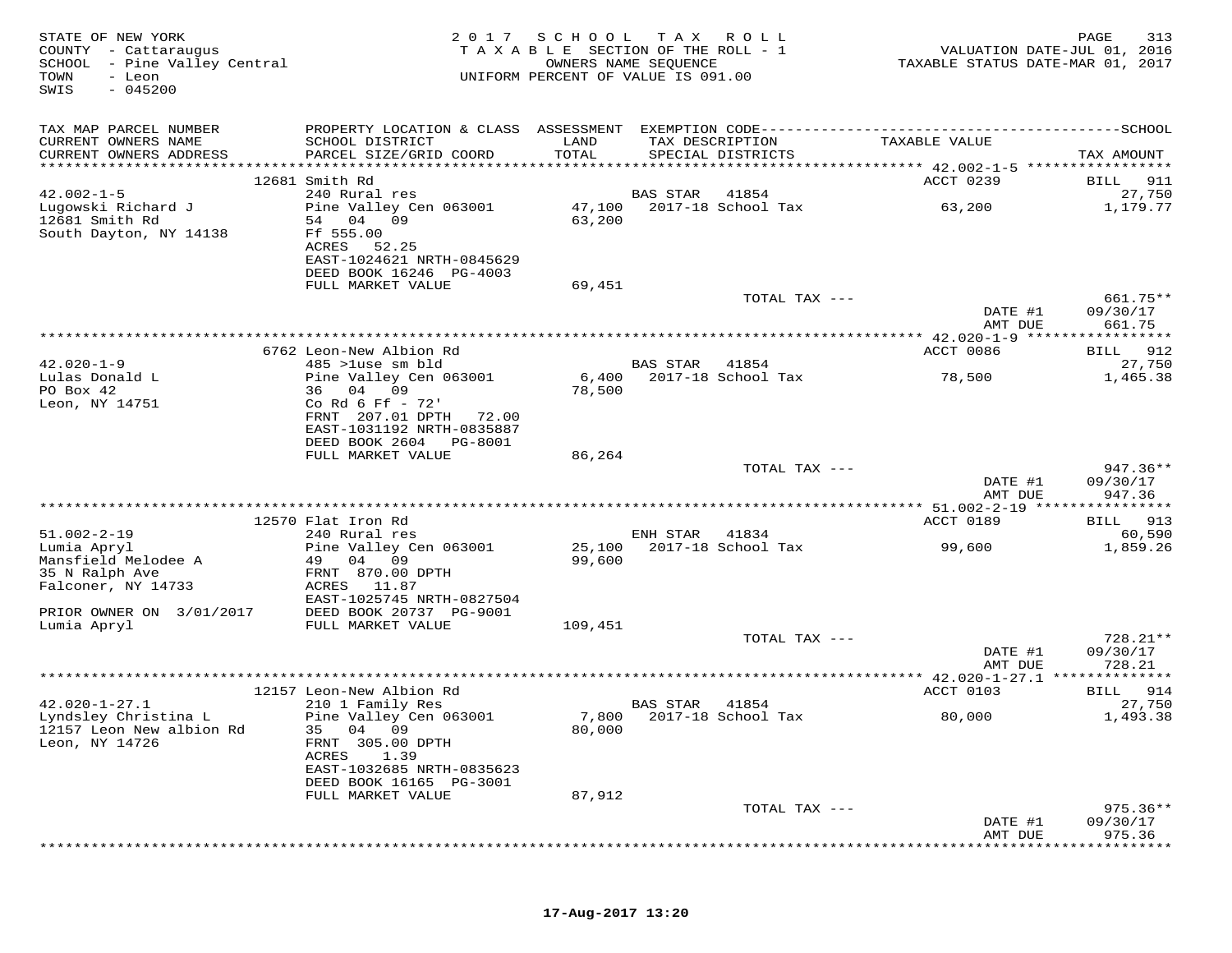STATE OF NEW YORK
COUNTY - Cattaraugus
SCHOOL - Pine Valley Central
TOWN - Leon
SWIS - 045200

2017 SCHOOL TAX ROLL
TAXABLE SECTION OF THE ROLL - 1
OWNERS NAME SEQUENCE
UNIFORM PERCENT OF VALUE IS 091.00

VALUATION DATE-JUL 01, 2016
TAXABLE STATUS DATE-MAR 01, 2017

| TAX MAP PARCEL NUMBER / CURRENT OWNERS NAME / CURRENT OWNERS ADDRESS | PROPERTY LOCATION & CLASS / SCHOOL DISTRICT / PARCEL SIZE/GRID COORD | ASSESSMENT LAND / TOTAL | EXEMPTION CODE / TAX DESCRIPTION / SPECIAL DISTRICTS | TAXABLE VALUE | TAX AMOUNT |
|---|---|---|---|---|---|
| | 12681 Smith Rd | | | ACCT 0239 | BILL 911 |
| 42.002-1-5 | 240 Rural res | | BAS STAR 41854 | | 27,750 |
| Lugowski Richard J | Pine Valley Cen 063001 | 47,100 | 2017-18 School Tax | 63,200 | 1,179.77 |
| 12681 Smith Rd | 54 04 09 | 63,200 | | | |
| South Dayton, NY 14138 | Ff 555.00 | | | | |
| | ACRES 52.25 | | | | |
| | EAST-1024621 NRTH-0845629 | | | | |
| | DEED BOOK 16246 PG-4003 | | | | |
| | FULL MARKET VALUE | 69,451 | | | |
| | | | TOTAL TAX --- | | 661.75** |
| | | | | DATE #1 | 09/30/17 |
| | | | | AMT DUE | 661.75 |
| | 6762 Leon-New Albion Rd | | | ACCT 0086 | BILL 912 |
| 42.020-1-9 | 485 >1use sm bld | | BAS STAR 41854 | | 27,750 |
| Lulas Donald L | Pine Valley Cen 063001 | 6,400 | 2017-18 School Tax | 78,500 | 1,465.38 |
| PO Box 42 | 36 04 09 | 78,500 | | | |
| Leon, NY 14751 | Co Rd 6 Ff - 72' | | | | |
| | FRNT 207.01 DPTH 72.00 | | | | |
| | EAST-1031192 NRTH-0835887 | | | | |
| | DEED BOOK 2604 PG-8001 | | | | |
| | FULL MARKET VALUE | 86,264 | | | |
| | | | TOTAL TAX --- | | 947.36** |
| | | | | DATE #1 | 09/30/17 |
| | | | | AMT DUE | 947.36 |
| | 12570 Flat Iron Rd | | | ACCT 0189 | BILL 913 |
| 51.002-2-19 | 240 Rural res | | ENH STAR 41834 | | 60,590 |
| Lumia Apryl | Pine Valley Cen 063001 | 25,100 | 2017-18 School Tax | 99,600 | 1,859.26 |
| Mansfield Melodee A | 49 04 09 | 99,600 | | | |
| 35 N Ralph Ave | FRNT 870.00 DPTH | | | | |
| Falconer, NY 14733 | ACRES 11.87 | | | | |
| | EAST-1025745 NRTH-0827504 | | | | |
| PRIOR OWNER ON 3/01/2017 | DEED BOOK 20737 PG-9001 | | | | |
| Lumia Apryl | FULL MARKET VALUE | 109,451 | | | |
| | | | TOTAL TAX --- | | 728.21** |
| | | | | DATE #1 | 09/30/17 |
| | | | | AMT DUE | 728.21 |
| | 12157 Leon-New Albion Rd | | | ACCT 0103 | BILL 914 |
| 42.020-1-27.1 | 210 1 Family Res | | BAS STAR 41854 | | 27,750 |
| Lyndsley Christina L | Pine Valley Cen 063001 | 7,800 | 2017-18 School Tax | 80,000 | 1,493.38 |
| 12157 Leon New albion Rd | 35 04 09 | 80,000 | | | |
| Leon, NY 14726 | FRNT 305.00 DPTH | | | | |
| | ACRES 1.39 | | | | |
| | EAST-1032685 NRTH-0835623 | | | | |
| | DEED BOOK 16165 PG-3001 | | | | |
| | FULL MARKET VALUE | 87,912 | | | |
| | | | TOTAL TAX --- | | 975.36** |
| | | | | DATE #1 | 09/30/17 |
| | | | | AMT DUE | 975.36 |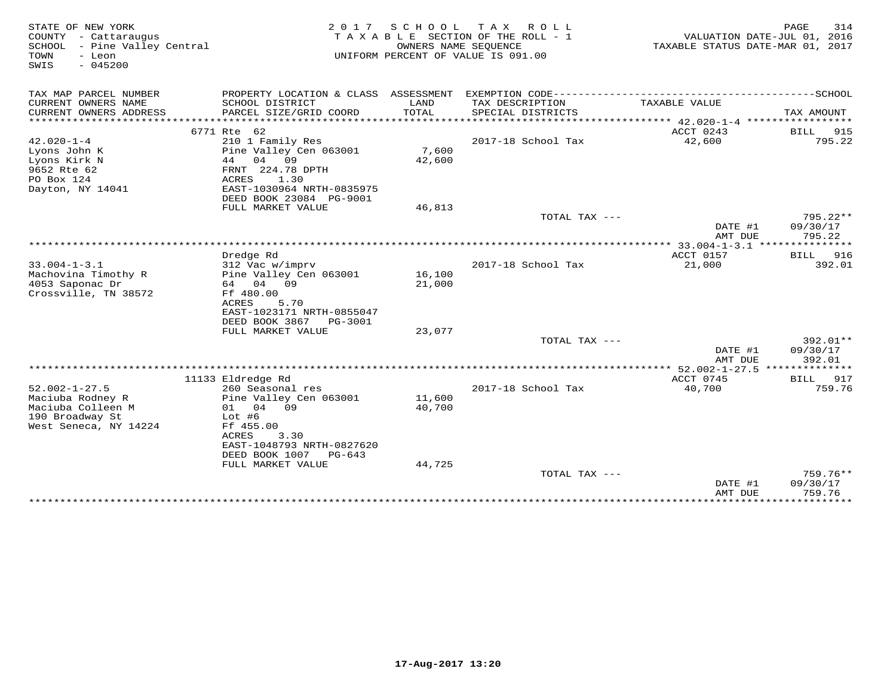STATE OF NEW YORK
COUNTY - Cattaraugus
SCHOOL - Pine Valley Central
TOWN - Leon
SWIS - 045200

2 0 1 7 S C H O O L T A X R O L L
T A X A B L E SECTION OF THE ROLL - 1
OWNERS NAME SEQUENCE
UNIFORM PERCENT OF VALUE IS 091.00

VALUATION DATE-JUL 01, 2016
TAXABLE STATUS DATE-MAR 01, 2017

| TAX MAP PARCEL NUMBER / CURRENT OWNERS NAME / CURRENT OWNERS ADDRESS | PROPERTY LOCATION & CLASS / SCHOOL DISTRICT / PARCEL SIZE/GRID COORD | ASSESSMENT LAND / TOTAL | EXEMPTION CODE / TAX DESCRIPTION / SPECIAL DISTRICTS | TAXABLE VALUE | TAX AMOUNT |
|---|---|---|---|---|---|
| | 6771 Rte 62 | | | ACCT 0243 | BILL 915 |
| 42.020-1-4 | 210 1 Family Res | | 2017-18 School Tax | 42,600 | 795.22 |
| Lyons John K | Pine Valley Cen 063001 | 7,600 | | | |
| Lyons Kirk N | 44 04 09 | 42,600 | | | |
| 9652 Rte 62 | FRNT 224.78 DPTH | | | | |
| PO Box 124 | ACRES 1.30 | | | | |
| Dayton, NY 14041 | EAST-1030964 NRTH-0835975 | | | | |
| | DEED BOOK 23084 PG-9001 | | | | |
| | FULL MARKET VALUE | 46,813 | | | |
| | | | TOTAL TAX --- | | 795.22** |
| | | | | DATE #1 | 09/30/17 |
| | | | | AMT DUE | 795.22 |
| | Dredge Rd | | | ACCT 0157 | BILL 916 |
| 33.004-1-3.1 | 312 Vac w/imprv | | 2017-18 School Tax | 21,000 | 392.01 |
| Machovina Timothy R | Pine Valley Cen 063001 | 16,100 | | | |
| 4053 Saponac Dr | 64 04 09 | 21,000 | | | |
| Crossville, TN 38572 | Ff 480.00 | | | | |
| | ACRES 5.70 | | | | |
| | EAST-1023171 NRTH-0855047 | | | | |
| | DEED BOOK 3867 PG-3001 | | | | |
| | FULL MARKET VALUE | 23,077 | | | |
| | | | TOTAL TAX --- | | 392.01** |
| | | | | DATE #1 | 09/30/17 |
| | | | | AMT DUE | 392.01 |
| | 11133 Eldredge Rd | | | ACCT 0745 | BILL 917 |
| 52.002-1-27.5 | 260 Seasonal res | | 2017-18 School Tax | 40,700 | 759.76 |
| Maciuba Rodney R | Pine Valley Cen 063001 | 11,600 | | | |
| Maciuba Colleen M | 01 04 09 | 40,700 | | | |
| 190 Broadway St | Lot #6 | | | | |
| West Seneca, NY 14224 | Ff 455.00 | | | | |
| | ACRES 3.30 | | | | |
| | EAST-1048793 NRTH-0827620 | | | | |
| | DEED BOOK 1007 PG-643 | | | | |
| | FULL MARKET VALUE | 44,725 | | | |
| | | | TOTAL TAX --- | | 759.76** |
| | | | | DATE #1 | 09/30/17 |
| | | | | AMT DUE | 759.76 |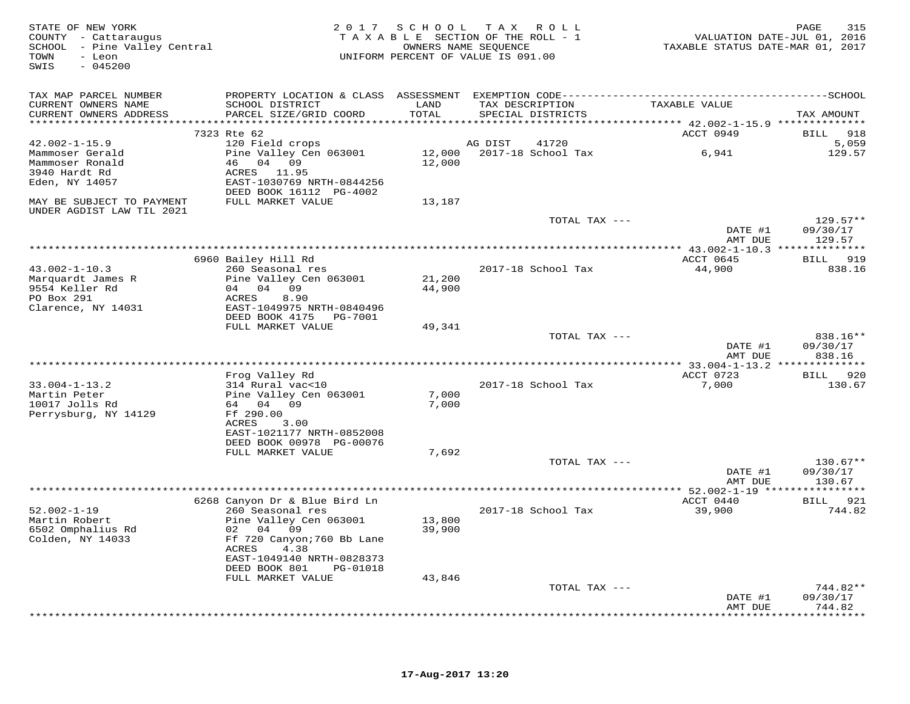STATE OF NEW YORK
COUNTY - Cattaraugus
SCHOOL - Pine Valley Central
TOWN - Leon
SWIS - 045200

2017 SCHOOL TAX ROLL
TAXABLE SECTION OF THE ROLL - 1
OWNERS NAME SEQUENCE
UNIFORM PERCENT OF VALUE IS 091.00

VALUATION DATE-JUL 01, 2016
TAXABLE STATUS DATE-MAR 01, 2017

| TAX MAP PARCEL NUMBER / CURRENT OWNERS NAME / CURRENT OWNERS ADDRESS | PROPERTY LOCATION & CLASS / SCHOOL DISTRICT / PARCEL SIZE/GRID COORD | ASSESSMENT LAND / TOTAL | EXEMPTION CODE / TAX DESCRIPTION / SPECIAL DISTRICTS | TAXABLE VALUE | TAX AMOUNT |
|---|---|---|---|---|---|
| 42.002-1-15.9 | 7323 Rte 62 | | | ACCT 0949 | BILL 918 |
| | 120 Field crops | | AG DIST 41720 | | 5,059 |
| Mammoser Gerald | Pine Valley Cen 063001 | 12,000 | 2017-18 School Tax | 6,941 | 129.57 |
| Mammoser Ronald | 46 04 09 | 12,000 | | | |
| 3940 Hardt Rd | ACRES 11.95 | | | | |
| Eden, NY 14057 | EAST-1030769 NRTH-0844256 | | | | |
| | DEED BOOK 16112 PG-4002 | | | | |
| MAY BE SUBJECT TO PAYMENT UNDER AGDIST LAW TIL 2021 | FULL MARKET VALUE | 13,187 | | | |
| | | | TOTAL TAX --- | | 129.57** |
| | | | | DATE #1 | 09/30/17 |
| | | | | AMT DUE | 129.57 |
| 43.002-1-10.3 | 6960 Bailey Hill Rd | | | ACCT 0645 | BILL 919 |
| Marquardt James R | 260 Seasonal res | | 2017-18 School Tax | 44,900 | 838.16 |
| 9554 Keller Rd | Pine Valley Cen 063001 | 21,200 | | | |
| PO Box 291 | 04 04 09 | 44,900 | | | |
| Clarence, NY 14031 | ACRES 8.90 | | | | |
| | EAST-1049975 NRTH-0840496 | | | | |
| | DEED BOOK 4175 PG-7001 | | | | |
| | FULL MARKET VALUE | 49,341 | | | |
| | | | TOTAL TAX --- | | 838.16** |
| | | | | DATE #1 | 09/30/17 |
| | | | | AMT DUE | 838.16 |
| 33.004-1-13.2 | Frog Valley Rd | | | ACCT 0723 | BILL 920 |
| Martin Peter | 314 Rural vac<10 | | 2017-18 School Tax | 7,000 | 130.67 |
| 10017 Jolls Rd | Pine Valley Cen 063001 | 7,000 | | | |
| Perrysburg, NY 14129 | 64 04 09 | 7,000 | | | |
| | Ff 290.00 | | | | |
| | ACRES 3.00 | | | | |
| | EAST-1021177 NRTH-0852008 | | | | |
| | DEED BOOK 00978 PG-00076 | | | | |
| | FULL MARKET VALUE | 7,692 | | | |
| | | | TOTAL TAX --- | | 130.67** |
| | | | | DATE #1 | 09/30/17 |
| | | | | AMT DUE | 130.67 |
| 52.002-1-19 | 6268 Canyon Dr & Blue Bird Ln | | | ACCT 0440 | BILL 921 |
| Martin Robert | 260 Seasonal res | | 2017-18 School Tax | 39,900 | 744.82 |
| 6502 Omphalius Rd | Pine Valley Cen 063001 | 13,800 | | | |
| Colden, NY 14033 | 02 04 09 | 39,900 | | | |
| | Ff 720 Canyon;760 Bb Lane | | | | |
| | ACRES 4.38 | | | | |
| | EAST-1049140 NRTH-0828373 | | | | |
| | DEED BOOK 801 PG-01018 | | | | |
| | FULL MARKET VALUE | 43,846 | | | |
| | | | TOTAL TAX --- | | 744.82** |
| | | | | DATE #1 | 09/30/17 |
| | | | | AMT DUE | 744.82 |

17-Aug-2017 13:20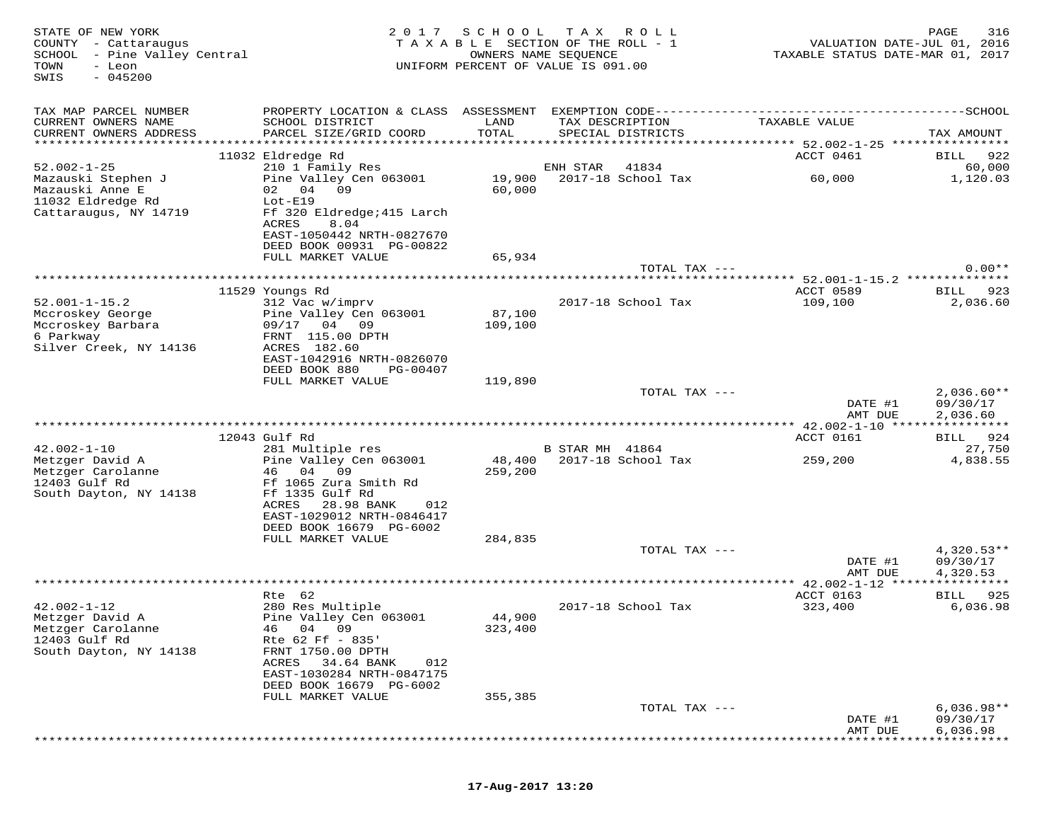STATE OF NEW YORK
COUNTY - Cattaraugus
SCHOOL - Pine Valley Central
TOWN - Leon
SWIS - 045200

2 0 1 7 S C H O O L T A X R O L L
T A X A B L E SECTION OF THE ROLL - 1
OWNERS NAME SEQUENCE
UNIFORM PERCENT OF VALUE IS 091.00

VALUATION DATE-JUL 01, 2016
TAXABLE STATUS DATE-MAR 01, 2017

| TAX MAP PARCEL NUMBER / CURRENT OWNERS NAME / CURRENT OWNERS ADDRESS | PROPERTY LOCATION & CLASS / SCHOOL DISTRICT / PARCEL SIZE/GRID COORD | ASSESSMENT LAND / TOTAL | EXEMPTION CODE / TAX DESCRIPTION / SPECIAL DISTRICTS | TAXABLE VALUE | SCHOOL TAX AMOUNT |
|---|---|---|---|---|---|
| **52.002-1-25** | 11032 Eldredge Rd | | | ACCT 0461 | BILL 922 |
| 52.002-1-25 | 210 1 Family Res | | ENH STAR 41834 | | 60,000 |
| Mazauski Stephen J | Pine Valley Cen 063001 | 19,900 | 2017-18 School Tax | 60,000 | 1,120.03 |
| Mazauski Anne E | 02 04 09 | 60,000 | | | |
| 11032 Eldredge Rd | Lot-E19 | | | | |
| Cattaraugus, NY 14719 | Ff 320 Eldredge;415 Larch | | | | |
| | ACRES 8.04 | | | | |
| | EAST-1050442 NRTH-0827670 | | | | |
| | DEED BOOK 00931 PG-00822 | | | | |
| | FULL MARKET VALUE | 65,934 | | | |
| | | | TOTAL TAX --- | | 0.00** |
| **52.001-1-15.2** | 11529 Youngs Rd | | | ACCT 0589 | BILL 923 |
| 52.001-1-15.2 | 312 Vac w/imprv | | 2017-18 School Tax | 109,100 | 2,036.60 |
| Mccroskey George | Pine Valley Cen 063001 | 87,100 | | | |
| Mccroskey Barbara | 09/17 04 09 | 109,100 | | | |
| 6 Parkway | FRNT 115.00 DPTH | | | | |
| Silver Creek, NY 14136 | ACRES 182.60 | | | | |
| | EAST-1042916 NRTH-0826070 | | | | |
| | DEED BOOK 880 PG-00407 | | | | |
| | FULL MARKET VALUE | 119,890 | | | |
| | | | TOTAL TAX --- | | 2,036.60** |
| | | | | DATE #1 | 09/30/17 |
| | | | | AMT DUE | 2,036.60 |
| **42.002-1-10** | 12043 Gulf Rd | | | ACCT 0161 | BILL 924 |
| 42.002-1-10 | 281 Multiple res | | B STAR MH 41864 | | 27,750 |
| Metzger David A | Pine Valley Cen 063001 | 48,400 | 2017-18 School Tax | 259,200 | 4,838.55 |
| Metzger Carolanne | 46 04 09 | 259,200 | | | |
| 12403 Gulf Rd | Ff 1065 Zura Smith Rd | | | | |
| South Dayton, NY 14138 | Ff 1335 Gulf Rd | | | | |
| | ACRES 28.98 BANK 012 | | | | |
| | EAST-1029012 NRTH-0846417 | | | | |
| | DEED BOOK 16679 PG-6002 | | | | |
| | FULL MARKET VALUE | 284,835 | | | |
| | | | TOTAL TAX --- | | 4,320.53** |
| | | | | DATE #1 | 09/30/17 |
| | | | | AMT DUE | 4,320.53 |
| **42.002-1-12** | Rte 62 | | | ACCT 0163 | BILL 925 |
| 42.002-1-12 | 280 Res Multiple | | 2017-18 School Tax | 323,400 | 6,036.98 |
| Metzger David A | Pine Valley Cen 063001 | 44,900 | | | |
| Metzger Carolanne | 46 04 09 | 323,400 | | | |
| 12403 Gulf Rd | Rte 62 Ff - 835' | | | | |
| South Dayton, NY 14138 | FRNT 1750.00 DPTH | | | | |
| | ACRES 34.64 BANK 012 | | | | |
| | EAST-1030284 NRTH-0847175 | | | | |
| | DEED BOOK 16679 PG-6002 | | | | |
| | FULL MARKET VALUE | 355,385 | | | |
| | | | TOTAL TAX --- | | 6,036.98** |
| | | | | DATE #1 | 09/30/17 |
| | | | | AMT DUE | 6,036.98 |

17-Aug-2017 13:20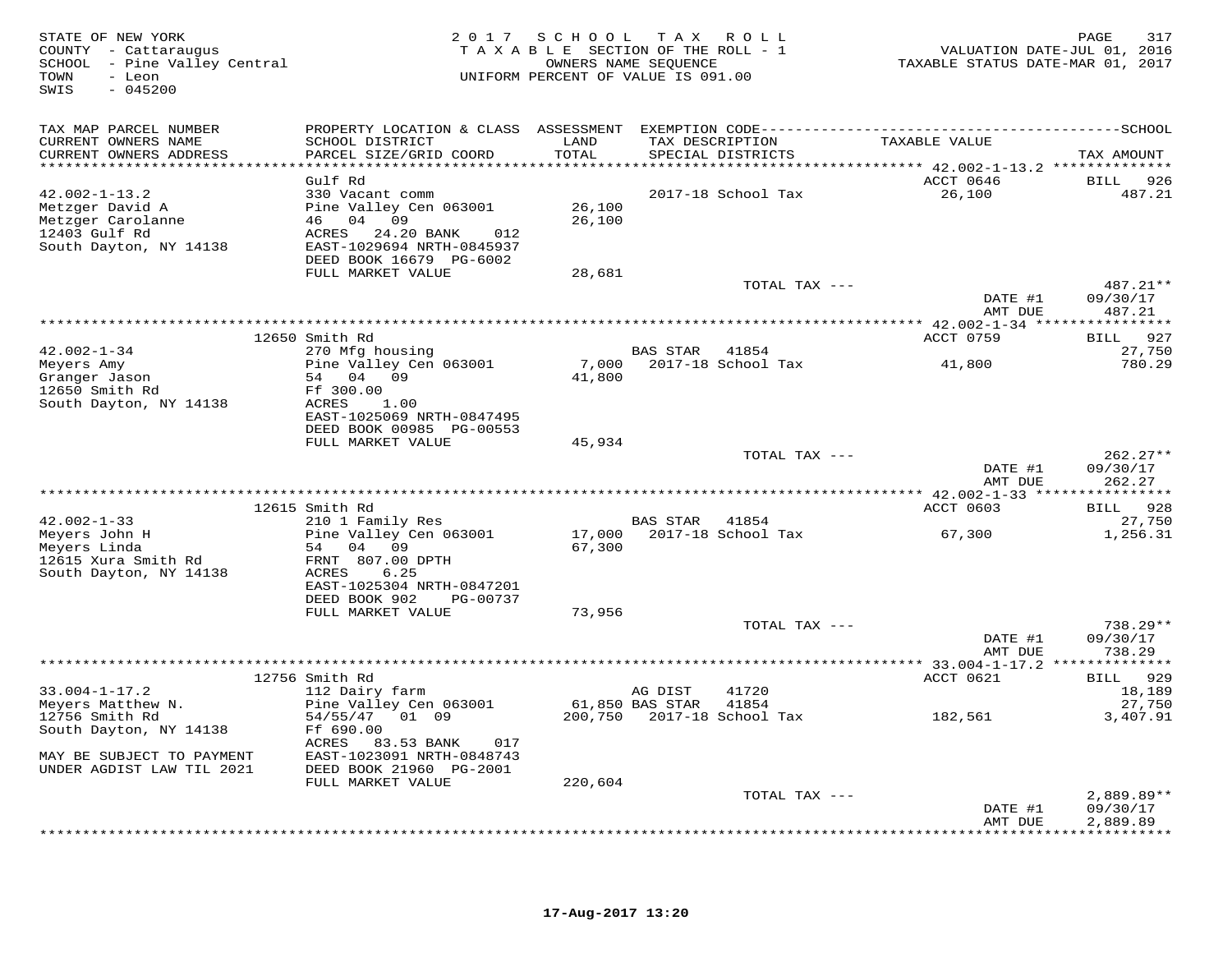STATE OF NEW YORK — 2017 SCHOOL TAX ROLL

COUNTY - Cattaraugus — TAXABLE SECTION OF THE ROLL - 1 — VALUATION DATE-JUL 01, 2016

SCHOOL - Pine Valley Central — OWNERS NAME SEQUENCE — TAXABLE STATUS DATE-MAR 01, 2017

TOWN - Leon — UNIFORM PERCENT OF VALUE IS 091.00

SWIS - 045200

| TAX MAP PARCEL NUMBER / CURRENT OWNERS NAME / CURRENT OWNERS ADDRESS | PROPERTY LOCATION & CLASS / SCHOOL DISTRICT / PARCEL SIZE/GRID COORD | ASSESSMENT LAND / TOTAL | EXEMPTION CODE / TAX DESCRIPTION / SPECIAL DISTRICTS | TAXABLE VALUE | SCHOOL TAX AMOUNT |
|---|---|---|---|---|---|
| **42.002-1-13.2** | Gulf Rd | | | ACCT 0646 | BILL 926 |
| 42.002-1-13.2 | 330 Vacant comm | | 2017-18 School Tax | 26,100 | 487.21 |
| Metzger David A | Pine Valley Cen 063001 | 26,100 | | | |
| Metzger Carolanne | 46 04 09 | 26,100 | | | |
| 12403 Gulf Rd | ACRES 24.20 BANK 012 | | | | |
| South Dayton, NY 14138 | EAST-1029694 NRTH-0845937 | | | | |
| | DEED BOOK 16679 PG-6002 | | | | |
| | FULL MARKET VALUE | 28,681 | | | |
| | | | TOTAL TAX --- | | 487.21** |
| | | | | DATE #1 | 09/30/17 |
| | | | | AMT DUE | 487.21 |
| **42.002-1-34** | 12650 Smith Rd | | | ACCT 0759 | BILL 927 |
| 42.002-1-34 | 270 Mfg housing | | BAS STAR 41854 | | 27,750 |
| Meyers Amy | Pine Valley Cen 063001 | 7,000 | 2017-18 School Tax | 41,800 | 780.29 |
| Granger Jason | 54 04 09 | 41,800 | | | |
| 12650 Smith Rd | Ff 300.00 | | | | |
| South Dayton, NY 14138 | ACRES 1.00 | | | | |
| | EAST-1025069 NRTH-0847495 | | | | |
| | DEED BOOK 00985 PG-00553 | | | | |
| | FULL MARKET VALUE | 45,934 | | | |
| | | | TOTAL TAX --- | | 262.27** |
| | | | | DATE #1 | 09/30/17 |
| | | | | AMT DUE | 262.27 |
| **42.002-1-33** | 12615 Smith Rd | | | ACCT 0603 | BILL 928 |
| 42.002-1-33 | 210 1 Family Res | | BAS STAR 41854 | | 27,750 |
| Meyers John H | Pine Valley Cen 063001 | 17,000 | 2017-18 School Tax | 67,300 | 1,256.31 |
| Meyers Linda | 54 04 09 | 67,300 | | | |
| 12615 Xura Smith Rd | FRNT 807.00 DPTH | | | | |
| South Dayton, NY 14138 | ACRES 6.25 | | | | |
| | EAST-1025304 NRTH-0847201 | | | | |
| | DEED BOOK 902 PG-00737 | | | | |
| | FULL MARKET VALUE | 73,956 | | | |
| | | | TOTAL TAX --- | | 738.29** |
| | | | | DATE #1 | 09/30/17 |
| | | | | AMT DUE | 738.29 |
| **33.004-1-17.2** | 12756 Smith Rd | | | ACCT 0621 | BILL 929 |
| 33.004-1-17.2 | 112 Dairy farm | | AG DIST 41720 | | 18,189 |
| Meyers Matthew N. | Pine Valley Cen 063001 | 61,850 | BAS STAR 41854 | | 27,750 |
| 12756 Smith Rd | 54/55/47 01 09 | 200,750 | 2017-18 School Tax | 182,561 | 3,407.91 |
| South Dayton, NY 14138 | Ff 690.00 | | | | |
| | ACRES 83.53 BANK 017 | | | | |
| MAY BE SUBJECT TO PAYMENT | EAST-1023091 NRTH-0848743 | | | | |
| UNDER AGDIST LAW TIL 2021 | DEED BOOK 21960 PG-2001 | | | | |
| | FULL MARKET VALUE | 220,604 | | | |
| | | | TOTAL TAX --- | | 2,889.89** |
| | | | | DATE #1 | 09/30/17 |
| | | | | AMT DUE | 2,889.89 |

17-Aug-2017 13:20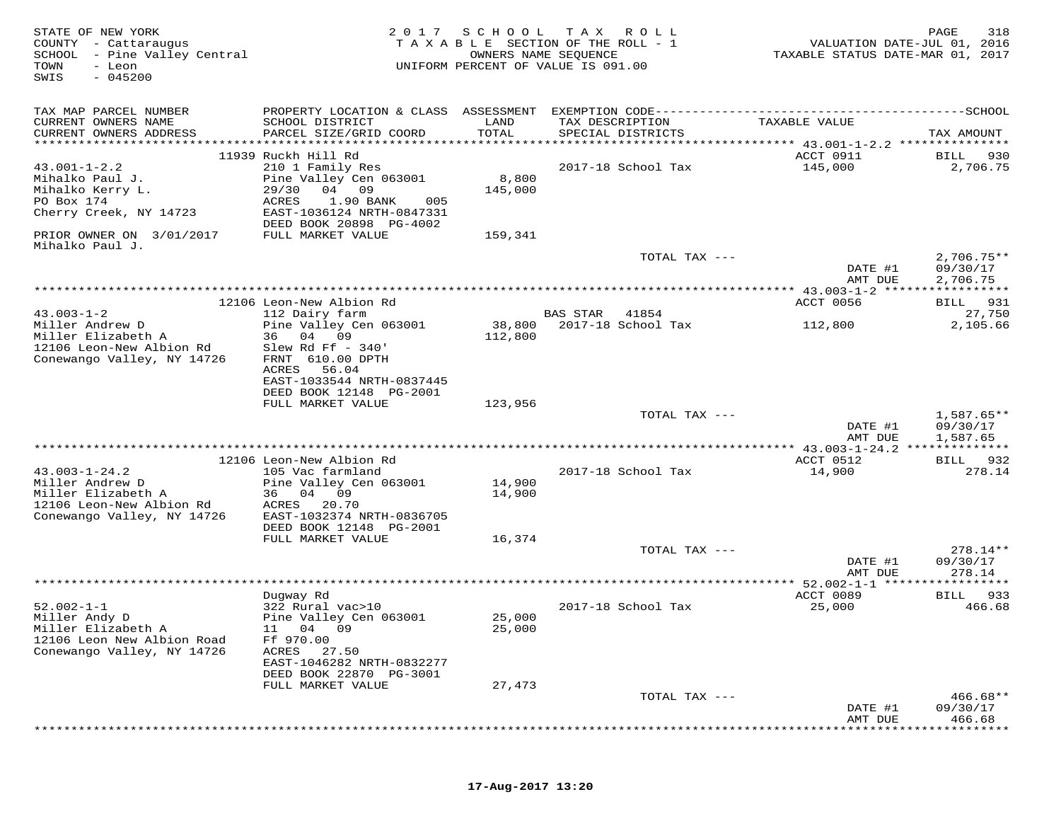STATE OF NEW YORK
COUNTY - Cattaraugus
SCHOOL - Pine Valley Central
TOWN - Leon
SWIS - 045200

2017 SCHOOL TAX ROLL
TAXABLE SECTION OF THE ROLL - 1
OWNERS NAME SEQUENCE
UNIFORM PERCENT OF VALUE IS 091.00

VALUATION DATE-JUL 01, 2016
TAXABLE STATUS DATE-MAR 01, 2017

| TAX MAP PARCEL NUMBER / CURRENT OWNERS NAME / CURRENT OWNERS ADDRESS | PROPERTY LOCATION & CLASS / SCHOOL DISTRICT / PARCEL SIZE/GRID COORD | ASSESSMENT LAND / TOTAL | EXEMPTION CODE / TAX DESCRIPTION / SPECIAL DISTRICTS | TAXABLE VALUE | TAX AMOUNT |
|---|---|---|---|---|---|
| **43.001-1-2.2** | 11939 Ruckh Hill Rd | | | ACCT 0911 | BILL 930 |
| Mihalko Paul J. | 210 1 Family Res | | 2017-18 School Tax | 145,000 | 2,706.75 |
| Mihalko Kerry L. | Pine Valley Cen 063001 | 8,800 | | | |
| PO Box 174 | 29/30 04 09 | 145,000 | | | |
| Cherry Creek, NY 14723 | ACRES 1.90 BANK 005 | | | | |
| | EAST-1036124 NRTH-0847331 | | | | |
| PRIOR OWNER ON 3/01/2017 | DEED BOOK 20898 PG-4002 | | | | |
| Mihalko Paul J. | FULL MARKET VALUE | 159,341 | | | |
| | | | TOTAL TAX --- | | 2,706.75** |
| | | | | DATE #1 | 09/30/17 |
| | | | | AMT DUE | 2,706.75 |
| **43.003-1-2** | 12106 Leon-New Albion Rd | | | ACCT 0056 | BILL 931 |
| Miller Andrew D | 112 Dairy farm | | BAS STAR 41854 | | 27,750 |
| Miller Elizabeth A | Pine Valley Cen 063001 | 38,800 | 2017-18 School Tax | 112,800 | 2,105.66 |
| 12106 Leon-New Albion Rd | 36 04 09 | 112,800 | | | |
| Conewango Valley, NY 14726 | Slew Rd Ff - 340' | | | | |
| | FRNT 610.00 DPTH | | | | |
| | ACRES 56.04 | | | | |
| | EAST-1033544 NRTH-0837445 | | | | |
| | DEED BOOK 12148 PG-2001 | | | | |
| | FULL MARKET VALUE | 123,956 | | | |
| | | | TOTAL TAX --- | | 1,587.65** |
| | | | | DATE #1 | 09/30/17 |
| | | | | AMT DUE | 1,587.65 |
| **43.003-1-24.2** | 12106 Leon-New Albion Rd | | | ACCT 0512 | BILL 932 |
| Miller Andrew D | 105 Vac farmland | | 2017-18 School Tax | 14,900 | 278.14 |
| Miller Elizabeth A | Pine Valley Cen 063001 | 14,900 | | | |
| 12106 Leon-New Albion Rd | 36 04 09 | 14,900 | | | |
| Conewango Valley, NY 14726 | ACRES 20.70 | | | | |
| | EAST-1032374 NRTH-0836705 | | | | |
| | DEED BOOK 12148 PG-2001 | | | | |
| | FULL MARKET VALUE | 16,374 | | | |
| | | | TOTAL TAX --- | | 278.14** |
| | | | | DATE #1 | 09/30/17 |
| | | | | AMT DUE | 278.14 |
| **52.002-1-1** | Dugway Rd | | | ACCT 0089 | BILL 933 |
| Miller Andy D | 322 Rural vac>10 | | 2017-18 School Tax | 25,000 | 466.68 |
| Miller Elizabeth A | Pine Valley Cen 063001 | 25,000 | | | |
| 12106 Leon New Albion Road | 11 04 09 | 25,000 | | | |
| Conewango Valley, NY 14726 | Ff 970.00 | | | | |
| | ACRES 27.50 | | | | |
| | EAST-1046282 NRTH-0832277 | | | | |
| | DEED BOOK 22870 PG-3001 | | | | |
| | FULL MARKET VALUE | 27,473 | | | |
| | | | TOTAL TAX --- | | 466.68** |
| | | | | DATE #1 | 09/30/17 |
| | | | | AMT DUE | 466.68 |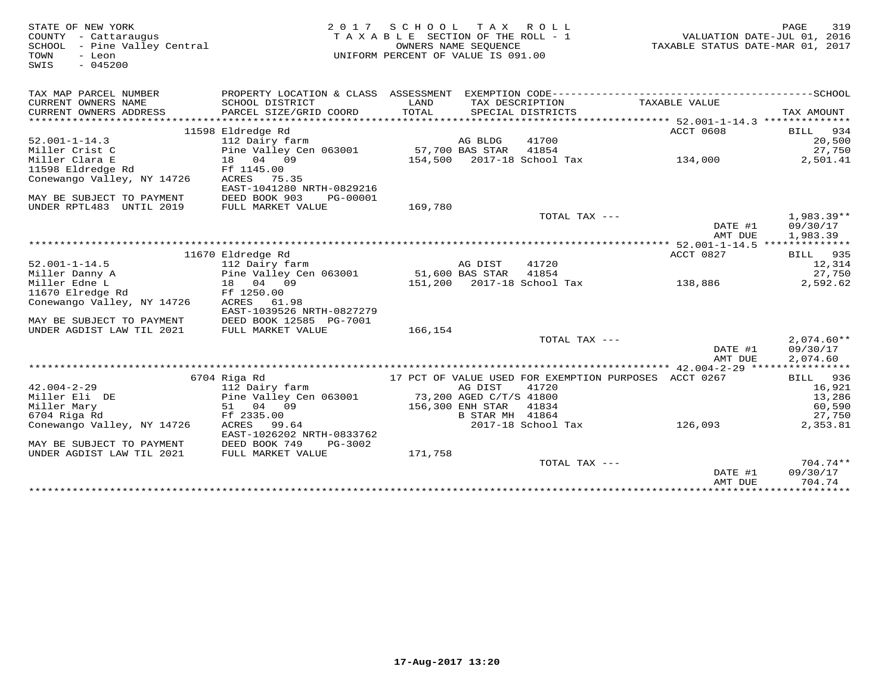STATE OF NEW YORK
COUNTY - Cattaraugus
SCHOOL - Pine Valley Central
TOWN - Leon
SWIS - 045200

2 0 1 7 S C H O O L T A X R O L L
T A X A B L E SECTION OF THE ROLL - 1
OWNERS NAME SEQUENCE
UNIFORM PERCENT OF VALUE IS 091.00

VALUATION DATE-JUL 01, 2016
TAXABLE STATUS DATE-MAR 01, 2017

| TAX MAP PARCEL NUMBER / CURRENT OWNERS NAME / CURRENT OWNERS ADDRESS | PROPERTY LOCATION & CLASS / SCHOOL DISTRICT / PARCEL SIZE/GRID COORD | ASSESSMENT LAND / TOTAL | EXEMPTION CODE / TAX DESCRIPTION / SPECIAL DISTRICTS | TAXABLE VALUE | TAX AMOUNT |
|---|---|---|---|---|---|
| | 11598 Eldredge Rd | | | ACCT 0608 | BILL 934 |
| 52.001-1-14.3 | 112 Dairy farm | | AG BLDG 41700 | | 20,500 |
| Miller Crist C | Pine Valley Cen 063001 | 57,700 | BAS STAR 41854 | | 27,750 |
| Miller Clara E | 18 04 09 | 154,500 | 2017-18 School Tax | 134,000 | 2,501.41 |
| 11598 Eldredge Rd | Ff 1145.00 | | | | |
| Conewango Valley, NY 14726 | ACRES 75.35 | | | | |
| | EAST-1041280 NRTH-0829216 | | | | |
| MAY BE SUBJECT TO PAYMENT | DEED BOOK 903 PG-00001 | | | | |
| UNDER RPTL483 UNTIL 2019 | FULL MARKET VALUE | 169,780 | | | |
| | | | TOTAL TAX --- | | 1,983.39** |
| | | | | DATE #1 | 09/30/17 |
| | | | | AMT DUE | 1,983.39 |
| | 11670 Eldredge Rd | | | ACCT 0827 | BILL 935 |
| 52.001-1-14.5 | 112 Dairy farm | | AG DIST 41720 | | 12,314 |
| Miller Danny A | Pine Valley Cen 063001 | 51,600 | BAS STAR 41854 | | 27,750 |
| Miller Edne L | 18 04 09 | 151,200 | 2017-18 School Tax | 138,886 | 2,592.62 |
| 11670 Elredge Rd | Ff 1250.00 | | | | |
| Conewango Valley, NY 14726 | ACRES 61.98 | | | | |
| | EAST-1039526 NRTH-0827279 | | | | |
| MAY BE SUBJECT TO PAYMENT | DEED BOOK 12585 PG-7001 | | | | |
| UNDER AGDIST LAW TIL 2021 | FULL MARKET VALUE | 166,154 | | | |
| | | | TOTAL TAX --- | | 2,074.60** |
| | | | | DATE #1 | 09/30/17 |
| | | | | AMT DUE | 2,074.60 |
| | 6704 Riga Rd | | 17 PCT OF VALUE USED FOR EXEMPTION PURPOSES | ACCT 0267 | BILL 936 |
| 42.004-2-29 | 112 Dairy farm | | AG DIST 41720 | | 16,921 |
| Miller Eli DE | Pine Valley Cen 063001 | 73,200 | AGED C/T/S 41800 | | 13,286 |
| Miller Mary | 51 04 09 | 156,300 | ENH STAR 41834 | | 60,590 |
| 6704 Riga Rd | Ff 2335.00 | | B STAR MH 41864 | | 27,750 |
| Conewango Valley, NY 14726 | ACRES 99.64 | | 2017-18 School Tax | 126,093 | 2,353.81 |
| | EAST-1026202 NRTH-0833762 | | | | |
| MAY BE SUBJECT TO PAYMENT | DEED BOOK 749 PG-3002 | | | | |
| UNDER AGDIST LAW TIL 2021 | FULL MARKET VALUE | 171,758 | | | |
| | | | TOTAL TAX --- | | 704.74** |
| | | | | DATE #1 | 09/30/17 |
| | | | | AMT DUE | 704.74 |

17-Aug-2017 13:20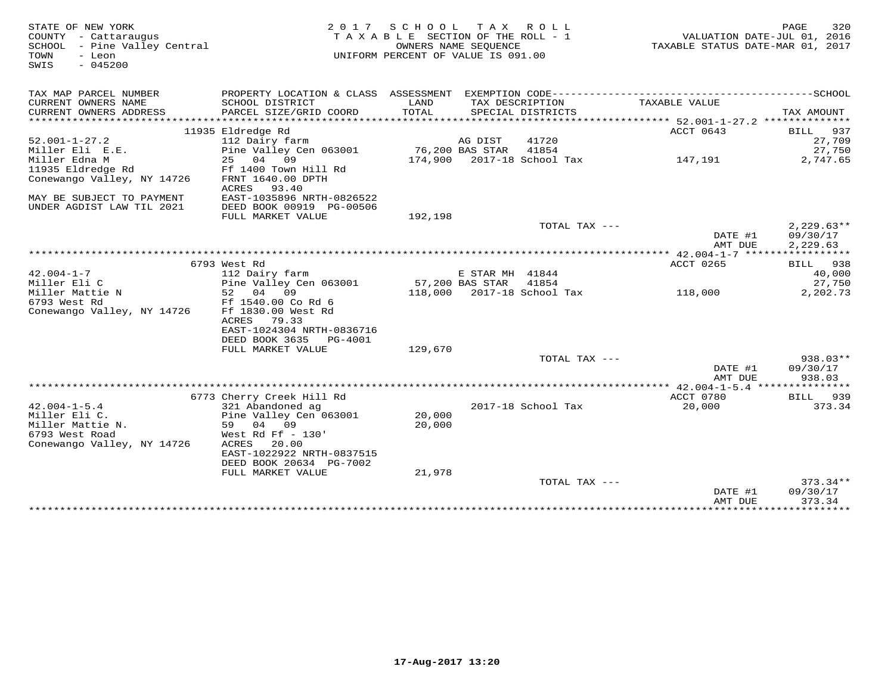STATE OF NEW YORK
COUNTY - Cattaraugus
SCHOOL - Pine Valley Central
TOWN - Leon
SWIS - 045200

2017 SCHOOL TAX ROLL
TAXABLE SECTION OF THE ROLL - 1
OWNERS NAME SEQUENCE
UNIFORM PERCENT OF VALUE IS 091.00

VALUATION DATE-JUL 01, 2016
TAXABLE STATUS DATE-MAR 01, 2017

| TAX MAP PARCEL NUMBER / CURRENT OWNERS NAME / CURRENT OWNERS ADDRESS | PROPERTY LOCATION & CLASS / SCHOOL DISTRICT / PARCEL SIZE/GRID COORD | ASSESSMENT LAND / TOTAL | EXEMPTION CODE / TAX DESCRIPTION / SPECIAL DISTRICTS | TAXABLE VALUE | TAX AMOUNT |
|---|---|---|---|---|---|
| **52.001-1-27.2** | 11935 Eldredge Rd | | | ACCT 0643 | BILL 937 |
| 52.001-1-27.2 | 112 Dairy farm | | AG DIST 41720 | | 27,709 |
| Miller Eli E.E. | Pine Valley Cen 063001 | 76,200 | BAS STAR 41854 | | 27,750 |
| Miller Edna M | 25 04 09 | 174,900 | 2017-18 School Tax | 147,191 | 2,747.65 |
| 11935 Eldredge Rd | Ff 1400 Town Hill Rd | | | | |
| Conewango Valley, NY 14726 | FRNT 1640.00 DPTH | | | | |
| | ACRES 93.40 | | | | |
| MAY BE SUBJECT TO PAYMENT | EAST-1035896 NRTH-0826522 | | | | |
| UNDER AGDIST LAW TIL 2021 | DEED BOOK 00919 PG-00506 | | | | |
| | FULL MARKET VALUE | 192,198 | | | |
| | | | TOTAL TAX --- | | 2,229.63** |
| | | | | DATE #1 | 09/30/17 |
| | | | | AMT DUE | 2,229.63 |
| **42.004-1-7** | 6793 West Rd | | | ACCT 0265 | BILL 938 |
| 42.004-1-7 | 112 Dairy farm | | E STAR MH 41844 | | 40,000 |
| Miller Eli C | Pine Valley Cen 063001 | 57,200 | BAS STAR 41854 | | 27,750 |
| Miller Mattie N | 52 04 09 | 118,000 | 2017-18 School Tax | 118,000 | 2,202.73 |
| 6793 West Rd | Ff 1540.00 Co Rd 6 | | | | |
| Conewango Valley, NY 14726 | Ff 1830.00 West Rd | | | | |
| | ACRES 79.33 | | | | |
| | EAST-1024304 NRTH-0836716 | | | | |
| | DEED BOOK 3635 PG-4001 | | | | |
| | FULL MARKET VALUE | 129,670 | | | |
| | | | TOTAL TAX --- | | 938.03** |
| | | | | DATE #1 | 09/30/17 |
| | | | | AMT DUE | 938.03 |
| **42.004-1-5.4** | 6773 Cherry Creek Hill Rd | | | ACCT 0780 | BILL 939 |
| 42.004-1-5.4 | 321 Abandoned ag | | 2017-18 School Tax | 20,000 | 373.34 |
| Miller Eli C. | Pine Valley Cen 063001 | 20,000 | | | |
| Miller Mattie N. | 59 04 09 | 20,000 | | | |
| 6793 West Road | West Rd Ff - 130' | | | | |
| Conewango Valley, NY 14726 | ACRES 20.00 | | | | |
| | EAST-1022922 NRTH-0837515 | | | | |
| | DEED BOOK 20634 PG-7002 | | | | |
| | FULL MARKET VALUE | 21,978 | | | |
| | | | TOTAL TAX --- | | 373.34** |
| | | | | DATE #1 | 09/30/17 |
| | | | | AMT DUE | 373.34 |

17-Aug-2017 13:20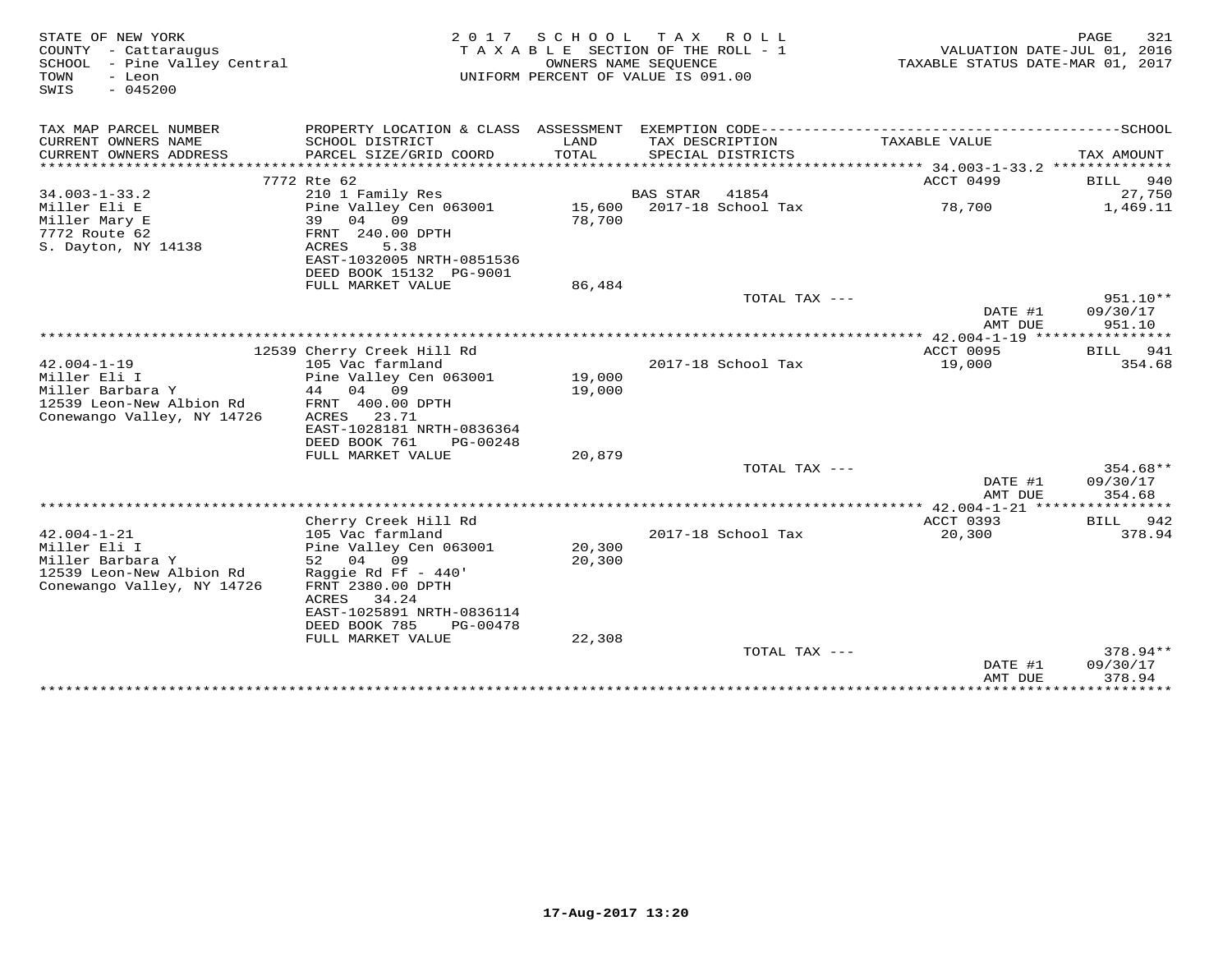STATE OF NEW YORK
COUNTY - Cattaraugus
SCHOOL - Pine Valley Central
TOWN - Leon
SWIS - 045200

2017 SCHOOL TAX ROLL
TAXABLE SECTION OF THE ROLL - 1
OWNERS NAME SEQUENCE
UNIFORM PERCENT OF VALUE IS 091.00

VALUATION DATE-JUL 01, 2016
TAXABLE STATUS DATE-MAR 01, 2017

| TAX MAP PARCEL NUMBER / CURRENT OWNERS NAME / CURRENT OWNERS ADDRESS | PROPERTY LOCATION & CLASS / SCHOOL DISTRICT / PARCEL SIZE/GRID COORD | ASSESSMENT LAND / TOTAL | EXEMPTION CODE / TAX DESCRIPTION / SPECIAL DISTRICTS | TAXABLE VALUE | TAX AMOUNT |
|---|---|---|---|---|---|
| | 7772 Rte 62 | | | ACCT 0499 | BILL 940 |
| 34.003-1-33.2 | 210 1 Family Res | | BAS STAR 41854 | | 27,750 |
| Miller Eli E | Pine Valley Cen 063001 | 15,600 | 2017-18 School Tax | 78,700 | 1,469.11 |
| Miller Mary E | 39 04 09 | 78,700 | | | |
| 7772 Route 62 | FRNT 240.00 DPTH | | | | |
| S. Dayton, NY 14138 | ACRES 5.38 | | | | |
| | EAST-1032005 NRTH-0851536 | | | | |
| | DEED BOOK 15132 PG-9001 | | | | |
| | FULL MARKET VALUE | 86,484 | | | |
| | | | TOTAL TAX --- | | 951.10** |
| | | | | DATE #1 | 09/30/17 |
| | | | | AMT DUE | 951.10 |
| | 12539 Cherry Creek Hill Rd | | | ACCT 0095 | BILL 941 |
| 42.004-1-19 | 105 Vac farmland | | 2017-18 School Tax | 19,000 | 354.68 |
| Miller Eli I | Pine Valley Cen 063001 | 19,000 | | | |
| Miller Barbara Y | 44 04 09 | 19,000 | | | |
| 12539 Leon-New Albion Rd | FRNT 400.00 DPTH | | | | |
| Conewango Valley, NY 14726 | ACRES 23.71 | | | | |
| | EAST-1028181 NRTH-0836364 | | | | |
| | DEED BOOK 761 PG-00248 | | | | |
| | FULL MARKET VALUE | 20,879 | | | |
| | | | TOTAL TAX --- | | 354.68** |
| | | | | DATE #1 | 09/30/17 |
| | | | | AMT DUE | 354.68 |
| | Cherry Creek Hill Rd | | | ACCT 0393 | BILL 942 |
| 42.004-1-21 | 105 Vac farmland | | 2017-18 School Tax | 20,300 | 378.94 |
| Miller Eli I | Pine Valley Cen 063001 | 20,300 | | | |
| Miller Barbara Y | 52 04 09 | 20,300 | | | |
| 12539 Leon-New Albion Rd | Raggie Rd Ff - 440' | | | | |
| Conewango Valley, NY 14726 | FRNT 2380.00 DPTH | | | | |
| | ACRES 34.24 | | | | |
| | EAST-1025891 NRTH-0836114 | | | | |
| | DEED BOOK 785 PG-00478 | | | | |
| | FULL MARKET VALUE | 22,308 | | | |
| | | | TOTAL TAX --- | | 378.94** |
| | | | | DATE #1 | 09/30/17 |
| | | | | AMT DUE | 378.94 |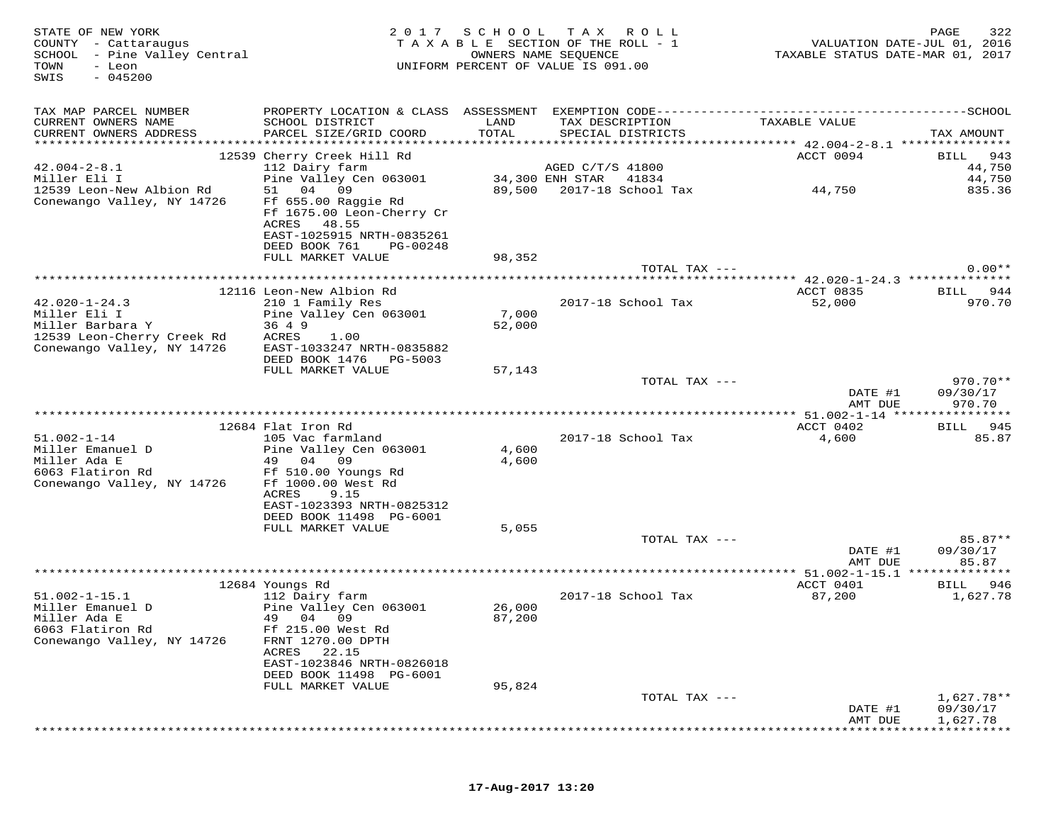STATE OF NEW YORK
COUNTY - Cattaraugus
SCHOOL - Pine Valley Central
TOWN - Leon
SWIS - 045200

2017 SCHOOL TAX ROLL
TAXABLE SECTION OF THE ROLL - 1
OWNERS NAME SEQUENCE
UNIFORM PERCENT OF VALUE IS 091.00

VALUATION DATE-JUL 01, 2016
TAXABLE STATUS DATE-MAR 01, 2017

```
TAX MAP PARCEL NUMBER          PROPERTY LOCATION & CLASS  ASSESSMENT  EXEMPTION CODE------------------------------------------------SCHOOL
CURRENT OWNERS NAME            SCHOOL DISTRICT              LAND      TAX DESCRIPTION                 TAXABLE VALUE
CURRENT OWNERS ADDRESS         PARCEL SIZE/GRID COORD       TOTAL     SPECIAL DISTRICTS                                          TAX AMOUNT
*********************************************************************************************** 42.004-2-8.1 ***************
                            12539 Cherry Creek Hill Rd                                                 ACCT 0094          BILL  943
42.004-2-8.1                   112 Dairy farm                         AGED C/T/S 41800                                        44,750
Miller Eli I                   Pine Valley Cen 063001     34,300 ENH STAR    41834                                            44,750
12539 Leon-New Albion Rd       51   04   09                89,500   2017-18 School Tax              44,750                  835.36
Conewango Valley, NY 14726     Ff 655.00 Raggie Rd
                               Ff 1675.00 Leon-Cherry Cr
                               ACRES    48.55
                               EAST-1025915 NRTH-0835261
                               DEED BOOK 761     PG-00248
                               FULL MARKET VALUE           98,352
                                                                        TOTAL TAX ---                                       0.00**
*********************************************************************************************** 42.020-1-24.3 **************
                            12116 Leon-New Albion Rd                                                   ACCT 0835          BILL  944
42.020-1-24.3                  210 1 Family Res                         2017-18 School Tax              52,000                  970.70
Miller Eli I                   Pine Valley Cen 063001      7,000
Miller Barbara Y               36 4 9                      52,000
12539 Leon-Cherry Creek Rd     ACRES     1.00
Conewango Valley, NY 14726     EAST-1033247 NRTH-0835882
                               DEED BOOK 1476    PG-5003
                               FULL MARKET VALUE           57,143
                                                                        TOTAL TAX ---                                     970.70**
                                                                                                       DATE #1          09/30/17
                                                                                                       AMT DUE            970.70
*********************************************************************************************** 51.002-1-14 ****************
                            12684 Flat Iron Rd                                                         ACCT 0402          BILL  945
51.002-1-14                    105 Vac farmland                         2017-18 School Tax               4,600                   85.87
Miller Emanuel D               Pine Valley Cen 063001      4,600
Miller Ada E                   49   04   09                 4,600
6063 Flatiron Rd               Ff 510.00 Youngs Rd
Conewango Valley, NY 14726     Ff 1000.00 West Rd
                               ACRES     9.15
                               EAST-1023393 NRTH-0825312
                               DEED BOOK 11498   PG-6001
                               FULL MARKET VALUE            5,055
                                                                        TOTAL TAX ---                                      85.87**
                                                                                                       DATE #1          09/30/17
                                                                                                       AMT DUE             85.87
*********************************************************************************************** 51.002-1-15.1 **************
                            12684 Youngs Rd                                                            ACCT 0401          BILL  946
51.002-1-15.1                  112 Dairy farm                           2017-18 School Tax              87,200                1,627.78
Miller Emanuel D               Pine Valley Cen 063001     26,000
Miller Ada E                   49   04   09                87,200
6063 Flatiron Rd               Ff 215.00 West Rd
Conewango Valley, NY 14726     FRNT 1270.00 DPTH
                               ACRES    22.15
                               EAST-1023846 NRTH-0826018
                               DEED BOOK 11498   PG-6001
                               FULL MARKET VALUE           95,824
                                                                        TOTAL TAX ---                                   1,627.78**
                                                                                                       DATE #1          09/30/17
                                                                                                       AMT DUE          1,627.78
************************************************************************************************************************************
```

17-Aug-2017 13:20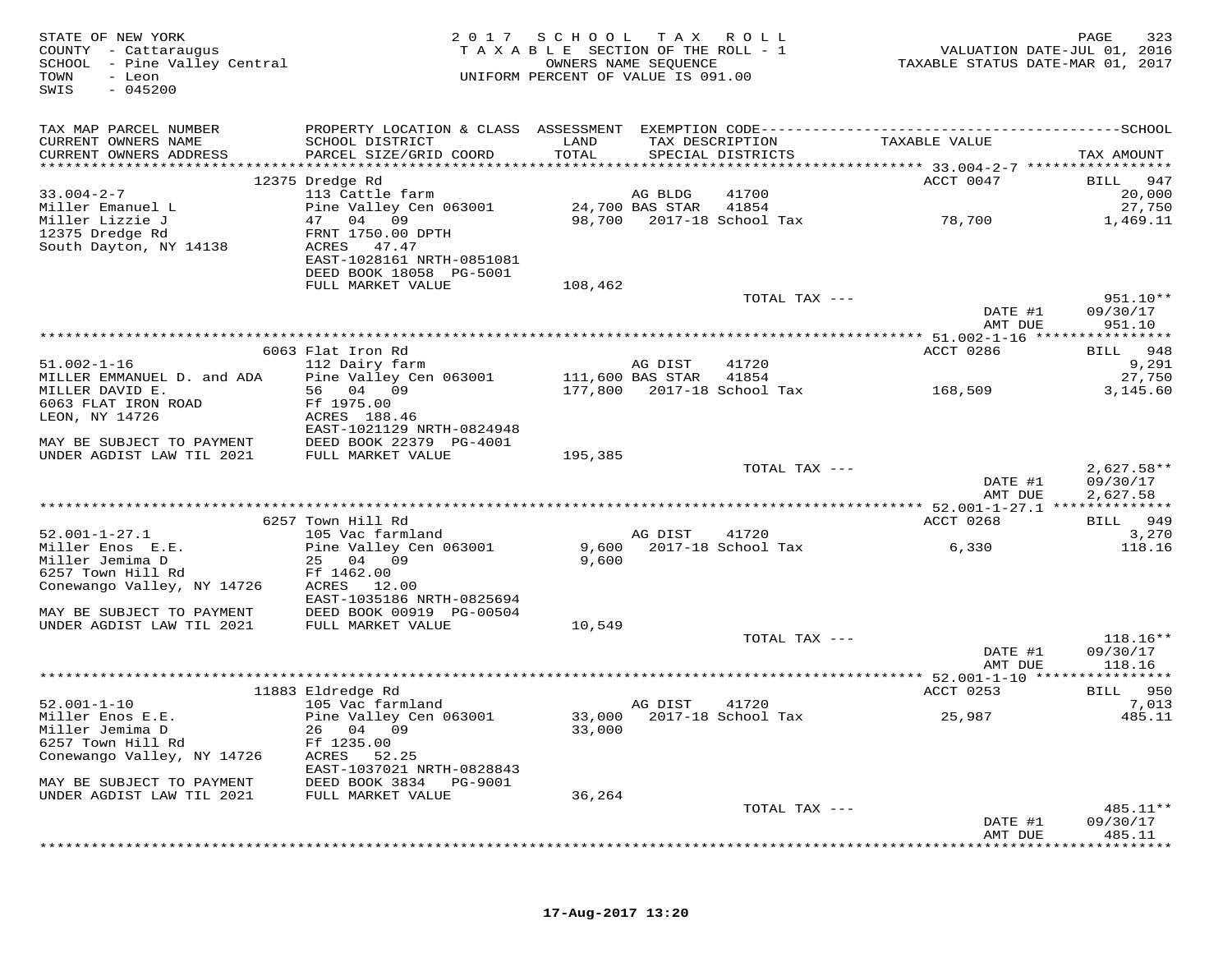STATE OF NEW YORK
COUNTY - Cattaraugus
SCHOOL - Pine Valley Central
TOWN - Leon
SWIS - 045200

2017 SCHOOL TAX ROLL
TAXABLE SECTION OF THE ROLL - 1
OWNERS NAME SEQUENCE
UNIFORM PERCENT OF VALUE IS 091.00

VALUATION DATE-JUL 01, 2016
TAXABLE STATUS DATE-MAR 01, 2017

| TAX MAP PARCEL NUMBER / CURRENT OWNERS NAME / CURRENT OWNERS ADDRESS | PROPERTY LOCATION & CLASS / SCHOOL DISTRICT / PARCEL SIZE/GRID COORD | ASSESSMENT LAND / TOTAL | EXEMPTION CODE / TAX DESCRIPTION / SPECIAL DISTRICTS | TAXABLE VALUE | TAX AMOUNT |
|---|---|---|---|---|---|
| 33.004-2-7 | 12375 Dredge Rd | | | ACCT 0047 | BILL 947 |
| Miller Emanuel L | 113 Cattle farm | | AG BLDG 41700 | | 20,000 |
| Miller Lizzie J | Pine Valley Cen 063001 | 24,700 | BAS STAR 41854 | | 27,750 |
| 12375 Dredge Rd | 47 04 09 | 98,700 | 2017-18 School Tax | 78,700 | 1,469.11 |
| South Dayton, NY 14138 | FRNT 1750.00 DPTH | | | | |
| | ACRES 47.47 | | | | |
| | EAST-1028161 NRTH-0851081 | | | | |
| | DEED BOOK 18058 PG-5001 | | | | |
| | FULL MARKET VALUE | 108,462 | | | |
| | | | TOTAL TAX --- | | 951.10** |
| | | | | DATE #1 | 09/30/17 |
| | | | | AMT DUE | 951.10 |
| 51.002-1-16 | 6063 Flat Iron Rd | | | ACCT 0286 | BILL 948 |
| MILLER EMMANUEL D. and ADA | 112 Dairy farm | | AG DIST 41720 | | 9,291 |
| MILLER DAVID E. | Pine Valley Cen 063001 | 111,600 | BAS STAR 41854 | | 27,750 |
| 6063 FLAT IRON ROAD | 56 04 09 | 177,800 | 2017-18 School Tax | 168,509 | 3,145.60 |
| LEON, NY 14726 | Ff 1975.00 | | | | |
| | ACRES 188.46 | | | | |
| MAY BE SUBJECT TO PAYMENT | EAST-1021129 NRTH-0824948 | | | | |
| UNDER AGDIST LAW TIL 2021 | DEED BOOK 22379 PG-4001 | | | | |
| | FULL MARKET VALUE | 195,385 | | | |
| | | | TOTAL TAX --- | | 2,627.58** |
| | | | | DATE #1 | 09/30/17 |
| | | | | AMT DUE | 2,627.58 |
| 52.001-1-27.1 | 6257 Town Hill Rd | | | ACCT 0268 | BILL 949 |
| Miller Enos E.E. | 105 Vac farmland | | AG DIST 41720 | | 3,270 |
| Miller Jemima D | Pine Valley Cen 063001 | 9,600 | 2017-18 School Tax | 6,330 | 118.16 |
| 6257 Town Hill Rd | 25 04 09 | 9,600 | | | |
| Conewango Valley, NY 14726 | Ff 1462.00 | | | | |
| | ACRES 12.00 | | | | |
| MAY BE SUBJECT TO PAYMENT | EAST-1035186 NRTH-0825694 | | | | |
| UNDER AGDIST LAW TIL 2021 | DEED BOOK 00919 PG-00504 | | | | |
| | FULL MARKET VALUE | 10,549 | | | |
| | | | TOTAL TAX --- | | 118.16** |
| | | | | DATE #1 | 09/30/17 |
| | | | | AMT DUE | 118.16 |
| 52.001-1-10 | 11883 Eldredge Rd | | | ACCT 0253 | BILL 950 |
| Miller Enos E.E. | 105 Vac farmland | | AG DIST 41720 | | 7,013 |
| Miller Jemima D | Pine Valley Cen 063001 | 33,000 | 2017-18 School Tax | 25,987 | 485.11 |
| 6257 Town Hill Rd | 26 04 09 | 33,000 | | | |
| Conewango Valley, NY 14726 | Ff 1235.00 | | | | |
| | ACRES 52.25 | | | | |
| MAY BE SUBJECT TO PAYMENT | EAST-1037021 NRTH-0828843 | | | | |
| UNDER AGDIST LAW TIL 2021 | DEED BOOK 3834 PG-9001 | | | | |
| | FULL MARKET VALUE | 36,264 | | | |
| | | | TOTAL TAX --- | | 485.11** |
| | | | | DATE #1 | 09/30/17 |
| | | | | AMT DUE | 485.11 |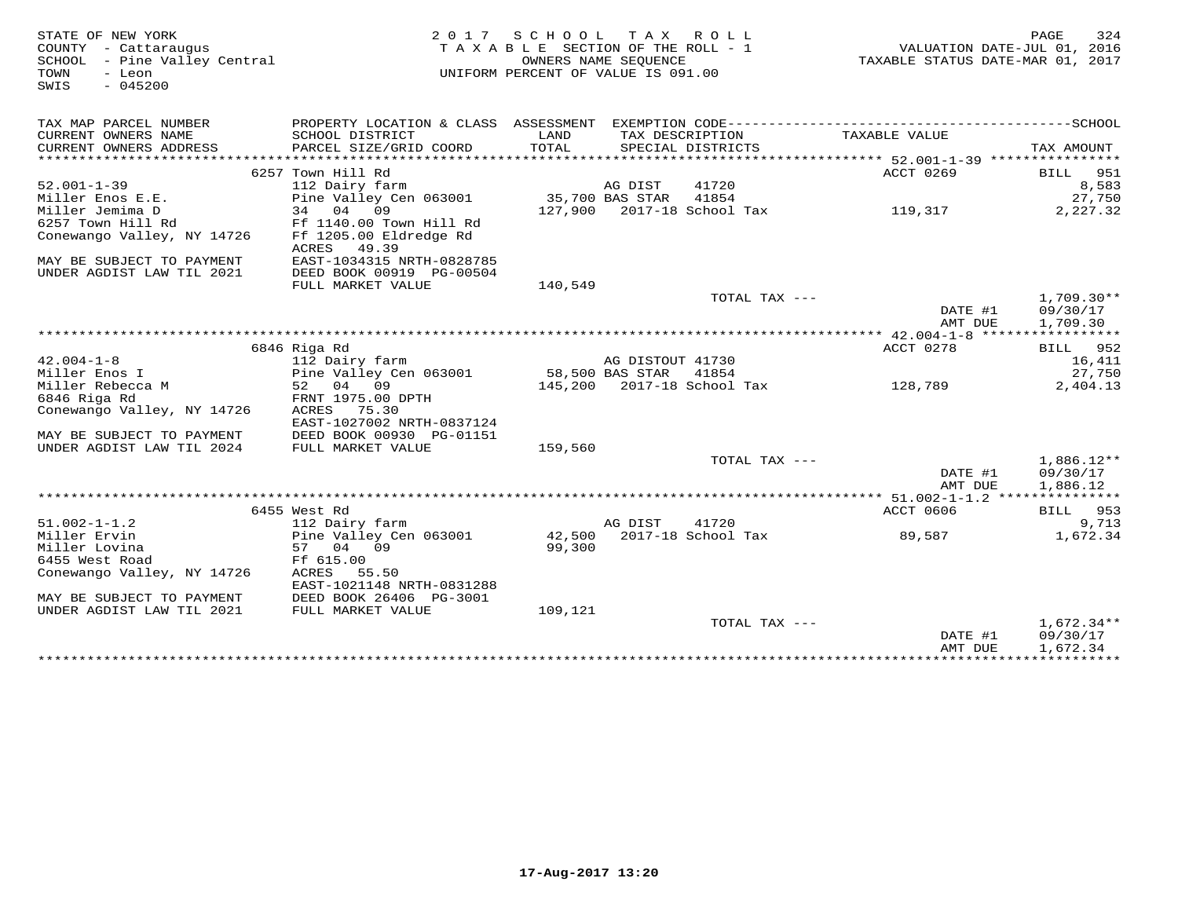STATE OF NEW YORK
COUNTY - Cattaraugus
SCHOOL - Pine Valley Central
TOWN - Leon
SWIS - 045200

2017 SCHOOL TAX ROLL
TAXABLE SECTION OF THE ROLL - 1
OWNERS NAME SEQUENCE
UNIFORM PERCENT OF VALUE IS 091.00

VALUATION DATE-JUL 01, 2016
TAXABLE STATUS DATE-MAR 01, 2017

| TAX MAP PARCEL NUMBER / CURRENT OWNERS NAME / CURRENT OWNERS ADDRESS | PROPERTY LOCATION & CLASS / SCHOOL DISTRICT / PARCEL SIZE/GRID COORD | ASSESSMENT LAND / TOTAL | EXEMPTION CODE / TAX DESCRIPTION / SPECIAL DISTRICTS | TAXABLE VALUE | TAX AMOUNT |
|---|---|---|---|---|---|
| **52.001-1-39** | 6257 Town Hill Rd | | | ACCT 0269 | BILL 951 |
| 52.001-1-39 | 112 Dairy farm | | AG DIST 41720 | | 8,583 |
| Miller Enos E.E. | Pine Valley Cen 063001 | 35,700 | BAS STAR 41854 | | 27,750 |
| Miller Jemima D | 34 04 09 | 127,900 | 2017-18 School Tax | 119,317 | 2,227.32 |
| 6257 Town Hill Rd | Ff 1140.00 Town Hill Rd | | | | |
| Conewango Valley, NY 14726 | Ff 1205.00 Eldredge Rd | | | | |
| | ACRES 49.39 | | | | |
| MAY BE SUBJECT TO PAYMENT | EAST-1034315 NRTH-0828785 | | | | |
| UNDER AGDIST LAW TIL 2021 | DEED BOOK 00919 PG-00504 | | | | |
| | FULL MARKET VALUE | 140,549 | | | |
| | | | TOTAL TAX --- | | 1,709.30** |
| | | | | DATE #1 | 09/30/17 |
| | | | | AMT DUE | 1,709.30 |
| **42.004-1-8** | 6846 Riga Rd | | | ACCT 0278 | BILL 952 |
| 42.004-1-8 | 112 Dairy farm | | AG DISTOUT 41730 | | 16,411 |
| Miller Enos I | Pine Valley Cen 063001 | 58,500 | BAS STAR 41854 | | 27,750 |
| Miller Rebecca M | 52 04 09 | 145,200 | 2017-18 School Tax | 128,789 | 2,404.13 |
| 6846 Riga Rd | FRNT 1975.00 DPTH | | | | |
| Conewango Valley, NY 14726 | ACRES 75.30 | | | | |
| | EAST-1027002 NRTH-0837124 | | | | |
| MAY BE SUBJECT TO PAYMENT | DEED BOOK 00930 PG-01151 | | | | |
| UNDER AGDIST LAW TIL 2024 | FULL MARKET VALUE | 159,560 | | | |
| | | | TOTAL TAX --- | | 1,886.12** |
| | | | | DATE #1 | 09/30/17 |
| | | | | AMT DUE | 1,886.12 |
| **51.002-1-1.2** | 6455 West Rd | | | ACCT 0606 | BILL 953 |
| 51.002-1-1.2 | 112 Dairy farm | | AG DIST 41720 | | 9,713 |
| Miller Ervin | Pine Valley Cen 063001 | 42,500 | 2017-18 School Tax | 89,587 | 1,672.34 |
| Miller Lovina | 57 04 09 | 99,300 | | | |
| 6455 West Road | Ff 615.00 | | | | |
| Conewango Valley, NY 14726 | ACRES 55.50 | | | | |
| | EAST-1021148 NRTH-0831288 | | | | |
| MAY BE SUBJECT TO PAYMENT | DEED BOOK 26406 PG-3001 | | | | |
| UNDER AGDIST LAW TIL 2021 | FULL MARKET VALUE | 109,121 | | | |
| | | | TOTAL TAX --- | | 1,672.34** |
| | | | | DATE #1 | 09/30/17 |
| | | | | AMT DUE | 1,672.34 |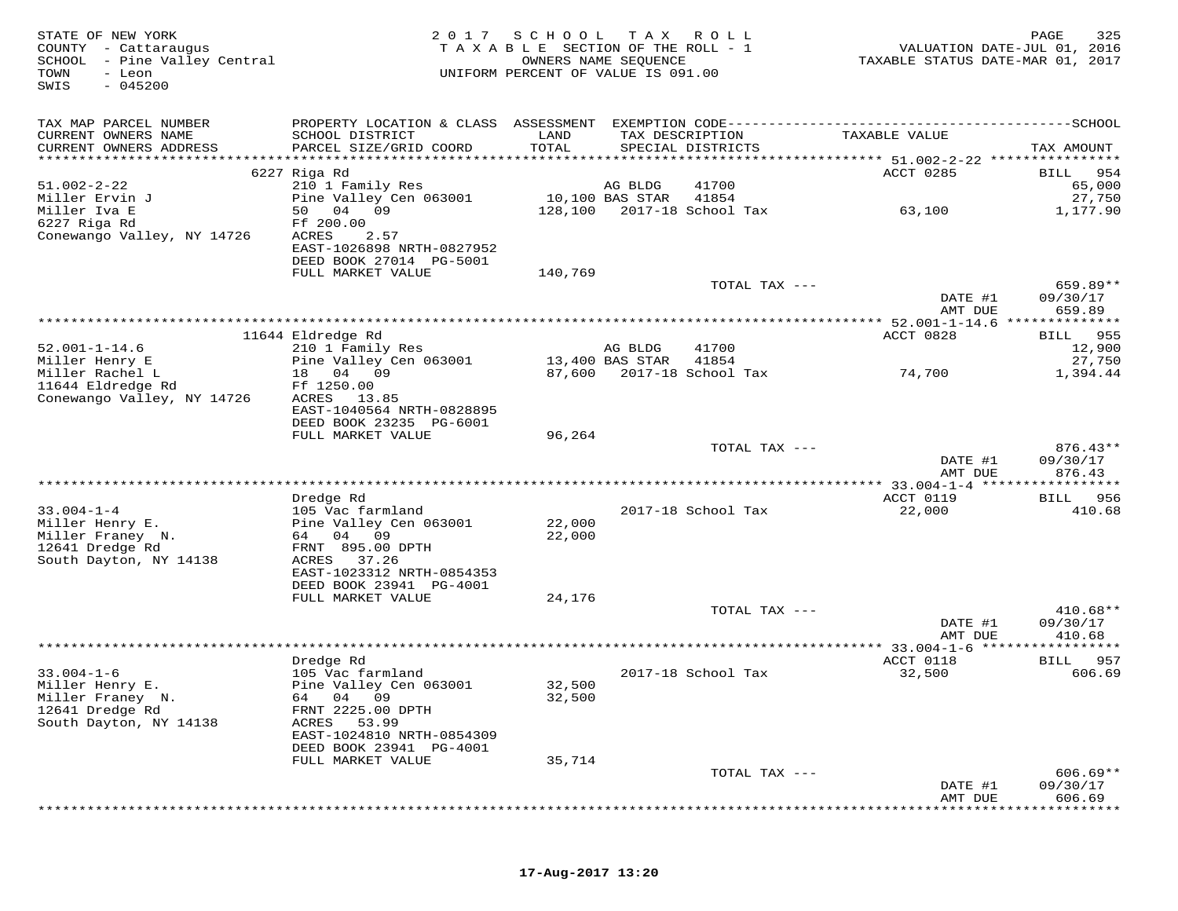STATE OF NEW YORK
COUNTY - Cattaraugus
SCHOOL - Pine Valley Central
TOWN - Leon
SWIS - 045200

2017 SCHOOL TAX ROLL
TAXABLE SECTION OF THE ROLL - 1
OWNERS NAME SEQUENCE
UNIFORM PERCENT OF VALUE IS 091.00

VALUATION DATE-JUL 01, 2016
TAXABLE STATUS DATE-MAR 01, 2017

| TAX MAP PARCEL NUMBER / CURRENT OWNERS NAME / CURRENT OWNERS ADDRESS | PROPERTY LOCATION & CLASS / SCHOOL DISTRICT / PARCEL SIZE/GRID COORD | ASSESSMENT LAND / TOTAL | EXEMPTION CODE / TAX DESCRIPTION / SPECIAL DISTRICTS | TAXABLE VALUE | TAX AMOUNT |
|---|---|---|---|---|---|
| 51.002-2-22 | 6227 Riga Rd | | | ACCT 0285 | BILL 954 |
| 51.002-2-22 | 210 1 Family Res | | AG BLDG 41700 | | 65,000 |
| Miller Ervin J | Pine Valley Cen 063001 | 10,100 | BAS STAR 41854 | | 27,750 |
| Miller Iva E | 50 04 09 | 128,100 | 2017-18 School Tax | 63,100 | 1,177.90 |
| 6227 Riga Rd | Ff 200.00 | | | | |
| Conewango Valley, NY 14726 | ACRES 2.57 | | | | |
| | EAST-1026898 NRTH-0827952 | | | | |
| | DEED BOOK 27014 PG-5001 | | | | |
| | FULL MARKET VALUE | 140,769 | | | |
| | | | TOTAL TAX --- | | 659.89** |
| | | | | DATE #1 | 09/30/17 |
| | | | | AMT DUE | 659.89 |
| 52.001-1-14.6 | 11644 Eldredge Rd | | | ACCT 0828 | BILL 955 |
| 52.001-1-14.6 | 210 1 Family Res | | AG BLDG 41700 | | 12,900 |
| Miller Henry E | Pine Valley Cen 063001 | 13,400 | BAS STAR 41854 | | 27,750 |
| Miller Rachel L | 18 04 09 | 87,600 | 2017-18 School Tax | 74,700 | 1,394.44 |
| 11644 Eldredge Rd | Ff 1250.00 | | | | |
| Conewango Valley, NY 14726 | ACRES 13.85 | | | | |
| | EAST-1040564 NRTH-0828895 | | | | |
| | DEED BOOK 23235 PG-6001 | | | | |
| | FULL MARKET VALUE | 96,264 | | | |
| | | | TOTAL TAX --- | | 876.43** |
| | | | | DATE #1 | 09/30/17 |
| | | | | AMT DUE | 876.43 |
| 33.004-1-4 | Dredge Rd | | | ACCT 0119 | BILL 956 |
| 33.004-1-4 | 105 Vac farmland | | 2017-18 School Tax | 22,000 | 410.68 |
| Miller Henry E. | Pine Valley Cen 063001 | 22,000 | | | |
| Miller Franey N. | 64 04 09 | 22,000 | | | |
| 12641 Dredge Rd | FRNT 895.00 DPTH | | | | |
| South Dayton, NY 14138 | ACRES 37.26 | | | | |
| | EAST-1023312 NRTH-0854353 | | | | |
| | DEED BOOK 23941 PG-4001 | | | | |
| | FULL MARKET VALUE | 24,176 | | | |
| | | | TOTAL TAX --- | | 410.68** |
| | | | | DATE #1 | 09/30/17 |
| | | | | AMT DUE | 410.68 |
| 33.004-1-6 | Dredge Rd | | | ACCT 0118 | BILL 957 |
| 33.004-1-6 | 105 Vac farmland | | 2017-18 School Tax | 32,500 | 606.69 |
| Miller Henry E. | Pine Valley Cen 063001 | 32,500 | | | |
| Miller Franey N. | 64 04 09 | 32,500 | | | |
| 12641 Dredge Rd | FRNT 2225.00 DPTH | | | | |
| South Dayton, NY 14138 | ACRES 53.99 | | | | |
| | EAST-1024810 NRTH-0854309 | | | | |
| | DEED BOOK 23941 PG-4001 | | | | |
| | FULL MARKET VALUE | 35,714 | | | |
| | | | TOTAL TAX --- | | 606.69** |
| | | | | DATE #1 | 09/30/17 |
| | | | | AMT DUE | 606.69 |

17-Aug-2017 13:20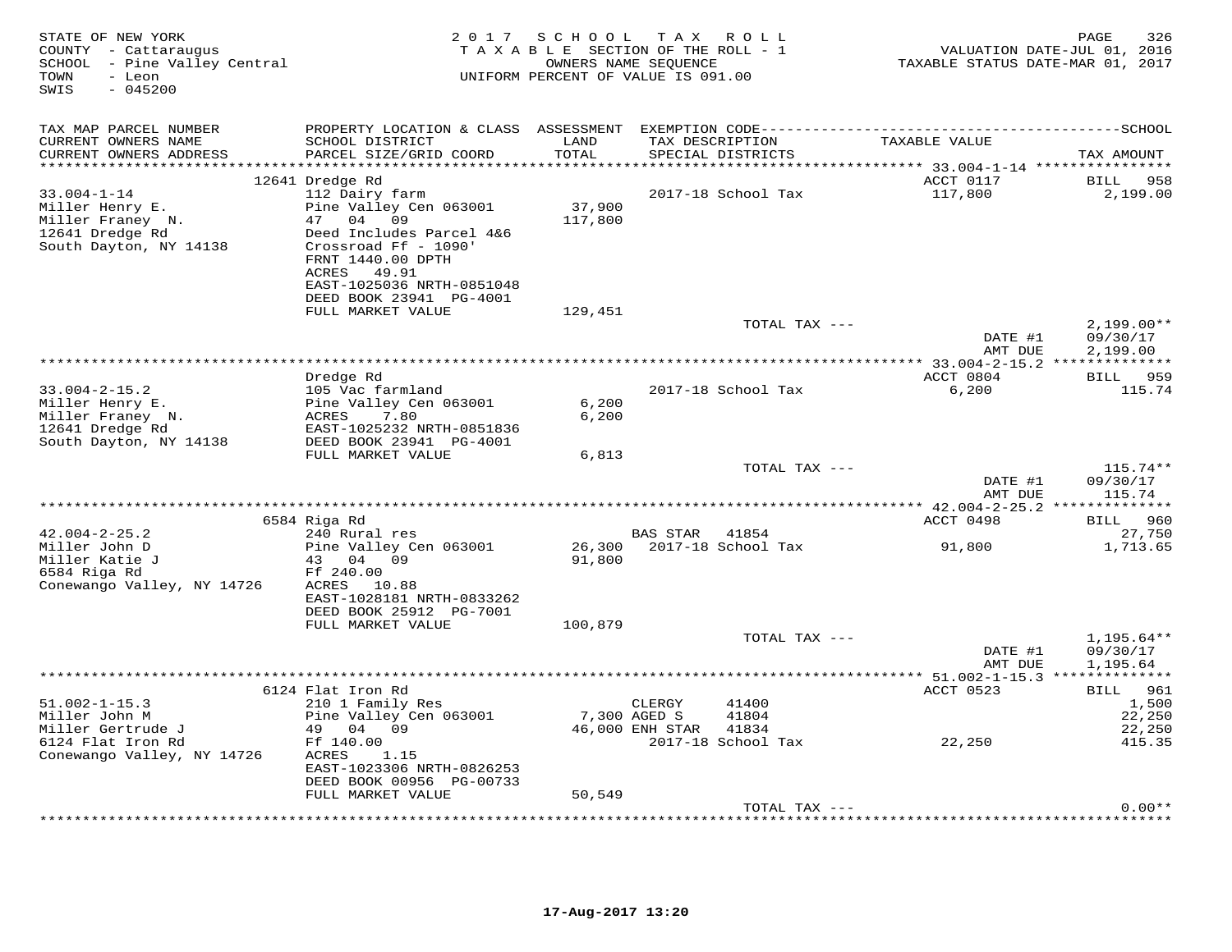STATE OF NEW YORK
COUNTY - Cattaraugus
SCHOOL - Pine Valley Central
TOWN - Leon
SWIS - 045200

2 0 1 7 S C H O O L T A X R O L L
T A X A B L E SECTION OF THE ROLL - 1
OWNERS NAME SEQUENCE
UNIFORM PERCENT OF VALUE IS 091.00

VALUATION DATE-JUL 01, 2016
TAXABLE STATUS DATE-MAR 01, 2017

| TAX MAP PARCEL NUMBER / CURRENT OWNERS NAME / CURRENT OWNERS ADDRESS | PROPERTY LOCATION & CLASS / SCHOOL DISTRICT / PARCEL SIZE/GRID COORD | ASSESSMENT LAND / TOTAL | EXEMPTION CODE / TAX DESCRIPTION / SPECIAL DISTRICTS | TAXABLE VALUE | SCHOOL TAX AMOUNT |
|---|---|---|---|---|---|
| | 12641 Dredge Rd | | | ACCT 0117 | BILL 958 |
| 33.004-1-14 | 112 Dairy farm | | 2017-18 School Tax | 117,800 | 2,199.00 |
| Miller Henry E. | Pine Valley Cen 063001 | 37,900 | | | |
| Miller Franey N. | 47 04 09 | 117,800 | | | |
| 12641 Dredge Rd | Deed Includes Parcel 4&6 | | | | |
| South Dayton, NY 14138 | Crossroad Ff - 1090' | | | | |
| | FRNT 1440.00 DPTH | | | | |
| | ACRES 49.91 | | | | |
| | EAST-1025036 NRTH-0851048 | | | | |
| | DEED BOOK 23941 PG-4001 | | | | |
| | FULL MARKET VALUE | 129,451 | | | |
| | | | TOTAL TAX --- | | 2,199.00** |
| | | | | DATE #1 | 09/30/17 |
| | | | | AMT DUE | 2,199.00 |
| | Dredge Rd | | | ACCT 0804 | BILL 959 |
| 33.004-2-15.2 | 105 Vac farmland | | 2017-18 School Tax | 6,200 | 115.74 |
| Miller Henry E. | Pine Valley Cen 063001 | 6,200 | | | |
| Miller Franey N. | ACRES 7.80 | 6,200 | | | |
| 12641 Dredge Rd | EAST-1025232 NRTH-0851836 | | | | |
| South Dayton, NY 14138 | DEED BOOK 23941 PG-4001 | | | | |
| | FULL MARKET VALUE | 6,813 | | | |
| | | | TOTAL TAX --- | | 115.74** |
| | | | | DATE #1 | 09/30/17 |
| | | | | AMT DUE | 115.74 |
| | 6584 Riga Rd | | | ACCT 0498 | BILL 960 |
| 42.004-2-25.2 | 240 Rural res | | BAS STAR 41854 | | 27,750 |
| Miller John D | Pine Valley Cen 063001 | 26,300 | 2017-18 School Tax | 91,800 | 1,713.65 |
| Miller Katie J | 43 04 09 | 91,800 | | | |
| 6584 Riga Rd | Ff 240.00 | | | | |
| Conewango Valley, NY 14726 | ACRES 10.88 | | | | |
| | EAST-1028181 NRTH-0833262 | | | | |
| | DEED BOOK 25912 PG-7001 | | | | |
| | FULL MARKET VALUE | 100,879 | | | |
| | | | TOTAL TAX --- | | 1,195.64** |
| | | | | DATE #1 | 09/30/17 |
| | | | | AMT DUE | 1,195.64 |
| | 6124 Flat Iron Rd | | | ACCT 0523 | BILL 961 |
| 51.002-1-15.3 | 210 1 Family Res | | CLERGY 41400 | | 1,500 |
| Miller John M | Pine Valley Cen 063001 | 7,300 | AGED S 41804 | | 22,250 |
| Miller Gertrude J | 49 04 09 | 46,000 | ENH STAR 41834 | | 22,250 |
| 6124 Flat Iron Rd | Ff 140.00 | | 2017-18 School Tax | 22,250 | 415.35 |
| Conewango Valley, NY 14726 | ACRES 1.15 | | | | |
| | EAST-1023306 NRTH-0826253 | | | | |
| | DEED BOOK 00956 PG-00733 | | | | |
| | FULL MARKET VALUE | 50,549 | | | |
| | | | TOTAL TAX --- | | 0.00** |

17-Aug-2017 13:20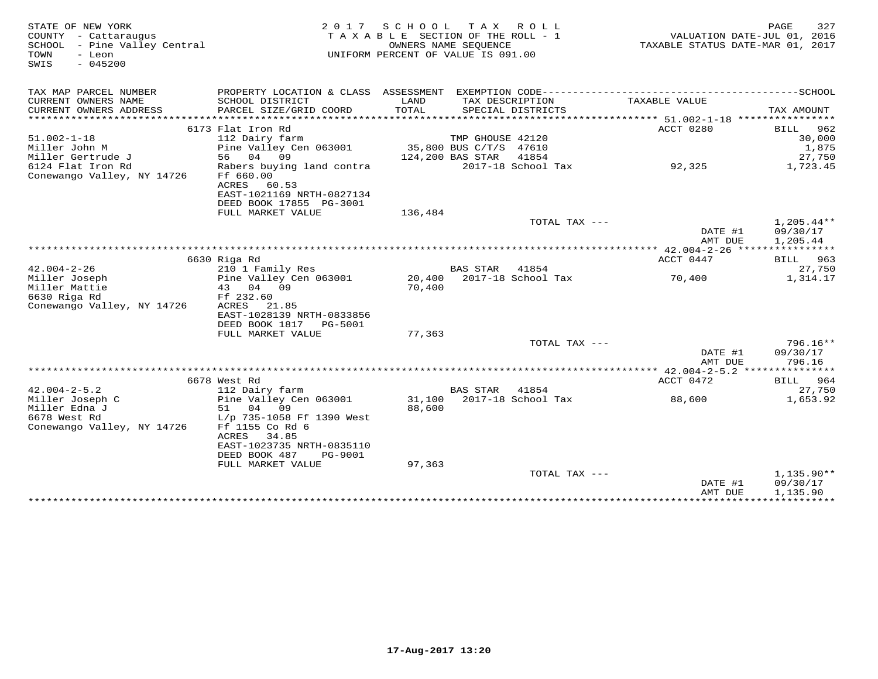STATE OF NEW YORK
COUNTY - Cattaraugus
SCHOOL - Pine Valley Central
TOWN - Leon
SWIS - 045200

2017 SCHOOL TAX ROLL
TAXABLE SECTION OF THE ROLL - 1
OWNERS NAME SEQUENCE
UNIFORM PERCENT OF VALUE IS 091.00

VALUATION DATE-JUL 01, 2016
TAXABLE STATUS DATE-MAR 01, 2017

| TAX MAP PARCEL NUMBER / CURRENT OWNERS NAME / CURRENT OWNERS ADDRESS | PROPERTY LOCATION & CLASS / SCHOOL DISTRICT / PARCEL SIZE/GRID COORD | ASSESSMENT LAND / TOTAL | EXEMPTION CODE / TAX DESCRIPTION / SPECIAL DISTRICTS | TAXABLE VALUE | TAX AMOUNT |
|---|---|---|---|---|---|
| | 6173 Flat Iron Rd | | | ACCT 0280 | BILL 962 |
| 51.002-1-18 | 112 Dairy farm | | TMP GHOUSE 42120 | | 30,000 |
| Miller John M | Pine Valley Cen 063001 | 35,800 | BUS C/T/S 47610 | | 1,875 |
| Miller Gertrude J | 56 04 09 | 124,200 | BAS STAR 41854 | | 27,750 |
| 6124 Flat Iron Rd | Rabers buying land contra | | 2017-18 School Tax | 92,325 | 1,723.45 |
| Conewango Valley, NY 14726 | Ff 660.00 | | | | |
| | ACRES 60.53 | | | | |
| | EAST-1021169 NRTH-0827134 | | | | |
| | DEED BOOK 17855 PG-3001 | | | | |
| | FULL MARKET VALUE | 136,484 | | | |
| | | | TOTAL TAX --- | | 1,205.44** |
| | | | | DATE #1 | 09/30/17 |
| | | | | AMT DUE | 1,205.44 |
| | 6630 Riga Rd | | | ACCT 0447 | BILL 963 |
| 42.004-2-26 | 210 1 Family Res | | BAS STAR 41854 | | 27,750 |
| Miller Joseph | Pine Valley Cen 063001 | 20,400 | 2017-18 School Tax | 70,400 | 1,314.17 |
| Miller Mattie | 43 04 09 | 70,400 | | | |
| 6630 Riga Rd | Ff 232.60 | | | | |
| Conewango Valley, NY 14726 | ACRES 21.85 | | | | |
| | EAST-1028139 NRTH-0833856 | | | | |
| | DEED BOOK 1817 PG-5001 | | | | |
| | FULL MARKET VALUE | 77,363 | | | |
| | | | TOTAL TAX --- | | 796.16** |
| | | | | DATE #1 | 09/30/17 |
| | | | | AMT DUE | 796.16 |
| | 6678 West Rd | | | ACCT 0472 | BILL 964 |
| 42.004-2-5.2 | 112 Dairy farm | | BAS STAR 41854 | | 27,750 |
| Miller Joseph C | Pine Valley Cen 063001 | 31,100 | 2017-18 School Tax | 88,600 | 1,653.92 |
| Miller Edna J | 51 04 09 | 88,600 | | | |
| 6678 West Rd | L/p 735-1058 Ff 1390 West | | | | |
| Conewango Valley, NY 14726 | Ff 1155 Co Rd 6 | | | | |
| | ACRES 34.85 | | | | |
| | EAST-1023735 NRTH-0835110 | | | | |
| | DEED BOOK 487 PG-9001 | | | | |
| | FULL MARKET VALUE | 97,363 | | | |
| | | | TOTAL TAX --- | | 1,135.90** |
| | | | | DATE #1 | 09/30/17 |
| | | | | AMT DUE | 1,135.90 |

17-Aug-2017 13:20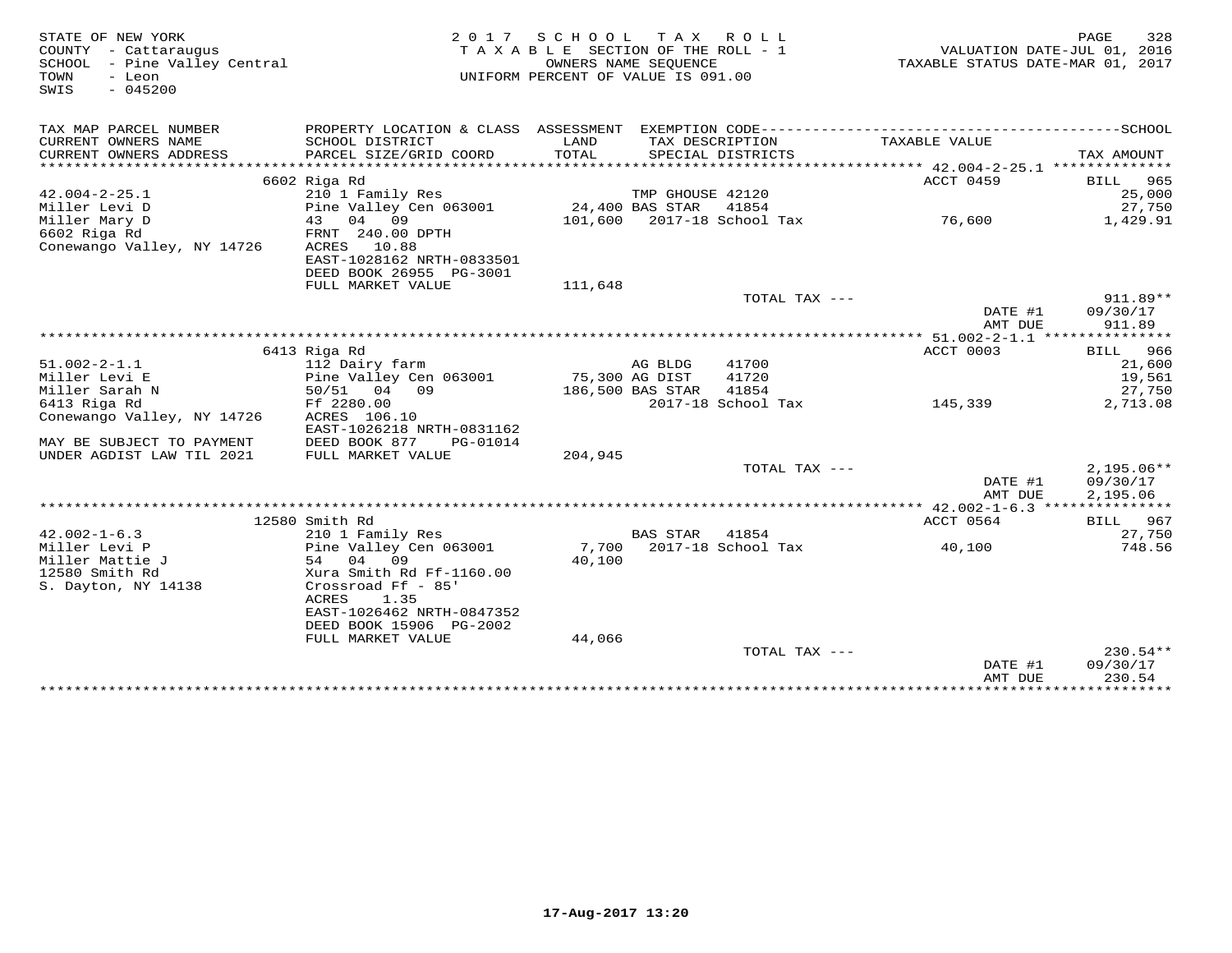STATE OF NEW YORK
COUNTY - Cattaraugus
SCHOOL - Pine Valley Central
TOWN - Leon
SWIS - 045200

2017 SCHOOL TAX ROLL
TAXABLE SECTION OF THE ROLL - 1
OWNERS NAME SEQUENCE
UNIFORM PERCENT OF VALUE IS 091.00

VALUATION DATE-JUL 01, 2016
TAXABLE STATUS DATE-MAR 01, 2017

| TAX MAP PARCEL NUMBER / CURRENT OWNERS NAME / CURRENT OWNERS ADDRESS | PROPERTY LOCATION & CLASS / SCHOOL DISTRICT / PARCEL SIZE/GRID COORD | ASSESSMENT LAND / TOTAL | EXEMPTION CODE / TAX DESCRIPTION / SPECIAL DISTRICTS | TAXABLE VALUE | SCHOOL TAX AMOUNT |
|---|---|---|---|---|---|
| 42.004-2-25.1 | 6602 Riga Rd | | | ACCT 0459 | BILL 965 |
| Miller Levi D | 210 1 Family Res | | TMP GHOUSE 42120 | | 25,000 |
| Miller Mary D | Pine Valley Cen 063001 | 24,400 | BAS STAR 41854 | | 27,750 |
| 6602 Riga Rd | 43 04 09 | 101,600 | 2017-18 School Tax | 76,600 | 1,429.91 |
| Conewango Valley, NY 14726 | FRNT 240.00 DPTH | | | | |
| | ACRES 10.88 | | | | |
| | EAST-1028162 NRTH-0833501 | | | | |
| | DEED BOOK 26955 PG-3001 | | | | |
| | FULL MARKET VALUE | 111,648 | | | |
| | | | TOTAL TAX --- | | 911.89** |
| | | | | DATE #1 | 09/30/17 |
| | | | | AMT DUE | 911.89 |
| 51.002-2-1.1 | 6413 Riga Rd | | | ACCT 0003 | BILL 966 |
| Miller Levi E | 112 Dairy farm | | AG BLDG 41700 | | 21,600 |
| Miller Sarah N | Pine Valley Cen 063001 | 75,300 | AG DIST 41720 | | 19,561 |
| 6413 Riga Rd | 50/51 04 09 | 186,500 | BAS STAR 41854 | | 27,750 |
| Conewango Valley, NY 14726 | Ff 2280.00 | | 2017-18 School Tax | 145,339 | 2,713.08 |
| | ACRES 106.10 | | | | |
| MAY BE SUBJECT TO PAYMENT | EAST-1026218 NRTH-0831162 | | | | |
| UNDER AGDIST LAW TIL 2021 | DEED BOOK 877 PG-01014 | | | | |
| | FULL MARKET VALUE | 204,945 | | | |
| | | | TOTAL TAX --- | | 2,195.06** |
| | | | | DATE #1 | 09/30/17 |
| | | | | AMT DUE | 2,195.06 |
| 42.002-1-6.3 | 12580 Smith Rd | | | ACCT 0564 | BILL 967 |
| Miller Levi P | 210 1 Family Res | | BAS STAR 41854 | | 27,750 |
| Miller Mattie J | Pine Valley Cen 063001 | 7,700 | 2017-18 School Tax | 40,100 | 748.56 |
| 12580 Smith Rd | 54 04 09 | 40,100 | | | |
| S. Dayton, NY 14138 | Xura Smith Rd Ff-1160.00 | | | | |
| | Crossroad Ff - 85' | | | | |
| | ACRES 1.35 | | | | |
| | EAST-1026462 NRTH-0847352 | | | | |
| | DEED BOOK 15906 PG-2002 | | | | |
| | FULL MARKET VALUE | 44,066 | | | |
| | | | TOTAL TAX --- | | 230.54** |
| | | | | DATE #1 | 09/30/17 |
| | | | | AMT DUE | 230.54 |

17-Aug-2017 13:20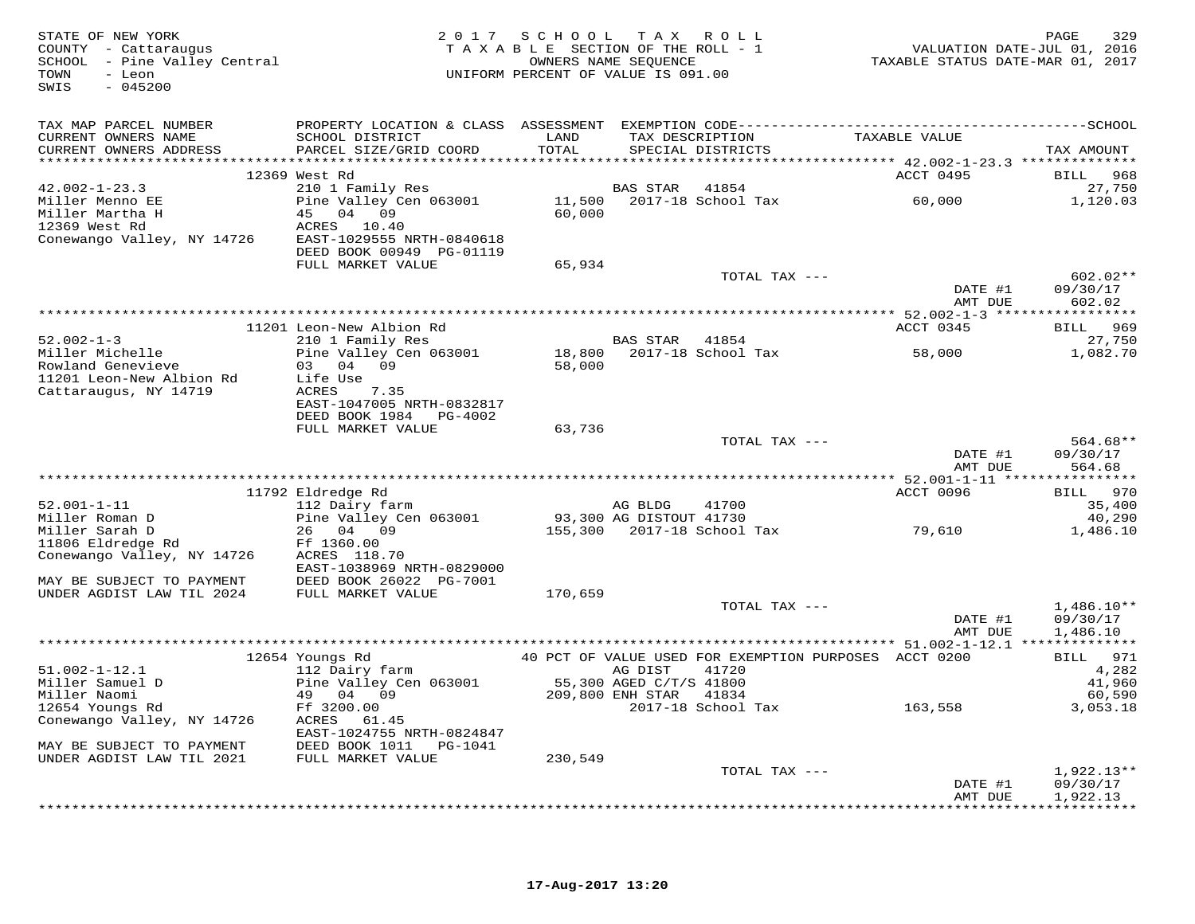STATE OF NEW YORK
COUNTY - Cattaraugus
SCHOOL - Pine Valley Central
TOWN - Leon
SWIS - 045200

2017 SCHOOL TAX ROLL
TAXABLE SECTION OF THE ROLL - 1
OWNERS NAME SEQUENCE
UNIFORM PERCENT OF VALUE IS 091.00

VALUATION DATE-JUL 01, 2016
TAXABLE STATUS DATE-MAR 01, 2017

| TAX MAP PARCEL NUMBER / CURRENT OWNERS NAME / CURRENT OWNERS ADDRESS | PROPERTY LOCATION & CLASS / SCHOOL DISTRICT / PARCEL SIZE/GRID COORD | ASSESSMENT LAND / TOTAL | EXEMPTION CODE / TAX DESCRIPTION / SPECIAL DISTRICTS | TAXABLE VALUE | SCHOOL TAX AMOUNT |
|---|---|---|---|---|---|
| | 12369 West Rd | | | ACCT 0495 | BILL 968 |
| 42.002-1-23.3 | 210 1 Family Res | | BAS STAR 41854 | | 27,750 |
| Miller Menno EE | Pine Valley Cen 063001 | 11,500 | 2017-18 School Tax | 60,000 | 1,120.03 |
| Miller Martha H | 45 04 09 | 60,000 | | | |
| 12369 West Rd | ACRES 10.40 | | | | |
| Conewango Valley, NY 14726 | EAST-1029555 NRTH-0840618 | | | | |
| | DEED BOOK 00949 PG-01119 | | | | |
| | FULL MARKET VALUE | 65,934 | | | |
| | | | TOTAL TAX --- | | 602.02** |
| | | | | DATE #1 | 09/30/17 |
| | | | | AMT DUE | 602.02 |
| | 11201 Leon-New Albion Rd | | | ACCT 0345 | BILL 969 |
| 52.002-1-3 | 210 1 Family Res | | BAS STAR 41854 | | 27,750 |
| Miller Michelle | Pine Valley Cen 063001 | 18,800 | 2017-18 School Tax | 58,000 | 1,082.70 |
| Rowland Genevieve | 03 04 09 | 58,000 | | | |
| 11201 Leon-New Albion Rd | Life Use | | | | |
| Cattaraugus, NY 14719 | ACRES 7.35 | | | | |
| | EAST-1047005 NRTH-0832817 | | | | |
| | DEED BOOK 1984 PG-4002 | | | | |
| | FULL MARKET VALUE | 63,736 | | | |
| | | | TOTAL TAX --- | | 564.68** |
| | | | | DATE #1 | 09/30/17 |
| | | | | AMT DUE | 564.68 |
| | 11792 Eldredge Rd | | | ACCT 0096 | BILL 970 |
| 52.001-1-11 | 112 Dairy farm | | AG BLDG 41700 | | 35,400 |
| Miller Roman D | Pine Valley Cen 063001 | 93,300 | AG DISTOUT 41730 | | 40,290 |
| Miller Sarah D | 26 04 09 | 155,300 | 2017-18 School Tax | 79,610 | 1,486.10 |
| 11806 Eldredge Rd | Ff 1360.00 | | | | |
| Conewango Valley, NY 14726 | ACRES 118.70 | | | | |
| | EAST-1038969 NRTH-0829000 | | | | |
| MAY BE SUBJECT TO PAYMENT | DEED BOOK 26022 PG-7001 | | | | |
| UNDER AGDIST LAW TIL 2024 | FULL MARKET VALUE | 170,659 | | | |
| | | | TOTAL TAX --- | | 1,486.10** |
| | | | | DATE #1 | 09/30/17 |
| | | | | AMT DUE | 1,486.10 |
| | 12654 Youngs Rd | | 40 PCT OF VALUE USED FOR EXEMPTION PURPOSES | ACCT 0200 | BILL 971 |
| 51.002-1-12.1 | 112 Dairy farm | | AG DIST 41720 | | 4,282 |
| Miller Samuel D | Pine Valley Cen 063001 | 55,300 | AGED C/T/S 41800 | | 41,960 |
| Miller Naomi | 49 04 09 | 209,800 | ENH STAR 41834 | | 60,590 |
| 12654 Youngs Rd | Ff 3200.00 | | 2017-18 School Tax | 163,558 | 3,053.18 |
| Conewango Valley, NY 14726 | ACRES 61.45 | | | | |
| | EAST-1024755 NRTH-0824847 | | | | |
| MAY BE SUBJECT TO PAYMENT | DEED BOOK 1011 PG-1041 | | | | |
| UNDER AGDIST LAW TIL 2021 | FULL MARKET VALUE | 230,549 | | | |
| | | | TOTAL TAX --- | | 1,922.13** |
| | | | | DATE #1 | 09/30/17 |
| | | | | AMT DUE | 1,922.13 |

17-Aug-2017 13:20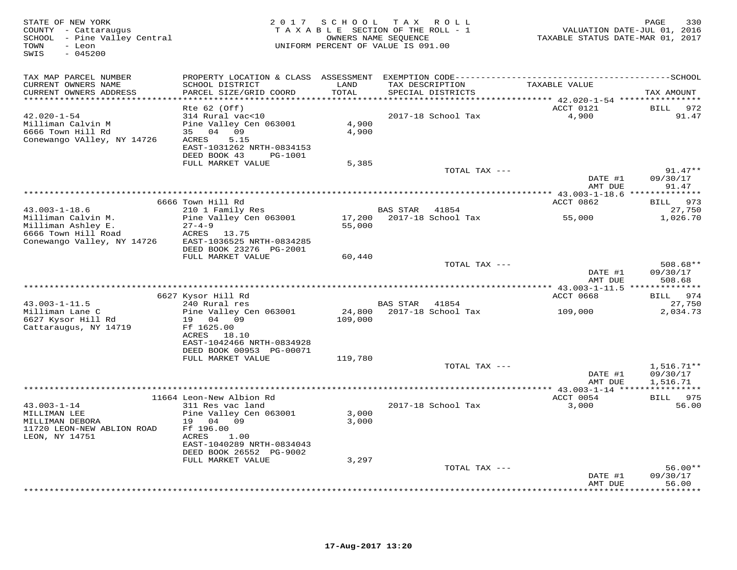STATE OF NEW YORK
COUNTY - Cattaraugus
SCHOOL - Pine Valley Central
TOWN - Leon
SWIS - 045200

2 0 1 7 S C H O O L T A X R O L L
T A X A B L E SECTION OF THE ROLL - 1
OWNERS NAME SEQUENCE
UNIFORM PERCENT OF VALUE IS 091.00

VALUATION DATE-JUL 01, 2016
TAXABLE STATUS DATE-MAR 01, 2017

| TAX MAP PARCEL NUMBER / CURRENT OWNERS NAME / CURRENT OWNERS ADDRESS | PROPERTY LOCATION & CLASS / SCHOOL DISTRICT / PARCEL SIZE/GRID COORD | ASSESSMENT LAND / TOTAL | EXEMPTION CODE / TAX DESCRIPTION / SPECIAL DISTRICTS | TAXABLE VALUE | SCHOOL TAX AMOUNT |
|---|---|---|---|---|---|
| 42.020-1-54 | Rte 62 (Off) | | | ACCT 0121 | BILL 972 |
| Milliman Calvin M | 314 Rural vac<10 | | 2017-18 School Tax | 4,900 | 91.47 |
| 6666 Town Hill Rd | Pine Valley Cen 063001 | 4,900 | | | |
| Conewango VAlley, NY 14726 | 35 04 09 | 4,900 | | | |
| | ACRES 5.15 | | | | |
| | EAST-1031262 NRTH-0834153 | | | | |
| | DEED BOOK 43 PG-1001 | | | | |
| | FULL MARKET VALUE | 5,385 | | | |
| | | | TOTAL TAX --- | | 91.47** |
| | | | | DATE #1 | 09/30/17 |
| | | | | AMT DUE | 91.47 |
| 43.003-1-18.6 | 6666 Town Hill Rd | | | ACCT 0862 | BILL 973 |
| Milliman Calvin M. | 210 1 Family Res | | BAS STAR 41854 | | 27,750 |
| Milliman Ashley E. | Pine Valley Cen 063001 | 17,200 | 2017-18 School Tax | 55,000 | 1,026.70 |
| 6666 Town Hill Road | 27-4-9 | 55,000 | | | |
| Conewango Valley, NY 14726 | ACRES 13.75 | | | | |
| | EAST-1036525 NRTH-0834285 | | | | |
| | DEED BOOK 23276 PG-2001 | | | | |
| | FULL MARKET VALUE | 60,440 | | | |
| | | | TOTAL TAX --- | | 508.68** |
| | | | | DATE #1 | 09/30/17 |
| | | | | AMT DUE | 508.68 |
| 43.003-1-11.5 | 6627 Kysor Hill Rd | | | ACCT 0668 | BILL 974 |
| Milliman Lane C | 240 Rural res | | BAS STAR 41854 | | 27,750 |
| 6627 Kysor Hill Rd | Pine Valley Cen 063001 | 24,800 | 2017-18 School Tax | 109,000 | 2,034.73 |
| Cattaraugus, NY 14719 | 19 04 09 | 109,000 | | | |
| | Ff 1625.00 | | | | |
| | ACRES 18.10 | | | | |
| | EAST-1042466 NRTH-0834928 | | | | |
| | DEED BOOK 00953 PG-00071 | | | | |
| | FULL MARKET VALUE | 119,780 | | | |
| | | | TOTAL TAX --- | | 1,516.71** |
| | | | | DATE #1 | 09/30/17 |
| | | | | AMT DUE | 1,516.71 |
| 43.003-1-14 | 11664 Leon-New Albion Rd | | | ACCT 0054 | BILL 975 |
| MILLIMAN LEE | 311 Res vac land | | 2017-18 School Tax | 3,000 | 56.00 |
| MILLIMAN DEBORA | Pine Valley Cen 063001 | 3,000 | | | |
| 11720 LEON-NEW ABLION ROAD | 19 04 09 | 3,000 | | | |
| LEON, NY 14751 | Ff 196.00 | | | | |
| | ACRES 1.00 | | | | |
| | EAST-1040289 NRTH-0834043 | | | | |
| | DEED BOOK 26552 PG-9002 | | | | |
| | FULL MARKET VALUE | 3,297 | | | |
| | | | TOTAL TAX --- | | 56.00** |
| | | | | DATE #1 | 09/30/17 |
| | | | | AMT DUE | 56.00 |

17-Aug-2017 13:20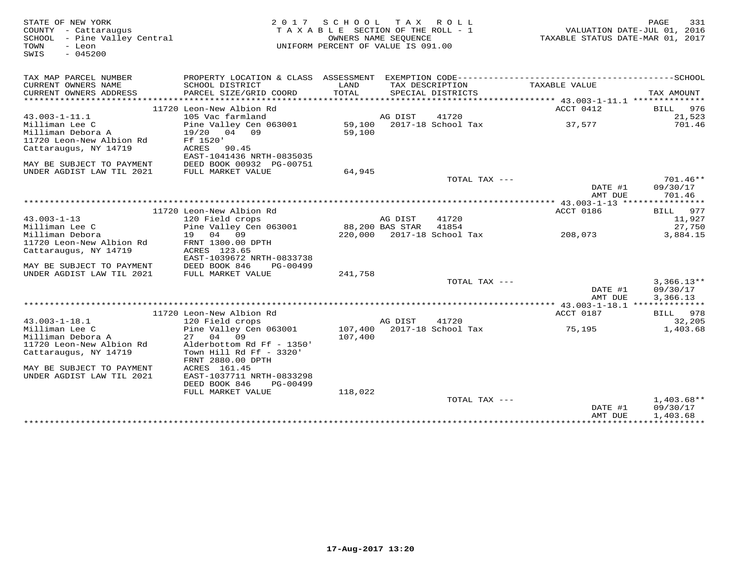STATE OF NEW YORK
COUNTY - Cattaraugus
SCHOOL - Pine Valley Central
TOWN - Leon
SWIS - 045200

2017 SCHOOL TAX ROLL
TAXABLE SECTION OF THE ROLL - 1
OWNERS NAME SEQUENCE
UNIFORM PERCENT OF VALUE IS 091.00

VALUATION DATE-JUL 01, 2016
TAXABLE STATUS DATE-MAR 01, 2017

| TAX MAP PARCEL NUMBER / CURRENT OWNERS NAME / CURRENT OWNERS ADDRESS | PROPERTY LOCATION & CLASS / SCHOOL DISTRICT / PARCEL SIZE/GRID COORD | ASSESSMENT LAND / TOTAL | EXEMPTION CODE / TAX DESCRIPTION / SPECIAL DISTRICTS | | TAXABLE VALUE | TAX AMOUNT |
|---|---|---|---|---|---|---|
| | 11720 Leon-New Albion Rd | | | | ACCT 0412 | BILL 976 |
| 43.003-1-11.1 | 105 Vac farmland | | AG DIST | 41720 | | 21,523 |
| Milliman Lee C | Pine Valley Cen 063001 | 59,100 | 2017-18 School Tax | | 37,577 | 701.46 |
| Milliman Debora A | 19/20 04 09 | 59,100 | | | | |
| 11720 Leon-New Albion Rd | Ff 1520' | | | | | |
| Cattaraugus, NY 14719 | ACRES 90.45 | | | | | |
| | EAST-1041436 NRTH-0835035 | | | | | |
| MAY BE SUBJECT TO PAYMENT | DEED BOOK 00932 PG-00751 | | | | | |
| UNDER AGDIST LAW TIL 2021 | FULL MARKET VALUE | 64,945 | | | | |
| | | | TOTAL TAX --- | | | 701.46** |
| | | | | | DATE #1 | 09/30/17 |
| | | | | | AMT DUE | 701.46 |
| | 11720 Leon-New Albion Rd | | | | ACCT 0186 | BILL 977 |
| 43.003-1-13 | 120 Field crops | | AG DIST | 41720 | | 11,927 |
| Milliman Lee C | Pine Valley Cen 063001 | 88,200 | BAS STAR | 41854 | | 27,750 |
| Milliman Debora | 19 04 09 | 220,000 | 2017-18 School Tax | | 208,073 | 3,884.15 |
| 11720 Leon-New Albion Rd | FRNT 1300.00 DPTH | | | | | |
| Cattaraugus, NY 14719 | ACRES 123.65 | | | | | |
| | EAST-1039672 NRTH-0833738 | | | | | |
| MAY BE SUBJECT TO PAYMENT | DEED BOOK 846 PG-00499 | | | | | |
| UNDER AGDIST LAW TIL 2021 | FULL MARKET VALUE | 241,758 | | | | |
| | | | TOTAL TAX --- | | | 3,366.13** |
| | | | | | DATE #1 | 09/30/17 |
| | | | | | AMT DUE | 3,366.13 |
| | 11720 Leon-New Albion Rd | | | | ACCT 0187 | BILL 978 |
| 43.003-1-18.1 | 120 Field crops | | AG DIST | 41720 | | 32,205 |
| Milliman Lee C | Pine Valley Cen 063001 | 107,400 | 2017-18 School Tax | | 75,195 | 1,403.68 |
| Milliman Debora A | 27 04 09 | 107,400 | | | | |
| 11720 Leon-New Albion Rd | Alderbottom Rd Ff - 1350' | | | | | |
| Cattaraugus, NY 14719 | Town Hill Rd Ff - 3320' | | | | | |
| | FRNT 2880.00 DPTH | | | | | |
| MAY BE SUBJECT TO PAYMENT | ACRES 161.45 | | | | | |
| UNDER AGDIST LAW TIL 2021 | EAST-1037711 NRTH-0833298 | | | | | |
| | DEED BOOK 846 PG-00499 | | | | | |
| | FULL MARKET VALUE | 118,022 | | | | |
| | | | TOTAL TAX --- | | | 1,403.68** |
| | | | | | DATE #1 | 09/30/17 |
| | | | | | AMT DUE | 1,403.68 |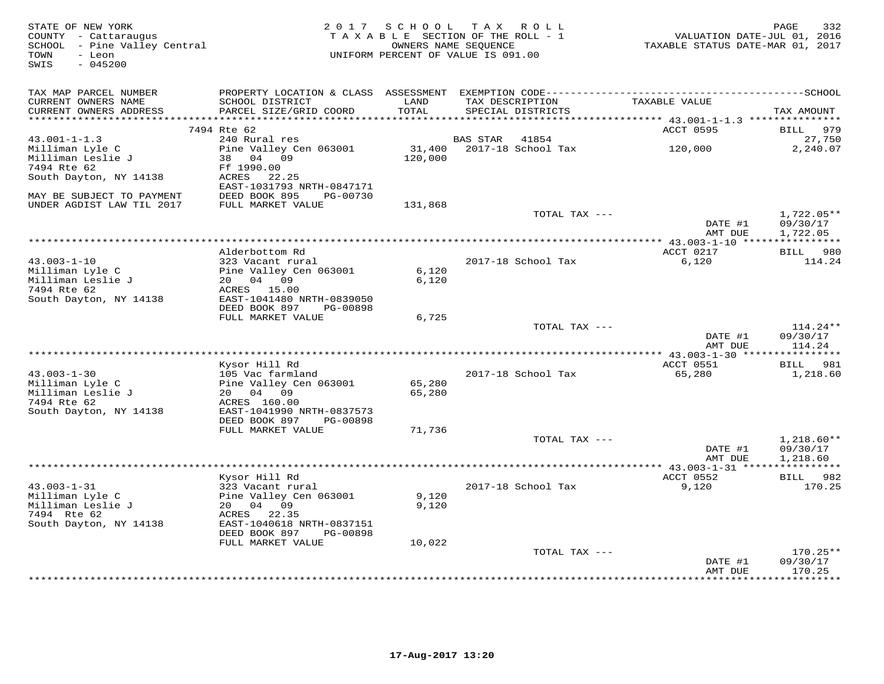STATE OF NEW YORK
COUNTY - Cattaraugus
SCHOOL - Pine Valley Central
TOWN - Leon
SWIS - 045200

2017 SCHOOL TAX ROLL
TAXABLE SECTION OF THE ROLL - 1
OWNERS NAME SEQUENCE
UNIFORM PERCENT OF VALUE IS 091.00

VALUATION DATE-JUL 01, 2016
TAXABLE STATUS DATE-MAR 01, 2017

| TAX MAP PARCEL NUMBER / CURRENT OWNERS NAME / CURRENT OWNERS ADDRESS | PROPERTY LOCATION & CLASS / SCHOOL DISTRICT / PARCEL SIZE/GRID COORD | ASSESSMENT LAND / TOTAL | EXEMPTION CODE / TAX DESCRIPTION / SPECIAL DISTRICTS | TAXABLE VALUE | TAX AMOUNT |
|---|---|---|---|---|---|
| | 7494 Rte 62 | | | ACCT 0595 | BILL 979 |
| 43.001-1-1.3 | 240 Rural res | | BAS STAR 41854 | | 27,750 |
| Milliman Lyle C | Pine Valley Cen 063001 | 31,400 | 2017-18 School Tax | 120,000 | 2,240.07 |
| Milliman Leslie J | 38 04 09 | 120,000 | | | |
| 7494 Rte 62 | Ff 1990.00 | | | | |
| South Dayton, NY 14138 | ACRES 22.25 | | | | |
| | EAST-1031793 NRTH-0847171 | | | | |
| MAY BE SUBJECT TO PAYMENT | DEED BOOK 895 PG-00730 | | | | |
| UNDER AGDIST LAW TIL 2017 | FULL MARKET VALUE | 131,868 | | | |
| | | | TOTAL TAX --- | | 1,722.05** |
| | | | | DATE #1 | 09/30/17 |
| | | | | AMT DUE | 1,722.05 |
| | Alderbottom Rd | | | ACCT 0217 | BILL 980 |
| 43.003-1-10 | 323 Vacant rural | | 2017-18 School Tax | 6,120 | 114.24 |
| Milliman Lyle C | Pine Valley Cen 063001 | 6,120 | | | |
| Milliman Leslie J | 20 04 09 | 6,120 | | | |
| 7494 Rte 62 | ACRES 15.00 | | | | |
| South Dayton, NY 14138 | EAST-1041480 NRTH-0839050 | | | | |
| | DEED BOOK 897 PG-00898 | | | | |
| | FULL MARKET VALUE | 6,725 | | | |
| | | | TOTAL TAX --- | | 114.24** |
| | | | | DATE #1 | 09/30/17 |
| | | | | AMT DUE | 114.24 |
| | Kysor Hill Rd | | | ACCT 0551 | BILL 981 |
| 43.003-1-30 | 105 Vac farmland | | 2017-18 School Tax | 65,280 | 1,218.60 |
| Milliman Lyle C | Pine Valley Cen 063001 | 65,280 | | | |
| Milliman Leslie J | 20 04 09 | 65,280 | | | |
| 7494 Rte 62 | ACRES 160.00 | | | | |
| South Dayton, NY 14138 | EAST-1041990 NRTH-0837573 | | | | |
| | DEED BOOK 897 PG-00898 | | | | |
| | FULL MARKET VALUE | 71,736 | | | |
| | | | TOTAL TAX --- | | 1,218.60** |
| | | | | DATE #1 | 09/30/17 |
| | | | | AMT DUE | 1,218.60 |
| | Kysor Hill Rd | | | ACCT 0552 | BILL 982 |
| 43.003-1-31 | 323 Vacant rural | | 2017-18 School Tax | 9,120 | 170.25 |
| Milliman Lyle C | Pine Valley Cen 063001 | 9,120 | | | |
| Milliman Leslie J | 20 04 09 | 9,120 | | | |
| 7494 Rte 62 | ACRES 22.35 | | | | |
| South Dayton, NY 14138 | EAST-1040618 NRTH-0837151 | | | | |
| | DEED BOOK 897 PG-00898 | | | | |
| | FULL MARKET VALUE | 10,022 | | | |
| | | | TOTAL TAX --- | | 170.25** |
| | | | | DATE #1 | 09/30/17 |
| | | | | AMT DUE | 170.25 |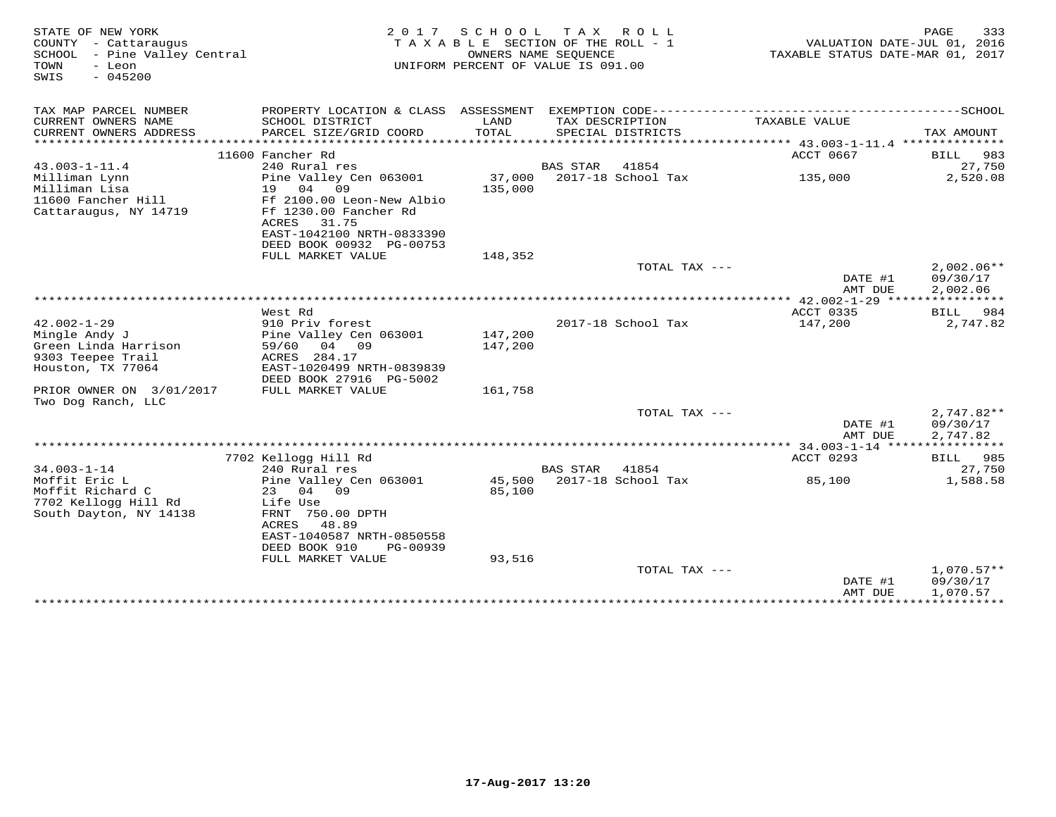STATE OF NEW YORK
COUNTY - Cattaraugus
SCHOOL - Pine Valley Central
TOWN - Leon
SWIS - 045200

2017 SCHOOL TAX ROLL
TAXABLE SECTION OF THE ROLL - 1
OWNERS NAME SEQUENCE
UNIFORM PERCENT OF VALUE IS 091.00

VALUATION DATE-JUL 01, 2016
TAXABLE STATUS DATE-MAR 01, 2017

| TAX MAP PARCEL NUMBER / CURRENT OWNERS NAME / CURRENT OWNERS ADDRESS | PROPERTY LOCATION & CLASS / SCHOOL DISTRICT / PARCEL SIZE/GRID COORD | ASSESSMENT LAND / TOTAL | EXEMPTION CODE / TAX DESCRIPTION / SPECIAL DISTRICTS | TAXABLE VALUE | TAX AMOUNT |
|---|---|---|---|---|---|
| 43.003-1-11.4 | 11600 Fancher Rd | | | ACCT 0667 | BILL 983 |
| | 240 Rural res | | BAS STAR 41854 | | 27,750 |
| Milliman Lynn | Pine Valley Cen 063001 | 37,000 | 2017-18 School Tax | 135,000 | 2,520.08 |
| Milliman Lisa | 19 04 09 | 135,000 | | | |
| 11600 Fancher Hill | Ff 2100.00 Leon-New Albio | | | | |
| Cattaraugus, NY 14719 | Ff 1230.00 Fancher Rd | | | | |
| | ACRES 31.75 | | | | |
| | EAST-1042100 NRTH-0833390 | | | | |
| | DEED BOOK 00932 PG-00753 | | | | |
| | FULL MARKET VALUE | 148,352 | | | |
| | | | TOTAL TAX --- | | 2,002.06** |
| | | | | DATE #1 | 09/30/17 |
| | | | | AMT DUE | 2,002.06 |
| 42.002-1-29 | West Rd | | | ACCT 0335 | BILL 984 |
| | 910 Priv forest | | 2017-18 School Tax | 147,200 | 2,747.82 |
| Mingle Andy J | Pine Valley Cen 063001 | 147,200 | | | |
| Green Linda Harrison | 59/60 04 09 | 147,200 | | | |
| 9303 Teepee Trail | ACRES 284.17 | | | | |
| Houston, TX 77064 | EAST-1020499 NRTH-0839839 | | | | |
| | DEED BOOK 27916 PG-5002 | | | | |
| PRIOR OWNER ON 3/01/2017 | FULL MARKET VALUE | 161,758 | | | |
| Two Dog Ranch, LLC | | | | | |
| | | | TOTAL TAX --- | | 2,747.82** |
| | | | | DATE #1 | 09/30/17 |
| | | | | AMT DUE | 2,747.82 |
| 34.003-1-14 | 7702 Kellogg Hill Rd | | | ACCT 0293 | BILL 985 |
| | 240 Rural res | | BAS STAR 41854 | | 27,750 |
| Moffit Eric L | Pine Valley Cen 063001 | 45,500 | 2017-18 School Tax | 85,100 | 1,588.58 |
| Moffit Richard C | 23 04 09 | 85,100 | | | |
| 7702 Kellogg Hill Rd | Life Use | | | | |
| South Dayton, NY 14138 | FRNT 750.00 DPTH | | | | |
| | ACRES 48.89 | | | | |
| | EAST-1040587 NRTH-0850558 | | | | |
| | DEED BOOK 910 PG-00939 | | | | |
| | FULL MARKET VALUE | 93,516 | | | |
| | | | TOTAL TAX --- | | 1,070.57** |
| | | | | DATE #1 | 09/30/17 |
| | | | | AMT DUE | 1,070.57 |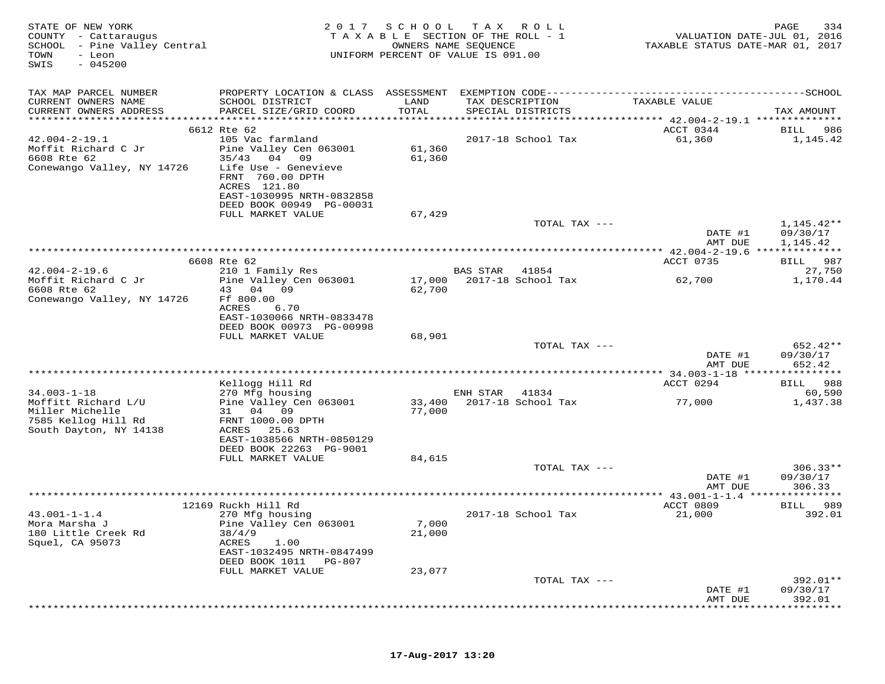STATE OF NEW YORK
COUNTY - Cattaraugus
SCHOOL - Pine Valley Central
TOWN - Leon
SWIS - 045200

2017 SCHOOL TAX ROLL
TAXABLE SECTION OF THE ROLL - 1
OWNERS NAME SEQUENCE
UNIFORM PERCENT OF VALUE IS 091.00

VALUATION DATE-JUL 01, 2016
TAXABLE STATUS DATE-MAR 01, 2017

| TAX MAP PARCEL NUMBER / CURRENT OWNERS NAME / CURRENT OWNERS ADDRESS | PROPERTY LOCATION & CLASS / SCHOOL DISTRICT / PARCEL SIZE/GRID COORD | ASSESSMENT LAND / TOTAL | EXEMPTION CODE / TAX DESCRIPTION / SPECIAL DISTRICTS | TAXABLE VALUE | SCHOOL TAX AMOUNT |
|---|---|---|---|---|---|
| **42.004-2-19.1** | 6612 Rte 62 | | | ACCT 0344 | BILL 986 |
| Moffit Richard C Jr | 105 Vac farmland | | | | |
| 6608 Rte 62 | Pine Valley Cen 063001 | 61,360 | 2017-18 School Tax | 61,360 | 1,145.42 |
| Conewango Valley, NY 14726 | 35/43 04 09 | 61,360 | | | |
| | Life Use - Genevieve | | | | |
| | FRNT 760.00 DPTH | | | | |
| | ACRES 121.80 | | | | |
| | EAST-1030995 NRTH-0832858 | | | | |
| | DEED BOOK 00949 PG-00031 | | | | |
| | FULL MARKET VALUE | 67,429 | | | |
| | | | TOTAL TAX --- | | 1,145.42** |
| | | | | DATE #1 | 09/30/17 |
| | | | | AMT DUE | 1,145.42 |
| **42.004-2-19.6** | 6608 Rte 62 | | | ACCT 0735 | BILL 987 |
| Moffit Richard C Jr | 210 1 Family Res | | BAS STAR 41854 | | 27,750 |
| 6608 Rte 62 | Pine Valley Cen 063001 | 17,000 | 2017-18 School Tax | 62,700 | 1,170.44 |
| Conewango Valley, NY 14726 | 43 04 09 | 62,700 | | | |
| | Ff 800.00 | | | | |
| | ACRES 6.70 | | | | |
| | EAST-1030066 NRTH-0833478 | | | | |
| | DEED BOOK 00973 PG-00998 | | | | |
| | FULL MARKET VALUE | 68,901 | | | |
| | | | TOTAL TAX --- | | 652.42** |
| | | | | DATE #1 | 09/30/17 |
| | | | | AMT DUE | 652.42 |
| **34.003-1-18** | Kellogg Hill Rd | | | ACCT 0294 | BILL 988 |
| Moffitt Richard L/U | 270 Mfg housing | | ENH STAR 41834 | | 60,590 |
| Miller Michelle | Pine Valley Cen 063001 | 33,400 | 2017-18 School Tax | 77,000 | 1,437.38 |
| 7585 Kellog Hill Rd | 31 04 09 | 77,000 | | | |
| South Dayton, NY 14138 | FRNT 1000.00 DPTH | | | | |
| | ACRES 25.63 | | | | |
| | EAST-1038566 NRTH-0850129 | | | | |
| | DEED BOOK 22263 PG-9001 | | | | |
| | FULL MARKET VALUE | 84,615 | | | |
| | | | TOTAL TAX --- | | 306.33** |
| | | | | DATE #1 | 09/30/17 |
| | | | | AMT DUE | 306.33 |
| **43.001-1-1.4** | 12169 Ruckh Hill Rd | | | ACCT 0809 | BILL 989 |
| Mora Marsha J | 270 Mfg housing | | 2017-18 School Tax | 21,000 | 392.01 |
| 180 Little Creek Rd | Pine Valley Cen 063001 | 7,000 | | | |
| Squel, CA 95073 | 38/4/9 | 21,000 | | | |
| | ACRES 1.00 | | | | |
| | EAST-1032495 NRTH-0847499 | | | | |
| | DEED BOOK 1011 PG-807 | | | | |
| | FULL MARKET VALUE | 23,077 | | | |
| | | | TOTAL TAX --- | | 392.01** |
| | | | | DATE #1 | 09/30/17 |
| | | | | AMT DUE | 392.01 |

17-Aug-2017 13:20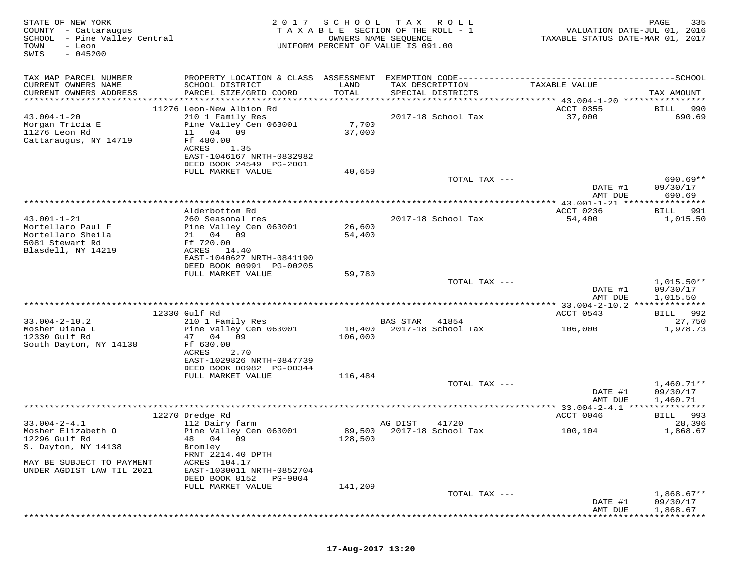STATE OF NEW YORK
COUNTY - Cattaraugus
SCHOOL - Pine Valley Central
TOWN - Leon
SWIS - 045200

2017 SCHOOL TAX ROLL
TAXABLE SECTION OF THE ROLL - 1
OWNERS NAME SEQUENCE
UNIFORM PERCENT OF VALUE IS 091.00

VALUATION DATE-JUL 01, 2016
TAXABLE STATUS DATE-MAR 01, 2017

| TAX MAP PARCEL NUMBER / CURRENT OWNERS NAME / CURRENT OWNERS ADDRESS | PROPERTY LOCATION & CLASS / SCHOOL DISTRICT / PARCEL SIZE/GRID COORD | ASSESSMENT LAND / TOTAL | EXEMPTION CODE / TAX DESCRIPTION / SPECIAL DISTRICTS | TAXABLE VALUE | TAX AMOUNT |
|---|---|---|---|---|---|
| | 11276 Leon-New Albion Rd | | | ACCT 0355 | BILL 990 |
| 43.004-1-20 | 210 1 Family Res | | 2017-18 School Tax | 37,000 | 690.69 |
| Morgan Tricia E | Pine Valley Cen 063001 | 7,700 | | | |
| 11276 Leon Rd | 11 04 09 | 37,000 | | | |
| Cattaraugus, NY 14719 | Ff 480.00 | | | | |
| | ACRES 1.35 | | | | |
| | EAST-1046167 NRTH-0832982 | | | | |
| | DEED BOOK 24549 PG-2001 | | | | |
| | FULL MARKET VALUE | 40,659 | | | |
| | | | TOTAL TAX --- | | 690.69** |
| | | | | DATE #1 | 09/30/17 |
| | | | | AMT DUE | 690.69 |
| | Alderbottom Rd | | | ACCT 0236 | BILL 991 |
| 43.001-1-21 | 260 Seasonal res | | 2017-18 School Tax | 54,400 | 1,015.50 |
| Mortellaro Paul F | Pine Valley Cen 063001 | 26,600 | | | |
| Mortellaro Sheila | 21 04 09 | 54,400 | | | |
| 5081 Stewart Rd | Ff 720.00 | | | | |
| Blasdell, NY 14219 | ACRES 14.40 | | | | |
| | EAST-1040627 NRTH-0841190 | | | | |
| | DEED BOOK 00991 PG-00205 | | | | |
| | FULL MARKET VALUE | 59,780 | | | |
| | | | TOTAL TAX --- | | 1,015.50** |
| | | | | DATE #1 | 09/30/17 |
| | | | | AMT DUE | 1,015.50 |
| | 12330 Gulf Rd | | | ACCT 0543 | BILL 992 |
| 33.004-2-10.2 | 210 1 Family Res | | BAS STAR 41854 | | 27,750 |
| Mosher Diana L | Pine Valley Cen 063001 | 10,400 | 2017-18 School Tax | 106,000 | 1,978.73 |
| 12330 Gulf Rd | 47 04 09 | 106,000 | | | |
| South Dayton, NY 14138 | Ff 630.00 | | | | |
| | ACRES 2.70 | | | | |
| | EAST-1029826 NRTH-0847739 | | | | |
| | DEED BOOK 00982 PG-00344 | | | | |
| | FULL MARKET VALUE | 116,484 | | | |
| | | | TOTAL TAX --- | | 1,460.71** |
| | | | | DATE #1 | 09/30/17 |
| | | | | AMT DUE | 1,460.71 |
| | 12270 Dredge Rd | | | ACCT 0046 | BILL 993 |
| 33.004-2-4.1 | 112 Dairy farm | | AG DIST 41720 | | 28,396 |
| Mosher Elizabeth O | Pine Valley Cen 063001 | 89,500 | 2017-18 School Tax | 100,104 | 1,868.67 |
| 12296 Gulf Rd | 48 04 09 | 128,500 | | | |
| S. Dayton, NY 14138 | Bromley | | | | |
| | FRNT 2214.40 DPTH | | | | |
| MAY BE SUBJECT TO PAYMENT | ACRES 104.17 | | | | |
| UNDER AGDIST LAW TIL 2021 | EAST-1030011 NRTH-0852704 | | | | |
| | DEED BOOK 8152 PG-9004 | | | | |
| | FULL MARKET VALUE | 141,209 | | | |
| | | | TOTAL TAX --- | | 1,868.67** |
| | | | | DATE #1 | 09/30/17 |
| | | | | AMT DUE | 1,868.67 |

17-Aug-2017 13:20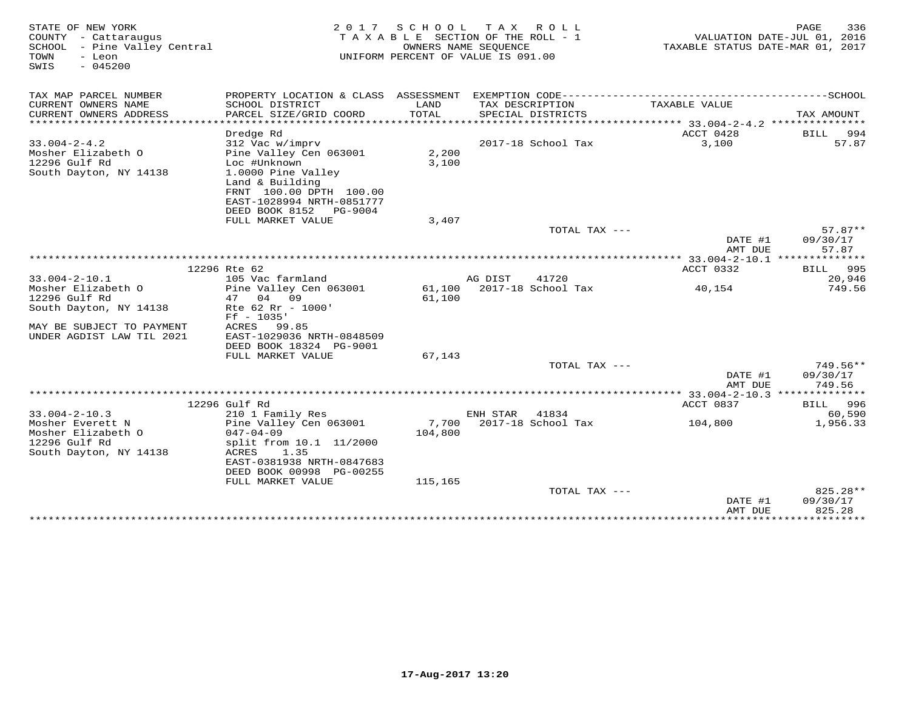STATE OF NEW YORK
COUNTY - Cattaraugus
SCHOOL - Pine Valley Central
TOWN - Leon
SWIS - 045200

2017 SCHOOL TAX ROLL
TAXABLE SECTION OF THE ROLL - 1
OWNERS NAME SEQUENCE
UNIFORM PERCENT OF VALUE IS 091.00

VALUATION DATE-JUL 01, 2016
TAXABLE STATUS DATE-MAR 01, 2017

| TAX MAP PARCEL NUMBER / CURRENT OWNERS NAME / CURRENT OWNERS ADDRESS | PROPERTY LOCATION & CLASS / SCHOOL DISTRICT / PARCEL SIZE/GRID COORD | ASSESSMENT LAND / TOTAL | EXEMPTION CODE / TAX DESCRIPTION / SPECIAL DISTRICTS | TAXABLE VALUE | TAX AMOUNT |
|---|---|---|---|---|---|
| 33.004-2-4.2 | Dredge Rd | | | ACCT 0428 | BILL 994 |
| Mosher Elizabeth O | 312 Vac w/imprv | | 2017-18 School Tax | 3,100 | 57.87 |
| 12296 Gulf Rd | Pine Valley Cen 063001 | 2,200 | | | |
| South Dayton, NY 14138 | Loc #Unknown | 3,100 | | | |
| | 1.0000 Pine Valley | | | | |
| | Land & Building | | | | |
| | FRNT 100.00 DPTH 100.00 | | | | |
| | EAST-1028994 NRTH-0851777 | | | | |
| | DEED BOOK 8152 PG-9004 | | | | |
| | FULL MARKET VALUE | 3,407 | | | |
| | | | TOTAL TAX --- | | 57.87** |
| | | | | DATE #1 | 09/30/17 |
| | | | | AMT DUE | 57.87 |
| 33.004-2-10.1 | 12296 Rte 62 | | | ACCT 0332 | BILL 995 |
| Mosher Elizabeth O | 105 Vac farmland | | AG DIST 41720 | | 20,946 |
| 12296 Gulf Rd | Pine Valley Cen 063001 | 61,100 | 2017-18 School Tax | 40,154 | 749.56 |
| South Dayton, NY 14138 | 47 04 09 | 61,100 | | | |
| | Rte 62 Rr - 1000' | | | | |
| | Ff - 1035' | | | | |
| MAY BE SUBJECT TO PAYMENT | ACRES 99.85 | | | | |
| UNDER AGDIST LAW TIL 2021 | EAST-1029036 NRTH-0848509 | | | | |
| | DEED BOOK 18324 PG-9001 | | | | |
| | FULL MARKET VALUE | 67,143 | | | |
| | | | TOTAL TAX --- | | 749.56** |
| | | | | DATE #1 | 09/30/17 |
| | | | | AMT DUE | 749.56 |
| 33.004-2-10.3 | 12296 Gulf Rd | | | ACCT 0837 | BILL 996 |
| Mosher Everett N | 210 1 Family Res | | ENH STAR 41834 | | 60,590 |
| Mosher Elizabeth O | Pine Valley Cen 063001 | 7,700 | 2017-18 School Tax | 104,800 | 1,956.33 |
| 12296 Gulf Rd | 047-04-09 | 104,800 | | | |
| South Dayton, NY 14138 | split from 10.1 11/2000 | | | | |
| | ACRES 1.35 | | | | |
| | EAST-0381938 NRTH-0847683 | | | | |
| | DEED BOOK 00998 PG-00255 | | | | |
| | FULL MARKET VALUE | 115,165 | | | |
| | | | TOTAL TAX --- | | 825.28** |
| | | | | DATE #1 | 09/30/17 |
| | | | | AMT DUE | 825.28 |

17-Aug-2017 13:20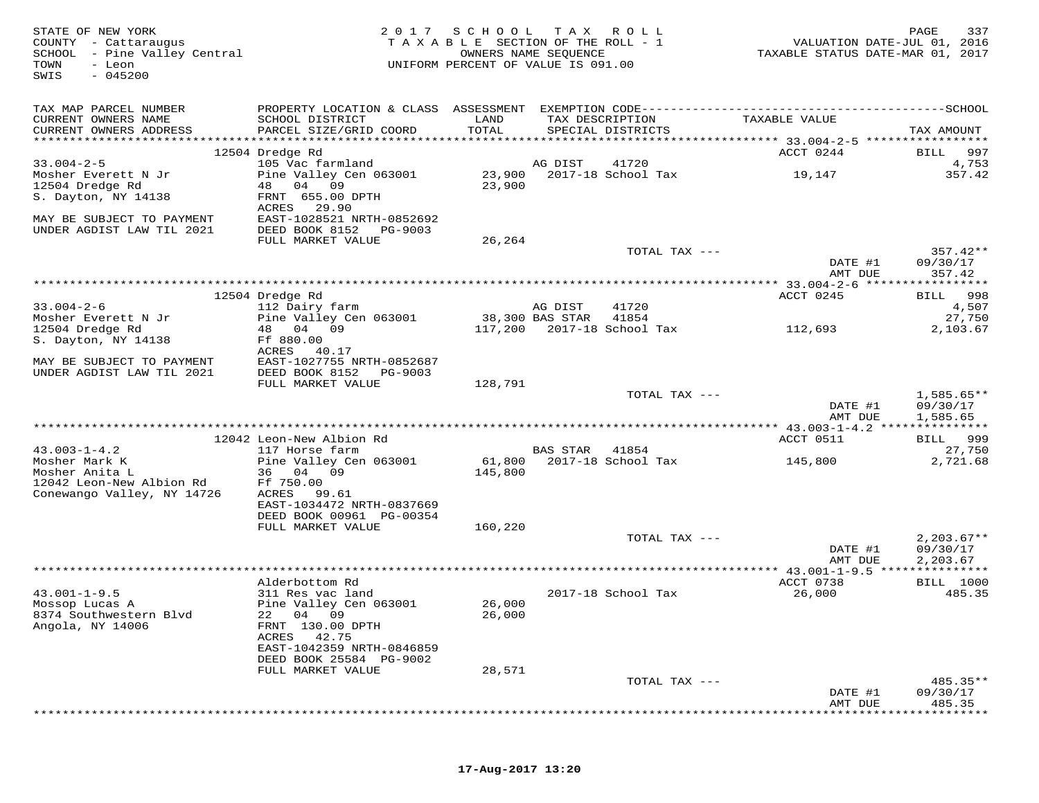STATE OF NEW YORK
COUNTY - Cattaraugus
SCHOOL - Pine Valley Central
TOWN - Leon
SWIS - 045200

2017 SCHOOL TAX ROLL
TAXABLE SECTION OF THE ROLL - 1
OWNERS NAME SEQUENCE
UNIFORM PERCENT OF VALUE IS 091.00

VALUATION DATE-JUL 01, 2016
TAXABLE STATUS DATE-MAR 01, 2017

| TAX MAP PARCEL NUMBER / CURRENT OWNERS NAME / CURRENT OWNERS ADDRESS | PROPERTY LOCATION & CLASS / SCHOOL DISTRICT / PARCEL SIZE/GRID COORD | ASSESSMENT LAND / TOTAL | EXEMPTION CODE / TAX DESCRIPTION / SPECIAL DISTRICTS | TAXABLE VALUE | TAX AMOUNT |
|---|---|---|---|---|---|
| | 12504 Dredge Rd | | | ACCT 0244 | BILL 997 |
| 33.004-2-5 | 105 Vac farmland | | AG DIST 41720 | | 4,753 |
| Mosher Everett N Jr | Pine Valley Cen 063001 | 23,900 | 2017-18 School Tax | 19,147 | 357.42 |
| 12504 Dredge Rd | 48 04 09 | 23,900 | | | |
| S. Dayton, NY 14138 | FRNT 655.00 DPTH | | | | |
| | ACRES 29.90 | | | | |
| MAY BE SUBJECT TO PAYMENT | EAST-1028521 NRTH-0852692 | | | | |
| UNDER AGDIST LAW TIL 2021 | DEED BOOK 8152 PG-9003 | | | | |
| | FULL MARKET VALUE | 26,264 | | | |
| | | | TOTAL TAX --- | | 357.42** |
| | | | | DATE #1 | 09/30/17 |
| | | | | AMT DUE | 357.42 |
| | 12504 Dredge Rd | | | ACCT 0245 | BILL 998 |
| 33.004-2-6 | 112 Dairy farm | | AG DIST 41720 | | 4,507 |
| Mosher Everett N Jr | Pine Valley Cen 063001 | 38,300 | BAS STAR 41854 | | 27,750 |
| 12504 Dredge Rd | 48 04 09 | 117,200 | 2017-18 School Tax | 112,693 | 2,103.67 |
| S. Dayton, NY 14138 | Ff 880.00 | | | | |
| | ACRES 40.17 | | | | |
| MAY BE SUBJECT TO PAYMENT | EAST-1027755 NRTH-0852687 | | | | |
| UNDER AGDIST LAW TIL 2021 | DEED BOOK 8152 PG-9003 | | | | |
| | FULL MARKET VALUE | 128,791 | | | |
| | | | TOTAL TAX --- | | 1,585.65** |
| | | | | DATE #1 | 09/30/17 |
| | | | | AMT DUE | 1,585.65 |
| | 12042 Leon-New Albion Rd | | | ACCT 0511 | BILL 999 |
| 43.003-1-4.2 | 117 Horse farm | | BAS STAR 41854 | | 27,750 |
| Mosher Mark K | Pine Valley Cen 063001 | 61,800 | 2017-18 School Tax | 145,800 | 2,721.68 |
| Mosher Anita L | 36 04 09 | 145,800 | | | |
| 12042 Leon-New Albion Rd | Ff 750.00 | | | | |
| Conewango Valley, NY 14726 | ACRES 99.61 | | | | |
| | EAST-1034472 NRTH-0837669 | | | | |
| | DEED BOOK 00961 PG-00354 | | | | |
| | FULL MARKET VALUE | 160,220 | | | |
| | | | TOTAL TAX --- | | 2,203.67** |
| | | | | DATE #1 | 09/30/17 |
| | | | | AMT DUE | 2,203.67 |
| | Alderbottom Rd | | | ACCT 0738 | BILL 1000 |
| 43.001-1-9.5 | 311 Res vac land | | 2017-18 School Tax | 26,000 | 485.35 |
| Mossop Lucas A | Pine Valley Cen 063001 | 26,000 | | | |
| 8374 Southwestern Blvd | 22 04 09 | 26,000 | | | |
| Angola, NY 14006 | FRNT 130.00 DPTH | | | | |
| | ACRES 42.75 | | | | |
| | EAST-1042359 NRTH-0846859 | | | | |
| | DEED BOOK 25584 PG-9002 | | | | |
| | FULL MARKET VALUE | 28,571 | | | |
| | | | TOTAL TAX --- | | 485.35** |
| | | | | DATE #1 | 09/30/17 |
| | | | | AMT DUE | 485.35 |

17-Aug-2017 13:20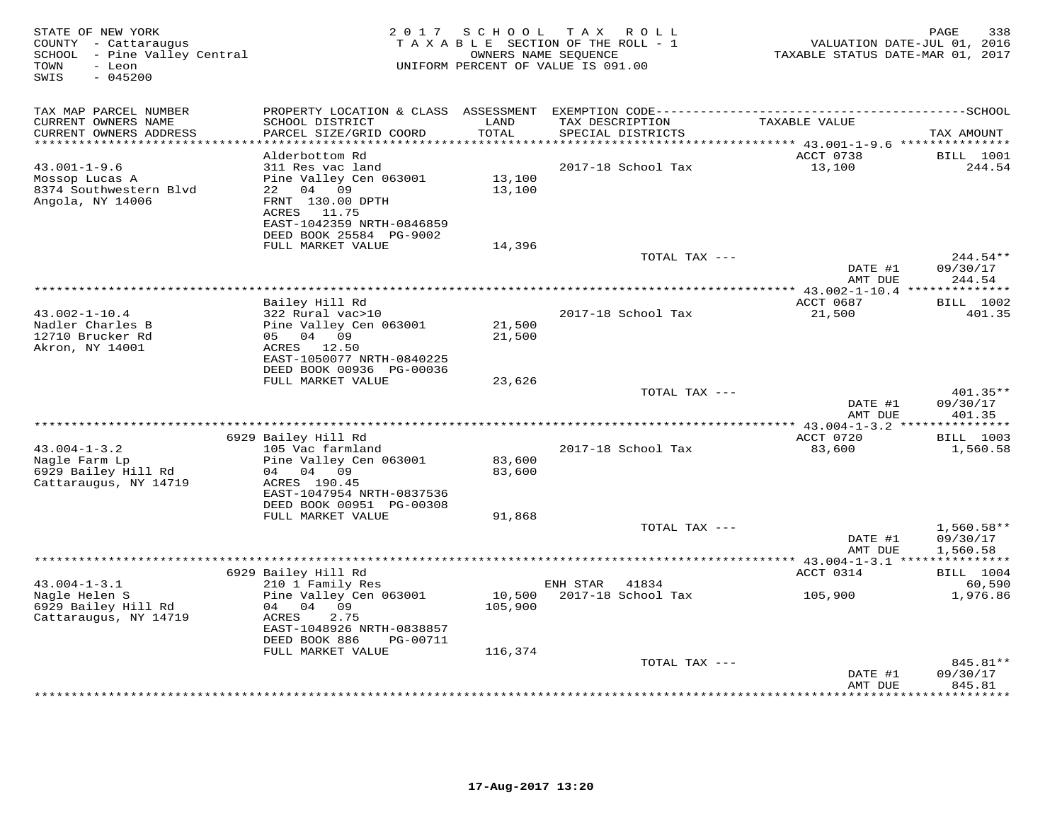STATE OF NEW YORK
COUNTY - Cattaraugus
SCHOOL - Pine Valley Central
TOWN - Leon
SWIS - 045200

2017 SCHOOL TAX ROLL
TAXABLE SECTION OF THE ROLL - 1
OWNERS NAME SEQUENCE
UNIFORM PERCENT OF VALUE IS 091.00

VALUATION DATE-JUL 01, 2016
TAXABLE STATUS DATE-MAR 01, 2017

| TAX MAP PARCEL NUMBER / CURRENT OWNERS NAME / CURRENT OWNERS ADDRESS | PROPERTY LOCATION & CLASS / SCHOOL DISTRICT / PARCEL SIZE/GRID COORD | ASSESSMENT LAND / TOTAL | EXEMPTION CODE / TAX DESCRIPTION / SPECIAL DISTRICTS | TAXABLE VALUE | TAX AMOUNT |
|---|---|---|---|---|---|
| 43.001-1-9.6 | Alderbottom Rd | | | ACCT 0738 | BILL 1001 |
| Mossop Lucas A | 311 Res vac land | | 2017-18 School Tax | 13,100 | 244.54 |
| 8374 Southwestern Blvd | Pine Valley Cen 063001 | 13,100 | | | |
| Angola, NY 14006 | 22 04 09 | 13,100 | | | |
| | FRNT 130.00 DPTH | | | | |
| | ACRES 11.75 | | | | |
| | EAST-1042359 NRTH-0846859 | | | | |
| | DEED BOOK 25584 PG-9002 | | | | |
| | FULL MARKET VALUE | 14,396 | | | |
| | | | TOTAL TAX --- | | 244.54** |
| | | | | DATE #1 | 09/30/17 |
| | | | | AMT DUE | 244.54 |
| 43.002-1-10.4 | Bailey Hill Rd | | | ACCT 0687 | BILL 1002 |
| Nadler Charles B | 322 Rural vac>10 | | 2017-18 School Tax | 21,500 | 401.35 |
| 12710 Brucker Rd | Pine Valley Cen 063001 | 21,500 | | | |
| Akron, NY 14001 | 05 04 09 | 21,500 | | | |
| | ACRES 12.50 | | | | |
| | EAST-1050077 NRTH-0840225 | | | | |
| | DEED BOOK 00936 PG-00036 | | | | |
| | FULL MARKET VALUE | 23,626 | | | |
| | | | TOTAL TAX --- | | 401.35** |
| | | | | DATE #1 | 09/30/17 |
| | | | | AMT DUE | 401.35 |
| 43.004-1-3.2 | 6929 Bailey Hill Rd | | | ACCT 0720 | BILL 1003 |
| Nagle Farm Lp | 105 Vac farmland | | 2017-18 School Tax | 83,600 | 1,560.58 |
| 6929 Bailey Hill Rd | Pine Valley Cen 063001 | 83,600 | | | |
| Cattaraugus, NY 14719 | 04 04 09 | 83,600 | | | |
| | ACRES 190.45 | | | | |
| | EAST-1047954 NRTH-0837536 | | | | |
| | DEED BOOK 00951 PG-00308 | | | | |
| | FULL MARKET VALUE | 91,868 | | | |
| | | | TOTAL TAX --- | | 1,560.58** |
| | | | | DATE #1 | 09/30/17 |
| | | | | AMT DUE | 1,560.58 |
| 43.004-1-3.1 | 6929 Bailey Hill Rd | | | ACCT 0314 | BILL 1004 |
| Nagle Helen S | 210 1 Family Res | | ENH STAR 41834 | | 60,590 |
| 6929 Bailey Hill Rd | Pine Valley Cen 063001 | 10,500 | 2017-18 School Tax | 105,900 | 1,976.86 |
| Cattaraugus, NY 14719 | 04 04 09 | 105,900 | | | |
| | ACRES 2.75 | | | | |
| | EAST-1048926 NRTH-0838857 | | | | |
| | DEED BOOK 886 PG-00711 | | | | |
| | FULL MARKET VALUE | 116,374 | | | |
| | | | TOTAL TAX --- | | 845.81** |
| | | | | DATE #1 | 09/30/17 |
| | | | | AMT DUE | 845.81 |

17-Aug-2017 13:20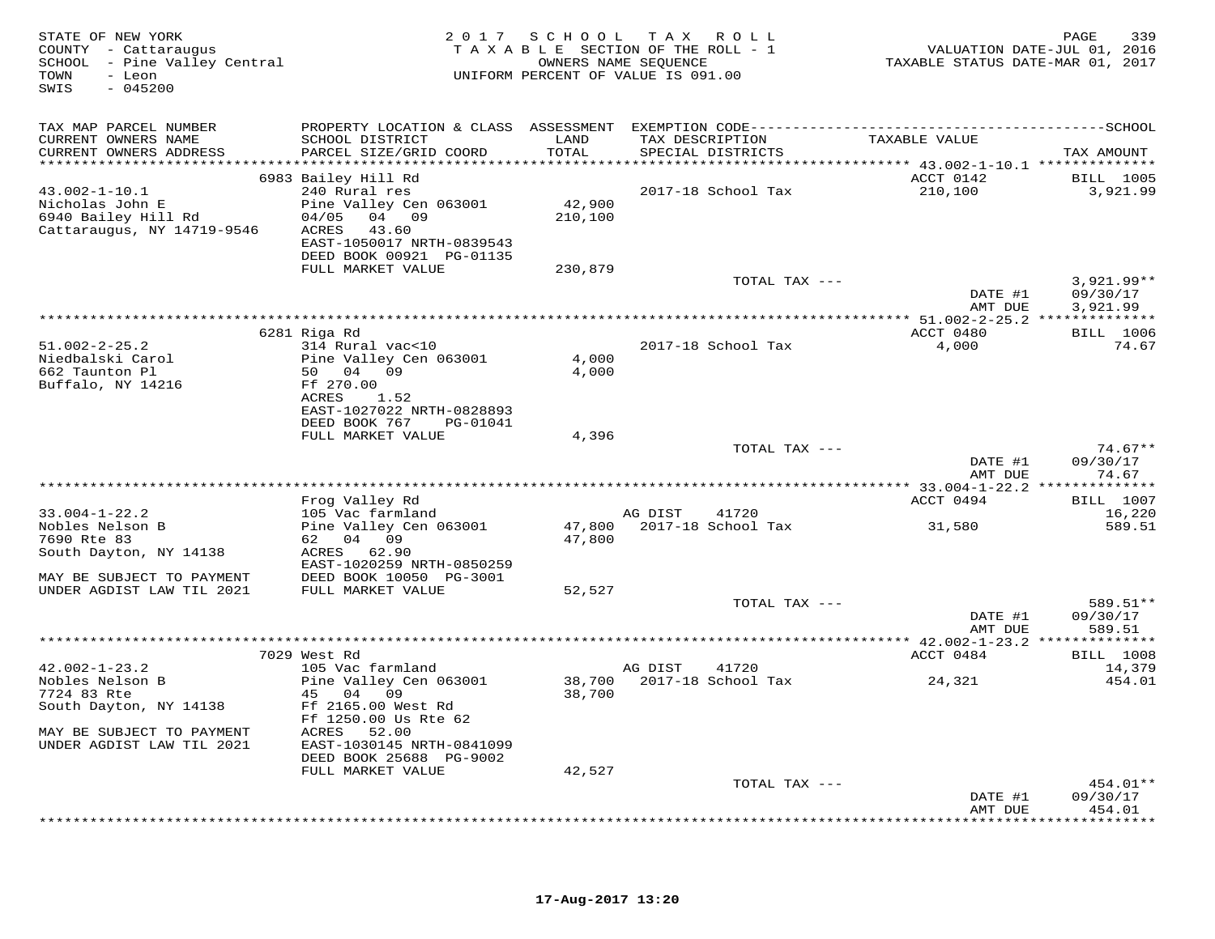STATE OF NEW YORK
COUNTY - Cattaraugus
SCHOOL - Pine Valley Central
TOWN - Leon
SWIS - 045200

2017 SCHOOL TAX ROLL
TAXABLE SECTION OF THE ROLL - 1
OWNERS NAME SEQUENCE
UNIFORM PERCENT OF VALUE IS 091.00

VALUATION DATE-JUL 01, 2016
TAXABLE STATUS DATE-MAR 01, 2017

| TAX MAP PARCEL NUMBER / CURRENT OWNERS NAME / CURRENT OWNERS ADDRESS | PROPERTY LOCATION & CLASS / SCHOOL DISTRICT / PARCEL SIZE/GRID COORD | ASSESSMENT LAND / TOTAL | EXEMPTION CODE / TAX DESCRIPTION / SPECIAL DISTRICTS | TAXABLE VALUE | TAX AMOUNT |
|---|---|---|---|---|---|
| | 6983 Bailey Hill Rd | | | ACCT 0142 | BILL 1005 |
| 43.002-1-10.1 | 240 Rural res | | 2017-18 School Tax | 210,100 | 3,921.99 |
| Nicholas John E | Pine Valley Cen 063001 | 42,900 | | | |
| 6940 Bailey Hill Rd | 04/05 04 09 | 210,100 | | | |
| Cattaraugus, NY 14719-9546 | ACRES 43.60 | | | | |
| | EAST-1050017 NRTH-0839543 | | | | |
| | DEED BOOK 00921 PG-01135 | | | | |
| | FULL MARKET VALUE | 230,879 | | | |
| | | | TOTAL TAX --- | | 3,921.99** |
| | | | | DATE #1 | 09/30/17 |
| | | | | AMT DUE | 3,921.99 |
| | 6281 Riga Rd | | | ACCT 0480 | BILL 1006 |
| 51.002-2-25.2 | 314 Rural vac<10 | | 2017-18 School Tax | 4,000 | 74.67 |
| Niedbalski Carol | Pine Valley Cen 063001 | 4,000 | | | |
| 662 Taunton Pl | 50 04 09 | 4,000 | | | |
| Buffalo, NY 14216 | Ff 270.00 | | | | |
| | ACRES 1.52 | | | | |
| | EAST-1027022 NRTH-0828893 | | | | |
| | DEED BOOK 767 PG-01041 | | | | |
| | FULL MARKET VALUE | 4,396 | | | |
| | | | TOTAL TAX --- | | 74.67** |
| | | | | DATE #1 | 09/30/17 |
| | | | | AMT DUE | 74.67 |
| | Frog Valley Rd | | | ACCT 0494 | BILL 1007 |
| 33.004-1-22.2 | 105 Vac farmland | | AG DIST 41720 | | 16,220 |
| Nobles Nelson B | Pine Valley Cen 063001 | 47,800 | 2017-18 School Tax | 31,580 | 589.51 |
| 7690 Rte 83 | 62 04 09 | 47,800 | | | |
| South Dayton, NY 14138 | ACRES 62.90 | | | | |
| | EAST-1020259 NRTH-0850259 | | | | |
| MAY BE SUBJECT TO PAYMENT | DEED BOOK 10050 PG-3001 | | | | |
| UNDER AGDIST LAW TIL 2021 | FULL MARKET VALUE | 52,527 | | | |
| | | | TOTAL TAX --- | | 589.51** |
| | | | | DATE #1 | 09/30/17 |
| | | | | AMT DUE | 589.51 |
| | 7029 West Rd | | | ACCT 0484 | BILL 1008 |
| 42.002-1-23.2 | 105 Vac farmland | | AG DIST 41720 | | 14,379 |
| Nobles Nelson B | Pine Valley Cen 063001 | 38,700 | 2017-18 School Tax | 24,321 | 454.01 |
| 7724 83 Rte | 45 04 09 | 38,700 | | | |
| South Dayton, NY 14138 | Ff 2165.00 West Rd | | | | |
| | Ff 1250.00 Us Rte 62 | | | | |
| MAY BE SUBJECT TO PAYMENT | ACRES 52.00 | | | | |
| UNDER AGDIST LAW TIL 2021 | EAST-1030145 NRTH-0841099 | | | | |
| | DEED BOOK 25688 PG-9002 | | | | |
| | FULL MARKET VALUE | 42,527 | | | |
| | | | TOTAL TAX --- | | 454.01** |
| | | | | DATE #1 | 09/30/17 |
| | | | | AMT DUE | 454.01 |

17-Aug-2017 13:20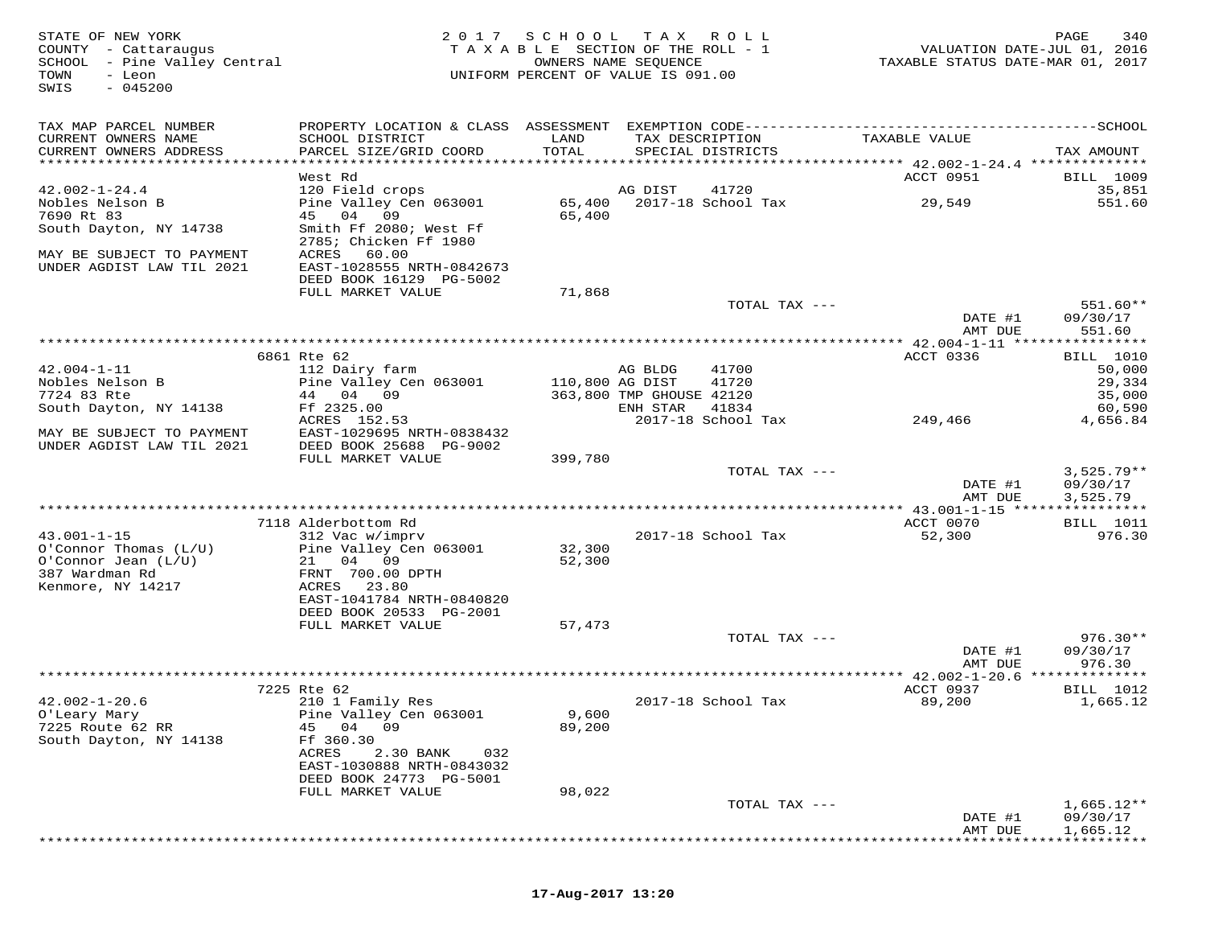STATE OF NEW YORK
COUNTY - Cattaraugus
SCHOOL - Pine Valley Central
TOWN - Leon
SWIS - 045200

2 0 1 7 S C H O O L T A X R O L L
T A X A B L E SECTION OF THE ROLL - 1
OWNERS NAME SEQUENCE
UNIFORM PERCENT OF VALUE IS 091.00

VALUATION DATE-JUL 01, 2016
TAXABLE STATUS DATE-MAR 01, 2017

| TAX MAP PARCEL NUMBER / CURRENT OWNERS NAME / CURRENT OWNERS ADDRESS | PROPERTY LOCATION & CLASS / SCHOOL DISTRICT / PARCEL SIZE/GRID COORD | ASSESSMENT LAND / TOTAL | EXEMPTION CODE / TAX DESCRIPTION / SPECIAL DISTRICTS | TAXABLE VALUE | SCHOOL TAX AMOUNT |
|---|---|---|---|---|---|
| | West Rd | | | ACCT 0951 | BILL 1009 |
| 42.002-1-24.4 | 120 Field crops | | AG DIST 41720 | | 35,851 |
| Nobles Nelson B | Pine Valley Cen 063001 | 65,400 | 2017-18 School Tax | 29,549 | 551.60 |
| 7690 Rt 83 | 45 04 09 | 65,400 | | | |
| South Dayton, NY 14738 | Smith Ff 2080; West Ff 2785; Chicken Ff 1980 | | | | |
| MAY BE SUBJECT TO PAYMENT | ACRES 60.00 | | | | |
| UNDER AGDIST LAW TIL 2021 | EAST-1028555 NRTH-0842673 | | | | |
| | DEED BOOK 16129 PG-5002 | | | | |
| | FULL MARKET VALUE | 71,868 | | | |
| | | | TOTAL TAX --- | | 551.60** |
| | | | | DATE #1 | 09/30/17 |
| | | | | AMT DUE | 551.60 |
| | 6861 Rte 62 | | | ACCT 0336 | BILL 1010 |
| 42.004-1-11 | 112 Dairy farm | | AG BLDG 41700 | | 50,000 |
| Nobles Nelson B | Pine Valley Cen 063001 | 110,800 | AG DIST 41720 | | 29,334 |
| 7724 83 Rte | 44 04 09 | 363,800 | TMP GHOUSE 42120 | | 35,000 |
| South Dayton, NY 14138 | Ff 2325.00 | | ENH STAR 41834 | | 60,590 |
| | ACRES 152.53 | | 2017-18 School Tax | 249,466 | 4,656.84 |
| MAY BE SUBJECT TO PAYMENT | EAST-1029695 NRTH-0838432 | | | | |
| UNDER AGDIST LAW TIL 2021 | DEED BOOK 25688 PG-9002 | | | | |
| | FULL MARKET VALUE | 399,780 | | | |
| | | | TOTAL TAX --- | | 3,525.79** |
| | | | | DATE #1 | 09/30/17 |
| | | | | AMT DUE | 3,525.79 |
| | 7118 Alderbottom Rd | | | ACCT 0070 | BILL 1011 |
| 43.001-1-15 | 312 Vac w/imprv | | 2017-18 School Tax | 52,300 | 976.30 |
| O'Connor Thomas (L/U) | Pine Valley Cen 063001 | 32,300 | | | |
| O'Connor Jean (L/U) | 21 04 09 | 52,300 | | | |
| 387 Wardman Rd | FRNT 700.00 DPTH | | | | |
| Kenmore, NY 14217 | ACRES 23.80 | | | | |
| | EAST-1041784 NRTH-0840820 | | | | |
| | DEED BOOK 20533 PG-2001 | | | | |
| | FULL MARKET VALUE | 57,473 | | | |
| | | | TOTAL TAX --- | | 976.30** |
| | | | | DATE #1 | 09/30/17 |
| | | | | AMT DUE | 976.30 |
| | 7225 Rte 62 | | | ACCT 0937 | BILL 1012 |
| 42.002-1-20.6 | 210 1 Family Res | | 2017-18 School Tax | 89,200 | 1,665.12 |
| O'Leary Mary | Pine Valley Cen 063001 | 9,600 | | | |
| 7225 Route 62 RR | 45 04 09 | 89,200 | | | |
| South Dayton, NY 14138 | Ff 360.30 | | | | |
| | ACRES 2.30 BANK 032 | | | | |
| | EAST-1030888 NRTH-0843032 | | | | |
| | DEED BOOK 24773 PG-5001 | | | | |
| | FULL MARKET VALUE | 98,022 | | | |
| | | | TOTAL TAX --- | | 1,665.12** |
| | | | | DATE #1 | 09/30/17 |
| | | | | AMT DUE | 1,665.12 |

17-Aug-2017 13:20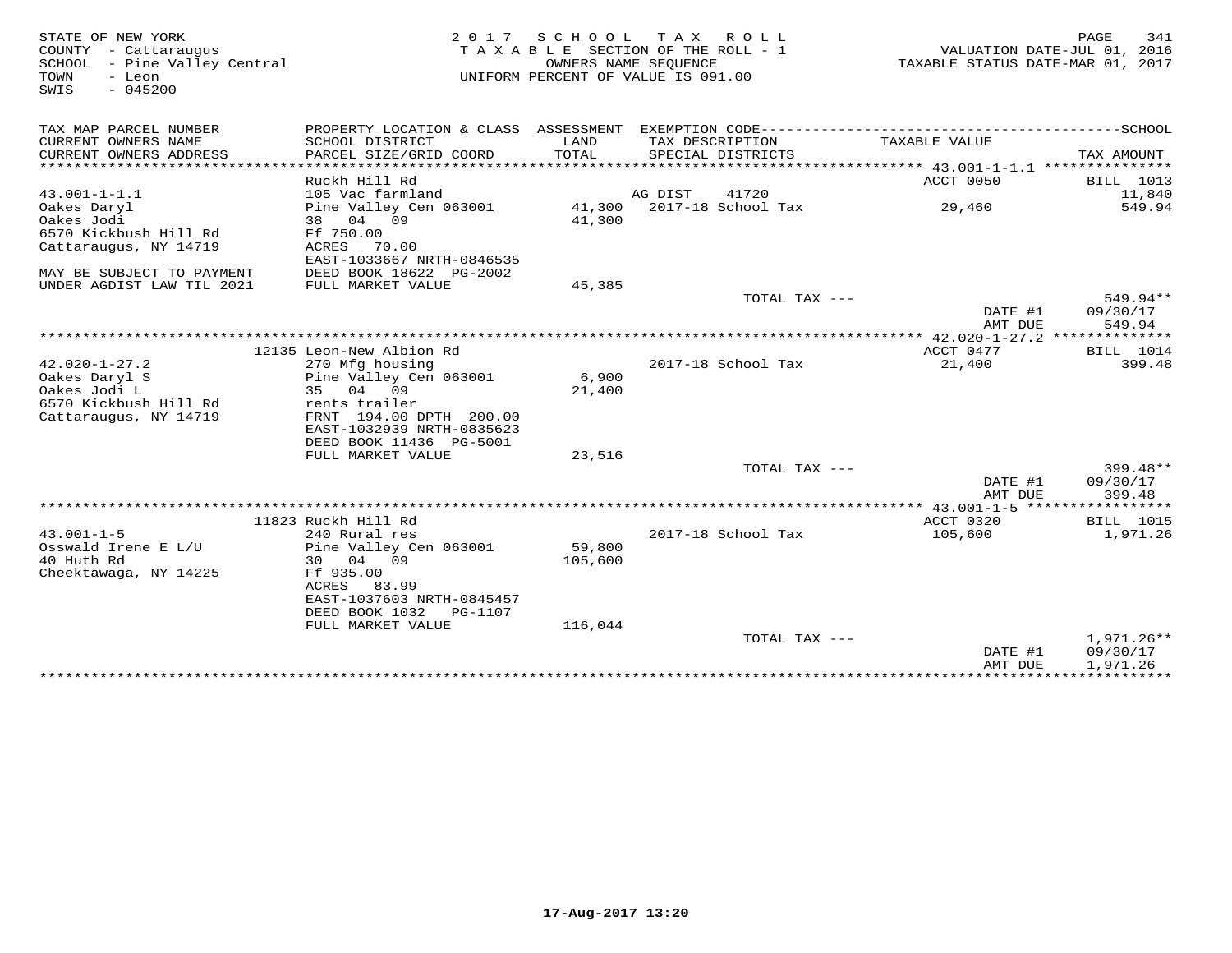STATE OF NEW YORK
COUNTY - Cattaraugus
SCHOOL - Pine Valley Central
TOWN - Leon
SWIS - 045200

2017 SCHOOL TAX ROLL
TAXABLE SECTION OF THE ROLL - 1
OWNERS NAME SEQUENCE
UNIFORM PERCENT OF VALUE IS 091.00

VALUATION DATE-JUL 01, 2016
TAXABLE STATUS DATE-MAR 01, 2017

| TAX MAP PARCEL NUMBER / CURRENT OWNERS NAME / CURRENT OWNERS ADDRESS | PROPERTY LOCATION & CLASS / SCHOOL DISTRICT / PARCEL SIZE/GRID COORD | ASSESSMENT LAND / TOTAL | EXEMPTION CODE / TAX DESCRIPTION / SPECIAL DISTRICTS | TAXABLE VALUE | TAX AMOUNT |
|---|---|---|---|---|---|
| | Ruckh Hill Rd | | | ACCT 0050 | BILL 1013 |
| 43.001-1-1.1 | 105 Vac farmland | | AG DIST 41720 | | 11,840 |
| Oakes Daryl | Pine Valley Cen 063001 | 41,300 | 2017-18 School Tax | 29,460 | 549.94 |
| Oakes Jodi | 38 04 09 | 41,300 | | | |
| 6570 Kickbush Hill Rd | Ff 750.00 | | | | |
| Cattaraugus, NY 14719 | ACRES 70.00 | | | | |
| | EAST-1033667 NRTH-0846535 | | | | |
| MAY BE SUBJECT TO PAYMENT | DEED BOOK 18622 PG-2002 | | | | |
| UNDER AGDIST LAW TIL 2021 | FULL MARKET VALUE | 45,385 | | | |
| | | | TOTAL TAX --- | | 549.94** |
| | | | | DATE #1 | 09/30/17 |
| | | | | AMT DUE | 549.94 |
| | 12135 Leon-New Albion Rd | | | ACCT 0477 | BILL 1014 |
| 42.020-1-27.2 | 270 Mfg housing | | 2017-18 School Tax | 21,400 | 399.48 |
| Oakes Daryl S | Pine Valley Cen 063001 | 6,900 | | | |
| Oakes Jodi L | 35 04 09 | 21,400 | | | |
| 6570 Kickbush Hill Rd | rents trailer | | | | |
| Cattaraugus, NY 14719 | FRNT 194.00 DPTH 200.00 | | | | |
| | EAST-1032939 NRTH-0835623 | | | | |
| | DEED BOOK 11436 PG-5001 | | | | |
| | FULL MARKET VALUE | 23,516 | | | |
| | | | TOTAL TAX --- | | 399.48** |
| | | | | DATE #1 | 09/30/17 |
| | | | | AMT DUE | 399.48 |
| | 11823 Ruckh Hill Rd | | | ACCT 0320 | BILL 1015 |
| 43.001-1-5 | 240 Rural res | | 2017-18 School Tax | 105,600 | 1,971.26 |
| Osswald Irene E L/U | Pine Valley Cen 063001 | 59,800 | | | |
| 40 Huth Rd | 30 04 09 | 105,600 | | | |
| Cheektawaga, NY 14225 | Ff 935.00 | | | | |
| | ACRES 83.99 | | | | |
| | EAST-1037603 NRTH-0845457 | | | | |
| | DEED BOOK 1032 PG-1107 | | | | |
| | FULL MARKET VALUE | 116,044 | | | |
| | | | TOTAL TAX --- | | 1,971.26** |
| | | | | DATE #1 | 09/30/17 |
| | | | | AMT DUE | 1,971.26 |

17-Aug-2017 13:20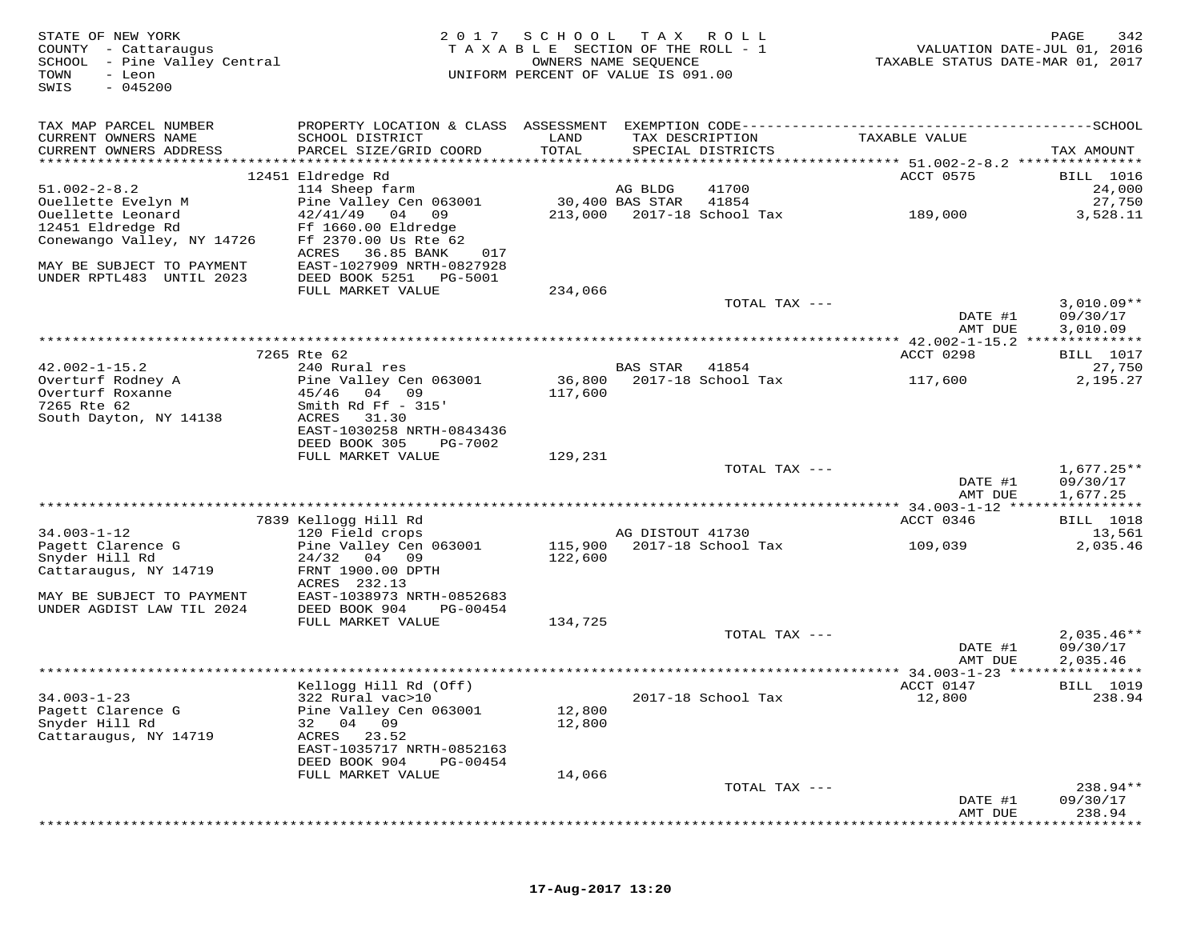STATE OF NEW YORK
COUNTY - Cattaraugus
SCHOOL - Pine Valley Central
TOWN - Leon
SWIS - 045200

2017 SCHOOL TAX ROLL
TAXABLE SECTION OF THE ROLL - 1
OWNERS NAME SEQUENCE
UNIFORM PERCENT OF VALUE IS 091.00

VALUATION DATE-JUL 01, 2016
TAXABLE STATUS DATE-MAR 01, 2017

| TAX MAP PARCEL NUMBER / CURRENT OWNERS NAME / CURRENT OWNERS ADDRESS | PROPERTY LOCATION & CLASS / SCHOOL DISTRICT / PARCEL SIZE/GRID COORD | ASSESSMENT LAND / TOTAL | EXEMPTION CODE / TAX DESCRIPTION / SPECIAL DISTRICTS | TAXABLE VALUE | TAX AMOUNT |
|---|---|---|---|---|---|
| | 12451 Eldredge Rd | | | ACCT 0575 | BILL 1016 |
| 51.002-2-8.2 | 114 Sheep farm | | AG BLDG 41700 | | 24,000 |
| Ouellette Evelyn M | Pine Valley Cen 063001 | 30,400 | BAS STAR 41854 | | 27,750 |
| Ouellette Leonard | 42/41/49 04 09 | 213,000 | 2017-18 School Tax | 189,000 | 3,528.11 |
| 12451 Eldredge Rd | Ff 1660.00 Eldredge | | | | |
| Conewango Valley, NY 14726 | Ff 2370.00 Us Rte 62 | | | | |
| | ACRES 36.85 BANK 017 | | | | |
| MAY BE SUBJECT TO PAYMENT | EAST-1027909 NRTH-0827928 | | | | |
| UNDER RPTL483 UNTIL 2023 | DEED BOOK 5251 PG-5001 | | | | |
| | FULL MARKET VALUE | 234,066 | | | |
| | | | TOTAL TAX --- | | 3,010.09** |
| | | | | DATE #1 | 09/30/17 |
| | | | | AMT DUE | 3,010.09 |
| | 7265 Rte 62 | | | ACCT 0298 | BILL 1017 |
| 42.002-1-15.2 | 240 Rural res | | BAS STAR 41854 | | 27,750 |
| Overturf Rodney A | Pine Valley Cen 063001 | 36,800 | 2017-18 School Tax | 117,600 | 2,195.27 |
| Overturf Roxanne | 45/46 04 09 | 117,600 | | | |
| 7265 Rte 62 | Smith Rd Ff - 315' | | | | |
| South Dayton, NY 14138 | ACRES 31.30 | | | | |
| | EAST-1030258 NRTH-0843436 | | | | |
| | DEED BOOK 305 PG-7002 | | | | |
| | FULL MARKET VALUE | 129,231 | | | |
| | | | TOTAL TAX --- | | 1,677.25** |
| | | | | DATE #1 | 09/30/17 |
| | | | | AMT DUE | 1,677.25 |
| | 7839 Kellogg Hill Rd | | | ACCT 0346 | BILL 1018 |
| 34.003-1-12 | 120 Field crops | | AG DISTOUT 41730 | | 13,561 |
| Pagett Clarence G | Pine Valley Cen 063001 | 115,900 | 2017-18 School Tax | 109,039 | 2,035.46 |
| Snyder Hill Rd | 24/32 04 09 | 122,600 | | | |
| Cattaraugus, NY 14719 | FRNT 1900.00 DPTH | | | | |
| | ACRES 232.13 | | | | |
| MAY BE SUBJECT TO PAYMENT | EAST-1038973 NRTH-0852683 | | | | |
| UNDER AGDIST LAW TIL 2024 | DEED BOOK 904 PG-00454 | | | | |
| | FULL MARKET VALUE | 134,725 | | | |
| | | | TOTAL TAX --- | | 2,035.46** |
| | | | | DATE #1 | 09/30/17 |
| | | | | AMT DUE | 2,035.46 |
| | Kellogg Hill Rd (Off) | | | ACCT 0147 | BILL 1019 |
| 34.003-1-23 | 322 Rural vac>10 | | 2017-18 School Tax | 12,800 | 238.94 |
| Pagett Clarence G | Pine Valley Cen 063001 | 12,800 | | | |
| Snyder Hill Rd | 32 04 09 | 12,800 | | | |
| Cattaraugus, NY 14719 | ACRES 23.52 | | | | |
| | EAST-1035717 NRTH-0852163 | | | | |
| | DEED BOOK 904 PG-00454 | | | | |
| | FULL MARKET VALUE | 14,066 | | | |
| | | | TOTAL TAX --- | | 238.94** |
| | | | | DATE #1 | 09/30/17 |
| | | | | AMT DUE | 238.94 |

17-Aug-2017 13:20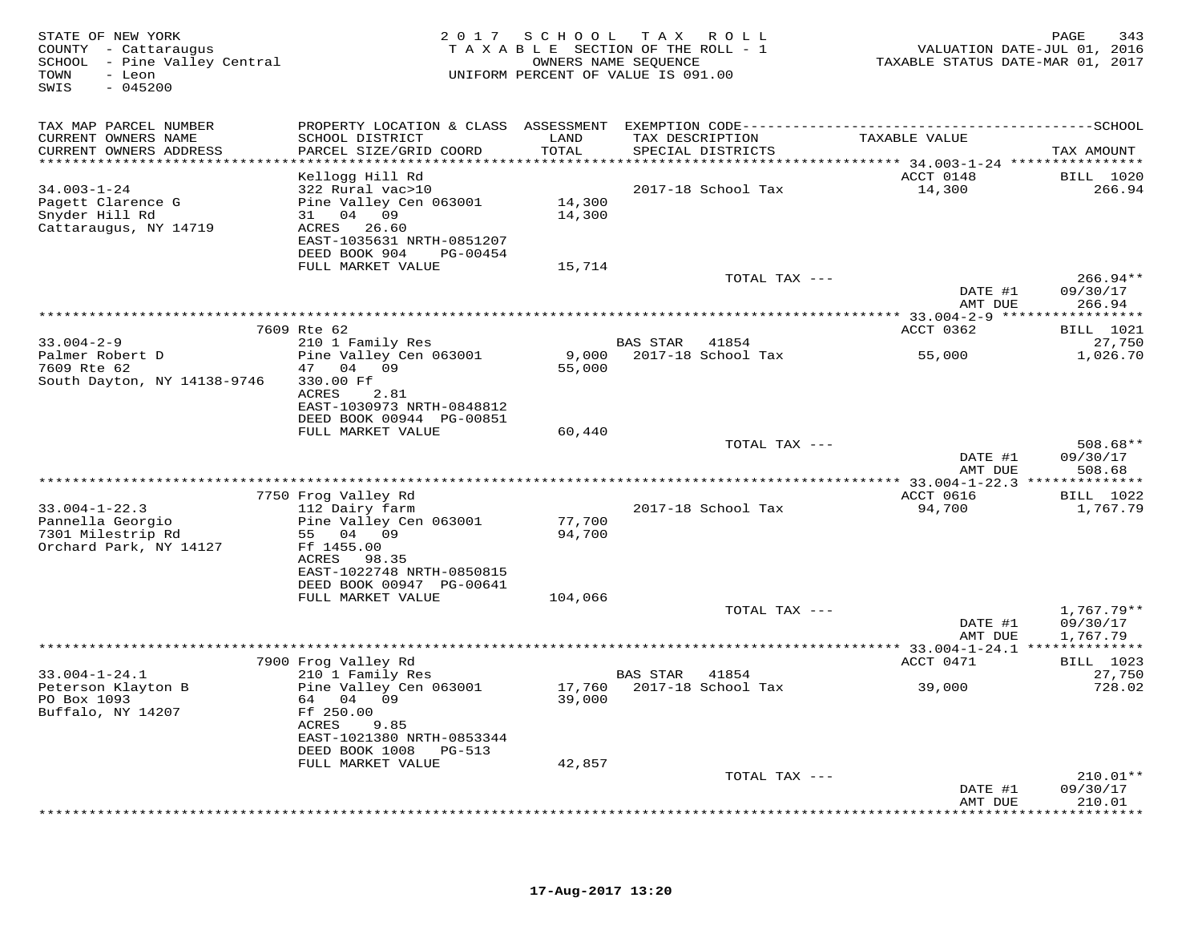STATE OF NEW YORK
COUNTY - Cattaraugus
SCHOOL - Pine Valley Central
TOWN - Leon
SWIS - 045200

2017 SCHOOL TAX ROLL
TAXABLE SECTION OF THE ROLL - 1
OWNERS NAME SEQUENCE
UNIFORM PERCENT OF VALUE IS 091.00

VALUATION DATE-JUL 01, 2016
TAXABLE STATUS DATE-MAR 01, 2017

| TAX MAP PARCEL NUMBER / CURRENT OWNERS NAME / CURRENT OWNERS ADDRESS | PROPERTY LOCATION & CLASS / SCHOOL DISTRICT / PARCEL SIZE/GRID COORD | ASSESSMENT LAND / TOTAL | EXEMPTION CODE / TAX DESCRIPTION / SPECIAL DISTRICTS | TAXABLE VALUE | SCHOOL TAX AMOUNT |
|---|---|---|---|---|---|
| 34.003-1-24 | Kellogg Hill Rd | | | ACCT 0148 | BILL 1020 |
| 34.003-1-24 | 322 Rural vac>10 | | | | |
| Pagett Clarence G | Pine Valley Cen 063001 | 14,300 | 2017-18 School Tax | 14,300 | 266.94 |
| Snyder Hill Rd | 31 04 09 | 14,300 | | | |
| Cattaraugus, NY 14719 | ACRES 26.60 | | | | |
| | EAST-1035631 NRTH-0851207 | | | | |
| | DEED BOOK 904 PG-00454 | | | | |
| | FULL MARKET VALUE | 15,714 | | | |
| | | | TOTAL TAX --- | | 266.94** |
| | | | | DATE #1 | 09/30/17 |
| | | | | AMT DUE | 266.94 |
| 33.004-2-9 | 7609 Rte 62 | | | ACCT 0362 | BILL 1021 |
| 33.004-2-9 | 210 1 Family Res | | BAS STAR 41854 | | 27,750 |
| Palmer Robert D | Pine Valley Cen 063001 | 9,000 | 2017-18 School Tax | 55,000 | 1,026.70 |
| 7609 Rte 62 | 47 04 09 | 55,000 | | | |
| South Dayton, NY 14138-9746 | 330.00 Ff | | | | |
| | ACRES 2.81 | | | | |
| | EAST-1030973 NRTH-0848812 | | | | |
| | DEED BOOK 00944 PG-00851 | | | | |
| | FULL MARKET VALUE | 60,440 | | | |
| | | | TOTAL TAX --- | | 508.68** |
| | | | | DATE #1 | 09/30/17 |
| | | | | AMT DUE | 508.68 |
| 33.004-1-22.3 | 7750 Frog Valley Rd | | | ACCT 0616 | BILL 1022 |
| 33.004-1-22.3 | 112 Dairy farm | | 2017-18 School Tax | 94,700 | 1,767.79 |
| Pannella Georgio | Pine Valley Cen 063001 | 77,700 | | | |
| 7301 Milestrip Rd | 55 04 09 | 94,700 | | | |
| Orchard Park, NY 14127 | Ff 1455.00 | | | | |
| | ACRES 98.35 | | | | |
| | EAST-1022748 NRTH-0850815 | | | | |
| | DEED BOOK 00947 PG-00641 | | | | |
| | FULL MARKET VALUE | 104,066 | | | |
| | | | TOTAL TAX --- | | 1,767.79** |
| | | | | DATE #1 | 09/30/17 |
| | | | | AMT DUE | 1,767.79 |
| 33.004-1-24.1 | 7900 Frog Valley Rd | | | ACCT 0471 | BILL 1023 |
| 33.004-1-24.1 | 210 1 Family Res | | BAS STAR 41854 | | 27,750 |
| Peterson Klayton B | Pine Valley Cen 063001 | 17,760 | 2017-18 School Tax | 39,000 | 728.02 |
| PO Box 1093 | 64 04 09 | 39,000 | | | |
| Buffalo, NY 14207 | Ff 250.00 | | | | |
| | ACRES 9.85 | | | | |
| | EAST-1021380 NRTH-0853344 | | | | |
| | DEED BOOK 1008 PG-513 | | | | |
| | FULL MARKET VALUE | 42,857 | | | |
| | | | TOTAL TAX --- | | 210.01** |
| | | | | DATE #1 | 09/30/17 |
| | | | | AMT DUE | 210.01 |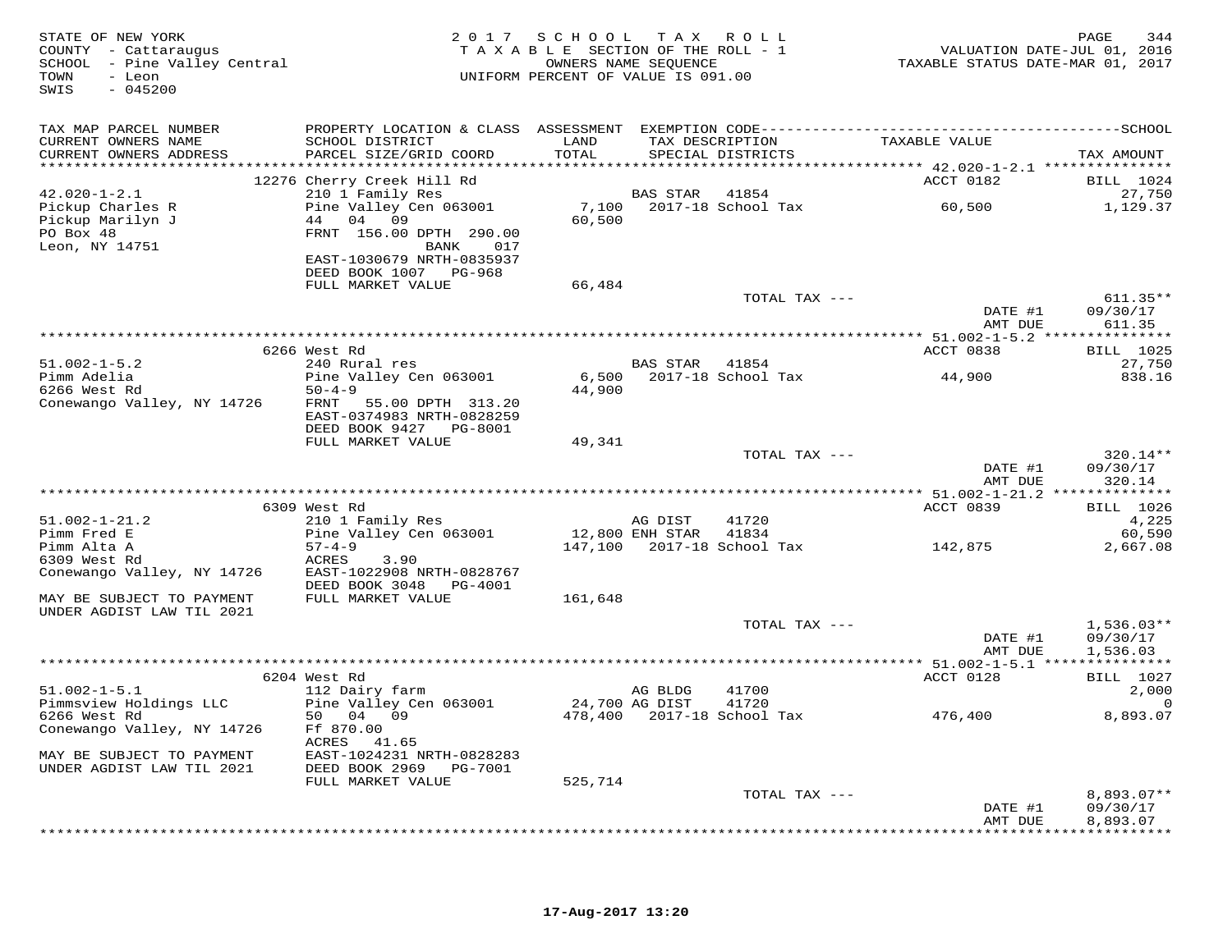STATE OF NEW YORK
COUNTY - Cattaraugus
SCHOOL - Pine Valley Central
TOWN - Leon
SWIS - 045200

2 0 1 7 S C H O O L T A X R O L L
T A X A B L E SECTION OF THE ROLL - 1
OWNERS NAME SEQUENCE
UNIFORM PERCENT OF VALUE IS 091.00

VALUATION DATE-JUL 01, 2016
TAXABLE STATUS DATE-MAR 01, 2017

| TAX MAP PARCEL NUMBER / CURRENT OWNERS NAME / CURRENT OWNERS ADDRESS | PROPERTY LOCATION & CLASS / SCHOOL DISTRICT / PARCEL SIZE/GRID COORD | ASSESSMENT LAND / TOTAL | EXEMPTION CODE / TAX DESCRIPTION / SPECIAL DISTRICTS | TAXABLE VALUE | TAX AMOUNT |
|---|---|---|---|---|---|
| 42.020-1-2.1 | 12276 Cherry Creek Hill Rd | | | ACCT 0182 | BILL 1024 |
| Pickup Charles R | 210 1 Family Res | | BAS STAR 41854 | | 27,750 |
| Pickup Marilyn J | Pine Valley Cen 063001 | 7,100 | 2017-18 School Tax | 60,500 | 1,129.37 |
| PO Box 48 | 44 04 09 | 60,500 | | | |
| Leon, NY 14751 | FRNT 156.00 DPTH 290.00 | | | | |
| | BANK 017 | | | | |
| | EAST-1030679 NRTH-0835937 | | | | |
| | DEED BOOK 1007 PG-968 | | | | |
| | FULL MARKET VALUE | 66,484 | | | |
| | | | TOTAL TAX --- | | 611.35** |
| | | | | DATE #1 | 09/30/17 |
| | | | | AMT DUE | 611.35 |
| 51.002-1-5.2 | 6266 West Rd | | | ACCT 0838 | BILL 1025 |
| Pimm Adelia | 240 Rural res | | BAS STAR 41854 | | 27,750 |
| 6266 West Rd | Pine Valley Cen 063001 | 6,500 | 2017-18 School Tax | 44,900 | 838.16 |
| Conewango Valley, NY 14726 | 50-4-9 | 44,900 | | | |
| | FRNT 55.00 DPTH 313.20 | | | | |
| | EAST-0374983 NRTH-0828259 | | | | |
| | DEED BOOK 9427 PG-8001 | | | | |
| | FULL MARKET VALUE | 49,341 | | | |
| | | | TOTAL TAX --- | | 320.14** |
| | | | | DATE #1 | 09/30/17 |
| | | | | AMT DUE | 320.14 |
| 51.002-1-21.2 | 6309 West Rd | | | ACCT 0839 | BILL 1026 |
| Pimm Fred E | 210 1 Family Res | | AG DIST 41720 | | 4,225 |
| Pimm Alta A | Pine Valley Cen 063001 | 12,800 | ENH STAR 41834 | | 60,590 |
| 6309 West Rd | 57-4-9 | 147,100 | 2017-18 School Tax | 142,875 | 2,667.08 |
| Conewango Valley, NY 14726 | ACRES 3.90 | | | | |
| | EAST-1022908 NRTH-0828767 | | | | |
| | DEED BOOK 3048 PG-4001 | | | | |
| MAY BE SUBJECT TO PAYMENT | FULL MARKET VALUE | 161,648 | | | |
| UNDER AGDIST LAW TIL 2021 | | | | | |
| | | | TOTAL TAX --- | | 1,536.03** |
| | | | | DATE #1 | 09/30/17 |
| | | | | AMT DUE | 1,536.03 |
| 51.002-1-5.1 | 6204 West Rd | | | ACCT 0128 | BILL 1027 |
| Pimmsview Holdings LLC | 112 Dairy farm | | AG BLDG 41700 | | 2,000 |
| 6266 West Rd | Pine Valley Cen 063001 | 24,700 | AG DIST 41720 | | 0 |
| Conewango Valley, NY 14726 | 50 04 09 | 478,400 | 2017-18 School Tax | 476,400 | 8,893.07 |
| | Ff 870.00 | | | | |
| | ACRES 41.65 | | | | |
| MAY BE SUBJECT TO PAYMENT | EAST-1024231 NRTH-0828283 | | | | |
| UNDER AGDIST LAW TIL 2021 | DEED BOOK 2969 PG-7001 | | | | |
| | FULL MARKET VALUE | 525,714 | | | |
| | | | TOTAL TAX --- | | 8,893.07** |
| | | | | DATE #1 | 09/30/17 |
| | | | | AMT DUE | 8,893.07 |

17-Aug-2017 13:20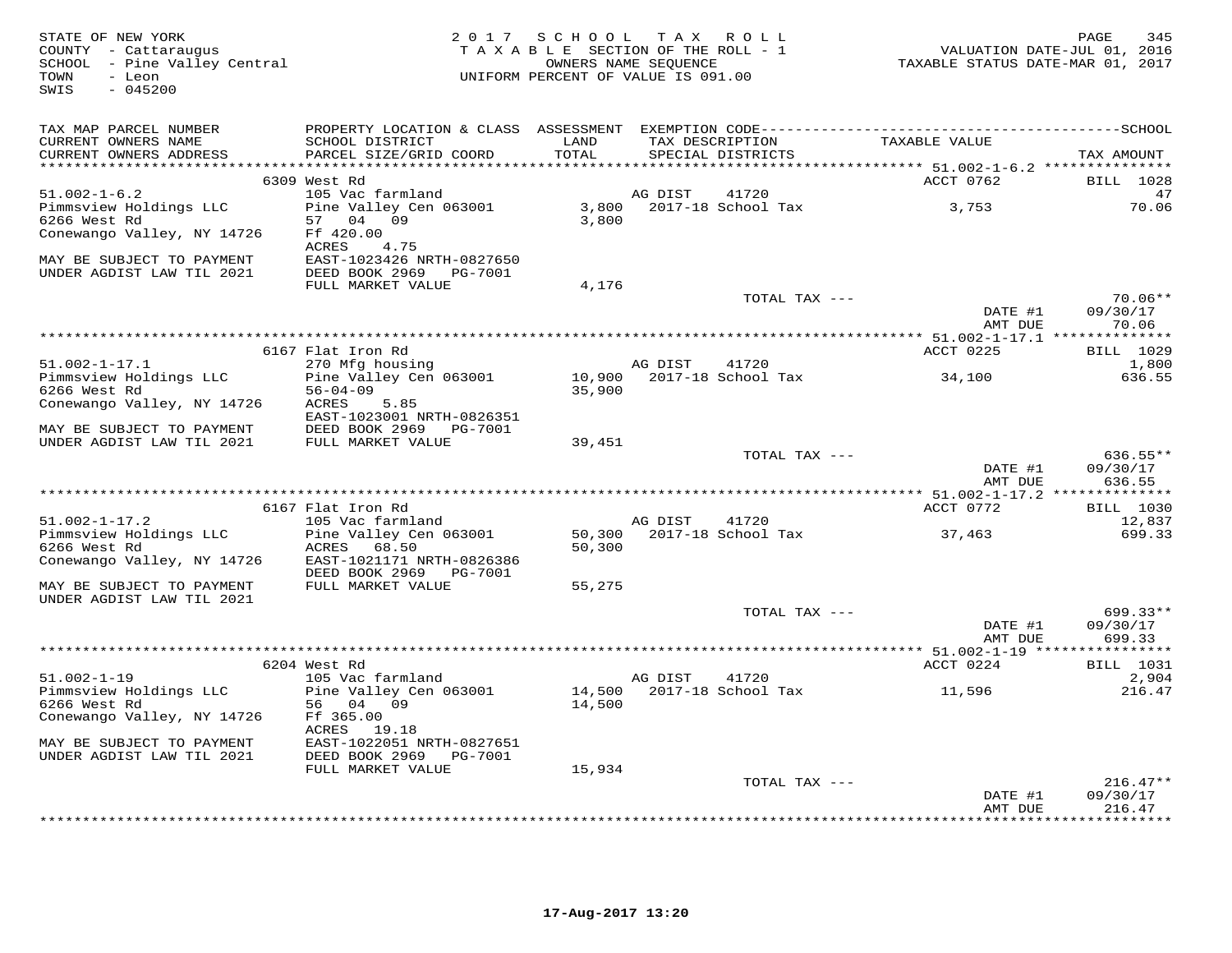STATE OF NEW YORK
COUNTY - Cattaraugus
SCHOOL - Pine Valley Central
TOWN - Leon
SWIS - 045200

2017 SCHOOL TAX ROLL
TAXABLE SECTION OF THE ROLL - 1
OWNERS NAME SEQUENCE
UNIFORM PERCENT OF VALUE IS 091.00

VALUATION DATE-JUL 01, 2016
TAXABLE STATUS DATE-MAR 01, 2017

| TAX MAP PARCEL NUMBER / CURRENT OWNERS NAME / CURRENT OWNERS ADDRESS | PROPERTY LOCATION & CLASS / SCHOOL DISTRICT / PARCEL SIZE/GRID COORD | ASSESSMENT LAND / TOTAL | EXEMPTION CODE / TAX DESCRIPTION / SPECIAL DISTRICTS | TAXABLE VALUE | TAX AMOUNT |
|---|---|---|---|---|---|
| **51.002-1-6.2** | 6309 West Rd | | | ACCT 0762 | BILL 1028 |
| Pimmsview Holdings LLC | 105 Vac farmland | | AG DIST 41720 | | 47 |
| 6266 West Rd | Pine Valley Cen 063001 | 3,800 | 2017-18 School Tax | 3,753 | 70.06 |
| Conewango Valley, NY 14726 | 57 04 09 | 3,800 | | | |
| | Ff 420.00 | | | | |
| | ACRES 4.75 | | | | |
| MAY BE SUBJECT TO PAYMENT | EAST-1023426 NRTH-0827650 | | | | |
| UNDER AGDIST LAW TIL 2021 | DEED BOOK 2969 PG-7001 | | | | |
| | FULL MARKET VALUE | 4,176 | | | |
| | | | TOTAL TAX --- | | 70.06** |
| | | | | DATE #1 | 09/30/17 |
| | | | | AMT DUE | 70.06 |
| **51.002-1-17.1** | 6167 Flat Iron Rd | | | ACCT 0225 | BILL 1029 |
| Pimmsview Holdings LLC | 270 Mfg housing | | AG DIST 41720 | | 1,800 |
| 6266 West Rd | Pine Valley Cen 063001 | 10,900 | 2017-18 School Tax | 34,100 | 636.55 |
| Conewango Valley, NY 14726 | 56-04-09 | 35,900 | | | |
| | ACRES 5.85 | | | | |
| | EAST-1023001 NRTH-0826351 | | | | |
| MAY BE SUBJECT TO PAYMENT | DEED BOOK 2969 PG-7001 | | | | |
| UNDER AGDIST LAW TIL 2021 | FULL MARKET VALUE | 39,451 | | | |
| | | | TOTAL TAX --- | | 636.55** |
| | | | | DATE #1 | 09/30/17 |
| | | | | AMT DUE | 636.55 |
| **51.002-1-17.2** | 6167 Flat Iron Rd | | | ACCT 0772 | BILL 1030 |
| Pimmsview Holdings LLC | 105 Vac farmland | | AG DIST 41720 | | 12,837 |
| 6266 West Rd | Pine Valley Cen 063001 | 50,300 | 2017-18 School Tax | 37,463 | 699.33 |
| Conewango Valley, NY 14726 | ACRES 68.50 | 50,300 | | | |
| | EAST-1021171 NRTH-0826386 | | | | |
| | DEED BOOK 2969 PG-7001 | | | | |
| MAY BE SUBJECT TO PAYMENT | FULL MARKET VALUE | 55,275 | | | |
| UNDER AGDIST LAW TIL 2021 | | | | | |
| | | | TOTAL TAX --- | | 699.33** |
| | | | | DATE #1 | 09/30/17 |
| | | | | AMT DUE | 699.33 |
| **51.002-1-19** | 6204 West Rd | | | ACCT 0224 | BILL 1031 |
| Pimmsview Holdings LLC | 105 Vac farmland | | AG DIST 41720 | | 2,904 |
| 6266 West Rd | Pine Valley Cen 063001 | 14,500 | 2017-18 School Tax | 11,596 | 216.47 |
| Conewango Valley, NY 14726 | 56 04 09 | 14,500 | | | |
| | Ff 365.00 | | | | |
| | ACRES 19.18 | | | | |
| MAY BE SUBJECT TO PAYMENT | EAST-1022051 NRTH-0827651 | | | | |
| UNDER AGDIST LAW TIL 2021 | DEED BOOK 2969 PG-7001 | | | | |
| | FULL MARKET VALUE | 15,934 | | | |
| | | | TOTAL TAX --- | | 216.47** |
| | | | | DATE #1 | 09/30/17 |
| | | | | AMT DUE | 216.47 |

17-Aug-2017 13:20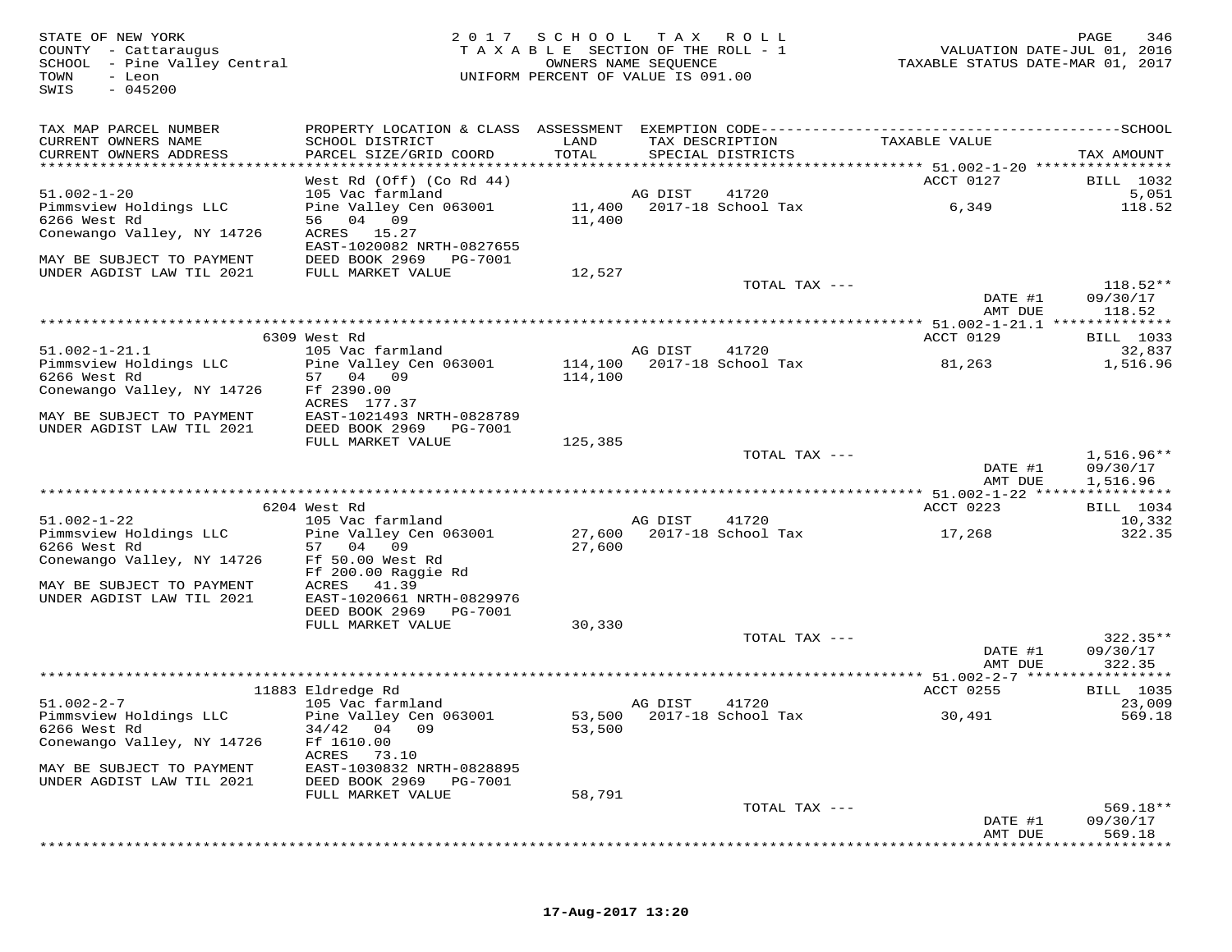STATE OF NEW YORK
COUNTY - Cattaraugus
SCHOOL - Pine Valley Central
TOWN - Leon
SWIS - 045200

2017 SCHOOL TAX ROLL
TAXABLE SECTION OF THE ROLL - 1
OWNERS NAME SEQUENCE
UNIFORM PERCENT OF VALUE IS 091.00

VALUATION DATE-JUL 01, 2016
TAXABLE STATUS DATE-MAR 01, 2017

```
TAX MAP PARCEL NUMBER          PROPERTY LOCATION & CLASS  ASSESSMENT  EXEMPTION CODE------------------------------------------------SCHOOL
CURRENT OWNERS NAME            SCHOOL DISTRICT               LAND      TAX DESCRIPTION                TAXABLE VALUE
CURRENT OWNERS ADDRESS         PARCEL SIZE/GRID COORD        TOTAL      SPECIAL DISTRICTS                                      TAX AMOUNT
******************************************************************************************************* 51.002-1-20 ****************
                               West Rd (Off) (Co Rd 44)                                                ACCT 0127          BILL  1032
51.002-1-20                    105 Vac farmland                    AG DIST     41720                                               5,051
Pimmsview Holdings LLC         Pine Valley Cen 063001     11,400   2017-18 School Tax                    6,349                118.52
6266 West Rd                   56   04   09               11,400
Conewango Valley, NY 14726     ACRES   15.27
                               EAST-1020082 NRTH-0827655
MAY BE SUBJECT TO PAYMENT      DEED BOOK 2969   PG-7001
UNDER AGDIST LAW TIL 2021      FULL MARKET VALUE          12,527
                                                                      TOTAL TAX ---                                      118.52**
                                                                                                 DATE #1              09/30/17
                                                                                                 AMT DUE                118.52
******************************************************************************************************* 51.002-1-21.1 **************
                           6309 West Rd                                                                ACCT 0129          BILL  1033
51.002-1-21.1                  105 Vac farmland                    AG DIST     41720                                              32,837
Pimmsview Holdings LLC         Pine Valley Cen 063001    114,100   2017-18 School Tax                   81,263              1,516.96
6266 West Rd                   57   04   09              114,100
Conewango Valley, NY 14726     Ff 2390.00
                               ACRES  177.37
MAY BE SUBJECT TO PAYMENT      EAST-1021493 NRTH-0828789
UNDER AGDIST LAW TIL 2021      DEED BOOK 2969   PG-7001
                               FULL MARKET VALUE         125,385
                                                                      TOTAL TAX ---                                    1,516.96**
                                                                                                 DATE #1              09/30/17
                                                                                                 AMT DUE              1,516.96
******************************************************************************************************* 51.002-1-22 ****************
                           6204 West Rd                                                                ACCT 0223          BILL  1034
51.002-1-22                    105 Vac farmland                    AG DIST     41720                                              10,332
Pimmsview Holdings LLC         Pine Valley Cen 063001     27,600   2017-18 School Tax                   17,268                322.35
6266 West Rd                   57   04   09               27,600
Conewango Valley, NY 14726     Ff 50.00 West Rd
                               Ff 200.00 Raggie Rd
MAY BE SUBJECT TO PAYMENT      ACRES   41.39
UNDER AGDIST LAW TIL 2021      EAST-1020661 NRTH-0829976
                               DEED BOOK 2969   PG-7001
                               FULL MARKET VALUE          30,330
                                                                      TOTAL TAX ---                                      322.35**
                                                                                                 DATE #1              09/30/17
                                                                                                 AMT DUE                322.35
******************************************************************************************************* 51.002-2-7 *****************
                          11883 Eldredge Rd                                                            ACCT 0255          BILL  1035
51.002-2-7                     105 Vac farmland                    AG DIST     41720                                              23,009
Pimmsview Holdings LLC         Pine Valley Cen 063001     53,500   2017-18 School Tax                   30,491                569.18
6266 West Rd                   34/42   04   09            53,500
Conewango Valley, NY 14726     Ff 1610.00
                               ACRES   73.10
MAY BE SUBJECT TO PAYMENT      EAST-1030832 NRTH-0828895
UNDER AGDIST LAW TIL 2021      DEED BOOK 2969   PG-7001
                               FULL MARKET VALUE          58,791
                                                                      TOTAL TAX ---                                      569.18**
                                                                                                 DATE #1              09/30/17
                                                                                                 AMT DUE                569.18
************************************************************************************************************************************
```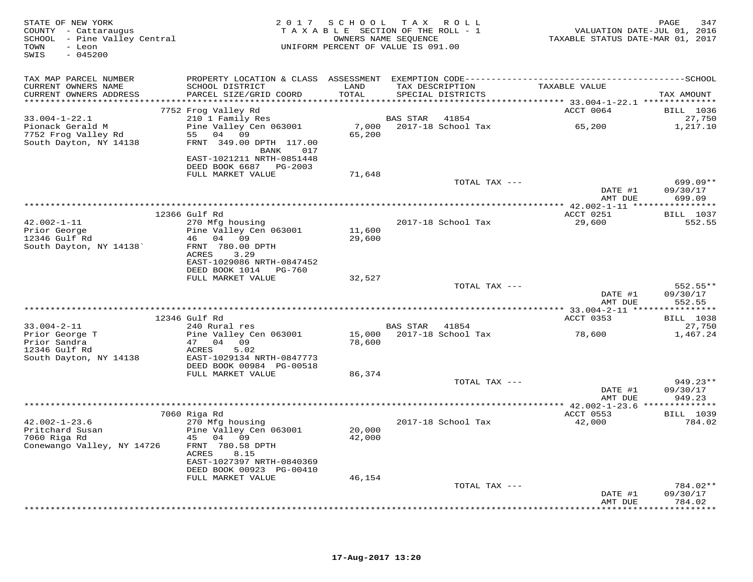STATE OF NEW YORK
COUNTY - Cattaraugus
SCHOOL - Pine Valley Central
TOWN - Leon
SWIS - 045200

2017 SCHOOL TAX ROLL
TAXABLE SECTION OF THE ROLL - 1
OWNERS NAME SEQUENCE
UNIFORM PERCENT OF VALUE IS 091.00

VALUATION DATE-JUL 01, 2016
TAXABLE STATUS DATE-MAR 01, 2017

| TAX MAP PARCEL NUMBER / CURRENT OWNERS NAME / CURRENT OWNERS ADDRESS | PROPERTY LOCATION & CLASS / SCHOOL DISTRICT / PARCEL SIZE/GRID COORD | ASSESSMENT LAND / TOTAL | EXEMPTION CODE / TAX DESCRIPTION / SPECIAL DISTRICTS | TAXABLE VALUE | TAX AMOUNT |
|---|---|---|---|---|---|
| 33.004-1-22.1 | 7752 Frog Valley Rd | | | ACCT 0064 | BILL 1036 |
| 33.004-1-22.1 | 210 1 Family Res | | BAS STAR 41854 | | 27,750 |
| Pionack Gerald M | Pine Valley Cen 063001 | 7,000 | 2017-18 School Tax | 65,200 | 1,217.10 |
| 7752 Frog Valley Rd | 55 04 09 | 65,200 | | | |
| South Dayton, NY 14138 | FRNT 349.00 DPTH 117.00 | | | | |
| | BANK 017 | | | | |
| | EAST-1021211 NRTH-0851448 | | | | |
| | DEED BOOK 6687 PG-2003 | | | | |
| | FULL MARKET VALUE | 71,648 | | | |
| | | | TOTAL TAX --- | | 699.09** |
| | | | | DATE #1 | 09/30/17 |
| | | | | AMT DUE | 699.09 |
| 42.002-1-11 | 12366 Gulf Rd | | | ACCT 0251 | BILL 1037 |
| 42.002-1-11 | 270 Mfg housing | | 2017-18 School Tax | 29,600 | 552.55 |
| Prior George | Pine Valley Cen 063001 | 11,600 | | | |
| 12346 Gulf Rd | 46 04 09 | 29,600 | | | |
| South Dayton, NY 14138` | FRNT 780.00 DPTH | | | | |
| | ACRES 3.29 | | | | |
| | EAST-1029086 NRTH-0847452 | | | | |
| | DEED BOOK 1014 PG-760 | | | | |
| | FULL MARKET VALUE | 32,527 | | | |
| | | | TOTAL TAX --- | | 552.55** |
| | | | | DATE #1 | 09/30/17 |
| | | | | AMT DUE | 552.55 |
| 33.004-2-11 | 12346 Gulf Rd | | | ACCT 0353 | BILL 1038 |
| 33.004-2-11 | 240 Rural res | | BAS STAR 41854 | | 27,750 |
| Prior George T | Pine Valley Cen 063001 | 15,000 | 2017-18 School Tax | 78,600 | 1,467.24 |
| Prior Sandra | 47 04 09 | 78,600 | | | |
| 12346 Gulf Rd | ACRES 5.02 | | | | |
| South Dayton, NY 14138 | EAST-1029134 NRTH-0847773 | | | | |
| | DEED BOOK 00984 PG-00518 | | | | |
| | FULL MARKET VALUE | 86,374 | | | |
| | | | TOTAL TAX --- | | 949.23** |
| | | | | DATE #1 | 09/30/17 |
| | | | | AMT DUE | 949.23 |
| 42.002-1-23.6 | 7060 Riga Rd | | | ACCT 0553 | BILL 1039 |
| 42.002-1-23.6 | 270 Mfg housing | | 2017-18 School Tax | 42,000 | 784.02 |
| Pritchard Susan | Pine Valley Cen 063001 | 20,000 | | | |
| 7060 Riga Rd | 45 04 09 | 42,000 | | | |
| Conewango Valley, NY 14726 | FRNT 780.58 DPTH | | | | |
| | ACRES 8.15 | | | | |
| | EAST-1027397 NRTH-0840369 | | | | |
| | DEED BOOK 00923 PG-00410 | | | | |
| | FULL MARKET VALUE | 46,154 | | | |
| | | | TOTAL TAX --- | | 784.02** |
| | | | | DATE #1 | 09/30/17 |
| | | | | AMT DUE | 784.02 |

17-Aug-2017 13:20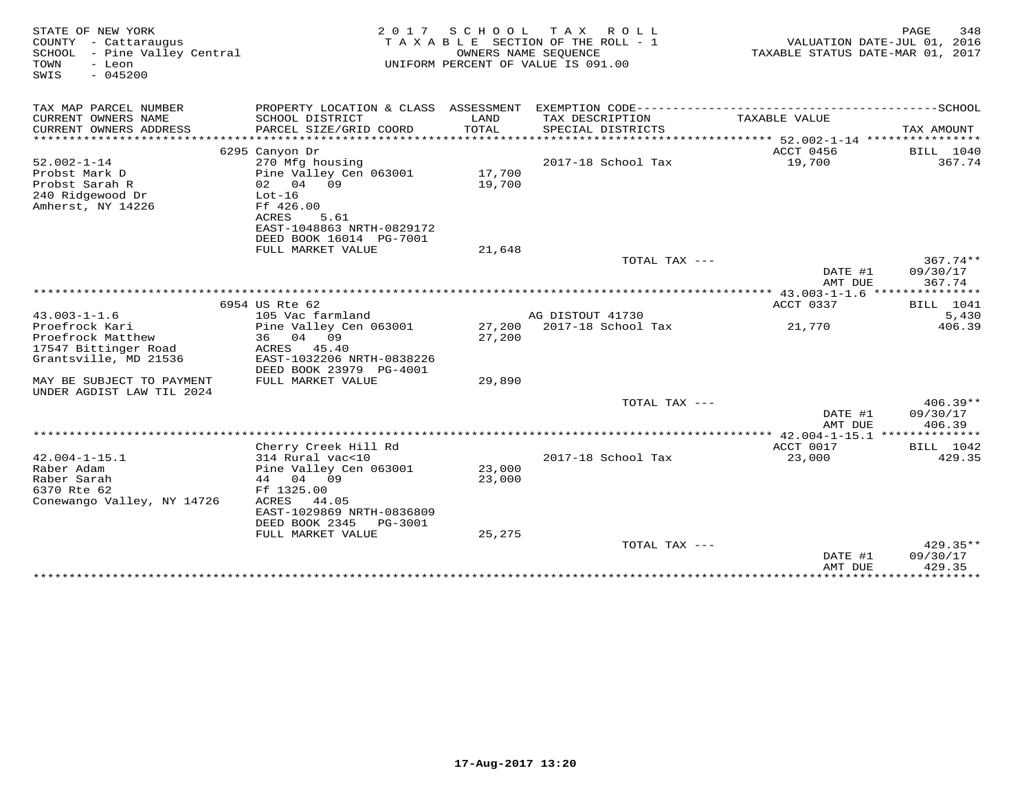STATE OF NEW YORK
COUNTY - Cattaraugus
SCHOOL - Pine Valley Central
TOWN - Leon
SWIS - 045200

2017 SCHOOL TAX ROLL
TAXABLE SECTION OF THE ROLL - 1
OWNERS NAME SEQUENCE
UNIFORM PERCENT OF VALUE IS 091.00

VALUATION DATE-JUL 01, 2016
TAXABLE STATUS DATE-MAR 01, 2017

| TAX MAP PARCEL NUMBER / CURRENT OWNERS NAME / CURRENT OWNERS ADDRESS | PROPERTY LOCATION & CLASS / SCHOOL DISTRICT / PARCEL SIZE/GRID COORD | ASSESSMENT LAND / TOTAL | EXEMPTION CODE / TAX DESCRIPTION / SPECIAL DISTRICTS | TAXABLE VALUE | TAX AMOUNT |
|---|---|---|---|---|---|
| **52.002-1-14** | 6295 Canyon Dr | | | ACCT 0456 | BILL 1040 |
| 52.002-1-14 | 270 Mfg housing | | 2017-18 School Tax | 19,700 | 367.74 |
| Probst Mark D | Pine Valley Cen 063001 | 17,700 | | | |
| Probst Sarah R | 02 04 09 | 19,700 | | | |
| 240 Ridgewood Dr | Lot-16 | | | | |
| Amherst, NY 14226 | Ff 426.00 | | | | |
| | ACRES 5.61 | | | | |
| | EAST-1048863 NRTH-0829172 | | | | |
| | DEED BOOK 16014 PG-7001 | | | | |
| | FULL MARKET VALUE | 21,648 | | | |
| | | | TOTAL TAX --- | | 367.74** |
| | | | | DATE #1 | 09/30/17 |
| | | | | AMT DUE | 367.74 |
| **43.003-1-1.6** | 6954 US Rte 62 | | | ACCT 0337 | BILL 1041 |
| 43.003-1-1.6 | 105 Vac farmland | | AG DISTOUT 41730 | | 5,430 |
| Proefrock Kari | Pine Valley Cen 063001 | 27,200 | 2017-18 School Tax | 21,770 | 406.39 |
| Proefrock Matthew | 36 04 09 | 27,200 | | | |
| 17547 Bittinger Road | ACRES 45.40 | | | | |
| Grantsville, MD 21536 | EAST-1032206 NRTH-0838226 | | | | |
| | DEED BOOK 23979 PG-4001 | | | | |
| MAY BE SUBJECT TO PAYMENT UNDER AGDIST LAW TIL 2024 | FULL MARKET VALUE | 29,890 | | | |
| | | | TOTAL TAX --- | | 406.39** |
| | | | | DATE #1 | 09/30/17 |
| | | | | AMT DUE | 406.39 |
| **42.004-1-15.1** | Cherry Creek Hill Rd | | | ACCT 0017 | BILL 1042 |
| 42.004-1-15.1 | 314 Rural vac<10 | | 2017-18 School Tax | 23,000 | 429.35 |
| Raber Adam | Pine Valley Cen 063001 | 23,000 | | | |
| Raber Sarah | 44 04 09 | 23,000 | | | |
| 6370 Rte 62 | Ff 1325.00 | | | | |
| Conewango Valley, NY 14726 | ACRES 44.05 | | | | |
| | EAST-1029869 NRTH-0836809 | | | | |
| | DEED BOOK 2345 PG-3001 | | | | |
| | FULL MARKET VALUE | 25,275 | | | |
| | | | TOTAL TAX --- | | 429.35** |
| | | | | DATE #1 | 09/30/17 |
| | | | | AMT DUE | 429.35 |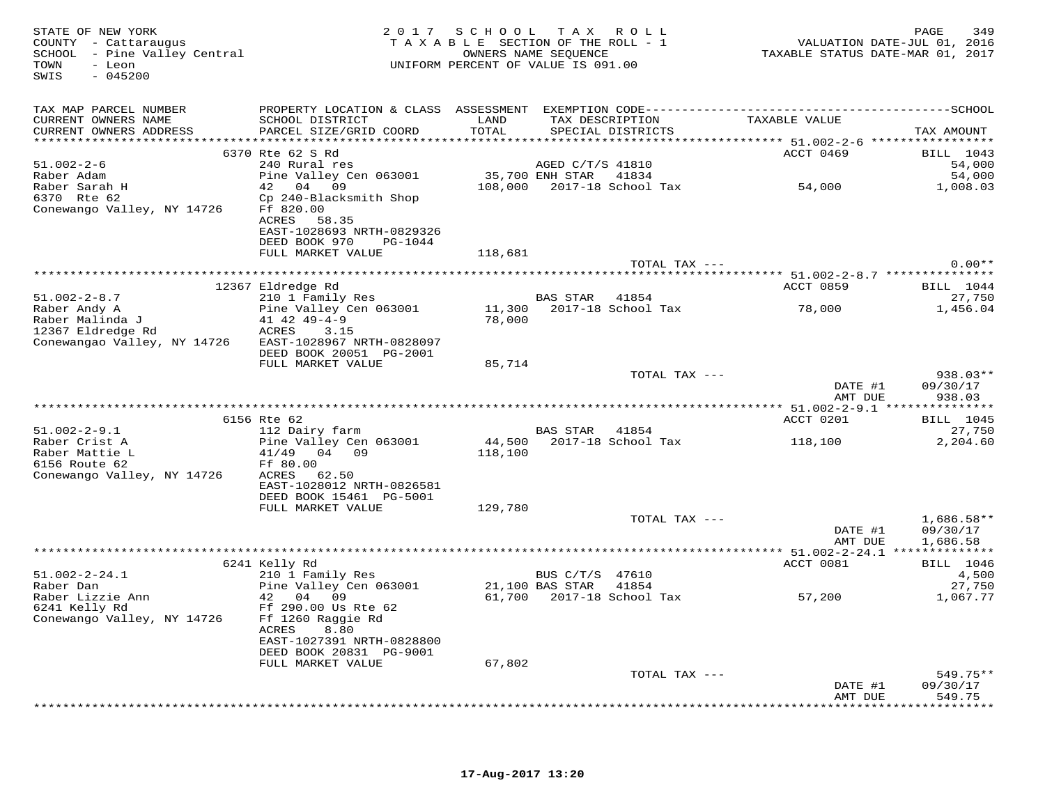STATE OF NEW YORK
COUNTY - Cattaraugus
SCHOOL - Pine Valley Central
TOWN - Leon
SWIS - 045200

2017 SCHOOL TAX ROLL
TAXABLE SECTION OF THE ROLL - 1
OWNERS NAME SEQUENCE
UNIFORM PERCENT OF VALUE IS 091.00

VALUATION DATE-JUL 01, 2016
TAXABLE STATUS DATE-MAR 01, 2017

| TAX MAP PARCEL NUMBER / CURRENT OWNERS NAME / CURRENT OWNERS ADDRESS | PROPERTY LOCATION & CLASS / SCHOOL DISTRICT / PARCEL SIZE/GRID COORD | ASSESSMENT LAND / TOTAL | EXEMPTION CODE / TAX DESCRIPTION / SPECIAL DISTRICTS | TAXABLE VALUE | TAX AMOUNT |
|---|---|---|---|---|---|
| | 6370 Rte 62 S Rd | | | ACCT 0469 | BILL 1043 |
| 51.002-2-6 | 240 Rural res | | AGED C/T/S 41810 | | 54,000 |
| Raber Adam | Pine Valley Cen 063001 | 35,700 | ENH STAR 41834 | | 54,000 |
| Raber Sarah H | 42 04 09 | 108,000 | 2017-18 School Tax | 54,000 | 1,008.03 |
| 6370 Rte 62 | Cp 240-Blacksmith Shop | | | | |
| Conewango Valley, NY 14726 | Ff 820.00 | | | | |
| | ACRES 58.35 | | | | |
| | EAST-1028693 NRTH-0829326 | | | | |
| | DEED BOOK 970 PG-1044 | | | | |
| | FULL MARKET VALUE | 118,681 | | | |
| | | | TOTAL TAX --- | | 0.00** |
| | 12367 Eldredge Rd | | | ACCT 0859 | BILL 1044 |
| 51.002-2-8.7 | 210 1 Family Res | | BAS STAR 41854 | | 27,750 |
| Raber Andy A | Pine Valley Cen 063001 | 11,300 | 2017-18 School Tax | 78,000 | 1,456.04 |
| Raber Malinda J | 41 42 49-4-9 | 78,000 | | | |
| 12367 Eldredge Rd | ACRES 3.15 | | | | |
| Conewangao Valley, NY 14726 | EAST-1028967 NRTH-0828097 | | | | |
| | DEED BOOK 20051 PG-2001 | | | | |
| | FULL MARKET VALUE | 85,714 | | | |
| | | | TOTAL TAX --- | | 938.03** |
| | | | | DATE #1 | 09/30/17 |
| | | | | AMT DUE | 938.03 |
| | 6156 Rte 62 | | | ACCT 0201 | BILL 1045 |
| 51.002-2-9.1 | 112 Dairy farm | | BAS STAR 41854 | | 27,750 |
| Raber Crist A | Pine Valley Cen 063001 | 44,500 | 2017-18 School Tax | 118,100 | 2,204.60 |
| Raber Mattie L | 41/49 04 09 | 118,100 | | | |
| 6156 Route 62 | Ff 80.00 | | | | |
| Conewango Valley, NY 14726 | ACRES 62.50 | | | | |
| | EAST-1028012 NRTH-0826581 | | | | |
| | DEED BOOK 15461 PG-5001 | | | | |
| | FULL MARKET VALUE | 129,780 | | | |
| | | | TOTAL TAX --- | | 1,686.58** |
| | | | | DATE #1 | 09/30/17 |
| | | | | AMT DUE | 1,686.58 |
| | 6241 Kelly Rd | | | ACCT 0081 | BILL 1046 |
| 51.002-2-24.1 | 210 1 Family Res | | BUS C/T/S 47610 | | 4,500 |
| Raber Dan | Pine Valley Cen 063001 | 21,100 | BAS STAR 41854 | | 27,750 |
| Raber Lizzie Ann | 42 04 09 | 61,700 | 2017-18 School Tax | 57,200 | 1,067.77 |
| 6241 Kelly Rd | Ff 290.00 Us Rte 62 | | | | |
| Conewango Valley, NY 14726 | Ff 1260 Raggie Rd | | | | |
| | ACRES 8.80 | | | | |
| | EAST-1027391 NRTH-0828800 | | | | |
| | DEED BOOK 20831 PG-9001 | | | | |
| | FULL MARKET VALUE | 67,802 | | | |
| | | | TOTAL TAX --- | | 549.75** |
| | | | | DATE #1 | 09/30/17 |
| | | | | AMT DUE | 549.75 |

17-Aug-2017 13:20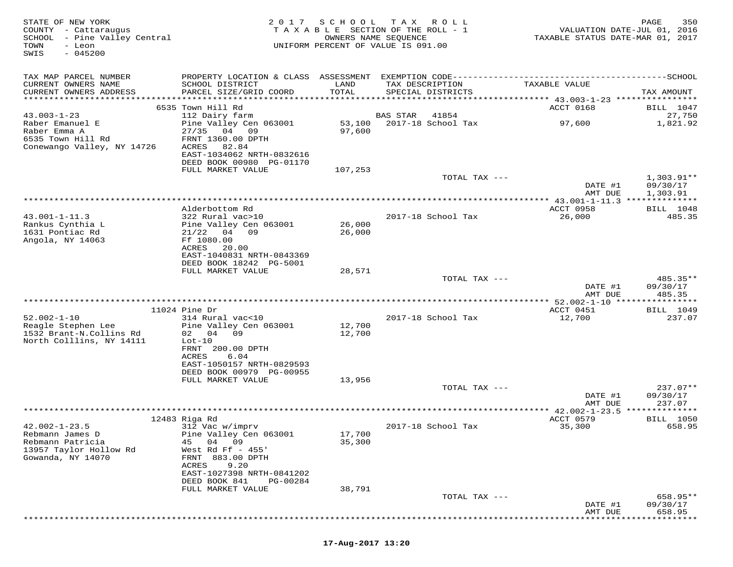STATE OF NEW YORK
COUNTY - Cattaraugus
SCHOOL - Pine Valley Central
TOWN - Leon
SWIS - 045200

2 0 1 7 S C H O O L T A X R O L L
T A X A B L E SECTION OF THE ROLL - 1
OWNERS NAME SEQUENCE
UNIFORM PERCENT OF VALUE IS 091.00

VALUATION DATE-JUL 01, 2016
TAXABLE STATUS DATE-MAR 01, 2017

| TAX MAP PARCEL NUMBER / CURRENT OWNERS NAME / CURRENT OWNERS ADDRESS | PROPERTY LOCATION & CLASS / SCHOOL DISTRICT / PARCEL SIZE/GRID COORD | ASSESSMENT LAND / TOTAL | EXEMPTION CODE / TAX DESCRIPTION / SPECIAL DISTRICTS | TAXABLE VALUE | SCHOOL TAX AMOUNT |
|---|---|---|---|---|---|
| | 6535 Town Hill Rd | | | ACCT 0168 | BILL 1047 |
| 43.003-1-23 | 112 Dairy farm | | BAS STAR 41854 | | 27,750 |
| Raber Emanuel E | Pine Valley Cen 063001 | 53,100 | 2017-18 School Tax | 97,600 | 1,821.92 |
| Raber Emma A | 27/35 04 09 | 97,600 | | | |
| 6535 Town Hill Rd | FRNT 1360.00 DPTH | | | | |
| Conewango Valley, NY 14726 | ACRES 82.84 | | | | |
| | EAST-1034062 NRTH-0832616 | | | | |
| | DEED BOOK 00980 PG-01170 | | | | |
| | FULL MARKET VALUE | 107,253 | | | |
| | | | TOTAL TAX --- | | 1,303.91** |
| | | | | DATE #1 | 09/30/17 |
| | | | | AMT DUE | 1,303.91 |
| | Alderbottom Rd | | | ACCT 0958 | BILL 1048 |
| 43.001-1-11.3 | 322 Rural vac>10 | | 2017-18 School Tax | 26,000 | 485.35 |
| Rankus Cynthia L | Pine Valley Cen 063001 | 26,000 | | | |
| 1631 Pontiac Rd | 21/22 04 09 | 26,000 | | | |
| Angola, NY 14063 | Ff 1080.00 | | | | |
| | ACRES 20.00 | | | | |
| | EAST-1040831 NRTH-0843369 | | | | |
| | DEED BOOK 18242 PG-5001 | | | | |
| | FULL MARKET VALUE | 28,571 | | | |
| | | | TOTAL TAX --- | | 485.35** |
| | | | | DATE #1 | 09/30/17 |
| | | | | AMT DUE | 485.35 |
| | 11024 Pine Dr | | | ACCT 0451 | BILL 1049 |
| 52.002-1-10 | 314 Rural vac<10 | | 2017-18 School Tax | 12,700 | 237.07 |
| Reagle Stephen Lee | Pine Valley Cen 063001 | 12,700 | | | |
| 1532 Brant-N.Collins Rd | 02 04 09 | 12,700 | | | |
| North Colllins, NY 14111 | Lot-10 | | | | |
| | FRNT 200.00 DPTH | | | | |
| | ACRES 6.04 | | | | |
| | EAST-1050157 NRTH-0829593 | | | | |
| | DEED BOOK 00979 PG-00955 | | | | |
| | FULL MARKET VALUE | 13,956 | | | |
| | | | TOTAL TAX --- | | 237.07** |
| | | | | DATE #1 | 09/30/17 |
| | | | | AMT DUE | 237.07 |
| | 12483 Riga Rd | | | ACCT 0579 | BILL 1050 |
| 42.002-1-23.5 | 312 Vac w/imprv | | 2017-18 School Tax | 35,300 | 658.95 |
| Rebmann James D | Pine Valley Cen 063001 | 17,700 | | | |
| Rebmann Patricia | 45 04 09 | 35,300 | | | |
| 13957 Taylor Hollow Rd | West Rd Ff - 455' | | | | |
| Gowanda, NY 14070 | FRNT 883.00 DPTH | | | | |
| | ACRES 9.20 | | | | |
| | EAST-1027398 NRTH-0841202 | | | | |
| | DEED BOOK 841 PG-00284 | | | | |
| | FULL MARKET VALUE | 38,791 | | | |
| | | | TOTAL TAX --- | | 658.95** |
| | | | | DATE #1 | 09/30/17 |
| | | | | AMT DUE | 658.95 |

17-Aug-2017 13:20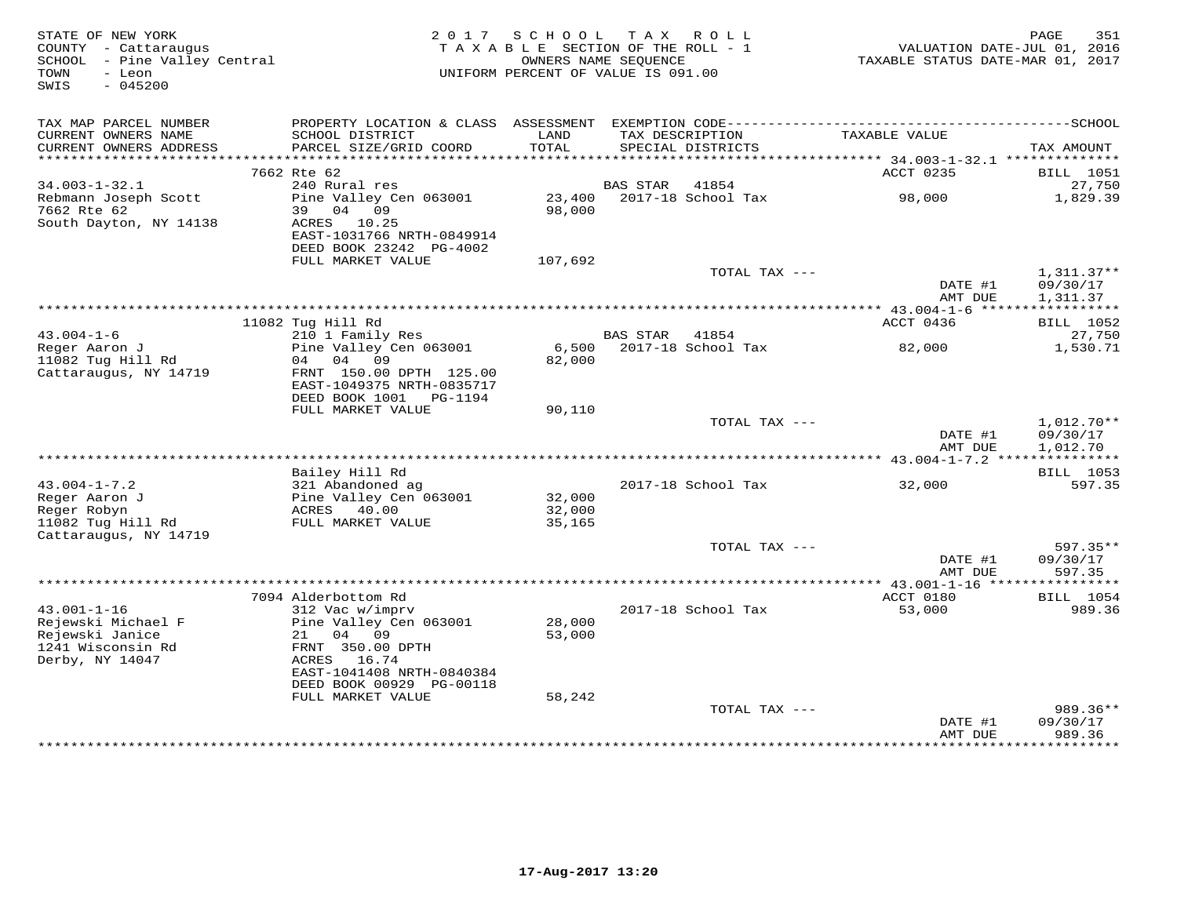STATE OF NEW YORK
COUNTY - Cattaraugus
SCHOOL - Pine Valley Central
TOWN - Leon
SWIS - 045200

2017 SCHOOL TAX ROLL
TAXABLE SECTION OF THE ROLL - 1
OWNERS NAME SEQUENCE
UNIFORM PERCENT OF VALUE IS 091.00

VALUATION DATE-JUL 01, 2016
TAXABLE STATUS DATE-MAR 01, 2017

| TAX MAP PARCEL NUMBER / CURRENT OWNERS NAME / CURRENT OWNERS ADDRESS | PROPERTY LOCATION & CLASS / SCHOOL DISTRICT / PARCEL SIZE/GRID COORD | ASSESSMENT LAND / TOTAL | EXEMPTION CODE / TAX DESCRIPTION / SPECIAL DISTRICTS | TAXABLE VALUE | SCHOOL TAX AMOUNT |
|---|---|---|---|---|---|
| 34.003-1-32.1 | 7662 Rte 62 | | | ACCT 0235 | BILL 1051 |
| Rebmann Joseph Scott | 240 Rural res | | BAS STAR 41854 | | 27,750 |
| 7662 Rte 62 | Pine Valley Cen 063001 | 23,400 | 2017-18 School Tax | 98,000 | 1,829.39 |
| South Dayton, NY 14138 | 39 04 09 | 98,000 | | | |
| | ACRES 10.25 | | | | |
| | EAST-1031766 NRTH-0849914 | | | | |
| | DEED BOOK 23242 PG-4002 | | | | |
| | FULL MARKET VALUE | 107,692 | | | |
| | | | TOTAL TAX --- | | 1,311.37** |
| | | | | DATE #1 | 09/30/17 |
| | | | | AMT DUE | 1,311.37 |
| 43.004-1-6 | 11082 Tug Hill Rd | | | ACCT 0436 | BILL 1052 |
| Reger Aaron J | 210 1 Family Res | | BAS STAR 41854 | | 27,750 |
| 11082 Tug Hill Rd | Pine Valley Cen 063001 | 6,500 | 2017-18 School Tax | 82,000 | 1,530.71 |
| Cattaraugus, NY 14719 | 04 04 09 | 82,000 | | | |
| | FRNT 150.00 DPTH 125.00 | | | | |
| | EAST-1049375 NRTH-0835717 | | | | |
| | DEED BOOK 1001 PG-1194 | | | | |
| | FULL MARKET VALUE | 90,110 | | | |
| | | | TOTAL TAX --- | | 1,012.70** |
| | | | | DATE #1 | 09/30/17 |
| | | | | AMT DUE | 1,012.70 |
| 43.004-1-7.2 | Bailey Hill Rd | | | | BILL 1053 |
| Reger Aaron J | 321 Abandoned ag | | 2017-18 School Tax | 32,000 | 597.35 |
| Reger Robyn | Pine Valley Cen 063001 | 32,000 | | | |
| 11082 Tug Hill Rd | ACRES 40.00 | 32,000 | | | |
| Cattaraugus, NY 14719 | FULL MARKET VALUE | 35,165 | | | |
| | | | TOTAL TAX --- | | 597.35** |
| | | | | DATE #1 | 09/30/17 |
| | | | | AMT DUE | 597.35 |
| 43.001-1-16 | 7094 Alderbottom Rd | | | ACCT 0180 | BILL 1054 |
| Rejewski Michael F | 312 Vac w/imprv | | 2017-18 School Tax | 53,000 | 989.36 |
| Rejewski Janice | Pine Valley Cen 063001 | 28,000 | | | |
| 1241 Wisconsin Rd | 21 04 09 | 53,000 | | | |
| Derby, NY 14047 | FRNT 350.00 DPTH | | | | |
| | ACRES 16.74 | | | | |
| | EAST-1041408 NRTH-0840384 | | | | |
| | DEED BOOK 00929 PG-00118 | | | | |
| | FULL MARKET VALUE | 58,242 | | | |
| | | | TOTAL TAX --- | | 989.36** |
| | | | | DATE #1 | 09/30/17 |
| | | | | AMT DUE | 989.36 |

17-Aug-2017 13:20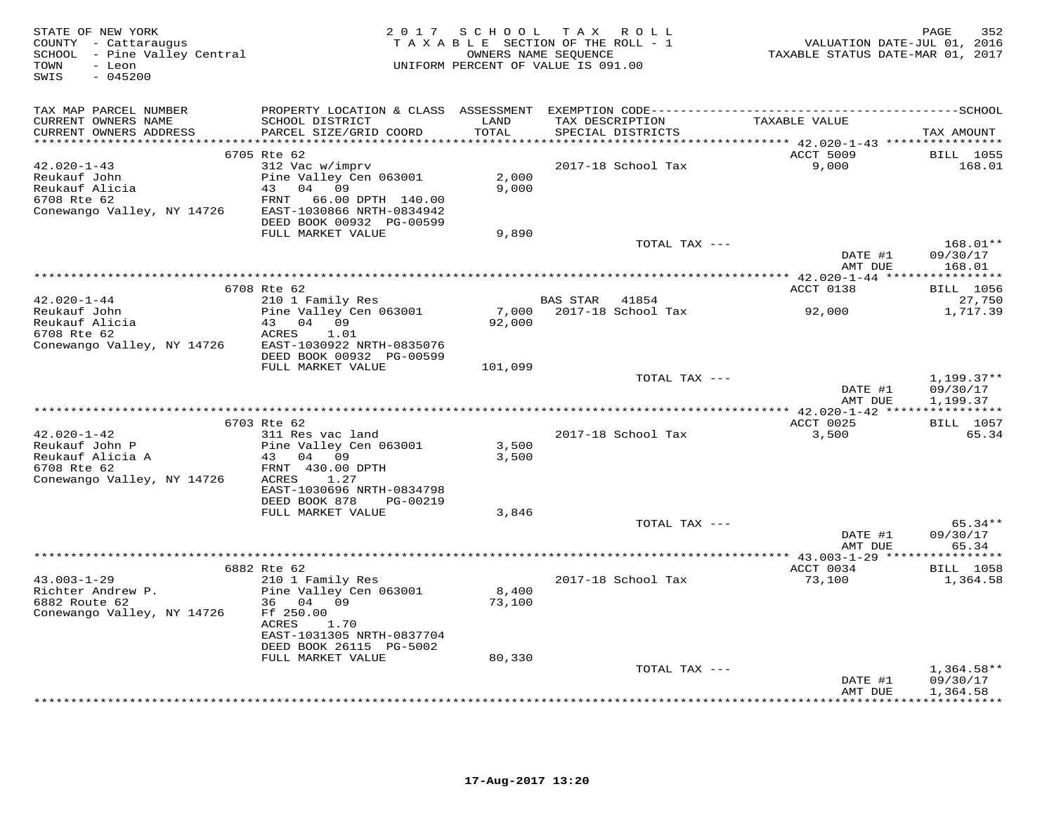STATE OF NEW YORK
COUNTY - Cattaraugus
SCHOOL - Pine Valley Central
TOWN - Leon
SWIS - 045200

2017 SCHOOL TAX ROLL
TAXABLE SECTION OF THE ROLL - 1
OWNERS NAME SEQUENCE
UNIFORM PERCENT OF VALUE IS 091.00

VALUATION DATE-JUL 01, 2016
TAXABLE STATUS DATE-MAR 01, 2017

| TAX MAP PARCEL NUMBER / CURRENT OWNERS NAME / CURRENT OWNERS ADDRESS | PROPERTY LOCATION & CLASS / SCHOOL DISTRICT / PARCEL SIZE/GRID COORD | ASSESSMENT LAND / TOTAL | EXEMPTION CODE / TAX DESCRIPTION / SPECIAL DISTRICTS | TAXABLE VALUE | TAX AMOUNT |
|---|---|---|---|---|---|
| | 6705 Rte 62 | | | ACCT 5009 | BILL 1055 |
| 42.020-1-43 | 312 Vac w/imprv | | 2017-18 School Tax | 9,000 | 168.01 |
| Reukauf John | Pine Valley Cen 063001 | 2,000 | | | |
| Reukauf Alicia | 43 04 09 | 9,000 | | | |
| 6708 Rte 62 | FRNT 66.00 DPTH 140.00 | | | | |
| Conewango Valley, NY 14726 | EAST-1030866 NRTH-0834942 | | | | |
| | DEED BOOK 00932 PG-00599 | | | | |
| | FULL MARKET VALUE | 9,890 | | | |
| | | | TOTAL TAX --- | | 168.01** |
| | | | | DATE #1 | 09/30/17 |
| | | | | AMT DUE | 168.01 |
| | 6708 Rte 62 | | | ACCT 0138 | BILL 1056 |
| 42.020-1-44 | 210 1 Family Res | | BAS STAR 41854 | | 27,750 |
| Reukauf John | Pine Valley Cen 063001 | 7,000 | 2017-18 School Tax | 92,000 | 1,717.39 |
| Reukauf Alicia | 43 04 09 | 92,000 | | | |
| 6708 Rte 62 | ACRES 1.01 | | | | |
| Conewango Valley, NY 14726 | EAST-1030922 NRTH-0835076 | | | | |
| | DEED BOOK 00932 PG-00599 | | | | |
| | FULL MARKET VALUE | 101,099 | | | |
| | | | TOTAL TAX --- | | 1,199.37** |
| | | | | DATE #1 | 09/30/17 |
| | | | | AMT DUE | 1,199.37 |
| | 6703 Rte 62 | | | ACCT 0025 | BILL 1057 |
| 42.020-1-42 | 311 Res vac land | | 2017-18 School Tax | 3,500 | 65.34 |
| Reukauf John P | Pine Valley Cen 063001 | 3,500 | | | |
| Reukauf Alicia A | 43 04 09 | 3,500 | | | |
| 6708 Rte 62 | FRNT 430.00 DPTH | | | | |
| Conewango Valley, NY 14726 | ACRES 1.27 | | | | |
| | EAST-1030696 NRTH-0834798 | | | | |
| | DEED BOOK 878 PG-00219 | | | | |
| | FULL MARKET VALUE | 3,846 | | | |
| | | | TOTAL TAX --- | | 65.34** |
| | | | | DATE #1 | 09/30/17 |
| | | | | AMT DUE | 65.34 |
| | 6882 Rte 62 | | | ACCT 0034 | BILL 1058 |
| 43.003-1-29 | 210 1 Family Res | | 2017-18 School Tax | 73,100 | 1,364.58 |
| Richter Andrew P. | Pine Valley Cen 063001 | 8,400 | | | |
| 6882 Route 62 | 36 04 09 | 73,100 | | | |
| Conewango Valley, NY 14726 | Ff 250.00 | | | | |
| | ACRES 1.70 | | | | |
| | EAST-1031305 NRTH-0837704 | | | | |
| | DEED BOOK 26115 PG-5002 | | | | |
| | FULL MARKET VALUE | 80,330 | | | |
| | | | TOTAL TAX --- | | 1,364.58** |
| | | | | DATE #1 | 09/30/17 |
| | | | | AMT DUE | 1,364.58 |

17-Aug-2017 13:20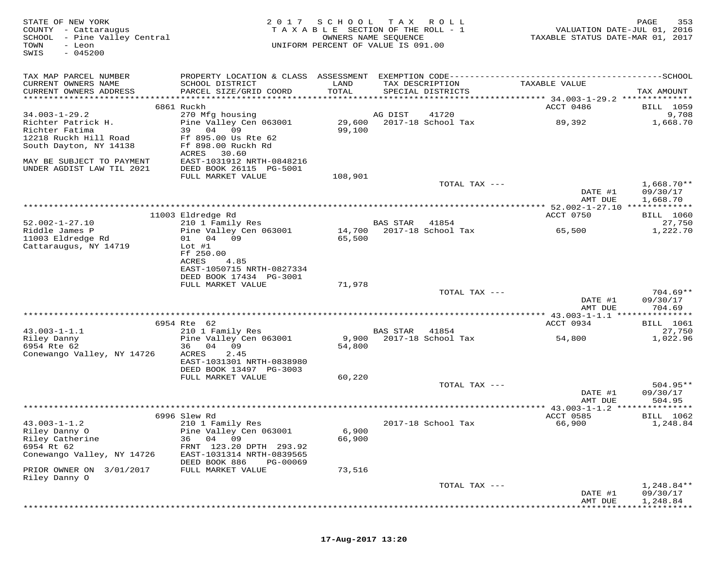STATE OF NEW YORK
COUNTY - Cattaraugus
SCHOOL - Pine Valley Central
TOWN - Leon
SWIS - 045200

2 0 1 7 S C H O O L T A X R O L L
T A X A B L E SECTION OF THE ROLL - 1
OWNERS NAME SEQUENCE
UNIFORM PERCENT OF VALUE IS 091.00

VALUATION DATE-JUL 01, 2016
TAXABLE STATUS DATE-MAR 01, 2017

| TAX MAP PARCEL NUMBER / CURRENT OWNERS NAME / CURRENT OWNERS ADDRESS | PROPERTY LOCATION & CLASS / SCHOOL DISTRICT / PARCEL SIZE/GRID COORD | ASSESSMENT LAND / TOTAL | EXEMPTION CODE / TAX DESCRIPTION / SPECIAL DISTRICTS | TAXABLE VALUE | SCHOOL TAX AMOUNT |
|---|---|---|---|---|---|
| | 6861 Ruckh | | | ACCT 0486 | BILL 1059 |
| 34.003-1-29.2 | 270 Mfg housing | | AG DIST 41720 | | 9,708 |
| Richter Patrick H. | Pine Valley Cen 063001 | 29,600 | 2017-18 School Tax | 89,392 | 1,668.70 |
| Richter Fatima | 39 04 09 | 99,100 | | | |
| 12218 Ruckh Hill Road | Ff 895.00 Us Rte 62 | | | | |
| South Dayton, NY 14138 | Ff 898.00 Ruckh Rd | | | | |
| | ACRES 30.60 | | | | |
| MAY BE SUBJECT TO PAYMENT | EAST-1031912 NRTH-0848216 | | | | |
| UNDER AGDIST LAW TIL 2021 | DEED BOOK 26115 PG-5001 | | | | |
| | FULL MARKET VALUE | 108,901 | | | |
| | | | TOTAL TAX --- | | 1,668.70** |
| | | | | DATE #1 | 09/30/17 |
| | | | | AMT DUE | 1,668.70 |
| | 11003 Eldredge Rd | | | ACCT 0750 | BILL 1060 |
| 52.002-1-27.10 | 210 1 Family Res | | BAS STAR 41854 | | 27,750 |
| Riddle James P | Pine Valley Cen 063001 | 14,700 | 2017-18 School Tax | 65,500 | 1,222.70 |
| 11003 Eldredge Rd | 01 04 09 | 65,500 | | | |
| Cattaraugus, NY 14719 | Lot #1 | | | | |
| | Ff 250.00 | | | | |
| | ACRES 4.85 | | | | |
| | EAST-1050715 NRTH-0827334 | | | | |
| | DEED BOOK 17434 PG-3001 | | | | |
| | FULL MARKET VALUE | 71,978 | | | |
| | | | TOTAL TAX --- | | 704.69** |
| | | | | DATE #1 | 09/30/17 |
| | | | | AMT DUE | 704.69 |
| | 6954 Rte 62 | | | ACCT 0934 | BILL 1061 |
| 43.003-1-1.1 | 210 1 Family Res | | BAS STAR 41854 | | 27,750 |
| Riley Danny | Pine Valley Cen 063001 | 9,900 | 2017-18 School Tax | 54,800 | 1,022.96 |
| 6954 Rte 62 | 36 04 09 | 54,800 | | | |
| Conewango Valley, NY 14726 | ACRES 2.45 | | | | |
| | EAST-1031301 NRTH-0838980 | | | | |
| | DEED BOOK 13497 PG-3003 | | | | |
| | FULL MARKET VALUE | 60,220 | | | |
| | | | TOTAL TAX --- | | 504.95** |
| | | | | DATE #1 | 09/30/17 |
| | | | | AMT DUE | 504.95 |
| | 6996 Slew Rd | | | ACCT 0585 | BILL 1062 |
| 43.003-1-1.2 | 210 1 Family Res | | 2017-18 School Tax | 66,900 | 1,248.84 |
| Riley Danny O | Pine Valley Cen 063001 | 6,900 | | | |
| Riley Catherine | 36 04 09 | 66,900 | | | |
| 6954 Rt 62 | FRNT 123.20 DPTH 293.92 | | | | |
| Conewango Valley, NY 14726 | EAST-1031314 NRTH-0839565 | | | | |
| | DEED BOOK 886 PG-00069 | | | | |
| PRIOR OWNER ON 3/01/2017 | FULL MARKET VALUE | 73,516 | | | |
| Riley Danny O | | | | | |
| | | | TOTAL TAX --- | | 1,248.84** |
| | | | | DATE #1 | 09/30/17 |
| | | | | AMT DUE | 1,248.84 |

17-Aug-2017 13:20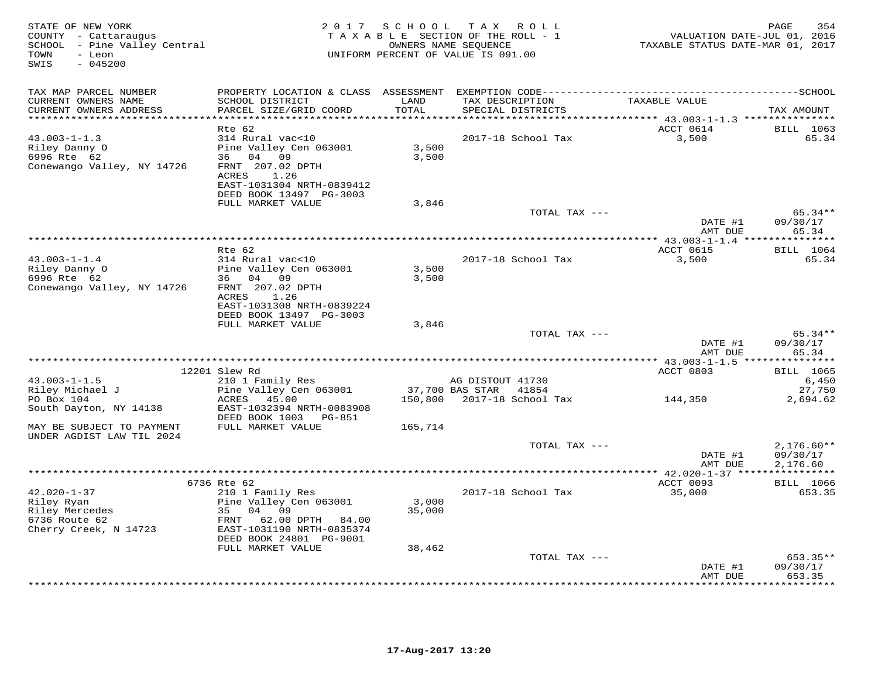STATE OF NEW YORK
COUNTY - Cattaraugus
SCHOOL - Pine Valley Central
TOWN - Leon
SWIS - 045200

2017 SCHOOL TAX ROLL
TAXABLE SECTION OF THE ROLL - 1
OWNERS NAME SEQUENCE
UNIFORM PERCENT OF VALUE IS 091.00

VALUATION DATE-JUL 01, 2016
TAXABLE STATUS DATE-MAR 01, 2017

| TAX MAP PARCEL NUMBER / CURRENT OWNERS NAME / CURRENT OWNERS ADDRESS | PROPERTY LOCATION & CLASS / SCHOOL DISTRICT / PARCEL SIZE/GRID COORD | ASSESSMENT LAND / TOTAL | EXEMPTION CODE / TAX DESCRIPTION / SPECIAL DISTRICTS | TAXABLE VALUE | TAX AMOUNT |
|---|---|---|---|---|---|
| | Rte 62 | | | ACCT 0614 | BILL 1063 |
| 43.003-1-1.3 | 314 Rural vac<10 | | 2017-18 School Tax | 3,500 | 65.34 |
| Riley Danny O | Pine Valley Cen 063001 | 3,500 | | | |
| 6996 Rte 62 | 36 04 09 | 3,500 | | | |
| Conewango Valley, NY 14726 | FRNT 207.02 DPTH | | | | |
| | ACRES 1.26 | | | | |
| | EAST-1031304 NRTH-0839412 | | | | |
| | DEED BOOK 13497 PG-3003 | | | | |
| | FULL MARKET VALUE | 3,846 | | | |
| | | | TOTAL TAX --- | | 65.34** |
| | | | | DATE #1 | 09/30/17 |
| | | | | AMT DUE | 65.34 |
| | Rte 62 | | | ACCT 0615 | BILL 1064 |
| 43.003-1-1.4 | 314 Rural vac<10 | | 2017-18 School Tax | 3,500 | 65.34 |
| Riley Danny O | Pine Valley Cen 063001 | 3,500 | | | |
| 6996 Rte 62 | 36 04 09 | 3,500 | | | |
| Conewango Valley, NY 14726 | FRNT 207.02 DPTH | | | | |
| | ACRES 1.26 | | | | |
| | EAST-1031308 NRTH-0839224 | | | | |
| | DEED BOOK 13497 PG-3003 | | | | |
| | FULL MARKET VALUE | 3,846 | | | |
| | | | TOTAL TAX --- | | 65.34** |
| | | | | DATE #1 | 09/30/17 |
| | | | | AMT DUE | 65.34 |
| | 12201 Slew Rd | | | ACCT 0803 | BILL 1065 |
| 43.003-1-1.5 | 210 1 Family Res | | AG DISTOUT 41730 | | 6,450 |
| Riley Michael J | Pine Valley Cen 063001 | 37,700 | BAS STAR 41854 | | 27,750 |
| PO Box 104 | ACRES 45.00 | 150,800 | 2017-18 School Tax | 144,350 | 2,694.62 |
| South Dayton, NY 14138 | EAST-1032394 NRTH-0083908 | | | | |
| | DEED BOOK 1003 PG-851 | | | | |
| MAY BE SUBJECT TO PAYMENT UNDER AGDIST LAW TIL 2024 | FULL MARKET VALUE | 165,714 | | | |
| | | | TOTAL TAX --- | | 2,176.60** |
| | | | | DATE #1 | 09/30/17 |
| | | | | AMT DUE | 2,176.60 |
| | 6736 Rte 62 | | | ACCT 0093 | BILL 1066 |
| 42.020-1-37 | 210 1 Family Res | | 2017-18 School Tax | 35,000 | 653.35 |
| Riley Ryan | Pine Valley Cen 063001 | 3,000 | | | |
| Riley Mercedes | 35 04 09 | 35,000 | | | |
| 6736 Route 62 | FRNT 62.00 DPTH 84.00 | | | | |
| Cherry Creek, N 14723 | EAST-1031190 NRTH-0835374 | | | | |
| | DEED BOOK 24801 PG-9001 | | | | |
| | FULL MARKET VALUE | 38,462 | | | |
| | | | TOTAL TAX --- | | 653.35** |
| | | | | DATE #1 | 09/30/17 |
| | | | | AMT DUE | 653.35 |

17-Aug-2017 13:20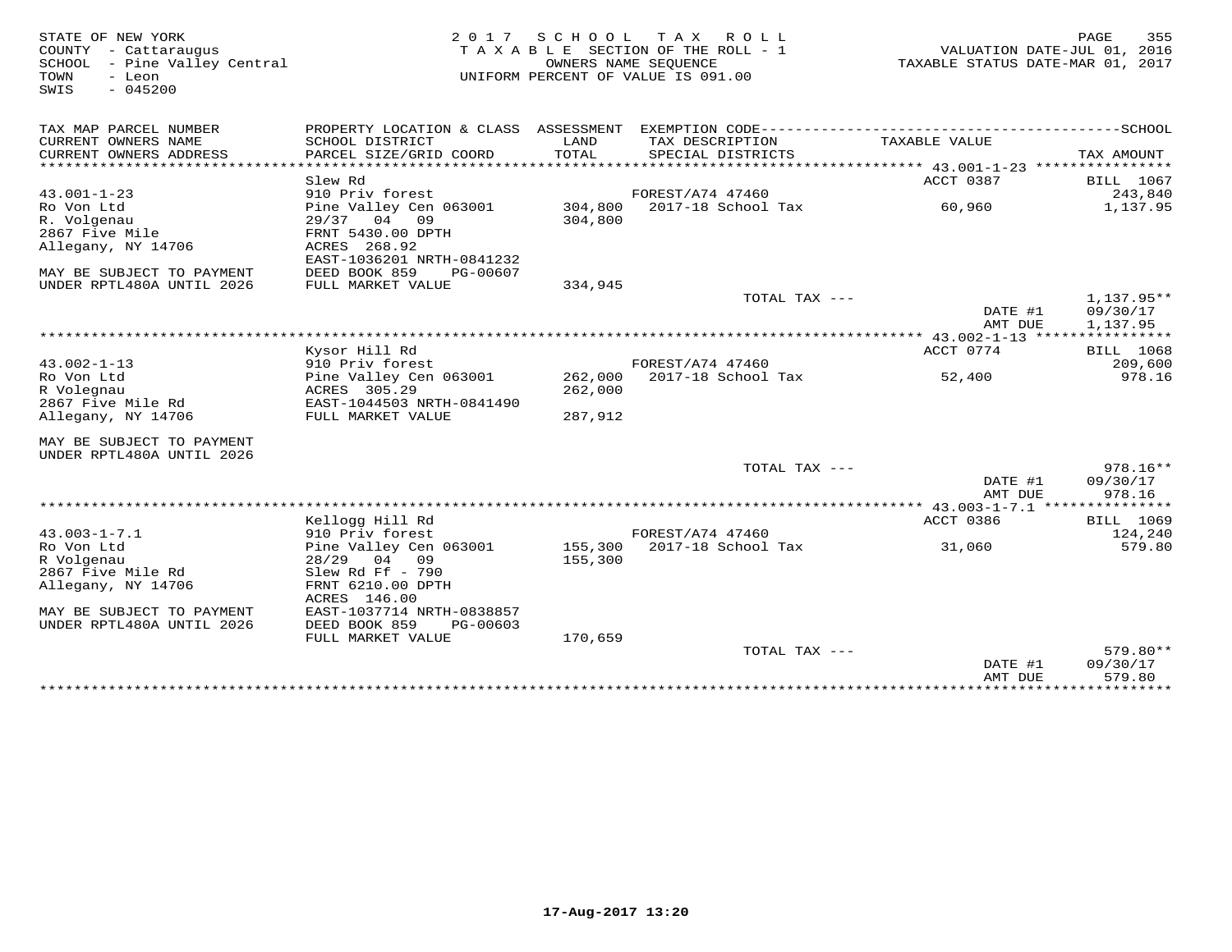STATE OF NEW YORK
COUNTY - Cattaraugus
SCHOOL - Pine Valley Central
TOWN - Leon
SWIS - 045200

2017 SCHOOL TAX ROLL
TAXABLE SECTION OF THE ROLL - 1
OWNERS NAME SEQUENCE
UNIFORM PERCENT OF VALUE IS 091.00

VALUATION DATE-JUL 01, 2016
TAXABLE STATUS DATE-MAR 01, 2017

| TAX MAP PARCEL NUMBER / CURRENT OWNERS NAME / CURRENT OWNERS ADDRESS | PROPERTY LOCATION & CLASS / SCHOOL DISTRICT / PARCEL SIZE/GRID COORD | ASSESSMENT LAND / TOTAL | EXEMPTION CODE / TAX DESCRIPTION / SPECIAL DISTRICTS | TAXABLE VALUE | TAX AMOUNT |
|---|---|---|---|---|---|
| 43.001-1-23 | Slew Rd | | | ACCT 0387 | BILL 1067 |
| | 910 Priv forest | | FOREST/A74 47460 | | 243,840 |
| Ro Von Ltd | Pine Valley Cen 063001 | 304,800 | 2017-18 School Tax | 60,960 | 1,137.95 |
| R. Volgenau | 29/37 04 09 | 304,800 | | | |
| 2867 Five Mile | FRNT 5430.00 DPTH | | | | |
| Allegany, NY 14706 | ACRES 268.92 | | | | |
| | EAST-1036201 NRTH-0841232 | | | | |
| MAY BE SUBJECT TO PAYMENT | DEED BOOK 859 PG-00607 | | | | |
| UNDER RPTL480A UNTIL 2026 | FULL MARKET VALUE | 334,945 | | | |
| | | | TOTAL TAX --- | | 1,137.95** |
| | | | | DATE #1 | 09/30/17 |
| | | | | AMT DUE | 1,137.95 |
| 43.002-1-13 | Kysor Hill Rd | | | ACCT 0774 | BILL 1068 |
| | 910 Priv forest | | FOREST/A74 47460 | | 209,600 |
| Ro Von Ltd | Pine Valley Cen 063001 | 262,000 | 2017-18 School Tax | 52,400 | 978.16 |
| R Volegnau | ACRES 305.29 | 262,000 | | | |
| 2867 Five Mile Rd | EAST-1044503 NRTH-0841490 | | | | |
| Allegany, NY 14706 | FULL MARKET VALUE | 287,912 | | | |
| MAY BE SUBJECT TO PAYMENT | | | | | |
| UNDER RPTL480A UNTIL 2026 | | | | | |
| | | | TOTAL TAX --- | | 978.16** |
| | | | | DATE #1 | 09/30/17 |
| | | | | AMT DUE | 978.16 |
| 43.003-1-7.1 | Kellogg Hill Rd | | | ACCT 0386 | BILL 1069 |
| | 910 Priv forest | | FOREST/A74 47460 | | 124,240 |
| Ro Von Ltd | Pine Valley Cen 063001 | 155,300 | 2017-18 School Tax | 31,060 | 579.80 |
| R Volgenau | 28/29 04 09 | 155,300 | | | |
| 2867 Five Mile Rd | Slew Rd Ff - 790 | | | | |
| Allegany, NY 14706 | FRNT 6210.00 DPTH | | | | |
| | ACRES 146.00 | | | | |
| MAY BE SUBJECT TO PAYMENT | EAST-1037714 NRTH-0838857 | | | | |
| UNDER RPTL480A UNTIL 2026 | DEED BOOK 859 PG-00603 | | | | |
| | FULL MARKET VALUE | 170,659 | | | |
| | | | TOTAL TAX --- | | 579.80** |
| | | | | DATE #1 | 09/30/17 |
| | | | | AMT DUE | 579.80 |

17-Aug-2017 13:20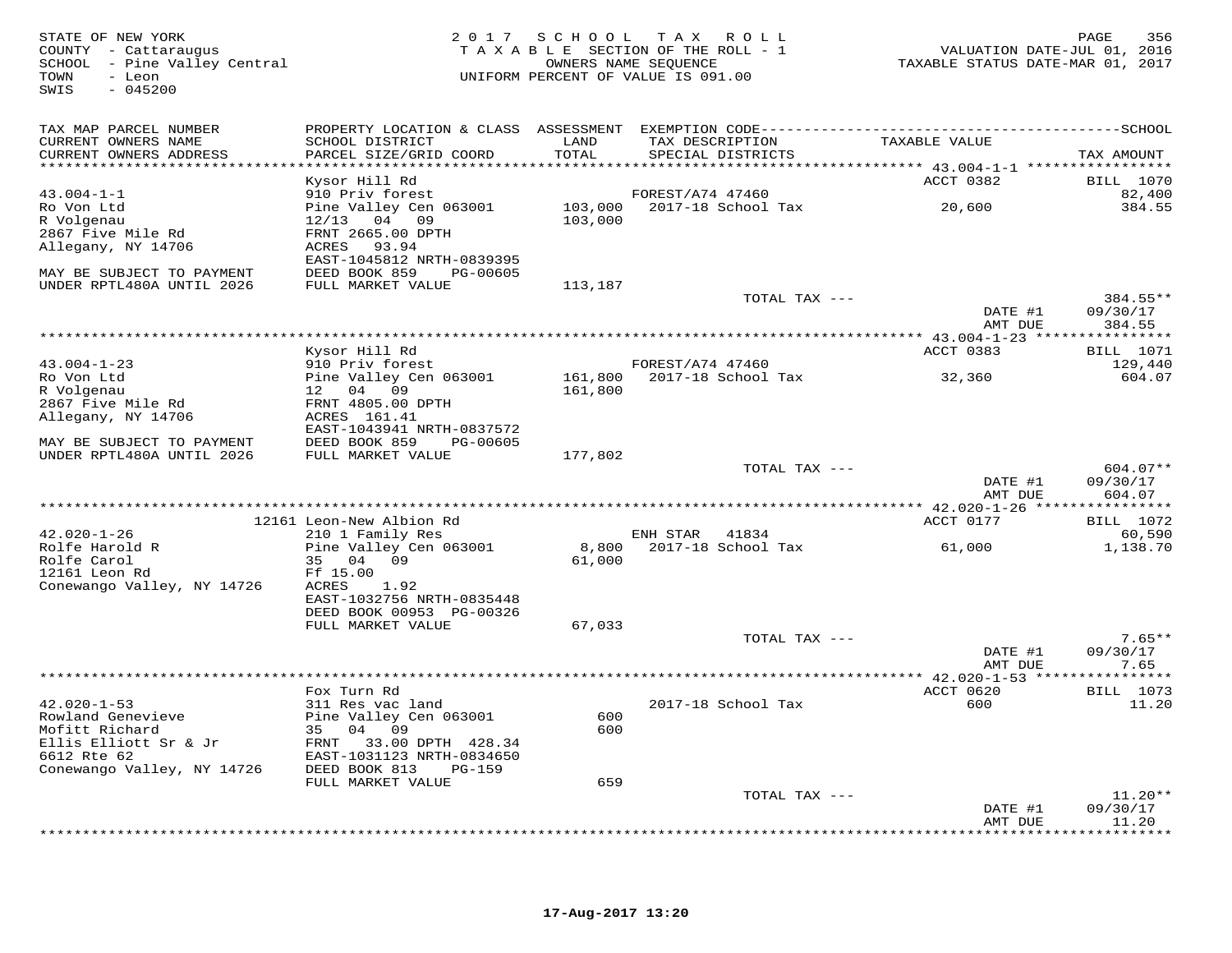STATE OF NEW YORK
COUNTY - Cattaraugus
SCHOOL - Pine Valley Central
TOWN - Leon
SWIS - 045200

2017 SCHOOL TAX ROLL
TAXABLE SECTION OF THE ROLL - 1
OWNERS NAME SEQUENCE
UNIFORM PERCENT OF VALUE IS 091.00

VALUATION DATE-JUL 01, 2016
TAXABLE STATUS DATE-MAR 01, 2017

| TAX MAP PARCEL NUMBER / CURRENT OWNERS NAME / CURRENT OWNERS ADDRESS | PROPERTY LOCATION & CLASS / SCHOOL DISTRICT / PARCEL SIZE/GRID COORD | ASSESSMENT LAND / TOTAL | EXEMPTION CODE / TAX DESCRIPTION / SPECIAL DISTRICTS | TAXABLE VALUE | TAX AMOUNT |
|---|---|---|---|---|---|
| | Kysor Hill Rd | | | ACCT 0382 | BILL 1070 |
| 43.004-1-1 | 910 Priv forest | | FOREST/A74 47460 | | 82,400 |
| Ro Von Ltd | Pine Valley Cen 063001 | 103,000 | 2017-18 School Tax | 20,600 | 384.55 |
| R Volgenau | 12/13 04 09 | 103,000 | | | |
| 2867 Five Mile Rd | FRNT 2665.00 DPTH | | | | |
| Allegany, NY 14706 | ACRES 93.94 | | | | |
| | EAST-1045812 NRTH-0839395 | | | | |
| MAY BE SUBJECT TO PAYMENT | DEED BOOK 859 PG-00605 | | | | |
| UNDER RPTL480A UNTIL 2026 | FULL MARKET VALUE | 113,187 | | | |
| | | | TOTAL TAX --- | | 384.55** |
| | | | | DATE #1 | 09/30/17 |
| | | | | AMT DUE | 384.55 |
| | Kysor Hill Rd | | | ACCT 0383 | BILL 1071 |
| 43.004-1-23 | 910 Priv forest | | FOREST/A74 47460 | | 129,440 |
| Ro Von Ltd | Pine Valley Cen 063001 | 161,800 | 2017-18 School Tax | 32,360 | 604.07 |
| R Volgenau | 12 04 09 | 161,800 | | | |
| 2867 Five Mile Rd | FRNT 4805.00 DPTH | | | | |
| Allegany, NY 14706 | ACRES 161.41 | | | | |
| | EAST-1043941 NRTH-0837572 | | | | |
| MAY BE SUBJECT TO PAYMENT | DEED BOOK 859 PG-00605 | | | | |
| UNDER RPTL480A UNTIL 2026 | FULL MARKET VALUE | 177,802 | | | |
| | | | TOTAL TAX --- | | 604.07** |
| | | | | DATE #1 | 09/30/17 |
| | | | | AMT DUE | 604.07 |
| | 12161 Leon-New Albion Rd | | | ACCT 0177 | BILL 1072 |
| 42.020-1-26 | 210 1 Family Res | | ENH STAR 41834 | | 60,590 |
| Rolfe Harold R | Pine Valley Cen 063001 | 8,800 | 2017-18 School Tax | 61,000 | 1,138.70 |
| Rolfe Carol | 35 04 09 | 61,000 | | | |
| 12161 Leon Rd | Ff 15.00 | | | | |
| Conewango Valley, NY 14726 | ACRES 1.92 | | | | |
| | EAST-1032756 NRTH-0835448 | | | | |
| | DEED BOOK 00953 PG-00326 | | | | |
| | FULL MARKET VALUE | 67,033 | | | |
| | | | TOTAL TAX --- | | 7.65** |
| | | | | DATE #1 | 09/30/17 |
| | | | | AMT DUE | 7.65 |
| | Fox Turn Rd | | | ACCT 0620 | BILL 1073 |
| 42.020-1-53 | 311 Res vac land | | 2017-18 School Tax | 600 | 11.20 |
| Rowland Genevieve | Pine Valley Cen 063001 | 600 | | | |
| Mofitt Richard | 35 04 09 | 600 | | | |
| Ellis Elliott Sr & Jr | FRNT 33.00 DPTH 428.34 | | | | |
| 6612 Rte 62 | EAST-1031123 NRTH-0834650 | | | | |
| Conewango Valley, NY 14726 | DEED BOOK 813 PG-159 | | | | |
| | FULL MARKET VALUE | 659 | | | |
| | | | TOTAL TAX --- | | 11.20** |
| | | | | DATE #1 | 09/30/17 |
| | | | | AMT DUE | 11.20 |

17-Aug-2017 13:20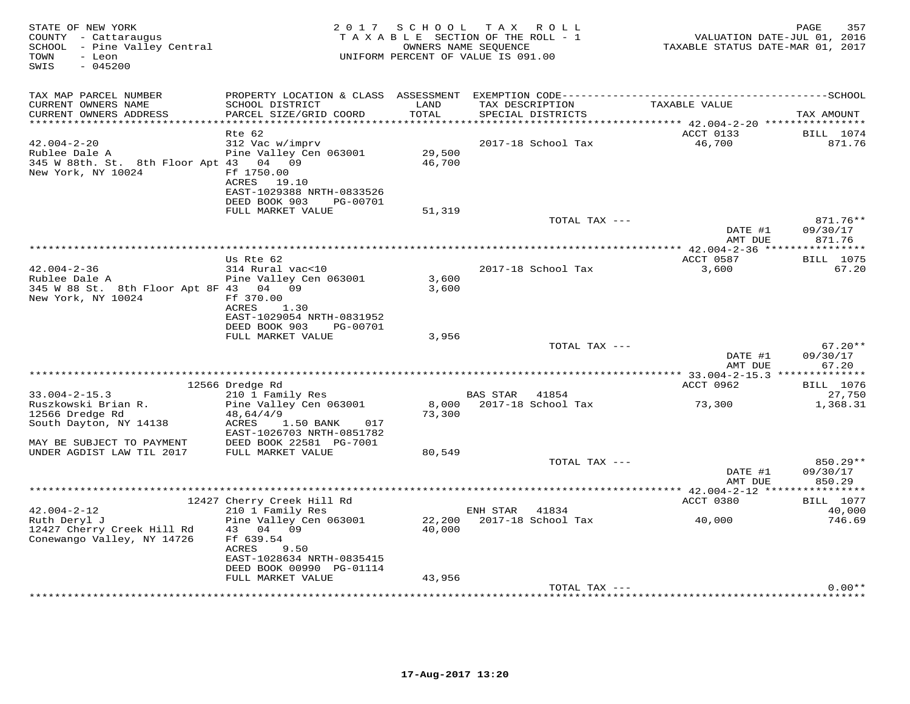STATE OF NEW YORK
COUNTY - Cattaraugus
SCHOOL - Pine Valley Central
TOWN - Leon
SWIS - 045200

2017 SCHOOL TAX ROLL
TAXABLE SECTION OF THE ROLL - 1
OWNERS NAME SEQUENCE
UNIFORM PERCENT OF VALUE IS 091.00

VALUATION DATE-JUL 01, 2016
TAXABLE STATUS DATE-MAR 01, 2017

| TAX MAP PARCEL NUMBER / CURRENT OWNERS NAME / CURRENT OWNERS ADDRESS | PROPERTY LOCATION & CLASS / SCHOOL DISTRICT / PARCEL SIZE/GRID COORD | ASSESSMENT LAND / TOTAL | EXEMPTION CODE / TAX DESCRIPTION / SPECIAL DISTRICTS | TAXABLE VALUE | TAX AMOUNT |
|---|---|---|---|---|---|
| 42.004-2-20 | Rte 62 | | | ACCT 0133 | BILL 1074 |
| Rublee Dale A | 312 Vac w/imprv | | 2017-18 School Tax | 46,700 | 871.76 |
| 345 W 88th. St. 8th Floor Apt | Pine Valley Cen 063001 | 29,500 | | | |
| New York, NY 10024 | 43 04 09 | 46,700 | | | |
| | Ff 1750.00 | | | | |
| | ACRES 19.10 | | | | |
| | EAST-1029388 NRTH-0833526 | | | | |
| | DEED BOOK 903 PG-00701 | | | | |
| | FULL MARKET VALUE | 51,319 | | | |
| | | | TOTAL TAX --- | | 871.76** |
| | | | | DATE #1 | 09/30/17 |
| | | | | AMT DUE | 871.76 |
| 42.004-2-36 | Us Rte 62 | | | ACCT 0587 | BILL 1075 |
| Rublee Dale A | 314 Rural vac<10 | | 2017-18 School Tax | 3,600 | 67.20 |
| 345 W 88 St. 8th Floor Apt 8F | Pine Valley Cen 063001 | 3,600 | | | |
| New York, NY 10024 | 43 04 09 | 3,600 | | | |
| | Ff 370.00 | | | | |
| | ACRES 1.30 | | | | |
| | EAST-1029054 NRTH-0831952 | | | | |
| | DEED BOOK 903 PG-00701 | | | | |
| | FULL MARKET VALUE | 3,956 | | | |
| | | | TOTAL TAX --- | | 67.20** |
| | | | | DATE #1 | 09/30/17 |
| | | | | AMT DUE | 67.20 |
| 33.004-2-15.3 | 12566 Dredge Rd | | | ACCT 0962 | BILL 1076 |
| Ruszkowski Brian R. | 210 1 Family Res | | BAS STAR 41854 | | 27,750 |
| 12566 Dredge Rd | Pine Valley Cen 063001 | 8,000 | 2017-18 School Tax | 73,300 | 1,368.31 |
| South Dayton, NY 14138 | 48,64/4/9 | 73,300 | | | |
| | ACRES 1.50 BANK 017 | | | | |
| | EAST-1026703 NRTH-0851782 | | | | |
| MAY BE SUBJECT TO PAYMENT | DEED BOOK 22581 PG-7001 | | | | |
| UNDER AGDIST LAW TIL 2017 | FULL MARKET VALUE | 80,549 | | | |
| | | | TOTAL TAX --- | | 850.29** |
| | | | | DATE #1 | 09/30/17 |
| | | | | AMT DUE | 850.29 |
| 42.004-2-12 | 12427 Cherry Creek Hill Rd | | | ACCT 0380 | BILL 1077 |
| Ruth Deryl J | 210 1 Family Res | | ENH STAR 41834 | | 40,000 |
| 12427 Cherry Creek Hill Rd | Pine Valley Cen 063001 | 22,200 | 2017-18 School Tax | 40,000 | 746.69 |
| Conewango Valley, NY 14726 | 43 04 09 | 40,000 | | | |
| | Ff 639.54 | | | | |
| | ACRES 9.50 | | | | |
| | EAST-1028634 NRTH-0835415 | | | | |
| | DEED BOOK 00990 PG-01114 | | | | |
| | FULL MARKET VALUE | 43,956 | | | |
| | | | TOTAL TAX --- | | 0.00** |

17-Aug-2017 13:20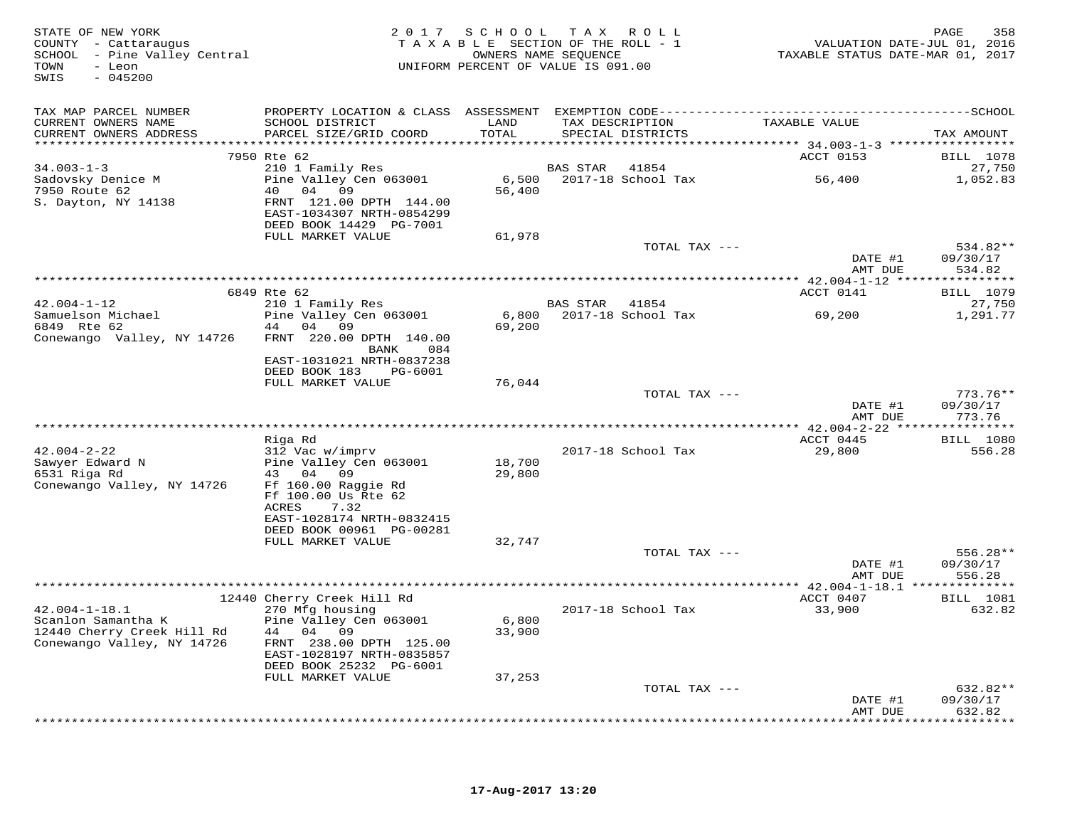STATE OF NEW YORK
COUNTY - Cattaraugus
SCHOOL - Pine Valley Central
TOWN - Leon
SWIS - 045200

2017 SCHOOL TAX ROLL
TAXABLE SECTION OF THE ROLL - 1
OWNERS NAME SEQUENCE
UNIFORM PERCENT OF VALUE IS 091.00

VALUATION DATE-JUL 01, 2016
TAXABLE STATUS DATE-MAR 01, 2017

| TAX MAP PARCEL NUMBER / CURRENT OWNERS NAME / CURRENT OWNERS ADDRESS | PROPERTY LOCATION & CLASS / SCHOOL DISTRICT / PARCEL SIZE/GRID COORD | ASSESSMENT LAND / TOTAL | EXEMPTION CODE / TAX DESCRIPTION / SPECIAL DISTRICTS | TAXABLE VALUE | TAX AMOUNT |
|---|---|---|---|---|---|
| **34.003-1-3** | 7950 Rte 62 | | | ACCT 0153 | BILL 1078 |
| 34.003-1-3 | 210 1 Family Res | | BAS STAR 41854 | | 27,750 |
| Sadovsky Denice M | Pine Valley Cen 063001 | 6,500 | 2017-18 School Tax | 56,400 | 1,052.83 |
| 7950 Route 62 | 40 04 09 | 56,400 | | | |
| S. Dayton, NY 14138 | FRNT 121.00 DPTH 144.00 | | | | |
| | EAST-1034307 NRTH-0854299 | | | | |
| | DEED BOOK 14429 PG-7001 | | | | |
| | FULL MARKET VALUE | 61,978 | | | |
| | | | TOTAL TAX --- | | 534.82** |
| | | | | DATE #1 | 09/30/17 |
| | | | | AMT DUE | 534.82 |
| **42.004-1-12** | 6849 Rte 62 | | | ACCT 0141 | BILL 1079 |
| 42.004-1-12 | 210 1 Family Res | | BAS STAR 41854 | | 27,750 |
| Samuelson Michael | Pine Valley Cen 063001 | 6,800 | 2017-18 School Tax | 69,200 | 1,291.77 |
| 6849 Rte 62 | 44 04 09 | 69,200 | | | |
| Conewango Valley, NY 14726 | FRNT 220.00 DPTH 140.00 | | | | |
| | BANK 084 | | | | |
| | EAST-1031021 NRTH-0837238 | | | | |
| | DEED BOOK 183 PG-6001 | | | | |
| | FULL MARKET VALUE | 76,044 | | | |
| | | | TOTAL TAX --- | | 773.76** |
| | | | | DATE #1 | 09/30/17 |
| | | | | AMT DUE | 773.76 |
| **42.004-2-22** | Riga Rd | | | ACCT 0445 | BILL 1080 |
| 42.004-2-22 | 312 Vac w/imprv | | 2017-18 School Tax | 29,800 | 556.28 |
| Sawyer Edward N | Pine Valley Cen 063001 | 18,700 | | | |
| 6531 Riga Rd | 43 04 09 | 29,800 | | | |
| Conewango Valley, NY 14726 | Ff 160.00 Raggie Rd | | | | |
| | Ff 100.00 Us Rte 62 | | | | |
| | ACRES 7.32 | | | | |
| | EAST-1028174 NRTH-0832415 | | | | |
| | DEED BOOK 00961 PG-00281 | | | | |
| | FULL MARKET VALUE | 32,747 | | | |
| | | | TOTAL TAX --- | | 556.28** |
| | | | | DATE #1 | 09/30/17 |
| | | | | AMT DUE | 556.28 |
| **42.004-1-18.1** | 12440 Cherry Creek Hill Rd | | | ACCT 0407 | BILL 1081 |
| 42.004-1-18.1 | 270 Mfg housing | | 2017-18 School Tax | 33,900 | 632.82 |
| Scanlon Samantha K | Pine Valley Cen 063001 | 6,800 | | | |
| 12440 Cherry Creek Hill Rd | 44 04 09 | 33,900 | | | |
| Conewango Valley, NY 14726 | FRNT 238.00 DPTH 125.00 | | | | |
| | EAST-1028197 NRTH-0835857 | | | | |
| | DEED BOOK 25232 PG-6001 | | | | |
| | FULL MARKET VALUE | 37,253 | | | |
| | | | TOTAL TAX --- | | 632.82** |
| | | | | DATE #1 | 09/30/17 |
| | | | | AMT DUE | 632.82 |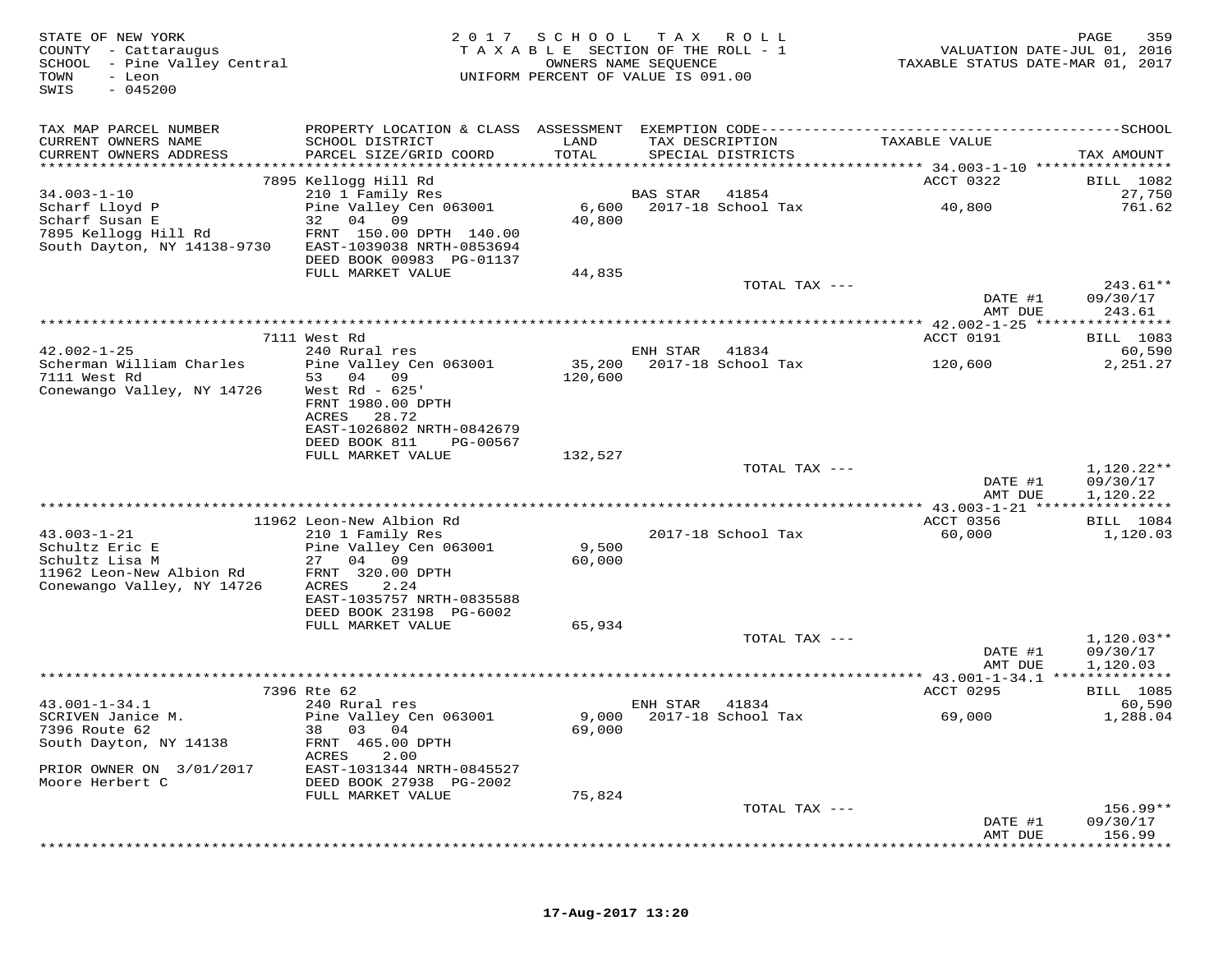STATE OF NEW YORK
COUNTY - Cattaraugus
SCHOOL - Pine Valley Central
TOWN - Leon
SWIS - 045200

2017 SCHOOL TAX ROLL
TAXABLE SECTION OF THE ROLL - 1
OWNERS NAME SEQUENCE
UNIFORM PERCENT OF VALUE IS 091.00

VALUATION DATE-JUL 01, 2016
TAXABLE STATUS DATE-MAR 01, 2017

| TAX MAP PARCEL NUMBER / CURRENT OWNERS NAME / CURRENT OWNERS ADDRESS | PROPERTY LOCATION & CLASS / SCHOOL DISTRICT / PARCEL SIZE/GRID COORD | ASSESSMENT LAND / TOTAL | EXEMPTION CODE / TAX DESCRIPTION / SPECIAL DISTRICTS | TAXABLE VALUE | TAX AMOUNT |
|---|---|---|---|---|---|
| | 7895 Kellogg Hill Rd | | | ACCT 0322 | BILL 1082 |
| 34.003-1-10 | 210 1 Family Res | | BAS STAR 41854 | | 27,750 |
| Scharf Lloyd P | Pine Valley Cen 063001 | 6,600 | 2017-18 School Tax | 40,800 | 761.62 |
| Scharf Susan E | 32 04 09 | 40,800 | | | |
| 7895 Kellogg Hill Rd | FRNT 150.00 DPTH 140.00 | | | | |
| South Dayton, NY 14138-9730 | EAST-1039038 NRTH-0853694 | | | | |
| | DEED BOOK 00983 PG-01137 | | | | |
| | FULL MARKET VALUE | 44,835 | | | |
| | | | TOTAL TAX --- | | 243.61** |
| | | | | DATE #1 | 09/30/17 |
| | | | | AMT DUE | 243.61 |
| | 7111 West Rd | | | ACCT 0191 | BILL 1083 |
| 42.002-1-25 | 240 Rural res | | ENH STAR 41834 | | 60,590 |
| Scherman William Charles | Pine Valley Cen 063001 | 35,200 | 2017-18 School Tax | 120,600 | 2,251.27 |
| 7111 West Rd | 53 04 09 | 120,600 | | | |
| Conewango Valley, NY 14726 | West Rd - 625' | | | | |
| | FRNT 1980.00 DPTH | | | | |
| | ACRES 28.72 | | | | |
| | EAST-1026802 NRTH-0842679 | | | | |
| | DEED BOOK 811 PG-00567 | | | | |
| | FULL MARKET VALUE | 132,527 | | | |
| | | | TOTAL TAX --- | | 1,120.22** |
| | | | | DATE #1 | 09/30/17 |
| | | | | AMT DUE | 1,120.22 |
| | 11962 Leon-New Albion Rd | | | ACCT 0356 | BILL 1084 |
| 43.003-1-21 | 210 1 Family Res | | 2017-18 School Tax | 60,000 | 1,120.03 |
| Schultz Eric E | Pine Valley Cen 063001 | 9,500 | | | |
| Schultz Lisa M | 27 04 09 | 60,000 | | | |
| 11962 Leon-New Albion Rd | FRNT 320.00 DPTH | | | | |
| Conewango Valley, NY 14726 | ACRES 2.24 | | | | |
| | EAST-1035757 NRTH-0835588 | | | | |
| | DEED BOOK 23198 PG-6002 | | | | |
| | FULL MARKET VALUE | 65,934 | | | |
| | | | TOTAL TAX --- | | 1,120.03** |
| | | | | DATE #1 | 09/30/17 |
| | | | | AMT DUE | 1,120.03 |
| | 7396 Rte 62 | | | ACCT 0295 | BILL 1085 |
| 43.001-1-34.1 | 240 Rural res | | ENH STAR 41834 | | 60,590 |
| SCRIVEN Janice M. | Pine Valley Cen 063001 | 9,000 | 2017-18 School Tax | 69,000 | 1,288.04 |
| 7396 Route 62 | 38 03 04 | 69,000 | | | |
| South Dayton, NY 14138 | FRNT 465.00 DPTH | | | | |
| | ACRES 2.00 | | | | |
| PRIOR OWNER ON 3/01/2017 | EAST-1031344 NRTH-0845527 | | | | |
| Moore Herbert C | DEED BOOK 27938 PG-2002 | | | | |
| | FULL MARKET VALUE | 75,824 | | | |
| | | | TOTAL TAX --- | | 156.99** |
| | | | | DATE #1 | 09/30/17 |
| | | | | AMT DUE | 156.99 |

17-Aug-2017 13:20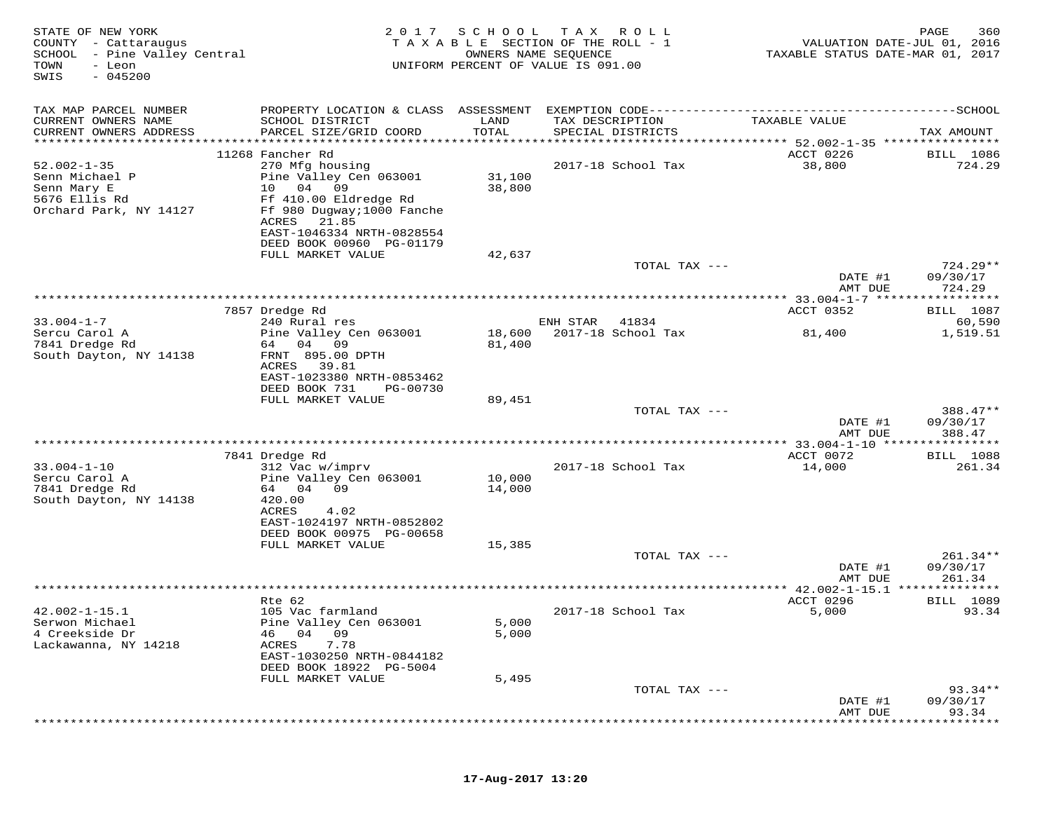STATE OF NEW YORK
COUNTY - Cattaraugus
SCHOOL - Pine Valley Central
TOWN - Leon
SWIS - 045200

2017 SCHOOL TAX ROLL
TAXABLE SECTION OF THE ROLL - 1
OWNERS NAME SEQUENCE
UNIFORM PERCENT OF VALUE IS 091.00

VALUATION DATE-JUL 01, 2016
TAXABLE STATUS DATE-MAR 01, 2017

| TAX MAP PARCEL NUMBER / CURRENT OWNERS NAME / CURRENT OWNERS ADDRESS | PROPERTY LOCATION & CLASS / SCHOOL DISTRICT / PARCEL SIZE/GRID COORD | ASSESSMENT LAND / TOTAL | EXEMPTION CODE / TAX DESCRIPTION / SPECIAL DISTRICTS | TAXABLE VALUE | TAX AMOUNT |
|---|---|---|---|---|---|
| 52.002-1-35 | 11268 Fancher Rd | | | ACCT 0226 | BILL 1086 |
| Senn Michael P | 270 Mfg housing | | 2017-18 School Tax | 38,800 | 724.29 |
| Senn Mary E | Pine Valley Cen 063001 | 31,100 | | | |
| 5676 Ellis Rd | 10 04 09 | 38,800 | | | |
| Orchard Park, NY 14127 | Ff 410.00 Eldredge Rd | | | | |
| | Ff 980 Dugway;1000 Fanche | | | | |
| | ACRES 21.85 | | | | |
| | EAST-1046334 NRTH-0828554 | | | | |
| | DEED BOOK 00960 PG-01179 | | | | |
| | FULL MARKET VALUE | 42,637 | | | |
| | | | TOTAL TAX --- | | 724.29** |
| | | | | DATE #1 | 09/30/17 |
| | | | | AMT DUE | 724.29 |
| 33.004-1-7 | 7857 Dredge Rd | | | ACCT 0352 | BILL 1087 |
| Sercu Carol A | 240 Rural res | | ENH STAR 41834 | | 60,590 |
| 7841 Dredge Rd | Pine Valley Cen 063001 | 18,600 | 2017-18 School Tax | 81,400 | 1,519.51 |
| South Dayton, NY 14138 | 64 04 09 | 81,400 | | | |
| | FRNT 895.00 DPTH | | | | |
| | ACRES 39.81 | | | | |
| | EAST-1023380 NRTH-0853462 | | | | |
| | DEED BOOK 731 PG-00730 | | | | |
| | FULL MARKET VALUE | 89,451 | | | |
| | | | TOTAL TAX --- | | 388.47** |
| | | | | DATE #1 | 09/30/17 |
| | | | | AMT DUE | 388.47 |
| 33.004-1-10 | 7841 Dredge Rd | | | ACCT 0072 | BILL 1088 |
| Sercu Carol A | 312 Vac w/imprv | | 2017-18 School Tax | 14,000 | 261.34 |
| 7841 Dredge Rd | Pine Valley Cen 063001 | 10,000 | | | |
| South Dayton, NY 14138 | 64 04 09 | 14,000 | | | |
| | 420.00 | | | | |
| | ACRES 4.02 | | | | |
| | EAST-1024197 NRTH-0852802 | | | | |
| | DEED BOOK 00975 PG-00658 | | | | |
| | FULL MARKET VALUE | 15,385 | | | |
| | | | TOTAL TAX --- | | 261.34** |
| | | | | DATE #1 | 09/30/17 |
| | | | | AMT DUE | 261.34 |
| 42.002-1-15.1 | Rte 62 | | | ACCT 0296 | BILL 1089 |
| Serwon Michael | 105 Vac farmland | | 2017-18 School Tax | 5,000 | 93.34 |
| 4 Creekside Dr | Pine Valley Cen 063001 | 5,000 | | | |
| Lackawanna, NY 14218 | 46 04 09 | 5,000 | | | |
| | ACRES 7.78 | | | | |
| | EAST-1030250 NRTH-0844182 | | | | |
| | DEED BOOK 18922 PG-5004 | | | | |
| | FULL MARKET VALUE | 5,495 | | | |
| | | | TOTAL TAX --- | | 93.34** |
| | | | | DATE #1 | 09/30/17 |
| | | | | AMT DUE | 93.34 |

17-Aug-2017 13:20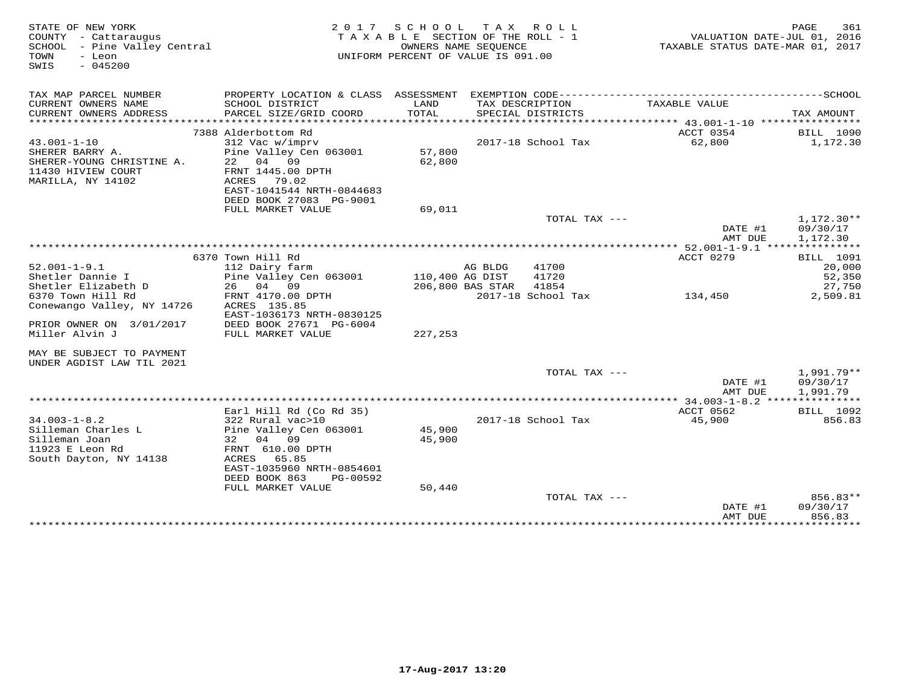STATE OF NEW YORK
COUNTY - Cattaraugus
SCHOOL - Pine Valley Central
TOWN - Leon
SWIS - 045200

2 0 1 7 S C H O O L T A X R O L L
T A X A B L E SECTION OF THE ROLL - 1
OWNERS NAME SEQUENCE
UNIFORM PERCENT OF VALUE IS 091.00

VALUATION DATE-JUL 01, 2016
TAXABLE STATUS DATE-MAR 01, 2017

| TAX MAP PARCEL NUMBER / CURRENT OWNERS NAME / CURRENT OWNERS ADDRESS | PROPERTY LOCATION & CLASS / SCHOOL DISTRICT / PARCEL SIZE/GRID COORD | ASSESSMENT LAND / TOTAL | EXEMPTION CODE / TAX DESCRIPTION / SPECIAL DISTRICTS | TAXABLE VALUE | TAX AMOUNT |
|---|---|---|---|---|---|
| | 7388 Alderbottom Rd | | | ACCT 0354 | BILL 1090 |
| 43.001-1-10 | 312 Vac w/imprv | | 2017-18 School Tax | 62,800 | 1,172.30 |
| SHERER BARRY A. | Pine Valley Cen 063001 | 57,800 | | | |
| SHERER-YOUNG CHRISTINE A. | 22 04 09 | 62,800 | | | |
| 11430 HIVIEW COURT | FRNT 1445.00 DPTH | | | | |
| MARILLA, NY 14102 | ACRES 79.02 | | | | |
| | EAST-1041544 NRTH-0844683 | | | | |
| | DEED BOOK 27083 PG-9001 | | | | |
| | FULL MARKET VALUE | 69,011 | | | |
| | | | TOTAL TAX --- | | 1,172.30** |
| | | | | DATE #1 | 09/30/17 |
| | | | | AMT DUE | 1,172.30 |
| | 6370 Town Hill Rd | | | ACCT 0279 | BILL 1091 |
| 52.001-1-9.1 | 112 Dairy farm | | AG BLDG 41700 | | 20,000 |
| Shetler Dannie I | Pine Valley Cen 063001 | 110,400 | AG DIST 41720 | | 52,350 |
| Shetler Elizabeth D | 26 04 09 | 206,800 | BAS STAR 41854 | | 27,750 |
| 6370 Town Hill Rd | FRNT 4170.00 DPTH | | 2017-18 School Tax | 134,450 | 2,509.81 |
| Conewango Valley, NY 14726 | ACRES 135.85 | | | | |
| | EAST-1036173 NRTH-0830125 | | | | |
| PRIOR OWNER ON 3/01/2017 | DEED BOOK 27671 PG-6004 | | | | |
| Miller Alvin J | FULL MARKET VALUE | 227,253 | | | |
| MAY BE SUBJECT TO PAYMENT UNDER AGDIST LAW TIL 2021 | | | | | |
| | | | TOTAL TAX --- | | 1,991.79** |
| | | | | DATE #1 | 09/30/17 |
| | | | | AMT DUE | 1,991.79 |
| | Earl Hill Rd (Co Rd 35) | | | ACCT 0562 | BILL 1092 |
| 34.003-1-8.2 | 322 Rural vac>10 | | 2017-18 School Tax | 45,900 | 856.83 |
| Silleman Charles L | Pine Valley Cen 063001 | 45,900 | | | |
| Silleman Joan | 32 04 09 | 45,900 | | | |
| 11923 E Leon Rd | FRNT 610.00 DPTH | | | | |
| South Dayton, NY 14138 | ACRES 65.85 | | | | |
| | EAST-1035960 NRTH-0854601 | | | | |
| | DEED BOOK 863 PG-00592 | | | | |
| | FULL MARKET VALUE | 50,440 | | | |
| | | | TOTAL TAX --- | | 856.83** |
| | | | | DATE #1 | 09/30/17 |
| | | | | AMT DUE | 856.83 |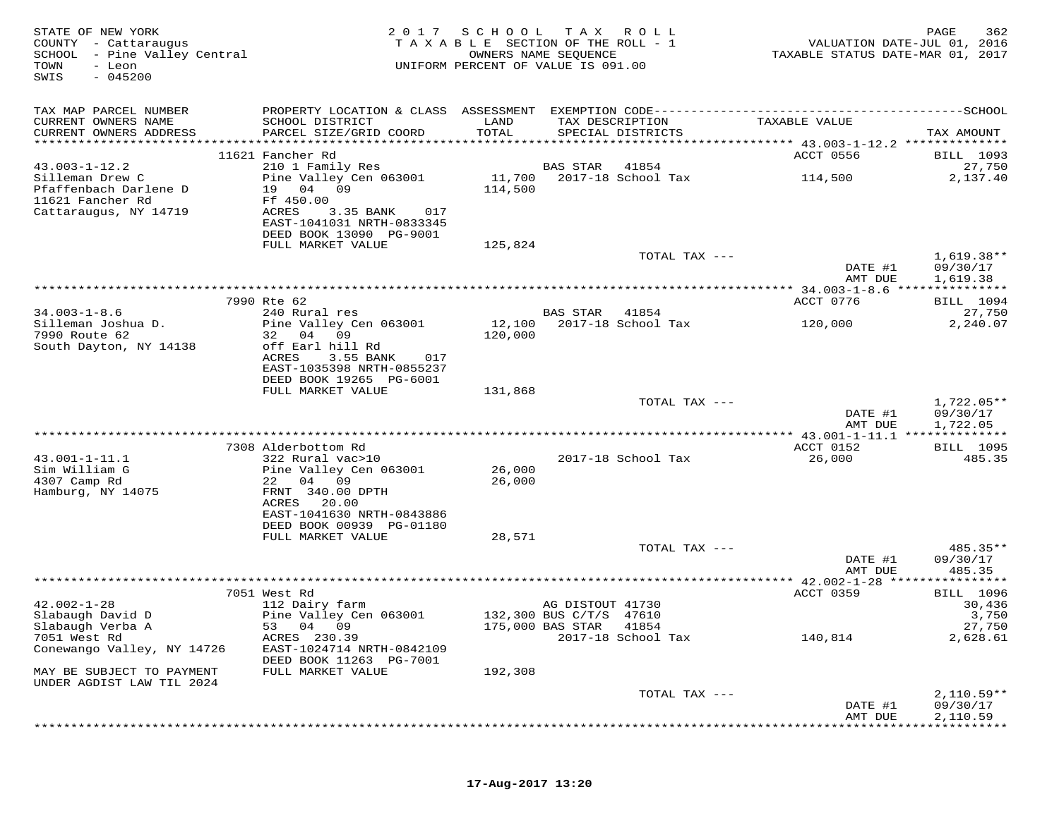STATE OF NEW YORK
COUNTY - Cattaraugus
SCHOOL - Pine Valley Central
TOWN - Leon
SWIS - 045200

2017 SCHOOL TAX ROLL
TAXABLE SECTION OF THE ROLL - 1
OWNERS NAME SEQUENCE
UNIFORM PERCENT OF VALUE IS 091.00

VALUATION DATE-JUL 01, 2016
TAXABLE STATUS DATE-MAR 01, 2017

| TAX MAP PARCEL NUMBER / CURRENT OWNERS NAME / CURRENT OWNERS ADDRESS | PROPERTY LOCATION & CLASS / SCHOOL DISTRICT / PARCEL SIZE/GRID COORD | ASSESSMENT LAND / TOTAL | EXEMPTION CODE / TAX DESCRIPTION / SPECIAL DISTRICTS | TAXABLE VALUE | TAX AMOUNT |
|---|---|---|---|---|---|
| 43.003-1-12.2 | 11621 Fancher Rd | | | ACCT 0556 | BILL 1093 |
| 43.003-1-12.2 | 210 1 Family Res | | BAS STAR 41854 | | 27,750 |
| Silleman Drew C | Pine Valley Cen 063001 | 11,700 | 2017-18 School Tax | 114,500 | 2,137.40 |
| Pfaffenbach Darlene D | 19 04 09 | 114,500 | | | |
| 11621 Fancher Rd | Ff 450.00 | | | | |
| Cattaraugus, NY 14719 | ACRES 3.35 BANK 017 | | | | |
| | EAST-1041031 NRTH-0833345 | | | | |
| | DEED BOOK 13090 PG-9001 | | | | |
| | FULL MARKET VALUE | 125,824 | | | |
| | | | TOTAL TAX --- | | 1,619.38** |
| | | | | DATE #1 | 09/30/17 |
| | | | | AMT DUE | 1,619.38 |
| 34.003-1-8.6 | 7990 Rte 62 | | | ACCT 0776 | BILL 1094 |
| 34.003-1-8.6 | 240 Rural res | | BAS STAR 41854 | | 27,750 |
| Silleman Joshua D. | Pine Valley Cen 063001 | 12,100 | 2017-18 School Tax | 120,000 | 2,240.07 |
| 7990 Route 62 | 32 04 09 | 120,000 | | | |
| South Dayton, NY 14138 | off Earl hill Rd | | | | |
| | ACRES 3.55 BANK 017 | | | | |
| | EAST-1035398 NRTH-0855237 | | | | |
| | DEED BOOK 19265 PG-6001 | | | | |
| | FULL MARKET VALUE | 131,868 | | | |
| | | | TOTAL TAX --- | | 1,722.05** |
| | | | | DATE #1 | 09/30/17 |
| | | | | AMT DUE | 1,722.05 |
| 43.001-1-11.1 | 7308 Alderbottom Rd | | | ACCT 0152 | BILL 1095 |
| 43.001-1-11.1 | 322 Rural vac>10 | | 2017-18 School Tax | 26,000 | 485.35 |
| Sim William G | Pine Valley Cen 063001 | 26,000 | | | |
| 4307 Camp Rd | 22 04 09 | 26,000 | | | |
| Hamburg, NY 14075 | FRNT 340.00 DPTH | | | | |
| | ACRES 20.00 | | | | |
| | EAST-1041630 NRTH-0843886 | | | | |
| | DEED BOOK 00939 PG-01180 | | | | |
| | FULL MARKET VALUE | 28,571 | | | |
| | | | TOTAL TAX --- | | 485.35** |
| | | | | DATE #1 | 09/30/17 |
| | | | | AMT DUE | 485.35 |
| 42.002-1-28 | 7051 West Rd | | | ACCT 0359 | BILL 1096 |
| 42.002-1-28 | 112 Dairy farm | | AG DISTOUT 41730 | | 30,436 |
| Slabaugh David D | Pine Valley Cen 063001 | 132,300 | BUS C/T/S 47610 | | 3,750 |
| Slabaugh Verba A | 53 04 09 | 175,000 | BAS STAR 41854 | | 27,750 |
| 7051 West Rd | ACRES 230.39 | | 2017-18 School Tax | 140,814 | 2,628.61 |
| Conewango Valley, NY 14726 | EAST-1024714 NRTH-0842109 | | | | |
| | DEED BOOK 11263 PG-7001 | | | | |
| MAY BE SUBJECT TO PAYMENT UNDER AGDIST LAW TIL 2024 | FULL MARKET VALUE | 192,308 | | | |
| | | | TOTAL TAX --- | | 2,110.59** |
| | | | | DATE #1 | 09/30/17 |
| | | | | AMT DUE | 2,110.59 |

17-Aug-2017 13:20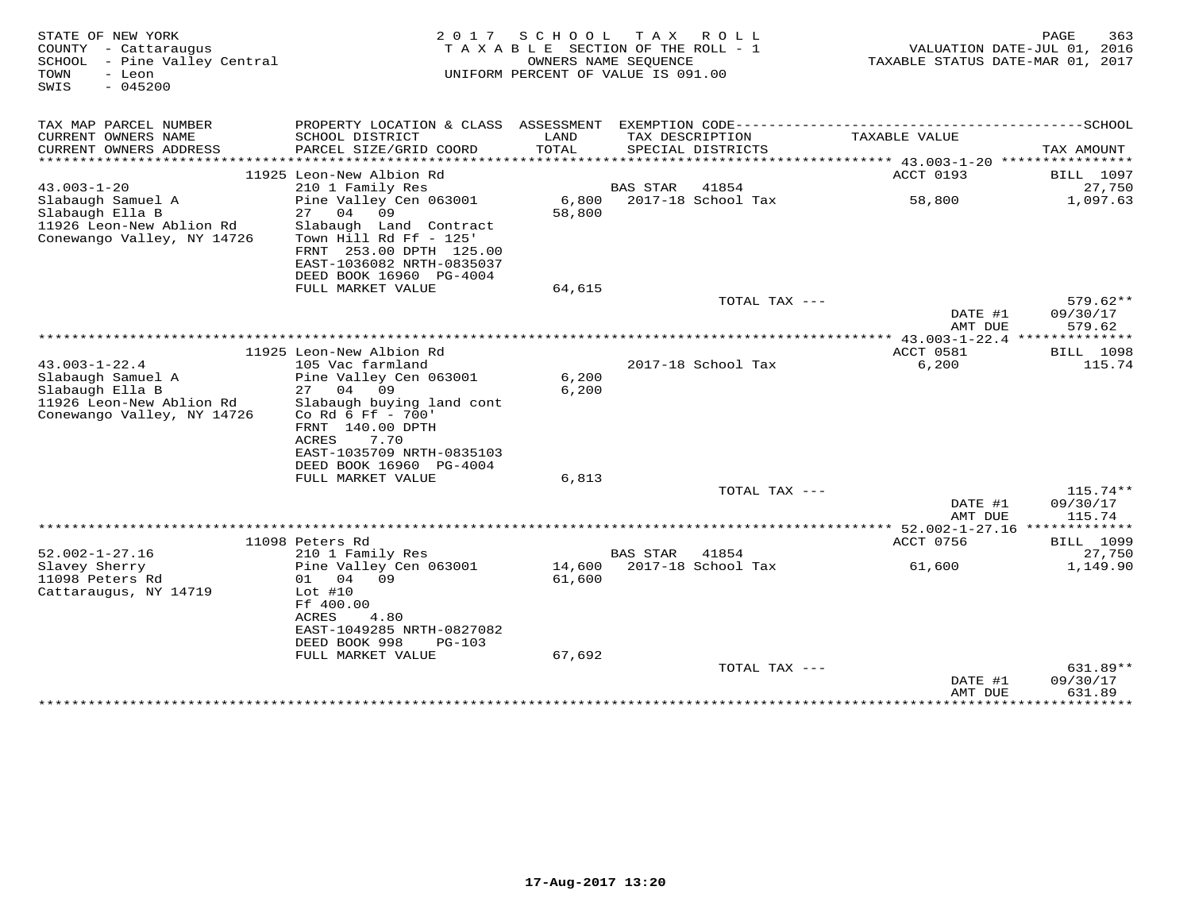STATE OF NEW YORK
COUNTY - Cattaraugus
SCHOOL - Pine Valley Central
TOWN - Leon
SWIS - 045200

2017 SCHOOL TAX ROLL
TAXABLE SECTION OF THE ROLL - 1
OWNERS NAME SEQUENCE
UNIFORM PERCENT OF VALUE IS 091.00

VALUATION DATE-JUL 01, 2016
TAXABLE STATUS DATE-MAR 01, 2017

| TAX MAP PARCEL NUMBER / CURRENT OWNERS NAME / CURRENT OWNERS ADDRESS | PROPERTY LOCATION & CLASS / SCHOOL DISTRICT / PARCEL SIZE/GRID COORD | ASSESSMENT LAND / TOTAL | EXEMPTION CODE / TAX DESCRIPTION / SPECIAL DISTRICTS | TAXABLE VALUE | SCHOOL TAX AMOUNT |
|---|---|---|---|---|---|
| | 11925 Leon-New Albion Rd | | | ACCT 0193 | BILL 1097 |
| 43.003-1-20 | 210 1 Family Res | | BAS STAR 41854 | | 27,750 |
| Slabaugh Samuel A | Pine Valley Cen 063001 | 6,800 | 2017-18 School Tax | 58,800 | 1,097.63 |
| Slabaugh Ella B | 27 04 09 | 58,800 | | | |
| 11926 Leon-New Ablion Rd | Slabaugh Land Contract | | | | |
| Conewango Valley, NY 14726 | Town Hill Rd Ff - 125' | | | | |
| | FRNT 253.00 DPTH 125.00 | | | | |
| | EAST-1036082 NRTH-0835037 | | | | |
| | DEED BOOK 16960 PG-4004 | | | | |
| | FULL MARKET VALUE | 64,615 | | | |
| | | | TOTAL TAX --- | | 579.62** |
| | | | | DATE #1 | 09/30/17 |
| | | | | AMT DUE | 579.62 |
| | 11925 Leon-New Albion Rd | | | ACCT 0581 | BILL 1098 |
| 43.003-1-22.4 | 105 Vac farmland | | 2017-18 School Tax | 6,200 | 115.74 |
| Slabaugh Samuel A | Pine Valley Cen 063001 | 6,200 | | | |
| Slabaugh Ella B | 27 04 09 | 6,200 | | | |
| 11926 Leon-New Ablion Rd | Slabaugh buying land cont | | | | |
| Conewango Valley, NY 14726 | Co Rd 6 Ff - 700' | | | | |
| | FRNT 140.00 DPTH | | | | |
| | ACRES 7.70 | | | | |
| | EAST-1035709 NRTH-0835103 | | | | |
| | DEED BOOK 16960 PG-4004 | | | | |
| | FULL MARKET VALUE | 6,813 | | | |
| | | | TOTAL TAX --- | | 115.74** |
| | | | | DATE #1 | 09/30/17 |
| | | | | AMT DUE | 115.74 |
| | 11098 Peters Rd | | | ACCT 0756 | BILL 1099 |
| 52.002-1-27.16 | 210 1 Family Res | | BAS STAR 41854 | | 27,750 |
| Slavey Sherry | Pine Valley Cen 063001 | 14,600 | 2017-18 School Tax | 61,600 | 1,149.90 |
| 11098 Peters Rd | 01 04 09 | 61,600 | | | |
| Cattaraugus, NY 14719 | Lot #10 | | | | |
| | Ff 400.00 | | | | |
| | ACRES 4.80 | | | | |
| | EAST-1049285 NRTH-0827082 | | | | |
| | DEED BOOK 998 PG-103 | | | | |
| | FULL MARKET VALUE | 67,692 | | | |
| | | | TOTAL TAX --- | | 631.89** |
| | | | | DATE #1 | 09/30/17 |
| | | | | AMT DUE | 631.89 |

17-Aug-2017 13:20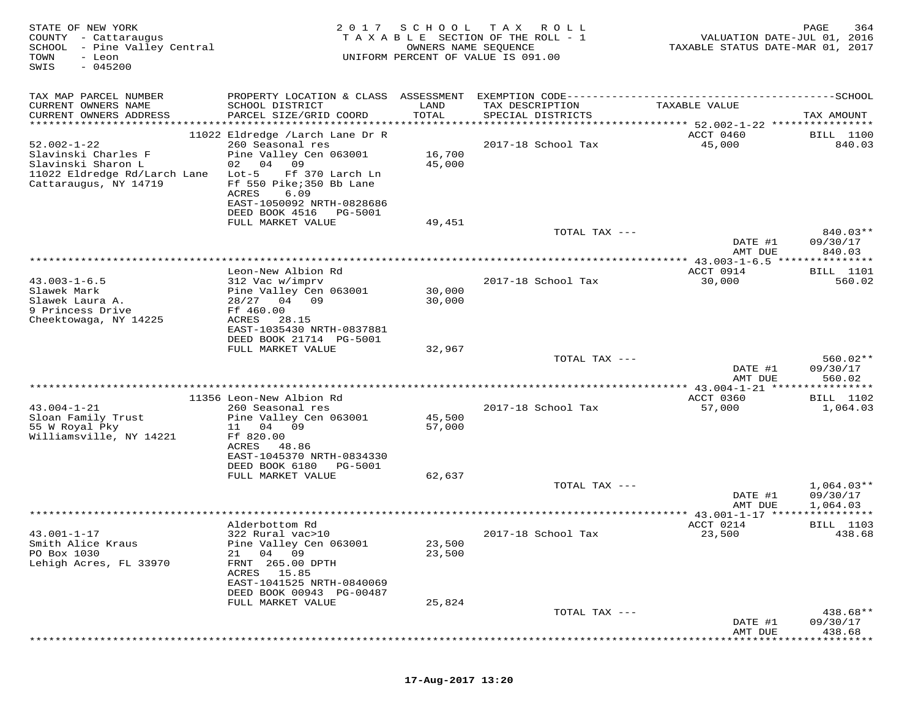STATE OF NEW YORK
COUNTY - Cattaraugus
SCHOOL - Pine Valley Central
TOWN - Leon
SWIS - 045200

2017 SCHOOL TAX ROLL
TAXABLE SECTION OF THE ROLL - 1
OWNERS NAME SEQUENCE
UNIFORM PERCENT OF VALUE IS 091.00

VALUATION DATE-JUL 01, 2016
TAXABLE STATUS DATE-MAR 01, 2017

| TAX MAP PARCEL NUMBER / CURRENT OWNERS NAME / CURRENT OWNERS ADDRESS | PROPERTY LOCATION & CLASS / SCHOOL DISTRICT / PARCEL SIZE/GRID COORD | ASSESSMENT LAND / TOTAL | EXEMPTION CODE / TAX DESCRIPTION / SPECIAL DISTRICTS | TAXABLE VALUE | TAX AMOUNT (SCHOOL) |
|---|---|---|---|---|---|
| 52.002-1-22 | 11022 Eldredge /Larch Lane Dr R | | | ACCT 0460 | BILL 1100 |
| Slavinski Charles F | 260 Seasonal res | | 2017-18 School Tax | 45,000 | 840.03 |
| Slavinski Sharon L | Pine Valley Cen 063001 | 16,700 | | | |
| 11022 Eldredge Rd/Larch Lane | 02 04 09 | 45,000 | | | |
| Cattaraugus, NY 14719 | Lot-5 Ff 370 Larch Ln | | | | |
| | Ff 550 Pike;350 Bb Lane | | | | |
| | ACRES 6.09 | | | | |
| | EAST-1050092 NRTH-0828686 | | | | |
| | DEED BOOK 4516 PG-5001 | | | | |
| | FULL MARKET VALUE | 49,451 | | | |
| | | | TOTAL TAX --- | | 840.03** |
| | | | | DATE #1 | 09/30/17 |
| | | | | AMT DUE | 840.03 |
| 43.003-1-6.5 | Leon-New Albion Rd | | | ACCT 0914 | BILL 1101 |
| Slawek Mark | 312 Vac w/imprv | | 2017-18 School Tax | 30,000 | 560.02 |
| Slawek Laura A. | Pine Valley Cen 063001 | 30,000 | | | |
| 9 Princess Drive | 28/27 04 09 | 30,000 | | | |
| Cheektowaga, NY 14225 | Ff 460.00 | | | | |
| | ACRES 28.15 | | | | |
| | EAST-1035430 NRTH-0837881 | | | | |
| | DEED BOOK 21714 PG-5001 | | | | |
| | FULL MARKET VALUE | 32,967 | | | |
| | | | TOTAL TAX --- | | 560.02** |
| | | | | DATE #1 | 09/30/17 |
| | | | | AMT DUE | 560.02 |
| 43.004-1-21 | 11356 Leon-New Albion Rd | | | ACCT 0360 | BILL 1102 |
| Sloan Family Trust | 260 Seasonal res | | 2017-18 School Tax | 57,000 | 1,064.03 |
| 55 W Royal Pky | Pine Valley Cen 063001 | 45,500 | | | |
| Williamsville, NY 14221 | 11 04 09 | 57,000 | | | |
| | Ff 820.00 | | | | |
| | ACRES 48.86 | | | | |
| | EAST-1045370 NRTH-0834330 | | | | |
| | DEED BOOK 6180 PG-5001 | | | | |
| | FULL MARKET VALUE | 62,637 | | | |
| | | | TOTAL TAX --- | | 1,064.03** |
| | | | | DATE #1 | 09/30/17 |
| | | | | AMT DUE | 1,064.03 |
| 43.001-1-17 | Alderbottom Rd | | | ACCT 0214 | BILL 1103 |
| Smith Alice Kraus | 322 Rural vac>10 | | 2017-18 School Tax | 23,500 | 438.68 |
| PO Box 1030 | Pine Valley Cen 063001 | 23,500 | | | |
| Lehigh Acres, FL 33970 | 21 04 09 | 23,500 | | | |
| | FRNT 265.00 DPTH | | | | |
| | ACRES 15.85 | | | | |
| | EAST-1041525 NRTH-0840069 | | | | |
| | DEED BOOK 00943 PG-00487 | | | | |
| | FULL MARKET VALUE | 25,824 | | | |
| | | | TOTAL TAX --- | | 438.68** |
| | | | | DATE #1 | 09/30/17 |
| | | | | AMT DUE | 438.68 |

17-Aug-2017 13:20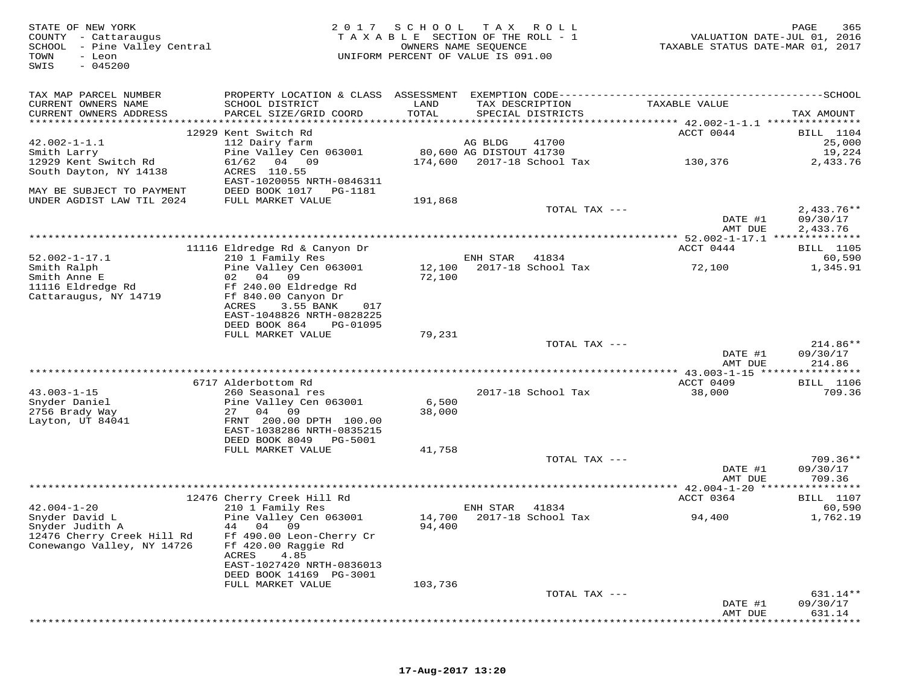STATE OF NEW YORK
COUNTY - Cattaraugus
SCHOOL - Pine Valley Central
TOWN - Leon
SWIS - 045200

2017 SCHOOL TAX ROLL
TAXABLE SECTION OF THE ROLL - 1
OWNERS NAME SEQUENCE
UNIFORM PERCENT OF VALUE IS 091.00

VALUATION DATE-JUL 01, 2016
TAXABLE STATUS DATE-MAR 01, 2017

| TAX MAP PARCEL NUMBER / CURRENT OWNERS NAME / CURRENT OWNERS ADDRESS | PROPERTY LOCATION & CLASS / SCHOOL DISTRICT / PARCEL SIZE/GRID COORD | ASSESSMENT LAND / TOTAL | EXEMPTION CODE / TAX DESCRIPTION / SPECIAL DISTRICTS | TAXABLE VALUE | SCHOOL TAX AMOUNT |
|---|---|---|---|---|---|
| **42.002-1-1.1** | 12929 Kent Switch Rd | | | ACCT 0044 | BILL 1104 |
| 42.002-1-1.1 | 112 Dairy farm | | AG BLDG 41700 | | 25,000 |
| Smith Larry | Pine Valley Cen 063001 | 80,600 | AG DISTOUT 41730 | | 19,224 |
| 12929 Kent Switch Rd | 61/62 04 09 | 174,600 | 2017-18 School Tax | 130,376 | 2,433.76 |
| South Dayton, NY 14138 | ACRES 110.55 | | | | |
| | EAST-1020055 NRTH-0846311 | | | | |
| MAY BE SUBJECT TO PAYMENT | DEED BOOK 1017 PG-1181 | | | | |
| UNDER AGDIST LAW TIL 2024 | FULL MARKET VALUE | 191,868 | | | |
| | | | TOTAL TAX --- | | 2,433.76** |
| | | | | DATE #1 | 09/30/17 |
| | | | | AMT DUE | 2,433.76 |
| **52.002-1-17.1** | 11116 Eldredge Rd & Canyon Dr | | | ACCT 0444 | BILL 1105 |
| 52.002-1-17.1 | 210 1 Family Res | | ENH STAR 41834 | | 60,590 |
| Smith Ralph | Pine Valley Cen 063001 | 12,100 | 2017-18 School Tax | 72,100 | 1,345.91 |
| Smith Anne E | 02 04 09 | 72,100 | | | |
| 11116 Eldredge Rd | Ff 240.00 Eldredge Rd | | | | |
| Cattaraugus, NY 14719 | Ff 840.00 Canyon Dr | | | | |
| | ACRES 3.55 BANK 017 | | | | |
| | EAST-1048826 NRTH-0828225 | | | | |
| | DEED BOOK 864 PG-01095 | | | | |
| | FULL MARKET VALUE | 79,231 | | | |
| | | | TOTAL TAX --- | | 214.86** |
| | | | | DATE #1 | 09/30/17 |
| | | | | AMT DUE | 214.86 |
| **43.003-1-15** | 6717 Alderbottom Rd | | | ACCT 0409 | BILL 1106 |
| 43.003-1-15 | 260 Seasonal res | | 2017-18 School Tax | 38,000 | 709.36 |
| Snyder Daniel | Pine Valley Cen 063001 | 6,500 | | | |
| 2756 Brady Way | 27 04 09 | 38,000 | | | |
| Layton, UT 84041 | FRNT 200.00 DPTH 100.00 | | | | |
| | EAST-1038286 NRTH-0835215 | | | | |
| | DEED BOOK 8049 PG-5001 | | | | |
| | FULL MARKET VALUE | 41,758 | | | |
| | | | TOTAL TAX --- | | 709.36** |
| | | | | DATE #1 | 09/30/17 |
| | | | | AMT DUE | 709.36 |
| **42.004-1-20** | 12476 Cherry Creek Hill Rd | | | ACCT 0364 | BILL 1107 |
| 42.004-1-20 | 210 1 Family Res | | ENH STAR 41834 | | 60,590 |
| Snyder David L | Pine Valley Cen 063001 | 14,700 | 2017-18 School Tax | 94,400 | 1,762.19 |
| Snyder Judith A | 44 04 09 | 94,400 | | | |
| 12476 Cherry Creek Hill Rd | Ff 490.00 Leon-Cherry Cr | | | | |
| Conewango Valley, NY 14726 | Ff 420.00 Raggie Rd | | | | |
| | ACRES 4.85 | | | | |
| | EAST-1027420 NRTH-0836013 | | | | |
| | DEED BOOK 14169 PG-3001 | | | | |
| | FULL MARKET VALUE | 103,736 | | | |
| | | | TOTAL TAX --- | | 631.14** |
| | | | | DATE #1 | 09/30/17 |
| | | | | AMT DUE | 631.14 |

17-Aug-2017 13:20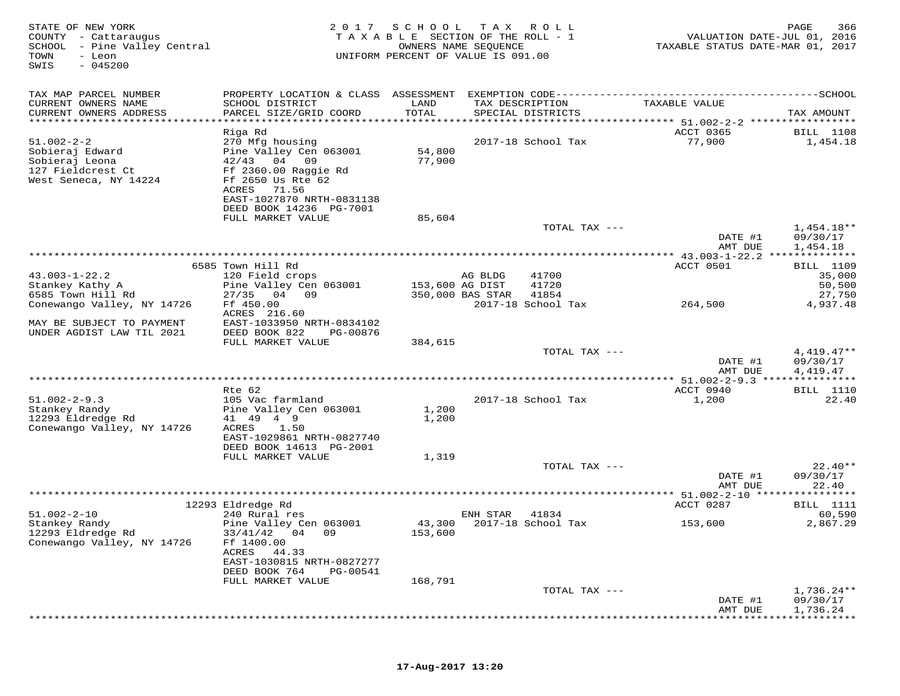STATE OF NEW YORK
COUNTY - Cattaraugus
SCHOOL - Pine Valley Central
TOWN - Leon
SWIS - 045200

2017 SCHOOL TAX ROLL
TAXABLE SECTION OF THE ROLL - 1
OWNERS NAME SEQUENCE
UNIFORM PERCENT OF VALUE IS 091.00

PAGE 366
VALUATION DATE-JUL 01, 2016
TAXABLE STATUS DATE-MAR 01, 2017

| TAX MAP PARCEL NUMBER / CURRENT OWNERS NAME / CURRENT OWNERS ADDRESS | PROPERTY LOCATION & CLASS / SCHOOL DISTRICT / PARCEL SIZE/GRID COORD | ASSESSMENT LAND / TOTAL | EXEMPTION CODE / TAX DESCRIPTION / SPECIAL DISTRICTS | TAXABLE VALUE | TAX AMOUNT (SCHOOL) |
|---|---|---|---|---|---|
| 51.002-2-2 | Riga Rd | | | ACCT 0365 | BILL 1108 |
| Sobieraj Edward | 270 Mfg housing | | 2017-18 School Tax | 77,900 | 1,454.18 |
| Sobieraj Leona | Pine Valley Cen 063001 | 54,800 | | | |
| 127 Fieldcrest Ct | 42/43 04 09 | 77,900 | | | |
| West Seneca, NY 14224 | Ff 2360.00 Raggie Rd | | | | |
| | Ff 2650 Us Rte 62 | | | | |
| | ACRES 71.56 | | | | |
| | EAST-1027870 NRTH-0831138 | | | | |
| | DEED BOOK 14236 PG-7001 | | | | |
| | FULL MARKET VALUE | 85,604 | | | |
| | | | TOTAL TAX --- | | 1,454.18** |
| | | | | DATE #1 | 09/30/17 |
| | | | | AMT DUE | 1,454.18 |
| 43.003-1-22.2 | 6585 Town Hill Rd | | | ACCT 0501 | BILL 1109 |
| Stankey Kathy A | 120 Field crops | | AG BLDG 41700 | | 35,000 |
| 6585 Town Hill Rd | Pine Valley Cen 063001 | 153,600 | AG DIST 41720 | | 50,500 |
| Conewango Valley, NY 14726 | 27/35 04 09 | 350,000 | BAS STAR 41854 | | 27,750 |
| | Ff 450.00 | | 2017-18 School Tax | 264,500 | 4,937.48 |
| | ACRES 216.60 | | | | |
| MAY BE SUBJECT TO PAYMENT | EAST-1033950 NRTH-0834102 | | | | |
| UNDER AGDIST LAW TIL 2021 | DEED BOOK 822 PG-00876 | | | | |
| | FULL MARKET VALUE | 384,615 | | | |
| | | | TOTAL TAX --- | | 4,419.47** |
| | | | | DATE #1 | 09/30/17 |
| | | | | AMT DUE | 4,419.47 |
| 51.002-2-9.3 | Rte 62 | | | ACCT 0940 | BILL 1110 |
| Stankey Randy | 105 Vac farmland | | 2017-18 School Tax | 1,200 | 22.40 |
| 12293 Eldredge Rd | Pine Valley Cen 063001 | 1,200 | | | |
| Conewango Valley, NY 14726 | 41 49 4 9 | 1,200 | | | |
| | ACRES 1.50 | | | | |
| | EAST-1029861 NRTH-0827740 | | | | |
| | DEED BOOK 14613 PG-2001 | | | | |
| | FULL MARKET VALUE | 1,319 | | | |
| | | | TOTAL TAX --- | | 22.40** |
| | | | | DATE #1 | 09/30/17 |
| | | | | AMT DUE | 22.40 |
| 51.002-2-10 | 12293 Eldredge Rd | | | ACCT 0287 | BILL 1111 |
| Stankey Randy | 240 Rural res | | ENH STAR 41834 | | 60,590 |
| 12293 Eldredge Rd | Pine Valley Cen 063001 | 43,300 | 2017-18 School Tax | 153,600 | 2,867.29 |
| Conewango Valley, NY 14726 | 33/41/42 04 09 | 153,600 | | | |
| | Ff 1400.00 | | | | |
| | ACRES 44.33 | | | | |
| | EAST-1030815 NRTH-0827277 | | | | |
| | DEED BOOK 764 PG-00541 | | | | |
| | FULL MARKET VALUE | 168,791 | | | |
| | | | TOTAL TAX --- | | 1,736.24** |
| | | | | DATE #1 | 09/30/17 |
| | | | | AMT DUE | 1,736.24 |

17-Aug-2017 13:20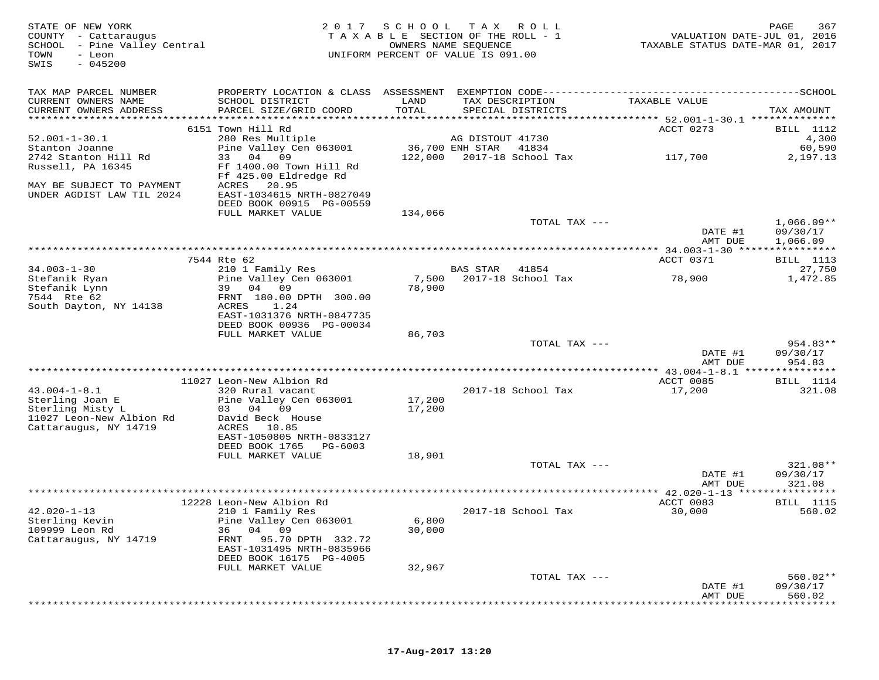STATE OF NEW YORK
COUNTY - Cattaraugus
SCHOOL - Pine Valley Central
TOWN - Leon
SWIS - 045200

2017 SCHOOL TAX ROLL
TAXABLE SECTION OF THE ROLL - 1
OWNERS NAME SEQUENCE
UNIFORM PERCENT OF VALUE IS 091.00

VALUATION DATE-JUL 01, 2016
TAXABLE STATUS DATE-MAR 01, 2017

| TAX MAP PARCEL NUMBER / CURRENT OWNERS NAME / CURRENT OWNERS ADDRESS | PROPERTY LOCATION & CLASS / SCHOOL DISTRICT / PARCEL SIZE/GRID COORD | ASSESSMENT LAND / TOTAL | EXEMPTION CODE / TAX DESCRIPTION / SPECIAL DISTRICTS | TAXABLE VALUE | SCHOOL TAX AMOUNT |
|---|---|---|---|---|---|
| 52.001-1-30.1 | 6151 Town Hill Rd | | | ACCT 0273 | BILL 1112 |
| Stanton Joanne | 280 Res Multiple | | AG DISTOUT 41730 | | 4,300 |
| 2742 Stanton Hill Rd | Pine Valley Cen 063001 | 36,700 | ENH STAR 41834 | | 60,590 |
| Russell, PA 16345 | 33 04 09 | 122,000 | 2017-18 School Tax | 117,700 | 2,197.13 |
| | Ff 1400.00 Town Hill Rd | | | | |
| | Ff 425.00 Eldredge Rd | | | | |
| MAY BE SUBJECT TO PAYMENT | ACRES 20.95 | | | | |
| UNDER AGDIST LAW TIL 2024 | EAST-1034615 NRTH-0827049 | | | | |
| | DEED BOOK 00915 PG-00559 | | | | |
| | FULL MARKET VALUE | 134,066 | | | |
| | | | TOTAL TAX --- | | 1,066.09** |
| | | | | DATE #1 | 09/30/17 |
| | | | | AMT DUE | 1,066.09 |
| 34.003-1-30 | 7544 Rte 62 | | | ACCT 0371 | BILL 1113 |
| Stefanik Ryan | 210 1 Family Res | | BAS STAR 41854 | | 27,750 |
| Stefanik Lynn | Pine Valley Cen 063001 | 7,500 | 2017-18 School Tax | 78,900 | 1,472.85 |
| 7544 Rte 62 | 39 04 09 | 78,900 | | | |
| South Dayton, NY 14138 | FRNT 180.00 DPTH 300.00 | | | | |
| | ACRES 1.24 | | | | |
| | EAST-1031376 NRTH-0847735 | | | | |
| | DEED BOOK 00936 PG-00034 | | | | |
| | FULL MARKET VALUE | 86,703 | | | |
| | | | TOTAL TAX --- | | 954.83** |
| | | | | DATE #1 | 09/30/17 |
| | | | | AMT DUE | 954.83 |
| 43.004-1-8.1 | 11027 Leon-New Albion Rd | | | ACCT 0085 | BILL 1114 |
| Sterling Joan E | 320 Rural vacant | | 2017-18 School Tax | 17,200 | 321.08 |
| Sterling Misty L | Pine Valley Cen 063001 | 17,200 | | | |
| 11027 Leon-New Albion Rd | 03 04 09 | 17,200 | | | |
| Cattaraugus, NY 14719 | David Beck House | | | | |
| | ACRES 10.85 | | | | |
| | EAST-1050805 NRTH-0833127 | | | | |
| | DEED BOOK 1765 PG-6003 | | | | |
| | FULL MARKET VALUE | 18,901 | | | |
| | | | TOTAL TAX --- | | 321.08** |
| | | | | DATE #1 | 09/30/17 |
| | | | | AMT DUE | 321.08 |
| 42.020-1-13 | 12228 Leon-New Albion Rd | | | ACCT 0083 | BILL 1115 |
| Sterling Kevin | 210 1 Family Res | | 2017-18 School Tax | 30,000 | 560.02 |
| 109999 Leon Rd | Pine Valley Cen 063001 | 6,800 | | | |
| Cattaraugus, NY 14719 | 36 04 09 | 30,000 | | | |
| | FRNT 95.70 DPTH 332.72 | | | | |
| | EAST-1031495 NRTH-0835966 | | | | |
| | DEED BOOK 16175 PG-4005 | | | | |
| | FULL MARKET VALUE | 32,967 | | | |
| | | | TOTAL TAX --- | | 560.02** |
| | | | | DATE #1 | 09/30/17 |
| | | | | AMT DUE | 560.02 |

17-Aug-2017 13:20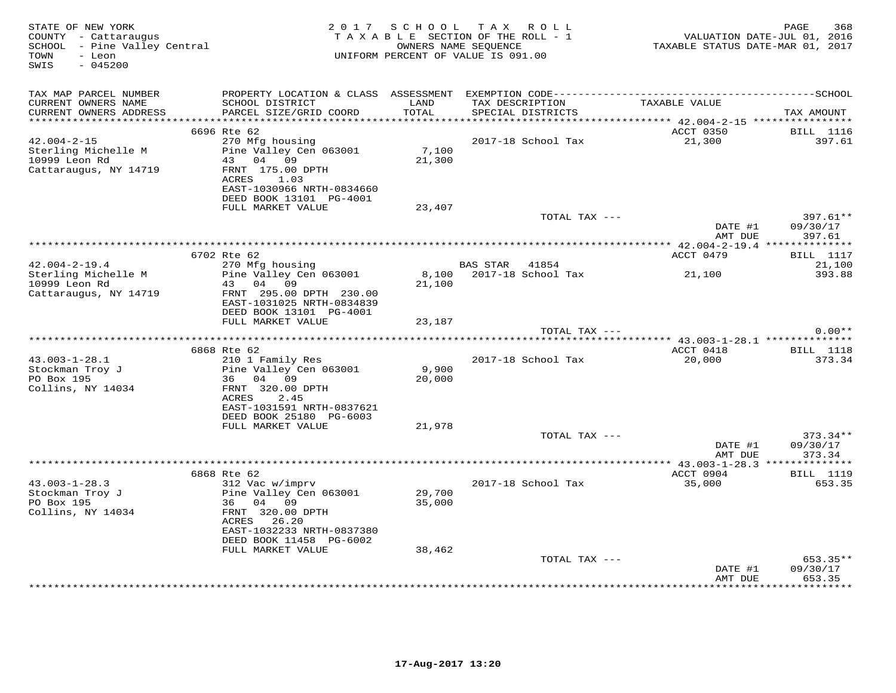STATE OF NEW YORK
COUNTY - Cattaraugus
SCHOOL - Pine Valley Central
TOWN - Leon
SWIS - 045200

2017 SCHOOL TAX ROLL
TAXABLE SECTION OF THE ROLL - 1
OWNERS NAME SEQUENCE
UNIFORM PERCENT OF VALUE IS 091.00

VALUATION DATE-JUL 01, 2016
TAXABLE STATUS DATE-MAR 01, 2017

| TAX MAP PARCEL NUMBER / CURRENT OWNERS NAME / CURRENT OWNERS ADDRESS | PROPERTY LOCATION & CLASS / SCHOOL DISTRICT / PARCEL SIZE/GRID COORD | ASSESSMENT LAND / TOTAL | EXEMPTION CODE / TAX DESCRIPTION / SPECIAL DISTRICTS | TAXABLE VALUE | TAX AMOUNT |
|---|---|---|---|---|---|
| | 6696 Rte 62 | | | ACCT 0350 | BILL 1116 |
| 42.004-2-15 | 270 Mfg housing | | 2017-18 School Tax | 21,300 | 397.61 |
| Sterling Michelle M | Pine Valley Cen 063001 | 7,100 | | | |
| 10999 Leon Rd | 43 04 09 | 21,300 | | | |
| Cattaraugus, NY 14719 | FRNT 175.00 DPTH | | | | |
| | ACRES 1.03 | | | | |
| | EAST-1030966 NRTH-0834660 | | | | |
| | DEED BOOK 13101 PG-4001 | | | | |
| | FULL MARKET VALUE | 23,407 | | | |
| | | | TOTAL TAX --- | | 397.61** |
| | | | | DATE #1 | 09/30/17 |
| | | | | AMT DUE | 397.61 |
| | 6702 Rte 62 | | | ACCT 0479 | BILL 1117 |
| 42.004-2-19.4 | 270 Mfg housing | | BAS STAR 41854 | | 21,100 |
| Sterling Michelle M | Pine Valley Cen 063001 | 8,100 | 2017-18 School Tax | 21,100 | 393.88 |
| 10999 Leon Rd | 43 04 09 | 21,100 | | | |
| Cattaraugus, NY 14719 | FRNT 295.00 DPTH 230.00 | | | | |
| | EAST-1031025 NRTH-0834839 | | | | |
| | DEED BOOK 13101 PG-4001 | | | | |
| | FULL MARKET VALUE | 23,187 | | | |
| | | | TOTAL TAX --- | | 0.00** |
| | 6868 Rte 62 | | | ACCT 0418 | BILL 1118 |
| 43.003-1-28.1 | 210 1 Family Res | | 2017-18 School Tax | 20,000 | 373.34 |
| Stockman Troy J | Pine Valley Cen 063001 | 9,900 | | | |
| PO Box 195 | 36 04 09 | 20,000 | | | |
| Collins, NY 14034 | FRNT 320.00 DPTH | | | | |
| | ACRES 2.45 | | | | |
| | EAST-1031591 NRTH-0837621 | | | | |
| | DEED BOOK 25180 PG-6003 | | | | |
| | FULL MARKET VALUE | 21,978 | | | |
| | | | TOTAL TAX --- | | 373.34** |
| | | | | DATE #1 | 09/30/17 |
| | | | | AMT DUE | 373.34 |
| | 6868 Rte 62 | | | ACCT 0904 | BILL 1119 |
| 43.003-1-28.3 | 312 Vac w/imprv | | 2017-18 School Tax | 35,000 | 653.35 |
| Stockman Troy J | Pine Valley Cen 063001 | 29,700 | | | |
| PO Box 195 | 36 04 09 | 35,000 | | | |
| Collins, NY 14034 | FRNT 320.00 DPTH | | | | |
| | ACRES 26.20 | | | | |
| | EAST-1032233 NRTH-0837380 | | | | |
| | DEED BOOK 11458 PG-6002 | | | | |
| | FULL MARKET VALUE | 38,462 | | | |
| | | | TOTAL TAX --- | | 653.35** |
| | | | | DATE #1 | 09/30/17 |
| | | | | AMT DUE | 653.35 |

17-Aug-2017 13:20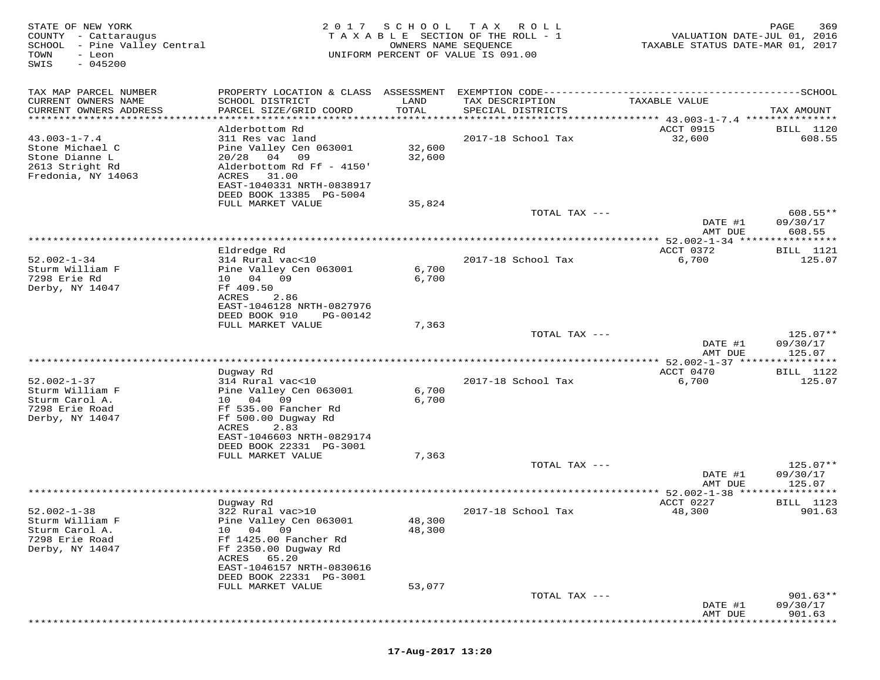STATE OF NEW YORK
COUNTY - Cattaraugus
SCHOOL - Pine Valley Central
TOWN - Leon
SWIS - 045200

2017 SCHOOL TAX ROLL
TAXABLE SECTION OF THE ROLL - 1
OWNERS NAME SEQUENCE
UNIFORM PERCENT OF VALUE IS 091.00

VALUATION DATE-JUL 01, 2016
TAXABLE STATUS DATE-MAR 01, 2017

| TAX MAP PARCEL NUMBER / CURRENT OWNERS NAME / CURRENT OWNERS ADDRESS | PROPERTY LOCATION & CLASS / SCHOOL DISTRICT / PARCEL SIZE/GRID COORD | ASSESSMENT LAND / TOTAL | EXEMPTION CODE / TAX DESCRIPTION / SPECIAL DISTRICTS | TAXABLE VALUE | TAX AMOUNT |
|---|---|---|---|---|---|
| **43.003-1-7.4** | Alderbottom Rd | | | ACCT 0915 | BILL 1120 |
| 43.003-1-7.4 | 311 Res vac land | | 2017-18 School Tax | 32,600 | 608.55 |
| Stone Michael C | Pine Valley Cen 063001 | 32,600 | | | |
| Stone Dianne L | 20/28 04 09 | 32,600 | | | |
| 2613 Stright Rd | Alderbottom Rd Ff - 4150' | | | | |
| Fredonia, NY 14063 | ACRES 31.00 | | | | |
| | EAST-1040331 NRTH-0838917 | | | | |
| | DEED BOOK 13385 PG-5004 | | | | |
| | FULL MARKET VALUE | 35,824 | | | |
| | | | TOTAL TAX --- | | 608.55** |
| | | | | DATE #1 | 09/30/17 |
| | | | | AMT DUE | 608.55 |
| **52.002-1-34** | Eldredge Rd | | | ACCT 0372 | BILL 1121 |
| 52.002-1-34 | 314 Rural vac<10 | | 2017-18 School Tax | 6,700 | 125.07 |
| Sturm William F | Pine Valley Cen 063001 | 6,700 | | | |
| 7298 Erie Rd | 10 04 09 | 6,700 | | | |
| Derby, NY 14047 | Ff 409.50 | | | | |
| | ACRES 2.86 | | | | |
| | EAST-1046128 NRTH-0827976 | | | | |
| | DEED BOOK 910 PG-00142 | | | | |
| | FULL MARKET VALUE | 7,363 | | | |
| | | | TOTAL TAX --- | | 125.07** |
| | | | | DATE #1 | 09/30/17 |
| | | | | AMT DUE | 125.07 |
| **52.002-1-37** | Dugway Rd | | | ACCT 0470 | BILL 1122 |
| 52.002-1-37 | 314 Rural vac<10 | | 2017-18 School Tax | 6,700 | 125.07 |
| Sturm William F | Pine Valley Cen 063001 | 6,700 | | | |
| Sturm Carol A. | 10 04 09 | 6,700 | | | |
| 7298 Erie Road | Ff 535.00 Fancher Rd | | | | |
| Derby, NY 14047 | Ff 500.00 Dugway Rd | | | | |
| | ACRES 2.83 | | | | |
| | EAST-1046603 NRTH-0829174 | | | | |
| | DEED BOOK 22331 PG-3001 | | | | |
| | FULL MARKET VALUE | 7,363 | | | |
| | | | TOTAL TAX --- | | 125.07** |
| | | | | DATE #1 | 09/30/17 |
| | | | | AMT DUE | 125.07 |
| **52.002-1-38** | Dugway Rd | | | ACCT 0227 | BILL 1123 |
| 52.002-1-38 | 322 Rural vac>10 | | 2017-18 School Tax | 48,300 | 901.63 |
| Sturm William F | Pine Valley Cen 063001 | 48,300 | | | |
| Sturm Carol A. | 10 04 09 | 48,300 | | | |
| 7298 Erie Road | Ff 1425.00 Fancher Rd | | | | |
| Derby, NY 14047 | Ff 2350.00 Dugway Rd | | | | |
| | ACRES 65.20 | | | | |
| | EAST-1046157 NRTH-0830616 | | | | |
| | DEED BOOK 22331 PG-3001 | | | | |
| | FULL MARKET VALUE | 53,077 | | | |
| | | | TOTAL TAX --- | | 901.63** |
| | | | | DATE #1 | 09/30/17 |
| | | | | AMT DUE | 901.63 |

17-Aug-2017 13:20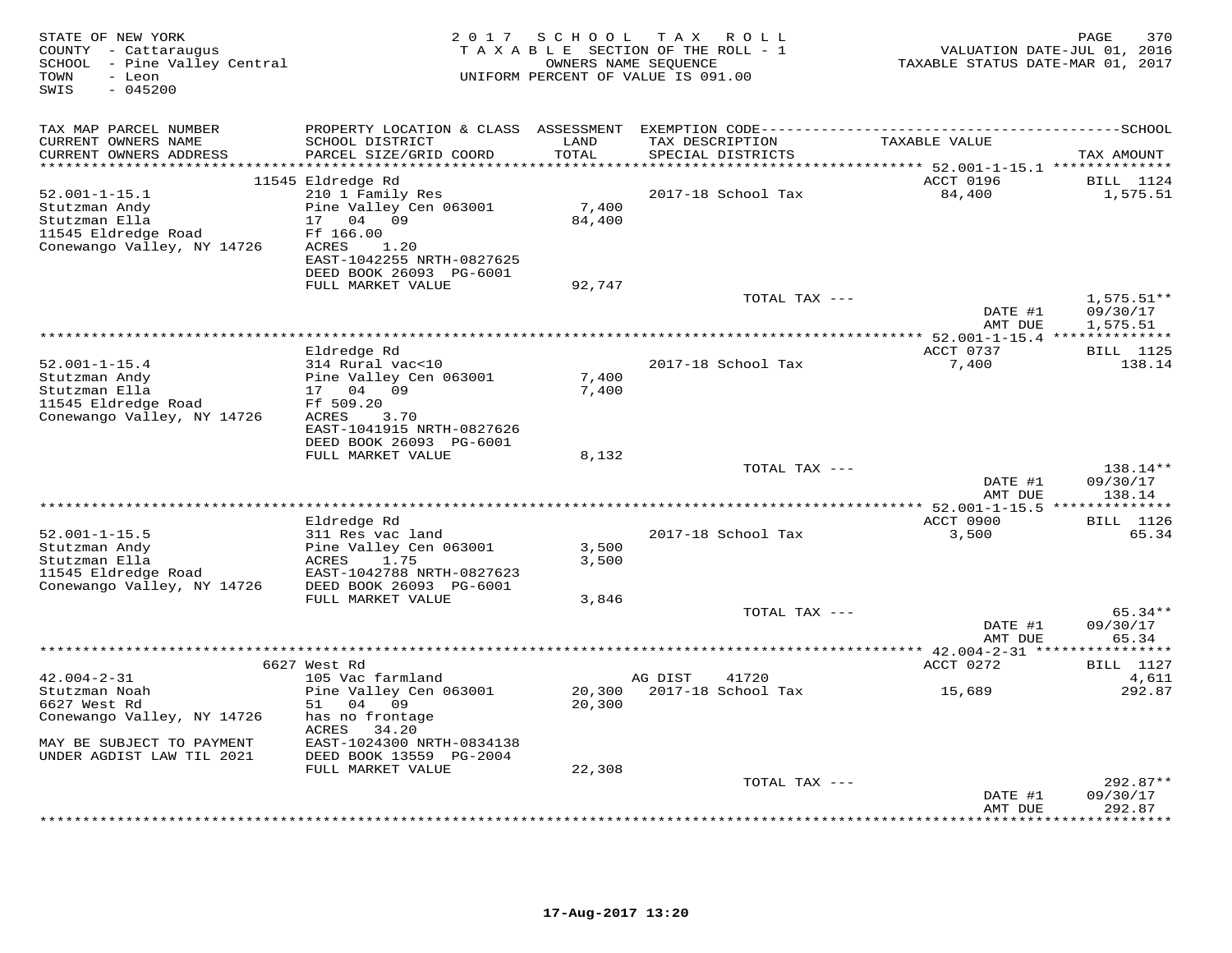STATE OF NEW YORK
COUNTY - Cattaraugus
SCHOOL - Pine Valley Central
TOWN - Leon
SWIS - 045200

2017 SCHOOL TAX ROLL
TAXABLE SECTION OF THE ROLL - 1
OWNERS NAME SEQUENCE
UNIFORM PERCENT OF VALUE IS 091.00

VALUATION DATE-JUL 01, 2016
TAXABLE STATUS DATE-MAR 01, 2017

| TAX MAP PARCEL NUMBER / CURRENT OWNERS NAME / CURRENT OWNERS ADDRESS | PROPERTY LOCATION & CLASS / SCHOOL DISTRICT / PARCEL SIZE/GRID COORD | ASSESSMENT LAND / TOTAL | EXEMPTION CODE / TAX DESCRIPTION / SPECIAL DISTRICTS | TAXABLE VALUE | TAX AMOUNT |
|---|---|---|---|---|---|
| | 11545 Eldredge Rd | | | ACCT 0196 | BILL 1124 |
| 52.001-1-15.1 | 210 1 Family Res | | 2017-18 School Tax | 84,400 | 1,575.51 |
| Stutzman Andy | Pine Valley Cen 063001 | 7,400 | | | |
| Stutzman Ella | 17 04 09 | 84,400 | | | |
| 11545 Eldredge Road | Ff 166.00 | | | | |
| Conewango Valley, NY 14726 | ACRES 1.20 | | | | |
| | EAST-1042255 NRTH-0827625 | | | | |
| | DEED BOOK 26093 PG-6001 | | | | |
| | FULL MARKET VALUE | 92,747 | | | |
| | | | TOTAL TAX --- | | 1,575.51** |
| | | | | DATE #1 | 09/30/17 |
| | | | | AMT DUE | 1,575.51 |
| | Eldredge Rd | | | ACCT 0737 | BILL 1125 |
| 52.001-1-15.4 | 314 Rural vac<10 | | 2017-18 School Tax | 7,400 | 138.14 |
| Stutzman Andy | Pine Valley Cen 063001 | 7,400 | | | |
| Stutzman Ella | 17 04 09 | 7,400 | | | |
| 11545 Eldredge Road | Ff 509.20 | | | | |
| Conewango Valley, NY 14726 | ACRES 3.70 | | | | |
| | EAST-1041915 NRTH-0827626 | | | | |
| | DEED BOOK 26093 PG-6001 | | | | |
| | FULL MARKET VALUE | 8,132 | | | |
| | | | TOTAL TAX --- | | 138.14** |
| | | | | DATE #1 | 09/30/17 |
| | | | | AMT DUE | 138.14 |
| | Eldredge Rd | | | ACCT 0900 | BILL 1126 |
| 52.001-1-15.5 | 311 Res vac land | | 2017-18 School Tax | 3,500 | 65.34 |
| Stutzman Andy | Pine Valley Cen 063001 | 3,500 | | | |
| Stutzman Ella | ACRES 1.75 | 3,500 | | | |
| 11545 Eldredge Road | EAST-1042788 NRTH-0827623 | | | | |
| Conewango Valley, NY 14726 | DEED BOOK 26093 PG-6001 | | | | |
| | FULL MARKET VALUE | 3,846 | | | |
| | | | TOTAL TAX --- | | 65.34** |
| | | | | DATE #1 | 09/30/17 |
| | | | | AMT DUE | 65.34 |
| | 6627 West Rd | | | ACCT 0272 | BILL 1127 |
| 42.004-2-31 | 105 Vac farmland | | AG DIST 41720 | | 4,611 |
| Stutzman Noah | Pine Valley Cen 063001 | 20,300 | 2017-18 School Tax | 15,689 | 292.87 |
| 6627 West Rd | 51 04 09 | 20,300 | | | |
| Conewango Valley, NY 14726 | has no frontage | | | | |
| | ACRES 34.20 | | | | |
| MAY BE SUBJECT TO PAYMENT | EAST-1024300 NRTH-0834138 | | | | |
| UNDER AGDIST LAW TIL 2021 | DEED BOOK 13559 PG-2004 | | | | |
| | FULL MARKET VALUE | 22,308 | | | |
| | | | TOTAL TAX --- | | 292.87** |
| | | | | DATE #1 | 09/30/17 |
| | | | | AMT DUE | 292.87 |

17-Aug-2017 13:20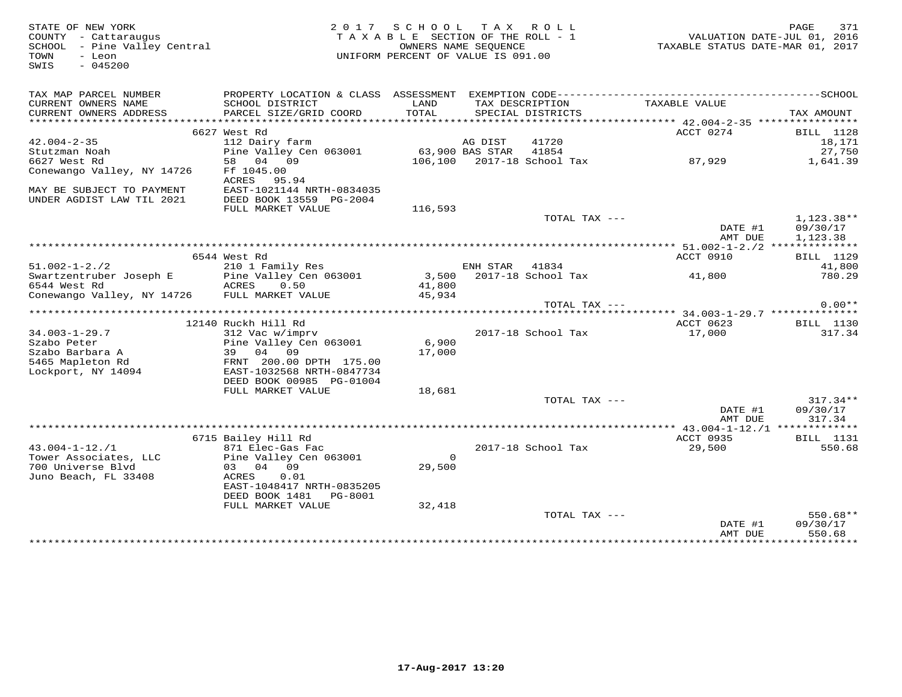STATE OF NEW YORK
COUNTY - Cattaraugus
SCHOOL - Pine Valley Central
TOWN - Leon
SWIS - 045200

2017 SCHOOL TAX ROLL
TAXABLE SECTION OF THE ROLL - 1
OWNERS NAME SEQUENCE
UNIFORM PERCENT OF VALUE IS 091.00

VALUATION DATE-JUL 01, 2016
TAXABLE STATUS DATE-MAR 01, 2017

| TAX MAP PARCEL NUMBER / CURRENT OWNERS NAME / CURRENT OWNERS ADDRESS | PROPERTY LOCATION & CLASS / SCHOOL DISTRICT / PARCEL SIZE/GRID COORD | ASSESSMENT LAND / TOTAL | EXEMPTION CODE / TAX DESCRIPTION / SPECIAL DISTRICTS | TAXABLE VALUE | TAX AMOUNT |
|---|---|---|---|---|---|
| | 6627 West Rd | | | ACCT 0274 | BILL 1128 |
| 42.004-2-35 | 112 Dairy farm | | AG DIST 41720 | | 18,171 |
| Stutzman Noah | Pine Valley Cen 063001 | 63,900 | BAS STAR 41854 | | 27,750 |
| 6627 West Rd | 58 04 09 | 106,100 | 2017-18 School Tax | 87,929 | 1,641.39 |
| Conewango Valley, NY 14726 | Ff 1045.00 | | | | |
| | ACRES 95.94 | | | | |
| MAY BE SUBJECT TO PAYMENT | EAST-1021144 NRTH-0834035 | | | | |
| UNDER AGDIST LAW TIL 2021 | DEED BOOK 13559 PG-2004 | | | | |
| | FULL MARKET VALUE | 116,593 | | | |
| | | | TOTAL TAX --- | | 1,123.38** |
| | | | | DATE #1 | 09/30/17 |
| | | | | AMT DUE | 1,123.38 |
| | 6544 West Rd | | | ACCT 0910 | BILL 1129 |
| 51.002-1-2./2 | 210 1 Family Res | | ENH STAR 41834 | | 41,800 |
| Swartzentruber Joseph E | Pine Valley Cen 063001 | 3,500 | 2017-18 School Tax | 41,800 | 780.29 |
| 6544 West Rd | ACRES 0.50 | 41,800 | | | |
| Conewango Valley, NY 14726 | FULL MARKET VALUE | 45,934 | | | |
| | | | TOTAL TAX --- | | 0.00** |
| | 12140 Ruckh Hill Rd | | | ACCT 0623 | BILL 1130 |
| 34.003-1-29.7 | 312 Vac w/imprv | | 2017-18 School Tax | 17,000 | 317.34 |
| Szabo Peter | Pine Valley Cen 063001 | 6,900 | | | |
| Szabo Barbara A | 39 04 09 | 17,000 | | | |
| 5465 Mapleton Rd | FRNT 200.00 DPTH 175.00 | | | | |
| Lockport, NY 14094 | EAST-1032568 NRTH-0847734 | | | | |
| | DEED BOOK 00985 PG-01004 | | | | |
| | FULL MARKET VALUE | 18,681 | | | |
| | | | TOTAL TAX --- | | 317.34** |
| | | | | DATE #1 | 09/30/17 |
| | | | | AMT DUE | 317.34 |
| | 6715 Bailey Hill Rd | | | ACCT 0935 | BILL 1131 |
| 43.004-1-12./1 | 871 Elec-Gas Fac | | 2017-18 School Tax | 29,500 | 550.68 |
| Tower Associates, LLC | Pine Valley Cen 063001 | 0 | | | |
| 700 Universe Blvd | 03 04 09 | 29,500 | | | |
| Juno Beach, FL 33408 | ACRES 0.01 | | | | |
| | EAST-1048417 NRTH-0835205 | | | | |
| | DEED BOOK 1481 PG-8001 | | | | |
| | FULL MARKET VALUE | 32,418 | | | |
| | | | TOTAL TAX --- | | 550.68** |
| | | | | DATE #1 | 09/30/17 |
| | | | | AMT DUE | 550.68 |

17-Aug-2017 13:20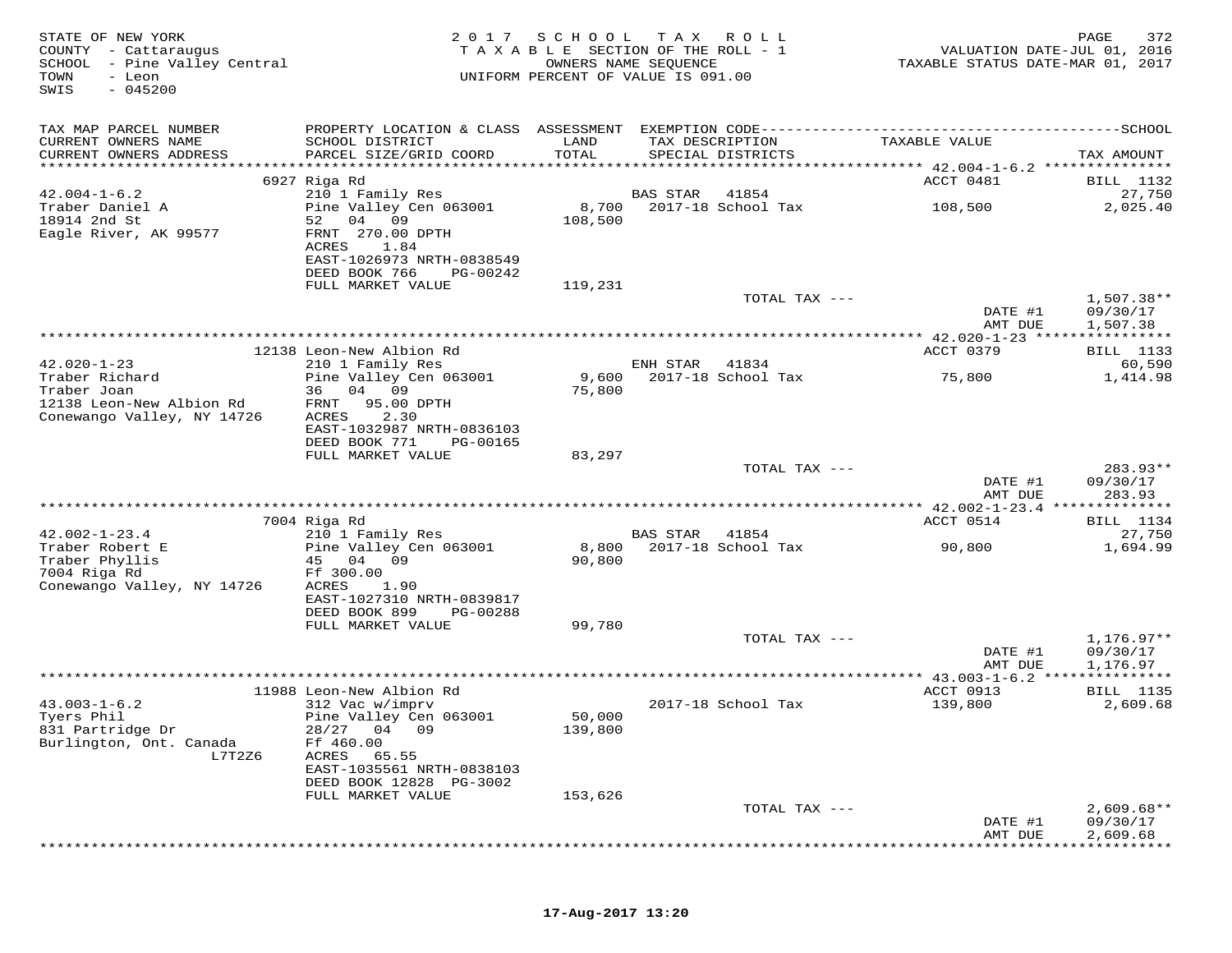STATE OF NEW YORK
COUNTY - Cattaraugus
SCHOOL - Pine Valley Central
TOWN - Leon
SWIS - 045200

2017 SCHOOL TAX ROLL
TAXABLE SECTION OF THE ROLL - 1
OWNERS NAME SEQUENCE
UNIFORM PERCENT OF VALUE IS 091.00

VALUATION DATE-JUL 01, 2016
TAXABLE STATUS DATE-MAR 01, 2017

| TAX MAP PARCEL NUMBER / CURRENT OWNERS NAME / CURRENT OWNERS ADDRESS | PROPERTY LOCATION & CLASS / SCHOOL DISTRICT / PARCEL SIZE/GRID COORD | ASSESSMENT LAND / TOTAL | EXEMPTION CODE / TAX DESCRIPTION / SPECIAL DISTRICTS | TAXABLE VALUE | TAX AMOUNT |
|---|---|---|---|---|---|
| 42.004-1-6.2 | 6927 Riga Rd | | | ACCT 0481 | BILL 1132 |
| Traber Daniel A | 210 1 Family Res | | BAS STAR 41854 | | 27,750 |
| 18914 2nd St | Pine Valley Cen 063001 | 8,700 | 2017-18 School Tax | 108,500 | 2,025.40 |
| Eagle River, AK 99577 | 52 04 09 | 108,500 | | | |
| | FRNT 270.00 DPTH | | | | |
| | ACRES 1.84 | | | | |
| | EAST-1026973 NRTH-0838549 | | | | |
| | DEED BOOK 766 PG-00242 | | | | |
| | FULL MARKET VALUE | 119,231 | | | |
| | | | TOTAL TAX --- | | 1,507.38** |
| | | | | DATE #1 | 09/30/17 |
| | | | | AMT DUE | 1,507.38 |
| 42.020-1-23 | 12138 Leon-New Albion Rd | | | ACCT 0379 | BILL 1133 |
| Traber Richard | 210 1 Family Res | | ENH STAR 41834 | | 60,590 |
| Traber Joan | Pine Valley Cen 063001 | 9,600 | 2017-18 School Tax | 75,800 | 1,414.98 |
| 12138 Leon-New Albion Rd | 36 04 09 | 75,800 | | | |
| Conewango Valley, NY 14726 | FRNT 95.00 DPTH | | | | |
| | ACRES 2.30 | | | | |
| | EAST-1032987 NRTH-0836103 | | | | |
| | DEED BOOK 771 PG-00165 | | | | |
| | FULL MARKET VALUE | 83,297 | | | |
| | | | TOTAL TAX --- | | 283.93** |
| | | | | DATE #1 | 09/30/17 |
| | | | | AMT DUE | 283.93 |
| 42.002-1-23.4 | 7004 Riga Rd | | | ACCT 0514 | BILL 1134 |
| Traber Robert E | 210 1 Family Res | | BAS STAR 41854 | | 27,750 |
| Traber Phyllis | Pine Valley Cen 063001 | 8,800 | 2017-18 School Tax | 90,800 | 1,694.99 |
| 7004 Riga Rd | 45 04 09 | 90,800 | | | |
| Conewango Valley, NY 14726 | Ff 300.00 | | | | |
| | ACRES 1.90 | | | | |
| | EAST-1027310 NRTH-0839817 | | | | |
| | DEED BOOK 899 PG-00288 | | | | |
| | FULL MARKET VALUE | 99,780 | | | |
| | | | TOTAL TAX --- | | 1,176.97** |
| | | | | DATE #1 | 09/30/17 |
| | | | | AMT DUE | 1,176.97 |
| 43.003-1-6.2 | 11988 Leon-New Albion Rd | | | ACCT 0913 | BILL 1135 |
| Tyers Phil | 312 Vac w/imprv | | 2017-18 School Tax | 139,800 | 2,609.68 |
| 831 Partridge Dr | Pine Valley Cen 063001 | 50,000 | | | |
| Burlington, Ont. Canada | 28/27 04 09 | 139,800 | | | |
| L7T2Z6 | Ff 460.00 | | | | |
| | ACRES 65.55 | | | | |
| | EAST-1035561 NRTH-0838103 | | | | |
| | DEED BOOK 12828 PG-3002 | | | | |
| | FULL MARKET VALUE | 153,626 | | | |
| | | | TOTAL TAX --- | | 2,609.68** |
| | | | | DATE #1 | 09/30/17 |
| | | | | AMT DUE | 2,609.68 |

17-Aug-2017 13:20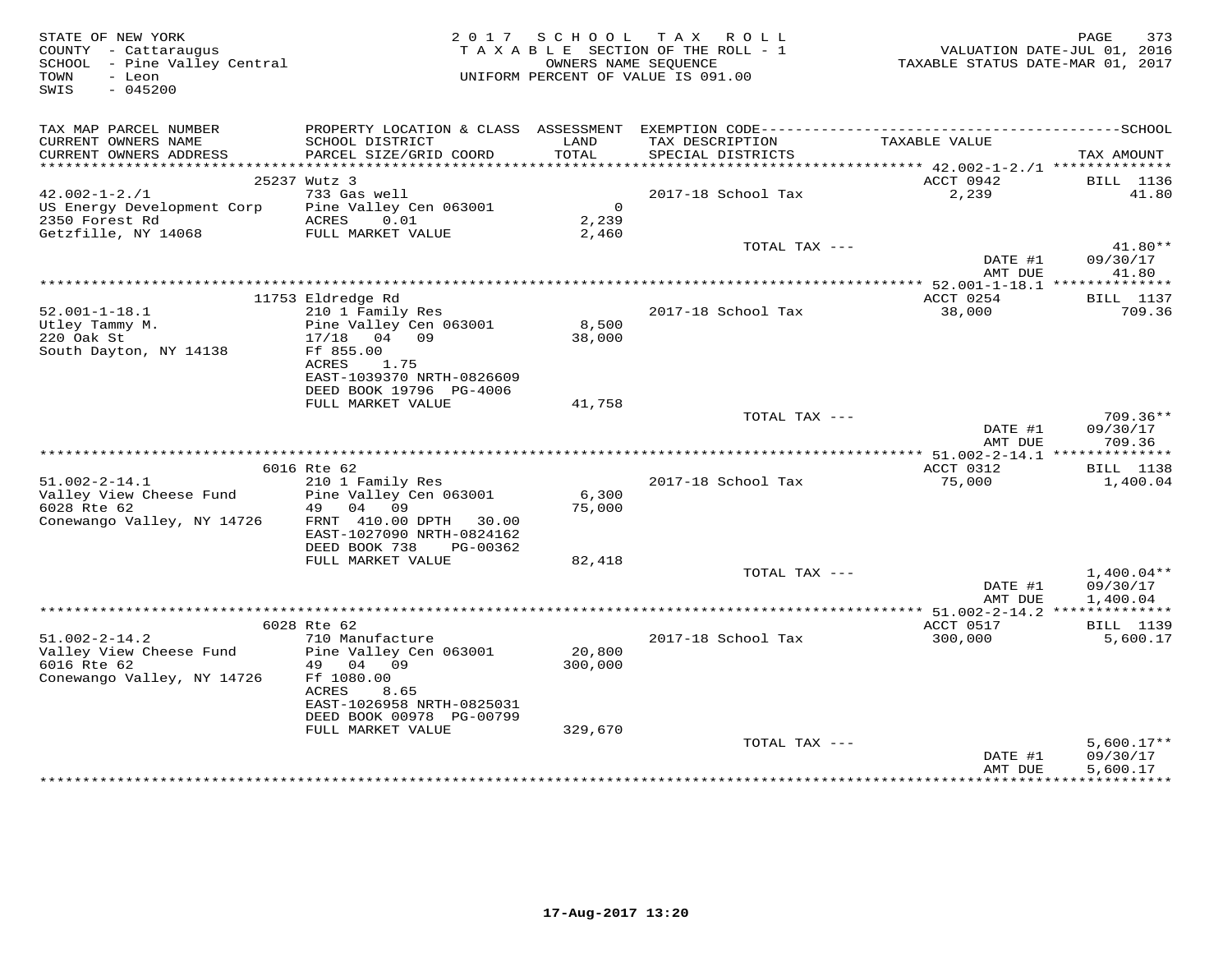STATE OF NEW YORK
COUNTY - Cattaraugus
SCHOOL - Pine Valley Central
TOWN - Leon
SWIS - 045200

2017 SCHOOL TAX ROLL
TAXABLE SECTION OF THE ROLL - 1
OWNERS NAME SEQUENCE
UNIFORM PERCENT OF VALUE IS 091.00

VALUATION DATE-JUL 01, 2016
TAXABLE STATUS DATE-MAR 01, 2017

| TAX MAP PARCEL NUMBER / CURRENT OWNERS NAME / CURRENT OWNERS ADDRESS | PROPERTY LOCATION & CLASS / SCHOOL DISTRICT / PARCEL SIZE/GRID COORD | ASSESSMENT LAND / TOTAL | EXEMPTION CODE / TAX DESCRIPTION / SPECIAL DISTRICTS | TAXABLE VALUE | TAX AMOUNT |
|---|---|---|---|---|---|
| 42.002-1-2./1 | 25237 Wutz 3 | | | ACCT 0942 | BILL 1136 |
| US Energy Development Corp | 733 Gas well | | 2017-18 School Tax | 2,239 | 41.80 |
| 2350 Forest Rd | Pine Valley Cen 063001 | 0 | | | |
| Getzfille, NY 14068 | ACRES 0.01 | 2,239 | | | |
| | FULL MARKET VALUE | 2,460 | | | |
| | | | TOTAL TAX --- | | 41.80** |
| | | | | DATE #1 | 09/30/17 |
| | | | | AMT DUE | 41.80 |
| 52.001-1-18.1 | 11753 Eldredge Rd | | | ACCT 0254 | BILL 1137 |
| Utley Tammy M. | 210 1 Family Res | | 2017-18 School Tax | 38,000 | 709.36 |
| 220 Oak St | Pine Valley Cen 063001 | 8,500 | | | |
| South Dayton, NY 14138 | 17/18 04 09 | 38,000 | | | |
| | Ff 855.00 | | | | |
| | ACRES 1.75 | | | | |
| | EAST-1039370 NRTH-0826609 | | | | |
| | DEED BOOK 19796 PG-4006 | | | | |
| | FULL MARKET VALUE | 41,758 | | | |
| | | | TOTAL TAX --- | | 709.36** |
| | | | | DATE #1 | 09/30/17 |
| | | | | AMT DUE | 709.36 |
| 51.002-2-14.1 | 6016 Rte 62 | | | ACCT 0312 | BILL 1138 |
| Valley View Cheese Fund | 210 1 Family Res | | 2017-18 School Tax | 75,000 | 1,400.04 |
| 6028 Rte 62 | Pine Valley Cen 063001 | 6,300 | | | |
| Conewango Valley, NY 14726 | 49 04 09 | 75,000 | | | |
| | FRNT 410.00 DPTH 30.00 | | | | |
| | EAST-1027090 NRTH-0824162 | | | | |
| | DEED BOOK 738 PG-00362 | | | | |
| | FULL MARKET VALUE | 82,418 | | | |
| | | | TOTAL TAX --- | | 1,400.04** |
| | | | | DATE #1 | 09/30/17 |
| | | | | AMT DUE | 1,400.04 |
| 51.002-2-14.2 | 6028 Rte 62 | | | ACCT 0517 | BILL 1139 |
| Valley View Cheese Fund | 710 Manufacture | | 2017-18 School Tax | 300,000 | 5,600.17 |
| 6016 Rte 62 | Pine Valley Cen 063001 | 20,800 | | | |
| Conewango Valley, NY 14726 | 49 04 09 | 300,000 | | | |
| | Ff 1080.00 | | | | |
| | ACRES 8.65 | | | | |
| | EAST-1026958 NRTH-0825031 | | | | |
| | DEED BOOK 00978 PG-00799 | | | | |
| | FULL MARKET VALUE | 329,670 | | | |
| | | | TOTAL TAX --- | | 5,600.17** |
| | | | | DATE #1 | 09/30/17 |
| | | | | AMT DUE | 5,600.17 |

17-Aug-2017 13:20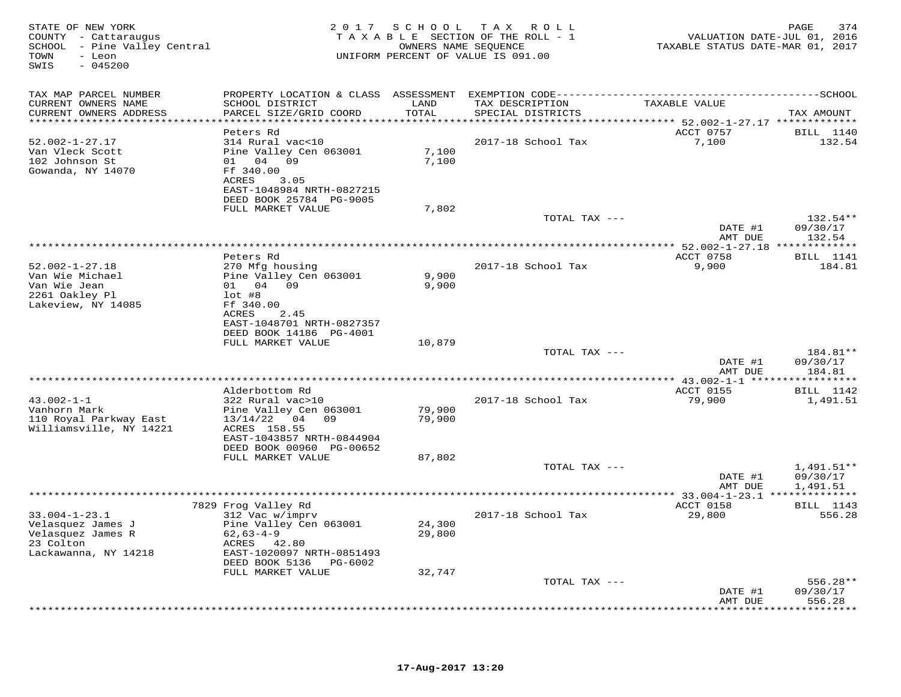STATE OF NEW YORK
COUNTY - Cattaraugus
SCHOOL - Pine Valley Central
TOWN - Leon
SWIS - 045200

2017 SCHOOL TAX ROLL
TAXABLE SECTION OF THE ROLL - 1
OWNERS NAME SEQUENCE
UNIFORM PERCENT OF VALUE IS 091.00

VALUATION DATE-JUL 01, 2016
TAXABLE STATUS DATE-MAR 01, 2017

| TAX MAP PARCEL NUMBER / CURRENT OWNERS NAME / CURRENT OWNERS ADDRESS | PROPERTY LOCATION & CLASS / SCHOOL DISTRICT / PARCEL SIZE/GRID COORD | ASSESSMENT LAND / TOTAL | EXEMPTION CODE / TAX DESCRIPTION / SPECIAL DISTRICTS | TAXABLE VALUE | TAX AMOUNT |
|---|---|---|---|---|---|
| | Peters Rd | | | ACCT 0757 | BILL 1140 |
| 52.002-1-27.17 | 314 Rural vac<10 | | 2017-18 School Tax | 7,100 | 132.54 |
| Van Vleck Scott | Pine Valley Cen 063001 | 7,100 | | | |
| 102 Johnson St | 01 04 09 | 7,100 | | | |
| Gowanda, NY 14070 | Ff 340.00 | | | | |
| | ACRES 3.05 | | | | |
| | EAST-1048984 NRTH-0827215 | | | | |
| | DEED BOOK 25784 PG-9005 | | | | |
| | FULL MARKET VALUE | 7,802 | | | |
| | | | TOTAL TAX --- | | 132.54** |
| | | | | DATE #1 | 09/30/17 |
| | | | | AMT DUE | 132.54 |
| | Peters Rd | | | ACCT 0758 | BILL 1141 |
| 52.002-1-27.18 | 270 Mfg housing | | 2017-18 School Tax | 9,900 | 184.81 |
| Van Wie Michael | Pine Valley Cen 063001 | 9,900 | | | |
| Van Wie Jean | 01 04 09 | 9,900 | | | |
| 2261 Oakley Pl | lot #8 | | | | |
| Lakeview, NY 14085 | Ff 340.00 | | | | |
| | ACRES 2.45 | | | | |
| | EAST-1048701 NRTH-0827357 | | | | |
| | DEED BOOK 14186 PG-4001 | | | | |
| | FULL MARKET VALUE | 10,879 | | | |
| | | | TOTAL TAX --- | | 184.81** |
| | | | | DATE #1 | 09/30/17 |
| | | | | AMT DUE | 184.81 |
| | Alderbottom Rd | | | ACCT 0155 | BILL 1142 |
| 43.002-1-1 | 322 Rural vac>10 | | 2017-18 School Tax | 79,900 | 1,491.51 |
| Vanhorn Mark | Pine Valley Cen 063001 | 79,900 | | | |
| 110 Royal Parkway East | 13/14/22 04 09 | 79,900 | | | |
| Williamsville, NY 14221 | ACRES 158.55 | | | | |
| | EAST-1043857 NRTH-0844904 | | | | |
| | DEED BOOK 00960 PG-00652 | | | | |
| | FULL MARKET VALUE | 87,802 | | | |
| | | | TOTAL TAX --- | | 1,491.51** |
| | | | | DATE #1 | 09/30/17 |
| | | | | AMT DUE | 1,491.51 |
| | 7829 Frog Valley Rd | | | ACCT 0158 | BILL 1143 |
| 33.004-1-23.1 | 312 Vac w/imprv | | 2017-18 School Tax | 29,800 | 556.28 |
| Velasquez James J | Pine Valley Cen 063001 | 24,300 | | | |
| Velasquez James R | 62,63-4-9 | 29,800 | | | |
| 23 Colton | ACRES 42.80 | | | | |
| Lackawanna, NY 14218 | EAST-1020097 NRTH-0851493 | | | | |
| | DEED BOOK 5136 PG-6002 | | | | |
| | FULL MARKET VALUE | 32,747 | | | |
| | | | TOTAL TAX --- | | 556.28** |
| | | | | DATE #1 | 09/30/17 |
| | | | | AMT DUE | 556.28 |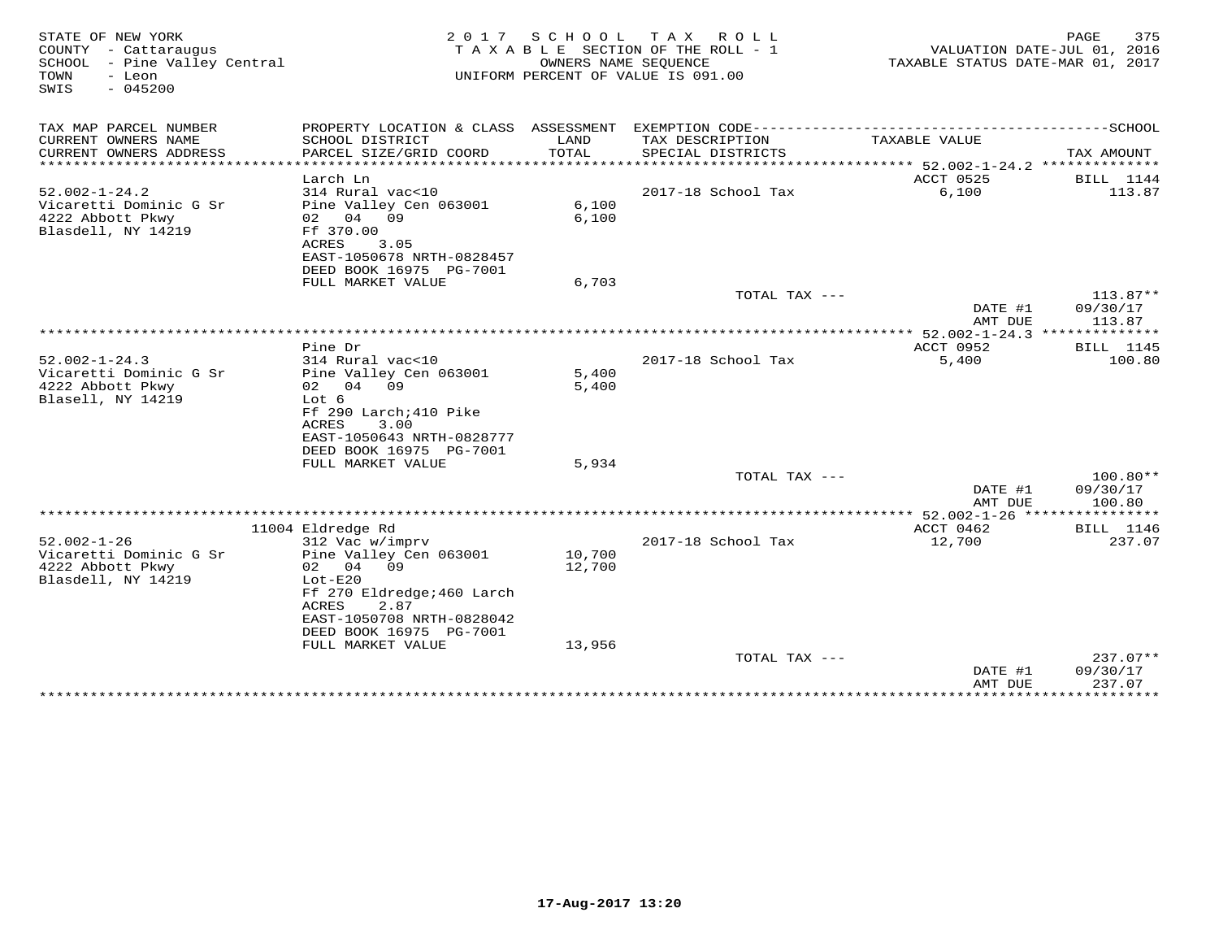STATE OF NEW YORK
COUNTY - Cattaraugus
SCHOOL - Pine Valley Central
TOWN - Leon
SWIS - 045200

2017 SCHOOL TAX ROLL
TAXABLE SECTION OF THE ROLL - 1
OWNERS NAME SEQUENCE
UNIFORM PERCENT OF VALUE IS 091.00

VALUATION DATE-JUL 01, 2016
TAXABLE STATUS DATE-MAR 01, 2017

| TAX MAP PARCEL NUMBER / CURRENT OWNERS NAME / CURRENT OWNERS ADDRESS | PROPERTY LOCATION & CLASS / SCHOOL DISTRICT / PARCEL SIZE/GRID COORD | ASSESSMENT LAND / TOTAL | EXEMPTION CODE / TAX DESCRIPTION / SPECIAL DISTRICTS | TAXABLE VALUE | TAX AMOUNT |
|---|---|---|---|---|---|
| | Larch Ln | | | ACCT 0525 | BILL 1144 |
| 52.002-1-24.2 | 314 Rural vac<10 | | 2017-18 School Tax | 6,100 | 113.87 |
| Vicaretti Dominic G Sr | Pine Valley Cen 063001 | 6,100 | | | |
| 4222 Abbott Pkwy | 02 04 09 | 6,100 | | | |
| Blasdell, NY 14219 | Ff 370.00 | | | | |
| | ACRES 3.05 | | | | |
| | EAST-1050678 NRTH-0828457 | | | | |
| | DEED BOOK 16975 PG-7001 | | | | |
| | FULL MARKET VALUE | 6,703 | | | |
| | | | TOTAL TAX --- | | 113.87** |
| | | | | DATE #1 | 09/30/17 |
| | | | | AMT DUE | 113.87 |
| | Pine Dr | | | ACCT 0952 | BILL 1145 |
| 52.002-1-24.3 | 314 Rural vac<10 | | 2017-18 School Tax | 5,400 | 100.80 |
| Vicaretti Dominic G Sr | Pine Valley Cen 063001 | 5,400 | | | |
| 4222 Abbott Pkwy | 02 04 09 | 5,400 | | | |
| Blasell, NY 14219 | Lot 6 | | | | |
| | Ff 290 Larch;410 Pike | | | | |
| | ACRES 3.00 | | | | |
| | EAST-1050643 NRTH-0828777 | | | | |
| | DEED BOOK 16975 PG-7001 | | | | |
| | FULL MARKET VALUE | 5,934 | | | |
| | | | TOTAL TAX --- | | 100.80** |
| | | | | DATE #1 | 09/30/17 |
| | | | | AMT DUE | 100.80 |
| | 11004 Eldredge Rd | | | ACCT 0462 | BILL 1146 |
| 52.002-1-26 | 312 Vac w/imprv | | 2017-18 School Tax | 12,700 | 237.07 |
| Vicaretti Dominic G Sr | Pine Valley Cen 063001 | 10,700 | | | |
| 4222 Abbott Pkwy | 02 04 09 | 12,700 | | | |
| Blasdell, NY 14219 | Lot-E20 | | | | |
| | Ff 270 Eldredge;460 Larch | | | | |
| | ACRES 2.87 | | | | |
| | EAST-1050708 NRTH-0828042 | | | | |
| | DEED BOOK 16975 PG-7001 | | | | |
| | FULL MARKET VALUE | 13,956 | | | |
| | | | TOTAL TAX --- | | 237.07** |
| | | | | DATE #1 | 09/30/17 |
| | | | | AMT DUE | 237.07 |

17-Aug-2017 13:20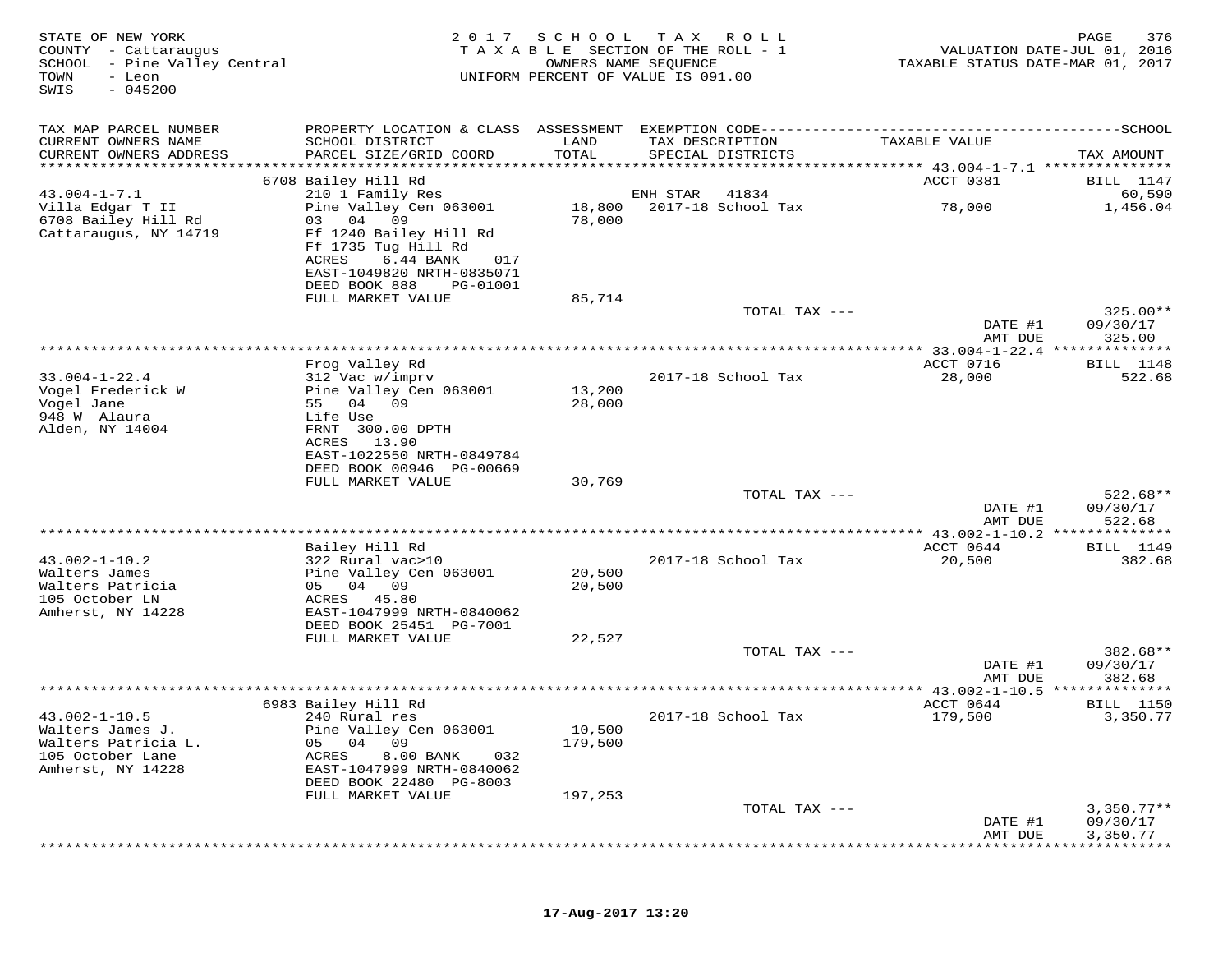STATE OF NEW YORK
COUNTY - Cattaraugus
SCHOOL - Pine Valley Central
TOWN - Leon
SWIS - 045200

2 0 1 7 S C H O O L T A X R O L L
T A X A B L E SECTION OF THE ROLL - 1
OWNERS NAME SEQUENCE
UNIFORM PERCENT OF VALUE IS 091.00

VALUATION DATE-JUL 01, 2016
TAXABLE STATUS DATE-MAR 01, 2017

| TAX MAP PARCEL NUMBER / CURRENT OWNERS NAME / CURRENT OWNERS ADDRESS | PROPERTY LOCATION & CLASS / SCHOOL DISTRICT / PARCEL SIZE/GRID COORD | ASSESSMENT LAND / TOTAL | EXEMPTION CODE / TAX DESCRIPTION / SPECIAL DISTRICTS | TAXABLE VALUE | TAX AMOUNT |
|---|---|---|---|---|---|
| 43.004-1-7.1 | 6708 Bailey Hill Rd | | | ACCT 0381 | BILL 1147 |
| Villa Edgar T II | 210 1 Family Res | | ENH STAR 41834 | | 60,590 |
| 6708 Bailey Hill Rd | Pine Valley Cen 063001 | 18,800 | 2017-18 School Tax | 78,000 | 1,456.04 |
| Cattaraugus, NY 14719 | 03 04 09 | 78,000 | | | |
| | Ff 1240 Bailey Hill Rd | | | | |
| | Ff 1735 Tug Hill Rd | | | | |
| | ACRES 6.44 BANK 017 | | | | |
| | EAST-1049820 NRTH-0835071 | | | | |
| | DEED BOOK 888 PG-01001 | | | | |
| | FULL MARKET VALUE | 85,714 | | | |
| | | | TOTAL TAX --- | | 325.00** |
| | | | | DATE #1 | 09/30/17 |
| | | | | AMT DUE | 325.00 |
| 33.004-1-22.4 | Frog Valley Rd | | | ACCT 0716 | BILL 1148 |
| Vogel Frederick W | 312 Vac w/imprv | | 2017-18 School Tax | 28,000 | 522.68 |
| Vogel Jane | Pine Valley Cen 063001 | 13,200 | | | |
| 948 W Alaura | 55 04 09 | 28,000 | | | |
| Alden, NY 14004 | Life Use | | | | |
| | FRNT 300.00 DPTH | | | | |
| | ACRES 13.90 | | | | |
| | EAST-1022550 NRTH-0849784 | | | | |
| | DEED BOOK 00946 PG-00669 | | | | |
| | FULL MARKET VALUE | 30,769 | | | |
| | | | TOTAL TAX --- | | 522.68** |
| | | | | DATE #1 | 09/30/17 |
| | | | | AMT DUE | 522.68 |
| 43.002-1-10.2 | Bailey Hill Rd | | | ACCT 0644 | BILL 1149 |
| Walters James | 322 Rural vac>10 | | 2017-18 School Tax | 20,500 | 382.68 |
| Walters Patricia | Pine Valley Cen 063001 | 20,500 | | | |
| 105 October LN | 05 04 09 | 20,500 | | | |
| Amherst, NY 14228 | ACRES 45.80 | | | | |
| | EAST-1047999 NRTH-0840062 | | | | |
| | DEED BOOK 25451 PG-7001 | | | | |
| | FULL MARKET VALUE | 22,527 | | | |
| | | | TOTAL TAX --- | | 382.68** |
| | | | | DATE #1 | 09/30/17 |
| | | | | AMT DUE | 382.68 |
| 43.002-1-10.5 | 6983 Bailey Hill Rd | | | ACCT 0644 | BILL 1150 |
| Walters James J. | 240 Rural res | | 2017-18 School Tax | 179,500 | 3,350.77 |
| Walters Patricia L. | Pine Valley Cen 063001 | 10,500 | | | |
| 105 October Lane | 05 04 09 | 179,500 | | | |
| Amherst, NY 14228 | ACRES 8.00 BANK 032 | | | | |
| | EAST-1047999 NRTH-0840062 | | | | |
| | DEED BOOK 22480 PG-8003 | | | | |
| | FULL MARKET VALUE | 197,253 | | | |
| | | | TOTAL TAX --- | | 3,350.77** |
| | | | | DATE #1 | 09/30/17 |
| | | | | AMT DUE | 3,350.77 |

17-Aug-2017 13:20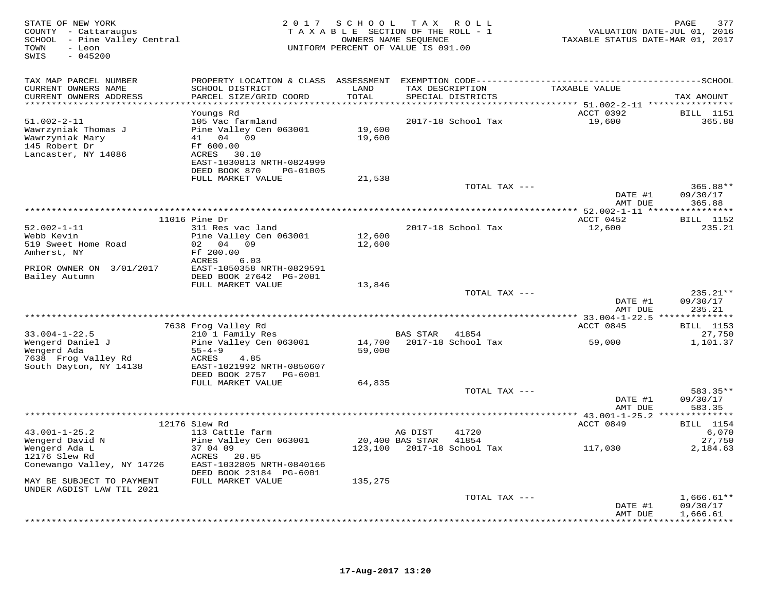STATE OF NEW YORK
COUNTY - Cattaraugus
SCHOOL - Pine Valley Central
TOWN - Leon
SWIS - 045200

2 0 1 7 S C H O O L T A X R O L L
T A X A B L E SECTION OF THE ROLL - 1
OWNERS NAME SEQUENCE
UNIFORM PERCENT OF VALUE IS 091.00

VALUATION DATE-JUL 01, 2016
TAXABLE STATUS DATE-MAR 01, 2017

| TAX MAP PARCEL NUMBER / CURRENT OWNERS NAME / CURRENT OWNERS ADDRESS | PROPERTY LOCATION & CLASS / SCHOOL DISTRICT / PARCEL SIZE/GRID COORD | ASSESSMENT LAND / TOTAL | EXEMPTION CODE / TAX DESCRIPTION / SPECIAL DISTRICTS | TAXABLE VALUE | TAX AMOUNT |
|---|---|---|---|---|---|
| | Youngs Rd | | | ACCT 0392 | BILL 1151 |
| 51.002-2-11 | 105 Vac farmland | | 2017-18 School Tax | 19,600 | 365.88 |
| Wawrzyniak Thomas J | Pine Valley Cen 063001 | 19,600 | | | |
| Wawrzyniak Mary | 41 04 09 | 19,600 | | | |
| 145 Robert Dr | Ff 600.00 | | | | |
| Lancaster, NY 14086 | ACRES 30.10 | | | | |
| | EAST-1030813 NRTH-0824999 | | | | |
| | DEED BOOK 870 PG-01005 | | | | |
| | FULL MARKET VALUE | 21,538 | | | |
| | | | TOTAL TAX --- | | 365.88** |
| | | | | DATE #1 | 09/30/17 |
| | | | | AMT DUE | 365.88 |
| | 11016 Pine Dr | | | ACCT 0452 | BILL 1152 |
| 52.002-1-11 | 311 Res vac land | | 2017-18 School Tax | 12,600 | 235.21 |
| Webb Kevin | Pine Valley Cen 063001 | 12,600 | | | |
| 519 Sweet Home Road | 02 04 09 | 12,600 | | | |
| Amherst, NY | Ff 200.00 | | | | |
| | ACRES 6.03 | | | | |
| PRIOR OWNER ON 3/01/2017 | EAST-1050358 NRTH-0829591 | | | | |
| Bailey Autumn | DEED BOOK 27642 PG-2001 | | | | |
| | FULL MARKET VALUE | 13,846 | | | |
| | | | TOTAL TAX --- | | 235.21** |
| | | | | DATE #1 | 09/30/17 |
| | | | | AMT DUE | 235.21 |
| | 7638 Frog Valley Rd | | | ACCT 0845 | BILL 1153 |
| 33.004-1-22.5 | 210 1 Family Res | | BAS STAR 41854 | | 27,750 |
| Wengerd Daniel J | Pine Valley Cen 063001 | 14,700 | 2017-18 School Tax | 59,000 | 1,101.37 |
| Wengerd Ada | 55-4-9 | 59,000 | | | |
| 7638 Frog Valley Rd | ACRES 4.85 | | | | |
| South Dayton, NY 14138 | EAST-1021992 NRTH-0850607 | | | | |
| | DEED BOOK 2757 PG-6001 | | | | |
| | FULL MARKET VALUE | 64,835 | | | |
| | | | TOTAL TAX --- | | 583.35** |
| | | | | DATE #1 | 09/30/17 |
| | | | | AMT DUE | 583.35 |
| | 12176 Slew Rd | | | ACCT 0849 | BILL 1154 |
| 43.001-1-25.2 | 113 Cattle farm | | AG DIST 41720 | | 6,070 |
| Wengerd David N | Pine Valley Cen 063001 | 20,400 | BAS STAR 41854 | | 27,750 |
| Wengerd Ada L | 37 04 09 | 123,100 | 2017-18 School Tax | 117,030 | 2,184.63 |
| 12176 Slew Rd | ACRES 20.85 | | | | |
| Conewango Valley, NY 14726 | EAST-1032805 NRTH-0840166 | | | | |
| | DEED BOOK 23184 PG-6001 | | | | |
| MAY BE SUBJECT TO PAYMENT | FULL MARKET VALUE | 135,275 | | | |
| UNDER AGDIST LAW TIL 2021 | | | | | |
| | | | TOTAL TAX --- | | 1,666.61** |
| | | | | DATE #1 | 09/30/17 |
| | | | | AMT DUE | 1,666.61 |

17-Aug-2017 13:20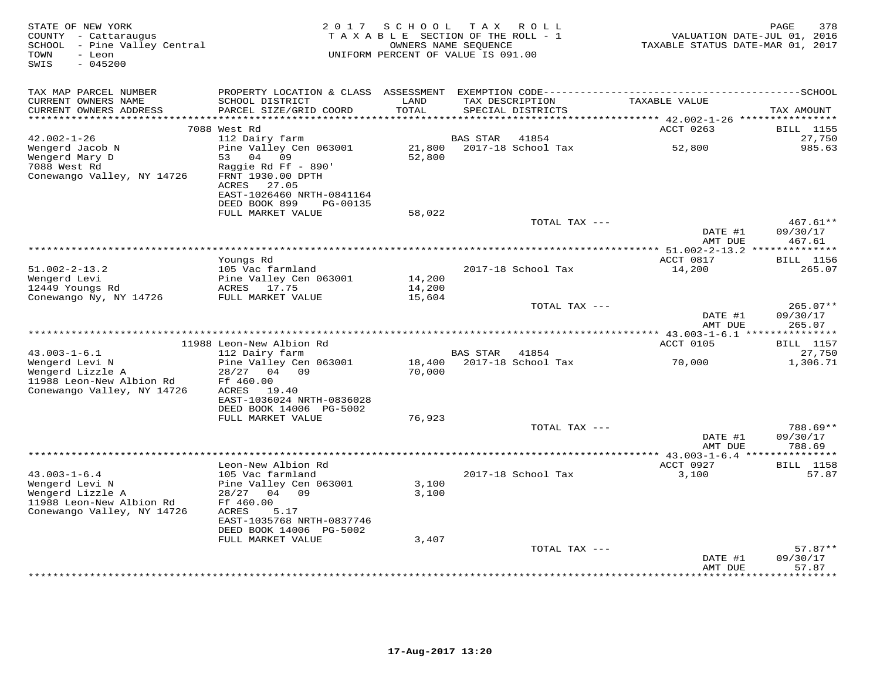STATE OF NEW YORK
COUNTY - Cattaraugus
SCHOOL - Pine Valley Central
TOWN - Leon
SWIS - 045200

2 0 1 7 S C H O O L T A X R O L L
T A X A B L E SECTION OF THE ROLL - 1
OWNERS NAME SEQUENCE
UNIFORM PERCENT OF VALUE IS 091.00

VALUATION DATE-JUL 01, 2016
TAXABLE STATUS DATE-MAR 01, 2017

| TAX MAP PARCEL NUMBER / CURRENT OWNERS NAME / CURRENT OWNERS ADDRESS | PROPERTY LOCATION & CLASS / SCHOOL DISTRICT / PARCEL SIZE/GRID COORD | ASSESSMENT LAND / TOTAL | EXEMPTION CODE / TAX DESCRIPTION / SPECIAL DISTRICTS | TAXABLE VALUE | TAX AMOUNT |
|---|---|---|---|---|---|
| 42.002-1-26 | 7088 West Rd | | | ACCT 0263 | BILL 1155 |
| Wengerd Jacob N | 112 Dairy farm | | BAS STAR 41854 | | 27,750 |
| Wengerd Mary D | Pine Valley Cen 063001 | 21,800 | 2017-18 School Tax | 52,800 | 985.63 |
| 7088 West Rd | 53 04 09 | 52,800 | | | |
| Conewango Valley, NY 14726 | Raggie Rd Ff - 890' | | | | |
| | FRNT 1930.00 DPTH | | | | |
| | ACRES 27.05 | | | | |
| | EAST-1026460 NRTH-0841164 | | | | |
| | DEED BOOK 899 PG-00135 | | | | |
| | FULL MARKET VALUE | 58,022 | | | |
| | | | TOTAL TAX --- | | 467.61** |
| | | | | DATE #1 | 09/30/17 |
| | | | | AMT DUE | 467.61 |
| 51.002-2-13.2 | Youngs Rd | | | ACCT 0817 | BILL 1156 |
| Wengerd Levi | 105 Vac farmland | | 2017-18 School Tax | 14,200 | 265.07 |
| 12449 Youngs Rd | Pine Valley Cen 063001 | 14,200 | | | |
| Conewango Ny, NY 14726 | ACRES 17.75 | 14,200 | | | |
| | FULL MARKET VALUE | 15,604 | | | |
| | | | TOTAL TAX --- | | 265.07** |
| | | | | DATE #1 | 09/30/17 |
| | | | | AMT DUE | 265.07 |
| 43.003-1-6.1 | 11988 Leon-New Albion Rd | | | ACCT 0105 | BILL 1157 |
| Wengerd Levi N | 112 Dairy farm | | BAS STAR 41854 | | 27,750 |
| Wengerd Lizzle A | Pine Valley Cen 063001 | 18,400 | 2017-18 School Tax | 70,000 | 1,306.71 |
| 11988 Leon-New Albion Rd | 28/27 04 09 | 70,000 | | | |
| Conewango Valley, NY 14726 | Ff 460.00 | | | | |
| | ACRES 19.40 | | | | |
| | EAST-1036024 NRTH-0836028 | | | | |
| | DEED BOOK 14006 PG-5002 | | | | |
| | FULL MARKET VALUE | 76,923 | | | |
| | | | TOTAL TAX --- | | 788.69** |
| | | | | DATE #1 | 09/30/17 |
| | | | | AMT DUE | 788.69 |
| 43.003-1-6.4 | Leon-New Albion Rd | | | ACCT 0927 | BILL 1158 |
| Wengerd Levi N | 105 Vac farmland | | 2017-18 School Tax | 3,100 | 57.87 |
| Wengerd Lizzle A | Pine Valley Cen 063001 | 3,100 | | | |
| 11988 Leon-New Albion Rd | 28/27 04 09 | 3,100 | | | |
| Conewango Valley, NY 14726 | Ff 460.00 | | | | |
| | ACRES 5.17 | | | | |
| | EAST-1035768 NRTH-0837746 | | | | |
| | DEED BOOK 14006 PG-5002 | | | | |
| | FULL MARKET VALUE | 3,407 | | | |
| | | | TOTAL TAX --- | | 57.87** |
| | | | | DATE #1 | 09/30/17 |
| | | | | AMT DUE | 57.87 |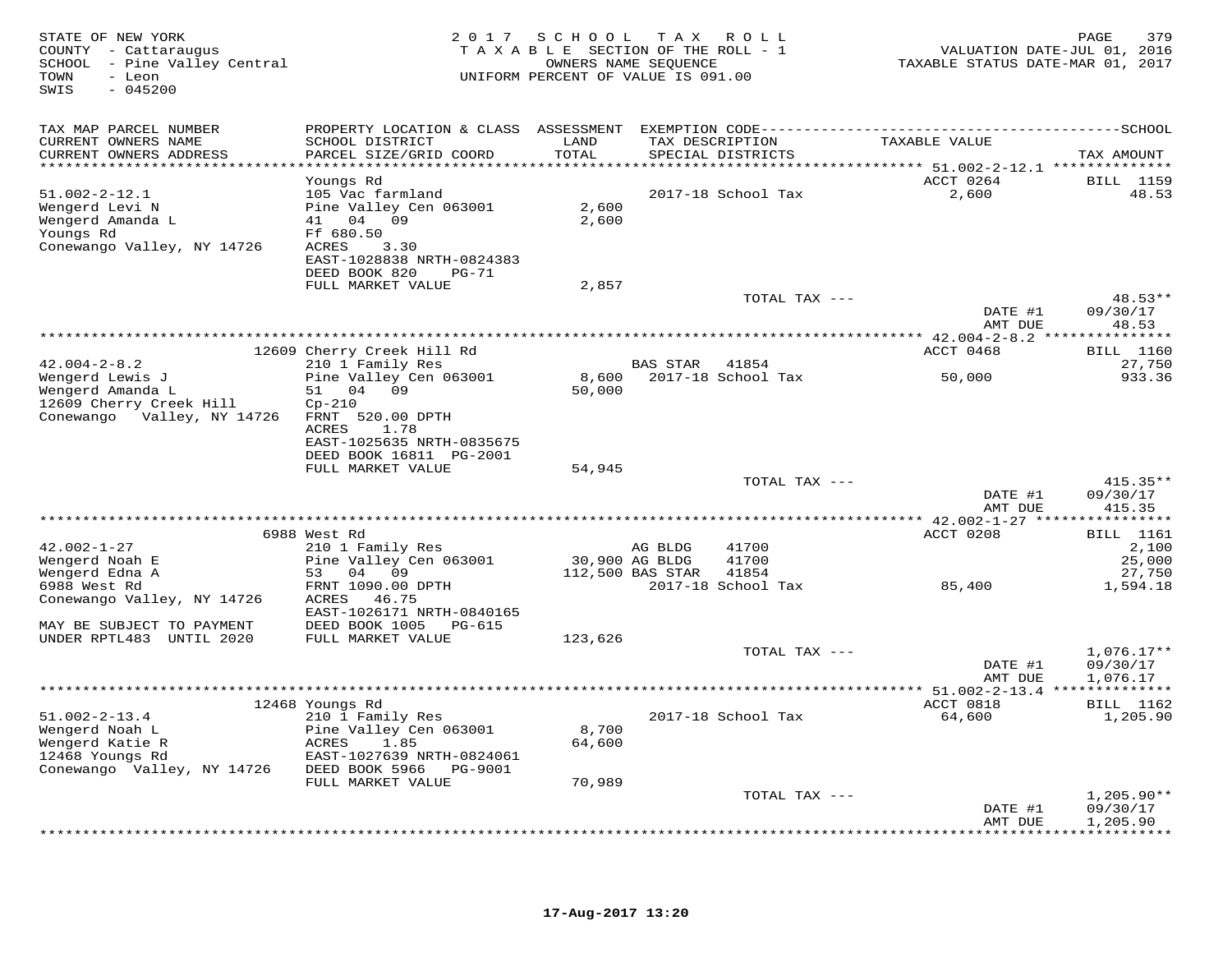STATE OF NEW YORK
COUNTY - Cattaraugus
SCHOOL - Pine Valley Central
TOWN - Leon
SWIS - 045200

2017 SCHOOL TAX ROLL
TAXABLE SECTION OF THE ROLL - 1
OWNERS NAME SEQUENCE
UNIFORM PERCENT OF VALUE IS 091.00

VALUATION DATE-JUL 01, 2016
TAXABLE STATUS DATE-MAR 01, 2017

| TAX MAP PARCEL NUMBER / CURRENT OWNERS NAME / CURRENT OWNERS ADDRESS | PROPERTY LOCATION & CLASS / SCHOOL DISTRICT / PARCEL SIZE/GRID COORD | ASSESSMENT LAND / TOTAL | EXEMPTION CODE / TAX DESCRIPTION / SPECIAL DISTRICTS | TAXABLE VALUE | TAX AMOUNT |
|---|---|---|---|---|---|
| | Youngs Rd | | | ACCT 0264 | BILL 1159 |
| 51.002-2-12.1 | 105 Vac farmland | | 2017-18 School Tax | 2,600 | 48.53 |
| Wengerd Levi N | Pine Valley Cen 063001 | 2,600 | | | |
| Wengerd Amanda L | 41 04 09 | 2,600 | | | |
| Youngs Rd | Ff 680.50 | | | | |
| Conewango Valley, NY 14726 | ACRES 3.30 | | | | |
| | EAST-1028838 NRTH-0824383 | | | | |
| | DEED BOOK 820 PG-71 | | | | |
| | FULL MARKET VALUE | 2,857 | | | |
| | | | TOTAL TAX --- | | 48.53** |
| | | | | DATE #1 | 09/30/17 |
| | | | | AMT DUE | 48.53 |
| | 12609 Cherry Creek Hill Rd | | | ACCT 0468 | BILL 1160 |
| 42.004-2-8.2 | 210 1 Family Res | | BAS STAR 41854 | | 27,750 |
| Wengerd Lewis J | Pine Valley Cen 063001 | 8,600 | 2017-18 School Tax | 50,000 | 933.36 |
| Wengerd Amanda L | 51 04 09 | 50,000 | | | |
| 12609 Cherry Creek Hill | Cp-210 | | | | |
| Conewango Valley, NY 14726 | FRNT 520.00 DPTH | | | | |
| | ACRES 1.78 | | | | |
| | EAST-1025635 NRTH-0835675 | | | | |
| | DEED BOOK 16811 PG-2001 | | | | |
| | FULL MARKET VALUE | 54,945 | | | |
| | | | TOTAL TAX --- | | 415.35** |
| | | | | DATE #1 | 09/30/17 |
| | | | | AMT DUE | 415.35 |
| | 6988 West Rd | | | ACCT 0208 | BILL 1161 |
| 42.002-1-27 | 210 1 Family Res | | AG BLDG 41700 | | 2,100 |
| Wengerd Noah E | Pine Valley Cen 063001 | 30,900 | AG BLDG 41700 | | 25,000 |
| Wengerd Edna A | 53 04 09 | 112,500 | BAS STAR 41854 | | 27,750 |
| 6988 West Rd | FRNT 1090.00 DPTH | | 2017-18 School Tax | 85,400 | 1,594.18 |
| Conewango Valley, NY 14726 | ACRES 46.75 | | | | |
| | EAST-1026171 NRTH-0840165 | | | | |
| MAY BE SUBJECT TO PAYMENT | DEED BOOK 1005 PG-615 | | | | |
| UNDER RPTL483 UNTIL 2020 | FULL MARKET VALUE | 123,626 | | | |
| | | | TOTAL TAX --- | | 1,076.17** |
| | | | | DATE #1 | 09/30/17 |
| | | | | AMT DUE | 1,076.17 |
| | 12468 Youngs Rd | | | ACCT 0818 | BILL 1162 |
| 51.002-2-13.4 | 210 1 Family Res | | 2017-18 School Tax | 64,600 | 1,205.90 |
| Wengerd Noah L | Pine Valley Cen 063001 | 8,700 | | | |
| Wengerd Katie R | ACRES 1.85 | 64,600 | | | |
| 12468 Youngs Rd | EAST-1027639 NRTH-0824061 | | | | |
| Conewango Valley, NY 14726 | DEED BOOK 5966 PG-9001 | | | | |
| | FULL MARKET VALUE | 70,989 | | | |
| | | | TOTAL TAX --- | | 1,205.90** |
| | | | | DATE #1 | 09/30/17 |
| | | | | AMT DUE | 1,205.90 |

17-Aug-2017 13:20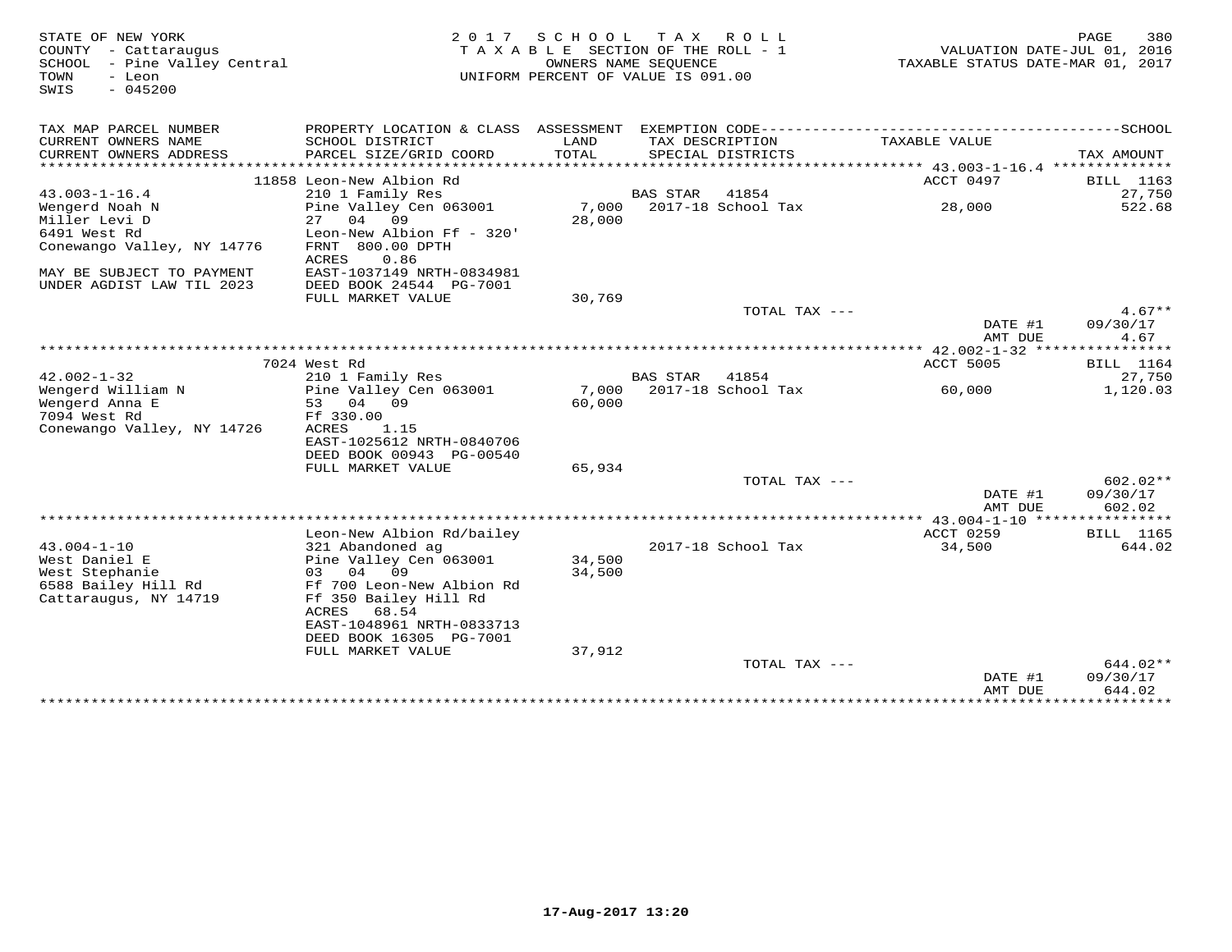STATE OF NEW YORK
COUNTY - Cattaraugus
SCHOOL - Pine Valley Central
TOWN - Leon
SWIS - 045200

2017 SCHOOL TAX ROLL
TAXABLE SECTION OF THE ROLL - 1
OWNERS NAME SEQUENCE
UNIFORM PERCENT OF VALUE IS 091.00

VALUATION DATE-JUL 01, 2016
TAXABLE STATUS DATE-MAR 01, 2017

| TAX MAP PARCEL NUMBER / CURRENT OWNERS NAME / CURRENT OWNERS ADDRESS | PROPERTY LOCATION & CLASS / SCHOOL DISTRICT / PARCEL SIZE/GRID COORD | ASSESSMENT LAND / TOTAL | EXEMPTION CODE / TAX DESCRIPTION / SPECIAL DISTRICTS | TAXABLE VALUE | TAX AMOUNT |
|---|---|---|---|---|---|
| | 11858 Leon-New Albion Rd | | | ACCT 0497 | BILL 1163 |
| 43.003-1-16.4 | 210 1 Family Res | | BAS STAR 41854 | | 27,750 |
| Wengerd Noah N | Pine Valley Cen 063001 | 7,000 | 2017-18 School Tax | 28,000 | 522.68 |
| Miller Levi D | 27 04 09 | 28,000 | | | |
| 6491 West Rd | Leon-New Albion Ff - 320' | | | | |
| Conewango Valley, NY 14776 | FRNT 800.00 DPTH | | | | |
| | ACRES 0.86 | | | | |
| MAY BE SUBJECT TO PAYMENT | EAST-1037149 NRTH-0834981 | | | | |
| UNDER AGDIST LAW TIL 2023 | DEED BOOK 24544 PG-7001 | | | | |
| | FULL MARKET VALUE | 30,769 | | | |
| | | | TOTAL TAX --- | | 4.67** |
| | | | | DATE #1 | 09/30/17 |
| | | | | AMT DUE | 4.67 |
| | 7024 West Rd | | | ACCT 5005 | BILL 1164 |
| 42.002-1-32 | 210 1 Family Res | | BAS STAR 41854 | | 27,750 |
| Wengerd William N | Pine Valley Cen 063001 | 7,000 | 2017-18 School Tax | 60,000 | 1,120.03 |
| Wengerd Anna E | 53 04 09 | 60,000 | | | |
| 7094 West Rd | Ff 330.00 | | | | |
| Conewango Valley, NY 14726 | ACRES 1.15 | | | | |
| | EAST-1025612 NRTH-0840706 | | | | |
| | DEED BOOK 00943 PG-00540 | | | | |
| | FULL MARKET VALUE | 65,934 | | | |
| | | | TOTAL TAX --- | | 602.02** |
| | | | | DATE #1 | 09/30/17 |
| | | | | AMT DUE | 602.02 |
| | Leon-New Albion Rd/bailey | | | ACCT 0259 | BILL 1165 |
| 43.004-1-10 | 321 Abandoned ag | | 2017-18 School Tax | 34,500 | 644.02 |
| West Daniel E | Pine Valley Cen 063001 | 34,500 | | | |
| West Stephanie | 03 04 09 | 34,500 | | | |
| 6588 Bailey Hill Rd | Ff 700 Leon-New Albion Rd | | | | |
| Cattaraugus, NY 14719 | Ff 350 Bailey Hill Rd | | | | |
| | ACRES 68.54 | | | | |
| | EAST-1048961 NRTH-0833713 | | | | |
| | DEED BOOK 16305 PG-7001 | | | | |
| | FULL MARKET VALUE | 37,912 | | | |
| | | | TOTAL TAX --- | | 644.02** |
| | | | | DATE #1 | 09/30/17 |
| | | | | AMT DUE | 644.02 |

17-Aug-2017 13:20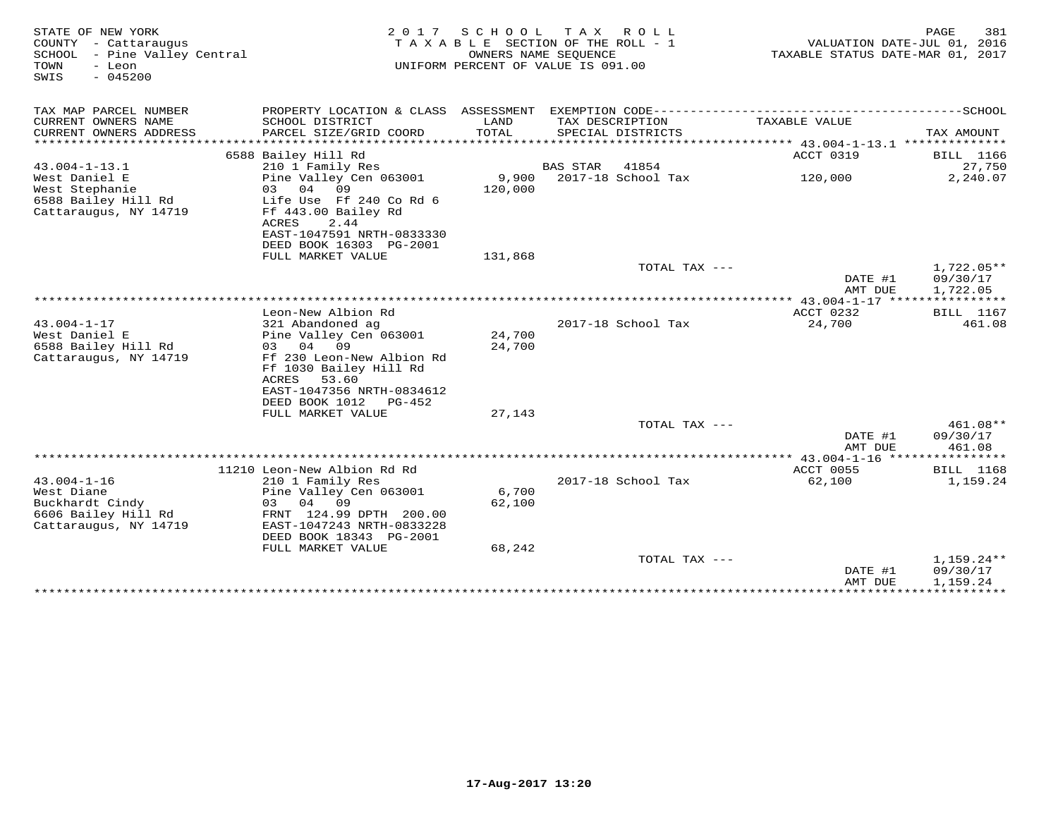STATE OF NEW YORK
COUNTY - Cattaraugus
SCHOOL - Pine Valley Central
TOWN - Leon
SWIS - 045200

2017 SCHOOL TAX ROLL
TAXABLE SECTION OF THE ROLL - 1
OWNERS NAME SEQUENCE
UNIFORM PERCENT OF VALUE IS 091.00

VALUATION DATE-JUL 01, 2016
TAXABLE STATUS DATE-MAR 01, 2017

| TAX MAP PARCEL NUMBER / CURRENT OWNERS NAME / CURRENT OWNERS ADDRESS | PROPERTY LOCATION & CLASS / SCHOOL DISTRICT / PARCEL SIZE/GRID COORD | ASSESSMENT LAND / TOTAL | EXEMPTION CODE / TAX DESCRIPTION / SPECIAL DISTRICTS | TAXABLE VALUE | TAX AMOUNT |
|---|---|---|---|---|---|
| **43.004-1-13.1** | 6588 Bailey Hill Rd | | | ACCT 0319 | BILL 1166 |
| West Daniel E | 210 1 Family Res | | BAS STAR 41854 | | 27,750 |
| West Stephanie | Pine Valley Cen 063001 | 9,900 | 2017-18 School Tax | 120,000 | 2,240.07 |
| 6588 Bailey Hill Rd | 03 04 09 | 120,000 | | | |
| Cattaraugus, NY 14719 | Life Use Ff 240 Co Rd 6 | | | | |
| | Ff 443.00 Bailey Rd | | | | |
| | ACRES 2.44 | | | | |
| | EAST-1047591 NRTH-0833330 | | | | |
| | DEED BOOK 16303 PG-2001 | | | | |
| | FULL MARKET VALUE | 131,868 | | | |
| | | | TOTAL TAX --- | | 1,722.05** |
| | | | | DATE #1 | 09/30/17 |
| | | | | AMT DUE | 1,722.05 |
| **43.004-1-17** | Leon-New Albion Rd | | | ACCT 0232 | BILL 1167 |
| West Daniel E | 321 Abandoned ag | | 2017-18 School Tax | 24,700 | 461.08 |
| 6588 Bailey Hill Rd | Pine Valley Cen 063001 | 24,700 | | | |
| Cattaraugus, NY 14719 | 03 04 09 | 24,700 | | | |
| | Ff 230 Leon-New Albion Rd | | | | |
| | Ff 1030 Bailey Hill Rd | | | | |
| | ACRES 53.60 | | | | |
| | EAST-1047356 NRTH-0834612 | | | | |
| | DEED BOOK 1012 PG-452 | | | | |
| | FULL MARKET VALUE | 27,143 | | | |
| | | | TOTAL TAX --- | | 461.08** |
| | | | | DATE #1 | 09/30/17 |
| | | | | AMT DUE | 461.08 |
| **43.004-1-16** | 11210 Leon-New Albion Rd Rd | | | ACCT 0055 | BILL 1168 |
| West Diane | 210 1 Family Res | | 2017-18 School Tax | 62,100 | 1,159.24 |
| Buckhardt Cindy | Pine Valley Cen 063001 | 6,700 | | | |
| 6606 Bailey Hill Rd | 03 04 09 | 62,100 | | | |
| Cattaraugus, NY 14719 | FRNT 124.99 DPTH 200.00 | | | | |
| | EAST-1047243 NRTH-0833228 | | | | |
| | DEED BOOK 18343 PG-2001 | | | | |
| | FULL MARKET VALUE | 68,242 | | | |
| | | | TOTAL TAX --- | | 1,159.24** |
| | | | | DATE #1 | 09/30/17 |
| | | | | AMT DUE | 1,159.24 |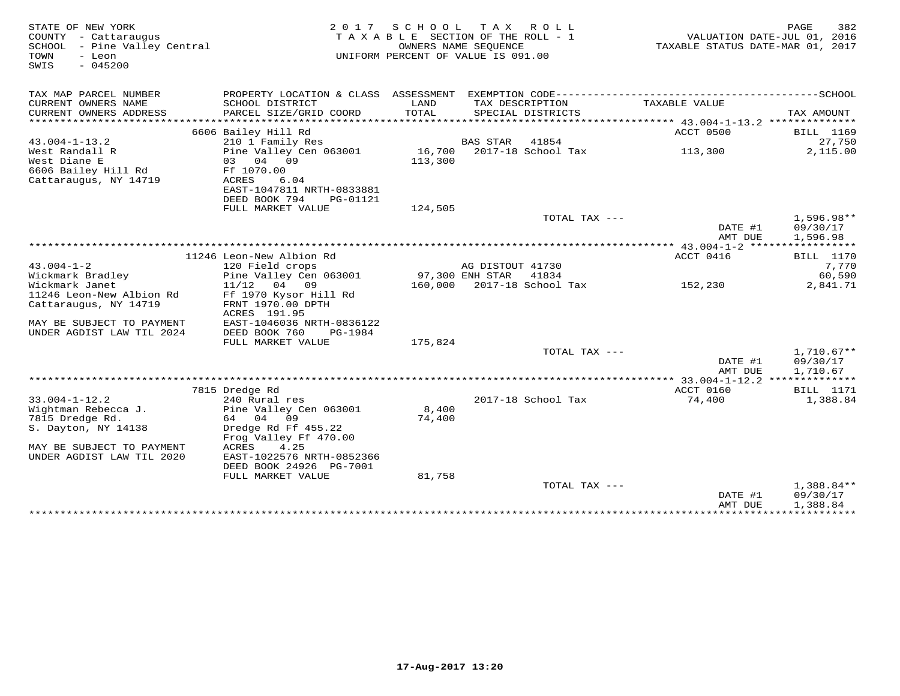STATE OF NEW YORK
COUNTY - Cattaraugus
SCHOOL - Pine Valley Central
TOWN - Leon
SWIS - 045200

2017 SCHOOL TAX ROLL
TAXABLE SECTION OF THE ROLL - 1
OWNERS NAME SEQUENCE
UNIFORM PERCENT OF VALUE IS 091.00

VALUATION DATE-JUL 01, 2016
TAXABLE STATUS DATE-MAR 01, 2017

| TAX MAP PARCEL NUMBER / CURRENT OWNERS NAME / CURRENT OWNERS ADDRESS | PROPERTY LOCATION & CLASS / SCHOOL DISTRICT / PARCEL SIZE/GRID COORD | ASSESSMENT LAND / TOTAL | EXEMPTION CODE / TAX DESCRIPTION / SPECIAL DISTRICTS | TAXABLE VALUE | TAX AMOUNT |
|---|---|---|---|---|---|
| | 6606 Bailey Hill Rd | | | ACCT 0500 | BILL 1169 |
| 43.004-1-13.2 | 210 1 Family Res | | BAS STAR 41854 | | 27,750 |
| West Randall R | Pine Valley Cen 063001 | 16,700 | 2017-18 School Tax | 113,300 | 2,115.00 |
| West Diane E | 03 04 09 | 113,300 | | | |
| 6606 Bailey Hill Rd | Ff 1070.00 | | | | |
| Cattaraugus, NY 14719 | ACRES 6.04 | | | | |
| | EAST-1047811 NRTH-0833881 | | | | |
| | DEED BOOK 794 PG-01121 | | | | |
| | FULL MARKET VALUE | 124,505 | | | |
| | | | TOTAL TAX --- | | 1,596.98** |
| | | | | DATE #1 | 09/30/17 |
| | | | | AMT DUE | 1,596.98 |
| | 11246 Leon-New Albion Rd | | | ACCT 0416 | BILL 1170 |
| 43.004-1-2 | 120 Field crops | | AG DISTOUT 41730 | | 7,770 |
| Wickmark Bradley | Pine Valley Cen 063001 | 97,300 | ENH STAR 41834 | | 60,590 |
| Wickmark Janet | 11/12 04 09 | 160,000 | 2017-18 School Tax | 152,230 | 2,841.71 |
| 11246 Leon-New Albion Rd | Ff 1970 Kysor Hill Rd | | | | |
| Cattaraugus, NY 14719 | FRNT 1970.00 DPTH | | | | |
| | ACRES 191.95 | | | | |
| MAY BE SUBJECT TO PAYMENT | EAST-1046036 NRTH-0836122 | | | | |
| UNDER AGDIST LAW TIL 2024 | DEED BOOK 760 PG-1984 | | | | |
| | FULL MARKET VALUE | 175,824 | | | |
| | | | TOTAL TAX --- | | 1,710.67** |
| | | | | DATE #1 | 09/30/17 |
| | | | | AMT DUE | 1,710.67 |
| | 7815 Dredge Rd | | | ACCT 0160 | BILL 1171 |
| 33.004-1-12.2 | 240 Rural res | | 2017-18 School Tax | 74,400 | 1,388.84 |
| Wightman Rebecca J. | Pine Valley Cen 063001 | 8,400 | | | |
| 7815 Dredge Rd. | 64 04 09 | 74,400 | | | |
| S. Dayton, NY 14138 | Dredge Rd Ff 455.22 | | | | |
| | Frog Valley Ff 470.00 | | | | |
| MAY BE SUBJECT TO PAYMENT | ACRES 4.25 | | | | |
| UNDER AGDIST LAW TIL 2020 | EAST-1022576 NRTH-0852366 | | | | |
| | DEED BOOK 24926 PG-7001 | | | | |
| | FULL MARKET VALUE | 81,758 | | | |
| | | | TOTAL TAX --- | | 1,388.84** |
| | | | | DATE #1 | 09/30/17 |
| | | | | AMT DUE | 1,388.84 |

17-Aug-2017 13:20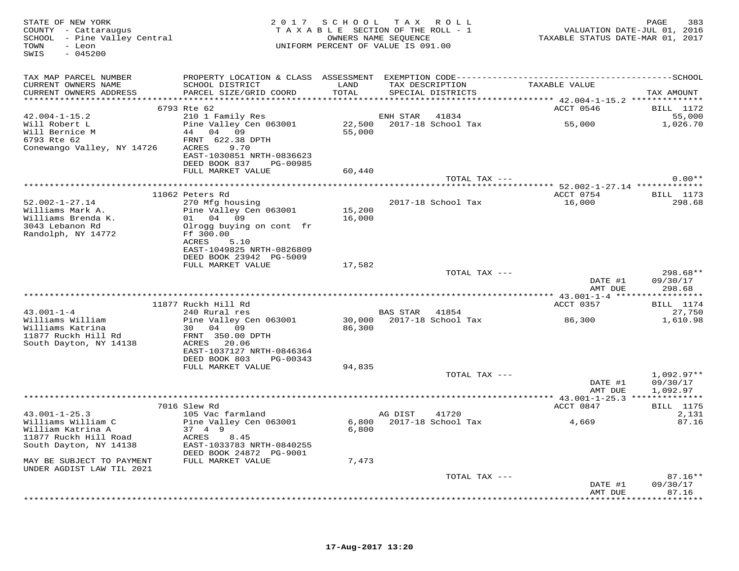STATE OF NEW YORK
COUNTY - Cattaraugus
SCHOOL - Pine Valley Central
TOWN - Leon
SWIS - 045200

2017 SCHOOL TAX ROLL
TAXABLE SECTION OF THE ROLL - 1
OWNERS NAME SEQUENCE
UNIFORM PERCENT OF VALUE IS 091.00

VALUATION DATE-JUL 01, 2016
TAXABLE STATUS DATE-MAR 01, 2017

| TAX MAP PARCEL NUMBER / CURRENT OWNERS NAME / CURRENT OWNERS ADDRESS | PROPERTY LOCATION & CLASS / SCHOOL DISTRICT / PARCEL SIZE/GRID COORD | ASSESSMENT LAND / TOTAL | EXEMPTION CODE / TAX DESCRIPTION / SPECIAL DISTRICTS | TAXABLE VALUE | TAX AMOUNT |
|---|---|---|---|---|---|
| 42.004-1-15.2 | 6793 Rte 62 | | | ACCT 0546 | BILL 1172 |
| | 210 1 Family Res | | ENH STAR 41834 | | 55,000 |
| Will Robert L | Pine Valley Cen 063001 | 22,500 | 2017-18 School Tax | 55,000 | 1,026.70 |
| Will Bernice M | 44 04 09 | 55,000 | | | |
| 6793 Rte 62 | FRNT 622.38 DPTH | | | | |
| Conewango Valley, NY 14726 | ACRES 9.70 | | | | |
| | EAST-1030851 NRTH-0836623 | | | | |
| | DEED BOOK 837 PG-00985 | | | | |
| | FULL MARKET VALUE | 60,440 | | | |
| | | | TOTAL TAX --- | | 0.00** |
| 52.002-1-27.14 | 11062 Peters Rd | | | ACCT 0754 | BILL 1173 |
| | 270 Mfg housing | | 2017-18 School Tax | 16,000 | 298.68 |
| Williams Mark A. | Pine Valley Cen 063001 | 15,200 | | | |
| Williams Brenda K. | 01 04 09 | 16,000 | | | |
| 3043 Lebanon Rd | Olrogg buying on cont fr | | | | |
| Randolph, NY 14772 | Ff 300.00 | | | | |
| | ACRES 5.10 | | | | |
| | EAST-1049825 NRTH-0826809 | | | | |
| | DEED BOOK 23942 PG-5009 | | | | |
| | FULL MARKET VALUE | 17,582 | | | |
| | | | TOTAL TAX --- | | 298.68** |
| | | | | DATE #1 | 09/30/17 |
| | | | | AMT DUE | 298.68 |
| 43.001-1-4 | 11877 Ruckh Hill Rd | | | ACCT 0357 | BILL 1174 |
| | 240 Rural res | | BAS STAR 41854 | | 27,750 |
| Williams William | Pine Valley Cen 063001 | 30,000 | 2017-18 School Tax | 86,300 | 1,610.98 |
| Williams Katrina | 30 04 09 | 86,300 | | | |
| 11877 Ruckh Hill Rd | FRNT 350.00 DPTH | | | | |
| South Dayton, NY 14138 | ACRES 20.06 | | | | |
| | EAST-1037127 NRTH-0846364 | | | | |
| | DEED BOOK 803 PG-00343 | | | | |
| | FULL MARKET VALUE | 94,835 | | | |
| | | | TOTAL TAX --- | | 1,092.97** |
| | | | | DATE #1 | 09/30/17 |
| | | | | AMT DUE | 1,092.97 |
| 43.001-1-25.3 | 7016 Slew Rd | | | ACCT 0847 | BILL 1175 |
| | 105 Vac farmland | | AG DIST 41720 | | 2,131 |
| Williams William C | Pine Valley Cen 063001 | 6,800 | 2017-18 School Tax | 4,669 | 87.16 |
| William Katrina A | 37 4 9 | 6,800 | | | |
| 11877 Ruckh Hill Road | ACRES 8.45 | | | | |
| South Dayton, NY 14138 | EAST-1033783 NRTH-0840255 | | | | |
| | DEED BOOK 24872 PG-9001 | | | | |
| MAY BE SUBJECT TO PAYMENT UNDER AGDIST LAW TIL 2021 | FULL MARKET VALUE | 7,473 | | | |
| | | | TOTAL TAX --- | | 87.16** |
| | | | | DATE #1 | 09/30/17 |
| | | | | AMT DUE | 87.16 |

17-Aug-2017 13:20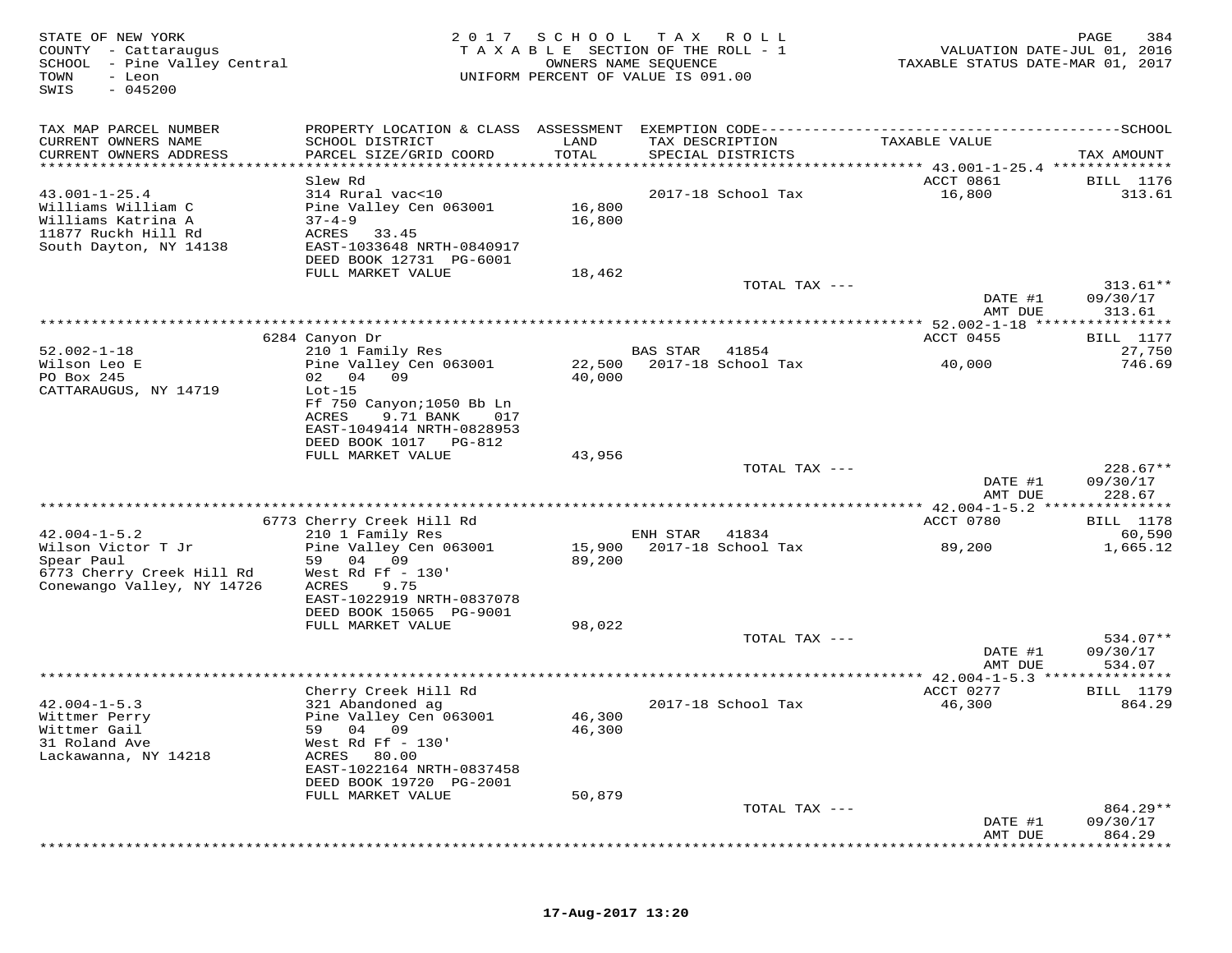STATE OF NEW YORK
COUNTY - Cattaraugus
SCHOOL - Pine Valley Central
TOWN - Leon
SWIS - 045200

2017 SCHOOL TAX ROLL
TAXABLE SECTION OF THE ROLL - 1
OWNERS NAME SEQUENCE
UNIFORM PERCENT OF VALUE IS 091.00

VALUATION DATE-JUL 01, 2016
TAXABLE STATUS DATE-MAR 01, 2017

| TAX MAP PARCEL NUMBER / CURRENT OWNERS NAME / CURRENT OWNERS ADDRESS | PROPERTY LOCATION & CLASS / SCHOOL DISTRICT / PARCEL SIZE/GRID COORD | ASSESSMENT LAND / TOTAL | EXEMPTION CODE / TAX DESCRIPTION / SPECIAL DISTRICTS | TAXABLE VALUE | SCHOOL TAX AMOUNT |
|---|---|---|---|---|---|
| | Slew Rd | | | ACCT 0861 | BILL 1176 |
| 43.001-1-25.4 | 314 Rural vac<10 | | 2017-18 School Tax | 16,800 | 313.61 |
| Williams William C | Pine Valley Cen 063001 | 16,800 | | | |
| Williams Katrina A | 37-4-9 | 16,800 | | | |
| 11877 Ruckh Hill Rd | ACRES 33.45 | | | | |
| South Dayton, NY 14138 | EAST-1033648 NRTH-0840917 | | | | |
| | DEED BOOK 12731 PG-6001 | | | | |
| | FULL MARKET VALUE | 18,462 | | | |
| | | | TOTAL TAX --- | | 313.61** |
| | | | | DATE #1 | 09/30/17 |
| | | | | AMT DUE | 313.61 |
| | 6284 Canyon Dr | | | ACCT 0455 | BILL 1177 |
| 52.002-1-18 | 210 1 Family Res | | BAS STAR 41854 | | 27,750 |
| Wilson Leo E | Pine Valley Cen 063001 | 22,500 | 2017-18 School Tax | 40,000 | 746.69 |
| PO Box 245 | 02 04 09 | 40,000 | | | |
| CATTARAUGUS, NY 14719 | Lot-15 | | | | |
| | Ff 750 Canyon;1050 Bb Ln | | | | |
| | ACRES 9.71 BANK 017 | | | | |
| | EAST-1049414 NRTH-0828953 | | | | |
| | DEED BOOK 1017 PG-812 | | | | |
| | FULL MARKET VALUE | 43,956 | | | |
| | | | TOTAL TAX --- | | 228.67** |
| | | | | DATE #1 | 09/30/17 |
| | | | | AMT DUE | 228.67 |
| | 6773 Cherry Creek Hill Rd | | | ACCT 0780 | BILL 1178 |
| 42.004-1-5.2 | 210 1 Family Res | | ENH STAR 41834 | | 60,590 |
| Wilson Victor T Jr | Pine Valley Cen 063001 | 15,900 | 2017-18 School Tax | 89,200 | 1,665.12 |
| Spear Paul | 59 04 09 | 89,200 | | | |
| 6773 Cherry Creek Hill Rd | West Rd Ff - 130' | | | | |
| Conewango Valley, NY 14726 | ACRES 9.75 | | | | |
| | EAST-1022919 NRTH-0837078 | | | | |
| | DEED BOOK 15065 PG-9001 | | | | |
| | FULL MARKET VALUE | 98,022 | | | |
| | | | TOTAL TAX --- | | 534.07** |
| | | | | DATE #1 | 09/30/17 |
| | | | | AMT DUE | 534.07 |
| | Cherry Creek Hill Rd | | | ACCT 0277 | BILL 1179 |
| 42.004-1-5.3 | 321 Abandoned ag | | 2017-18 School Tax | 46,300 | 864.29 |
| Wittmer Perry | Pine Valley Cen 063001 | 46,300 | | | |
| Wittmer Gail | 59 04 09 | 46,300 | | | |
| 31 Roland Ave | West Rd Ff - 130' | | | | |
| Lackawanna, NY 14218 | ACRES 80.00 | | | | |
| | EAST-1022164 NRTH-0837458 | | | | |
| | DEED BOOK 19720 PG-2001 | | | | |
| | FULL MARKET VALUE | 50,879 | | | |
| | | | TOTAL TAX --- | | 864.29** |
| | | | | DATE #1 | 09/30/17 |
| | | | | AMT DUE | 864.29 |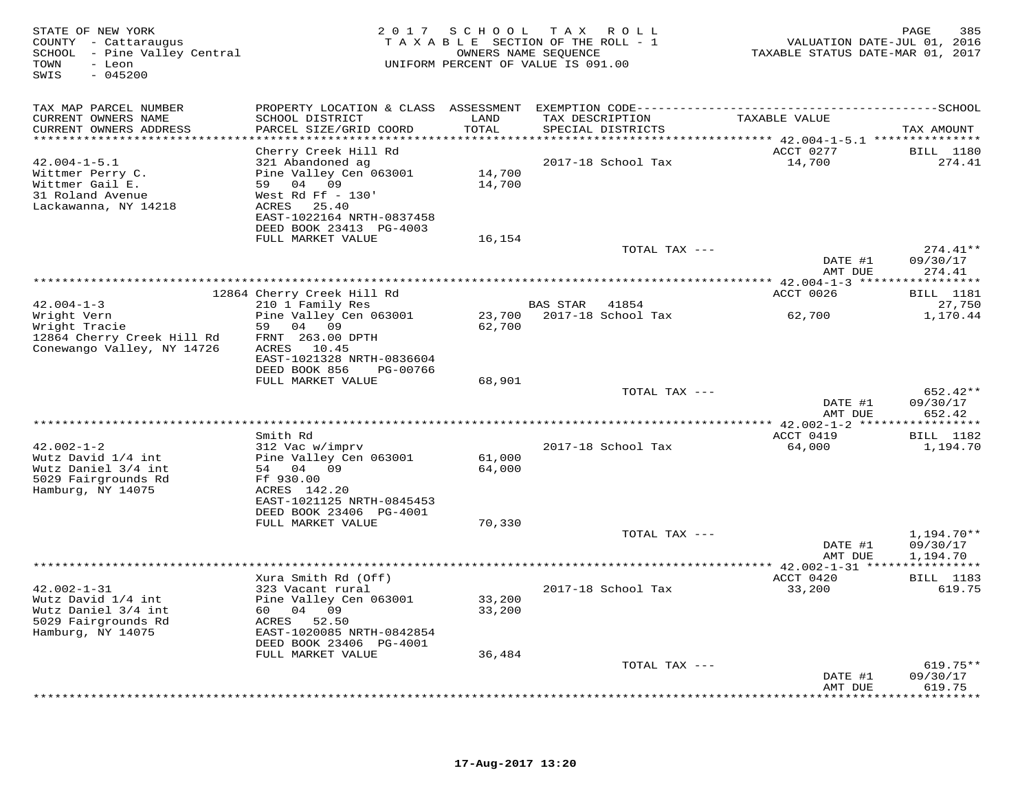STATE OF NEW YORK
COUNTY - Cattaraugus
SCHOOL - Pine Valley Central
TOWN - Leon
SWIS - 045200

2 0 1 7 S C H O O L T A X R O L L
T A X A B L E SECTION OF THE ROLL - 1
OWNERS NAME SEQUENCE
UNIFORM PERCENT OF VALUE IS 091.00

VALUATION DATE-JUL 01, 2016
TAXABLE STATUS DATE-MAR 01, 2017

| TAX MAP PARCEL NUMBER / CURRENT OWNERS NAME / CURRENT OWNERS ADDRESS | PROPERTY LOCATION & CLASS / SCHOOL DISTRICT / PARCEL SIZE/GRID COORD | ASSESSMENT LAND / TOTAL | EXEMPTION CODE / TAX DESCRIPTION / SPECIAL DISTRICTS | TAXABLE VALUE | SCHOOL TAX AMOUNT |
|---|---|---|---|---|---|
| 42.004-1-5.1 | Cherry Creek Hill Rd | | | ACCT 0277 | BILL 1180 |
| 42.004-1-5.1 | 321 Abandoned ag | | 2017-18 School Tax | 14,700 | 274.41 |
| Wittmer Perry C. | Pine Valley Cen 063001 | 14,700 | | | |
| Wittmer Gail E. | 59 04 09 | 14,700 | | | |
| 31 Roland Avenue | West Rd Ff - 130' | | | | |
| Lackawanna, NY 14218 | ACRES 25.40 | | | | |
| | EAST-1022164 NRTH-0837458 | | | | |
| | DEED BOOK 23413 PG-4003 | | | | |
| | FULL MARKET VALUE | 16,154 | | | |
| | | | TOTAL TAX --- | | 274.41** |
| | | | | DATE #1 | 09/30/17 |
| | | | | AMT DUE | 274.41 |
| 42.004-1-3 | 12864 Cherry Creek Hill Rd | | | ACCT 0026 | BILL 1181 |
| 42.004-1-3 | 210 1 Family Res | | BAS STAR 41854 | | 27,750 |
| Wright Vern | Pine Valley Cen 063001 | 23,700 | 2017-18 School Tax | 62,700 | 1,170.44 |
| Wright Tracie | 59 04 09 | 62,700 | | | |
| 12864 Cherry Creek Hill Rd | FRNT 263.00 DPTH | | | | |
| Conewango Valley, NY 14726 | ACRES 10.45 | | | | |
| | EAST-1021328 NRTH-0836604 | | | | |
| | DEED BOOK 856 PG-00766 | | | | |
| | FULL MARKET VALUE | 68,901 | | | |
| | | | TOTAL TAX --- | | 652.42** |
| | | | | DATE #1 | 09/30/17 |
| | | | | AMT DUE | 652.42 |
| 42.002-1-2 | Smith Rd | | | ACCT 0419 | BILL 1182 |
| 42.002-1-2 | 312 Vac w/imprv | | 2017-18 School Tax | 64,000 | 1,194.70 |
| Wutz David 1/4 int | Pine Valley Cen 063001 | 61,000 | | | |
| Wutz Daniel 3/4 int | 54 04 09 | 64,000 | | | |
| 5029 Fairgrounds Rd | Ff 930.00 | | | | |
| Hamburg, NY 14075 | ACRES 142.20 | | | | |
| | EAST-1021125 NRTH-0845453 | | | | |
| | DEED BOOK 23406 PG-4001 | | | | |
| | FULL MARKET VALUE | 70,330 | | | |
| | | | TOTAL TAX --- | | 1,194.70** |
| | | | | DATE #1 | 09/30/17 |
| | | | | AMT DUE | 1,194.70 |
| 42.002-1-31 | Xura Smith Rd (Off) | | | ACCT 0420 | BILL 1183 |
| 42.002-1-31 | 323 Vacant rural | | 2017-18 School Tax | 33,200 | 619.75 |
| Wutz David 1/4 int | Pine Valley Cen 063001 | 33,200 | | | |
| Wutz Daniel 3/4 int | 60 04 09 | 33,200 | | | |
| 5029 Fairgrounds Rd | ACRES 52.50 | | | | |
| Hamburg, NY 14075 | EAST-1020085 NRTH-0842854 | | | | |
| | DEED BOOK 23406 PG-4001 | | | | |
| | FULL MARKET VALUE | 36,484 | | | |
| | | | TOTAL TAX --- | | 619.75** |
| | | | | DATE #1 | 09/30/17 |
| | | | | AMT DUE | 619.75 |

17-Aug-2017 13:20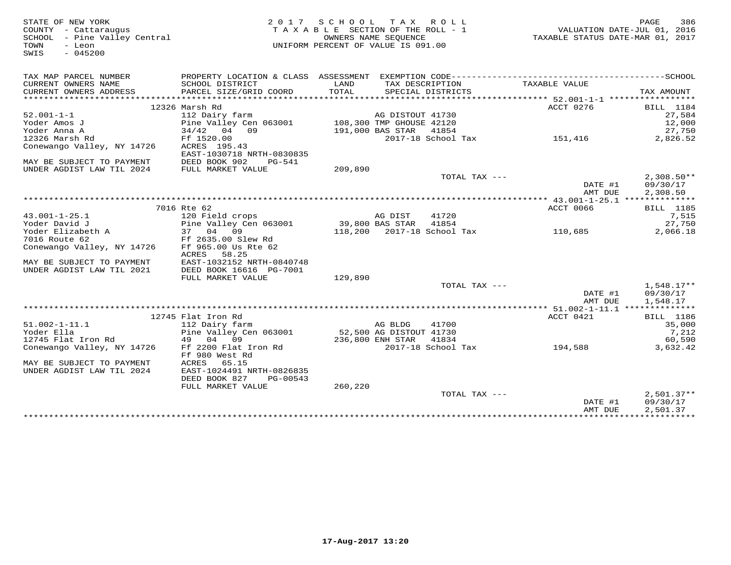STATE OF NEW YORK
COUNTY - Cattaraugus
SCHOOL - Pine Valley Central
TOWN - Leon
SWIS - 045200

2017 SCHOOL TAX ROLL
TAXABLE SECTION OF THE ROLL - 1
OWNERS NAME SEQUENCE
UNIFORM PERCENT OF VALUE IS 091.00

VALUATION DATE-JUL 01, 2016
TAXABLE STATUS DATE-MAR 01, 2017

| TAX MAP PARCEL NUMBER / CURRENT OWNERS NAME / CURRENT OWNERS ADDRESS | PROPERTY LOCATION & CLASS / SCHOOL DISTRICT / PARCEL SIZE/GRID COORD | ASSESSMENT LAND / TOTAL | EXEMPTION CODE / TAX DESCRIPTION / SPECIAL DISTRICTS | TAXABLE VALUE | TAX AMOUNT |
|---|---|---|---|---|---|
| | 12326 Marsh Rd | | | ACCT 0276 | BILL 1184 |
| 52.001-1-1 | 112 Dairy farm | | AG DISTOUT 41730 | | 27,584 |
| Yoder Amos J | Pine Valley Cen 063001 | 108,300 | TMP GHOUSE 42120 | | 12,000 |
| Yoder Anna A | 34/42 04 09 | 191,000 | BAS STAR 41854 | | 27,750 |
| 12326 Marsh Rd | Ff 1520.00 | | 2017-18 School Tax | 151,416 | 2,826.52 |
| Conewango Valley, NY 14726 | ACRES 195.43 | | | | |
| | EAST-1030718 NRTH-0830835 | | | | |
| MAY BE SUBJECT TO PAYMENT | DEED BOOK 902 PG-541 | | | | |
| UNDER AGDIST LAW TIL 2024 | FULL MARKET VALUE | 209,890 | | | |
| | | | TOTAL TAX --- | | 2,308.50** |
| | | | | DATE #1 | 09/30/17 |
| | | | | AMT DUE | 2,308.50 |
| | 7016 Rte 62 | | | ACCT 0066 | BILL 1185 |
| 43.001-1-25.1 | 120 Field crops | | AG DIST 41720 | | 7,515 |
| Yoder David J | Pine Valley Cen 063001 | 39,800 | BAS STAR 41854 | | 27,750 |
| Yoder Elizabeth A | 37 04 09 | 118,200 | 2017-18 School Tax | 110,685 | 2,066.18 |
| 7016 Route 62 | Ff 2635.00 Slew Rd | | | | |
| Conewango Valley, NY 14726 | Ff 965.00 Us Rte 62 | | | | |
| | ACRES 58.25 | | | | |
| MAY BE SUBJECT TO PAYMENT | EAST-1032152 NRTH-0840748 | | | | |
| UNDER AGDIST LAW TIL 2021 | DEED BOOK 16616 PG-7001 | | | | |
| | FULL MARKET VALUE | 129,890 | | | |
| | | | TOTAL TAX --- | | 1,548.17** |
| | | | | DATE #1 | 09/30/17 |
| | | | | AMT DUE | 1,548.17 |
| | 12745 Flat Iron Rd | | | ACCT 0421 | BILL 1186 |
| 51.002-1-11.1 | 112 Dairy farm | | AG BLDG 41700 | | 35,000 |
| Yoder Ella | Pine Valley Cen 063001 | 52,500 | AG DISTOUT 41730 | | 7,212 |
| 12745 Flat Iron Rd | 49 04 09 | 236,800 | ENH STAR 41834 | | 60,590 |
| Conewango Valley, NY 14726 | Ff 2200 Flat Iron Rd | | 2017-18 School Tax | 194,588 | 3,632.42 |
| | Ff 980 West Rd | | | | |
| MAY BE SUBJECT TO PAYMENT | ACRES 65.15 | | | | |
| UNDER AGDIST LAW TIL 2024 | EAST-1024491 NRTH-0826835 | | | | |
| | DEED BOOK 827 PG-00543 | | | | |
| | FULL MARKET VALUE | 260,220 | | | |
| | | | TOTAL TAX --- | | 2,501.37** |
| | | | | DATE #1 | 09/30/17 |
| | | | | AMT DUE | 2,501.37 |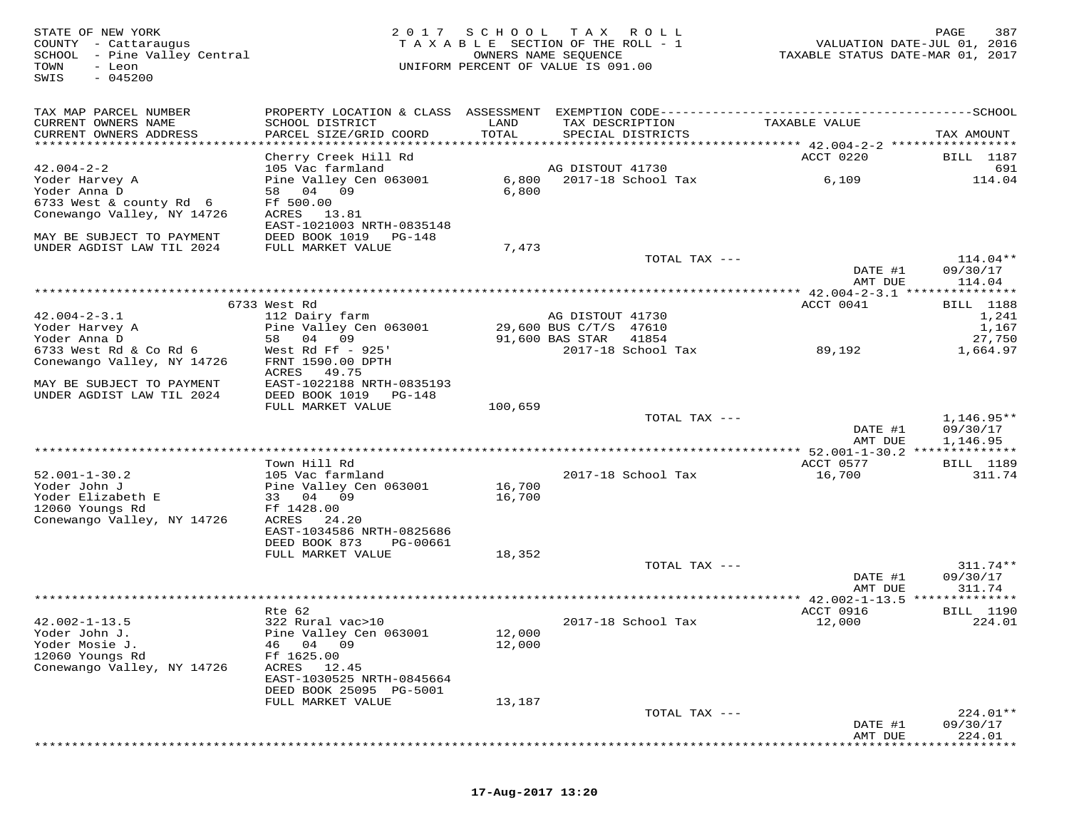STATE OF NEW YORK
COUNTY - Cattaraugus
SCHOOL - Pine Valley Central
TOWN - Leon
SWIS - 045200

2017 SCHOOL TAX ROLL
TAXABLE SECTION OF THE ROLL - 1
OWNERS NAME SEQUENCE
UNIFORM PERCENT OF VALUE IS 091.00

VALUATION DATE-JUL 01, 2016
TAXABLE STATUS DATE-MAR 01, 2017

| TAX MAP PARCEL NUMBER / CURRENT OWNERS NAME / CURRENT OWNERS ADDRESS | PROPERTY LOCATION & CLASS / SCHOOL DISTRICT / PARCEL SIZE/GRID COORD | ASSESSMENT LAND / TOTAL | EXEMPTION CODE / TAX DESCRIPTION / SPECIAL DISTRICTS | TAXABLE VALUE | SCHOOL TAX AMOUNT |
|---|---|---|---|---|---|
| 42.004-2-2 | Cherry Creek Hill Rd | | | ACCT 0220 | BILL 1187 |
| | 105 Vac farmland | | AG DISTOUT 41730 | | 691 |
| Yoder Harvey A | Pine Valley Cen 063001 | 6,800 | 2017-18 School Tax | 6,109 | 114.04 |
| Yoder Anna D | 58 04 09 | 6,800 | | | |
| 6733 West & county Rd 6 | Ff 500.00 | | | | |
| Conewango Valley, NY 14726 | ACRES 13.81 | | | | |
| | EAST-1021003 NRTH-0835148 | | | | |
| MAY BE SUBJECT TO PAYMENT | DEED BOOK 1019 PG-148 | | | | |
| UNDER AGDIST LAW TIL 2024 | FULL MARKET VALUE | 7,473 | | | |
| | | | TOTAL TAX --- | | 114.04** |
| | | | | DATE #1 | 09/30/17 |
| | | | | AMT DUE | 114.04 |
| 42.004-2-3.1 | 6733 West Rd | | | ACCT 0041 | BILL 1188 |
| | 112 Dairy farm | | AG DISTOUT 41730 | | 1,241 |
| Yoder Harvey A | Pine Valley Cen 063001 | 29,600 | BUS C/T/S 47610 | | 1,167 |
| Yoder Anna D | 58 04 09 | 91,600 | BAS STAR 41854 | | 27,750 |
| 6733 West Rd & Co Rd 6 | West Rd Ff - 925' | | 2017-18 School Tax | 89,192 | 1,664.97 |
| Conewango Valley, NY 14726 | FRNT 1590.00 DPTH | | | | |
| | ACRES 49.75 | | | | |
| MAY BE SUBJECT TO PAYMENT | EAST-1022188 NRTH-0835193 | | | | |
| UNDER AGDIST LAW TIL 2024 | DEED BOOK 1019 PG-148 | | | | |
| | FULL MARKET VALUE | 100,659 | | | |
| | | | TOTAL TAX --- | | 1,146.95** |
| | | | | DATE #1 | 09/30/17 |
| | | | | AMT DUE | 1,146.95 |
| 52.001-1-30.2 | Town Hill Rd | | | ACCT 0577 | BILL 1189 |
| | 105 Vac farmland | | 2017-18 School Tax | 16,700 | 311.74 |
| Yoder John J | Pine Valley Cen 063001 | 16,700 | | | |
| Yoder Elizabeth E | 33 04 09 | 16,700 | | | |
| 12060 Youngs Rd | Ff 1428.00 | | | | |
| Conewango Valley, NY 14726 | ACRES 24.20 | | | | |
| | EAST-1034586 NRTH-0825686 | | | | |
| | DEED BOOK 873 PG-00661 | | | | |
| | FULL MARKET VALUE | 18,352 | | | |
| | | | TOTAL TAX --- | | 311.74** |
| | | | | DATE #1 | 09/30/17 |
| | | | | AMT DUE | 311.74 |
| 42.002-1-13.5 | Rte 62 | | | ACCT 0916 | BILL 1190 |
| | 322 Rural vac>10 | | 2017-18 School Tax | 12,000 | 224.01 |
| Yoder John J. | Pine Valley Cen 063001 | 12,000 | | | |
| Yoder Mosie J. | 46 04 09 | 12,000 | | | |
| 12060 Youngs Rd | Ff 1625.00 | | | | |
| Conewango Valley, NY 14726 | ACRES 12.45 | | | | |
| | EAST-1030525 NRTH-0845664 | | | | |
| | DEED BOOK 25095 PG-5001 | | | | |
| | FULL MARKET VALUE | 13,187 | | | |
| | | | TOTAL TAX --- | | 224.01** |
| | | | | DATE #1 | 09/30/17 |
| | | | | AMT DUE | 224.01 |

17-Aug-2017 13:20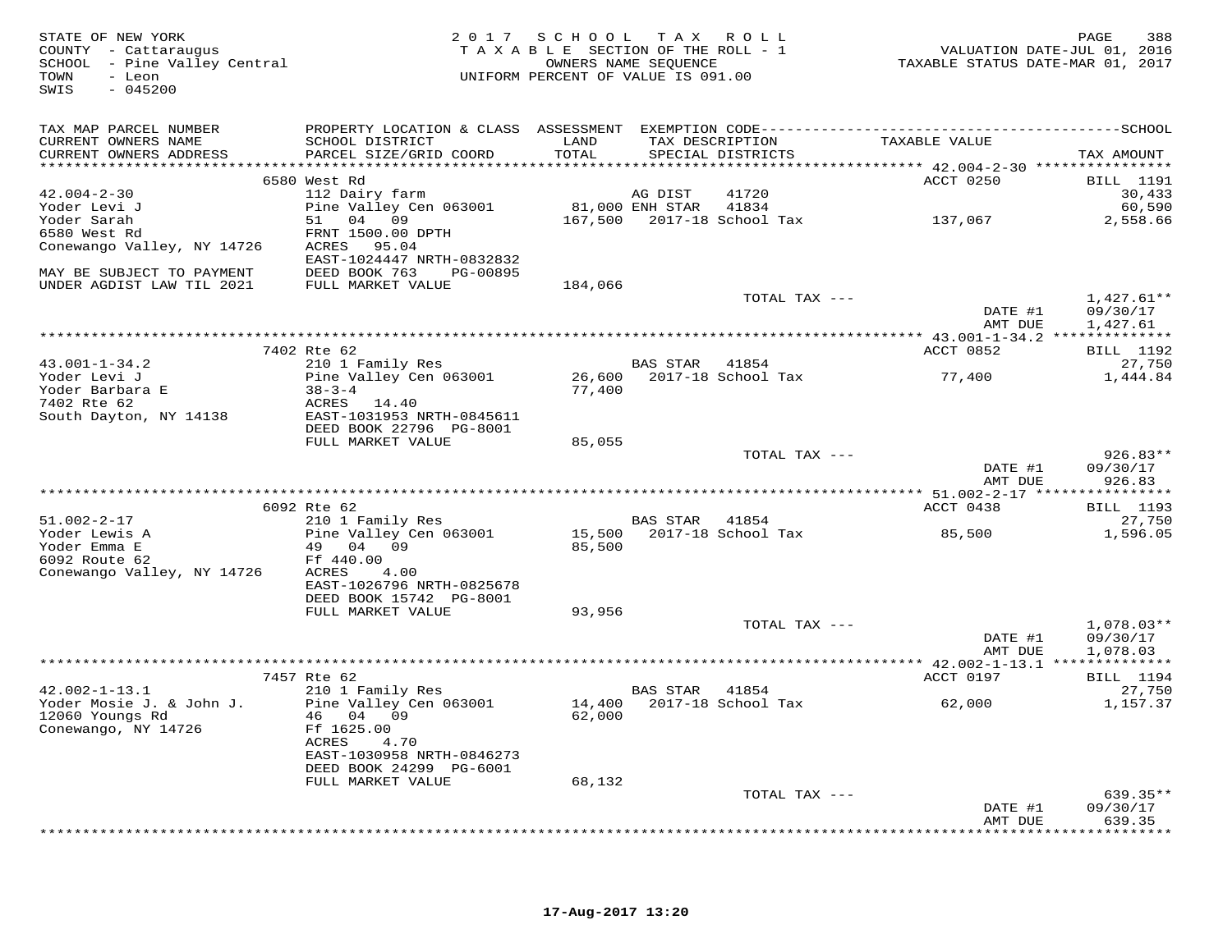STATE OF NEW YORK
COUNTY - Cattaraugus
SCHOOL - Pine Valley Central
TOWN - Leon
SWIS - 045200

2017 SCHOOL TAX ROLL
TAXABLE SECTION OF THE ROLL - 1
OWNERS NAME SEQUENCE
UNIFORM PERCENT OF VALUE IS 091.00

VALUATION DATE-JUL 01, 2016
TAXABLE STATUS DATE-MAR 01, 2017

| TAX MAP PARCEL NUMBER / CURRENT OWNERS NAME / CURRENT OWNERS ADDRESS | PROPERTY LOCATION & CLASS / SCHOOL DISTRICT / PARCEL SIZE/GRID COORD | ASSESSMENT LAND / TOTAL | EXEMPTION CODE / TAX DESCRIPTION / SPECIAL DISTRICTS | TAXABLE VALUE | TAX AMOUNT |
|---|---|---|---|---|---|
| | 6580 West Rd | | | ACCT 0250 | BILL 1191 |
| 42.004-2-30 | 112 Dairy farm | | AG DIST 41720 | | 30,433 |
| Yoder Levi J | Pine Valley Cen 063001 | 81,000 | ENH STAR 41834 | | 60,590 |
| Yoder Sarah | 51 04 09 | 167,500 | 2017-18 School Tax | 137,067 | 2,558.66 |
| 6580 West Rd | FRNT 1500.00 DPTH | | | | |
| Conewango Valley, NY 14726 | ACRES 95.04 | | | | |
| | EAST-1024447 NRTH-0832832 | | | | |
| MAY BE SUBJECT TO PAYMENT | DEED BOOK 763 PG-00895 | | | | |
| UNDER AGDIST LAW TIL 2021 | FULL MARKET VALUE | 184,066 | | | |
| | | | TOTAL TAX --- | | 1,427.61** |
| | | | | DATE #1 | 09/30/17 |
| | | | | AMT DUE | 1,427.61 |
| | 7402 Rte 62 | | | ACCT 0852 | BILL 1192 |
| 43.001-1-34.2 | 210 1 Family Res | | BAS STAR 41854 | | 27,750 |
| Yoder Levi J | Pine Valley Cen 063001 | 26,600 | 2017-18 School Tax | 77,400 | 1,444.84 |
| Yoder Barbara E | 38-3-4 | 77,400 | | | |
| 7402 Rte 62 | ACRES 14.40 | | | | |
| South Dayton, NY 14138 | EAST-1031953 NRTH-0845611 | | | | |
| | DEED BOOK 22796 PG-8001 | | | | |
| | FULL MARKET VALUE | 85,055 | | | |
| | | | TOTAL TAX --- | | 926.83** |
| | | | | DATE #1 | 09/30/17 |
| | | | | AMT DUE | 926.83 |
| | 6092 Rte 62 | | | ACCT 0438 | BILL 1193 |
| 51.002-2-17 | 210 1 Family Res | | BAS STAR 41854 | | 27,750 |
| Yoder Lewis A | Pine Valley Cen 063001 | 15,500 | 2017-18 School Tax | 85,500 | 1,596.05 |
| Yoder Emma E | 49 04 09 | 85,500 | | | |
| 6092 Route 62 | Ff 440.00 | | | | |
| Conewango Valley, NY 14726 | ACRES 4.00 | | | | |
| | EAST-1026796 NRTH-0825678 | | | | |
| | DEED BOOK 15742 PG-8001 | | | | |
| | FULL MARKET VALUE | 93,956 | | | |
| | | | TOTAL TAX --- | | 1,078.03** |
| | | | | DATE #1 | 09/30/17 |
| | | | | AMT DUE | 1,078.03 |
| | 7457 Rte 62 | | | ACCT 0197 | BILL 1194 |
| 42.002-1-13.1 | 210 1 Family Res | | BAS STAR 41854 | | 27,750 |
| Yoder Mosie J. & John J. | Pine Valley Cen 063001 | 14,400 | 2017-18 School Tax | 62,000 | 1,157.37 |
| 12060 Youngs Rd | 46 04 09 | 62,000 | | | |
| Conewango, NY 14726 | Ff 1625.00 | | | | |
| | ACRES 4.70 | | | | |
| | EAST-1030958 NRTH-0846273 | | | | |
| | DEED BOOK 24299 PG-6001 | | | | |
| | FULL MARKET VALUE | 68,132 | | | |
| | | | TOTAL TAX --- | | 639.35** |
| | | | | DATE #1 | 09/30/17 |
| | | | | AMT DUE | 639.35 |

17-Aug-2017 13:20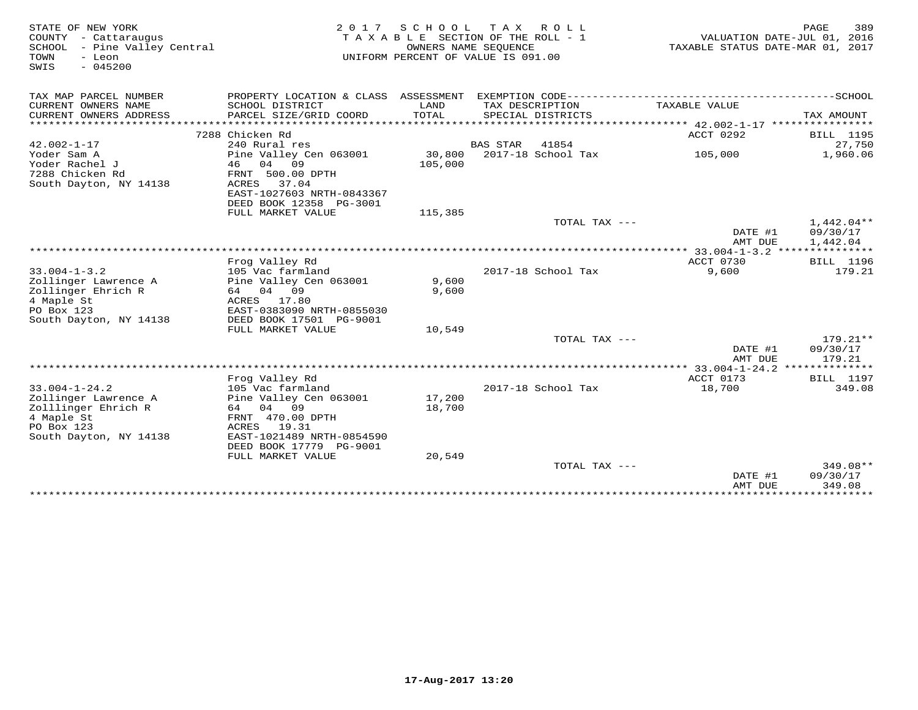STATE OF NEW YORK
COUNTY - Cattaraugus
SCHOOL - Pine Valley Central
TOWN - Leon
SWIS - 045200

2017 SCHOOL TAX ROLL
TAXABLE SECTION OF THE ROLL - 1
OWNERS NAME SEQUENCE
UNIFORM PERCENT OF VALUE IS 091.00

VALUATION DATE-JUL 01, 2016
TAXABLE STATUS DATE-MAR 01, 2017

| TAX MAP PARCEL NUMBER / CURRENT OWNERS NAME / CURRENT OWNERS ADDRESS | PROPERTY LOCATION & CLASS / SCHOOL DISTRICT / PARCEL SIZE/GRID COORD | ASSESSMENT LAND / TOTAL | EXEMPTION CODE / TAX DESCRIPTION / SPECIAL DISTRICTS | TAXABLE VALUE | TAX AMOUNT |
|---|---|---|---|---|---|
| 42.002-1-17 | 7288 Chicken Rd | | | ACCT 0292 | BILL 1195 |
| | 240 Rural res | | BAS STAR 41854 | | 27,750 |
| Yoder Sam A | Pine Valley Cen 063001 | 30,800 | 2017-18 School Tax | 105,000 | 1,960.06 |
| Yoder Rachel J | 46 04 09 | 105,000 | | | |
| 7288 Chicken Rd | FRNT 500.00 DPTH | | | | |
| South Dayton, NY 14138 | ACRES 37.04 | | | | |
| | EAST-1027603 NRTH-0843367 | | | | |
| | DEED BOOK 12358 PG-3001 | | | | |
| | FULL MARKET VALUE | 115,385 | | | |
| | | | TOTAL TAX --- | | 1,442.04** |
| | | | | DATE #1 | 09/30/17 |
| | | | | AMT DUE | 1,442.04 |
| 33.004-1-3.2 | Frog Valley Rd | | | ACCT 0730 | BILL 1196 |
| | 105 Vac farmland | | 2017-18 School Tax | 9,600 | 179.21 |
| Zollinger Lawrence A | Pine Valley Cen 063001 | 9,600 | | | |
| Zollinger Ehrich R | 64 04 09 | 9,600 | | | |
| 4 Maple St | ACRES 17.80 | | | | |
| PO Box 123 | EAST-0383090 NRTH-0855030 | | | | |
| South Dayton, NY 14138 | DEED BOOK 17501 PG-9001 | | | | |
| | FULL MARKET VALUE | 10,549 | | | |
| | | | TOTAL TAX --- | | 179.21** |
| | | | | DATE #1 | 09/30/17 |
| | | | | AMT DUE | 179.21 |
| 33.004-1-24.2 | Frog Valley Rd | | | ACCT 0173 | BILL 1197 |
| | 105 Vac farmland | | 2017-18 School Tax | 18,700 | 349.08 |
| Zollinger Lawrence A | Pine Valley Cen 063001 | 17,200 | | | |
| Zolllinger Ehrich R | 64 04 09 | 18,700 | | | |
| 4 Maple St | FRNT 470.00 DPTH | | | | |
| PO Box 123 | ACRES 19.31 | | | | |
| South Dayton, NY 14138 | EAST-1021489 NRTH-0854590 | | | | |
| | DEED BOOK 17779 PG-9001 | | | | |
| | FULL MARKET VALUE | 20,549 | | | |
| | | | TOTAL TAX --- | | 349.08** |
| | | | | DATE #1 | 09/30/17 |
| | | | | AMT DUE | 349.08 |

17-Aug-2017 13:20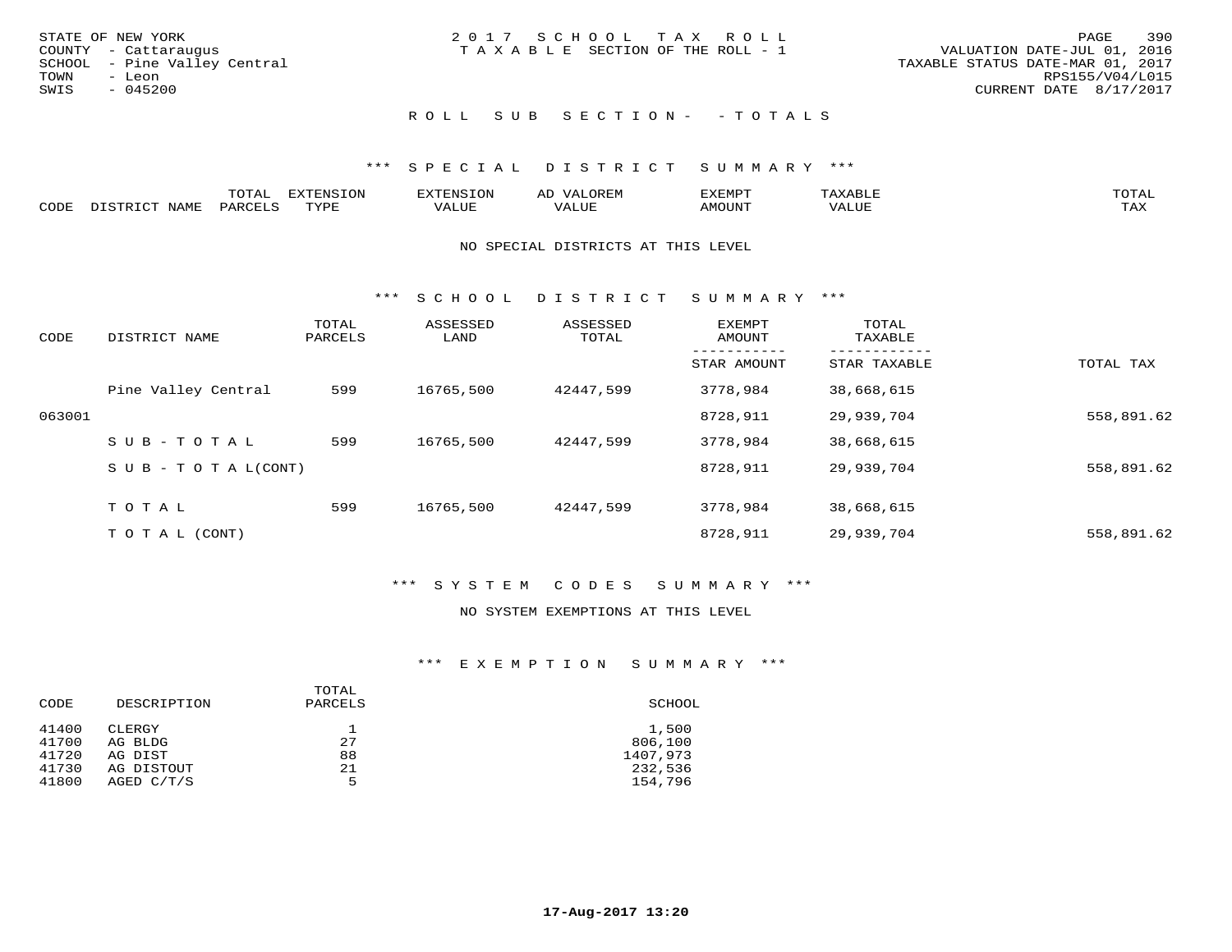STATE OF NEW YORK
COUNTY - Cattaraugus
SCHOOL - Pine Valley Central
TOWN - Leon
SWIS - 045200

2 0 1 7 S C H O O L T A X R O L L
T A X A B L E SECTION OF THE ROLL - 1

VALUATION DATE-JUL 01, 2016
TAXABLE STATUS DATE-MAR 01, 2017
RPS155/V04/L015
CURRENT DATE 8/17/2017

R O L L S U B S E C T I O N - - T O T A L S

*** S P E C I A L D I S T R I C T S U M M A R Y ***

| CODE | DISTRICT NAME | TOTAL PARCELS | EXTENSION TYPE | EXTENSION VALUE | AD VALOREM VALUE | EXEMPT AMOUNT | TAXABLE VALUE | TOTAL TAX |
|---|---|---|---|---|---|---|---|---|

NO SPECIAL DISTRICTS AT THIS LEVEL

*** S C H O O L D I S T R I C T S U M M A R Y ***

| CODE | DISTRICT NAME | TOTAL PARCELS | ASSESSED LAND | ASSESSED TOTAL | EXEMPT AMOUNT / STAR AMOUNT | TOTAL TAXABLE / STAR TAXABLE | TOTAL TAX |
|---|---|---|---|---|---|---|---|
| | Pine Valley Central | 599 | 16765,500 | 42447,599 | 3778,984 | 38,668,615 | |
| 063001 | | | | | 8728,911 | 29,939,704 | 558,891.62 |
| | S U B - T O T A L | 599 | 16765,500 | 42447,599 | 3778,984 | 38,668,615 | |
| | S U B - T O T A L(CONT) | | | | 8728,911 | 29,939,704 | 558,891.62 |
| | T O T A L | 599 | 16765,500 | 42447,599 | 3778,984 | 38,668,615 | |
| | T O T A L (CONT) | | | | 8728,911 | 29,939,704 | 558,891.62 |

*** S Y S T E M C O D E S S U M M A R Y ***

NO SYSTEM EXEMPTIONS AT THIS LEVEL

*** E X E M P T I O N S U M M A R Y ***

| CODE | DESCRIPTION | TOTAL PARCELS | SCHOOL |
|---|---|---|---|
| 41400 | CLERGY | 1 | 1,500 |
| 41700 | AG BLDG | 27 | 806,100 |
| 41720 | AG DIST | 88 | 1407,973 |
| 41730 | AG DISTOUT | 21 | 232,536 |
| 41800 | AGED C/T/S | 5 | 154,796 |

17-Aug-2017 13:20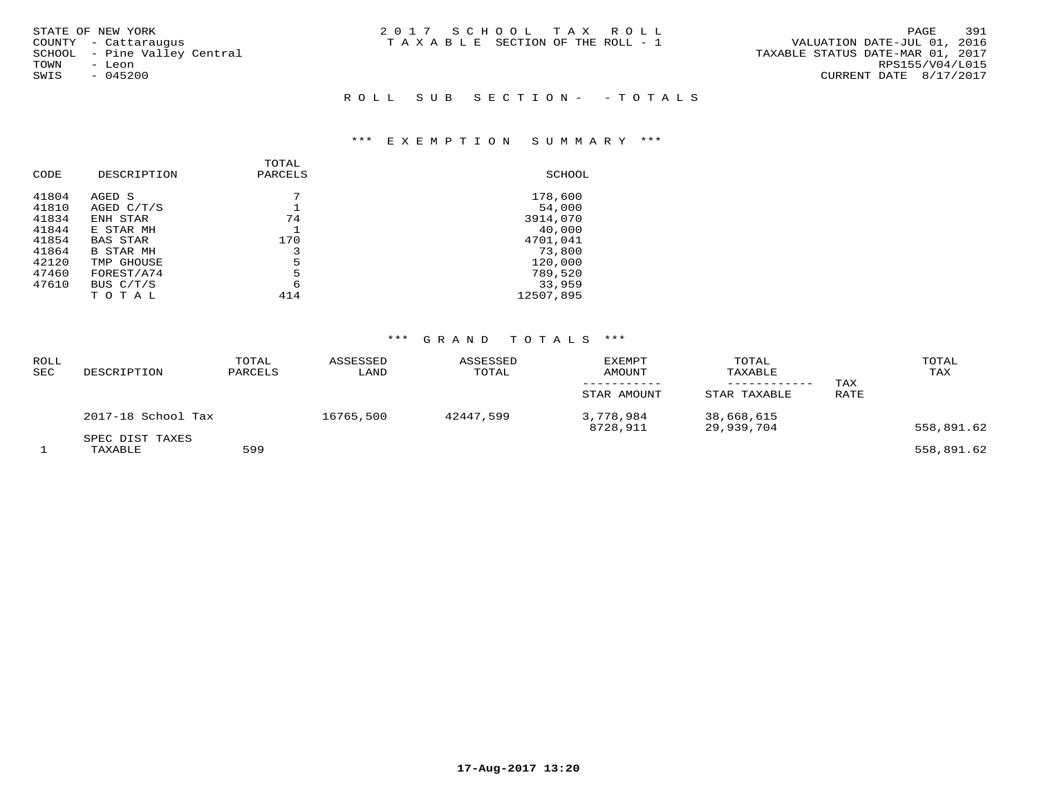STATE OF NEW YORK
COUNTY - Cattaraugus
SCHOOL - Pine Valley Central
TOWN - Leon
SWIS - 045200

2 0 1 7 S C H O O L T A X R O L L
T A X A B L E SECTION OF THE ROLL - 1

VALUATION DATE-JUL 01, 2016
TAXABLE STATUS DATE-MAR 01, 2017
RPS155/V04/L015
CURRENT DATE 8/17/2017

R O L L S U B S E C T I O N - - T O T A L S

### *** E X E M P T I O N S U M M A R Y ***

| CODE | DESCRIPTION | TOTAL PARCELS | SCHOOL |
|---|---|---|---|
| 41804 | AGED S | 7 | 178,600 |
| 41810 | AGED C/T/S | 1 | 54,000 |
| 41834 | ENH STAR | 74 | 3914,070 |
| 41844 | E STAR MH | 1 | 40,000 |
| 41854 | BAS STAR | 170 | 4701,041 |
| 41864 | B STAR MH | 3 | 73,800 |
| 42120 | TMP GHOUSE | 5 | 120,000 |
| 47460 | FOREST/A74 | 5 | 789,520 |
| 47610 | BUS C/T/S | 6 | 33,959 |
| | T O T A L | 414 | 12507,895 |

### *** G R A N D T O T A L S ***

| ROLL SEC | DESCRIPTION | TOTAL PARCELS | ASSESSED LAND | ASSESSED TOTAL | EXEMPT AMOUNT / STAR AMOUNT | TOTAL TAXABLE / STAR TAXABLE | TAX RATE | TOTAL TAX |
|---|---|---|---|---|---|---|---|---|
| | 2017-18 School Tax | | 16765,500 | 42447,599 | 3,778,984 | 38,668,615 | | |
| | | | | | 8728,911 | 29,939,704 | | 558,891.62 |
| | SPEC DIST TAXES | | | | | | | |
| 1 | TAXABLE | 599 | | | | | | 558,891.62 |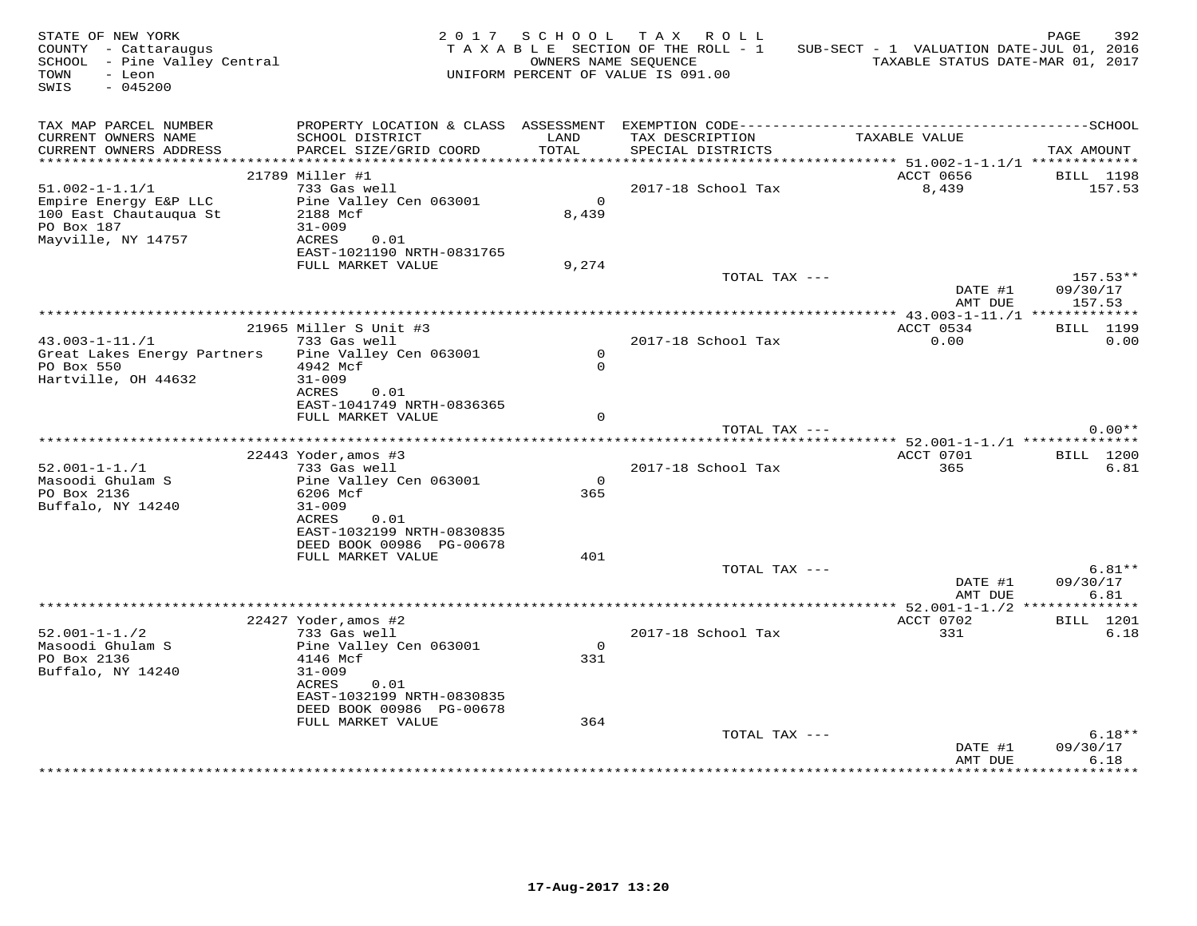STATE OF NEW YORK — 2017 SCHOOL TAX ROLL

COUNTY - Cattaraugus — TAXABLE SECTION OF THE ROLL - 1 — SUB-SECT - 1 VALUATION DATE-JUL 01, 2016

SCHOOL - Pine Valley Central — OWNERS NAME SEQUENCE — TAXABLE STATUS DATE-MAR 01, 2017

TOWN - Leon — UNIFORM PERCENT OF VALUE IS 091.00

SWIS - 045200

| TAX MAP PARCEL NUMBER / CURRENT OWNERS NAME / CURRENT OWNERS ADDRESS | PROPERTY LOCATION & CLASS / SCHOOL DISTRICT / PARCEL SIZE/GRID COORD | ASSESSMENT LAND / TOTAL | EXEMPTION CODE / TAX DESCRIPTION / SPECIAL DISTRICTS | TAXABLE VALUE | SCHOOL TAX AMOUNT |
|---|---|---|---|---|---|
| 51.002-1-1.1/1 | 21789 Miller #1 | | | ACCT 0656 | BILL 1198 |
| Empire Energy E&P LLC | 733 Gas well | | 2017-18 School Tax | 8,439 | 157.53 |
| 100 East Chautauqua St | Pine Valley Cen 063001 | 0 | | | |
| PO Box 187 | 2188 Mcf | 8,439 | | | |
| Mayville, NY 14757 | 31-009 | | | | |
| | ACRES 0.01 | | | | |
| | EAST-1021190 NRTH-0831765 | | | | |
| | FULL MARKET VALUE | 9,274 | | | |
| | | | TOTAL TAX --- | | 157.53** |
| | | | | DATE #1 | 09/30/17 |
| | | | | AMT DUE | 157.53 |
| 43.003-1-11./1 | 21965 Miller S Unit #3 | | | ACCT 0534 | BILL 1199 |
| Great Lakes Energy Partners | 733 Gas well | | 2017-18 School Tax | 0.00 | 0.00 |
| PO Box 550 | Pine Valley Cen 063001 | 0 | | | |
| Hartville, OH 44632 | 4942 Mcf | 0 | | | |
| | 31-009 | | | | |
| | ACRES 0.01 | | | | |
| | EAST-1041749 NRTH-0836365 | | | | |
| | FULL MARKET VALUE | 0 | | | |
| | | | TOTAL TAX --- | | 0.00** |
| 52.001-1-1./1 | 22443 Yoder,amos #3 | | | ACCT 0701 | BILL 1200 |
| Masoodi Ghulam S | 733 Gas well | | 2017-18 School Tax | 365 | 6.81 |
| PO Box 2136 | Pine Valley Cen 063001 | 0 | | | |
| Buffalo, NY 14240 | 6206 Mcf | 365 | | | |
| | 31-009 | | | | |
| | ACRES 0.01 | | | | |
| | EAST-1032199 NRTH-0830835 | | | | |
| | DEED BOOK 00986 PG-00678 | | | | |
| | FULL MARKET VALUE | 401 | | | |
| | | | TOTAL TAX --- | | 6.81** |
| | | | | DATE #1 | 09/30/17 |
| | | | | AMT DUE | 6.81 |
| 52.001-1-1./2 | 22427 Yoder,amos #2 | | | ACCT 0702 | BILL 1201 |
| Masoodi Ghulam S | 733 Gas well | | 2017-18 School Tax | 331 | 6.18 |
| PO Box 2136 | Pine Valley Cen 063001 | 0 | | | |
| Buffalo, NY 14240 | 4146 Mcf | 331 | | | |
| | 31-009 | | | | |
| | ACRES 0.01 | | | | |
| | EAST-1032199 NRTH-0830835 | | | | |
| | DEED BOOK 00986 PG-00678 | | | | |
| | FULL MARKET VALUE | 364 | | | |
| | | | TOTAL TAX --- | | 6.18** |
| | | | | DATE #1 | 09/30/17 |
| | | | | AMT DUE | 6.18 |

17-Aug-2017 13:20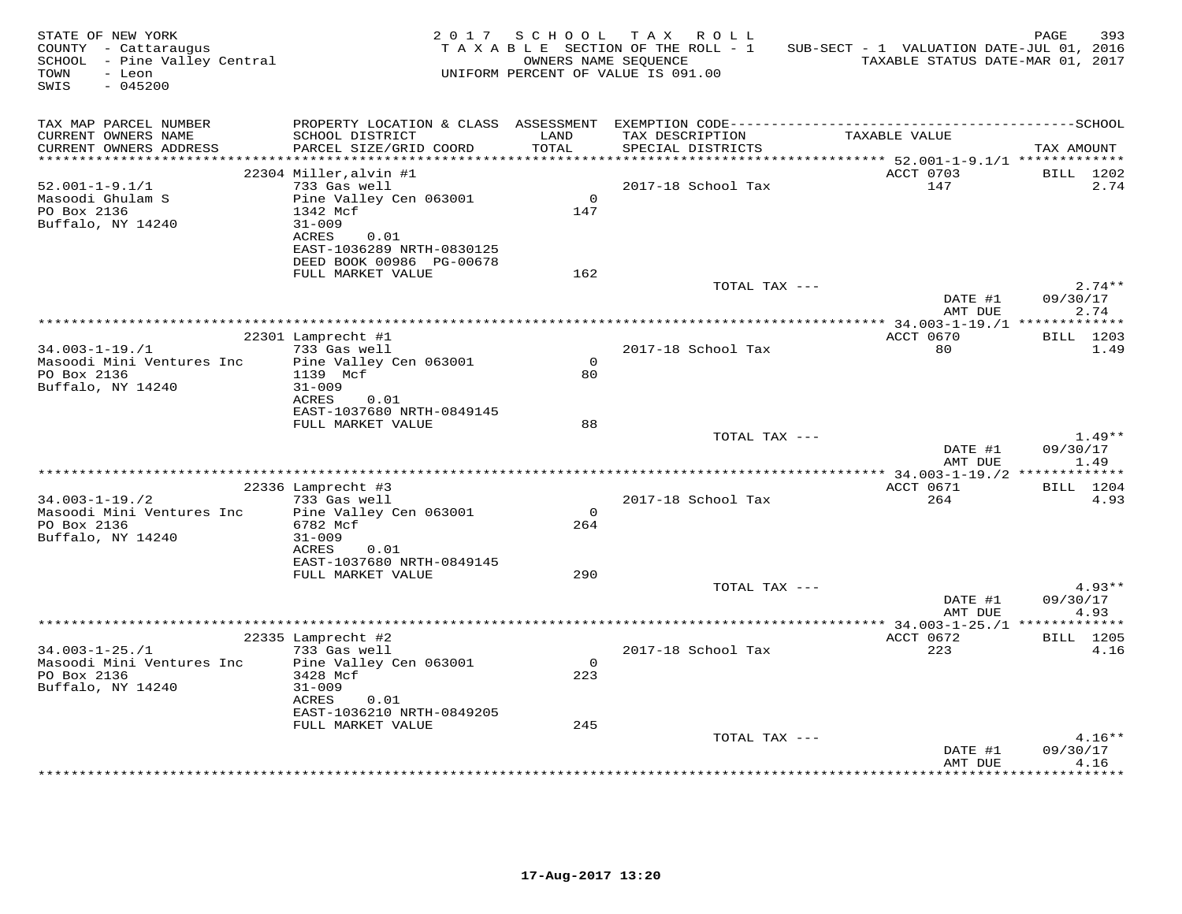STATE OF NEW YORK
COUNTY - Cattaraugus
SCHOOL - Pine Valley Central
TOWN - Leon
SWIS - 045200

2017 SCHOOL TAX ROLL
TAXABLE SECTION OF THE ROLL - 1
OWNERS NAME SEQUENCE
UNIFORM PERCENT OF VALUE IS 091.00

SUB-SECT - 1 VALUATION DATE-JUL 01, 2016
TAXABLE STATUS DATE-MAR 01, 2017

| TAX MAP PARCEL NUMBER / CURRENT OWNERS NAME / CURRENT OWNERS ADDRESS | PROPERTY LOCATION & CLASS / SCHOOL DISTRICT / PARCEL SIZE/GRID COORD | ASSESSMENT LAND / TOTAL | EXEMPTION CODE / TAX DESCRIPTION / SPECIAL DISTRICTS | TAXABLE VALUE | TAX AMOUNT |
|---|---|---|---|---|---|
| | 22304 Miller,alvin #1 | | | ACCT 0703 | BILL 1202 |
| 52.001-1-9.1/1 | 733 Gas well | | 2017-18 School Tax | 147 | 2.74 |
| Masoodi Ghulam S | Pine Valley Cen 063001 | 0 | | | |
| PO Box 2136 | 1342 Mcf | 147 | | | |
| Buffalo, NY 14240 | 31-009 | | | | |
| | ACRES 0.01 | | | | |
| | EAST-1036289 NRTH-0830125 | | | | |
| | DEED BOOK 00986 PG-00678 | | | | |
| | FULL MARKET VALUE | 162 | | | |
| | | | TOTAL TAX --- | | 2.74** |
| | | | | DATE #1 | 09/30/17 |
| | | | | AMT DUE | 2.74 |
| | 22301 Lamprecht #1 | | | ACCT 0670 | BILL 1203 |
| 34.003-1-19./1 | 733 Gas well | | 2017-18 School Tax | 80 | 1.49 |
| Masoodi Mini Ventures Inc | Pine Valley Cen 063001 | 0 | | | |
| PO Box 2136 | 1139 Mcf | 80 | | | |
| Buffalo, NY 14240 | 31-009 | | | | |
| | ACRES 0.01 | | | | |
| | EAST-1037680 NRTH-0849145 | | | | |
| | FULL MARKET VALUE | 88 | | | |
| | | | TOTAL TAX --- | | 1.49** |
| | | | | DATE #1 | 09/30/17 |
| | | | | AMT DUE | 1.49 |
| | 22336 Lamprecht #3 | | | ACCT 0671 | BILL 1204 |
| 34.003-1-19./2 | 733 Gas well | | 2017-18 School Tax | 264 | 4.93 |
| Masoodi Mini Ventures Inc | Pine Valley Cen 063001 | 0 | | | |
| PO Box 2136 | 6782 Mcf | 264 | | | |
| Buffalo, NY 14240 | 31-009 | | | | |
| | ACRES 0.01 | | | | |
| | EAST-1037680 NRTH-0849145 | | | | |
| | FULL MARKET VALUE | 290 | | | |
| | | | TOTAL TAX --- | | 4.93** |
| | | | | DATE #1 | 09/30/17 |
| | | | | AMT DUE | 4.93 |
| | 22335 Lamprecht #2 | | | ACCT 0672 | BILL 1205 |
| 34.003-1-25./1 | 733 Gas well | | 2017-18 School Tax | 223 | 4.16 |
| Masoodi Mini Ventures Inc | Pine Valley Cen 063001 | 0 | | | |
| PO Box 2136 | 3428 Mcf | 223 | | | |
| Buffalo, NY 14240 | 31-009 | | | | |
| | ACRES 0.01 | | | | |
| | EAST-1036210 NRTH-0849205 | | | | |
| | FULL MARKET VALUE | 245 | | | |
| | | | TOTAL TAX --- | | 4.16** |
| | | | | DATE #1 | 09/30/17 |
| | | | | AMT DUE | 4.16 |

17-Aug-2017 13:20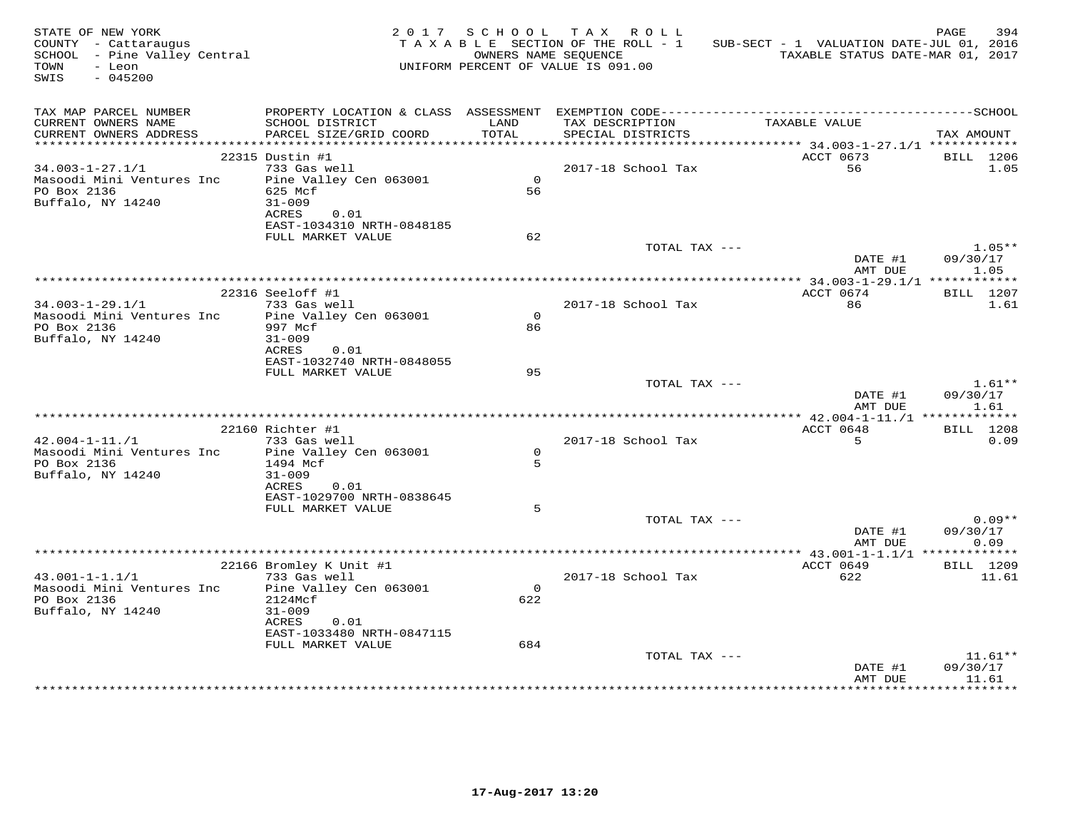STATE OF NEW YORK
COUNTY - Cattaraugus
SCHOOL - Pine Valley Central
TOWN - Leon
SWIS - 045200

2017 SCHOOL TAX ROLL
TAXABLE SECTION OF THE ROLL - 1
OWNERS NAME SEQUENCE
UNIFORM PERCENT OF VALUE IS 091.00

SUB-SECT - 1 VALUATION DATE-JUL 01, 2016
TAXABLE STATUS DATE-MAR 01, 2017

| TAX MAP PARCEL NUMBER / CURRENT OWNERS NAME / CURRENT OWNERS ADDRESS | PROPERTY LOCATION & CLASS / SCHOOL DISTRICT / PARCEL SIZE/GRID COORD | ASSESSMENT LAND / TOTAL | EXEMPTION CODE / TAX DESCRIPTION / SPECIAL DISTRICTS | TAXABLE VALUE | TAX AMOUNT |
|---|---|---|---|---|---|
| **34.003-1-27.1/1** | 22315 Dustin #1 | | | ACCT 0673 | BILL 1206 |
| 34.003-1-27.1/1 | 733 Gas well | | 2017-18 School Tax | 56 | 1.05 |
| Masoodi Mini Ventures Inc | Pine Valley Cen 063001 | 0 | | | |
| PO Box 2136 | 625 Mcf | 56 | | | |
| Buffalo, NY 14240 | 31-009 | | | | |
| | ACRES 0.01 | | | | |
| | EAST-1034310 NRTH-0848185 | | | | |
| | FULL MARKET VALUE | 62 | | | |
| | | | TOTAL TAX --- | | 1.05** |
| | | | | DATE #1 | 09/30/17 |
| | | | | AMT DUE | 1.05 |
| **34.003-1-29.1/1** | 22316 Seeloff #1 | | | ACCT 0674 | BILL 1207 |
| 34.003-1-29.1/1 | 733 Gas well | | 2017-18 School Tax | 86 | 1.61 |
| Masoodi Mini Ventures Inc | Pine Valley Cen 063001 | 0 | | | |
| PO Box 2136 | 997 Mcf | 86 | | | |
| Buffalo, NY 14240 | 31-009 | | | | |
| | ACRES 0.01 | | | | |
| | EAST-1032740 NRTH-0848055 | | | | |
| | FULL MARKET VALUE | 95 | | | |
| | | | TOTAL TAX --- | | 1.61** |
| | | | | DATE #1 | 09/30/17 |
| | | | | AMT DUE | 1.61 |
| **42.004-1-11./1** | 22160 Richter #1 | | | ACCT 0648 | BILL 1208 |
| 42.004-1-11./1 | 733 Gas well | | 2017-18 School Tax | 5 | 0.09 |
| Masoodi Mini Ventures Inc | Pine Valley Cen 063001 | 0 | | | |
| PO Box 2136 | 1494 Mcf | 5 | | | |
| Buffalo, NY 14240 | 31-009 | | | | |
| | ACRES 0.01 | | | | |
| | EAST-1029700 NRTH-0838645 | | | | |
| | FULL MARKET VALUE | 5 | | | |
| | | | TOTAL TAX --- | | 0.09** |
| | | | | DATE #1 | 09/30/17 |
| | | | | AMT DUE | 0.09 |
| **43.001-1-1.1/1** | 22166 Bromley K Unit #1 | | | ACCT 0649 | BILL 1209 |
| 43.001-1-1.1/1 | 733 Gas well | | 2017-18 School Tax | 622 | 11.61 |
| Masoodi Mini Ventures Inc | Pine Valley Cen 063001 | 0 | | | |
| PO Box 2136 | 2124Mcf | 622 | | | |
| Buffalo, NY 14240 | 31-009 | | | | |
| | ACRES 0.01 | | | | |
| | EAST-1033480 NRTH-0847115 | | | | |
| | FULL MARKET VALUE | 684 | | | |
| | | | TOTAL TAX --- | | 11.61** |
| | | | | DATE #1 | 09/30/17 |
| | | | | AMT DUE | 11.61 |

17-Aug-2017 13:20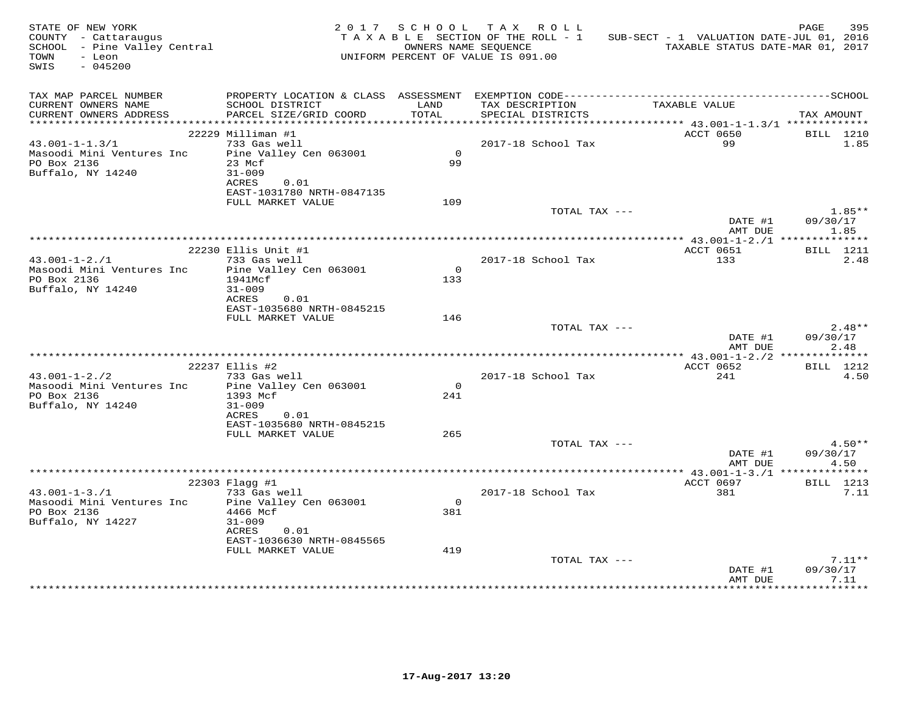STATE OF NEW YORK
COUNTY - Cattaraugus
SCHOOL - Pine Valley Central
TOWN - Leon
SWIS - 045200

2017 SCHOOL TAX ROLL
TAXABLE SECTION OF THE ROLL - 1
OWNERS NAME SEQUENCE
UNIFORM PERCENT OF VALUE IS 091.00

SUB-SECT - 1 VALUATION DATE-JUL 01, 2016
TAXABLE STATUS DATE-MAR 01, 2017

| TAX MAP PARCEL NUMBER / CURRENT OWNERS NAME / CURRENT OWNERS ADDRESS | PROPERTY LOCATION & CLASS / SCHOOL DISTRICT / PARCEL SIZE/GRID COORD | ASSESSMENT LAND / TOTAL | EXEMPTION CODE / TAX DESCRIPTION / SPECIAL DISTRICTS | TAXABLE VALUE | TAX AMOUNT |
|---|---|---|---|---|---|
| 43.001-1-1.3/1 | 22229 Milliman #1 | | | ACCT 0650 | BILL 1210 |
| Masoodi Mini Ventures Inc | 733 Gas well | | 2017-18 School Tax | 99 | 1.85 |
| PO Box 2136 | Pine Valley Cen 063001 | 0 | | | |
| Buffalo, NY 14240 | 23 Mcf | 99 | | | |
| | 31-009 | | | | |
| | ACRES 0.01 | | | | |
| | EAST-1031780 NRTH-0847135 | | | | |
| | FULL MARKET VALUE | 109 | | | |
| | | | TOTAL TAX --- | | 1.85** |
| | | | | DATE #1 | 09/30/17 |
| | | | | AMT DUE | 1.85 |
| 43.001-1-2./1 | 22230 Ellis Unit #1 | | | ACCT 0651 | BILL 1211 |
| Masoodi Mini Ventures Inc | 733 Gas well | | 2017-18 School Tax | 133 | 2.48 |
| PO Box 2136 | Pine Valley Cen 063001 | 0 | | | |
| Buffalo, NY 14240 | 1941Mcf | 133 | | | |
| | 31-009 | | | | |
| | ACRES 0.01 | | | | |
| | EAST-1035680 NRTH-0845215 | | | | |
| | FULL MARKET VALUE | 146 | | | |
| | | | TOTAL TAX --- | | 2.48** |
| | | | | DATE #1 | 09/30/17 |
| | | | | AMT DUE | 2.48 |
| 43.001-1-2./2 | 22237 Ellis #2 | | | ACCT 0652 | BILL 1212 |
| Masoodi Mini Ventures Inc | 733 Gas well | | 2017-18 School Tax | 241 | 4.50 |
| PO Box 2136 | Pine Valley Cen 063001 | 0 | | | |
| Buffalo, NY 14240 | 1393 Mcf | 241 | | | |
| | 31-009 | | | | |
| | ACRES 0.01 | | | | |
| | EAST-1035680 NRTH-0845215 | | | | |
| | FULL MARKET VALUE | 265 | | | |
| | | | TOTAL TAX --- | | 4.50** |
| | | | | DATE #1 | 09/30/17 |
| | | | | AMT DUE | 4.50 |
| 43.001-1-3./1 | 22303 Flagg #1 | | | ACCT 0697 | BILL 1213 |
| Masoodi Mini Ventures Inc | 733 Gas well | | 2017-18 School Tax | 381 | 7.11 |
| PO Box 2136 | Pine Valley Cen 063001 | 0 | | | |
| Buffalo, NY 14227 | 4466 Mcf | 381 | | | |
| | 31-009 | | | | |
| | ACRES 0.01 | | | | |
| | EAST-1036630 NRTH-0845565 | | | | |
| | FULL MARKET VALUE | 419 | | | |
| | | | TOTAL TAX --- | | 7.11** |
| | | | | DATE #1 | 09/30/17 |
| | | | | AMT DUE | 7.11 |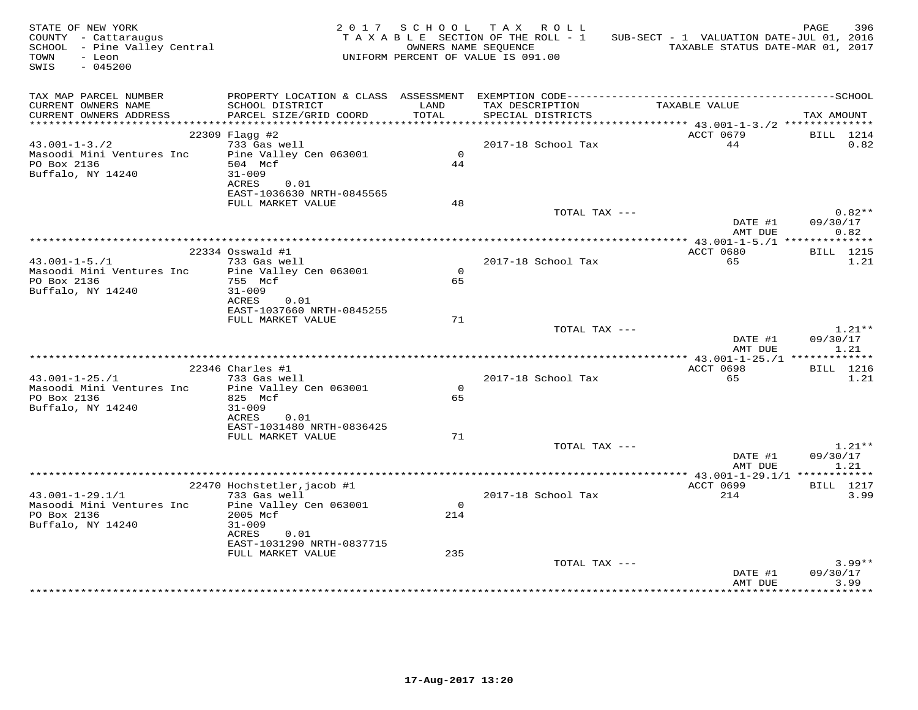STATE OF NEW YORK
COUNTY - Cattaraugus
SCHOOL - Pine Valley Central
TOWN - Leon
SWIS - 045200

2017 SCHOOL TAX ROLL
TAXABLE SECTION OF THE ROLL - 1
OWNERS NAME SEQUENCE
UNIFORM PERCENT OF VALUE IS 091.00

SUB-SECT - 1 VALUATION DATE-JUL 01, 2016
TAXABLE STATUS DATE-MAR 01, 2017

| TAX MAP PARCEL NUMBER / CURRENT OWNERS NAME / CURRENT OWNERS ADDRESS | PROPERTY LOCATION & CLASS / SCHOOL DISTRICT / PARCEL SIZE/GRID COORD | ASSESSMENT LAND / TOTAL | EXEMPTION CODE / TAX DESCRIPTION / SPECIAL DISTRICTS | TAXABLE VALUE | TAX AMOUNT |
|---|---|---|---|---|---|
| 43.001-1-3./2 | 22309 Flagg #2 | | | ACCT 0679 | BILL 1214 |
| Masoodi Mini Ventures Inc | 733 Gas well | | 2017-18 School Tax | 44 | 0.82 |
| PO Box 2136 | Pine Valley Cen 063001 | 0 | | | |
| Buffalo, NY 14240 | 504 Mcf | 44 | | | |
| | 31-009 | | | | |
| | ACRES 0.01 | | | | |
| | EAST-1036630 NRTH-0845565 | | | | |
| | FULL MARKET VALUE | 48 | | | |
| | | | TOTAL TAX --- | | 0.82** |
| | | | | DATE #1 | 09/30/17 |
| | | | | AMT DUE | 0.82 |
| 43.001-1-5./1 | 22334 Osswald #1 | | | ACCT 0680 | BILL 1215 |
| Masoodi Mini Ventures Inc | 733 Gas well | | 2017-18 School Tax | 65 | 1.21 |
| PO Box 2136 | Pine Valley Cen 063001 | 0 | | | |
| Buffalo, NY 14240 | 755 Mcf | 65 | | | |
| | 31-009 | | | | |
| | ACRES 0.01 | | | | |
| | EAST-1037660 NRTH-0845255 | | | | |
| | FULL MARKET VALUE | 71 | | | |
| | | | TOTAL TAX --- | | 1.21** |
| | | | | DATE #1 | 09/30/17 |
| | | | | AMT DUE | 1.21 |
| 43.001-1-25./1 | 22346 Charles #1 | | | ACCT 0698 | BILL 1216 |
| Masoodi Mini Ventures Inc | 733 Gas well | | 2017-18 School Tax | 65 | 1.21 |
| PO Box 2136 | Pine Valley Cen 063001 | 0 | | | |
| Buffalo, NY 14240 | 825 Mcf | 65 | | | |
| | 31-009 | | | | |
| | ACRES 0.01 | | | | |
| | EAST-1031480 NRTH-0836425 | | | | |
| | FULL MARKET VALUE | 71 | | | |
| | | | TOTAL TAX --- | | 1.21** |
| | | | | DATE #1 | 09/30/17 |
| | | | | AMT DUE | 1.21 |
| 43.001-1-29.1/1 | 22470 Hochstetler,jacob #1 | | | ACCT 0699 | BILL 1217 |
| Masoodi Mini Ventures Inc | 733 Gas well | | 2017-18 School Tax | 214 | 3.99 |
| PO Box 2136 | Pine Valley Cen 063001 | 0 | | | |
| Buffalo, NY 14240 | 2005 Mcf | 214 | | | |
| | 31-009 | | | | |
| | ACRES 0.01 | | | | |
| | EAST-1031290 NRTH-0837715 | | | | |
| | FULL MARKET VALUE | 235 | | | |
| | | | TOTAL TAX --- | | 3.99** |
| | | | | DATE #1 | 09/30/17 |
| | | | | AMT DUE | 3.99 |

17-Aug-2017 13:20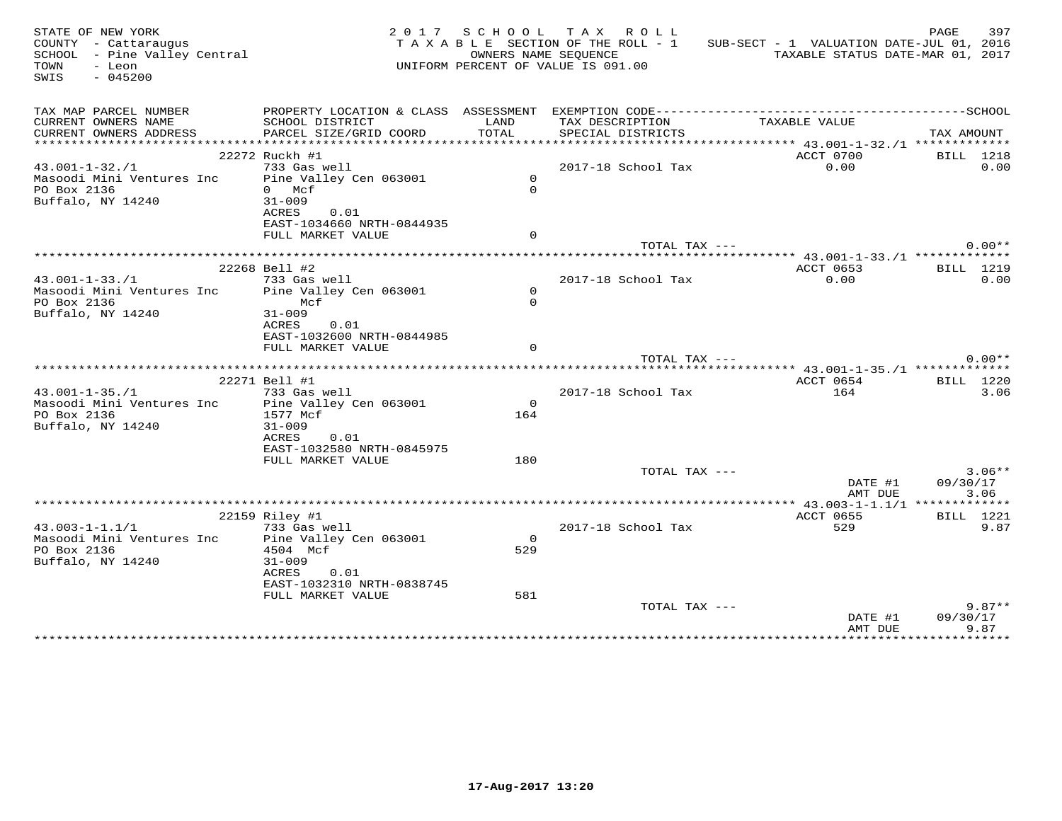STATE OF NEW YORK
COUNTY - Cattaraugus
SCHOOL - Pine Valley Central
TOWN - Leon
SWIS - 045200

2 0 1 7 S C H O O L T A X R O L L
T A X A B L E SECTION OF THE ROLL - 1
OWNERS NAME SEQUENCE
UNIFORM PERCENT OF VALUE IS 091.00

SUB-SECT - 1 VALUATION DATE-JUL 01, 2016
TAXABLE STATUS DATE-MAR 01, 2017

| TAX MAP PARCEL NUMBER / CURRENT OWNERS NAME / CURRENT OWNERS ADDRESS | PROPERTY LOCATION & CLASS / SCHOOL DISTRICT / PARCEL SIZE/GRID COORD | ASSESSMENT LAND / TOTAL | EXEMPTION CODE / TAX DESCRIPTION / SPECIAL DISTRICTS | TAXABLE VALUE | SCHOOL TAX AMOUNT |
|---|---|---|---|---|---|
| 43.001-1-32./1 | 22272 Ruckh #1 | | | ACCT 0700 | BILL 1218 |
| Masoodi Mini Ventures Inc | 733 Gas well | | 2017-18 School Tax | 0.00 | 0.00 |
| PO Box 2136 | Pine Valley Cen 063001 | 0 | | | |
| Buffalo, NY 14240 | 0 Mcf | 0 | | | |
| | 31-009 | | | | |
| | ACRES 0.01 | | | | |
| | EAST-1034660 NRTH-0844935 | | | | |
| | FULL MARKET VALUE | 0 | | | |
| | | | TOTAL TAX --- | | 0.00** |
| 43.001-1-33./1 | 22268 Bell #2 | | | ACCT 0653 | BILL 1219 |
| Masoodi Mini Ventures Inc | 733 Gas well | | 2017-18 School Tax | 0.00 | 0.00 |
| PO Box 2136 | Pine Valley Cen 063001 | 0 | | | |
| Buffalo, NY 14240 | Mcf | 0 | | | |
| | 31-009 | | | | |
| | ACRES 0.01 | | | | |
| | EAST-1032600 NRTH-0844985 | | | | |
| | FULL MARKET VALUE | 0 | | | |
| | | | TOTAL TAX --- | | 0.00** |
| 43.001-1-35./1 | 22271 Bell #1 | | | ACCT 0654 | BILL 1220 |
| Masoodi Mini Ventures Inc | 733 Gas well | | 2017-18 School Tax | 164 | 3.06 |
| PO Box 2136 | Pine Valley Cen 063001 | 0 | | | |
| Buffalo, NY 14240 | 1577 Mcf | 164 | | | |
| | 31-009 | | | | |
| | ACRES 0.01 | | | | |
| | EAST-1032580 NRTH-0845975 | | | | |
| | FULL MARKET VALUE | 180 | | | |
| | | | TOTAL TAX --- | | 3.06** |
| | | | | DATE #1 | 09/30/17 |
| | | | | AMT DUE | 3.06 |
| 43.003-1-1.1/1 | 22159 Riley #1 | | | ACCT 0655 | BILL 1221 |
| Masoodi Mini Ventures Inc | 733 Gas well | | 2017-18 School Tax | 529 | 9.87 |
| PO Box 2136 | Pine Valley Cen 063001 | 0 | | | |
| Buffalo, NY 14240 | 4504 Mcf | 529 | | | |
| | 31-009 | | | | |
| | ACRES 0.01 | | | | |
| | EAST-1032310 NRTH-0838745 | | | | |
| | FULL MARKET VALUE | 581 | | | |
| | | | TOTAL TAX --- | | 9.87** |
| | | | | DATE #1 | 09/30/17 |
| | | | | AMT DUE | 9.87 |

17-Aug-2017 13:20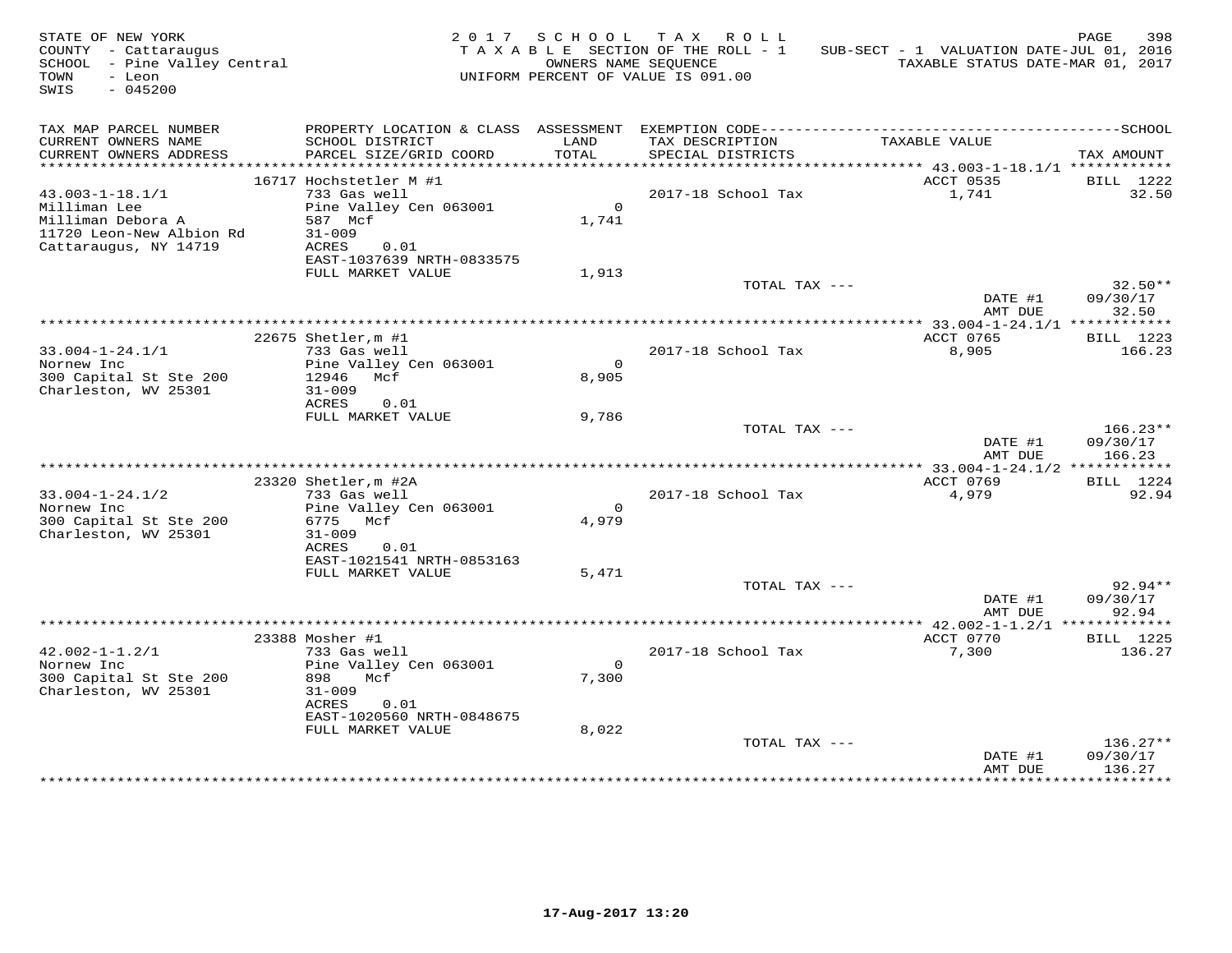STATE OF NEW YORK
COUNTY - Cattaraugus
SCHOOL - Pine Valley Central
TOWN - Leon
SWIS - 045200

2 0 1 7 S C H O O L T A X R O L L
T A X A B L E SECTION OF THE ROLL - 1
OWNERS NAME SEQUENCE
UNIFORM PERCENT OF VALUE IS 091.00

SUB-SECT - 1 VALUATION DATE-JUL 01, 2016
TAXABLE STATUS DATE-MAR 01, 2017

| TAX MAP PARCEL NUMBER / CURRENT OWNERS NAME / CURRENT OWNERS ADDRESS | PROPERTY LOCATION & CLASS / SCHOOL DISTRICT / PARCEL SIZE/GRID COORD | ASSESSMENT LAND / TOTAL | EXEMPTION CODE / TAX DESCRIPTION / SPECIAL DISTRICTS | TAXABLE VALUE | TAX AMOUNT |
|---|---|---|---|---|---|
| | 16717 Hochstetler M #1 | | | ACCT 0535 | BILL 1222 |
| 43.003-1-18.1/1 | 733 Gas well | | 2017-18 School Tax | 1,741 | 32.50 |
| Milliman Lee | Pine Valley Cen 063001 | 0 | | | |
| Milliman Debora A | 587 Mcf | 1,741 | | | |
| 11720 Leon-New Albion Rd | 31-009 | | | | |
| Cattaraugus, NY 14719 | ACRES 0.01 | | | | |
| | EAST-1037639 NRTH-0833575 | | | | |
| | FULL MARKET VALUE | 1,913 | | | |
| | | | TOTAL TAX --- | | 32.50** |
| | | | | DATE #1 | 09/30/17 |
| | | | | AMT DUE | 32.50 |
| | 22675 Shetler,m #1 | | | ACCT 0765 | BILL 1223 |
| 33.004-1-24.1/1 | 733 Gas well | | 2017-18 School Tax | 8,905 | 166.23 |
| Nornew Inc | Pine Valley Cen 063001 | 0 | | | |
| 300 Capital St Ste 200 | 12946 Mcf | 8,905 | | | |
| Charleston, WV 25301 | 31-009 | | | | |
| | ACRES 0.01 | | | | |
| | FULL MARKET VALUE | 9,786 | | | |
| | | | TOTAL TAX --- | | 166.23** |
| | | | | DATE #1 | 09/30/17 |
| | | | | AMT DUE | 166.23 |
| | 23320 Shetler,m #2A | | | ACCT 0769 | BILL 1224 |
| 33.004-1-24.1/2 | 733 Gas well | | 2017-18 School Tax | 4,979 | 92.94 |
| Nornew Inc | Pine Valley Cen 063001 | 0 | | | |
| 300 Capital St Ste 200 | 6775 Mcf | 4,979 | | | |
| Charleston, WV 25301 | 31-009 | | | | |
| | ACRES 0.01 | | | | |
| | EAST-1021541 NRTH-0853163 | | | | |
| | FULL MARKET VALUE | 5,471 | | | |
| | | | TOTAL TAX --- | | 92.94** |
| | | | | DATE #1 | 09/30/17 |
| | | | | AMT DUE | 92.94 |
| | 23388 Mosher #1 | | | ACCT 0770 | BILL 1225 |
| 42.002-1-1.2/1 | 733 Gas well | | 2017-18 School Tax | 7,300 | 136.27 |
| Nornew Inc | Pine Valley Cen 063001 | 0 | | | |
| 300 Capital St Ste 200 | 898 Mcf | 7,300 | | | |
| Charleston, WV 25301 | 31-009 | | | | |
| | ACRES 0.01 | | | | |
| | EAST-1020560 NRTH-0848675 | | | | |
| | FULL MARKET VALUE | 8,022 | | | |
| | | | TOTAL TAX --- | | 136.27** |
| | | | | DATE #1 | 09/30/17 |
| | | | | AMT DUE | 136.27 |

17-Aug-2017 13:20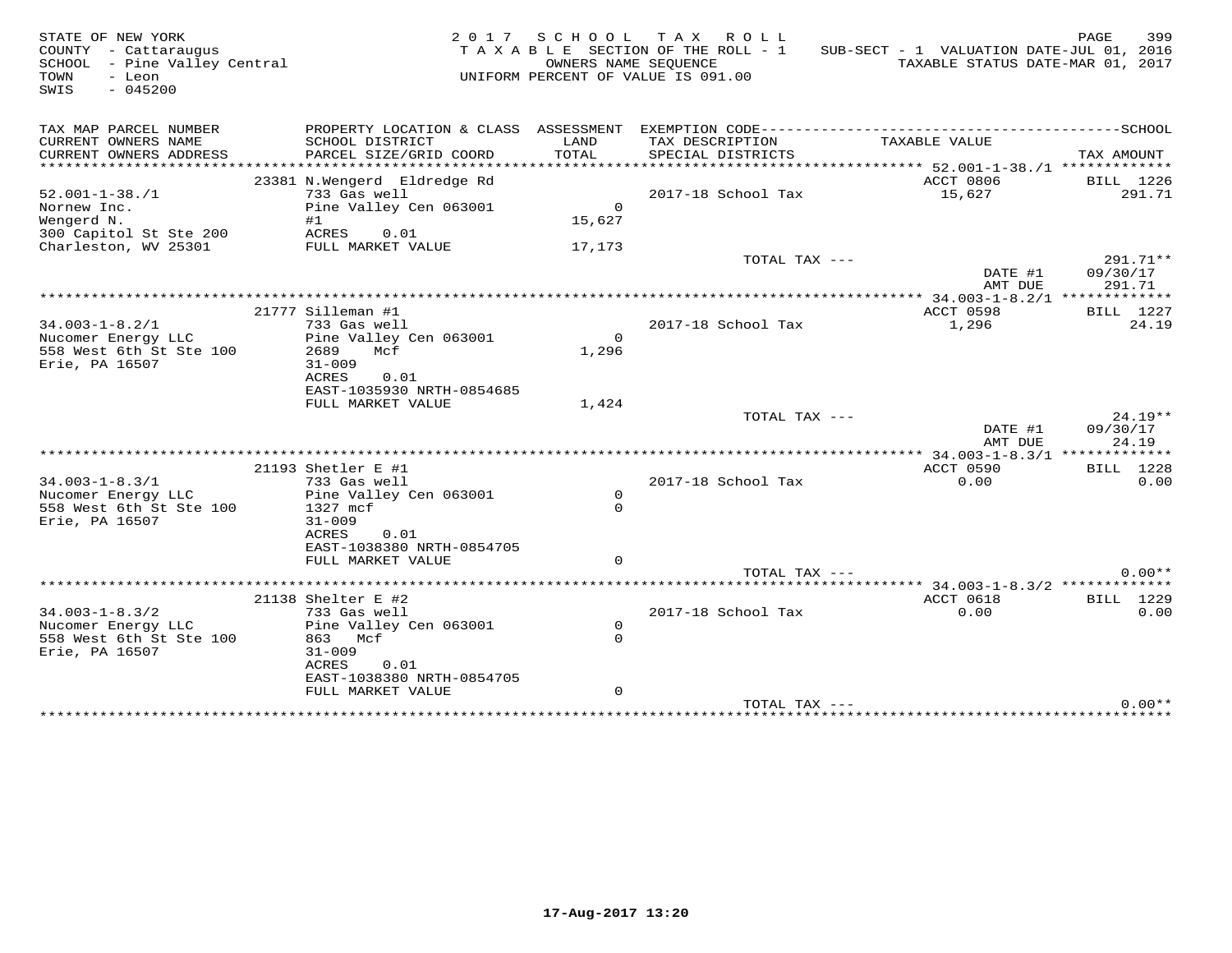STATE OF NEW YORK
COUNTY - Cattaraugus
SCHOOL - Pine Valley Central
TOWN - Leon
SWIS - 045200

2 0 1 7 S C H O O L T A X R O L L
T A X A B L E SECTION OF THE ROLL - 1
OWNERS NAME SEQUENCE
UNIFORM PERCENT OF VALUE IS 091.00

SUB-SECT - 1 VALUATION DATE-JUL 01, 2016
TAXABLE STATUS DATE-MAR 01, 2017

| TAX MAP PARCEL NUMBER / CURRENT OWNERS NAME / CURRENT OWNERS ADDRESS | PROPERTY LOCATION & CLASS / SCHOOL DISTRICT / PARCEL SIZE/GRID COORD | ASSESSMENT LAND / TOTAL | EXEMPTION CODE / TAX DESCRIPTION / SPECIAL DISTRICTS | TAXABLE VALUE | SCHOOL TAX AMOUNT |
|---|---|---|---|---|---|
| 52.001-1-38./1 | 23381 N.Wengerd Eldredge Rd | | | ACCT 0806 | BILL 1226 |
| Nornew Inc. | 733 Gas well | | 2017-18 School Tax | 15,627 | 291.71 |
| Wengerd N. | Pine Valley Cen 063001 | 0 | | | |
| 300 Capitol St Ste 200 | #1 | 15,627 | | | |
| Charleston, WV 25301 | ACRES 0.01 | | | | |
| | FULL MARKET VALUE | 17,173 | | | |
| | | | TOTAL TAX --- | | 291.71** |
| | | | | DATE #1 | 09/30/17 |
| | | | | AMT DUE | 291.71 |
| 34.003-1-8.2/1 | 21777 Silleman #1 | | | ACCT 0598 | BILL 1227 |
| Nucomer Energy LLC | 733 Gas well | | 2017-18 School Tax | 1,296 | 24.19 |
| 558 West 6th St Ste 100 | Pine Valley Cen 063001 | 0 | | | |
| Erie, PA 16507 | 2689 Mcf | 1,296 | | | |
| | 31-009 | | | | |
| | ACRES 0.01 | | | | |
| | EAST-1035930 NRTH-0854685 | | | | |
| | FULL MARKET VALUE | 1,424 | | | |
| | | | TOTAL TAX --- | | 24.19** |
| | | | | DATE #1 | 09/30/17 |
| | | | | AMT DUE | 24.19 |
| 34.003-1-8.3/1 | 21193 Shetler E #1 | | | ACCT 0590 | BILL 1228 |
| Nucomer Energy LLC | 733 Gas well | | 2017-18 School Tax | 0.00 | 0.00 |
| 558 West 6th St Ste 100 | Pine Valley Cen 063001 | 0 | | | |
| Erie, PA 16507 | 1327 mcf | 0 | | | |
| | 31-009 | | | | |
| | ACRES 0.01 | | | | |
| | EAST-1038380 NRTH-0854705 | | | | |
| | FULL MARKET VALUE | 0 | | | |
| | | | TOTAL TAX --- | | 0.00** |
| 34.003-1-8.3/2 | 21138 Shelter E #2 | | | ACCT 0618 | BILL 1229 |
| Nucomer Energy LLC | 733 Gas well | | 2017-18 School Tax | 0.00 | 0.00 |
| 558 West 6th St Ste 100 | Pine Valley Cen 063001 | 0 | | | |
| Erie, PA 16507 | 863 Mcf | 0 | | | |
| | 31-009 | | | | |
| | ACRES 0.01 | | | | |
| | EAST-1038380 NRTH-0854705 | | | | |
| | FULL MARKET VALUE | 0 | | | |
| | | | TOTAL TAX --- | | 0.00** |

17-Aug-2017 13:20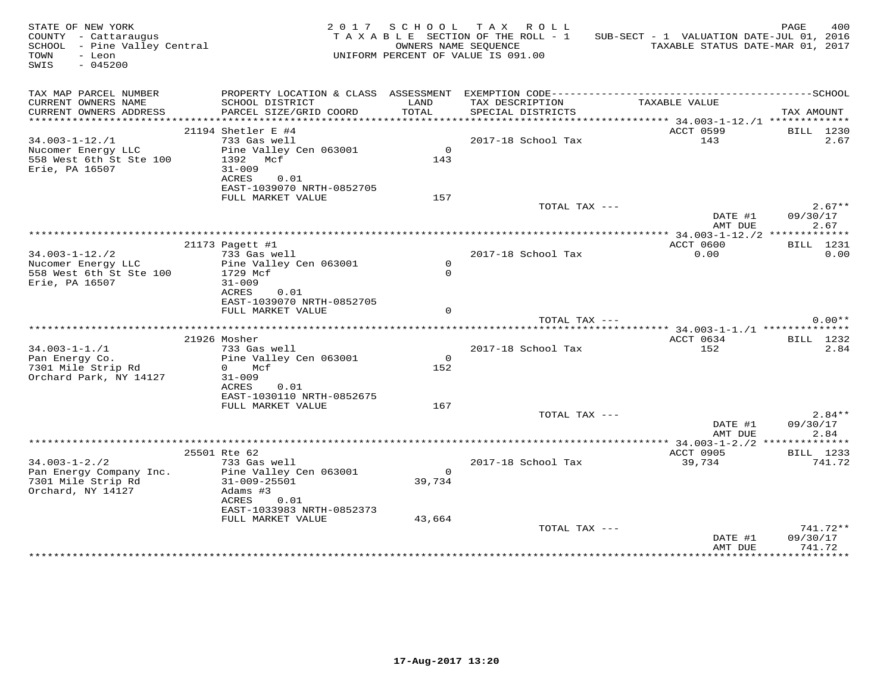STATE OF NEW YORK
COUNTY - Cattaraugus
SCHOOL - Pine Valley Central
TOWN - Leon
SWIS - 045200

2017 SCHOOL TAX ROLL
TAXABLE SECTION OF THE ROLL - 1
OWNERS NAME SEQUENCE
UNIFORM PERCENT OF VALUE IS 091.00

SUB-SECT - 1 VALUATION DATE-JUL 01, 2016
TAXABLE STATUS DATE-MAR 01, 2017

| TAX MAP PARCEL NUMBER / CURRENT OWNERS NAME / CURRENT OWNERS ADDRESS | PROPERTY LOCATION & CLASS / SCHOOL DISTRICT / PARCEL SIZE/GRID COORD | ASSESSMENT LAND / TOTAL | EXEMPTION CODE / TAX DESCRIPTION / SPECIAL DISTRICTS | TAXABLE VALUE | TAX AMOUNT |
|---|---|---|---|---|---|
| 34.003-1-12./1 | 21194 Shetler E #4 | | | ACCT 0599 | BILL 1230 |
| Nucomer Energy LLC | 733 Gas well | | 2017-18 School Tax | 143 | 2.67 |
| 558 West 6th St Ste 100 | Pine Valley Cen 063001 | 0 | | | |
| Erie, PA 16507 | 1392 Mcf | 143 | | | |
| | 31-009 | | | | |
| | ACRES 0.01 | | | | |
| | EAST-1039070 NRTH-0852705 | | | | |
| | FULL MARKET VALUE | 157 | | | |
| | | | TOTAL TAX --- | | 2.67** |
| | | | | DATE #1 | 09/30/17 |
| | | | | AMT DUE | 2.67 |
| 34.003-1-12./2 | 21173 Pagett #1 | | | ACCT 0600 | BILL 1231 |
| Nucomer Energy LLC | 733 Gas well | | 2017-18 School Tax | 0.00 | 0.00 |
| 558 West 6th St Ste 100 | Pine Valley Cen 063001 | 0 | | | |
| Erie, PA 16507 | 1729 Mcf | 0 | | | |
| | 31-009 | | | | |
| | ACRES 0.01 | | | | |
| | EAST-1039070 NRTH-0852705 | | | | |
| | FULL MARKET VALUE | 0 | | | |
| | | | TOTAL TAX --- | | 0.00** |
| 34.003-1-1./1 | 21926 Mosher | | | ACCT 0634 | BILL 1232 |
| Pan Energy Co. | 733 Gas well | | 2017-18 School Tax | 152 | 2.84 |
| 7301 Mile Strip Rd | Pine Valley Cen 063001 | 0 | | | |
| Orchard Park, NY 14127 | 0 Mcf | 152 | | | |
| | 31-009 | | | | |
| | ACRES 0.01 | | | | |
| | EAST-1030110 NRTH-0852675 | | | | |
| | FULL MARKET VALUE | 167 | | | |
| | | | TOTAL TAX --- | | 2.84** |
| | | | | DATE #1 | 09/30/17 |
| | | | | AMT DUE | 2.84 |
| 34.003-1-2./2 | 25501 Rte 62 | | | ACCT 0905 | BILL 1233 |
| Pan Energy Company Inc. | 733 Gas well | | 2017-18 School Tax | 39,734 | 741.72 |
| 7301 Mile Strip Rd | Pine Valley Cen 063001 | 0 | | | |
| Orchard, NY 14127 | 31-009-25501 | 39,734 | | | |
| | Adams #3 | | | | |
| | ACRES 0.01 | | | | |
| | EAST-1033983 NRTH-0852373 | | | | |
| | FULL MARKET VALUE | 43,664 | | | |
| | | | TOTAL TAX --- | | 741.72** |
| | | | | DATE #1 | 09/30/17 |
| | | | | AMT DUE | 741.72 |

17-Aug-2017 13:20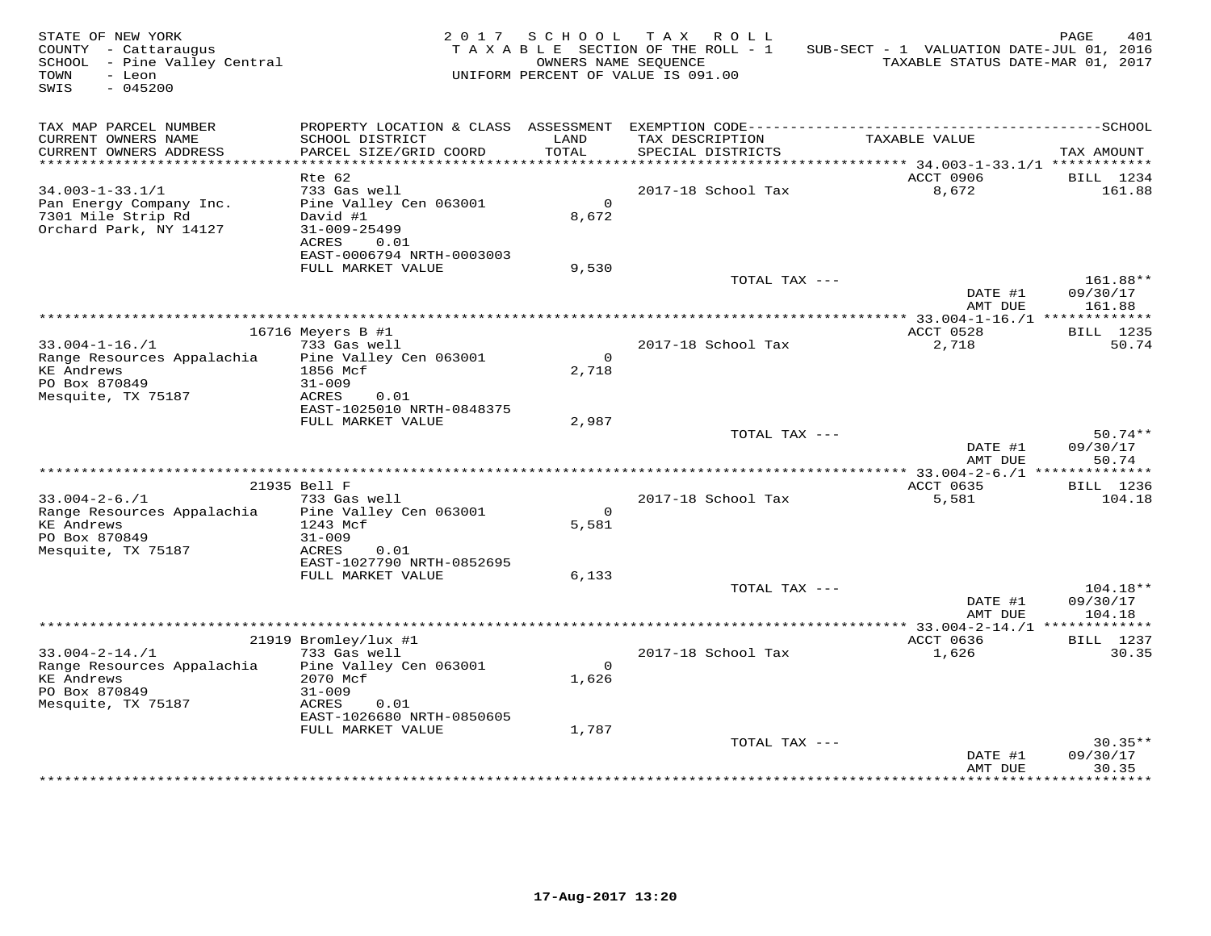STATE OF NEW YORK — 2017 SCHOOL TAX ROLL
COUNTY - Cattaraugus — TAXABLE SECTION OF THE ROLL - 1 — SUB-SECT - 1 VALUATION DATE-JUL 01, 2016
SCHOOL - Pine Valley Central — OWNERS NAME SEQUENCE — TAXABLE STATUS DATE-MAR 01, 2017
TOWN - Leon — UNIFORM PERCENT OF VALUE IS 091.00
SWIS - 045200

| TAX MAP PARCEL NUMBER / CURRENT OWNERS NAME / CURRENT OWNERS ADDRESS | PROPERTY LOCATION & CLASS / SCHOOL DISTRICT / PARCEL SIZE/GRID COORD | ASSESSMENT LAND / TOTAL | EXEMPTION CODE / TAX DESCRIPTION / SPECIAL DISTRICTS | TAXABLE VALUE | TAX AMOUNT |
|---|---|---|---|---|---|
| **34.003-1-33.1/1** | Rte 62 | | | ACCT 0906 | BILL 1234 |
| 34.003-1-33.1/1 | 733 Gas well | | 2017-18 School Tax | 8,672 | 161.88 |
| Pan Energy Company Inc. | Pine Valley Cen 063001 | 0 | | | |
| 7301 Mile Strip Rd | David #1 | 8,672 | | | |
| Orchard Park, NY 14127 | 31-009-25499 | | | | |
| | ACRES 0.01 | | | | |
| | EAST-0006794 NRTH-0003003 | | | | |
| | FULL MARKET VALUE | 9,530 | | | |
| | | | TOTAL TAX --- | | 161.88** |
| | | | | DATE #1 | 09/30/17 |
| | | | | AMT DUE | 161.88 |
| **33.004-1-16./1** | 16716 Meyers B #1 | | | ACCT 0528 | BILL 1235 |
| 33.004-1-16./1 | 733 Gas well | | 2017-18 School Tax | 2,718 | 50.74 |
| Range Resources Appalachia | Pine Valley Cen 063001 | 0 | | | |
| KE Andrews | 1856 Mcf | 2,718 | | | |
| PO Box 870849 | 31-009 | | | | |
| Mesquite, TX 75187 | ACRES 0.01 | | | | |
| | EAST-1025010 NRTH-0848375 | | | | |
| | FULL MARKET VALUE | 2,987 | | | |
| | | | TOTAL TAX --- | | 50.74** |
| | | | | DATE #1 | 09/30/17 |
| | | | | AMT DUE | 50.74 |
| **33.004-2-6./1** | 21935 Bell F | | | ACCT 0635 | BILL 1236 |
| 33.004-2-6./1 | 733 Gas well | | 2017-18 School Tax | 5,581 | 104.18 |
| Range Resources Appalachia | Pine Valley Cen 063001 | 0 | | | |
| KE Andrews | 1243 Mcf | 5,581 | | | |
| PO Box 870849 | 31-009 | | | | |
| Mesquite, TX 75187 | ACRES 0.01 | | | | |
| | EAST-1027790 NRTH-0852695 | | | | |
| | FULL MARKET VALUE | 6,133 | | | |
| | | | TOTAL TAX --- | | 104.18** |
| | | | | DATE #1 | 09/30/17 |
| | | | | AMT DUE | 104.18 |
| **33.004-2-14./1** | 21919 Bromley/lux #1 | | | ACCT 0636 | BILL 1237 |
| 33.004-2-14./1 | 733 Gas well | | 2017-18 School Tax | 1,626 | 30.35 |
| Range Resources Appalachia | Pine Valley Cen 063001 | 0 | | | |
| KE Andrews | 2070 Mcf | 1,626 | | | |
| PO Box 870849 | 31-009 | | | | |
| Mesquite, TX 75187 | ACRES 0.01 | | | | |
| | EAST-1026680 NRTH-0850605 | | | | |
| | FULL MARKET VALUE | 1,787 | | | |
| | | | TOTAL TAX --- | | 30.35** |
| | | | | DATE #1 | 09/30/17 |
| | | | | AMT DUE | 30.35 |

17-Aug-2017 13:20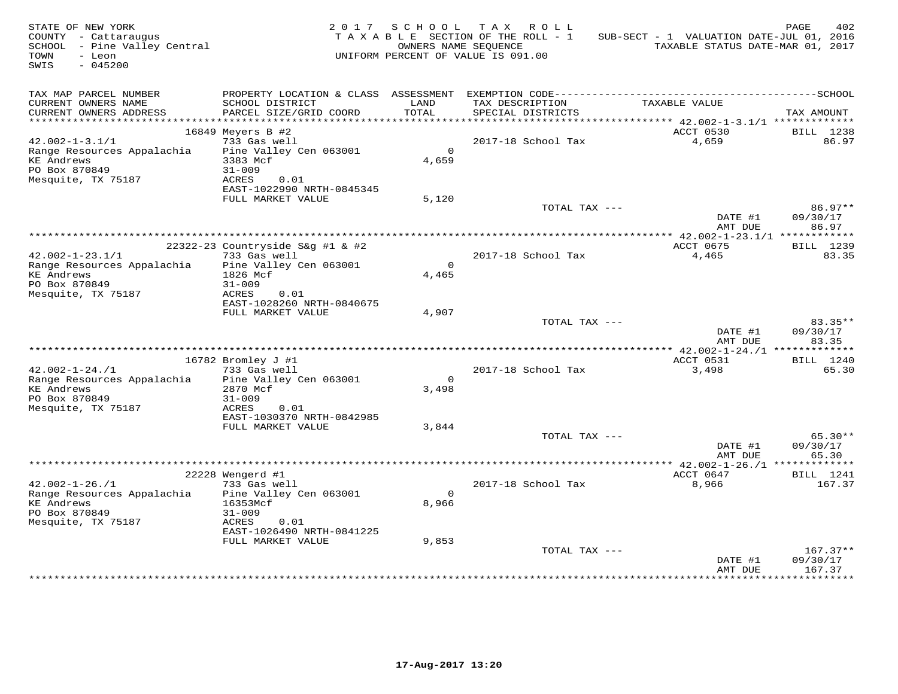STATE OF NEW YORK
COUNTY - Cattaraugus
SCHOOL - Pine Valley Central
TOWN - Leon
SWIS - 045200

2017 SCHOOL TAX ROLL
TAXABLE SECTION OF THE ROLL - 1
OWNERS NAME SEQUENCE
UNIFORM PERCENT OF VALUE IS 091.00

SUB-SECT - 1 VALUATION DATE-JUL 01, 2016
TAXABLE STATUS DATE-MAR 01, 2017

| TAX MAP PARCEL NUMBER / CURRENT OWNERS NAME / CURRENT OWNERS ADDRESS | PROPERTY LOCATION & CLASS / SCHOOL DISTRICT / PARCEL SIZE/GRID COORD | ASSESSMENT LAND / TOTAL | EXEMPTION CODE / TAX DESCRIPTION / SPECIAL DISTRICTS | TAXABLE VALUE | TAX AMOUNT |
|---|---|---|---|---|---|
| 42.002-1-3.1/1 | 16849 Meyers B #2 | | | ACCT 0530 | BILL 1238 |
| Range Resources Appalachia | 733 Gas well | | 2017-18 School Tax | 4,659 | 86.97 |
| KE Andrews | Pine Valley Cen 063001 | 0 | | | |
| PO Box 870849 | 3383 Mcf | 4,659 | | | |
| Mesquite, TX 75187 | 31-009 | | | | |
| | ACRES 0.01 | | | | |
| | EAST-1022990 NRTH-0845345 | | | | |
| | FULL MARKET VALUE | 5,120 | | | |
| | | | TOTAL TAX --- | | 86.97** |
| | | | | DATE #1 | 09/30/17 |
| | | | | AMT DUE | 86.97 |
| 42.002-1-23.1/1 | 22322-23 Countryside S&g #1 & #2 | | | ACCT 0675 | BILL 1239 |
| Range Resources Appalachia | 733 Gas well | | 2017-18 School Tax | 4,465 | 83.35 |
| KE Andrews | Pine Valley Cen 063001 | 0 | | | |
| PO Box 870849 | 1826 Mcf | 4,465 | | | |
| Mesquite, TX 75187 | 31-009 | | | | |
| | ACRES 0.01 | | | | |
| | EAST-1028260 NRTH-0840675 | | | | |
| | FULL MARKET VALUE | 4,907 | | | |
| | | | TOTAL TAX --- | | 83.35** |
| | | | | DATE #1 | 09/30/17 |
| | | | | AMT DUE | 83.35 |
| 42.002-1-24./1 | 16782 Bromley J #1 | | | ACCT 0531 | BILL 1240 |
| Range Resources Appalachia | 733 Gas well | | 2017-18 School Tax | 3,498 | 65.30 |
| KE Andrews | Pine Valley Cen 063001 | 0 | | | |
| PO Box 870849 | 2870 Mcf | 3,498 | | | |
| Mesquite, TX 75187 | 31-009 | | | | |
| | ACRES 0.01 | | | | |
| | EAST-1030370 NRTH-0842985 | | | | |
| | FULL MARKET VALUE | 3,844 | | | |
| | | | TOTAL TAX --- | | 65.30** |
| | | | | DATE #1 | 09/30/17 |
| | | | | AMT DUE | 65.30 |
| 42.002-1-26./1 | 22228 Wengerd #1 | | | ACCT 0647 | BILL 1241 |
| Range Resources Appalachia | 733 Gas well | | 2017-18 School Tax | 8,966 | 167.37 |
| KE Andrews | Pine Valley Cen 063001 | 0 | | | |
| PO Box 870849 | 16353Mcf | 8,966 | | | |
| Mesquite, TX 75187 | 31-009 | | | | |
| | ACRES 0.01 | | | | |
| | EAST-1026490 NRTH-0841225 | | | | |
| | FULL MARKET VALUE | 9,853 | | | |
| | | | TOTAL TAX --- | | 167.37** |
| | | | | DATE #1 | 09/30/17 |
| | | | | AMT DUE | 167.37 |

17-Aug-2017 13:20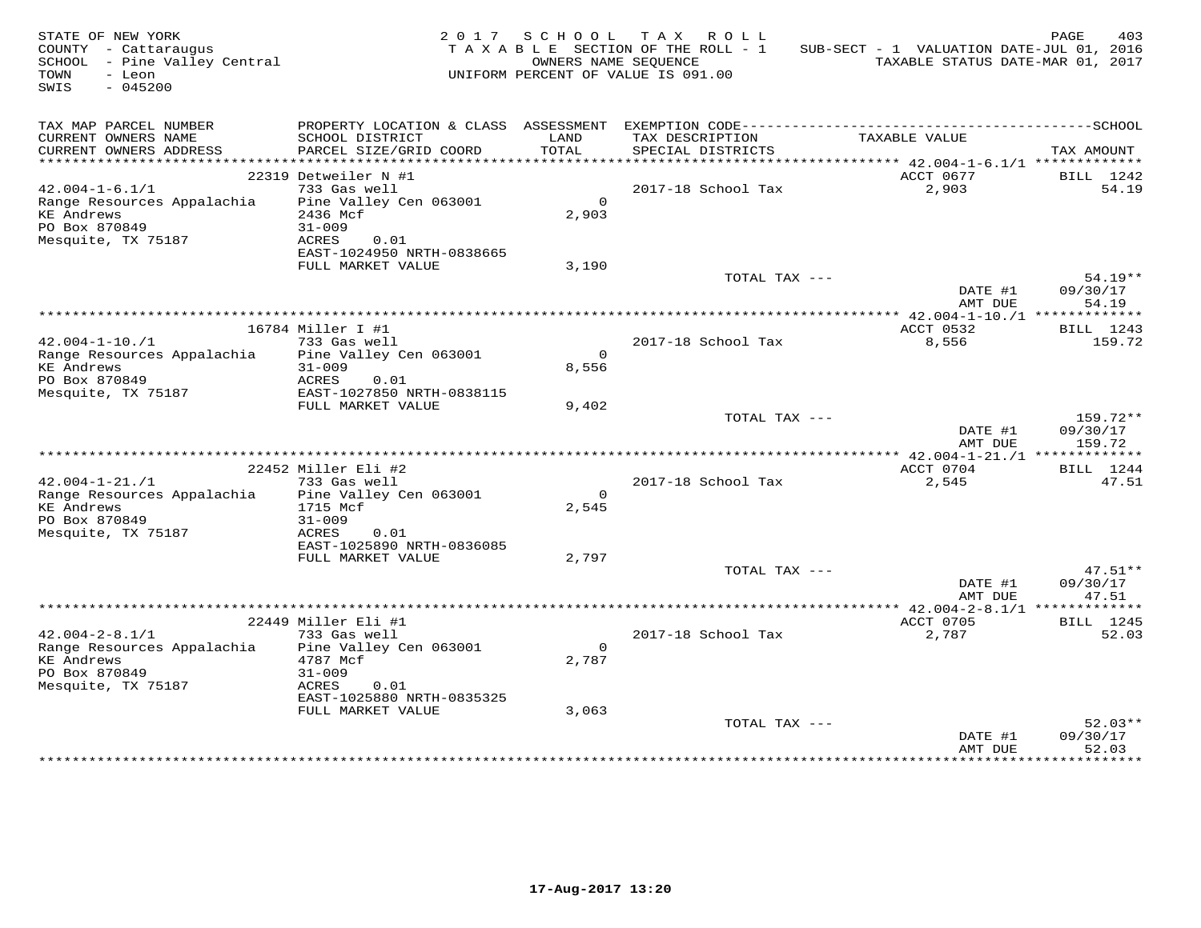STATE OF NEW YORK
COUNTY - Cattaraugus
SCHOOL - Pine Valley Central
TOWN - Leon
SWIS - 045200

2017 SCHOOL TAX ROLL
TAXABLE SECTION OF THE ROLL - 1
OWNERS NAME SEQUENCE
UNIFORM PERCENT OF VALUE IS 091.00

SUB-SECT - 1 VALUATION DATE-JUL 01, 2016
TAXABLE STATUS DATE-MAR 01, 2017

| TAX MAP PARCEL NUMBER / CURRENT OWNERS NAME / CURRENT OWNERS ADDRESS | PROPERTY LOCATION & CLASS / SCHOOL DISTRICT / PARCEL SIZE/GRID COORD | ASSESSMENT LAND / TOTAL | EXEMPTION CODE / TAX DESCRIPTION / SPECIAL DISTRICTS | TAXABLE VALUE | SCHOOL TAX AMOUNT |
|---|---|---|---|---|---|
| | 22319 Detweiler N #1 | | | ACCT 0677 | BILL 1242 |
| 42.004-1-6.1/1 | 733 Gas well | | 2017-18 School Tax | 2,903 | 54.19 |
| Range Resources Appalachia | Pine Valley Cen 063001 | 0 | | | |
| KE Andrews | 2436 Mcf | 2,903 | | | |
| PO Box 870849 | 31-009 | | | | |
| Mesquite, TX 75187 | ACRES 0.01 | | | | |
| | EAST-1024950 NRTH-0838665 | | | | |
| | FULL MARKET VALUE | 3,190 | | | |
| | | | TOTAL TAX --- | | 54.19** |
| | | | | DATE #1 | 09/30/17 |
| | | | | AMT DUE | 54.19 |
| | 16784 Miller I #1 | | | ACCT 0532 | BILL 1243 |
| 42.004-1-10./1 | 733 Gas well | | 2017-18 School Tax | 8,556 | 159.72 |
| Range Resources Appalachia | Pine Valley Cen 063001 | 0 | | | |
| KE Andrews | 31-009 | 8,556 | | | |
| PO Box 870849 | ACRES 0.01 | | | | |
| Mesquite, TX 75187 | EAST-1027850 NRTH-0838115 | | | | |
| | FULL MARKET VALUE | 9,402 | | | |
| | | | TOTAL TAX --- | | 159.72** |
| | | | | DATE #1 | 09/30/17 |
| | | | | AMT DUE | 159.72 |
| | 22452 Miller Eli #2 | | | ACCT 0704 | BILL 1244 |
| 42.004-1-21./1 | 733 Gas well | | 2017-18 School Tax | 2,545 | 47.51 |
| Range Resources Appalachia | Pine Valley Cen 063001 | 0 | | | |
| KE Andrews | 1715 Mcf | 2,545 | | | |
| PO Box 870849 | 31-009 | | | | |
| Mesquite, TX 75187 | ACRES 0.01 | | | | |
| | EAST-1025890 NRTH-0836085 | | | | |
| | FULL MARKET VALUE | 2,797 | | | |
| | | | TOTAL TAX --- | | 47.51** |
| | | | | DATE #1 | 09/30/17 |
| | | | | AMT DUE | 47.51 |
| | 22449 Miller Eli #1 | | | ACCT 0705 | BILL 1245 |
| 42.004-2-8.1/1 | 733 Gas well | | 2017-18 School Tax | 2,787 | 52.03 |
| Range Resources Appalachia | Pine Valley Cen 063001 | 0 | | | |
| KE Andrews | 4787 Mcf | 2,787 | | | |
| PO Box 870849 | 31-009 | | | | |
| Mesquite, TX 75187 | ACRES 0.01 | | | | |
| | EAST-1025880 NRTH-0835325 | | | | |
| | FULL MARKET VALUE | 3,063 | | | |
| | | | TOTAL TAX --- | | 52.03** |
| | | | | DATE #1 | 09/30/17 |
| | | | | AMT DUE | 52.03 |

17-Aug-2017 13:20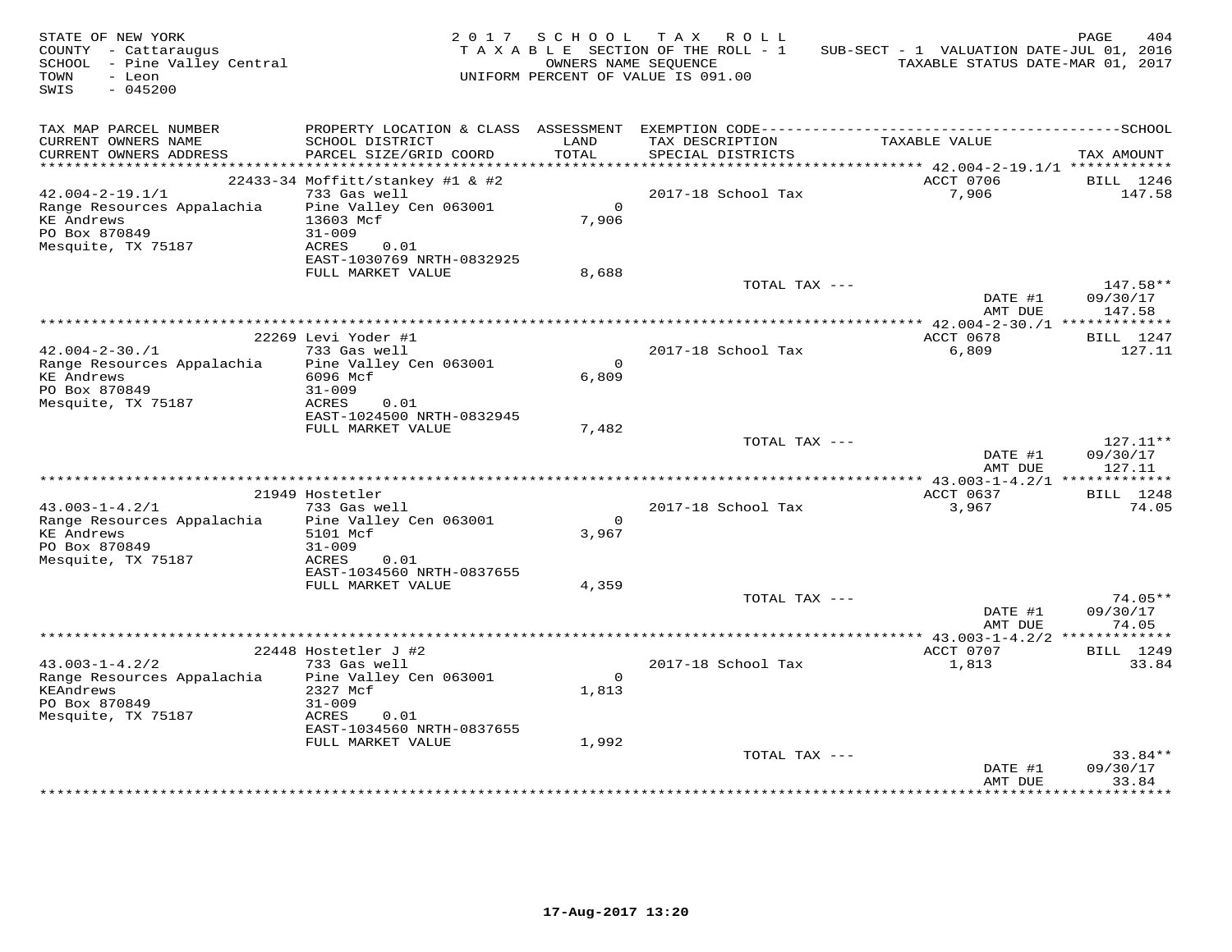STATE OF NEW YORK
COUNTY - Cattaraugus
SCHOOL - Pine Valley Central
TOWN - Leon
SWIS - 045200

2017 SCHOOL TAX ROLL
TAXABLE SECTION OF THE ROLL - 1
OWNERS NAME SEQUENCE
UNIFORM PERCENT OF VALUE IS 091.00

SUB-SECT - 1 VALUATION DATE-JUL 01, 2016
TAXABLE STATUS DATE-MAR 01, 2017

| TAX MAP PARCEL NUMBER / CURRENT OWNERS NAME / CURRENT OWNERS ADDRESS | PROPERTY LOCATION & CLASS / SCHOOL DISTRICT / PARCEL SIZE/GRID COORD | ASSESSMENT LAND / TOTAL | EXEMPTION CODE / TAX DESCRIPTION / SPECIAL DISTRICTS | TAXABLE VALUE | TAX AMOUNT |
|---|---|---|---|---|---|
| 42.004-2-19.1/1 | 22433-34 Moffitt/stankey #1 & #2 | | | ACCT 0706 | BILL 1246 |
| Range Resources Appalachia | 733 Gas well | | 2017-18 School Tax | 7,906 | 147.58 |
| KE Andrews | Pine Valley Cen 063001 | 0 | | | |
| PO Box 870849 | 13603 Mcf | 7,906 | | | |
| Mesquite, TX 75187 | 31-009 | | | | |
| | ACRES 0.01 | | | | |
| | EAST-1030769 NRTH-0832925 | | | | |
| | FULL MARKET VALUE | 8,688 | | | |
| | | | TOTAL TAX --- | | 147.58** |
| | | | | DATE #1 | 09/30/17 |
| | | | | AMT DUE | 147.58 |
| 42.004-2-30./1 | 22269 Levi Yoder #1 | | | ACCT 0678 | BILL 1247 |
| Range Resources Appalachia | 733 Gas well | | 2017-18 School Tax | 6,809 | 127.11 |
| KE Andrews | Pine Valley Cen 063001 | 0 | | | |
| PO Box 870849 | 6096 Mcf | 6,809 | | | |
| Mesquite, TX 75187 | 31-009 | | | | |
| | ACRES 0.01 | | | | |
| | EAST-1024500 NRTH-0832945 | | | | |
| | FULL MARKET VALUE | 7,482 | | | |
| | | | TOTAL TAX --- | | 127.11** |
| | | | | DATE #1 | 09/30/17 |
| | | | | AMT DUE | 127.11 |
| 43.003-1-4.2/1 | 21949 Hostetler | | | ACCT 0637 | BILL 1248 |
| Range Resources Appalachia | 733 Gas well | | 2017-18 School Tax | 3,967 | 74.05 |
| KE Andrews | Pine Valley Cen 063001 | 0 | | | |
| PO Box 870849 | 5101 Mcf | 3,967 | | | |
| Mesquite, TX 75187 | 31-009 | | | | |
| | ACRES 0.01 | | | | |
| | EAST-1034560 NRTH-0837655 | | | | |
| | FULL MARKET VALUE | 4,359 | | | |
| | | | TOTAL TAX --- | | 74.05** |
| | | | | DATE #1 | 09/30/17 |
| | | | | AMT DUE | 74.05 |
| 43.003-1-4.2/2 | 22448 Hostetler J #2 | | | ACCT 0707 | BILL 1249 |
| Range Resources Appalachia | 733 Gas well | | 2017-18 School Tax | 1,813 | 33.84 |
| KEAndrews | Pine Valley Cen 063001 | 0 | | | |
| PO Box 870849 | 2327 Mcf | 1,813 | | | |
| Mesquite, TX 75187 | 31-009 | | | | |
| | ACRES 0.01 | | | | |
| | EAST-1034560 NRTH-0837655 | | | | |
| | FULL MARKET VALUE | 1,992 | | | |
| | | | TOTAL TAX --- | | 33.84** |
| | | | | DATE #1 | 09/30/17 |
| | | | | AMT DUE | 33.84 |

17-Aug-2017 13:20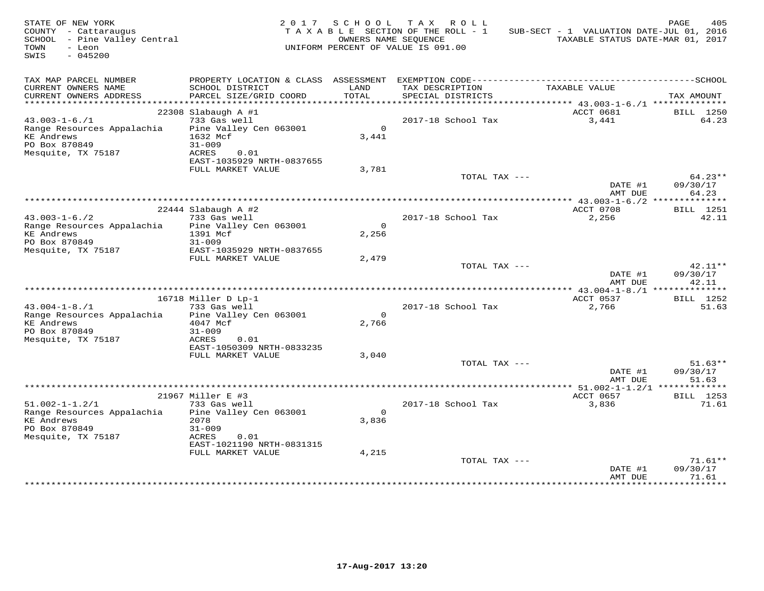STATE OF NEW YORK
COUNTY - Cattaraugus
SCHOOL - Pine Valley Central
TOWN - Leon
SWIS - 045200

2017 SCHOOL TAX ROLL
TAXABLE SECTION OF THE ROLL - 1
OWNERS NAME SEQUENCE
UNIFORM PERCENT OF VALUE IS 091.00

SUB-SECT - 1 VALUATION DATE-JUL 01, 2016
TAXABLE STATUS DATE-MAR 01, 2017

| TAX MAP PARCEL NUMBER / CURRENT OWNERS NAME / CURRENT OWNERS ADDRESS | PROPERTY LOCATION & CLASS / SCHOOL DISTRICT / PARCEL SIZE/GRID COORD | ASSESSMENT LAND / TOTAL | EXEMPTION CODE / TAX DESCRIPTION / SPECIAL DISTRICTS | TAXABLE VALUE | TAX AMOUNT |
|---|---|---|---|---|---|
| 43.003-1-6./1 | 22308 Slabaugh A #1 | | | ACCT 0681 | BILL 1250 |
| Range Resources Appalachia | 733 Gas well | | 2017-18 School Tax | 3,441 | 64.23 |
| KE Andrews | Pine Valley Cen 063001 | 0 | | | |
| PO Box 870849 | 1632 Mcf | 3,441 | | | |
| Mesquite, TX 75187 | 31-009 | | | | |
| | ACRES 0.01 | | | | |
| | EAST-1035929 NRTH-0837655 | | | | |
| | FULL MARKET VALUE | 3,781 | | | |
| | | | TOTAL TAX --- | | 64.23** |
| | | | | DATE #1 | 09/30/17 |
| | | | | AMT DUE | 64.23 |
| 43.003-1-6./2 | 22444 Slabaugh A #2 | | | ACCT 0708 | BILL 1251 |
| Range Resources Appalachia | 733 Gas well | | 2017-18 School Tax | 2,256 | 42.11 |
| KE Andrews | Pine Valley Cen 063001 | 0 | | | |
| PO Box 870849 | 1391 Mcf | 2,256 | | | |
| Mesquite, TX 75187 | 31-009 | | | | |
| | EAST-1035929 NRTH-0837655 | | | | |
| | FULL MARKET VALUE | 2,479 | | | |
| | | | TOTAL TAX --- | | 42.11** |
| | | | | DATE #1 | 09/30/17 |
| | | | | AMT DUE | 42.11 |
| 43.004-1-8./1 | 16718 Miller D Lp-1 | | | ACCT 0537 | BILL 1252 |
| Range Resources Appalachia | 733 Gas well | | 2017-18 School Tax | 2,766 | 51.63 |
| KE Andrews | Pine Valley Cen 063001 | 0 | | | |
| PO Box 870849 | 4047 Mcf | 2,766 | | | |
| Mesquite, TX 75187 | 31-009 | | | | |
| | ACRES 0.01 | | | | |
| | EAST-1050309 NRTH-0833235 | | | | |
| | FULL MARKET VALUE | 3,040 | | | |
| | | | TOTAL TAX --- | | 51.63** |
| | | | | DATE #1 | 09/30/17 |
| | | | | AMT DUE | 51.63 |
| 51.002-1-1.2/1 | 21967 Miller E #3 | | | ACCT 0657 | BILL 1253 |
| Range Resources Appalachia | 733 Gas well | | 2017-18 School Tax | 3,836 | 71.61 |
| KE Andrews | Pine Valley Cen 063001 | 0 | | | |
| PO Box 870849 | 2078 | 3,836 | | | |
| Mesquite, TX 75187 | 31-009 | | | | |
| | ACRES 0.01 | | | | |
| | EAST-1021190 NRTH-0831315 | | | | |
| | FULL MARKET VALUE | 4,215 | | | |
| | | | TOTAL TAX --- | | 71.61** |
| | | | | DATE #1 | 09/30/17 |
| | | | | AMT DUE | 71.61 |

17-Aug-2017 13:20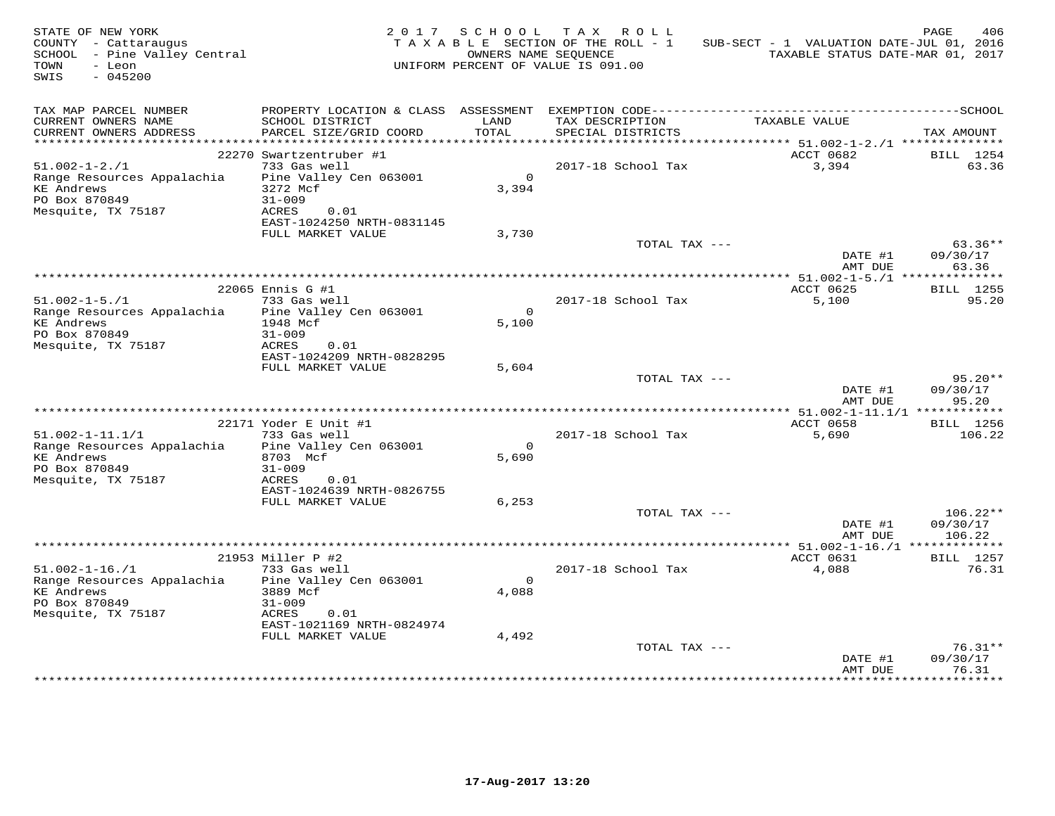STATE OF NEW YORK
COUNTY - Cattaraugus
SCHOOL - Pine Valley Central
TOWN - Leon
SWIS - 045200

2017 SCHOOL TAX ROLL
TAXABLE SECTION OF THE ROLL - 1
OWNERS NAME SEQUENCE
UNIFORM PERCENT OF VALUE IS 091.00

SUB-SECT - 1 VALUATION DATE-JUL 01, 2016
TAXABLE STATUS DATE-MAR 01, 2017

| TAX MAP PARCEL NUMBER / CURRENT OWNERS NAME / CURRENT OWNERS ADDRESS | PROPERTY LOCATION & CLASS / SCHOOL DISTRICT / PARCEL SIZE/GRID COORD | ASSESSMENT LAND / TOTAL | EXEMPTION CODE / TAX DESCRIPTION / SPECIAL DISTRICTS | TAXABLE VALUE | TAX AMOUNT |
|---|---|---|---|---|---|
| 51.002-1-2./1 | 22270 Swartzentruber #1 | | | ACCT 0682 | BILL 1254 |
| Range Resources Appalachia | 733 Gas well | | 2017-18 School Tax | 3,394 | 63.36 |
| KE Andrews | Pine Valley Cen 063001 | 0 | | | |
| PO Box 870849 | 3272 Mcf | 3,394 | | | |
| Mesquite, TX 75187 | 31-009 | | | | |
| | ACRES 0.01 | | | | |
| | EAST-1024250 NRTH-0831145 | | | | |
| | FULL MARKET VALUE | 3,730 | | | |
| | | | TOTAL TAX --- | | 63.36** |
| | | | | DATE #1 | 09/30/17 |
| | | | | AMT DUE | 63.36 |
| 51.002-1-5./1 | 22065 Ennis G #1 | | | ACCT 0625 | BILL 1255 |
| Range Resources Appalachia | 733 Gas well | | 2017-18 School Tax | 5,100 | 95.20 |
| KE Andrews | Pine Valley Cen 063001 | 0 | | | |
| PO Box 870849 | 1948 Mcf | 5,100 | | | |
| Mesquite, TX 75187 | 31-009 | | | | |
| | ACRES 0.01 | | | | |
| | EAST-1024209 NRTH-0828295 | | | | |
| | FULL MARKET VALUE | 5,604 | | | |
| | | | TOTAL TAX --- | | 95.20** |
| | | | | DATE #1 | 09/30/17 |
| | | | | AMT DUE | 95.20 |
| 51.002-1-11.1/1 | 22171 Yoder E Unit #1 | | | ACCT 0658 | BILL 1256 |
| Range Resources Appalachia | 733 Gas well | | 2017-18 School Tax | 5,690 | 106.22 |
| KE Andrews | Pine Valley Cen 063001 | 0 | | | |
| PO Box 870849 | 8703 Mcf | 5,690 | | | |
| Mesquite, TX 75187 | 31-009 | | | | |
| | ACRES 0.01 | | | | |
| | EAST-1024639 NRTH-0826755 | | | | |
| | FULL MARKET VALUE | 6,253 | | | |
| | | | TOTAL TAX --- | | 106.22** |
| | | | | DATE #1 | 09/30/17 |
| | | | | AMT DUE | 106.22 |
| 51.002-1-16./1 | 21953 Miller P #2 | | | ACCT 0631 | BILL 1257 |
| Range Resources Appalachia | 733 Gas well | | 2017-18 School Tax | 4,088 | 76.31 |
| KE Andrews | Pine Valley Cen 063001 | 0 | | | |
| PO Box 870849 | 3889 Mcf | 4,088 | | | |
| Mesquite, TX 75187 | 31-009 | | | | |
| | ACRES 0.01 | | | | |
| | EAST-1021169 NRTH-0824974 | | | | |
| | FULL MARKET VALUE | 4,492 | | | |
| | | | TOTAL TAX --- | | 76.31** |
| | | | | DATE #1 | 09/30/17 |
| | | | | AMT DUE | 76.31 |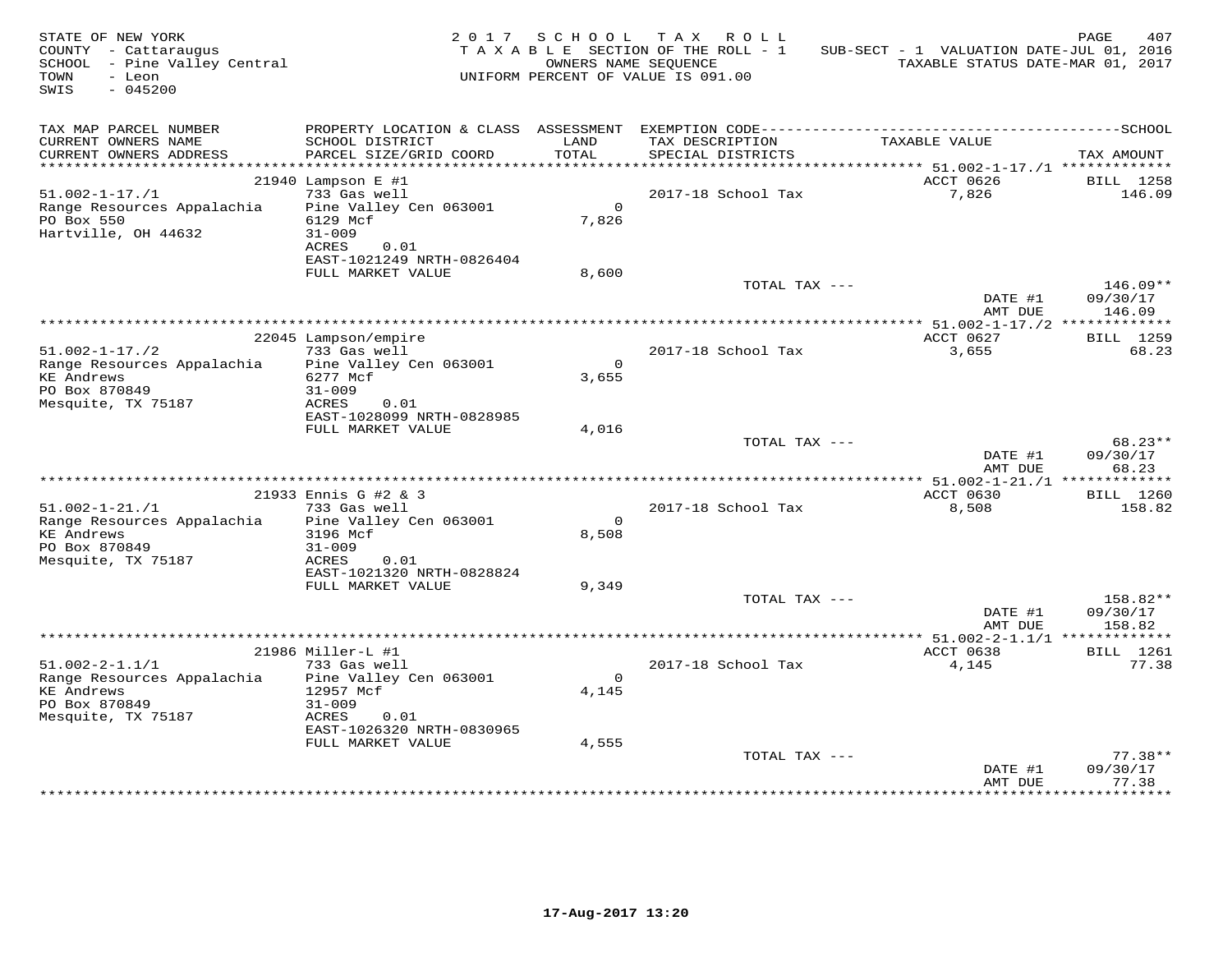STATE OF NEW YORK
COUNTY - Cattaraugus
SCHOOL - Pine Valley Central
TOWN - Leon
SWIS - 045200

2017 SCHOOL TAX ROLL
TAXABLE SECTION OF THE ROLL - 1
OWNERS NAME SEQUENCE
UNIFORM PERCENT OF VALUE IS 091.00

SUB-SECT - 1 VALUATION DATE-JUL 01, 2016
TAXABLE STATUS DATE-MAR 01, 2017

| TAX MAP PARCEL NUMBER / CURRENT OWNERS NAME / CURRENT OWNERS ADDRESS | PROPERTY LOCATION & CLASS / SCHOOL DISTRICT / PARCEL SIZE/GRID COORD | ASSESSMENT LAND / TOTAL | EXEMPTION CODE / TAX DESCRIPTION / SPECIAL DISTRICTS | TAXABLE VALUE | TAX AMOUNT |
|---|---|---|---|---|---|
| | 21940 Lampson E #1 | | | ACCT 0626 | BILL 1258 |
| 51.002-1-17./1 | 733 Gas well | | 2017-18 School Tax | 7,826 | 146.09 |
| Range Resources Appalachia | Pine Valley Cen 063001 | 0 | | | |
| PO Box 550 | 6129 Mcf | 7,826 | | | |
| Hartville, OH 44632 | 31-009 | | | | |
| | ACRES 0.01 | | | | |
| | EAST-1021249 NRTH-0826404 | | | | |
| | FULL MARKET VALUE | 8,600 | | | |
| | | | TOTAL TAX --- | | 146.09** |
| | | | | DATE #1 | 09/30/17 |
| | | | | AMT DUE | 146.09 |
| | 22045 Lampson/empire | | | ACCT 0627 | BILL 1259 |
| 51.002-1-17./2 | 733 Gas well | | 2017-18 School Tax | 3,655 | 68.23 |
| Range Resources Appalachia | Pine Valley Cen 063001 | 0 | | | |
| KE Andrews | 6277 Mcf | 3,655 | | | |
| PO Box 870849 | 31-009 | | | | |
| Mesquite, TX 75187 | ACRES 0.01 | | | | |
| | EAST-1028099 NRTH-0828985 | | | | |
| | FULL MARKET VALUE | 4,016 | | | |
| | | | TOTAL TAX --- | | 68.23** |
| | | | | DATE #1 | 09/30/17 |
| | | | | AMT DUE | 68.23 |
| | 21933 Ennis G #2 & 3 | | | ACCT 0630 | BILL 1260 |
| 51.002-1-21./1 | 733 Gas well | | 2017-18 School Tax | 8,508 | 158.82 |
| Range Resources Appalachia | Pine Valley Cen 063001 | 0 | | | |
| KE Andrews | 3196 Mcf | 8,508 | | | |
| PO Box 870849 | 31-009 | | | | |
| Mesquite, TX 75187 | ACRES 0.01 | | | | |
| | EAST-1021320 NRTH-0828824 | | | | |
| | FULL MARKET VALUE | 9,349 | | | |
| | | | TOTAL TAX --- | | 158.82** |
| | | | | DATE #1 | 09/30/17 |
| | | | | AMT DUE | 158.82 |
| | 21986 Miller-L #1 | | | ACCT 0638 | BILL 1261 |
| 51.002-2-1.1/1 | 733 Gas well | | 2017-18 School Tax | 4,145 | 77.38 |
| Range Resources Appalachia | Pine Valley Cen 063001 | 0 | | | |
| KE Andrews | 12957 Mcf | 4,145 | | | |
| PO Box 870849 | 31-009 | | | | |
| Mesquite, TX 75187 | ACRES 0.01 | | | | |
| | EAST-1026320 NRTH-0830965 | | | | |
| | FULL MARKET VALUE | 4,555 | | | |
| | | | TOTAL TAX --- | | 77.38** |
| | | | | DATE #1 | 09/30/17 |
| | | | | AMT DUE | 77.38 |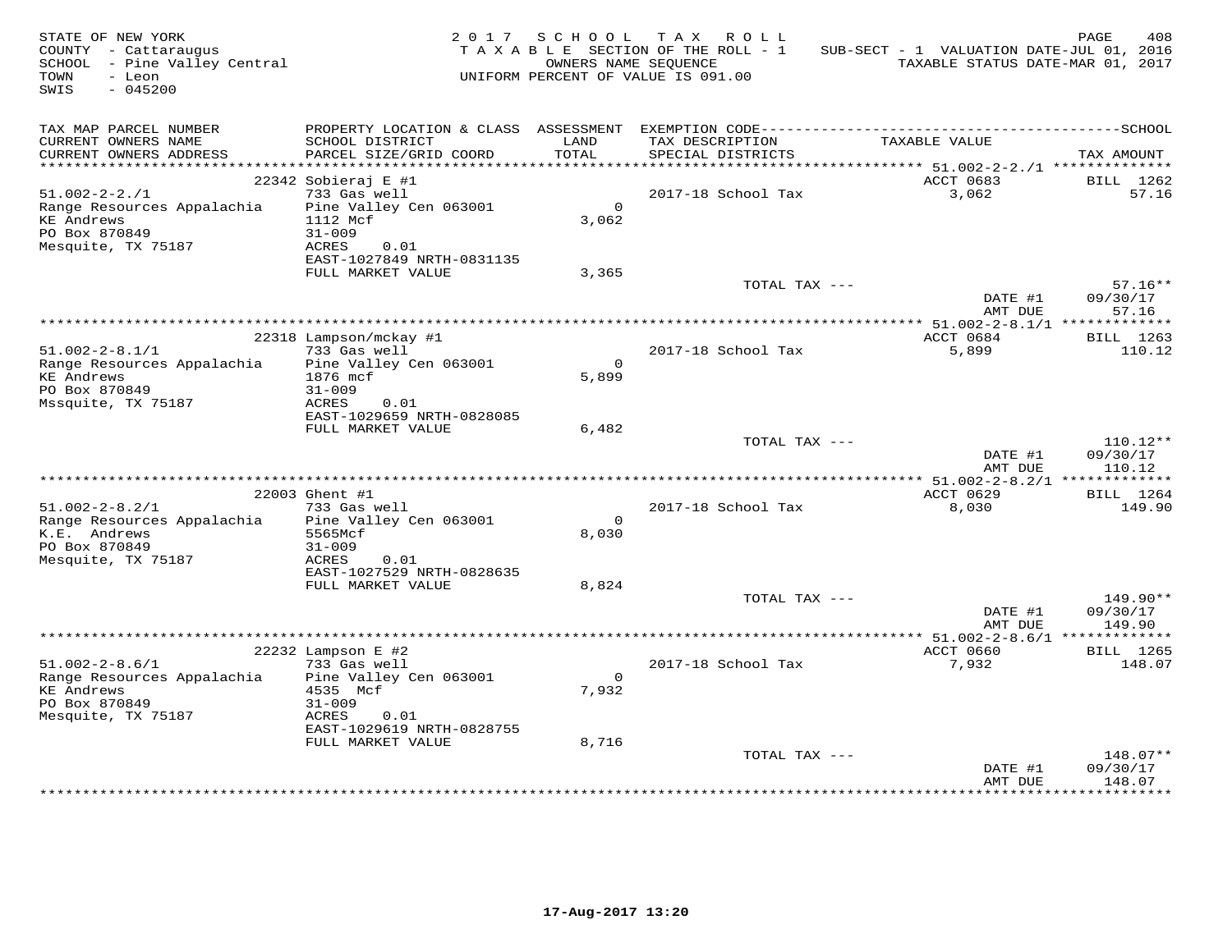STATE OF NEW YORK — 2017 SCHOOL TAX ROLL — PAGE 408
COUNTY - Cattaraugus — TAXABLE SECTION OF THE ROLL - 1 — SUB-SECT - 1 VALUATION DATE-JUL 01, 2016
SCHOOL - Pine Valley Central — OWNERS NAME SEQUENCE — TAXABLE STATUS DATE-MAR 01, 2017
TOWN - Leon — UNIFORM PERCENT OF VALUE IS 091.00
SWIS - 045200

| TAX MAP PARCEL NUMBER / CURRENT OWNERS NAME / CURRENT OWNERS ADDRESS | PROPERTY LOCATION & CLASS / SCHOOL DISTRICT / PARCEL SIZE/GRID COORD | ASSESSMENT LAND / TOTAL | EXEMPTION CODE / TAX DESCRIPTION / SPECIAL DISTRICTS | TAXABLE VALUE | SCHOOL TAX AMOUNT |
|---|---|---|---|---|---|
| | 22342 Sobieraj E #1 | | | ACCT 0683 | BILL 1262 |
| 51.002-2-2./1 | 733 Gas well | | 2017-18 School Tax | 3,062 | 57.16 |
| Range Resources Appalachia | Pine Valley Cen 063001 | 0 | | | |
| KE Andrews | 1112 Mcf | 3,062 | | | |
| PO Box 870849 | 31-009 | | | | |
| Mesquite, TX 75187 | ACRES 0.01 | | | | |
| | EAST-1027849 NRTH-0831135 | | | | |
| | FULL MARKET VALUE | 3,365 | | | |
| | | | TOTAL TAX --- | | 57.16** |
| | | | | DATE #1 | 09/30/17 |
| | | | | AMT DUE | 57.16 |
| | 22318 Lampson/mckay #1 | | | ACCT 0684 | BILL 1263 |
| 51.002-2-8.1/1 | 733 Gas well | | 2017-18 School Tax | 5,899 | 110.12 |
| Range Resources Appalachia | Pine Valley Cen 063001 | 0 | | | |
| KE Andrews | 1876 mcf | 5,899 | | | |
| PO Box 870849 | 31-009 | | | | |
| Mssquite, TX 75187 | ACRES 0.01 | | | | |
| | EAST-1029659 NRTH-0828085 | | | | |
| | FULL MARKET VALUE | 6,482 | | | |
| | | | TOTAL TAX --- | | 110.12** |
| | | | | DATE #1 | 09/30/17 |
| | | | | AMT DUE | 110.12 |
| | 22003 Ghent #1 | | | ACCT 0629 | BILL 1264 |
| 51.002-2-8.2/1 | 733 Gas well | | 2017-18 School Tax | 8,030 | 149.90 |
| Range Resources Appalachia | Pine Valley Cen 063001 | 0 | | | |
| K.E. Andrews | 5565Mcf | 8,030 | | | |
| PO Box 870849 | 31-009 | | | | |
| Mesquite, TX 75187 | ACRES 0.01 | | | | |
| | EAST-1027529 NRTH-0828635 | | | | |
| | FULL MARKET VALUE | 8,824 | | | |
| | | | TOTAL TAX --- | | 149.90** |
| | | | | DATE #1 | 09/30/17 |
| | | | | AMT DUE | 149.90 |
| | 22232 Lampson E #2 | | | ACCT 0660 | BILL 1265 |
| 51.002-2-8.6/1 | 733 Gas well | | 2017-18 School Tax | 7,932 | 148.07 |
| Range Resources Appalachia | Pine Valley Cen 063001 | 0 | | | |
| KE Andrews | 4535 Mcf | 7,932 | | | |
| PO Box 870849 | 31-009 | | | | |
| Mesquite, TX 75187 | ACRES 0.01 | | | | |
| | EAST-1029619 NRTH-0828755 | | | | |
| | FULL MARKET VALUE | 8,716 | | | |
| | | | TOTAL TAX --- | | 148.07** |
| | | | | DATE #1 | 09/30/17 |
| | | | | AMT DUE | 148.07 |

17-Aug-2017 13:20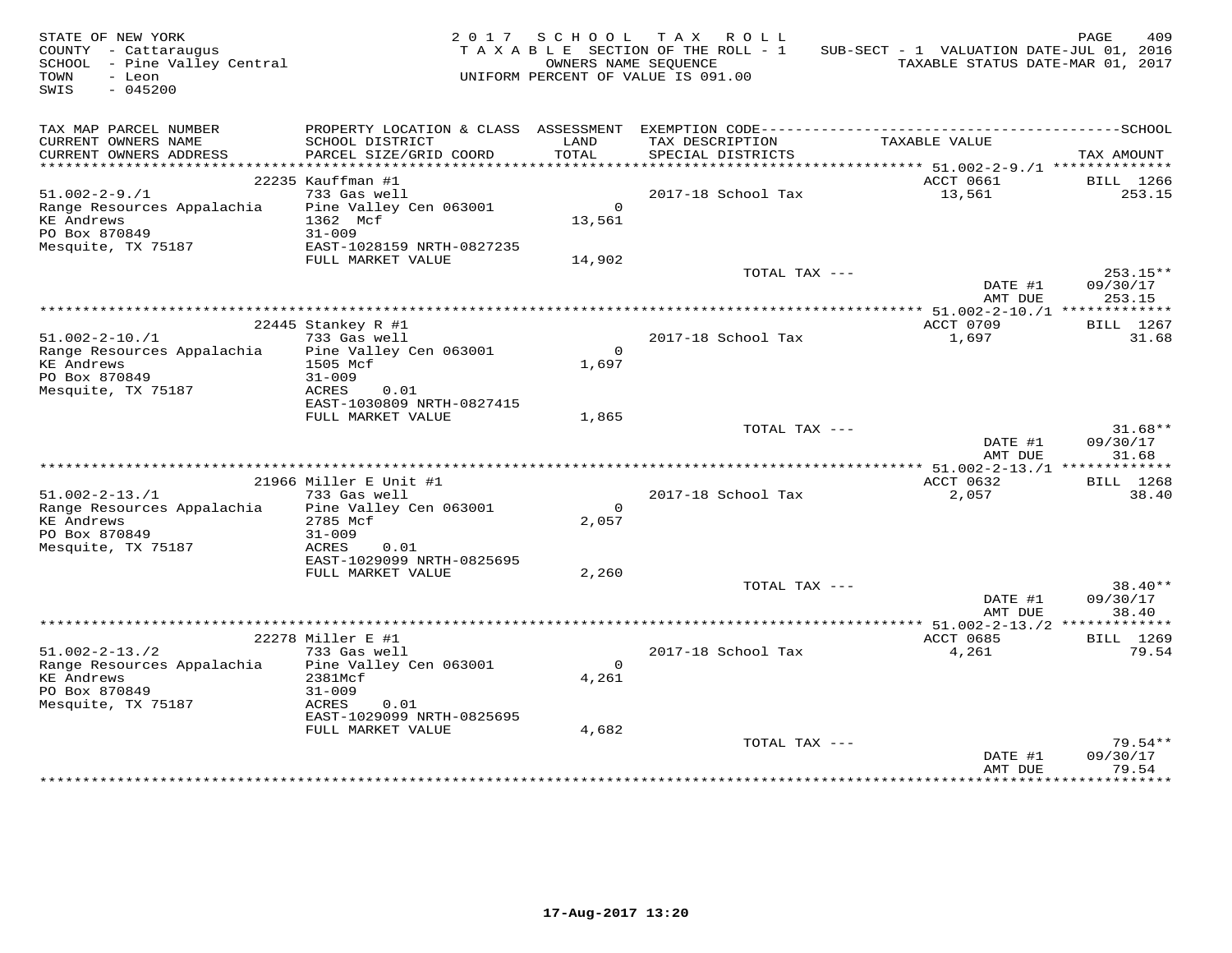STATE OF NEW YORK — 2017 SCHOOL TAX ROLL
COUNTY - Cattaraugus — TAXABLE SECTION OF THE ROLL - 1 — SUB-SECT - 1 VALUATION DATE-JUL 01, 2016
SCHOOL - Pine Valley Central — OWNERS NAME SEQUENCE — TAXABLE STATUS DATE-MAR 01, 2017
TOWN - Leon — UNIFORM PERCENT OF VALUE IS 091.00
SWIS - 045200

| TAX MAP PARCEL NUMBER / CURRENT OWNERS NAME / CURRENT OWNERS ADDRESS | PROPERTY LOCATION & CLASS / SCHOOL DISTRICT / PARCEL SIZE/GRID COORD | ASSESSMENT LAND / TOTAL | EXEMPTION CODE / TAX DESCRIPTION / SPECIAL DISTRICTS | TAXABLE VALUE | TAX AMOUNT |
|---|---|---|---|---|---|
| **51.002-2-9./1** | 22235 Kauffman #1 | | | ACCT 0661 | BILL 1266 |
| 51.002-2-9./1 | 733 Gas well | | 2017-18 School Tax | 13,561 | 253.15 |
| Range Resources Appalachia | Pine Valley Cen 063001 | 0 | | | |
| KE Andrews | 1362 Mcf | 13,561 | | | |
| PO Box 870849 | 31-009 | | | | |
| Mesquite, TX 75187 | EAST-1028159 NRTH-0827235 | | | | |
| | FULL MARKET VALUE | 14,902 | | | |
| | | | TOTAL TAX --- | | 253.15** |
| | | | | DATE #1 | 09/30/17 |
| | | | | AMT DUE | 253.15 |
| **51.002-2-10./1** | 22445 Stankey R #1 | | | ACCT 0709 | BILL 1267 |
| 51.002-2-10./1 | 733 Gas well | | 2017-18 School Tax | 1,697 | 31.68 |
| Range Resources Appalachia | Pine Valley Cen 063001 | 0 | | | |
| KE Andrews | 1505 Mcf | 1,697 | | | |
| PO Box 870849 | 31-009 | | | | |
| Mesquite, TX 75187 | ACRES 0.01 | | | | |
| | EAST-1030809 NRTH-0827415 | | | | |
| | FULL MARKET VALUE | 1,865 | | | |
| | | | TOTAL TAX --- | | 31.68** |
| | | | | DATE #1 | 09/30/17 |
| | | | | AMT DUE | 31.68 |
| **51.002-2-13./1** | 21966 Miller E Unit #1 | | | ACCT 0632 | BILL 1268 |
| 51.002-2-13./1 | 733 Gas well | | 2017-18 School Tax | 2,057 | 38.40 |
| Range Resources Appalachia | Pine Valley Cen 063001 | 0 | | | |
| KE Andrews | 2785 Mcf | 2,057 | | | |
| PO Box 870849 | 31-009 | | | | |
| Mesquite, TX 75187 | ACRES 0.01 | | | | |
| | EAST-1029099 NRTH-0825695 | | | | |
| | FULL MARKET VALUE | 2,260 | | | |
| | | | TOTAL TAX --- | | 38.40** |
| | | | | DATE #1 | 09/30/17 |
| | | | | AMT DUE | 38.40 |
| **51.002-2-13./2** | 22278 Miller E #1 | | | ACCT 0685 | BILL 1269 |
| 51.002-2-13./2 | 733 Gas well | | 2017-18 School Tax | 4,261 | 79.54 |
| Range Resources Appalachia | Pine Valley Cen 063001 | 0 | | | |
| KE Andrews | 2381Mcf | 4,261 | | | |
| PO Box 870849 | 31-009 | | | | |
| Mesquite, TX 75187 | ACRES 0.01 | | | | |
| | EAST-1029099 NRTH-0825695 | | | | |
| | FULL MARKET VALUE | 4,682 | | | |
| | | | TOTAL TAX --- | | 79.54** |
| | | | | DATE #1 | 09/30/17 |
| | | | | AMT DUE | 79.54 |

17-Aug-2017 13:20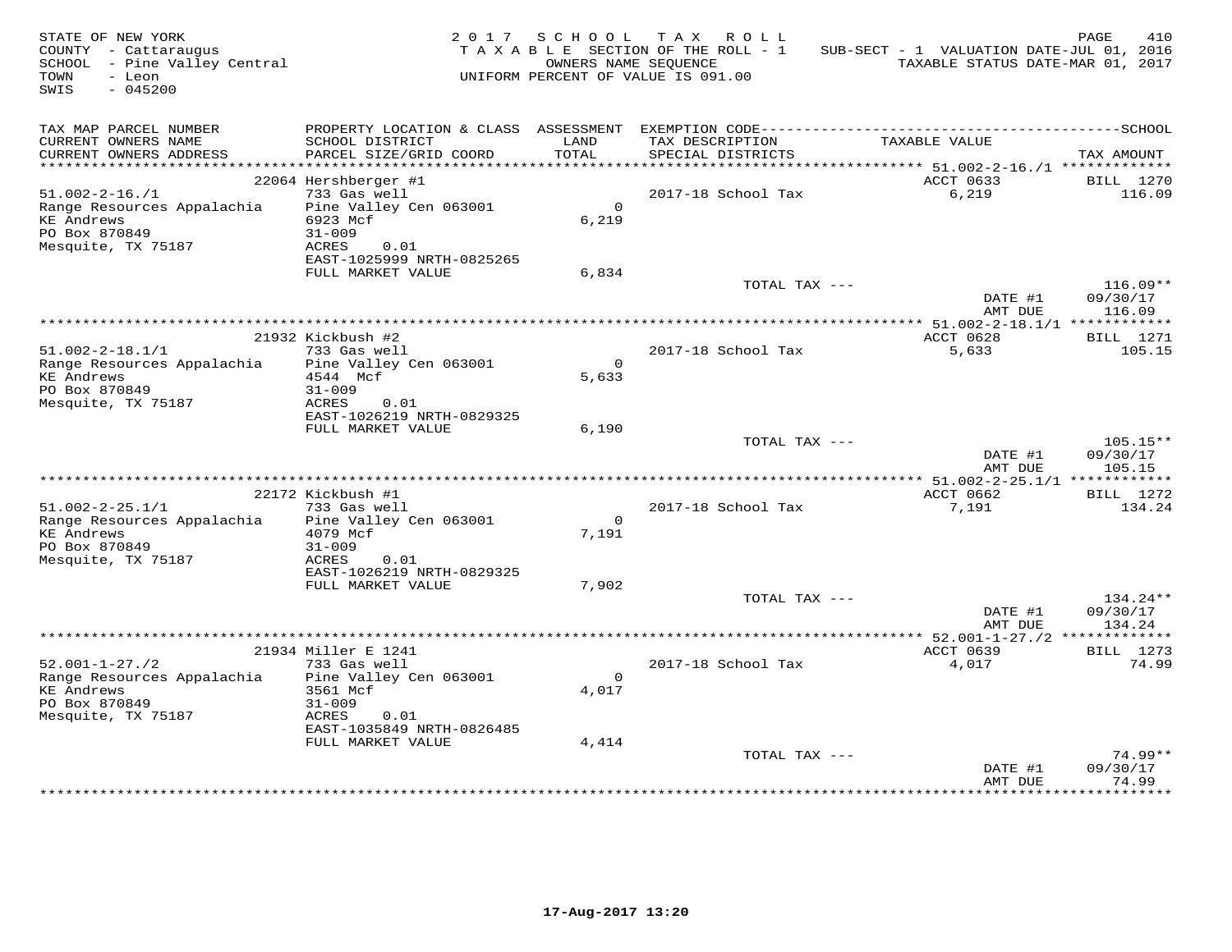STATE OF NEW YORK
COUNTY - Cattaraugus
SCHOOL - Pine Valley Central
TOWN - Leon
SWIS - 045200

2017 SCHOOL TAX ROLL
TAXABLE SECTION OF THE ROLL - 1
OWNERS NAME SEQUENCE
UNIFORM PERCENT OF VALUE IS 091.00

SUB-SECT - 1 VALUATION DATE-JUL 01, 2016
TAXABLE STATUS DATE-MAR 01, 2017

| TAX MAP PARCEL NUMBER / CURRENT OWNERS NAME / CURRENT OWNERS ADDRESS | PROPERTY LOCATION & CLASS / SCHOOL DISTRICT / PARCEL SIZE/GRID COORD | ASSESSMENT LAND / TOTAL | EXEMPTION CODE / TAX DESCRIPTION / SPECIAL DISTRICTS | TAXABLE VALUE | TAX AMOUNT |
|---|---|---|---|---|---|
| 51.002-2-16./1 | 22064 Hershberger #1 | | | ACCT 0633 | BILL 1270 |
| Range Resources Appalachia | 733 Gas well | | 2017-18 School Tax | 6,219 | 116.09 |
| KE Andrews | Pine Valley Cen 063001 | 0 | | | |
| PO Box 870849 | 6923 Mcf | 6,219 | | | |
| Mesquite, TX 75187 | 31-009 | | | | |
| | ACRES 0.01 | | | | |
| | EAST-1025999 NRTH-0825265 | | | | |
| | FULL MARKET VALUE | 6,834 | | | |
| | | | TOTAL TAX --- | | 116.09** |
| | | | | DATE #1 | 09/30/17 |
| | | | | AMT DUE | 116.09 |
| 51.002-2-18.1/1 | 21932 Kickbush #2 | | | ACCT 0628 | BILL 1271 |
| Range Resources Appalachia | 733 Gas well | | 2017-18 School Tax | 5,633 | 105.15 |
| KE Andrews | Pine Valley Cen 063001 | 0 | | | |
| PO Box 870849 | 4544 Mcf | 5,633 | | | |
| Mesquite, TX 75187 | 31-009 | | | | |
| | ACRES 0.01 | | | | |
| | EAST-1026219 NRTH-0829325 | | | | |
| | FULL MARKET VALUE | 6,190 | | | |
| | | | TOTAL TAX --- | | 105.15** |
| | | | | DATE #1 | 09/30/17 |
| | | | | AMT DUE | 105.15 |
| 51.002-2-25.1/1 | 22172 Kickbush #1 | | | ACCT 0662 | BILL 1272 |
| Range Resources Appalachia | 733 Gas well | | 2017-18 School Tax | 7,191 | 134.24 |
| KE Andrews | Pine Valley Cen 063001 | 0 | | | |
| PO Box 870849 | 4079 Mcf | 7,191 | | | |
| Mesquite, TX 75187 | 31-009 | | | | |
| | ACRES 0.01 | | | | |
| | EAST-1026219 NRTH-0829325 | | | | |
| | FULL MARKET VALUE | 7,902 | | | |
| | | | TOTAL TAX --- | | 134.24** |
| | | | | DATE #1 | 09/30/17 |
| | | | | AMT DUE | 134.24 |
| 52.001-1-27./2 | 21934 Miller E 1241 | | | ACCT 0639 | BILL 1273 |
| Range Resources Appalachia | 733 Gas well | | 2017-18 School Tax | 4,017 | 74.99 |
| KE Andrews | Pine Valley Cen 063001 | 0 | | | |
| PO Box 870849 | 3561 Mcf | 4,017 | | | |
| Mesquite, TX 75187 | 31-009 | | | | |
| | ACRES 0.01 | | | | |
| | EAST-1035849 NRTH-0826485 | | | | |
| | FULL MARKET VALUE | 4,414 | | | |
| | | | TOTAL TAX --- | | 74.99** |
| | | | | DATE #1 | 09/30/17 |
| | | | | AMT DUE | 74.99 |

17-Aug-2017 13:20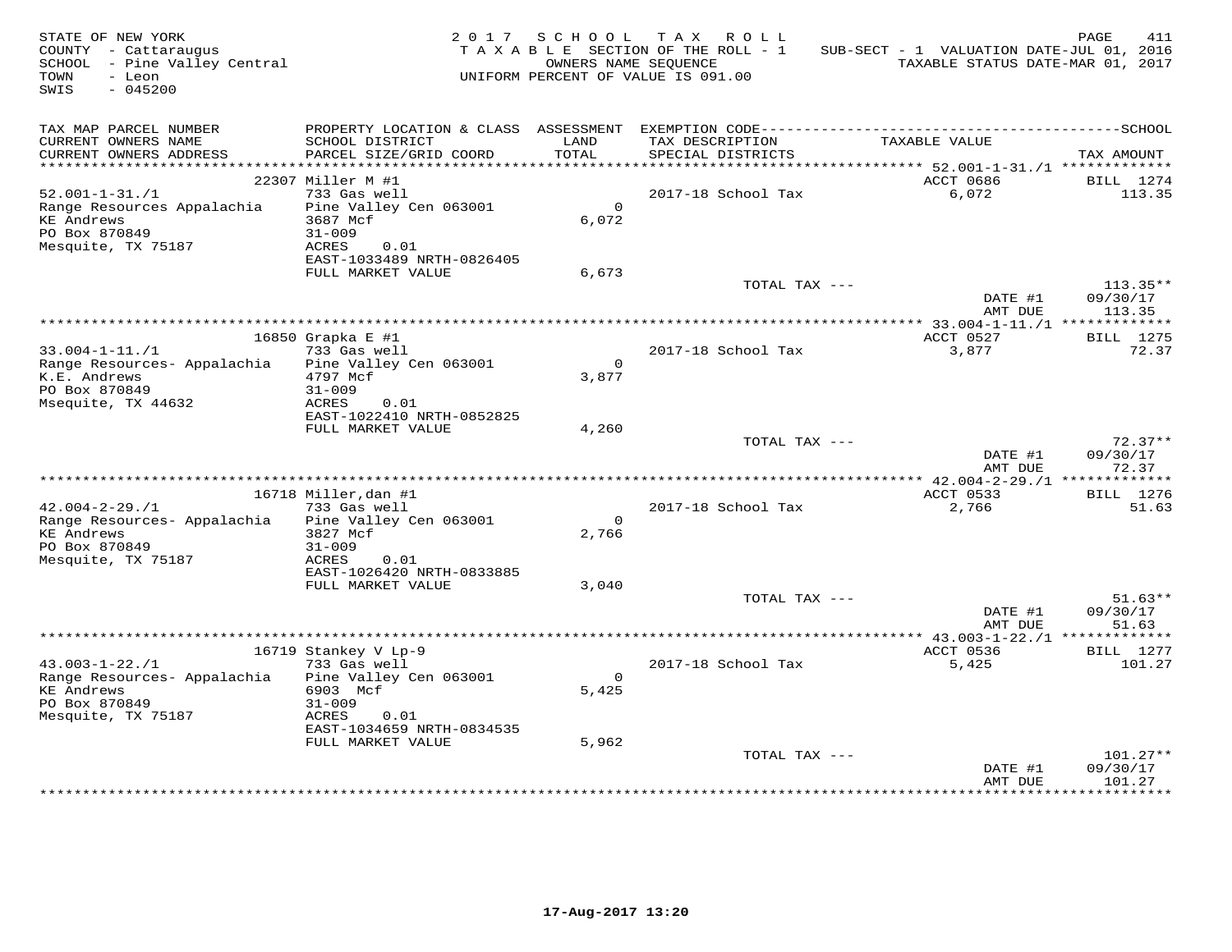STATE OF NEW YORK
COUNTY - Cattaraugus
SCHOOL - Pine Valley Central
TOWN - Leon
SWIS - 045200

2017 SCHOOL TAX ROLL
TAXABLE SECTION OF THE ROLL - 1
OWNERS NAME SEQUENCE
UNIFORM PERCENT OF VALUE IS 091.00

SUB-SECT - 1 VALUATION DATE-JUL 01, 2016
TAXABLE STATUS DATE-MAR 01, 2017

| TAX MAP PARCEL NUMBER / CURRENT OWNERS NAME / CURRENT OWNERS ADDRESS | PROPERTY LOCATION & CLASS / SCHOOL DISTRICT / PARCEL SIZE/GRID COORD | ASSESSMENT LAND / TOTAL | EXEMPTION CODE / TAX DESCRIPTION / SPECIAL DISTRICTS | TAXABLE VALUE | TAX AMOUNT |
|---|---|---|---|---|---|
| 52.001-1-31./1 | 22307 Miller M #1 | | | ACCT 0686 | BILL 1274 |
| Range Resources Appalachia | 733 Gas well | | 2017-18 School Tax | 6,072 | 113.35 |
| KE Andrews | Pine Valley Cen 063001 | 0 | | | |
| PO Box 870849 | 3687 Mcf | 6,072 | | | |
| Mesquite, TX 75187 | 31-009 | | | | |
| | ACRES 0.01 | | | | |
| | EAST-1033489 NRTH-0826405 | | | | |
| | FULL MARKET VALUE | 6,673 | | | |
| | | | TOTAL TAX --- | | 113.35** |
| | | | | DATE #1 | 09/30/17 |
| | | | | AMT DUE | 113.35 |
| 33.004-1-11./1 | 16850 Grapka E #1 | | | ACCT 0527 | BILL 1275 |
| Range Resources- Appalachia | 733 Gas well | | 2017-18 School Tax | 3,877 | 72.37 |
| K.E. Andrews | Pine Valley Cen 063001 | 0 | | | |
| PO Box 870849 | 4797 Mcf | 3,877 | | | |
| Msequite, TX 44632 | 31-009 | | | | |
| | ACRES 0.01 | | | | |
| | EAST-1022410 NRTH-0852825 | | | | |
| | FULL MARKET VALUE | 4,260 | | | |
| | | | TOTAL TAX --- | | 72.37** |
| | | | | DATE #1 | 09/30/17 |
| | | | | AMT DUE | 72.37 |
| 42.004-2-29./1 | 16718 Miller,dan #1 | | | ACCT 0533 | BILL 1276 |
| Range Resources- Appalachia | 733 Gas well | | 2017-18 School Tax | 2,766 | 51.63 |
| KE Andrews | Pine Valley Cen 063001 | 0 | | | |
| PO Box 870849 | 3827 Mcf | 2,766 | | | |
| Mesquite, TX 75187 | 31-009 | | | | |
| | ACRES 0.01 | | | | |
| | EAST-1026420 NRTH-0833885 | | | | |
| | FULL MARKET VALUE | 3,040 | | | |
| | | | TOTAL TAX --- | | 51.63** |
| | | | | DATE #1 | 09/30/17 |
| | | | | AMT DUE | 51.63 |
| 43.003-1-22./1 | 16719 Stankey V Lp-9 | | | ACCT 0536 | BILL 1277 |
| Range Resources- Appalachia | 733 Gas well | | 2017-18 School Tax | 5,425 | 101.27 |
| KE Andrews | Pine Valley Cen 063001 | 0 | | | |
| PO Box 870849 | 6903 Mcf | 5,425 | | | |
| Mesquite, TX 75187 | 31-009 | | | | |
| | ACRES 0.01 | | | | |
| | EAST-1034659 NRTH-0834535 | | | | |
| | FULL MARKET VALUE | 5,962 | | | |
| | | | TOTAL TAX --- | | 101.27** |
| | | | | DATE #1 | 09/30/17 |
| | | | | AMT DUE | 101.27 |

17-Aug-2017 13:20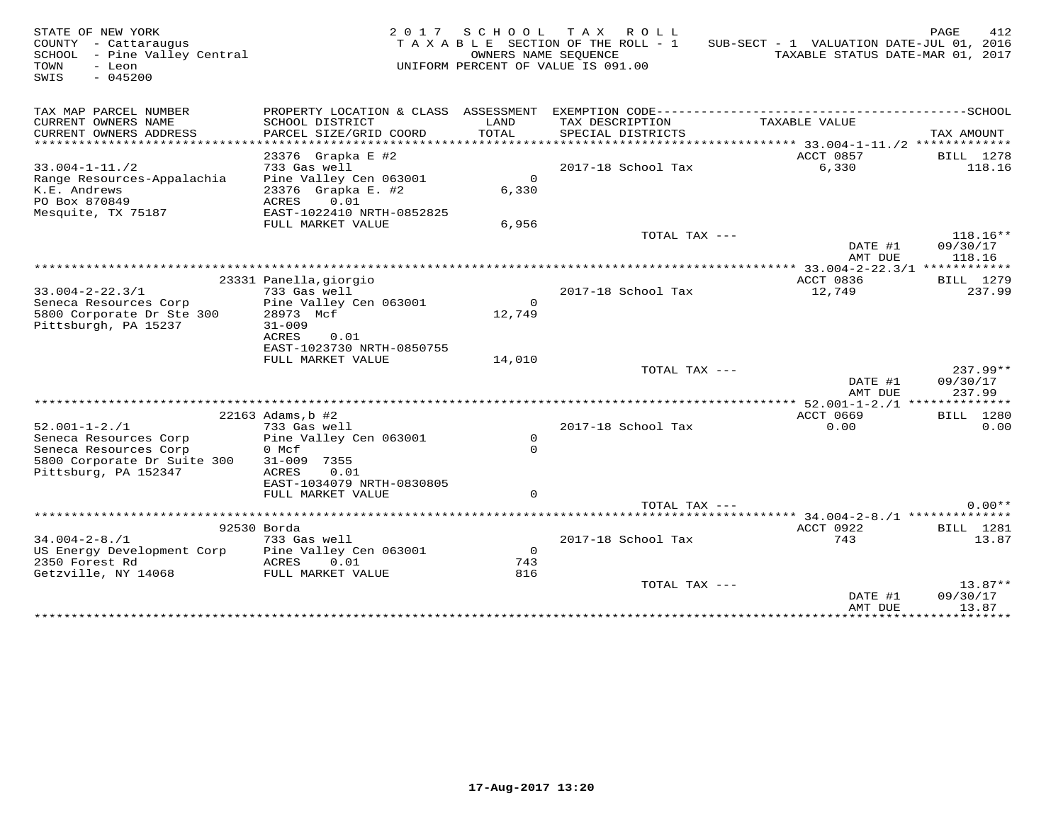STATE OF NEW YORK
COUNTY - Cattaraugus
SCHOOL - Pine Valley Central
TOWN - Leon
SWIS - 045200

2 0 1 7 S C H O O L T A X R O L L
T A X A B L E SECTION OF THE ROLL - 1
OWNERS NAME SEQUENCE
UNIFORM PERCENT OF VALUE IS 091.00

SUB-SECT - 1 VALUATION DATE-JUL 01, 2016
TAXABLE STATUS DATE-MAR 01, 2017

| TAX MAP PARCEL NUMBER / CURRENT OWNERS NAME / CURRENT OWNERS ADDRESS | PROPERTY LOCATION & CLASS / SCHOOL DISTRICT / PARCEL SIZE/GRID COORD | ASSESSMENT LAND / TOTAL | EXEMPTION CODE / TAX DESCRIPTION / SPECIAL DISTRICTS | TAXABLE VALUE | TAX AMOUNT |
|---|---|---|---|---|---|
| | 23376 Grapka E #2 | | | ACCT 0857 | BILL 1278 |
| 33.004-1-11./2 | 733 Gas well | | 2017-18 School Tax | 6,330 | 118.16 |
| Range Resources-Appalachia | Pine Valley Cen 063001 | 0 | | | |
| K.E. Andrews | 23376 Grapka E. #2 | 6,330 | | | |
| PO Box 870849 | ACRES 0.01 | | | | |
| Mesquite, TX 75187 | EAST-1022410 NRTH-0852825 | | | | |
| | FULL MARKET VALUE | 6,956 | | | |
| | | | TOTAL TAX --- | | 118.16** |
| | | | | DATE #1 | 09/30/17 |
| | | | | AMT DUE | 118.16 |
| | 23331 Panella,giorgio | | | ACCT 0836 | BILL 1279 |
| 33.004-2-22.3/1 | 733 Gas well | | 2017-18 School Tax | 12,749 | 237.99 |
| Seneca Resources Corp | Pine Valley Cen 063001 | 0 | | | |
| 5800 Corporate Dr Ste 300 | 28973 Mcf | 12,749 | | | |
| Pittsburgh, PA 15237 | 31-009 | | | | |
| | ACRES 0.01 | | | | |
| | EAST-1023730 NRTH-0850755 | | | | |
| | FULL MARKET VALUE | 14,010 | | | |
| | | | TOTAL TAX --- | | 237.99** |
| | | | | DATE #1 | 09/30/17 |
| | | | | AMT DUE | 237.99 |
| | 22163 Adams,b #2 | | | ACCT 0669 | BILL 1280 |
| 52.001-1-2./1 | 733 Gas well | | 2017-18 School Tax | 0.00 | 0.00 |
| Seneca Resources Corp | Pine Valley Cen 063001 | 0 | | | |
| Seneca Resources Corp | 0 Mcf | 0 | | | |
| 5800 Corporate Dr Suite 300 | 31-009 7355 | | | | |
| Pittsburg, PA 152347 | ACRES 0.01 | | | | |
| | EAST-1034079 NRTH-0830805 | | | | |
| | FULL MARKET VALUE | 0 | | | |
| | | | TOTAL TAX --- | | 0.00** |
| | 92530 Borda | | | ACCT 0922 | BILL 1281 |
| 34.004-2-8./1 | 733 Gas well | | 2017-18 School Tax | 743 | 13.87 |
| US Energy Development Corp | Pine Valley Cen 063001 | 0 | | | |
| 2350 Forest Rd | ACRES 0.01 | 743 | | | |
| Getzville, NY 14068 | FULL MARKET VALUE | 816 | | | |
| | | | TOTAL TAX --- | | 13.87** |
| | | | | DATE #1 | 09/30/17 |
| | | | | AMT DUE | 13.87 |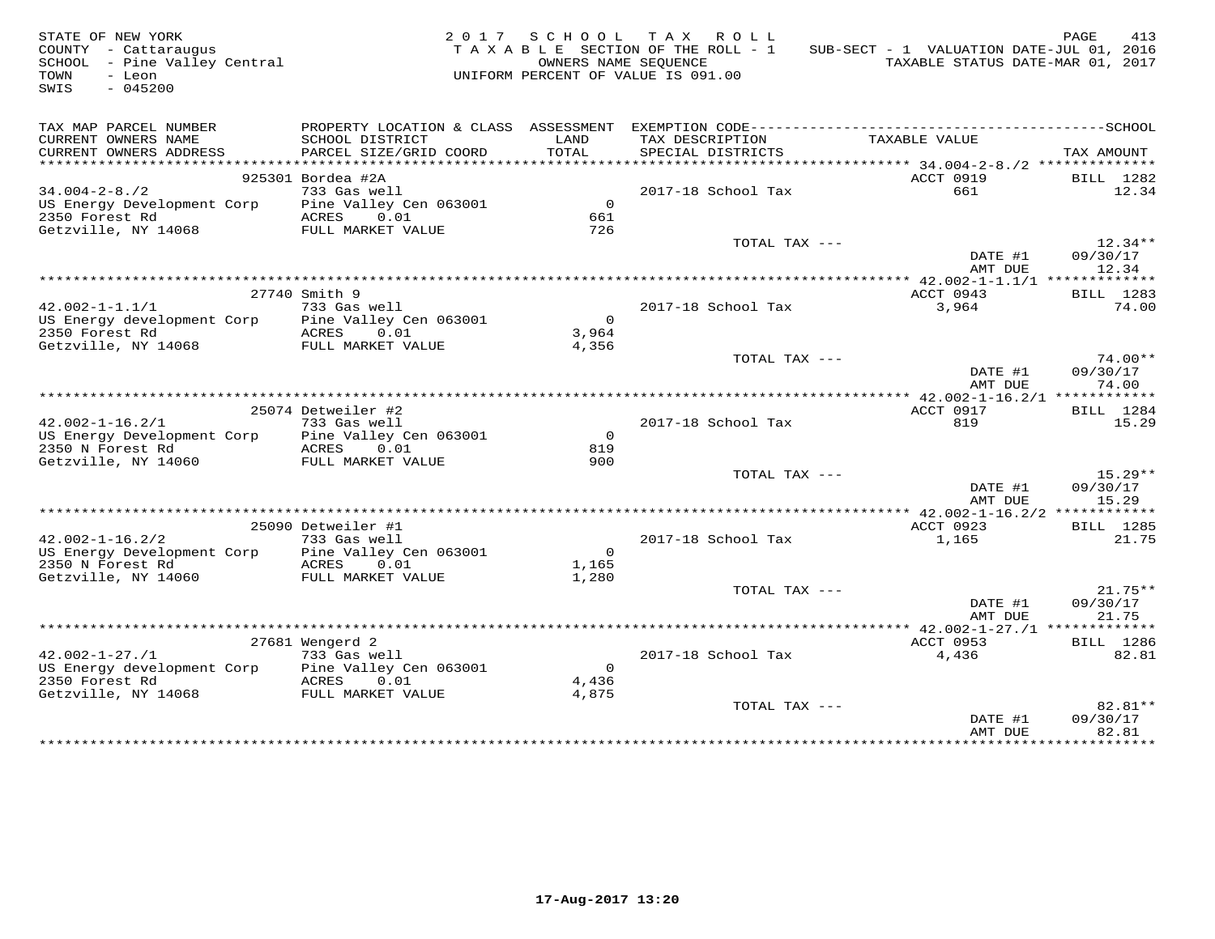STATE OF NEW YORK
COUNTY - Cattaraugus
SCHOOL - Pine Valley Central
TOWN - Leon
SWIS - 045200

2017 SCHOOL TAX ROLL
TAXABLE SECTION OF THE ROLL - 1
OWNERS NAME SEQUENCE
UNIFORM PERCENT OF VALUE IS 091.00

SUB-SECT - 1 VALUATION DATE-JUL 01, 2016
TAXABLE STATUS DATE-MAR 01, 2017

| TAX MAP PARCEL NUMBER / CURRENT OWNERS NAME / CURRENT OWNERS ADDRESS | PROPERTY LOCATION & CLASS / SCHOOL DISTRICT / PARCEL SIZE/GRID COORD | ASSESSMENT LAND / TOTAL | EXEMPTION CODE / TAX DESCRIPTION / SPECIAL DISTRICTS | TAXABLE VALUE | TAX AMOUNT |
|---|---|---|---|---|---|
| 34.004-2-8./2 | 925301 Bordea #2A | | | ACCT 0919 | BILL 1282 |
| 34.004-2-8./2 | 733 Gas well | | 2017-18 School Tax | 661 | 12.34 |
| US Energy Development Corp | Pine Valley Cen 063001 | 0 | | | |
| 2350 Forest Rd | ACRES 0.01 | 661 | | | |
| Getzville, NY 14068 | FULL MARKET VALUE | 726 | | | |
| | | | TOTAL TAX --- | | 12.34** |
| | | | | DATE #1 | 09/30/17 |
| | | | | AMT DUE | 12.34 |
| 42.002-1-1.1/1 | 27740 Smith 9 | | | ACCT 0943 | BILL 1283 |
| 42.002-1-1.1/1 | 733 Gas well | | 2017-18 School Tax | 3,964 | 74.00 |
| US Energy development Corp | Pine Valley Cen 063001 | 0 | | | |
| 2350 Forest Rd | ACRES 0.01 | 3,964 | | | |
| Getzville, NY 14068 | FULL MARKET VALUE | 4,356 | | | |
| | | | TOTAL TAX --- | | 74.00** |
| | | | | DATE #1 | 09/30/17 |
| | | | | AMT DUE | 74.00 |
| 42.002-1-16.2/1 | 25074 Detweiler #2 | | | ACCT 0917 | BILL 1284 |
| 42.002-1-16.2/1 | 733 Gas well | | 2017-18 School Tax | 819 | 15.29 |
| US Energy Development Corp | Pine Valley Cen 063001 | 0 | | | |
| 2350 N Forest Rd | ACRES 0.01 | 819 | | | |
| Getzville, NY 14060 | FULL MARKET VALUE | 900 | | | |
| | | | TOTAL TAX --- | | 15.29** |
| | | | | DATE #1 | 09/30/17 |
| | | | | AMT DUE | 15.29 |
| 42.002-1-16.2/2 | 25090 Detweiler #1 | | | ACCT 0923 | BILL 1285 |
| 42.002-1-16.2/2 | 733 Gas well | | 2017-18 School Tax | 1,165 | 21.75 |
| US Energy Development Corp | Pine Valley Cen 063001 | 0 | | | |
| 2350 N Forest Rd | ACRES 0.01 | 1,165 | | | |
| Getzville, NY 14060 | FULL MARKET VALUE | 1,280 | | | |
| | | | TOTAL TAX --- | | 21.75** |
| | | | | DATE #1 | 09/30/17 |
| | | | | AMT DUE | 21.75 |
| 42.002-1-27./1 | 27681 Wengerd 2 | | | ACCT 0953 | BILL 1286 |
| 42.002-1-27./1 | 733 Gas well | | 2017-18 School Tax | 4,436 | 82.81 |
| US Energy development Corp | Pine Valley Cen 063001 | 0 | | | |
| 2350 Forest Rd | ACRES 0.01 | 4,436 | | | |
| Getzville, NY 14068 | FULL MARKET VALUE | 4,875 | | | |
| | | | TOTAL TAX --- | | 82.81** |
| | | | | DATE #1 | 09/30/17 |
| | | | | AMT DUE | 82.81 |

17-Aug-2017 13:20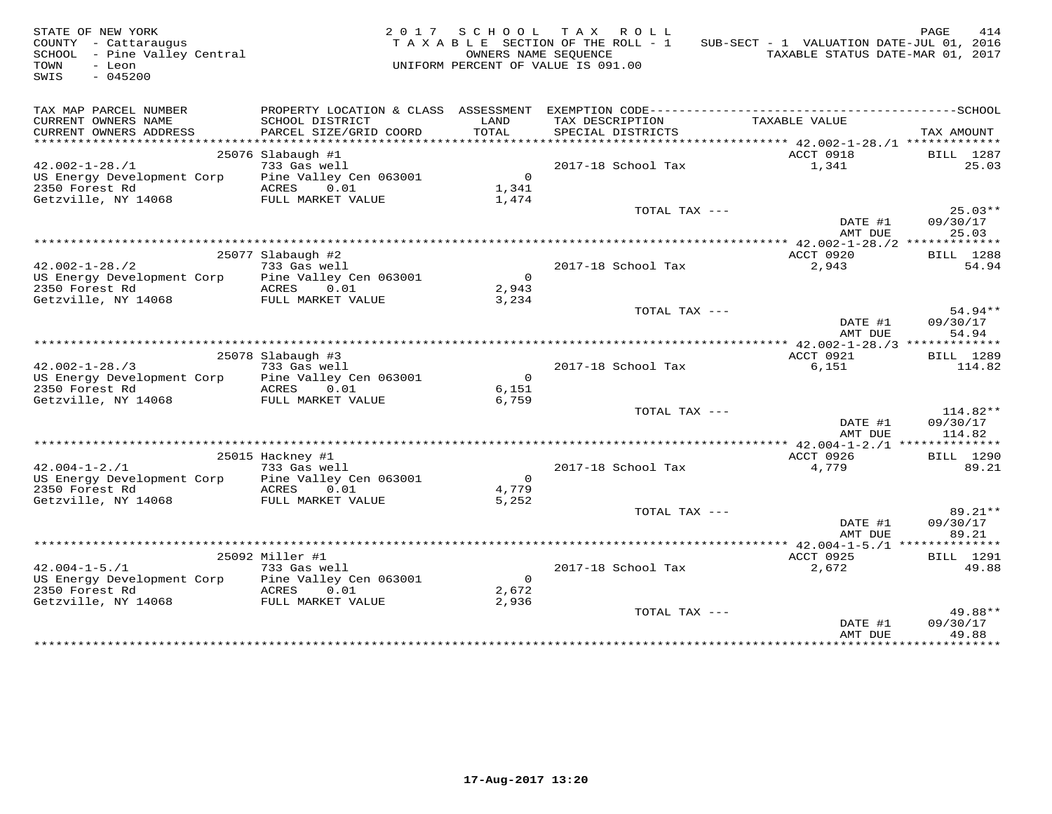STATE OF NEW YORK
COUNTY - Cattaraugus
SCHOOL - Pine Valley Central
TOWN - Leon
SWIS - 045200

2017 SCHOOL TAX ROLL
TAXABLE SECTION OF THE ROLL - 1
OWNERS NAME SEQUENCE
UNIFORM PERCENT OF VALUE IS 091.00

SUB-SECT - 1 VALUATION DATE-JUL 01, 2016
TAXABLE STATUS DATE-MAR 01, 2017

| TAX MAP PARCEL NUMBER / CURRENT OWNERS NAME / CURRENT OWNERS ADDRESS | PROPERTY LOCATION & CLASS / SCHOOL DISTRICT / PARCEL SIZE/GRID COORD | ASSESSMENT LAND / TOTAL | EXEMPTION CODE / TAX DESCRIPTION / SPECIAL DISTRICTS | TAXABLE VALUE | TAX AMOUNT |
|---|---|---|---|---|---|
| 42.002-1-28./1 | 25076 Slabaugh #1 | | | ACCT 0918 | BILL 1287 |
| US Energy Development Corp | 733 Gas well | | 2017-18 School Tax | 1,341 | 25.03 |
| 2350 Forest Rd | Pine Valley Cen 063001 | 0 | | | |
| Getzville, NY 14068 | ACRES 0.01 | 1,341 | | | |
| | FULL MARKET VALUE | 1,474 | | | |
| | | | TOTAL TAX --- | | 25.03** |
| | | | | DATE #1 | 09/30/17 |
| | | | | AMT DUE | 25.03 |
| 42.002-1-28./2 | 25077 Slabaugh #2 | | | ACCT 0920 | BILL 1288 |
| US Energy Development Corp | 733 Gas well | | 2017-18 School Tax | 2,943 | 54.94 |
| 2350 Forest Rd | Pine Valley Cen 063001 | 0 | | | |
| Getzville, NY 14068 | ACRES 0.01 | 2,943 | | | |
| | FULL MARKET VALUE | 3,234 | | | |
| | | | TOTAL TAX --- | | 54.94** |
| | | | | DATE #1 | 09/30/17 |
| | | | | AMT DUE | 54.94 |
| 42.002-1-28./3 | 25078 Slabaugh #3 | | | ACCT 0921 | BILL 1289 |
| US Energy Development Corp | 733 Gas well | | 2017-18 School Tax | 6,151 | 114.82 |
| 2350 Forest Rd | Pine Valley Cen 063001 | 0 | | | |
| Getzville, NY 14068 | ACRES 0.01 | 6,151 | | | |
| | FULL MARKET VALUE | 6,759 | | | |
| | | | TOTAL TAX --- | | 114.82** |
| | | | | DATE #1 | 09/30/17 |
| | | | | AMT DUE | 114.82 |
| 42.004-1-2./1 | 25015 Hackney #1 | | | ACCT 0926 | BILL 1290 |
| US Energy Development Corp | 733 Gas well | | 2017-18 School Tax | 4,779 | 89.21 |
| 2350 Forest Rd | Pine Valley Cen 063001 | 0 | | | |
| Getzville, NY 14068 | ACRES 0.01 | 4,779 | | | |
| | FULL MARKET VALUE | 5,252 | | | |
| | | | TOTAL TAX --- | | 89.21** |
| | | | | DATE #1 | 09/30/17 |
| | | | | AMT DUE | 89.21 |
| 42.004-1-5./1 | 25092 Miller #1 | | | ACCT 0925 | BILL 1291 |
| US Energy Development Corp | 733 Gas well | | 2017-18 School Tax | 2,672 | 49.88 |
| 2350 Forest Rd | Pine Valley Cen 063001 | 0 | | | |
| Getzville, NY 14068 | ACRES 0.01 | 2,672 | | | |
| | FULL MARKET VALUE | 2,936 | | | |
| | | | TOTAL TAX --- | | 49.88** |
| | | | | DATE #1 | 09/30/17 |
| | | | | AMT DUE | 49.88 |

17-Aug-2017 13:20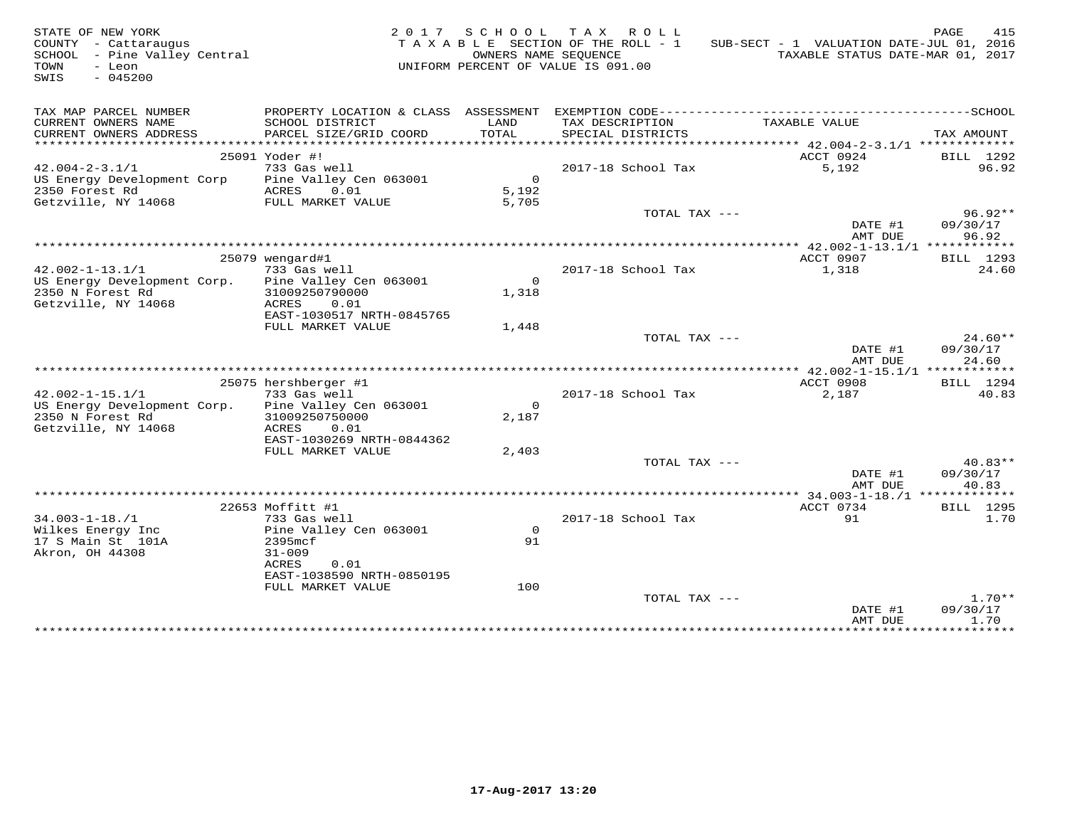STATE OF NEW YORK
COUNTY - Cattaraugus
SCHOOL - Pine Valley Central
TOWN - Leon
SWIS - 045200

2017 SCHOOL TAX ROLL
TAXABLE SECTION OF THE ROLL - 1
OWNERS NAME SEQUENCE
UNIFORM PERCENT OF VALUE IS 091.00

SUB-SECT - 1 VALUATION DATE-JUL 01, 2016
TAXABLE STATUS DATE-MAR 01, 2017

| TAX MAP PARCEL NUMBER / CURRENT OWNERS NAME / CURRENT OWNERS ADDRESS | PROPERTY LOCATION & CLASS / SCHOOL DISTRICT / PARCEL SIZE/GRID COORD | ASSESSMENT LAND / TOTAL | EXEMPTION CODE / TAX DESCRIPTION / SPECIAL DISTRICTS | TAXABLE VALUE | TAX AMOUNT |
|---|---|---|---|---|---|
| 42.004-2-3.1/1 | 25091 Yoder #! | | | ACCT 0924 | BILL 1292 |
| 42.004-2-3.1/1 | 733 Gas well | | 2017-18 School Tax | 5,192 | 96.92 |
| US Energy Development Corp | Pine Valley Cen 063001 | 0 | | | |
| 2350 Forest Rd | ACRES 0.01 | 5,192 | | | |
| Getzville, NY 14068 | FULL MARKET VALUE | 5,705 | | | |
| | | | TOTAL TAX --- | | 96.92** |
| | | | | DATE #1 | 09/30/17 |
| | | | | AMT DUE | 96.92 |
| 42.002-1-13.1/1 | 25079 wengard#1 | | | ACCT 0907 | BILL 1293 |
| 42.002-1-13.1/1 | 733 Gas well | | 2017-18 School Tax | 1,318 | 24.60 |
| US Energy Development Corp. | Pine Valley Cen 063001 | 0 | | | |
| 2350 N Forest Rd | 31009250790000 | 1,318 | | | |
| Getzville, NY 14068 | ACRES 0.01 | | | | |
| | EAST-1030517 NRTH-0845765 | | | | |
| | FULL MARKET VALUE | 1,448 | | | |
| | | | TOTAL TAX --- | | 24.60** |
| | | | | DATE #1 | 09/30/17 |
| | | | | AMT DUE | 24.60 |
| 42.002-1-15.1/1 | 25075 hershberger #1 | | | ACCT 0908 | BILL 1294 |
| 42.002-1-15.1/1 | 733 Gas well | | 2017-18 School Tax | 2,187 | 40.83 |
| US Energy Development Corp. | Pine Valley Cen 063001 | 0 | | | |
| 2350 N Forest Rd | 31009250750000 | 2,187 | | | |
| Getzville, NY 14068 | ACRES 0.01 | | | | |
| | EAST-1030269 NRTH-0844362 | | | | |
| | FULL MARKET VALUE | 2,403 | | | |
| | | | TOTAL TAX --- | | 40.83** |
| | | | | DATE #1 | 09/30/17 |
| | | | | AMT DUE | 40.83 |
| 34.003-1-18./1 | 22653 Moffitt #1 | | | ACCT 0734 | BILL 1295 |
| 34.003-1-18./1 | 733 Gas well | | 2017-18 School Tax | 91 | 1.70 |
| Wilkes Energy Inc | Pine Valley Cen 063001 | 0 | | | |
| 17 S Main St 101A | 2395mcf | 91 | | | |
| Akron, OH 44308 | 31-009 | | | | |
| | ACRES 0.01 | | | | |
| | EAST-1038590 NRTH-0850195 | | | | |
| | FULL MARKET VALUE | 100 | | | |
| | | | TOTAL TAX --- | | 1.70** |
| | | | | DATE #1 | 09/30/17 |
| | | | | AMT DUE | 1.70 |

17-Aug-2017 13:20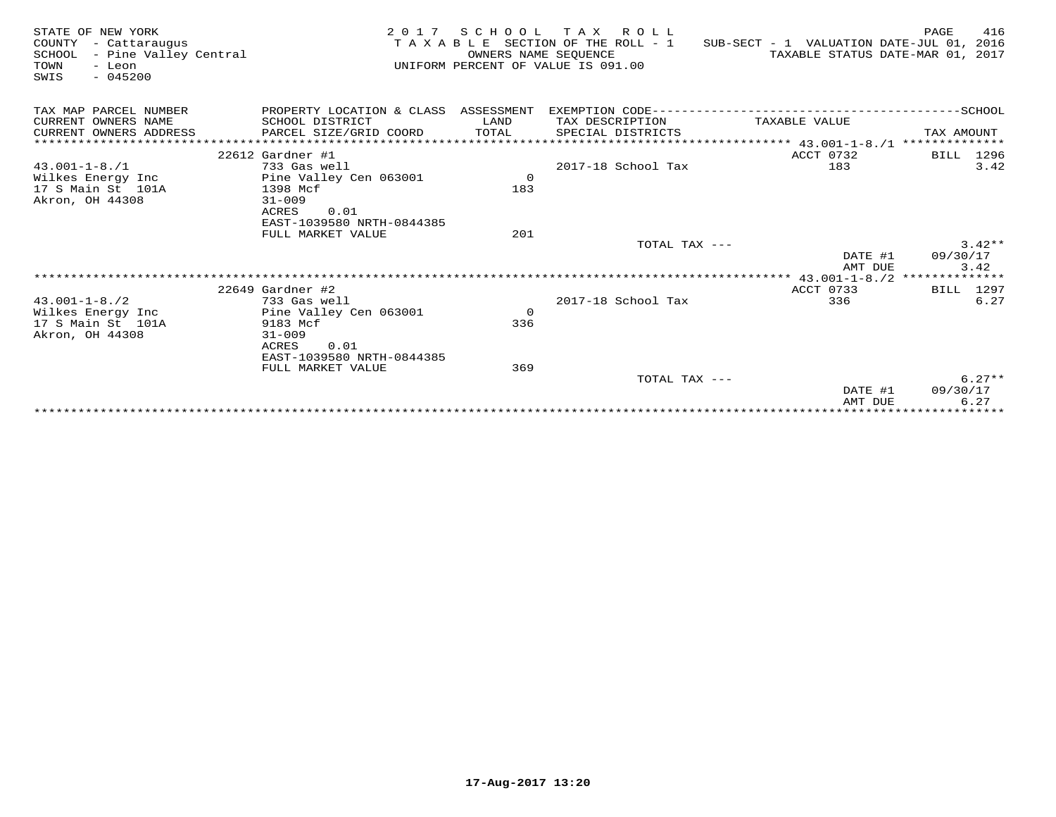STATE OF NEW YORK
COUNTY - Cattaraugus
SCHOOL - Pine Valley Central
TOWN - Leon
SWIS - 045200

**2017 SCHOOL TAX ROLL**
TAXABLE SECTION OF THE ROLL - 1
OWNERS NAME SEQUENCE
UNIFORM PERCENT OF VALUE IS 091.00

SUB-SECT - 1 VALUATION DATE-JUL 01, 2016
TAXABLE STATUS DATE-MAR 01, 2017

| TAX MAP PARCEL NUMBER / CURRENT OWNERS NAME / CURRENT OWNERS ADDRESS | PROPERTY LOCATION & CLASS / SCHOOL DISTRICT / PARCEL SIZE/GRID COORD | ASSESSMENT LAND / TOTAL | EXEMPTION CODE / TAX DESCRIPTION / SPECIAL DISTRICTS | TAXABLE VALUE | TAX AMOUNT |
|---|---|---|---|---|---|
| | 22612 Gardner #1 | | | ACCT 0732 | BILL 1296 |
| 43.001-1-8./1 | 733 Gas well | | 2017-18 School Tax | 183 | 3.42 |
| Wilkes Energy Inc | Pine Valley Cen 063001 | 0 | | | |
| 17 S Main St 101A | 1398 Mcf | 183 | | | |
| Akron, OH 44308 | 31-009 | | | | |
| | ACRES 0.01 | | | | |
| | EAST-1039580 NRTH-0844385 | | | | |
| | FULL MARKET VALUE | 201 | | | |
| | | | TOTAL TAX --- | | 3.42** |
| | | | | DATE #1 | 09/30/17 |
| | | | | AMT DUE | 3.42 |
| | 22649 Gardner #2 | | | ACCT 0733 | BILL 1297 |
| 43.001-1-8./2 | 733 Gas well | | 2017-18 School Tax | 336 | 6.27 |
| Wilkes Energy Inc | Pine Valley Cen 063001 | 0 | | | |
| 17 S Main St 101A | 9183 Mcf | 336 | | | |
| Akron, OH 44308 | 31-009 | | | | |
| | ACRES 0.01 | | | | |
| | EAST-1039580 NRTH-0844385 | | | | |
| | FULL MARKET VALUE | 369 | | | |
| | | | TOTAL TAX --- | | 6.27** |
| | | | | DATE #1 | 09/30/17 |
| | | | | AMT DUE | 6.27 |

17-Aug-2017 13:20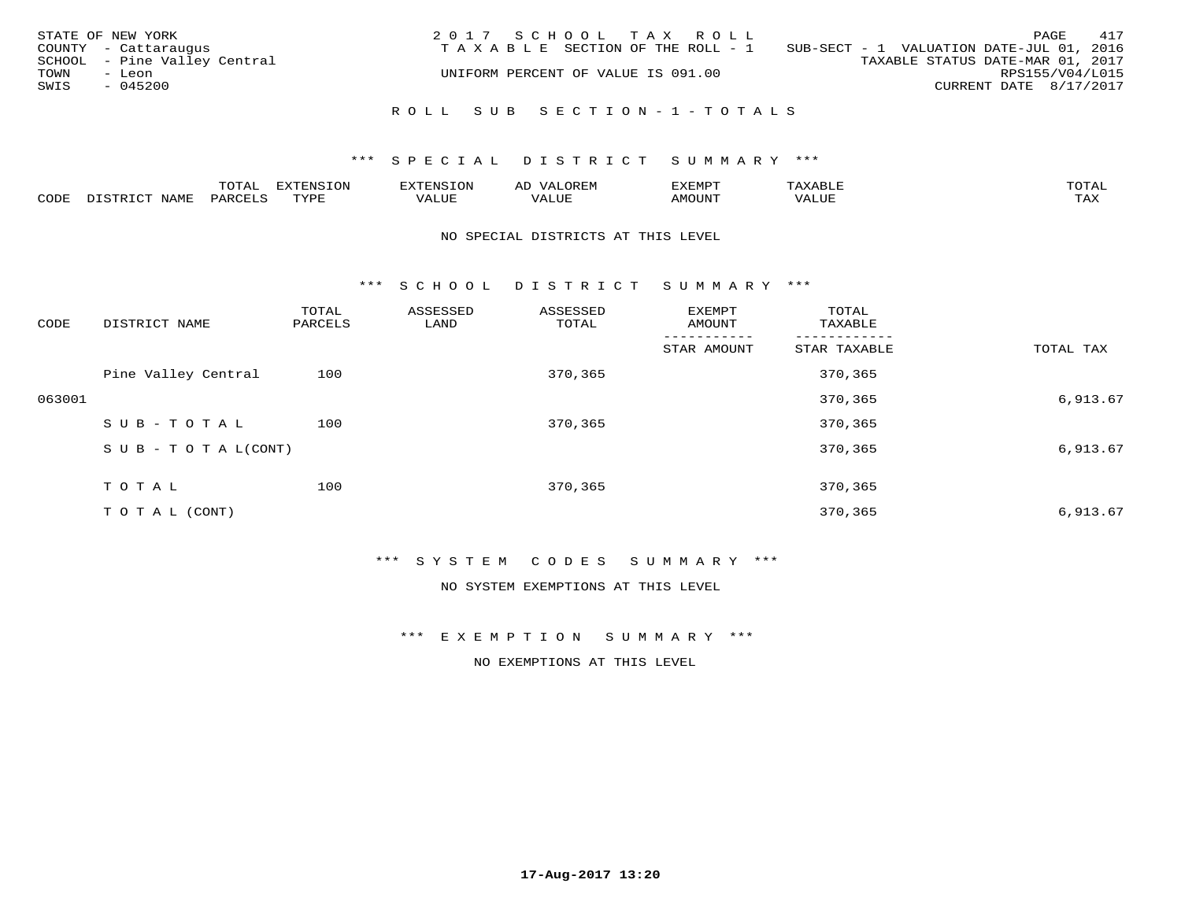STATE OF NEW YORK
COUNTY - Cattaraugus
SCHOOL - Pine Valley Central
TOWN - Leon
SWIS - 045200

2 0 1 7 S C H O O L T A X R O L L
T A X A B L E SECTION OF THE ROLL - 1
UNIFORM PERCENT OF VALUE IS 091.00

SUB-SECT - 1 VALUATION DATE-JUL 01, 2016
TAXABLE STATUS DATE-MAR 01, 2017
RPS155/V04/L015
CURRENT DATE 8/17/2017

R O L L S U B S E C T I O N - 1 - T O T A L S

*** S P E C I A L D I S T R I C T S U M M A R Y ***

| CODE | DISTRICT NAME | TOTAL PARCELS | EXTENSION TYPE | EXTENSION VALUE | AD VALOREM VALUE | EXEMPT AMOUNT | TAXABLE VALUE | TOTAL TAX |
|---|---|---|---|---|---|---|---|---|

NO SPECIAL DISTRICTS AT THIS LEVEL

*** S C H O O L D I S T R I C T S U M M A R Y ***

| CODE | DISTRICT NAME | TOTAL PARCELS | ASSESSED LAND | ASSESSED TOTAL | EXEMPT AMOUNT / STAR AMOUNT | TOTAL TAXABLE / STAR TAXABLE | TOTAL TAX |
|---|---|---|---|---|---|---|---|
| | Pine Valley Central | 100 | | 370,365 | | 370,365 | |
| 063001 | | | | | | 370,365 | 6,913.67 |
| | S U B - T O T A L | 100 | | 370,365 | | 370,365 | |
| | S U B - T O T A L(CONT) | | | | | 370,365 | 6,913.67 |
| | T O T A L | 100 | | 370,365 | | 370,365 | |
| | T O T A L (CONT) | | | | | 370,365 | 6,913.67 |

*** S Y S T E M C O D E S S U M M A R Y ***

NO SYSTEM EXEMPTIONS AT THIS LEVEL

*** E X E M P T I O N S U M M A R Y ***

NO EXEMPTIONS AT THIS LEVEL

17-Aug-2017 13:20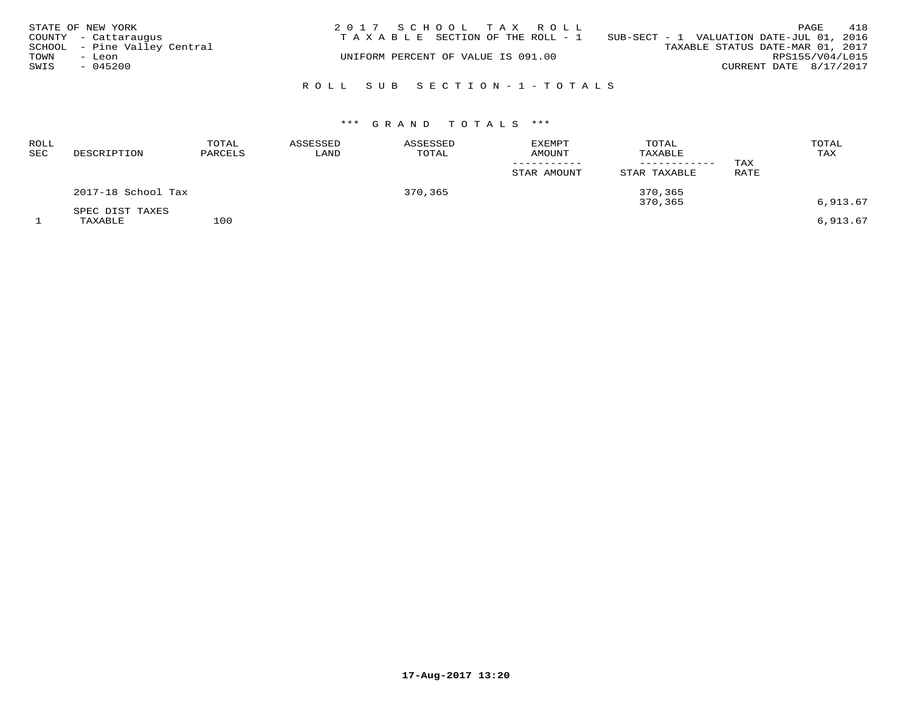STATE OF NEW YORK
COUNTY - Cattaraugus
SCHOOL - Pine Valley Central
TOWN - Leon
SWIS - 045200

2 0 1 7 S C H O O L T A X R O L L
T A X A B L E SECTION OF THE ROLL - 1
UNIFORM PERCENT OF VALUE IS 091.00

SUB-SECT - 1 VALUATION DATE-JUL 01, 2016
TAXABLE STATUS DATE-MAR 01, 2017
RPS155/V04/L015
CURRENT DATE 8/17/2017

R O L L S U B S E C T I O N - 1 - T O T A L S

\*\*\* G R A N D T O T A L S \*\*\*

| ROLL SEC | DESCRIPTION | TOTAL PARCELS | ASSESSED LAND | ASSESSED TOTAL | EXEMPT AMOUNT / STAR AMOUNT | TOTAL TAXABLE / STAR TAXABLE | TAX RATE | TOTAL TAX |
|---|---|---|---|---|---|---|---|---|
| | 2017-18 School Tax | | | 370,365 | | 370,365 | | |
| | | | | | | 370,365 | | 6,913.67 |
| | SPEC DIST TAXES | | | | | | | |
| 1 | TAXABLE | 100 | | | | | | 6,913.67 |

17-Aug-2017 13:20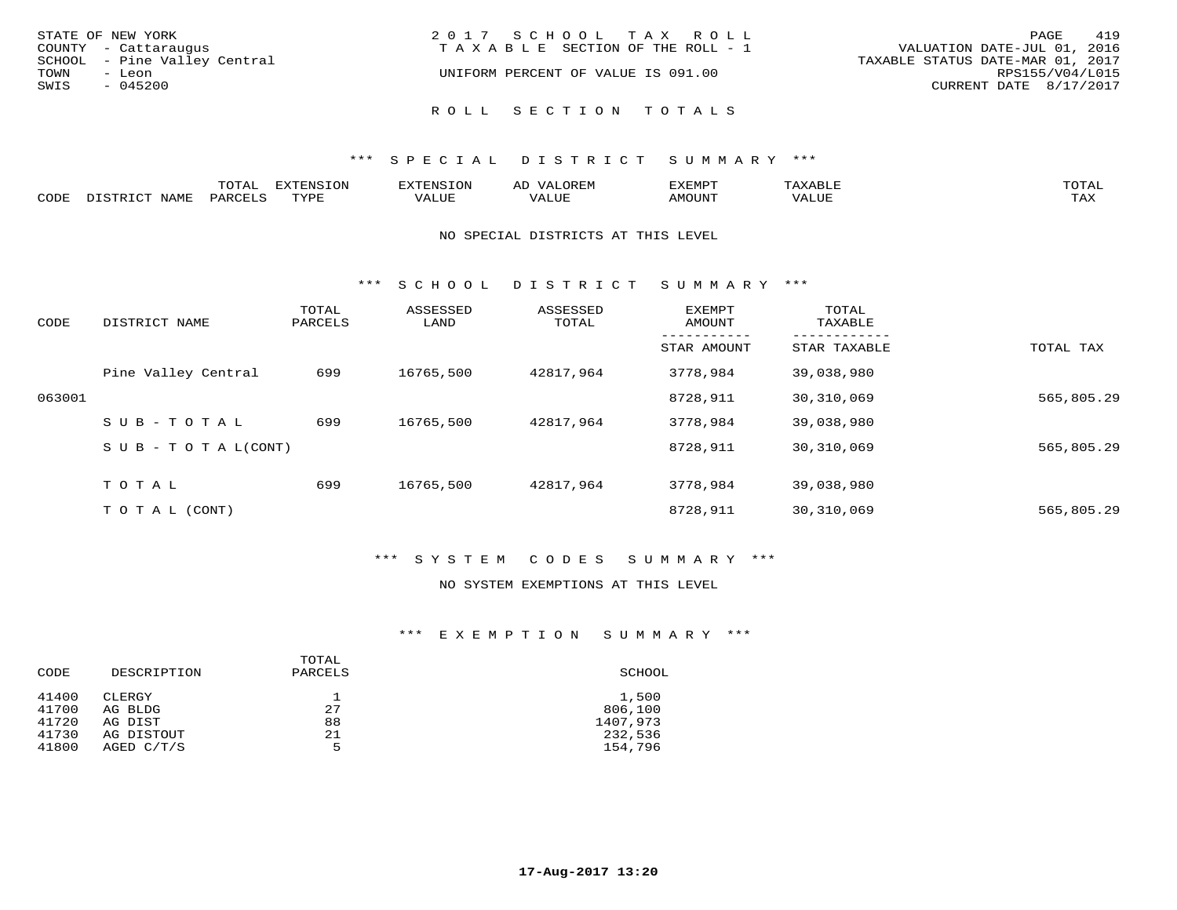STATE OF NEW YORK
COUNTY - Cattaraugus
SCHOOL - Pine Valley Central
TOWN - Leon
SWIS - 045200

2017 SCHOOL TAX ROLL
TAXABLE SECTION OF THE ROLL - 1
UNIFORM PERCENT OF VALUE IS 091.00

VALUATION DATE-JUL 01, 2016
TAXABLE STATUS DATE-MAR 01, 2017
RPS155/V04/L015
CURRENT DATE 8/17/2017

## ROLL SECTION TOTALS

### *** SPECIAL DISTRICT SUMMARY ***

| CODE | DISTRICT NAME | TOTAL PARCELS | EXTENSION TYPE | EXTENSION VALUE | AD VALOREM VALUE | EXEMPT AMOUNT | TAXABLE VALUE | TOTAL TAX |
|---|---|---|---|---|---|---|---|---|

NO SPECIAL DISTRICTS AT THIS LEVEL

### *** SCHOOL DISTRICT SUMMARY ***

| CODE | DISTRICT NAME | TOTAL PARCELS | ASSESSED LAND | ASSESSED TOTAL | EXEMPT AMOUNT / STAR AMOUNT | TOTAL TAXABLE / STAR TAXABLE | TOTAL TAX |
|---|---|---|---|---|---|---|---|
| | Pine Valley Central | 699 | 16765,500 | 42817,964 | 3778,984 | 39,038,980 | |
| 063001 | | | | | 8728,911 | 30,310,069 | 565,805.29 |
| | SUB-TOTAL | 699 | 16765,500 | 42817,964 | 3778,984 | 39,038,980 | |
| | SUB-TOTAL(CONT) | | | | 8728,911 | 30,310,069 | 565,805.29 |
| | TOTAL | 699 | 16765,500 | 42817,964 | 3778,984 | 39,038,980 | |
| | TOTAL (CONT) | | | | 8728,911 | 30,310,069 | 565,805.29 |

### *** SYSTEM CODES SUMMARY ***

NO SYSTEM EXEMPTIONS AT THIS LEVEL

### *** EXEMPTION SUMMARY ***

| CODE | DESCRIPTION | TOTAL PARCELS | SCHOOL |
|---|---|---|---|
| 41400 | CLERGY | 1 | 1,500 |
| 41700 | AG BLDG | 27 | 806,100 |
| 41720 | AG DIST | 88 | 1407,973 |
| 41730 | AG DISTOUT | 21 | 232,536 |
| 41800 | AGED C/T/S | 5 | 154,796 |

17-Aug-2017 13:20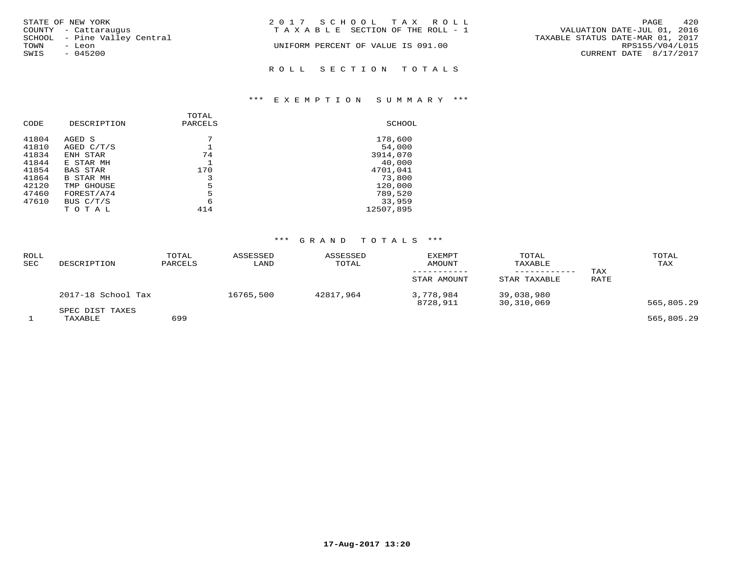STATE OF NEW YORK
COUNTY - Cattaraugus
SCHOOL - Pine Valley Central
TOWN - Leon
SWIS - 045200

2 0 1 7 S C H O O L T A X R O L L
T A X A B L E SECTION OF THE ROLL - 1

UNIFORM PERCENT OF VALUE IS 091.00

VALUATION DATE-JUL 01, 2016
TAXABLE STATUS DATE-MAR 01, 2017
RPS155/V04/L015
CURRENT DATE 8/17/2017

## R O L L S E C T I O N T O T A L S

### *** E X E M P T I O N S U M M A R Y ***

| CODE | DESCRIPTION | TOTAL PARCELS | SCHOOL |
|---|---|---|---|
| 41804 | AGED S | 7 | 178,600 |
| 41810 | AGED C/T/S | 1 | 54,000 |
| 41834 | ENH STAR | 74 | 3914,070 |
| 41844 | E STAR MH | 1 | 40,000 |
| 41854 | BAS STAR | 170 | 4701,041 |
| 41864 | B STAR MH | 3 | 73,800 |
| 42120 | TMP GHOUSE | 5 | 120,000 |
| 47460 | FOREST/A74 | 5 | 789,520 |
| 47610 | BUS C/T/S | 6 | 33,959 |
| | T O T A L | 414 | 12507,895 |

### *** G R A N D T O T A L S ***

| ROLL SEC | DESCRIPTION | TOTAL PARCELS | ASSESSED LAND | ASSESSED TOTAL | EXEMPT AMOUNT / STAR AMOUNT | TOTAL TAXABLE / STAR TAXABLE | TAX RATE | TOTAL TAX |
|---|---|---|---|---|---|---|---|---|
| | 2017-18 School Tax | | 16765,500 | 42817,964 | 3,778,984 | 39,038,980 | | |
| | | | | | 8728,911 | 30,310,069 | | 565,805.29 |
| | SPEC DIST TAXES | | | | | | | |
| 1 | TAXABLE | 699 | | | | | | 565,805.29 |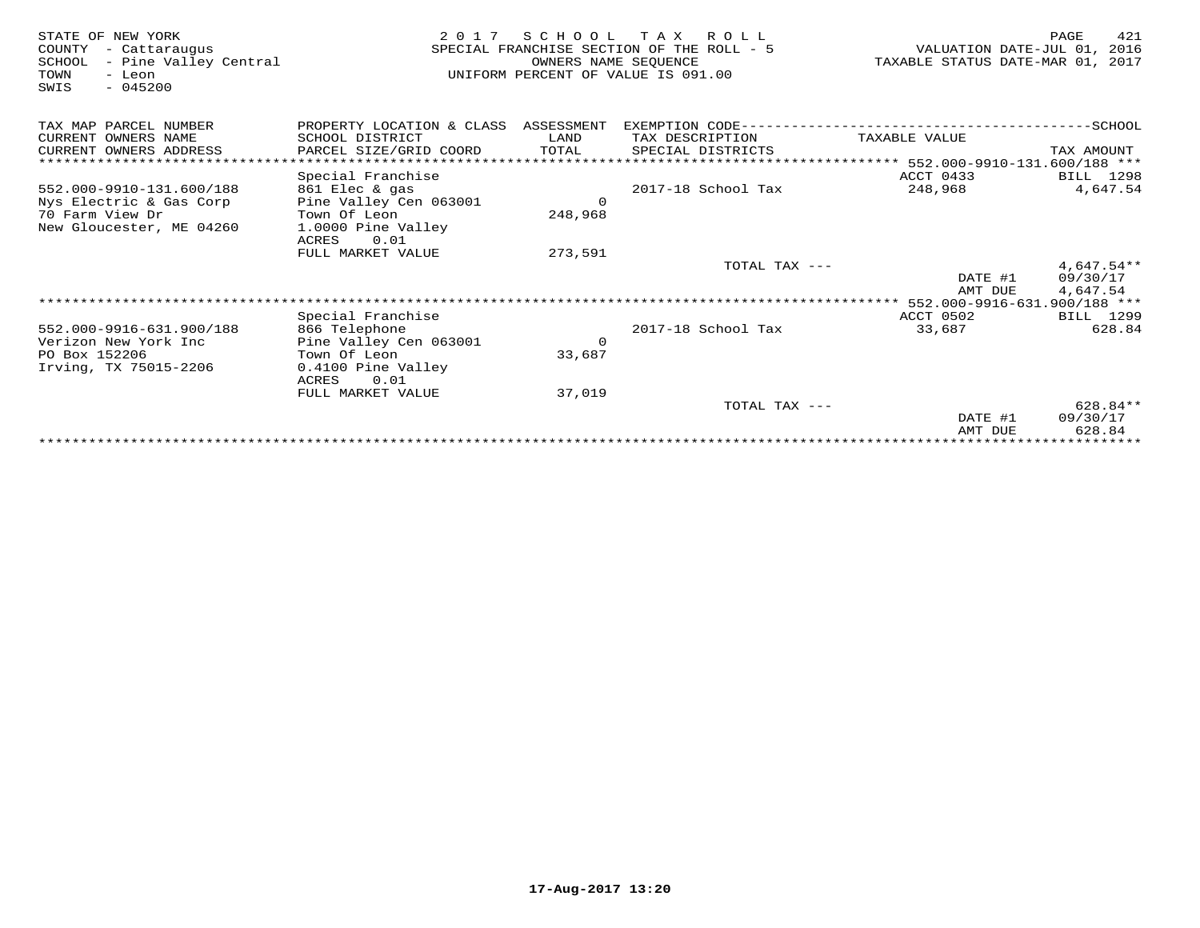STATE OF NEW YORK
COUNTY - Cattaraugus
SCHOOL - Pine Valley Central
TOWN - Leon
SWIS - 045200

2 0 1 7 S C H O O L T A X R O L L
SPECIAL FRANCHISE SECTION OF THE ROLL - 5
OWNERS NAME SEQUENCE
UNIFORM PERCENT OF VALUE IS 091.00

VALUATION DATE-JUL 01, 2016
TAXABLE STATUS DATE-MAR 01, 2017

| TAX MAP PARCEL NUMBER / CURRENT OWNERS NAME / CURRENT OWNERS ADDRESS | PROPERTY LOCATION & CLASS / SCHOOL DISTRICT / PARCEL SIZE/GRID COORD | ASSESSMENT LAND / TOTAL | EXEMPTION CODE / TAX DESCRIPTION / SPECIAL DISTRICTS | TAXABLE VALUE | TAX AMOUNT |
|---|---|---|---|---|---|
| *552.000-9910-131.600/188* | | | | | |
| | Special Franchise | | | ACCT 0433 | BILL 1298 |
| 552.000-9910-131.600/188 | 861 Elec & gas | | 2017-18 School Tax | 248,968 | 4,647.54 |
| Nys Electric & Gas Corp | Pine Valley Cen 063001 | 0 | | | |
| 70 Farm View Dr | Town Of Leon | 248,968 | | | |
| New Gloucester, ME 04260 | 1.0000 Pine Valley | | | | |
| | ACRES 0.01 | | | | |
| | FULL MARKET VALUE | 273,591 | | | |
| | | | TOTAL TAX --- | | 4,647.54** |
| | | | | DATE #1 | 09/30/17 |
| | | | | AMT DUE | 4,647.54 |
| *552.000-9916-631.900/188* | | | | | |
| | Special Franchise | | | ACCT 0502 | BILL 1299 |
| 552.000-9916-631.900/188 | 866 Telephone | | 2017-18 School Tax | 33,687 | 628.84 |
| Verizon New York Inc | Pine Valley Cen 063001 | 0 | | | |
| PO Box 152206 | Town Of Leon | 33,687 | | | |
| Irving, TX 75015-2206 | 0.4100 Pine Valley | | | | |
| | ACRES 0.01 | | | | |
| | FULL MARKET VALUE | 37,019 | | | |
| | | | TOTAL TAX --- | | 628.84** |
| | | | | DATE #1 | 09/30/17 |
| | | | | AMT DUE | 628.84 |

17-Aug-2017 13:20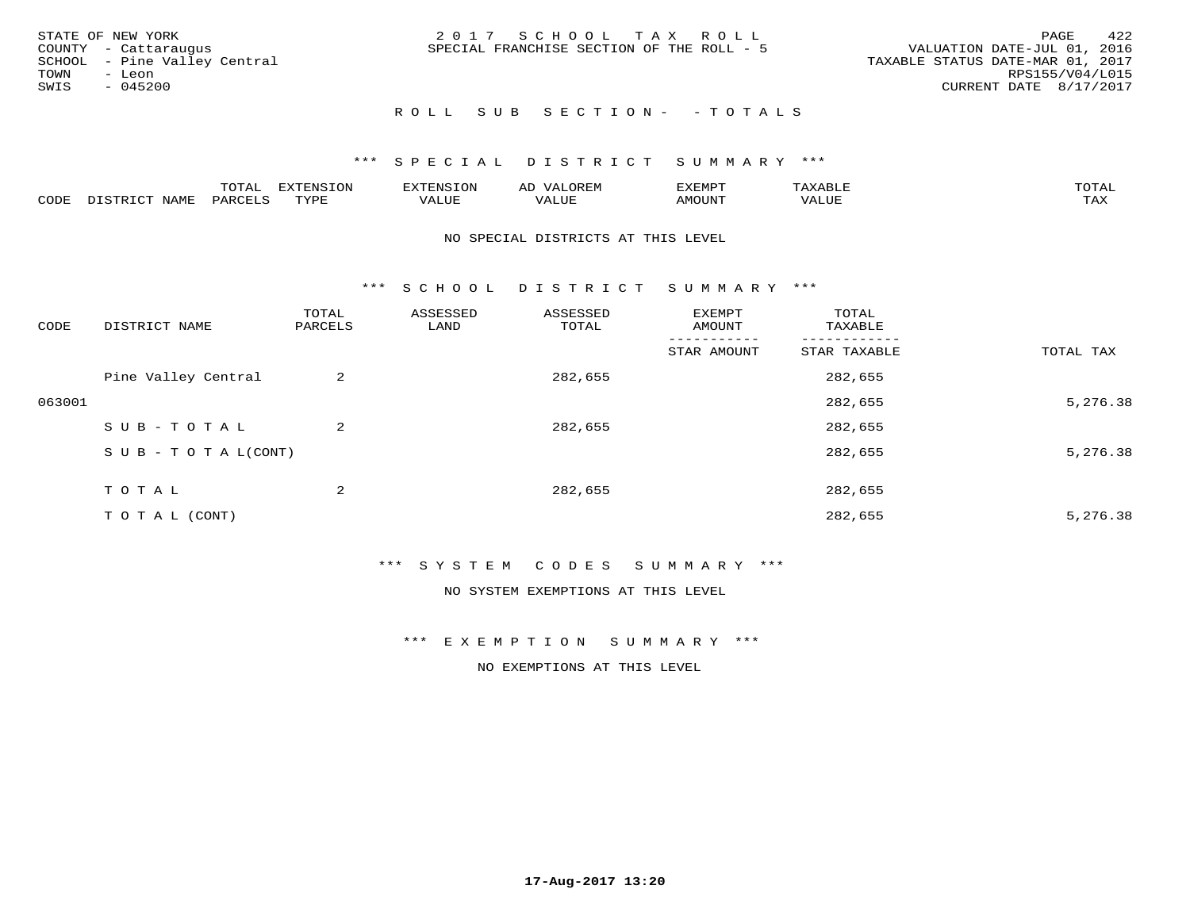STATE OF NEW YORK
COUNTY - Cattaraugus
SCHOOL - Pine Valley Central
TOWN - Leon
SWIS - 045200

2 0 1 7 S C H O O L T A X R O L L
SPECIAL FRANCHISE SECTION OF THE ROLL - 5

VALUATION DATE-JUL 01, 2016
TAXABLE STATUS DATE-MAR 01, 2017
RPS155/V04/L015
CURRENT DATE 8/17/2017

R O L L S U B S E C T I O N - - T O T A L S

*** S P E C I A L D I S T R I C T S U M M A R Y ***

| CODE | DISTRICT NAME | TOTAL PARCELS | EXTENSION TYPE | EXTENSION VALUE | AD VALOREM VALUE | EXEMPT AMOUNT | TAXABLE VALUE | TOTAL TAX |
|---|---|---|---|---|---|---|---|---|

NO SPECIAL DISTRICTS AT THIS LEVEL

*** S C H O O L D I S T R I C T S U M M A R Y ***

| CODE | DISTRICT NAME | TOTAL PARCELS | ASSESSED LAND | ASSESSED TOTAL | EXEMPT AMOUNT / STAR AMOUNT | TOTAL TAXABLE / STAR TAXABLE | TOTAL TAX |
|---|---|---|---|---|---|---|---|
| | Pine Valley Central | 2 | | 282,655 | | 282,655 | |
| 063001 | | | | | | 282,655 | 5,276.38 |
| | S U B - T O T A L | 2 | | 282,655 | | 282,655 | |
| | S U B - T O T A L(CONT) | | | | | 282,655 | 5,276.38 |
| | T O T A L | 2 | | 282,655 | | 282,655 | |
| | T O T A L (CONT) | | | | | 282,655 | 5,276.38 |

*** S Y S T E M C O D E S S U M M A R Y ***

NO SYSTEM EXEMPTIONS AT THIS LEVEL

*** E X E M P T I O N S U M M A R Y ***

NO EXEMPTIONS AT THIS LEVEL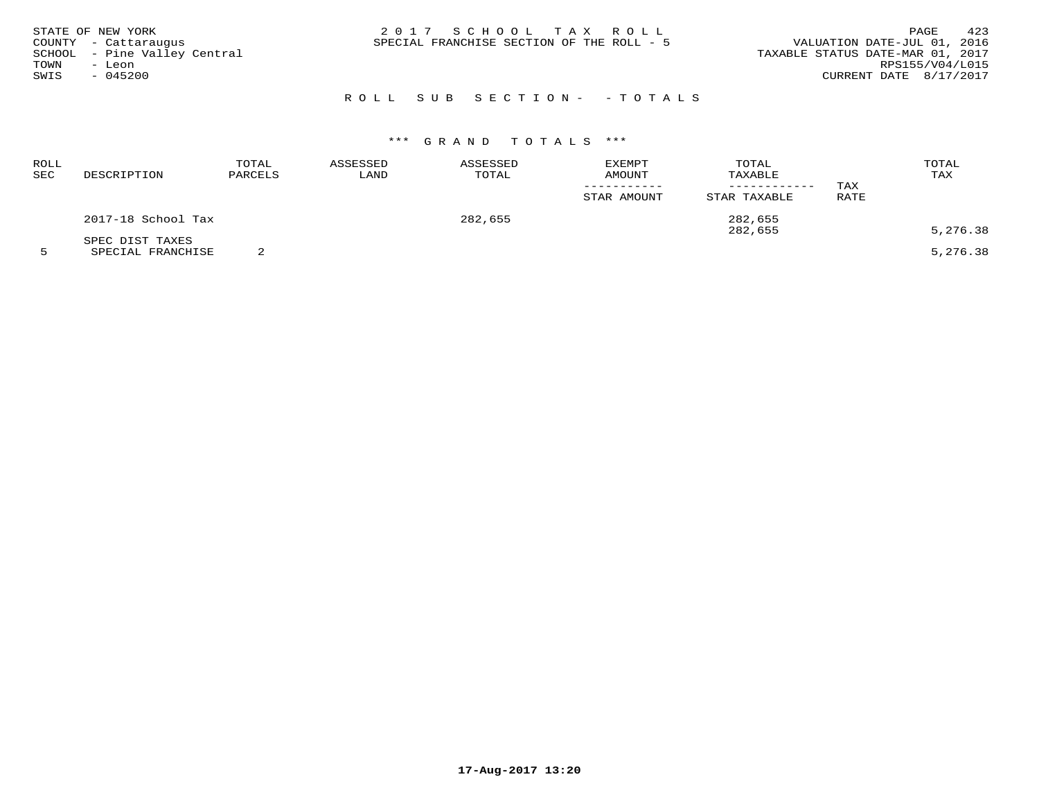STATE OF NEW YORK
COUNTY - Cattaraugus
SCHOOL - Pine Valley Central
TOWN - Leon
SWIS - 045200

2017 SCHOOL TAX ROLL
SPECIAL FRANCHISE SECTION OF THE ROLL - 5

VALUATION DATE-JUL 01, 2016
TAXABLE STATUS DATE-MAR 01, 2017
RPS155/V04/L015
CURRENT DATE 8/17/2017

## ROLL SUB SECTION- - TOTALS

### *** GRAND TOTALS ***

| ROLL SEC | DESCRIPTION | TOTAL PARCELS | ASSESSED LAND | ASSESSED TOTAL | EXEMPT AMOUNT / STAR AMOUNT | TOTAL TAXABLE / STAR TAXABLE | TAX RATE | TOTAL TAX |
|---|---|---|---|---|---|---|---|---|
| | 2017-18 School Tax | | | 282,655 | | 282,655 | | |
| | | | | | | 282,655 | | 5,276.38 |
| | SPEC DIST TAXES | | | | | | | |
| 5 | SPECIAL FRANCHISE | 2 | | | | | | 5,276.38 |

17-Aug-2017 13:20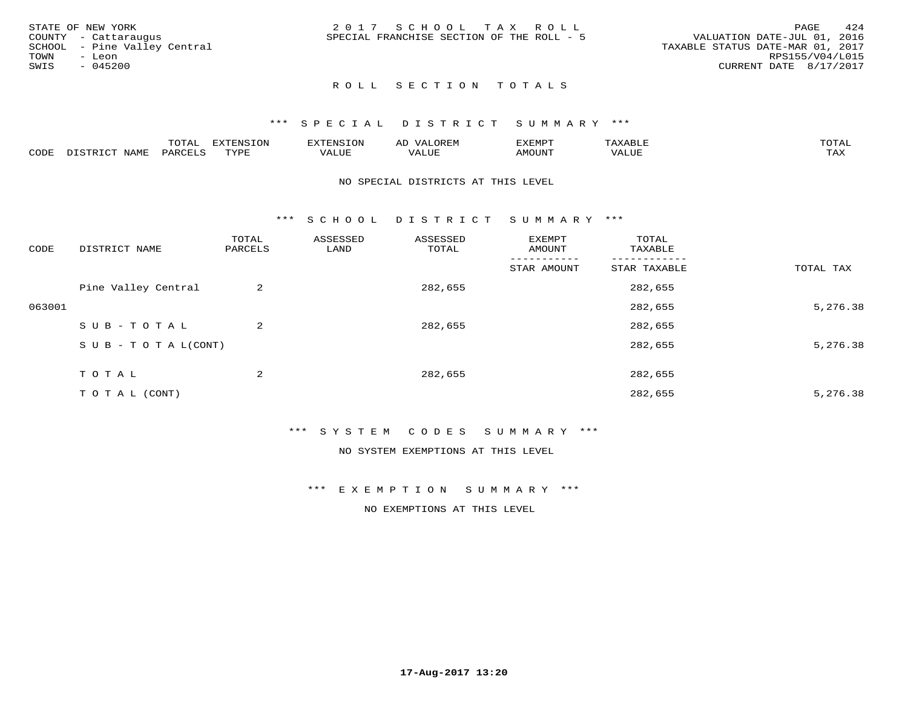STATE OF NEW YORK
COUNTY - Cattaraugus
SCHOOL - Pine Valley Central
TOWN - Leon
SWIS - 045200

2 0 1 7 S C H O O L T A X R O L L
SPECIAL FRANCHISE SECTION OF THE ROLL - 5

VALUATION DATE-JUL 01, 2016
TAXABLE STATUS DATE-MAR 01, 2017
RPS155/V04/L015
CURRENT DATE 8/17/2017

# R O L L S E C T I O N T O T A L S

## *** S P E C I A L D I S T R I C T S U M M A R Y ***

| CODE | DISTRICT NAME | TOTAL PARCELS | EXTENSION TYPE | EXTENSION VALUE | AD VALOREM VALUE | EXEMPT AMOUNT | TAXABLE VALUE | TOTAL TAX |
|---|---|---|---|---|---|---|---|---|

NO SPECIAL DISTRICTS AT THIS LEVEL

## *** S C H O O L D I S T R I C T S U M M A R Y ***

| CODE | DISTRICT NAME | TOTAL PARCELS | ASSESSED LAND | ASSESSED TOTAL | EXEMPT AMOUNT / STAR AMOUNT | TOTAL TAXABLE / STAR TAXABLE | TOTAL TAX |
|---|---|---|---|---|---|---|---|
| | Pine Valley Central | 2 | | 282,655 | | 282,655 | |
| 063001 | | | | | | 282,655 | 5,276.38 |
| | S U B - T O T A L | 2 | | 282,655 | | 282,655 | |
| | S U B - T O T A L(CONT) | | | | | 282,655 | 5,276.38 |
| | T O T A L | 2 | | 282,655 | | 282,655 | |
| | T O T A L (CONT) | | | | | 282,655 | 5,276.38 |

## *** S Y S T E M C O D E S S U M M A R Y ***

NO SYSTEM EXEMPTIONS AT THIS LEVEL

## *** E X E M P T I O N S U M M A R Y ***

NO EXEMPTIONS AT THIS LEVEL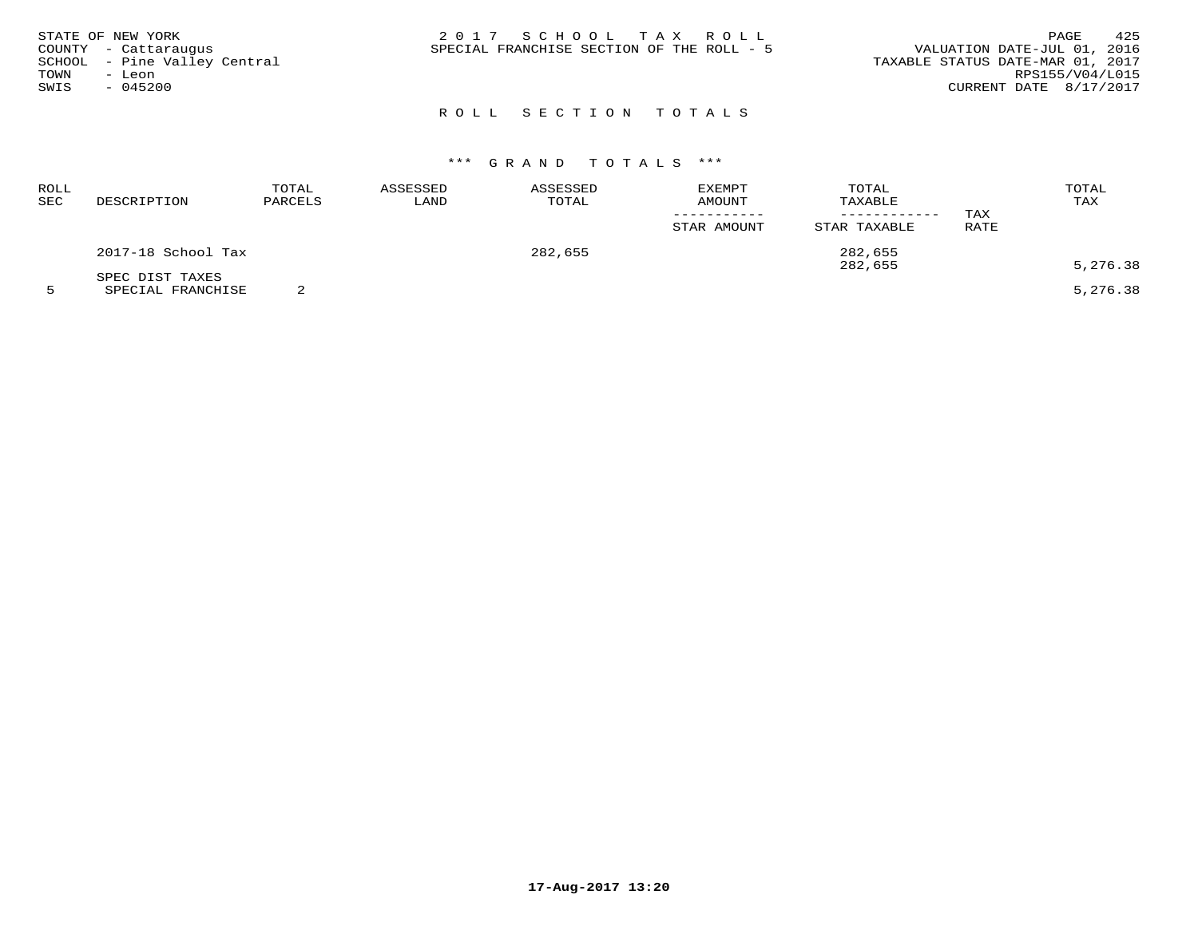STATE OF NEW YORK
COUNTY - Cattaraugus
SCHOOL - Pine Valley Central
TOWN - Leon
SWIS - 045200

2 0 1 7 S C H O O L T A X R O L L
SPECIAL FRANCHISE SECTION OF THE ROLL - 5

VALUATION DATE-JUL 01, 2016
TAXABLE STATUS DATE-MAR 01, 2017
RPS155/V04/L015
CURRENT DATE 8/17/2017

R O L L S E C T I O N T O T A L S

\*\*\* G R A N D T O T A L S \*\*\*

| ROLL SEC | DESCRIPTION | TOTAL PARCELS | ASSESSED LAND | ASSESSED TOTAL | EXEMPT AMOUNT / STAR AMOUNT | TOTAL TAXABLE / STAR TAXABLE | TAX RATE | TOTAL TAX |
|---|---|---|---|---|---|---|---|---|
| | 2017-18 School Tax | | | 282,655 | | 282,655 | | |
| | | | | | | 282,655 | | 5,276.38 |
| | SPEC DIST TAXES | | | | | | | |
| 5 | SPECIAL FRANCHISE | 2 | | | | | | 5,276.38 |

17-Aug-2017 13:20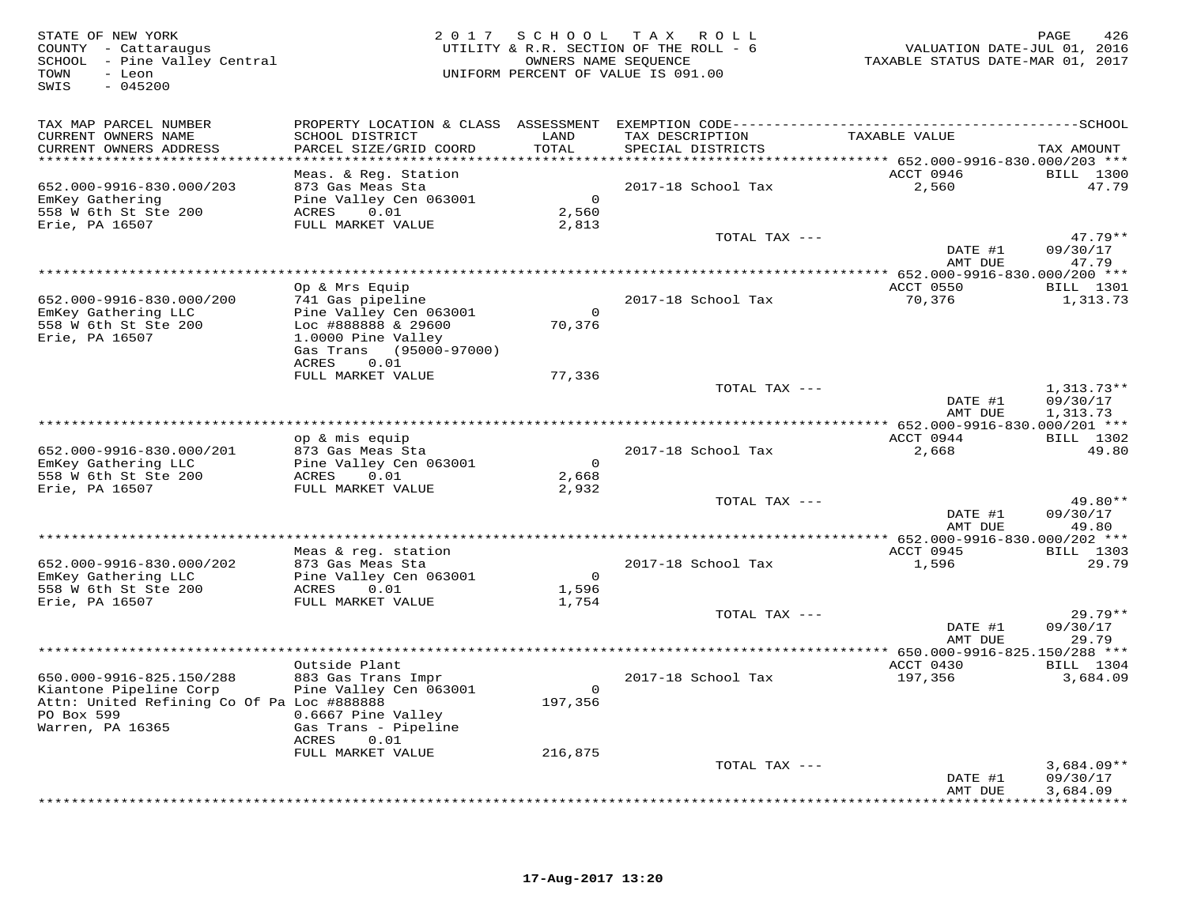STATE OF NEW YORK
COUNTY - Cattaraugus
SCHOOL - Pine Valley Central
TOWN - Leon
SWIS - 045200

2017 SCHOOL TAX ROLL
UTILITY & R.R. SECTION OF THE ROLL - 6
OWNERS NAME SEQUENCE
UNIFORM PERCENT OF VALUE IS 091.00

VALUATION DATE-JUL 01, 2016
TAXABLE STATUS DATE-MAR 01, 2017

| TAX MAP PARCEL NUMBER / CURRENT OWNERS NAME / CURRENT OWNERS ADDRESS | PROPERTY LOCATION & CLASS / SCHOOL DISTRICT / PARCEL SIZE/GRID COORD | ASSESSMENT LAND / TOTAL | EXEMPTION CODE / TAX DESCRIPTION / SPECIAL DISTRICTS | TAXABLE VALUE | TAX AMOUNT |
|---|---|---|---|---|---|
| **652.000-9916-830.000/203** | Meas. & Reg. Station | | | ACCT 0946 | BILL 1300 |
| 652.000-9916-830.000/203 | 873 Gas Meas Sta | | 2017-18 School Tax | 2,560 | 47.79 |
| EmKey Gathering | Pine Valley Cen 063001 | 0 | | | |
| 558 W 6th St Ste 200 | ACRES 0.01 | 2,560 | | | |
| Erie, PA 16507 | FULL MARKET VALUE | 2,813 | | | |
| | | | TOTAL TAX --- | | 47.79** |
| | | | | DATE #1 | 09/30/17 |
| | | | | AMT DUE | 47.79 |
| **652.000-9916-830.000/200** | Op & Mrs Equip | | | ACCT 0550 | BILL 1301 |
| 652.000-9916-830.000/200 | 741 Gas pipeline | | 2017-18 School Tax | 70,376 | 1,313.73 |
| EmKey Gathering LLC | Pine Valley Cen 063001 | 0 | | | |
| 558 W 6th St Ste 200 | Loc #888888 & 29600 | 70,376 | | | |
| Erie, PA 16507 | 1.0000 Pine Valley | | | | |
| | Gas Trans (95000-97000) | | | | |
| | ACRES 0.01 | | | | |
| | FULL MARKET VALUE | 77,336 | | | |
| | | | TOTAL TAX --- | | 1,313.73** |
| | | | | DATE #1 | 09/30/17 |
| | | | | AMT DUE | 1,313.73 |
| **652.000-9916-830.000/201** | op & mis equip | | | ACCT 0944 | BILL 1302 |
| 652.000-9916-830.000/201 | 873 Gas Meas Sta | | 2017-18 School Tax | 2,668 | 49.80 |
| EmKey Gathering LLC | Pine Valley Cen 063001 | 0 | | | |
| 558 W 6th St Ste 200 | ACRES 0.01 | 2,668 | | | |
| Erie, PA 16507 | FULL MARKET VALUE | 2,932 | | | |
| | | | TOTAL TAX --- | | 49.80** |
| | | | | DATE #1 | 09/30/17 |
| | | | | AMT DUE | 49.80 |
| **652.000-9916-830.000/202** | Meas & reg. station | | | ACCT 0945 | BILL 1303 |
| 652.000-9916-830.000/202 | 873 Gas Meas Sta | | 2017-18 School Tax | 1,596 | 29.79 |
| EmKey Gathering LLC | Pine Valley Cen 063001 | 0 | | | |
| 558 W 6th St Ste 200 | ACRES 0.01 | 1,596 | | | |
| Erie, PA 16507 | FULL MARKET VALUE | 1,754 | | | |
| | | | TOTAL TAX --- | | 29.79** |
| | | | | DATE #1 | 09/30/17 |
| | | | | AMT DUE | 29.79 |
| **650.000-9916-825.150/288** | Outside Plant | | | ACCT 0430 | BILL 1304 |
| 650.000-9916-825.150/288 | 883 Gas Trans Impr | | 2017-18 School Tax | 197,356 | 3,684.09 |
| Kiantone Pipeline Corp | Pine Valley Cen 063001 | 0 | | | |
| Attn: United Refining Co Of Pa | Loc #888888 | 197,356 | | | |
| PO Box 599 | 0.6667 Pine Valley | | | | |
| Warren, PA 16365 | Gas Trans - Pipeline | | | | |
| | ACRES 0.01 | | | | |
| | FULL MARKET VALUE | 216,875 | | | |
| | | | TOTAL TAX --- | | 3,684.09** |
| | | | | DATE #1 | 09/30/17 |
| | | | | AMT DUE | 3,684.09 |

17-Aug-2017 13:20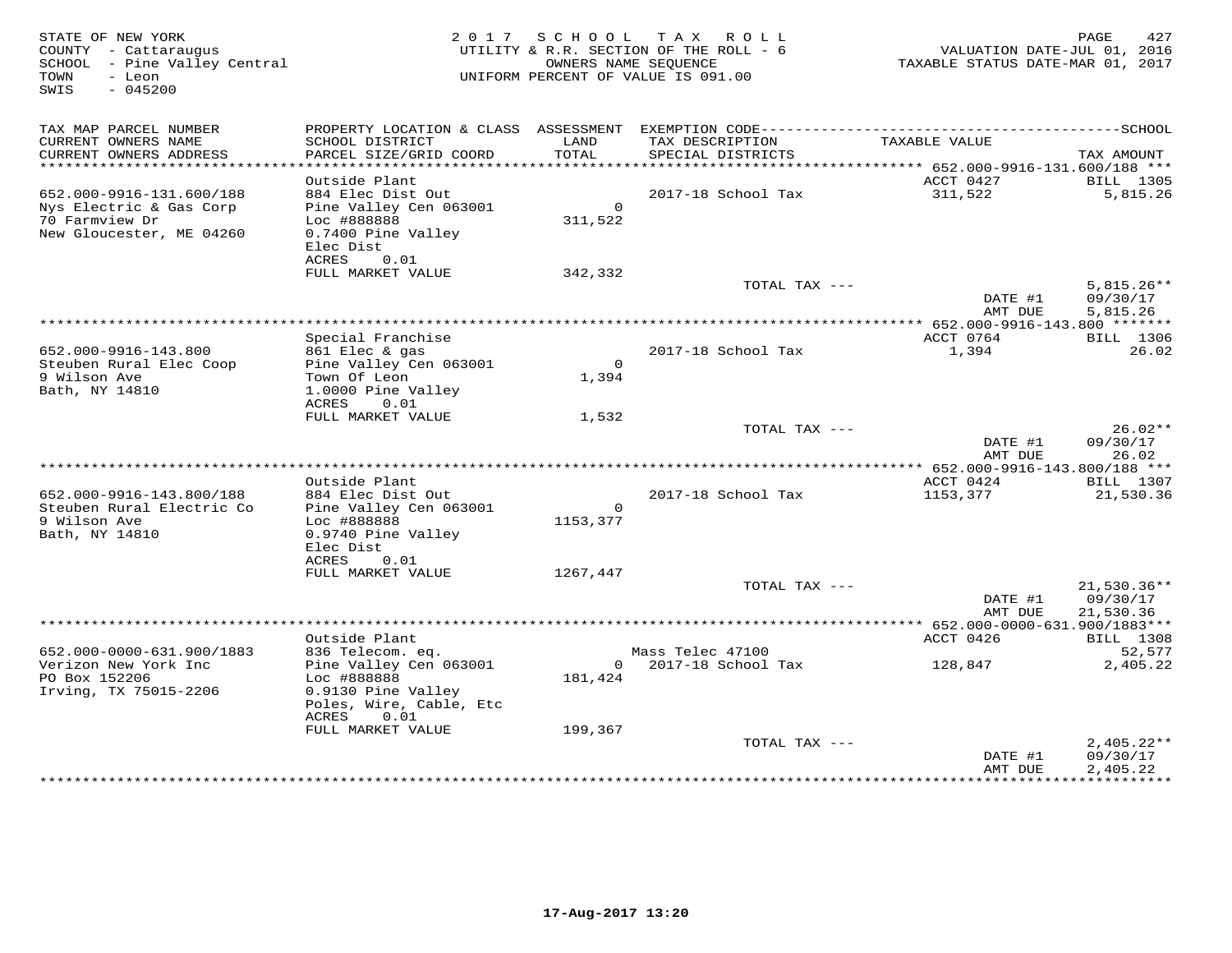STATE OF NEW YORK
COUNTY - Cattaraugus
SCHOOL - Pine Valley Central
TOWN - Leon
SWIS - 045200

2 0 1 7 S C H O O L T A X R O L L
UTILITY & R.R. SECTION OF THE ROLL - 6
OWNERS NAME SEQUENCE
UNIFORM PERCENT OF VALUE IS 091.00

VALUATION DATE-JUL 01, 2016
TAXABLE STATUS DATE-MAR 01, 2017

| TAX MAP PARCEL NUMBER / CURRENT OWNERS NAME / CURRENT OWNERS ADDRESS | PROPERTY LOCATION & CLASS / SCHOOL DISTRICT / PARCEL SIZE/GRID COORD | ASSESSMENT LAND / TOTAL | EXEMPTION CODE / TAX DESCRIPTION / SPECIAL DISTRICTS | TAXABLE VALUE | TAX AMOUNT |
|---|---|---|---|---|---|
| **652.000-9916-131.600/188** | Outside Plant | | | ACCT 0427 | BILL 1305 |
| 652.000-9916-131.600/188 | 884 Elec Dist Out | | 2017-18 School Tax | 311,522 | 5,815.26 |
| Nys Electric & Gas Corp | Pine Valley Cen 063001 | 0 | | | |
| 70 Farmview Dr | Loc #888888 | 311,522 | | | |
| New Gloucester, ME 04260 | 0.7400 Pine Valley Elec Dist | | | | |
| | ACRES 0.01 | | | | |
| | FULL MARKET VALUE | 342,332 | | | |
| | | | TOTAL TAX --- | | 5,815.26** |
| | | | | DATE #1 | 09/30/17 |
| | | | | AMT DUE | 5,815.26 |
| **652.000-9916-143.800** | Special Franchise | | | ACCT 0764 | BILL 1306 |
| 652.000-9916-143.800 | 861 Elec & gas | | 2017-18 School Tax | 1,394 | 26.02 |
| Steuben Rural Elec Coop | Pine Valley Cen 063001 | 0 | | | |
| 9 Wilson Ave | Town Of Leon | 1,394 | | | |
| Bath, NY 14810 | 1.0000 Pine Valley | | | | |
| | ACRES 0.01 | | | | |
| | FULL MARKET VALUE | 1,532 | | | |
| | | | TOTAL TAX --- | | 26.02** |
| | | | | DATE #1 | 09/30/17 |
| | | | | AMT DUE | 26.02 |
| **652.000-9916-143.800/188** | Outside Plant | | | ACCT 0424 | BILL 1307 |
| 652.000-9916-143.800/188 | 884 Elec Dist Out | | 2017-18 School Tax | 1153,377 | 21,530.36 |
| Steuben Rural Electric Co | Pine Valley Cen 063001 | 0 | | | |
| 9 Wilson Ave | Loc #888888 | 1153,377 | | | |
| Bath, NY 14810 | 0.9740 Pine Valley Elec Dist | | | | |
| | ACRES 0.01 | | | | |
| | FULL MARKET VALUE | 1267,447 | | | |
| | | | TOTAL TAX --- | | 21,530.36** |
| | | | | DATE #1 | 09/30/17 |
| | | | | AMT DUE | 21,530.36 |
| **652.000-0000-631.900/1883** | Outside Plant | | | ACCT 0426 | BILL 1308 |
| 652.000-0000-631.900/1883 | 836 Telecom. eq. | | Mass Telec 47100 | | 52,577 |
| Verizon New York Inc | Pine Valley Cen 063001 | 0 | 2017-18 School Tax | 128,847 | 2,405.22 |
| PO Box 152206 | Loc #888888 | 181,424 | | | |
| Irving, TX 75015-2206 | 0.9130 Pine Valley Poles, Wire, Cable, Etc | | | | |
| | ACRES 0.01 | | | | |
| | FULL MARKET VALUE | 199,367 | | | |
| | | | TOTAL TAX --- | | 2,405.22** |
| | | | | DATE #1 | 09/30/17 |
| | | | | AMT DUE | 2,405.22 |

17-Aug-2017 13:20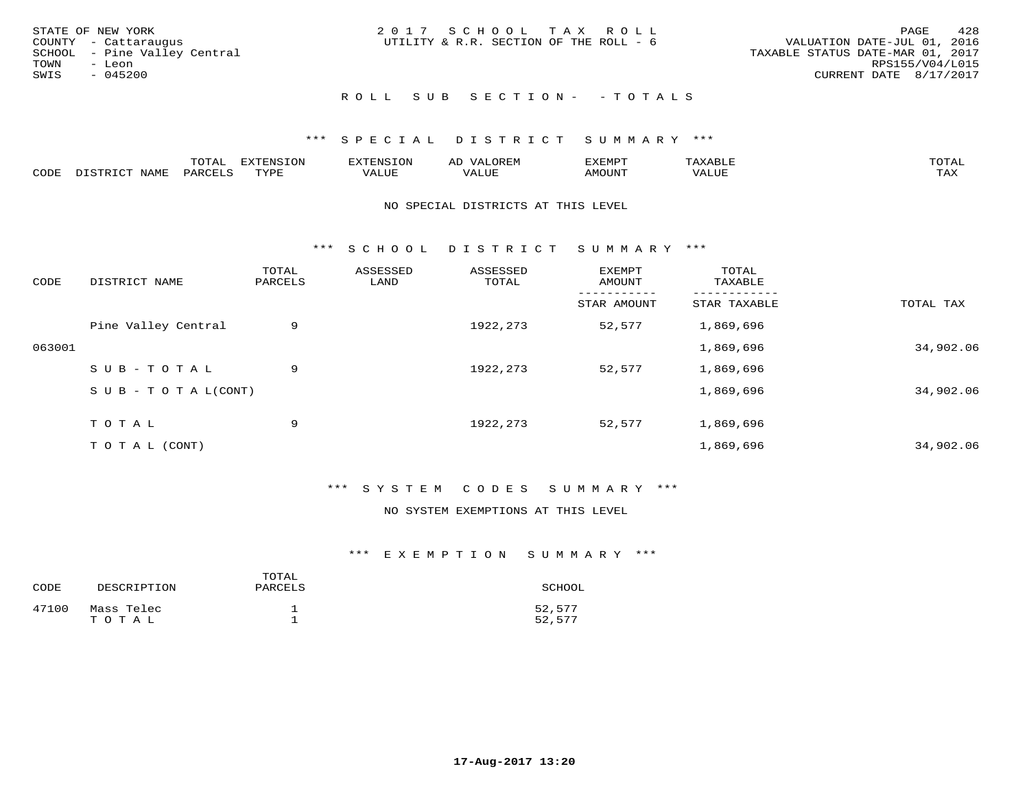STATE OF NEW YORK
COUNTY - Cattaraugus
SCHOOL - Pine Valley Central
TOWN - Leon
SWIS - 045200

2 0 1 7 S C H O O L T A X R O L L
UTILITY & R.R. SECTION OF THE ROLL - 6

VALUATION DATE-JUL 01, 2016
TAXABLE STATUS DATE-MAR 01, 2017
RPS155/V04/L015
CURRENT DATE 8/17/2017

R O L L S U B S E C T I O N - - T O T A L S

*** S P E C I A L D I S T R I C T S U M M A R Y ***

| CODE | DISTRICT NAME | TOTAL PARCELS | EXTENSION TYPE | EXTENSION VALUE | AD VALOREM VALUE | EXEMPT AMOUNT | TAXABLE VALUE | TOTAL TAX |
|---|---|---|---|---|---|---|---|---|

NO SPECIAL DISTRICTS AT THIS LEVEL

*** S C H O O L D I S T R I C T S U M M A R Y ***

| CODE | DISTRICT NAME | TOTAL PARCELS | ASSESSED LAND | ASSESSED TOTAL | EXEMPT AMOUNT / STAR AMOUNT | TOTAL TAXABLE / STAR TAXABLE | TOTAL TAX |
|---|---|---|---|---|---|---|---|
| | Pine Valley Central | 9 | | 1922,273 | 52,577 | 1,869,696 | |
| 063001 | | | | | | 1,869,696 | 34,902.06 |
| | S U B - T O T A L | 9 | | 1922,273 | 52,577 | 1,869,696 | |
| | S U B - T O T A L(CONT) | | | | | 1,869,696 | 34,902.06 |
| | T O T A L | 9 | | 1922,273 | 52,577 | 1,869,696 | |
| | T O T A L (CONT) | | | | | 1,869,696 | 34,902.06 |

*** S Y S T E M C O D E S S U M M A R Y ***

NO SYSTEM EXEMPTIONS AT THIS LEVEL

*** E X E M P T I O N S U M M A R Y ***

| CODE | DESCRIPTION | TOTAL PARCELS | SCHOOL |
|---|---|---|---|
| 47100 | Mass Telec | 1 | 52,577 |
| | T O T A L | 1 | 52,577 |

17-Aug-2017 13:20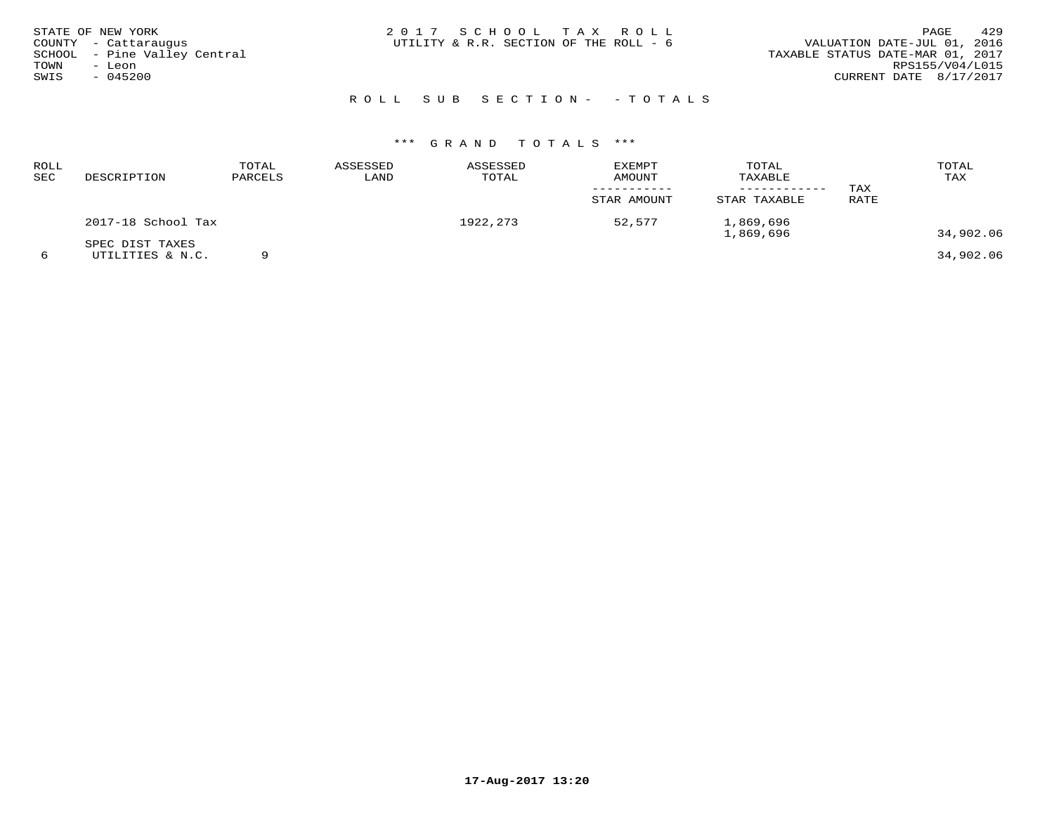STATE OF NEW YORK
COUNTY - Cattaraugus
SCHOOL - Pine Valley Central
TOWN - Leon
SWIS - 045200

2 0 1 7 S C H O O L T A X R O L L
UTILITY & R.R. SECTION OF THE ROLL - 6

VALUATION DATE-JUL 01, 2016
TAXABLE STATUS DATE-MAR 01, 2017
RPS155/V04/L015
CURRENT DATE 8/17/2017

R O L L S U B S E C T I O N - - T O T A L S

*** G R A N D T O T A L S ***

| ROLL SEC | DESCRIPTION | TOTAL PARCELS | ASSESSED LAND | ASSESSED TOTAL | EXEMPT AMOUNT / STAR AMOUNT | TOTAL TAXABLE / STAR TAXABLE | TAX RATE | TOTAL TAX |
|---|---|---|---|---|---|---|---|---|
| | 2017-18 School Tax | | | 1922,273 | 52,577 | 1,869,696 | | |
| | | | | | | 1,869,696 | | 34,902.06 |
| | SPEC DIST TAXES | | | | | | | |
| 6 | UTILITIES & N.C. | 9 | | | | | | 34,902.06 |

17-Aug-2017 13:20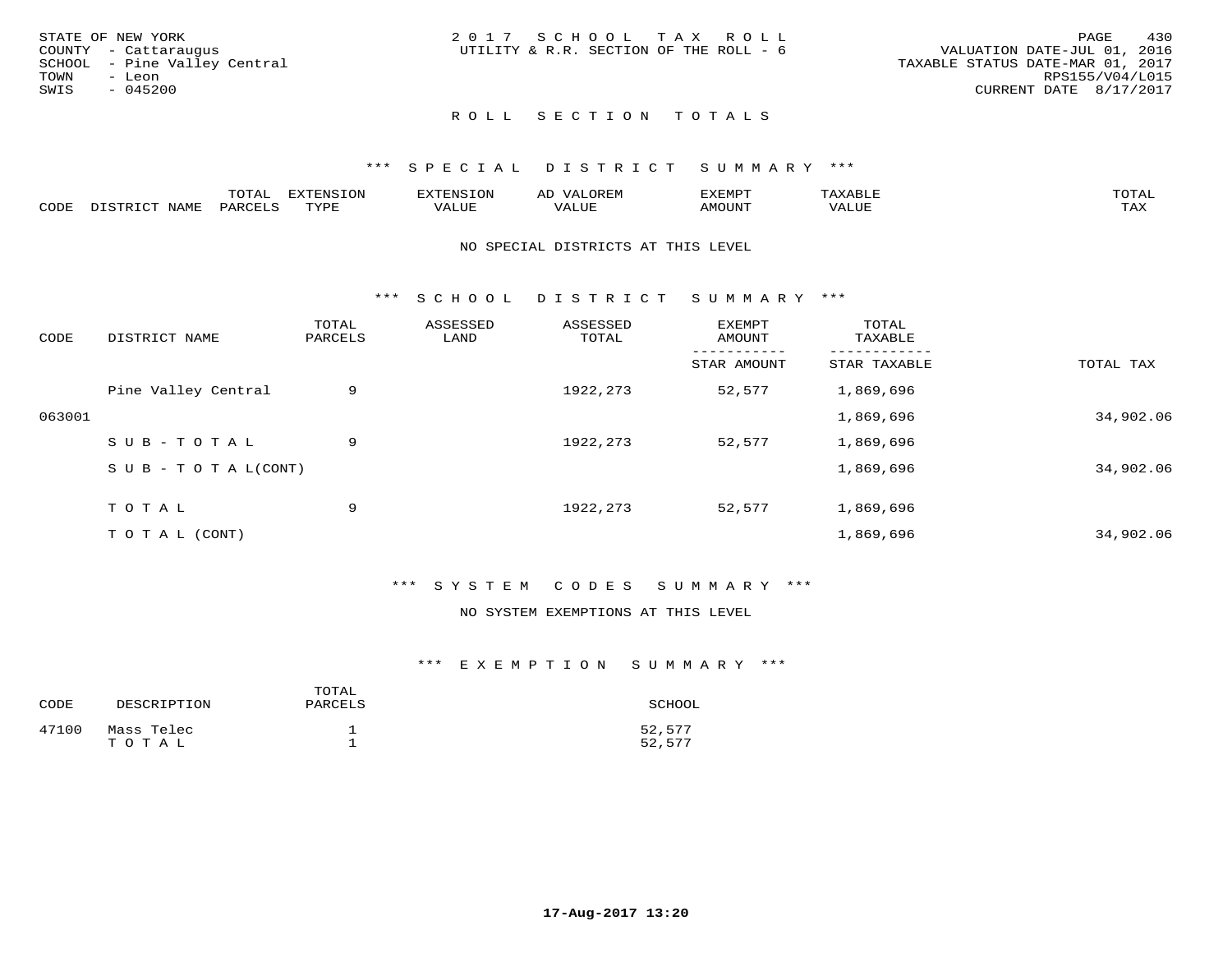STATE OF NEW YORK
COUNTY - Cattaraugus
SCHOOL - Pine Valley Central
TOWN - Leon
SWIS - 045200

2017 SCHOOL TAX ROLL
UTILITY & R.R. SECTION OF THE ROLL - 6

VALUATION DATE-JUL 01, 2016
TAXABLE STATUS DATE-MAR 01, 2017
RPS155/V04/L015
CURRENT DATE 8/17/2017

## ROLL SECTION TOTALS

### *** SPECIAL DISTRICT SUMMARY ***

| CODE | DISTRICT NAME | TOTAL PARCELS | EXTENSION TYPE | EXTENSION VALUE | AD VALOREM VALUE | EXEMPT AMOUNT | TAXABLE VALUE | TOTAL TAX |
|---|---|---|---|---|---|---|---|---|

NO SPECIAL DISTRICTS AT THIS LEVEL

### *** SCHOOL DISTRICT SUMMARY ***

| CODE | DISTRICT NAME | TOTAL PARCELS | ASSESSED LAND | ASSESSED TOTAL | EXEMPT AMOUNT / STAR AMOUNT | TOTAL TAXABLE / STAR TAXABLE | TOTAL TAX |
|---|---|---|---|---|---|---|---|
| | Pine Valley Central | 9 | | 1922,273 | 52,577 | 1,869,696 | |
| 063001 | | | | | | 1,869,696 | 34,902.06 |
| | S U B - T O T A L | 9 | | 1922,273 | 52,577 | 1,869,696 | |
| | S U B - T O T A L(CONT) | | | | | 1,869,696 | 34,902.06 |
| | T O T A L | 9 | | 1922,273 | 52,577 | 1,869,696 | |
| | T O T A L (CONT) | | | | | 1,869,696 | 34,902.06 |

### *** SYSTEM CODES SUMMARY ***

NO SYSTEM EXEMPTIONS AT THIS LEVEL

### *** EXEMPTION SUMMARY ***

| CODE | DESCRIPTION | TOTAL PARCELS | SCHOOL |
|---|---|---|---|
| 47100 | Mass Telec | 1 | 52,577 |
| | T O T A L | 1 | 52,577 |

17-Aug-2017 13:20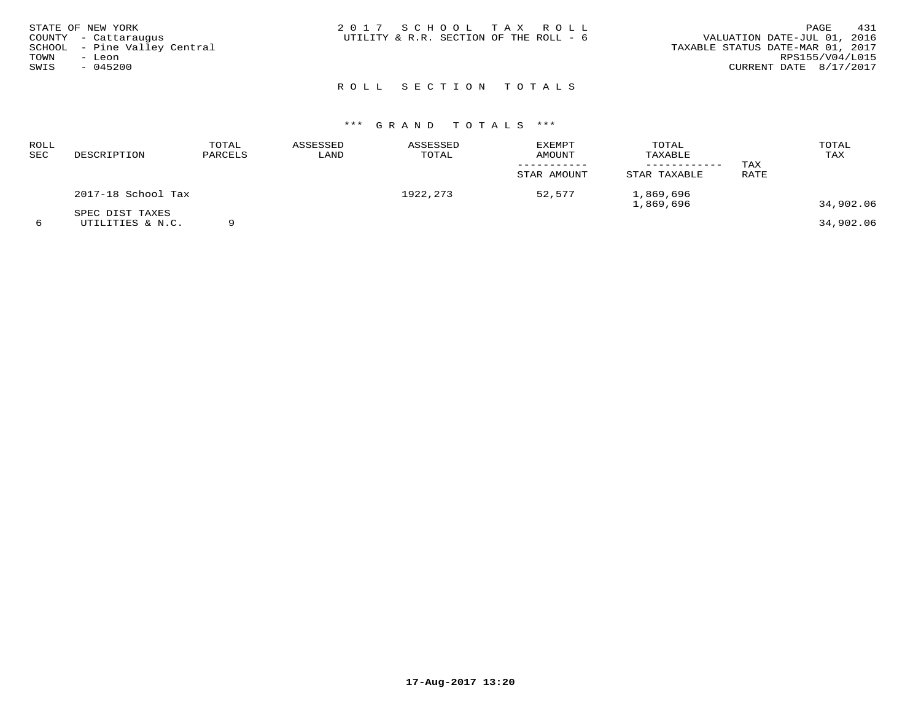STATE OF NEW YORK
COUNTY - Cattaraugus
SCHOOL - Pine Valley Central
TOWN - Leon
SWIS - 045200

2 0 1 7 S C H O O L T A X R O L L
UTILITY & R.R. SECTION OF THE ROLL - 6

VALUATION DATE-JUL 01, 2016
TAXABLE STATUS DATE-MAR 01, 2017
RPS155/V04/L015
CURRENT DATE 8/17/2017

## R O L L S E C T I O N T O T A L S

### *** G R A N D T O T A L S ***

| ROLL SEC | DESCRIPTION | TOTAL PARCELS | ASSESSED LAND | ASSESSED TOTAL | EXEMPT AMOUNT / STAR AMOUNT | TOTAL TAXABLE / STAR TAXABLE | TAX RATE | TOTAL TAX |
|---|---|---|---|---|---|---|---|---|
| | 2017-18 School Tax | | | 1922,273 | 52,577 | 1,869,696 | | |
| | | | | | | 1,869,696 | | 34,902.06 |
| | SPEC DIST TAXES | | | | | | | |
| 6 | UTILITIES & N.C. | 9 | | | | | | 34,902.06 |

17-Aug-2017 13:20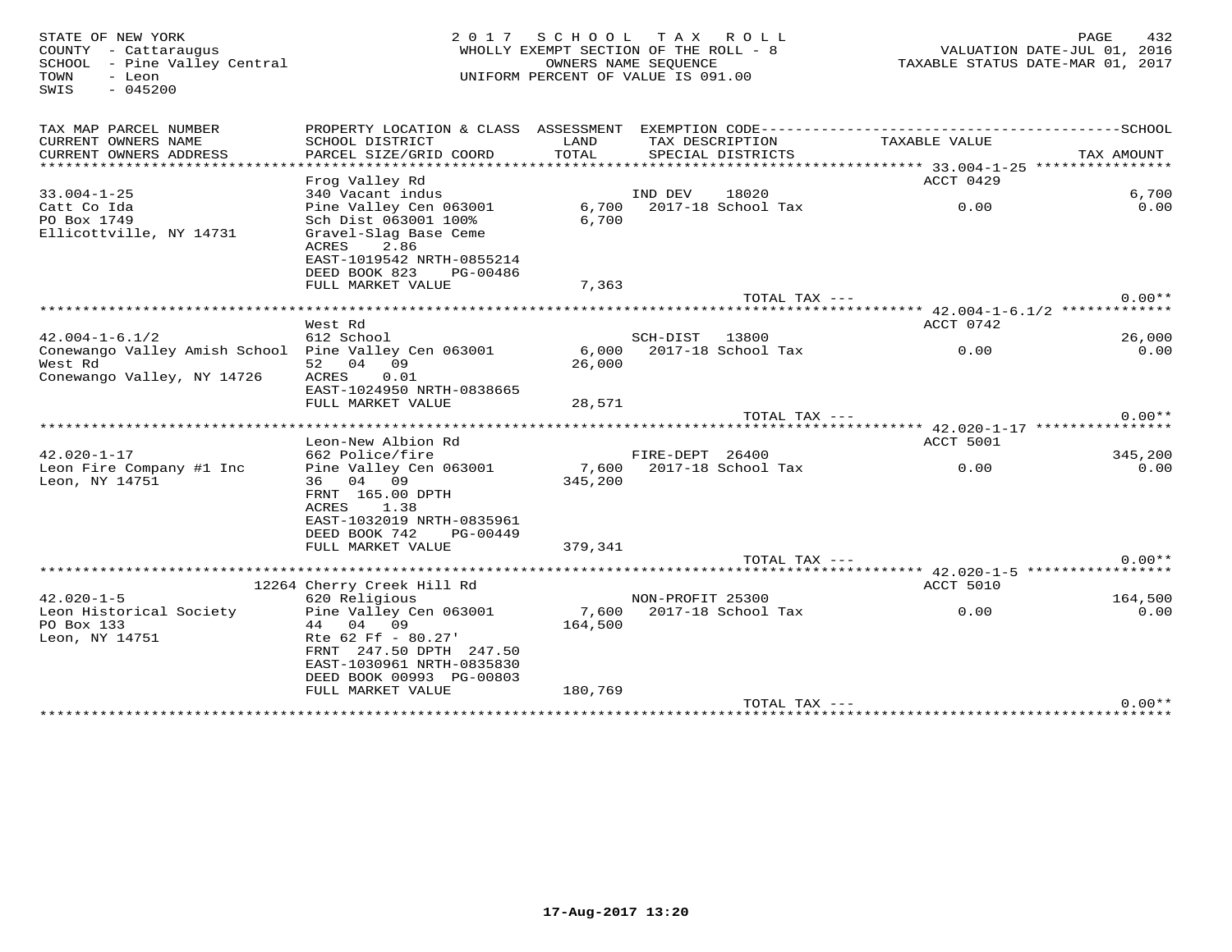STATE OF NEW YORK
COUNTY - Cattaraugus
SCHOOL - Pine Valley Central
TOWN - Leon
SWIS - 045200

2017 SCHOOL TAX ROLL
WHOLLY EXEMPT SECTION OF THE ROLL - 8
OWNERS NAME SEQUENCE
UNIFORM PERCENT OF VALUE IS 091.00

VALUATION DATE-JUL 01, 2016
TAXABLE STATUS DATE-MAR 01, 2017

| TAX MAP PARCEL NUMBER / CURRENT OWNERS NAME / CURRENT OWNERS ADDRESS | PROPERTY LOCATION & CLASS / SCHOOL DISTRICT / PARCEL SIZE/GRID COORD | ASSESSMENT LAND / TOTAL | EXEMPTION CODE / TAX DESCRIPTION / SPECIAL DISTRICTS | TAXABLE VALUE | TAX AMOUNT |
|---|---|---|---|---|---|
| | Frog Valley Rd | | | ACCT 0429 | |
| 33.004-1-25 | 340 Vacant indus | | IND DEV 18020 | | 6,700 |
| Catt Co Ida | Pine Valley Cen 063001 | 6,700 | 2017-18 School Tax | 0.00 | 0.00 |
| PO Box 1749 | Sch Dist 063001 100% | 6,700 | | | |
| Ellicottville, NY 14731 | Gravel-Slag Base Ceme | | | | |
| | ACRES 2.86 | | | | |
| | EAST-1019542 NRTH-0855214 | | | | |
| | DEED BOOK 823 PG-00486 | | | | |
| | FULL MARKET VALUE | 7,363 | | | |
| | | | TOTAL TAX --- | | 0.00** |
| | West Rd | | | ACCT 0742 | |
| 42.004-1-6.1/2 | 612 School | | SCH-DIST 13800 | | 26,000 |
| Conewango Valley Amish School | Pine Valley Cen 063001 | 6,000 | 2017-18 School Tax | 0.00 | 0.00 |
| West Rd | 52 04 09 | 26,000 | | | |
| Conewango Valley, NY 14726 | ACRES 0.01 | | | | |
| | EAST-1024950 NRTH-0838665 | | | | |
| | FULL MARKET VALUE | 28,571 | | | |
| | | | TOTAL TAX --- | | 0.00** |
| | Leon-New Albion Rd | | | ACCT 5001 | |
| 42.020-1-17 | 662 Police/fire | | FIRE-DEPT 26400 | | 345,200 |
| Leon Fire Company #1 Inc | Pine Valley Cen 063001 | 7,600 | 2017-18 School Tax | 0.00 | 0.00 |
| Leon, NY 14751 | 36 04 09 | 345,200 | | | |
| | FRNT 165.00 DPTH | | | | |
| | ACRES 1.38 | | | | |
| | EAST-1032019 NRTH-0835961 | | | | |
| | DEED BOOK 742 PG-00449 | | | | |
| | FULL MARKET VALUE | 379,341 | | | |
| | | | TOTAL TAX --- | | 0.00** |
| | 12264 Cherry Creek Hill Rd | | | ACCT 5010 | |
| 42.020-1-5 | 620 Religious | | NON-PROFIT 25300 | | 164,500 |
| Leon Historical Society | Pine Valley Cen 063001 | 7,600 | 2017-18 School Tax | 0.00 | 0.00 |
| PO Box 133 | 44 04 09 | 164,500 | | | |
| Leon, NY 14751 | Rte 62 Ff - 80.27' | | | | |
| | FRNT 247.50 DPTH 247.50 | | | | |
| | EAST-1030961 NRTH-0835830 | | | | |
| | DEED BOOK 00993 PG-00803 | | | | |
| | FULL MARKET VALUE | 180,769 | | | |
| | | | TOTAL TAX --- | | 0.00** |

17-Aug-2017 13:20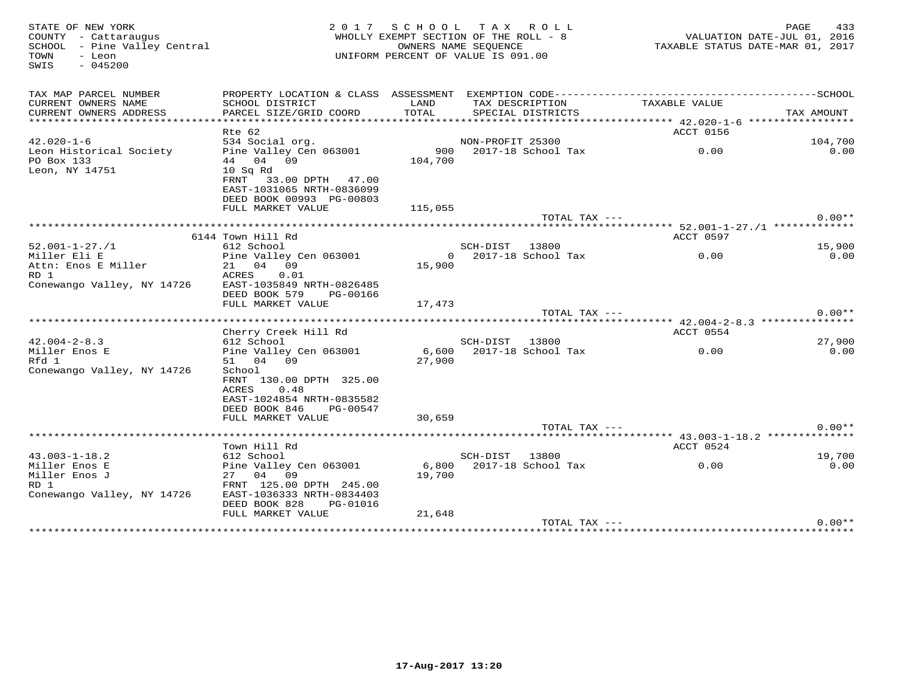STATE OF NEW YORK
COUNTY - Cattaraugus
SCHOOL - Pine Valley Central
TOWN - Leon
SWIS - 045200

2 0 1 7 S C H O O L T A X R O L L
WHOLLY EXEMPT SECTION OF THE ROLL - 8
OWNERS NAME SEQUENCE
UNIFORM PERCENT OF VALUE IS 091.00

VALUATION DATE-JUL 01, 2016
TAXABLE STATUS DATE-MAR 01, 2017

| TAX MAP PARCEL NUMBER / CURRENT OWNERS NAME / CURRENT OWNERS ADDRESS | PROPERTY LOCATION & CLASS / SCHOOL DISTRICT / PARCEL SIZE/GRID COORD | ASSESSMENT LAND / TOTAL | EXEMPTION CODE / TAX DESCRIPTION / SPECIAL DISTRICTS | TAXABLE VALUE | SCHOOL / TAX AMOUNT |
|---|---|---|---|---|---|
| 42.020-1-6 | Rte 62 | | | ACCT 0156 | |
| Leon Historical Society | 534 Social org. | | NON-PROFIT 25300 | | 104,700 |
| PO Box 133 | Pine Valley Cen 063001 | 900 | 2017-18 School Tax | 0.00 | 0.00 |
| Leon, NY 14751 | 44 04 09 | 104,700 | | | |
| | 10 Sq Rd | | | | |
| | FRNT 33.00 DPTH 47.00 | | | | |
| | EAST-1031065 NRTH-0836099 | | | | |
| | DEED BOOK 00993 PG-00803 | | | | |
| | FULL MARKET VALUE | 115,055 | | | |
| | | | TOTAL TAX --- | | 0.00** |
| 52.001-1-27./1 | 6144 Town Hill Rd | | | ACCT 0597 | |
| Miller Eli E | 612 School | | SCH-DIST 13800 | | 15,900 |
| Attn: Enos E Miller | Pine Valley Cen 063001 | 0 | 2017-18 School Tax | 0.00 | 0.00 |
| RD 1 | 21 04 09 | 15,900 | | | |
| Conewango Valley, NY 14726 | ACRES 0.01 | | | | |
| | EAST-1035849 NRTH-0826485 | | | | |
| | DEED BOOK 579 PG-00166 | | | | |
| | FULL MARKET VALUE | 17,473 | | | |
| | | | TOTAL TAX --- | | 0.00** |
| 42.004-2-8.3 | Cherry Creek Hill Rd | | | ACCT 0554 | |
| Miller Enos E | 612 School | | SCH-DIST 13800 | | 27,900 |
| Rfd 1 | Pine Valley Cen 063001 | 6,600 | 2017-18 School Tax | 0.00 | 0.00 |
| Conewango Valley, NY 14726 | 51 04 09 | 27,900 | | | |
| | School | | | | |
| | FRNT 130.00 DPTH 325.00 | | | | |
| | ACRES 0.48 | | | | |
| | EAST-1024854 NRTH-0835582 | | | | |
| | DEED BOOK 846 PG-00547 | | | | |
| | FULL MARKET VALUE | 30,659 | | | |
| | | | TOTAL TAX --- | | 0.00** |
| 43.003-1-18.2 | Town Hill Rd | | | ACCT 0524 | |
| Miller Enos E | 612 School | | SCH-DIST 13800 | | 19,700 |
| Miller Enos J | Pine Valley Cen 063001 | 6,800 | 2017-18 School Tax | 0.00 | 0.00 |
| RD 1 | 27 04 09 | 19,700 | | | |
| Conewango Valley, NY 14726 | FRNT 125.00 DPTH 245.00 | | | | |
| | EAST-1036333 NRTH-0834403 | | | | |
| | DEED BOOK 828 PG-01016 | | | | |
| | FULL MARKET VALUE | 21,648 | | | |
| | | | TOTAL TAX --- | | 0.00** |

17-Aug-2017 13:20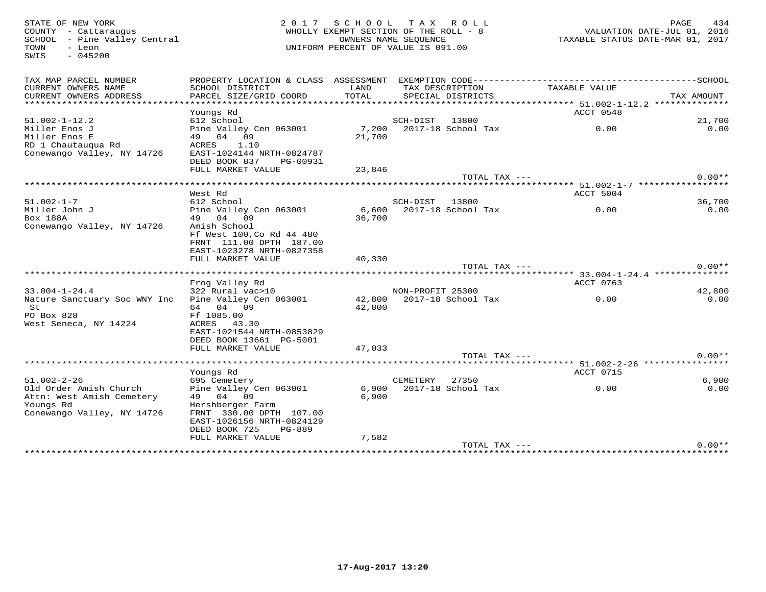STATE OF NEW YORK
COUNTY - Cattaraugus
SCHOOL - Pine Valley Central
TOWN - Leon
SWIS - 045200

2017 SCHOOL TAX ROLL
WHOLLY EXEMPT SECTION OF THE ROLL - 8
OWNERS NAME SEQUENCE
UNIFORM PERCENT OF VALUE IS 091.00

VALUATION DATE-JUL 01, 2016
TAXABLE STATUS DATE-MAR 01, 2017

| TAX MAP PARCEL NUMBER / CURRENT OWNERS NAME / CURRENT OWNERS ADDRESS | PROPERTY LOCATION & CLASS / SCHOOL DISTRICT / PARCEL SIZE/GRID COORD | ASSESSMENT LAND / TOTAL | EXEMPTION CODE / TAX DESCRIPTION / SPECIAL DISTRICTS | TAXABLE VALUE | SCHOOL / TAX AMOUNT |
|---|---|---|---|---|---|
| **51.002-1-12.2** | Youngs Rd | | | ACCT 0548 | |
| 51.002-1-12.2 | 612 School | | SCH-DIST 13800 | | 21,700 |
| Miller Enos J | Pine Valley Cen 063001 | 7,200 | 2017-18 School Tax | 0.00 | 0.00 |
| Miller Enos E | 49 04 09 | 21,700 | | | |
| RD 1 Chautauqua Rd | ACRES 1.10 | | | | |
| Conewango Valley, NY 14726 | EAST-1024144 NRTH-0824787 | | | | |
| | DEED BOOK 837 PG-00931 | | | | |
| | FULL MARKET VALUE | 23,846 | | | |
| | | | TOTAL TAX --- | | 0.00** |
| **51.002-1-7** | West Rd | | | ACCT 5004 | |
| 51.002-1-7 | 612 School | | SCH-DIST 13800 | | 36,700 |
| Miller John J | Pine Valley Cen 063001 | 6,600 | 2017-18 School Tax | 0.00 | 0.00 |
| Box 188A | 49 04 09 | 36,700 | | | |
| Conewango Valley, NY 14726 | Amish School | | | | |
| | Ff West 100,Co Rd 44 480 | | | | |
| | FRNT 111.00 DPTH 187.00 | | | | |
| | EAST-1023278 NRTH-0827358 | | | | |
| | FULL MARKET VALUE | 40,330 | | | |
| | | | TOTAL TAX --- | | 0.00** |
| **33.004-1-24.4** | Frog Valley Rd | | | ACCT 0763 | |
| 33.004-1-24.4 | 322 Rural vac>10 | | NON-PROFIT 25300 | | 42,800 |
| Nature Sanctuary Soc WNY Inc | Pine Valley Cen 063001 | 42,800 | 2017-18 School Tax | 0.00 | 0.00 |
| St | 64 04 09 | 42,800 | | | |
| PO Box 828 | Ff 1085.00 | | | | |
| West Seneca, NY 14224 | ACRES 43.30 | | | | |
| | EAST-1021544 NRTH-0853829 | | | | |
| | DEED BOOK 13661 PG-5001 | | | | |
| | FULL MARKET VALUE | 47,033 | | | |
| | | | TOTAL TAX --- | | 0.00** |
| **51.002-2-26** | Youngs Rd | | | ACCT 0715 | |
| 51.002-2-26 | 695 Cemetery | | CEMETERY 27350 | | 6,900 |
| Old Order Amish Church | Pine Valley Cen 063001 | 6,900 | 2017-18 School Tax | 0.00 | 0.00 |
| Attn: West Amish Cemetery | 49 04 09 | 6,900 | | | |
| Youngs Rd | Hershberger Farm | | | | |
| Conewango Valley, NY 14726 | FRNT 330.00 DPTH 107.00 | | | | |
| | EAST-1026156 NRTH-0824129 | | | | |
| | DEED BOOK 725 PG-889 | | | | |
| | FULL MARKET VALUE | 7,582 | | | |
| | | | TOTAL TAX --- | | 0.00** |

17-Aug-2017 13:20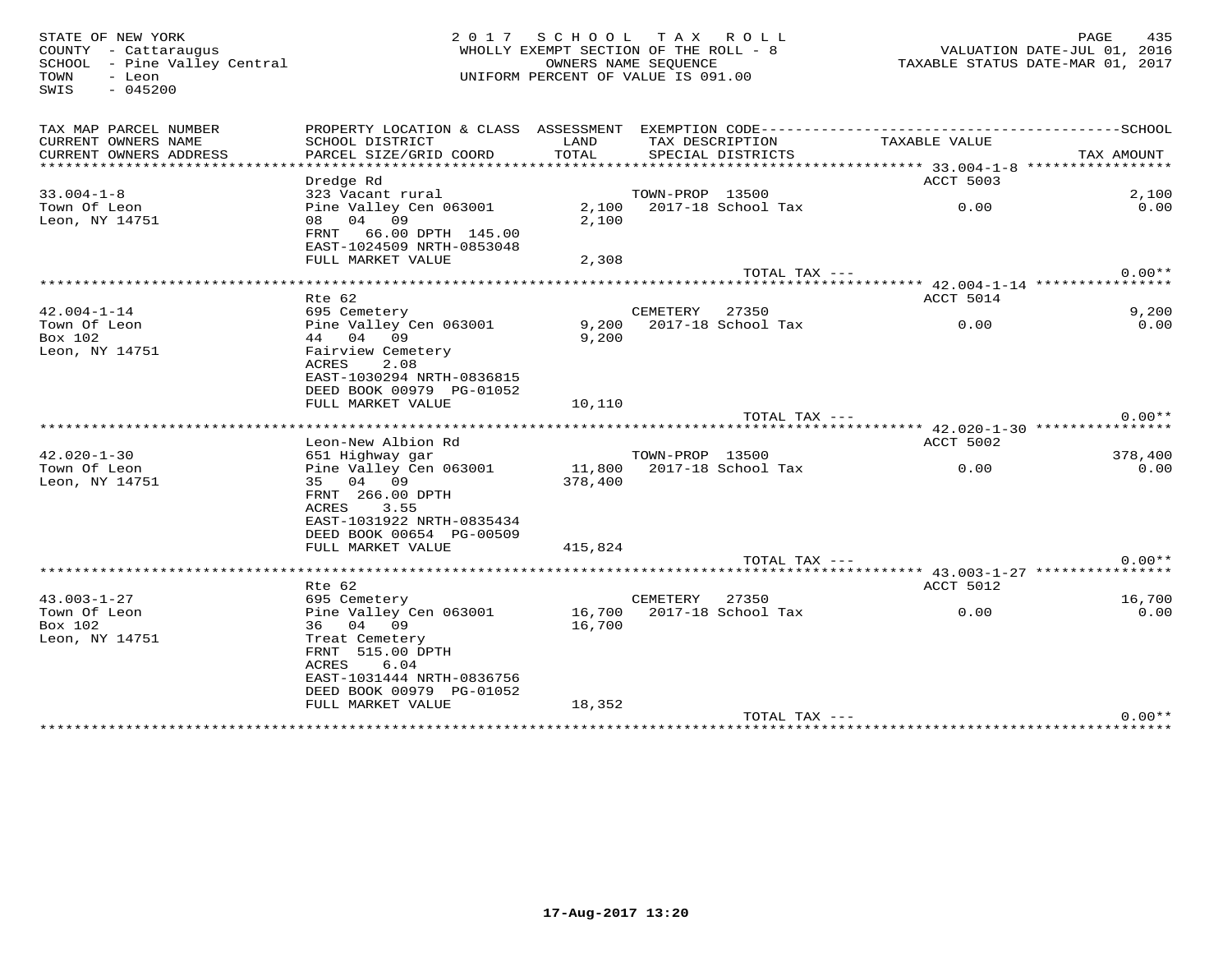STATE OF NEW YORK
COUNTY - Cattaraugus
SCHOOL - Pine Valley Central
TOWN - Leon
SWIS - 045200

2017 SCHOOL TAX ROLL
WHOLLY EXEMPT SECTION OF THE ROLL - 8
OWNERS NAME SEQUENCE
UNIFORM PERCENT OF VALUE IS 091.00

VALUATION DATE-JUL 01, 2016
TAXABLE STATUS DATE-MAR 01, 2017

| TAX MAP PARCEL NUMBER / CURRENT OWNERS NAME / CURRENT OWNERS ADDRESS | PROPERTY LOCATION & CLASS / SCHOOL DISTRICT / PARCEL SIZE/GRID COORD | ASSESSMENT LAND / TOTAL | EXEMPTION CODE / TAX DESCRIPTION / SPECIAL DISTRICTS | TAXABLE VALUE | SCHOOL / TAX AMOUNT |
|---|---|---|---|---|---|
| 33.004-1-8 | Dredge Rd | | | ACCT 5003 | |
| | 323 Vacant rural | | TOWN-PROP 13500 | | 2,100 |
| Town Of Leon | Pine Valley Cen 063001 | 2,100 | 2017-18 School Tax | 0.00 | 0.00 |
| Leon, NY 14751 | 08 04 09 | 2,100 | | | |
| | FRNT 66.00 DPTH 145.00 | | | | |
| | EAST-1024509 NRTH-0853048 | | | | |
| | FULL MARKET VALUE | 2,308 | | | |
| | | | TOTAL TAX --- | | 0.00** |
| 42.004-1-14 | Rte 62 | | | ACCT 5014 | |
| | 695 Cemetery | | CEMETERY 27350 | | 9,200 |
| Town Of Leon | Pine Valley Cen 063001 | 9,200 | 2017-18 School Tax | 0.00 | 0.00 |
| Box 102 | 44 04 09 | 9,200 | | | |
| Leon, NY 14751 | Fairview Cemetery | | | | |
| | ACRES 2.08 | | | | |
| | EAST-1030294 NRTH-0836815 | | | | |
| | DEED BOOK 00979 PG-01052 | | | | |
| | FULL MARKET VALUE | 10,110 | | | |
| | | | TOTAL TAX --- | | 0.00** |
| 42.020-1-30 | Leon-New Albion Rd | | | ACCT 5002 | |
| | 651 Highway gar | | TOWN-PROP 13500 | | 378,400 |
| Town Of Leon | Pine Valley Cen 063001 | 11,800 | 2017-18 School Tax | 0.00 | 0.00 |
| Leon, NY 14751 | 35 04 09 | 378,400 | | | |
| | FRNT 266.00 DPTH | | | | |
| | ACRES 3.55 | | | | |
| | EAST-1031922 NRTH-0835434 | | | | |
| | DEED BOOK 00654 PG-00509 | | | | |
| | FULL MARKET VALUE | 415,824 | | | |
| | | | TOTAL TAX --- | | 0.00** |
| 43.003-1-27 | Rte 62 | | | ACCT 5012 | |
| | 695 Cemetery | | CEMETERY 27350 | | 16,700 |
| Town Of Leon | Pine Valley Cen 063001 | 16,700 | 2017-18 School Tax | 0.00 | 0.00 |
| Box 102 | 36 04 09 | 16,700 | | | |
| Leon, NY 14751 | Treat Cemetery | | | | |
| | FRNT 515.00 DPTH | | | | |
| | ACRES 6.04 | | | | |
| | EAST-1031444 NRTH-0836756 | | | | |
| | DEED BOOK 00979 PG-01052 | | | | |
| | FULL MARKET VALUE | 18,352 | | | |
| | | | TOTAL TAX --- | | 0.00** |

17-Aug-2017 13:20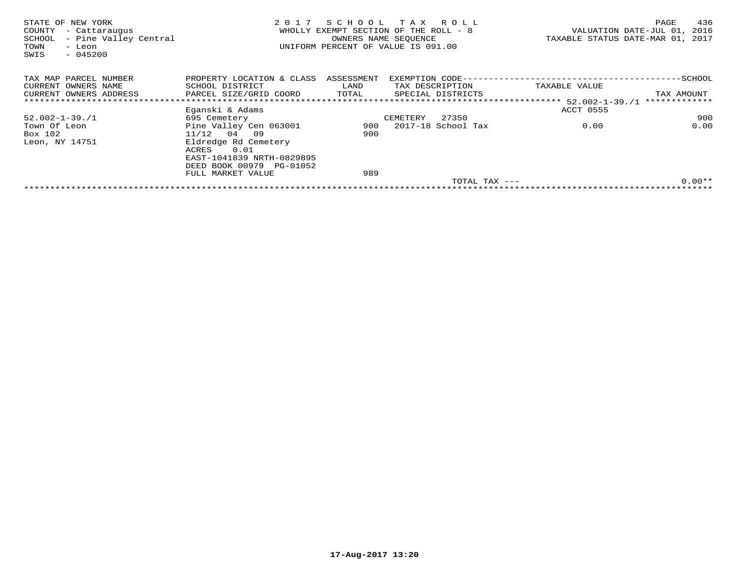STATE OF NEW YORK
COUNTY - Cattaraugus
SCHOOL - Pine Valley Central
TOWN - Leon
SWIS - 045200

**2017 SCHOOL TAX ROLL**
WHOLLY EXEMPT SECTION OF THE ROLL - 8
OWNERS NAME SEQUENCE
UNIFORM PERCENT OF VALUE IS 091.00

VALUATION DATE-JUL 01, 2016
TAXABLE STATUS DATE-MAR 01, 2017

| TAX MAP PARCEL NUMBER / CURRENT OWNERS NAME / CURRENT OWNERS ADDRESS | PROPERTY LOCATION & CLASS / SCHOOL DISTRICT / PARCEL SIZE/GRID COORD | ASSESSMENT LAND / TOTAL | EXEMPTION CODE / TAX DESCRIPTION / SPECIAL DISTRICTS | TAXABLE VALUE | SCHOOL / TAX AMOUNT |
|---|---|---|---|---|---|
| 52.002-1-39./1 | Eganski & Adams | | | ACCT 0555 | |
| 52.002-1-39./1 | 695 Cemetery | | CEMETERY 27350 | | 900 |
| Town Of Leon | Pine Valley Cen 063001 | 900 | 2017-18 School Tax | 0.00 | 0.00 |
| Box 102 | 11/12 04 09 | 900 | | | |
| Leon, NY 14751 | Eldredge Rd Cemetery | | | | |
| | ACRES 0.01 | | | | |
| | EAST-1041839 NRTH-0829895 | | | | |
| | DEED BOOK 00979 PG-01052 | | | | |
| | FULL MARKET VALUE | 989 | | | |
| | | | TOTAL TAX --- | | 0.00** |

17-Aug-2017 13:20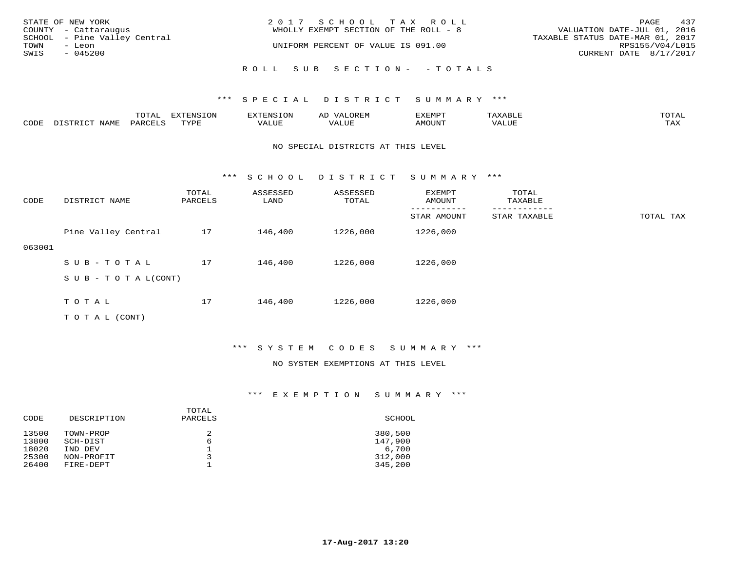STATE OF NEW YORK
COUNTY - Cattaraugus
SCHOOL - Pine Valley Central
TOWN - Leon
SWIS - 045200

2017 SCHOOL TAX ROLL
WHOLLY EXEMPT SECTION OF THE ROLL - 8
UNIFORM PERCENT OF VALUE IS 091.00

VALUATION DATE-JUL 01, 2016
TAXABLE STATUS DATE-MAR 01, 2017
RPS155/V04/L015
CURRENT DATE 8/17/2017

ROLL SUB SECTION- - TOTALS

*** SPECIAL DISTRICT SUMMARY ***

| CODE | DISTRICT NAME | TOTAL PARCELS | EXTENSION TYPE | EXTENSION VALUE | AD VALOREM VALUE | EXEMPT AMOUNT | TAXABLE VALUE | TOTAL TAX |
|---|---|---|---|---|---|---|---|---|

NO SPECIAL DISTRICTS AT THIS LEVEL

*** SCHOOL DISTRICT SUMMARY ***

| CODE | DISTRICT NAME | TOTAL PARCELS | ASSESSED LAND | ASSESSED TOTAL | EXEMPT AMOUNT / STAR AMOUNT | TOTAL TAXABLE / STAR TAXABLE | TOTAL TAX |
|---|---|---|---|---|---|---|---|
| 063001 | Pine Valley Central | 17 | 146,400 | 1226,000 | 1226,000 | | |
| | SUB-TOTAL | 17 | 146,400 | 1226,000 | 1226,000 | | |
| | SUB-TOTAL(CONT) | | | | | | |
| | TOTAL | 17 | 146,400 | 1226,000 | 1226,000 | | |
| | TOTAL (CONT) | | | | | | |

*** SYSTEM CODES SUMMARY ***

NO SYSTEM EXEMPTIONS AT THIS LEVEL

*** EXEMPTION SUMMARY ***

| CODE | DESCRIPTION | TOTAL PARCELS | SCHOOL |
|---|---|---|---|
| 13500 | TOWN-PROP | 2 | 380,500 |
| 13800 | SCH-DIST | 6 | 147,900 |
| 18020 | IND DEV | 1 | 6,700 |
| 25300 | NON-PROFIT | 3 | 312,000 |
| 26400 | FIRE-DEPT | 1 | 345,200 |

17-Aug-2017 13:20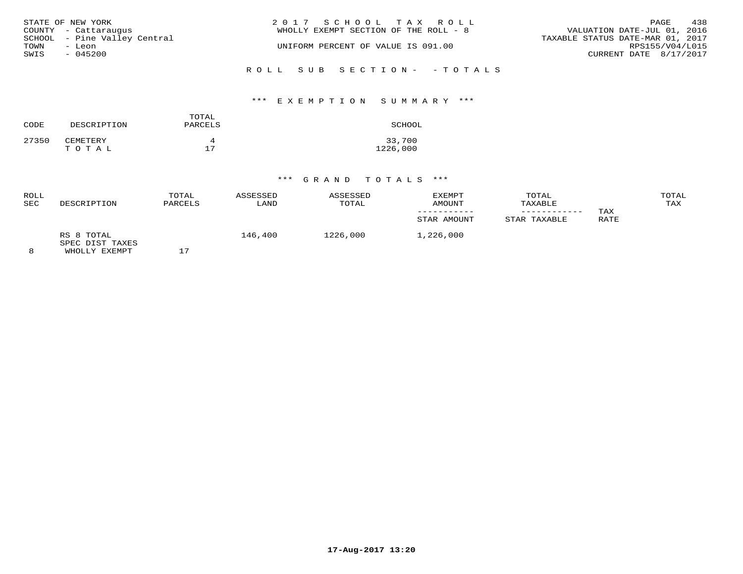STATE OF NEW YORK
COUNTY - Cattaraugus
SCHOOL - Pine Valley Central
TOWN - Leon
SWIS - 045200

2 0 1 7 S C H O O L T A X R O L L
WHOLLY EXEMPT SECTION OF THE ROLL - 8

UNIFORM PERCENT OF VALUE IS 091.00

VALUATION DATE-JUL 01, 2016
TAXABLE STATUS DATE-MAR 01, 2017
RPS155/V04/L015
CURRENT DATE 8/17/2017

R O L L S U B S E C T I O N - - T O T A L S

*** E X E M P T I O N S U M M A R Y ***

| CODE | DESCRIPTION | TOTAL PARCELS | SCHOOL |
|---|---|---|---|
| 27350 | CEMETERY | 4 | 33,700 |
| | T O T A L | 17 | 1226,000 |

*** G R A N D T O T A L S ***

| ROLL SEC | DESCRIPTION | TOTAL PARCELS | ASSESSED LAND | ASSESSED TOTAL | EXEMPT AMOUNT<br>-----------<br>STAR AMOUNT | TOTAL TAXABLE<br>------------<br>STAR TAXABLE | TAX RATE | TOTAL TAX |
|---|---|---|---|---|---|---|---|---|
| 8 | RS 8 TOTAL<br>SPEC DIST TAXES<br>WHOLLY EXEMPT | 17 | 146,400 | 1226,000 | 1,226,000 | | | |

17-Aug-2017 13:20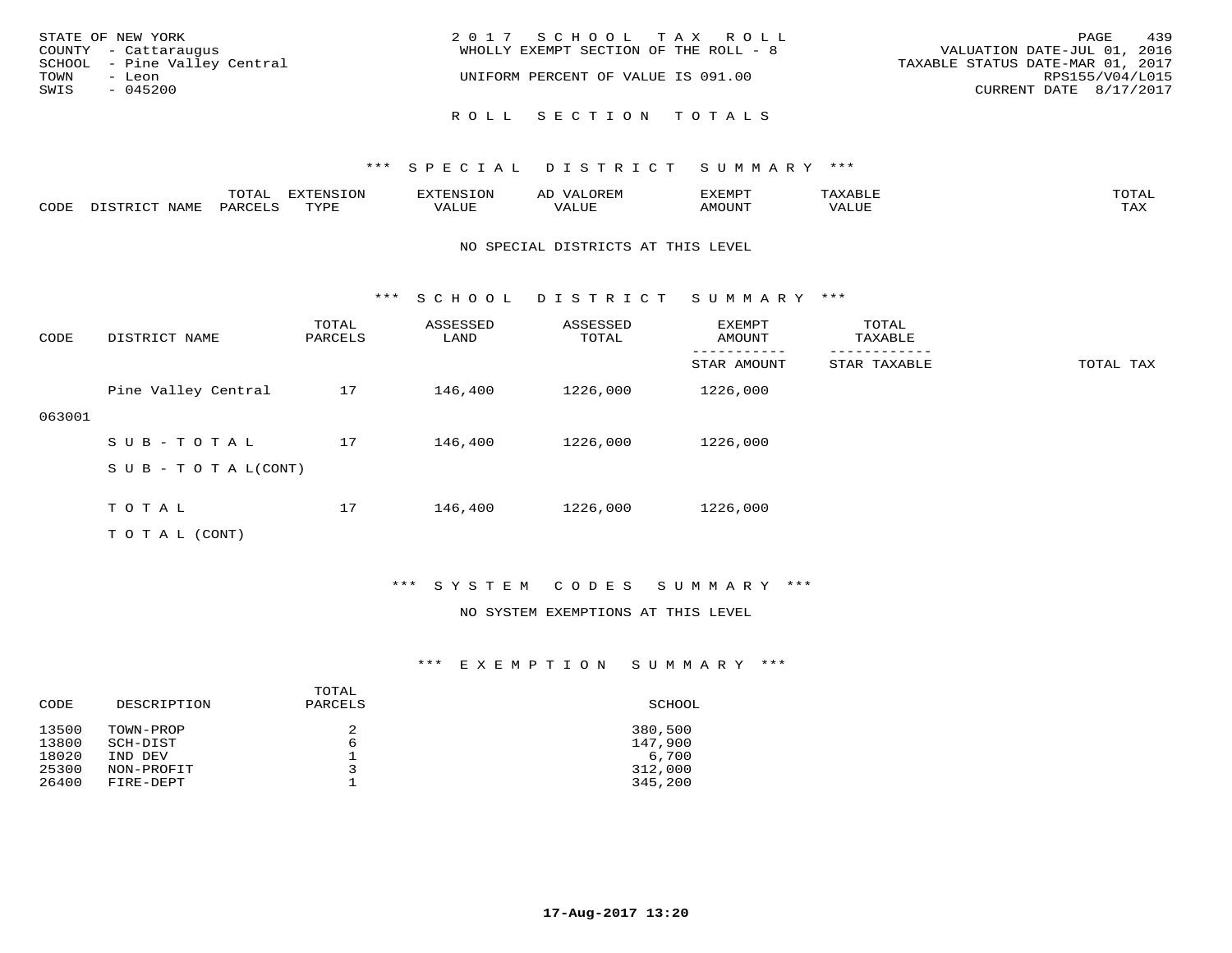STATE OF NEW YORK
COUNTY - Cattaraugus
SCHOOL - Pine Valley Central
TOWN - Leon
SWIS - 045200

2017 SCHOOL TAX ROLL
WHOLLY EXEMPT SECTION OF THE ROLL - 8

UNIFORM PERCENT OF VALUE IS 091.00

VALUATION DATE-JUL 01, 2016
TAXABLE STATUS DATE-MAR 01, 2017
RPS155/V04/L015
CURRENT DATE 8/17/2017

## ROLL SECTION TOTALS

### *** SPECIAL DISTRICT SUMMARY ***

| CODE | DISTRICT NAME | TOTAL PARCELS | EXTENSION TYPE | EXTENSION VALUE | AD VALOREM VALUE | EXEMPT AMOUNT | TAXABLE VALUE | TOTAL TAX |
|---|---|---|---|---|---|---|---|---|

NO SPECIAL DISTRICTS AT THIS LEVEL

### *** SCHOOL DISTRICT SUMMARY ***

| CODE | DISTRICT NAME | TOTAL PARCELS | ASSESSED LAND | ASSESSED TOTAL | EXEMPT AMOUNT / STAR AMOUNT | TOTAL TAXABLE / STAR TAXABLE | TOTAL TAX |
|---|---|---|---|---|---|---|---|
| 063001 | Pine Valley Central | 17 | 146,400 | 1226,000 | 1226,000 | | |
| | SUB-TOTAL | 17 | 146,400 | 1226,000 | 1226,000 | | |
| | SUB-TOTAL(CONT) | | | | | | |
| | TOTAL | 17 | 146,400 | 1226,000 | 1226,000 | | |
| | TOTAL (CONT) | | | | | | |

### *** SYSTEM CODES SUMMARY ***

NO SYSTEM EXEMPTIONS AT THIS LEVEL

### *** EXEMPTION SUMMARY ***

| CODE | DESCRIPTION | TOTAL PARCELS | SCHOOL |
|---|---|---|---|
| 13500 | TOWN-PROP | 2 | 380,500 |
| 13800 | SCH-DIST | 6 | 147,900 |
| 18020 | IND DEV | 1 | 6,700 |
| 25300 | NON-PROFIT | 3 | 312,000 |
| 26400 | FIRE-DEPT | 1 | 345,200 |

17-Aug-2017 13:20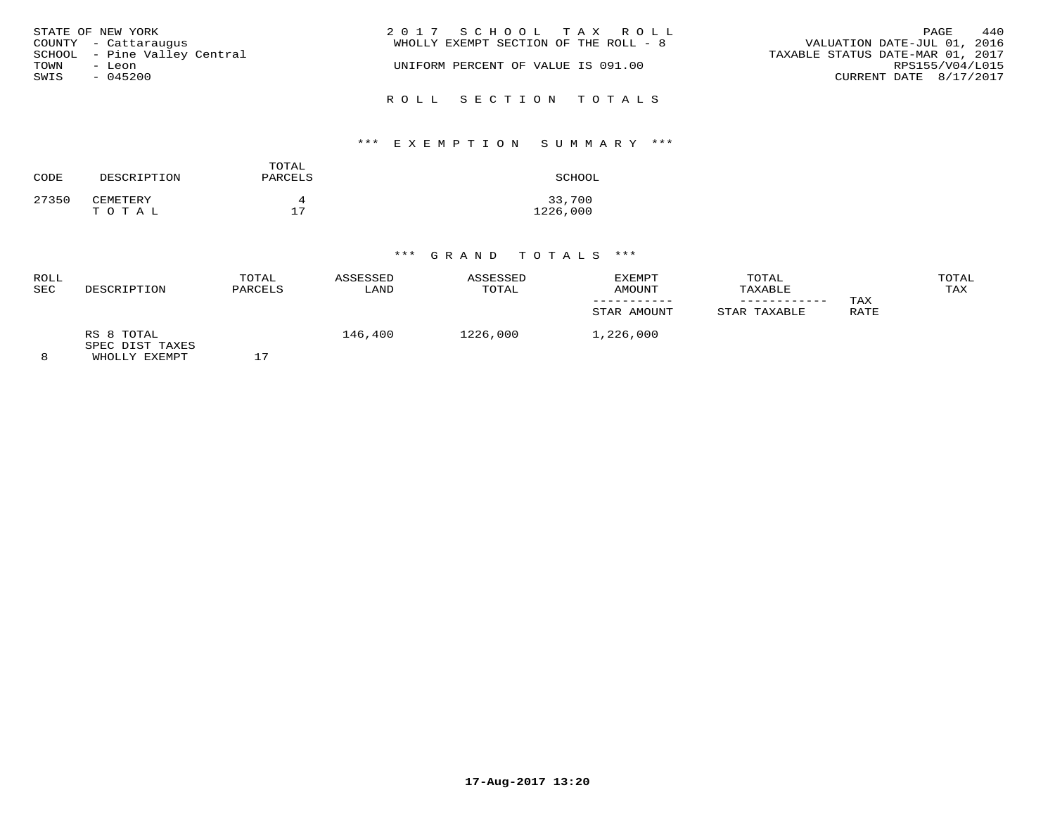STATE OF NEW YORK
COUNTY - Cattaraugus
SCHOOL - Pine Valley Central
TOWN - Leon
SWIS - 045200

2017 SCHOOL TAX ROLL
WHOLLY EXEMPT SECTION OF THE ROLL - 8

UNIFORM PERCENT OF VALUE IS 091.00

VALUATION DATE-JUL 01, 2016
TAXABLE STATUS DATE-MAR 01, 2017
RPS155/V04/L015
CURRENT DATE 8/17/2017

## ROLL SECTION TOTALS

### *** EXEMPTION SUMMARY ***

| CODE | DESCRIPTION | TOTAL PARCELS | SCHOOL |
|---|---|---|---|
| 27350 | CEMETERY | 4 | 33,700 |
| | TOTAL | 17 | 1226,000 |

### *** GRAND TOTALS ***

| ROLL SEC | DESCRIPTION | TOTAL PARCELS | ASSESSED LAND | ASSESSED TOTAL | EXEMPT AMOUNT / STAR AMOUNT | TOTAL TAXABLE / STAR TAXABLE | TAX RATE | TOTAL TAX |
|---|---|---|---|---|---|---|---|---|
| | RS 8 TOTAL | | 146,400 | 1226,000 | 1,226,000 | | | |
| | SPEC DIST TAXES | | | | | | | |
| 8 | WHOLLY EXEMPT | 17 | | | | | | |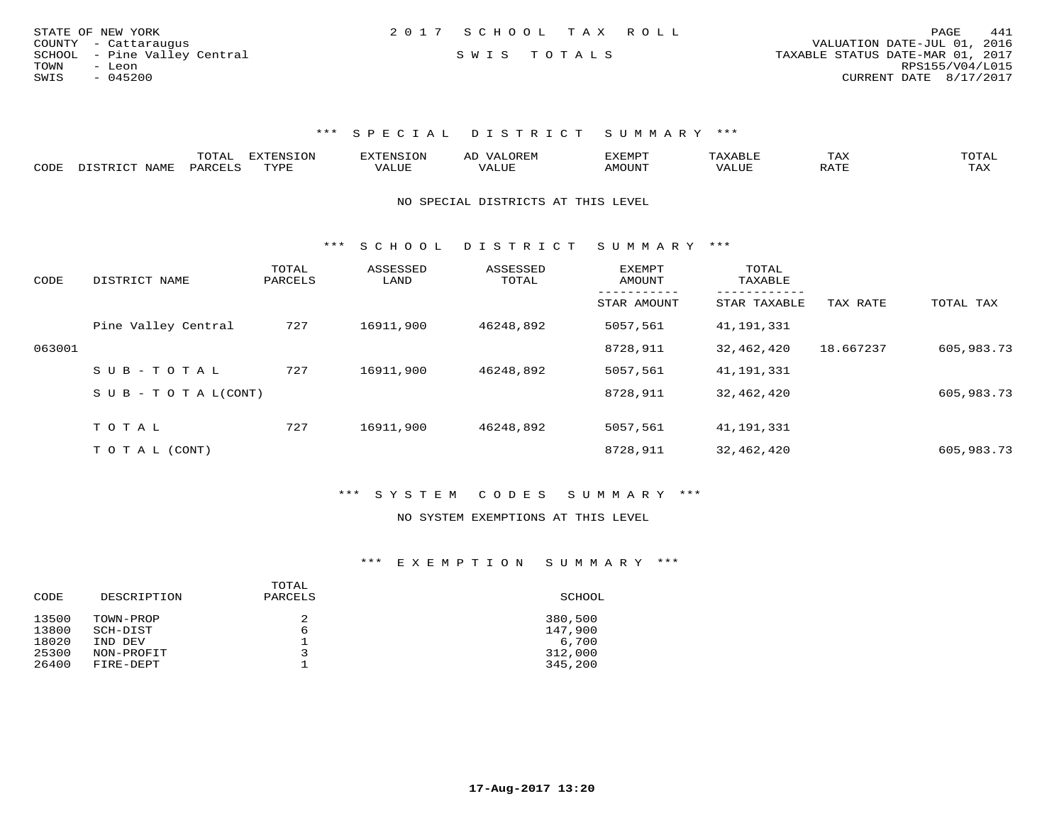STATE OF NEW YORK
COUNTY - Cattaraugus
SCHOOL - Pine Valley Central
TOWN - Leon
SWIS - 045200

2017 SCHOOL TAX ROLL

SWIS TOTALS

VALUATION DATE-JUL 01, 2016
TAXABLE STATUS DATE-MAR 01, 2017
RPS155/V04/L015
CURRENT DATE 8/17/2017

### *** SPECIAL DISTRICT SUMMARY ***

| CODE | DISTRICT NAME | TOTAL PARCELS | EXTENSION TYPE | EXTENSION VALUE | AD VALOREM VALUE | EXEMPT AMOUNT | TAXABLE VALUE | TAX RATE | TOTAL TAX |
|---|---|---|---|---|---|---|---|---|---|

NO SPECIAL DISTRICTS AT THIS LEVEL

### *** SCHOOL DISTRICT SUMMARY ***

| CODE | DISTRICT NAME | TOTAL PARCELS | ASSESSED LAND | ASSESSED TOTAL | EXEMPT AMOUNT / STAR AMOUNT | TOTAL TAXABLE / STAR TAXABLE | TAX RATE | TOTAL TAX |
|---|---|---|---|---|---|---|---|---|
| | Pine Valley Central | 727 | 16911,900 | 46248,892 | 5057,561 | 41,191,331 | | |
| 063001 | | | | | 8728,911 | 32,462,420 | 18.667237 | 605,983.73 |
| | SUB-TOTAL | 727 | 16911,900 | 46248,892 | 5057,561 | 41,191,331 | | |
| | SUB-TOTAL(CONT) | | | | 8728,911 | 32,462,420 | | 605,983.73 |
| | TOTAL | 727 | 16911,900 | 46248,892 | 5057,561 | 41,191,331 | | |
| | TOTAL (CONT) | | | | 8728,911 | 32,462,420 | | 605,983.73 |

### *** SYSTEM CODES SUMMARY ***

NO SYSTEM EXEMPTIONS AT THIS LEVEL

### *** EXEMPTION SUMMARY ***

| CODE | DESCRIPTION | TOTAL PARCELS | SCHOOL |
|---|---|---|---|
| 13500 | TOWN-PROP | 2 | 380,500 |
| 13800 | SCH-DIST | 6 | 147,900 |
| 18020 | IND DEV | 1 | 6,700 |
| 25300 | NON-PROFIT | 3 | 312,000 |
| 26400 | FIRE-DEPT | 1 | 345,200 |

**17-Aug-2017 13:20**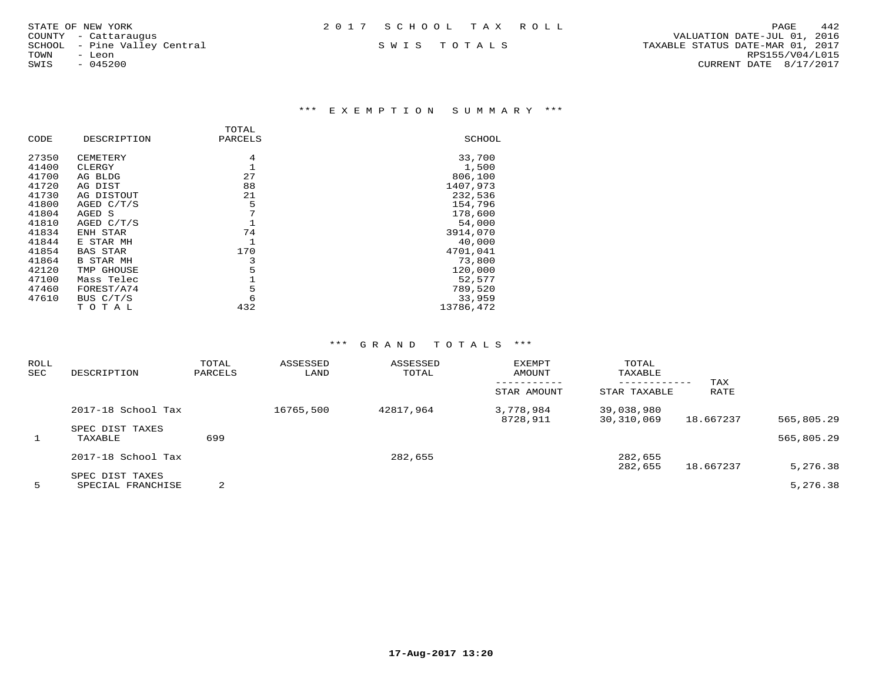STATE OF NEW YORK
COUNTY - Cattaraugus
SCHOOL - Pine Valley Central
TOWN - Leon
SWIS - 045200

2017 SCHOOL TAX ROLL

SWIS TOTALS

VALUATION DATE-JUL 01, 2016
TAXABLE STATUS DATE-MAR 01, 2017
RPS155/V04/L015
CURRENT DATE 8/17/2017

## *** EXEMPTION SUMMARY ***

| CODE | DESCRIPTION | TOTAL PARCELS | SCHOOL |
|---|---|---|---|
| 27350 | CEMETERY | 4 | 33,700 |
| 41400 | CLERGY | 1 | 1,500 |
| 41700 | AG BLDG | 27 | 806,100 |
| 41720 | AG DIST | 88 | 1407,973 |
| 41730 | AG DISTOUT | 21 | 232,536 |
| 41800 | AGED C/T/S | 5 | 154,796 |
| 41804 | AGED S | 7 | 178,600 |
| 41810 | AGED C/T/S | 1 | 54,000 |
| 41834 | ENH STAR | 74 | 3914,070 |
| 41844 | E STAR MH | 1 | 40,000 |
| 41854 | BAS STAR | 170 | 4701,041 |
| 41864 | B STAR MH | 3 | 73,800 |
| 42120 | TMP GHOUSE | 5 | 120,000 |
| 47100 | Mass Telec | 1 | 52,577 |
| 47460 | FOREST/A74 | 5 | 789,520 |
| 47610 | BUS C/T/S | 6 | 33,959 |
| | T O T A L | 432 | 13786,472 |

## *** GRAND TOTALS ***

| ROLL SEC | DESCRIPTION | TOTAL PARCELS | ASSESSED LAND | ASSESSED TOTAL | EXEMPT AMOUNT / STAR AMOUNT | TOTAL TAXABLE / STAR TAXABLE | TAX RATE | |
|---|---|---|---|---|---|---|---|---|
| | 2017-18 School Tax | | 16765,500 | 42817,964 | 3,778,984 | 39,038,980 | | |
| | | | | | 8728,911 | 30,310,069 | 18.667237 | 565,805.29 |
| | SPEC DIST TAXES | | | | | | | |
| 1 | TAXABLE | 699 | | | | | | 565,805.29 |
| | 2017-18 School Tax | | | 282,655 | | 282,655 | | |
| | | | | | | 282,655 | 18.667237 | 5,276.38 |
| | SPEC DIST TAXES | | | | | | | |
| 5 | SPECIAL FRANCHISE | 2 | | | | | | 5,276.38 |

17-Aug-2017 13:20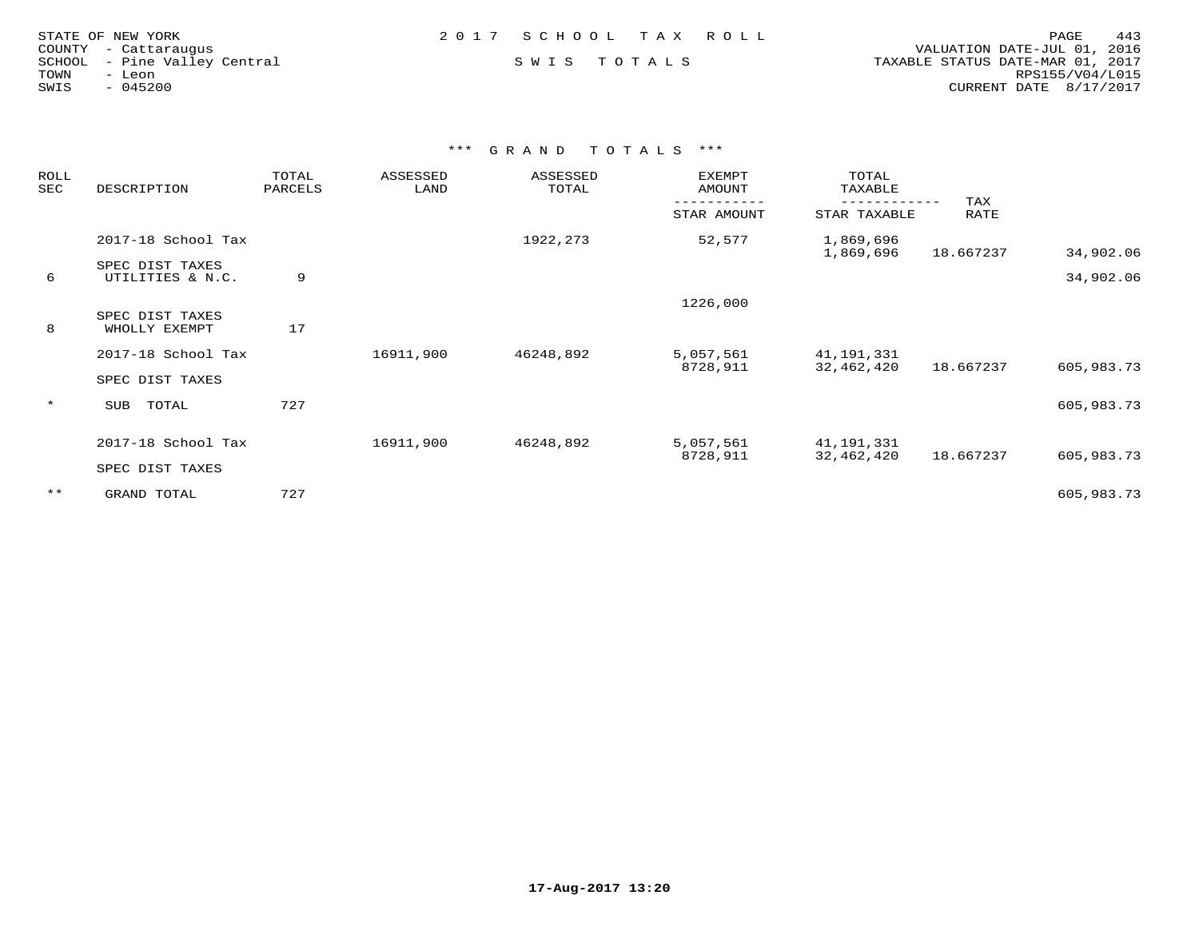STATE OF NEW YORK
COUNTY - Cattaraugus
SCHOOL - Pine Valley Central
TOWN - Leon
SWIS - 045200

# 2017 SCHOOL TAX ROLL

## SWIS TOTALS

VALUATION DATE-JUL 01, 2016
TAXABLE STATUS DATE-MAR 01, 2017
RPS155/V04/L015
CURRENT DATE 8/17/2017

### *** GRAND TOTALS ***

| ROLL SEC | DESCRIPTION | TOTAL PARCELS | ASSESSED LAND | ASSESSED TOTAL | EXEMPT AMOUNT / STAR AMOUNT | TOTAL TAXABLE / STAR TAXABLE | TAX RATE | |
|---|---|---|---|---|---|---|---|---|
| | 2017-18 School Tax | | | 1922,273 | 52,577 | 1,869,696 | | |
| | | | | | | 1,869,696 | 18.667237 | 34,902.06 |
| | SPEC DIST TAXES | | | | | | | |
| 6 | UTILITIES & N.C. | 9 | | | | | | 34,902.06 |
| | | | | | 1226,000 | | | |
| | SPEC DIST TAXES | | | | | | | |
| 8 | WHOLLY EXEMPT | 17 | | | | | | |
| | 2017-18 School Tax | | 16911,900 | 46248,892 | 5,057,561 | 41,191,331 | | |
| | | | | | 8728,911 | 32,462,420 | 18.667237 | 605,983.73 |
| | SPEC DIST TAXES | | | | | | | |
| * | SUB TOTAL | 727 | | | | | | 605,983.73 |
| | 2017-18 School Tax | | 16911,900 | 46248,892 | 5,057,561 | 41,191,331 | | |
| | | | | | 8728,911 | 32,462,420 | 18.667237 | 605,983.73 |
| | SPEC DIST TAXES | | | | | | | |
| ** | GRAND TOTAL | 727 | | | | | | 605,983.73 |

17-Aug-2017 13:20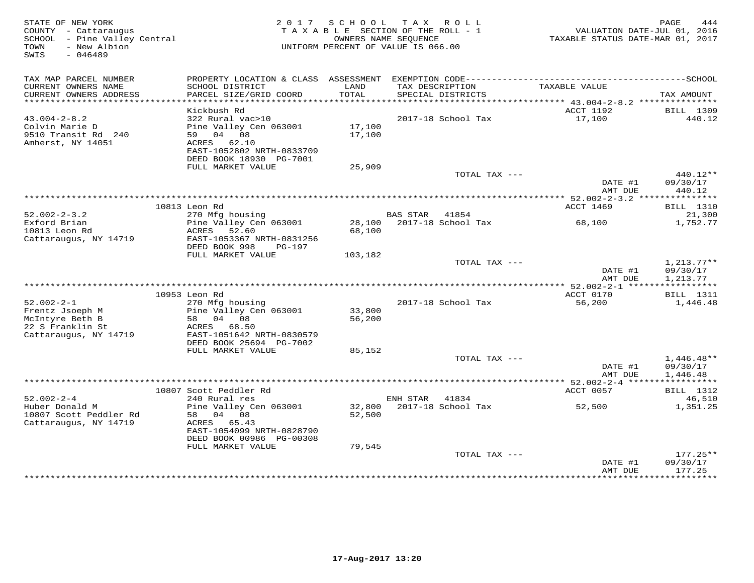STATE OF NEW YORK
COUNTY - Cattaraugus
SCHOOL - Pine Valley Central
TOWN - New Albion
SWIS - 046489

2017 SCHOOL TAX ROLL
TAXABLE SECTION OF THE ROLL - 1
OWNERS NAME SEQUENCE
UNIFORM PERCENT OF VALUE IS 066.00

VALUATION DATE-JUL 01, 2016
TAXABLE STATUS DATE-MAR 01, 2017

```
TAX MAP PARCEL NUMBER     PROPERTY LOCATION & CLASS  ASSESSMENT  EXEMPTION CODE------------------------------------------------SCHOOL
CURRENT OWNERS NAME       SCHOOL DISTRICT               LAND     TAX DESCRIPTION              TAXABLE VALUE
CURRENT OWNERS ADDRESS    PARCEL SIZE/GRID COORD        TOTAL    SPECIAL DISTRICTS                                        TAX AMOUNT
******************************************************************************************* 43.004-2-8.2 ***************
                          Kickbush Rd                                                          ACCT 1192          BILL 1309
43.004-2-8.2              322 Rural vac>10                       2017-18 School Tax              17,100              440.12
Colvin Marie D            Pine Valley Cen 063001       17,100
9510 Transit Rd  240      59  04  08                   17,100
Amherst, NY 14051         ACRES  62.10
                          EAST-1052802 NRTH-0833709
                          DEED BOOK 18930  PG-7001
                          FULL MARKET VALUE            25,909
                                                                        TOTAL TAX ---                                440.12**
                                                                                                 DATE #1          09/30/17
                                                                                                 AMT DUE            440.12
******************************************************************************************* 52.002-2-3.2 ***************
                          10813 Leon Rd                                                        ACCT 1469          BILL 1310
52.002-2-3.2              270 Mfg housing                        BAS STAR   41854                                   21,300
Exford Brian              Pine Valley Cen 063001       28,100    2017-18 School Tax              68,100            1,752.77
10813 Leon Rd             ACRES  52.60                 68,100
Cattaraugus, NY 14719     EAST-1053367 NRTH-0831256
                          DEED BOOK 998    PG-197
                          FULL MARKET VALUE           103,182
                                                                        TOTAL TAX ---                              1,213.77**
                                                                                                 DATE #1          09/30/17
                                                                                                 AMT DUE          1,213.77
******************************************************************************************* 52.002-2-1 *****************
                          10953 Leon Rd                                                        ACCT 0170          BILL 1311
52.002-2-1                270 Mfg housing                        2017-18 School Tax              56,200            1,446.48
Frentz Jsoeph M           Pine Valley Cen 063001       33,800
McIntyre Beth B           58  04  08                   56,200
22 S Franklin St          ACRES  68.50
Cattaraugus, NY 14719     EAST-1051642 NRTH-0830579
                          DEED BOOK 25694  PG-7002
                          FULL MARKET VALUE            85,152
                                                                        TOTAL TAX ---                              1,446.48**
                                                                                                 DATE #1          09/30/17
                                                                                                 AMT DUE          1,446.48
******************************************************************************************* 52.002-2-4 *****************
                          10807 Scott Peddler Rd                                               ACCT 0057          BILL 1312
52.002-2-4                240 Rural res                          ENH STAR   41834                                   46,510
Huber Donald M            Pine Valley Cen 063001       32,800    2017-18 School Tax              52,500            1,351.25
10807 Scott Peddler Rd    58  04  08                   52,500
Cattaraugus, NY 14719     ACRES  65.43
                          EAST-1054099 NRTH-0828790
                          DEED BOOK 00986  PG-00308
                          FULL MARKET VALUE            79,545
                                                                        TOTAL TAX ---                                177.25**
                                                                                                 DATE #1          09/30/17
                                                                                                 AMT DUE            177.25
************************************************************************************************************************
```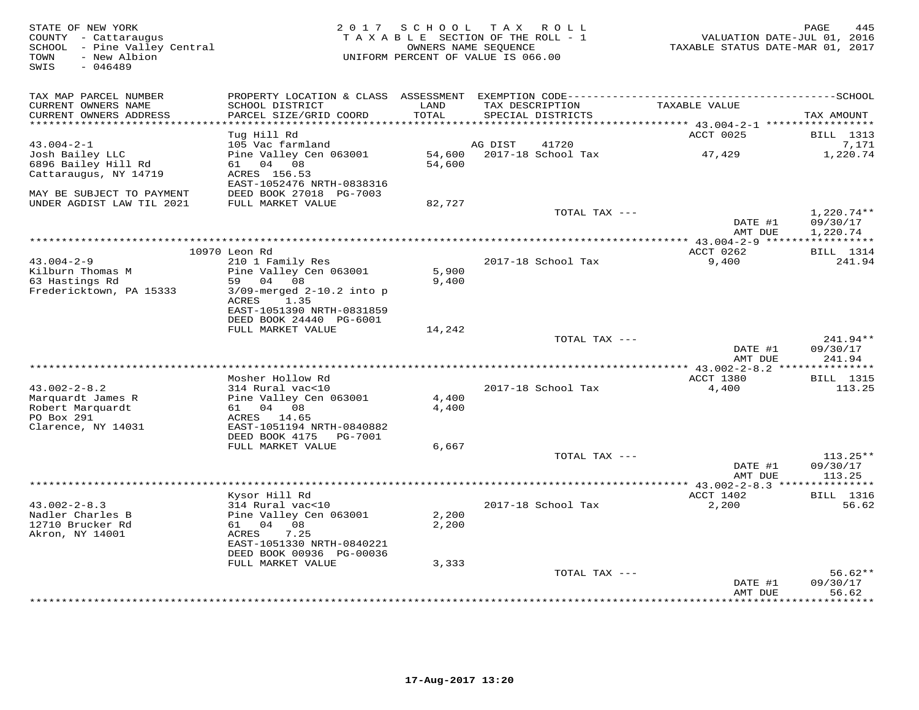STATE OF NEW YORK
COUNTY - Cattaraugus
SCHOOL - Pine Valley Central
TOWN - New Albion
SWIS - 046489

2017 SCHOOL TAX ROLL
TAXABLE SECTION OF THE ROLL - 1
OWNERS NAME SEQUENCE
UNIFORM PERCENT OF VALUE IS 066.00

PAGE 445
VALUATION DATE-JUL 01, 2016
TAXABLE STATUS DATE-MAR 01, 2017

| TAX MAP PARCEL NUMBER / CURRENT OWNERS NAME / CURRENT OWNERS ADDRESS | PROPERTY LOCATION & CLASS / SCHOOL DISTRICT / PARCEL SIZE/GRID COORD | ASSESSMENT LAND / TOTAL | EXEMPTION CODE / TAX DESCRIPTION / SPECIAL DISTRICTS | TAXABLE VALUE | SCHOOL TAX AMOUNT |
|---|---|---|---|---|---|
| 43.004-2-1 | Tug Hill Rd | | | ACCT 0025 | BILL 1313 |
| | 105 Vac farmland | | AG DIST 41720 | | 7,171 |
| Josh Bailey LLC | Pine Valley Cen 063001 | 54,600 | 2017-18 School Tax | 47,429 | 1,220.74 |
| 6896 Bailey Hill Rd | 61 04 08 | 54,600 | | | |
| Cattaraugus, NY 14719 | ACRES 156.53 | | | | |
| | EAST-1052476 NRTH-0838316 | | | | |
| MAY BE SUBJECT TO PAYMENT | DEED BOOK 27018 PG-7003 | | | | |
| UNDER AGDIST LAW TIL 2021 | FULL MARKET VALUE | 82,727 | | | |
| | | | TOTAL TAX --- | | 1,220.74** |
| | | | | DATE #1 | 09/30/17 |
| | | | | AMT DUE | 1,220.74 |
| 43.004-2-9 | 10970 Leon Rd | | | ACCT 0262 | BILL 1314 |
| | 210 1 Family Res | | 2017-18 School Tax | 9,400 | 241.94 |
| Kilburn Thomas M | Pine Valley Cen 063001 | 5,900 | | | |
| 63 Hastings Rd | 59 04 08 | 9,400 | | | |
| Fredericktown, PA 15333 | 3/09-merged 2-10.2 into p | | | | |
| | ACRES 1.35 | | | | |
| | EAST-1051390 NRTH-0831859 | | | | |
| | DEED BOOK 24440 PG-6001 | | | | |
| | FULL MARKET VALUE | 14,242 | | | |
| | | | TOTAL TAX --- | | 241.94** |
| | | | | DATE #1 | 09/30/17 |
| | | | | AMT DUE | 241.94 |
| 43.002-2-8.2 | Mosher Hollow Rd | | | ACCT 1380 | BILL 1315 |
| | 314 Rural vac<10 | | 2017-18 School Tax | 4,400 | 113.25 |
| Marquardt James R | Pine Valley Cen 063001 | 4,400 | | | |
| Robert Marquardt | 61 04 08 | 4,400 | | | |
| PO Box 291 | ACRES 14.65 | | | | |
| Clarence, NY 14031 | EAST-1051194 NRTH-0840882 | | | | |
| | DEED BOOK 4175 PG-7001 | | | | |
| | FULL MARKET VALUE | 6,667 | | | |
| | | | TOTAL TAX --- | | 113.25** |
| | | | | DATE #1 | 09/30/17 |
| | | | | AMT DUE | 113.25 |
| 43.002-2-8.3 | Kysor Hill Rd | | | ACCT 1402 | BILL 1316 |
| | 314 Rural vac<10 | | 2017-18 School Tax | 2,200 | 56.62 |
| Nadler Charles B | Pine Valley Cen 063001 | 2,200 | | | |
| 12710 Brucker Rd | 61 04 08 | 2,200 | | | |
| Akron, NY 14001 | ACRES 7.25 | | | | |
| | EAST-1051330 NRTH-0840221 | | | | |
| | DEED BOOK 00936 PG-00036 | | | | |
| | FULL MARKET VALUE | 3,333 | | | |
| | | | TOTAL TAX --- | | 56.62** |
| | | | | DATE #1 | 09/30/17 |
| | | | | AMT DUE | 56.62 |

17-Aug-2017 13:20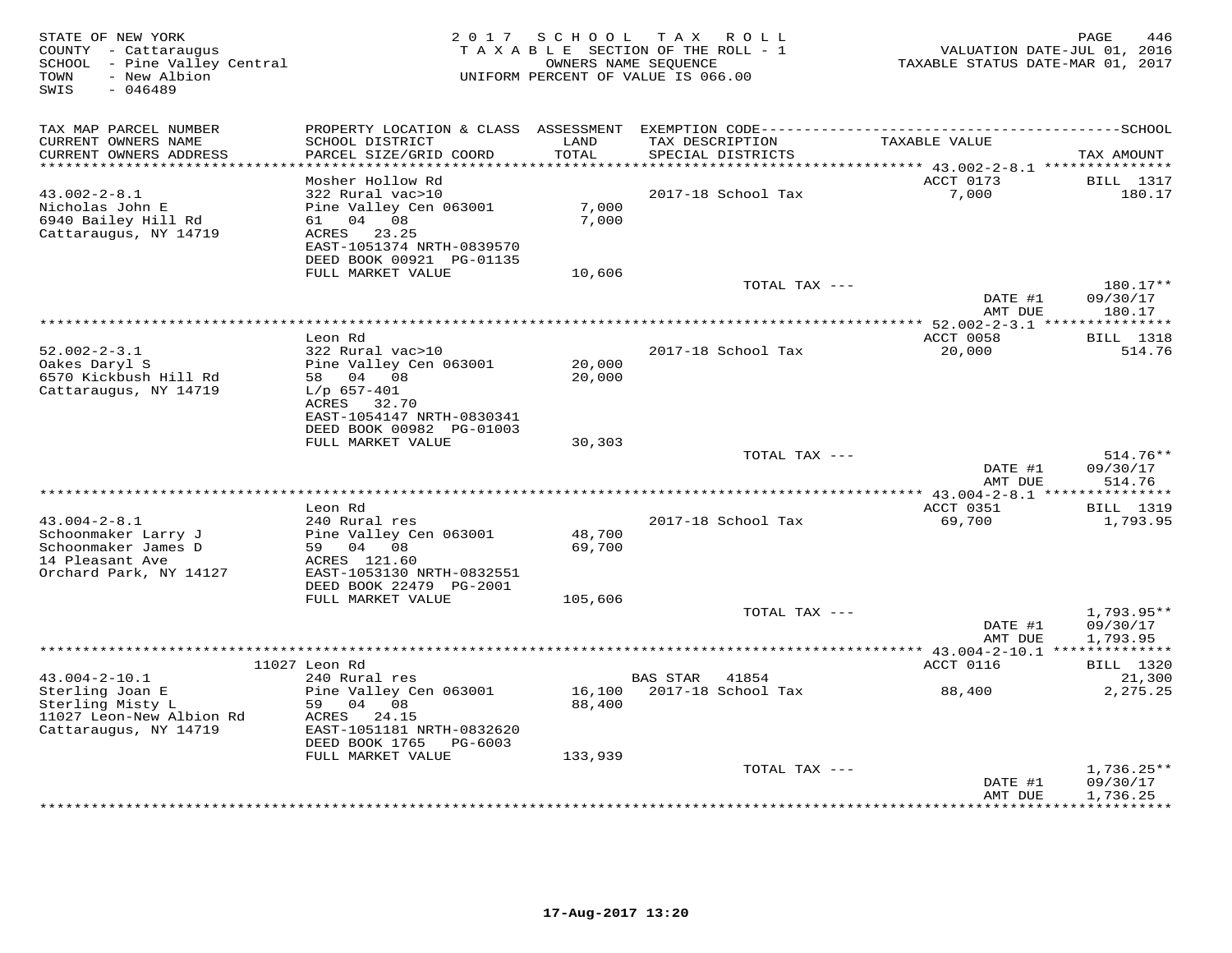STATE OF NEW YORK
COUNTY - Cattaraugus
SCHOOL - Pine Valley Central
TOWN - New Albion
SWIS - 046489

2017 SCHOOL TAX ROLL
TAXABLE SECTION OF THE ROLL - 1
OWNERS NAME SEQUENCE
UNIFORM PERCENT OF VALUE IS 066.00

VALUATION DATE-JUL 01, 2016
TAXABLE STATUS DATE-MAR 01, 2017

| TAX MAP PARCEL NUMBER / CURRENT OWNERS NAME / CURRENT OWNERS ADDRESS | PROPERTY LOCATION & CLASS / SCHOOL DISTRICT / PARCEL SIZE/GRID COORD | ASSESSMENT LAND / TOTAL | EXEMPTION CODE / TAX DESCRIPTION / SPECIAL DISTRICTS | TAXABLE VALUE | TAX AMOUNT |
|---|---|---|---|---|---|
| 43.002-2-8.1 | Mosher Hollow Rd | | | ACCT 0173 | BILL 1317 |
| Nicholas John E | 322 Rural vac>10 | | 2017-18 School Tax | 7,000 | 180.17 |
| 6940 Bailey Hill Rd | Pine Valley Cen 063001 | 7,000 | | | |
| Cattaraugus, NY 14719 | 61 04 08 | 7,000 | | | |
| | ACRES 23.25 | | | | |
| | EAST-1051374 NRTH-0839570 | | | | |
| | DEED BOOK 00921 PG-01135 | | | | |
| | FULL MARKET VALUE | 10,606 | | | |
| | | | TOTAL TAX --- | | 180.17** |
| | | | | DATE #1 | 09/30/17 |
| | | | | AMT DUE | 180.17 |
| 52.002-2-3.1 | Leon Rd | | | ACCT 0058 | BILL 1318 |
| Oakes Daryl S | 322 Rural vac>10 | | 2017-18 School Tax | 20,000 | 514.76 |
| 6570 Kickbush Hill Rd | Pine Valley Cen 063001 | 20,000 | | | |
| Cattaraugus, NY 14719 | 58 04 08 | 20,000 | | | |
| | L/p 657-401 | | | | |
| | ACRES 32.70 | | | | |
| | EAST-1054147 NRTH-0830341 | | | | |
| | DEED BOOK 00982 PG-01003 | | | | |
| | FULL MARKET VALUE | 30,303 | | | |
| | | | TOTAL TAX --- | | 514.76** |
| | | | | DATE #1 | 09/30/17 |
| | | | | AMT DUE | 514.76 |
| 43.004-2-8.1 | Leon Rd | | | ACCT 0351 | BILL 1319 |
| Schoonmaker Larry J | 240 Rural res | | 2017-18 School Tax | 69,700 | 1,793.95 |
| Schoonmaker James D | Pine Valley Cen 063001 | 48,700 | | | |
| 14 Pleasant Ave | 59 04 08 | 69,700 | | | |
| Orchard Park, NY 14127 | ACRES 121.60 | | | | |
| | EAST-1053130 NRTH-0832551 | | | | |
| | DEED BOOK 22479 PG-2001 | | | | |
| | FULL MARKET VALUE | 105,606 | | | |
| | | | TOTAL TAX --- | | 1,793.95** |
| | | | | DATE #1 | 09/30/17 |
| | | | | AMT DUE | 1,793.95 |
| 43.004-2-10.1 | 11027 Leon Rd | | | ACCT 0116 | BILL 1320 |
| Sterling Joan E | 240 Rural res | | BAS STAR 41854 | | 21,300 |
| Sterling Misty L | Pine Valley Cen 063001 | 16,100 | 2017-18 School Tax | 88,400 | 2,275.25 |
| 11027 Leon-New Albion Rd | 59 04 08 | 88,400 | | | |
| Cattaraugus, NY 14719 | ACRES 24.15 | | | | |
| | EAST-1051181 NRTH-0832620 | | | | |
| | DEED BOOK 1765 PG-6003 | | | | |
| | FULL MARKET VALUE | 133,939 | | | |
| | | | TOTAL TAX --- | | 1,736.25** |
| | | | | DATE #1 | 09/30/17 |
| | | | | AMT DUE | 1,736.25 |

17-Aug-2017 13:20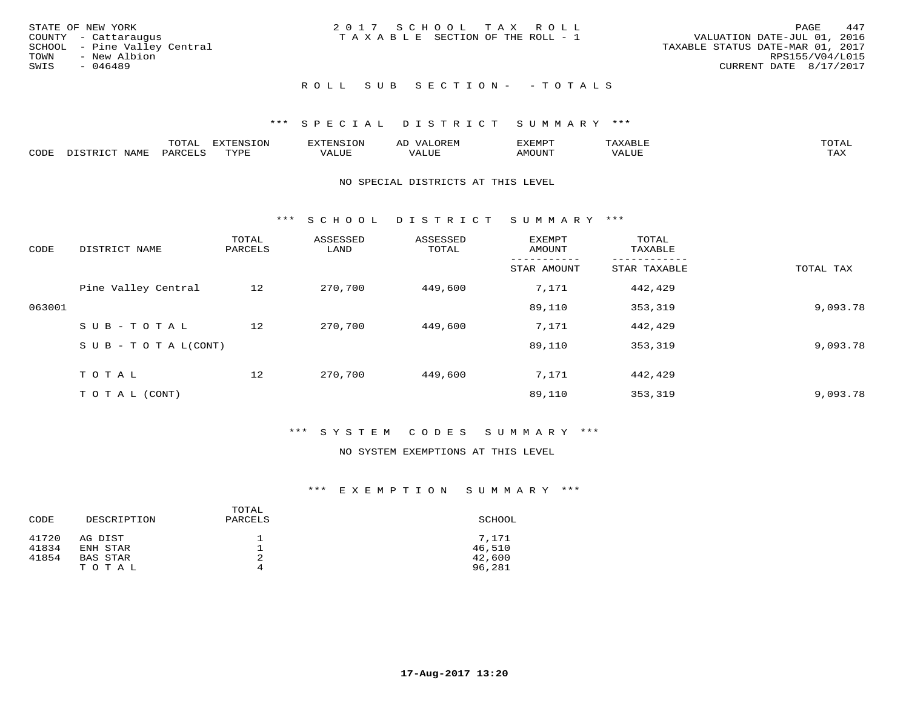STATE OF NEW YORK
COUNTY - Cattaraugus
SCHOOL - Pine Valley Central
TOWN - New Albion
SWIS - 046489

2017 SCHOOL TAX ROLL
TAXABLE SECTION OF THE ROLL - 1

VALUATION DATE-JUL 01, 2016
TAXABLE STATUS DATE-MAR 01, 2017
RPS155/V04/L015
CURRENT DATE 8/17/2017

## ROLL SUB SECTION- - TOTALS

### *** SPECIAL DISTRICT SUMMARY ***

| CODE | DISTRICT NAME | TOTAL PARCELS | EXTENSION TYPE | EXTENSION VALUE | AD VALOREM VALUE | EXEMPT AMOUNT | TAXABLE VALUE | TOTAL TAX |
|---|---|---|---|---|---|---|---|---|

NO SPECIAL DISTRICTS AT THIS LEVEL

### *** SCHOOL DISTRICT SUMMARY ***

| CODE | DISTRICT NAME | TOTAL PARCELS | ASSESSED LAND | ASSESSED TOTAL | EXEMPT AMOUNT / STAR AMOUNT | TOTAL TAXABLE / STAR TAXABLE | TOTAL TAX |
|---|---|---|---|---|---|---|---|
| | Pine Valley Central | 12 | 270,700 | 449,600 | 7,171 | 442,429 | |
| 063001 | | | | | 89,110 | 353,319 | 9,093.78 |
| | SUB-TOTAL | 12 | 270,700 | 449,600 | 7,171 | 442,429 | |
| | SUB-TOTAL(CONT) | | | | 89,110 | 353,319 | 9,093.78 |
| | TOTAL | 12 | 270,700 | 449,600 | 7,171 | 442,429 | |
| | TOTAL (CONT) | | | | 89,110 | 353,319 | 9,093.78 |

### *** SYSTEM CODES SUMMARY ***

NO SYSTEM EXEMPTIONS AT THIS LEVEL

### *** EXEMPTION SUMMARY ***

| CODE | DESCRIPTION | TOTAL PARCELS | SCHOOL |
|---|---|---|---|
| 41720 | AG DIST | 1 | 7,171 |
| 41834 | ENH STAR | 1 | 46,510 |
| 41854 | BAS STAR | 2 | 42,600 |
| | TOTAL | 4 | 96,281 |

17-Aug-2017 13:20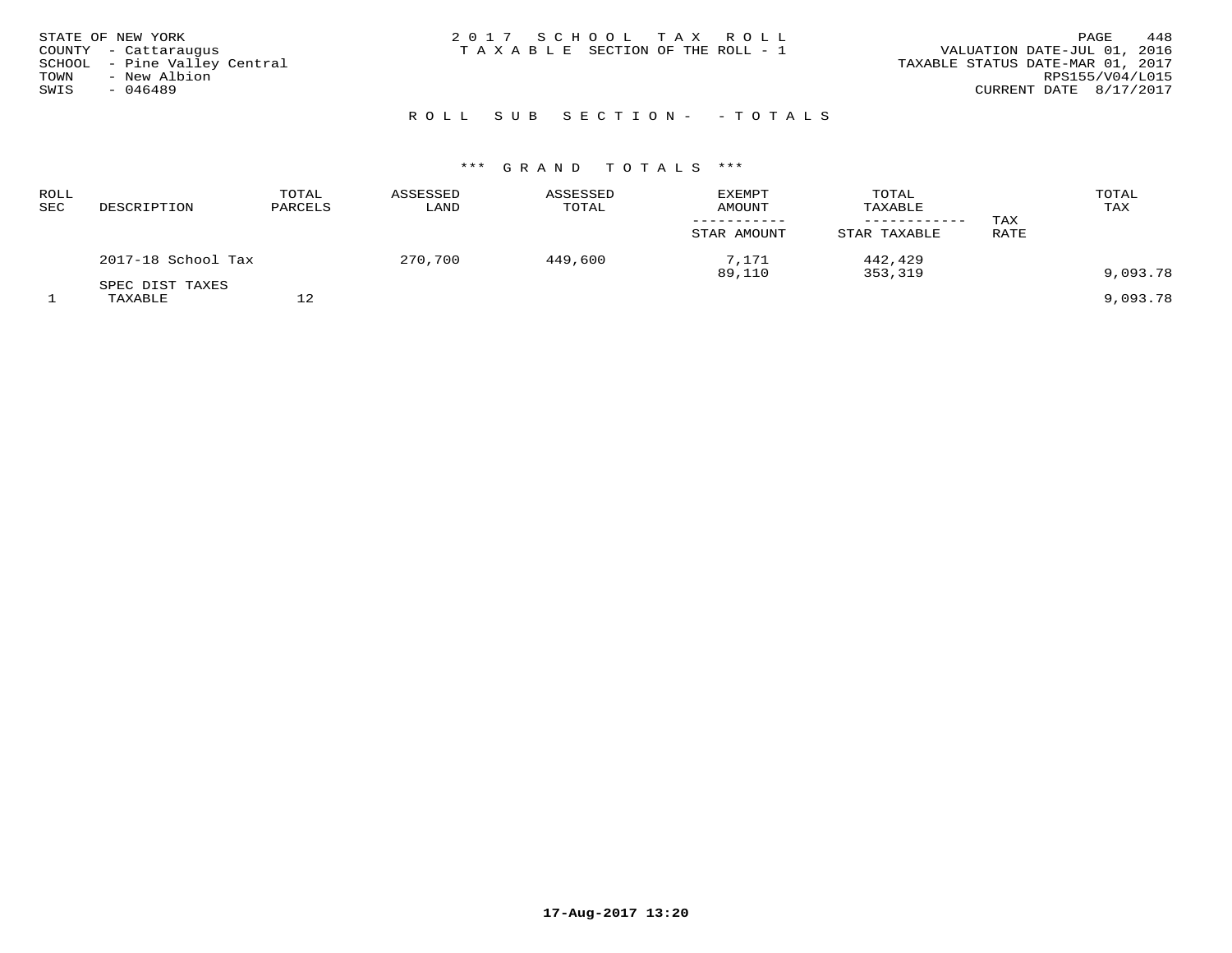STATE OF NEW YORK
COUNTY - Cattaraugus
SCHOOL - Pine Valley Central
TOWN - New Albion
SWIS - 046489

2017 SCHOOL TAX ROLL
TAXABLE SECTION OF THE ROLL - 1

PAGE 448
VALUATION DATE-JUL 01, 2016
TAXABLE STATUS DATE-MAR 01, 2017
RPS155/V04/L015
CURRENT DATE 8/17/2017

## ROLL SUB SECTION- - TOTALS

### *** GRAND TOTALS ***

| ROLL SEC | DESCRIPTION | TOTAL PARCELS | ASSESSED LAND | ASSESSED TOTAL | EXEMPT AMOUNT / STAR AMOUNT | TOTAL TAXABLE / STAR TAXABLE | TAX RATE | TOTAL TAX |
|---|---|---|---|---|---|---|---|---|
| | 2017-18 School Tax | | 270,700 | 449,600 | 7,171 | 442,429 | | |
| | | | | | 89,110 | 353,319 | | 9,093.78 |
| | SPEC DIST TAXES | | | | | | | |
| 1 | TAXABLE | 12 | | | | | | 9,093.78 |

17-Aug-2017 13:20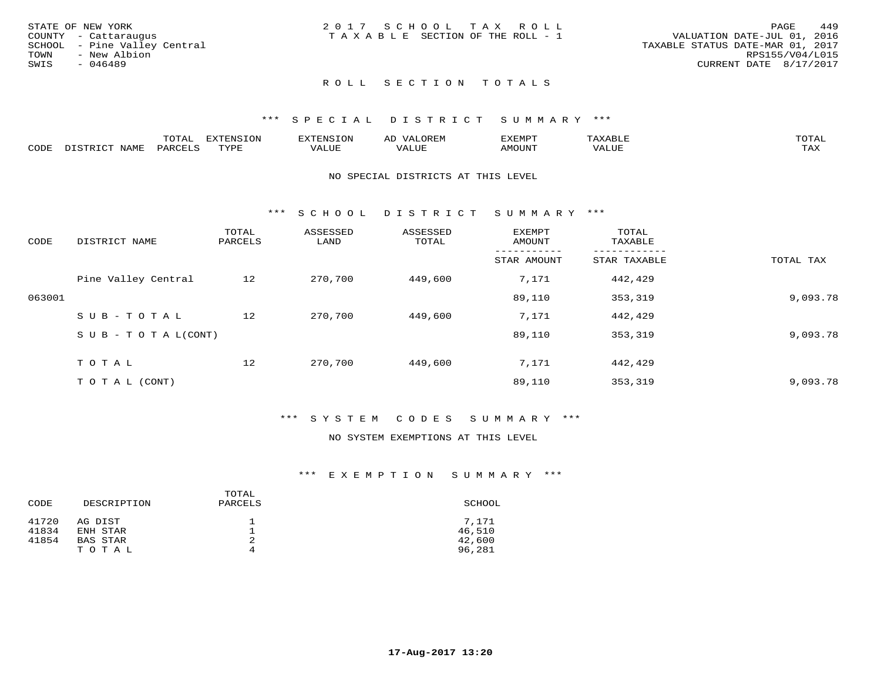STATE OF NEW YORK
COUNTY - Cattaraugus
SCHOOL - Pine Valley Central
TOWN - New Albion
SWIS - 046489

2017 SCHOOL TAX ROLL
TAXABLE SECTION OF THE ROLL - 1

VALUATION DATE-JUL 01, 2016
TAXABLE STATUS DATE-MAR 01, 2017
RPS155/V04/L015
CURRENT DATE 8/17/2017

## ROLL SECTION TOTALS

### *** SPECIAL DISTRICT SUMMARY ***

| CODE | DISTRICT NAME | TOTAL PARCELS | EXTENSION TYPE | EXTENSION VALUE | AD VALOREM VALUE | EXEMPT AMOUNT | TAXABLE VALUE | TOTAL TAX |
|---|---|---|---|---|---|---|---|---|

NO SPECIAL DISTRICTS AT THIS LEVEL

### *** SCHOOL DISTRICT SUMMARY ***

| CODE | DISTRICT NAME | TOTAL PARCELS | ASSESSED LAND | ASSESSED TOTAL | EXEMPT AMOUNT / STAR AMOUNT | TOTAL TAXABLE / STAR TAXABLE | TOTAL TAX |
|---|---|---|---|---|---|---|---|
| | Pine Valley Central | 12 | 270,700 | 449,600 | 7,171 | 442,429 | |
| 063001 | | | | | 89,110 | 353,319 | 9,093.78 |
| | SUB-TOTAL | 12 | 270,700 | 449,600 | 7,171 | 442,429 | |
| | SUB-TOTAL(CONT) | | | | 89,110 | 353,319 | 9,093.78 |
| | TOTAL | 12 | 270,700 | 449,600 | 7,171 | 442,429 | |
| | TOTAL (CONT) | | | | 89,110 | 353,319 | 9,093.78 |

### *** SYSTEM CODES SUMMARY ***

NO SYSTEM EXEMPTIONS AT THIS LEVEL

### *** EXEMPTION SUMMARY ***

| CODE | DESCRIPTION | TOTAL PARCELS | SCHOOL |
|---|---|---|---|
| 41720 | AG DIST | 1 | 7,171 |
| 41834 | ENH STAR | 1 | 46,510 |
| 41854 | BAS STAR | 2 | 42,600 |
| | TOTAL | 4 | 96,281 |

17-Aug-2017 13:20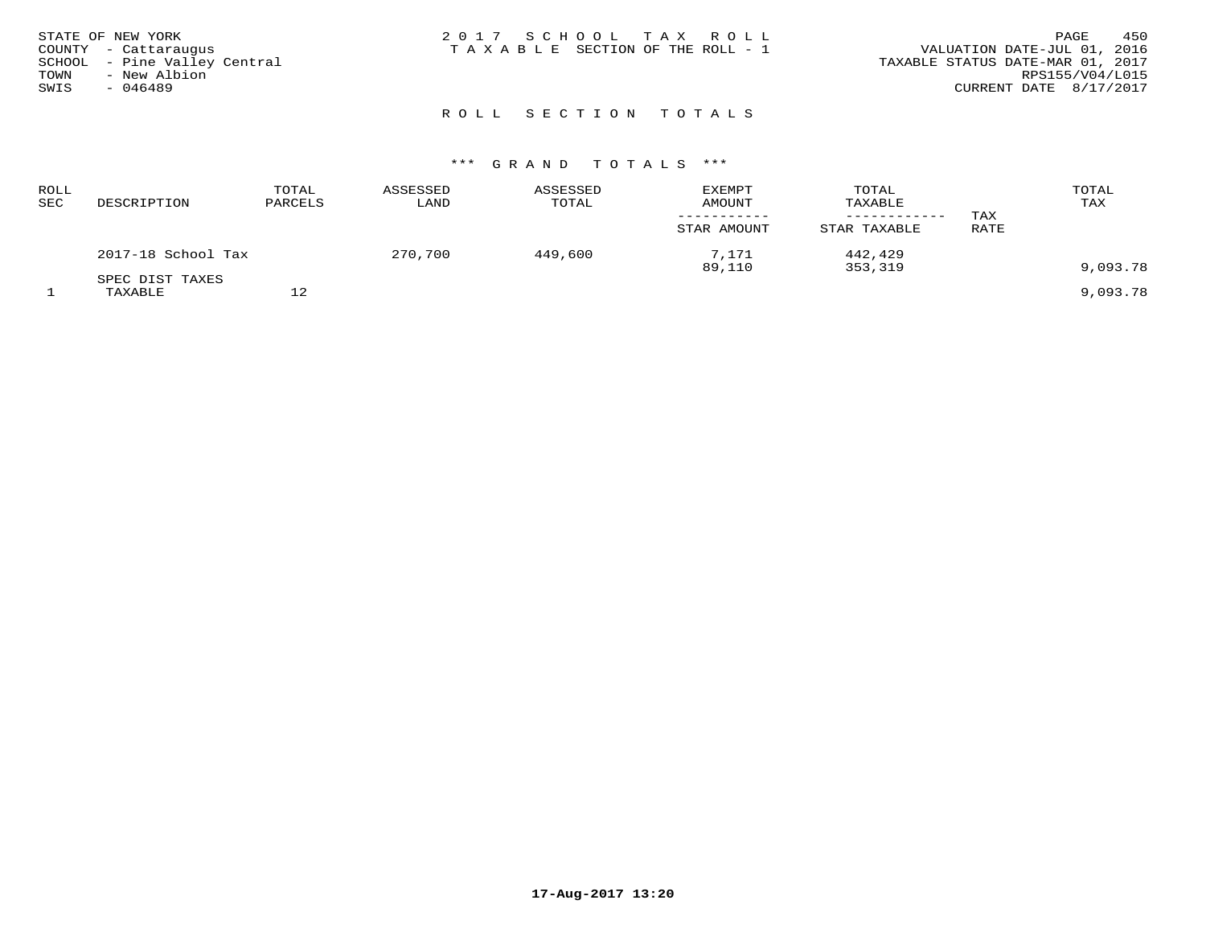STATE OF NEW YORK
COUNTY - Cattaraugus
SCHOOL - Pine Valley Central
TOWN - New Albion
SWIS - 046489

2 0 1 7 S C H O O L T A X R O L L
T A X A B L E SECTION OF THE ROLL - 1

VALUATION DATE-JUL 01, 2016
TAXABLE STATUS DATE-MAR 01, 2017
RPS155/V04/L015
CURRENT DATE 8/17/2017

## R O L L S E C T I O N T O T A L S

### *** G R A N D T O T A L S ***

| ROLL SEC | DESCRIPTION | TOTAL PARCELS | ASSESSED LAND | ASSESSED TOTAL | EXEMPT AMOUNT / STAR AMOUNT | TOTAL TAXABLE / STAR TAXABLE | TAX RATE | TOTAL TAX |
|---|---|---|---|---|---|---|---|---|
| | 2017-18 School Tax | | 270,700 | 449,600 | 7,171 | 442,429 | | |
| | | | | | 89,110 | 353,319 | | 9,093.78 |
| | SPEC DIST TAXES | | | | | | | |
| 1 | TAXABLE | 12 | | | | | | 9,093.78 |

**17-Aug-2017 13:20**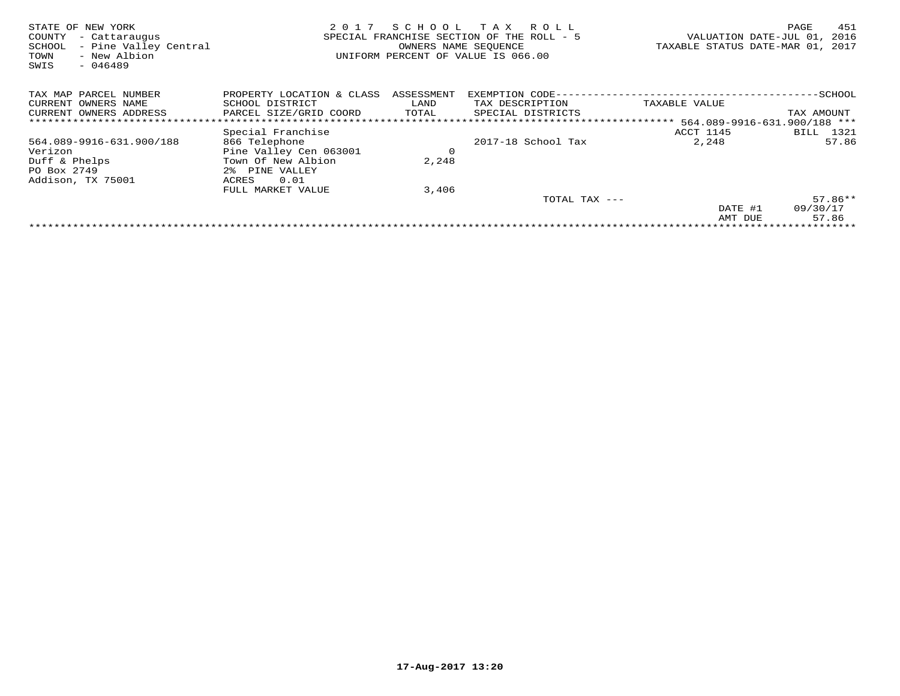STATE OF NEW YORK
COUNTY - Cattaraugus
SCHOOL - Pine Valley Central
TOWN - New Albion
SWIS - 046489

2 0 1 7 S C H O O L T A X R O L L
SPECIAL FRANCHISE SECTION OF THE ROLL - 5
OWNERS NAME SEQUENCE
UNIFORM PERCENT OF VALUE IS 066.00

VALUATION DATE-JUL 01, 2016
TAXABLE STATUS DATE-MAR 01, 2017

| TAX MAP PARCEL NUMBER<br>CURRENT OWNERS NAME<br>CURRENT OWNERS ADDRESS | PROPERTY LOCATION & CLASS<br>SCHOOL DISTRICT<br>PARCEL SIZE/GRID COORD | ASSESSMENT<br>LAND<br>TOTAL | EXEMPTION CODE<br>TAX DESCRIPTION<br>SPECIAL DISTRICTS | TAXABLE VALUE | SCHOOL<br>TAX AMOUNT |
|---|---|---|---|---|---|
| | | | | 564.089-9916-631.900/188 | |
| | Special Franchise | | | ACCT 1145 | BILL 1321 |
| 564.089-9916-631.900/188 | 866 Telephone | | 2017-18 School Tax | 2,248 | 57.86 |
| Verizon | Pine Valley Cen 063001 | 0 | | | |
| Duff & Phelps | Town Of New Albion | 2,248 | | | |
| PO Box 2749 | 2% PINE VALLEY | | | | |
| Addison, TX 75001 | ACRES 0.01 | | | | |
| | FULL MARKET VALUE | 3,406 | | | |
| | | | TOTAL TAX --- | | 57.86** |
| | | | | DATE #1 | 09/30/17 |
| | | | | AMT DUE | 57.86 |

17-Aug-2017 13:20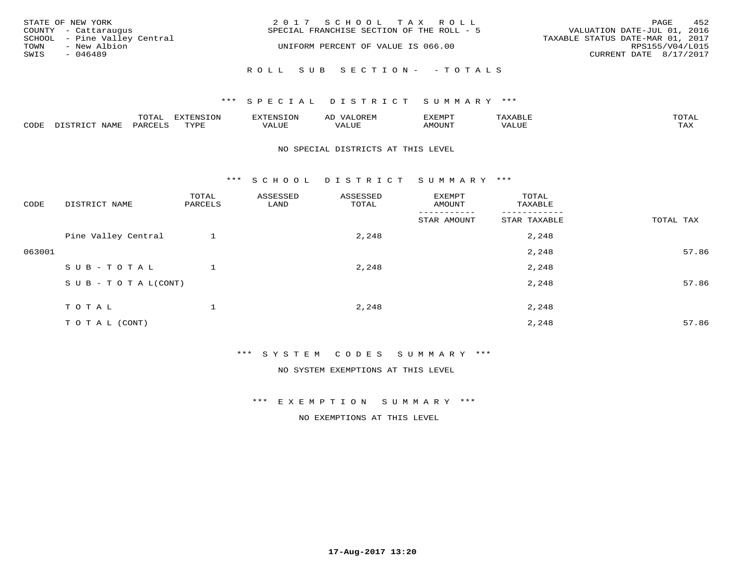STATE OF NEW YORK
COUNTY - Cattaraugus
SCHOOL - Pine Valley Central
TOWN - New Albion
SWIS - 046489

2017 SCHOOL TAX ROLL
SPECIAL FRANCHISE SECTION OF THE ROLL - 5
UNIFORM PERCENT OF VALUE IS 066.00

VALUATION DATE-JUL 01, 2016
TAXABLE STATUS DATE-MAR 01, 2017
RPS155/V04/L015
CURRENT DATE 8/17/2017

ROLL SUB SECTION- - TOTALS

## *** SPECIAL DISTRICT SUMMARY ***

| CODE | DISTRICT NAME | TOTAL PARCELS | EXTENSION TYPE | EXTENSION VALUE | AD VALOREM VALUE | EXEMPT AMOUNT | TAXABLE VALUE | TOTAL TAX |
|---|---|---|---|---|---|---|---|---|

NO SPECIAL DISTRICTS AT THIS LEVEL

## *** SCHOOL DISTRICT SUMMARY ***

| CODE | DISTRICT NAME | TOTAL PARCELS | ASSESSED LAND | ASSESSED TOTAL | EXEMPT AMOUNT / STAR AMOUNT | TOTAL TAXABLE / STAR TAXABLE | TOTAL TAX |
|---|---|---|---|---|---|---|---|
| | Pine Valley Central | 1 | | 2,248 | | 2,248 | |
| 063001 | | | | | | 2,248 | 57.86 |
| | SUB-TOTAL | 1 | | 2,248 | | 2,248 | |
| | SUB-TOTAL(CONT) | | | | | 2,248 | 57.86 |
| | TOTAL | 1 | | 2,248 | | 2,248 | |
| | TOTAL (CONT) | | | | | 2,248 | 57.86 |

## *** SYSTEM CODES SUMMARY ***

NO SYSTEM EXEMPTIONS AT THIS LEVEL

## *** EXEMPTION SUMMARY ***

NO EXEMPTIONS AT THIS LEVEL

17-Aug-2017 13:20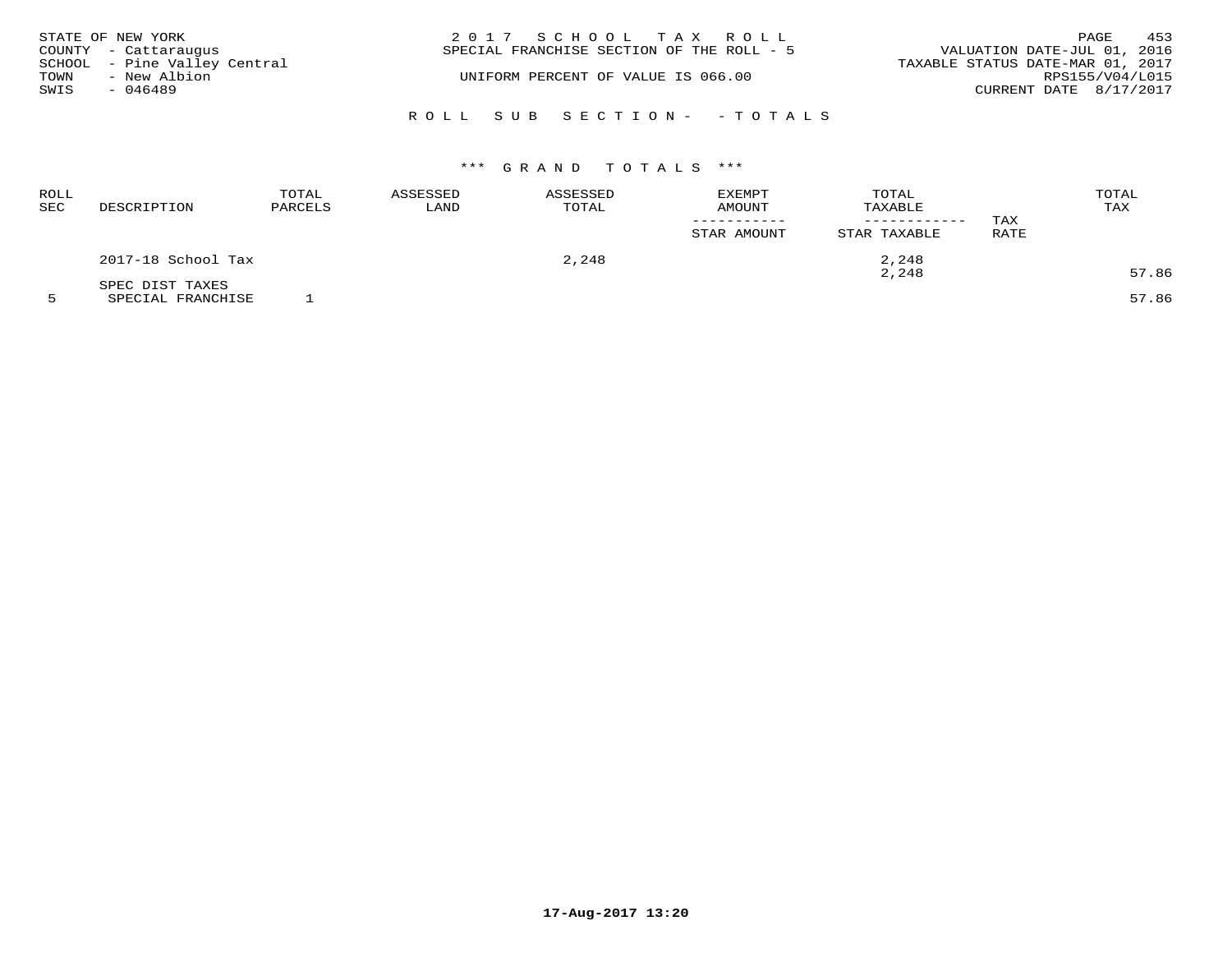STATE OF NEW YORK
COUNTY - Cattaraugus
SCHOOL - Pine Valley Central
TOWN - New Albion
SWIS - 046489

2 0 1 7 S C H O O L T A X R O L L
SPECIAL FRANCHISE SECTION OF THE ROLL - 5

UNIFORM PERCENT OF VALUE IS 066.00

VALUATION DATE-JUL 01, 2016
TAXABLE STATUS DATE-MAR 01, 2017
RPS155/V04/L015
CURRENT DATE 8/17/2017

R O L L S U B S E C T I O N - - T O T A L S

*** G R A N D T O T A L S ***

| ROLL SEC | DESCRIPTION | TOTAL PARCELS | ASSESSED LAND | ASSESSED TOTAL | EXEMPT AMOUNT / STAR AMOUNT | TOTAL TAXABLE / STAR TAXABLE | TAX RATE | TOTAL TAX |
|---|---|---|---|---|---|---|---|---|
| | 2017-18 School Tax | | | 2,248 | | 2,248 | | |
| | | | | | | 2,248 | | 57.86 |
| | SPEC DIST TAXES | | | | | | | |
| 5 | SPECIAL FRANCHISE | 1 | | | | | | 57.86 |

17-Aug-2017 13:20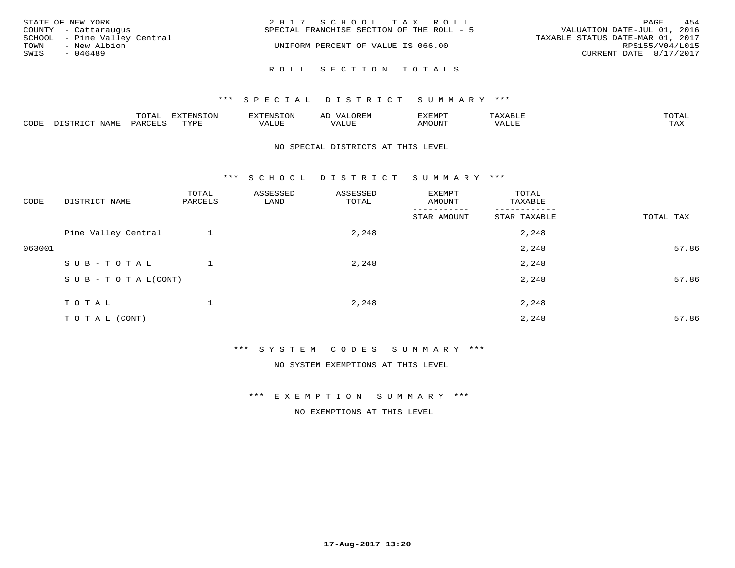STATE OF NEW YORK
COUNTY - Cattaraugus
SCHOOL - Pine Valley Central
TOWN - New Albion
SWIS - 046489

2 0 1 7 S C H O O L T A X R O L L
SPECIAL FRANCHISE SECTION OF THE ROLL - 5

UNIFORM PERCENT OF VALUE IS 066.00

VALUATION DATE-JUL 01, 2016
TAXABLE STATUS DATE-MAR 01, 2017
RPS155/V04/L015
CURRENT DATE 8/17/2017

## R O L L S E C T I O N T O T A L S

### *** S P E C I A L D I S T R I C T S U M M A R Y ***

| CODE | DISTRICT NAME | TOTAL PARCELS | EXTENSION TYPE | EXTENSION VALUE | AD VALOREM VALUE | EXEMPT AMOUNT | TAXABLE VALUE | TOTAL TAX |
|---|---|---|---|---|---|---|---|---|

NO SPECIAL DISTRICTS AT THIS LEVEL

### *** S C H O O L D I S T R I C T S U M M A R Y ***

| CODE | DISTRICT NAME | TOTAL PARCELS | ASSESSED LAND | ASSESSED TOTAL | EXEMPT AMOUNT / STAR AMOUNT | TOTAL TAXABLE / STAR TAXABLE | TOTAL TAX |
|---|---|---|---|---|---|---|---|
| | Pine Valley Central | 1 | | 2,248 | | 2,248 | |
| 063001 | | | | | | 2,248 | 57.86 |
| | S U B - T O T A L | 1 | | 2,248 | | 2,248 | |
| | S U B - T O T A L(CONT) | | | | | 2,248 | 57.86 |
| | T O T A L | 1 | | 2,248 | | 2,248 | |
| | T O T A L (CONT) | | | | | 2,248 | 57.86 |

### *** S Y S T E M C O D E S S U M M A R Y ***

NO SYSTEM EXEMPTIONS AT THIS LEVEL

### *** E X E M P T I O N S U M M A R Y ***

NO EXEMPTIONS AT THIS LEVEL

17-Aug-2017 13:20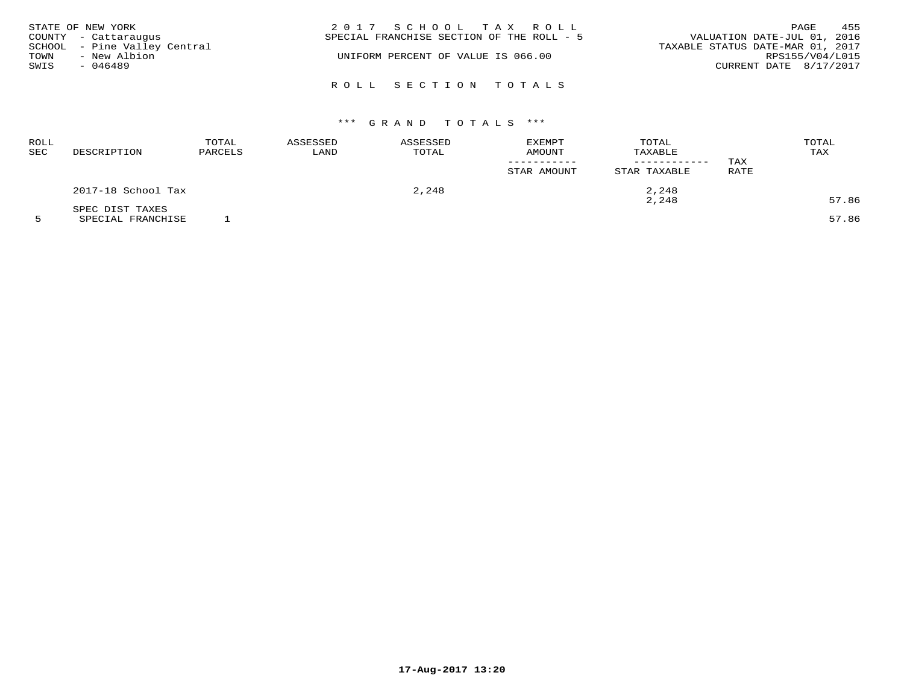STATE OF NEW YORK
COUNTY - Cattaraugus
SCHOOL - Pine Valley Central
TOWN - New Albion
SWIS - 046489

2 0 1 7 S C H O O L T A X R O L L
SPECIAL FRANCHISE SECTION OF THE ROLL - 5

UNIFORM PERCENT OF VALUE IS 066.00

VALUATION DATE-JUL 01, 2016
TAXABLE STATUS DATE-MAR 01, 2017
RPS155/V04/L015
CURRENT DATE 8/17/2017

R O L L S E C T I O N T O T A L S

\*\*\* G R A N D T O T A L S \*\*\*

| ROLL SEC | DESCRIPTION | TOTAL PARCELS | ASSESSED LAND | ASSESSED TOTAL | EXEMPT AMOUNT / STAR AMOUNT | TOTAL TAXABLE / STAR TAXABLE | TAX RATE | TOTAL TAX |
|---|---|---|---|---|---|---|---|---|
| | 2017-18 School Tax | | | 2,248 | | 2,248 | | |
| | | | | | | 2,248 | | 57.86 |
| | SPEC DIST TAXES | | | | | | | |
| 5 | SPECIAL FRANCHISE | 1 | | | | | | 57.86 |

17-Aug-2017 13:20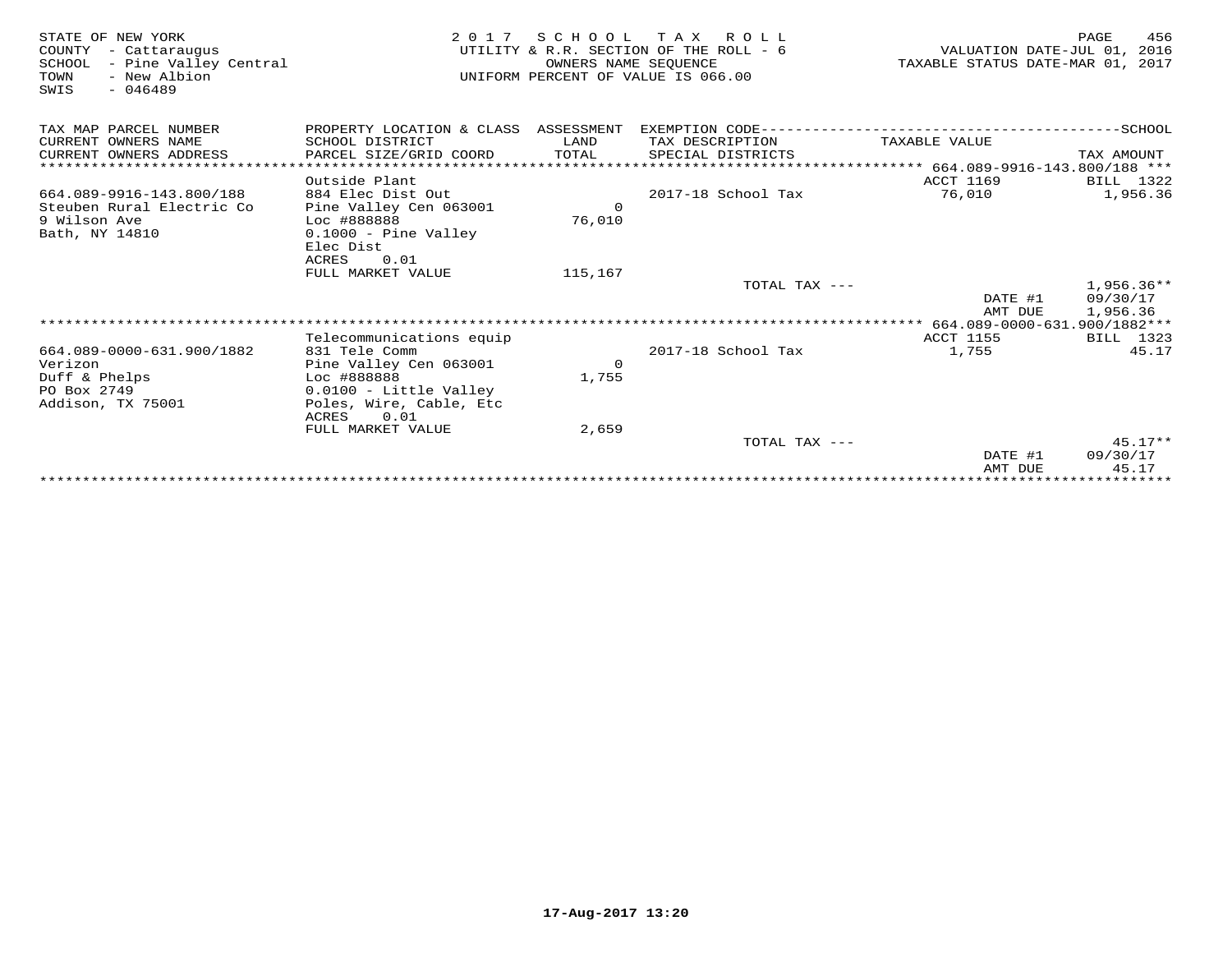STATE OF NEW YORK
COUNTY - Cattaraugus
SCHOOL - Pine Valley Central
TOWN - New Albion
SWIS - 046489

2 0 1 7 S C H O O L T A X R O L L
UTILITY & R.R. SECTION OF THE ROLL - 6
OWNERS NAME SEQUENCE
UNIFORM PERCENT OF VALUE IS 066.00

VALUATION DATE-JUL 01, 2016
TAXABLE STATUS DATE-MAR 01, 2017

| TAX MAP PARCEL NUMBER / CURRENT OWNERS NAME / CURRENT OWNERS ADDRESS | PROPERTY LOCATION & CLASS / SCHOOL DISTRICT / PARCEL SIZE/GRID COORD | ASSESSMENT LAND / TOTAL | EXEMPTION CODE / TAX DESCRIPTION / SPECIAL DISTRICTS | TAXABLE VALUE | SCHOOL TAX AMOUNT |
|---|---|---|---|---|---|
| ******* 664.089-9916-143.800/188 *** | | | | | |
| | Outside Plant | | | ACCT 1169 | BILL 1322 |
| 664.089-9916-143.800/188 | 884 Elec Dist Out | | 2017-18 School Tax | 76,010 | 1,956.36 |
| Steuben Rural Electric Co | Pine Valley Cen 063001 | 0 | | | |
| 9 Wilson Ave | Loc #888888 | 76,010 | | | |
| Bath, NY 14810 | 0.1000 - Pine Valley Elec Dist | | | | |
| | ACRES 0.01 | | | | |
| | FULL MARKET VALUE | 115,167 | | | |
| | | | TOTAL TAX --- | | 1,956.36** |
| | | | | DATE #1 | 09/30/17 |
| | | | | AMT DUE | 1,956.36 |
| ******* 664.089-0000-631.900/1882*** | | | | | |
| | Telecommunications equip | | | ACCT 1155 | BILL 1323 |
| 664.089-0000-631.900/1882 | 831 Tele Comm | | 2017-18 School Tax | 1,755 | 45.17 |
| Verizon | Pine Valley Cen 063001 | 0 | | | |
| Duff & Phelps | Loc #888888 | 1,755 | | | |
| PO Box 2749 | 0.0100 - Little Valley | | | | |
| Addison, TX 75001 | Poles, Wire, Cable, Etc | | | | |
| | ACRES 0.01 | | | | |
| | FULL MARKET VALUE | 2,659 | | | |
| | | | TOTAL TAX --- | | 45.17** |
| | | | | DATE #1 | 09/30/17 |
| | | | | AMT DUE | 45.17 |

17-Aug-2017 13:20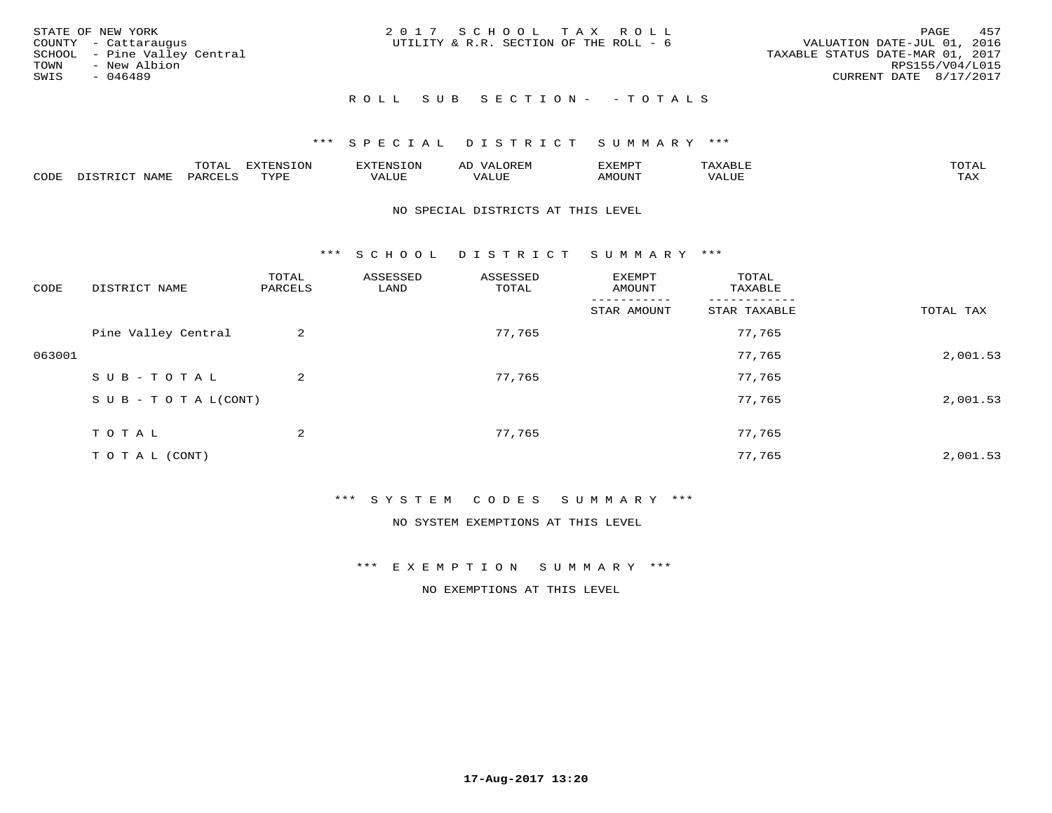STATE OF NEW YORK
COUNTY - Cattaraugus
SCHOOL - Pine Valley Central
TOWN - New Albion
SWIS - 046489

2 0 1 7 S C H O O L T A X R O L L
UTILITY & R.R. SECTION OF THE ROLL - 6

VALUATION DATE-JUL 01, 2016
TAXABLE STATUS DATE-MAR 01, 2017
RPS155/V04/L015
CURRENT DATE 8/17/2017

R O L L S U B S E C T I O N - - T O T A L S

*** S P E C I A L D I S T R I C T S U M M A R Y ***

| CODE | DISTRICT NAME | TOTAL PARCELS | EXTENSION TYPE | EXTENSION VALUE | AD VALOREM VALUE | EXEMPT AMOUNT | TAXABLE VALUE | TOTAL TAX |
|---|---|---|---|---|---|---|---|---|

NO SPECIAL DISTRICTS AT THIS LEVEL

*** S C H O O L D I S T R I C T S U M M A R Y ***

| CODE | DISTRICT NAME | TOTAL PARCELS | ASSESSED LAND | ASSESSED TOTAL | EXEMPT AMOUNT / STAR AMOUNT | TOTAL TAXABLE / STAR TAXABLE | TOTAL TAX |
|---|---|---|---|---|---|---|---|
| | Pine Valley Central | 2 | | 77,765 | | 77,765 | |
| 063001 | | | | | | 77,765 | 2,001.53 |
| | S U B - T O T A L | 2 | | 77,765 | | 77,765 | |
| | S U B - T O T A L(CONT) | | | | | 77,765 | 2,001.53 |
| | T O T A L | 2 | | 77,765 | | 77,765 | |
| | T O T A L (CONT) | | | | | 77,765 | 2,001.53 |

*** S Y S T E M C O D E S S U M M A R Y ***

NO SYSTEM EXEMPTIONS AT THIS LEVEL

*** E X E M P T I O N S U M M A R Y ***

NO EXEMPTIONS AT THIS LEVEL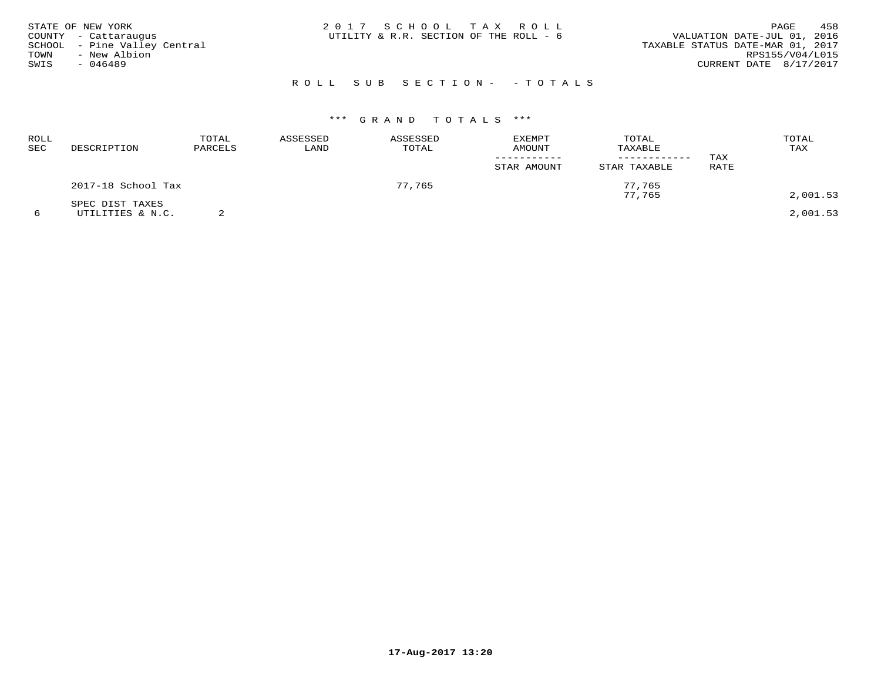STATE OF NEW YORK
COUNTY - Cattaraugus
SCHOOL - Pine Valley Central
TOWN - New Albion
SWIS - 046489

2 0 1 7 S C H O O L T A X R O L L
UTILITY & R.R. SECTION OF THE ROLL - 6

VALUATION DATE-JUL 01, 2016
TAXABLE STATUS DATE-MAR 01, 2017
RPS155/V04/L015
CURRENT DATE 8/17/2017

R O L L S U B S E C T I O N - - T O T A L S

\*\*\* G R A N D T O T A L S \*\*\*

| ROLL SEC | DESCRIPTION | TOTAL PARCELS | ASSESSED LAND | ASSESSED TOTAL | EXEMPT AMOUNT / STAR AMOUNT | TOTAL TAXABLE / STAR TAXABLE | TAX RATE | TOTAL TAX |
|---|---|---|---|---|---|---|---|---|
| | 2017-18 School Tax | | | 77,765 | | 77,765 | | |
| | | | | | | 77,765 | | 2,001.53 |
| | SPEC DIST TAXES | | | | | | | |
| 6 | UTILITIES & N.C. | 2 | | | | | | 2,001.53 |

17-Aug-2017 13:20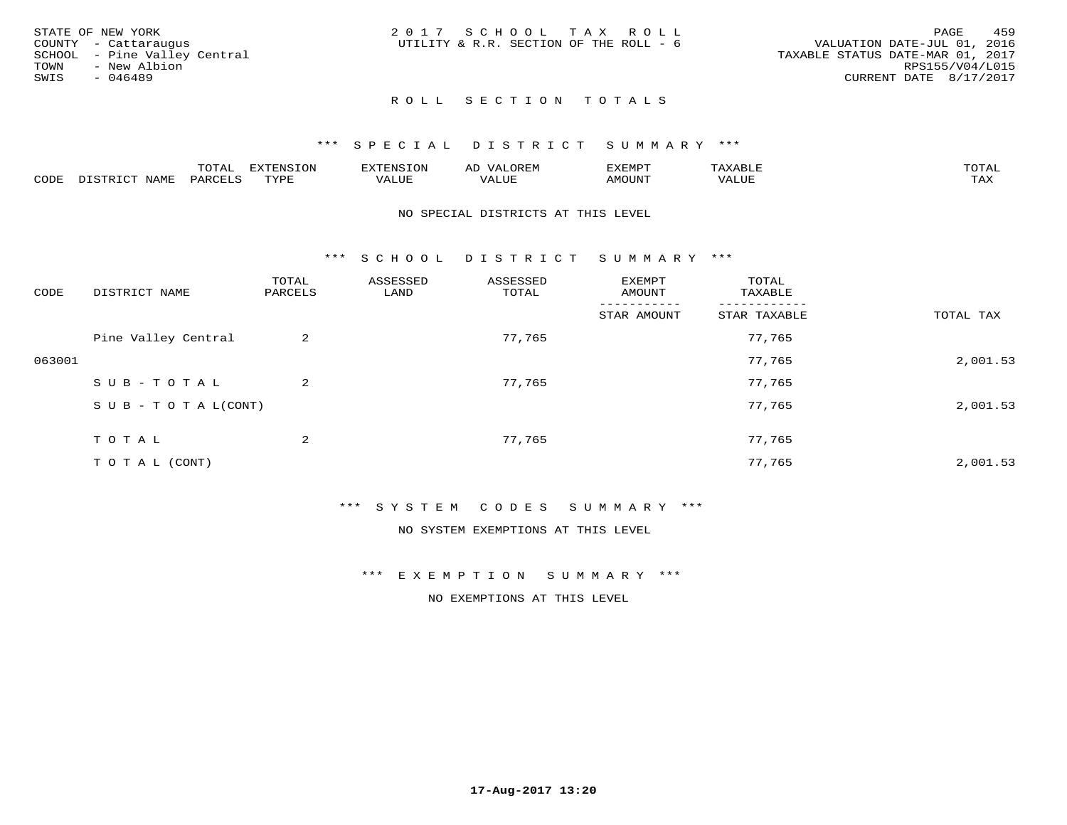STATE OF NEW YORK
COUNTY - Cattaraugus
SCHOOL - Pine Valley Central
TOWN - New Albion
SWIS - 046489

2 0 1 7 S C H O O L T A X R O L L
UTILITY & R.R. SECTION OF THE ROLL - 6

VALUATION DATE-JUL 01, 2016
TAXABLE STATUS DATE-MAR 01, 2017
RPS155/V04/L015
CURRENT DATE 8/17/2017

R O L L S E C T I O N T O T A L S

*** S P E C I A L D I S T R I C T S U M M A R Y ***

| CODE | DISTRICT NAME | TOTAL PARCELS | EXTENSION TYPE | EXTENSION VALUE | AD VALOREM VALUE | EXEMPT AMOUNT | TAXABLE VALUE | TOTAL TAX |
|---|---|---|---|---|---|---|---|---|

NO SPECIAL DISTRICTS AT THIS LEVEL

*** S C H O O L D I S T R I C T S U M M A R Y ***

| CODE | DISTRICT NAME | TOTAL PARCELS | ASSESSED LAND | ASSESSED TOTAL | EXEMPT AMOUNT / STAR AMOUNT | TOTAL TAXABLE / STAR TAXABLE | TOTAL TAX |
|---|---|---|---|---|---|---|---|
| | Pine Valley Central | 2 | | 77,765 | | 77,765 | |
| 063001 | | | | | | 77,765 | 2,001.53 |
| | S U B - T O T A L | 2 | | 77,765 | | 77,765 | |
| | S U B - T O T A L(CONT) | | | | | 77,765 | 2,001.53 |
| | T O T A L | 2 | | 77,765 | | 77,765 | |
| | T O T A L (CONT) | | | | | 77,765 | 2,001.53 |

*** S Y S T E M C O D E S S U M M A R Y ***

NO SYSTEM EXEMPTIONS AT THIS LEVEL

*** E X E M P T I O N S U M M A R Y ***

NO EXEMPTIONS AT THIS LEVEL

17-Aug-2017 13:20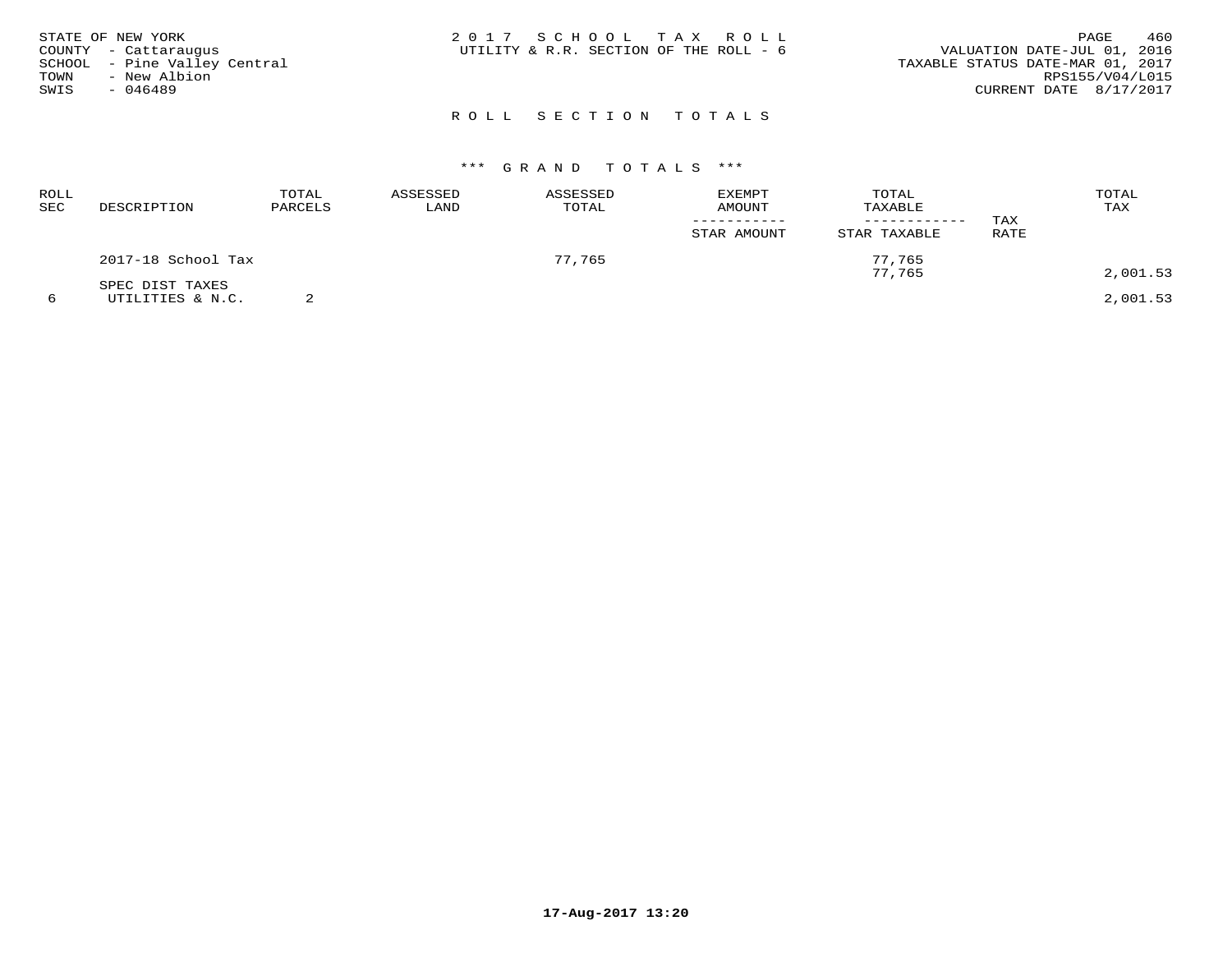STATE OF NEW YORK
COUNTY - Cattaraugus
SCHOOL - Pine Valley Central
TOWN - New Albion
SWIS - 046489

2017 SCHOOL TAX ROLL
UTILITY & R.R. SECTION OF THE ROLL - 6

VALUATION DATE-JUL 01, 2016
TAXABLE STATUS DATE-MAR 01, 2017
RPS155/V04/L015
CURRENT DATE 8/17/2017

## ROLL SECTION TOTALS

### *** GRAND TOTALS ***

| ROLL SEC | DESCRIPTION | TOTAL PARCELS | ASSESSED LAND | ASSESSED TOTAL | EXEMPT AMOUNT / STAR AMOUNT | TOTAL TAXABLE / STAR TAXABLE | TAX RATE | TOTAL TAX |
|---|---|---|---|---|---|---|---|---|
| | 2017-18 School Tax | | | 77,765 | | 77,765 | | |
| | | | | | | 77,765 | | 2,001.53 |
| | SPEC DIST TAXES | | | | | | | |
| 6 | UTILITIES & N.C. | 2 | | | | | | 2,001.53 |

17-Aug-2017 13:20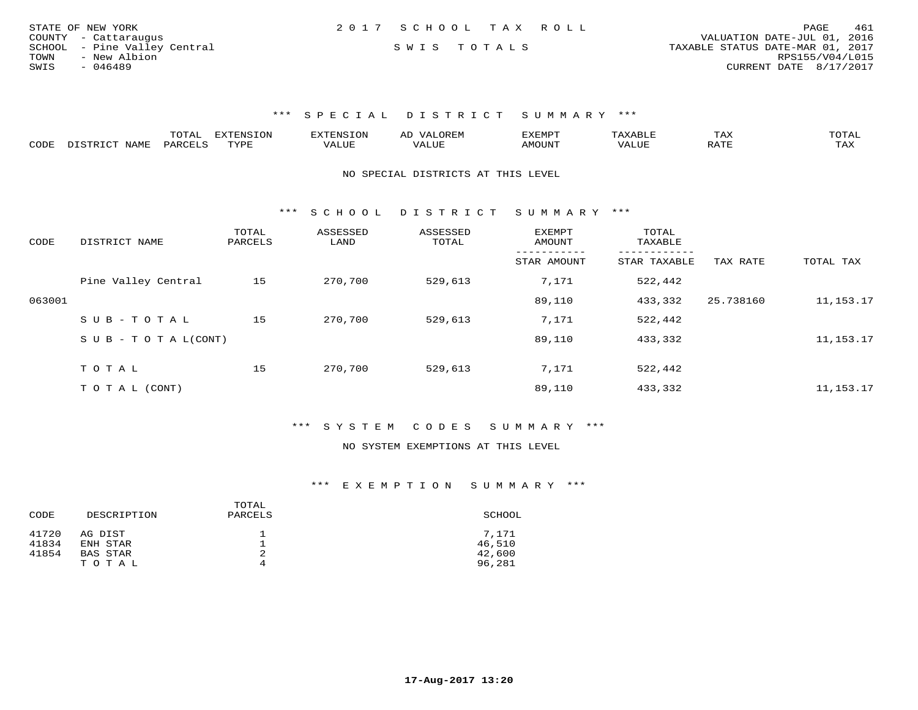STATE OF NEW YORK
COUNTY - Cattaraugus
SCHOOL - Pine Valley Central
TOWN - New Albion
SWIS - 046489

2017 SCHOOL TAX ROLL

SWIS TOTALS

VALUATION DATE-JUL 01, 2016
TAXABLE STATUS DATE-MAR 01, 2017
RPS155/V04/L015
CURRENT DATE 8/17/2017

### *** SPECIAL DISTRICT SUMMARY ***

| CODE | DISTRICT NAME | TOTAL PARCELS | EXTENSION TYPE | EXTENSION VALUE | AD VALOREM VALUE | EXEMPT AMOUNT | TAXABLE VALUE | TAX RATE | TOTAL TAX |
|---|---|---|---|---|---|---|---|---|---|

NO SPECIAL DISTRICTS AT THIS LEVEL

### *** SCHOOL DISTRICT SUMMARY ***

| CODE | DISTRICT NAME | TOTAL PARCELS | ASSESSED LAND | ASSESSED TOTAL | EXEMPT AMOUNT / STAR AMOUNT | TOTAL TAXABLE / STAR TAXABLE | TAX RATE | TOTAL TAX |
|---|---|---|---|---|---|---|---|---|
| | Pine Valley Central | 15 | 270,700 | 529,613 | 7,171 | 522,442 | | |
| 063001 | | | | | 89,110 | 433,332 | 25.738160 | 11,153.17 |
| | SUB-TOTAL | 15 | 270,700 | 529,613 | 7,171 | 522,442 | | |
| | SUB-TOTAL(CONT) | | | | 89,110 | 433,332 | | 11,153.17 |
| | TOTAL | 15 | 270,700 | 529,613 | 7,171 | 522,442 | | |
| | TOTAL (CONT) | | | | 89,110 | 433,332 | | 11,153.17 |

### *** SYSTEM CODES SUMMARY ***

NO SYSTEM EXEMPTIONS AT THIS LEVEL

### *** EXEMPTION SUMMARY ***

| CODE | DESCRIPTION | TOTAL PARCELS | SCHOOL |
|---|---|---|---|
| 41720 | AG DIST | 1 | 7,171 |
| 41834 | ENH STAR | 1 | 46,510 |
| 41854 | BAS STAR | 2 | 42,600 |
| | TOTAL | 4 | 96,281 |

17-Aug-2017 13:20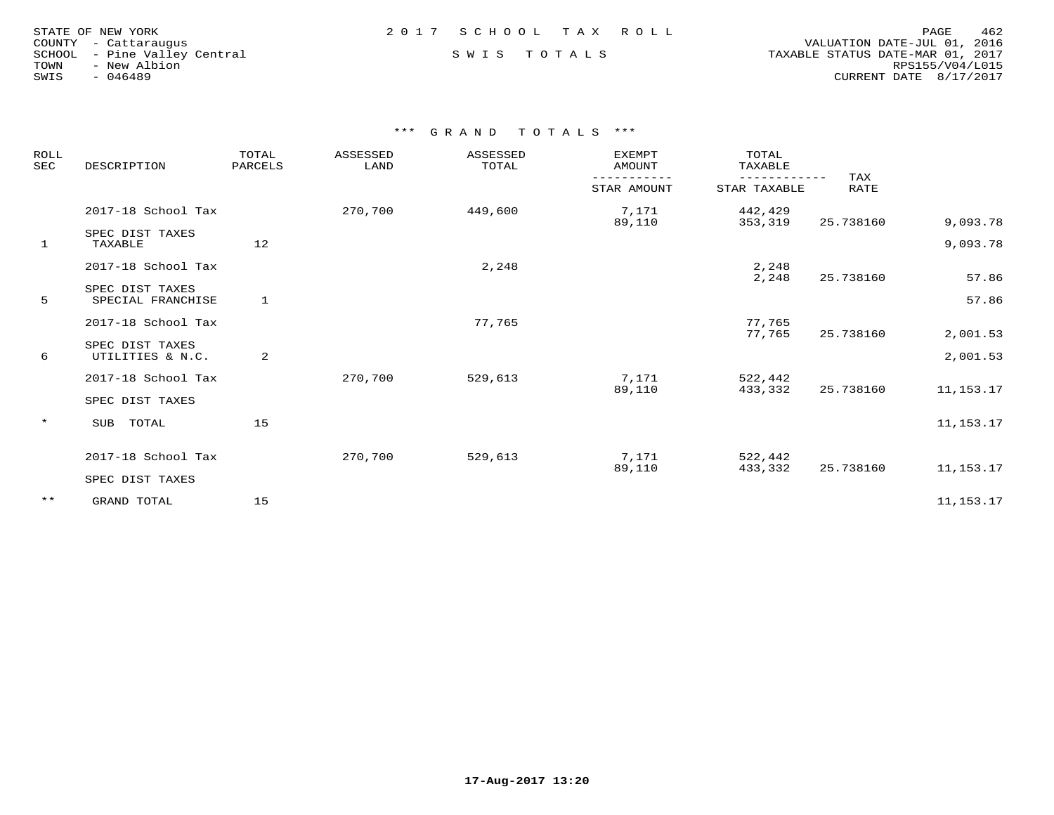STATE OF NEW YORK
COUNTY - Cattaraugus
SCHOOL - Pine Valley Central
TOWN - New Albion
SWIS - 046489

2017 SCHOOL TAX ROLL

SWIS TOTALS

VALUATION DATE-JUL 01, 2016
TAXABLE STATUS DATE-MAR 01, 2017
RPS155/V04/L015
CURRENT DATE 8/17/2017

## *** GRAND TOTALS ***

| ROLL SEC | DESCRIPTION | TOTAL PARCELS | ASSESSED LAND | ASSESSED TOTAL | EXEMPT AMOUNT / STAR AMOUNT | TOTAL TAXABLE / STAR TAXABLE | TAX RATE | |
|---|---|---|---|---|---|---|---|---|
| | 2017-18 School Tax | | 270,700 | 449,600 | 7,171 | 442,429 | | |
| | | | | | 89,110 | 353,319 | 25.738160 | 9,093.78 |
| | SPEC DIST TAXES | | | | | | | |
| 1 | TAXABLE | 12 | | | | | | 9,093.78 |
| | 2017-18 School Tax | | | 2,248 | | 2,248 | | |
| | | | | | | 2,248 | 25.738160 | 57.86 |
| | SPEC DIST TAXES | | | | | | | |
| 5 | SPECIAL FRANCHISE | 1 | | | | | | 57.86 |
| | 2017-18 School Tax | | | 77,765 | | 77,765 | | |
| | | | | | | 77,765 | 25.738160 | 2,001.53 |
| | SPEC DIST TAXES | | | | | | | |
| 6 | UTILITIES & N.C. | 2 | | | | | | 2,001.53 |
| | 2017-18 School Tax | | 270,700 | 529,613 | 7,171 | 522,442 | | |
| | | | | | 89,110 | 433,332 | 25.738160 | 11,153.17 |
| | SPEC DIST TAXES | | | | | | | |
| * | SUB TOTAL | 15 | | | | | | 11,153.17 |
| | 2017-18 School Tax | | 270,700 | 529,613 | 7,171 | 522,442 | | |
| | | | | | 89,110 | 433,332 | 25.738160 | 11,153.17 |
| | SPEC DIST TAXES | | | | | | | |
| ** | GRAND TOTAL | 15 | | | | | | 11,153.17 |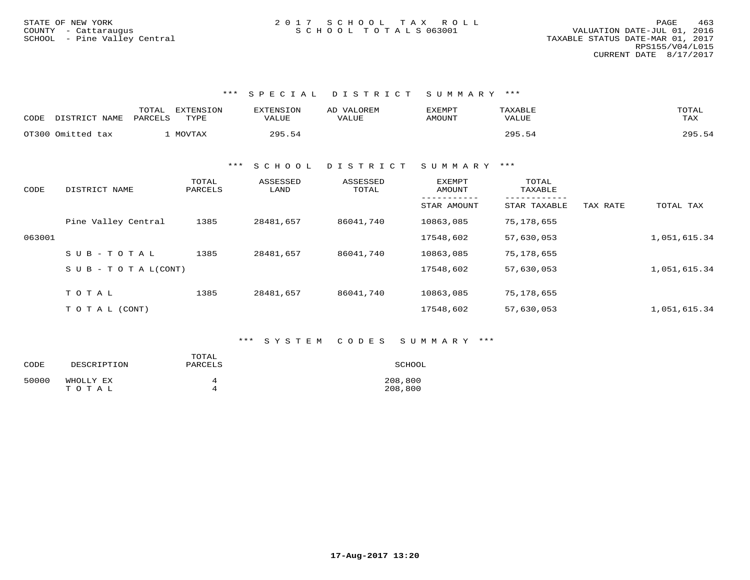STATE OF NEW YORK
COUNTY - Cattaraugus
SCHOOL - Pine Valley Central

2017 SCHOOL TAX ROLL
SCHOOL TOTALS 063001

VALUATION DATE-JUL 01, 2016
TAXABLE STATUS DATE-MAR 01, 2017
RPS155/V04/L015
CURRENT DATE 8/17/2017

### *** SPECIAL DISTRICT SUMMARY ***

| CODE | DISTRICT NAME | TOTAL PARCELS | EXTENSION TYPE | EXTENSION VALUE | AD VALOREM VALUE | EXEMPT AMOUNT | TAXABLE VALUE | TOTAL TAX |
|---|---|---|---|---|---|---|---|---|
| OT300 | Omitted tax | 1 | MOVTAX | 295.54 | | | 295.54 | 295.54 |

### *** SCHOOL DISTRICT SUMMARY ***

| CODE | DISTRICT NAME | TOTAL PARCELS | ASSESSED LAND | ASSESSED TOTAL | EXEMPT AMOUNT / STAR AMOUNT | TOTAL TAXABLE / STAR TAXABLE | TAX RATE | TOTAL TAX |
|---|---|---|---|---|---|---|---|---|
| | Pine Valley Central | 1385 | 28481,657 | 86041,740 | 10863,085 | 75,178,655 | | |
| 063001 | | | | | 17548,602 | 57,630,053 | | 1,051,615.34 |
| | SUB-TOTAL | 1385 | 28481,657 | 86041,740 | 10863,085 | 75,178,655 | | |
| | SUB-TOTAL(CONT) | | | | 17548,602 | 57,630,053 | | 1,051,615.34 |
| | TOTAL | 1385 | 28481,657 | 86041,740 | 10863,085 | 75,178,655 | | |
| | TOTAL (CONT) | | | | 17548,602 | 57,630,053 | | 1,051,615.34 |

### *** SYSTEM CODES SUMMARY ***

| CODE | DESCRIPTION | TOTAL PARCELS | SCHOOL |
|---|---|---|---|
| 50000 | WHOLLY EX | 4 | 208,800 |
| | TOTAL | 4 | 208,800 |

17-Aug-2017 13:20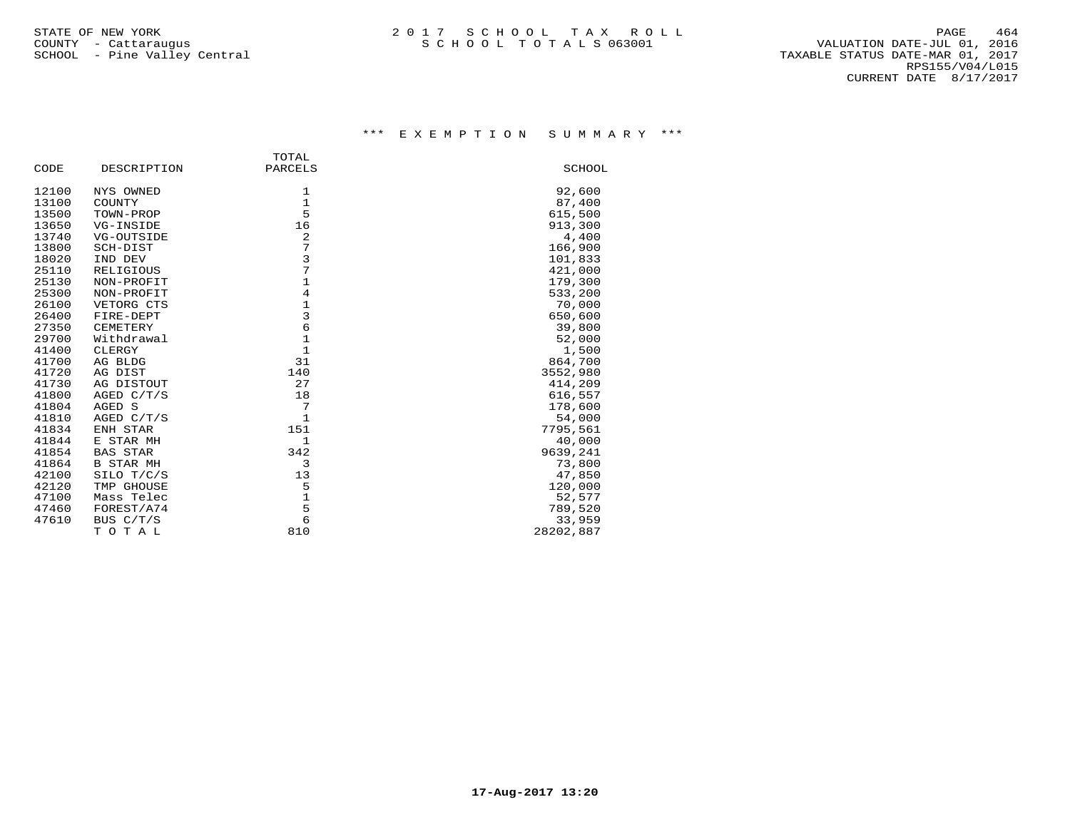STATE OF NEW YORK
COUNTY - Cattaraugus
SCHOOL - Pine Valley Central

2 0 1 7 S C H O O L T A X R O L L
S C H O O L T O T A L S 063001

VALUATION DATE-JUL 01, 2016
TAXABLE STATUS DATE-MAR 01, 2017
RPS155/V04/L015
CURRENT DATE 8/17/2017

### *** E X E M P T I O N S U M M A R Y ***

| CODE | DESCRIPTION | TOTAL PARCELS | SCHOOL |
|---|---|---|---|
| 12100 | NYS OWNED | 1 | 92,600 |
| 13100 | COUNTY | 1 | 87,400 |
| 13500 | TOWN-PROP | 5 | 615,500 |
| 13650 | VG-INSIDE | 16 | 913,300 |
| 13740 | VG-OUTSIDE | 2 | 4,400 |
| 13800 | SCH-DIST | 7 | 166,900 |
| 18020 | IND DEV | 3 | 101,833 |
| 25110 | RELIGIOUS | 7 | 421,000 |
| 25130 | NON-PROFIT | 1 | 179,300 |
| 25300 | NON-PROFIT | 4 | 533,200 |
| 26100 | VETORG CTS | 1 | 70,000 |
| 26400 | FIRE-DEPT | 3 | 650,600 |
| 27350 | CEMETERY | 6 | 39,800 |
| 29700 | Withdrawal | 1 | 52,000 |
| 41400 | CLERGY | 1 | 1,500 |
| 41700 | AG BLDG | 31 | 864,700 |
| 41720 | AG DIST | 140 | 3552,980 |
| 41730 | AG DISTOUT | 27 | 414,209 |
| 41800 | AGED C/T/S | 18 | 616,557 |
| 41804 | AGED S | 7 | 178,600 |
| 41810 | AGED C/T/S | 1 | 54,000 |
| 41834 | ENH STAR | 151 | 7795,561 |
| 41844 | E STAR MH | 1 | 40,000 |
| 41854 | BAS STAR | 342 | 9639,241 |
| 41864 | B STAR MH | 3 | 73,800 |
| 42100 | SILO T/C/S | 13 | 47,850 |
| 42120 | TMP GHOUSE | 5 | 120,000 |
| 47100 | Mass Telec | 1 | 52,577 |
| 47460 | FOREST/A74 | 5 | 789,520 |
| 47610 | BUS C/T/S | 6 | 33,959 |
| | T O T A L | 810 | 28202,887 |

17-Aug-2017 13:20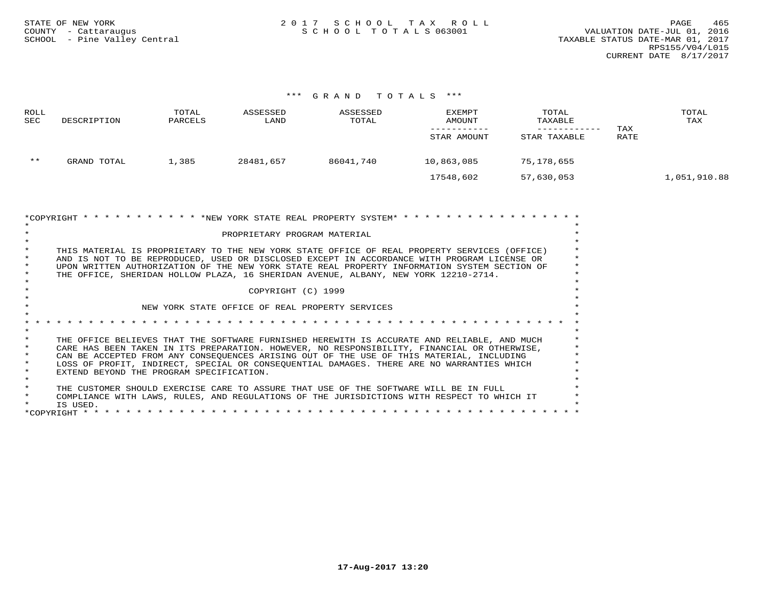STATE OF NEW YORK
COUNTY - Cattaraugus
SCHOOL - Pine Valley Central

2 0 1 7 S C H O O L T A X R O L L
S C H O O L T O T A L S 063001

VALUATION DATE-JUL 01, 2016
TAXABLE STATUS DATE-MAR 01, 2017
RPS155/V04/L015
CURRENT DATE 8/17/2017

### *** G R A N D T O T A L S ***

| ROLL SEC | DESCRIPTION | TOTAL PARCELS | ASSESSED LAND | ASSESSED TOTAL | EXEMPT AMOUNT / STAR AMOUNT | TOTAL TAXABLE / STAR TAXABLE | TAX RATE | TOTAL TAX |
|---|---|---|---|---|---|---|---|---|
| ** | GRAND TOTAL | 1,385 | 28481,657 | 86041,740 | 10,863,085 | 75,178,655 | | |
| | | | | | 17548,602 | 57,630,053 | | 1,051,910.88 |

```
*COPYRIGHT * * * * * * * * * * * *NEW YORK STATE REAL PROPERTY SYSTEM* * * * * * * * * * * * * * * * * *
*                                                                                                       *
*                                   PROPRIETARY PROGRAM MATERIAL                                        *
*                                                                                                       *
*     THIS MATERIAL IS PROPRIETARY TO THE NEW YORK STATE OFFICE OF REAL PROPERTY SERVICES (OFFICE)      *
*     AND IS NOT TO BE REPRODUCED, USED OR DISCLOSED EXCEPT IN ACCORDANCE WITH PROGRAM LICENSE OR       *
*     UPON WRITTEN AUTHORIZATION OF THE NEW YORK STATE REAL PROPERTY INFORMATION SYSTEM SECTION OF      *
*     THE OFFICE, SHERIDAN HOLLOW PLAZA, 16 SHERIDAN AVENUE, ALBANY, NEW YORK 12210-2714.               *
*                                                                                                       *
*                                        COPYRIGHT (C) 1999                                             *
*                                                                                                       *
*                         NEW YORK STATE OFFICE OF REAL PROPERTY SERVICES                               *
*                                                                                                       *
* * * * * * * * * * * * * * * * * * * * * * * * * * * * * * * * * * * * * * * * * * * * * * * * * * * *
*                                                                                                       *
*     THE OFFICE BELIEVES THAT THE SOFTWARE FURNISHED HEREWITH IS ACCURATE AND RELIABLE, AND MUCH       *
*     CARE HAS BEEN TAKEN IN ITS PREPARATION. HOWEVER, NO RESPONSIBILITY, FINANCIAL OR OTHERWISE,       *
*     CAN BE ACCEPTED FROM ANY CONSEQUENCES ARISING OUT OF THE USE OF THIS MATERIAL, INCLUDING          *
*     LOSS OF PROFIT, INDIRECT, SPECIAL OR CONSEQUENTIAL DAMAGES. THERE ARE NO WARRANTIES WHICH         *
*     EXTEND BEYOND THE PROGRAM SPECIFICATION.                                                          *
*                                                                                                       *
*     THE CUSTOMER SHOULD EXERCISE CARE TO ASSURE THAT USE OF THE SOFTWARE WILL BE IN FULL              *
*     COMPLIANCE WITH LAWS, RULES, AND REGULATIONS OF THE JURISDICTIONS WITH RESPECT TO WHICH IT        *
*     IS USED.                                                                                          *
*COPYRIGHT * * * * * * * * * * * * * * * * * * * * * * * * * * * * * * * * * * * * * * * * * * * * * * *
```

17-Aug-2017 13:20